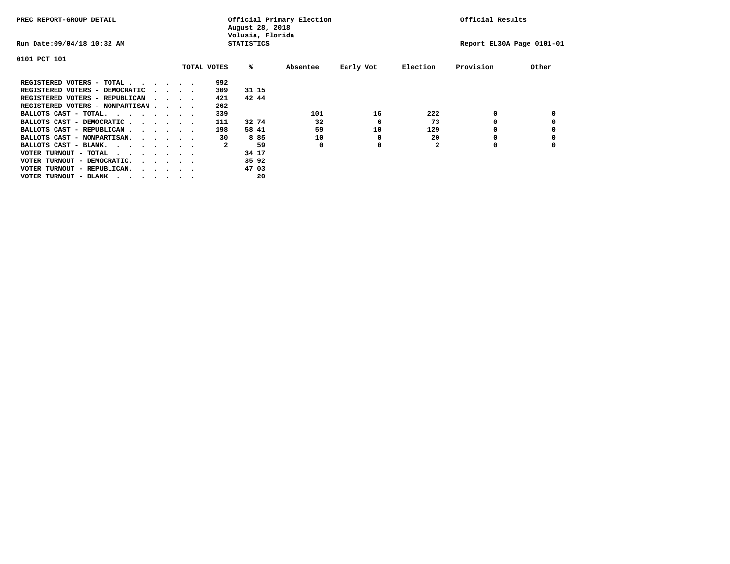PREC REPORT-GROUP DETAIL

Official Primary Election
August 28, 2018
Volusia, Florida
STATISTICS

Official Results

Run Date:09/04/18 10:32 AM

Report EL30A Page 0101-01

0101 PCT 101

| | TOTAL VOTES | % | Absentee | Early Vot | Election | Provision | Other |
|---|---|---|---|---|---|---|---|
| REGISTERED VOTERS - TOTAL . . . . . . | 992 | | | | | | |
| REGISTERED VOTERS - DEMOCRATIC . . . . | 309 | 31.15 | | | | | |
| REGISTERED VOTERS - REPUBLICAN . . . . | 421 | 42.44 | | | | | |
| REGISTERED VOTERS - NONPARTISAN . . . . | 262 | | | | | | |
| BALLOTS CAST - TOTAL. . . . . . . . | 339 | | 101 | 16 | 222 | 0 | 0 |
| BALLOTS CAST - DEMOCRATIC . . . . . . | 111 | 32.74 | 32 | 6 | 73 | 0 | 0 |
| BALLOTS CAST - REPUBLICAN . . . . . . | 198 | 58.41 | 59 | 10 | 129 | 0 | 0 |
| BALLOTS CAST - NONPARTISAN. . . . . . | 30 | 8.85 | 10 | 0 | 20 | 0 | 0 |
| BALLOTS CAST - BLANK. . . . . . . . | 2 | .59 | 0 | 0 | 2 | 0 | 0 |
| VOTER TURNOUT - TOTAL . . . . . . . | | 34.17 | | | | | |
| VOTER TURNOUT - DEMOCRATIC. . . . . . | | 35.92 | | | | | |
| VOTER TURNOUT - REPUBLICAN. . . . . . | | 47.03 | | | | | |
| VOTER TURNOUT - BLANK . . . . . . . | | .20 | | | | | |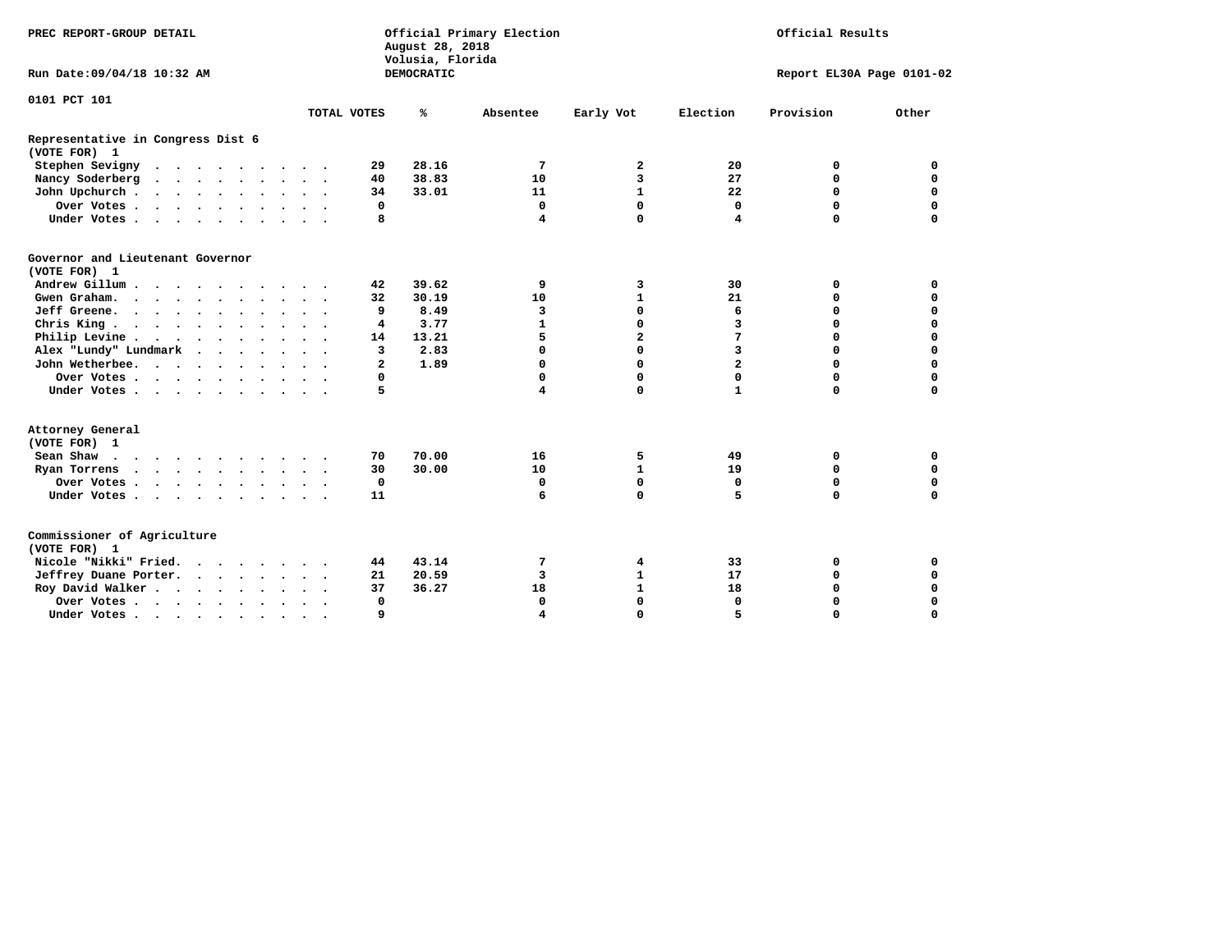PREC REPORT-GROUP DETAIL

Official Primary Election
August 28, 2018
Volusia, Florida
DEMOCRATIC

Official Results

Run Date:09/04/18 10:32 AM

Report EL30A Page 0101-02

0101 PCT 101

| | TOTAL VOTES | % | Absentee | Early Vot | Election | Provision | Other |
|---|---|---|---|---|---|---|---|
| **Representative in Congress Dist 6** | | | | | | | |
| (VOTE FOR) 1 | | | | | | | |
| Stephen Sevigny | 29 | 28.16 | 7 | 2 | 20 | 0 | 0 |
| Nancy Soderberg | 40 | 38.83 | 10 | 3 | 27 | 0 | 0 |
| John Upchurch | 34 | 33.01 | 11 | 1 | 22 | 0 | 0 |
| Over Votes | 0 | | 0 | 0 | 0 | 0 | 0 |
| Under Votes | 8 | | 4 | 0 | 4 | 0 | 0 |
| **Governor and Lieutenant Governor** | | | | | | | |
| (VOTE FOR) 1 | | | | | | | |
| Andrew Gillum | 42 | 39.62 | 9 | 3 | 30 | 0 | 0 |
| Gwen Graham | 32 | 30.19 | 10 | 1 | 21 | 0 | 0 |
| Jeff Greene | 9 | 8.49 | 3 | 0 | 6 | 0 | 0 |
| Chris King | 4 | 3.77 | 1 | 0 | 3 | 0 | 0 |
| Philip Levine | 14 | 13.21 | 5 | 2 | 7 | 0 | 0 |
| Alex "Lundy" Lundmark | 3 | 2.83 | 0 | 0 | 3 | 0 | 0 |
| John Wetherbee | 2 | 1.89 | 0 | 0 | 2 | 0 | 0 |
| Over Votes | 0 | | 0 | 0 | 0 | 0 | 0 |
| Under Votes | 5 | | 4 | 0 | 1 | 0 | 0 |
| **Attorney General** | | | | | | | |
| (VOTE FOR) 1 | | | | | | | |
| Sean Shaw | 70 | 70.00 | 16 | 5 | 49 | 0 | 0 |
| Ryan Torrens | 30 | 30.00 | 10 | 1 | 19 | 0 | 0 |
| Over Votes | 0 | | 0 | 0 | 0 | 0 | 0 |
| Under Votes | 11 | | 6 | 0 | 5 | 0 | 0 |
| **Commissioner of Agriculture** | | | | | | | |
| (VOTE FOR) 1 | | | | | | | |
| Nicole "Nikki" Fried | 44 | 43.14 | 7 | 4 | 33 | 0 | 0 |
| Jeffrey Duane Porter | 21 | 20.59 | 3 | 1 | 17 | 0 | 0 |
| Roy David Walker | 37 | 36.27 | 18 | 1 | 18 | 0 | 0 |
| Over Votes | 0 | | 0 | 0 | 0 | 0 | 0 |
| Under Votes | 9 | | 4 | 0 | 5 | 0 | 0 |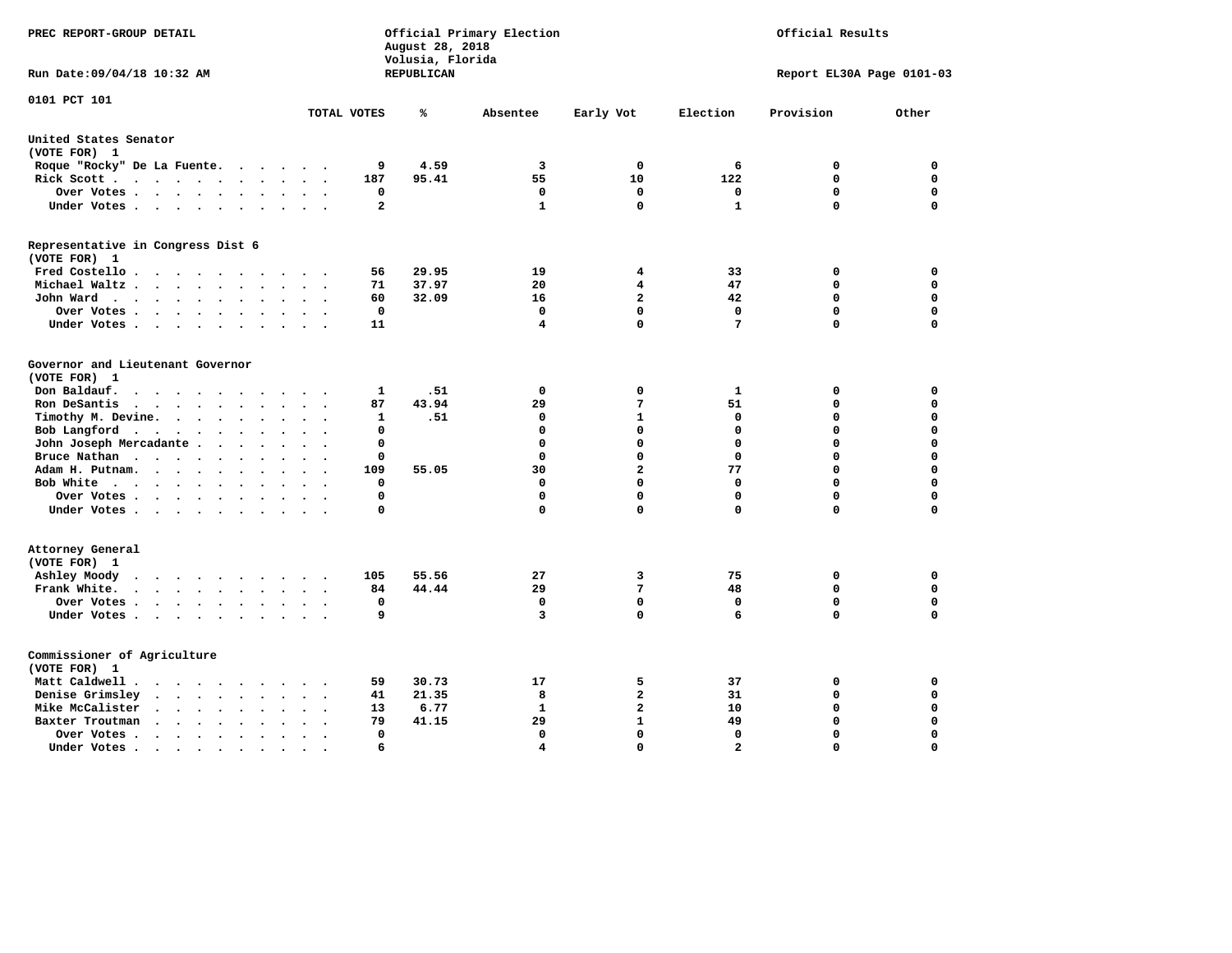PREC REPORT-GROUP DETAIL

Official Primary Election
August 28, 2018
Volusia, Florida
REPUBLICAN

Official Results

Run Date:09/04/18 10:32 AM

Report EL30A Page 0101-03

0101 PCT 101

| | TOTAL VOTES | % | Absentee | Early Vot | Election | Provision | Other |
|---|---|---|---|---|---|---|---|
| **United States Senator** | | | | | | | |
| **(VOTE FOR) 1** | | | | | | | |
| Roque "Rocky" De La Fuente | 9 | 4.59 | 3 | 0 | 6 | 0 | 0 |
| Rick Scott | 187 | 95.41 | 55 | 10 | 122 | 0 | 0 |
| Over Votes | 0 | | 0 | 0 | 0 | 0 | 0 |
| Under Votes | 2 | | 1 | 0 | 1 | 0 | 0 |
| **Representative in Congress Dist 6** | | | | | | | |
| **(VOTE FOR) 1** | | | | | | | |
| Fred Costello | 56 | 29.95 | 19 | 4 | 33 | 0 | 0 |
| Michael Waltz | 71 | 37.97 | 20 | 4 | 47 | 0 | 0 |
| John Ward | 60 | 32.09 | 16 | 2 | 42 | 0 | 0 |
| Over Votes | 0 | | 0 | 0 | 0 | 0 | 0 |
| Under Votes | 11 | | 4 | 0 | 7 | 0 | 0 |
| **Governor and Lieutenant Governor** | | | | | | | |
| **(VOTE FOR) 1** | | | | | | | |
| Don Baldauf | 1 | .51 | 0 | 0 | 1 | 0 | 0 |
| Ron DeSantis | 87 | 43.94 | 29 | 7 | 51 | 0 | 0 |
| Timothy M. Devine | 1 | .51 | 0 | 1 | 0 | 0 | 0 |
| Bob Langford | 0 | | 0 | 0 | 0 | 0 | 0 |
| John Joseph Mercadante | 0 | | 0 | 0 | 0 | 0 | 0 |
| Bruce Nathan | 0 | | 0 | 0 | 0 | 0 | 0 |
| Adam H. Putnam | 109 | 55.05 | 30 | 2 | 77 | 0 | 0 |
| Bob White | 0 | | 0 | 0 | 0 | 0 | 0 |
| Over Votes | 0 | | 0 | 0 | 0 | 0 | 0 |
| Under Votes | 0 | | 0 | 0 | 0 | 0 | 0 |
| **Attorney General** | | | | | | | |
| **(VOTE FOR) 1** | | | | | | | |
| Ashley Moody | 105 | 55.56 | 27 | 3 | 75 | 0 | 0 |
| Frank White | 84 | 44.44 | 29 | 7 | 48 | 0 | 0 |
| Over Votes | 0 | | 0 | 0 | 0 | 0 | 0 |
| Under Votes | 9 | | 3 | 0 | 6 | 0 | 0 |
| **Commissioner of Agriculture** | | | | | | | |
| **(VOTE FOR) 1** | | | | | | | |
| Matt Caldwell | 59 | 30.73 | 17 | 5 | 37 | 0 | 0 |
| Denise Grimsley | 41 | 21.35 | 8 | 2 | 31 | 0 | 0 |
| Mike McCalister | 13 | 6.77 | 1 | 2 | 10 | 0 | 0 |
| Baxter Troutman | 79 | 41.15 | 29 | 1 | 49 | 0 | 0 |
| Over Votes | 0 | | 0 | 0 | 0 | 0 | 0 |
| Under Votes | 6 | | 4 | 0 | 2 | 0 | 0 |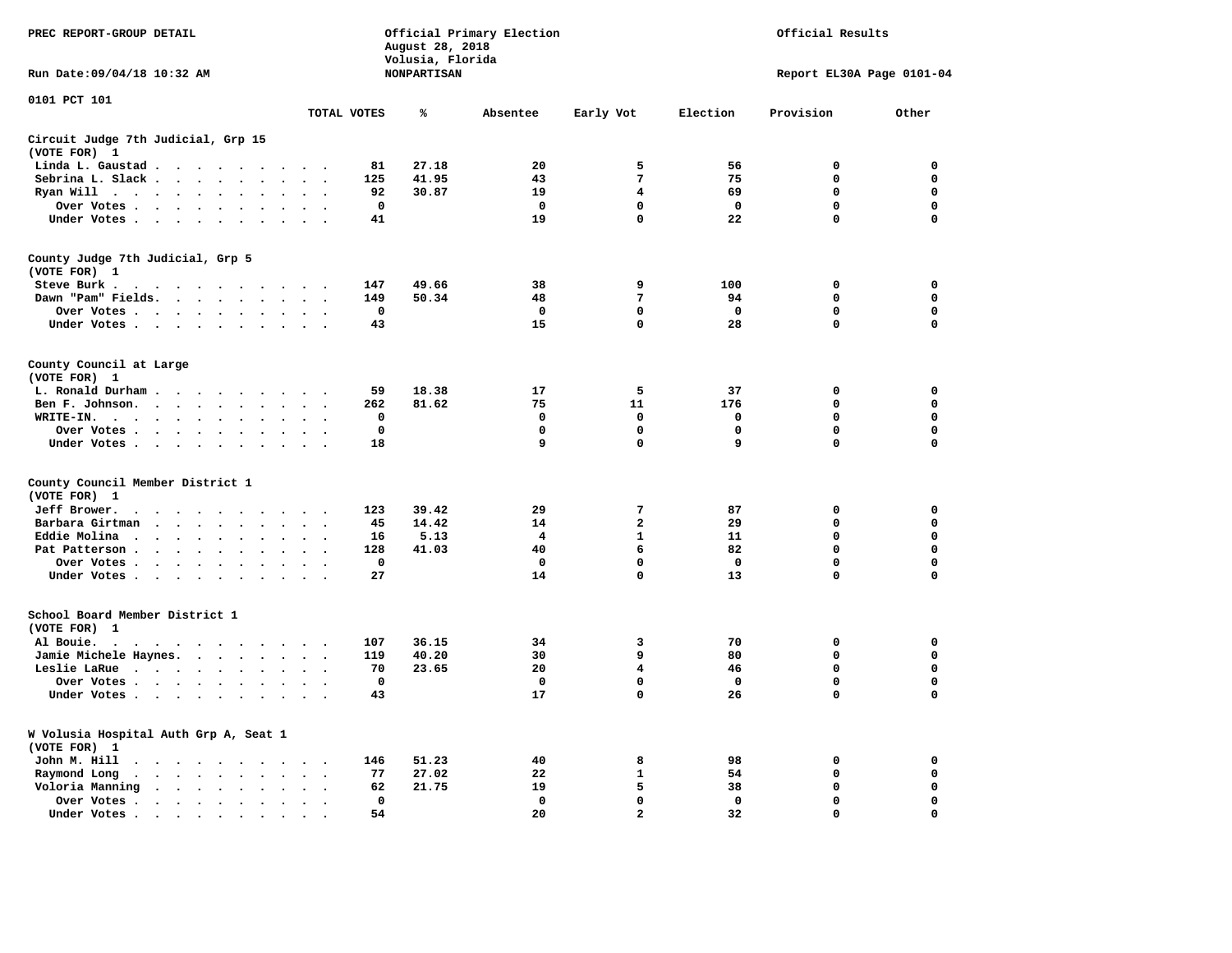PREC REPORT-GROUP DETAIL

Official Primary Election
August 28, 2018
Volusia, Florida
NONPARTISAN

Official Results

Run Date:09/04/18 10:32 AM

Report EL30A Page 0101-04

0101 PCT 101

| | TOTAL VOTES | % | Absentee | Early Vot | Election | Provision | Other |
|---|---|---|---|---|---|---|---|
| **Circuit Judge 7th Judicial, Grp 15** | | | | | | | |
| **(VOTE FOR) 1** | | | | | | | |
| Linda L. Gaustad | 81 | 27.18 | 20 | 5 | 56 | 0 | 0 |
| Sebrina L. Slack | 125 | 41.95 | 43 | 7 | 75 | 0 | 0 |
| Ryan Will | 92 | 30.87 | 19 | 4 | 69 | 0 | 0 |
| Over Votes | 0 | | 0 | 0 | 0 | 0 | 0 |
| Under Votes | 41 | | 19 | 0 | 22 | 0 | 0 |
| **County Judge 7th Judicial, Grp 5** | | | | | | | |
| **(VOTE FOR) 1** | | | | | | | |
| Steve Burk | 147 | 49.66 | 38 | 9 | 100 | 0 | 0 |
| Dawn "Pam" Fields | 149 | 50.34 | 48 | 7 | 94 | 0 | 0 |
| Over Votes | 0 | | 0 | 0 | 0 | 0 | 0 |
| Under Votes | 43 | | 15 | 0 | 28 | 0 | 0 |
| **County Council at Large** | | | | | | | |
| **(VOTE FOR) 1** | | | | | | | |
| L. Ronald Durham | 59 | 18.38 | 17 | 5 | 37 | 0 | 0 |
| Ben F. Johnson | 262 | 81.62 | 75 | 11 | 176 | 0 | 0 |
| WRITE-IN. | 0 | | 0 | 0 | 0 | 0 | 0 |
| Over Votes | 0 | | 0 | 0 | 0 | 0 | 0 |
| Under Votes | 18 | | 9 | 0 | 9 | 0 | 0 |
| **County Council Member District 1** | | | | | | | |
| **(VOTE FOR) 1** | | | | | | | |
| Jeff Brower | 123 | 39.42 | 29 | 7 | 87 | 0 | 0 |
| Barbara Girtman | 45 | 14.42 | 14 | 2 | 29 | 0 | 0 |
| Eddie Molina | 16 | 5.13 | 4 | 1 | 11 | 0 | 0 |
| Pat Patterson | 128 | 41.03 | 40 | 6 | 82 | 0 | 0 |
| Over Votes | 0 | | 0 | 0 | 0 | 0 | 0 |
| Under Votes | 27 | | 14 | 0 | 13 | 0 | 0 |
| **School Board Member District 1** | | | | | | | |
| **(VOTE FOR) 1** | | | | | | | |
| Al Bouie | 107 | 36.15 | 34 | 3 | 70 | 0 | 0 |
| Jamie Michele Haynes | 119 | 40.20 | 30 | 9 | 80 | 0 | 0 |
| Leslie LaRue | 70 | 23.65 | 20 | 4 | 46 | 0 | 0 |
| Over Votes | 0 | | 0 | 0 | 0 | 0 | 0 |
| Under Votes | 43 | | 17 | 0 | 26 | 0 | 0 |
| **W Volusia Hospital Auth Grp A, Seat 1** | | | | | | | |
| **(VOTE FOR) 1** | | | | | | | |
| John M. Hill | 146 | 51.23 | 40 | 8 | 98 | 0 | 0 |
| Raymond Long | 77 | 27.02 | 22 | 1 | 54 | 0 | 0 |
| Voloria Manning | 62 | 21.75 | 19 | 5 | 38 | 0 | 0 |
| Over Votes | 0 | | 0 | 0 | 0 | 0 | 0 |
| Under Votes | 54 | | 20 | 2 | 32 | 0 | 0 |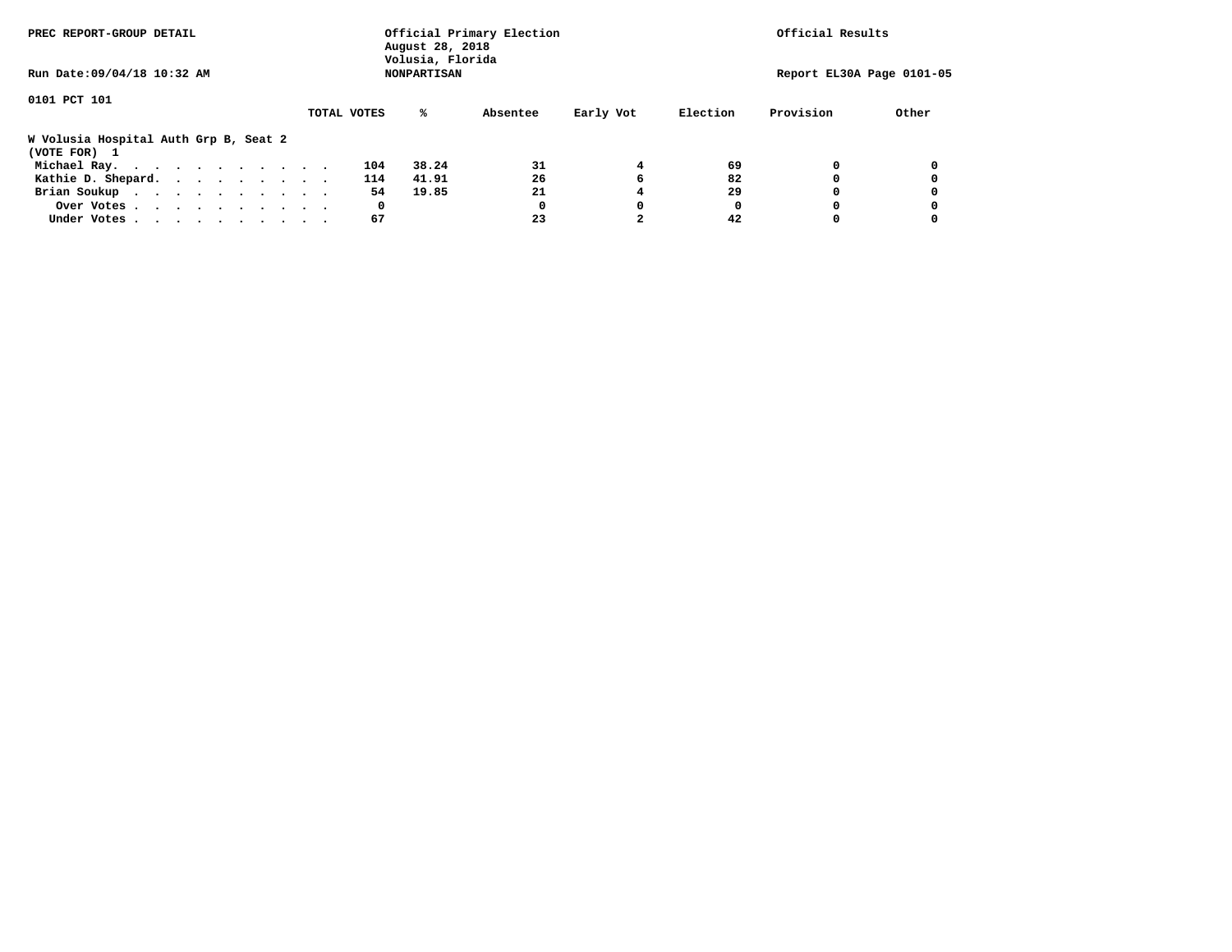PREC REPORT-GROUP DETAIL

Official Primary Election
August 28, 2018
Volusia, Florida
NONPARTISAN

Official Results

Run Date:09/04/18 10:32 AM

Report EL30A Page 0101-05

0101 PCT 101

**W Volusia Hospital Auth Grp B, Seat 2**
**(VOTE FOR) 1**

| | TOTAL VOTES | % | Absentee | Early Vot | Election | Provision | Other |
|---|---|---|---|---|---|---|---|
| Michael Ray | 104 | 38.24 | 31 | 4 | 69 | 0 | 0 |
| Kathie D. Shepard | 114 | 41.91 | 26 | 6 | 82 | 0 | 0 |
| Brian Soukup | 54 | 19.85 | 21 | 4 | 29 | 0 | 0 |
| Over Votes | 0 | | 0 | 0 | 0 | 0 | 0 |
| Under Votes | 67 | | 23 | 2 | 42 | 0 | 0 |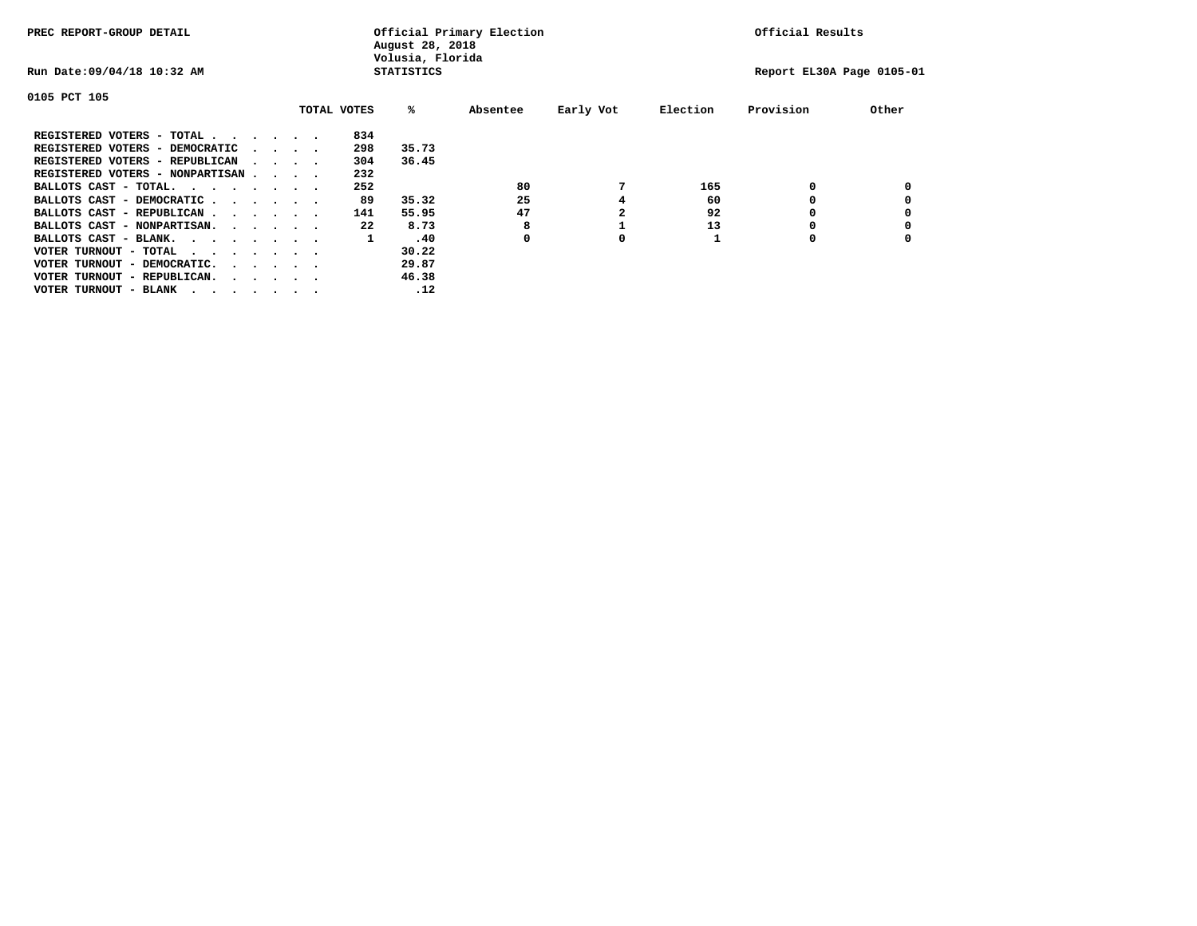PREC REPORT-GROUP DETAIL

Official Primary Election
August 28, 2018
Volusia, Florida
STATISTICS

Official Results

Run Date:09/04/18 10:32 AM

Report EL30A Page 0105-01

0105 PCT 105

| | TOTAL VOTES | % | Absentee | Early Vot | Election | Provision | Other |
|---|---|---|---|---|---|---|---|
| REGISTERED VOTERS - TOTAL . . . . . . | 834 | | | | | | |
| REGISTERED VOTERS - DEMOCRATIC . . . . | 298 | 35.73 | | | | | |
| REGISTERED VOTERS - REPUBLICAN . . . . | 304 | 36.45 | | | | | |
| REGISTERED VOTERS - NONPARTISAN . . . . | 232 | | | | | | |
| BALLOTS CAST - TOTAL. . . . . . . . | 252 | | 80 | 7 | 165 | 0 | 0 |
| BALLOTS CAST - DEMOCRATIC . . . . . . | 89 | 35.32 | 25 | 4 | 60 | 0 | 0 |
| BALLOTS CAST - REPUBLICAN . . . . . . | 141 | 55.95 | 47 | 2 | 92 | 0 | 0 |
| BALLOTS CAST - NONPARTISAN. . . . . . | 22 | 8.73 | 8 | 1 | 13 | 0 | 0 |
| BALLOTS CAST - BLANK. . . . . . . . | 1 | .40 | 0 | 0 | 1 | 0 | 0 |
| VOTER TURNOUT - TOTAL . . . . . . . | | 30.22 | | | | | |
| VOTER TURNOUT - DEMOCRATIC. . . . . . | | 29.87 | | | | | |
| VOTER TURNOUT - REPUBLICAN. . . . . . | | 46.38 | | | | | |
| VOTER TURNOUT - BLANK . . . . . . . | | .12 | | | | | |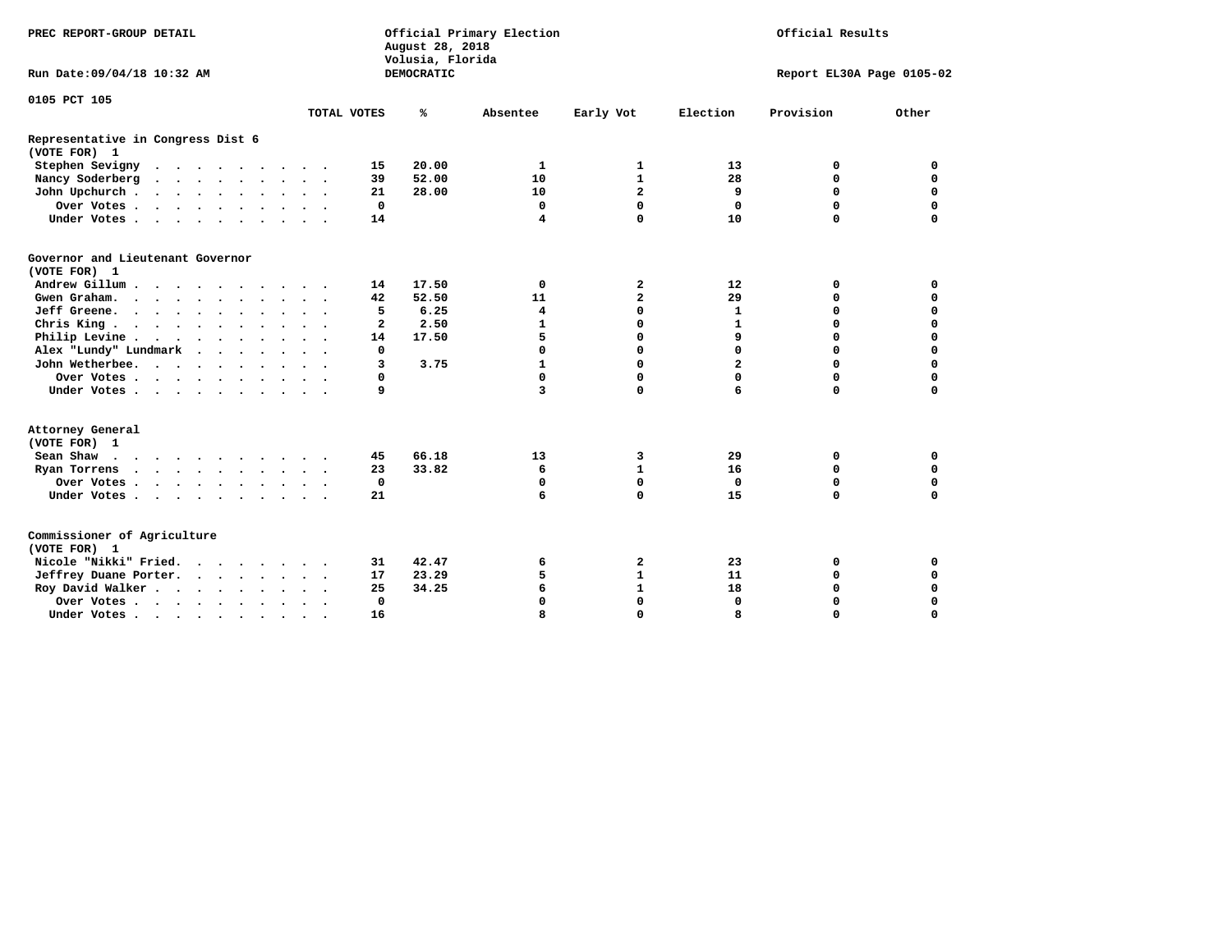PREC REPORT-GROUP DETAIL

Official Primary Election
August 28, 2018
Volusia, Florida
DEMOCRATIC

Official Results

Run Date:09/04/18 10:32 AM

Report EL30A Page 0105-02

0105 PCT 105

| | TOTAL VOTES | % | Absentee | Early Vot | Election | Provision | Other |
|---|---|---|---|---|---|---|---|
| **Representative in Congress Dist 6** | | | | | | | |
| **(VOTE FOR) 1** | | | | | | | |
| Stephen Sevigny | 15 | 20.00 | 1 | 1 | 13 | 0 | 0 |
| Nancy Soderberg | 39 | 52.00 | 10 | 1 | 28 | 0 | 0 |
| John Upchurch | 21 | 28.00 | 10 | 2 | 9 | 0 | 0 |
| Over Votes | 0 | | 0 | 0 | 0 | 0 | 0 |
| Under Votes | 14 | | 4 | 0 | 10 | 0 | 0 |
| **Governor and Lieutenant Governor** | | | | | | | |
| **(VOTE FOR) 1** | | | | | | | |
| Andrew Gillum | 14 | 17.50 | 0 | 2 | 12 | 0 | 0 |
| Gwen Graham | 42 | 52.50 | 11 | 2 | 29 | 0 | 0 |
| Jeff Greene | 5 | 6.25 | 4 | 0 | 1 | 0 | 0 |
| Chris King | 2 | 2.50 | 1 | 0 | 1 | 0 | 0 |
| Philip Levine | 14 | 17.50 | 5 | 0 | 9 | 0 | 0 |
| Alex "Lundy" Lundmark | 0 | | 0 | 0 | 0 | 0 | 0 |
| John Wetherbee | 3 | 3.75 | 1 | 0 | 2 | 0 | 0 |
| Over Votes | 0 | | 0 | 0 | 0 | 0 | 0 |
| Under Votes | 9 | | 3 | 0 | 6 | 0 | 0 |
| **Attorney General** | | | | | | | |
| **(VOTE FOR) 1** | | | | | | | |
| Sean Shaw | 45 | 66.18 | 13 | 3 | 29 | 0 | 0 |
| Ryan Torrens | 23 | 33.82 | 6 | 1 | 16 | 0 | 0 |
| Over Votes | 0 | | 0 | 0 | 0 | 0 | 0 |
| Under Votes | 21 | | 6 | 0 | 15 | 0 | 0 |
| **Commissioner of Agriculture** | | | | | | | |
| **(VOTE FOR) 1** | | | | | | | |
| Nicole "Nikki" Fried | 31 | 42.47 | 6 | 2 | 23 | 0 | 0 |
| Jeffrey Duane Porter | 17 | 23.29 | 5 | 1 | 11 | 0 | 0 |
| Roy David Walker | 25 | 34.25 | 6 | 1 | 18 | 0 | 0 |
| Over Votes | 0 | | 0 | 0 | 0 | 0 | 0 |
| Under Votes | 16 | | 8 | 0 | 8 | 0 | 0 |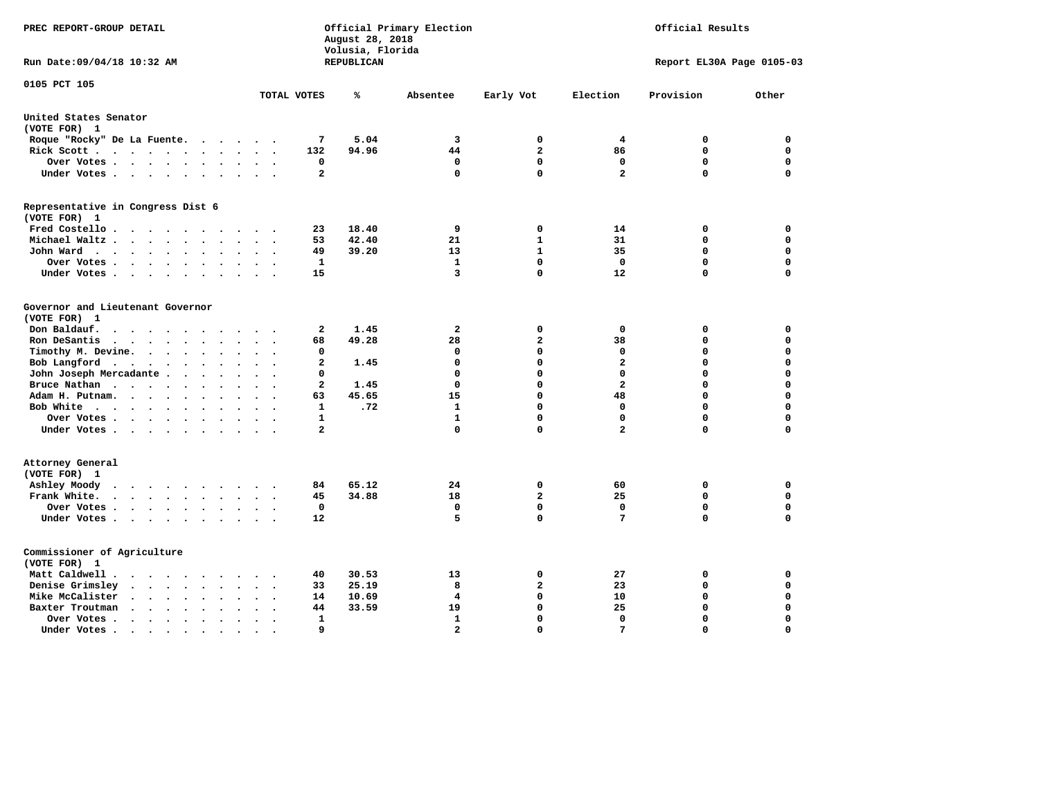PREC REPORT-GROUP DETAIL

Official Primary Election
August 28, 2018
Volusia, Florida
REPUBLICAN

Official Results

Run Date:09/04/18 10:32 AM

Report EL30A Page 0105-03

0105 PCT 105

| | TOTAL VOTES | % | Absentee | Early Vot | Election | Provision | Other |
|---|---|---|---|---|---|---|---|
| **United States Senator (VOTE FOR) 1** | | | | | | | |
| Roque "Rocky" De La Fuente | 7 | 5.04 | 3 | 0 | 4 | 0 | 0 |
| Rick Scott | 132 | 94.96 | 44 | 2 | 86 | 0 | 0 |
| Over Votes | 0 | | 0 | 0 | 0 | 0 | 0 |
| Under Votes | 2 | | 0 | 0 | 2 | 0 | 0 |
| **Representative in Congress Dist 6 (VOTE FOR) 1** | | | | | | | |
| Fred Costello | 23 | 18.40 | 9 | 0 | 14 | 0 | 0 |
| Michael Waltz | 53 | 42.40 | 21 | 1 | 31 | 0 | 0 |
| John Ward | 49 | 39.20 | 13 | 1 | 35 | 0 | 0 |
| Over Votes | 1 | | 1 | 0 | 0 | 0 | 0 |
| Under Votes | 15 | | 3 | 0 | 12 | 0 | 0 |
| **Governor and Lieutenant Governor (VOTE FOR) 1** | | | | | | | |
| Don Baldauf | 2 | 1.45 | 2 | 0 | 0 | 0 | 0 |
| Ron DeSantis | 68 | 49.28 | 28 | 2 | 38 | 0 | 0 |
| Timothy M. Devine | 0 | | 0 | 0 | 0 | 0 | 0 |
| Bob Langford | 2 | 1.45 | 0 | 0 | 2 | 0 | 0 |
| John Joseph Mercadante | 0 | | 0 | 0 | 0 | 0 | 0 |
| Bruce Nathan | 2 | 1.45 | 0 | 0 | 2 | 0 | 0 |
| Adam H. Putnam | 63 | 45.65 | 15 | 0 | 48 | 0 | 0 |
| Bob White | 1 | .72 | 1 | 0 | 0 | 0 | 0 |
| Over Votes | 1 | | 1 | 0 | 0 | 0 | 0 |
| Under Votes | 2 | | 0 | 0 | 2 | 0 | 0 |
| **Attorney General (VOTE FOR) 1** | | | | | | | |
| Ashley Moody | 84 | 65.12 | 24 | 0 | 60 | 0 | 0 |
| Frank White | 45 | 34.88 | 18 | 2 | 25 | 0 | 0 |
| Over Votes | 0 | | 0 | 0 | 0 | 0 | 0 |
| Under Votes | 12 | | 5 | 0 | 7 | 0 | 0 |
| **Commissioner of Agriculture (VOTE FOR) 1** | | | | | | | |
| Matt Caldwell | 40 | 30.53 | 13 | 0 | 27 | 0 | 0 |
| Denise Grimsley | 33 | 25.19 | 8 | 2 | 23 | 0 | 0 |
| Mike McCalister | 14 | 10.69 | 4 | 0 | 10 | 0 | 0 |
| Baxter Troutman | 44 | 33.59 | 19 | 0 | 25 | 0 | 0 |
| Over Votes | 1 | | 1 | 0 | 0 | 0 | 0 |
| Under Votes | 9 | | 2 | 0 | 7 | 0 | 0 |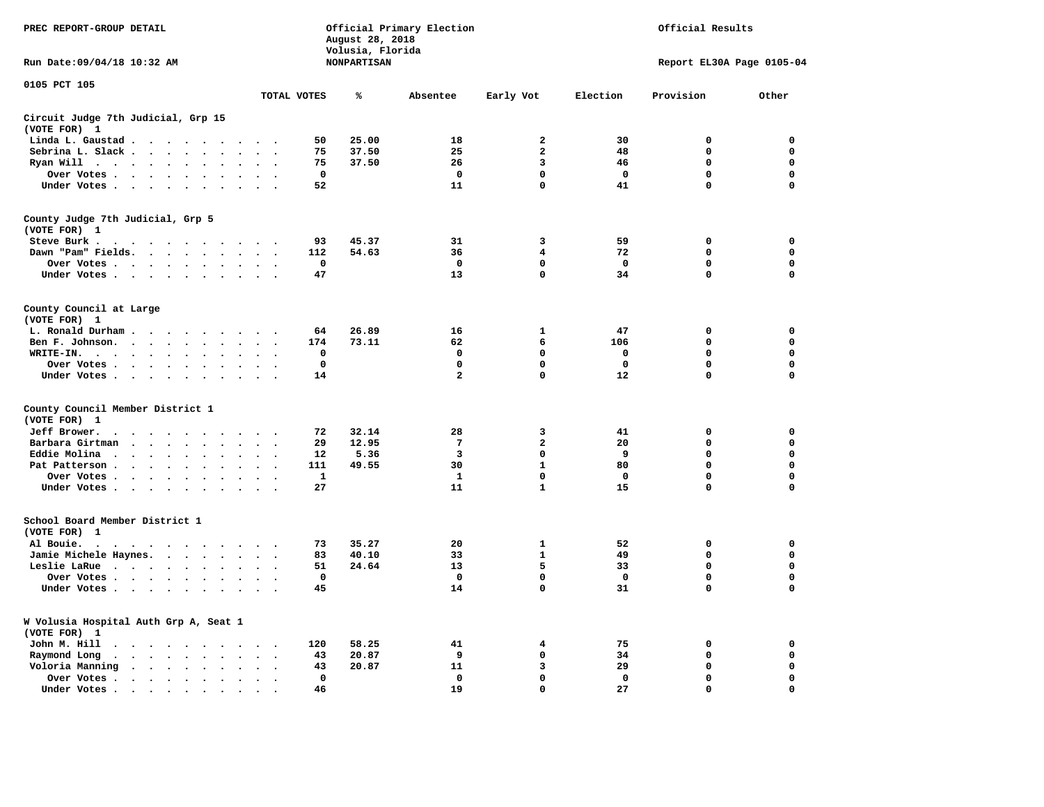PREC REPORT-GROUP DETAIL

Official Primary Election
August 28, 2018
Volusia, Florida
NONPARTISAN

Official Results

Run Date:09/04/18 10:32 AM

Report EL30A Page 0105-04

0105 PCT 105

| | TOTAL VOTES | % | Absentee | Early Vot | Election | Provision | Other |
|---|---|---|---|---|---|---|---|
| **Circuit Judge 7th Judicial, Grp 15 (VOTE FOR) 1** | | | | | | | |
| Linda L. Gaustad | 50 | 25.00 | 18 | 2 | 30 | 0 | 0 |
| Sebrina L. Slack | 75 | 37.50 | 25 | 2 | 48 | 0 | 0 |
| Ryan Will | 75 | 37.50 | 26 | 3 | 46 | 0 | 0 |
| Over Votes | 0 | | 0 | 0 | 0 | 0 | 0 |
| Under Votes | 52 | | 11 | 0 | 41 | 0 | 0 |
| **County Judge 7th Judicial, Grp 5 (VOTE FOR) 1** | | | | | | | |
| Steve Burk | 93 | 45.37 | 31 | 3 | 59 | 0 | 0 |
| Dawn "Pam" Fields | 112 | 54.63 | 36 | 4 | 72 | 0 | 0 |
| Over Votes | 0 | | 0 | 0 | 0 | 0 | 0 |
| Under Votes | 47 | | 13 | 0 | 34 | 0 | 0 |
| **County Council at Large (VOTE FOR) 1** | | | | | | | |
| L. Ronald Durham | 64 | 26.89 | 16 | 1 | 47 | 0 | 0 |
| Ben F. Johnson | 174 | 73.11 | 62 | 6 | 106 | 0 | 0 |
| WRITE-IN. | 0 | | 0 | 0 | 0 | 0 | 0 |
| Over Votes | 0 | | 0 | 0 | 0 | 0 | 0 |
| Under Votes | 14 | | 2 | 0 | 12 | 0 | 0 |
| **County Council Member District 1 (VOTE FOR) 1** | | | | | | | |
| Jeff Brower | 72 | 32.14 | 28 | 3 | 41 | 0 | 0 |
| Barbara Girtman | 29 | 12.95 | 7 | 2 | 20 | 0 | 0 |
| Eddie Molina | 12 | 5.36 | 3 | 0 | 9 | 0 | 0 |
| Pat Patterson | 111 | 49.55 | 30 | 1 | 80 | 0 | 0 |
| Over Votes | 1 | | 1 | 0 | 0 | 0 | 0 |
| Under Votes | 27 | | 11 | 1 | 15 | 0 | 0 |
| **School Board Member District 1 (VOTE FOR) 1** | | | | | | | |
| Al Bouie | 73 | 35.27 | 20 | 1 | 52 | 0 | 0 |
| Jamie Michele Haynes | 83 | 40.10 | 33 | 1 | 49 | 0 | 0 |
| Leslie LaRue | 51 | 24.64 | 13 | 5 | 33 | 0 | 0 |
| Over Votes | 0 | | 0 | 0 | 0 | 0 | 0 |
| Under Votes | 45 | | 14 | 0 | 31 | 0 | 0 |
| **W Volusia Hospital Auth Grp A, Seat 1 (VOTE FOR) 1** | | | | | | | |
| John M. Hill | 120 | 58.25 | 41 | 4 | 75 | 0 | 0 |
| Raymond Long | 43 | 20.87 | 9 | 0 | 34 | 0 | 0 |
| Voloria Manning | 43 | 20.87 | 11 | 3 | 29 | 0 | 0 |
| Over Votes | 0 | | 0 | 0 | 0 | 0 | 0 |
| Under Votes | 46 | | 19 | 0 | 27 | 0 | 0 |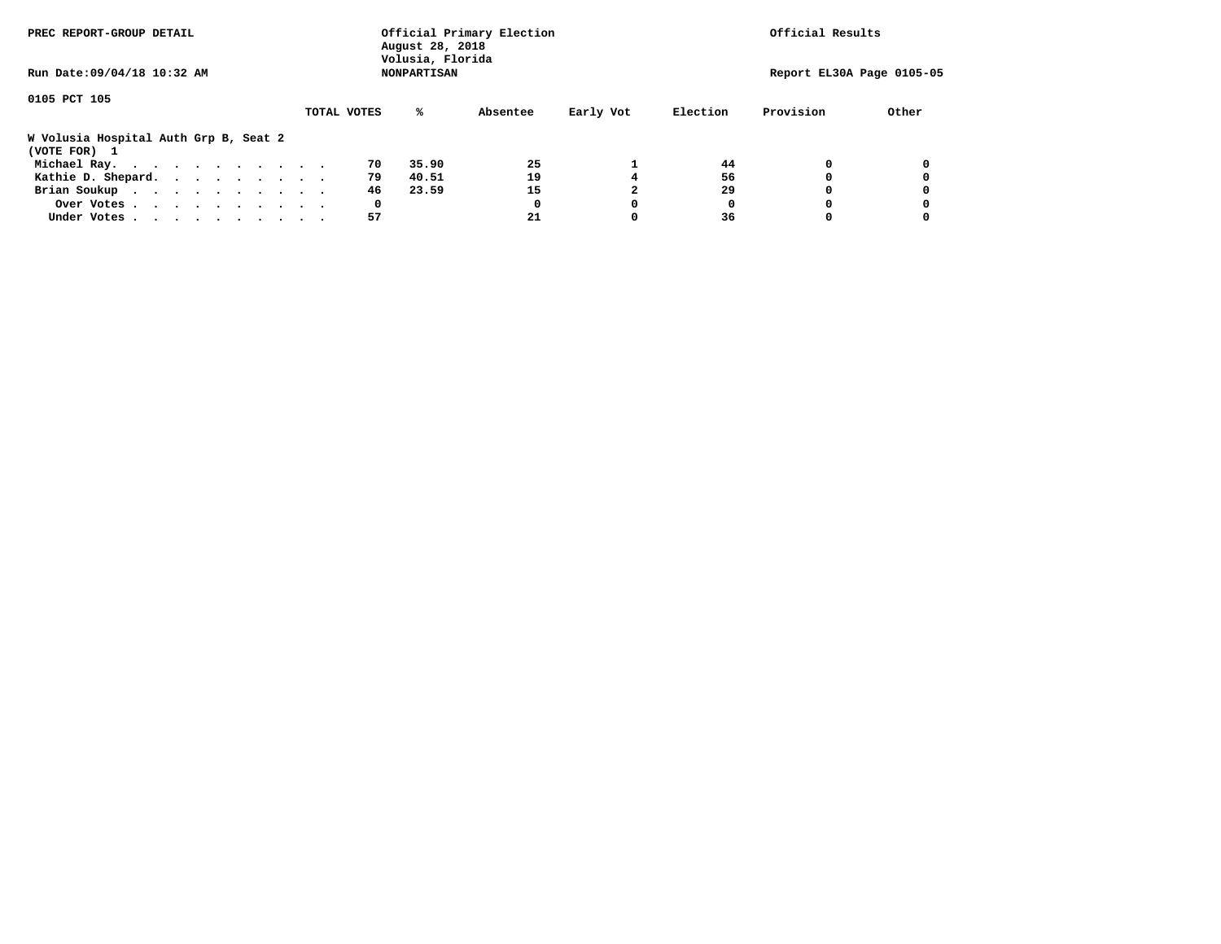PREC REPORT-GROUP DETAIL

Official Primary Election
August 28, 2018
Volusia, Florida
NONPARTISAN

Official Results

Run Date:09/04/18 10:32 AM

Report EL30A Page 0105-05

0105 PCT 105

**W Volusia Hospital Auth Grp B, Seat 2**
**(VOTE FOR) 1**

| | TOTAL VOTES | % | Absentee | Early Vot | Election | Provision | Other |
|---|---|---|---|---|---|---|---|
| Michael Ray. . . . . . . . . . . . | 70 | 35.90 | 25 | 1 | 44 | 0 | 0 |
| Kathie D. Shepard. . . . . . . . . . | 79 | 40.51 | 19 | 4 | 56 | 0 | 0 |
| Brian Soukup . . . . . . . . . . . | 46 | 23.59 | 15 | 2 | 29 | 0 | 0 |
| Over Votes . . . . . . . . . . . | 0 | | 0 | 0 | 0 | 0 | 0 |
| Under Votes . . . . . . . . . . . | 57 | | 21 | 0 | 36 | 0 | 0 |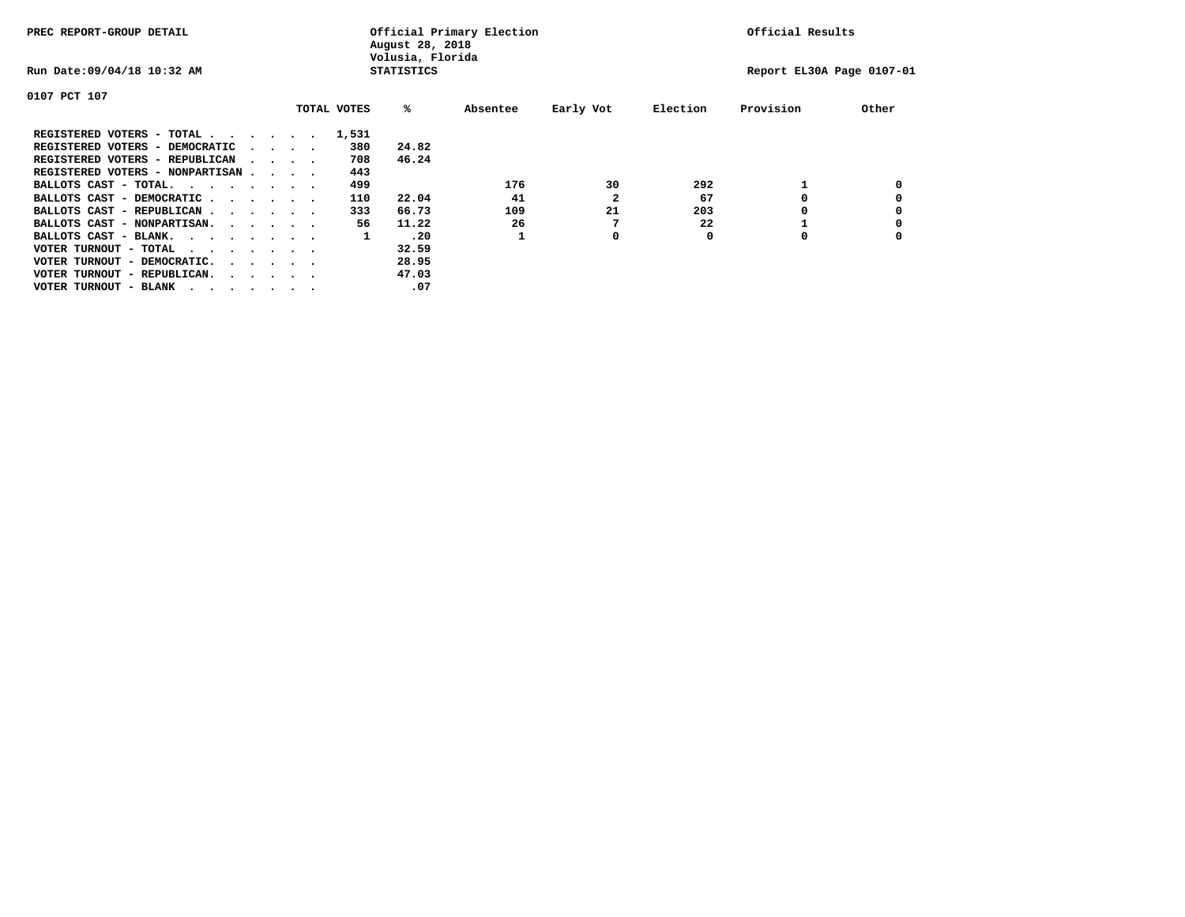PREC REPORT-GROUP DETAIL

Official Primary Election
August 28, 2018
Volusia, Florida
STATISTICS

Official Results

Run Date:09/04/18 10:32 AM

Report EL30A Page 0107-01

0107 PCT 107

| | TOTAL VOTES | % | Absentee | Early Vot | Election | Provision | Other |
|---|---|---|---|---|---|---|---|
| REGISTERED VOTERS - TOTAL . . . . . . | 1,531 | | | | | | |
| REGISTERED VOTERS - DEMOCRATIC . . . . | 380 | 24.82 | | | | | |
| REGISTERED VOTERS - REPUBLICAN . . . . | 708 | 46.24 | | | | | |
| REGISTERED VOTERS - NONPARTISAN . . . . | 443 | | | | | | |
| BALLOTS CAST - TOTAL. . . . . . . . | 499 | | 176 | 30 | 292 | 1 | 0 |
| BALLOTS CAST - DEMOCRATIC . . . . . . | 110 | 22.04 | 41 | 2 | 67 | 0 | 0 |
| BALLOTS CAST - REPUBLICAN . . . . . . | 333 | 66.73 | 109 | 21 | 203 | 0 | 0 |
| BALLOTS CAST - NONPARTISAN. . . . . . | 56 | 11.22 | 26 | 7 | 22 | 1 | 0 |
| BALLOTS CAST - BLANK. . . . . . . . | 1 | .20 | 1 | 0 | 0 | 0 | 0 |
| VOTER TURNOUT - TOTAL . . . . . . . . | | 32.59 | | | | | |
| VOTER TURNOUT - DEMOCRATIC. . . . . . | | 28.95 | | | | | |
| VOTER TURNOUT - REPUBLICAN. . . . . . | | 47.03 | | | | | |
| VOTER TURNOUT - BLANK . . . . . . . . | | .07 | | | | | |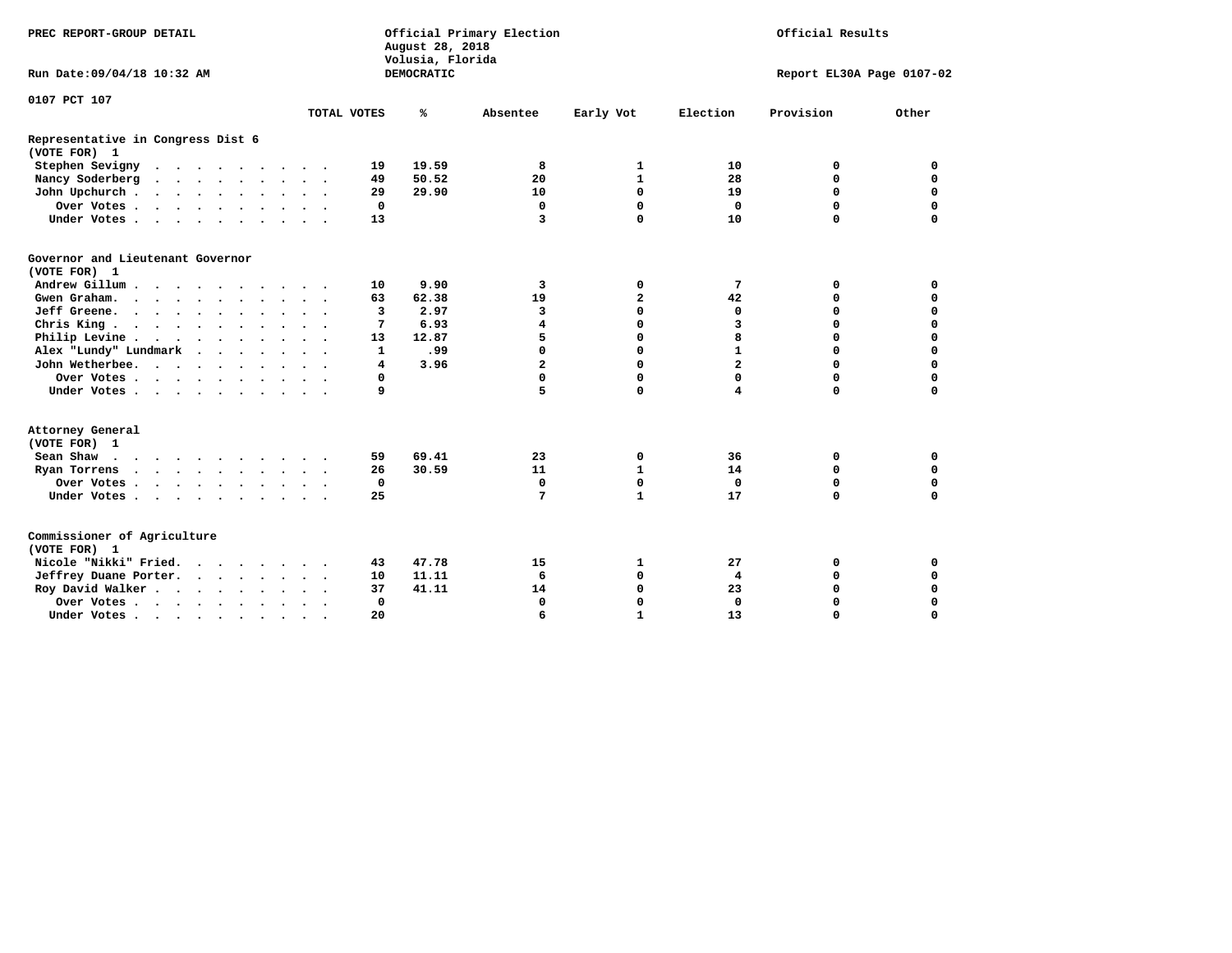PREC REPORT-GROUP DETAIL

Official Primary Election
August 28, 2018
Volusia, Florida
DEMOCRATIC

Official Results

Run Date:09/04/18 10:32 AM

Report EL30A Page 0107-02

0107 PCT 107

| | TOTAL VOTES | % | Absentee | Early Vot | Election | Provision | Other |
|---|---|---|---|---|---|---|---|
| **Representative in Congress Dist 6** | | | | | | | |
| **(VOTE FOR) 1** | | | | | | | |
| Stephen Sevigny | 19 | 19.59 | 8 | 1 | 10 | 0 | 0 |
| Nancy Soderberg | 49 | 50.52 | 20 | 1 | 28 | 0 | 0 |
| John Upchurch | 29 | 29.90 | 10 | 0 | 19 | 0 | 0 |
| Over Votes | 0 | | 0 | 0 | 0 | 0 | 0 |
| Under Votes | 13 | | 3 | 0 | 10 | 0 | 0 |
| **Governor and Lieutenant Governor** | | | | | | | |
| **(VOTE FOR) 1** | | | | | | | |
| Andrew Gillum | 10 | 9.90 | 3 | 0 | 7 | 0 | 0 |
| Gwen Graham | 63 | 62.38 | 19 | 2 | 42 | 0 | 0 |
| Jeff Greene | 3 | 2.97 | 3 | 0 | 0 | 0 | 0 |
| Chris King | 7 | 6.93 | 4 | 0 | 3 | 0 | 0 |
| Philip Levine | 13 | 12.87 | 5 | 0 | 8 | 0 | 0 |
| Alex "Lundy" Lundmark | 1 | .99 | 0 | 0 | 1 | 0 | 0 |
| John Wetherbee | 4 | 3.96 | 2 | 0 | 2 | 0 | 0 |
| Over Votes | 0 | | 0 | 0 | 0 | 0 | 0 |
| Under Votes | 9 | | 5 | 0 | 4 | 0 | 0 |
| **Attorney General** | | | | | | | |
| **(VOTE FOR) 1** | | | | | | | |
| Sean Shaw | 59 | 69.41 | 23 | 0 | 36 | 0 | 0 |
| Ryan Torrens | 26 | 30.59 | 11 | 1 | 14 | 0 | 0 |
| Over Votes | 0 | | 0 | 0 | 0 | 0 | 0 |
| Under Votes | 25 | | 7 | 1 | 17 | 0 | 0 |
| **Commissioner of Agriculture** | | | | | | | |
| **(VOTE FOR) 1** | | | | | | | |
| Nicole "Nikki" Fried | 43 | 47.78 | 15 | 1 | 27 | 0 | 0 |
| Jeffrey Duane Porter | 10 | 11.11 | 6 | 0 | 4 | 0 | 0 |
| Roy David Walker | 37 | 41.11 | 14 | 0 | 23 | 0 | 0 |
| Over Votes | 0 | | 0 | 0 | 0 | 0 | 0 |
| Under Votes | 20 | | 6 | 1 | 13 | 0 | 0 |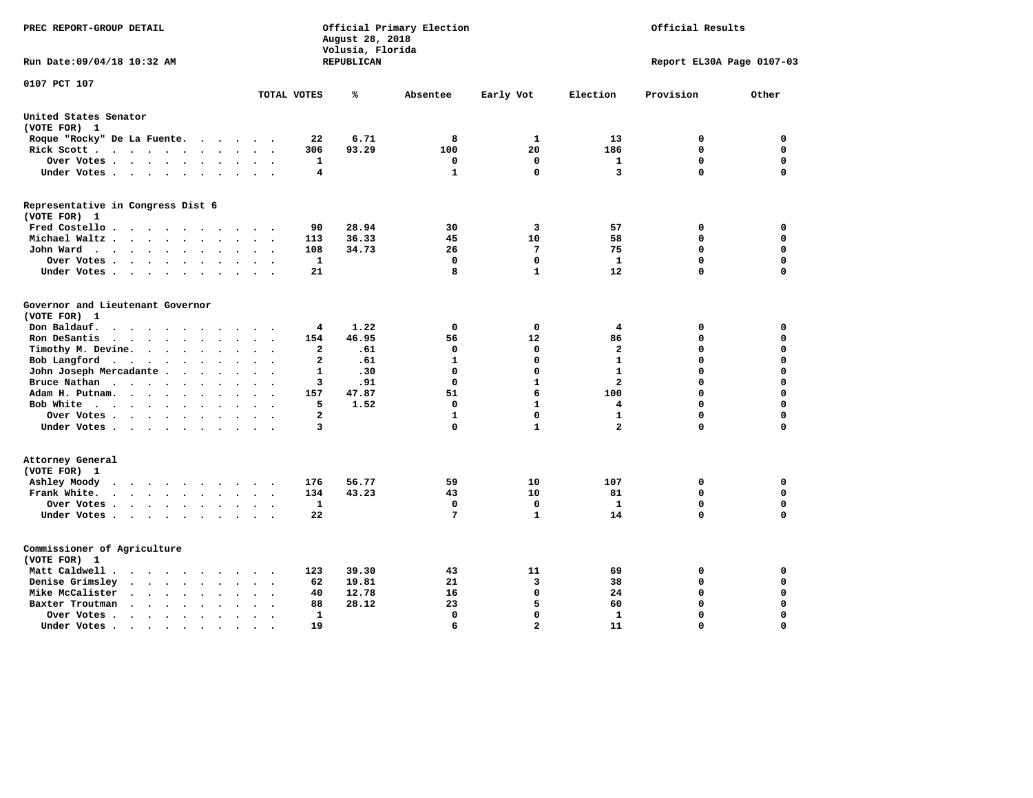PREC REPORT-GROUP DETAIL

Official Primary Election
August 28, 2018
Volusia, Florida
REPUBLICAN

Official Results

Run Date:09/04/18 10:32 AM

Report EL30A Page 0107-03

0107 PCT 107

| | TOTAL VOTES | % | Absentee | Early Vot | Election | Provision | Other |
|---|---|---|---|---|---|---|---|
| **United States Senator** | | | | | | | |
| **(VOTE FOR) 1** | | | | | | | |
| Roque "Rocky" De La Fuente | 22 | 6.71 | 8 | 1 | 13 | 0 | 0 |
| Rick Scott | 306 | 93.29 | 100 | 20 | 186 | 0 | 0 |
| Over Votes | 1 | | 0 | 0 | 1 | 0 | 0 |
| Under Votes | 4 | | 1 | 0 | 3 | 0 | 0 |
| **Representative in Congress Dist 6** | | | | | | | |
| **(VOTE FOR) 1** | | | | | | | |
| Fred Costello | 90 | 28.94 | 30 | 3 | 57 | 0 | 0 |
| Michael Waltz | 113 | 36.33 | 45 | 10 | 58 | 0 | 0 |
| John Ward | 108 | 34.73 | 26 | 7 | 75 | 0 | 0 |
| Over Votes | 1 | | 0 | 0 | 1 | 0 | 0 |
| Under Votes | 21 | | 8 | 1 | 12 | 0 | 0 |
| **Governor and Lieutenant Governor** | | | | | | | |
| **(VOTE FOR) 1** | | | | | | | |
| Don Baldauf | 4 | 1.22 | 0 | 0 | 4 | 0 | 0 |
| Ron DeSantis | 154 | 46.95 | 56 | 12 | 86 | 0 | 0 |
| Timothy M. Devine | 2 | .61 | 0 | 0 | 2 | 0 | 0 |
| Bob Langford | 2 | .61 | 1 | 0 | 1 | 0 | 0 |
| John Joseph Mercadante | 1 | .30 | 0 | 0 | 1 | 0 | 0 |
| Bruce Nathan | 3 | .91 | 0 | 1 | 2 | 0 | 0 |
| Adam H. Putnam | 157 | 47.87 | 51 | 6 | 100 | 0 | 0 |
| Bob White | 5 | 1.52 | 0 | 1 | 4 | 0 | 0 |
| Over Votes | 2 | | 1 | 0 | 1 | 0 | 0 |
| Under Votes | 3 | | 0 | 1 | 2 | 0 | 0 |
| **Attorney General** | | | | | | | |
| **(VOTE FOR) 1** | | | | | | | |
| Ashley Moody | 176 | 56.77 | 59 | 10 | 107 | 0 | 0 |
| Frank White | 134 | 43.23 | 43 | 10 | 81 | 0 | 0 |
| Over Votes | 1 | | 0 | 0 | 1 | 0 | 0 |
| Under Votes | 22 | | 7 | 1 | 14 | 0 | 0 |
| **Commissioner of Agriculture** | | | | | | | |
| **(VOTE FOR) 1** | | | | | | | |
| Matt Caldwell | 123 | 39.30 | 43 | 11 | 69 | 0 | 0 |
| Denise Grimsley | 62 | 19.81 | 21 | 3 | 38 | 0 | 0 |
| Mike McCalister | 40 | 12.78 | 16 | 0 | 24 | 0 | 0 |
| Baxter Troutman | 88 | 28.12 | 23 | 5 | 60 | 0 | 0 |
| Over Votes | 1 | | 0 | 0 | 1 | 0 | 0 |
| Under Votes | 19 | | 6 | 2 | 11 | 0 | 0 |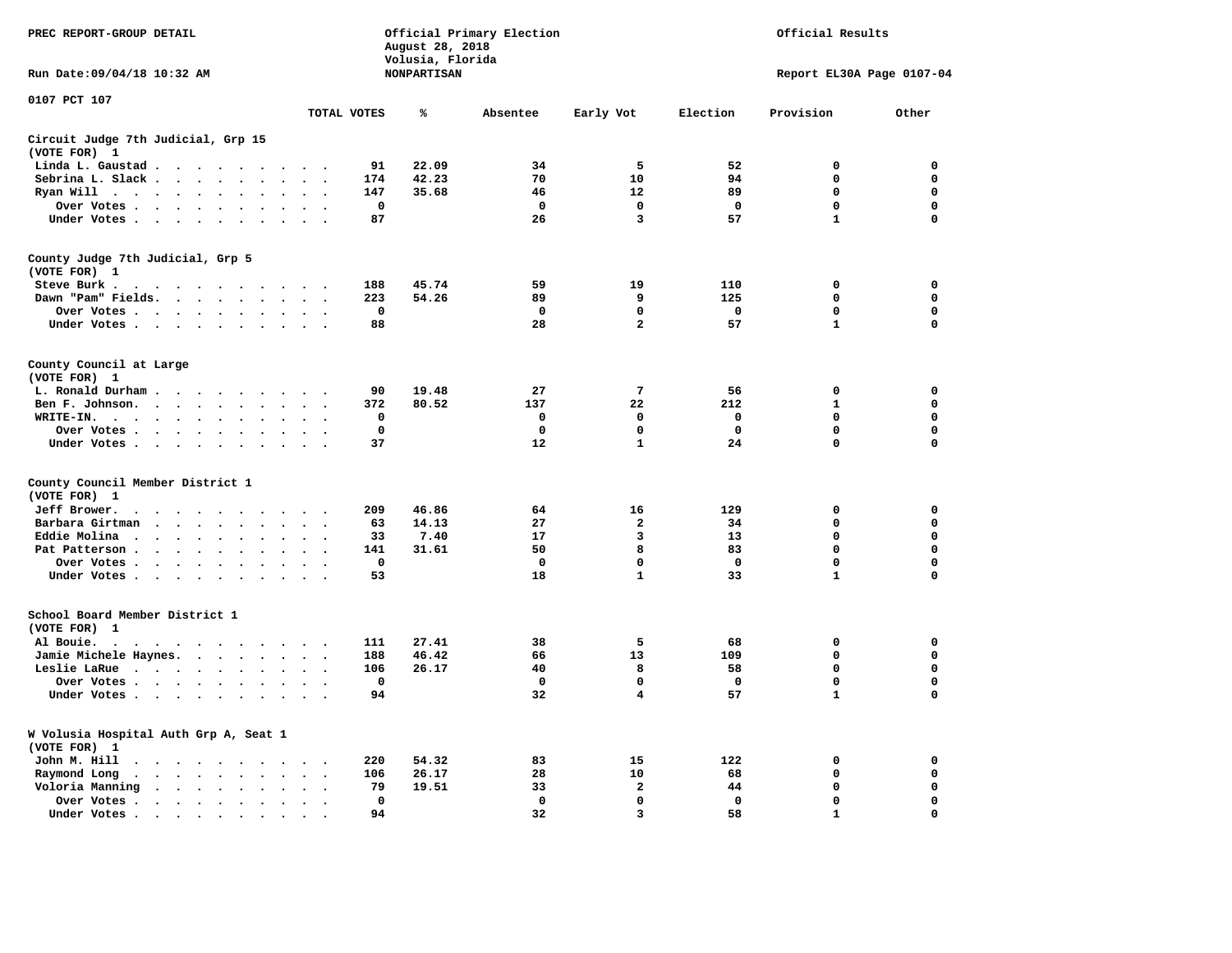PREC REPORT-GROUP DETAIL

Official Primary Election
August 28, 2018
Volusia, Florida
NONPARTISAN

Official Results

Run Date:09/04/18 10:32 AM

Report EL30A Page 0107-04

0107 PCT 107

| | TOTAL VOTES | % | Absentee | Early Vot | Election | Provision | Other |
|---|---|---|---|---|---|---|---|
| **Circuit Judge 7th Judicial, Grp 15** | | | | | | | |
| **(VOTE FOR) 1** | | | | | | | |
| Linda L. Gaustad | 91 | 22.09 | 34 | 5 | 52 | 0 | 0 |
| Sebrina L. Slack | 174 | 42.23 | 70 | 10 | 94 | 0 | 0 |
| Ryan Will | 147 | 35.68 | 46 | 12 | 89 | 0 | 0 |
| Over Votes | 0 | | 0 | 0 | 0 | 0 | 0 |
| Under Votes | 87 | | 26 | 3 | 57 | 1 | 0 |
| **County Judge 7th Judicial, Grp 5** | | | | | | | |
| **(VOTE FOR) 1** | | | | | | | |
| Steve Burk | 188 | 45.74 | 59 | 19 | 110 | 0 | 0 |
| Dawn "Pam" Fields | 223 | 54.26 | 89 | 9 | 125 | 0 | 0 |
| Over Votes | 0 | | 0 | 0 | 0 | 0 | 0 |
| Under Votes | 88 | | 28 | 2 | 57 | 1 | 0 |
| **County Council at Large** | | | | | | | |
| **(VOTE FOR) 1** | | | | | | | |
| L. Ronald Durham | 90 | 19.48 | 27 | 7 | 56 | 0 | 0 |
| Ben F. Johnson | 372 | 80.52 | 137 | 22 | 212 | 1 | 0 |
| WRITE-IN. | 0 | | 0 | 0 | 0 | 0 | 0 |
| Over Votes | 0 | | 0 | 0 | 0 | 0 | 0 |
| Under Votes | 37 | | 12 | 1 | 24 | 0 | 0 |
| **County Council Member District 1** | | | | | | | |
| **(VOTE FOR) 1** | | | | | | | |
| Jeff Brower | 209 | 46.86 | 64 | 16 | 129 | 0 | 0 |
| Barbara Girtman | 63 | 14.13 | 27 | 2 | 34 | 0 | 0 |
| Eddie Molina | 33 | 7.40 | 17 | 3 | 13 | 0 | 0 |
| Pat Patterson | 141 | 31.61 | 50 | 8 | 83 | 0 | 0 |
| Over Votes | 0 | | 0 | 0 | 0 | 0 | 0 |
| Under Votes | 53 | | 18 | 1 | 33 | 1 | 0 |
| **School Board Member District 1** | | | | | | | |
| **(VOTE FOR) 1** | | | | | | | |
| Al Bouie | 111 | 27.41 | 38 | 5 | 68 | 0 | 0 |
| Jamie Michele Haynes | 188 | 46.42 | 66 | 13 | 109 | 0 | 0 |
| Leslie LaRue | 106 | 26.17 | 40 | 8 | 58 | 0 | 0 |
| Over Votes | 0 | | 0 | 0 | 0 | 0 | 0 |
| Under Votes | 94 | | 32 | 4 | 57 | 1 | 0 |
| **W Volusia Hospital Auth Grp A, Seat 1** | | | | | | | |
| **(VOTE FOR) 1** | | | | | | | |
| John M. Hill | 220 | 54.32 | 83 | 15 | 122 | 0 | 0 |
| Raymond Long | 106 | 26.17 | 28 | 10 | 68 | 0 | 0 |
| Voloria Manning | 79 | 19.51 | 33 | 2 | 44 | 0 | 0 |
| Over Votes | 0 | | 0 | 0 | 0 | 0 | 0 |
| Under Votes | 94 | | 32 | 3 | 58 | 1 | 0 |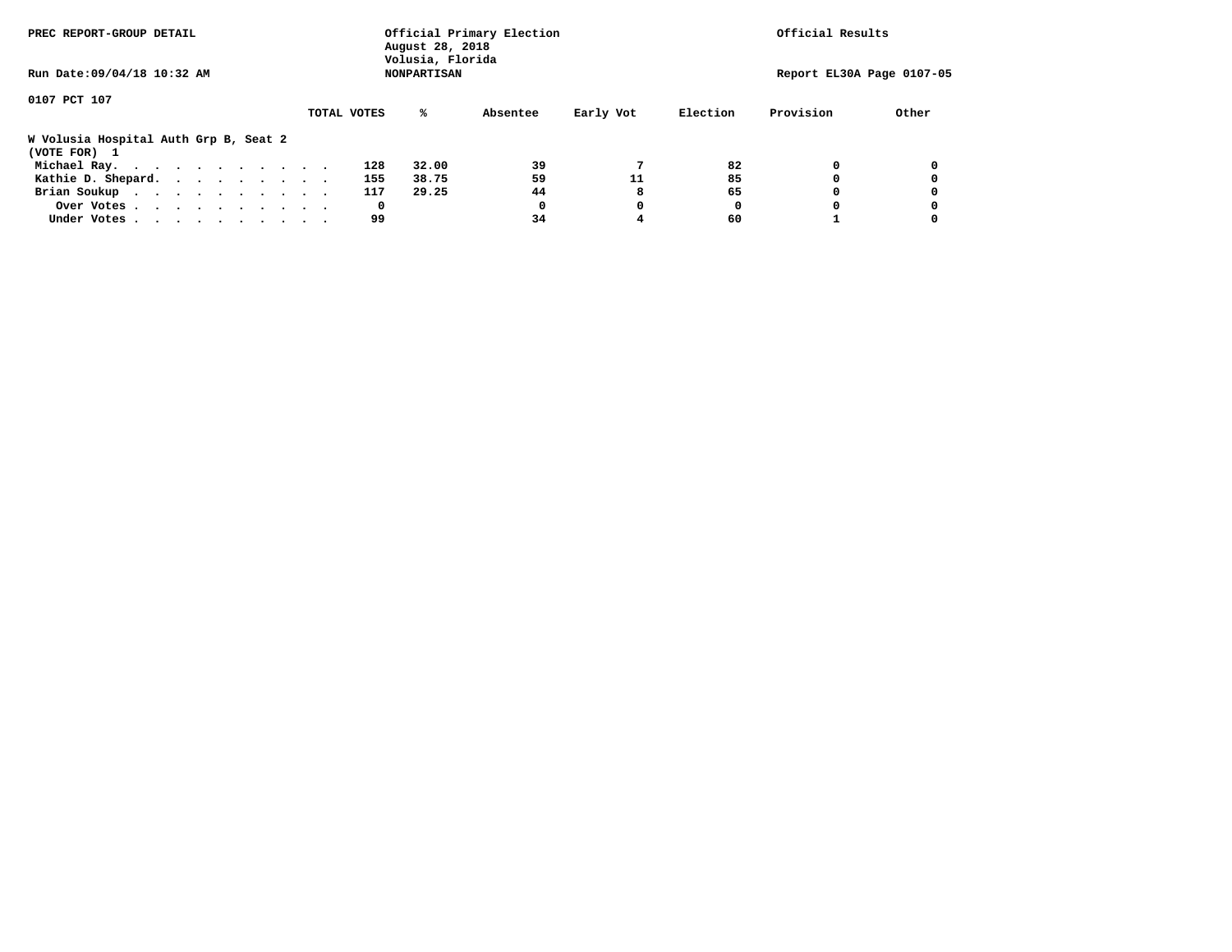PREC REPORT-GROUP DETAIL

Official Primary Election
August 28, 2018
Volusia, Florida

Official Results

Run Date:09/04/18 10:32 AM

NONPARTISAN

Report EL30A Page 0107-05

0107 PCT 107

**W Volusia Hospital Auth Grp B, Seat 2**
**(VOTE FOR) 1**

| | TOTAL VOTES | % | Absentee | Early Vot | Election | Provision | Other |
|---|---|---|---|---|---|---|---|
| Michael Ray. . . . . . . . . . . . | 128 | 32.00 | 39 | 7 | 82 | 0 | 0 |
| Kathie D. Shepard. . . . . . . . . . | 155 | 38.75 | 59 | 11 | 85 | 0 | 0 |
| Brian Soukup . . . . . . . . . . . | 117 | 29.25 | 44 | 8 | 65 | 0 | 0 |
| Over Votes . . . . . . . . . . . | 0 | | 0 | 0 | 0 | 0 | 0 |
| Under Votes . . . . . . . . . . . | 99 | | 34 | 4 | 60 | 1 | 0 |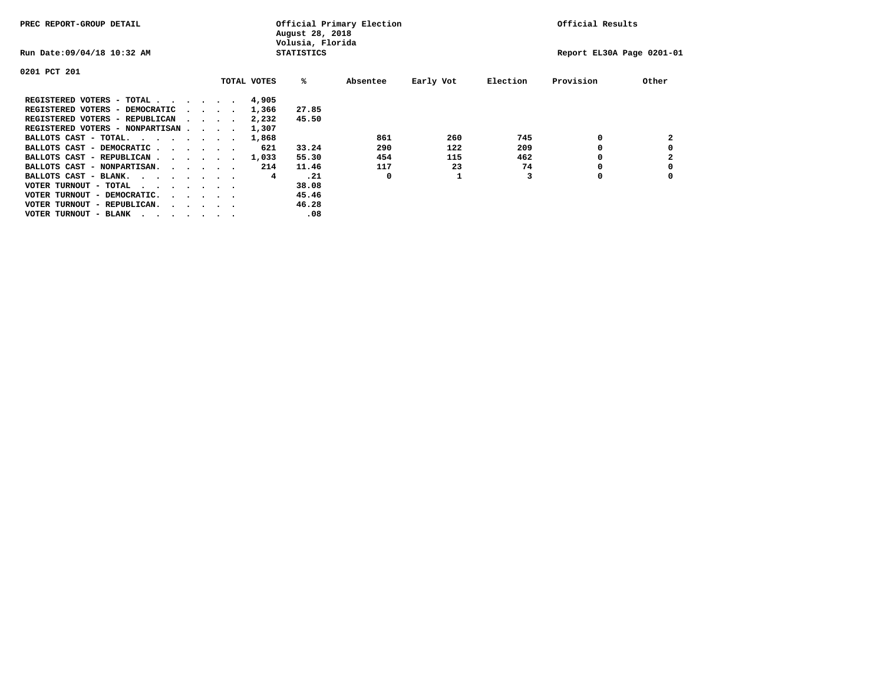PREC REPORT-GROUP DETAIL

Official Primary Election
August 28, 2018
Volusia, Florida
STATISTICS

Official Results

Run Date:09/04/18 10:32 AM

Report EL30A Page 0201-01

0201 PCT 201

| | TOTAL VOTES | % | Absentee | Early Vot | Election | Provision | Other |
|---|---|---|---|---|---|---|---|
| REGISTERED VOTERS - TOTAL . . . . . . | 4,905 | | | | | | |
| REGISTERED VOTERS - DEMOCRATIC . . . . | 1,366 | 27.85 | | | | | |
| REGISTERED VOTERS - REPUBLICAN . . . . | 2,232 | 45.50 | | | | | |
| REGISTERED VOTERS - NONPARTISAN . . . . | 1,307 | | | | | | |
| BALLOTS CAST - TOTAL. . . . . . . . | 1,868 | | 861 | 260 | 745 | 0 | 2 |
| BALLOTS CAST - DEMOCRATIC . . . . . . | 621 | 33.24 | 290 | 122 | 209 | 0 | 0 |
| BALLOTS CAST - REPUBLICAN . . . . . . | 1,033 | 55.30 | 454 | 115 | 462 | 0 | 2 |
| BALLOTS CAST - NONPARTISAN. . . . . . | 214 | 11.46 | 117 | 23 | 74 | 0 | 0 |
| BALLOTS CAST - BLANK. . . . . . . . | 4 | .21 | 0 | 1 | 3 | 0 | 0 |
| VOTER TURNOUT - TOTAL . . . . . . . | | 38.08 | | | | | |
| VOTER TURNOUT - DEMOCRATIC. . . . . . | | 45.46 | | | | | |
| VOTER TURNOUT - REPUBLICAN. . . . . . | | 46.28 | | | | | |
| VOTER TURNOUT - BLANK . . . . . . . | | .08 | | | | | |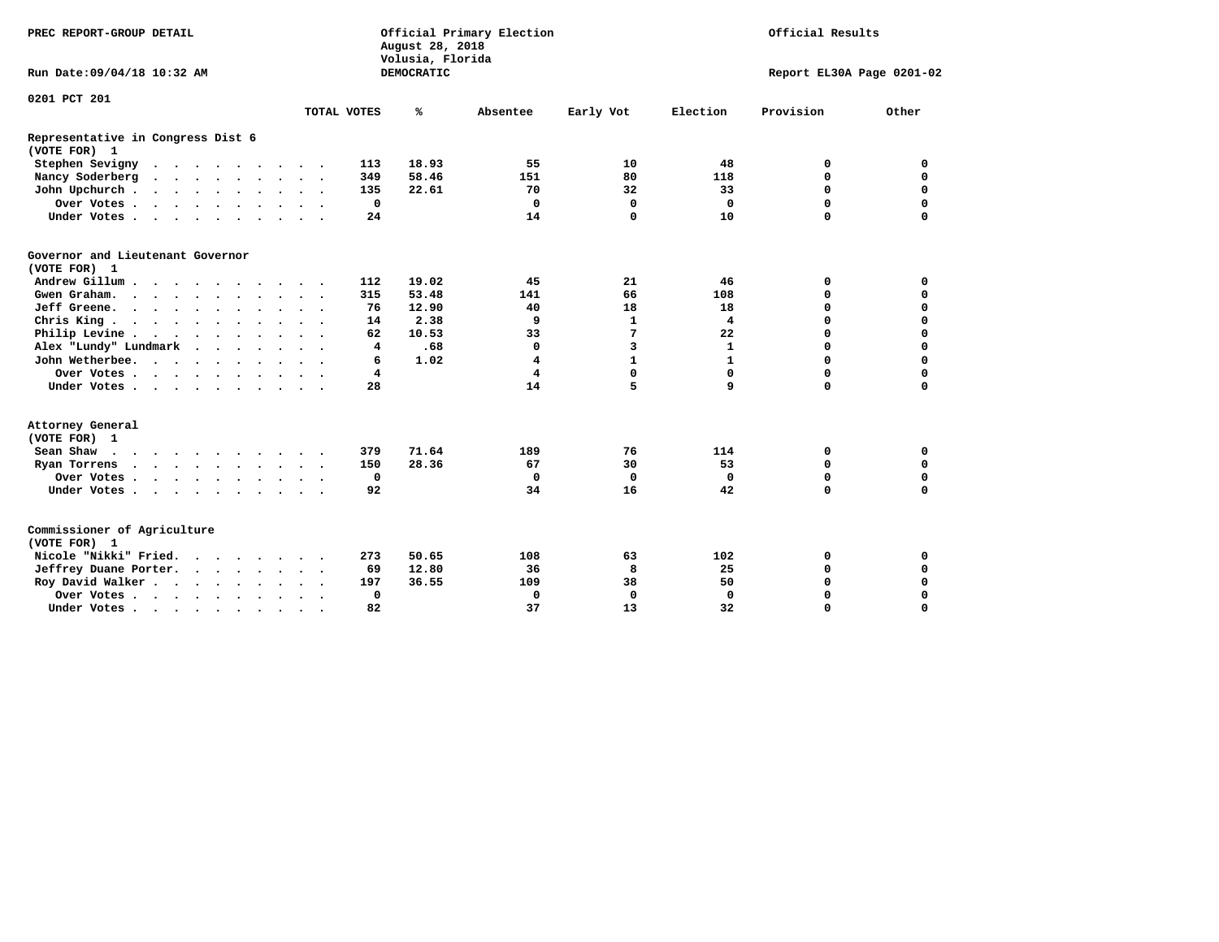PREC REPORT-GROUP DETAIL

Official Primary Election
August 28, 2018
Volusia, Florida
DEMOCRATIC

Official Results

Run Date:09/04/18 10:32 AM

Report EL30A Page 0201-02

0201 PCT 201

## Representative in Congress Dist 6
(VOTE FOR) 1

| | TOTAL VOTES | % | Absentee | Early Vot | Election | Provision | Other |
|---|---|---|---|---|---|---|---|
| Stephen Sevigny | 113 | 18.93 | 55 | 10 | 48 | 0 | 0 |
| Nancy Soderberg | 349 | 58.46 | 151 | 80 | 118 | 0 | 0 |
| John Upchurch | 135 | 22.61 | 70 | 32 | 33 | 0 | 0 |
| Over Votes | 0 | | 0 | 0 | 0 | 0 | 0 |
| Under Votes | 24 | | 14 | 0 | 10 | 0 | 0 |

## Governor and Lieutenant Governor
(VOTE FOR) 1

| | TOTAL VOTES | % | Absentee | Early Vot | Election | Provision | Other |
|---|---|---|---|---|---|---|---|
| Andrew Gillum | 112 | 19.02 | 45 | 21 | 46 | 0 | 0 |
| Gwen Graham. | 315 | 53.48 | 141 | 66 | 108 | 0 | 0 |
| Jeff Greene. | 76 | 12.90 | 40 | 18 | 18 | 0 | 0 |
| Chris King | 14 | 2.38 | 9 | 1 | 4 | 0 | 0 |
| Philip Levine | 62 | 10.53 | 33 | 7 | 22 | 0 | 0 |
| Alex "Lundy" Lundmark | 4 | .68 | 0 | 3 | 1 | 0 | 0 |
| John Wetherbee. | 6 | 1.02 | 4 | 1 | 1 | 0 | 0 |
| Over Votes | 4 | | 4 | 0 | 0 | 0 | 0 |
| Under Votes | 28 | | 14 | 5 | 9 | 0 | 0 |

## Attorney General
(VOTE FOR) 1

| | TOTAL VOTES | % | Absentee | Early Vot | Election | Provision | Other |
|---|---|---|---|---|---|---|---|
| Sean Shaw | 379 | 71.64 | 189 | 76 | 114 | 0 | 0 |
| Ryan Torrens | 150 | 28.36 | 67 | 30 | 53 | 0 | 0 |
| Over Votes | 0 | | 0 | 0 | 0 | 0 | 0 |
| Under Votes | 92 | | 34 | 16 | 42 | 0 | 0 |

## Commissioner of Agriculture
(VOTE FOR) 1

| | TOTAL VOTES | % | Absentee | Early Vot | Election | Provision | Other |
|---|---|---|---|---|---|---|---|
| Nicole "Nikki" Fried. | 273 | 50.65 | 108 | 63 | 102 | 0 | 0 |
| Jeffrey Duane Porter. | 69 | 12.80 | 36 | 8 | 25 | 0 | 0 |
| Roy David Walker | 197 | 36.55 | 109 | 38 | 50 | 0 | 0 |
| Over Votes | 0 | | 0 | 0 | 0 | 0 | 0 |
| Under Votes | 82 | | 37 | 13 | 32 | 0 | 0 |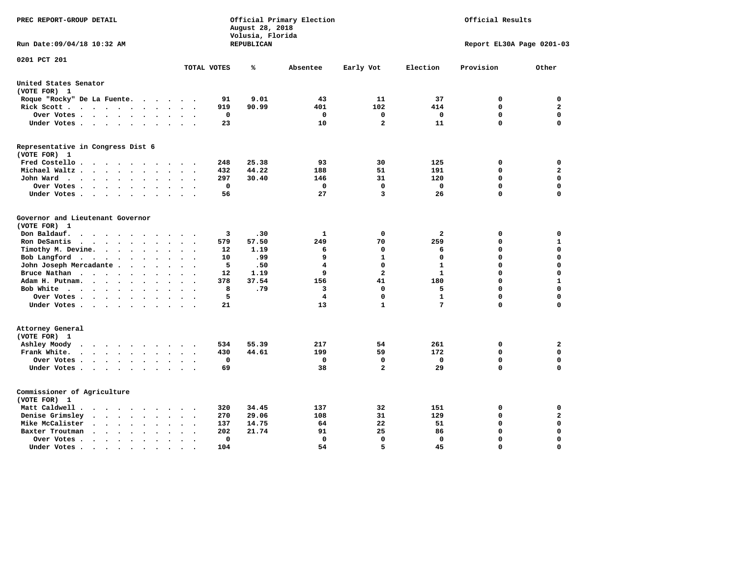PREC REPORT-GROUP DETAIL

Official Primary Election
August 28, 2018
Volusia, Florida
REPUBLICAN

Official Results

Run Date:09/04/18 10:32 AM

Report EL30A Page 0201-03

0201 PCT 201

| | TOTAL VOTES | % | Absentee | Early Vot | Election | Provision | Other |
|---|---|---|---|---|---|---|---|
| **United States Senator (VOTE FOR) 1** | | | | | | | |
| Roque "Rocky" De La Fuente | 91 | 9.01 | 43 | 11 | 37 | 0 | 0 |
| Rick Scott | 919 | 90.99 | 401 | 102 | 414 | 0 | 2 |
| Over Votes | 0 | | 0 | 0 | 0 | 0 | 0 |
| Under Votes | 23 | | 10 | 2 | 11 | 0 | 0 |
| **Representative in Congress Dist 6 (VOTE FOR) 1** | | | | | | | |
| Fred Costello | 248 | 25.38 | 93 | 30 | 125 | 0 | 0 |
| Michael Waltz | 432 | 44.22 | 188 | 51 | 191 | 0 | 2 |
| John Ward | 297 | 30.40 | 146 | 31 | 120 | 0 | 0 |
| Over Votes | 0 | | 0 | 0 | 0 | 0 | 0 |
| Under Votes | 56 | | 27 | 3 | 26 | 0 | 0 |
| **Governor and Lieutenant Governor (VOTE FOR) 1** | | | | | | | |
| Don Baldauf | 3 | .30 | 1 | 0 | 2 | 0 | 0 |
| Ron DeSantis | 579 | 57.50 | 249 | 70 | 259 | 0 | 1 |
| Timothy M. Devine | 12 | 1.19 | 6 | 0 | 6 | 0 | 0 |
| Bob Langford | 10 | .99 | 9 | 1 | 0 | 0 | 0 |
| John Joseph Mercadante | 5 | .50 | 4 | 0 | 1 | 0 | 0 |
| Bruce Nathan | 12 | 1.19 | 9 | 2 | 1 | 0 | 0 |
| Adam H. Putnam | 378 | 37.54 | 156 | 41 | 180 | 0 | 1 |
| Bob White | 8 | .79 | 3 | 0 | 5 | 0 | 0 |
| Over Votes | 5 | | 4 | 0 | 1 | 0 | 0 |
| Under Votes | 21 | | 13 | 1 | 7 | 0 | 0 |
| **Attorney General (VOTE FOR) 1** | | | | | | | |
| Ashley Moody | 534 | 55.39 | 217 | 54 | 261 | 0 | 2 |
| Frank White | 430 | 44.61 | 199 | 59 | 172 | 0 | 0 |
| Over Votes | 0 | | 0 | 0 | 0 | 0 | 0 |
| Under Votes | 69 | | 38 | 2 | 29 | 0 | 0 |
| **Commissioner of Agriculture (VOTE FOR) 1** | | | | | | | |
| Matt Caldwell | 320 | 34.45 | 137 | 32 | 151 | 0 | 0 |
| Denise Grimsley | 270 | 29.06 | 108 | 31 | 129 | 0 | 2 |
| Mike McCalister | 137 | 14.75 | 64 | 22 | 51 | 0 | 0 |
| Baxter Troutman | 202 | 21.74 | 91 | 25 | 86 | 0 | 0 |
| Over Votes | 0 | | 0 | 0 | 0 | 0 | 0 |
| Under Votes | 104 | | 54 | 5 | 45 | 0 | 0 |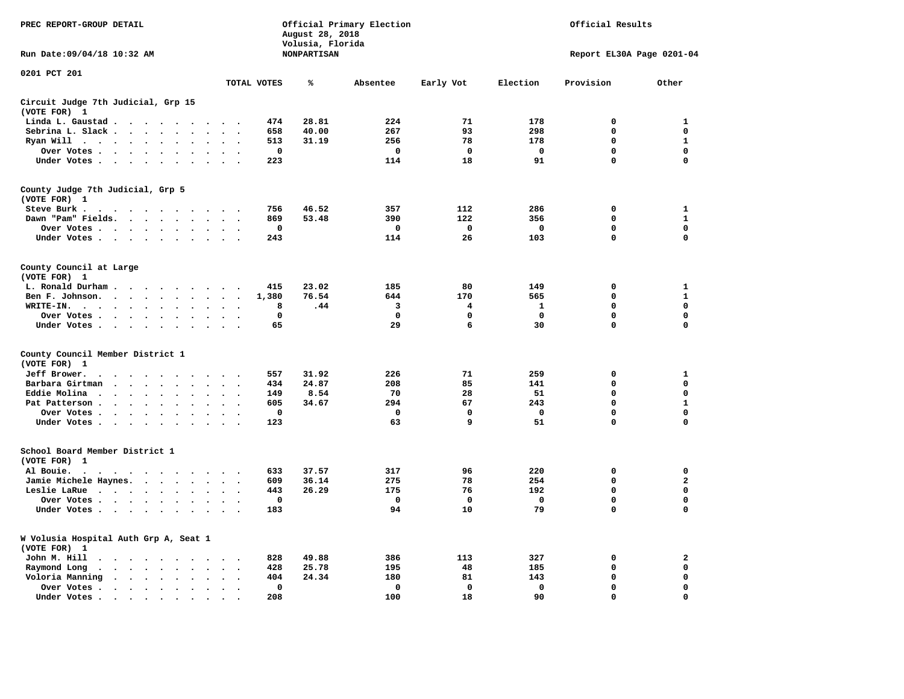PREC REPORT-GROUP DETAIL

Official Primary Election
August 28, 2018
Volusia, Florida
NONPARTISAN

Official Results

Run Date:09/04/18 10:32 AM

Report EL30A Page 0201-04

0201 PCT 201

| | TOTAL VOTES | % | Absentee | Early Vot | Election | Provision | Other |
|---|---|---|---|---|---|---|---|
| **Circuit Judge 7th Judicial, Grp 15** | | | | | | | |
| (VOTE FOR) 1 | | | | | | | |
| Linda L. Gaustad | 474 | 28.81 | 224 | 71 | 178 | 0 | 1 |
| Sebrina L. Slack | 658 | 40.00 | 267 | 93 | 298 | 0 | 0 |
| Ryan Will | 513 | 31.19 | 256 | 78 | 178 | 0 | 1 |
| Over Votes | 0 | | 0 | 0 | 0 | 0 | 0 |
| Under Votes | 223 | | 114 | 18 | 91 | 0 | 0 |
| **County Judge 7th Judicial, Grp 5** | | | | | | | |
| (VOTE FOR) 1 | | | | | | | |
| Steve Burk | 756 | 46.52 | 357 | 112 | 286 | 0 | 1 |
| Dawn "Pam" Fields | 869 | 53.48 | 390 | 122 | 356 | 0 | 1 |
| Over Votes | 0 | | 0 | 0 | 0 | 0 | 0 |
| Under Votes | 243 | | 114 | 26 | 103 | 0 | 0 |
| **County Council at Large** | | | | | | | |
| (VOTE FOR) 1 | | | | | | | |
| L. Ronald Durham | 415 | 23.02 | 185 | 80 | 149 | 0 | 1 |
| Ben F. Johnson | 1,380 | 76.54 | 644 | 170 | 565 | 0 | 1 |
| WRITE-IN. | 8 | .44 | 3 | 4 | 1 | 0 | 0 |
| Over Votes | 0 | | 0 | 0 | 0 | 0 | 0 |
| Under Votes | 65 | | 29 | 6 | 30 | 0 | 0 |
| **County Council Member District 1** | | | | | | | |
| (VOTE FOR) 1 | | | | | | | |
| Jeff Brower | 557 | 31.92 | 226 | 71 | 259 | 0 | 1 |
| Barbara Girtman | 434 | 24.87 | 208 | 85 | 141 | 0 | 0 |
| Eddie Molina | 149 | 8.54 | 70 | 28 | 51 | 0 | 0 |
| Pat Patterson | 605 | 34.67 | 294 | 67 | 243 | 0 | 1 |
| Over Votes | 0 | | 0 | 0 | 0 | 0 | 0 |
| Under Votes | 123 | | 63 | 9 | 51 | 0 | 0 |
| **School Board Member District 1** | | | | | | | |
| (VOTE FOR) 1 | | | | | | | |
| Al Bouie | 633 | 37.57 | 317 | 96 | 220 | 0 | 0 |
| Jamie Michele Haynes | 609 | 36.14 | 275 | 78 | 254 | 0 | 2 |
| Leslie LaRue | 443 | 26.29 | 175 | 76 | 192 | 0 | 0 |
| Over Votes | 0 | | 0 | 0 | 0 | 0 | 0 |
| Under Votes | 183 | | 94 | 10 | 79 | 0 | 0 |
| **W Volusia Hospital Auth Grp A, Seat 1** | | | | | | | |
| (VOTE FOR) 1 | | | | | | | |
| John M. Hill | 828 | 49.88 | 386 | 113 | 327 | 0 | 2 |
| Raymond Long | 428 | 25.78 | 195 | 48 | 185 | 0 | 0 |
| Voloria Manning | 404 | 24.34 | 180 | 81 | 143 | 0 | 0 |
| Over Votes | 0 | | 0 | 0 | 0 | 0 | 0 |
| Under Votes | 208 | | 100 | 18 | 90 | 0 | 0 |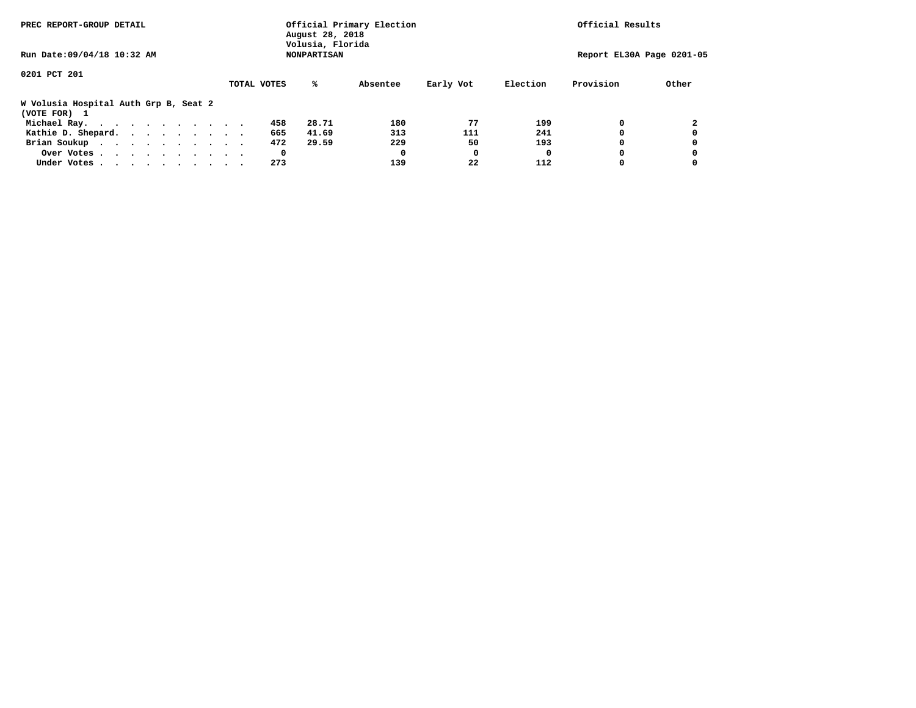PREC REPORT-GROUP DETAIL

Official Primary Election
August 28, 2018
Volusia, Florida
NONPARTISAN

Official Results

Run Date:09/04/18 10:32 AM

Report EL30A Page 0201-05

0201 PCT 201

**W Volusia Hospital Auth Grp B, Seat 2**
(VOTE FOR) 1

| | TOTAL VOTES | % | Absentee | Early Vot | Election | Provision | Other |
|---|---|---|---|---|---|---|---|
| Michael Ray | 458 | 28.71 | 180 | 77 | 199 | 0 | 2 |
| Kathie D. Shepard | 665 | 41.69 | 313 | 111 | 241 | 0 | 0 |
| Brian Soukup | 472 | 29.59 | 229 | 50 | 193 | 0 | 0 |
| Over Votes | 0 | | 0 | 0 | 0 | 0 | 0 |
| Under Votes | 273 | | 139 | 22 | 112 | 0 | 0 |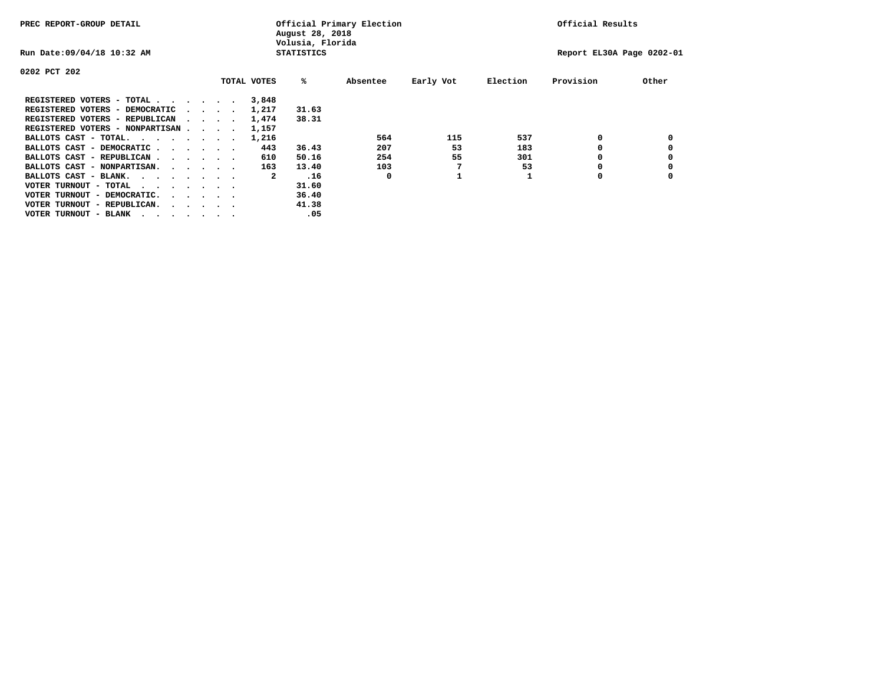PREC REPORT-GROUP DETAIL

Official Primary Election
August 28, 2018
Volusia, Florida
STATISTICS

Official Results

Run Date:09/04/18 10:32 AM

Report EL30A Page 0202-01

0202 PCT 202

| | TOTAL VOTES | % | Absentee | Early Vot | Election | Provision | Other |
|---|---|---|---|---|---|---|---|
| REGISTERED VOTERS - TOTAL . . . . . . | 3,848 | | | | | | |
| REGISTERED VOTERS - DEMOCRATIC . . . . | 1,217 | 31.63 | | | | | |
| REGISTERED VOTERS - REPUBLICAN . . . . | 1,474 | 38.31 | | | | | |
| REGISTERED VOTERS - NONPARTISAN . . . . | 1,157 | | | | | | |
| BALLOTS CAST - TOTAL. . . . . . . . | 1,216 | | 564 | 115 | 537 | 0 | 0 |
| BALLOTS CAST - DEMOCRATIC . . . . . . | 443 | 36.43 | 207 | 53 | 183 | 0 | 0 |
| BALLOTS CAST - REPUBLICAN . . . . . . | 610 | 50.16 | 254 | 55 | 301 | 0 | 0 |
| BALLOTS CAST - NONPARTISAN. . . . . . | 163 | 13.40 | 103 | 7 | 53 | 0 | 0 |
| BALLOTS CAST - BLANK. . . . . . . . | 2 | .16 | 0 | 1 | 1 | 0 | 0 |
| VOTER TURNOUT - TOTAL . . . . . . . | | 31.60 | | | | | |
| VOTER TURNOUT - DEMOCRATIC. . . . . . | | 36.40 | | | | | |
| VOTER TURNOUT - REPUBLICAN. . . . . . | | 41.38 | | | | | |
| VOTER TURNOUT - BLANK . . . . . . . | | .05 | | | | | |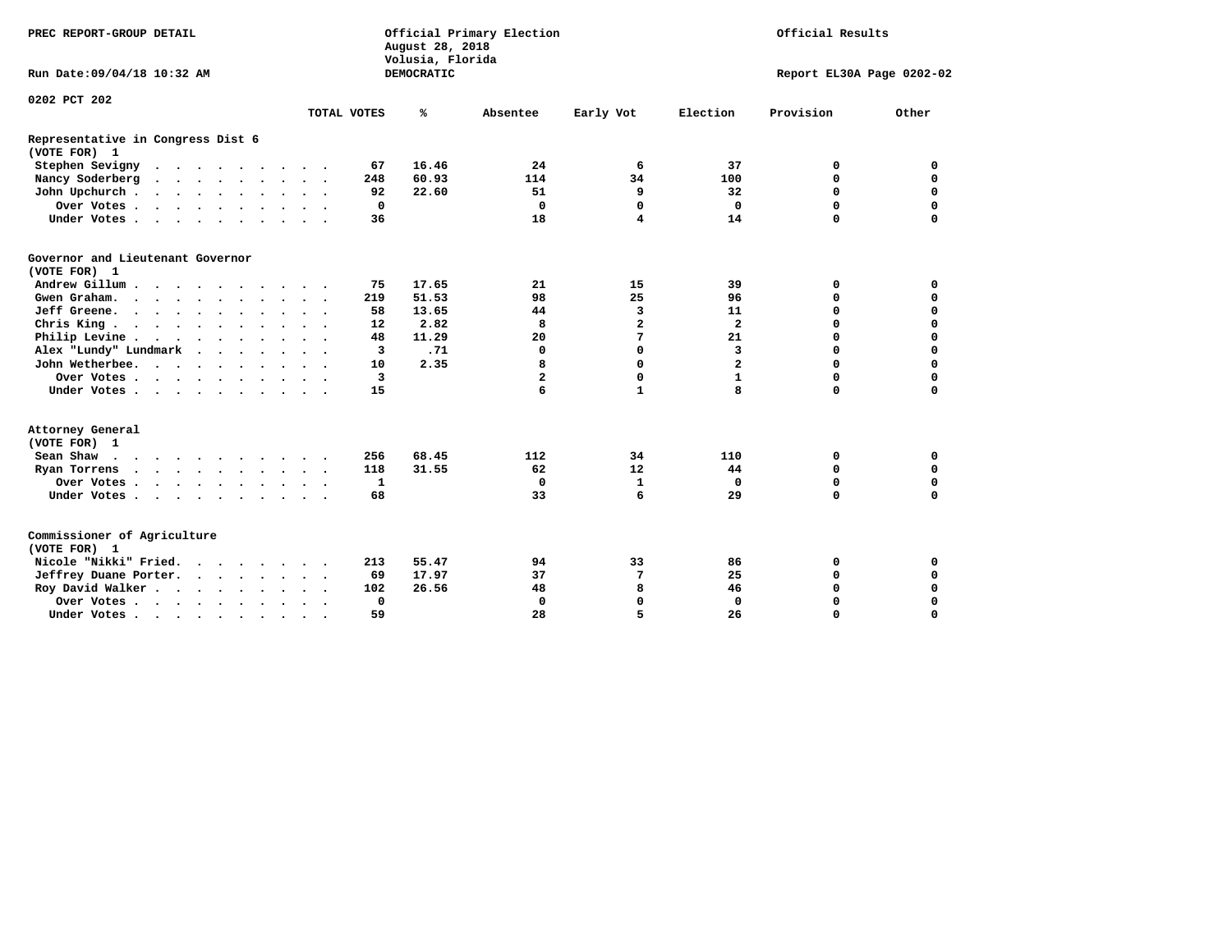PREC REPORT-GROUP DETAIL

Official Primary Election
August 28, 2018
Volusia, Florida
DEMOCRATIC

Official Results

Run Date:09/04/18 10:32 AM

Report EL30A Page 0202-02

0202 PCT 202

| | TOTAL VOTES | % | Absentee | Early Vot | Election | Provision | Other |
|---|---|---|---|---|---|---|---|
| **Representative in Congress Dist 6** | | | | | | | |
| **(VOTE FOR) 1** | | | | | | | |
| Stephen Sevigny | 67 | 16.46 | 24 | 6 | 37 | 0 | 0 |
| Nancy Soderberg | 248 | 60.93 | 114 | 34 | 100 | 0 | 0 |
| John Upchurch | 92 | 22.60 | 51 | 9 | 32 | 0 | 0 |
| Over Votes | 0 | | 0 | 0 | 0 | 0 | 0 |
| Under Votes | 36 | | 18 | 4 | 14 | 0 | 0 |
| **Governor and Lieutenant Governor** | | | | | | | |
| **(VOTE FOR) 1** | | | | | | | |
| Andrew Gillum | 75 | 17.65 | 21 | 15 | 39 | 0 | 0 |
| Gwen Graham | 219 | 51.53 | 98 | 25 | 96 | 0 | 0 |
| Jeff Greene | 58 | 13.65 | 44 | 3 | 11 | 0 | 0 |
| Chris King | 12 | 2.82 | 8 | 2 | 2 | 0 | 0 |
| Philip Levine | 48 | 11.29 | 20 | 7 | 21 | 0 | 0 |
| Alex "Lundy" Lundmark | 3 | .71 | 0 | 0 | 3 | 0 | 0 |
| John Wetherbee | 10 | 2.35 | 8 | 0 | 2 | 0 | 0 |
| Over Votes | 3 | | 2 | 0 | 1 | 0 | 0 |
| Under Votes | 15 | | 6 | 1 | 8 | 0 | 0 |
| **Attorney General** | | | | | | | |
| **(VOTE FOR) 1** | | | | | | | |
| Sean Shaw | 256 | 68.45 | 112 | 34 | 110 | 0 | 0 |
| Ryan Torrens | 118 | 31.55 | 62 | 12 | 44 | 0 | 0 |
| Over Votes | 1 | | 0 | 1 | 0 | 0 | 0 |
| Under Votes | 68 | | 33 | 6 | 29 | 0 | 0 |
| **Commissioner of Agriculture** | | | | | | | |
| **(VOTE FOR) 1** | | | | | | | |
| Nicole "Nikki" Fried | 213 | 55.47 | 94 | 33 | 86 | 0 | 0 |
| Jeffrey Duane Porter | 69 | 17.97 | 37 | 7 | 25 | 0 | 0 |
| Roy David Walker | 102 | 26.56 | 48 | 8 | 46 | 0 | 0 |
| Over Votes | 0 | | 0 | 0 | 0 | 0 | 0 |
| Under Votes | 59 | | 28 | 5 | 26 | 0 | 0 |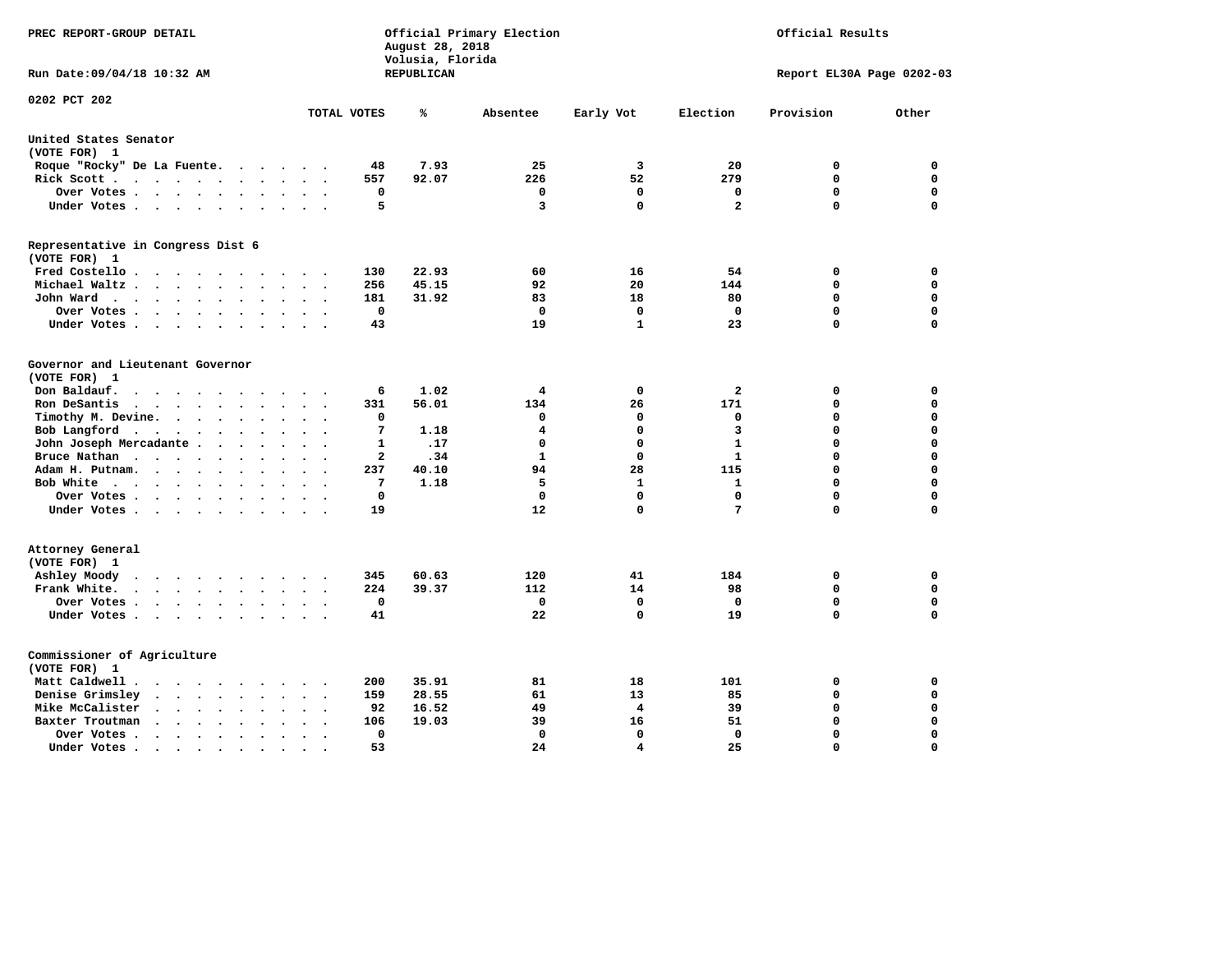PREC REPORT-GROUP DETAIL

Official Primary Election
August 28, 2018
Volusia, Florida
REPUBLICAN

Official Results

Run Date:09/04/18 10:32 AM

Report EL30A Page 0202-03

0202 PCT 202

| | TOTAL VOTES | % | Absentee | Early Vot | Election | Provision | Other |
|---|---|---|---|---|---|---|---|
| **United States Senator** | | | | | | | |
| (VOTE FOR) 1 | | | | | | | |
| Roque "Rocky" De La Fuente | 48 | 7.93 | 25 | 3 | 20 | 0 | 0 |
| Rick Scott | 557 | 92.07 | 226 | 52 | 279 | 0 | 0 |
| Over Votes | 0 | | 0 | 0 | 0 | 0 | 0 |
| Under Votes | 5 | | 3 | 0 | 2 | 0 | 0 |
| **Representative in Congress Dist 6** | | | | | | | |
| (VOTE FOR) 1 | | | | | | | |
| Fred Costello | 130 | 22.93 | 60 | 16 | 54 | 0 | 0 |
| Michael Waltz | 256 | 45.15 | 92 | 20 | 144 | 0 | 0 |
| John Ward | 181 | 31.92 | 83 | 18 | 80 | 0 | 0 |
| Over Votes | 0 | | 0 | 0 | 0 | 0 | 0 |
| Under Votes | 43 | | 19 | 1 | 23 | 0 | 0 |
| **Governor and Lieutenant Governor** | | | | | | | |
| (VOTE FOR) 1 | | | | | | | |
| Don Baldauf | 6 | 1.02 | 4 | 0 | 2 | 0 | 0 |
| Ron DeSantis | 331 | 56.01 | 134 | 26 | 171 | 0 | 0 |
| Timothy M. Devine | 0 | | 0 | 0 | 0 | 0 | 0 |
| Bob Langford | 7 | 1.18 | 4 | 0 | 3 | 0 | 0 |
| John Joseph Mercadante | 1 | .17 | 0 | 0 | 1 | 0 | 0 |
| Bruce Nathan | 2 | .34 | 1 | 0 | 1 | 0 | 0 |
| Adam H. Putnam | 237 | 40.10 | 94 | 28 | 115 | 0 | 0 |
| Bob White | 7 | 1.18 | 5 | 1 | 1 | 0 | 0 |
| Over Votes | 0 | | 0 | 0 | 0 | 0 | 0 |
| Under Votes | 19 | | 12 | 0 | 7 | 0 | 0 |
| **Attorney General** | | | | | | | |
| (VOTE FOR) 1 | | | | | | | |
| Ashley Moody | 345 | 60.63 | 120 | 41 | 184 | 0 | 0 |
| Frank White | 224 | 39.37 | 112 | 14 | 98 | 0 | 0 |
| Over Votes | 0 | | 0 | 0 | 0 | 0 | 0 |
| Under Votes | 41 | | 22 | 0 | 19 | 0 | 0 |
| **Commissioner of Agriculture** | | | | | | | |
| (VOTE FOR) 1 | | | | | | | |
| Matt Caldwell | 200 | 35.91 | 81 | 18 | 101 | 0 | 0 |
| Denise Grimsley | 159 | 28.55 | 61 | 13 | 85 | 0 | 0 |
| Mike McCalister | 92 | 16.52 | 49 | 4 | 39 | 0 | 0 |
| Baxter Troutman | 106 | 19.03 | 39 | 16 | 51 | 0 | 0 |
| Over Votes | 0 | | 0 | 0 | 0 | 0 | 0 |
| Under Votes | 53 | | 24 | 4 | 25 | 0 | 0 |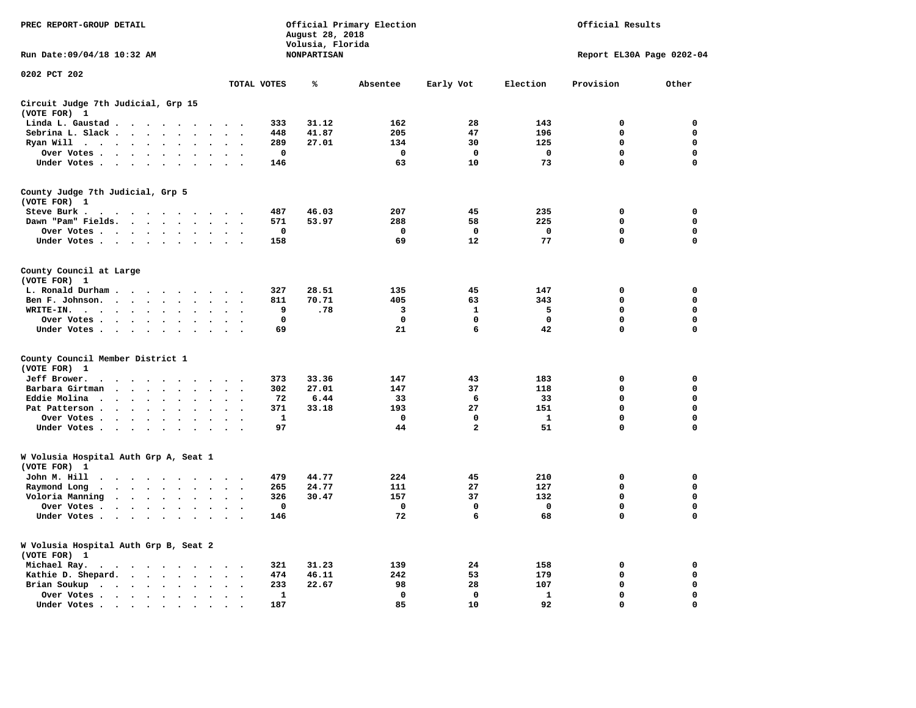PREC REPORT-GROUP DETAIL

Official Primary Election
August 28, 2018
Volusia, Florida
NONPARTISAN

Official Results

Run Date:09/04/18 10:32 AM

Report EL30A Page 0202-04

0202 PCT 202

| | TOTAL VOTES | % | Absentee | Early Vot | Election | Provision | Other |
|---|---|---|---|---|---|---|---|
| **Circuit Judge 7th Judicial, Grp 15 (VOTE FOR) 1** | | | | | | | |
| Linda L. Gaustad | 333 | 31.12 | 162 | 28 | 143 | 0 | 0 |
| Sebrina L. Slack | 448 | 41.87 | 205 | 47 | 196 | 0 | 0 |
| Ryan Will | 289 | 27.01 | 134 | 30 | 125 | 0 | 0 |
| Over Votes | 0 | | 0 | 0 | 0 | 0 | 0 |
| Under Votes | 146 | | 63 | 10 | 73 | 0 | 0 |
| **County Judge 7th Judicial, Grp 5 (VOTE FOR) 1** | | | | | | | |
| Steve Burk | 487 | 46.03 | 207 | 45 | 235 | 0 | 0 |
| Dawn "Pam" Fields | 571 | 53.97 | 288 | 58 | 225 | 0 | 0 |
| Over Votes | 0 | | 0 | 0 | 0 | 0 | 0 |
| Under Votes | 158 | | 69 | 12 | 77 | 0 | 0 |
| **County Council at Large (VOTE FOR) 1** | | | | | | | |
| L. Ronald Durham | 327 | 28.51 | 135 | 45 | 147 | 0 | 0 |
| Ben F. Johnson | 811 | 70.71 | 405 | 63 | 343 | 0 | 0 |
| WRITE-IN | 9 | .78 | 3 | 1 | 5 | 0 | 0 |
| Over Votes | 0 | | 0 | 0 | 0 | 0 | 0 |
| Under Votes | 69 | | 21 | 6 | 42 | 0 | 0 |
| **County Council Member District 1 (VOTE FOR) 1** | | | | | | | |
| Jeff Brower | 373 | 33.36 | 147 | 43 | 183 | 0 | 0 |
| Barbara Girtman | 302 | 27.01 | 147 | 37 | 118 | 0 | 0 |
| Eddie Molina | 72 | 6.44 | 33 | 6 | 33 | 0 | 0 |
| Pat Patterson | 371 | 33.18 | 193 | 27 | 151 | 0 | 0 |
| Over Votes | 1 | | 0 | 0 | 1 | 0 | 0 |
| Under Votes | 97 | | 44 | 2 | 51 | 0 | 0 |
| **W Volusia Hospital Auth Grp A, Seat 1 (VOTE FOR) 1** | | | | | | | |
| John M. Hill | 479 | 44.77 | 224 | 45 | 210 | 0 | 0 |
| Raymond Long | 265 | 24.77 | 111 | 27 | 127 | 0 | 0 |
| Voloria Manning | 326 | 30.47 | 157 | 37 | 132 | 0 | 0 |
| Over Votes | 0 | | 0 | 0 | 0 | 0 | 0 |
| Under Votes | 146 | | 72 | 6 | 68 | 0 | 0 |
| **W Volusia Hospital Auth Grp B, Seat 2 (VOTE FOR) 1** | | | | | | | |
| Michael Ray | 321 | 31.23 | 139 | 24 | 158 | 0 | 0 |
| Kathie D. Shepard | 474 | 46.11 | 242 | 53 | 179 | 0 | 0 |
| Brian Soukup | 233 | 22.67 | 98 | 28 | 107 | 0 | 0 |
| Over Votes | 1 | | 0 | 0 | 1 | 0 | 0 |
| Under Votes | 187 | | 85 | 10 | 92 | 0 | 0 |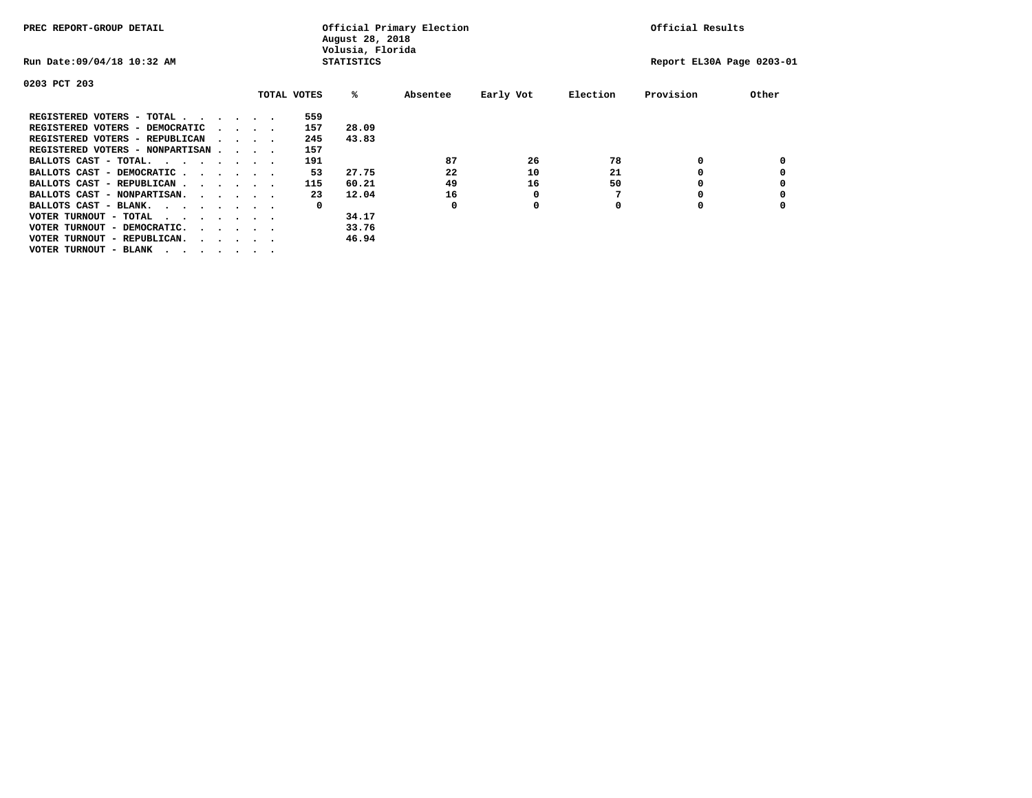PREC REPORT-GROUP DETAIL

Official Primary Election
August 28, 2018
Volusia, Florida
STATISTICS

Official Results

Run Date:09/04/18 10:32 AM

Report EL30A Page 0203-01

0203 PCT 203

| | TOTAL VOTES | % | Absentee | Early Vot | Election | Provision | Other |
|---|---|---|---|---|---|---|---|
| REGISTERED VOTERS - TOTAL . . . . . . | 559 | | | | | | |
| REGISTERED VOTERS - DEMOCRATIC . . . . | 157 | 28.09 | | | | | |
| REGISTERED VOTERS - REPUBLICAN . . . . | 245 | 43.83 | | | | | |
| REGISTERED VOTERS - NONPARTISAN . . . . | 157 | | | | | | |
| BALLOTS CAST - TOTAL. . . . . . . . | 191 | | 87 | 26 | 78 | 0 | 0 |
| BALLOTS CAST - DEMOCRATIC . . . . . . | 53 | 27.75 | 22 | 10 | 21 | 0 | 0 |
| BALLOTS CAST - REPUBLICAN . . . . . . | 115 | 60.21 | 49 | 16 | 50 | 0 | 0 |
| BALLOTS CAST - NONPARTISAN. . . . . . | 23 | 12.04 | 16 | 0 | 7 | 0 | 0 |
| BALLOTS CAST - BLANK. . . . . . . . | 0 | | 0 | 0 | 0 | 0 | 0 |
| VOTER TURNOUT - TOTAL . . . . . . . | | 34.17 | | | | | |
| VOTER TURNOUT - DEMOCRATIC. . . . . . | | 33.76 | | | | | |
| VOTER TURNOUT - REPUBLICAN. . . . . . | | 46.94 | | | | | |
| VOTER TURNOUT - BLANK . . . . . . . | | | | | | | |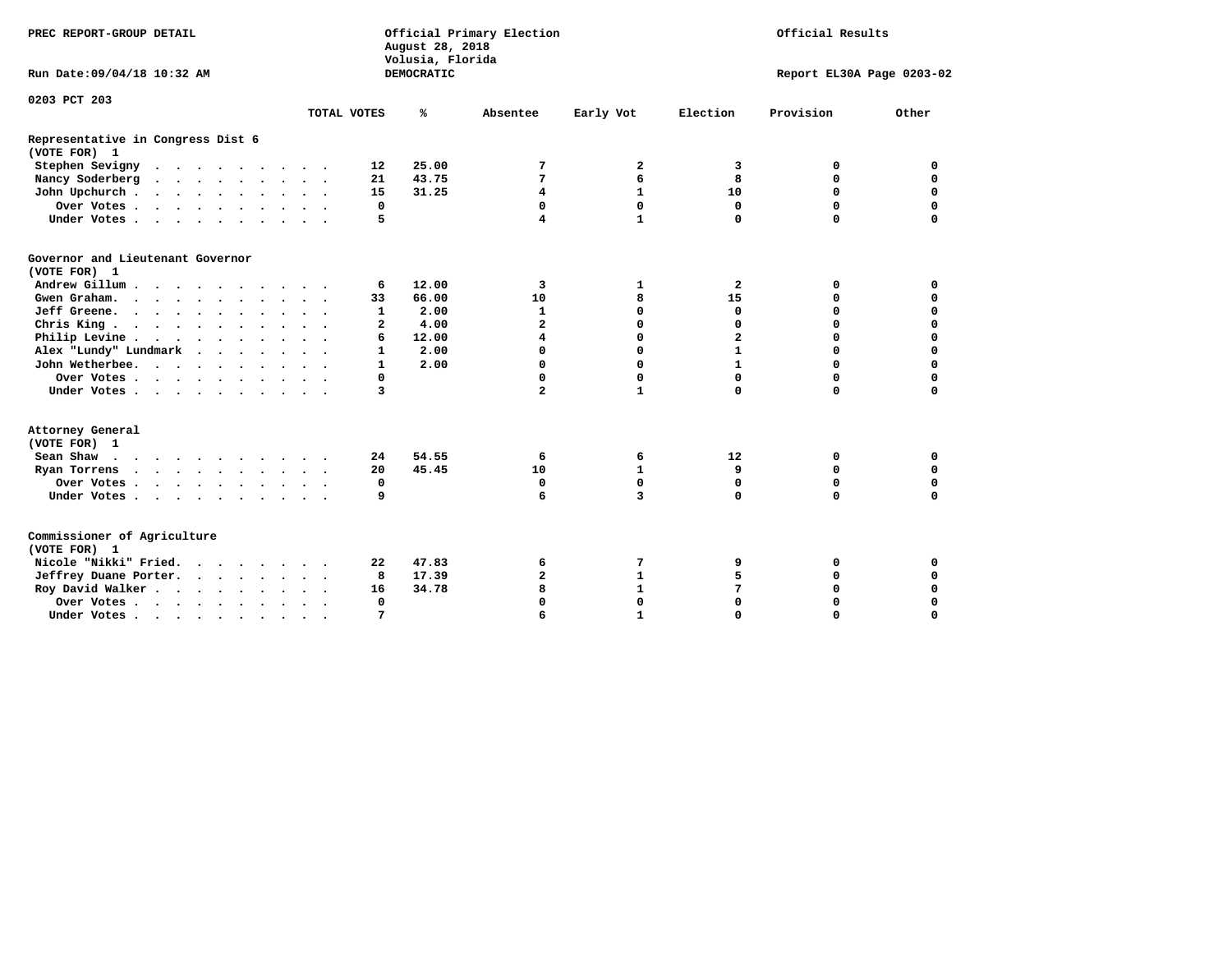PREC REPORT-GROUP DETAIL

Official Primary Election
August 28, 2018
Volusia, Florida
DEMOCRATIC

Official Results

Run Date:09/04/18 10:32 AM

Report EL30A Page 0203-02

0203 PCT 203

| | TOTAL VOTES | % | Absentee | Early Vot | Election | Provision | Other |
|---|---|---|---|---|---|---|---|
| **Representative in Congress Dist 6** | | | | | | | |
| **(VOTE FOR) 1** | | | | | | | |
| Stephen Sevigny | 12 | 25.00 | 7 | 2 | 3 | 0 | 0 |
| Nancy Soderberg | 21 | 43.75 | 7 | 6 | 8 | 0 | 0 |
| John Upchurch | 15 | 31.25 | 4 | 1 | 10 | 0 | 0 |
| Over Votes | 0 | | 0 | 0 | 0 | 0 | 0 |
| Under Votes | 5 | | 4 | 1 | 0 | 0 | 0 |
| **Governor and Lieutenant Governor** | | | | | | | |
| **(VOTE FOR) 1** | | | | | | | |
| Andrew Gillum | 6 | 12.00 | 3 | 1 | 2 | 0 | 0 |
| Gwen Graham | 33 | 66.00 | 10 | 8 | 15 | 0 | 0 |
| Jeff Greene | 1 | 2.00 | 1 | 0 | 0 | 0 | 0 |
| Chris King | 2 | 4.00 | 2 | 0 | 0 | 0 | 0 |
| Philip Levine | 6 | 12.00 | 4 | 0 | 2 | 0 | 0 |
| Alex "Lundy" Lundmark | 1 | 2.00 | 0 | 0 | 1 | 0 | 0 |
| John Wetherbee | 1 | 2.00 | 0 | 0 | 1 | 0 | 0 |
| Over Votes | 0 | | 0 | 0 | 0 | 0 | 0 |
| Under Votes | 3 | | 2 | 1 | 0 | 0 | 0 |
| **Attorney General** | | | | | | | |
| **(VOTE FOR) 1** | | | | | | | |
| Sean Shaw | 24 | 54.55 | 6 | 6 | 12 | 0 | 0 |
| Ryan Torrens | 20 | 45.45 | 10 | 1 | 9 | 0 | 0 |
| Over Votes | 0 | | 0 | 0 | 0 | 0 | 0 |
| Under Votes | 9 | | 6 | 3 | 0 | 0 | 0 |
| **Commissioner of Agriculture** | | | | | | | |
| **(VOTE FOR) 1** | | | | | | | |
| Nicole "Nikki" Fried | 22 | 47.83 | 6 | 7 | 9 | 0 | 0 |
| Jeffrey Duane Porter | 8 | 17.39 | 2 | 1 | 5 | 0 | 0 |
| Roy David Walker | 16 | 34.78 | 8 | 1 | 7 | 0 | 0 |
| Over Votes | 0 | | 0 | 0 | 0 | 0 | 0 |
| Under Votes | 7 | | 6 | 1 | 0 | 0 | 0 |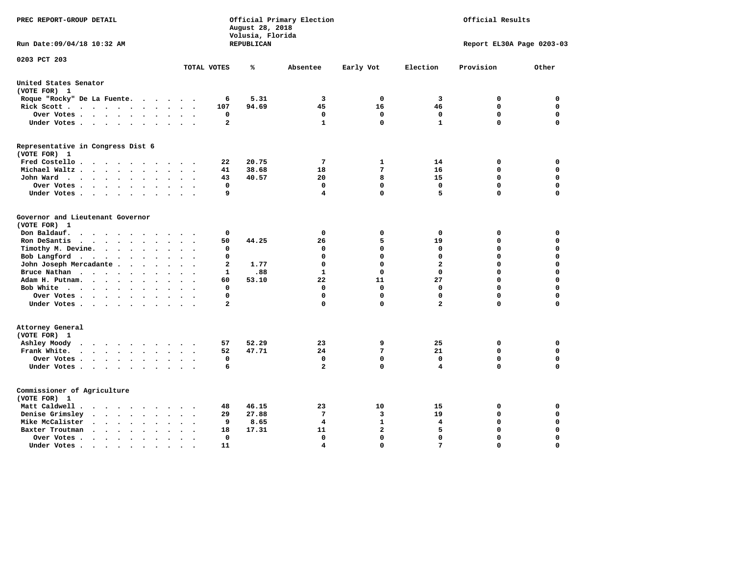PREC REPORT-GROUP DETAIL

Official Primary Election
August 28, 2018
Volusia, Florida
REPUBLICAN

Official Results

Run Date:09/04/18 10:32 AM

Report EL30A Page 0203-03

0203 PCT 203

| | TOTAL VOTES | % | Absentee | Early Vot | Election | Provision | Other |
|---|---|---|---|---|---|---|---|
| **United States Senator** | | | | | | | |
| (VOTE FOR) 1 | | | | | | | |
| Roque "Rocky" De La Fuente | 6 | 5.31 | 3 | 0 | 3 | 0 | 0 |
| Rick Scott | 107 | 94.69 | 45 | 16 | 46 | 0 | 0 |
| Over Votes | 0 | | 0 | 0 | 0 | 0 | 0 |
| Under Votes | 2 | | 1 | 0 | 1 | 0 | 0 |
| **Representative in Congress Dist 6** | | | | | | | |
| (VOTE FOR) 1 | | | | | | | |
| Fred Costello | 22 | 20.75 | 7 | 1 | 14 | 0 | 0 |
| Michael Waltz | 41 | 38.68 | 18 | 7 | 16 | 0 | 0 |
| John Ward | 43 | 40.57 | 20 | 8 | 15 | 0 | 0 |
| Over Votes | 0 | | 0 | 0 | 0 | 0 | 0 |
| Under Votes | 9 | | 4 | 0 | 5 | 0 | 0 |
| **Governor and Lieutenant Governor** | | | | | | | |
| (VOTE FOR) 1 | | | | | | | |
| Don Baldauf | 0 | | 0 | 0 | 0 | 0 | 0 |
| Ron DeSantis | 50 | 44.25 | 26 | 5 | 19 | 0 | 0 |
| Timothy M. Devine | 0 | | 0 | 0 | 0 | 0 | 0 |
| Bob Langford | 0 | | 0 | 0 | 0 | 0 | 0 |
| John Joseph Mercadante | 2 | 1.77 | 0 | 0 | 2 | 0 | 0 |
| Bruce Nathan | 1 | .88 | 1 | 0 | 0 | 0 | 0 |
| Adam H. Putnam | 60 | 53.10 | 22 | 11 | 27 | 0 | 0 |
| Bob White | 0 | | 0 | 0 | 0 | 0 | 0 |
| Over Votes | 0 | | 0 | 0 | 0 | 0 | 0 |
| Under Votes | 2 | | 0 | 0 | 2 | 0 | 0 |
| **Attorney General** | | | | | | | |
| (VOTE FOR) 1 | | | | | | | |
| Ashley Moody | 57 | 52.29 | 23 | 9 | 25 | 0 | 0 |
| Frank White | 52 | 47.71 | 24 | 7 | 21 | 0 | 0 |
| Over Votes | 0 | | 0 | 0 | 0 | 0 | 0 |
| Under Votes | 6 | | 2 | 0 | 4 | 0 | 0 |
| **Commissioner of Agriculture** | | | | | | | |
| (VOTE FOR) 1 | | | | | | | |
| Matt Caldwell | 48 | 46.15 | 23 | 10 | 15 | 0 | 0 |
| Denise Grimsley | 29 | 27.88 | 7 | 3 | 19 | 0 | 0 |
| Mike McCalister | 9 | 8.65 | 4 | 1 | 4 | 0 | 0 |
| Baxter Troutman | 18 | 17.31 | 11 | 2 | 5 | 0 | 0 |
| Over Votes | 0 | | 0 | 0 | 0 | 0 | 0 |
| Under Votes | 11 | | 4 | 0 | 7 | 0 | 0 |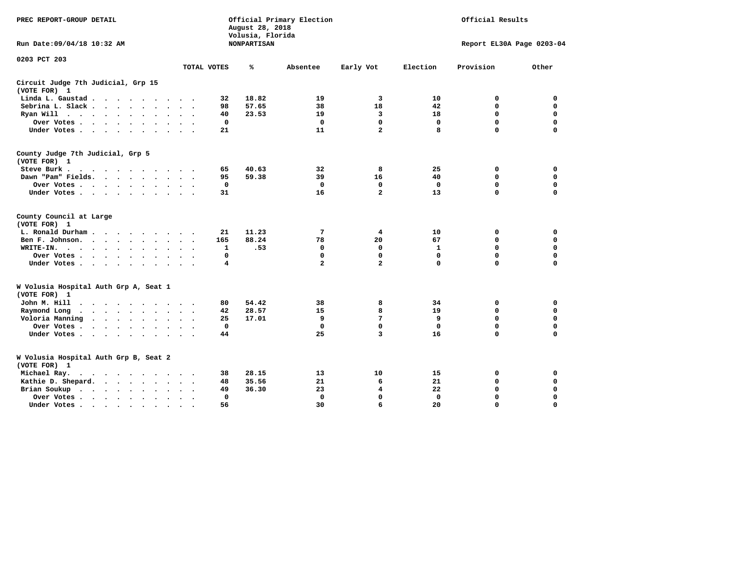PREC REPORT-GROUP DETAIL

Official Primary Election
August 28, 2018
Volusia, Florida
NONPARTISAN

Official Results

Run Date:09/04/18 10:32 AM

Report EL30A Page 0203-04

0203 PCT 203

## Circuit Judge 7th Judicial, Grp 15
(VOTE FOR) 1

| | TOTAL VOTES | % | Absentee | Early Vot | Election | Provision | Other |
|---|---|---|---|---|---|---|---|
| Linda L. Gaustad | 32 | 18.82 | 19 | 3 | 10 | 0 | 0 |
| Sebrina L. Slack | 98 | 57.65 | 38 | 18 | 42 | 0 | 0 |
| Ryan Will | 40 | 23.53 | 19 | 3 | 18 | 0 | 0 |
| Over Votes | 0 | | 0 | 0 | 0 | 0 | 0 |
| Under Votes | 21 | | 11 | 2 | 8 | 0 | 0 |

## County Judge 7th Judicial, Grp 5
(VOTE FOR) 1

| | TOTAL VOTES | % | Absentee | Early Vot | Election | Provision | Other |
|---|---|---|---|---|---|---|---|
| Steve Burk | 65 | 40.63 | 32 | 8 | 25 | 0 | 0 |
| Dawn "Pam" Fields | 95 | 59.38 | 39 | 16 | 40 | 0 | 0 |
| Over Votes | 0 | | 0 | 0 | 0 | 0 | 0 |
| Under Votes | 31 | | 16 | 2 | 13 | 0 | 0 |

## County Council at Large
(VOTE FOR) 1

| | TOTAL VOTES | % | Absentee | Early Vot | Election | Provision | Other |
|---|---|---|---|---|---|---|---|
| L. Ronald Durham | 21 | 11.23 | 7 | 4 | 10 | 0 | 0 |
| Ben F. Johnson | 165 | 88.24 | 78 | 20 | 67 | 0 | 0 |
| WRITE-IN | 1 | .53 | 0 | 0 | 1 | 0 | 0 |
| Over Votes | 0 | | 0 | 0 | 0 | 0 | 0 |
| Under Votes | 4 | | 2 | 2 | 0 | 0 | 0 |

## W Volusia Hospital Auth Grp A, Seat 1
(VOTE FOR) 1

| | TOTAL VOTES | % | Absentee | Early Vot | Election | Provision | Other |
|---|---|---|---|---|---|---|---|
| John M. Hill | 80 | 54.42 | 38 | 8 | 34 | 0 | 0 |
| Raymond Long | 42 | 28.57 | 15 | 8 | 19 | 0 | 0 |
| Voloria Manning | 25 | 17.01 | 9 | 7 | 9 | 0 | 0 |
| Over Votes | 0 | | 0 | 0 | 0 | 0 | 0 |
| Under Votes | 44 | | 25 | 3 | 16 | 0 | 0 |

## W Volusia Hospital Auth Grp B, Seat 2
(VOTE FOR) 1

| | TOTAL VOTES | % | Absentee | Early Vot | Election | Provision | Other |
|---|---|---|---|---|---|---|---|
| Michael Ray | 38 | 28.15 | 13 | 10 | 15 | 0 | 0 |
| Kathie D. Shepard | 48 | 35.56 | 21 | 6 | 21 | 0 | 0 |
| Brian Soukup | 49 | 36.30 | 23 | 4 | 22 | 0 | 0 |
| Over Votes | 0 | | 0 | 0 | 0 | 0 | 0 |
| Under Votes | 56 | | 30 | 6 | 20 | 0 | 0 |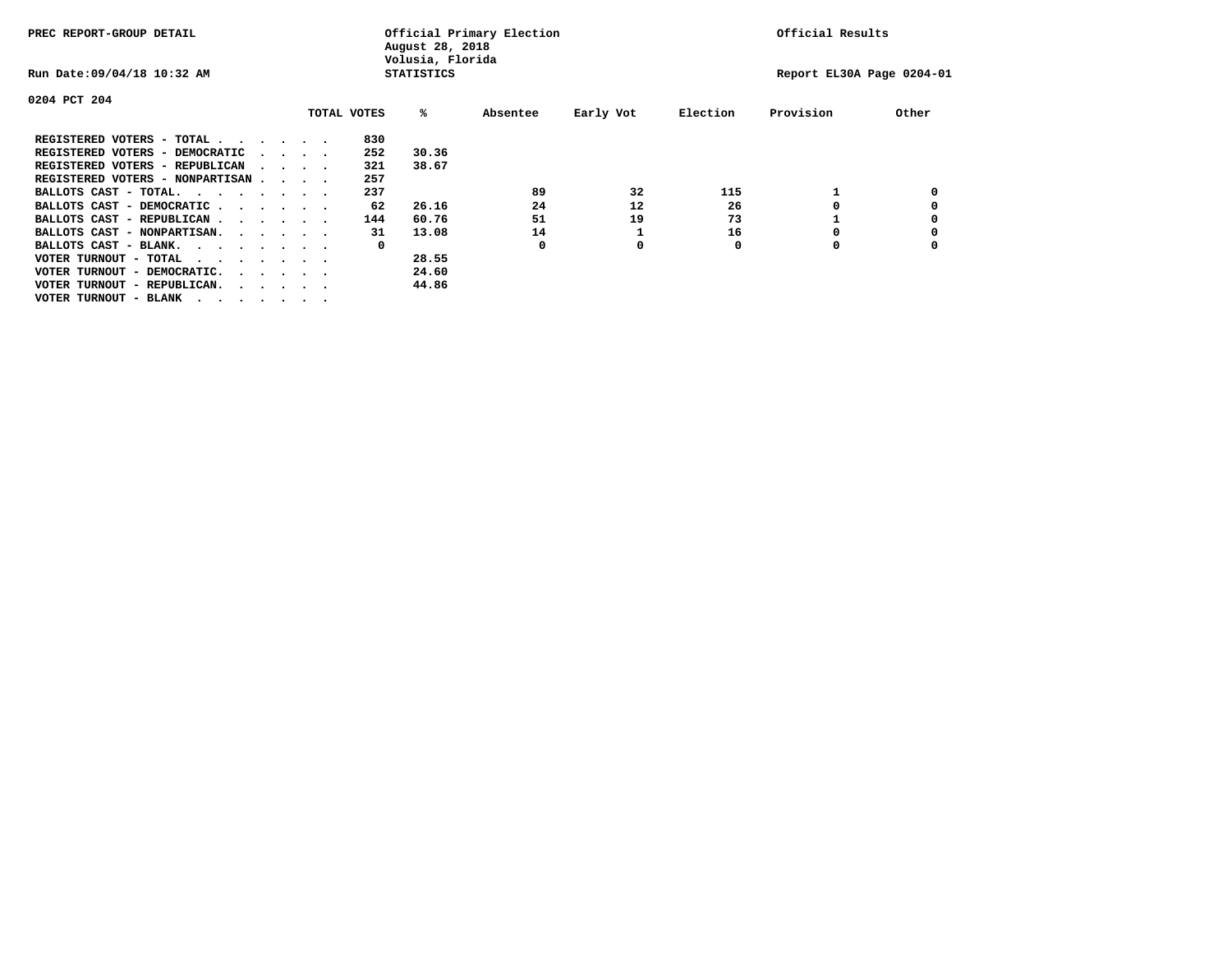PREC REPORT-GROUP DETAIL

Official Primary Election
August 28, 2018
Volusia, Florida
STATISTICS

Official Results

Run Date:09/04/18 10:32 AM

Report EL30A Page 0204-01

0204 PCT 204

| | TOTAL VOTES | % | Absentee | Early Vot | Election | Provision | Other |
|---|---|---|---|---|---|---|---|
| REGISTERED VOTERS - TOTAL . . . . . . | 830 | | | | | | |
| REGISTERED VOTERS - DEMOCRATIC . . . . | 252 | 30.36 | | | | | |
| REGISTERED VOTERS - REPUBLICAN . . . . | 321 | 38.67 | | | | | |
| REGISTERED VOTERS - NONPARTISAN . . . . | 257 | | | | | | |
| BALLOTS CAST - TOTAL. . . . . . . . | 237 | | 89 | 32 | 115 | 1 | 0 |
| BALLOTS CAST - DEMOCRATIC . . . . . . | 62 | 26.16 | 24 | 12 | 26 | 0 | 0 |
| BALLOTS CAST - REPUBLICAN . . . . . . | 144 | 60.76 | 51 | 19 | 73 | 1 | 0 |
| BALLOTS CAST - NONPARTISAN. . . . . . | 31 | 13.08 | 14 | 1 | 16 | 0 | 0 |
| BALLOTS CAST - BLANK. . . . . . . . | 0 | | 0 | 0 | 0 | 0 | 0 |
| VOTER TURNOUT - TOTAL . . . . . . . | | 28.55 | | | | | |
| VOTER TURNOUT - DEMOCRATIC. . . . . . | | 24.60 | | | | | |
| VOTER TURNOUT - REPUBLICAN. . . . . . | | 44.86 | | | | | |
| VOTER TURNOUT - BLANK . . . . . . . | | | | | | | |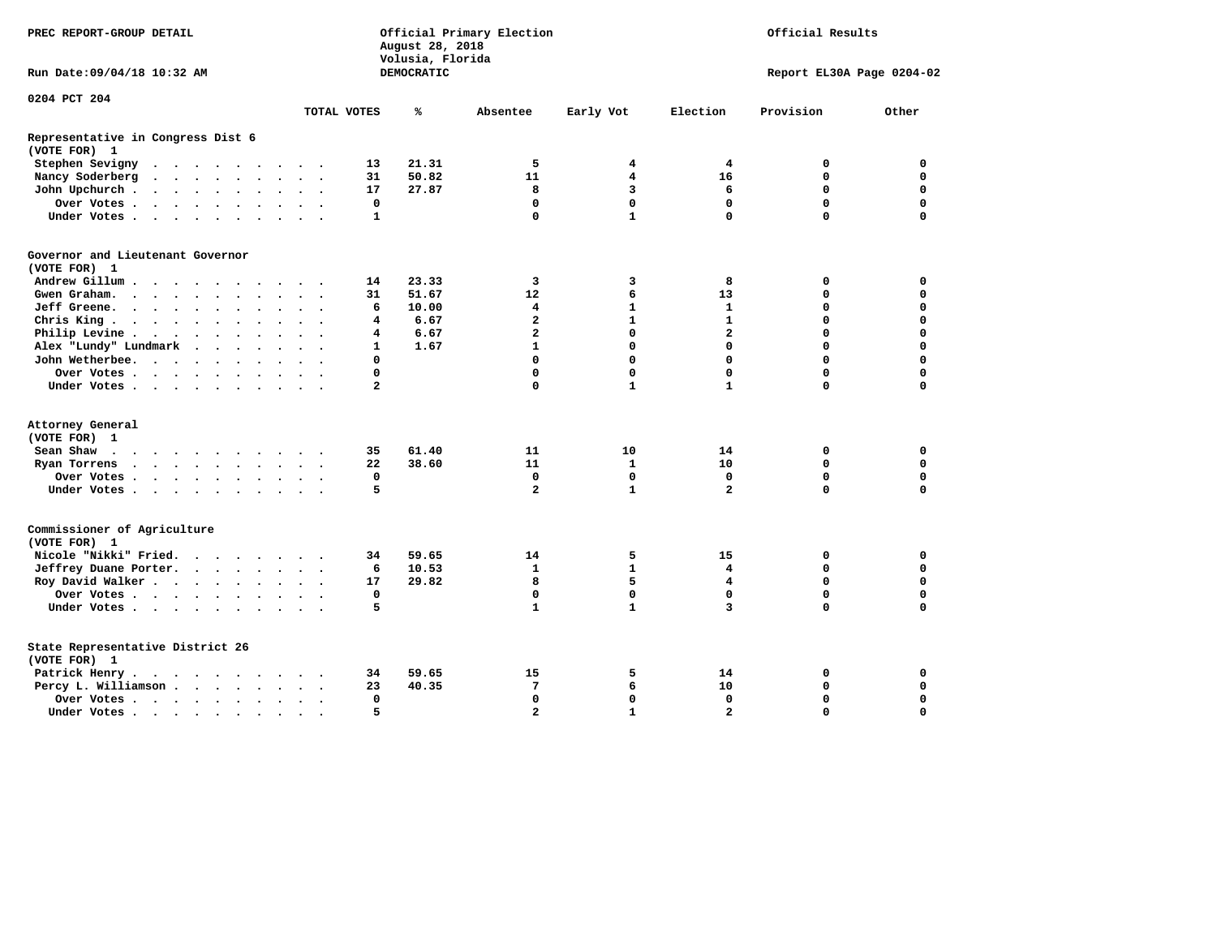PREC REPORT-GROUP DETAIL

Official Primary Election
August 28, 2018
Volusia, Florida
DEMOCRATIC

Official Results

Run Date:09/04/18 10:32 AM

Report EL30A Page 0204-02

## 0204 PCT 204

### Representative in Congress Dist 6
(VOTE FOR) 1

| | TOTAL VOTES | % | Absentee | Early Vot | Election | Provision | Other |
|---|---|---|---|---|---|---|---|
| Stephen Sevigny | 13 | 21.31 | 5 | 4 | 4 | 0 | 0 |
| Nancy Soderberg | 31 | 50.82 | 11 | 4 | 16 | 0 | 0 |
| John Upchurch | 17 | 27.87 | 8 | 3 | 6 | 0 | 0 |
| Over Votes | 0 | | 0 | 0 | 0 | 0 | 0 |
| Under Votes | 1 | | 0 | 1 | 0 | 0 | 0 |

### Governor and Lieutenant Governor
(VOTE FOR) 1

| | TOTAL VOTES | % | Absentee | Early Vot | Election | Provision | Other |
|---|---|---|---|---|---|---|---|
| Andrew Gillum | 14 | 23.33 | 3 | 3 | 8 | 0 | 0 |
| Gwen Graham | 31 | 51.67 | 12 | 6 | 13 | 0 | 0 |
| Jeff Greene | 6 | 10.00 | 4 | 1 | 1 | 0 | 0 |
| Chris King | 4 | 6.67 | 2 | 1 | 1 | 0 | 0 |
| Philip Levine | 4 | 6.67 | 2 | 0 | 2 | 0 | 0 |
| Alex "Lundy" Lundmark | 1 | 1.67 | 1 | 0 | 0 | 0 | 0 |
| John Wetherbee | 0 | | 0 | 0 | 0 | 0 | 0 |
| Over Votes | 0 | | 0 | 0 | 0 | 0 | 0 |
| Under Votes | 2 | | 0 | 1 | 1 | 0 | 0 |

### Attorney General
(VOTE FOR) 1

| | TOTAL VOTES | % | Absentee | Early Vot | Election | Provision | Other |
|---|---|---|---|---|---|---|---|
| Sean Shaw | 35 | 61.40 | 11 | 10 | 14 | 0 | 0 |
| Ryan Torrens | 22 | 38.60 | 11 | 1 | 10 | 0 | 0 |
| Over Votes | 0 | | 0 | 0 | 0 | 0 | 0 |
| Under Votes | 5 | | 2 | 1 | 2 | 0 | 0 |

### Commissioner of Agriculture
(VOTE FOR) 1

| | TOTAL VOTES | % | Absentee | Early Vot | Election | Provision | Other |
|---|---|---|---|---|---|---|---|
| Nicole "Nikki" Fried | 34 | 59.65 | 14 | 5 | 15 | 0 | 0 |
| Jeffrey Duane Porter | 6 | 10.53 | 1 | 1 | 4 | 0 | 0 |
| Roy David Walker | 17 | 29.82 | 8 | 5 | 4 | 0 | 0 |
| Over Votes | 0 | | 0 | 0 | 0 | 0 | 0 |
| Under Votes | 5 | | 1 | 1 | 3 | 0 | 0 |

### State Representative District 26
(VOTE FOR) 1

| | TOTAL VOTES | % | Absentee | Early Vot | Election | Provision | Other |
|---|---|---|---|---|---|---|---|
| Patrick Henry | 34 | 59.65 | 15 | 5 | 14 | 0 | 0 |
| Percy L. Williamson | 23 | 40.35 | 7 | 6 | 10 | 0 | 0 |
| Over Votes | 0 | | 0 | 0 | 0 | 0 | 0 |
| Under Votes | 5 | | 2 | 1 | 2 | 0 | 0 |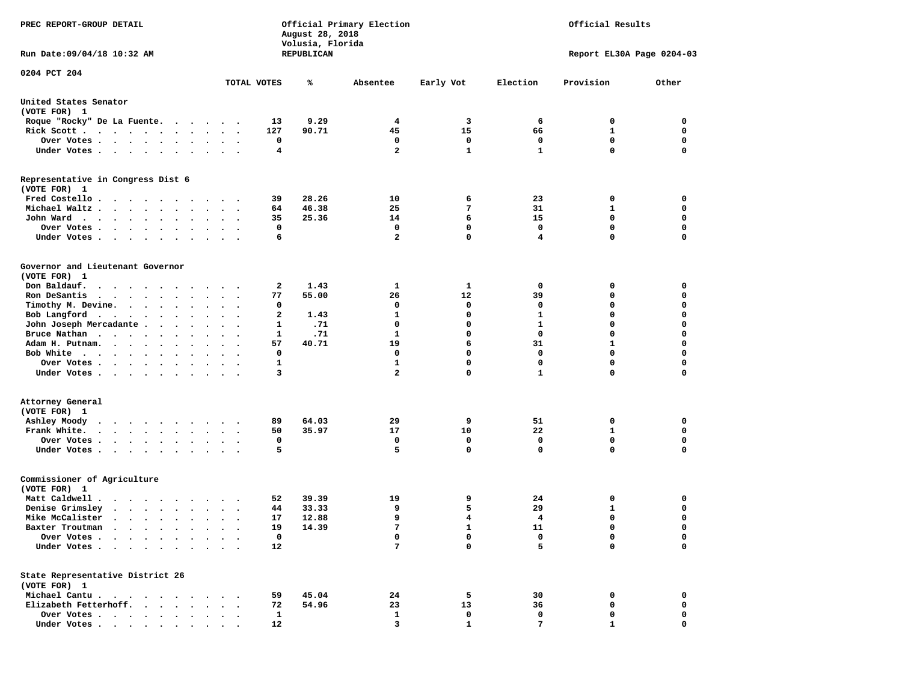PREC REPORT-GROUP DETAIL

Official Primary Election
August 28, 2018
Volusia, Florida
REPUBLICAN

Official Results

Run Date:09/04/18 10:32 AM

Report EL30A Page 0204-03

## 0204 PCT 204

| | TOTAL VOTES | % | Absentee | Early Vot | Election | Provision | Other |
|---|---|---|---|---|---|---|---|
| **United States Senator (VOTE FOR) 1** | | | | | | | |
| Roque "Rocky" De La Fuente | 13 | 9.29 | 4 | 3 | 6 | 0 | 0 |
| Rick Scott | 127 | 90.71 | 45 | 15 | 66 | 1 | 0 |
| Over Votes | 0 | | 0 | 0 | 0 | 0 | 0 |
| Under Votes | 4 | | 2 | 1 | 1 | 0 | 0 |
| **Representative in Congress Dist 6 (VOTE FOR) 1** | | | | | | | |
| Fred Costello | 39 | 28.26 | 10 | 6 | 23 | 0 | 0 |
| Michael Waltz | 64 | 46.38 | 25 | 7 | 31 | 1 | 0 |
| John Ward | 35 | 25.36 | 14 | 6 | 15 | 0 | 0 |
| Over Votes | 0 | | 0 | 0 | 0 | 0 | 0 |
| Under Votes | 6 | | 2 | 0 | 4 | 0 | 0 |
| **Governor and Lieutenant Governor (VOTE FOR) 1** | | | | | | | |
| Don Baldauf | 2 | 1.43 | 1 | 1 | 0 | 0 | 0 |
| Ron DeSantis | 77 | 55.00 | 26 | 12 | 39 | 0 | 0 |
| Timothy M. Devine | 0 | | 0 | 0 | 0 | 0 | 0 |
| Bob Langford | 2 | 1.43 | 1 | 0 | 1 | 0 | 0 |
| John Joseph Mercadante | 1 | .71 | 0 | 0 | 1 | 0 | 0 |
| Bruce Nathan | 1 | .71 | 1 | 0 | 0 | 0 | 0 |
| Adam H. Putnam | 57 | 40.71 | 19 | 6 | 31 | 1 | 0 |
| Bob White | 0 | | 0 | 0 | 0 | 0 | 0 |
| Over Votes | 1 | | 1 | 0 | 0 | 0 | 0 |
| Under Votes | 3 | | 2 | 0 | 1 | 0 | 0 |
| **Attorney General (VOTE FOR) 1** | | | | | | | |
| Ashley Moody | 89 | 64.03 | 29 | 9 | 51 | 0 | 0 |
| Frank White | 50 | 35.97 | 17 | 10 | 22 | 1 | 0 |
| Over Votes | 0 | | 0 | 0 | 0 | 0 | 0 |
| Under Votes | 5 | | 5 | 0 | 0 | 0 | 0 |
| **Commissioner of Agriculture (VOTE FOR) 1** | | | | | | | |
| Matt Caldwell | 52 | 39.39 | 19 | 9 | 24 | 0 | 0 |
| Denise Grimsley | 44 | 33.33 | 9 | 5 | 29 | 1 | 0 |
| Mike McCalister | 17 | 12.88 | 9 | 4 | 4 | 0 | 0 |
| Baxter Troutman | 19 | 14.39 | 7 | 1 | 11 | 0 | 0 |
| Over Votes | 0 | | 0 | 0 | 0 | 0 | 0 |
| Under Votes | 12 | | 7 | 0 | 5 | 0 | 0 |
| **State Representative District 26 (VOTE FOR) 1** | | | | | | | |
| Michael Cantu | 59 | 45.04 | 24 | 5 | 30 | 0 | 0 |
| Elizabeth Fetterhoff | 72 | 54.96 | 23 | 13 | 36 | 0 | 0 |
| Over Votes | 1 | | 1 | 0 | 0 | 0 | 0 |
| Under Votes | 12 | | 3 | 1 | 7 | 1 | 0 |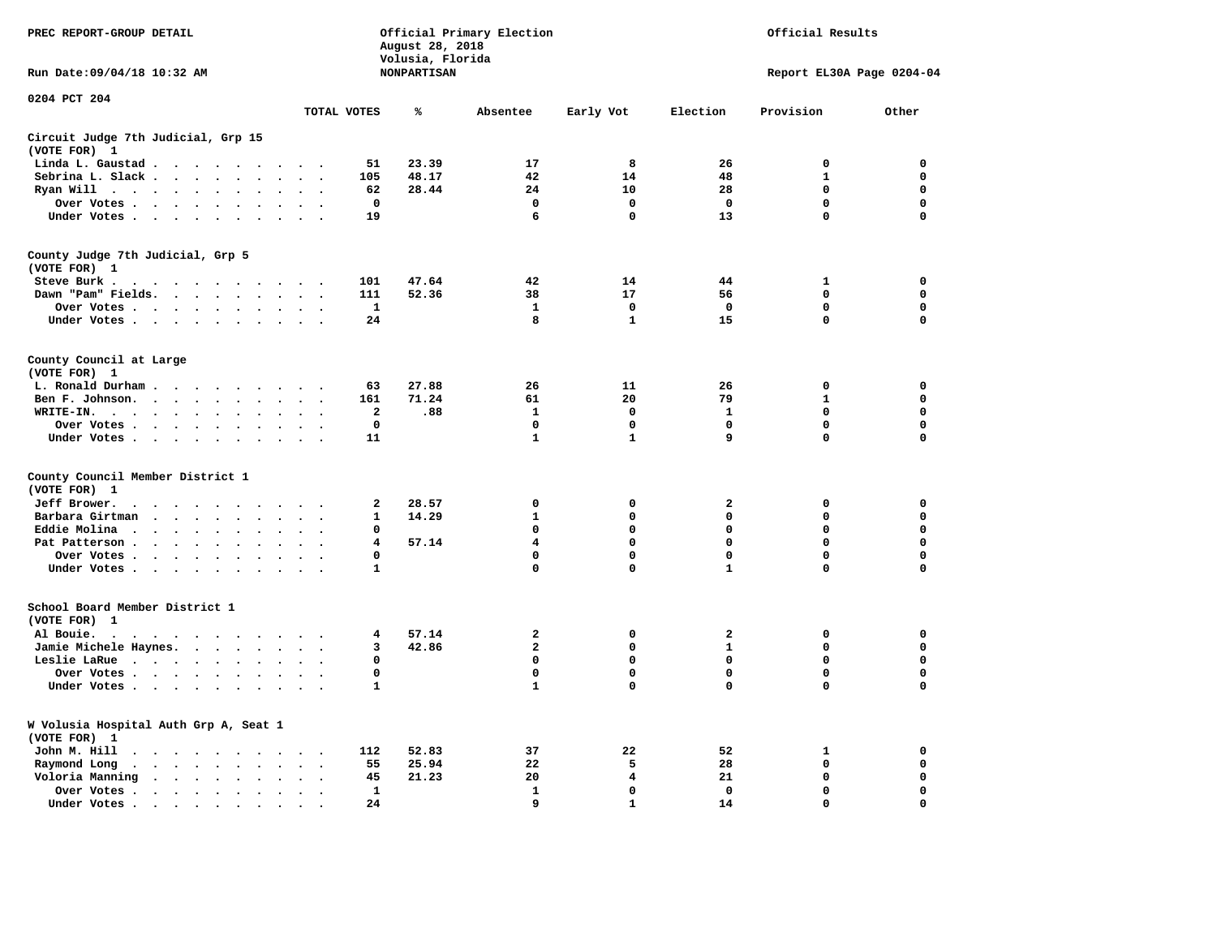PREC REPORT-GROUP DETAIL

Official Primary Election
August 28, 2018
Volusia, Florida
NONPARTISAN

Official Results

Run Date:09/04/18 10:32 AM

Report EL30A Page 0204-04

0204 PCT 204

| | TOTAL VOTES | % | Absentee | Early Vot | Election | Provision | Other |
|---|---|---|---|---|---|---|---|
| **Circuit Judge 7th Judicial, Grp 15 (VOTE FOR) 1** | | | | | | | |
| Linda L. Gaustad | 51 | 23.39 | 17 | 8 | 26 | 0 | 0 |
| Sebrina L. Slack | 105 | 48.17 | 42 | 14 | 48 | 1 | 0 |
| Ryan Will | 62 | 28.44 | 24 | 10 | 28 | 0 | 0 |
| Over Votes | 0 | | 0 | 0 | 0 | 0 | 0 |
| Under Votes | 19 | | 6 | 0 | 13 | 0 | 0 |
| **County Judge 7th Judicial, Grp 5 (VOTE FOR) 1** | | | | | | | |
| Steve Burk | 101 | 47.64 | 42 | 14 | 44 | 1 | 0 |
| Dawn "Pam" Fields | 111 | 52.36 | 38 | 17 | 56 | 0 | 0 |
| Over Votes | 1 | | 1 | 0 | 0 | 0 | 0 |
| Under Votes | 24 | | 8 | 1 | 15 | 0 | 0 |
| **County Council at Large (VOTE FOR) 1** | | | | | | | |
| L. Ronald Durham | 63 | 27.88 | 26 | 11 | 26 | 0 | 0 |
| Ben F. Johnson | 161 | 71.24 | 61 | 20 | 79 | 1 | 0 |
| WRITE-IN | 2 | .88 | 1 | 0 | 1 | 0 | 0 |
| Over Votes | 0 | | 0 | 0 | 0 | 0 | 0 |
| Under Votes | 11 | | 1 | 1 | 9 | 0 | 0 |
| **County Council Member District 1 (VOTE FOR) 1** | | | | | | | |
| Jeff Brower | 2 | 28.57 | 0 | 0 | 2 | 0 | 0 |
| Barbara Girtman | 1 | 14.29 | 1 | 0 | 0 | 0 | 0 |
| Eddie Molina | 0 | | 0 | 0 | 0 | 0 | 0 |
| Pat Patterson | 4 | 57.14 | 4 | 0 | 0 | 0 | 0 |
| Over Votes | 0 | | 0 | 0 | 0 | 0 | 0 |
| Under Votes | 1 | | 0 | 0 | 1 | 0 | 0 |
| **School Board Member District 1 (VOTE FOR) 1** | | | | | | | |
| Al Bouie | 4 | 57.14 | 2 | 0 | 2 | 0 | 0 |
| Jamie Michele Haynes | 3 | 42.86 | 2 | 0 | 1 | 0 | 0 |
| Leslie LaRue | 0 | | 0 | 0 | 0 | 0 | 0 |
| Over Votes | 0 | | 0 | 0 | 0 | 0 | 0 |
| Under Votes | 1 | | 1 | 0 | 0 | 0 | 0 |
| **W Volusia Hospital Auth Grp A, Seat 1 (VOTE FOR) 1** | | | | | | | |
| John M. Hill | 112 | 52.83 | 37 | 22 | 52 | 1 | 0 |
| Raymond Long | 55 | 25.94 | 22 | 5 | 28 | 0 | 0 |
| Voloria Manning | 45 | 21.23 | 20 | 4 | 21 | 0 | 0 |
| Over Votes | 1 | | 1 | 0 | 0 | 0 | 0 |
| Under Votes | 24 | | 9 | 1 | 14 | 0 | 0 |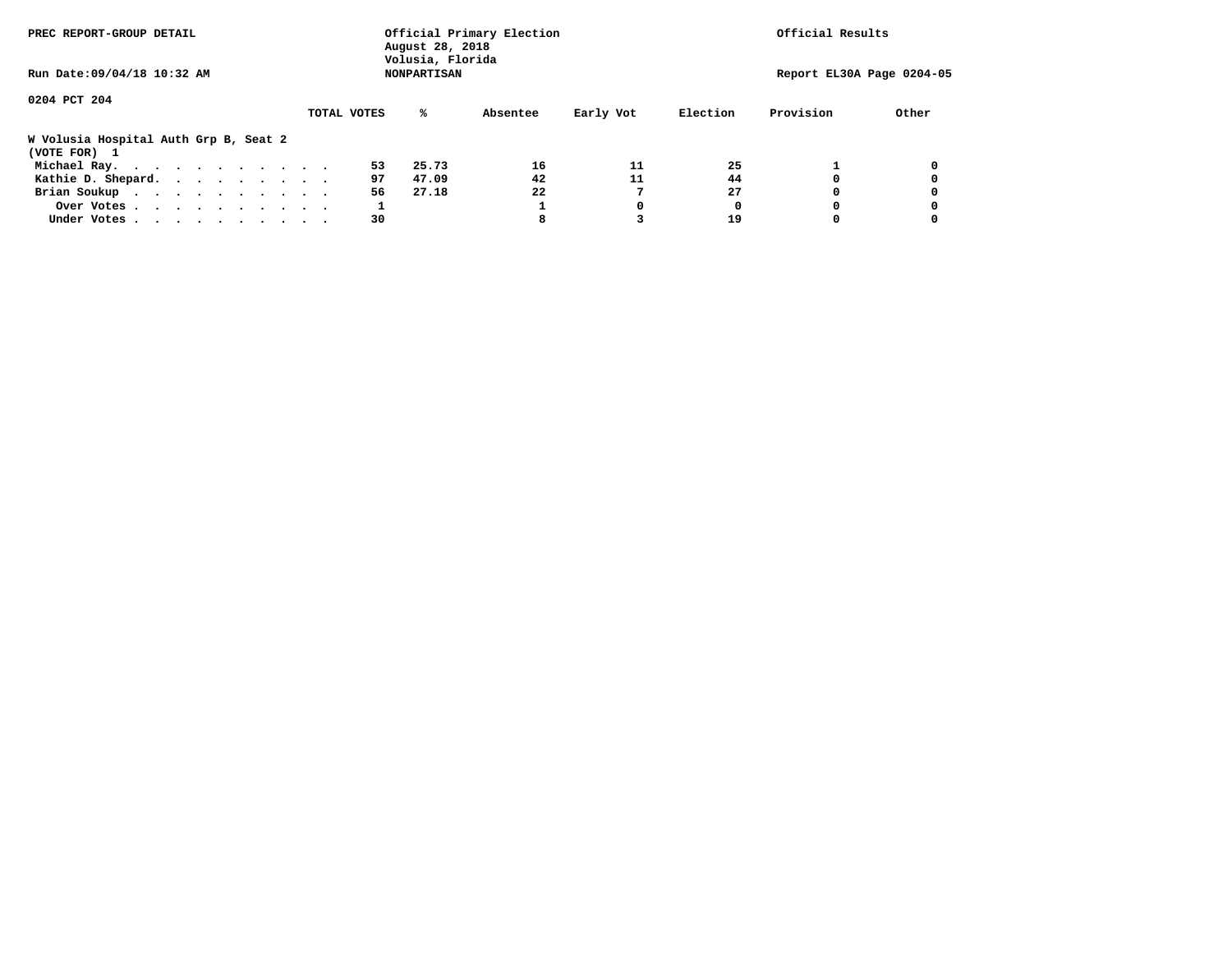PREC REPORT-GROUP DETAIL

Official Primary Election
August 28, 2018
Volusia, Florida
NONPARTISAN

Official Results

Run Date:09/04/18 10:32 AM

Report EL30A Page 0204-05

0204 PCT 204

**W Volusia Hospital Auth Grp B, Seat 2**
**(VOTE FOR) 1**

| | TOTAL VOTES | % | Absentee | Early Vot | Election | Provision | Other |
|---|---|---|---|---|---|---|---|
| Michael Ray | 53 | 25.73 | 16 | 11 | 25 | 1 | 0 |
| Kathie D. Shepard | 97 | 47.09 | 42 | 11 | 44 | 0 | 0 |
| Brian Soukup | 56 | 27.18 | 22 | 7 | 27 | 0 | 0 |
| Over Votes | 1 | | 1 | 0 | 0 | 0 | 0 |
| Under Votes | 30 | | 8 | 3 | 19 | 0 | 0 |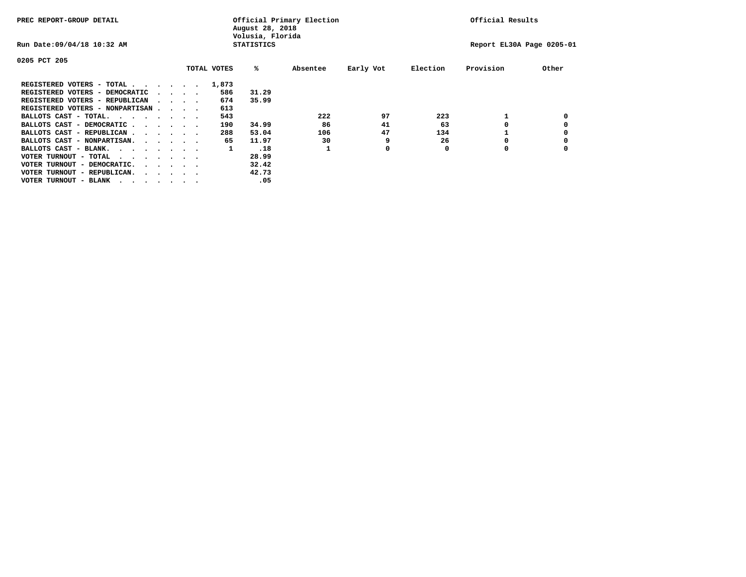PREC REPORT-GROUP DETAIL

Official Primary Election
August 28, 2018
Volusia, Florida
STATISTICS

Official Results

Run Date:09/04/18 10:32 AM

Report EL30A Page 0205-01

0205 PCT 205

| | TOTAL VOTES | % | Absentee | Early Vot | Election | Provision | Other |
|---|---|---|---|---|---|---|---|
| REGISTERED VOTERS - TOTAL . . . . . . | 1,873 | | | | | | |
| REGISTERED VOTERS - DEMOCRATIC . . . . | 586 | 31.29 | | | | | |
| REGISTERED VOTERS - REPUBLICAN . . . . | 674 | 35.99 | | | | | |
| REGISTERED VOTERS - NONPARTISAN . . . . | 613 | | | | | | |
| BALLOTS CAST - TOTAL. . . . . . . . | 543 | | 222 | 97 | 223 | 1 | 0 |
| BALLOTS CAST - DEMOCRATIC . . . . . . | 190 | 34.99 | 86 | 41 | 63 | 0 | 0 |
| BALLOTS CAST - REPUBLICAN . . . . . . | 288 | 53.04 | 106 | 47 | 134 | 1 | 0 |
| BALLOTS CAST - NONPARTISAN. . . . . . | 65 | 11.97 | 30 | 9 | 26 | 0 | 0 |
| BALLOTS CAST - BLANK. . . . . . . . | 1 | .18 | 1 | 0 | 0 | 0 | 0 |
| VOTER TURNOUT - TOTAL . . . . . . . | | 28.99 | | | | | |
| VOTER TURNOUT - DEMOCRATIC. . . . . . | | 32.42 | | | | | |
| VOTER TURNOUT - REPUBLICAN. . . . . . | | 42.73 | | | | | |
| VOTER TURNOUT - BLANK . . . . . . . | | .05 | | | | | |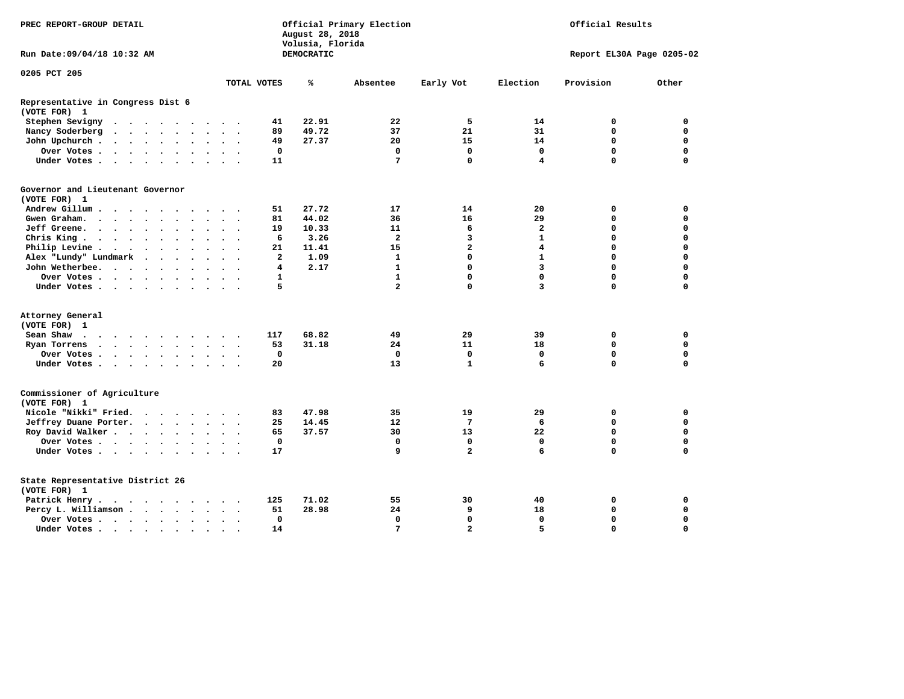PREC REPORT-GROUP DETAIL

Official Primary Election
August 28, 2018
Volusia, Florida
DEMOCRATIC

Official Results

Run Date:09/04/18 10:32 AM

Report EL30A Page 0205-02

0205 PCT 205

| | TOTAL VOTES | % | Absentee | Early Vot | Election | Provision | Other |
|---|---|---|---|---|---|---|---|
| **Representative in Congress Dist 6** | | | | | | | |
| **(VOTE FOR) 1** | | | | | | | |
| Stephen Sevigny | 41 | 22.91 | 22 | 5 | 14 | 0 | 0 |
| Nancy Soderberg | 89 | 49.72 | 37 | 21 | 31 | 0 | 0 |
| John Upchurch | 49 | 27.37 | 20 | 15 | 14 | 0 | 0 |
| Over Votes | 0 | | 0 | 0 | 0 | 0 | 0 |
| Under Votes | 11 | | 7 | 0 | 4 | 0 | 0 |
| **Governor and Lieutenant Governor** | | | | | | | |
| **(VOTE FOR) 1** | | | | | | | |
| Andrew Gillum | 51 | 27.72 | 17 | 14 | 20 | 0 | 0 |
| Gwen Graham | 81 | 44.02 | 36 | 16 | 29 | 0 | 0 |
| Jeff Greene | 19 | 10.33 | 11 | 6 | 2 | 0 | 0 |
| Chris King | 6 | 3.26 | 2 | 3 | 1 | 0 | 0 |
| Philip Levine | 21 | 11.41 | 15 | 2 | 4 | 0 | 0 |
| Alex "Lundy" Lundmark | 2 | 1.09 | 1 | 0 | 1 | 0 | 0 |
| John Wetherbee | 4 | 2.17 | 1 | 0 | 3 | 0 | 0 |
| Over Votes | 1 | | 1 | 0 | 0 | 0 | 0 |
| Under Votes | 5 | | 2 | 0 | 3 | 0 | 0 |
| **Attorney General** | | | | | | | |
| **(VOTE FOR) 1** | | | | | | | |
| Sean Shaw | 117 | 68.82 | 49 | 29 | 39 | 0 | 0 |
| Ryan Torrens | 53 | 31.18 | 24 | 11 | 18 | 0 | 0 |
| Over Votes | 0 | | 0 | 0 | 0 | 0 | 0 |
| Under Votes | 20 | | 13 | 1 | 6 | 0 | 0 |
| **Commissioner of Agriculture** | | | | | | | |
| **(VOTE FOR) 1** | | | | | | | |
| Nicole "Nikki" Fried | 83 | 47.98 | 35 | 19 | 29 | 0 | 0 |
| Jeffrey Duane Porter | 25 | 14.45 | 12 | 7 | 6 | 0 | 0 |
| Roy David Walker | 65 | 37.57 | 30 | 13 | 22 | 0 | 0 |
| Over Votes | 0 | | 0 | 0 | 0 | 0 | 0 |
| Under Votes | 17 | | 9 | 2 | 6 | 0 | 0 |
| **State Representative District 26** | | | | | | | |
| **(VOTE FOR) 1** | | | | | | | |
| Patrick Henry | 125 | 71.02 | 55 | 30 | 40 | 0 | 0 |
| Percy L. Williamson | 51 | 28.98 | 24 | 9 | 18 | 0 | 0 |
| Over Votes | 0 | | 0 | 0 | 0 | 0 | 0 |
| Under Votes | 14 | | 7 | 2 | 5 | 0 | 0 |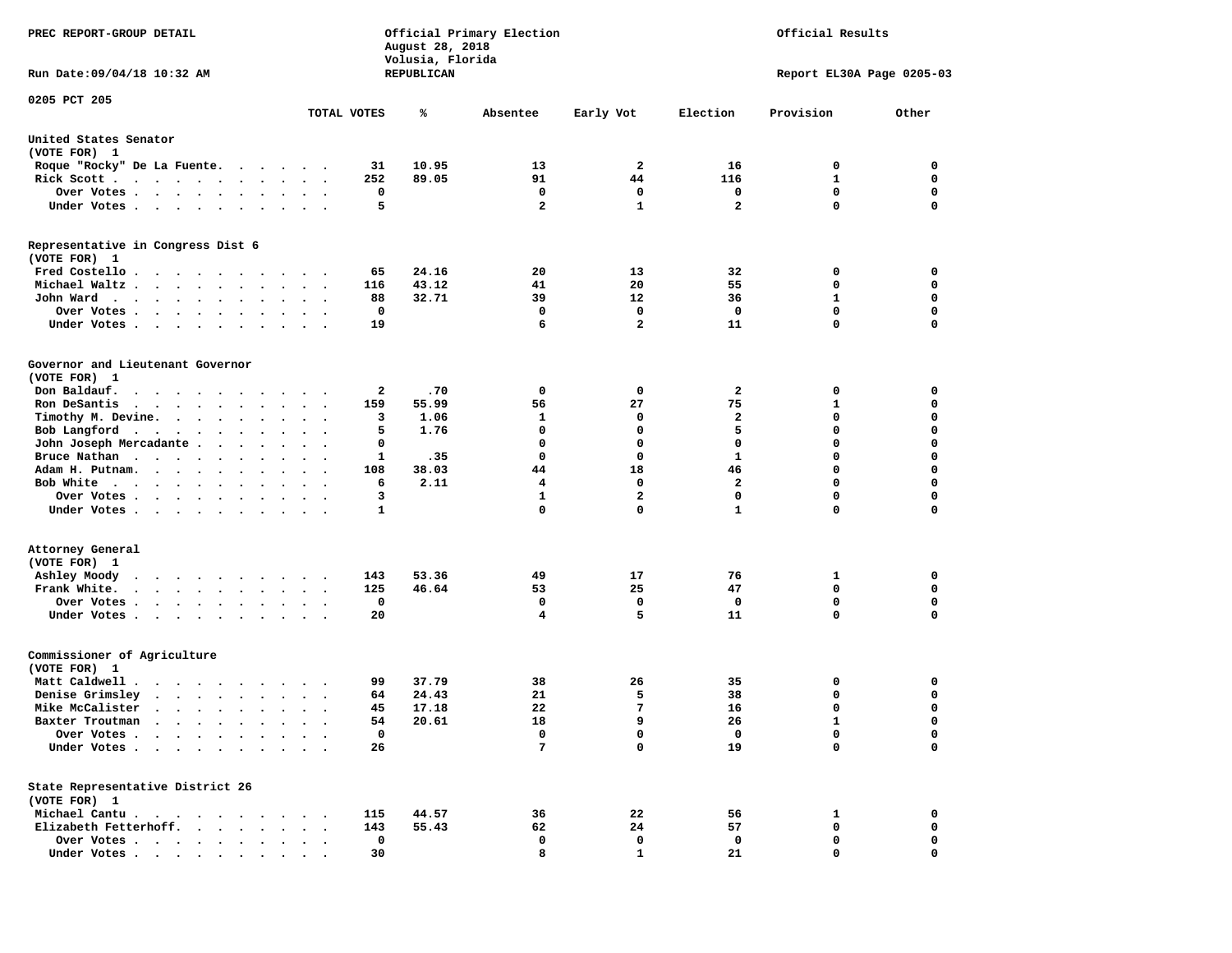PREC REPORT-GROUP DETAIL

Official Primary Election
August 28, 2018
Volusia, Florida
REPUBLICAN

Official Results

Run Date:09/04/18 10:32 AM

Report EL30A Page 0205-03

0205 PCT 205

| | TOTAL VOTES | % | Absentee | Early Vot | Election | Provision | Other |
|---|---|---|---|---|---|---|---|
| **United States Senator** | | | | | | | |
| **(VOTE FOR) 1** | | | | | | | |
| Roque "Rocky" De La Fuente | 31 | 10.95 | 13 | 2 | 16 | 0 | 0 |
| Rick Scott | 252 | 89.05 | 91 | 44 | 116 | 1 | 0 |
| Over Votes | 0 | | 0 | 0 | 0 | 0 | 0 |
| Under Votes | 5 | | 2 | 1 | 2 | 0 | 0 |
| **Representative in Congress Dist 6** | | | | | | | |
| **(VOTE FOR) 1** | | | | | | | |
| Fred Costello | 65 | 24.16 | 20 | 13 | 32 | 0 | 0 |
| Michael Waltz | 116 | 43.12 | 41 | 20 | 55 | 0 | 0 |
| John Ward | 88 | 32.71 | 39 | 12 | 36 | 1 | 0 |
| Over Votes | 0 | | 0 | 0 | 0 | 0 | 0 |
| Under Votes | 19 | | 6 | 2 | 11 | 0 | 0 |
| **Governor and Lieutenant Governor** | | | | | | | |
| **(VOTE FOR) 1** | | | | | | | |
| Don Baldauf | 2 | .70 | 0 | 0 | 2 | 0 | 0 |
| Ron DeSantis | 159 | 55.99 | 56 | 27 | 75 | 1 | 0 |
| Timothy M. Devine | 3 | 1.06 | 1 | 0 | 2 | 0 | 0 |
| Bob Langford | 5 | 1.76 | 0 | 0 | 5 | 0 | 0 |
| John Joseph Mercadante | 0 | | 0 | 0 | 0 | 0 | 0 |
| Bruce Nathan | 1 | .35 | 0 | 0 | 1 | 0 | 0 |
| Adam H. Putnam | 108 | 38.03 | 44 | 18 | 46 | 0 | 0 |
| Bob White | 6 | 2.11 | 4 | 0 | 2 | 0 | 0 |
| Over Votes | 3 | | 1 | 2 | 0 | 0 | 0 |
| Under Votes | 1 | | 0 | 0 | 1 | 0 | 0 |
| **Attorney General** | | | | | | | |
| **(VOTE FOR) 1** | | | | | | | |
| Ashley Moody | 143 | 53.36 | 49 | 17 | 76 | 1 | 0 |
| Frank White | 125 | 46.64 | 53 | 25 | 47 | 0 | 0 |
| Over Votes | 0 | | 0 | 0 | 0 | 0 | 0 |
| Under Votes | 20 | | 4 | 5 | 11 | 0 | 0 |
| **Commissioner of Agriculture** | | | | | | | |
| **(VOTE FOR) 1** | | | | | | | |
| Matt Caldwell | 99 | 37.79 | 38 | 26 | 35 | 0 | 0 |
| Denise Grimsley | 64 | 24.43 | 21 | 5 | 38 | 0 | 0 |
| Mike McCalister | 45 | 17.18 | 22 | 7 | 16 | 0 | 0 |
| Baxter Troutman | 54 | 20.61 | 18 | 9 | 26 | 1 | 0 |
| Over Votes | 0 | | 0 | 0 | 0 | 0 | 0 |
| Under Votes | 26 | | 7 | 0 | 19 | 0 | 0 |
| **State Representative District 26** | | | | | | | |
| **(VOTE FOR) 1** | | | | | | | |
| Michael Cantu | 115 | 44.57 | 36 | 22 | 56 | 1 | 0 |
| Elizabeth Fetterhoff | 143 | 55.43 | 62 | 24 | 57 | 0 | 0 |
| Over Votes | 0 | | 0 | 0 | 0 | 0 | 0 |
| Under Votes | 30 | | 8 | 1 | 21 | 0 | 0 |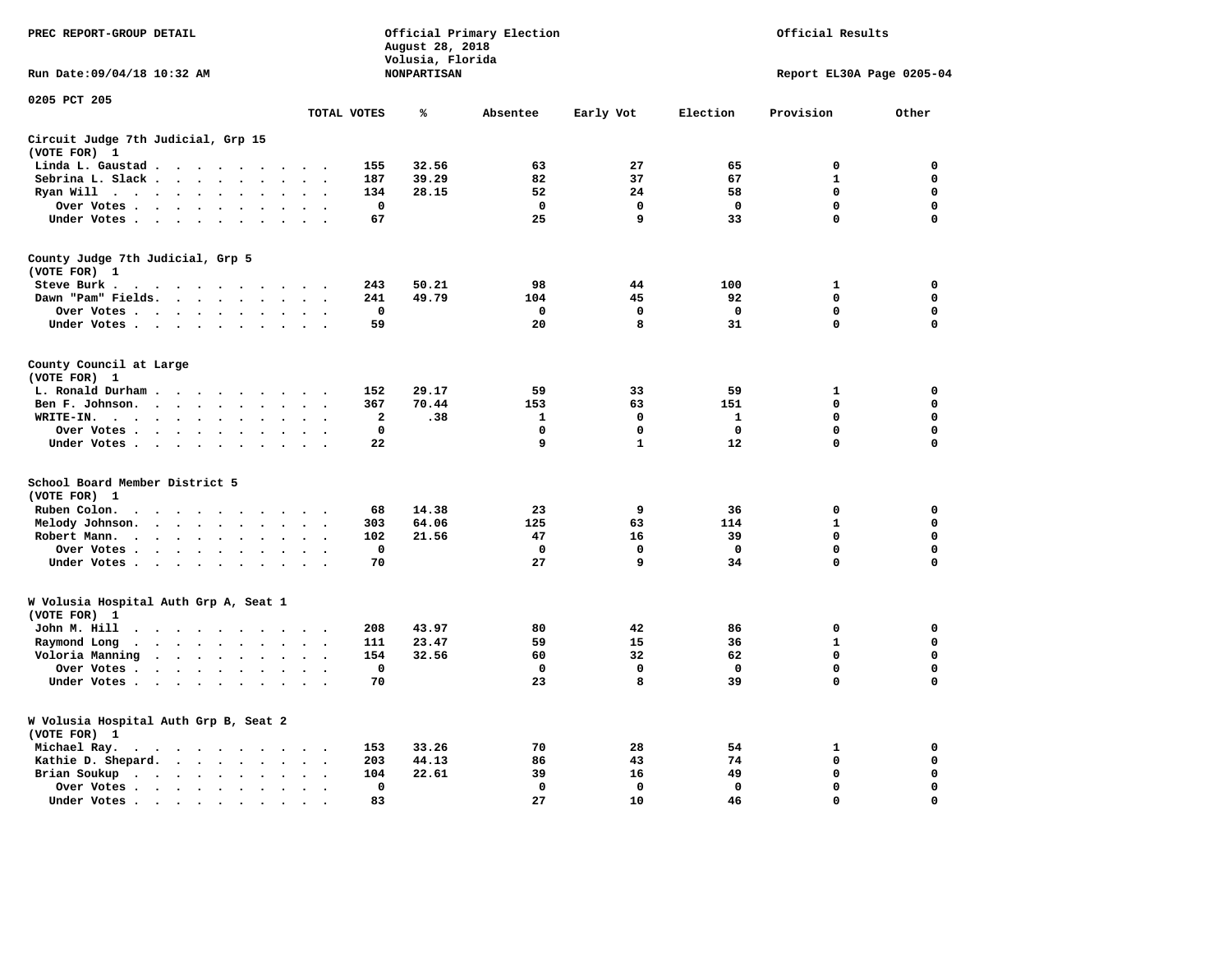PREC REPORT-GROUP DETAIL

Official Primary Election
August 28, 2018
Volusia, Florida
NONPARTISAN

Official Results

Run Date:09/04/18 10:32 AM

Report EL30A Page 0205-04

0205 PCT 205

| | TOTAL VOTES | % | Absentee | Early Vot | Election | Provision | Other |
|---|---|---|---|---|---|---|---|
| **Circuit Judge 7th Judicial, Grp 15** | | | | | | | |
| **(VOTE FOR) 1** | | | | | | | |
| Linda L. Gaustad | 155 | 32.56 | 63 | 27 | 65 | 0 | 0 |
| Sebrina L. Slack | 187 | 39.29 | 82 | 37 | 67 | 1 | 0 |
| Ryan Will | 134 | 28.15 | 52 | 24 | 58 | 0 | 0 |
| Over Votes | 0 | | 0 | 0 | 0 | 0 | 0 |
| Under Votes | 67 | | 25 | 9 | 33 | 0 | 0 |
| **County Judge 7th Judicial, Grp 5** | | | | | | | |
| **(VOTE FOR) 1** | | | | | | | |
| Steve Burk | 243 | 50.21 | 98 | 44 | 100 | 1 | 0 |
| Dawn "Pam" Fields | 241 | 49.79 | 104 | 45 | 92 | 0 | 0 |
| Over Votes | 0 | | 0 | 0 | 0 | 0 | 0 |
| Under Votes | 59 | | 20 | 8 | 31 | 0 | 0 |
| **County Council at Large** | | | | | | | |
| **(VOTE FOR) 1** | | | | | | | |
| L. Ronald Durham | 152 | 29.17 | 59 | 33 | 59 | 1 | 0 |
| Ben F. Johnson | 367 | 70.44 | 153 | 63 | 151 | 0 | 0 |
| WRITE-IN | 2 | .38 | 1 | 0 | 1 | 0 | 0 |
| Over Votes | 0 | | 0 | 0 | 0 | 0 | 0 |
| Under Votes | 22 | | 9 | 1 | 12 | 0 | 0 |
| **School Board Member District 5** | | | | | | | |
| **(VOTE FOR) 1** | | | | | | | |
| Ruben Colon | 68 | 14.38 | 23 | 9 | 36 | 0 | 0 |
| Melody Johnson | 303 | 64.06 | 125 | 63 | 114 | 1 | 0 |
| Robert Mann | 102 | 21.56 | 47 | 16 | 39 | 0 | 0 |
| Over Votes | 0 | | 0 | 0 | 0 | 0 | 0 |
| Under Votes | 70 | | 27 | 9 | 34 | 0 | 0 |
| **W Volusia Hospital Auth Grp A, Seat 1** | | | | | | | |
| **(VOTE FOR) 1** | | | | | | | |
| John M. Hill | 208 | 43.97 | 80 | 42 | 86 | 0 | 0 |
| Raymond Long | 111 | 23.47 | 59 | 15 | 36 | 1 | 0 |
| Voloria Manning | 154 | 32.56 | 60 | 32 | 62 | 0 | 0 |
| Over Votes | 0 | | 0 | 0 | 0 | 0 | 0 |
| Under Votes | 70 | | 23 | 8 | 39 | 0 | 0 |
| **W Volusia Hospital Auth Grp B, Seat 2** | | | | | | | |
| **(VOTE FOR) 1** | | | | | | | |
| Michael Ray | 153 | 33.26 | 70 | 28 | 54 | 1 | 0 |
| Kathie D. Shepard | 203 | 44.13 | 86 | 43 | 74 | 0 | 0 |
| Brian Soukup | 104 | 22.61 | 39 | 16 | 49 | 0 | 0 |
| Over Votes | 0 | | 0 | 0 | 0 | 0 | 0 |
| Under Votes | 83 | | 27 | 10 | 46 | 0 | 0 |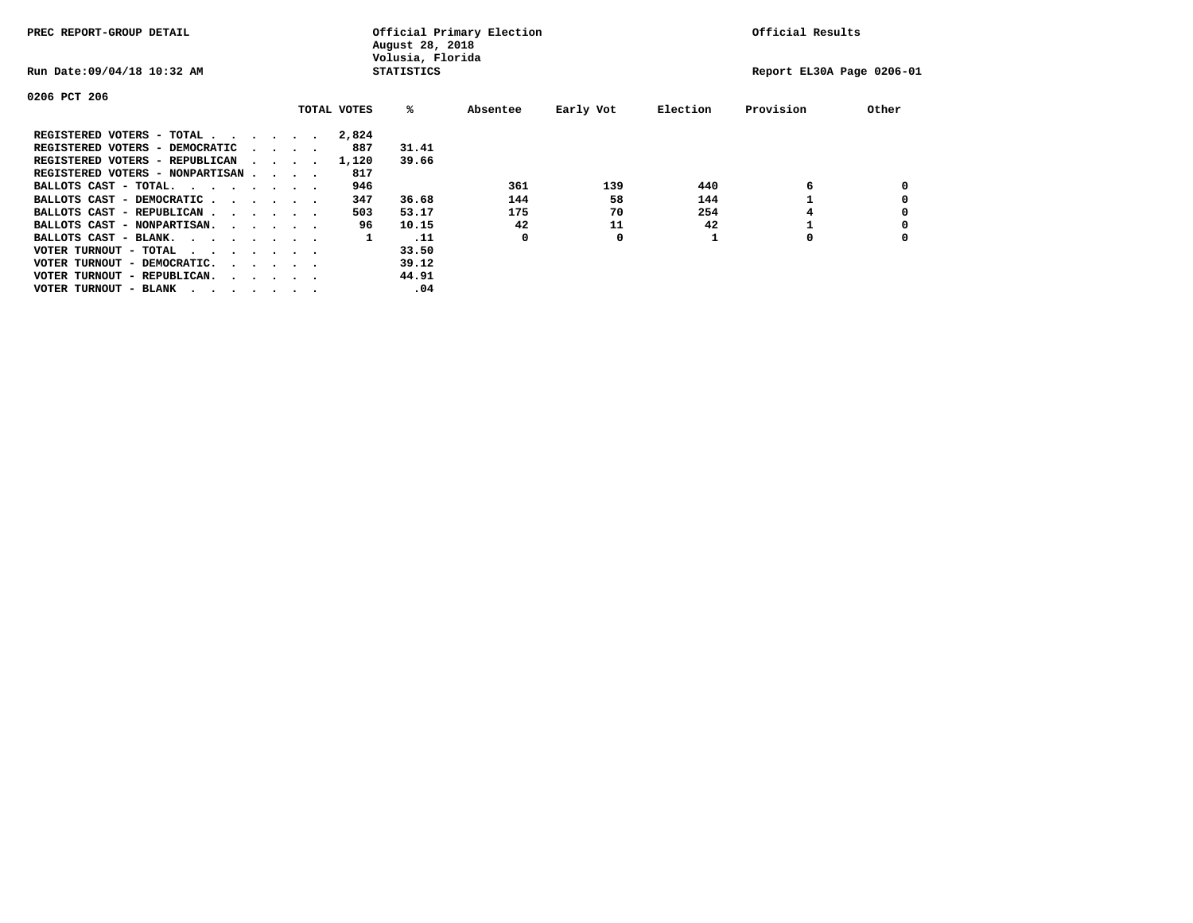PREC REPORT-GROUP DETAIL

Official Primary Election
August 28, 2018
Volusia, Florida
STATISTICS

Official Results

Run Date:09/04/18 10:32 AM

Report EL30A Page 0206-01

0206 PCT 206

| | TOTAL VOTES | % | Absentee | Early Vot | Election | Provision | Other |
|---|---|---|---|---|---|---|---|
| REGISTERED VOTERS - TOTAL . . . . . . | 2,824 | | | | | | |
| REGISTERED VOTERS - DEMOCRATIC . . . . | 887 | 31.41 | | | | | |
| REGISTERED VOTERS - REPUBLICAN . . . . | 1,120 | 39.66 | | | | | |
| REGISTERED VOTERS - NONPARTISAN . . . . | 817 | | | | | | |
| BALLOTS CAST - TOTAL. . . . . . . . | 946 | | 361 | 139 | 440 | 6 | 0 |
| BALLOTS CAST - DEMOCRATIC . . . . . . | 347 | 36.68 | 144 | 58 | 144 | 1 | 0 |
| BALLOTS CAST - REPUBLICAN . . . . . . | 503 | 53.17 | 175 | 70 | 254 | 4 | 0 |
| BALLOTS CAST - NONPARTISAN. . . . . . | 96 | 10.15 | 42 | 11 | 42 | 1 | 0 |
| BALLOTS CAST - BLANK. . . . . . . . | 1 | .11 | 0 | 0 | 1 | 0 | 0 |
| VOTER TURNOUT - TOTAL . . . . . . . . | | 33.50 | | | | | |
| VOTER TURNOUT - DEMOCRATIC. . . . . . | | 39.12 | | | | | |
| VOTER TURNOUT - REPUBLICAN. . . . . . | | 44.91 | | | | | |
| VOTER TURNOUT - BLANK . . . . . . . . | | .04 | | | | | |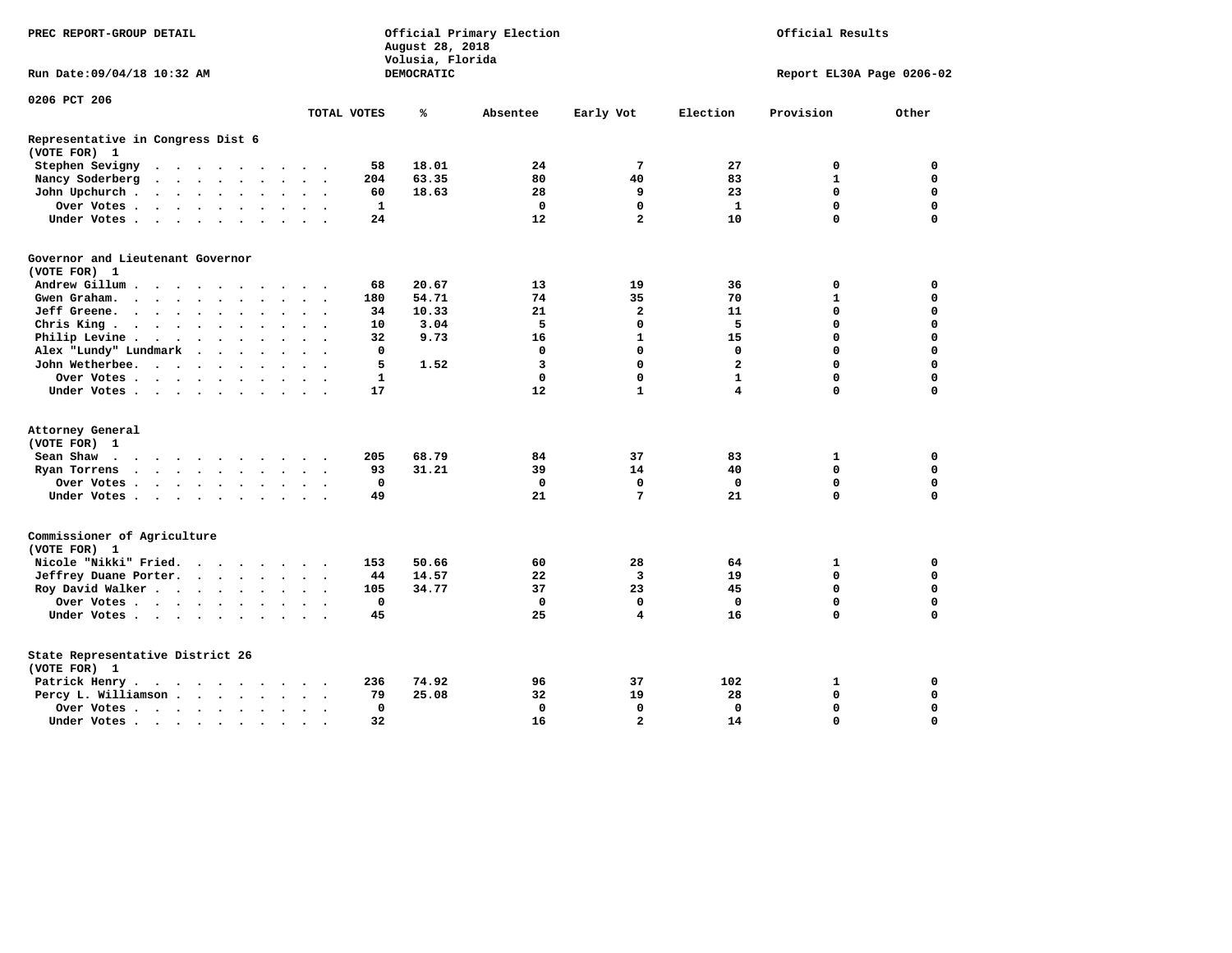PREC REPORT-GROUP DETAIL

Official Primary Election
August 28, 2018
Volusia, Florida
DEMOCRATIC

Official Results

Run Date:09/04/18 10:32 AM

Report EL30A Page 0206-02

0206 PCT 206

## Representative in Congress Dist 6
(VOTE FOR) 1

| | TOTAL VOTES | % | Absentee | Early Vot | Election | Provision | Other |
|---|---|---|---|---|---|---|---|
| Stephen Sevigny | 58 | 18.01 | 24 | 7 | 27 | 0 | 0 |
| Nancy Soderberg | 204 | 63.35 | 80 | 40 | 83 | 1 | 0 |
| John Upchurch | 60 | 18.63 | 28 | 9 | 23 | 0 | 0 |
| Over Votes | 1 | | 0 | 0 | 1 | 0 | 0 |
| Under Votes | 24 | | 12 | 2 | 10 | 0 | 0 |

## Governor and Lieutenant Governor
(VOTE FOR) 1

| | TOTAL VOTES | % | Absentee | Early Vot | Election | Provision | Other |
|---|---|---|---|---|---|---|---|
| Andrew Gillum | 68 | 20.67 | 13 | 19 | 36 | 0 | 0 |
| Gwen Graham | 180 | 54.71 | 74 | 35 | 70 | 1 | 0 |
| Jeff Greene | 34 | 10.33 | 21 | 2 | 11 | 0 | 0 |
| Chris King | 10 | 3.04 | 5 | 0 | 5 | 0 | 0 |
| Philip Levine | 32 | 9.73 | 16 | 1 | 15 | 0 | 0 |
| Alex "Lundy" Lundmark | 0 | | 0 | 0 | 0 | 0 | 0 |
| John Wetherbee | 5 | 1.52 | 3 | 0 | 2 | 0 | 0 |
| Over Votes | 1 | | 0 | 0 | 1 | 0 | 0 |
| Under Votes | 17 | | 12 | 1 | 4 | 0 | 0 |

## Attorney General
(VOTE FOR) 1

| | TOTAL VOTES | % | Absentee | Early Vot | Election | Provision | Other |
|---|---|---|---|---|---|---|---|
| Sean Shaw | 205 | 68.79 | 84 | 37 | 83 | 1 | 0 |
| Ryan Torrens | 93 | 31.21 | 39 | 14 | 40 | 0 | 0 |
| Over Votes | 0 | | 0 | 0 | 0 | 0 | 0 |
| Under Votes | 49 | | 21 | 7 | 21 | 0 | 0 |

## Commissioner of Agriculture
(VOTE FOR) 1

| | TOTAL VOTES | % | Absentee | Early Vot | Election | Provision | Other |
|---|---|---|---|---|---|---|---|
| Nicole "Nikki" Fried | 153 | 50.66 | 60 | 28 | 64 | 1 | 0 |
| Jeffrey Duane Porter | 44 | 14.57 | 22 | 3 | 19 | 0 | 0 |
| Roy David Walker | 105 | 34.77 | 37 | 23 | 45 | 0 | 0 |
| Over Votes | 0 | | 0 | 0 | 0 | 0 | 0 |
| Under Votes | 45 | | 25 | 4 | 16 | 0 | 0 |

## State Representative District 26
(VOTE FOR) 1

| | TOTAL VOTES | % | Absentee | Early Vot | Election | Provision | Other |
|---|---|---|---|---|---|---|---|
| Patrick Henry | 236 | 74.92 | 96 | 37 | 102 | 1 | 0 |
| Percy L. Williamson | 79 | 25.08 | 32 | 19 | 28 | 0 | 0 |
| Over Votes | 0 | | 0 | 0 | 0 | 0 | 0 |
| Under Votes | 32 | | 16 | 2 | 14 | 0 | 0 |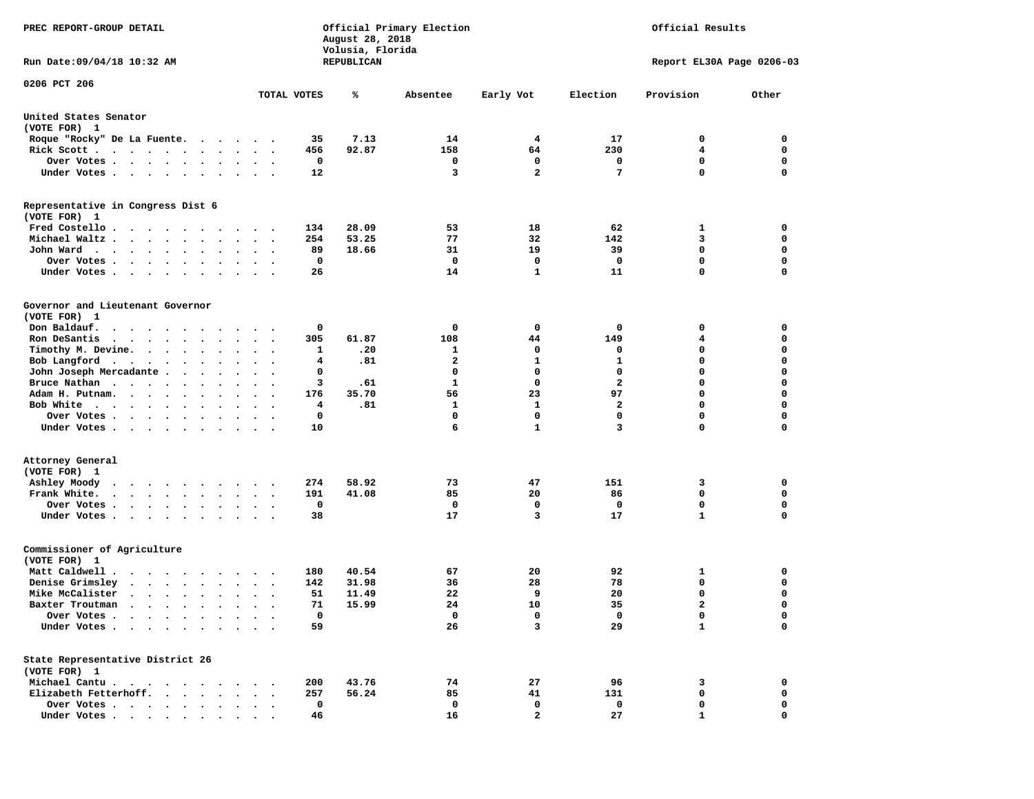PREC REPORT-GROUP DETAIL

Official Primary Election
August 28, 2018
Volusia, Florida
REPUBLICAN

Official Results

Run Date:09/04/18 10:32 AM

Report EL30A Page 0206-03

0206 PCT 206

| | TOTAL VOTES | % | Absentee | Early Vot | Election | Provision | Other |
|---|---|---|---|---|---|---|---|
| **United States Senator** | | | | | | | |
| (VOTE FOR) 1 | | | | | | | |
| Roque "Rocky" De La Fuente | 35 | 7.13 | 14 | 4 | 17 | 0 | 0 |
| Rick Scott | 456 | 92.87 | 158 | 64 | 230 | 4 | 0 |
| Over Votes | 0 | | 0 | 0 | 0 | 0 | 0 |
| Under Votes | 12 | | 3 | 2 | 7 | 0 | 0 |
| **Representative in Congress Dist 6** | | | | | | | |
| (VOTE FOR) 1 | | | | | | | |
| Fred Costello | 134 | 28.09 | 53 | 18 | 62 | 1 | 0 |
| Michael Waltz | 254 | 53.25 | 77 | 32 | 142 | 3 | 0 |
| John Ward | 89 | 18.66 | 31 | 19 | 39 | 0 | 0 |
| Over Votes | 0 | | 0 | 0 | 0 | 0 | 0 |
| Under Votes | 26 | | 14 | 1 | 11 | 0 | 0 |
| **Governor and Lieutenant Governor** | | | | | | | |
| (VOTE FOR) 1 | | | | | | | |
| Don Baldauf | 0 | | 0 | 0 | 0 | 0 | 0 |
| Ron DeSantis | 305 | 61.87 | 108 | 44 | 149 | 4 | 0 |
| Timothy M. Devine | 1 | .20 | 1 | 0 | 0 | 0 | 0 |
| Bob Langford | 4 | .81 | 2 | 1 | 1 | 0 | 0 |
| John Joseph Mercadante | 0 | | 0 | 0 | 0 | 0 | 0 |
| Bruce Nathan | 3 | .61 | 1 | 0 | 2 | 0 | 0 |
| Adam H. Putnam | 176 | 35.70 | 56 | 23 | 97 | 0 | 0 |
| Bob White | 4 | .81 | 1 | 1 | 2 | 0 | 0 |
| Over Votes | 0 | | 0 | 0 | 0 | 0 | 0 |
| Under Votes | 10 | | 6 | 1 | 3 | 0 | 0 |
| **Attorney General** | | | | | | | |
| (VOTE FOR) 1 | | | | | | | |
| Ashley Moody | 274 | 58.92 | 73 | 47 | 151 | 3 | 0 |
| Frank White | 191 | 41.08 | 85 | 20 | 86 | 0 | 0 |
| Over Votes | 0 | | 0 | 0 | 0 | 0 | 0 |
| Under Votes | 38 | | 17 | 3 | 17 | 1 | 0 |
| **Commissioner of Agriculture** | | | | | | | |
| (VOTE FOR) 1 | | | | | | | |
| Matt Caldwell | 180 | 40.54 | 67 | 20 | 92 | 1 | 0 |
| Denise Grimsley | 142 | 31.98 | 36 | 28 | 78 | 0 | 0 |
| Mike McCalister | 51 | 11.49 | 22 | 9 | 20 | 0 | 0 |
| Baxter Troutman | 71 | 15.99 | 24 | 10 | 35 | 2 | 0 |
| Over Votes | 0 | | 0 | 0 | 0 | 0 | 0 |
| Under Votes | 59 | | 26 | 3 | 29 | 1 | 0 |
| **State Representative District 26** | | | | | | | |
| (VOTE FOR) 1 | | | | | | | |
| Michael Cantu | 200 | 43.76 | 74 | 27 | 96 | 3 | 0 |
| Elizabeth Fetterhoff | 257 | 56.24 | 85 | 41 | 131 | 0 | 0 |
| Over Votes | 0 | | 0 | 0 | 0 | 0 | 0 |
| Under Votes | 46 | | 16 | 2 | 27 | 1 | 0 |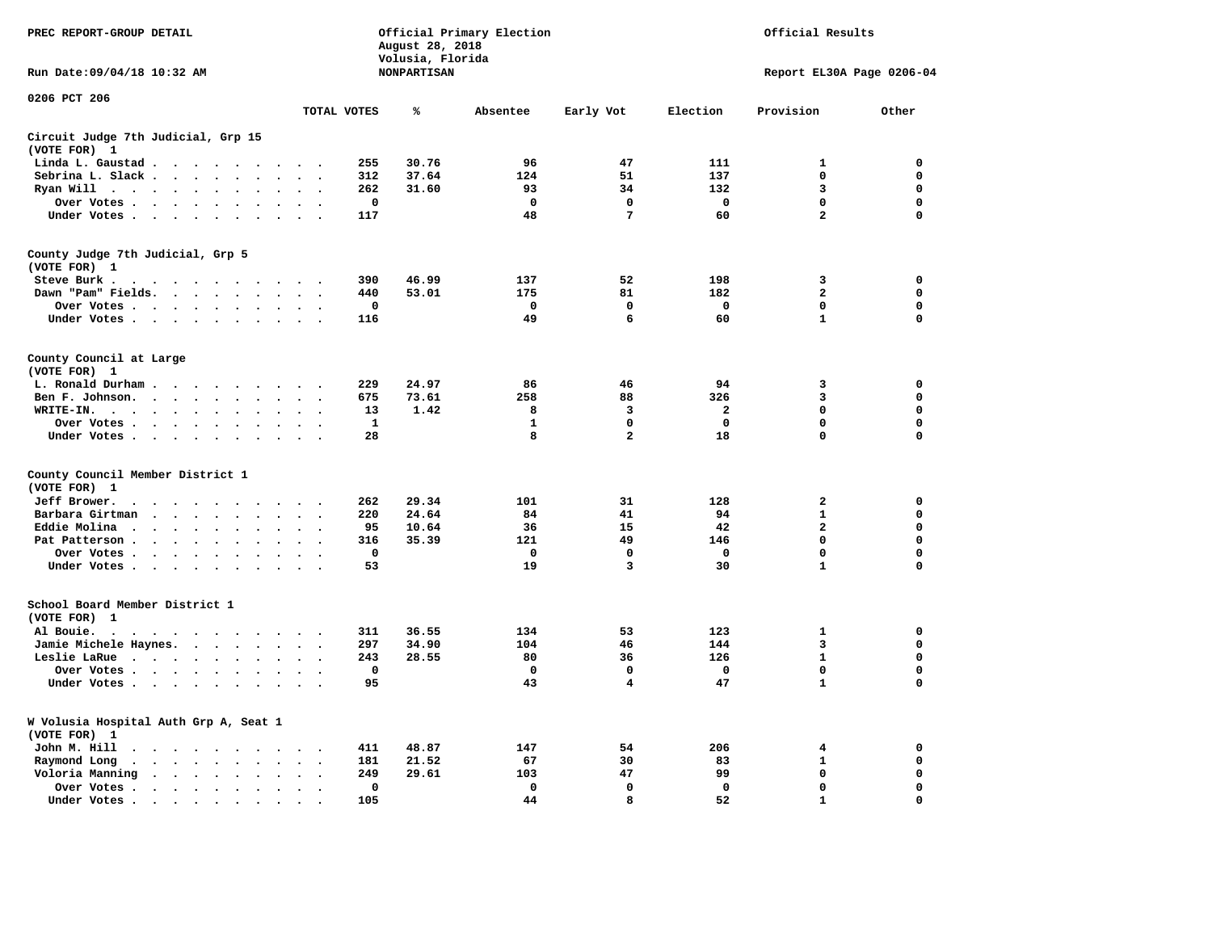PREC REPORT-GROUP DETAIL

Official Primary Election
August 28, 2018
Volusia, Florida
NONPARTISAN

Official Results

Run Date:09/04/18 10:32 AM

Report EL30A Page 0206-04

0206 PCT 206

## Circuit Judge 7th Judicial, Grp 15
(VOTE FOR) 1

| | TOTAL VOTES | % | Absentee | Early Vot | Election | Provision | Other |
|---|---|---|---|---|---|---|---|
| Linda L. Gaustad | 255 | 30.76 | 96 | 47 | 111 | 1 | 0 |
| Sebrina L. Slack | 312 | 37.64 | 124 | 51 | 137 | 0 | 0 |
| Ryan Will | 262 | 31.60 | 93 | 34 | 132 | 3 | 0 |
| Over Votes | 0 | | 0 | 0 | 0 | 0 | 0 |
| Under Votes | 117 | | 48 | 7 | 60 | 2 | 0 |

## County Judge 7th Judicial, Grp 5
(VOTE FOR) 1

| | TOTAL VOTES | % | Absentee | Early Vot | Election | Provision | Other |
|---|---|---|---|---|---|---|---|
| Steve Burk | 390 | 46.99 | 137 | 52 | 198 | 3 | 0 |
| Dawn "Pam" Fields | 440 | 53.01 | 175 | 81 | 182 | 2 | 0 |
| Over Votes | 0 | | 0 | 0 | 0 | 0 | 0 |
| Under Votes | 116 | | 49 | 6 | 60 | 1 | 0 |

## County Council at Large
(VOTE FOR) 1

| | TOTAL VOTES | % | Absentee | Early Vot | Election | Provision | Other |
|---|---|---|---|---|---|---|---|
| L. Ronald Durham | 229 | 24.97 | 86 | 46 | 94 | 3 | 0 |
| Ben F. Johnson | 675 | 73.61 | 258 | 88 | 326 | 3 | 0 |
| WRITE-IN. | 13 | 1.42 | 8 | 3 | 2 | 0 | 0 |
| Over Votes | 1 | | 1 | 0 | 0 | 0 | 0 |
| Under Votes | 28 | | 8 | 2 | 18 | 0 | 0 |

## County Council Member District 1
(VOTE FOR) 1

| | TOTAL VOTES | % | Absentee | Early Vot | Election | Provision | Other |
|---|---|---|---|---|---|---|---|
| Jeff Brower | 262 | 29.34 | 101 | 31 | 128 | 2 | 0 |
| Barbara Girtman | 220 | 24.64 | 84 | 41 | 94 | 1 | 0 |
| Eddie Molina | 95 | 10.64 | 36 | 15 | 42 | 2 | 0 |
| Pat Patterson | 316 | 35.39 | 121 | 49 | 146 | 0 | 0 |
| Over Votes | 0 | | 0 | 0 | 0 | 0 | 0 |
| Under Votes | 53 | | 19 | 3 | 30 | 1 | 0 |

## School Board Member District 1
(VOTE FOR) 1

| | TOTAL VOTES | % | Absentee | Early Vot | Election | Provision | Other |
|---|---|---|---|---|---|---|---|
| Al Bouie | 311 | 36.55 | 134 | 53 | 123 | 1 | 0 |
| Jamie Michele Haynes | 297 | 34.90 | 104 | 46 | 144 | 3 | 0 |
| Leslie LaRue | 243 | 28.55 | 80 | 36 | 126 | 1 | 0 |
| Over Votes | 0 | | 0 | 0 | 0 | 0 | 0 |
| Under Votes | 95 | | 43 | 4 | 47 | 1 | 0 |

## W Volusia Hospital Auth Grp A, Seat 1
(VOTE FOR) 1

| | TOTAL VOTES | % | Absentee | Early Vot | Election | Provision | Other |
|---|---|---|---|---|---|---|---|
| John M. Hill | 411 | 48.87 | 147 | 54 | 206 | 4 | 0 |
| Raymond Long | 181 | 21.52 | 67 | 30 | 83 | 1 | 0 |
| Voloria Manning | 249 | 29.61 | 103 | 47 | 99 | 0 | 0 |
| Over Votes | 0 | | 0 | 0 | 0 | 0 | 0 |
| Under Votes | 105 | | 44 | 8 | 52 | 1 | 0 |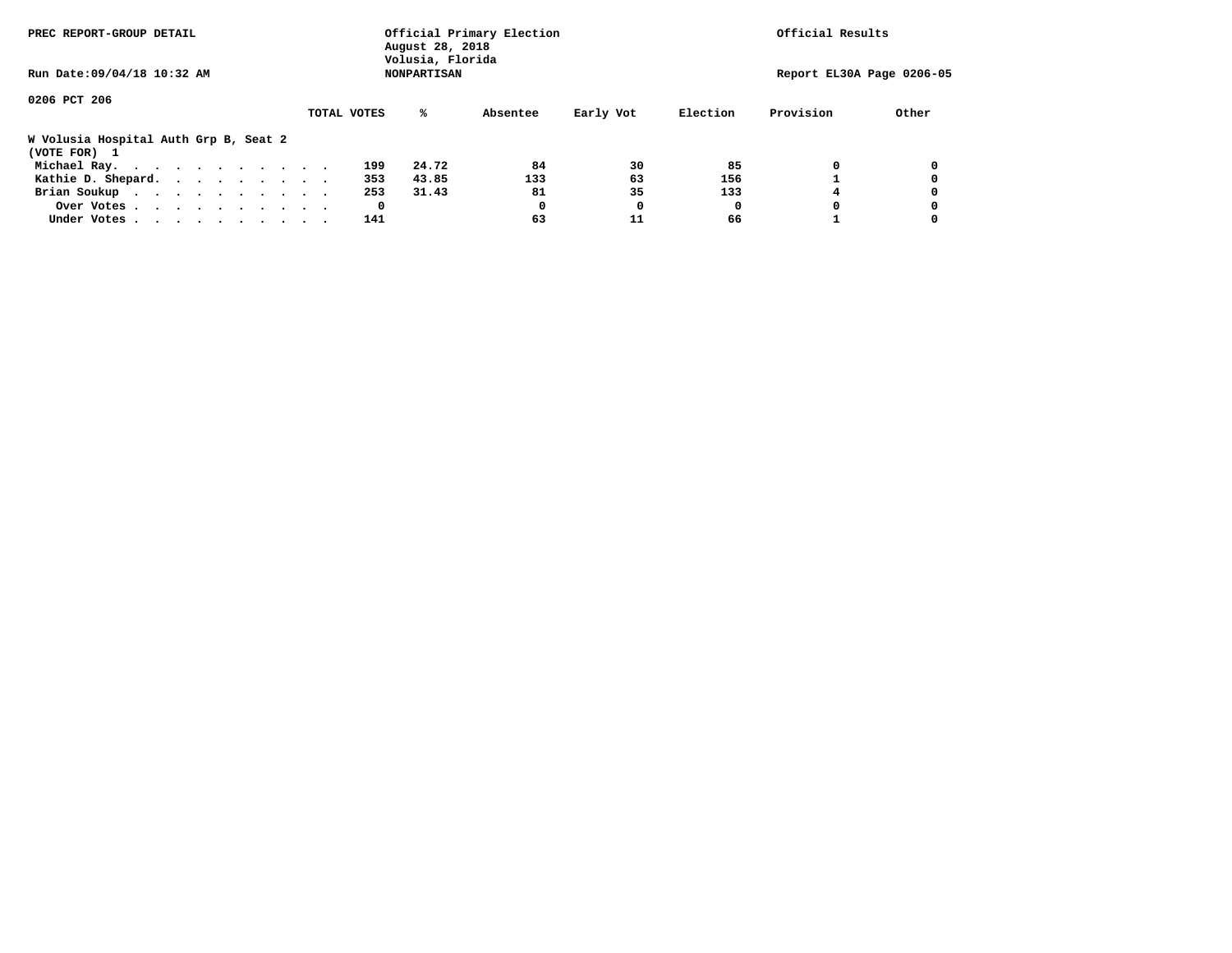PREC REPORT-GROUP DETAIL

Official Primary Election
August 28, 2018
Volusia, Florida
NONPARTISAN

Official Results

Run Date:09/04/18 10:32 AM

Report EL30A Page 0206-05

0206 PCT 206

**W Volusia Hospital Auth Grp B, Seat 2**
**(VOTE FOR) 1**

| | TOTAL VOTES | % | Absentee | Early Vot | Election | Provision | Other |
|---|---|---|---|---|---|---|---|
| Michael Ray. . . . . . . . . . . . | 199 | 24.72 | 84 | 30 | 85 | 0 | 0 |
| Kathie D. Shepard. . . . . . . . . | 353 | 43.85 | 133 | 63 | 156 | 1 | 0 |
| Brian Soukup . . . . . . . . . . . | 253 | 31.43 | 81 | 35 | 133 | 4 | 0 |
| Over Votes . . . . . . . . . . . | 0 | | 0 | 0 | 0 | 0 | 0 |
| Under Votes . . . . . . . . . . . | 141 | | 63 | 11 | 66 | 1 | 0 |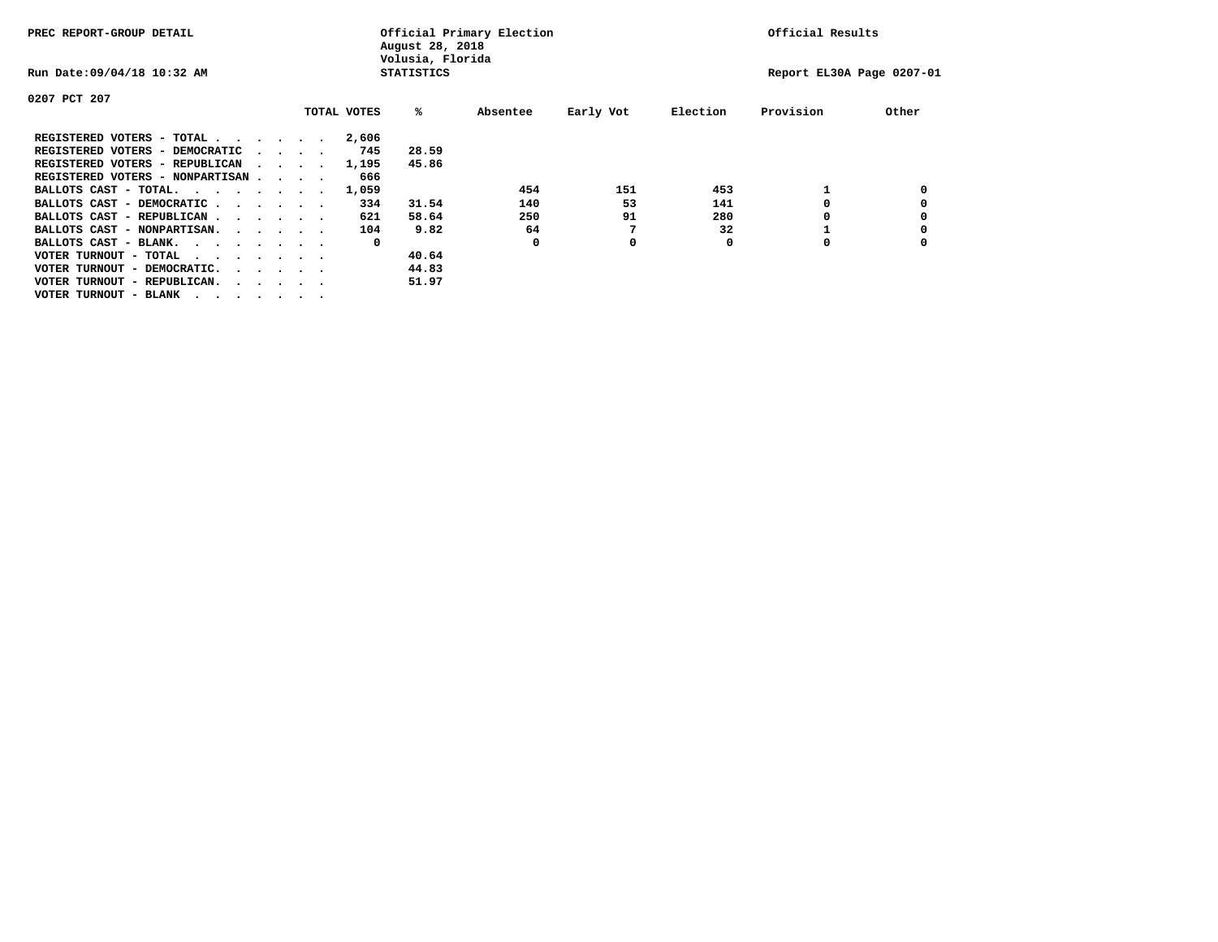PREC REPORT-GROUP DETAIL

Official Primary Election
August 28, 2018
Volusia, Florida
STATISTICS

Official Results

Run Date:09/04/18 10:32 AM

Report EL30A Page 0207-01

0207 PCT 207

| | TOTAL VOTES | % | Absentee | Early Vot | Election | Provision | Other |
|---|---|---|---|---|---|---|---|
| REGISTERED VOTERS - TOTAL . . . . . . | 2,606 | | | | | | |
| REGISTERED VOTERS - DEMOCRATIC . . . . | 745 | 28.59 | | | | | |
| REGISTERED VOTERS - REPUBLICAN . . . . | 1,195 | 45.86 | | | | | |
| REGISTERED VOTERS - NONPARTISAN . . . . | 666 | | | | | | |
| BALLOTS CAST - TOTAL. . . . . . . . | 1,059 | | 454 | 151 | 453 | 1 | 0 |
| BALLOTS CAST - DEMOCRATIC . . . . . . | 334 | 31.54 | 140 | 53 | 141 | 0 | 0 |
| BALLOTS CAST - REPUBLICAN . . . . . . | 621 | 58.64 | 250 | 91 | 280 | 0 | 0 |
| BALLOTS CAST - NONPARTISAN. . . . . . | 104 | 9.82 | 64 | 7 | 32 | 1 | 0 |
| BALLOTS CAST - BLANK. . . . . . . . | 0 | | 0 | 0 | 0 | 0 | 0 |
| VOTER TURNOUT - TOTAL . . . . . . . | | 40.64 | | | | | |
| VOTER TURNOUT - DEMOCRATIC. . . . . . | | 44.83 | | | | | |
| VOTER TURNOUT - REPUBLICAN. . . . . . | | 51.97 | | | | | |
| VOTER TURNOUT - BLANK . . . . . . . | | | | | | | |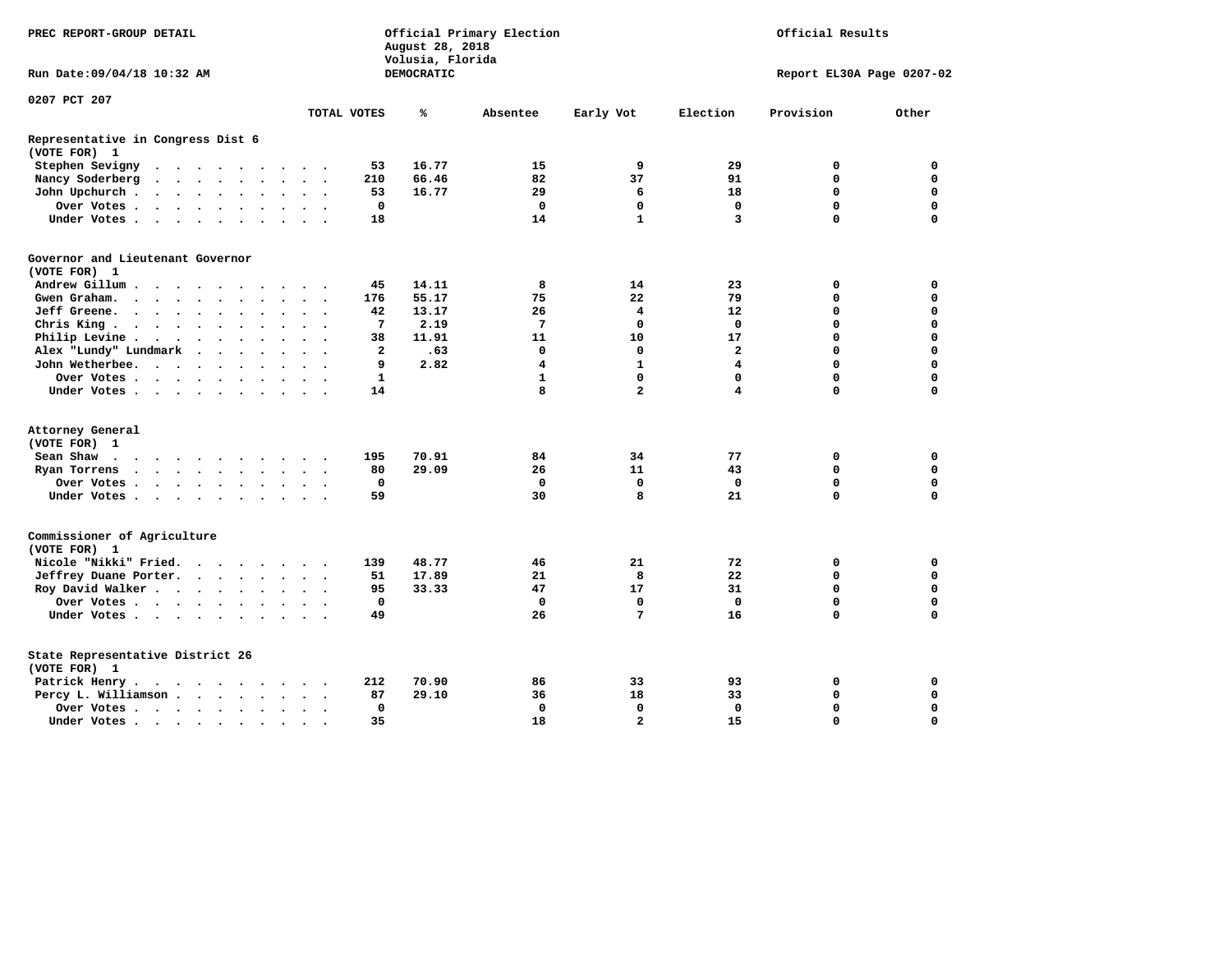PREC REPORT-GROUP DETAIL

Official Primary Election
August 28, 2018
Volusia, Florida
DEMOCRATIC

Official Results

Run Date:09/04/18 10:32 AM

Report EL30A Page 0207-02

0207 PCT 207

| | TOTAL VOTES | % | Absentee | Early Vot | Election | Provision | Other |
|---|---|---|---|---|---|---|---|
| **Representative in Congress Dist 6 (VOTE FOR) 1** | | | | | | | |
| Stephen Sevigny | 53 | 16.77 | 15 | 9 | 29 | 0 | 0 |
| Nancy Soderberg | 210 | 66.46 | 82 | 37 | 91 | 0 | 0 |
| John Upchurch | 53 | 16.77 | 29 | 6 | 18 | 0 | 0 |
| Over Votes | 0 | | 0 | 0 | 0 | 0 | 0 |
| Under Votes | 18 | | 14 | 1 | 3 | 0 | 0 |
| **Governor and Lieutenant Governor (VOTE FOR) 1** | | | | | | | |
| Andrew Gillum | 45 | 14.11 | 8 | 14 | 23 | 0 | 0 |
| Gwen Graham | 176 | 55.17 | 75 | 22 | 79 | 0 | 0 |
| Jeff Greene | 42 | 13.17 | 26 | 4 | 12 | 0 | 0 |
| Chris King | 7 | 2.19 | 7 | 0 | 0 | 0 | 0 |
| Philip Levine | 38 | 11.91 | 11 | 10 | 17 | 0 | 0 |
| Alex "Lundy" Lundmark | 2 | .63 | 0 | 0 | 2 | 0 | 0 |
| John Wetherbee | 9 | 2.82 | 4 | 1 | 4 | 0 | 0 |
| Over Votes | 1 | | 1 | 0 | 0 | 0 | 0 |
| Under Votes | 14 | | 8 | 2 | 4 | 0 | 0 |
| **Attorney General (VOTE FOR) 1** | | | | | | | |
| Sean Shaw | 195 | 70.91 | 84 | 34 | 77 | 0 | 0 |
| Ryan Torrens | 80 | 29.09 | 26 | 11 | 43 | 0 | 0 |
| Over Votes | 0 | | 0 | 0 | 0 | 0 | 0 |
| Under Votes | 59 | | 30 | 8 | 21 | 0 | 0 |
| **Commissioner of Agriculture (VOTE FOR) 1** | | | | | | | |
| Nicole "Nikki" Fried | 139 | 48.77 | 46 | 21 | 72 | 0 | 0 |
| Jeffrey Duane Porter | 51 | 17.89 | 21 | 8 | 22 | 0 | 0 |
| Roy David Walker | 95 | 33.33 | 47 | 17 | 31 | 0 | 0 |
| Over Votes | 0 | | 0 | 0 | 0 | 0 | 0 |
| Under Votes | 49 | | 26 | 7 | 16 | 0 | 0 |
| **State Representative District 26 (VOTE FOR) 1** | | | | | | | |
| Patrick Henry | 212 | 70.90 | 86 | 33 | 93 | 0 | 0 |
| Percy L. Williamson | 87 | 29.10 | 36 | 18 | 33 | 0 | 0 |
| Over Votes | 0 | | 0 | 0 | 0 | 0 | 0 |
| Under Votes | 35 | | 18 | 2 | 15 | 0 | 0 |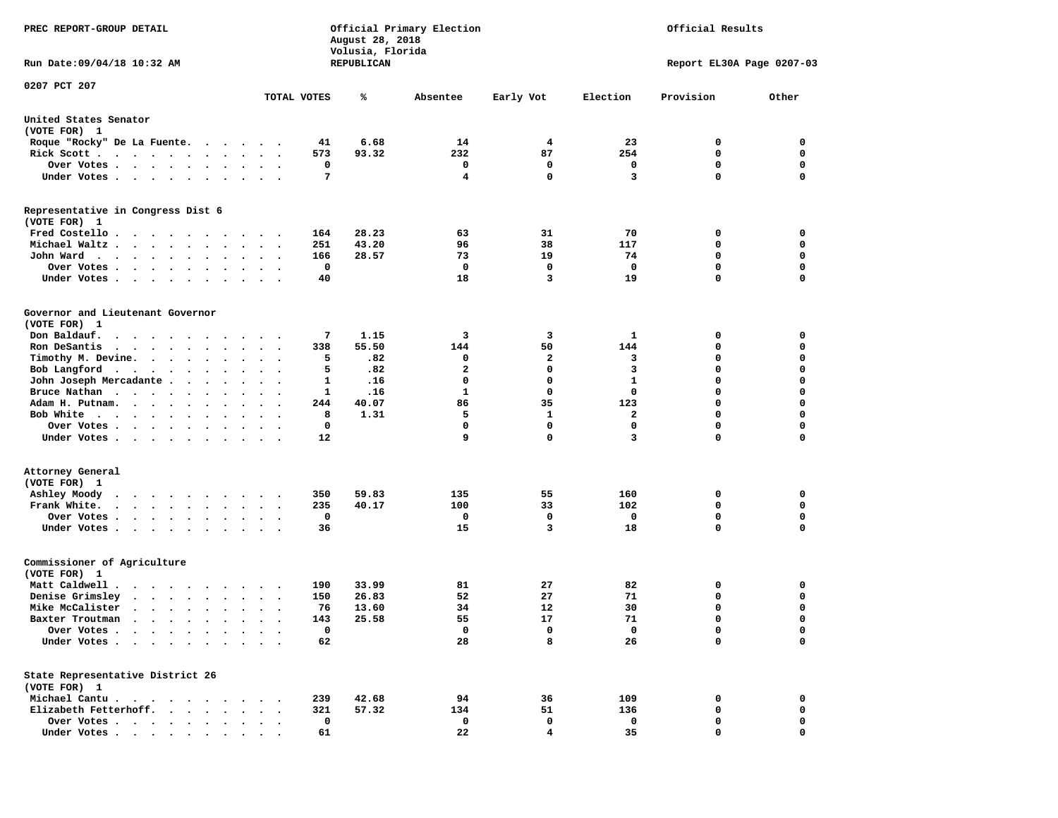PREC REPORT-GROUP DETAIL

Official Primary Election
August 28, 2018
Volusia, Florida
REPUBLICAN

Official Results

Run Date:09/04/18 10:32 AM

Report EL30A Page 0207-03

0207 PCT 207

| | TOTAL VOTES | % | Absentee | Early Vot | Election | Provision | Other |
|---|---|---|---|---|---|---|---|
| **United States Senator** | | | | | | | |
| (VOTE FOR) 1 | | | | | | | |
| Roque "Rocky" De La Fuente | 41 | 6.68 | 14 | 4 | 23 | 0 | 0 |
| Rick Scott | 573 | 93.32 | 232 | 87 | 254 | 0 | 0 |
| Over Votes | 0 | | 0 | 0 | 0 | 0 | 0 |
| Under Votes | 7 | | 4 | 0 | 3 | 0 | 0 |
| **Representative in Congress Dist 6** | | | | | | | |
| (VOTE FOR) 1 | | | | | | | |
| Fred Costello | 164 | 28.23 | 63 | 31 | 70 | 0 | 0 |
| Michael Waltz | 251 | 43.20 | 96 | 38 | 117 | 0 | 0 |
| John Ward | 166 | 28.57 | 73 | 19 | 74 | 0 | 0 |
| Over Votes | 0 | | 0 | 0 | 0 | 0 | 0 |
| Under Votes | 40 | | 18 | 3 | 19 | 0 | 0 |
| **Governor and Lieutenant Governor** | | | | | | | |
| (VOTE FOR) 1 | | | | | | | |
| Don Baldauf | 7 | 1.15 | 3 | 3 | 1 | 0 | 0 |
| Ron DeSantis | 338 | 55.50 | 144 | 50 | 144 | 0 | 0 |
| Timothy M. Devine | 5 | .82 | 0 | 2 | 3 | 0 | 0 |
| Bob Langford | 5 | .82 | 2 | 0 | 3 | 0 | 0 |
| John Joseph Mercadante | 1 | .16 | 0 | 0 | 1 | 0 | 0 |
| Bruce Nathan | 1 | .16 | 1 | 0 | 0 | 0 | 0 |
| Adam H. Putnam | 244 | 40.07 | 86 | 35 | 123 | 0 | 0 |
| Bob White | 8 | 1.31 | 5 | 1 | 2 | 0 | 0 |
| Over Votes | 0 | | 0 | 0 | 0 | 0 | 0 |
| Under Votes | 12 | | 9 | 0 | 3 | 0 | 0 |
| **Attorney General** | | | | | | | |
| (VOTE FOR) 1 | | | | | | | |
| Ashley Moody | 350 | 59.83 | 135 | 55 | 160 | 0 | 0 |
| Frank White | 235 | 40.17 | 100 | 33 | 102 | 0 | 0 |
| Over Votes | 0 | | 0 | 0 | 0 | 0 | 0 |
| Under Votes | 36 | | 15 | 3 | 18 | 0 | 0 |
| **Commissioner of Agriculture** | | | | | | | |
| (VOTE FOR) 1 | | | | | | | |
| Matt Caldwell | 190 | 33.99 | 81 | 27 | 82 | 0 | 0 |
| Denise Grimsley | 150 | 26.83 | 52 | 27 | 71 | 0 | 0 |
| Mike McCalister | 76 | 13.60 | 34 | 12 | 30 | 0 | 0 |
| Baxter Troutman | 143 | 25.58 | 55 | 17 | 71 | 0 | 0 |
| Over Votes | 0 | | 0 | 0 | 0 | 0 | 0 |
| Under Votes | 62 | | 28 | 8 | 26 | 0 | 0 |
| **State Representative District 26** | | | | | | | |
| (VOTE FOR) 1 | | | | | | | |
| Michael Cantu | 239 | 42.68 | 94 | 36 | 109 | 0 | 0 |
| Elizabeth Fetterhoff | 321 | 57.32 | 134 | 51 | 136 | 0 | 0 |
| Over Votes | 0 | | 0 | 0 | 0 | 0 | 0 |
| Under Votes | 61 | | 22 | 4 | 35 | 0 | 0 |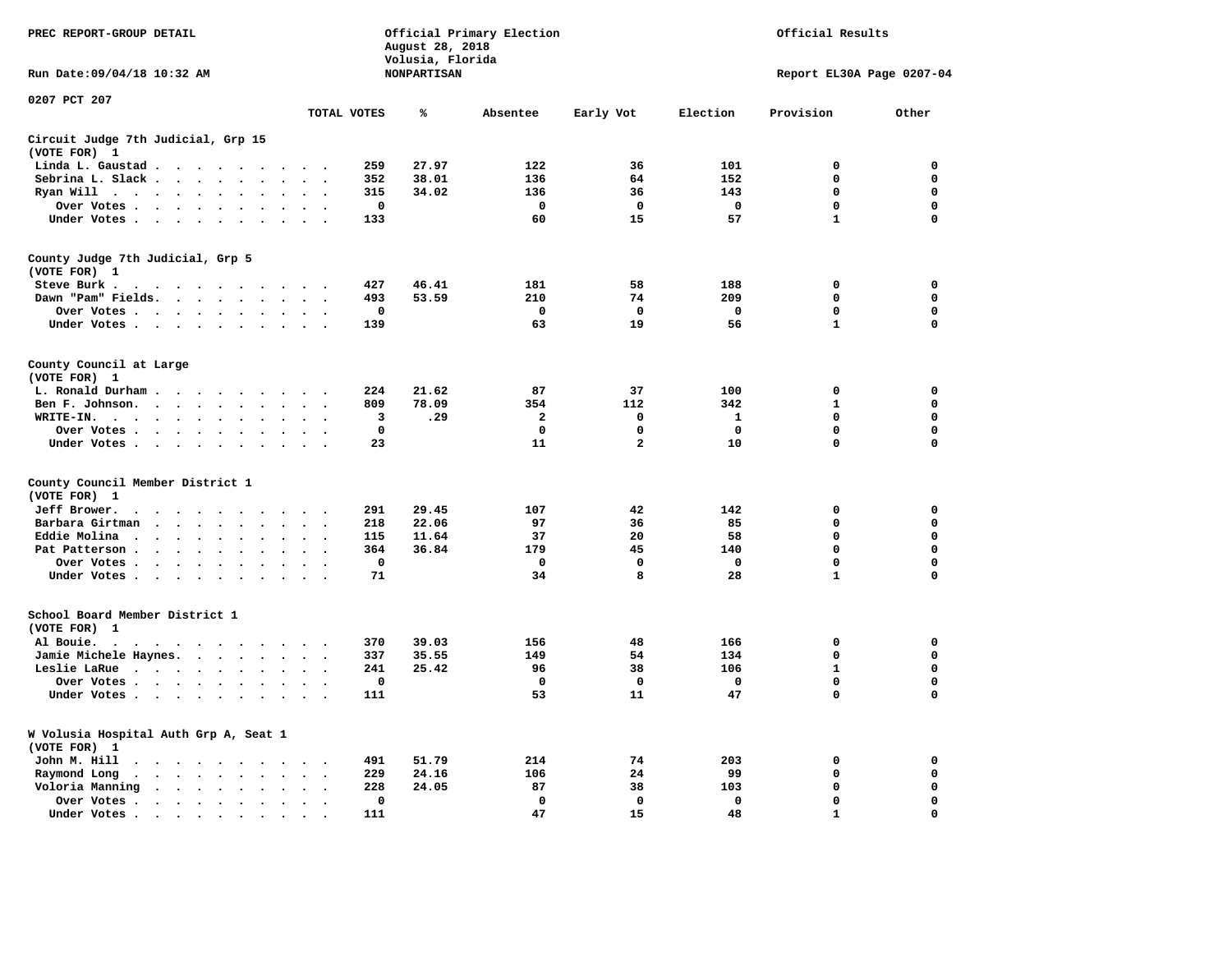PREC REPORT-GROUP DETAIL

Official Primary Election
August 28, 2018
Volusia, Florida
NONPARTISAN

Official Results

Run Date:09/04/18 10:32 AM

Report EL30A Page 0207-04

0207 PCT 207

| | TOTAL VOTES | % | Absentee | Early Vot | Election | Provision | Other |
|---|---|---|---|---|---|---|---|
| **Circuit Judge 7th Judicial, Grp 15** | | | | | | | |
| (VOTE FOR) 1 | | | | | | | |
| Linda L. Gaustad | 259 | 27.97 | 122 | 36 | 101 | 0 | 0 |
| Sebrina L. Slack | 352 | 38.01 | 136 | 64 | 152 | 0 | 0 |
| Ryan Will | 315 | 34.02 | 136 | 36 | 143 | 0 | 0 |
| Over Votes | 0 | | 0 | 0 | 0 | 0 | 0 |
| Under Votes | 133 | | 60 | 15 | 57 | 1 | 0 |
| **County Judge 7th Judicial, Grp 5** | | | | | | | |
| (VOTE FOR) 1 | | | | | | | |
| Steve Burk | 427 | 46.41 | 181 | 58 | 188 | 0 | 0 |
| Dawn "Pam" Fields | 493 | 53.59 | 210 | 74 | 209 | 0 | 0 |
| Over Votes | 0 | | 0 | 0 | 0 | 0 | 0 |
| Under Votes | 139 | | 63 | 19 | 56 | 1 | 0 |
| **County Council at Large** | | | | | | | |
| (VOTE FOR) 1 | | | | | | | |
| L. Ronald Durham | 224 | 21.62 | 87 | 37 | 100 | 0 | 0 |
| Ben F. Johnson | 809 | 78.09 | 354 | 112 | 342 | 1 | 0 |
| WRITE-IN. | 3 | .29 | 2 | 0 | 1 | 0 | 0 |
| Over Votes | 0 | | 0 | 0 | 0 | 0 | 0 |
| Under Votes | 23 | | 11 | 2 | 10 | 0 | 0 |
| **County Council Member District 1** | | | | | | | |
| (VOTE FOR) 1 | | | | | | | |
| Jeff Brower | 291 | 29.45 | 107 | 42 | 142 | 0 | 0 |
| Barbara Girtman | 218 | 22.06 | 97 | 36 | 85 | 0 | 0 |
| Eddie Molina | 115 | 11.64 | 37 | 20 | 58 | 0 | 0 |
| Pat Patterson | 364 | 36.84 | 179 | 45 | 140 | 0 | 0 |
| Over Votes | 0 | | 0 | 0 | 0 | 0 | 0 |
| Under Votes | 71 | | 34 | 8 | 28 | 1 | 0 |
| **School Board Member District 1** | | | | | | | |
| (VOTE FOR) 1 | | | | | | | |
| Al Bouie | 370 | 39.03 | 156 | 48 | 166 | 0 | 0 |
| Jamie Michele Haynes | 337 | 35.55 | 149 | 54 | 134 | 0 | 0 |
| Leslie LaRue | 241 | 25.42 | 96 | 38 | 106 | 1 | 0 |
| Over Votes | 0 | | 0 | 0 | 0 | 0 | 0 |
| Under Votes | 111 | | 53 | 11 | 47 | 0 | 0 |
| **W Volusia Hospital Auth Grp A, Seat 1** | | | | | | | |
| (VOTE FOR) 1 | | | | | | | |
| John M. Hill | 491 | 51.79 | 214 | 74 | 203 | 0 | 0 |
| Raymond Long | 229 | 24.16 | 106 | 24 | 99 | 0 | 0 |
| Voloria Manning | 228 | 24.05 | 87 | 38 | 103 | 0 | 0 |
| Over Votes | 0 | | 0 | 0 | 0 | 0 | 0 |
| Under Votes | 111 | | 47 | 15 | 48 | 1 | 0 |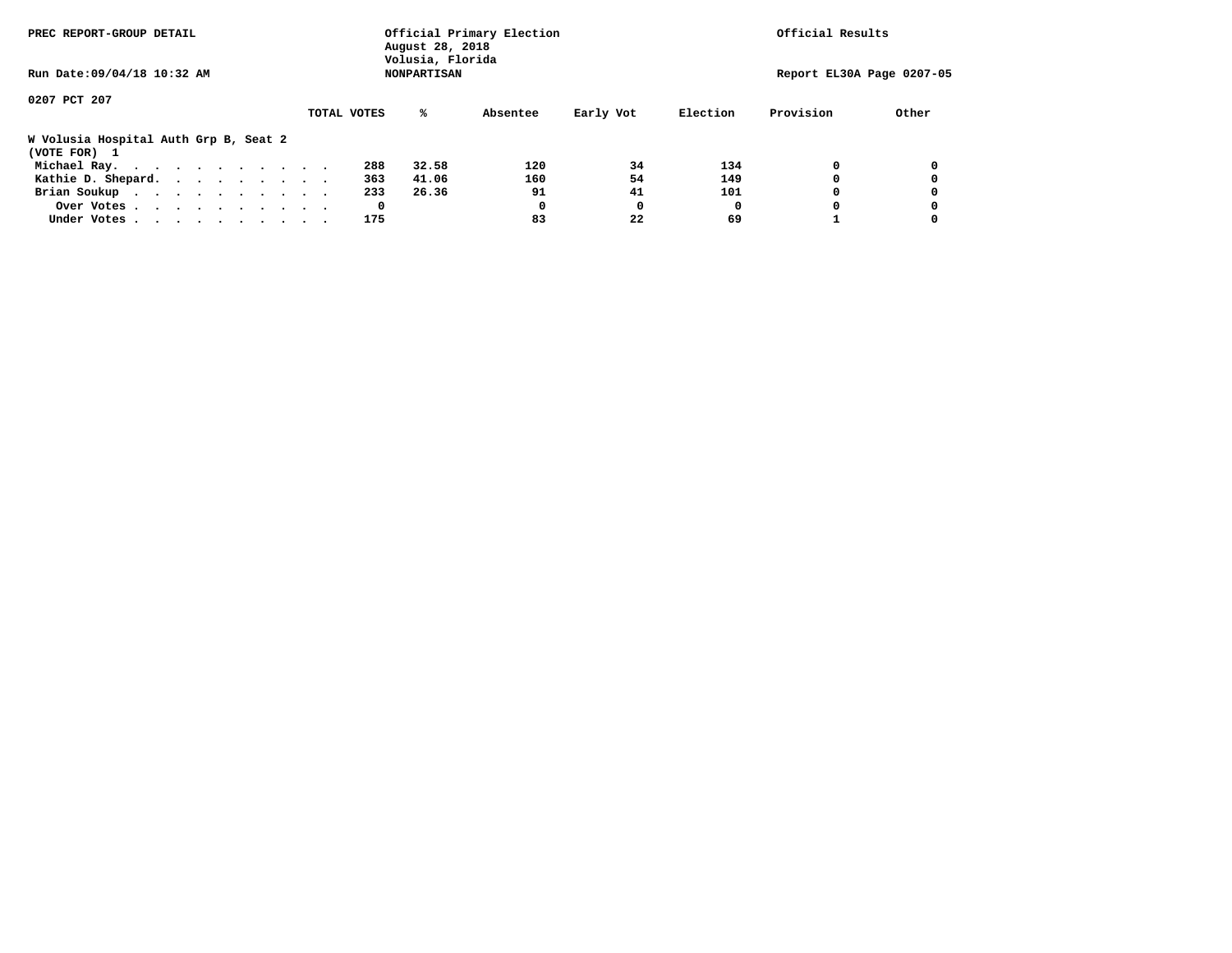PREC REPORT-GROUP DETAIL

Official Primary Election
August 28, 2018
Volusia, Florida
NONPARTISAN

Official Results

Run Date:09/04/18 10:32 AM

Report EL30A Page 0207-05

0207 PCT 207

**W Volusia Hospital Auth Grp B, Seat 2**
**(VOTE FOR) 1**

| | TOTAL VOTES | % | Absentee | Early Vot | Election | Provision | Other |
|---|---|---|---|---|---|---|---|
| Michael Ray | 288 | 32.58 | 120 | 34 | 134 | 0 | 0 |
| Kathie D. Shepard | 363 | 41.06 | 160 | 54 | 149 | 0 | 0 |
| Brian Soukup | 233 | 26.36 | 91 | 41 | 101 | 0 | 0 |
| Over Votes | 0 | | 0 | 0 | 0 | 0 | 0 |
| Under Votes | 175 | | 83 | 22 | 69 | 1 | 0 |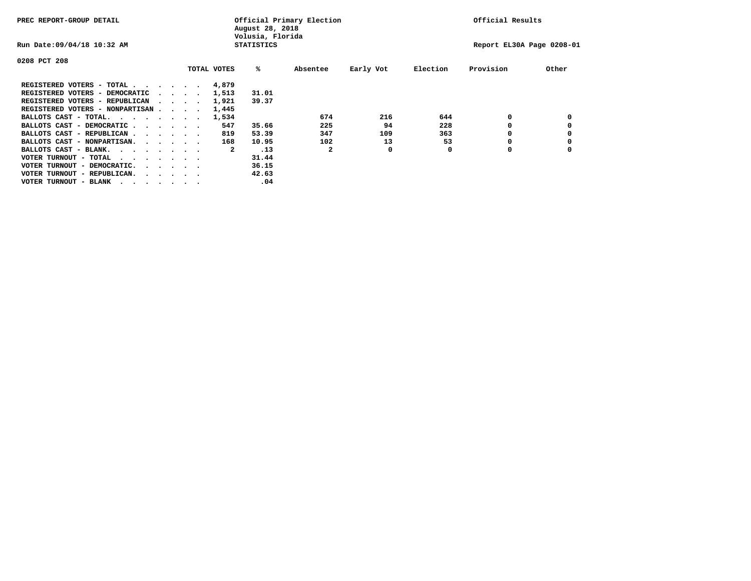PREC REPORT-GROUP DETAIL

Official Primary Election
August 28, 2018
Volusia, Florida
STATISTICS

Official Results

Run Date:09/04/18 10:32 AM

Report EL30A Page 0208-01

0208 PCT 208

| | TOTAL VOTES | % | Absentee | Early Vot | Election | Provision | Other |
|---|---|---|---|---|---|---|---|
| REGISTERED VOTERS - TOTAL . . . . . . | 4,879 | | | | | | |
| REGISTERED VOTERS - DEMOCRATIC . . . . | 1,513 | 31.01 | | | | | |
| REGISTERED VOTERS - REPUBLICAN . . . . | 1,921 | 39.37 | | | | | |
| REGISTERED VOTERS - NONPARTISAN . . . . | 1,445 | | | | | | |
| BALLOTS CAST - TOTAL. . . . . . . . | 1,534 | | 674 | 216 | 644 | 0 | 0 |
| BALLOTS CAST - DEMOCRATIC . . . . . . | 547 | 35.66 | 225 | 94 | 228 | 0 | 0 |
| BALLOTS CAST - REPUBLICAN . . . . . . | 819 | 53.39 | 347 | 109 | 363 | 0 | 0 |
| BALLOTS CAST - NONPARTISAN. . . . . . | 168 | 10.95 | 102 | 13 | 53 | 0 | 0 |
| BALLOTS CAST - BLANK. . . . . . . . | 2 | .13 | 2 | 0 | 0 | 0 | 0 |
| VOTER TURNOUT - TOTAL . . . . . . . | | 31.44 | | | | | |
| VOTER TURNOUT - DEMOCRATIC. . . . . . | | 36.15 | | | | | |
| VOTER TURNOUT - REPUBLICAN. . . . . . | | 42.63 | | | | | |
| VOTER TURNOUT - BLANK . . . . . . . | | .04 | | | | | |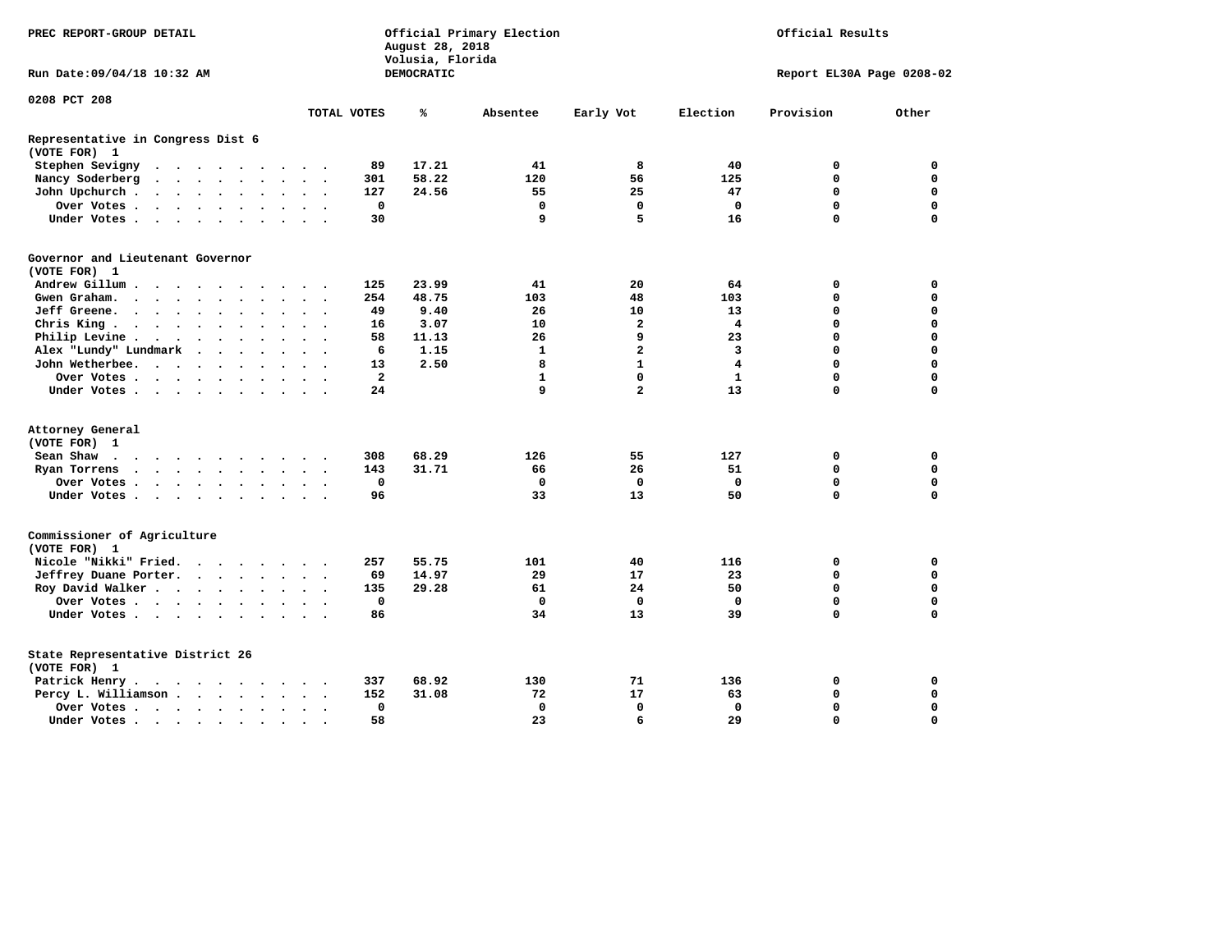PREC REPORT-GROUP DETAIL

Official Primary Election
August 28, 2018
Volusia, Florida
DEMOCRATIC

Official Results

Run Date:09/04/18 10:32 AM

Report EL30A Page 0208-02

0208 PCT 208

| | TOTAL VOTES | % | Absentee | Early Vot | Election | Provision | Other |
|---|---|---|---|---|---|---|---|
| **Representative in Congress Dist 6** | | | | | | | |
| **(VOTE FOR) 1** | | | | | | | |
| Stephen Sevigny | 89 | 17.21 | 41 | 8 | 40 | 0 | 0 |
| Nancy Soderberg | 301 | 58.22 | 120 | 56 | 125 | 0 | 0 |
| John Upchurch | 127 | 24.56 | 55 | 25 | 47 | 0 | 0 |
| Over Votes | 0 | | 0 | 0 | 0 | 0 | 0 |
| Under Votes | 30 | | 9 | 5 | 16 | 0 | 0 |
| **Governor and Lieutenant Governor** | | | | | | | |
| **(VOTE FOR) 1** | | | | | | | |
| Andrew Gillum | 125 | 23.99 | 41 | 20 | 64 | 0 | 0 |
| Gwen Graham | 254 | 48.75 | 103 | 48 | 103 | 0 | 0 |
| Jeff Greene | 49 | 9.40 | 26 | 10 | 13 | 0 | 0 |
| Chris King | 16 | 3.07 | 10 | 2 | 4 | 0 | 0 |
| Philip Levine | 58 | 11.13 | 26 | 9 | 23 | 0 | 0 |
| Alex "Lundy" Lundmark | 6 | 1.15 | 1 | 2 | 3 | 0 | 0 |
| John Wetherbee | 13 | 2.50 | 8 | 1 | 4 | 0 | 0 |
| Over Votes | 2 | | 1 | 0 | 1 | 0 | 0 |
| Under Votes | 24 | | 9 | 2 | 13 | 0 | 0 |
| **Attorney General** | | | | | | | |
| **(VOTE FOR) 1** | | | | | | | |
| Sean Shaw | 308 | 68.29 | 126 | 55 | 127 | 0 | 0 |
| Ryan Torrens | 143 | 31.71 | 66 | 26 | 51 | 0 | 0 |
| Over Votes | 0 | | 0 | 0 | 0 | 0 | 0 |
| Under Votes | 96 | | 33 | 13 | 50 | 0 | 0 |
| **Commissioner of Agriculture** | | | | | | | |
| **(VOTE FOR) 1** | | | | | | | |
| Nicole "Nikki" Fried | 257 | 55.75 | 101 | 40 | 116 | 0 | 0 |
| Jeffrey Duane Porter | 69 | 14.97 | 29 | 17 | 23 | 0 | 0 |
| Roy David Walker | 135 | 29.28 | 61 | 24 | 50 | 0 | 0 |
| Over Votes | 0 | | 0 | 0 | 0 | 0 | 0 |
| Under Votes | 86 | | 34 | 13 | 39 | 0 | 0 |
| **State Representative District 26** | | | | | | | |
| **(VOTE FOR) 1** | | | | | | | |
| Patrick Henry | 337 | 68.92 | 130 | 71 | 136 | 0 | 0 |
| Percy L. Williamson | 152 | 31.08 | 72 | 17 | 63 | 0 | 0 |
| Over Votes | 0 | | 0 | 0 | 0 | 0 | 0 |
| Under Votes | 58 | | 23 | 6 | 29 | 0 | 0 |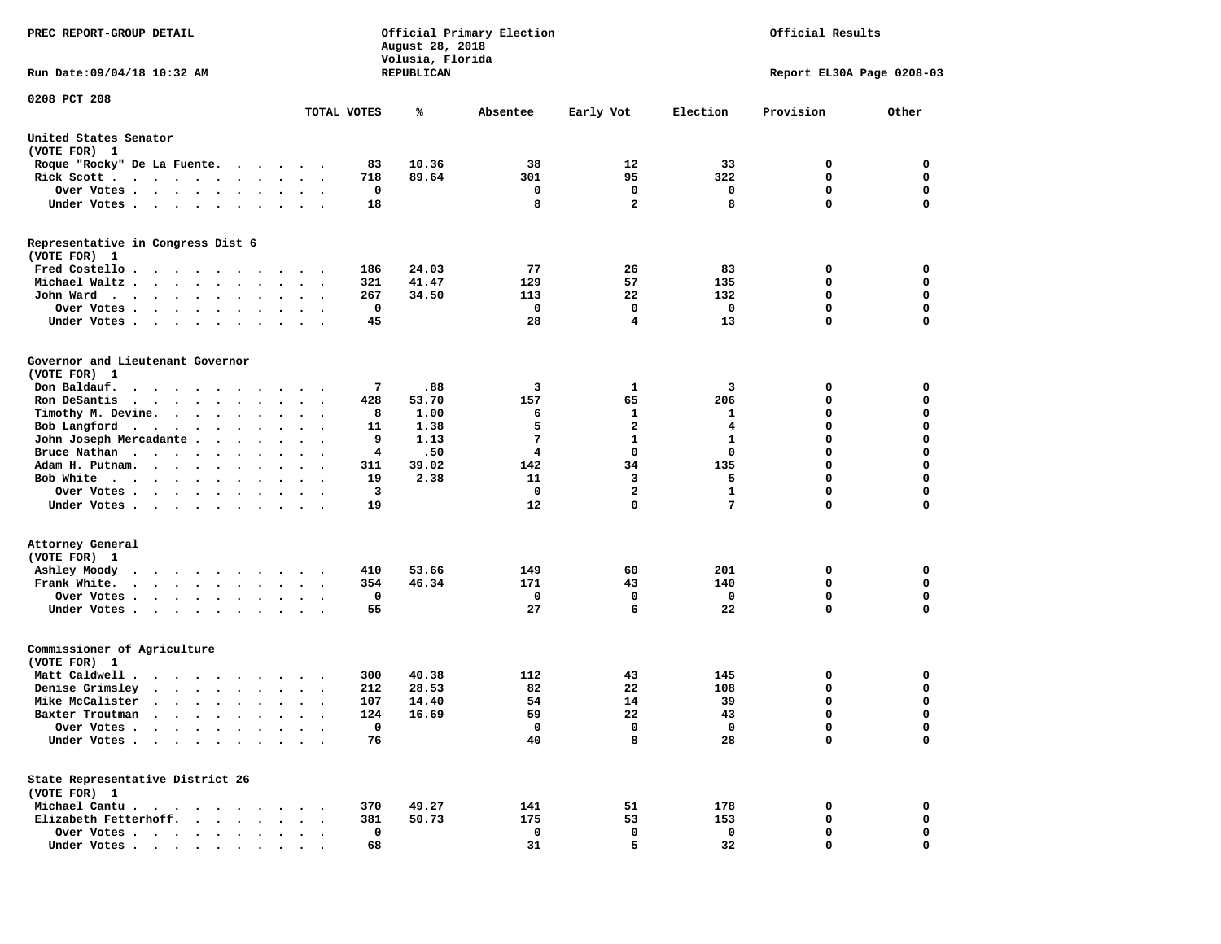PREC REPORT-GROUP DETAIL

Official Primary Election
August 28, 2018
Volusia, Florida
REPUBLICAN

Official Results

Run Date:09/04/18 10:32 AM

Report EL30A Page 0208-03

0208 PCT 208

| | TOTAL VOTES | % | Absentee | Early Vot | Election | Provision | Other |
|---|---|---|---|---|---|---|---|
| **United States Senator** | | | | | | | |
| (VOTE FOR) 1 | | | | | | | |
| Roque "Rocky" De La Fuente | 83 | 10.36 | 38 | 12 | 33 | 0 | 0 |
| Rick Scott | 718 | 89.64 | 301 | 95 | 322 | 0 | 0 |
| Over Votes | 0 | | 0 | 0 | 0 | 0 | 0 |
| Under Votes | 18 | | 8 | 2 | 8 | 0 | 0 |
| **Representative in Congress Dist 6** | | | | | | | |
| (VOTE FOR) 1 | | | | | | | |
| Fred Costello | 186 | 24.03 | 77 | 26 | 83 | 0 | 0 |
| Michael Waltz | 321 | 41.47 | 129 | 57 | 135 | 0 | 0 |
| John Ward | 267 | 34.50 | 113 | 22 | 132 | 0 | 0 |
| Over Votes | 0 | | 0 | 0 | 0 | 0 | 0 |
| Under Votes | 45 | | 28 | 4 | 13 | 0 | 0 |
| **Governor and Lieutenant Governor** | | | | | | | |
| (VOTE FOR) 1 | | | | | | | |
| Don Baldauf | 7 | .88 | 3 | 1 | 3 | 0 | 0 |
| Ron DeSantis | 428 | 53.70 | 157 | 65 | 206 | 0 | 0 |
| Timothy M. Devine | 8 | 1.00 | 6 | 1 | 1 | 0 | 0 |
| Bob Langford | 11 | 1.38 | 5 | 2 | 4 | 0 | 0 |
| John Joseph Mercadante | 9 | 1.13 | 7 | 1 | 1 | 0 | 0 |
| Bruce Nathan | 4 | .50 | 4 | 0 | 0 | 0 | 0 |
| Adam H. Putnam | 311 | 39.02 | 142 | 34 | 135 | 0 | 0 |
| Bob White | 19 | 2.38 | 11 | 3 | 5 | 0 | 0 |
| Over Votes | 3 | | 0 | 2 | 1 | 0 | 0 |
| Under Votes | 19 | | 12 | 0 | 7 | 0 | 0 |
| **Attorney General** | | | | | | | |
| (VOTE FOR) 1 | | | | | | | |
| Ashley Moody | 410 | 53.66 | 149 | 60 | 201 | 0 | 0 |
| Frank White | 354 | 46.34 | 171 | 43 | 140 | 0 | 0 |
| Over Votes | 0 | | 0 | 0 | 0 | 0 | 0 |
| Under Votes | 55 | | 27 | 6 | 22 | 0 | 0 |
| **Commissioner of Agriculture** | | | | | | | |
| (VOTE FOR) 1 | | | | | | | |
| Matt Caldwell | 300 | 40.38 | 112 | 43 | 145 | 0 | 0 |
| Denise Grimsley | 212 | 28.53 | 82 | 22 | 108 | 0 | 0 |
| Mike McCalister | 107 | 14.40 | 54 | 14 | 39 | 0 | 0 |
| Baxter Troutman | 124 | 16.69 | 59 | 22 | 43 | 0 | 0 |
| Over Votes | 0 | | 0 | 0 | 0 | 0 | 0 |
| Under Votes | 76 | | 40 | 8 | 28 | 0 | 0 |
| **State Representative District 26** | | | | | | | |
| (VOTE FOR) 1 | | | | | | | |
| Michael Cantu | 370 | 49.27 | 141 | 51 | 178 | 0 | 0 |
| Elizabeth Fetterhoff | 381 | 50.73 | 175 | 53 | 153 | 0 | 0 |
| Over Votes | 0 | | 0 | 0 | 0 | 0 | 0 |
| Under Votes | 68 | | 31 | 5 | 32 | 0 | 0 |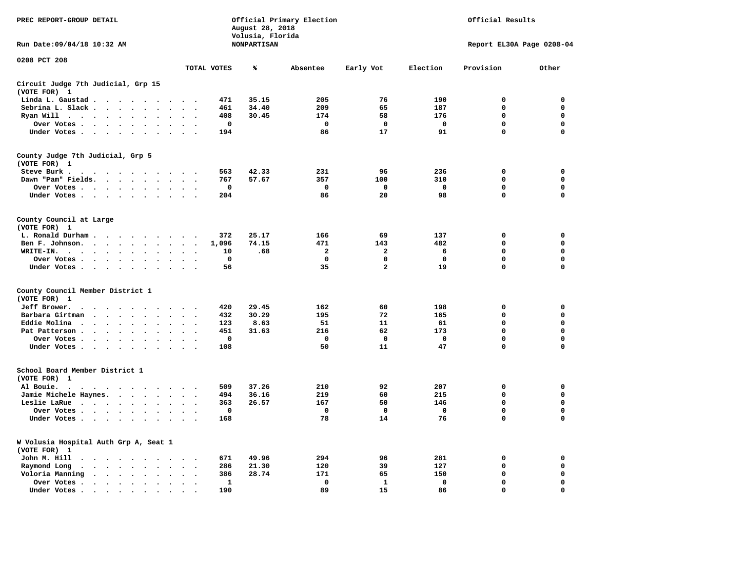PREC REPORT-GROUP DETAIL

Official Primary Election
August 28, 2018
Volusia, Florida
NONPARTISAN

Official Results

Run Date:09/04/18 10:32 AM

Report EL30A Page 0208-04

0208 PCT 208

| | TOTAL VOTES | % | Absentee | Early Vot | Election | Provision | Other |
|---|---|---|---|---|---|---|---|
| **Circuit Judge 7th Judicial, Grp 15 (VOTE FOR) 1** | | | | | | | |
| Linda L. Gaustad | 471 | 35.15 | 205 | 76 | 190 | 0 | 0 |
| Sebrina L. Slack | 461 | 34.40 | 209 | 65 | 187 | 0 | 0 |
| Ryan Will | 408 | 30.45 | 174 | 58 | 176 | 0 | 0 |
| Over Votes | 0 | | 0 | 0 | 0 | 0 | 0 |
| Under Votes | 194 | | 86 | 17 | 91 | 0 | 0 |
| **County Judge 7th Judicial, Grp 5 (VOTE FOR) 1** | | | | | | | |
| Steve Burk | 563 | 42.33 | 231 | 96 | 236 | 0 | 0 |
| Dawn "Pam" Fields | 767 | 57.67 | 357 | 100 | 310 | 0 | 0 |
| Over Votes | 0 | | 0 | 0 | 0 | 0 | 0 |
| Under Votes | 204 | | 86 | 20 | 98 | 0 | 0 |
| **County Council at Large (VOTE FOR) 1** | | | | | | | |
| L. Ronald Durham | 372 | 25.17 | 166 | 69 | 137 | 0 | 0 |
| Ben F. Johnson | 1,096 | 74.15 | 471 | 143 | 482 | 0 | 0 |
| WRITE-IN | 10 | .68 | 2 | 2 | 6 | 0 | 0 |
| Over Votes | 0 | | 0 | 0 | 0 | 0 | 0 |
| Under Votes | 56 | | 35 | 2 | 19 | 0 | 0 |
| **County Council Member District 1 (VOTE FOR) 1** | | | | | | | |
| Jeff Brower | 420 | 29.45 | 162 | 60 | 198 | 0 | 0 |
| Barbara Girtman | 432 | 30.29 | 195 | 72 | 165 | 0 | 0 |
| Eddie Molina | 123 | 8.63 | 51 | 11 | 61 | 0 | 0 |
| Pat Patterson | 451 | 31.63 | 216 | 62 | 173 | 0 | 0 |
| Over Votes | 0 | | 0 | 0 | 0 | 0 | 0 |
| Under Votes | 108 | | 50 | 11 | 47 | 0 | 0 |
| **School Board Member District 1 (VOTE FOR) 1** | | | | | | | |
| Al Bouie | 509 | 37.26 | 210 | 92 | 207 | 0 | 0 |
| Jamie Michele Haynes | 494 | 36.16 | 219 | 60 | 215 | 0 | 0 |
| Leslie LaRue | 363 | 26.57 | 167 | 50 | 146 | 0 | 0 |
| Over Votes | 0 | | 0 | 0 | 0 | 0 | 0 |
| Under Votes | 168 | | 78 | 14 | 76 | 0 | 0 |
| **W Volusia Hospital Auth Grp A, Seat 1 (VOTE FOR) 1** | | | | | | | |
| John M. Hill | 671 | 49.96 | 294 | 96 | 281 | 0 | 0 |
| Raymond Long | 286 | 21.30 | 120 | 39 | 127 | 0 | 0 |
| Voloria Manning | 386 | 28.74 | 171 | 65 | 150 | 0 | 0 |
| Over Votes | 1 | | 0 | 1 | 0 | 0 | 0 |
| Under Votes | 190 | | 89 | 15 | 86 | 0 | 0 |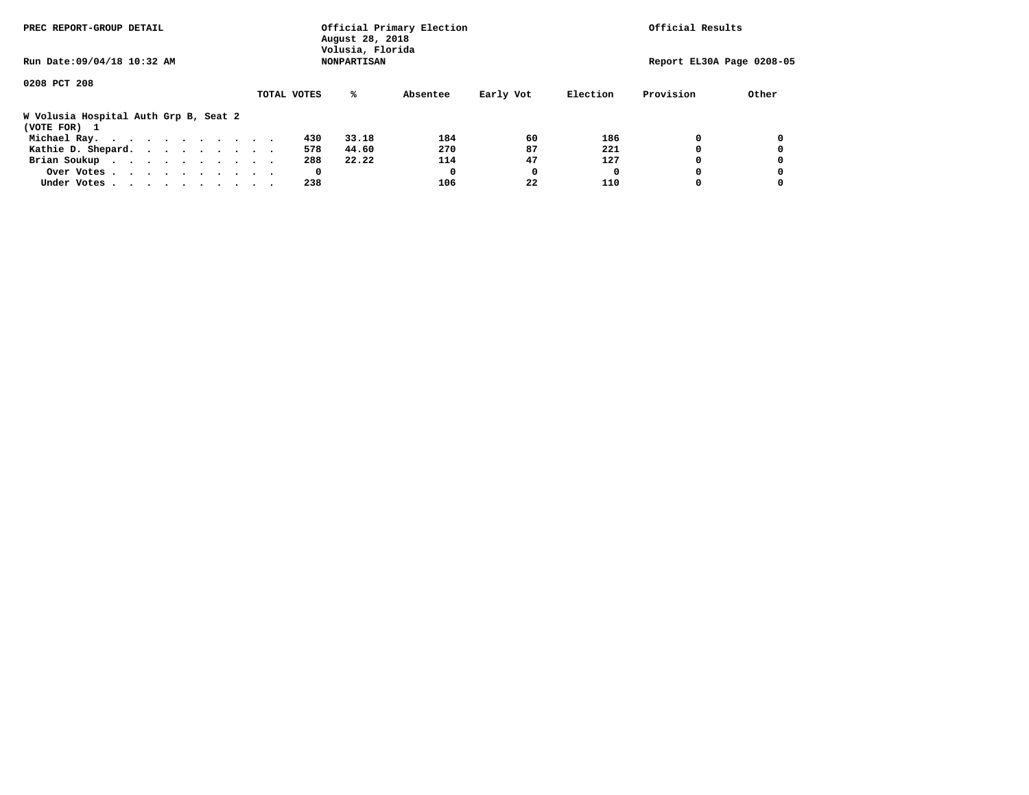PREC REPORT-GROUP DETAIL

Official Primary Election
August 28, 2018
Volusia, Florida
NONPARTISAN

Official Results

Run Date:09/04/18 10:32 AM

Report EL30A Page 0208-05

0208 PCT 208

**W Volusia Hospital Auth Grp B, Seat 2**
(VOTE FOR) 1

| | TOTAL VOTES | % | Absentee | Early Vot | Election | Provision | Other |
|---|---|---|---|---|---|---|---|
| Michael Ray | 430 | 33.18 | 184 | 60 | 186 | 0 | 0 |
| Kathie D. Shepard | 578 | 44.60 | 270 | 87 | 221 | 0 | 0 |
| Brian Soukup | 288 | 22.22 | 114 | 47 | 127 | 0 | 0 |
| Over Votes | 0 | | 0 | 0 | 0 | 0 | 0 |
| Under Votes | 238 | | 106 | 22 | 110 | 0 | 0 |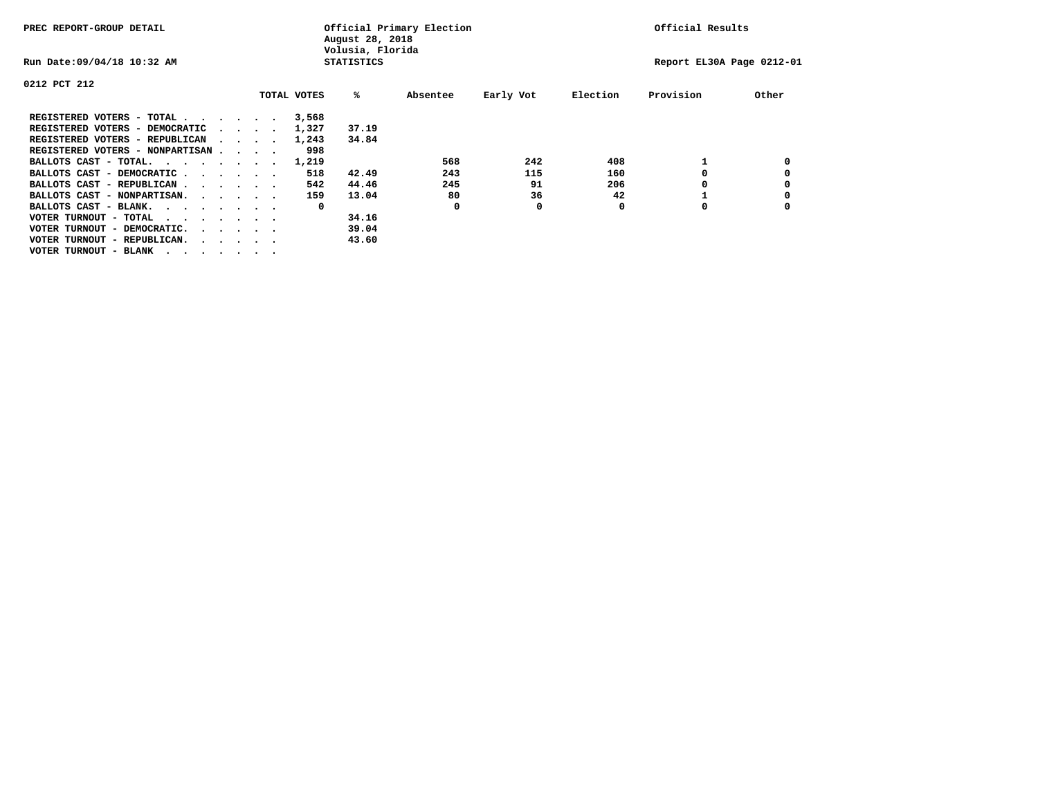PREC REPORT-GROUP DETAIL

Official Primary Election
August 28, 2018
Volusia, Florida
STATISTICS

Official Results

Run Date:09/04/18 10:32 AM

Report EL30A Page 0212-01

0212 PCT 212

| | TOTAL VOTES | % | Absentee | Early Vot | Election | Provision | Other |
|---|---|---|---|---|---|---|---|
| REGISTERED VOTERS - TOTAL . . . . . . | 3,568 | | | | | | |
| REGISTERED VOTERS - DEMOCRATIC . . . . | 1,327 | 37.19 | | | | | |
| REGISTERED VOTERS - REPUBLICAN . . . . | 1,243 | 34.84 | | | | | |
| REGISTERED VOTERS - NONPARTISAN . . . . | 998 | | | | | | |
| BALLOTS CAST - TOTAL. . . . . . . . | 1,219 | | 568 | 242 | 408 | 1 | 0 |
| BALLOTS CAST - DEMOCRATIC . . . . . . | 518 | 42.49 | 243 | 115 | 160 | 0 | 0 |
| BALLOTS CAST - REPUBLICAN . . . . . . | 542 | 44.46 | 245 | 91 | 206 | 0 | 0 |
| BALLOTS CAST - NONPARTISAN. . . . . . | 159 | 13.04 | 80 | 36 | 42 | 1 | 0 |
| BALLOTS CAST - BLANK. . . . . . . . | 0 | | 0 | 0 | 0 | 0 | 0 |
| VOTER TURNOUT - TOTAL . . . . . . . | | 34.16 | | | | | |
| VOTER TURNOUT - DEMOCRATIC. . . . . . | | 39.04 | | | | | |
| VOTER TURNOUT - REPUBLICAN. . . . . . | | 43.60 | | | | | |
| VOTER TURNOUT - BLANK . . . . . . . | | | | | | | |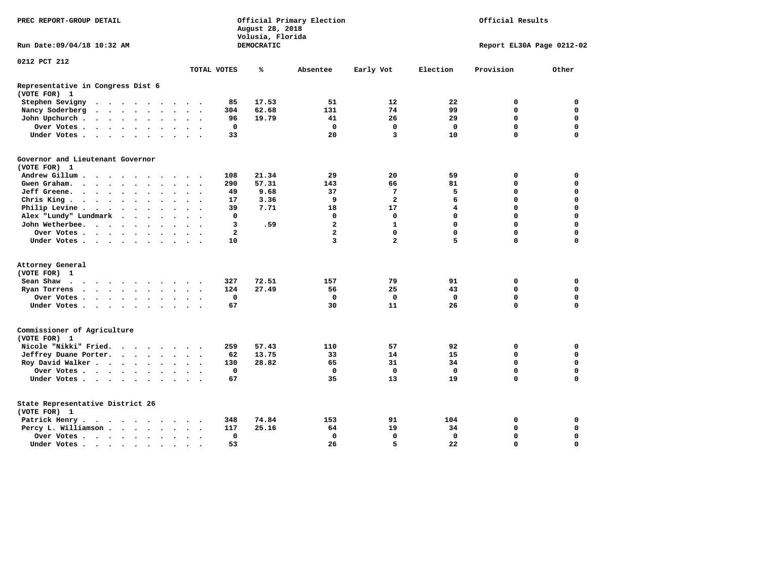PREC REPORT-GROUP DETAIL

Official Primary Election
August 28, 2018
Volusia, Florida
DEMOCRATIC

Official Results

Run Date:09/04/18 10:32 AM

Report EL30A Page 0212-02

0212 PCT 212

| | TOTAL VOTES | % | Absentee | Early Vot | Election | Provision | Other |
|---|---|---|---|---|---|---|---|
| **Representative in Congress Dist 6** | | | | | | | |
| **(VOTE FOR) 1** | | | | | | | |
| Stephen Sevigny | 85 | 17.53 | 51 | 12 | 22 | 0 | 0 |
| Nancy Soderberg | 304 | 62.68 | 131 | 74 | 99 | 0 | 0 |
| John Upchurch | 96 | 19.79 | 41 | 26 | 29 | 0 | 0 |
| Over Votes | 0 | | 0 | 0 | 0 | 0 | 0 |
| Under Votes | 33 | | 20 | 3 | 10 | 0 | 0 |
| **Governor and Lieutenant Governor** | | | | | | | |
| **(VOTE FOR) 1** | | | | | | | |
| Andrew Gillum | 108 | 21.34 | 29 | 20 | 59 | 0 | 0 |
| Gwen Graham | 290 | 57.31 | 143 | 66 | 81 | 0 | 0 |
| Jeff Greene | 49 | 9.68 | 37 | 7 | 5 | 0 | 0 |
| Chris King | 17 | 3.36 | 9 | 2 | 6 | 0 | 0 |
| Philip Levine | 39 | 7.71 | 18 | 17 | 4 | 0 | 0 |
| Alex "Lundy" Lundmark | 0 | | 0 | 0 | 0 | 0 | 0 |
| John Wetherbee | 3 | .59 | 2 | 1 | 0 | 0 | 0 |
| Over Votes | 2 | | 2 | 0 | 0 | 0 | 0 |
| Under Votes | 10 | | 3 | 2 | 5 | 0 | 0 |
| **Attorney General** | | | | | | | |
| **(VOTE FOR) 1** | | | | | | | |
| Sean Shaw | 327 | 72.51 | 157 | 79 | 91 | 0 | 0 |
| Ryan Torrens | 124 | 27.49 | 56 | 25 | 43 | 0 | 0 |
| Over Votes | 0 | | 0 | 0 | 0 | 0 | 0 |
| Under Votes | 67 | | 30 | 11 | 26 | 0 | 0 |
| **Commissioner of Agriculture** | | | | | | | |
| **(VOTE FOR) 1** | | | | | | | |
| Nicole "Nikki" Fried | 259 | 57.43 | 110 | 57 | 92 | 0 | 0 |
| Jeffrey Duane Porter | 62 | 13.75 | 33 | 14 | 15 | 0 | 0 |
| Roy David Walker | 130 | 28.82 | 65 | 31 | 34 | 0 | 0 |
| Over Votes | 0 | | 0 | 0 | 0 | 0 | 0 |
| Under Votes | 67 | | 35 | 13 | 19 | 0 | 0 |
| **State Representative District 26** | | | | | | | |
| **(VOTE FOR) 1** | | | | | | | |
| Patrick Henry | 348 | 74.84 | 153 | 91 | 104 | 0 | 0 |
| Percy L. Williamson | 117 | 25.16 | 64 | 19 | 34 | 0 | 0 |
| Over Votes | 0 | | 0 | 0 | 0 | 0 | 0 |
| Under Votes | 53 | | 26 | 5 | 22 | 0 | 0 |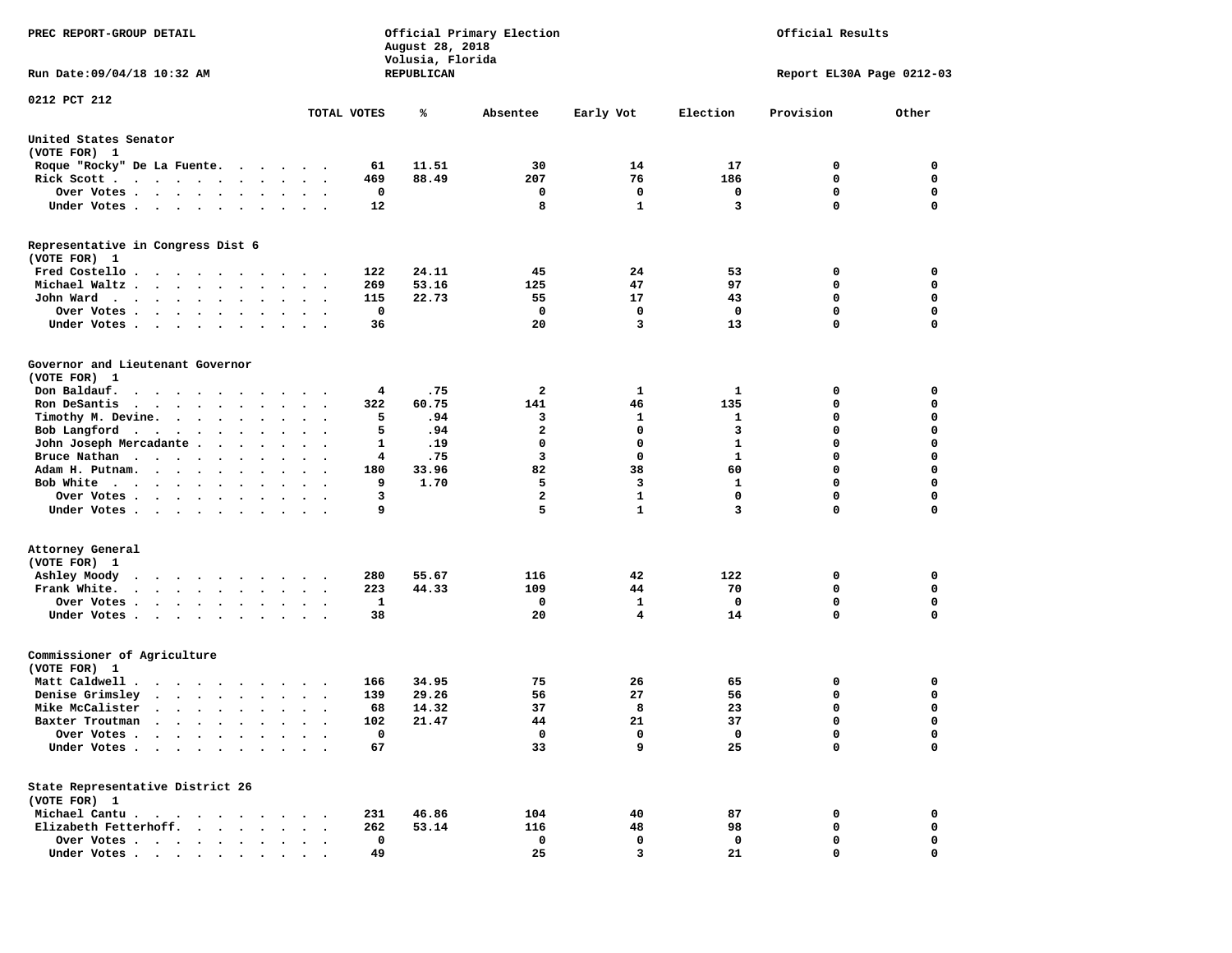PREC REPORT-GROUP DETAIL

Official Primary Election
August 28, 2018
Volusia, Florida
REPUBLICAN

Official Results

Run Date:09/04/18 10:32 AM

Report EL30A Page 0212-03

0212 PCT 212

| | TOTAL VOTES | % | Absentee | Early Vot | Election | Provision | Other |
|---|---|---|---|---|---|---|---|
| **United States Senator** | | | | | | | |
| (VOTE FOR) 1 | | | | | | | |
| Roque "Rocky" De La Fuente | 61 | 11.51 | 30 | 14 | 17 | 0 | 0 |
| Rick Scott | 469 | 88.49 | 207 | 76 | 186 | 0 | 0 |
| Over Votes | 0 | | 0 | 0 | 0 | 0 | 0 |
| Under Votes | 12 | | 8 | 1 | 3 | 0 | 0 |
| **Representative in Congress Dist 6** | | | | | | | |
| (VOTE FOR) 1 | | | | | | | |
| Fred Costello | 122 | 24.11 | 45 | 24 | 53 | 0 | 0 |
| Michael Waltz | 269 | 53.16 | 125 | 47 | 97 | 0 | 0 |
| John Ward | 115 | 22.73 | 55 | 17 | 43 | 0 | 0 |
| Over Votes | 0 | | 0 | 0 | 0 | 0 | 0 |
| Under Votes | 36 | | 20 | 3 | 13 | 0 | 0 |
| **Governor and Lieutenant Governor** | | | | | | | |
| (VOTE FOR) 1 | | | | | | | |
| Don Baldauf | 4 | .75 | 2 | 1 | 1 | 0 | 0 |
| Ron DeSantis | 322 | 60.75 | 141 | 46 | 135 | 0 | 0 |
| Timothy M. Devine | 5 | .94 | 3 | 1 | 1 | 0 | 0 |
| Bob Langford | 5 | .94 | 2 | 0 | 3 | 0 | 0 |
| John Joseph Mercadante | 1 | .19 | 0 | 0 | 1 | 0 | 0 |
| Bruce Nathan | 4 | .75 | 3 | 0 | 1 | 0 | 0 |
| Adam H. Putnam | 180 | 33.96 | 82 | 38 | 60 | 0 | 0 |
| Bob White | 9 | 1.70 | 5 | 3 | 1 | 0 | 0 |
| Over Votes | 3 | | 2 | 1 | 0 | 0 | 0 |
| Under Votes | 9 | | 5 | 1 | 3 | 0 | 0 |
| **Attorney General** | | | | | | | |
| (VOTE FOR) 1 | | | | | | | |
| Ashley Moody | 280 | 55.67 | 116 | 42 | 122 | 0 | 0 |
| Frank White | 223 | 44.33 | 109 | 44 | 70 | 0 | 0 |
| Over Votes | 1 | | 0 | 1 | 0 | 0 | 0 |
| Under Votes | 38 | | 20 | 4 | 14 | 0 | 0 |
| **Commissioner of Agriculture** | | | | | | | |
| (VOTE FOR) 1 | | | | | | | |
| Matt Caldwell | 166 | 34.95 | 75 | 26 | 65 | 0 | 0 |
| Denise Grimsley | 139 | 29.26 | 56 | 27 | 56 | 0 | 0 |
| Mike McCalister | 68 | 14.32 | 37 | 8 | 23 | 0 | 0 |
| Baxter Troutman | 102 | 21.47 | 44 | 21 | 37 | 0 | 0 |
| Over Votes | 0 | | 0 | 0 | 0 | 0 | 0 |
| Under Votes | 67 | | 33 | 9 | 25 | 0 | 0 |
| **State Representative District 26** | | | | | | | |
| (VOTE FOR) 1 | | | | | | | |
| Michael Cantu | 231 | 46.86 | 104 | 40 | 87 | 0 | 0 |
| Elizabeth Fetterhoff | 262 | 53.14 | 116 | 48 | 98 | 0 | 0 |
| Over Votes | 0 | | 0 | 0 | 0 | 0 | 0 |
| Under Votes | 49 | | 25 | 3 | 21 | 0 | 0 |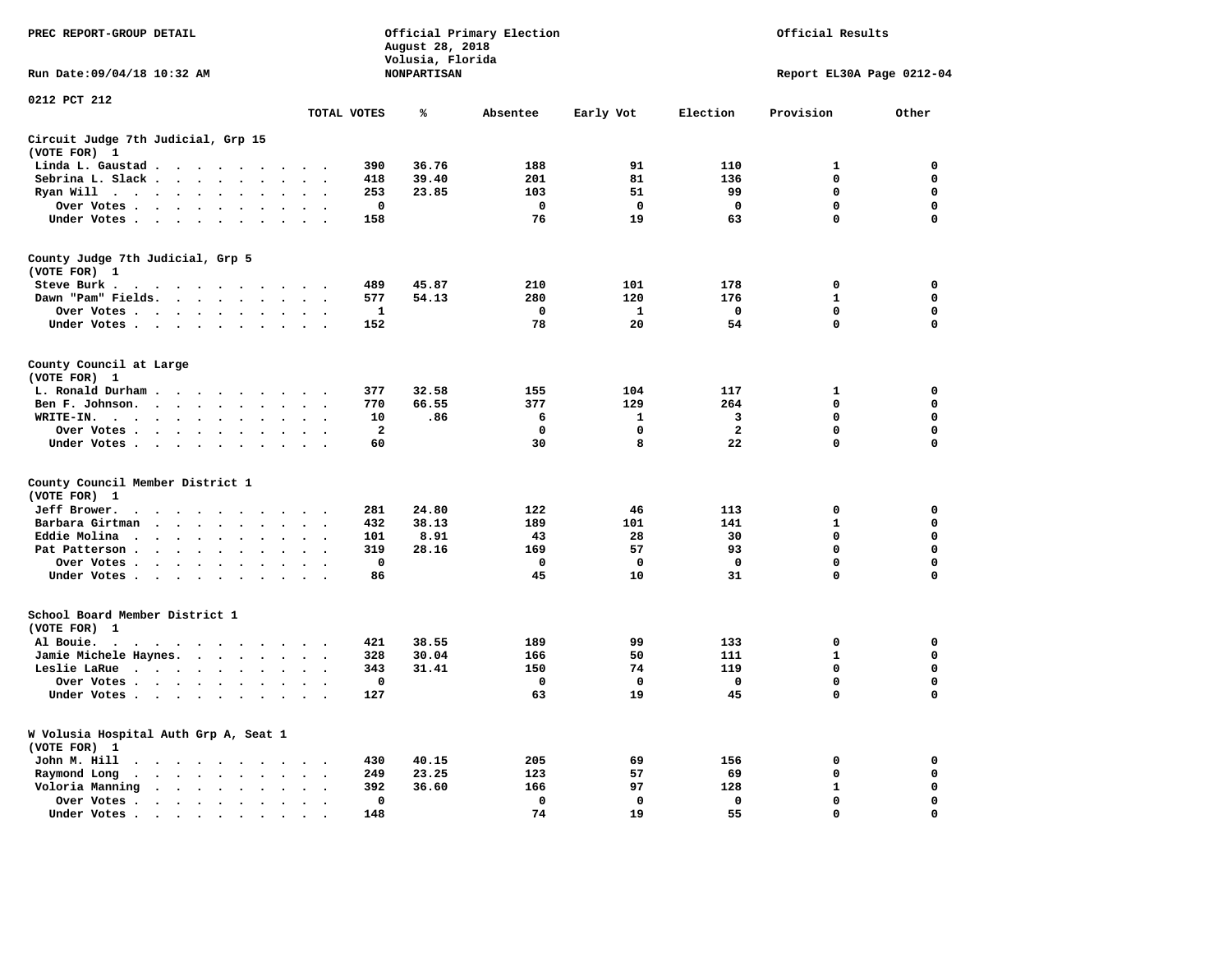PREC REPORT-GROUP DETAIL

Official Primary Election
August 28, 2018
Volusia, Florida
NONPARTISAN

Official Results

Run Date:09/04/18 10:32 AM

Report EL30A Page 0212-04

0212 PCT 212

## Circuit Judge 7th Judicial, Grp 15
(VOTE FOR) 1

| | TOTAL VOTES | % | Absentee | Early Vot | Election | Provision | Other |
|---|---|---|---|---|---|---|---|
| Linda L. Gaustad | 390 | 36.76 | 188 | 91 | 110 | 1 | 0 |
| Sebrina L. Slack | 418 | 39.40 | 201 | 81 | 136 | 0 | 0 |
| Ryan Will | 253 | 23.85 | 103 | 51 | 99 | 0 | 0 |
| Over Votes | 0 | | 0 | 0 | 0 | 0 | 0 |
| Under Votes | 158 | | 76 | 19 | 63 | 0 | 0 |

## County Judge 7th Judicial, Grp 5
(VOTE FOR) 1

| | TOTAL VOTES | % | Absentee | Early Vot | Election | Provision | Other |
|---|---|---|---|---|---|---|---|
| Steve Burk | 489 | 45.87 | 210 | 101 | 178 | 0 | 0 |
| Dawn "Pam" Fields | 577 | 54.13 | 280 | 120 | 176 | 1 | 0 |
| Over Votes | 1 | | 0 | 1 | 0 | 0 | 0 |
| Under Votes | 152 | | 78 | 20 | 54 | 0 | 0 |

## County Council at Large
(VOTE FOR) 1

| | TOTAL VOTES | % | Absentee | Early Vot | Election | Provision | Other |
|---|---|---|---|---|---|---|---|
| L. Ronald Durham | 377 | 32.58 | 155 | 104 | 117 | 1 | 0 |
| Ben F. Johnson | 770 | 66.55 | 377 | 129 | 264 | 0 | 0 |
| WRITE-IN | 10 | .86 | 6 | 1 | 3 | 0 | 0 |
| Over Votes | 2 | | 0 | 0 | 2 | 0 | 0 |
| Under Votes | 60 | | 30 | 8 | 22 | 0 | 0 |

## County Council Member District 1
(VOTE FOR) 1

| | TOTAL VOTES | % | Absentee | Early Vot | Election | Provision | Other |
|---|---|---|---|---|---|---|---|
| Jeff Brower | 281 | 24.80 | 122 | 46 | 113 | 0 | 0 |
| Barbara Girtman | 432 | 38.13 | 189 | 101 | 141 | 1 | 0 |
| Eddie Molina | 101 | 8.91 | 43 | 28 | 30 | 0 | 0 |
| Pat Patterson | 319 | 28.16 | 169 | 57 | 93 | 0 | 0 |
| Over Votes | 0 | | 0 | 0 | 0 | 0 | 0 |
| Under Votes | 86 | | 45 | 10 | 31 | 0 | 0 |

## School Board Member District 1
(VOTE FOR) 1

| | TOTAL VOTES | % | Absentee | Early Vot | Election | Provision | Other |
|---|---|---|---|---|---|---|---|
| Al Bouie | 421 | 38.55 | 189 | 99 | 133 | 0 | 0 |
| Jamie Michele Haynes | 328 | 30.04 | 166 | 50 | 111 | 1 | 0 |
| Leslie LaRue | 343 | 31.41 | 150 | 74 | 119 | 0 | 0 |
| Over Votes | 0 | | 0 | 0 | 0 | 0 | 0 |
| Under Votes | 127 | | 63 | 19 | 45 | 0 | 0 |

## W Volusia Hospital Auth Grp A, Seat 1
(VOTE FOR) 1

| | TOTAL VOTES | % | Absentee | Early Vot | Election | Provision | Other |
|---|---|---|---|---|---|---|---|
| John M. Hill | 430 | 40.15 | 205 | 69 | 156 | 0 | 0 |
| Raymond Long | 249 | 23.25 | 123 | 57 | 69 | 0 | 0 |
| Voloria Manning | 392 | 36.60 | 166 | 97 | 128 | 1 | 0 |
| Over Votes | 0 | | 0 | 0 | 0 | 0 | 0 |
| Under Votes | 148 | | 74 | 19 | 55 | 0 | 0 |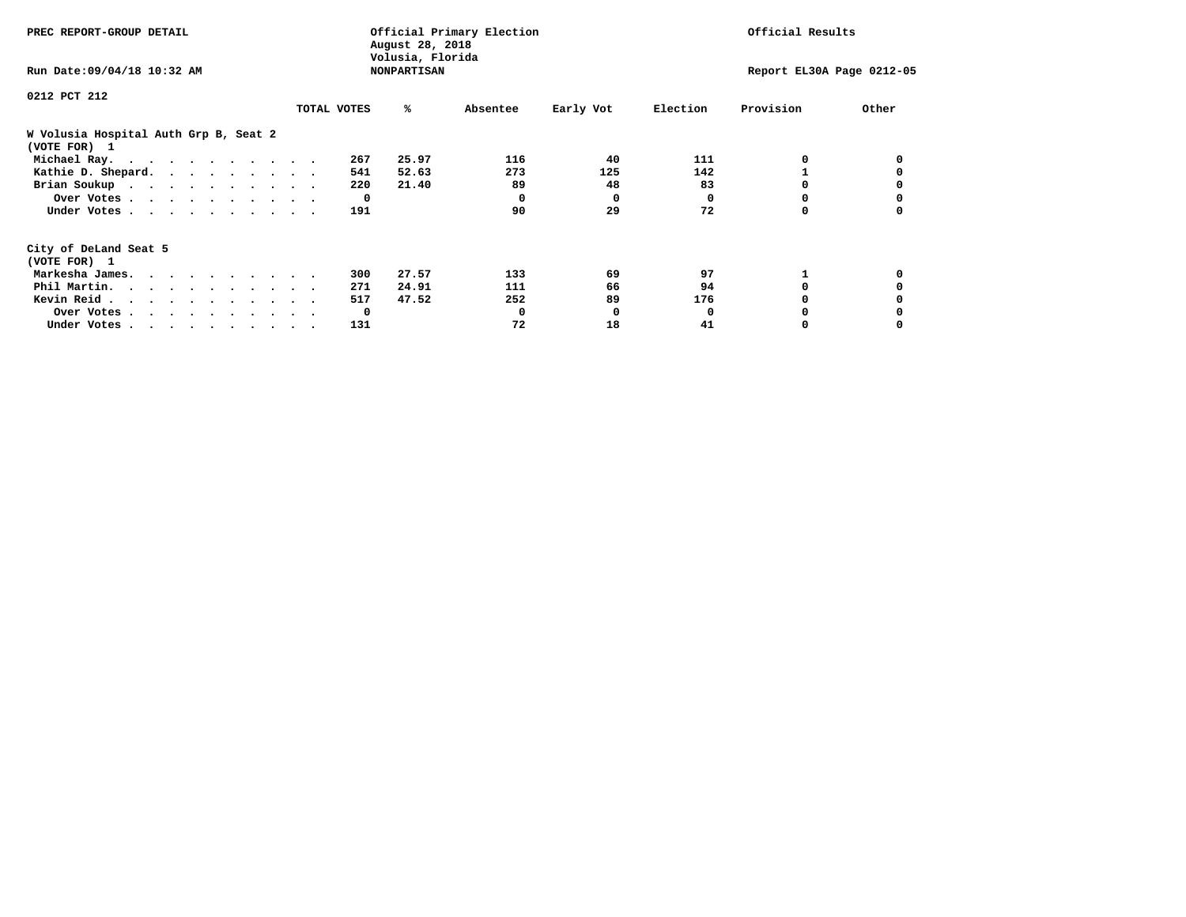PREC REPORT-GROUP DETAIL

Official Primary Election
August 28, 2018
Volusia, Florida
NONPARTISAN

Official Results

Run Date:09/04/18 10:32 AM

Report EL30A Page 0212-05

0212 PCT 212

## W Volusia Hospital Auth Grp B, Seat 2
(VOTE FOR) 1

| | TOTAL VOTES | % | Absentee | Early Vot | Election | Provision | Other |
|---|---|---|---|---|---|---|---|
| Michael Ray. | 267 | 25.97 | 116 | 40 | 111 | 0 | 0 |
| Kathie D. Shepard. | 541 | 52.63 | 273 | 125 | 142 | 1 | 0 |
| Brian Soukup | 220 | 21.40 | 89 | 48 | 83 | 0 | 0 |
| Over Votes | 0 | | 0 | 0 | 0 | 0 | 0 |
| Under Votes | 191 | | 90 | 29 | 72 | 0 | 0 |

## City of DeLand Seat 5
(VOTE FOR) 1

| | TOTAL VOTES | % | Absentee | Early Vot | Election | Provision | Other |
|---|---|---|---|---|---|---|---|
| Markesha James. | 300 | 27.57 | 133 | 69 | 97 | 1 | 0 |
| Phil Martin. | 271 | 24.91 | 111 | 66 | 94 | 0 | 0 |
| Kevin Reid | 517 | 47.52 | 252 | 89 | 176 | 0 | 0 |
| Over Votes | 0 | | 0 | 0 | 0 | 0 | 0 |
| Under Votes | 131 | | 72 | 18 | 41 | 0 | 0 |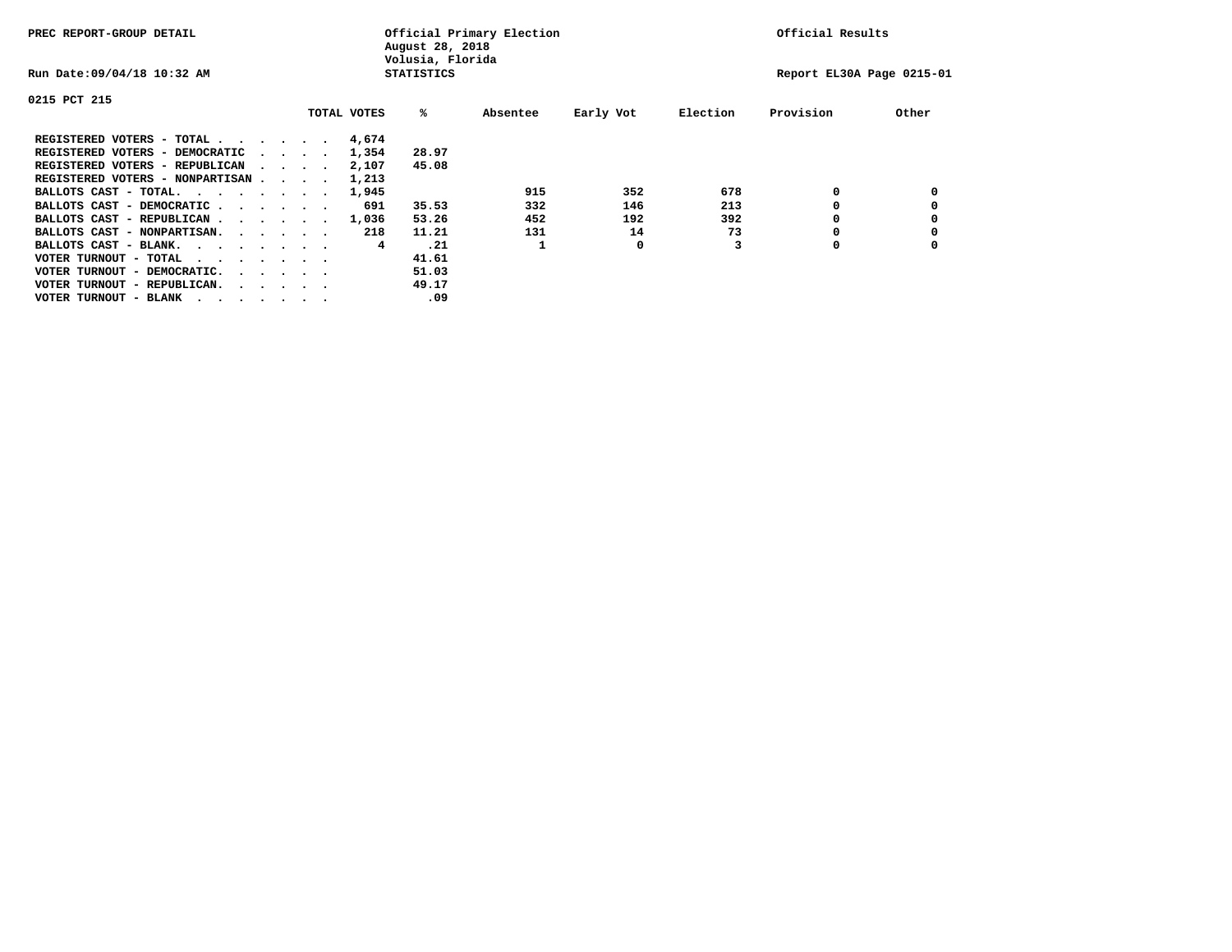PREC REPORT-GROUP DETAIL

Official Primary Election
August 28, 2018
Volusia, Florida
STATISTICS

Official Results

Run Date:09/04/18 10:32 AM

Report EL30A Page 0215-01

0215 PCT 215

| | TOTAL VOTES | % | Absentee | Early Vot | Election | Provision | Other |
|---|---|---|---|---|---|---|---|
| REGISTERED VOTERS - TOTAL . . . . . . | 4,674 | | | | | | |
| REGISTERED VOTERS - DEMOCRATIC . . . . | 1,354 | 28.97 | | | | | |
| REGISTERED VOTERS - REPUBLICAN . . . . | 2,107 | 45.08 | | | | | |
| REGISTERED VOTERS - NONPARTISAN . . . . | 1,213 | | | | | | |
| BALLOTS CAST - TOTAL. . . . . . . . | 1,945 | | 915 | 352 | 678 | 0 | 0 |
| BALLOTS CAST - DEMOCRATIC . . . . . . | 691 | 35.53 | 332 | 146 | 213 | 0 | 0 |
| BALLOTS CAST - REPUBLICAN . . . . . . | 1,036 | 53.26 | 452 | 192 | 392 | 0 | 0 |
| BALLOTS CAST - NONPARTISAN. . . . . . | 218 | 11.21 | 131 | 14 | 73 | 0 | 0 |
| BALLOTS CAST - BLANK. . . . . . . . | 4 | .21 | 1 | 0 | 3 | 0 | 0 |
| VOTER TURNOUT - TOTAL . . . . . . . | | 41.61 | | | | | |
| VOTER TURNOUT - DEMOCRATIC. . . . . . | | 51.03 | | | | | |
| VOTER TURNOUT - REPUBLICAN. . . . . . | | 49.17 | | | | | |
| VOTER TURNOUT - BLANK . . . . . . . | | .09 | | | | | |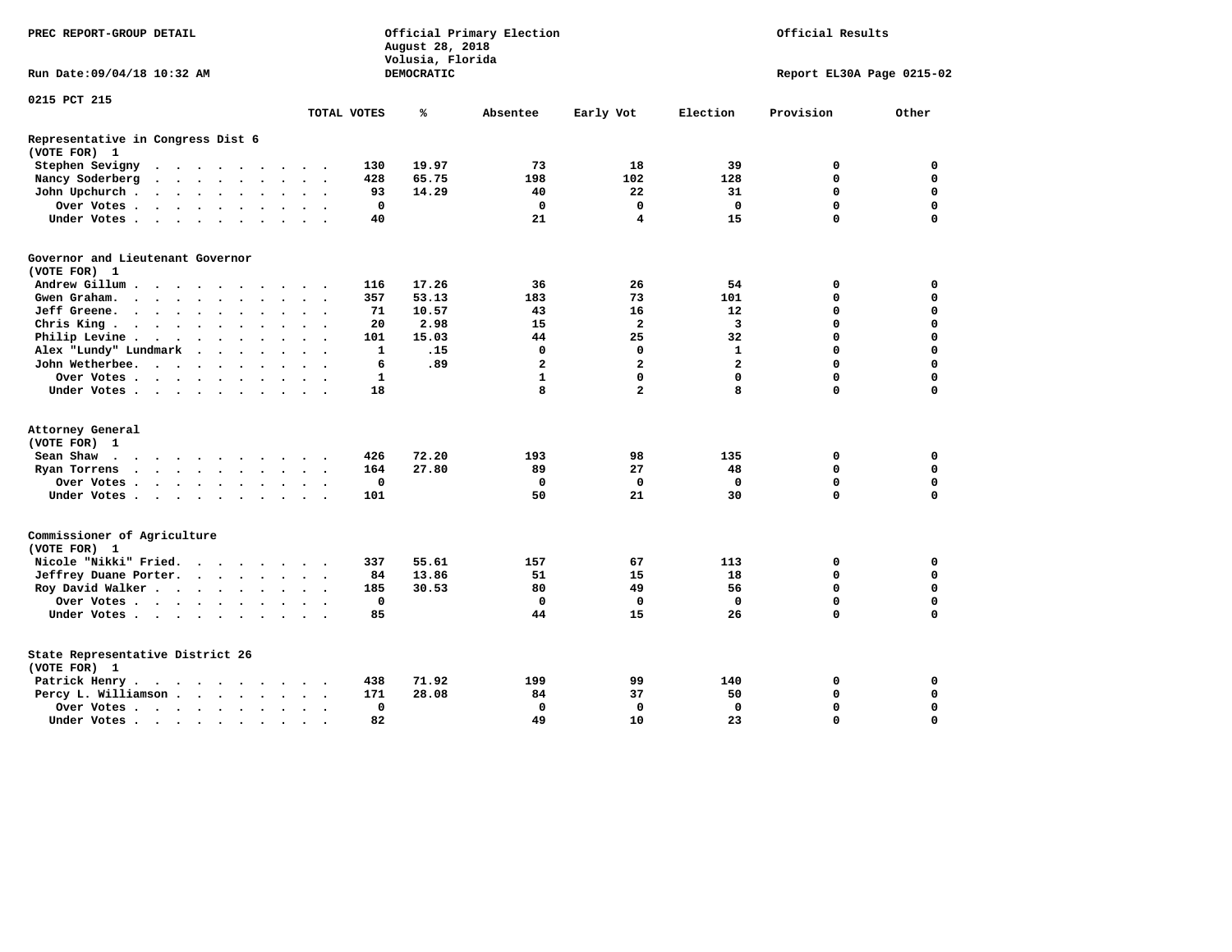PREC REPORT-GROUP DETAIL

Official Primary Election
August 28, 2018
Volusia, Florida
DEMOCRATIC

Official Results

Run Date:09/04/18 10:32 AM

Report EL30A Page 0215-02

0215 PCT 215

| | TOTAL VOTES | % | Absentee | Early Vot | Election | Provision | Other |
|---|---|---|---|---|---|---|---|
| **Representative in Congress Dist 6** | | | | | | | |
| **(VOTE FOR) 1** | | | | | | | |
| Stephen Sevigny | 130 | 19.97 | 73 | 18 | 39 | 0 | 0 |
| Nancy Soderberg | 428 | 65.75 | 198 | 102 | 128 | 0 | 0 |
| John Upchurch | 93 | 14.29 | 40 | 22 | 31 | 0 | 0 |
| Over Votes | 0 | | 0 | 0 | 0 | 0 | 0 |
| Under Votes | 40 | | 21 | 4 | 15 | 0 | 0 |
| **Governor and Lieutenant Governor** | | | | | | | |
| **(VOTE FOR) 1** | | | | | | | |
| Andrew Gillum | 116 | 17.26 | 36 | 26 | 54 | 0 | 0 |
| Gwen Graham | 357 | 53.13 | 183 | 73 | 101 | 0 | 0 |
| Jeff Greene | 71 | 10.57 | 43 | 16 | 12 | 0 | 0 |
| Chris King | 20 | 2.98 | 15 | 2 | 3 | 0 | 0 |
| Philip Levine | 101 | 15.03 | 44 | 25 | 32 | 0 | 0 |
| Alex "Lundy" Lundmark | 1 | .15 | 0 | 0 | 1 | 0 | 0 |
| John Wetherbee | 6 | .89 | 2 | 2 | 2 | 0 | 0 |
| Over Votes | 1 | | 1 | 0 | 0 | 0 | 0 |
| Under Votes | 18 | | 8 | 2 | 8 | 0 | 0 |
| **Attorney General** | | | | | | | |
| **(VOTE FOR) 1** | | | | | | | |
| Sean Shaw | 426 | 72.20 | 193 | 98 | 135 | 0 | 0 |
| Ryan Torrens | 164 | 27.80 | 89 | 27 | 48 | 0 | 0 |
| Over Votes | 0 | | 0 | 0 | 0 | 0 | 0 |
| Under Votes | 101 | | 50 | 21 | 30 | 0 | 0 |
| **Commissioner of Agriculture** | | | | | | | |
| **(VOTE FOR) 1** | | | | | | | |
| Nicole "Nikki" Fried | 337 | 55.61 | 157 | 67 | 113 | 0 | 0 |
| Jeffrey Duane Porter | 84 | 13.86 | 51 | 15 | 18 | 0 | 0 |
| Roy David Walker | 185 | 30.53 | 80 | 49 | 56 | 0 | 0 |
| Over Votes | 0 | | 0 | 0 | 0 | 0 | 0 |
| Under Votes | 85 | | 44 | 15 | 26 | 0 | 0 |
| **State Representative District 26** | | | | | | | |
| **(VOTE FOR) 1** | | | | | | | |
| Patrick Henry | 438 | 71.92 | 199 | 99 | 140 | 0 | 0 |
| Percy L. Williamson | 171 | 28.08 | 84 | 37 | 50 | 0 | 0 |
| Over Votes | 0 | | 0 | 0 | 0 | 0 | 0 |
| Under Votes | 82 | | 49 | 10 | 23 | 0 | 0 |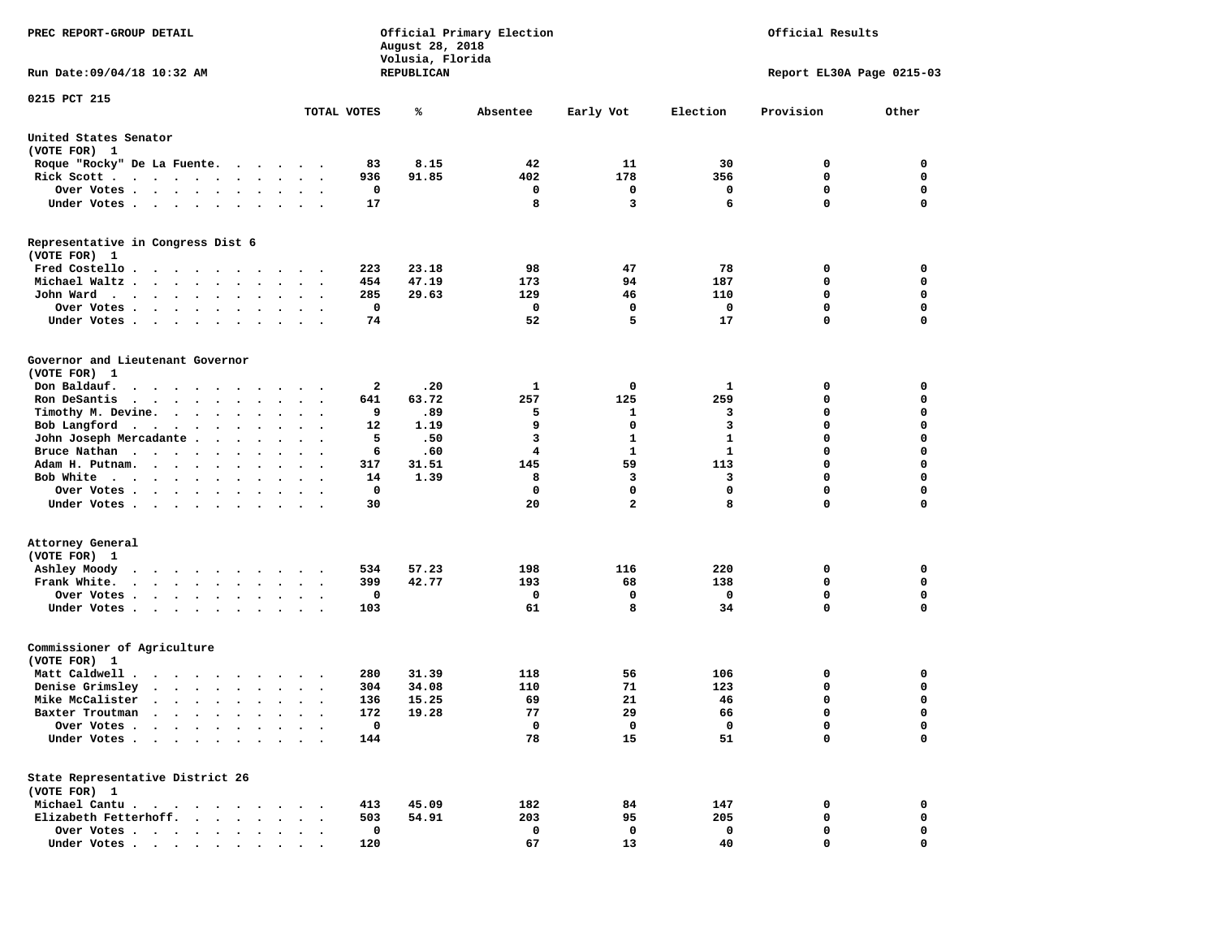PREC REPORT-GROUP DETAIL

Official Primary Election
August 28, 2018
Volusia, Florida
REPUBLICAN

Official Results

Run Date:09/04/18 10:32 AM

Report EL30A Page 0215-03

0215 PCT 215

| | TOTAL VOTES | % | Absentee | Early Vot | Election | Provision | Other |
|---|---|---|---|---|---|---|---|
| **United States Senator** | | | | | | | |
| (VOTE FOR) 1 | | | | | | | |
| Roque "Rocky" De La Fuente | 83 | 8.15 | 42 | 11 | 30 | 0 | 0 |
| Rick Scott | 936 | 91.85 | 402 | 178 | 356 | 0 | 0 |
| Over Votes | 0 | | 0 | 0 | 0 | 0 | 0 |
| Under Votes | 17 | | 8 | 3 | 6 | 0 | 0 |
| **Representative in Congress Dist 6** | | | | | | | |
| (VOTE FOR) 1 | | | | | | | |
| Fred Costello | 223 | 23.18 | 98 | 47 | 78 | 0 | 0 |
| Michael Waltz | 454 | 47.19 | 173 | 94 | 187 | 0 | 0 |
| John Ward | 285 | 29.63 | 129 | 46 | 110 | 0 | 0 |
| Over Votes | 0 | | 0 | 0 | 0 | 0 | 0 |
| Under Votes | 74 | | 52 | 5 | 17 | 0 | 0 |
| **Governor and Lieutenant Governor** | | | | | | | |
| (VOTE FOR) 1 | | | | | | | |
| Don Baldauf | 2 | .20 | 1 | 0 | 1 | 0 | 0 |
| Ron DeSantis | 641 | 63.72 | 257 | 125 | 259 | 0 | 0 |
| Timothy M. Devine | 9 | .89 | 5 | 1 | 3 | 0 | 0 |
| Bob Langford | 12 | 1.19 | 9 | 0 | 3 | 0 | 0 |
| John Joseph Mercadante | 5 | .50 | 3 | 1 | 1 | 0 | 0 |
| Bruce Nathan | 6 | .60 | 4 | 1 | 1 | 0 | 0 |
| Adam H. Putnam | 317 | 31.51 | 145 | 59 | 113 | 0 | 0 |
| Bob White | 14 | 1.39 | 8 | 3 | 3 | 0 | 0 |
| Over Votes | 0 | | 0 | 0 | 0 | 0 | 0 |
| Under Votes | 30 | | 20 | 2 | 8 | 0 | 0 |
| **Attorney General** | | | | | | | |
| (VOTE FOR) 1 | | | | | | | |
| Ashley Moody | 534 | 57.23 | 198 | 116 | 220 | 0 | 0 |
| Frank White | 399 | 42.77 | 193 | 68 | 138 | 0 | 0 |
| Over Votes | 0 | | 0 | 0 | 0 | 0 | 0 |
| Under Votes | 103 | | 61 | 8 | 34 | 0 | 0 |
| **Commissioner of Agriculture** | | | | | | | |
| (VOTE FOR) 1 | | | | | | | |
| Matt Caldwell | 280 | 31.39 | 118 | 56 | 106 | 0 | 0 |
| Denise Grimsley | 304 | 34.08 | 110 | 71 | 123 | 0 | 0 |
| Mike McCalister | 136 | 15.25 | 69 | 21 | 46 | 0 | 0 |
| Baxter Troutman | 172 | 19.28 | 77 | 29 | 66 | 0 | 0 |
| Over Votes | 0 | | 0 | 0 | 0 | 0 | 0 |
| Under Votes | 144 | | 78 | 15 | 51 | 0 | 0 |
| **State Representative District 26** | | | | | | | |
| (VOTE FOR) 1 | | | | | | | |
| Michael Cantu | 413 | 45.09 | 182 | 84 | 147 | 0 | 0 |
| Elizabeth Fetterhoff | 503 | 54.91 | 203 | 95 | 205 | 0 | 0 |
| Over Votes | 0 | | 0 | 0 | 0 | 0 | 0 |
| Under Votes | 120 | | 67 | 13 | 40 | 0 | 0 |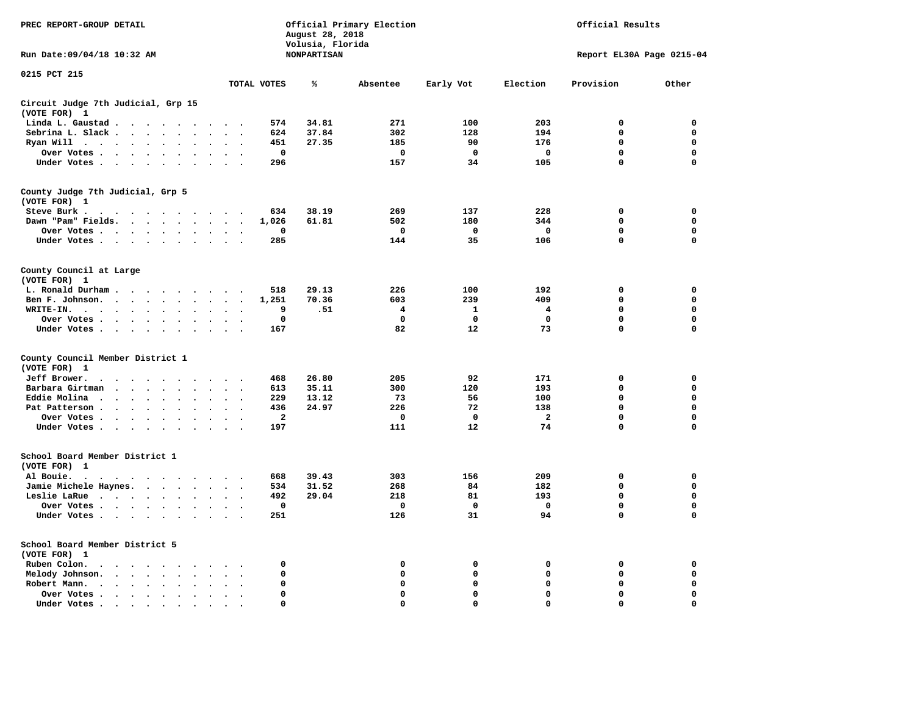PREC REPORT-GROUP DETAIL

Official Primary Election
August 28, 2018
Volusia, Florida
NONPARTISAN

Official Results

Run Date:09/04/18 10:32 AM

Report EL30A Page 0215-04

0215 PCT 215

| | TOTAL VOTES | % | Absentee | Early Vot | Election | Provision | Other |
|---|---|---|---|---|---|---|---|
| **Circuit Judge 7th Judicial, Grp 15** | | | | | | | |
| **(VOTE FOR) 1** | | | | | | | |
| Linda L. Gaustad | 574 | 34.81 | 271 | 100 | 203 | 0 | 0 |
| Sebrina L. Slack | 624 | 37.84 | 302 | 128 | 194 | 0 | 0 |
| Ryan Will | 451 | 27.35 | 185 | 90 | 176 | 0 | 0 |
| Over Votes | 0 | | 0 | 0 | 0 | 0 | 0 |
| Under Votes | 296 | | 157 | 34 | 105 | 0 | 0 |
| **County Judge 7th Judicial, Grp 5** | | | | | | | |
| **(VOTE FOR) 1** | | | | | | | |
| Steve Burk | 634 | 38.19 | 269 | 137 | 228 | 0 | 0 |
| Dawn "Pam" Fields | 1,026 | 61.81 | 502 | 180 | 344 | 0 | 0 |
| Over Votes | 0 | | 0 | 0 | 0 | 0 | 0 |
| Under Votes | 285 | | 144 | 35 | 106 | 0 | 0 |
| **County Council at Large** | | | | | | | |
| **(VOTE FOR) 1** | | | | | | | |
| L. Ronald Durham | 518 | 29.13 | 226 | 100 | 192 | 0 | 0 |
| Ben F. Johnson | 1,251 | 70.36 | 603 | 239 | 409 | 0 | 0 |
| WRITE-IN. | 9 | .51 | 4 | 1 | 4 | 0 | 0 |
| Over Votes | 0 | | 0 | 0 | 0 | 0 | 0 |
| Under Votes | 167 | | 82 | 12 | 73 | 0 | 0 |
| **County Council Member District 1** | | | | | | | |
| **(VOTE FOR) 1** | | | | | | | |
| Jeff Brower | 468 | 26.80 | 205 | 92 | 171 | 0 | 0 |
| Barbara Girtman | 613 | 35.11 | 300 | 120 | 193 | 0 | 0 |
| Eddie Molina | 229 | 13.12 | 73 | 56 | 100 | 0 | 0 |
| Pat Patterson | 436 | 24.97 | 226 | 72 | 138 | 0 | 0 |
| Over Votes | 2 | | 0 | 0 | 2 | 0 | 0 |
| Under Votes | 197 | | 111 | 12 | 74 | 0 | 0 |
| **School Board Member District 1** | | | | | | | |
| **(VOTE FOR) 1** | | | | | | | |
| Al Bouie | 668 | 39.43 | 303 | 156 | 209 | 0 | 0 |
| Jamie Michele Haynes | 534 | 31.52 | 268 | 84 | 182 | 0 | 0 |
| Leslie LaRue | 492 | 29.04 | 218 | 81 | 193 | 0 | 0 |
| Over Votes | 0 | | 0 | 0 | 0 | 0 | 0 |
| Under Votes | 251 | | 126 | 31 | 94 | 0 | 0 |
| **School Board Member District 5** | | | | | | | |
| **(VOTE FOR) 1** | | | | | | | |
| Ruben Colon | 0 | | 0 | 0 | 0 | 0 | 0 |
| Melody Johnson | 0 | | 0 | 0 | 0 | 0 | 0 |
| Robert Mann | 0 | | 0 | 0 | 0 | 0 | 0 |
| Over Votes | 0 | | 0 | 0 | 0 | 0 | 0 |
| Under Votes | 0 | | 0 | 0 | 0 | 0 | 0 |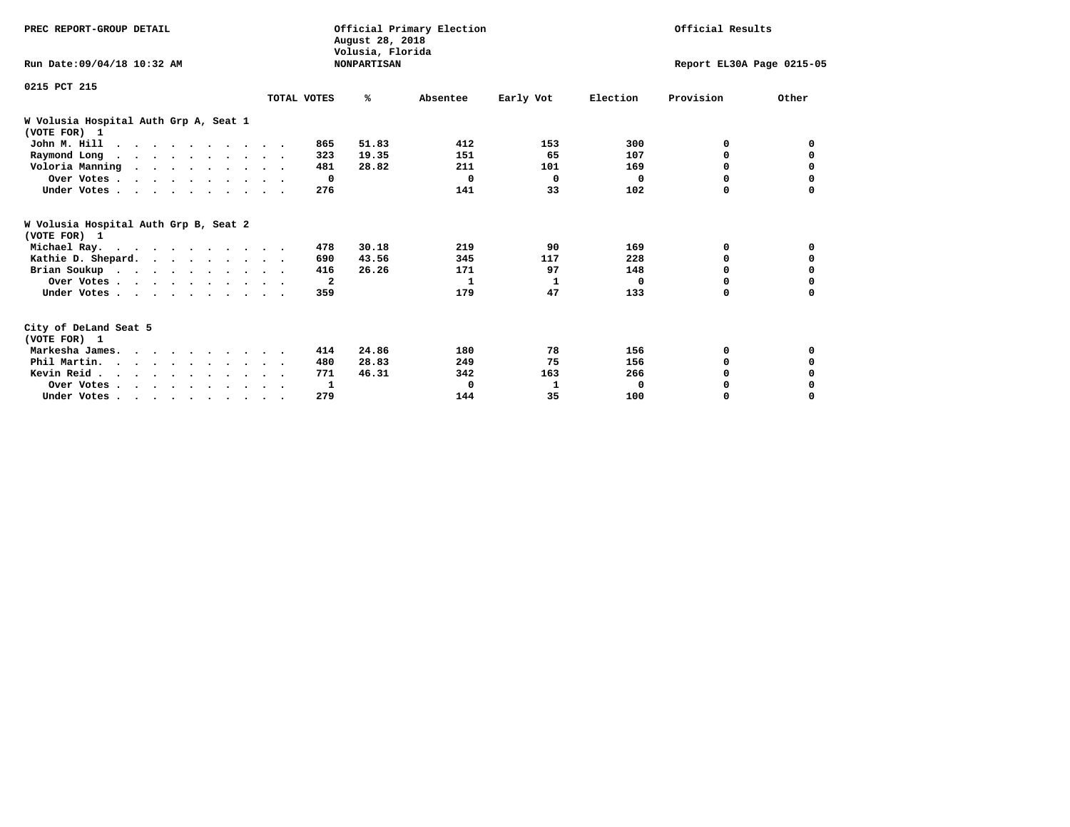PREC REPORT-GROUP DETAIL

Official Primary Election
August 28, 2018
Volusia, Florida
NONPARTISAN

Official Results

Run Date:09/04/18 10:32 AM

Report EL30A Page 0215-05

0215 PCT 215

## W Volusia Hospital Auth Grp A, Seat 1
(VOTE FOR) 1

| | TOTAL VOTES | % | Absentee | Early Vot | Election | Provision | Other |
|---|---|---|---|---|---|---|---|
| John M. Hill | 865 | 51.83 | 412 | 153 | 300 | 0 | 0 |
| Raymond Long | 323 | 19.35 | 151 | 65 | 107 | 0 | 0 |
| Voloria Manning | 481 | 28.82 | 211 | 101 | 169 | 0 | 0 |
| Over Votes | 0 | | 0 | 0 | 0 | 0 | 0 |
| Under Votes | 276 | | 141 | 33 | 102 | 0 | 0 |

## W Volusia Hospital Auth Grp B, Seat 2
(VOTE FOR) 1

| | TOTAL VOTES | % | Absentee | Early Vot | Election | Provision | Other |
|---|---|---|---|---|---|---|---|
| Michael Ray | 478 | 30.18 | 219 | 90 | 169 | 0 | 0 |
| Kathie D. Shepard | 690 | 43.56 | 345 | 117 | 228 | 0 | 0 |
| Brian Soukup | 416 | 26.26 | 171 | 97 | 148 | 0 | 0 |
| Over Votes | 2 | | 1 | 1 | 0 | 0 | 0 |
| Under Votes | 359 | | 179 | 47 | 133 | 0 | 0 |

## City of DeLand Seat 5
(VOTE FOR) 1

| | TOTAL VOTES | % | Absentee | Early Vot | Election | Provision | Other |
|---|---|---|---|---|---|---|---|
| Markesha James | 414 | 24.86 | 180 | 78 | 156 | 0 | 0 |
| Phil Martin | 480 | 28.83 | 249 | 75 | 156 | 0 | 0 |
| Kevin Reid | 771 | 46.31 | 342 | 163 | 266 | 0 | 0 |
| Over Votes | 1 | | 0 | 1 | 0 | 0 | 0 |
| Under Votes | 279 | | 144 | 35 | 100 | 0 | 0 |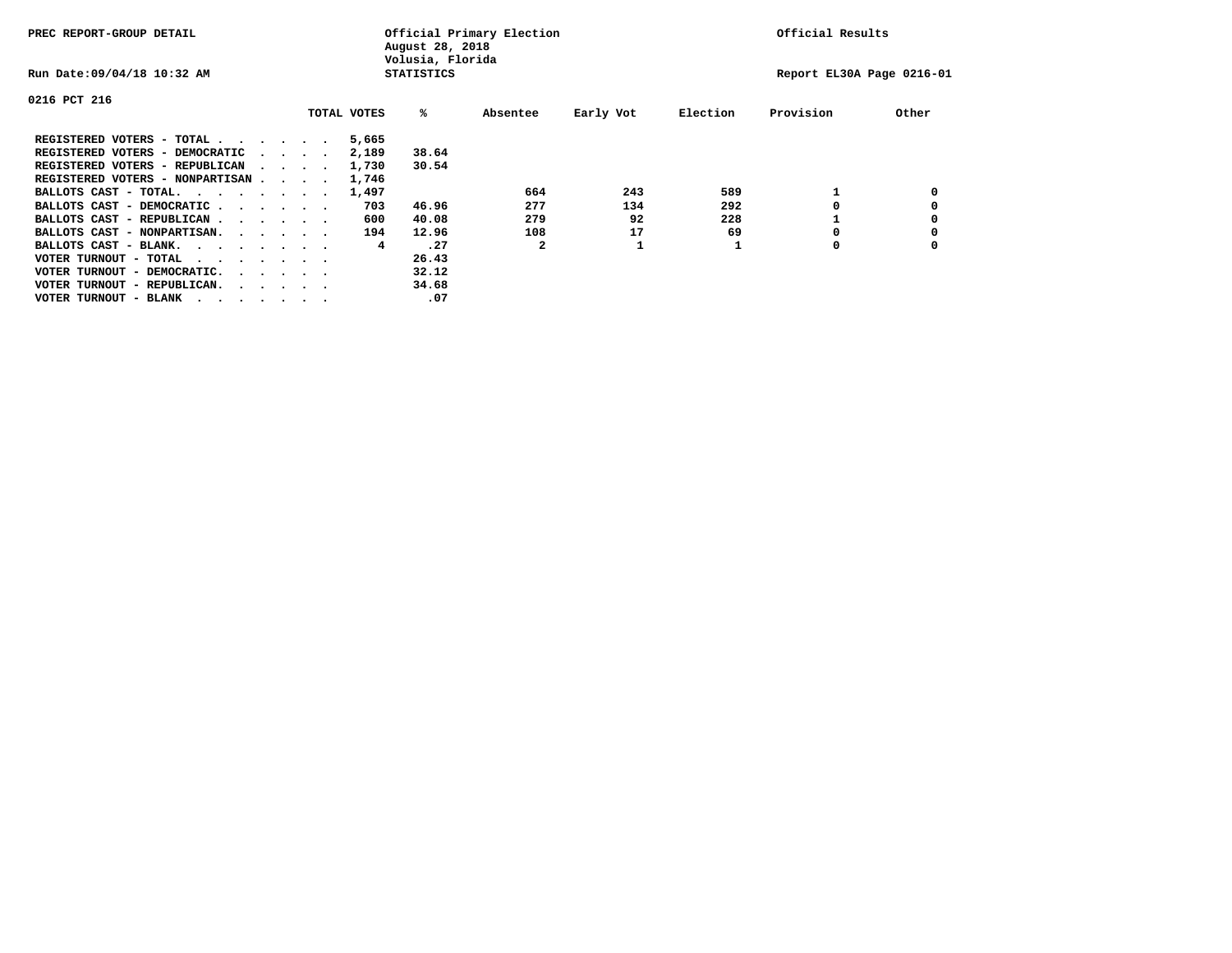PREC REPORT-GROUP DETAIL

Official Primary Election
August 28, 2018
Volusia, Florida
STATISTICS

Official Results

Run Date:09/04/18 10:32 AM

Report EL30A Page 0216-01

0216 PCT 216

| | TOTAL VOTES | % | Absentee | Early Vot | Election | Provision | Other |
|---|---|---|---|---|---|---|---|
| REGISTERED VOTERS - TOTAL . . . . . . | 5,665 | | | | | | |
| REGISTERED VOTERS - DEMOCRATIC . . . . | 2,189 | 38.64 | | | | | |
| REGISTERED VOTERS - REPUBLICAN . . . . | 1,730 | 30.54 | | | | | |
| REGISTERED VOTERS - NONPARTISAN . . . . | 1,746 | | | | | | |
| BALLOTS CAST - TOTAL. . . . . . . . | 1,497 | | 664 | 243 | 589 | 1 | 0 |
| BALLOTS CAST - DEMOCRATIC . . . . . . | 703 | 46.96 | 277 | 134 | 292 | 0 | 0 |
| BALLOTS CAST - REPUBLICAN . . . . . . | 600 | 40.08 | 279 | 92 | 228 | 1 | 0 |
| BALLOTS CAST - NONPARTISAN. . . . . . | 194 | 12.96 | 108 | 17 | 69 | 0 | 0 |
| BALLOTS CAST - BLANK. . . . . . . . | 4 | .27 | 2 | 1 | 1 | 0 | 0 |
| VOTER TURNOUT - TOTAL . . . . . . . . | | 26.43 | | | | | |
| VOTER TURNOUT - DEMOCRATIC. . . . . . | | 32.12 | | | | | |
| VOTER TURNOUT - REPUBLICAN. . . . . . | | 34.68 | | | | | |
| VOTER TURNOUT - BLANK . . . . . . . . | | .07 | | | | | |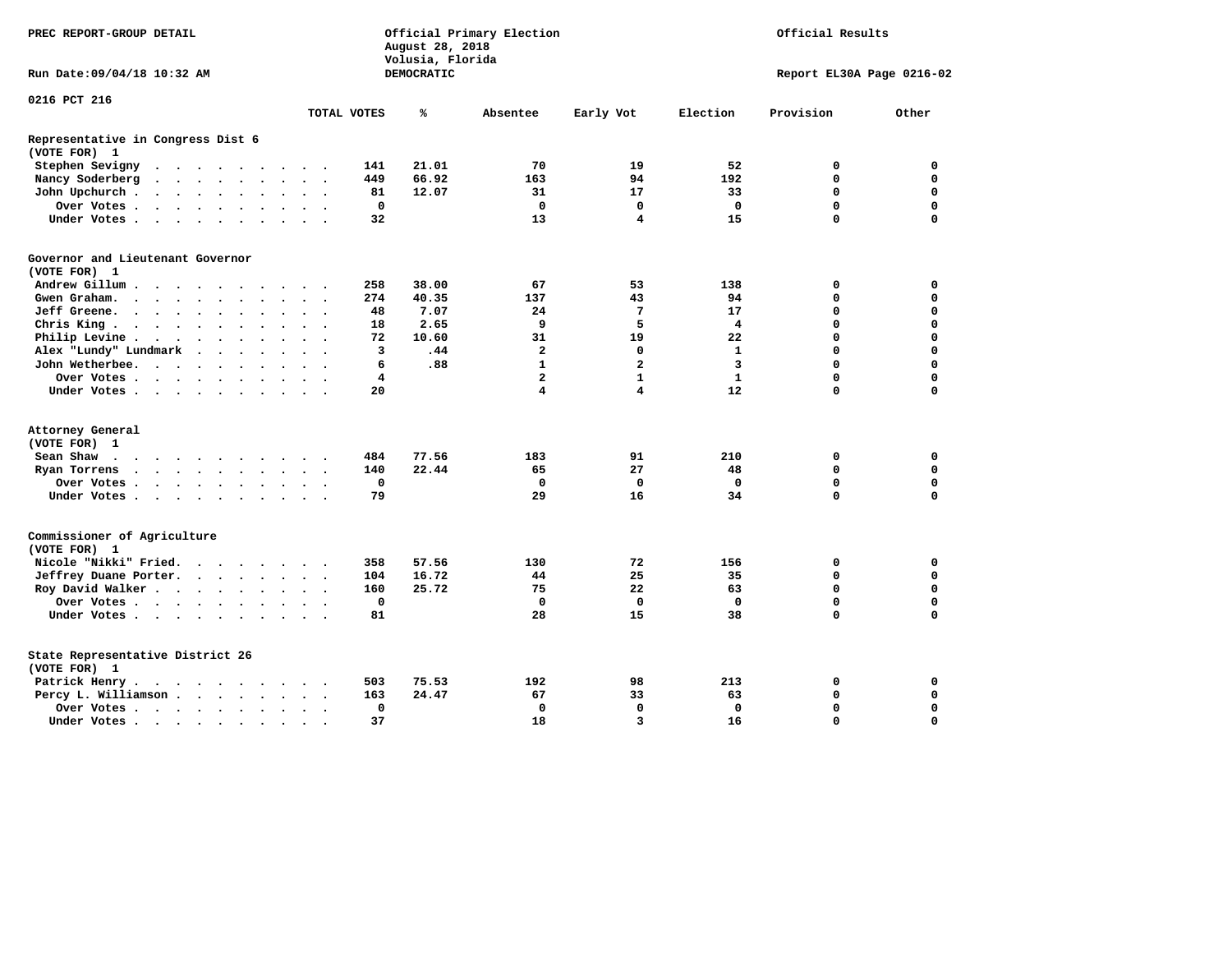PREC REPORT-GROUP DETAIL

Official Primary Election
August 28, 2018
Volusia, Florida
DEMOCRATIC

Official Results

Run Date:09/04/18 10:32 AM

Report EL30A Page 0216-02

## 0216 PCT 216

### Representative in Congress Dist 6
(VOTE FOR) 1

| | TOTAL VOTES | % | Absentee | Early Vot | Election | Provision | Other |
|---|---|---|---|---|---|---|---|
| Stephen Sevigny | 141 | 21.01 | 70 | 19 | 52 | 0 | 0 |
| Nancy Soderberg | 449 | 66.92 | 163 | 94 | 192 | 0 | 0 |
| John Upchurch | 81 | 12.07 | 31 | 17 | 33 | 0 | 0 |
| Over Votes | 0 | | 0 | 0 | 0 | 0 | 0 |
| Under Votes | 32 | | 13 | 4 | 15 | 0 | 0 |

### Governor and Lieutenant Governor
(VOTE FOR) 1

| | TOTAL VOTES | % | Absentee | Early Vot | Election | Provision | Other |
|---|---|---|---|---|---|---|---|
| Andrew Gillum | 258 | 38.00 | 67 | 53 | 138 | 0 | 0 |
| Gwen Graham | 274 | 40.35 | 137 | 43 | 94 | 0 | 0 |
| Jeff Greene | 48 | 7.07 | 24 | 7 | 17 | 0 | 0 |
| Chris King | 18 | 2.65 | 9 | 5 | 4 | 0 | 0 |
| Philip Levine | 72 | 10.60 | 31 | 19 | 22 | 0 | 0 |
| Alex "Lundy" Lundmark | 3 | .44 | 2 | 0 | 1 | 0 | 0 |
| John Wetherbee | 6 | .88 | 1 | 2 | 3 | 0 | 0 |
| Over Votes | 4 | | 2 | 1 | 1 | 0 | 0 |
| Under Votes | 20 | | 4 | 4 | 12 | 0 | 0 |

### Attorney General
(VOTE FOR) 1

| | TOTAL VOTES | % | Absentee | Early Vot | Election | Provision | Other |
|---|---|---|---|---|---|---|---|
| Sean Shaw | 484 | 77.56 | 183 | 91 | 210 | 0 | 0 |
| Ryan Torrens | 140 | 22.44 | 65 | 27 | 48 | 0 | 0 |
| Over Votes | 0 | | 0 | 0 | 0 | 0 | 0 |
| Under Votes | 79 | | 29 | 16 | 34 | 0 | 0 |

### Commissioner of Agriculture
(VOTE FOR) 1

| | TOTAL VOTES | % | Absentee | Early Vot | Election | Provision | Other |
|---|---|---|---|---|---|---|---|
| Nicole "Nikki" Fried | 358 | 57.56 | 130 | 72 | 156 | 0 | 0 |
| Jeffrey Duane Porter | 104 | 16.72 | 44 | 25 | 35 | 0 | 0 |
| Roy David Walker | 160 | 25.72 | 75 | 22 | 63 | 0 | 0 |
| Over Votes | 0 | | 0 | 0 | 0 | 0 | 0 |
| Under Votes | 81 | | 28 | 15 | 38 | 0 | 0 |

### State Representative District 26
(VOTE FOR) 1

| | TOTAL VOTES | % | Absentee | Early Vot | Election | Provision | Other |
|---|---|---|---|---|---|---|---|
| Patrick Henry | 503 | 75.53 | 192 | 98 | 213 | 0 | 0 |
| Percy L. Williamson | 163 | 24.47 | 67 | 33 | 63 | 0 | 0 |
| Over Votes | 0 | | 0 | 0 | 0 | 0 | 0 |
| Under Votes | 37 | | 18 | 3 | 16 | 0 | 0 |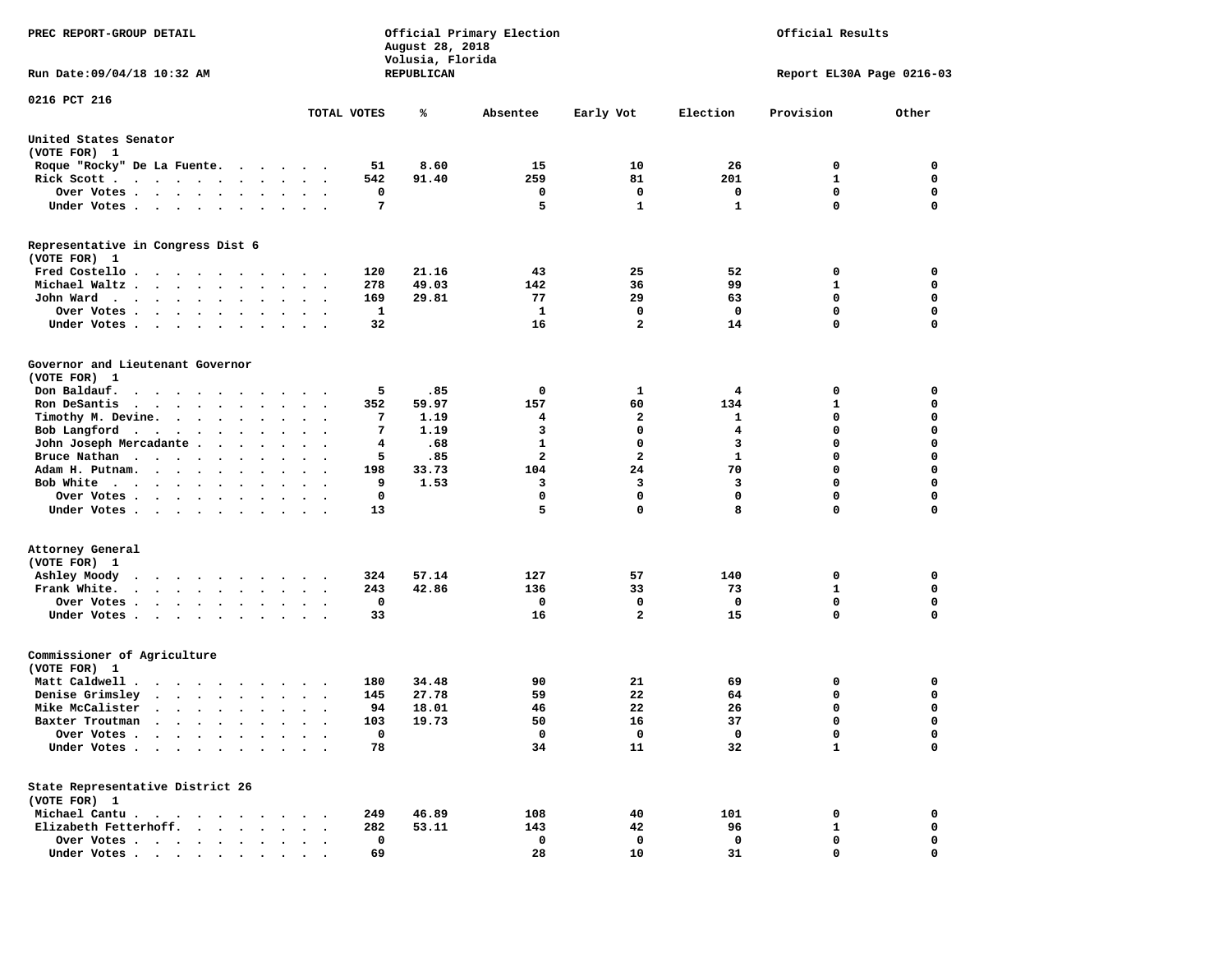PREC REPORT-GROUP DETAIL

Official Primary Election
August 28, 2018
Volusia, Florida
REPUBLICAN

Official Results

Run Date:09/04/18 10:32 AM

Report EL30A Page 0216-03

0216 PCT 216

| | TOTAL VOTES | % | Absentee | Early Vot | Election | Provision | Other |
|---|---|---|---|---|---|---|---|
| **United States Senator** | | | | | | | |
| (VOTE FOR) 1 | | | | | | | |
| Roque "Rocky" De La Fuente | 51 | 8.60 | 15 | 10 | 26 | 0 | 0 |
| Rick Scott | 542 | 91.40 | 259 | 81 | 201 | 1 | 0 |
| Over Votes | 0 | | 0 | 0 | 0 | 0 | 0 |
| Under Votes | 7 | | 5 | 1 | 1 | 0 | 0 |
| **Representative in Congress Dist 6** | | | | | | | |
| (VOTE FOR) 1 | | | | | | | |
| Fred Costello | 120 | 21.16 | 43 | 25 | 52 | 0 | 0 |
| Michael Waltz | 278 | 49.03 | 142 | 36 | 99 | 1 | 0 |
| John Ward | 169 | 29.81 | 77 | 29 | 63 | 0 | 0 |
| Over Votes | 1 | | 1 | 0 | 0 | 0 | 0 |
| Under Votes | 32 | | 16 | 2 | 14 | 0 | 0 |
| **Governor and Lieutenant Governor** | | | | | | | |
| (VOTE FOR) 1 | | | | | | | |
| Don Baldauf | 5 | .85 | 0 | 1 | 4 | 0 | 0 |
| Ron DeSantis | 352 | 59.97 | 157 | 60 | 134 | 1 | 0 |
| Timothy M. Devine | 7 | 1.19 | 4 | 2 | 1 | 0 | 0 |
| Bob Langford | 7 | 1.19 | 3 | 0 | 4 | 0 | 0 |
| John Joseph Mercadante | 4 | .68 | 1 | 0 | 3 | 0 | 0 |
| Bruce Nathan | 5 | .85 | 2 | 2 | 1 | 0 | 0 |
| Adam H. Putnam | 198 | 33.73 | 104 | 24 | 70 | 0 | 0 |
| Bob White | 9 | 1.53 | 3 | 3 | 3 | 0 | 0 |
| Over Votes | 0 | | 0 | 0 | 0 | 0 | 0 |
| Under Votes | 13 | | 5 | 0 | 8 | 0 | 0 |
| **Attorney General** | | | | | | | |
| (VOTE FOR) 1 | | | | | | | |
| Ashley Moody | 324 | 57.14 | 127 | 57 | 140 | 0 | 0 |
| Frank White | 243 | 42.86 | 136 | 33 | 73 | 1 | 0 |
| Over Votes | 0 | | 0 | 0 | 0 | 0 | 0 |
| Under Votes | 33 | | 16 | 2 | 15 | 0 | 0 |
| **Commissioner of Agriculture** | | | | | | | |
| (VOTE FOR) 1 | | | | | | | |
| Matt Caldwell | 180 | 34.48 | 90 | 21 | 69 | 0 | 0 |
| Denise Grimsley | 145 | 27.78 | 59 | 22 | 64 | 0 | 0 |
| Mike McCalister | 94 | 18.01 | 46 | 22 | 26 | 0 | 0 |
| Baxter Troutman | 103 | 19.73 | 50 | 16 | 37 | 0 | 0 |
| Over Votes | 0 | | 0 | 0 | 0 | 0 | 0 |
| Under Votes | 78 | | 34 | 11 | 32 | 1 | 0 |
| **State Representative District 26** | | | | | | | |
| (VOTE FOR) 1 | | | | | | | |
| Michael Cantu | 249 | 46.89 | 108 | 40 | 101 | 0 | 0 |
| Elizabeth Fetterhoff | 282 | 53.11 | 143 | 42 | 96 | 1 | 0 |
| Over Votes | 0 | | 0 | 0 | 0 | 0 | 0 |
| Under Votes | 69 | | 28 | 10 | 31 | 0 | 0 |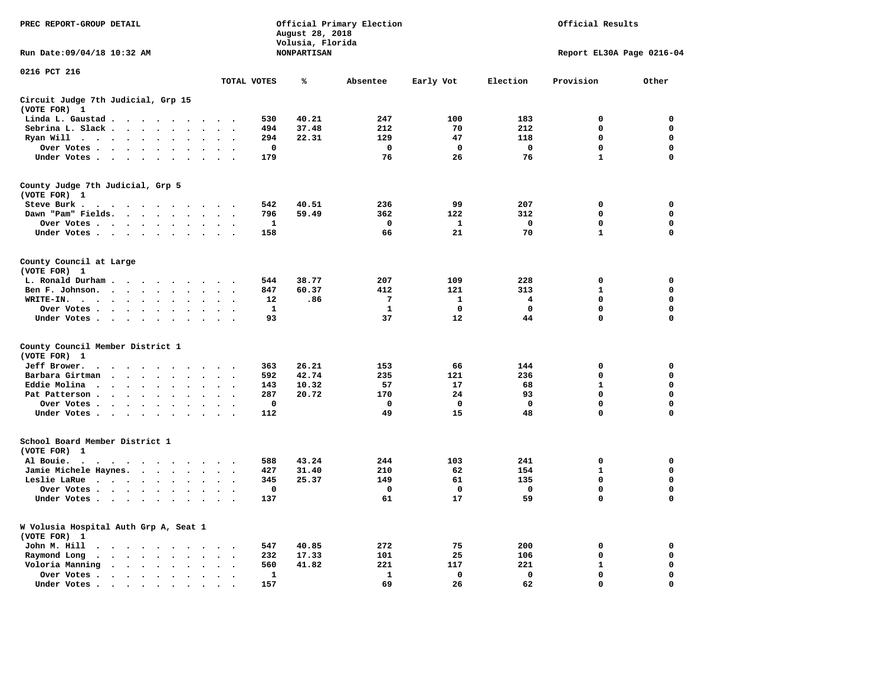PREC REPORT-GROUP DETAIL

Official Primary Election
August 28, 2018
Volusia, Florida
NONPARTISAN

Official Results

Run Date:09/04/18 10:32 AM

Report EL30A Page 0216-04

0216 PCT 216

| | TOTAL VOTES | % | Absentee | Early Vot | Election | Provision | Other |
|---|---|---|---|---|---|---|---|
| **Circuit Judge 7th Judicial, Grp 15 (VOTE FOR) 1** | | | | | | | |
| Linda L. Gaustad | 530 | 40.21 | 247 | 100 | 183 | 0 | 0 |
| Sebrina L. Slack | 494 | 37.48 | 212 | 70 | 212 | 0 | 0 |
| Ryan Will | 294 | 22.31 | 129 | 47 | 118 | 0 | 0 |
| Over Votes | 0 | | 0 | 0 | 0 | 0 | 0 |
| Under Votes | 179 | | 76 | 26 | 76 | 1 | 0 |
| **County Judge 7th Judicial, Grp 5 (VOTE FOR) 1** | | | | | | | |
| Steve Burk | 542 | 40.51 | 236 | 99 | 207 | 0 | 0 |
| Dawn "Pam" Fields. | 796 | 59.49 | 362 | 122 | 312 | 0 | 0 |
| Over Votes | 1 | | 0 | 1 | 0 | 0 | 0 |
| Under Votes | 158 | | 66 | 21 | 70 | 1 | 0 |
| **County Council at Large (VOTE FOR) 1** | | | | | | | |
| L. Ronald Durham | 544 | 38.77 | 207 | 109 | 228 | 0 | 0 |
| Ben F. Johnson. | 847 | 60.37 | 412 | 121 | 313 | 1 | 0 |
| WRITE-IN. | 12 | .86 | 7 | 1 | 4 | 0 | 0 |
| Over Votes | 1 | | 1 | 0 | 0 | 0 | 0 |
| Under Votes | 93 | | 37 | 12 | 44 | 0 | 0 |
| **County Council Member District 1 (VOTE FOR) 1** | | | | | | | |
| Jeff Brower. | 363 | 26.21 | 153 | 66 | 144 | 0 | 0 |
| Barbara Girtman | 592 | 42.74 | 235 | 121 | 236 | 0 | 0 |
| Eddie Molina | 143 | 10.32 | 57 | 17 | 68 | 1 | 0 |
| Pat Patterson | 287 | 20.72 | 170 | 24 | 93 | 0 | 0 |
| Over Votes | 0 | | 0 | 0 | 0 | 0 | 0 |
| Under Votes | 112 | | 49 | 15 | 48 | 0 | 0 |
| **School Board Member District 1 (VOTE FOR) 1** | | | | | | | |
| Al Bouie. | 588 | 43.24 | 244 | 103 | 241 | 0 | 0 |
| Jamie Michele Haynes. | 427 | 31.40 | 210 | 62 | 154 | 1 | 0 |
| Leslie LaRue | 345 | 25.37 | 149 | 61 | 135 | 0 | 0 |
| Over Votes | 0 | | 0 | 0 | 0 | 0 | 0 |
| Under Votes | 137 | | 61 | 17 | 59 | 0 | 0 |
| **W Volusia Hospital Auth Grp A, Seat 1 (VOTE FOR) 1** | | | | | | | |
| John M. Hill | 547 | 40.85 | 272 | 75 | 200 | 0 | 0 |
| Raymond Long | 232 | 17.33 | 101 | 25 | 106 | 0 | 0 |
| Voloria Manning | 560 | 41.82 | 221 | 117 | 221 | 1 | 0 |
| Over Votes | 1 | | 1 | 0 | 0 | 0 | 0 |
| Under Votes | 157 | | 69 | 26 | 62 | 0 | 0 |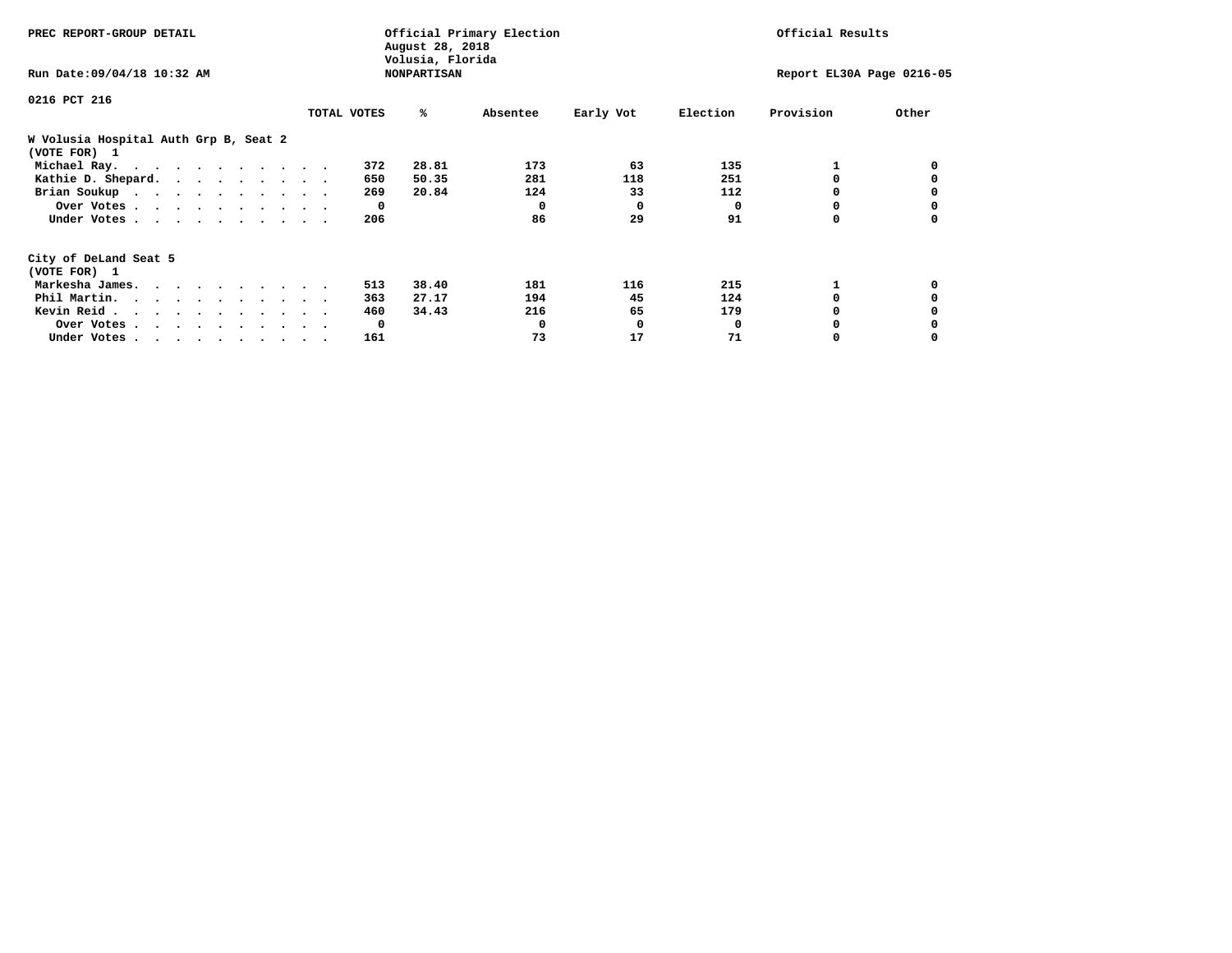PREC REPORT-GROUP DETAIL

Official Primary Election
August 28, 2018
Volusia, Florida
NONPARTISAN

Official Results

Run Date:09/04/18 10:32 AM

Report EL30A Page 0216-05

0216 PCT 216

| | TOTAL VOTES | % | Absentee | Early Vot | Election | Provision | Other |
|---|---|---|---|---|---|---|---|
| **W Volusia Hospital Auth Grp B, Seat 2** | | | | | | | |
| **(VOTE FOR) 1** | | | | | | | |
| Michael Ray | 372 | 28.81 | 173 | 63 | 135 | 1 | 0 |
| Kathie D. Shepard | 650 | 50.35 | 281 | 118 | 251 | 0 | 0 |
| Brian Soukup | 269 | 20.84 | 124 | 33 | 112 | 0 | 0 |
| Over Votes | 0 | | 0 | 0 | 0 | 0 | 0 |
| Under Votes | 206 | | 86 | 29 | 91 | 0 | 0 |
| **City of DeLand Seat 5** | | | | | | | |
| **(VOTE FOR) 1** | | | | | | | |
| Markesha James | 513 | 38.40 | 181 | 116 | 215 | 1 | 0 |
| Phil Martin | 363 | 27.17 | 194 | 45 | 124 | 0 | 0 |
| Kevin Reid | 460 | 34.43 | 216 | 65 | 179 | 0 | 0 |
| Over Votes | 0 | | 0 | 0 | 0 | 0 | 0 |
| Under Votes | 161 | | 73 | 17 | 71 | 0 | 0 |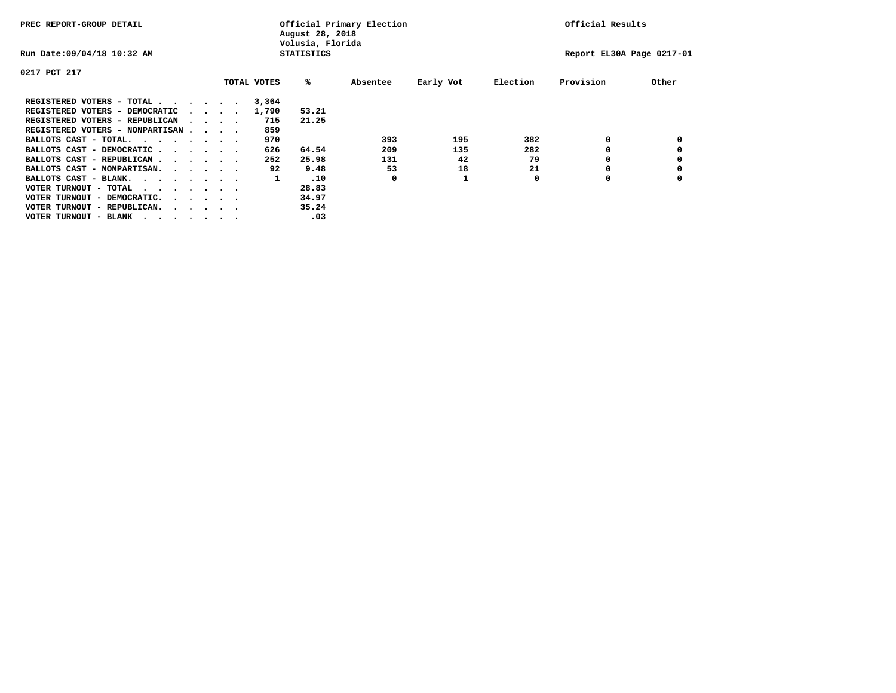PREC REPORT-GROUP DETAIL

Official Primary Election
August 28, 2018
Volusia, Florida
STATISTICS

Official Results

Run Date:09/04/18 10:32 AM

Report EL30A Page 0217-01

0217 PCT 217

| | TOTAL VOTES | % | Absentee | Early Vot | Election | Provision | Other |
|---|---|---|---|---|---|---|---|
| REGISTERED VOTERS - TOTAL . . . . . . | 3,364 | | | | | | |
| REGISTERED VOTERS - DEMOCRATIC . . . . | 1,790 | 53.21 | | | | | |
| REGISTERED VOTERS - REPUBLICAN . . . . | 715 | 21.25 | | | | | |
| REGISTERED VOTERS - NONPARTISAN . . . . | 859 | | | | | | |
| BALLOTS CAST - TOTAL. . . . . . . . | 970 | | 393 | 195 | 382 | 0 | 0 |
| BALLOTS CAST - DEMOCRATIC . . . . . . | 626 | 64.54 | 209 | 135 | 282 | 0 | 0 |
| BALLOTS CAST - REPUBLICAN . . . . . . | 252 | 25.98 | 131 | 42 | 79 | 0 | 0 |
| BALLOTS CAST - NONPARTISAN. . . . . . | 92 | 9.48 | 53 | 18 | 21 | 0 | 0 |
| BALLOTS CAST - BLANK. . . . . . . . | 1 | .10 | 0 | 1 | 0 | 0 | 0 |
| VOTER TURNOUT - TOTAL . . . . . . . . | | 28.83 | | | | | |
| VOTER TURNOUT - DEMOCRATIC. . . . . . | | 34.97 | | | | | |
| VOTER TURNOUT - REPUBLICAN. . . . . . | | 35.24 | | | | | |
| VOTER TURNOUT - BLANK . . . . . . . . | | .03 | | | | | |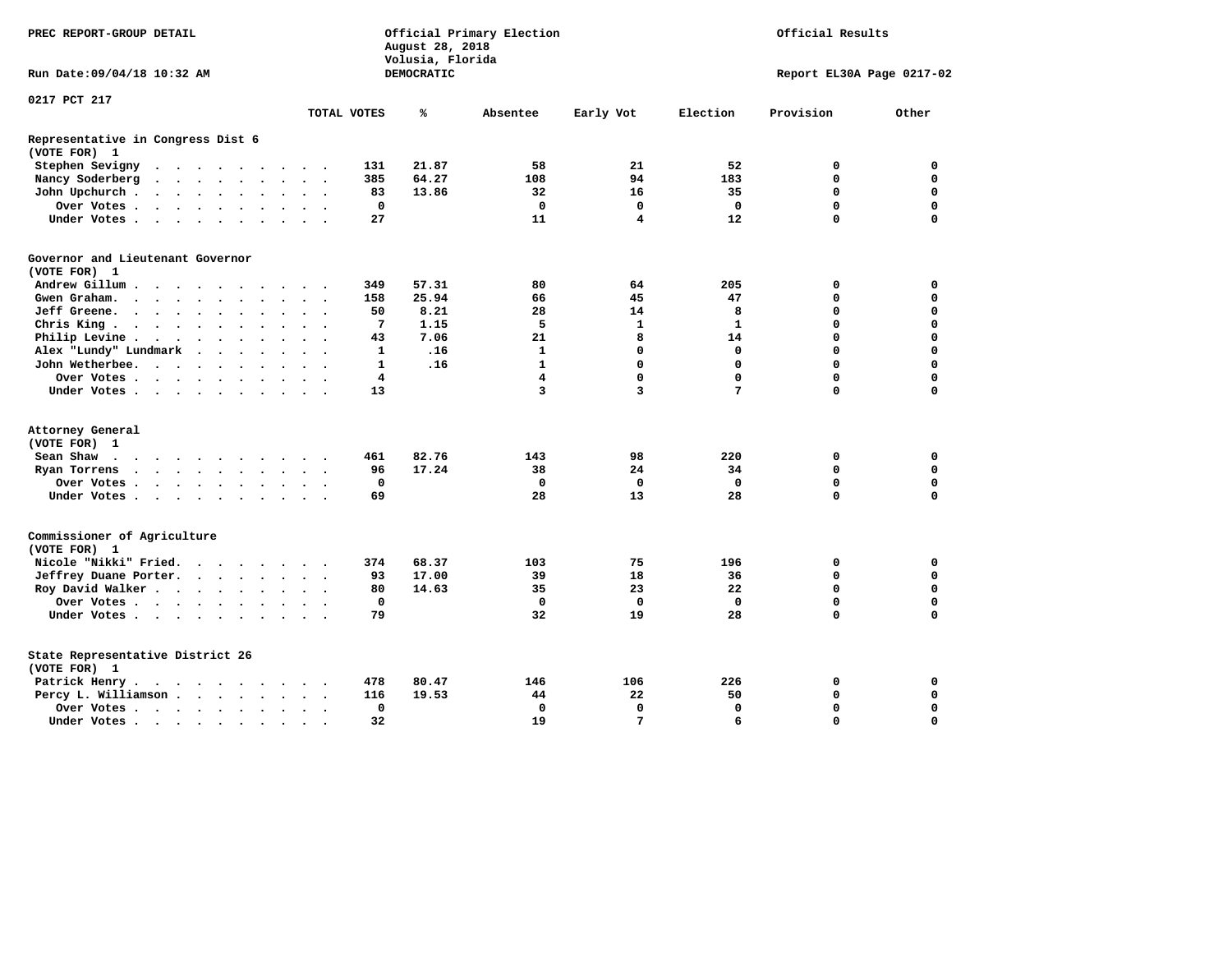PREC REPORT-GROUP DETAIL

Official Primary Election
August 28, 2018
Volusia, Florida
DEMOCRATIC

Official Results

Run Date:09/04/18 10:32 AM

Report EL30A Page 0217-02

0217 PCT 217

| | TOTAL VOTES | % | Absentee | Early Vot | Election | Provision | Other |
|---|---|---|---|---|---|---|---|
| **Representative in Congress Dist 6** | | | | | | | |
| **(VOTE FOR) 1** | | | | | | | |
| Stephen Sevigny | 131 | 21.87 | 58 | 21 | 52 | 0 | 0 |
| Nancy Soderberg | 385 | 64.27 | 108 | 94 | 183 | 0 | 0 |
| John Upchurch | 83 | 13.86 | 32 | 16 | 35 | 0 | 0 |
| Over Votes | 0 | | 0 | 0 | 0 | 0 | 0 |
| Under Votes | 27 | | 11 | 4 | 12 | 0 | 0 |
| **Governor and Lieutenant Governor** | | | | | | | |
| **(VOTE FOR) 1** | | | | | | | |
| Andrew Gillum | 349 | 57.31 | 80 | 64 | 205 | 0 | 0 |
| Gwen Graham | 158 | 25.94 | 66 | 45 | 47 | 0 | 0 |
| Jeff Greene | 50 | 8.21 | 28 | 14 | 8 | 0 | 0 |
| Chris King | 7 | 1.15 | 5 | 1 | 1 | 0 | 0 |
| Philip Levine | 43 | 7.06 | 21 | 8 | 14 | 0 | 0 |
| Alex "Lundy" Lundmark | 1 | .16 | 1 | 0 | 0 | 0 | 0 |
| John Wetherbee | 1 | .16 | 1 | 0 | 0 | 0 | 0 |
| Over Votes | 4 | | 4 | 0 | 0 | 0 | 0 |
| Under Votes | 13 | | 3 | 3 | 7 | 0 | 0 |
| **Attorney General** | | | | | | | |
| **(VOTE FOR) 1** | | | | | | | |
| Sean Shaw | 461 | 82.76 | 143 | 98 | 220 | 0 | 0 |
| Ryan Torrens | 96 | 17.24 | 38 | 24 | 34 | 0 | 0 |
| Over Votes | 0 | | 0 | 0 | 0 | 0 | 0 |
| Under Votes | 69 | | 28 | 13 | 28 | 0 | 0 |
| **Commissioner of Agriculture** | | | | | | | |
| **(VOTE FOR) 1** | | | | | | | |
| Nicole "Nikki" Fried | 374 | 68.37 | 103 | 75 | 196 | 0 | 0 |
| Jeffrey Duane Porter | 93 | 17.00 | 39 | 18 | 36 | 0 | 0 |
| Roy David Walker | 80 | 14.63 | 35 | 23 | 22 | 0 | 0 |
| Over Votes | 0 | | 0 | 0 | 0 | 0 | 0 |
| Under Votes | 79 | | 32 | 19 | 28 | 0 | 0 |
| **State Representative District 26** | | | | | | | |
| **(VOTE FOR) 1** | | | | | | | |
| Patrick Henry | 478 | 80.47 | 146 | 106 | 226 | 0 | 0 |
| Percy L. Williamson | 116 | 19.53 | 44 | 22 | 50 | 0 | 0 |
| Over Votes | 0 | | 0 | 0 | 0 | 0 | 0 |
| Under Votes | 32 | | 19 | 7 | 6 | 0 | 0 |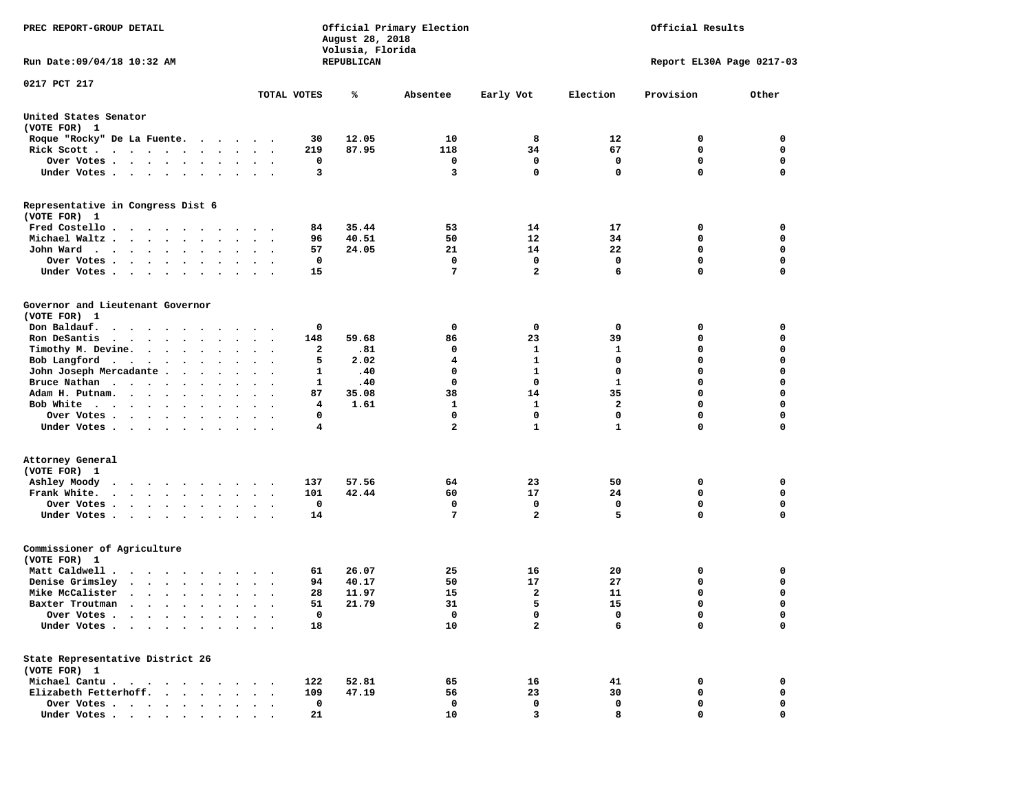PREC REPORT-GROUP DETAIL

Official Primary Election
August 28, 2018
Volusia, Florida
REPUBLICAN

Official Results

Run Date:09/04/18 10:32 AM

Report EL30A Page 0217-03

0217 PCT 217

| | TOTAL VOTES | % | Absentee | Early Vot | Election | Provision | Other |
|---|---|---|---|---|---|---|---|
| **United States Senator** | | | | | | | |
| **(VOTE FOR) 1** | | | | | | | |
| Roque "Rocky" De La Fuente | 30 | 12.05 | 10 | 8 | 12 | 0 | 0 |
| Rick Scott | 219 | 87.95 | 118 | 34 | 67 | 0 | 0 |
| Over Votes | 0 | | 0 | 0 | 0 | 0 | 0 |
| Under Votes | 3 | | 3 | 0 | 0 | 0 | 0 |
| **Representative in Congress Dist 6** | | | | | | | |
| **(VOTE FOR) 1** | | | | | | | |
| Fred Costello | 84 | 35.44 | 53 | 14 | 17 | 0 | 0 |
| Michael Waltz | 96 | 40.51 | 50 | 12 | 34 | 0 | 0 |
| John Ward | 57 | 24.05 | 21 | 14 | 22 | 0 | 0 |
| Over Votes | 0 | | 0 | 0 | 0 | 0 | 0 |
| Under Votes | 15 | | 7 | 2 | 6 | 0 | 0 |
| **Governor and Lieutenant Governor** | | | | | | | |
| **(VOTE FOR) 1** | | | | | | | |
| Don Baldauf | 0 | | 0 | 0 | 0 | 0 | 0 |
| Ron DeSantis | 148 | 59.68 | 86 | 23 | 39 | 0 | 0 |
| Timothy M. Devine | 2 | .81 | 0 | 1 | 1 | 0 | 0 |
| Bob Langford | 5 | 2.02 | 4 | 1 | 0 | 0 | 0 |
| John Joseph Mercadante | 1 | .40 | 0 | 1 | 0 | 0 | 0 |
| Bruce Nathan | 1 | .40 | 0 | 0 | 1 | 0 | 0 |
| Adam H. Putnam | 87 | 35.08 | 38 | 14 | 35 | 0 | 0 |
| Bob White | 4 | 1.61 | 1 | 1 | 2 | 0 | 0 |
| Over Votes | 0 | | 0 | 0 | 0 | 0 | 0 |
| Under Votes | 4 | | 2 | 1 | 1 | 0 | 0 |
| **Attorney General** | | | | | | | |
| **(VOTE FOR) 1** | | | | | | | |
| Ashley Moody | 137 | 57.56 | 64 | 23 | 50 | 0 | 0 |
| Frank White | 101 | 42.44 | 60 | 17 | 24 | 0 | 0 |
| Over Votes | 0 | | 0 | 0 | 0 | 0 | 0 |
| Under Votes | 14 | | 7 | 2 | 5 | 0 | 0 |
| **Commissioner of Agriculture** | | | | | | | |
| **(VOTE FOR) 1** | | | | | | | |
| Matt Caldwell | 61 | 26.07 | 25 | 16 | 20 | 0 | 0 |
| Denise Grimsley | 94 | 40.17 | 50 | 17 | 27 | 0 | 0 |
| Mike McCalister | 28 | 11.97 | 15 | 2 | 11 | 0 | 0 |
| Baxter Troutman | 51 | 21.79 | 31 | 5 | 15 | 0 | 0 |
| Over Votes | 0 | | 0 | 0 | 0 | 0 | 0 |
| Under Votes | 18 | | 10 | 2 | 6 | 0 | 0 |
| **State Representative District 26** | | | | | | | |
| **(VOTE FOR) 1** | | | | | | | |
| Michael Cantu | 122 | 52.81 | 65 | 16 | 41 | 0 | 0 |
| Elizabeth Fetterhoff | 109 | 47.19 | 56 | 23 | 30 | 0 | 0 |
| Over Votes | 0 | | 0 | 0 | 0 | 0 | 0 |
| Under Votes | 21 | | 10 | 3 | 8 | 0 | 0 |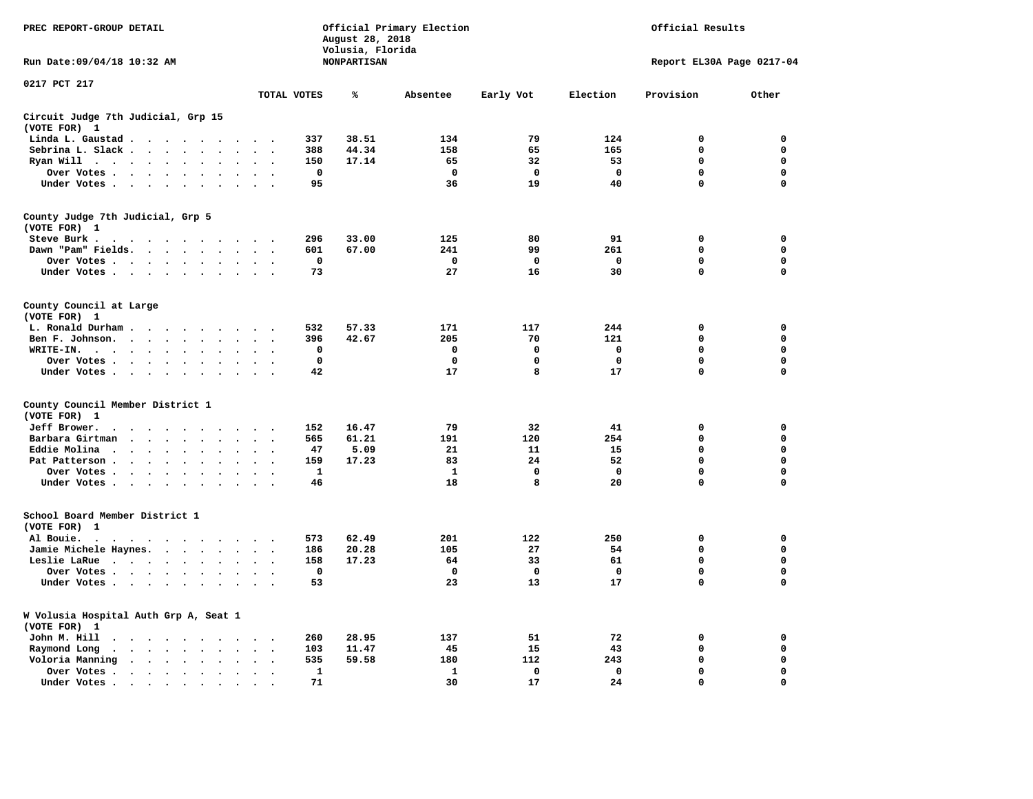PREC REPORT-GROUP DETAIL

Official Primary Election
August 28, 2018
Volusia, Florida
NONPARTISAN

Official Results

Run Date:09/04/18 10:32 AM

Report EL30A Page 0217-04

0217 PCT 217

## Circuit Judge 7th Judicial, Grp 15
(VOTE FOR) 1

| | TOTAL VOTES | % | Absentee | Early Vot | Election | Provision | Other |
|---|---|---|---|---|---|---|---|
| Linda L. Gaustad | 337 | 38.51 | 134 | 79 | 124 | 0 | 0 |
| Sebrina L. Slack | 388 | 44.34 | 158 | 65 | 165 | 0 | 0 |
| Ryan Will | 150 | 17.14 | 65 | 32 | 53 | 0 | 0 |
| Over Votes | 0 | | 0 | 0 | 0 | 0 | 0 |
| Under Votes | 95 | | 36 | 19 | 40 | 0 | 0 |

## County Judge 7th Judicial, Grp 5
(VOTE FOR) 1

| | TOTAL VOTES | % | Absentee | Early Vot | Election | Provision | Other |
|---|---|---|---|---|---|---|---|
| Steve Burk | 296 | 33.00 | 125 | 80 | 91 | 0 | 0 |
| Dawn "Pam" Fields | 601 | 67.00 | 241 | 99 | 261 | 0 | 0 |
| Over Votes | 0 | | 0 | 0 | 0 | 0 | 0 |
| Under Votes | 73 | | 27 | 16 | 30 | 0 | 0 |

## County Council at Large
(VOTE FOR) 1

| | TOTAL VOTES | % | Absentee | Early Vot | Election | Provision | Other |
|---|---|---|---|---|---|---|---|
| L. Ronald Durham | 532 | 57.33 | 171 | 117 | 244 | 0 | 0 |
| Ben F. Johnson | 396 | 42.67 | 205 | 70 | 121 | 0 | 0 |
| WRITE-IN | 0 | | 0 | 0 | 0 | 0 | 0 |
| Over Votes | 0 | | 0 | 0 | 0 | 0 | 0 |
| Under Votes | 42 | | 17 | 8 | 17 | 0 | 0 |

## County Council Member District 1
(VOTE FOR) 1

| | TOTAL VOTES | % | Absentee | Early Vot | Election | Provision | Other |
|---|---|---|---|---|---|---|---|
| Jeff Brower | 152 | 16.47 | 79 | 32 | 41 | 0 | 0 |
| Barbara Girtman | 565 | 61.21 | 191 | 120 | 254 | 0 | 0 |
| Eddie Molina | 47 | 5.09 | 21 | 11 | 15 | 0 | 0 |
| Pat Patterson | 159 | 17.23 | 83 | 24 | 52 | 0 | 0 |
| Over Votes | 1 | | 1 | 0 | 0 | 0 | 0 |
| Under Votes | 46 | | 18 | 8 | 20 | 0 | 0 |

## School Board Member District 1
(VOTE FOR) 1

| | TOTAL VOTES | % | Absentee | Early Vot | Election | Provision | Other |
|---|---|---|---|---|---|---|---|
| Al Bouie | 573 | 62.49 | 201 | 122 | 250 | 0 | 0 |
| Jamie Michele Haynes | 186 | 20.28 | 105 | 27 | 54 | 0 | 0 |
| Leslie LaRue | 158 | 17.23 | 64 | 33 | 61 | 0 | 0 |
| Over Votes | 0 | | 0 | 0 | 0 | 0 | 0 |
| Under Votes | 53 | | 23 | 13 | 17 | 0 | 0 |

## W Volusia Hospital Auth Grp A, Seat 1
(VOTE FOR) 1

| | TOTAL VOTES | % | Absentee | Early Vot | Election | Provision | Other |
|---|---|---|---|---|---|---|---|
| John M. Hill | 260 | 28.95 | 137 | 51 | 72 | 0 | 0 |
| Raymond Long | 103 | 11.47 | 45 | 15 | 43 | 0 | 0 |
| Voloria Manning | 535 | 59.58 | 180 | 112 | 243 | 0 | 0 |
| Over Votes | 1 | | 1 | 0 | 0 | 0 | 0 |
| Under Votes | 71 | | 30 | 17 | 24 | 0 | 0 |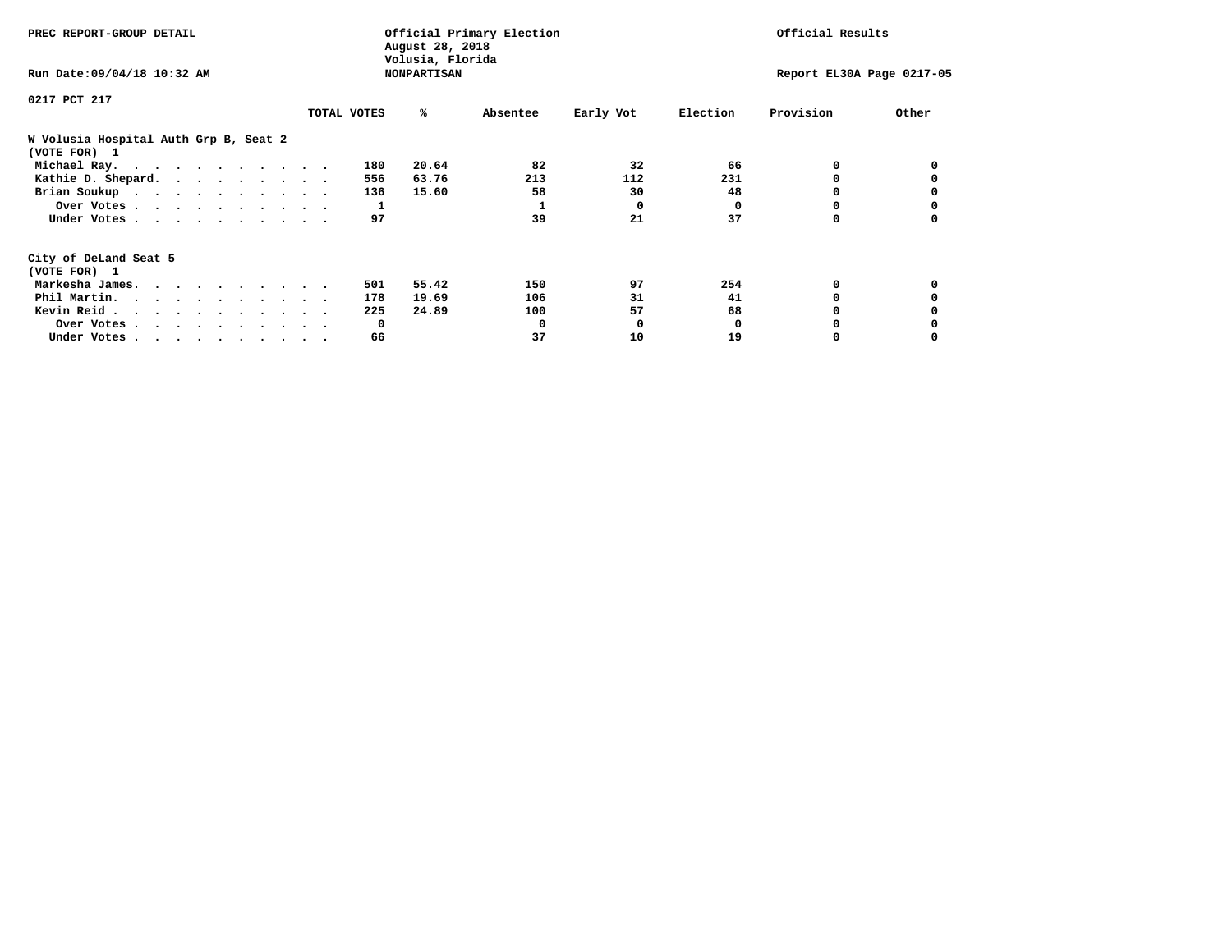PREC REPORT-GROUP DETAIL

Official Primary Election
August 28, 2018
Volusia, Florida
NONPARTISAN

Official Results

Run Date:09/04/18 10:32 AM

Report EL30A Page 0217-05

0217 PCT 217

| | TOTAL VOTES | % | Absentee | Early Vot | Election | Provision | Other |
|---|---|---|---|---|---|---|---|
| **W Volusia Hospital Auth Grp B, Seat 2** | | | | | | | |
| **(VOTE FOR) 1** | | | | | | | |
| Michael Ray. | 180 | 20.64 | 82 | 32 | 66 | 0 | 0 |
| Kathie D. Shepard. | 556 | 63.76 | 213 | 112 | 231 | 0 | 0 |
| Brian Soukup | 136 | 15.60 | 58 | 30 | 48 | 0 | 0 |
| Over Votes | 1 | | 1 | 0 | 0 | 0 | 0 |
| Under Votes | 97 | | 39 | 21 | 37 | 0 | 0 |
| **City of DeLand Seat 5** | | | | | | | |
| **(VOTE FOR) 1** | | | | | | | |
| Markesha James. | 501 | 55.42 | 150 | 97 | 254 | 0 | 0 |
| Phil Martin. | 178 | 19.69 | 106 | 31 | 41 | 0 | 0 |
| Kevin Reid | 225 | 24.89 | 100 | 57 | 68 | 0 | 0 |
| Over Votes | 0 | | 0 | 0 | 0 | 0 | 0 |
| Under Votes | 66 | | 37 | 10 | 19 | 0 | 0 |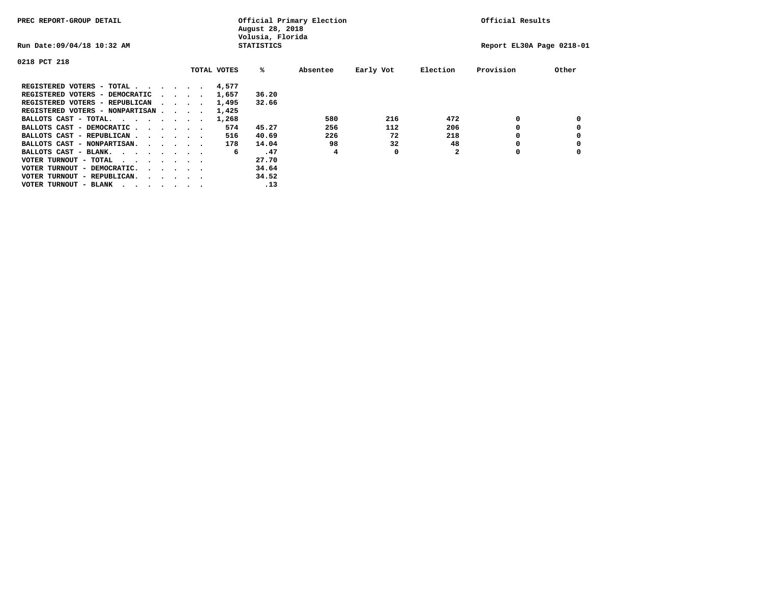PREC REPORT-GROUP DETAIL

Official Primary Election
August 28, 2018
Volusia, Florida
STATISTICS

Official Results

Run Date:09/04/18 10:32 AM

Report EL30A Page 0218-01

0218 PCT 218

| | TOTAL VOTES | % | Absentee | Early Vot | Election | Provision | Other |
|---|---|---|---|---|---|---|---|
| REGISTERED VOTERS - TOTAL . . . . . . | 4,577 | | | | | | |
| REGISTERED VOTERS - DEMOCRATIC . . . . | 1,657 | 36.20 | | | | | |
| REGISTERED VOTERS - REPUBLICAN . . . . | 1,495 | 32.66 | | | | | |
| REGISTERED VOTERS - NONPARTISAN . . . . | 1,425 | | | | | | |
| BALLOTS CAST - TOTAL. . . . . . . . | 1,268 | | 580 | 216 | 472 | 0 | 0 |
| BALLOTS CAST - DEMOCRATIC . . . . . . | 574 | 45.27 | 256 | 112 | 206 | 0 | 0 |
| BALLOTS CAST - REPUBLICAN . . . . . . | 516 | 40.69 | 226 | 72 | 218 | 0 | 0 |
| BALLOTS CAST - NONPARTISAN. . . . . . | 178 | 14.04 | 98 | 32 | 48 | 0 | 0 |
| BALLOTS CAST - BLANK. . . . . . . . | 6 | .47 | 4 | 0 | 2 | 0 | 0 |
| VOTER TURNOUT - TOTAL . . . . . . . | | 27.70 | | | | | |
| VOTER TURNOUT - DEMOCRATIC. . . . . . | | 34.64 | | | | | |
| VOTER TURNOUT - REPUBLICAN. . . . . . | | 34.52 | | | | | |
| VOTER TURNOUT - BLANK . . . . . . . | | .13 | | | | | |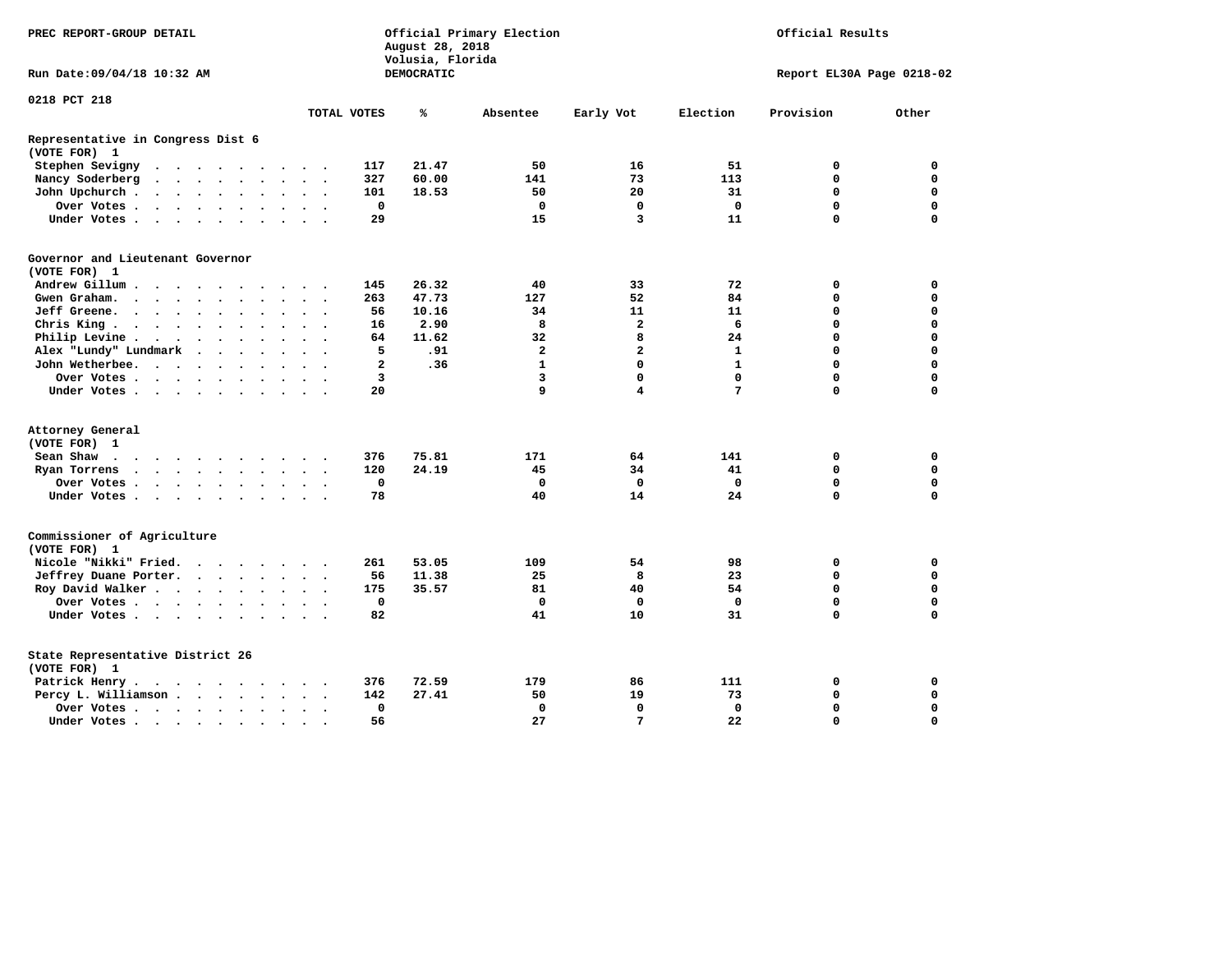PREC REPORT-GROUP DETAIL

Official Primary Election
August 28, 2018
Volusia, Florida
DEMOCRATIC

Official Results

Run Date:09/04/18 10:32 AM

Report EL30A Page 0218-02

0218 PCT 218

| | TOTAL VOTES | % | Absentee | Early Vot | Election | Provision | Other |
|---|---|---|---|---|---|---|---|
| **Representative in Congress Dist 6 (VOTE FOR) 1** | | | | | | | |
| Stephen Sevigny | 117 | 21.47 | 50 | 16 | 51 | 0 | 0 |
| Nancy Soderberg | 327 | 60.00 | 141 | 73 | 113 | 0 | 0 |
| John Upchurch | 101 | 18.53 | 50 | 20 | 31 | 0 | 0 |
| Over Votes | 0 | | 0 | 0 | 0 | 0 | 0 |
| Under Votes | 29 | | 15 | 3 | 11 | 0 | 0 |
| **Governor and Lieutenant Governor (VOTE FOR) 1** | | | | | | | |
| Andrew Gillum | 145 | 26.32 | 40 | 33 | 72 | 0 | 0 |
| Gwen Graham | 263 | 47.73 | 127 | 52 | 84 | 0 | 0 |
| Jeff Greene | 56 | 10.16 | 34 | 11 | 11 | 0 | 0 |
| Chris King | 16 | 2.90 | 8 | 2 | 6 | 0 | 0 |
| Philip Levine | 64 | 11.62 | 32 | 8 | 24 | 0 | 0 |
| Alex "Lundy" Lundmark | 5 | .91 | 2 | 2 | 1 | 0 | 0 |
| John Wetherbee | 2 | .36 | 1 | 0 | 1 | 0 | 0 |
| Over Votes | 3 | | 3 | 0 | 0 | 0 | 0 |
| Under Votes | 20 | | 9 | 4 | 7 | 0 | 0 |
| **Attorney General (VOTE FOR) 1** | | | | | | | |
| Sean Shaw | 376 | 75.81 | 171 | 64 | 141 | 0 | 0 |
| Ryan Torrens | 120 | 24.19 | 45 | 34 | 41 | 0 | 0 |
| Over Votes | 0 | | 0 | 0 | 0 | 0 | 0 |
| Under Votes | 78 | | 40 | 14 | 24 | 0 | 0 |
| **Commissioner of Agriculture (VOTE FOR) 1** | | | | | | | |
| Nicole "Nikki" Fried | 261 | 53.05 | 109 | 54 | 98 | 0 | 0 |
| Jeffrey Duane Porter | 56 | 11.38 | 25 | 8 | 23 | 0 | 0 |
| Roy David Walker | 175 | 35.57 | 81 | 40 | 54 | 0 | 0 |
| Over Votes | 0 | | 0 | 0 | 0 | 0 | 0 |
| Under Votes | 82 | | 41 | 10 | 31 | 0 | 0 |
| **State Representative District 26 (VOTE FOR) 1** | | | | | | | |
| Patrick Henry | 376 | 72.59 | 179 | 86 | 111 | 0 | 0 |
| Percy L. Williamson | 142 | 27.41 | 50 | 19 | 73 | 0 | 0 |
| Over Votes | 0 | | 0 | 0 | 0 | 0 | 0 |
| Under Votes | 56 | | 27 | 7 | 22 | 0 | 0 |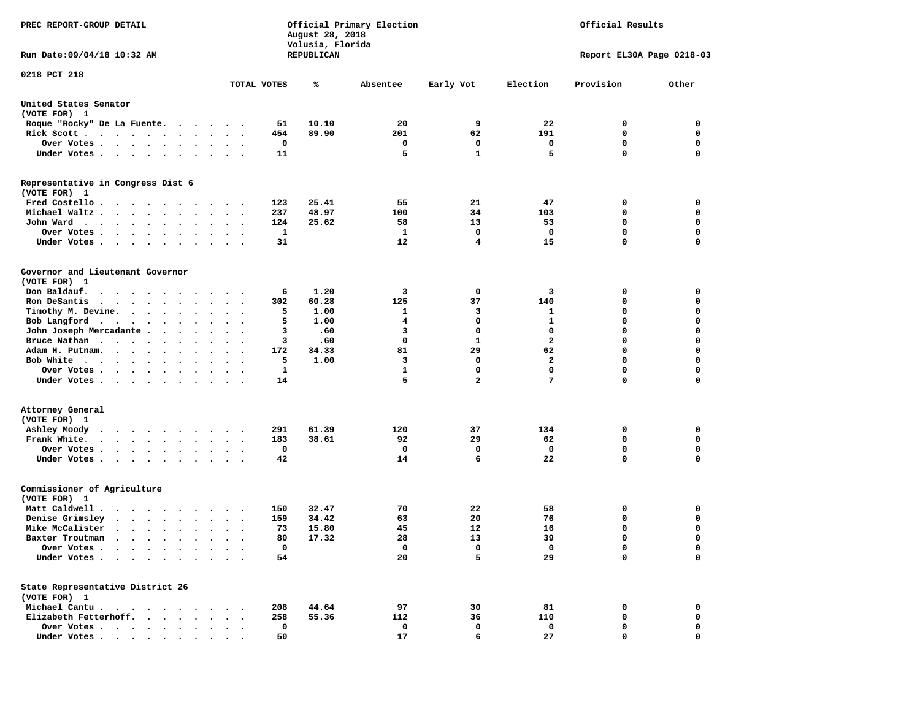PREC REPORT-GROUP DETAIL

Official Primary Election
August 28, 2018
Volusia, Florida
REPUBLICAN

Official Results

Run Date:09/04/18 10:32 AM

Report EL30A Page 0218-03

## 0218 PCT 218

| | TOTAL VOTES | % | Absentee | Early Vot | Election | Provision | Other |
|---|---|---|---|---|---|---|---|
| **United States Senator** | | | | | | | |
| (VOTE FOR) 1 | | | | | | | |
| Roque "Rocky" De La Fuente | 51 | 10.10 | 20 | 9 | 22 | 0 | 0 |
| Rick Scott | 454 | 89.90 | 201 | 62 | 191 | 0 | 0 |
| Over Votes | 0 | | 0 | 0 | 0 | 0 | 0 |
| Under Votes | 11 | | 5 | 1 | 5 | 0 | 0 |
| **Representative in Congress Dist 6** | | | | | | | |
| (VOTE FOR) 1 | | | | | | | |
| Fred Costello | 123 | 25.41 | 55 | 21 | 47 | 0 | 0 |
| Michael Waltz | 237 | 48.97 | 100 | 34 | 103 | 0 | 0 |
| John Ward | 124 | 25.62 | 58 | 13 | 53 | 0 | 0 |
| Over Votes | 1 | | 1 | 0 | 0 | 0 | 0 |
| Under Votes | 31 | | 12 | 4 | 15 | 0 | 0 |
| **Governor and Lieutenant Governor** | | | | | | | |
| (VOTE FOR) 1 | | | | | | | |
| Don Baldauf | 6 | 1.20 | 3 | 0 | 3 | 0 | 0 |
| Ron DeSantis | 302 | 60.28 | 125 | 37 | 140 | 0 | 0 |
| Timothy M. Devine | 5 | 1.00 | 1 | 3 | 1 | 0 | 0 |
| Bob Langford | 5 | 1.00 | 4 | 0 | 1 | 0 | 0 |
| John Joseph Mercadante | 3 | .60 | 3 | 0 | 0 | 0 | 0 |
| Bruce Nathan | 3 | .60 | 0 | 1 | 2 | 0 | 0 |
| Adam H. Putnam | 172 | 34.33 | 81 | 29 | 62 | 0 | 0 |
| Bob White | 5 | 1.00 | 3 | 0 | 2 | 0 | 0 |
| Over Votes | 1 | | 1 | 0 | 0 | 0 | 0 |
| Under Votes | 14 | | 5 | 2 | 7 | 0 | 0 |
| **Attorney General** | | | | | | | |
| (VOTE FOR) 1 | | | | | | | |
| Ashley Moody | 291 | 61.39 | 120 | 37 | 134 | 0 | 0 |
| Frank White | 183 | 38.61 | 92 | 29 | 62 | 0 | 0 |
| Over Votes | 0 | | 0 | 0 | 0 | 0 | 0 |
| Under Votes | 42 | | 14 | 6 | 22 | 0 | 0 |
| **Commissioner of Agriculture** | | | | | | | |
| (VOTE FOR) 1 | | | | | | | |
| Matt Caldwell | 150 | 32.47 | 70 | 22 | 58 | 0 | 0 |
| Denise Grimsley | 159 | 34.42 | 63 | 20 | 76 | 0 | 0 |
| Mike McCalister | 73 | 15.80 | 45 | 12 | 16 | 0 | 0 |
| Baxter Troutman | 80 | 17.32 | 28 | 13 | 39 | 0 | 0 |
| Over Votes | 0 | | 0 | 0 | 0 | 0 | 0 |
| Under Votes | 54 | | 20 | 5 | 29 | 0 | 0 |
| **State Representative District 26** | | | | | | | |
| (VOTE FOR) 1 | | | | | | | |
| Michael Cantu | 208 | 44.64 | 97 | 30 | 81 | 0 | 0 |
| Elizabeth Fetterhoff | 258 | 55.36 | 112 | 36 | 110 | 0 | 0 |
| Over Votes | 0 | | 0 | 0 | 0 | 0 | 0 |
| Under Votes | 50 | | 17 | 6 | 27 | 0 | 0 |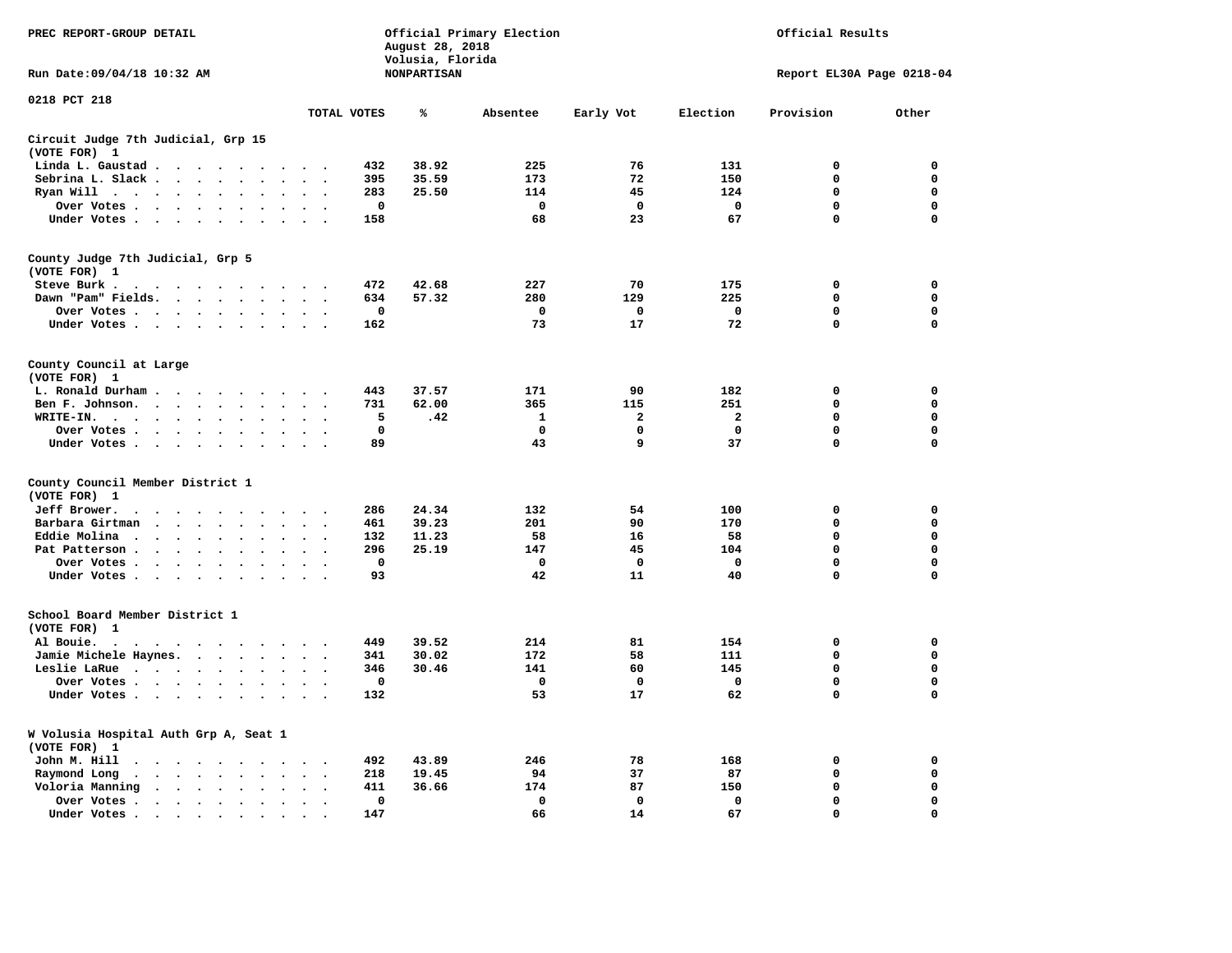PREC REPORT-GROUP DETAIL

Official Primary Election
August 28, 2018
Volusia, Florida
NONPARTISAN

Official Results

Run Date:09/04/18 10:32 AM

Report EL30A Page 0218-04

0218 PCT 218

| | TOTAL VOTES | % | Absentee | Early Vot | Election | Provision | Other |
|---|---|---|---|---|---|---|---|
| **Circuit Judge 7th Judicial, Grp 15** | | | | | | | |
| **(VOTE FOR) 1** | | | | | | | |
| Linda L. Gaustad | 432 | 38.92 | 225 | 76 | 131 | 0 | 0 |
| Sebrina L. Slack | 395 | 35.59 | 173 | 72 | 150 | 0 | 0 |
| Ryan Will | 283 | 25.50 | 114 | 45 | 124 | 0 | 0 |
| Over Votes | 0 | | 0 | 0 | 0 | 0 | 0 |
| Under Votes | 158 | | 68 | 23 | 67 | 0 | 0 |
| **County Judge 7th Judicial, Grp 5** | | | | | | | |
| **(VOTE FOR) 1** | | | | | | | |
| Steve Burk | 472 | 42.68 | 227 | 70 | 175 | 0 | 0 |
| Dawn "Pam" Fields | 634 | 57.32 | 280 | 129 | 225 | 0 | 0 |
| Over Votes | 0 | | 0 | 0 | 0 | 0 | 0 |
| Under Votes | 162 | | 73 | 17 | 72 | 0 | 0 |
| **County Council at Large** | | | | | | | |
| **(VOTE FOR) 1** | | | | | | | |
| L. Ronald Durham | 443 | 37.57 | 171 | 90 | 182 | 0 | 0 |
| Ben F. Johnson | 731 | 62.00 | 365 | 115 | 251 | 0 | 0 |
| WRITE-IN | 5 | .42 | 1 | 2 | 2 | 0 | 0 |
| Over Votes | 0 | | 0 | 0 | 0 | 0 | 0 |
| Under Votes | 89 | | 43 | 9 | 37 | 0 | 0 |
| **County Council Member District 1** | | | | | | | |
| **(VOTE FOR) 1** | | | | | | | |
| Jeff Brower | 286 | 24.34 | 132 | 54 | 100 | 0 | 0 |
| Barbara Girtman | 461 | 39.23 | 201 | 90 | 170 | 0 | 0 |
| Eddie Molina | 132 | 11.23 | 58 | 16 | 58 | 0 | 0 |
| Pat Patterson | 296 | 25.19 | 147 | 45 | 104 | 0 | 0 |
| Over Votes | 0 | | 0 | 0 | 0 | 0 | 0 |
| Under Votes | 93 | | 42 | 11 | 40 | 0 | 0 |
| **School Board Member District 1** | | | | | | | |
| **(VOTE FOR) 1** | | | | | | | |
| Al Bouie | 449 | 39.52 | 214 | 81 | 154 | 0 | 0 |
| Jamie Michele Haynes | 341 | 30.02 | 172 | 58 | 111 | 0 | 0 |
| Leslie LaRue | 346 | 30.46 | 141 | 60 | 145 | 0 | 0 |
| Over Votes | 0 | | 0 | 0 | 0 | 0 | 0 |
| Under Votes | 132 | | 53 | 17 | 62 | 0 | 0 |
| **W Volusia Hospital Auth Grp A, Seat 1** | | | | | | | |
| **(VOTE FOR) 1** | | | | | | | |
| John M. Hill | 492 | 43.89 | 246 | 78 | 168 | 0 | 0 |
| Raymond Long | 218 | 19.45 | 94 | 37 | 87 | 0 | 0 |
| Voloria Manning | 411 | 36.66 | 174 | 87 | 150 | 0 | 0 |
| Over Votes | 0 | | 0 | 0 | 0 | 0 | 0 |
| Under Votes | 147 | | 66 | 14 | 67 | 0 | 0 |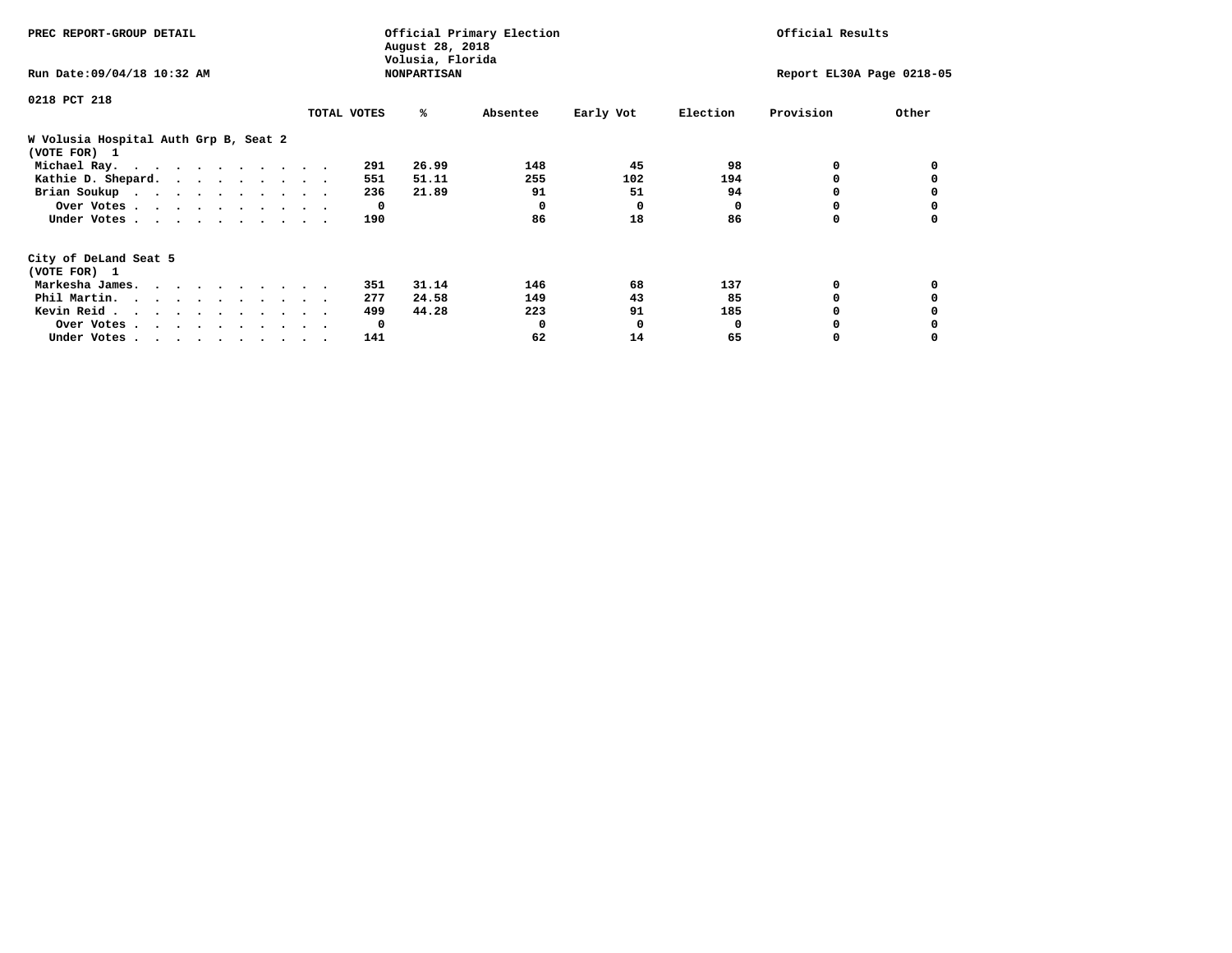PREC REPORT-GROUP DETAIL

Official Primary Election
August 28, 2018
Volusia, Florida
NONPARTISAN

Official Results

Run Date:09/04/18 10:32 AM

Report EL30A Page 0218-05

0218 PCT 218

## W Volusia Hospital Auth Grp B, Seat 2
(VOTE FOR) 1

| | TOTAL VOTES | % | Absentee | Early Vot | Election | Provision | Other |
|---|---|---|---|---|---|---|---|
| Michael Ray. | 291 | 26.99 | 148 | 45 | 98 | 0 | 0 |
| Kathie D. Shepard. | 551 | 51.11 | 255 | 102 | 194 | 0 | 0 |
| Brian Soukup | 236 | 21.89 | 91 | 51 | 94 | 0 | 0 |
| Over Votes | 0 | | 0 | 0 | 0 | 0 | 0 |
| Under Votes | 190 | | 86 | 18 | 86 | 0 | 0 |

## City of DeLand Seat 5
(VOTE FOR) 1

| | TOTAL VOTES | % | Absentee | Early Vot | Election | Provision | Other |
|---|---|---|---|---|---|---|---|
| Markesha James. | 351 | 31.14 | 146 | 68 | 137 | 0 | 0 |
| Phil Martin. | 277 | 24.58 | 149 | 43 | 85 | 0 | 0 |
| Kevin Reid | 499 | 44.28 | 223 | 91 | 185 | 0 | 0 |
| Over Votes | 0 | | 0 | 0 | 0 | 0 | 0 |
| Under Votes | 141 | | 62 | 14 | 65 | 0 | 0 |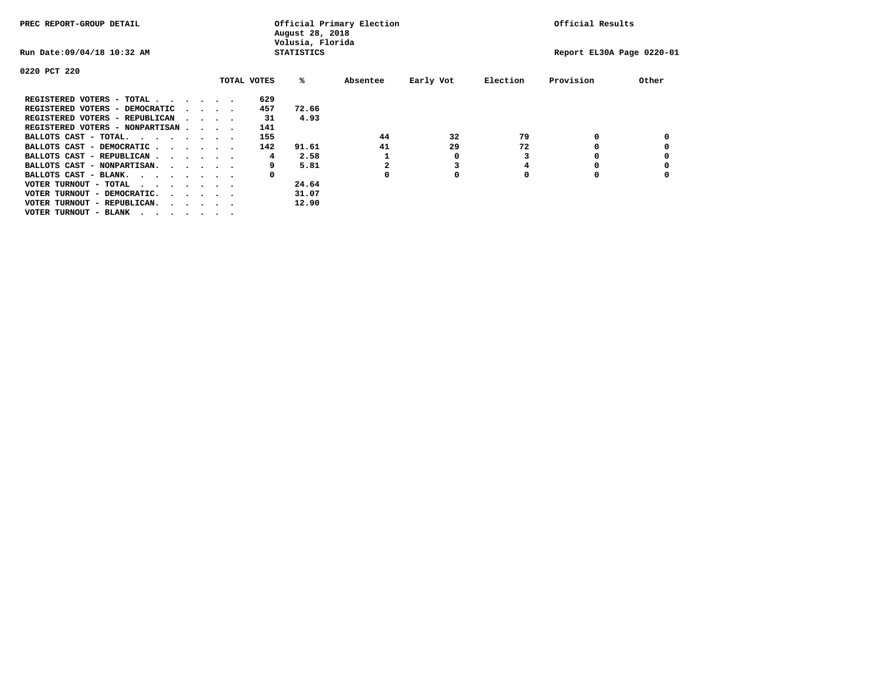PREC REPORT-GROUP DETAIL

Official Primary Election
August 28, 2018
Volusia, Florida
STATISTICS

Official Results

Run Date:09/04/18 10:32 AM

Report EL30A Page 0220-01

0220 PCT 220

| | TOTAL VOTES | % | Absentee | Early Vot | Election | Provision | Other |
|---|---|---|---|---|---|---|---|
| REGISTERED VOTERS - TOTAL . . . . . . | 629 | | | | | | |
| REGISTERED VOTERS - DEMOCRATIC . . . . | 457 | 72.66 | | | | | |
| REGISTERED VOTERS - REPUBLICAN . . . . | 31 | 4.93 | | | | | |
| REGISTERED VOTERS - NONPARTISAN . . . . | 141 | | | | | | |
| BALLOTS CAST - TOTAL. . . . . . . . | 155 | | 44 | 32 | 79 | 0 | 0 |
| BALLOTS CAST - DEMOCRATIC . . . . . . | 142 | 91.61 | 41 | 29 | 72 | 0 | 0 |
| BALLOTS CAST - REPUBLICAN . . . . . . | 4 | 2.58 | 1 | 0 | 3 | 0 | 0 |
| BALLOTS CAST - NONPARTISAN. . . . . . | 9 | 5.81 | 2 | 3 | 4 | 0 | 0 |
| BALLOTS CAST - BLANK. . . . . . . . | 0 | | 0 | 0 | 0 | 0 | 0 |
| VOTER TURNOUT - TOTAL . . . . . . . | | 24.64 | | | | | |
| VOTER TURNOUT - DEMOCRATIC. . . . . . | | 31.07 | | | | | |
| VOTER TURNOUT - REPUBLICAN. . . . . . | | 12.90 | | | | | |
| VOTER TURNOUT - BLANK . . . . . . . | | | | | | | |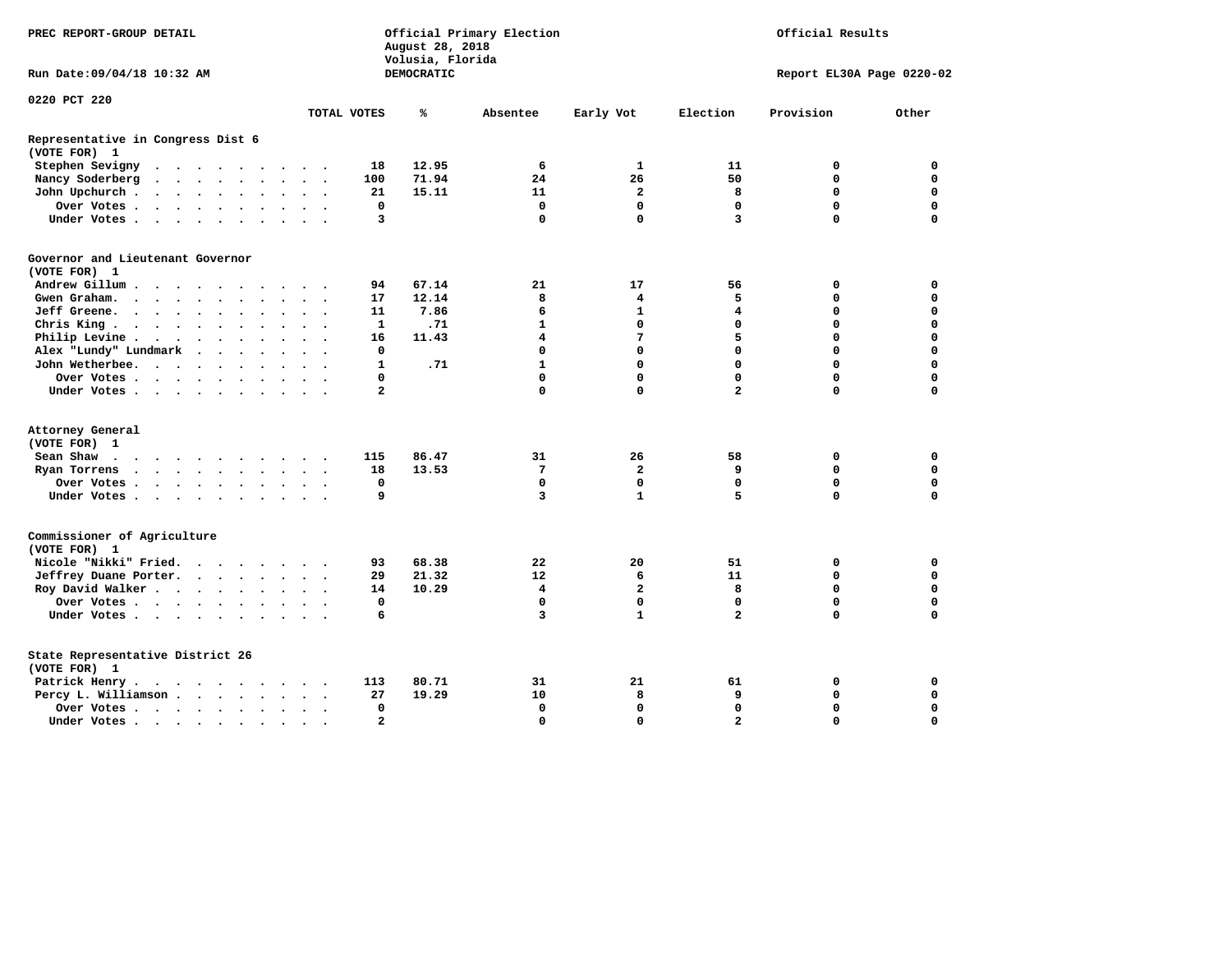PREC REPORT-GROUP DETAIL

Official Primary Election
August 28, 2018
Volusia, Florida
DEMOCRATIC

Official Results

Run Date:09/04/18 10:32 AM

Report EL30A Page 0220-02

0220 PCT 220

| | TOTAL VOTES | % | Absentee | Early Vot | Election | Provision | Other |
|---|---|---|---|---|---|---|---|
| **Representative in Congress Dist 6** | | | | | | | |
| **(VOTE FOR) 1** | | | | | | | |
| Stephen Sevigny | 18 | 12.95 | 6 | 1 | 11 | 0 | 0 |
| Nancy Soderberg | 100 | 71.94 | 24 | 26 | 50 | 0 | 0 |
| John Upchurch | 21 | 15.11 | 11 | 2 | 8 | 0 | 0 |
| Over Votes | 0 | | 0 | 0 | 0 | 0 | 0 |
| Under Votes | 3 | | 0 | 0 | 3 | 0 | 0 |
| **Governor and Lieutenant Governor** | | | | | | | |
| **(VOTE FOR) 1** | | | | | | | |
| Andrew Gillum | 94 | 67.14 | 21 | 17 | 56 | 0 | 0 |
| Gwen Graham | 17 | 12.14 | 8 | 4 | 5 | 0 | 0 |
| Jeff Greene | 11 | 7.86 | 6 | 1 | 4 | 0 | 0 |
| Chris King | 1 | .71 | 1 | 0 | 0 | 0 | 0 |
| Philip Levine | 16 | 11.43 | 4 | 7 | 5 | 0 | 0 |
| Alex "Lundy" Lundmark | 0 | | 0 | 0 | 0 | 0 | 0 |
| John Wetherbee | 1 | .71 | 1 | 0 | 0 | 0 | 0 |
| Over Votes | 0 | | 0 | 0 | 0 | 0 | 0 |
| Under Votes | 2 | | 0 | 0 | 2 | 0 | 0 |
| **Attorney General** | | | | | | | |
| **(VOTE FOR) 1** | | | | | | | |
| Sean Shaw | 115 | 86.47 | 31 | 26 | 58 | 0 | 0 |
| Ryan Torrens | 18 | 13.53 | 7 | 2 | 9 | 0 | 0 |
| Over Votes | 0 | | 0 | 0 | 0 | 0 | 0 |
| Under Votes | 9 | | 3 | 1 | 5 | 0 | 0 |
| **Commissioner of Agriculture** | | | | | | | |
| **(VOTE FOR) 1** | | | | | | | |
| Nicole "Nikki" Fried | 93 | 68.38 | 22 | 20 | 51 | 0 | 0 |
| Jeffrey Duane Porter | 29 | 21.32 | 12 | 6 | 11 | 0 | 0 |
| Roy David Walker | 14 | 10.29 | 4 | 2 | 8 | 0 | 0 |
| Over Votes | 0 | | 0 | 0 | 0 | 0 | 0 |
| Under Votes | 6 | | 3 | 1 | 2 | 0 | 0 |
| **State Representative District 26** | | | | | | | |
| **(VOTE FOR) 1** | | | | | | | |
| Patrick Henry | 113 | 80.71 | 31 | 21 | 61 | 0 | 0 |
| Percy L. Williamson | 27 | 19.29 | 10 | 8 | 9 | 0 | 0 |
| Over Votes | 0 | | 0 | 0 | 0 | 0 | 0 |
| Under Votes | 2 | | 0 | 0 | 2 | 0 | 0 |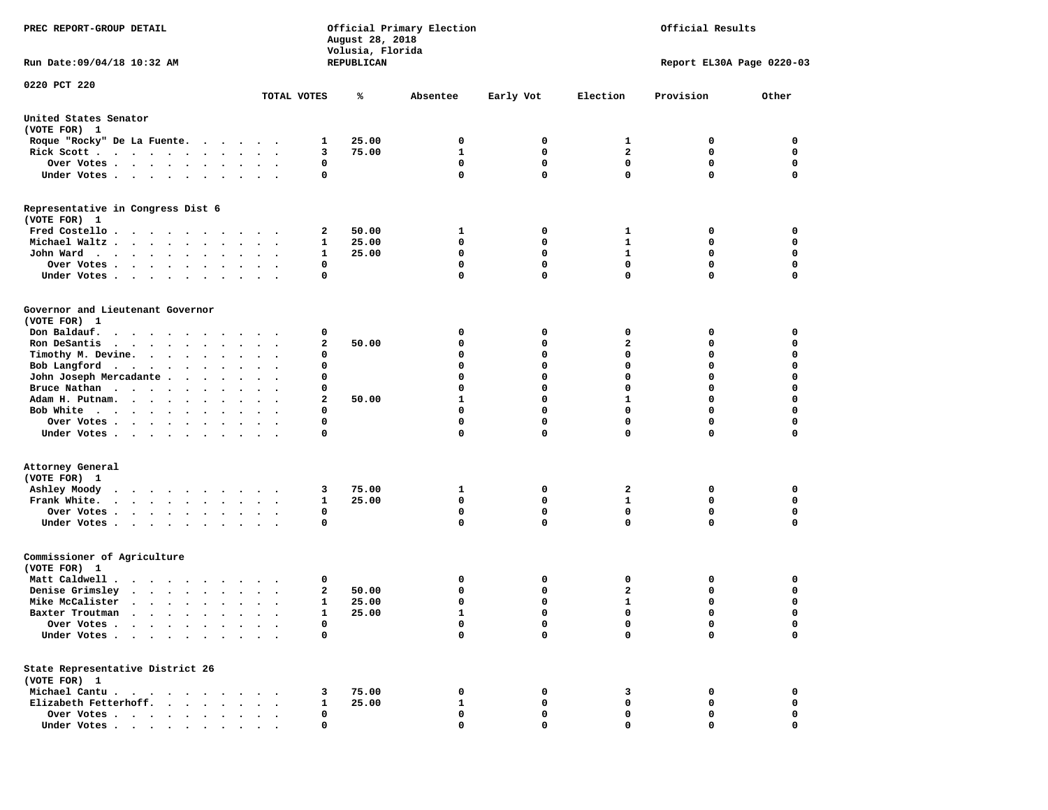PREC REPORT-GROUP DETAIL

Official Primary Election
August 28, 2018
Volusia, Florida
REPUBLICAN

Official Results

Run Date:09/04/18 10:32 AM

Report EL30A Page 0220-03

0220 PCT 220

| | TOTAL VOTES | % | Absentee | Early Vot | Election | Provision | Other |
|---|---|---|---|---|---|---|---|
| **United States Senator** | | | | | | | |
| (VOTE FOR) 1 | | | | | | | |
| Roque "Rocky" De La Fuente | 1 | 25.00 | 0 | 0 | 1 | 0 | 0 |
| Rick Scott | 3 | 75.00 | 1 | 0 | 2 | 0 | 0 |
| Over Votes | 0 | | 0 | 0 | 0 | 0 | 0 |
| Under Votes | 0 | | 0 | 0 | 0 | 0 | 0 |
| **Representative in Congress Dist 6** | | | | | | | |
| (VOTE FOR) 1 | | | | | | | |
| Fred Costello | 2 | 50.00 | 1 | 0 | 1 | 0 | 0 |
| Michael Waltz | 1 | 25.00 | 0 | 0 | 1 | 0 | 0 |
| John Ward | 1 | 25.00 | 0 | 0 | 1 | 0 | 0 |
| Over Votes | 0 | | 0 | 0 | 0 | 0 | 0 |
| Under Votes | 0 | | 0 | 0 | 0 | 0 | 0 |
| **Governor and Lieutenant Governor** | | | | | | | |
| (VOTE FOR) 1 | | | | | | | |
| Don Baldauf | 0 | | 0 | 0 | 0 | 0 | 0 |
| Ron DeSantis | 2 | 50.00 | 0 | 0 | 2 | 0 | 0 |
| Timothy M. Devine | 0 | | 0 | 0 | 0 | 0 | 0 |
| Bob Langford | 0 | | 0 | 0 | 0 | 0 | 0 |
| John Joseph Mercadante | 0 | | 0 | 0 | 0 | 0 | 0 |
| Bruce Nathan | 0 | | 0 | 0 | 0 | 0 | 0 |
| Adam H. Putnam | 2 | 50.00 | 1 | 0 | 1 | 0 | 0 |
| Bob White | 0 | | 0 | 0 | 0 | 0 | 0 |
| Over Votes | 0 | | 0 | 0 | 0 | 0 | 0 |
| Under Votes | 0 | | 0 | 0 | 0 | 0 | 0 |
| **Attorney General** | | | | | | | |
| (VOTE FOR) 1 | | | | | | | |
| Ashley Moody | 3 | 75.00 | 1 | 0 | 2 | 0 | 0 |
| Frank White | 1 | 25.00 | 0 | 0 | 1 | 0 | 0 |
| Over Votes | 0 | | 0 | 0 | 0 | 0 | 0 |
| Under Votes | 0 | | 0 | 0 | 0 | 0 | 0 |
| **Commissioner of Agriculture** | | | | | | | |
| (VOTE FOR) 1 | | | | | | | |
| Matt Caldwell | 0 | | 0 | 0 | 0 | 0 | 0 |
| Denise Grimsley | 2 | 50.00 | 0 | 0 | 2 | 0 | 0 |
| Mike McCalister | 1 | 25.00 | 0 | 0 | 1 | 0 | 0 |
| Baxter Troutman | 1 | 25.00 | 1 | 0 | 0 | 0 | 0 |
| Over Votes | 0 | | 0 | 0 | 0 | 0 | 0 |
| Under Votes | 0 | | 0 | 0 | 0 | 0 | 0 |
| **State Representative District 26** | | | | | | | |
| (VOTE FOR) 1 | | | | | | | |
| Michael Cantu | 3 | 75.00 | 0 | 0 | 3 | 0 | 0 |
| Elizabeth Fetterhoff | 1 | 25.00 | 1 | 0 | 0 | 0 | 0 |
| Over Votes | 0 | | 0 | 0 | 0 | 0 | 0 |
| Under Votes | 0 | | 0 | 0 | 0 | 0 | 0 |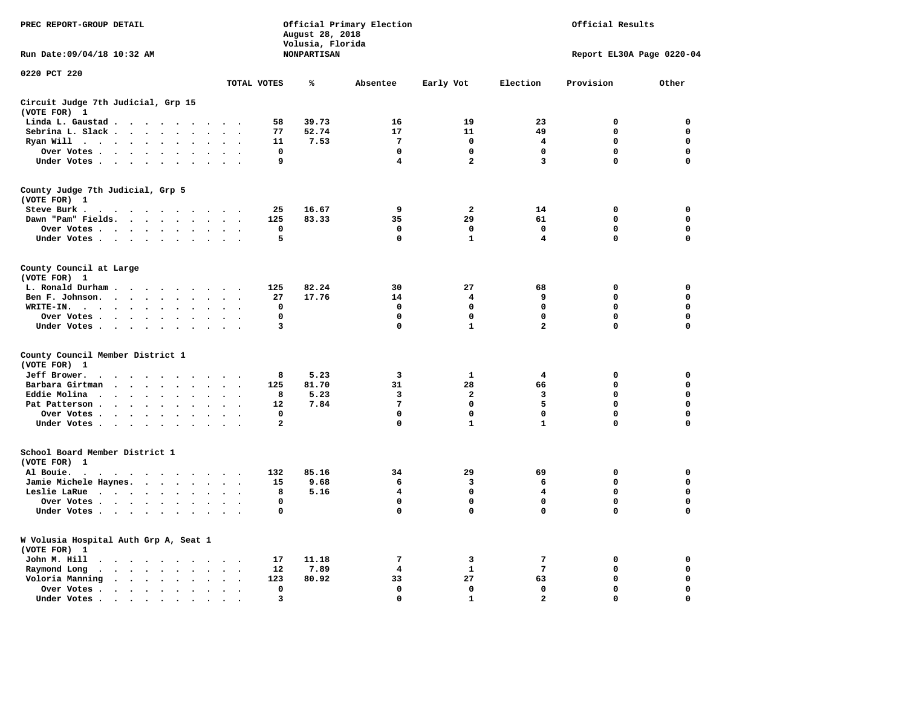PREC REPORT-GROUP DETAIL

Official Primary Election
August 28, 2018
Volusia, Florida
NONPARTISAN

Official Results

Run Date:09/04/18 10:32 AM

Report EL30A Page 0220-04

0220 PCT 220

| | TOTAL VOTES | % | Absentee | Early Vot | Election | Provision | Other |
|---|---|---|---|---|---|---|---|
| **Circuit Judge 7th Judicial, Grp 15** | | | | | | | |
| (VOTE FOR) 1 | | | | | | | |
| Linda L. Gaustad | 58 | 39.73 | 16 | 19 | 23 | 0 | 0 |
| Sebrina L. Slack | 77 | 52.74 | 17 | 11 | 49 | 0 | 0 |
| Ryan Will | 11 | 7.53 | 7 | 0 | 4 | 0 | 0 |
| Over Votes | 0 | | 0 | 0 | 0 | 0 | 0 |
| Under Votes | 9 | | 4 | 2 | 3 | 0 | 0 |
| **County Judge 7th Judicial, Grp 5** | | | | | | | |
| (VOTE FOR) 1 | | | | | | | |
| Steve Burk | 25 | 16.67 | 9 | 2 | 14 | 0 | 0 |
| Dawn "Pam" Fields | 125 | 83.33 | 35 | 29 | 61 | 0 | 0 |
| Over Votes | 0 | | 0 | 0 | 0 | 0 | 0 |
| Under Votes | 5 | | 0 | 1 | 4 | 0 | 0 |
| **County Council at Large** | | | | | | | |
| (VOTE FOR) 1 | | | | | | | |
| L. Ronald Durham | 125 | 82.24 | 30 | 27 | 68 | 0 | 0 |
| Ben F. Johnson | 27 | 17.76 | 14 | 4 | 9 | 0 | 0 |
| WRITE-IN. | 0 | | 0 | 0 | 0 | 0 | 0 |
| Over Votes | 0 | | 0 | 0 | 0 | 0 | 0 |
| Under Votes | 3 | | 0 | 1 | 2 | 0 | 0 |
| **County Council Member District 1** | | | | | | | |
| (VOTE FOR) 1 | | | | | | | |
| Jeff Brower | 8 | 5.23 | 3 | 1 | 4 | 0 | 0 |
| Barbara Girtman | 125 | 81.70 | 31 | 28 | 66 | 0 | 0 |
| Eddie Molina | 8 | 5.23 | 3 | 2 | 3 | 0 | 0 |
| Pat Patterson | 12 | 7.84 | 7 | 0 | 5 | 0 | 0 |
| Over Votes | 0 | | 0 | 0 | 0 | 0 | 0 |
| Under Votes | 2 | | 0 | 1 | 1 | 0 | 0 |
| **School Board Member District 1** | | | | | | | |
| (VOTE FOR) 1 | | | | | | | |
| Al Bouie | 132 | 85.16 | 34 | 29 | 69 | 0 | 0 |
| Jamie Michele Haynes | 15 | 9.68 | 6 | 3 | 6 | 0 | 0 |
| Leslie LaRue | 8 | 5.16 | 4 | 0 | 4 | 0 | 0 |
| Over Votes | 0 | | 0 | 0 | 0 | 0 | 0 |
| Under Votes | 0 | | 0 | 0 | 0 | 0 | 0 |
| **W Volusia Hospital Auth Grp A, Seat 1** | | | | | | | |
| (VOTE FOR) 1 | | | | | | | |
| John M. Hill | 17 | 11.18 | 7 | 3 | 7 | 0 | 0 |
| Raymond Long | 12 | 7.89 | 4 | 1 | 7 | 0 | 0 |
| Voloria Manning | 123 | 80.92 | 33 | 27 | 63 | 0 | 0 |
| Over Votes | 0 | | 0 | 0 | 0 | 0 | 0 |
| Under Votes | 3 | | 0 | 1 | 2 | 0 | 0 |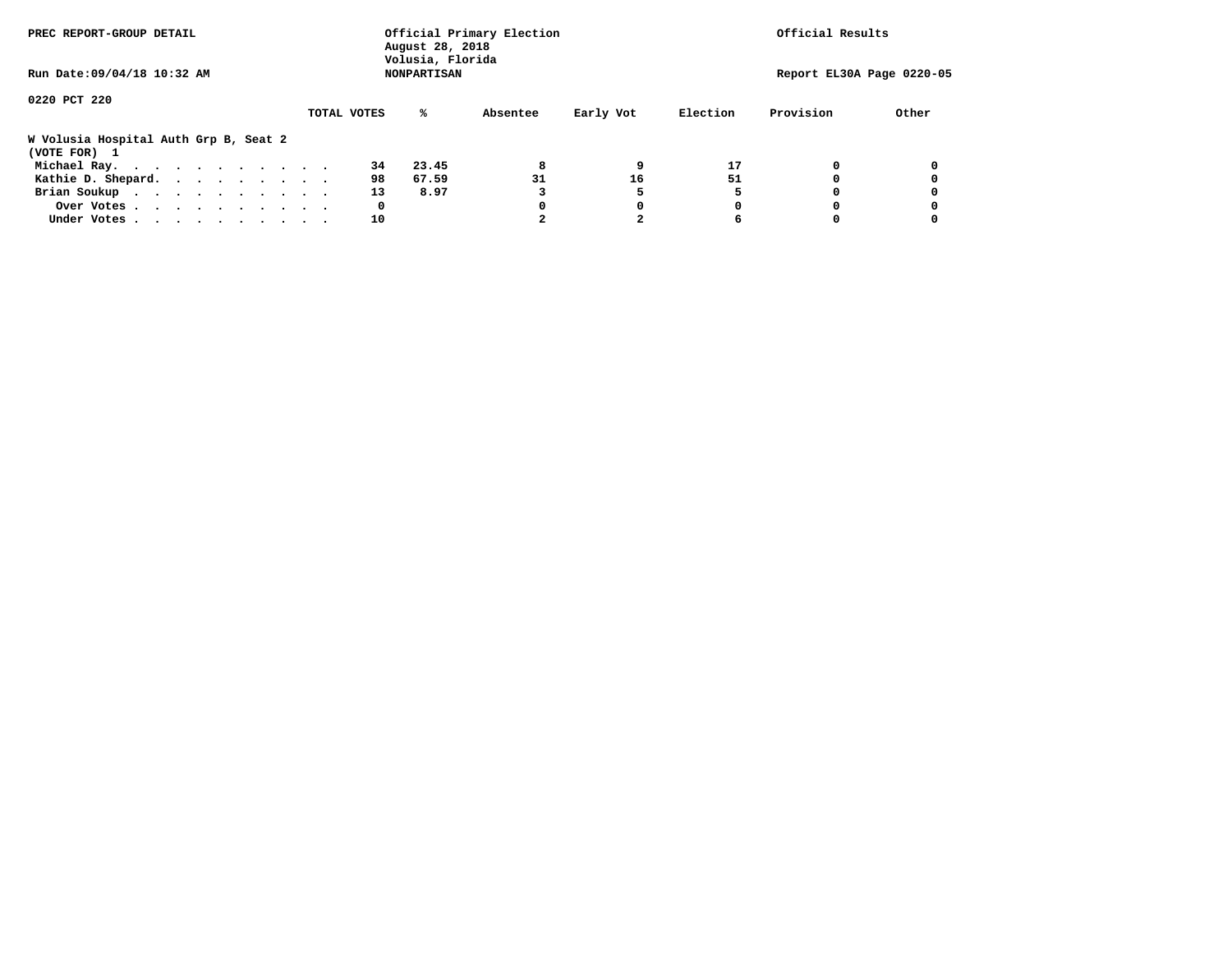PREC REPORT-GROUP DETAIL

Official Primary Election
August 28, 2018
Volusia, Florida
NONPARTISAN

Official Results

Run Date:09/04/18 10:32 AM

Report EL30A Page 0220-05

0220 PCT 220

**W Volusia Hospital Auth Grp B, Seat 2**
**(VOTE FOR) 1**

| | TOTAL VOTES | % | Absentee | Early Vot | Election | Provision | Other |
|---|---|---|---|---|---|---|---|
| Michael Ray. . . . . . . . . . . . | 34 | 23.45 | 8 | 9 | 17 | 0 | 0 |
| Kathie D. Shepard. . . . . . . . . . | 98 | 67.59 | 31 | 16 | 51 | 0 | 0 |
| Brian Soukup . . . . . . . . . . . | 13 | 8.97 | 3 | 5 | 5 | 0 | 0 |
| Over Votes . . . . . . . . . . . | 0 | | 0 | 0 | 0 | 0 | 0 |
| Under Votes . . . . . . . . . . . | 10 | | 2 | 2 | 6 | 0 | 0 |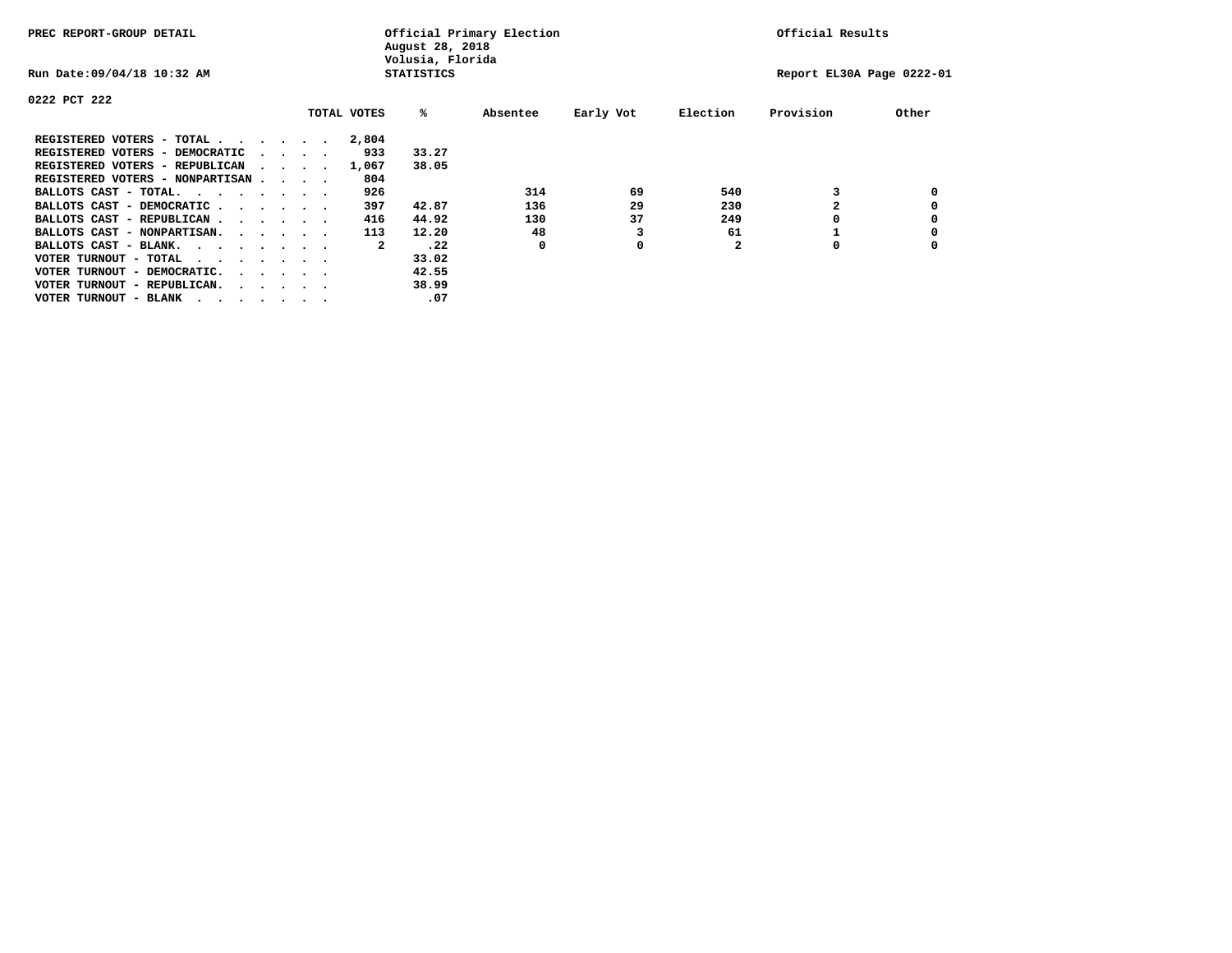PREC REPORT-GROUP DETAIL

Official Primary Election
August 28, 2018
Volusia, Florida
STATISTICS

Official Results

Run Date:09/04/18 10:32 AM

Report EL30A Page 0222-01

0222 PCT 222

| | TOTAL VOTES | % | Absentee | Early Vot | Election | Provision | Other |
|---|---|---|---|---|---|---|---|
| REGISTERED VOTERS - TOTAL | 2,804 | | | | | | |
| REGISTERED VOTERS - DEMOCRATIC | 933 | 33.27 | | | | | |
| REGISTERED VOTERS - REPUBLICAN | 1,067 | 38.05 | | | | | |
| REGISTERED VOTERS - NONPARTISAN | 804 | | | | | | |
| BALLOTS CAST - TOTAL. | 926 | | 314 | 69 | 540 | 3 | 0 |
| BALLOTS CAST - DEMOCRATIC | 397 | 42.87 | 136 | 29 | 230 | 2 | 0 |
| BALLOTS CAST - REPUBLICAN | 416 | 44.92 | 130 | 37 | 249 | 0 | 0 |
| BALLOTS CAST - NONPARTISAN. | 113 | 12.20 | 48 | 3 | 61 | 1 | 0 |
| BALLOTS CAST - BLANK. | 2 | .22 | 0 | 0 | 2 | 0 | 0 |
| VOTER TURNOUT - TOTAL | | 33.02 | | | | | |
| VOTER TURNOUT - DEMOCRATIC. | | 42.55 | | | | | |
| VOTER TURNOUT - REPUBLICAN. | | 38.99 | | | | | |
| VOTER TURNOUT - BLANK | | .07 | | | | | |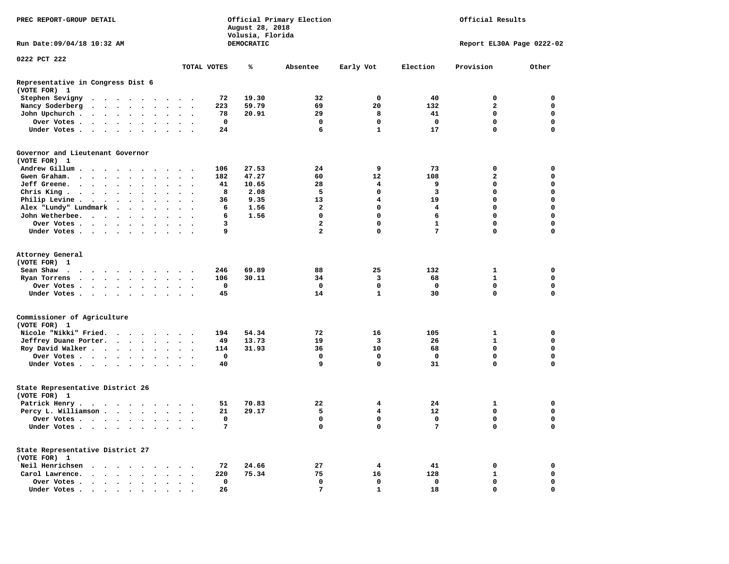PREC REPORT-GROUP DETAIL

Official Primary Election
August 28, 2018
Volusia, Florida
DEMOCRATIC

Official Results

Run Date:09/04/18 10:32 AM

Report EL30A Page 0222-02

0222 PCT 222

| | TOTAL VOTES | % | Absentee | Early Vot | Election | Provision | Other |
|---|---|---|---|---|---|---|---|
| **Representative in Congress Dist 6** | | | | | | | |
| **(VOTE FOR) 1** | | | | | | | |
| Stephen Sevigny | 72 | 19.30 | 32 | 0 | 40 | 0 | 0 |
| Nancy Soderberg | 223 | 59.79 | 69 | 20 | 132 | 2 | 0 |
| John Upchurch | 78 | 20.91 | 29 | 8 | 41 | 0 | 0 |
| Over Votes | 0 | | 0 | 0 | 0 | 0 | 0 |
| Under Votes | 24 | | 6 | 1 | 17 | 0 | 0 |
| **Governor and Lieutenant Governor** | | | | | | | |
| **(VOTE FOR) 1** | | | | | | | |
| Andrew Gillum | 106 | 27.53 | 24 | 9 | 73 | 0 | 0 |
| Gwen Graham | 182 | 47.27 | 60 | 12 | 108 | 2 | 0 |
| Jeff Greene | 41 | 10.65 | 28 | 4 | 9 | 0 | 0 |
| Chris King | 8 | 2.08 | 5 | 0 | 3 | 0 | 0 |
| Philip Levine | 36 | 9.35 | 13 | 4 | 19 | 0 | 0 |
| Alex "Lundy" Lundmark | 6 | 1.56 | 2 | 0 | 4 | 0 | 0 |
| John Wetherbee | 6 | 1.56 | 0 | 0 | 6 | 0 | 0 |
| Over Votes | 3 | | 2 | 0 | 1 | 0 | 0 |
| Under Votes | 9 | | 2 | 0 | 7 | 0 | 0 |
| **Attorney General** | | | | | | | |
| **(VOTE FOR) 1** | | | | | | | |
| Sean Shaw | 246 | 69.89 | 88 | 25 | 132 | 1 | 0 |
| Ryan Torrens | 106 | 30.11 | 34 | 3 | 68 | 1 | 0 |
| Over Votes | 0 | | 0 | 0 | 0 | 0 | 0 |
| Under Votes | 45 | | 14 | 1 | 30 | 0 | 0 |
| **Commissioner of Agriculture** | | | | | | | |
| **(VOTE FOR) 1** | | | | | | | |
| Nicole "Nikki" Fried | 194 | 54.34 | 72 | 16 | 105 | 1 | 0 |
| Jeffrey Duane Porter | 49 | 13.73 | 19 | 3 | 26 | 1 | 0 |
| Roy David Walker | 114 | 31.93 | 36 | 10 | 68 | 0 | 0 |
| Over Votes | 0 | | 0 | 0 | 0 | 0 | 0 |
| Under Votes | 40 | | 9 | 0 | 31 | 0 | 0 |
| **State Representative District 26** | | | | | | | |
| **(VOTE FOR) 1** | | | | | | | |
| Patrick Henry | 51 | 70.83 | 22 | 4 | 24 | 1 | 0 |
| Percy L. Williamson | 21 | 29.17 | 5 | 4 | 12 | 0 | 0 |
| Over Votes | 0 | | 0 | 0 | 0 | 0 | 0 |
| Under Votes | 7 | | 0 | 0 | 7 | 0 | 0 |
| **State Representative District 27** | | | | | | | |
| **(VOTE FOR) 1** | | | | | | | |
| Neil Henrichsen | 72 | 24.66 | 27 | 4 | 41 | 0 | 0 |
| Carol Lawrence | 220 | 75.34 | 75 | 16 | 128 | 1 | 0 |
| Over Votes | 0 | | 0 | 0 | 0 | 0 | 0 |
| Under Votes | 26 | | 7 | 1 | 18 | 0 | 0 |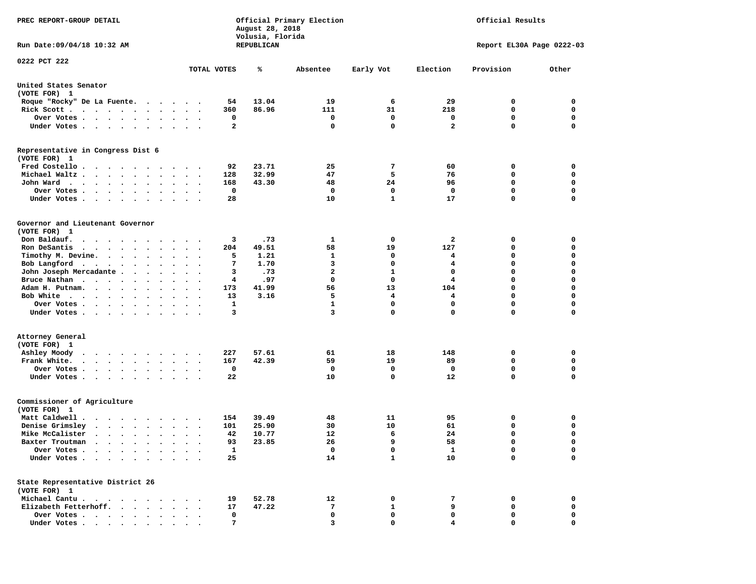PREC REPORT-GROUP DETAIL

Official Primary Election
August 28, 2018
Volusia, Florida
REPUBLICAN

Official Results

Run Date:09/04/18 10:32 AM

Report EL30A Page 0222-03

0222 PCT 222

| | TOTAL VOTES | % | Absentee | Early Vot | Election | Provision | Other |
|---|---|---|---|---|---|---|---|
| **United States Senator** | | | | | | | |
| (VOTE FOR) 1 | | | | | | | |
| Roque "Rocky" De La Fuente | 54 | 13.04 | 19 | 6 | 29 | 0 | 0 |
| Rick Scott | 360 | 86.96 | 111 | 31 | 218 | 0 | 0 |
| Over Votes | 0 | | 0 | 0 | 0 | 0 | 0 |
| Under Votes | 2 | | 0 | 0 | 2 | 0 | 0 |
| **Representative in Congress Dist 6** | | | | | | | |
| (VOTE FOR) 1 | | | | | | | |
| Fred Costello | 92 | 23.71 | 25 | 7 | 60 | 0 | 0 |
| Michael Waltz | 128 | 32.99 | 47 | 5 | 76 | 0 | 0 |
| John Ward | 168 | 43.30 | 48 | 24 | 96 | 0 | 0 |
| Over Votes | 0 | | 0 | 0 | 0 | 0 | 0 |
| Under Votes | 28 | | 10 | 1 | 17 | 0 | 0 |
| **Governor and Lieutenant Governor** | | | | | | | |
| (VOTE FOR) 1 | | | | | | | |
| Don Baldauf | 3 | .73 | 1 | 0 | 2 | 0 | 0 |
| Ron DeSantis | 204 | 49.51 | 58 | 19 | 127 | 0 | 0 |
| Timothy M. Devine | 5 | 1.21 | 1 | 0 | 4 | 0 | 0 |
| Bob Langford | 7 | 1.70 | 3 | 0 | 4 | 0 | 0 |
| John Joseph Mercadante | 3 | .73 | 2 | 1 | 0 | 0 | 0 |
| Bruce Nathan | 4 | .97 | 0 | 0 | 4 | 0 | 0 |
| Adam H. Putnam | 173 | 41.99 | 56 | 13 | 104 | 0 | 0 |
| Bob White | 13 | 3.16 | 5 | 4 | 4 | 0 | 0 |
| Over Votes | 1 | | 1 | 0 | 0 | 0 | 0 |
| Under Votes | 3 | | 3 | 0 | 0 | 0 | 0 |
| **Attorney General** | | | | | | | |
| (VOTE FOR) 1 | | | | | | | |
| Ashley Moody | 227 | 57.61 | 61 | 18 | 148 | 0 | 0 |
| Frank White | 167 | 42.39 | 59 | 19 | 89 | 0 | 0 |
| Over Votes | 0 | | 0 | 0 | 0 | 0 | 0 |
| Under Votes | 22 | | 10 | 0 | 12 | 0 | 0 |
| **Commissioner of Agriculture** | | | | | | | |
| (VOTE FOR) 1 | | | | | | | |
| Matt Caldwell | 154 | 39.49 | 48 | 11 | 95 | 0 | 0 |
| Denise Grimsley | 101 | 25.90 | 30 | 10 | 61 | 0 | 0 |
| Mike McCalister | 42 | 10.77 | 12 | 6 | 24 | 0 | 0 |
| Baxter Troutman | 93 | 23.85 | 26 | 9 | 58 | 0 | 0 |
| Over Votes | 1 | | 0 | 0 | 1 | 0 | 0 |
| Under Votes | 25 | | 14 | 1 | 10 | 0 | 0 |
| **State Representative District 26** | | | | | | | |
| (VOTE FOR) 1 | | | | | | | |
| Michael Cantu | 19 | 52.78 | 12 | 0 | 7 | 0 | 0 |
| Elizabeth Fetterhoff | 17 | 47.22 | 7 | 1 | 9 | 0 | 0 |
| Over Votes | 0 | | 0 | 0 | 0 | 0 | 0 |
| Under Votes | 7 | | 3 | 0 | 4 | 0 | 0 |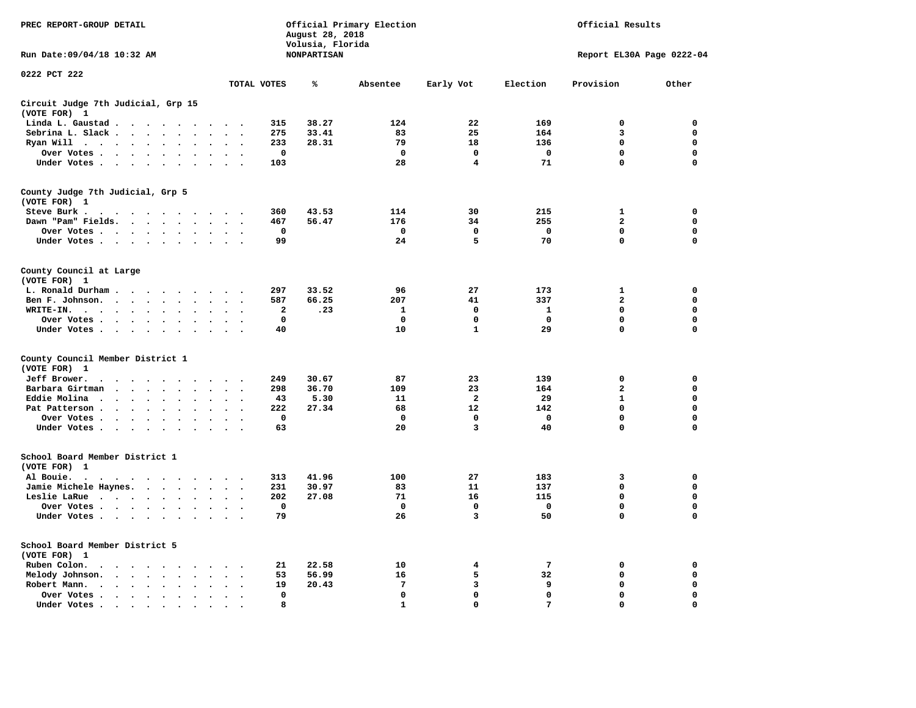PREC REPORT-GROUP DETAIL

Official Primary Election
August 28, 2018
Volusia, Florida
NONPARTISAN

Official Results

Run Date:09/04/18 10:32 AM

Report EL30A Page 0222-04

0222 PCT 222

| | TOTAL VOTES | % | Absentee | Early Vot | Election | Provision | Other |
|---|---|---|---|---|---|---|---|
| **Circuit Judge 7th Judicial, Grp 15** | | | | | | | |
| **(VOTE FOR) 1** | | | | | | | |
| Linda L. Gaustad | 315 | 38.27 | 124 | 22 | 169 | 0 | 0 |
| Sebrina L. Slack | 275 | 33.41 | 83 | 25 | 164 | 3 | 0 |
| Ryan Will | 233 | 28.31 | 79 | 18 | 136 | 0 | 0 |
| Over Votes | 0 | | 0 | 0 | 0 | 0 | 0 |
| Under Votes | 103 | | 28 | 4 | 71 | 0 | 0 |
| **County Judge 7th Judicial, Grp 5** | | | | | | | |
| **(VOTE FOR) 1** | | | | | | | |
| Steve Burk | 360 | 43.53 | 114 | 30 | 215 | 1 | 0 |
| Dawn "Pam" Fields | 467 | 56.47 | 176 | 34 | 255 | 2 | 0 |
| Over Votes | 0 | | 0 | 0 | 0 | 0 | 0 |
| Under Votes | 99 | | 24 | 5 | 70 | 0 | 0 |
| **County Council at Large** | | | | | | | |
| **(VOTE FOR) 1** | | | | | | | |
| L. Ronald Durham | 297 | 33.52 | 96 | 27 | 173 | 1 | 0 |
| Ben F. Johnson | 587 | 66.25 | 207 | 41 | 337 | 2 | 0 |
| WRITE-IN | 2 | .23 | 1 | 0 | 1 | 0 | 0 |
| Over Votes | 0 | | 0 | 0 | 0 | 0 | 0 |
| Under Votes | 40 | | 10 | 1 | 29 | 0 | 0 |
| **County Council Member District 1** | | | | | | | |
| **(VOTE FOR) 1** | | | | | | | |
| Jeff Brower | 249 | 30.67 | 87 | 23 | 139 | 0 | 0 |
| Barbara Girtman | 298 | 36.70 | 109 | 23 | 164 | 2 | 0 |
| Eddie Molina | 43 | 5.30 | 11 | 2 | 29 | 1 | 0 |
| Pat Patterson | 222 | 27.34 | 68 | 12 | 142 | 0 | 0 |
| Over Votes | 0 | | 0 | 0 | 0 | 0 | 0 |
| Under Votes | 63 | | 20 | 3 | 40 | 0 | 0 |
| **School Board Member District 1** | | | | | | | |
| **(VOTE FOR) 1** | | | | | | | |
| Al Bouie | 313 | 41.96 | 100 | 27 | 183 | 3 | 0 |
| Jamie Michele Haynes | 231 | 30.97 | 83 | 11 | 137 | 0 | 0 |
| Leslie LaRue | 202 | 27.08 | 71 | 16 | 115 | 0 | 0 |
| Over Votes | 0 | | 0 | 0 | 0 | 0 | 0 |
| Under Votes | 79 | | 26 | 3 | 50 | 0 | 0 |
| **School Board Member District 5** | | | | | | | |
| **(VOTE FOR) 1** | | | | | | | |
| Ruben Colon | 21 | 22.58 | 10 | 4 | 7 | 0 | 0 |
| Melody Johnson | 53 | 56.99 | 16 | 5 | 32 | 0 | 0 |
| Robert Mann | 19 | 20.43 | 7 | 3 | 9 | 0 | 0 |
| Over Votes | 0 | | 0 | 0 | 0 | 0 | 0 |
| Under Votes | 8 | | 1 | 0 | 7 | 0 | 0 |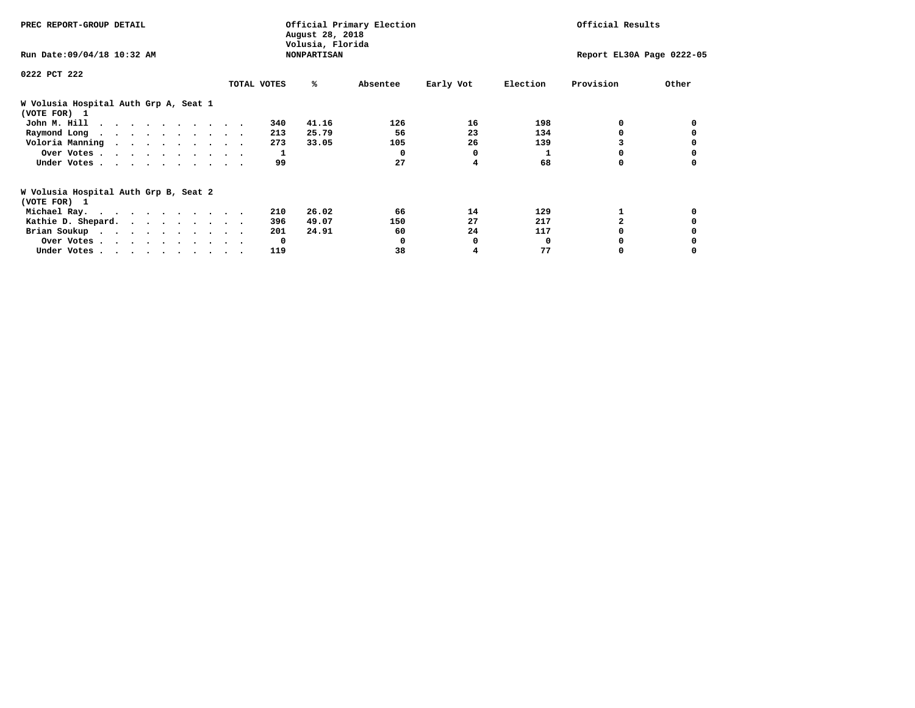PREC REPORT-GROUP DETAIL

Official Primary Election
August 28, 2018
Volusia, Florida
NONPARTISAN

Official Results

Run Date:09/04/18 10:32 AM

Report EL30A Page 0222-05

0222 PCT 222

## W Volusia Hospital Auth Grp A, Seat 1
(VOTE FOR) 1

| | TOTAL VOTES | % | Absentee | Early Vot | Election | Provision | Other |
|---|---|---|---|---|---|---|---|
| John M. Hill | 340 | 41.16 | 126 | 16 | 198 | 0 | 0 |
| Raymond Long | 213 | 25.79 | 56 | 23 | 134 | 0 | 0 |
| Voloria Manning | 273 | 33.05 | 105 | 26 | 139 | 3 | 0 |
| Over Votes | 1 | | 0 | 0 | 1 | 0 | 0 |
| Under Votes | 99 | | 27 | 4 | 68 | 0 | 0 |

## W Volusia Hospital Auth Grp B, Seat 2
(VOTE FOR) 1

| | TOTAL VOTES | % | Absentee | Early Vot | Election | Provision | Other |
|---|---|---|---|---|---|---|---|
| Michael Ray | 210 | 26.02 | 66 | 14 | 129 | 1 | 0 |
| Kathie D. Shepard | 396 | 49.07 | 150 | 27 | 217 | 2 | 0 |
| Brian Soukup | 201 | 24.91 | 60 | 24 | 117 | 0 | 0 |
| Over Votes | 0 | | 0 | 0 | 0 | 0 | 0 |
| Under Votes | 119 | | 38 | 4 | 77 | 0 | 0 |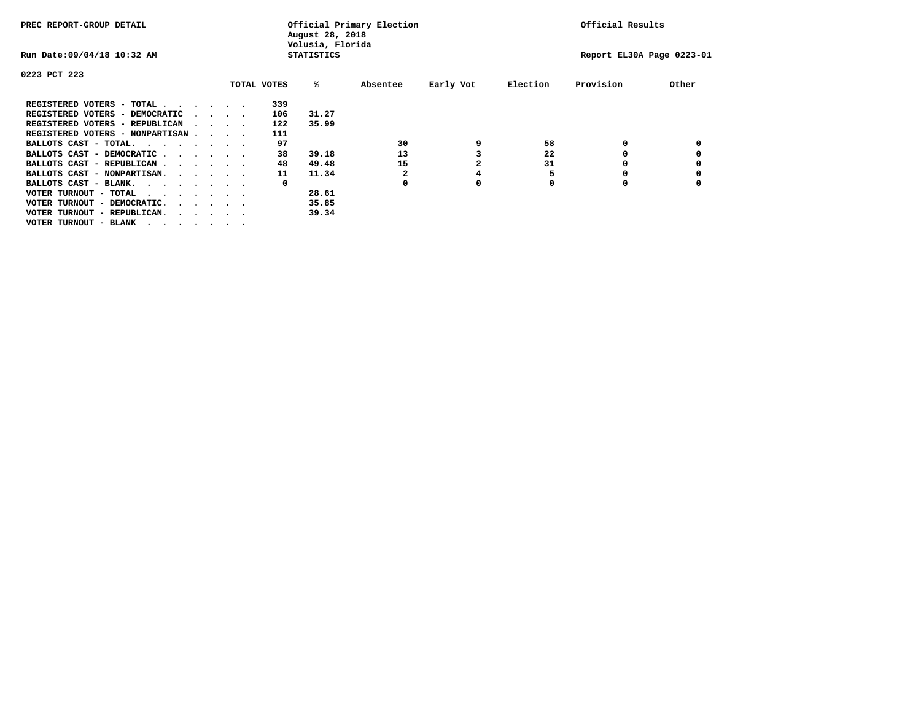PREC REPORT-GROUP DETAIL

Official Primary Election
August 28, 2018
Volusia, Florida
STATISTICS

Official Results

Run Date:09/04/18 10:32 AM

Report EL30A Page 0223-01

0223 PCT 223

| | TOTAL VOTES | % | Absentee | Early Vot | Election | Provision | Other |
|---|---|---|---|---|---|---|---|
| REGISTERED VOTERS - TOTAL . . . . . . | 339 | | | | | | |
| REGISTERED VOTERS - DEMOCRATIC . . . . | 106 | 31.27 | | | | | |
| REGISTERED VOTERS - REPUBLICAN . . . . | 122 | 35.99 | | | | | |
| REGISTERED VOTERS - NONPARTISAN . . . . | 111 | | | | | | |
| BALLOTS CAST - TOTAL. . . . . . . . | 97 | | 30 | 9 | 58 | 0 | 0 |
| BALLOTS CAST - DEMOCRATIC . . . . . . | 38 | 39.18 | 13 | 3 | 22 | 0 | 0 |
| BALLOTS CAST - REPUBLICAN . . . . . . | 48 | 49.48 | 15 | 2 | 31 | 0 | 0 |
| BALLOTS CAST - NONPARTISAN. . . . . . | 11 | 11.34 | 2 | 4 | 5 | 0 | 0 |
| BALLOTS CAST - BLANK. . . . . . . . | 0 | | 0 | 0 | 0 | 0 | 0 |
| VOTER TURNOUT - TOTAL . . . . . . . | | 28.61 | | | | | |
| VOTER TURNOUT - DEMOCRATIC. . . . . . | | 35.85 | | | | | |
| VOTER TURNOUT - REPUBLICAN. . . . . . | | 39.34 | | | | | |
| VOTER TURNOUT - BLANK . . . . . . . | | | | | | | |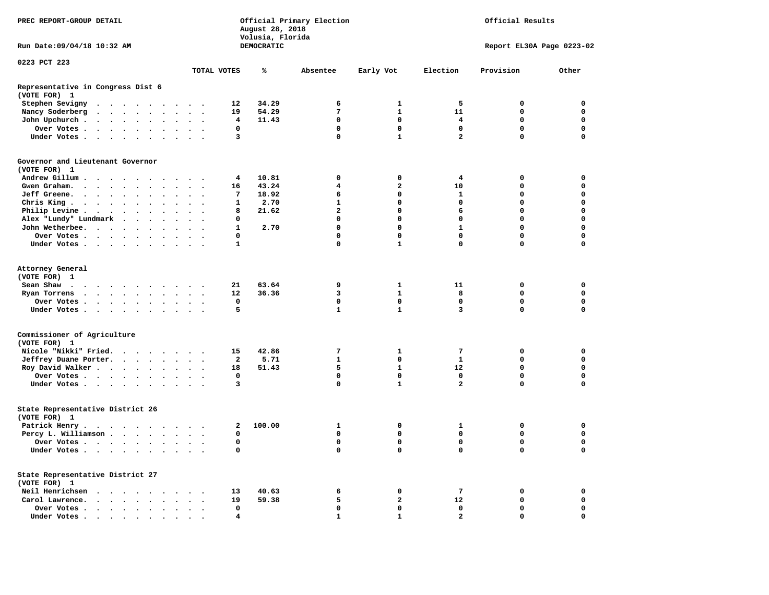PREC REPORT-GROUP DETAIL

Official Primary Election
August 28, 2018
Volusia, Florida
DEMOCRATIC

Official Results

Run Date:09/04/18 10:32 AM

Report EL30A Page 0223-02

0223 PCT 223

## Representative in Congress Dist 6
(VOTE FOR) 1

| | TOTAL VOTES | % | Absentee | Early Vot | Election | Provision | Other |
|---|---|---|---|---|---|---|---|
| Stephen Sevigny | 12 | 34.29 | 6 | 1 | 5 | 0 | 0 |
| Nancy Soderberg | 19 | 54.29 | 7 | 1 | 11 | 0 | 0 |
| John Upchurch | 4 | 11.43 | 0 | 0 | 4 | 0 | 0 |
| Over Votes | 0 | | 0 | 0 | 0 | 0 | 0 |
| Under Votes | 3 | | 0 | 1 | 2 | 0 | 0 |

## Governor and Lieutenant Governor
(VOTE FOR) 1

| | TOTAL VOTES | % | Absentee | Early Vot | Election | Provision | Other |
|---|---|---|---|---|---|---|---|
| Andrew Gillum | 4 | 10.81 | 0 | 0 | 4 | 0 | 0 |
| Gwen Graham | 16 | 43.24 | 4 | 2 | 10 | 0 | 0 |
| Jeff Greene | 7 | 18.92 | 6 | 0 | 1 | 0 | 0 |
| Chris King | 1 | 2.70 | 1 | 0 | 0 | 0 | 0 |
| Philip Levine | 8 | 21.62 | 2 | 0 | 6 | 0 | 0 |
| Alex "Lundy" Lundmark | 0 | | 0 | 0 | 0 | 0 | 0 |
| John Wetherbee | 1 | 2.70 | 0 | 0 | 1 | 0 | 0 |
| Over Votes | 0 | | 0 | 0 | 0 | 0 | 0 |
| Under Votes | 1 | | 0 | 1 | 0 | 0 | 0 |

## Attorney General
(VOTE FOR) 1

| | TOTAL VOTES | % | Absentee | Early Vot | Election | Provision | Other |
|---|---|---|---|---|---|---|---|
| Sean Shaw | 21 | 63.64 | 9 | 1 | 11 | 0 | 0 |
| Ryan Torrens | 12 | 36.36 | 3 | 1 | 8 | 0 | 0 |
| Over Votes | 0 | | 0 | 0 | 0 | 0 | 0 |
| Under Votes | 5 | | 1 | 1 | 3 | 0 | 0 |

## Commissioner of Agriculture
(VOTE FOR) 1

| | TOTAL VOTES | % | Absentee | Early Vot | Election | Provision | Other |
|---|---|---|---|---|---|---|---|
| Nicole "Nikki" Fried | 15 | 42.86 | 7 | 1 | 7 | 0 | 0 |
| Jeffrey Duane Porter | 2 | 5.71 | 1 | 0 | 1 | 0 | 0 |
| Roy David Walker | 18 | 51.43 | 5 | 1 | 12 | 0 | 0 |
| Over Votes | 0 | | 0 | 0 | 0 | 0 | 0 |
| Under Votes | 3 | | 0 | 1 | 2 | 0 | 0 |

## State Representative District 26
(VOTE FOR) 1

| | TOTAL VOTES | % | Absentee | Early Vot | Election | Provision | Other |
|---|---|---|---|---|---|---|---|
| Patrick Henry | 2 | 100.00 | 1 | 0 | 1 | 0 | 0 |
| Percy L. Williamson | 0 | | 0 | 0 | 0 | 0 | 0 |
| Over Votes | 0 | | 0 | 0 | 0 | 0 | 0 |
| Under Votes | 0 | | 0 | 0 | 0 | 0 | 0 |

## State Representative District 27
(VOTE FOR) 1

| | TOTAL VOTES | % | Absentee | Early Vot | Election | Provision | Other |
|---|---|---|---|---|---|---|---|
| Neil Henrichsen | 13 | 40.63 | 6 | 0 | 7 | 0 | 0 |
| Carol Lawrence | 19 | 59.38 | 5 | 2 | 12 | 0 | 0 |
| Over Votes | 0 | | 0 | 0 | 0 | 0 | 0 |
| Under Votes | 4 | | 1 | 1 | 2 | 0 | 0 |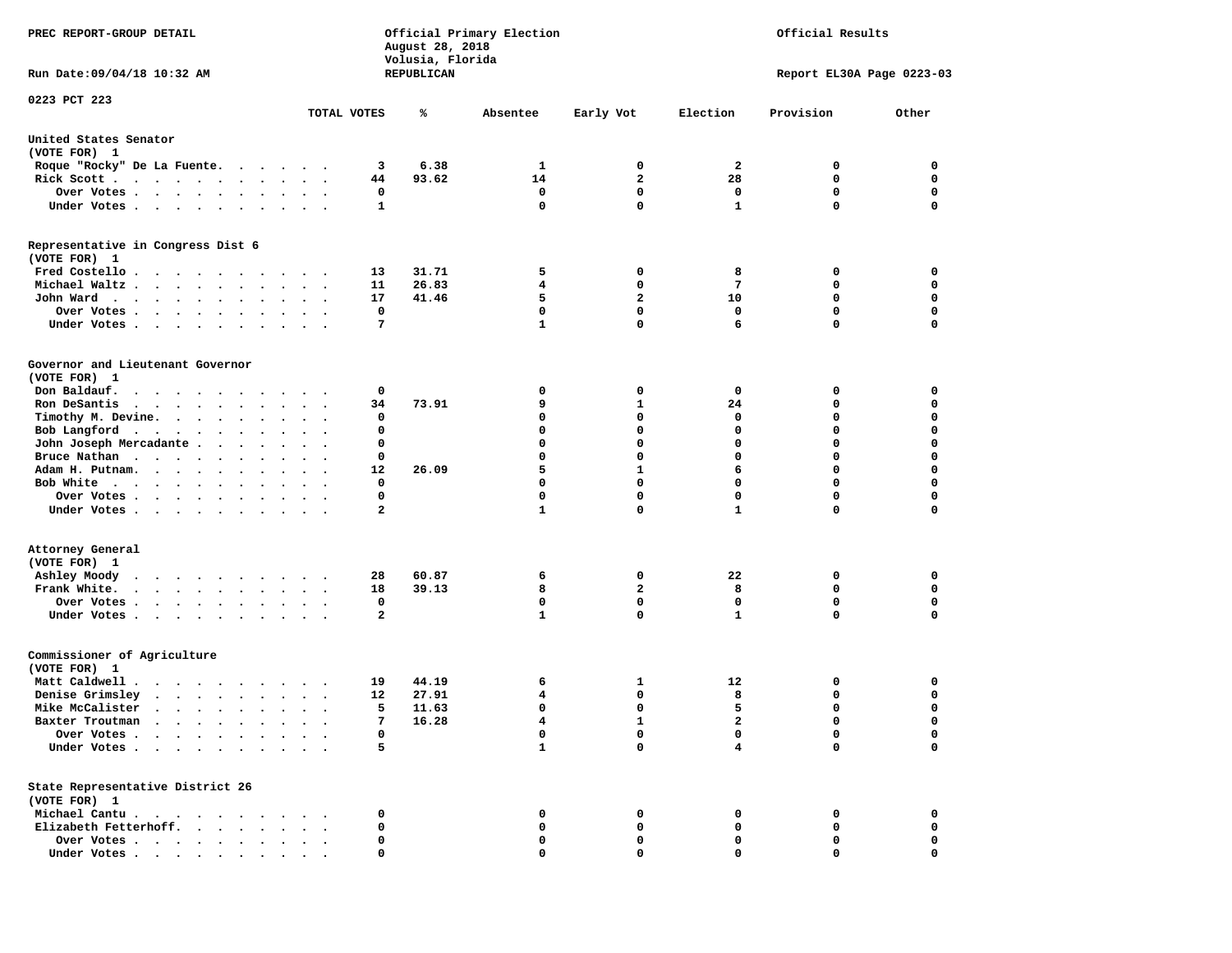PREC REPORT-GROUP DETAIL

Official Primary Election
August 28, 2018
Volusia, Florida
REPUBLICAN

Official Results

Run Date:09/04/18 10:32 AM

Report EL30A Page 0223-03

0223 PCT 223

| | TOTAL VOTES | % | Absentee | Early Vot | Election | Provision | Other |
|---|---|---|---|---|---|---|---|
| **United States Senator** | | | | | | | |
| (VOTE FOR) 1 | | | | | | | |
| Roque "Rocky" De La Fuente | 3 | 6.38 | 1 | 0 | 2 | 0 | 0 |
| Rick Scott | 44 | 93.62 | 14 | 2 | 28 | 0 | 0 |
| Over Votes | 0 | | 0 | 0 | 0 | 0 | 0 |
| Under Votes | 1 | | 0 | 0 | 1 | 0 | 0 |
| **Representative in Congress Dist 6** | | | | | | | |
| (VOTE FOR) 1 | | | | | | | |
| Fred Costello | 13 | 31.71 | 5 | 0 | 8 | 0 | 0 |
| Michael Waltz | 11 | 26.83 | 4 | 0 | 7 | 0 | 0 |
| John Ward | 17 | 41.46 | 5 | 2 | 10 | 0 | 0 |
| Over Votes | 0 | | 0 | 0 | 0 | 0 | 0 |
| Under Votes | 7 | | 1 | 0 | 6 | 0 | 0 |
| **Governor and Lieutenant Governor** | | | | | | | |
| (VOTE FOR) 1 | | | | | | | |
| Don Baldauf | 0 | | 0 | 0 | 0 | 0 | 0 |
| Ron DeSantis | 34 | 73.91 | 9 | 1 | 24 | 0 | 0 |
| Timothy M. Devine | 0 | | 0 | 0 | 0 | 0 | 0 |
| Bob Langford | 0 | | 0 | 0 | 0 | 0 | 0 |
| John Joseph Mercadante | 0 | | 0 | 0 | 0 | 0 | 0 |
| Bruce Nathan | 0 | | 0 | 0 | 0 | 0 | 0 |
| Adam H. Putnam | 12 | 26.09 | 5 | 1 | 6 | 0 | 0 |
| Bob White | 0 | | 0 | 0 | 0 | 0 | 0 |
| Over Votes | 0 | | 0 | 0 | 0 | 0 | 0 |
| Under Votes | 2 | | 1 | 0 | 1 | 0 | 0 |
| **Attorney General** | | | | | | | |
| (VOTE FOR) 1 | | | | | | | |
| Ashley Moody | 28 | 60.87 | 6 | 0 | 22 | 0 | 0 |
| Frank White | 18 | 39.13 | 8 | 2 | 8 | 0 | 0 |
| Over Votes | 0 | | 0 | 0 | 0 | 0 | 0 |
| Under Votes | 2 | | 1 | 0 | 1 | 0 | 0 |
| **Commissioner of Agriculture** | | | | | | | |
| (VOTE FOR) 1 | | | | | | | |
| Matt Caldwell | 19 | 44.19 | 6 | 1 | 12 | 0 | 0 |
| Denise Grimsley | 12 | 27.91 | 4 | 0 | 8 | 0 | 0 |
| Mike McCalister | 5 | 11.63 | 0 | 0 | 5 | 0 | 0 |
| Baxter Troutman | 7 | 16.28 | 4 | 1 | 2 | 0 | 0 |
| Over Votes | 0 | | 0 | 0 | 0 | 0 | 0 |
| Under Votes | 5 | | 1 | 0 | 4 | 0 | 0 |
| **State Representative District 26** | | | | | | | |
| (VOTE FOR) 1 | | | | | | | |
| Michael Cantu | 0 | | 0 | 0 | 0 | 0 | 0 |
| Elizabeth Fetterhoff | 0 | | 0 | 0 | 0 | 0 | 0 |
| Over Votes | 0 | | 0 | 0 | 0 | 0 | 0 |
| Under Votes | 0 | | 0 | 0 | 0 | 0 | 0 |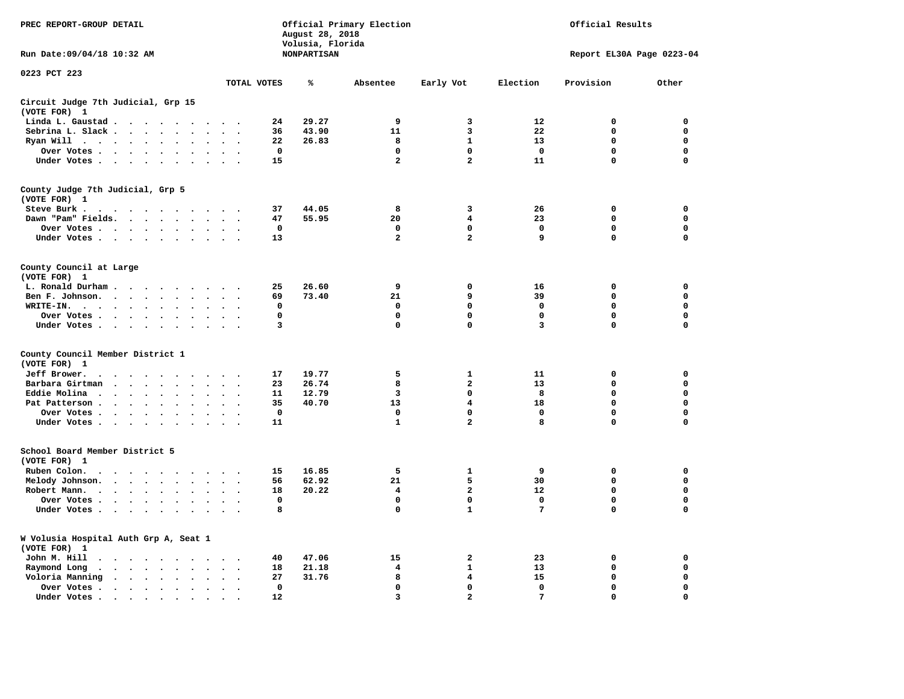PREC REPORT-GROUP DETAIL

Official Primary Election
August 28, 2018
Volusia, Florida
NONPARTISAN

Official Results

Run Date:09/04/18 10:32 AM

Report EL30A Page 0223-04

0223 PCT 223

| | TOTAL VOTES | % | Absentee | Early Vot | Election | Provision | Other |
|---|---|---|---|---|---|---|---|
| **Circuit Judge 7th Judicial, Grp 15** | | | | | | | |
| **(VOTE FOR) 1** | | | | | | | |
| Linda L. Gaustad | 24 | 29.27 | 9 | 3 | 12 | 0 | 0 |
| Sebrina L. Slack | 36 | 43.90 | 11 | 3 | 22 | 0 | 0 |
| Ryan Will | 22 | 26.83 | 8 | 1 | 13 | 0 | 0 |
| Over Votes | 0 | | 0 | 0 | 0 | 0 | 0 |
| Under Votes | 15 | | 2 | 2 | 11 | 0 | 0 |
| **County Judge 7th Judicial, Grp 5** | | | | | | | |
| **(VOTE FOR) 1** | | | | | | | |
| Steve Burk | 37 | 44.05 | 8 | 3 | 26 | 0 | 0 |
| Dawn "Pam" Fields | 47 | 55.95 | 20 | 4 | 23 | 0 | 0 |
| Over Votes | 0 | | 0 | 0 | 0 | 0 | 0 |
| Under Votes | 13 | | 2 | 2 | 9 | 0 | 0 |
| **County Council at Large** | | | | | | | |
| **(VOTE FOR) 1** | | | | | | | |
| L. Ronald Durham | 25 | 26.60 | 9 | 0 | 16 | 0 | 0 |
| Ben F. Johnson | 69 | 73.40 | 21 | 9 | 39 | 0 | 0 |
| WRITE-IN | 0 | | 0 | 0 | 0 | 0 | 0 |
| Over Votes | 0 | | 0 | 0 | 0 | 0 | 0 |
| Under Votes | 3 | | 0 | 0 | 3 | 0 | 0 |
| **County Council Member District 1** | | | | | | | |
| **(VOTE FOR) 1** | | | | | | | |
| Jeff Brower | 17 | 19.77 | 5 | 1 | 11 | 0 | 0 |
| Barbara Girtman | 23 | 26.74 | 8 | 2 | 13 | 0 | 0 |
| Eddie Molina | 11 | 12.79 | 3 | 0 | 8 | 0 | 0 |
| Pat Patterson | 35 | 40.70 | 13 | 4 | 18 | 0 | 0 |
| Over Votes | 0 | | 0 | 0 | 0 | 0 | 0 |
| Under Votes | 11 | | 1 | 2 | 8 | 0 | 0 |
| **School Board Member District 5** | | | | | | | |
| **(VOTE FOR) 1** | | | | | | | |
| Ruben Colon | 15 | 16.85 | 5 | 1 | 9 | 0 | 0 |
| Melody Johnson | 56 | 62.92 | 21 | 5 | 30 | 0 | 0 |
| Robert Mann | 18 | 20.22 | 4 | 2 | 12 | 0 | 0 |
| Over Votes | 0 | | 0 | 0 | 0 | 0 | 0 |
| Under Votes | 8 | | 0 | 1 | 7 | 0 | 0 |
| **W Volusia Hospital Auth Grp A, Seat 1** | | | | | | | |
| **(VOTE FOR) 1** | | | | | | | |
| John M. Hill | 40 | 47.06 | 15 | 2 | 23 | 0 | 0 |
| Raymond Long | 18 | 21.18 | 4 | 1 | 13 | 0 | 0 |
| Voloria Manning | 27 | 31.76 | 8 | 4 | 15 | 0 | 0 |
| Over Votes | 0 | | 0 | 0 | 0 | 0 | 0 |
| Under Votes | 12 | | 3 | 2 | 7 | 0 | 0 |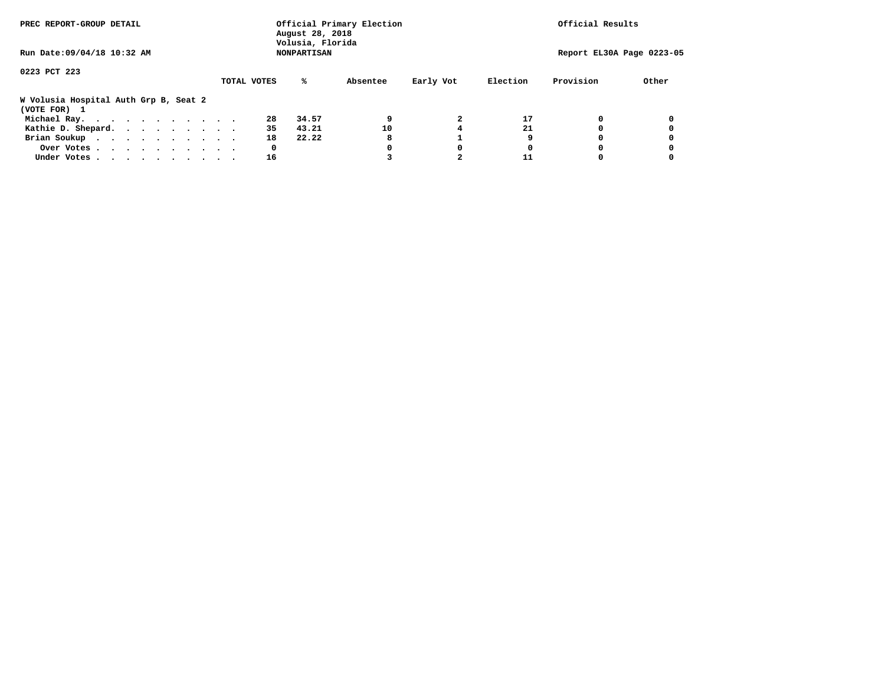PREC REPORT-GROUP DETAIL

Official Primary Election
August 28, 2018
Volusia, Florida
NONPARTISAN

Official Results

Run Date:09/04/18 10:32 AM

Report EL30A Page 0223-05

0223 PCT 223

**W Volusia Hospital Auth Grp B, Seat 2**
(VOTE FOR) 1

| | TOTAL VOTES | % | Absentee | Early Vot | Election | Provision | Other |
|---|---|---|---|---|---|---|---|
| Michael Ray. . . . . . . . . . . . | 28 | 34.57 | 9 | 2 | 17 | 0 | 0 |
| Kathie D. Shepard. . . . . . . . . . | 35 | 43.21 | 10 | 4 | 21 | 0 | 0 |
| Brian Soukup . . . . . . . . . . . | 18 | 22.22 | 8 | 1 | 9 | 0 | 0 |
| Over Votes . . . . . . . . . . . . | 0 | | 0 | 0 | 0 | 0 | 0 |
| Under Votes . . . . . . . . . . . . | 16 | | 3 | 2 | 11 | 0 | 0 |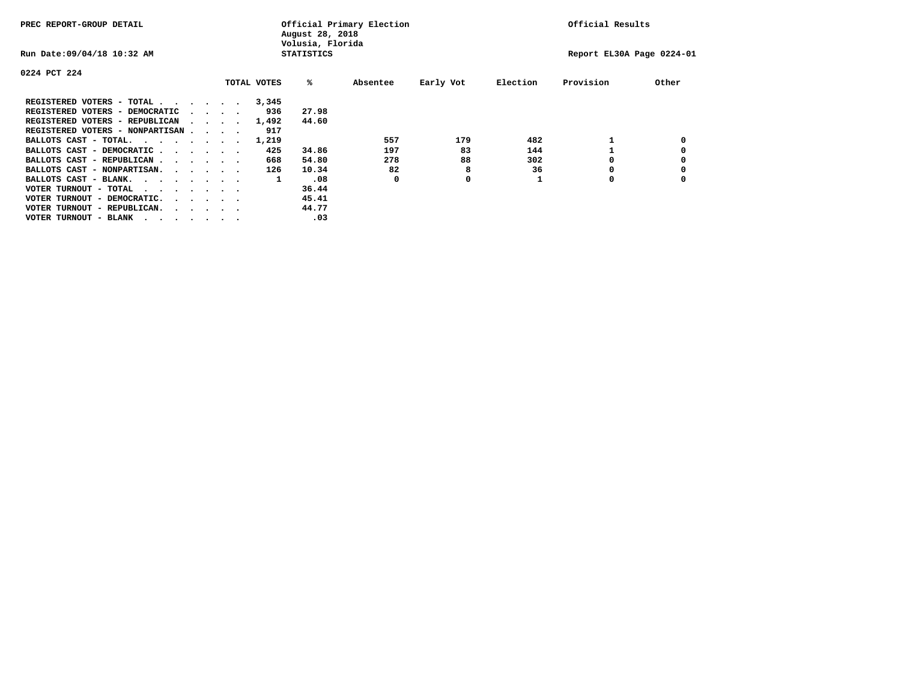PREC REPORT-GROUP DETAIL

Official Primary Election
August 28, 2018
Volusia, Florida
STATISTICS

Official Results

Run Date:09/04/18 10:32 AM

Report EL30A Page 0224-01

0224 PCT 224

| | TOTAL VOTES | % | Absentee | Early Vot | Election | Provision | Other |
|---|---|---|---|---|---|---|---|
| REGISTERED VOTERS - TOTAL . . . . . . | 3,345 | | | | | | |
| REGISTERED VOTERS - DEMOCRATIC . . . . | 936 | 27.98 | | | | | |
| REGISTERED VOTERS - REPUBLICAN . . . . | 1,492 | 44.60 | | | | | |
| REGISTERED VOTERS - NONPARTISAN . . . . | 917 | | | | | | |
| BALLOTS CAST - TOTAL. . . . . . . . | 1,219 | | 557 | 179 | 482 | 1 | 0 |
| BALLOTS CAST - DEMOCRATIC . . . . . . | 425 | 34.86 | 197 | 83 | 144 | 1 | 0 |
| BALLOTS CAST - REPUBLICAN . . . . . . | 668 | 54.80 | 278 | 88 | 302 | 0 | 0 |
| BALLOTS CAST - NONPARTISAN. . . . . . | 126 | 10.34 | 82 | 8 | 36 | 0 | 0 |
| BALLOTS CAST - BLANK. . . . . . . . | 1 | .08 | 0 | 0 | 1 | 0 | 0 |
| VOTER TURNOUT - TOTAL . . . . . . . . | | 36.44 | | | | | |
| VOTER TURNOUT - DEMOCRATIC. . . . . . | | 45.41 | | | | | |
| VOTER TURNOUT - REPUBLICAN. . . . . . | | 44.77 | | | | | |
| VOTER TURNOUT - BLANK . . . . . . . . | | .03 | | | | | |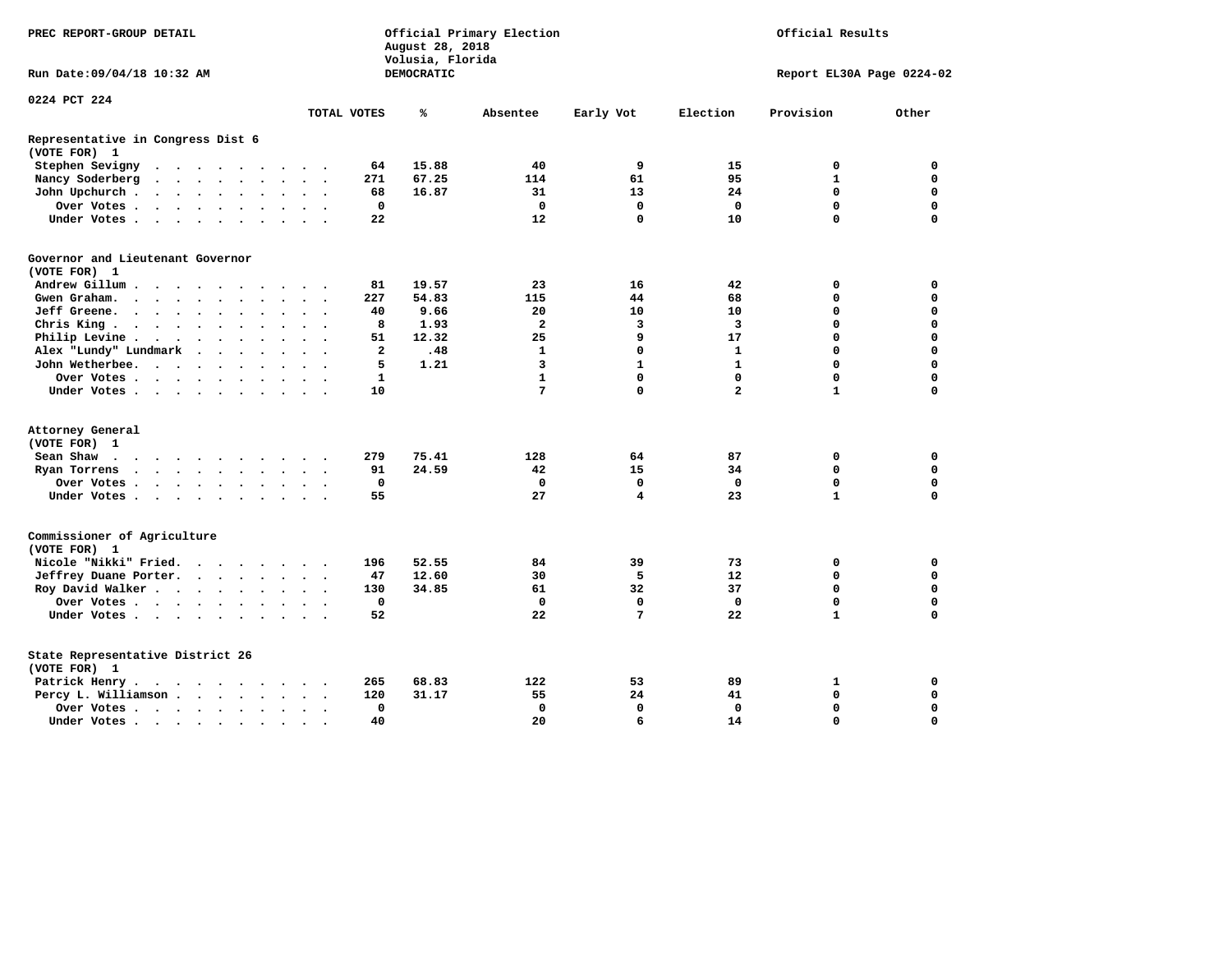PREC REPORT-GROUP DETAIL

Official Primary Election
August 28, 2018
Volusia, Florida
DEMOCRATIC

Official Results

Run Date:09/04/18 10:32 AM

Report EL30A Page 0224-02

0224 PCT 224

## Representative in Congress Dist 6
(VOTE FOR) 1

| | TOTAL VOTES | % | Absentee | Early Vot | Election | Provision | Other |
|---|---|---|---|---|---|---|---|
| Stephen Sevigny | 64 | 15.88 | 40 | 9 | 15 | 0 | 0 |
| Nancy Soderberg | 271 | 67.25 | 114 | 61 | 95 | 1 | 0 |
| John Upchurch | 68 | 16.87 | 31 | 13 | 24 | 0 | 0 |
| Over Votes | 0 | | 0 | 0 | 0 | 0 | 0 |
| Under Votes | 22 | | 12 | 0 | 10 | 0 | 0 |

## Governor and Lieutenant Governor
(VOTE FOR) 1

| | TOTAL VOTES | % | Absentee | Early Vot | Election | Provision | Other |
|---|---|---|---|---|---|---|---|
| Andrew Gillum | 81 | 19.57 | 23 | 16 | 42 | 0 | 0 |
| Gwen Graham | 227 | 54.83 | 115 | 44 | 68 | 0 | 0 |
| Jeff Greene | 40 | 9.66 | 20 | 10 | 10 | 0 | 0 |
| Chris King | 8 | 1.93 | 2 | 3 | 3 | 0 | 0 |
| Philip Levine | 51 | 12.32 | 25 | 9 | 17 | 0 | 0 |
| Alex "Lundy" Lundmark | 2 | .48 | 1 | 0 | 1 | 0 | 0 |
| John Wetherbee | 5 | 1.21 | 3 | 1 | 1 | 0 | 0 |
| Over Votes | 1 | | 1 | 0 | 0 | 0 | 0 |
| Under Votes | 10 | | 7 | 0 | 2 | 1 | 0 |

## Attorney General
(VOTE FOR) 1

| | TOTAL VOTES | % | Absentee | Early Vot | Election | Provision | Other |
|---|---|---|---|---|---|---|---|
| Sean Shaw | 279 | 75.41 | 128 | 64 | 87 | 0 | 0 |
| Ryan Torrens | 91 | 24.59 | 42 | 15 | 34 | 0 | 0 |
| Over Votes | 0 | | 0 | 0 | 0 | 0 | 0 |
| Under Votes | 55 | | 27 | 4 | 23 | 1 | 0 |

## Commissioner of Agriculture
(VOTE FOR) 1

| | TOTAL VOTES | % | Absentee | Early Vot | Election | Provision | Other |
|---|---|---|---|---|---|---|---|
| Nicole "Nikki" Fried | 196 | 52.55 | 84 | 39 | 73 | 0 | 0 |
| Jeffrey Duane Porter | 47 | 12.60 | 30 | 5 | 12 | 0 | 0 |
| Roy David Walker | 130 | 34.85 | 61 | 32 | 37 | 0 | 0 |
| Over Votes | 0 | | 0 | 0 | 0 | 0 | 0 |
| Under Votes | 52 | | 22 | 7 | 22 | 1 | 0 |

## State Representative District 26
(VOTE FOR) 1

| | TOTAL VOTES | % | Absentee | Early Vot | Election | Provision | Other |
|---|---|---|---|---|---|---|---|
| Patrick Henry | 265 | 68.83 | 122 | 53 | 89 | 1 | 0 |
| Percy L. Williamson | 120 | 31.17 | 55 | 24 | 41 | 0 | 0 |
| Over Votes | 0 | | 0 | 0 | 0 | 0 | 0 |
| Under Votes | 40 | | 20 | 6 | 14 | 0 | 0 |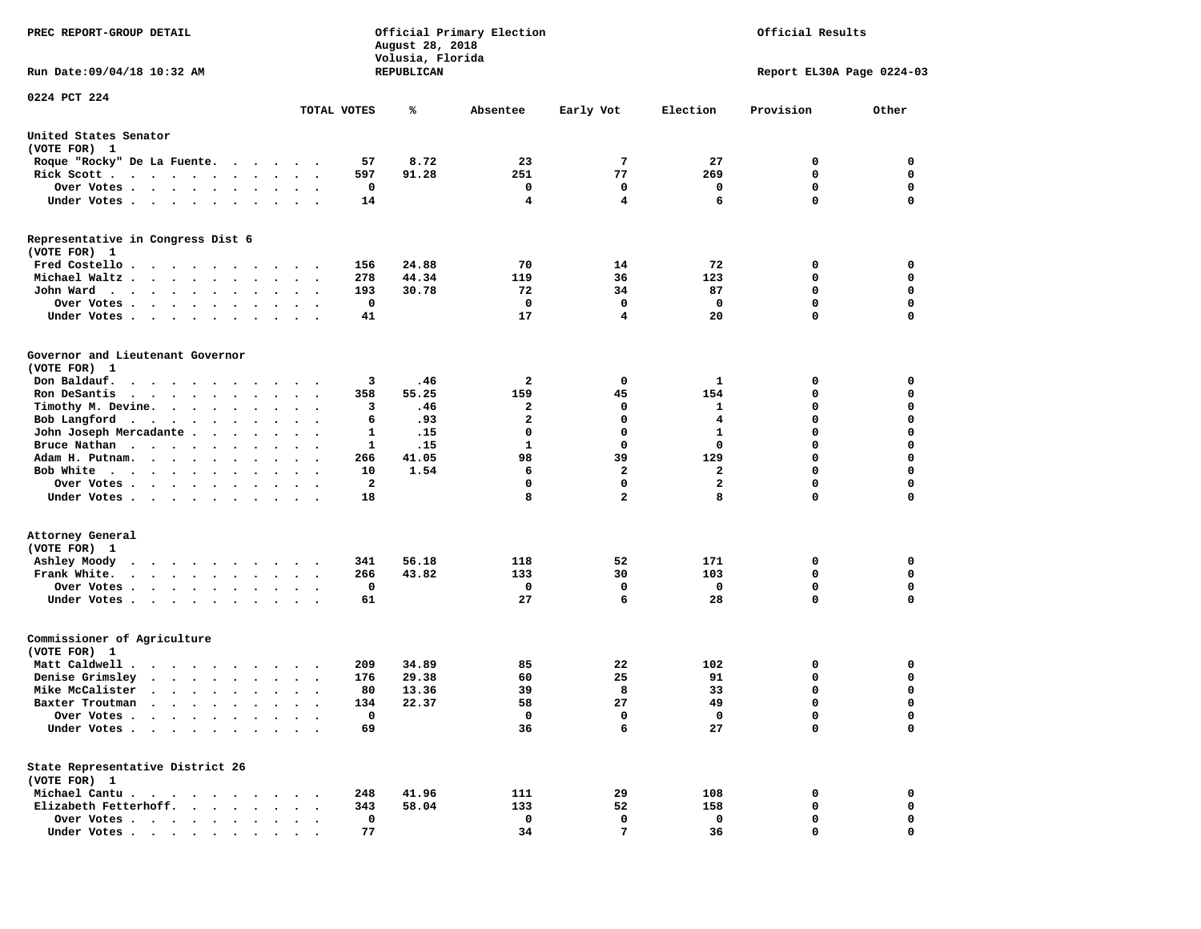PREC REPORT-GROUP DETAIL

Official Primary Election
August 28, 2018
Volusia, Florida
REPUBLICAN

Official Results

Run Date:09/04/18 10:32 AM

Report EL30A Page 0224-03

0224 PCT 224

| | TOTAL VOTES | % | Absentee | Early Vot | Election | Provision | Other |
|---|---|---|---|---|---|---|---|
| **United States Senator** | | | | | | | |
| (VOTE FOR) 1 | | | | | | | |
| Roque "Rocky" De La Fuente | 57 | 8.72 | 23 | 7 | 27 | 0 | 0 |
| Rick Scott | 597 | 91.28 | 251 | 77 | 269 | 0 | 0 |
| Over Votes | 0 | | 0 | 0 | 0 | 0 | 0 |
| Under Votes | 14 | | 4 | 4 | 6 | 0 | 0 |
| **Representative in Congress Dist 6** | | | | | | | |
| (VOTE FOR) 1 | | | | | | | |
| Fred Costello | 156 | 24.88 | 70 | 14 | 72 | 0 | 0 |
| Michael Waltz | 278 | 44.34 | 119 | 36 | 123 | 0 | 0 |
| John Ward | 193 | 30.78 | 72 | 34 | 87 | 0 | 0 |
| Over Votes | 0 | | 0 | 0 | 0 | 0 | 0 |
| Under Votes | 41 | | 17 | 4 | 20 | 0 | 0 |
| **Governor and Lieutenant Governor** | | | | | | | |
| (VOTE FOR) 1 | | | | | | | |
| Don Baldauf | 3 | .46 | 2 | 0 | 1 | 0 | 0 |
| Ron DeSantis | 358 | 55.25 | 159 | 45 | 154 | 0 | 0 |
| Timothy M. Devine | 3 | .46 | 2 | 0 | 1 | 0 | 0 |
| Bob Langford | 6 | .93 | 2 | 0 | 4 | 0 | 0 |
| John Joseph Mercadante | 1 | .15 | 0 | 0 | 1 | 0 | 0 |
| Bruce Nathan | 1 | .15 | 1 | 0 | 0 | 0 | 0 |
| Adam H. Putnam | 266 | 41.05 | 98 | 39 | 129 | 0 | 0 |
| Bob White | 10 | 1.54 | 6 | 2 | 2 | 0 | 0 |
| Over Votes | 2 | | 0 | 0 | 2 | 0 | 0 |
| Under Votes | 18 | | 8 | 2 | 8 | 0 | 0 |
| **Attorney General** | | | | | | | |
| (VOTE FOR) 1 | | | | | | | |
| Ashley Moody | 341 | 56.18 | 118 | 52 | 171 | 0 | 0 |
| Frank White | 266 | 43.82 | 133 | 30 | 103 | 0 | 0 |
| Over Votes | 0 | | 0 | 0 | 0 | 0 | 0 |
| Under Votes | 61 | | 27 | 6 | 28 | 0 | 0 |
| **Commissioner of Agriculture** | | | | | | | |
| (VOTE FOR) 1 | | | | | | | |
| Matt Caldwell | 209 | 34.89 | 85 | 22 | 102 | 0 | 0 |
| Denise Grimsley | 176 | 29.38 | 60 | 25 | 91 | 0 | 0 |
| Mike McCalister | 80 | 13.36 | 39 | 8 | 33 | 0 | 0 |
| Baxter Troutman | 134 | 22.37 | 58 | 27 | 49 | 0 | 0 |
| Over Votes | 0 | | 0 | 0 | 0 | 0 | 0 |
| Under Votes | 69 | | 36 | 6 | 27 | 0 | 0 |
| **State Representative District 26** | | | | | | | |
| (VOTE FOR) 1 | | | | | | | |
| Michael Cantu | 248 | 41.96 | 111 | 29 | 108 | 0 | 0 |
| Elizabeth Fetterhoff | 343 | 58.04 | 133 | 52 | 158 | 0 | 0 |
| Over Votes | 0 | | 0 | 0 | 0 | 0 | 0 |
| Under Votes | 77 | | 34 | 7 | 36 | 0 | 0 |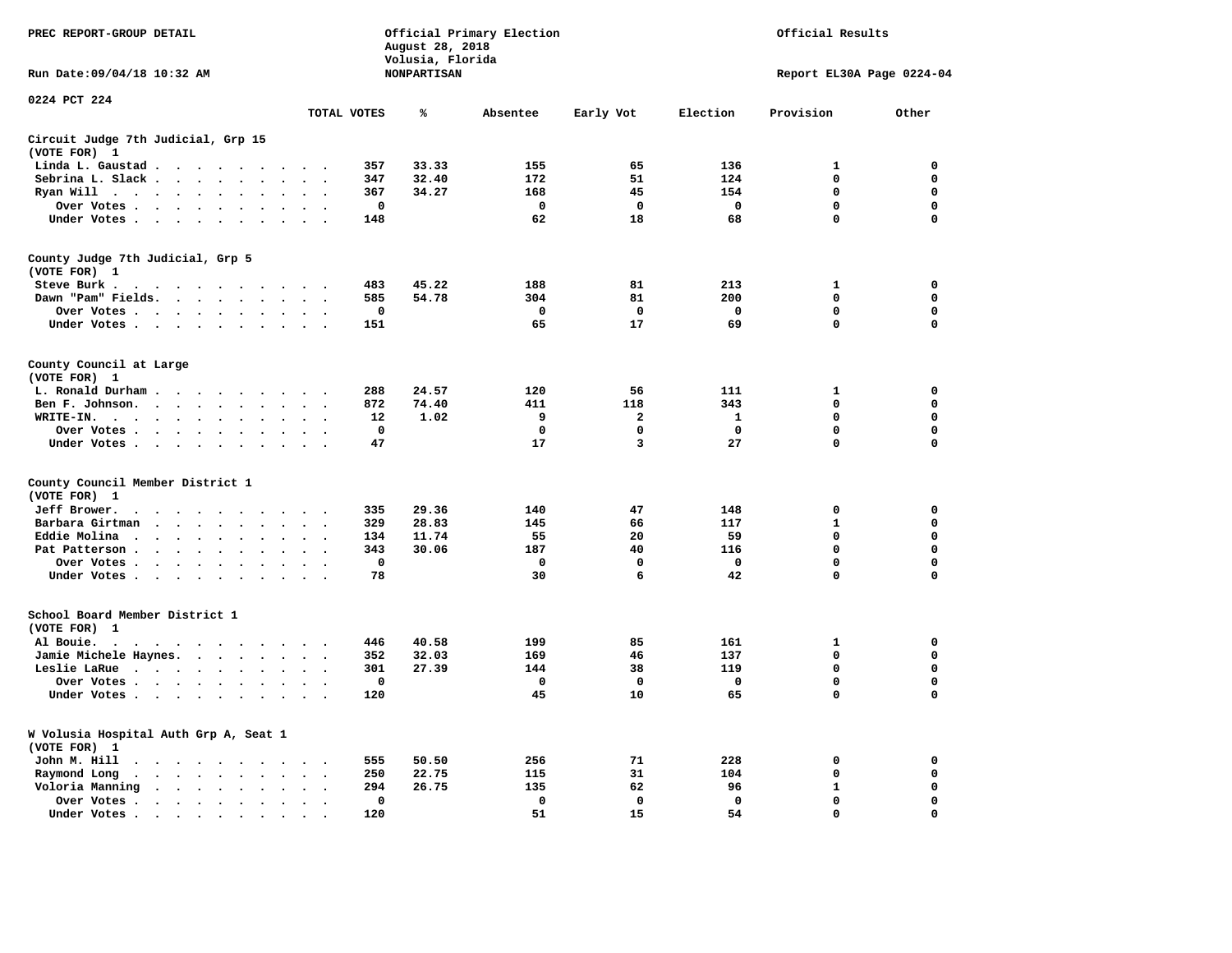PREC REPORT-GROUP DETAIL

Official Primary Election
August 28, 2018
Volusia, Florida
NONPARTISAN

Official Results

Run Date:09/04/18 10:32 AM

Report EL30A Page 0224-04

0224 PCT 224

| | TOTAL VOTES | % | Absentee | Early Vot | Election | Provision | Other |
|---|---|---|---|---|---|---|---|
| **Circuit Judge 7th Judicial, Grp 15 (VOTE FOR) 1** | | | | | | | |
| Linda L. Gaustad | 357 | 33.33 | 155 | 65 | 136 | 1 | 0 |
| Sebrina L. Slack | 347 | 32.40 | 172 | 51 | 124 | 0 | 0 |
| Ryan Will | 367 | 34.27 | 168 | 45 | 154 | 0 | 0 |
| Over Votes | 0 | | 0 | 0 | 0 | 0 | 0 |
| Under Votes | 148 | | 62 | 18 | 68 | 0 | 0 |
| **County Judge 7th Judicial, Grp 5 (VOTE FOR) 1** | | | | | | | |
| Steve Burk | 483 | 45.22 | 188 | 81 | 213 | 1 | 0 |
| Dawn "Pam" Fields | 585 | 54.78 | 304 | 81 | 200 | 0 | 0 |
| Over Votes | 0 | | 0 | 0 | 0 | 0 | 0 |
| Under Votes | 151 | | 65 | 17 | 69 | 0 | 0 |
| **County Council at Large (VOTE FOR) 1** | | | | | | | |
| L. Ronald Durham | 288 | 24.57 | 120 | 56 | 111 | 1 | 0 |
| Ben F. Johnson | 872 | 74.40 | 411 | 118 | 343 | 0 | 0 |
| WRITE-IN | 12 | 1.02 | 9 | 2 | 1 | 0 | 0 |
| Over Votes | 0 | | 0 | 0 | 0 | 0 | 0 |
| Under Votes | 47 | | 17 | 3 | 27 | 0 | 0 |
| **County Council Member District 1 (VOTE FOR) 1** | | | | | | | |
| Jeff Brower | 335 | 29.36 | 140 | 47 | 148 | 0 | 0 |
| Barbara Girtman | 329 | 28.83 | 145 | 66 | 117 | 1 | 0 |
| Eddie Molina | 134 | 11.74 | 55 | 20 | 59 | 0 | 0 |
| Pat Patterson | 343 | 30.06 | 187 | 40 | 116 | 0 | 0 |
| Over Votes | 0 | | 0 | 0 | 0 | 0 | 0 |
| Under Votes | 78 | | 30 | 6 | 42 | 0 | 0 |
| **School Board Member District 1 (VOTE FOR) 1** | | | | | | | |
| Al Bouie | 446 | 40.58 | 199 | 85 | 161 | 1 | 0 |
| Jamie Michele Haynes | 352 | 32.03 | 169 | 46 | 137 | 0 | 0 |
| Leslie LaRue | 301 | 27.39 | 144 | 38 | 119 | 0 | 0 |
| Over Votes | 0 | | 0 | 0 | 0 | 0 | 0 |
| Under Votes | 120 | | 45 | 10 | 65 | 0 | 0 |
| **W Volusia Hospital Auth Grp A, Seat 1 (VOTE FOR) 1** | | | | | | | |
| John M. Hill | 555 | 50.50 | 256 | 71 | 228 | 0 | 0 |
| Raymond Long | 250 | 22.75 | 115 | 31 | 104 | 0 | 0 |
| Voloria Manning | 294 | 26.75 | 135 | 62 | 96 | 1 | 0 |
| Over Votes | 0 | | 0 | 0 | 0 | 0 | 0 |
| Under Votes | 120 | | 51 | 15 | 54 | 0 | 0 |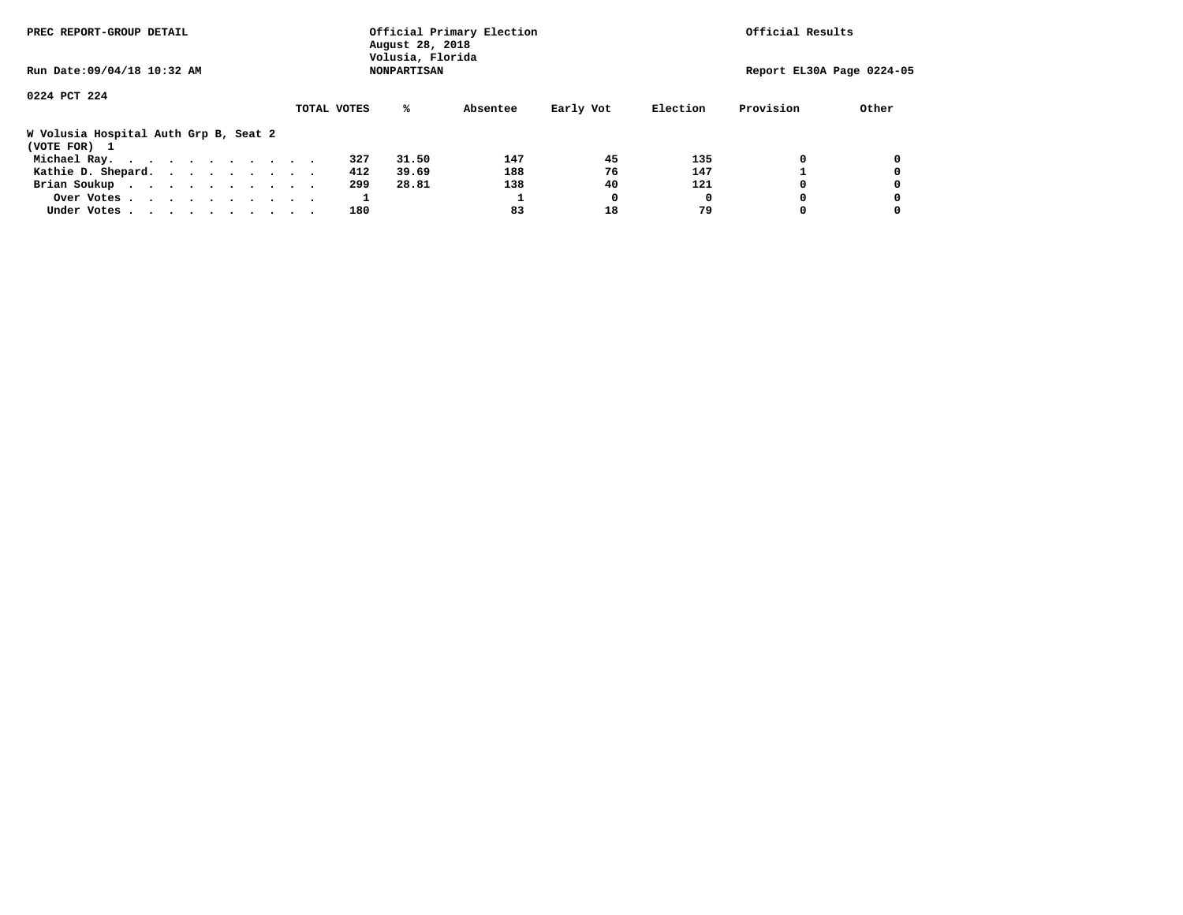PREC REPORT-GROUP DETAIL

Official Primary Election
August 28, 2018
Volusia, Florida
NONPARTISAN

Official Results

Run Date:09/04/18 10:32 AM

Report EL30A Page 0224-05

0224 PCT 224

**W Volusia Hospital Auth Grp B, Seat 2**
(VOTE FOR) 1

| | TOTAL VOTES | % | Absentee | Early Vot | Election | Provision | Other |
|---|---|---|---|---|---|---|---|
| Michael Ray. . . . . . . . . . . . | 327 | 31.50 | 147 | 45 | 135 | 0 | 0 |
| Kathie D. Shepard. . . . . . . . . . | 412 | 39.69 | 188 | 76 | 147 | 1 | 0 |
| Brian Soukup . . . . . . . . . . . | 299 | 28.81 | 138 | 40 | 121 | 0 | 0 |
| Over Votes . . . . . . . . . . . . | 1 | | 1 | 0 | 0 | 0 | 0 |
| Under Votes . . . . . . . . . . . | 180 | | 83 | 18 | 79 | 0 | 0 |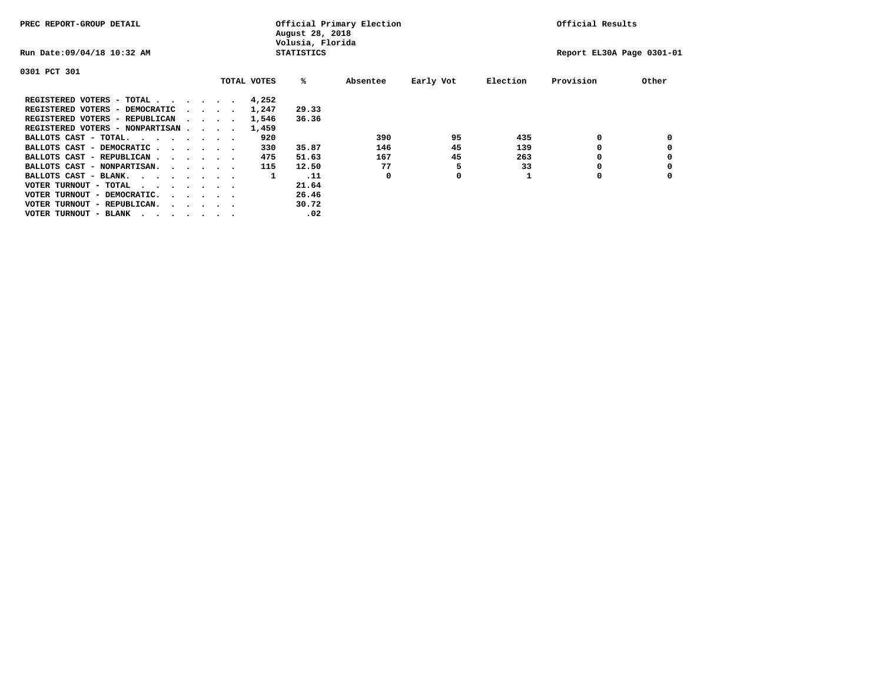PREC REPORT-GROUP DETAIL

Official Primary Election
August 28, 2018
Volusia, Florida
STATISTICS

Official Results

Run Date:09/04/18 10:32 AM

Report EL30A Page 0301-01

0301 PCT 301

| | TOTAL VOTES | % | Absentee | Early Vot | Election | Provision | Other |
|---|---|---|---|---|---|---|---|
| REGISTERED VOTERS - TOTAL . . . . . . | 4,252 | | | | | | |
| REGISTERED VOTERS - DEMOCRATIC . . . . | 1,247 | 29.33 | | | | | |
| REGISTERED VOTERS - REPUBLICAN . . . . | 1,546 | 36.36 | | | | | |
| REGISTERED VOTERS - NONPARTISAN . . . . | 1,459 | | | | | | |
| BALLOTS CAST - TOTAL. . . . . . . . | 920 | | 390 | 95 | 435 | 0 | 0 |
| BALLOTS CAST - DEMOCRATIC . . . . . . | 330 | 35.87 | 146 | 45 | 139 | 0 | 0 |
| BALLOTS CAST - REPUBLICAN . . . . . . | 475 | 51.63 | 167 | 45 | 263 | 0 | 0 |
| BALLOTS CAST - NONPARTISAN. . . . . . | 115 | 12.50 | 77 | 5 | 33 | 0 | 0 |
| BALLOTS CAST - BLANK. . . . . . . . | 1 | .11 | 0 | 0 | 1 | 0 | 0 |
| VOTER TURNOUT - TOTAL . . . . . . . | | 21.64 | | | | | |
| VOTER TURNOUT - DEMOCRATIC. . . . . . | | 26.46 | | | | | |
| VOTER TURNOUT - REPUBLICAN. . . . . . | | 30.72 | | | | | |
| VOTER TURNOUT - BLANK . . . . . . . | | .02 | | | | | |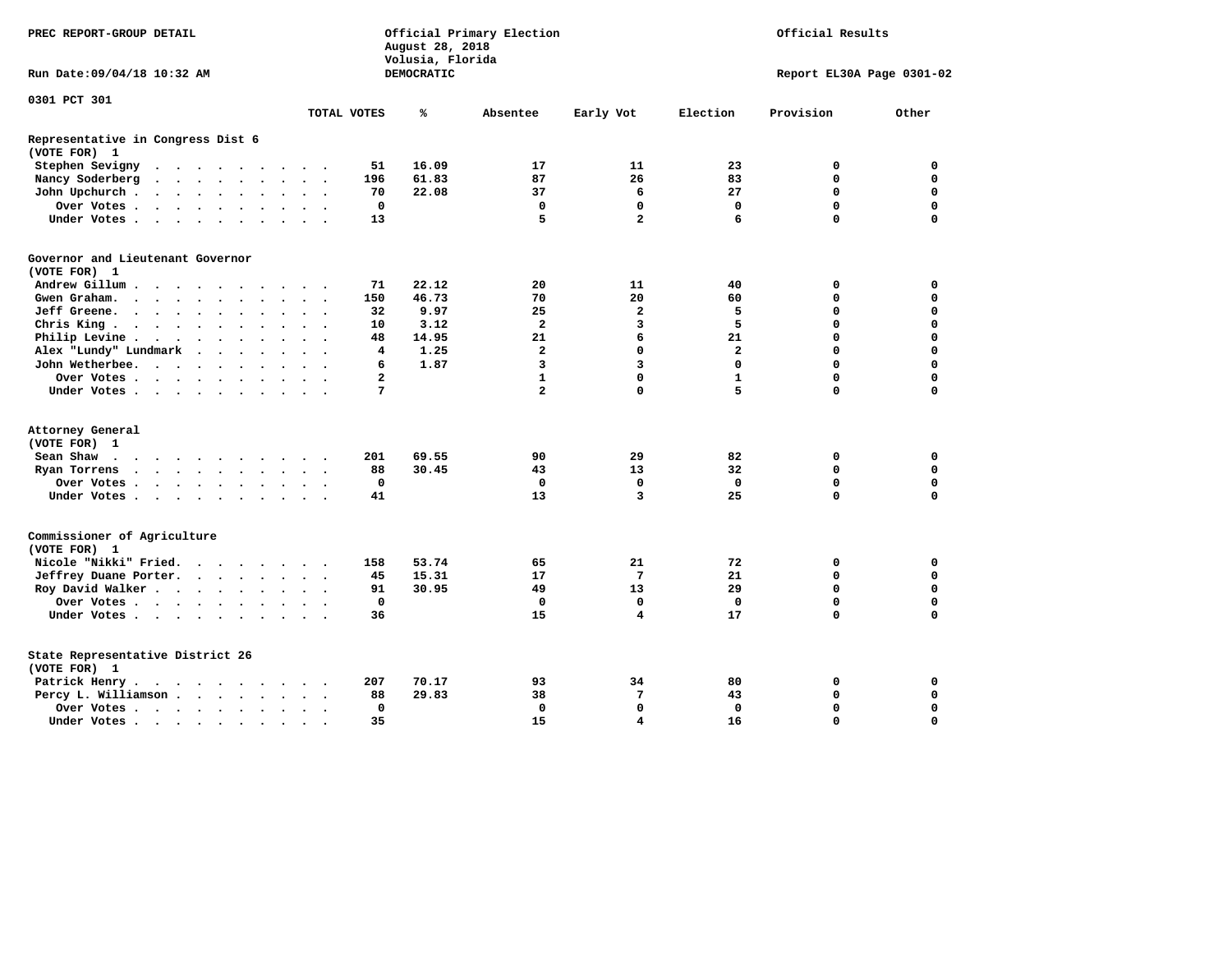PREC REPORT-GROUP DETAIL

Official Primary Election
August 28, 2018
Volusia, Florida
DEMOCRATIC

Official Results

Run Date:09/04/18 10:32 AM

Report EL30A Page 0301-02

0301 PCT 301

| | TOTAL VOTES | % | Absentee | Early Vot | Election | Provision | Other |
|---|---|---|---|---|---|---|---|
| **Representative in Congress Dist 6** | | | | | | | |
| **(VOTE FOR) 1** | | | | | | | |
| Stephen Sevigny | 51 | 16.09 | 17 | 11 | 23 | 0 | 0 |
| Nancy Soderberg | 196 | 61.83 | 87 | 26 | 83 | 0 | 0 |
| John Upchurch | 70 | 22.08 | 37 | 6 | 27 | 0 | 0 |
| Over Votes | 0 | | 0 | 0 | 0 | 0 | 0 |
| Under Votes | 13 | | 5 | 2 | 6 | 0 | 0 |
| **Governor and Lieutenant Governor** | | | | | | | |
| **(VOTE FOR) 1** | | | | | | | |
| Andrew Gillum | 71 | 22.12 | 20 | 11 | 40 | 0 | 0 |
| Gwen Graham | 150 | 46.73 | 70 | 20 | 60 | 0 | 0 |
| Jeff Greene | 32 | 9.97 | 25 | 2 | 5 | 0 | 0 |
| Chris King | 10 | 3.12 | 2 | 3 | 5 | 0 | 0 |
| Philip Levine | 48 | 14.95 | 21 | 6 | 21 | 0 | 0 |
| Alex "Lundy" Lundmark | 4 | 1.25 | 2 | 0 | 2 | 0 | 0 |
| John Wetherbee | 6 | 1.87 | 3 | 3 | 0 | 0 | 0 |
| Over Votes | 2 | | 1 | 0 | 1 | 0 | 0 |
| Under Votes | 7 | | 2 | 0 | 5 | 0 | 0 |
| **Attorney General** | | | | | | | |
| **(VOTE FOR) 1** | | | | | | | |
| Sean Shaw | 201 | 69.55 | 90 | 29 | 82 | 0 | 0 |
| Ryan Torrens | 88 | 30.45 | 43 | 13 | 32 | 0 | 0 |
| Over Votes | 0 | | 0 | 0 | 0 | 0 | 0 |
| Under Votes | 41 | | 13 | 3 | 25 | 0 | 0 |
| **Commissioner of Agriculture** | | | | | | | |
| **(VOTE FOR) 1** | | | | | | | |
| Nicole "Nikki" Fried | 158 | 53.74 | 65 | 21 | 72 | 0 | 0 |
| Jeffrey Duane Porter | 45 | 15.31 | 17 | 7 | 21 | 0 | 0 |
| Roy David Walker | 91 | 30.95 | 49 | 13 | 29 | 0 | 0 |
| Over Votes | 0 | | 0 | 0 | 0 | 0 | 0 |
| Under Votes | 36 | | 15 | 4 | 17 | 0 | 0 |
| **State Representative District 26** | | | | | | | |
| **(VOTE FOR) 1** | | | | | | | |
| Patrick Henry | 207 | 70.17 | 93 | 34 | 80 | 0 | 0 |
| Percy L. Williamson | 88 | 29.83 | 38 | 7 | 43 | 0 | 0 |
| Over Votes | 0 | | 0 | 0 | 0 | 0 | 0 |
| Under Votes | 35 | | 15 | 4 | 16 | 0 | 0 |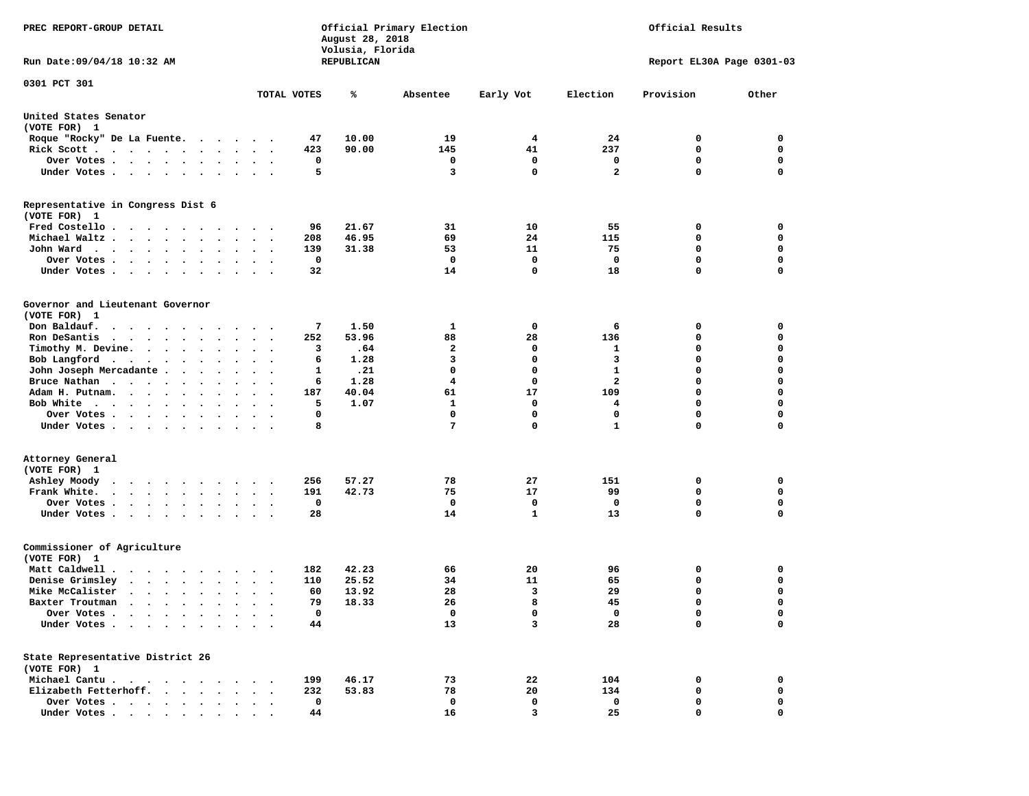PREC REPORT-GROUP DETAIL

Official Primary Election
August 28, 2018
Volusia, Florida
REPUBLICAN

Official Results

Run Date:09/04/18 10:32 AM

Report EL30A Page 0301-03

0301 PCT 301

| | TOTAL VOTES | % | Absentee | Early Vot | Election | Provision | Other |
|---|---|---|---|---|---|---|---|
| **United States Senator** | | | | | | | |
| (VOTE FOR) 1 | | | | | | | |
| Roque "Rocky" De La Fuente | 47 | 10.00 | 19 | 4 | 24 | 0 | 0 |
| Rick Scott | 423 | 90.00 | 145 | 41 | 237 | 0 | 0 |
| Over Votes | 0 | | 0 | 0 | 0 | 0 | 0 |
| Under Votes | 5 | | 3 | 0 | 2 | 0 | 0 |
| **Representative in Congress Dist 6** | | | | | | | |
| (VOTE FOR) 1 | | | | | | | |
| Fred Costello | 96 | 21.67 | 31 | 10 | 55 | 0 | 0 |
| Michael Waltz | 208 | 46.95 | 69 | 24 | 115 | 0 | 0 |
| John Ward | 139 | 31.38 | 53 | 11 | 75 | 0 | 0 |
| Over Votes | 0 | | 0 | 0 | 0 | 0 | 0 |
| Under Votes | 32 | | 14 | 0 | 18 | 0 | 0 |
| **Governor and Lieutenant Governor** | | | | | | | |
| (VOTE FOR) 1 | | | | | | | |
| Don Baldauf | 7 | 1.50 | 1 | 0 | 6 | 0 | 0 |
| Ron DeSantis | 252 | 53.96 | 88 | 28 | 136 | 0 | 0 |
| Timothy M. Devine | 3 | .64 | 2 | 0 | 1 | 0 | 0 |
| Bob Langford | 6 | 1.28 | 3 | 0 | 3 | 0 | 0 |
| John Joseph Mercadante | 1 | .21 | 0 | 0 | 1 | 0 | 0 |
| Bruce Nathan | 6 | 1.28 | 4 | 0 | 2 | 0 | 0 |
| Adam H. Putnam | 187 | 40.04 | 61 | 17 | 109 | 0 | 0 |
| Bob White | 5 | 1.07 | 1 | 0 | 4 | 0 | 0 |
| Over Votes | 0 | | 0 | 0 | 0 | 0 | 0 |
| Under Votes | 8 | | 7 | 0 | 1 | 0 | 0 |
| **Attorney General** | | | | | | | |
| (VOTE FOR) 1 | | | | | | | |
| Ashley Moody | 256 | 57.27 | 78 | 27 | 151 | 0 | 0 |
| Frank White | 191 | 42.73 | 75 | 17 | 99 | 0 | 0 |
| Over Votes | 0 | | 0 | 0 | 0 | 0 | 0 |
| Under Votes | 28 | | 14 | 1 | 13 | 0 | 0 |
| **Commissioner of Agriculture** | | | | | | | |
| (VOTE FOR) 1 | | | | | | | |
| Matt Caldwell | 182 | 42.23 | 66 | 20 | 96 | 0 | 0 |
| Denise Grimsley | 110 | 25.52 | 34 | 11 | 65 | 0 | 0 |
| Mike McCalister | 60 | 13.92 | 28 | 3 | 29 | 0 | 0 |
| Baxter Troutman | 79 | 18.33 | 26 | 8 | 45 | 0 | 0 |
| Over Votes | 0 | | 0 | 0 | 0 | 0 | 0 |
| Under Votes | 44 | | 13 | 3 | 28 | 0 | 0 |
| **State Representative District 26** | | | | | | | |
| (VOTE FOR) 1 | | | | | | | |
| Michael Cantu | 199 | 46.17 | 73 | 22 | 104 | 0 | 0 |
| Elizabeth Fetterhoff | 232 | 53.83 | 78 | 20 | 134 | 0 | 0 |
| Over Votes | 0 | | 0 | 0 | 0 | 0 | 0 |
| Under Votes | 44 | | 16 | 3 | 25 | 0 | 0 |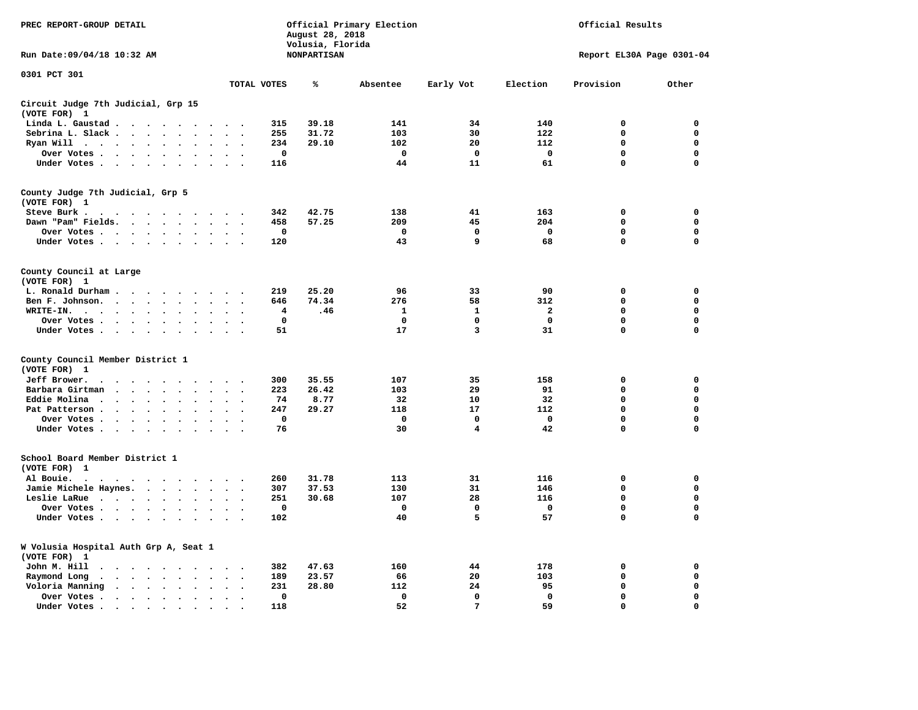PREC REPORT-GROUP DETAIL

Official Primary Election
August 28, 2018
Volusia, Florida
NONPARTISAN

Official Results

Run Date:09/04/18 10:32 AM

Report EL30A Page 0301-04

0301 PCT 301

| | TOTAL VOTES | % | Absentee | Early Vot | Election | Provision | Other |
|---|---|---|---|---|---|---|---|
| **Circuit Judge 7th Judicial, Grp 15 (VOTE FOR) 1** | | | | | | | |
| Linda L. Gaustad | 315 | 39.18 | 141 | 34 | 140 | 0 | 0 |
| Sebrina L. Slack | 255 | 31.72 | 103 | 30 | 122 | 0 | 0 |
| Ryan Will | 234 | 29.10 | 102 | 20 | 112 | 0 | 0 |
| Over Votes | 0 | | 0 | 0 | 0 | 0 | 0 |
| Under Votes | 116 | | 44 | 11 | 61 | 0 | 0 |
| **County Judge 7th Judicial, Grp 5 (VOTE FOR) 1** | | | | | | | |
| Steve Burk | 342 | 42.75 | 138 | 41 | 163 | 0 | 0 |
| Dawn "Pam" Fields | 458 | 57.25 | 209 | 45 | 204 | 0 | 0 |
| Over Votes | 0 | | 0 | 0 | 0 | 0 | 0 |
| Under Votes | 120 | | 43 | 9 | 68 | 0 | 0 |
| **County Council at Large (VOTE FOR) 1** | | | | | | | |
| L. Ronald Durham | 219 | 25.20 | 96 | 33 | 90 | 0 | 0 |
| Ben F. Johnson | 646 | 74.34 | 276 | 58 | 312 | 0 | 0 |
| WRITE-IN | 4 | .46 | 1 | 1 | 2 | 0 | 0 |
| Over Votes | 0 | | 0 | 0 | 0 | 0 | 0 |
| Under Votes | 51 | | 17 | 3 | 31 | 0 | 0 |
| **County Council Member District 1 (VOTE FOR) 1** | | | | | | | |
| Jeff Brower | 300 | 35.55 | 107 | 35 | 158 | 0 | 0 |
| Barbara Girtman | 223 | 26.42 | 103 | 29 | 91 | 0 | 0 |
| Eddie Molina | 74 | 8.77 | 32 | 10 | 32 | 0 | 0 |
| Pat Patterson | 247 | 29.27 | 118 | 17 | 112 | 0 | 0 |
| Over Votes | 0 | | 0 | 0 | 0 | 0 | 0 |
| Under Votes | 76 | | 30 | 4 | 42 | 0 | 0 |
| **School Board Member District 1 (VOTE FOR) 1** | | | | | | | |
| Al Bouie | 260 | 31.78 | 113 | 31 | 116 | 0 | 0 |
| Jamie Michele Haynes | 307 | 37.53 | 130 | 31 | 146 | 0 | 0 |
| Leslie LaRue | 251 | 30.68 | 107 | 28 | 116 | 0 | 0 |
| Over Votes | 0 | | 0 | 0 | 0 | 0 | 0 |
| Under Votes | 102 | | 40 | 5 | 57 | 0 | 0 |
| **W Volusia Hospital Auth Grp A, Seat 1 (VOTE FOR) 1** | | | | | | | |
| John M. Hill | 382 | 47.63 | 160 | 44 | 178 | 0 | 0 |
| Raymond Long | 189 | 23.57 | 66 | 20 | 103 | 0 | 0 |
| Voloria Manning | 231 | 28.80 | 112 | 24 | 95 | 0 | 0 |
| Over Votes | 0 | | 0 | 0 | 0 | 0 | 0 |
| Under Votes | 118 | | 52 | 7 | 59 | 0 | 0 |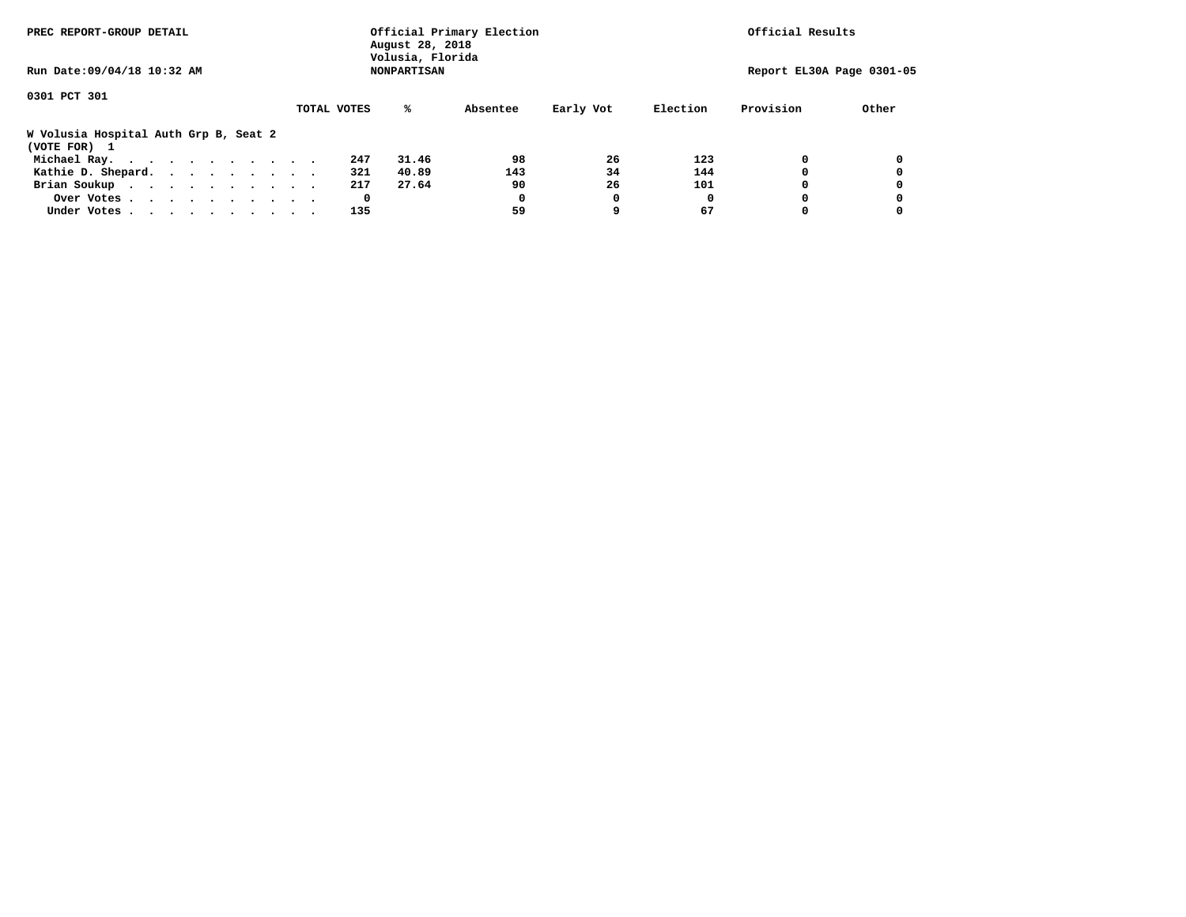PREC REPORT-GROUP DETAIL

Official Primary Election
August 28, 2018
Volusia, Florida
NONPARTISAN

Official Results

Run Date:09/04/18 10:32 AM

Report EL30A Page 0301-05

0301 PCT 301

**W Volusia Hospital Auth Grp B, Seat 2**
**(VOTE FOR) 1**

| | TOTAL VOTES | % | Absentee | Early Vot | Election | Provision | Other |
|---|---|---|---|---|---|---|---|
| Michael Ray | 247 | 31.46 | 98 | 26 | 123 | 0 | 0 |
| Kathie D. Shepard | 321 | 40.89 | 143 | 34 | 144 | 0 | 0 |
| Brian Soukup | 217 | 27.64 | 90 | 26 | 101 | 0 | 0 |
| Over Votes | 0 | | 0 | 0 | 0 | 0 | 0 |
| Under Votes | 135 | | 59 | 9 | 67 | 0 | 0 |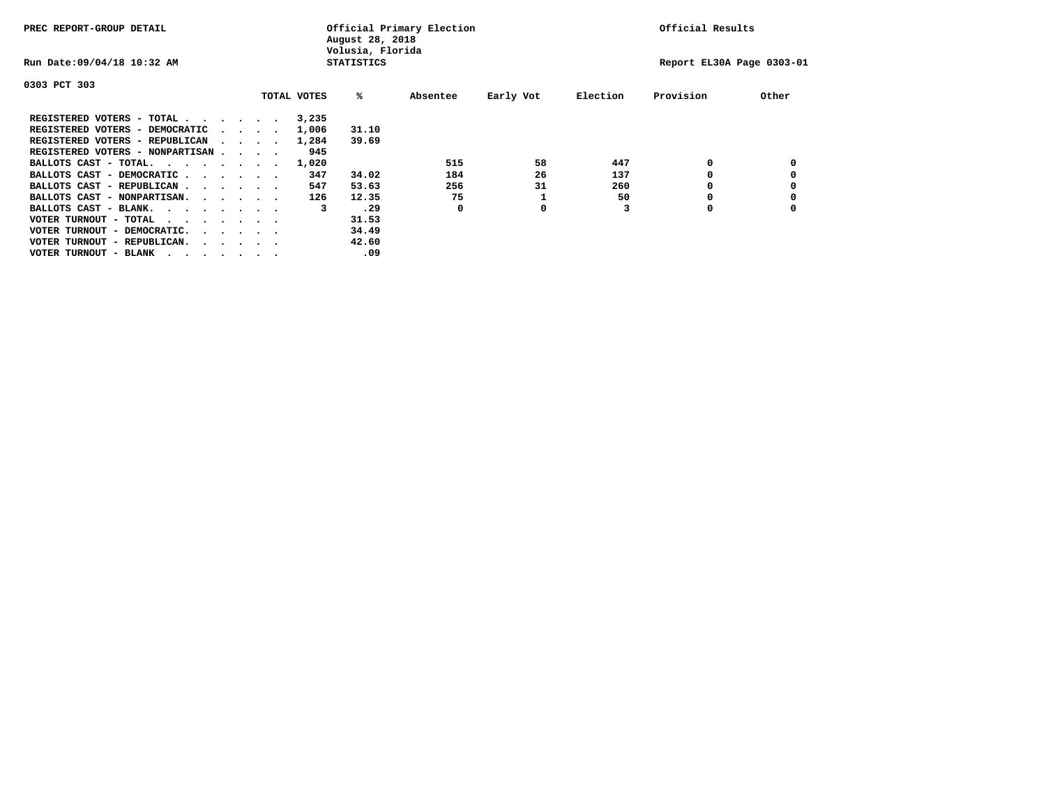PREC REPORT-GROUP DETAIL

Official Primary Election
August 28, 2018
Volusia, Florida
STATISTICS

Official Results

Run Date:09/04/18 10:32 AM

Report EL30A Page 0303-01

0303 PCT 303

| | TOTAL VOTES | % | Absentee | Early Vot | Election | Provision | Other |
|---|---|---|---|---|---|---|---|
| REGISTERED VOTERS - TOTAL . . . . . . | 3,235 | | | | | | |
| REGISTERED VOTERS - DEMOCRATIC . . . . | 1,006 | 31.10 | | | | | |
| REGISTERED VOTERS - REPUBLICAN . . . . | 1,284 | 39.69 | | | | | |
| REGISTERED VOTERS - NONPARTISAN . . . . | 945 | | | | | | |
| BALLOTS CAST - TOTAL. . . . . . . . | 1,020 | | 515 | 58 | 447 | 0 | 0 |
| BALLOTS CAST - DEMOCRATIC . . . . . . | 347 | 34.02 | 184 | 26 | 137 | 0 | 0 |
| BALLOTS CAST - REPUBLICAN . . . . . . | 547 | 53.63 | 256 | 31 | 260 | 0 | 0 |
| BALLOTS CAST - NONPARTISAN. . . . . . | 126 | 12.35 | 75 | 1 | 50 | 0 | 0 |
| BALLOTS CAST - BLANK. . . . . . . . | 3 | .29 | 0 | 0 | 3 | 0 | 0 |
| VOTER TURNOUT - TOTAL . . . . . . . | | 31.53 | | | | | |
| VOTER TURNOUT - DEMOCRATIC. . . . . . | | 34.49 | | | | | |
| VOTER TURNOUT - REPUBLICAN. . . . . . | | 42.60 | | | | | |
| VOTER TURNOUT - BLANK . . . . . . . | | .09 | | | | | |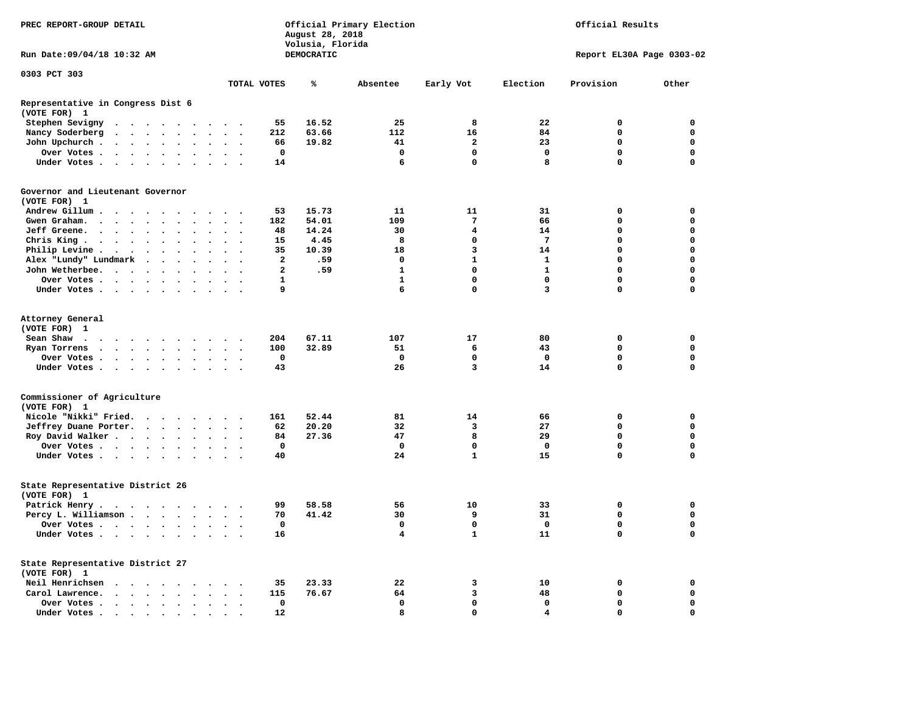PREC REPORT-GROUP DETAIL

Official Primary Election
August 28, 2018
Volusia, Florida
DEMOCRATIC

Official Results

Run Date:09/04/18 10:32 AM

Report EL30A Page 0303-02

0303 PCT 303

| | TOTAL VOTES | % | Absentee | Early Vot | Election | Provision | Other |
|---|---|---|---|---|---|---|---|
| **Representative in Congress Dist 6** | | | | | | | |
| **(VOTE FOR) 1** | | | | | | | |
| Stephen Sevigny | 55 | 16.52 | 25 | 8 | 22 | 0 | 0 |
| Nancy Soderberg | 212 | 63.66 | 112 | 16 | 84 | 0 | 0 |
| John Upchurch | 66 | 19.82 | 41 | 2 | 23 | 0 | 0 |
| Over Votes | 0 | | 0 | 0 | 0 | 0 | 0 |
| Under Votes | 14 | | 6 | 0 | 8 | 0 | 0 |
| **Governor and Lieutenant Governor** | | | | | | | |
| **(VOTE FOR) 1** | | | | | | | |
| Andrew Gillum | 53 | 15.73 | 11 | 11 | 31 | 0 | 0 |
| Gwen Graham | 182 | 54.01 | 109 | 7 | 66 | 0 | 0 |
| Jeff Greene | 48 | 14.24 | 30 | 4 | 14 | 0 | 0 |
| Chris King | 15 | 4.45 | 8 | 0 | 7 | 0 | 0 |
| Philip Levine | 35 | 10.39 | 18 | 3 | 14 | 0 | 0 |
| Alex "Lundy" Lundmark | 2 | .59 | 0 | 1 | 1 | 0 | 0 |
| John Wetherbee | 2 | .59 | 1 | 0 | 1 | 0 | 0 |
| Over Votes | 1 | | 1 | 0 | 0 | 0 | 0 |
| Under Votes | 9 | | 6 | 0 | 3 | 0 | 0 |
| **Attorney General** | | | | | | | |
| **(VOTE FOR) 1** | | | | | | | |
| Sean Shaw | 204 | 67.11 | 107 | 17 | 80 | 0 | 0 |
| Ryan Torrens | 100 | 32.89 | 51 | 6 | 43 | 0 | 0 |
| Over Votes | 0 | | 0 | 0 | 0 | 0 | 0 |
| Under Votes | 43 | | 26 | 3 | 14 | 0 | 0 |
| **Commissioner of Agriculture** | | | | | | | |
| **(VOTE FOR) 1** | | | | | | | |
| Nicole "Nikki" Fried | 161 | 52.44 | 81 | 14 | 66 | 0 | 0 |
| Jeffrey Duane Porter | 62 | 20.20 | 32 | 3 | 27 | 0 | 0 |
| Roy David Walker | 84 | 27.36 | 47 | 8 | 29 | 0 | 0 |
| Over Votes | 0 | | 0 | 0 | 0 | 0 | 0 |
| Under Votes | 40 | | 24 | 1 | 15 | 0 | 0 |
| **State Representative District 26** | | | | | | | |
| **(VOTE FOR) 1** | | | | | | | |
| Patrick Henry | 99 | 58.58 | 56 | 10 | 33 | 0 | 0 |
| Percy L. Williamson | 70 | 41.42 | 30 | 9 | 31 | 0 | 0 |
| Over Votes | 0 | | 0 | 0 | 0 | 0 | 0 |
| Under Votes | 16 | | 4 | 1 | 11 | 0 | 0 |
| **State Representative District 27** | | | | | | | |
| **(VOTE FOR) 1** | | | | | | | |
| Neil Henrichsen | 35 | 23.33 | 22 | 3 | 10 | 0 | 0 |
| Carol Lawrence | 115 | 76.67 | 64 | 3 | 48 | 0 | 0 |
| Over Votes | 0 | | 0 | 0 | 0 | 0 | 0 |
| Under Votes | 12 | | 8 | 0 | 4 | 0 | 0 |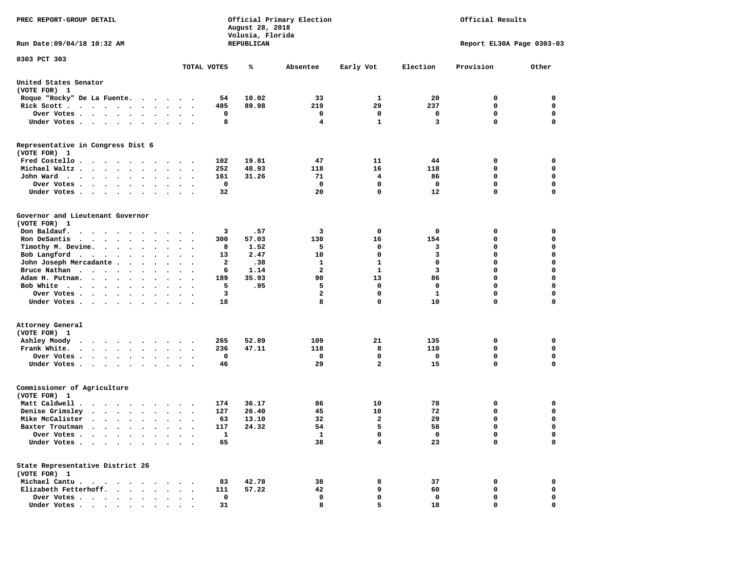PREC REPORT-GROUP DETAIL

Official Primary Election
August 28, 2018
Volusia, Florida
REPUBLICAN

Official Results

Run Date:09/04/18 10:32 AM

Report EL30A Page 0303-03

## 0303 PCT 303

| | TOTAL VOTES | % | Absentee | Early Vot | Election | Provision | Other |
|---|---|---|---|---|---|---|---|
| **United States Senator** | | | | | | | |
| (VOTE FOR) 1 | | | | | | | |
| Roque "Rocky" De La Fuente | 54 | 10.02 | 33 | 1 | 20 | 0 | 0 |
| Rick Scott | 485 | 89.98 | 219 | 29 | 237 | 0 | 0 |
| Over Votes | 0 | | 0 | 0 | 0 | 0 | 0 |
| Under Votes | 8 | | 4 | 1 | 3 | 0 | 0 |
| **Representative in Congress Dist 6** | | | | | | | |
| (VOTE FOR) 1 | | | | | | | |
| Fred Costello | 102 | 19.81 | 47 | 11 | 44 | 0 | 0 |
| Michael Waltz | 252 | 48.93 | 118 | 16 | 118 | 0 | 0 |
| John Ward | 161 | 31.26 | 71 | 4 | 86 | 0 | 0 |
| Over Votes | 0 | | 0 | 0 | 0 | 0 | 0 |
| Under Votes | 32 | | 20 | 0 | 12 | 0 | 0 |
| **Governor and Lieutenant Governor** | | | | | | | |
| (VOTE FOR) 1 | | | | | | | |
| Don Baldauf | 3 | .57 | 3 | 0 | 0 | 0 | 0 |
| Ron DeSantis | 300 | 57.03 | 130 | 16 | 154 | 0 | 0 |
| Timothy M. Devine | 8 | 1.52 | 5 | 0 | 3 | 0 | 0 |
| Bob Langford | 13 | 2.47 | 10 | 0 | 3 | 0 | 0 |
| John Joseph Mercadante | 2 | .38 | 1 | 1 | 0 | 0 | 0 |
| Bruce Nathan | 6 | 1.14 | 2 | 1 | 3 | 0 | 0 |
| Adam H. Putnam | 189 | 35.93 | 90 | 13 | 86 | 0 | 0 |
| Bob White | 5 | .95 | 5 | 0 | 0 | 0 | 0 |
| Over Votes | 3 | | 2 | 0 | 1 | 0 | 0 |
| Under Votes | 18 | | 8 | 0 | 10 | 0 | 0 |
| **Attorney General** | | | | | | | |
| (VOTE FOR) 1 | | | | | | | |
| Ashley Moody | 265 | 52.89 | 109 | 21 | 135 | 0 | 0 |
| Frank White | 236 | 47.11 | 118 | 8 | 110 | 0 | 0 |
| Over Votes | 0 | | 0 | 0 | 0 | 0 | 0 |
| Under Votes | 46 | | 29 | 2 | 15 | 0 | 0 |
| **Commissioner of Agriculture** | | | | | | | |
| (VOTE FOR) 1 | | | | | | | |
| Matt Caldwell | 174 | 36.17 | 86 | 10 | 78 | 0 | 0 |
| Denise Grimsley | 127 | 26.40 | 45 | 10 | 72 | 0 | 0 |
| Mike McCalister | 63 | 13.10 | 32 | 2 | 29 | 0 | 0 |
| Baxter Troutman | 117 | 24.32 | 54 | 5 | 58 | 0 | 0 |
| Over Votes | 1 | | 1 | 0 | 0 | 0 | 0 |
| Under Votes | 65 | | 38 | 4 | 23 | 0 | 0 |
| **State Representative District 26** | | | | | | | |
| (VOTE FOR) 1 | | | | | | | |
| Michael Cantu | 83 | 42.78 | 38 | 8 | 37 | 0 | 0 |
| Elizabeth Fetterhoff | 111 | 57.22 | 42 | 9 | 60 | 0 | 0 |
| Over Votes | 0 | | 0 | 0 | 0 | 0 | 0 |
| Under Votes | 31 | | 8 | 5 | 18 | 0 | 0 |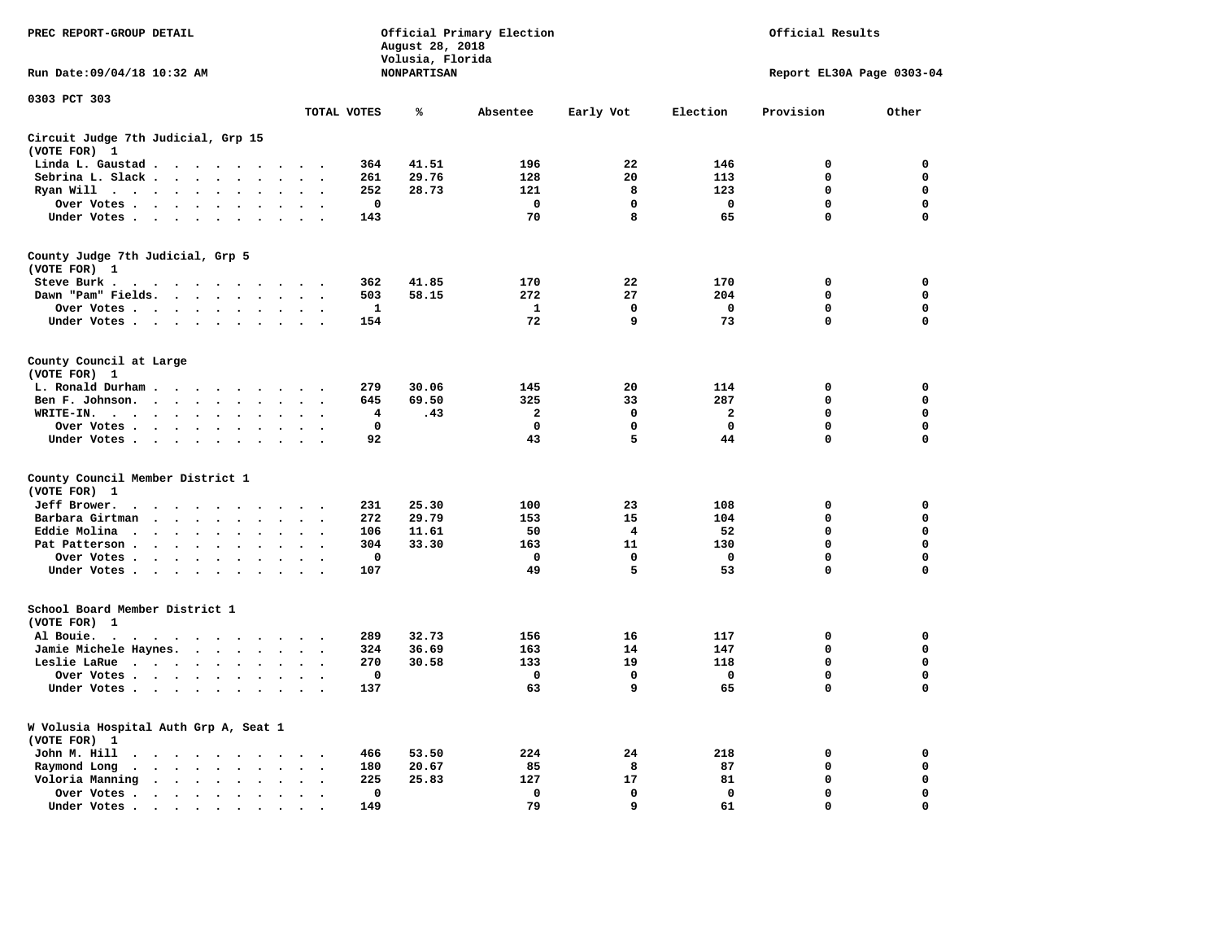PREC REPORT-GROUP DETAIL

Official Primary Election
August 28, 2018
Volusia, Florida
NONPARTISAN

Official Results

Run Date:09/04/18 10:32 AM

Report EL30A Page 0303-04

0303 PCT 303

## Circuit Judge 7th Judicial, Grp 15
(VOTE FOR) 1

| | TOTAL VOTES | % | Absentee | Early Vot | Election | Provision | Other |
|---|---|---|---|---|---|---|---|
| Linda L. Gaustad | 364 | 41.51 | 196 | 22 | 146 | 0 | 0 |
| Sebrina L. Slack | 261 | 29.76 | 128 | 20 | 113 | 0 | 0 |
| Ryan Will | 252 | 28.73 | 121 | 8 | 123 | 0 | 0 |
| Over Votes | 0 | | 0 | 0 | 0 | 0 | 0 |
| Under Votes | 143 | | 70 | 8 | 65 | 0 | 0 |

## County Judge 7th Judicial, Grp 5
(VOTE FOR) 1

| | TOTAL VOTES | % | Absentee | Early Vot | Election | Provision | Other |
|---|---|---|---|---|---|---|---|
| Steve Burk | 362 | 41.85 | 170 | 22 | 170 | 0 | 0 |
| Dawn "Pam" Fields | 503 | 58.15 | 272 | 27 | 204 | 0 | 0 |
| Over Votes | 1 | | 1 | 0 | 0 | 0 | 0 |
| Under Votes | 154 | | 72 | 9 | 73 | 0 | 0 |

## County Council at Large
(VOTE FOR) 1

| | TOTAL VOTES | % | Absentee | Early Vot | Election | Provision | Other |
|---|---|---|---|---|---|---|---|
| L. Ronald Durham | 279 | 30.06 | 145 | 20 | 114 | 0 | 0 |
| Ben F. Johnson | 645 | 69.50 | 325 | 33 | 287 | 0 | 0 |
| WRITE-IN | 4 | .43 | 2 | 0 | 2 | 0 | 0 |
| Over Votes | 0 | | 0 | 0 | 0 | 0 | 0 |
| Under Votes | 92 | | 43 | 5 | 44 | 0 | 0 |

## County Council Member District 1
(VOTE FOR) 1

| | TOTAL VOTES | % | Absentee | Early Vot | Election | Provision | Other |
|---|---|---|---|---|---|---|---|
| Jeff Brower | 231 | 25.30 | 100 | 23 | 108 | 0 | 0 |
| Barbara Girtman | 272 | 29.79 | 153 | 15 | 104 | 0 | 0 |
| Eddie Molina | 106 | 11.61 | 50 | 4 | 52 | 0 | 0 |
| Pat Patterson | 304 | 33.30 | 163 | 11 | 130 | 0 | 0 |
| Over Votes | 0 | | 0 | 0 | 0 | 0 | 0 |
| Under Votes | 107 | | 49 | 5 | 53 | 0 | 0 |

## School Board Member District 1
(VOTE FOR) 1

| | TOTAL VOTES | % | Absentee | Early Vot | Election | Provision | Other |
|---|---|---|---|---|---|---|---|
| Al Bouie | 289 | 32.73 | 156 | 16 | 117 | 0 | 0 |
| Jamie Michele Haynes | 324 | 36.69 | 163 | 14 | 147 | 0 | 0 |
| Leslie LaRue | 270 | 30.58 | 133 | 19 | 118 | 0 | 0 |
| Over Votes | 0 | | 0 | 0 | 0 | 0 | 0 |
| Under Votes | 137 | | 63 | 9 | 65 | 0 | 0 |

## W Volusia Hospital Auth Grp A, Seat 1
(VOTE FOR) 1

| | TOTAL VOTES | % | Absentee | Early Vot | Election | Provision | Other |
|---|---|---|---|---|---|---|---|
| John M. Hill | 466 | 53.50 | 224 | 24 | 218 | 0 | 0 |
| Raymond Long | 180 | 20.67 | 85 | 8 | 87 | 0 | 0 |
| Voloria Manning | 225 | 25.83 | 127 | 17 | 81 | 0 | 0 |
| Over Votes | 0 | | 0 | 0 | 0 | 0 | 0 |
| Under Votes | 149 | | 79 | 9 | 61 | 0 | 0 |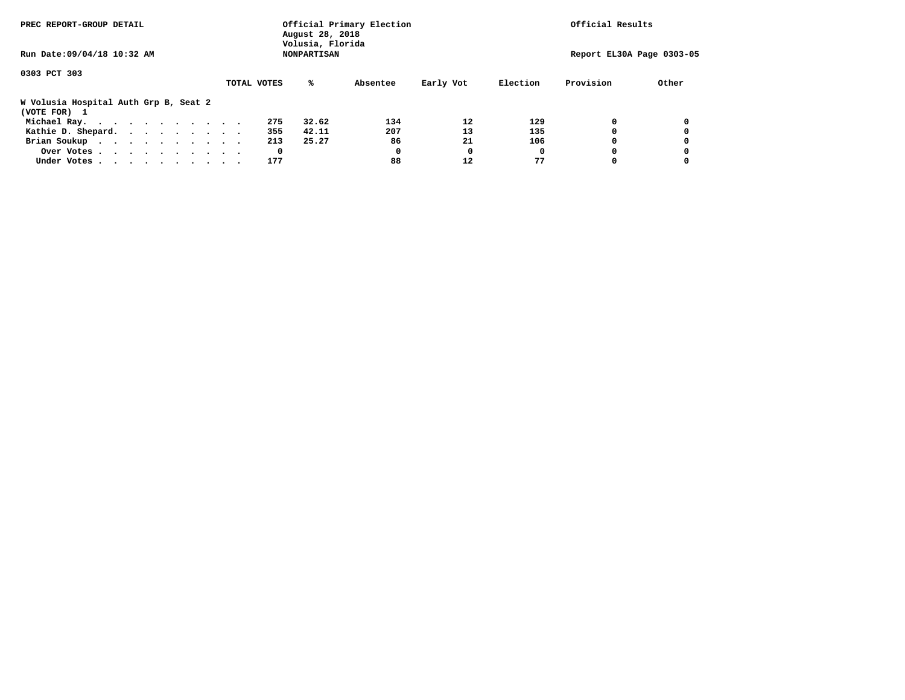PREC REPORT-GROUP DETAIL

Official Primary Election
August 28, 2018
Volusia, Florida
NONPARTISAN

Official Results

Run Date:09/04/18 10:32 AM

Report EL30A Page 0303-05

0303 PCT 303

**W Volusia Hospital Auth Grp B, Seat 2**
(VOTE FOR) 1

| | TOTAL VOTES | % | Absentee | Early Vot | Election | Provision | Other |
|---|---|---|---|---|---|---|---|
| Michael Ray. | 275 | 32.62 | 134 | 12 | 129 | 0 | 0 |
| Kathie D. Shepard. | 355 | 42.11 | 207 | 13 | 135 | 0 | 0 |
| Brian Soukup | 213 | 25.27 | 86 | 21 | 106 | 0 | 0 |
| Over Votes | 0 | | 0 | 0 | 0 | 0 | 0 |
| Under Votes | 177 | | 88 | 12 | 77 | 0 | 0 |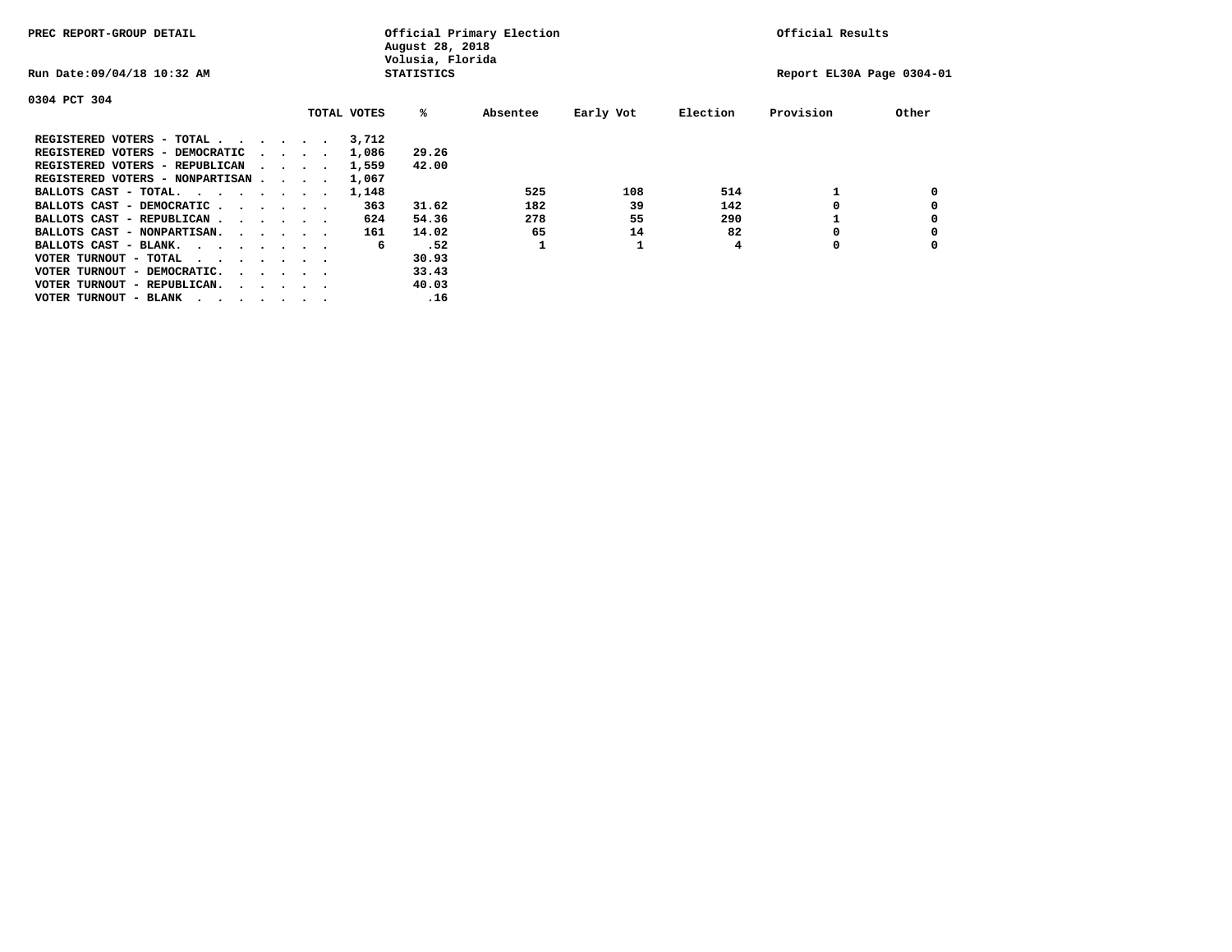PREC REPORT-GROUP DETAIL

Official Primary Election
August 28, 2018
Volusia, Florida
STATISTICS

Official Results

Run Date:09/04/18 10:32 AM

Report EL30A Page 0304-01

0304 PCT 304

| | TOTAL VOTES | % | Absentee | Early Vot | Election | Provision | Other |
|---|---|---|---|---|---|---|---|
| REGISTERED VOTERS - TOTAL . . . . . . | 3,712 | | | | | | |
| REGISTERED VOTERS - DEMOCRATIC . . . . | 1,086 | 29.26 | | | | | |
| REGISTERED VOTERS - REPUBLICAN . . . . | 1,559 | 42.00 | | | | | |
| REGISTERED VOTERS - NONPARTISAN . . . . | 1,067 | | | | | | |
| BALLOTS CAST - TOTAL. . . . . . . . | 1,148 | | 525 | 108 | 514 | 1 | 0 |
| BALLOTS CAST - DEMOCRATIC . . . . . . | 363 | 31.62 | 182 | 39 | 142 | 0 | 0 |
| BALLOTS CAST - REPUBLICAN . . . . . . | 624 | 54.36 | 278 | 55 | 290 | 1 | 0 |
| BALLOTS CAST - NONPARTISAN. . . . . . | 161 | 14.02 | 65 | 14 | 82 | 0 | 0 |
| BALLOTS CAST - BLANK. . . . . . . . | 6 | .52 | 1 | 1 | 4 | 0 | 0 |
| VOTER TURNOUT - TOTAL . . . . . . . | | 30.93 | | | | | |
| VOTER TURNOUT - DEMOCRATIC. . . . . . | | 33.43 | | | | | |
| VOTER TURNOUT - REPUBLICAN. . . . . . | | 40.03 | | | | | |
| VOTER TURNOUT - BLANK . . . . . . . | | .16 | | | | | |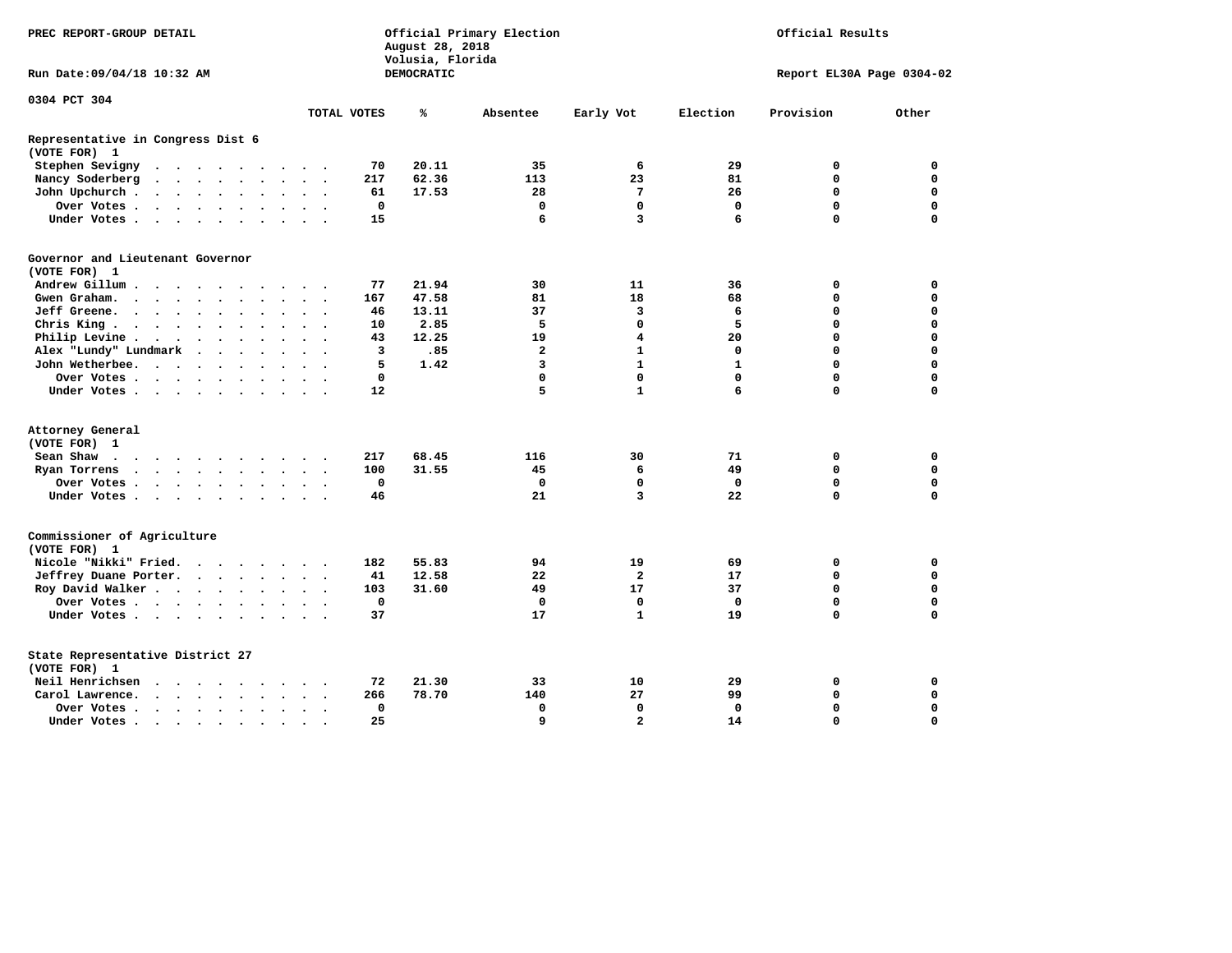PREC REPORT-GROUP DETAIL

Official Primary Election
August 28, 2018
Volusia, Florida
DEMOCRATIC

Official Results

Run Date:09/04/18 10:32 AM

Report EL30A Page 0304-02

0304 PCT 304

| | TOTAL VOTES | % | Absentee | Early Vot | Election | Provision | Other |
|---|---|---|---|---|---|---|---|
| **Representative in Congress Dist 6** | | | | | | | |
| **(VOTE FOR) 1** | | | | | | | |
| Stephen Sevigny | 70 | 20.11 | 35 | 6 | 29 | 0 | 0 |
| Nancy Soderberg | 217 | 62.36 | 113 | 23 | 81 | 0 | 0 |
| John Upchurch | 61 | 17.53 | 28 | 7 | 26 | 0 | 0 |
| Over Votes | 0 | | 0 | 0 | 0 | 0 | 0 |
| Under Votes | 15 | | 6 | 3 | 6 | 0 | 0 |
| **Governor and Lieutenant Governor** | | | | | | | |
| **(VOTE FOR) 1** | | | | | | | |
| Andrew Gillum | 77 | 21.94 | 30 | 11 | 36 | 0 | 0 |
| Gwen Graham | 167 | 47.58 | 81 | 18 | 68 | 0 | 0 |
| Jeff Greene | 46 | 13.11 | 37 | 3 | 6 | 0 | 0 |
| Chris King | 10 | 2.85 | 5 | 0 | 5 | 0 | 0 |
| Philip Levine | 43 | 12.25 | 19 | 4 | 20 | 0 | 0 |
| Alex "Lundy" Lundmark | 3 | .85 | 2 | 1 | 0 | 0 | 0 |
| John Wetherbee | 5 | 1.42 | 3 | 1 | 1 | 0 | 0 |
| Over Votes | 0 | | 0 | 0 | 0 | 0 | 0 |
| Under Votes | 12 | | 5 | 1 | 6 | 0 | 0 |
| **Attorney General** | | | | | | | |
| **(VOTE FOR) 1** | | | | | | | |
| Sean Shaw | 217 | 68.45 | 116 | 30 | 71 | 0 | 0 |
| Ryan Torrens | 100 | 31.55 | 45 | 6 | 49 | 0 | 0 |
| Over Votes | 0 | | 0 | 0 | 0 | 0 | 0 |
| Under Votes | 46 | | 21 | 3 | 22 | 0 | 0 |
| **Commissioner of Agriculture** | | | | | | | |
| **(VOTE FOR) 1** | | | | | | | |
| Nicole "Nikki" Fried | 182 | 55.83 | 94 | 19 | 69 | 0 | 0 |
| Jeffrey Duane Porter | 41 | 12.58 | 22 | 2 | 17 | 0 | 0 |
| Roy David Walker | 103 | 31.60 | 49 | 17 | 37 | 0 | 0 |
| Over Votes | 0 | | 0 | 0 | 0 | 0 | 0 |
| Under Votes | 37 | | 17 | 1 | 19 | 0 | 0 |
| **State Representative District 27** | | | | | | | |
| **(VOTE FOR) 1** | | | | | | | |
| Neil Henrichsen | 72 | 21.30 | 33 | 10 | 29 | 0 | 0 |
| Carol Lawrence | 266 | 78.70 | 140 | 27 | 99 | 0 | 0 |
| Over Votes | 0 | | 0 | 0 | 0 | 0 | 0 |
| Under Votes | 25 | | 9 | 2 | 14 | 0 | 0 |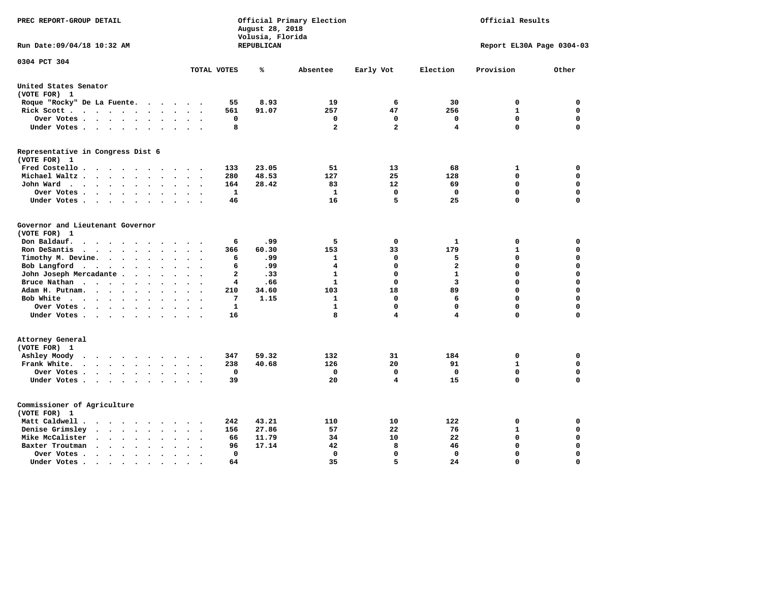PREC REPORT-GROUP DETAIL

Official Primary Election
August 28, 2018
Volusia, Florida
REPUBLICAN

Official Results

Run Date:09/04/18 10:32 AM

Report EL30A Page 0304-03

0304 PCT 304

| | TOTAL VOTES | % | Absentee | Early Vot | Election | Provision | Other |
|---|---|---|---|---|---|---|---|
| **United States Senator** | | | | | | | |
| (VOTE FOR) 1 | | | | | | | |
| Roque "Rocky" De La Fuente | 55 | 8.93 | 19 | 6 | 30 | 0 | 0 |
| Rick Scott | 561 | 91.07 | 257 | 47 | 256 | 1 | 0 |
| Over Votes | 0 | | 0 | 0 | 0 | 0 | 0 |
| Under Votes | 8 | | 2 | 2 | 4 | 0 | 0 |
| **Representative in Congress Dist 6** | | | | | | | |
| (VOTE FOR) 1 | | | | | | | |
| Fred Costello | 133 | 23.05 | 51 | 13 | 68 | 1 | 0 |
| Michael Waltz | 280 | 48.53 | 127 | 25 | 128 | 0 | 0 |
| John Ward | 164 | 28.42 | 83 | 12 | 69 | 0 | 0 |
| Over Votes | 1 | | 1 | 0 | 0 | 0 | 0 |
| Under Votes | 46 | | 16 | 5 | 25 | 0 | 0 |
| **Governor and Lieutenant Governor** | | | | | | | |
| (VOTE FOR) 1 | | | | | | | |
| Don Baldauf | 6 | .99 | 5 | 0 | 1 | 0 | 0 |
| Ron DeSantis | 366 | 60.30 | 153 | 33 | 179 | 1 | 0 |
| Timothy M. Devine | 6 | .99 | 1 | 0 | 5 | 0 | 0 |
| Bob Langford | 6 | .99 | 4 | 0 | 2 | 0 | 0 |
| John Joseph Mercadante | 2 | .33 | 1 | 0 | 1 | 0 | 0 |
| Bruce Nathan | 4 | .66 | 1 | 0 | 3 | 0 | 0 |
| Adam H. Putnam | 210 | 34.60 | 103 | 18 | 89 | 0 | 0 |
| Bob White | 7 | 1.15 | 1 | 0 | 6 | 0 | 0 |
| Over Votes | 1 | | 1 | 0 | 0 | 0 | 0 |
| Under Votes | 16 | | 8 | 4 | 4 | 0 | 0 |
| **Attorney General** | | | | | | | |
| (VOTE FOR) 1 | | | | | | | |
| Ashley Moody | 347 | 59.32 | 132 | 31 | 184 | 0 | 0 |
| Frank White | 238 | 40.68 | 126 | 20 | 91 | 1 | 0 |
| Over Votes | 0 | | 0 | 0 | 0 | 0 | 0 |
| Under Votes | 39 | | 20 | 4 | 15 | 0 | 0 |
| **Commissioner of Agriculture** | | | | | | | |
| (VOTE FOR) 1 | | | | | | | |
| Matt Caldwell | 242 | 43.21 | 110 | 10 | 122 | 0 | 0 |
| Denise Grimsley | 156 | 27.86 | 57 | 22 | 76 | 1 | 0 |
| Mike McCalister | 66 | 11.79 | 34 | 10 | 22 | 0 | 0 |
| Baxter Troutman | 96 | 17.14 | 42 | 8 | 46 | 0 | 0 |
| Over Votes | 0 | | 0 | 0 | 0 | 0 | 0 |
| Under Votes | 64 | | 35 | 5 | 24 | 0 | 0 |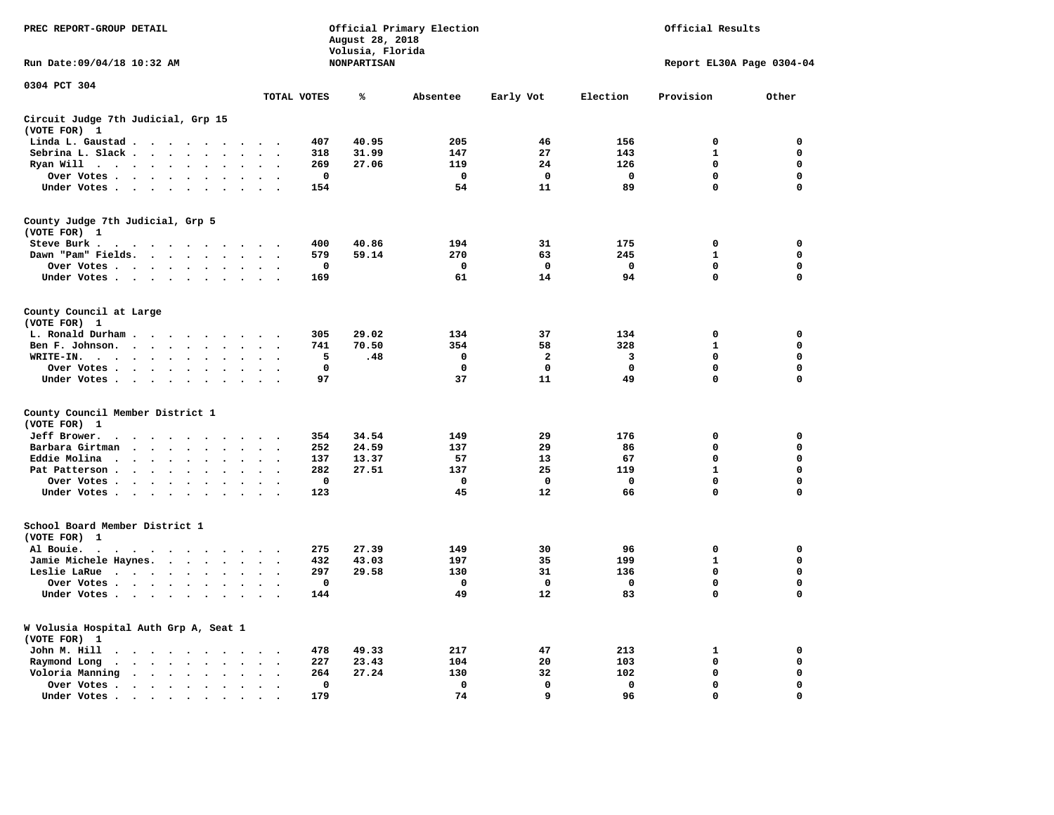PREC REPORT-GROUP DETAIL

Official Primary Election
August 28, 2018
Volusia, Florida
NONPARTISAN

Official Results

Run Date:09/04/18 10:32 AM

Report EL30A Page 0304-04

0304 PCT 304

| | TOTAL VOTES | % | Absentee | Early Vot | Election | Provision | Other |
|---|---|---|---|---|---|---|---|
| **Circuit Judge 7th Judicial, Grp 15** | | | | | | | |
| **(VOTE FOR) 1** | | | | | | | |
| Linda L. Gaustad | 407 | 40.95 | 205 | 46 | 156 | 0 | 0 |
| Sebrina L. Slack | 318 | 31.99 | 147 | 27 | 143 | 1 | 0 |
| Ryan Will | 269 | 27.06 | 119 | 24 | 126 | 0 | 0 |
| Over Votes | 0 | | 0 | 0 | 0 | 0 | 0 |
| Under Votes | 154 | | 54 | 11 | 89 | 0 | 0 |
| **County Judge 7th Judicial, Grp 5** | | | | | | | |
| **(VOTE FOR) 1** | | | | | | | |
| Steve Burk | 400 | 40.86 | 194 | 31 | 175 | 0 | 0 |
| Dawn "Pam" Fields | 579 | 59.14 | 270 | 63 | 245 | 1 | 0 |
| Over Votes | 0 | | 0 | 0 | 0 | 0 | 0 |
| Under Votes | 169 | | 61 | 14 | 94 | 0 | 0 |
| **County Council at Large** | | | | | | | |
| **(VOTE FOR) 1** | | | | | | | |
| L. Ronald Durham | 305 | 29.02 | 134 | 37 | 134 | 0 | 0 |
| Ben F. Johnson | 741 | 70.50 | 354 | 58 | 328 | 1 | 0 |
| WRITE-IN | 5 | .48 | 0 | 2 | 3 | 0 | 0 |
| Over Votes | 0 | | 0 | 0 | 0 | 0 | 0 |
| Under Votes | 97 | | 37 | 11 | 49 | 0 | 0 |
| **County Council Member District 1** | | | | | | | |
| **(VOTE FOR) 1** | | | | | | | |
| Jeff Brower | 354 | 34.54 | 149 | 29 | 176 | 0 | 0 |
| Barbara Girtman | 252 | 24.59 | 137 | 29 | 86 | 0 | 0 |
| Eddie Molina | 137 | 13.37 | 57 | 13 | 67 | 0 | 0 |
| Pat Patterson | 282 | 27.51 | 137 | 25 | 119 | 1 | 0 |
| Over Votes | 0 | | 0 | 0 | 0 | 0 | 0 |
| Under Votes | 123 | | 45 | 12 | 66 | 0 | 0 |
| **School Board Member District 1** | | | | | | | |
| **(VOTE FOR) 1** | | | | | | | |
| Al Bouie | 275 | 27.39 | 149 | 30 | 96 | 0 | 0 |
| Jamie Michele Haynes | 432 | 43.03 | 197 | 35 | 199 | 1 | 0 |
| Leslie LaRue | 297 | 29.58 | 130 | 31 | 136 | 0 | 0 |
| Over Votes | 0 | | 0 | 0 | 0 | 0 | 0 |
| Under Votes | 144 | | 49 | 12 | 83 | 0 | 0 |
| **W Volusia Hospital Auth Grp A, Seat 1** | | | | | | | |
| **(VOTE FOR) 1** | | | | | | | |
| John M. Hill | 478 | 49.33 | 217 | 47 | 213 | 1 | 0 |
| Raymond Long | 227 | 23.43 | 104 | 20 | 103 | 0 | 0 |
| Voloria Manning | 264 | 27.24 | 130 | 32 | 102 | 0 | 0 |
| Over Votes | 0 | | 0 | 0 | 0 | 0 | 0 |
| Under Votes | 179 | | 74 | 9 | 96 | 0 | 0 |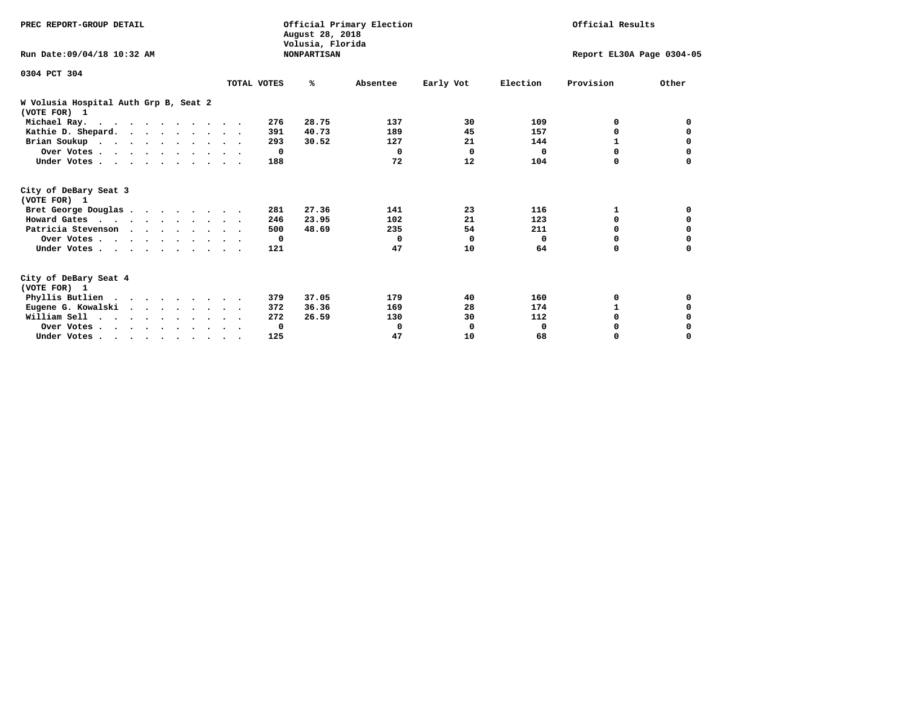PREC REPORT-GROUP DETAIL

Official Primary Election
August 28, 2018
Volusia, Florida
NONPARTISAN

Official Results

Run Date:09/04/18 10:32 AM

Report EL30A Page 0304-05

0304 PCT 304

### W Volusia Hospital Auth Grp B, Seat 2
(VOTE FOR) 1

| | TOTAL VOTES | % | Absentee | Early Vot | Election | Provision | Other |
|---|---|---|---|---|---|---|---|
| Michael Ray | 276 | 28.75 | 137 | 30 | 109 | 0 | 0 |
| Kathie D. Shepard | 391 | 40.73 | 189 | 45 | 157 | 0 | 0 |
| Brian Soukup | 293 | 30.52 | 127 | 21 | 144 | 1 | 0 |
| Over Votes | 0 | | 0 | 0 | 0 | 0 | 0 |
| Under Votes | 188 | | 72 | 12 | 104 | 0 | 0 |

### City of DeBary Seat 3
(VOTE FOR) 1

| | TOTAL VOTES | % | Absentee | Early Vot | Election | Provision | Other |
|---|---|---|---|---|---|---|---|
| Bret George Douglas | 281 | 27.36 | 141 | 23 | 116 | 1 | 0 |
| Howard Gates | 246 | 23.95 | 102 | 21 | 123 | 0 | 0 |
| Patricia Stevenson | 500 | 48.69 | 235 | 54 | 211 | 0 | 0 |
| Over Votes | 0 | | 0 | 0 | 0 | 0 | 0 |
| Under Votes | 121 | | 47 | 10 | 64 | 0 | 0 |

### City of DeBary Seat 4
(VOTE FOR) 1

| | TOTAL VOTES | % | Absentee | Early Vot | Election | Provision | Other |
|---|---|---|---|---|---|---|---|
| Phyllis Butlien | 379 | 37.05 | 179 | 40 | 160 | 0 | 0 |
| Eugene G. Kowalski | 372 | 36.36 | 169 | 28 | 174 | 1 | 0 |
| William Sell | 272 | 26.59 | 130 | 30 | 112 | 0 | 0 |
| Over Votes | 0 | | 0 | 0 | 0 | 0 | 0 |
| Under Votes | 125 | | 47 | 10 | 68 | 0 | 0 |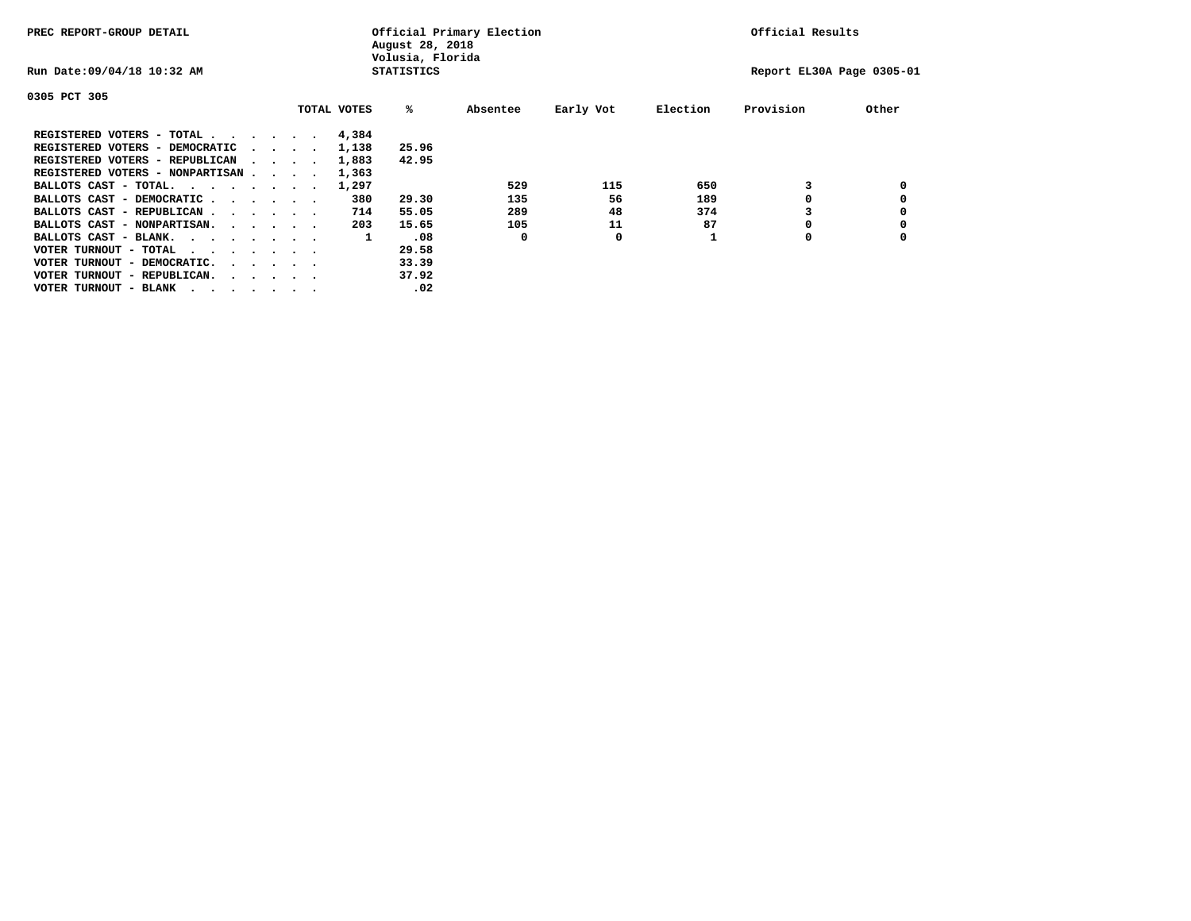PREC REPORT-GROUP DETAIL

Official Primary Election
August 28, 2018
Volusia, Florida
STATISTICS

Official Results

Run Date:09/04/18 10:32 AM

Report EL30A Page 0305-01

0305 PCT 305

| | TOTAL VOTES | % | Absentee | Early Vot | Election | Provision | Other |
|---|---|---|---|---|---|---|---|
| REGISTERED VOTERS - TOTAL . . . . . . | 4,384 | | | | | | |
| REGISTERED VOTERS - DEMOCRATIC . . . . | 1,138 | 25.96 | | | | | |
| REGISTERED VOTERS - REPUBLICAN . . . . | 1,883 | 42.95 | | | | | |
| REGISTERED VOTERS - NONPARTISAN . . . . | 1,363 | | | | | | |
| BALLOTS CAST - TOTAL. . . . . . . . | 1,297 | | 529 | 115 | 650 | 3 | 0 |
| BALLOTS CAST - DEMOCRATIC . . . . . . | 380 | 29.30 | 135 | 56 | 189 | 0 | 0 |
| BALLOTS CAST - REPUBLICAN . . . . . . | 714 | 55.05 | 289 | 48 | 374 | 3 | 0 |
| BALLOTS CAST - NONPARTISAN. . . . . . | 203 | 15.65 | 105 | 11 | 87 | 0 | 0 |
| BALLOTS CAST - BLANK. . . . . . . . | 1 | .08 | 0 | 0 | 1 | 0 | 0 |
| VOTER TURNOUT - TOTAL . . . . . . . | | 29.58 | | | | | |
| VOTER TURNOUT - DEMOCRATIC. . . . . . | | 33.39 | | | | | |
| VOTER TURNOUT - REPUBLICAN. . . . . . | | 37.92 | | | | | |
| VOTER TURNOUT - BLANK . . . . . . . | | .02 | | | | | |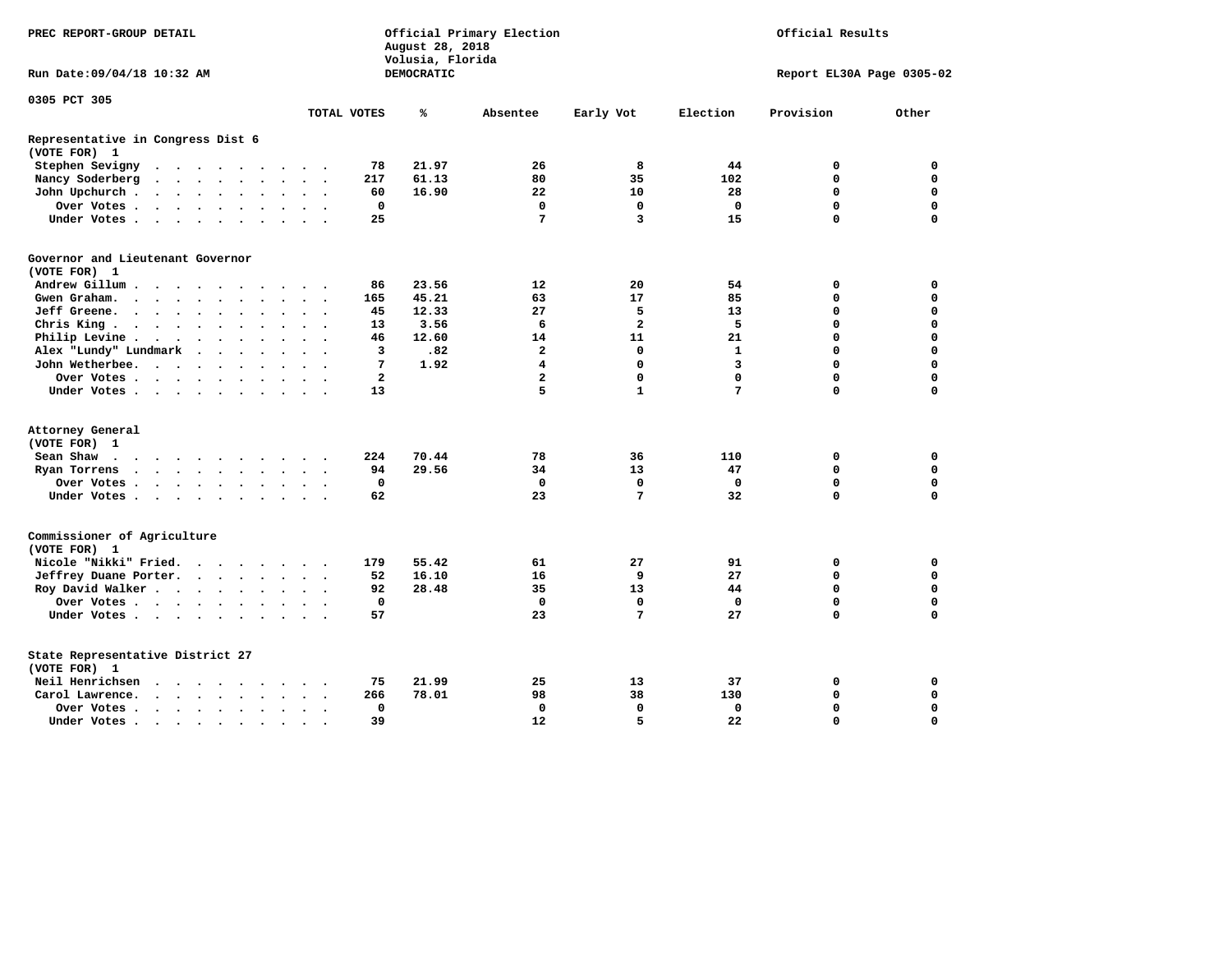PREC REPORT-GROUP DETAIL

Official Primary Election
August 28, 2018
Volusia, Florida
DEMOCRATIC

Official Results

Run Date:09/04/18 10:32 AM

Report EL30A Page 0305-02

0305 PCT 305

| | TOTAL VOTES | % | Absentee | Early Vot | Election | Provision | Other |
|---|---|---|---|---|---|---|---|
| **Representative in Congress Dist 6** | | | | | | | |
| **(VOTE FOR) 1** | | | | | | | |
| Stephen Sevigny | 78 | 21.97 | 26 | 8 | 44 | 0 | 0 |
| Nancy Soderberg | 217 | 61.13 | 80 | 35 | 102 | 0 | 0 |
| John Upchurch | 60 | 16.90 | 22 | 10 | 28 | 0 | 0 |
| Over Votes | 0 | | 0 | 0 | 0 | 0 | 0 |
| Under Votes | 25 | | 7 | 3 | 15 | 0 | 0 |
| **Governor and Lieutenant Governor** | | | | | | | |
| **(VOTE FOR) 1** | | | | | | | |
| Andrew Gillum | 86 | 23.56 | 12 | 20 | 54 | 0 | 0 |
| Gwen Graham | 165 | 45.21 | 63 | 17 | 85 | 0 | 0 |
| Jeff Greene | 45 | 12.33 | 27 | 5 | 13 | 0 | 0 |
| Chris King | 13 | 3.56 | 6 | 2 | 5 | 0 | 0 |
| Philip Levine | 46 | 12.60 | 14 | 11 | 21 | 0 | 0 |
| Alex "Lundy" Lundmark | 3 | .82 | 2 | 0 | 1 | 0 | 0 |
| John Wetherbee | 7 | 1.92 | 4 | 0 | 3 | 0 | 0 |
| Over Votes | 2 | | 2 | 0 | 0 | 0 | 0 |
| Under Votes | 13 | | 5 | 1 | 7 | 0 | 0 |
| **Attorney General** | | | | | | | |
| **(VOTE FOR) 1** | | | | | | | |
| Sean Shaw | 224 | 70.44 | 78 | 36 | 110 | 0 | 0 |
| Ryan Torrens | 94 | 29.56 | 34 | 13 | 47 | 0 | 0 |
| Over Votes | 0 | | 0 | 0 | 0 | 0 | 0 |
| Under Votes | 62 | | 23 | 7 | 32 | 0 | 0 |
| **Commissioner of Agriculture** | | | | | | | |
| **(VOTE FOR) 1** | | | | | | | |
| Nicole "Nikki" Fried | 179 | 55.42 | 61 | 27 | 91 | 0 | 0 |
| Jeffrey Duane Porter | 52 | 16.10 | 16 | 9 | 27 | 0 | 0 |
| Roy David Walker | 92 | 28.48 | 35 | 13 | 44 | 0 | 0 |
| Over Votes | 0 | | 0 | 0 | 0 | 0 | 0 |
| Under Votes | 57 | | 23 | 7 | 27 | 0 | 0 |
| **State Representative District 27** | | | | | | | |
| **(VOTE FOR) 1** | | | | | | | |
| Neil Henrichsen | 75 | 21.99 | 25 | 13 | 37 | 0 | 0 |
| Carol Lawrence | 266 | 78.01 | 98 | 38 | 130 | 0 | 0 |
| Over Votes | 0 | | 0 | 0 | 0 | 0 | 0 |
| Under Votes | 39 | | 12 | 5 | 22 | 0 | 0 |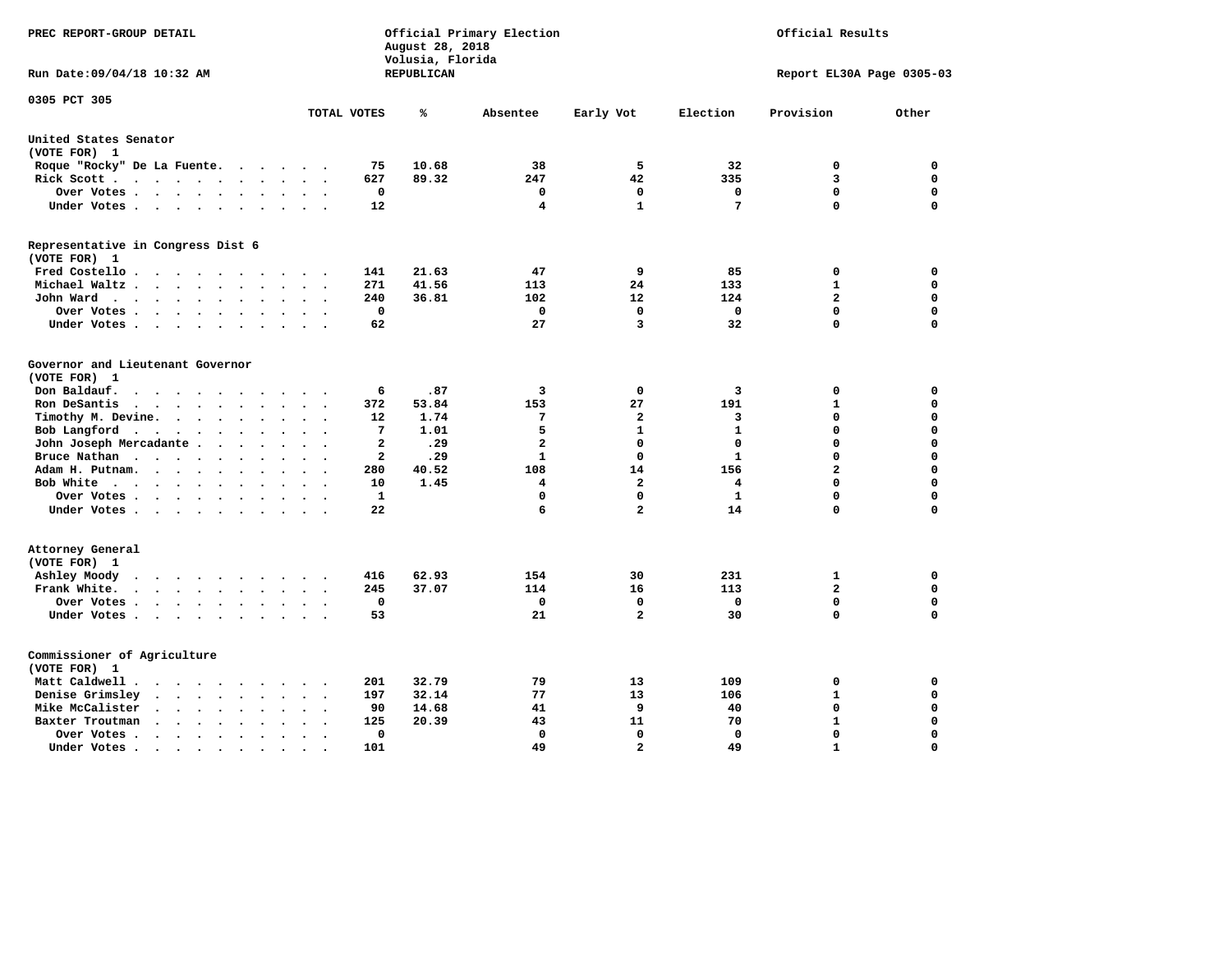PREC REPORT-GROUP DETAIL

Official Primary Election
August 28, 2018
Volusia, Florida
REPUBLICAN

Official Results

Run Date:09/04/18 10:32 AM

Report EL30A Page 0305-03

0305 PCT 305

| | TOTAL VOTES | % | Absentee | Early Vot | Election | Provision | Other |
|---|---|---|---|---|---|---|---|
| **United States Senator** | | | | | | | |
| (VOTE FOR) 1 | | | | | | | |
| Roque "Rocky" De La Fuente | 75 | 10.68 | 38 | 5 | 32 | 0 | 0 |
| Rick Scott | 627 | 89.32 | 247 | 42 | 335 | 3 | 0 |
| Over Votes | 0 | | 0 | 0 | 0 | 0 | 0 |
| Under Votes | 12 | | 4 | 1 | 7 | 0 | 0 |
| **Representative in Congress Dist 6** | | | | | | | |
| (VOTE FOR) 1 | | | | | | | |
| Fred Costello | 141 | 21.63 | 47 | 9 | 85 | 0 | 0 |
| Michael Waltz | 271 | 41.56 | 113 | 24 | 133 | 1 | 0 |
| John Ward | 240 | 36.81 | 102 | 12 | 124 | 2 | 0 |
| Over Votes | 0 | | 0 | 0 | 0 | 0 | 0 |
| Under Votes | 62 | | 27 | 3 | 32 | 0 | 0 |
| **Governor and Lieutenant Governor** | | | | | | | |
| (VOTE FOR) 1 | | | | | | | |
| Don Baldauf | 6 | .87 | 3 | 0 | 3 | 0 | 0 |
| Ron DeSantis | 372 | 53.84 | 153 | 27 | 191 | 1 | 0 |
| Timothy M. Devine | 12 | 1.74 | 7 | 2 | 3 | 0 | 0 |
| Bob Langford | 7 | 1.01 | 5 | 1 | 1 | 0 | 0 |
| John Joseph Mercadante | 2 | .29 | 2 | 0 | 0 | 0 | 0 |
| Bruce Nathan | 2 | .29 | 1 | 0 | 1 | 0 | 0 |
| Adam H. Putnam | 280 | 40.52 | 108 | 14 | 156 | 2 | 0 |
| Bob White | 10 | 1.45 | 4 | 2 | 4 | 0 | 0 |
| Over Votes | 1 | | 0 | 0 | 1 | 0 | 0 |
| Under Votes | 22 | | 6 | 2 | 14 | 0 | 0 |
| **Attorney General** | | | | | | | |
| (VOTE FOR) 1 | | | | | | | |
| Ashley Moody | 416 | 62.93 | 154 | 30 | 231 | 1 | 0 |
| Frank White | 245 | 37.07 | 114 | 16 | 113 | 2 | 0 |
| Over Votes | 0 | | 0 | 0 | 0 | 0 | 0 |
| Under Votes | 53 | | 21 | 2 | 30 | 0 | 0 |
| **Commissioner of Agriculture** | | | | | | | |
| (VOTE FOR) 1 | | | | | | | |
| Matt Caldwell | 201 | 32.79 | 79 | 13 | 109 | 0 | 0 |
| Denise Grimsley | 197 | 32.14 | 77 | 13 | 106 | 1 | 0 |
| Mike McCalister | 90 | 14.68 | 41 | 9 | 40 | 0 | 0 |
| Baxter Troutman | 125 | 20.39 | 43 | 11 | 70 | 1 | 0 |
| Over Votes | 0 | | 0 | 0 | 0 | 0 | 0 |
| Under Votes | 101 | | 49 | 2 | 49 | 1 | 0 |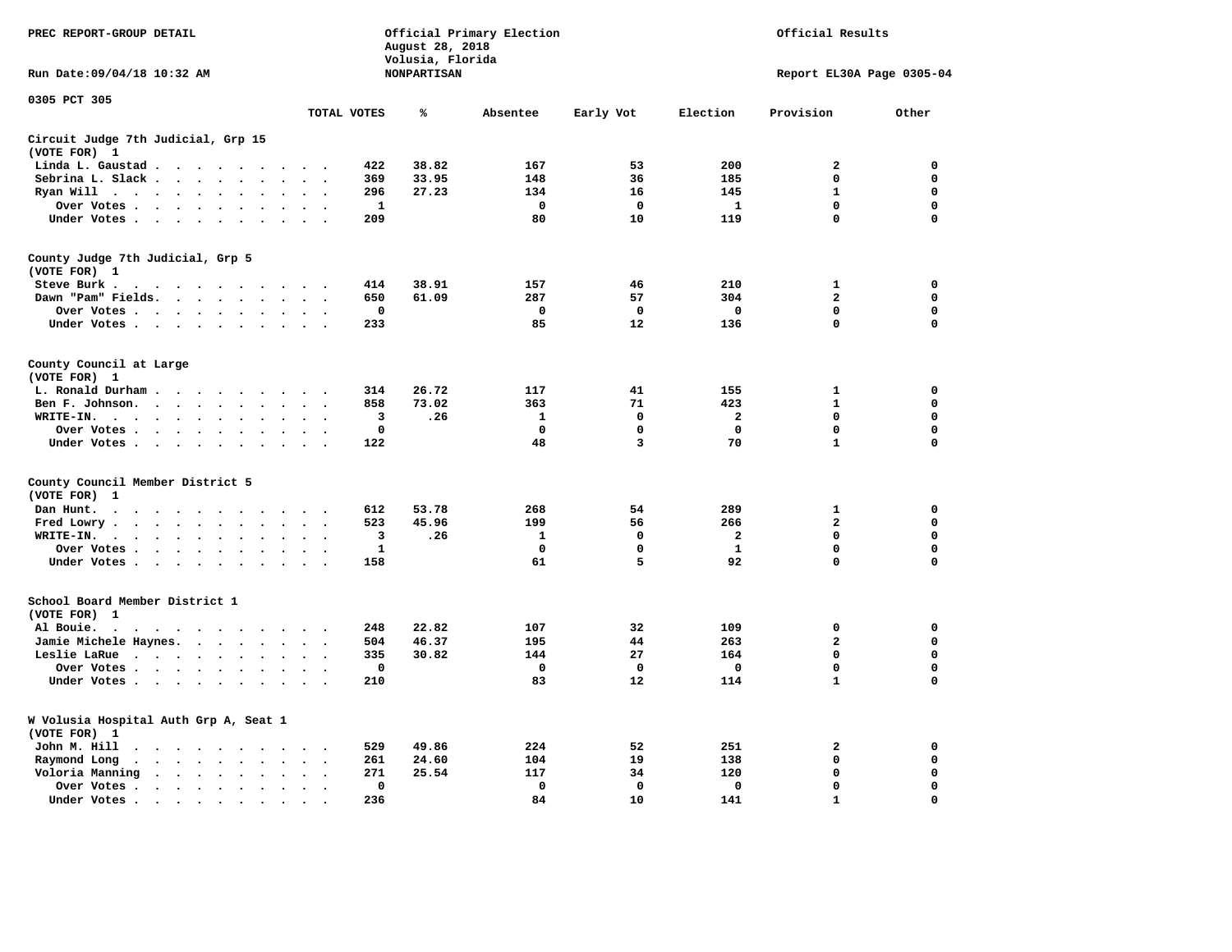PREC REPORT-GROUP DETAIL

Official Primary Election
August 28, 2018
Volusia, Florida
NONPARTISAN

Official Results

Run Date:09/04/18 10:32 AM

Report EL30A Page 0305-04

0305 PCT 305

| | TOTAL VOTES | % | Absentee | Early Vot | Election | Provision | Other |
|---|---|---|---|---|---|---|---|
| **Circuit Judge 7th Judicial, Grp 15** | | | | | | | |
| **(VOTE FOR) 1** | | | | | | | |
| Linda L. Gaustad | 422 | 38.82 | 167 | 53 | 200 | 2 | 0 |
| Sebrina L. Slack | 369 | 33.95 | 148 | 36 | 185 | 0 | 0 |
| Ryan Will | 296 | 27.23 | 134 | 16 | 145 | 1 | 0 |
| Over Votes | 1 | | 0 | 0 | 1 | 0 | 0 |
| Under Votes | 209 | | 80 | 10 | 119 | 0 | 0 |
| **County Judge 7th Judicial, Grp 5** | | | | | | | |
| **(VOTE FOR) 1** | | | | | | | |
| Steve Burk | 414 | 38.91 | 157 | 46 | 210 | 1 | 0 |
| Dawn "Pam" Fields | 650 | 61.09 | 287 | 57 | 304 | 2 | 0 |
| Over Votes | 0 | | 0 | 0 | 0 | 0 | 0 |
| Under Votes | 233 | | 85 | 12 | 136 | 0 | 0 |
| **County Council at Large** | | | | | | | |
| **(VOTE FOR) 1** | | | | | | | |
| L. Ronald Durham | 314 | 26.72 | 117 | 41 | 155 | 1 | 0 |
| Ben F. Johnson | 858 | 73.02 | 363 | 71 | 423 | 1 | 0 |
| WRITE-IN | 3 | .26 | 1 | 0 | 2 | 0 | 0 |
| Over Votes | 0 | | 0 | 0 | 0 | 0 | 0 |
| Under Votes | 122 | | 48 | 3 | 70 | 1 | 0 |
| **County Council Member District 5** | | | | | | | |
| **(VOTE FOR) 1** | | | | | | | |
| Dan Hunt | 612 | 53.78 | 268 | 54 | 289 | 1 | 0 |
| Fred Lowry | 523 | 45.96 | 199 | 56 | 266 | 2 | 0 |
| WRITE-IN | 3 | .26 | 1 | 0 | 2 | 0 | 0 |
| Over Votes | 1 | | 0 | 0 | 1 | 0 | 0 |
| Under Votes | 158 | | 61 | 5 | 92 | 0 | 0 |
| **School Board Member District 1** | | | | | | | |
| **(VOTE FOR) 1** | | | | | | | |
| Al Bouie | 248 | 22.82 | 107 | 32 | 109 | 0 | 0 |
| Jamie Michele Haynes | 504 | 46.37 | 195 | 44 | 263 | 2 | 0 |
| Leslie LaRue | 335 | 30.82 | 144 | 27 | 164 | 0 | 0 |
| Over Votes | 0 | | 0 | 0 | 0 | 0 | 0 |
| Under Votes | 210 | | 83 | 12 | 114 | 1 | 0 |
| **W Volusia Hospital Auth Grp A, Seat 1** | | | | | | | |
| **(VOTE FOR) 1** | | | | | | | |
| John M. Hill | 529 | 49.86 | 224 | 52 | 251 | 2 | 0 |
| Raymond Long | 261 | 24.60 | 104 | 19 | 138 | 0 | 0 |
| Voloria Manning | 271 | 25.54 | 117 | 34 | 120 | 0 | 0 |
| Over Votes | 0 | | 0 | 0 | 0 | 0 | 0 |
| Under Votes | 236 | | 84 | 10 | 141 | 1 | 0 |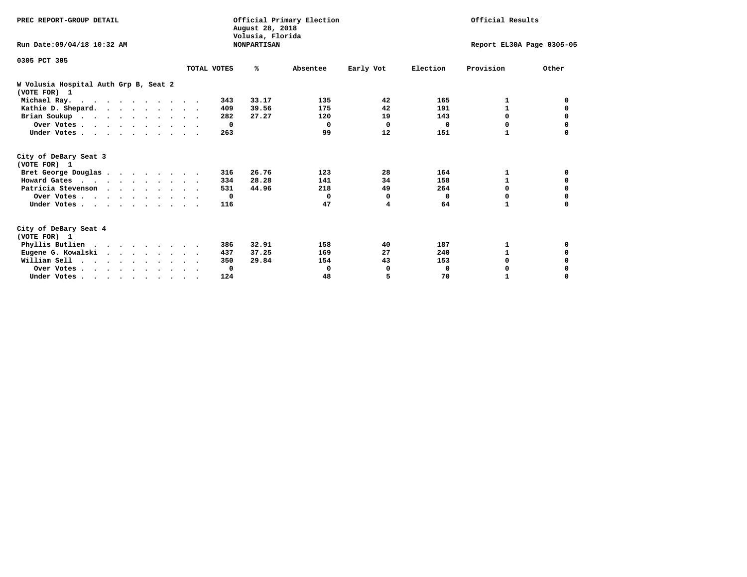PREC REPORT-GROUP DETAIL

Official Primary Election
August 28, 2018
Volusia, Florida
NONPARTISAN

Official Results

Run Date:09/04/18 10:32 AM

Report EL30A Page 0305-05

0305 PCT 305

| | TOTAL VOTES | % | Absentee | Early Vot | Election | Provision | Other |
|---|---|---|---|---|---|---|---|
| **W Volusia Hospital Auth Grp B, Seat 2** | | | | | | | |
| **(VOTE FOR) 1** | | | | | | | |
| Michael Ray. | 343 | 33.17 | 135 | 42 | 165 | 1 | 0 |
| Kathie D. Shepard. | 409 | 39.56 | 175 | 42 | 191 | 1 | 0 |
| Brian Soukup | 282 | 27.27 | 120 | 19 | 143 | 0 | 0 |
| Over Votes | 0 | | 0 | 0 | 0 | 0 | 0 |
| Under Votes | 263 | | 99 | 12 | 151 | 1 | 0 |
| **City of DeBary Seat 3** | | | | | | | |
| **(VOTE FOR) 1** | | | | | | | |
| Bret George Douglas | 316 | 26.76 | 123 | 28 | 164 | 1 | 0 |
| Howard Gates | 334 | 28.28 | 141 | 34 | 158 | 1 | 0 |
| Patricia Stevenson | 531 | 44.96 | 218 | 49 | 264 | 0 | 0 |
| Over Votes | 0 | | 0 | 0 | 0 | 0 | 0 |
| Under Votes | 116 | | 47 | 4 | 64 | 1 | 0 |
| **City of DeBary Seat 4** | | | | | | | |
| **(VOTE FOR) 1** | | | | | | | |
| Phyllis Butlien | 386 | 32.91 | 158 | 40 | 187 | 1 | 0 |
| Eugene G. Kowalski | 437 | 37.25 | 169 | 27 | 240 | 1 | 0 |
| William Sell | 350 | 29.84 | 154 | 43 | 153 | 0 | 0 |
| Over Votes | 0 | | 0 | 0 | 0 | 0 | 0 |
| Under Votes | 124 | | 48 | 5 | 70 | 1 | 0 |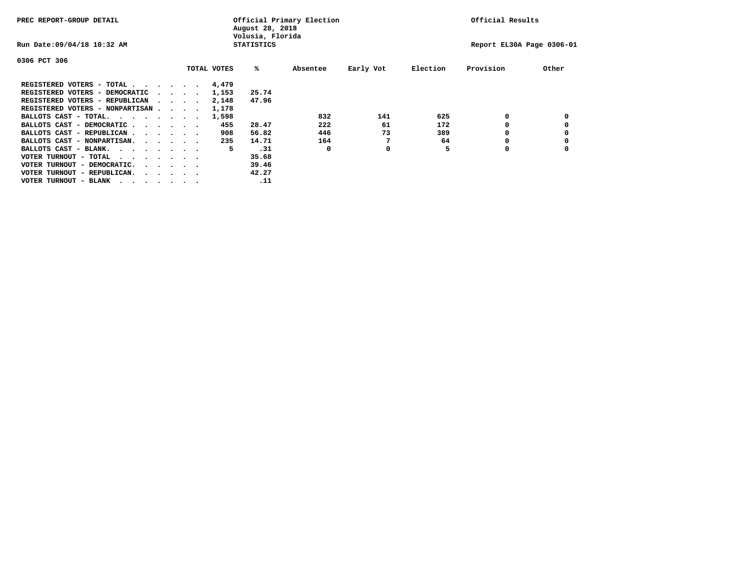PREC REPORT-GROUP DETAIL

Official Primary Election
August 28, 2018
Volusia, Florida
STATISTICS

Official Results

Run Date:09/04/18 10:32 AM

Report EL30A Page 0306-01

0306 PCT 306

| | TOTAL VOTES | % | Absentee | Early Vot | Election | Provision | Other |
|---|---|---|---|---|---|---|---|
| REGISTERED VOTERS - TOTAL . . . . . . | 4,479 | | | | | | |
| REGISTERED VOTERS - DEMOCRATIC . . . . | 1,153 | 25.74 | | | | | |
| REGISTERED VOTERS - REPUBLICAN . . . . | 2,148 | 47.96 | | | | | |
| REGISTERED VOTERS - NONPARTISAN . . . . | 1,178 | | | | | | |
| BALLOTS CAST - TOTAL. . . . . . . . | 1,598 | | 832 | 141 | 625 | 0 | 0 |
| BALLOTS CAST - DEMOCRATIC . . . . . . | 455 | 28.47 | 222 | 61 | 172 | 0 | 0 |
| BALLOTS CAST - REPUBLICAN . . . . . . | 908 | 56.82 | 446 | 73 | 389 | 0 | 0 |
| BALLOTS CAST - NONPARTISAN. . . . . . | 235 | 14.71 | 164 | 7 | 64 | 0 | 0 |
| BALLOTS CAST - BLANK. . . . . . . . | 5 | .31 | 0 | 0 | 5 | 0 | 0 |
| VOTER TURNOUT - TOTAL . . . . . . . | | 35.68 | | | | | |
| VOTER TURNOUT - DEMOCRATIC. . . . . . | | 39.46 | | | | | |
| VOTER TURNOUT - REPUBLICAN. . . . . . | | 42.27 | | | | | |
| VOTER TURNOUT - BLANK . . . . . . . | | .11 | | | | | |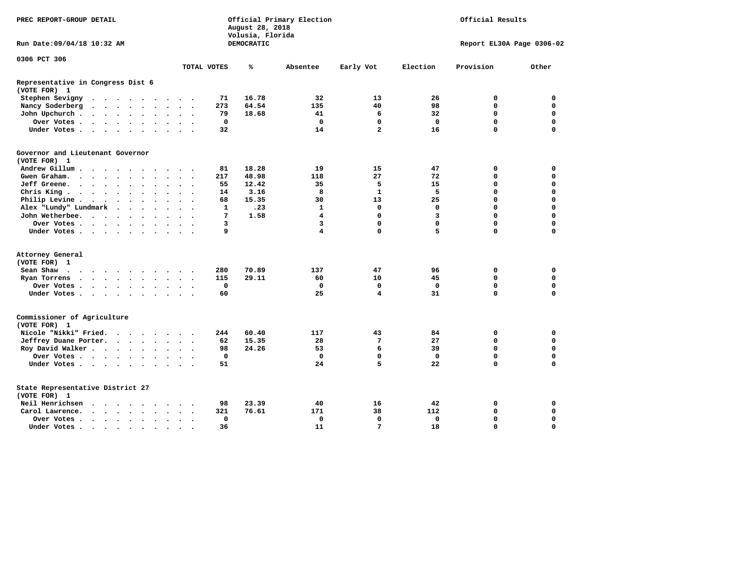PREC REPORT-GROUP DETAIL

Official Primary Election
August 28, 2018
Volusia, Florida
DEMOCRATIC

Official Results

Run Date:09/04/18 10:32 AM

Report EL30A Page 0306-02

0306 PCT 306

| | TOTAL VOTES | % | Absentee | Early Vot | Election | Provision | Other |
|---|---|---|---|---|---|---|---|
| **Representative in Congress Dist 6** | | | | | | | |
| **(VOTE FOR) 1** | | | | | | | |
| Stephen Sevigny | 71 | 16.78 | 32 | 13 | 26 | 0 | 0 |
| Nancy Soderberg | 273 | 64.54 | 135 | 40 | 98 | 0 | 0 |
| John Upchurch | 79 | 18.68 | 41 | 6 | 32 | 0 | 0 |
| Over Votes | 0 | | 0 | 0 | 0 | 0 | 0 |
| Under Votes | 32 | | 14 | 2 | 16 | 0 | 0 |
| **Governor and Lieutenant Governor** | | | | | | | |
| **(VOTE FOR) 1** | | | | | | | |
| Andrew Gillum | 81 | 18.28 | 19 | 15 | 47 | 0 | 0 |
| Gwen Graham | 217 | 48.98 | 118 | 27 | 72 | 0 | 0 |
| Jeff Greene | 55 | 12.42 | 35 | 5 | 15 | 0 | 0 |
| Chris King | 14 | 3.16 | 8 | 1 | 5 | 0 | 0 |
| Philip Levine | 68 | 15.35 | 30 | 13 | 25 | 0 | 0 |
| Alex "Lundy" Lundmark | 1 | .23 | 1 | 0 | 0 | 0 | 0 |
| John Wetherbee | 7 | 1.58 | 4 | 0 | 3 | 0 | 0 |
| Over Votes | 3 | | 3 | 0 | 0 | 0 | 0 |
| Under Votes | 9 | | 4 | 0 | 5 | 0 | 0 |
| **Attorney General** | | | | | | | |
| **(VOTE FOR) 1** | | | | | | | |
| Sean Shaw | 280 | 70.89 | 137 | 47 | 96 | 0 | 0 |
| Ryan Torrens | 115 | 29.11 | 60 | 10 | 45 | 0 | 0 |
| Over Votes | 0 | | 0 | 0 | 0 | 0 | 0 |
| Under Votes | 60 | | 25 | 4 | 31 | 0 | 0 |
| **Commissioner of Agriculture** | | | | | | | |
| **(VOTE FOR) 1** | | | | | | | |
| Nicole "Nikki" Fried | 244 | 60.40 | 117 | 43 | 84 | 0 | 0 |
| Jeffrey Duane Porter | 62 | 15.35 | 28 | 7 | 27 | 0 | 0 |
| Roy David Walker | 98 | 24.26 | 53 | 6 | 39 | 0 | 0 |
| Over Votes | 0 | | 0 | 0 | 0 | 0 | 0 |
| Under Votes | 51 | | 24 | 5 | 22 | 0 | 0 |
| **State Representative District 27** | | | | | | | |
| **(VOTE FOR) 1** | | | | | | | |
| Neil Henrichsen | 98 | 23.39 | 40 | 16 | 42 | 0 | 0 |
| Carol Lawrence | 321 | 76.61 | 171 | 38 | 112 | 0 | 0 |
| Over Votes | 0 | | 0 | 0 | 0 | 0 | 0 |
| Under Votes | 36 | | 11 | 7 | 18 | 0 | 0 |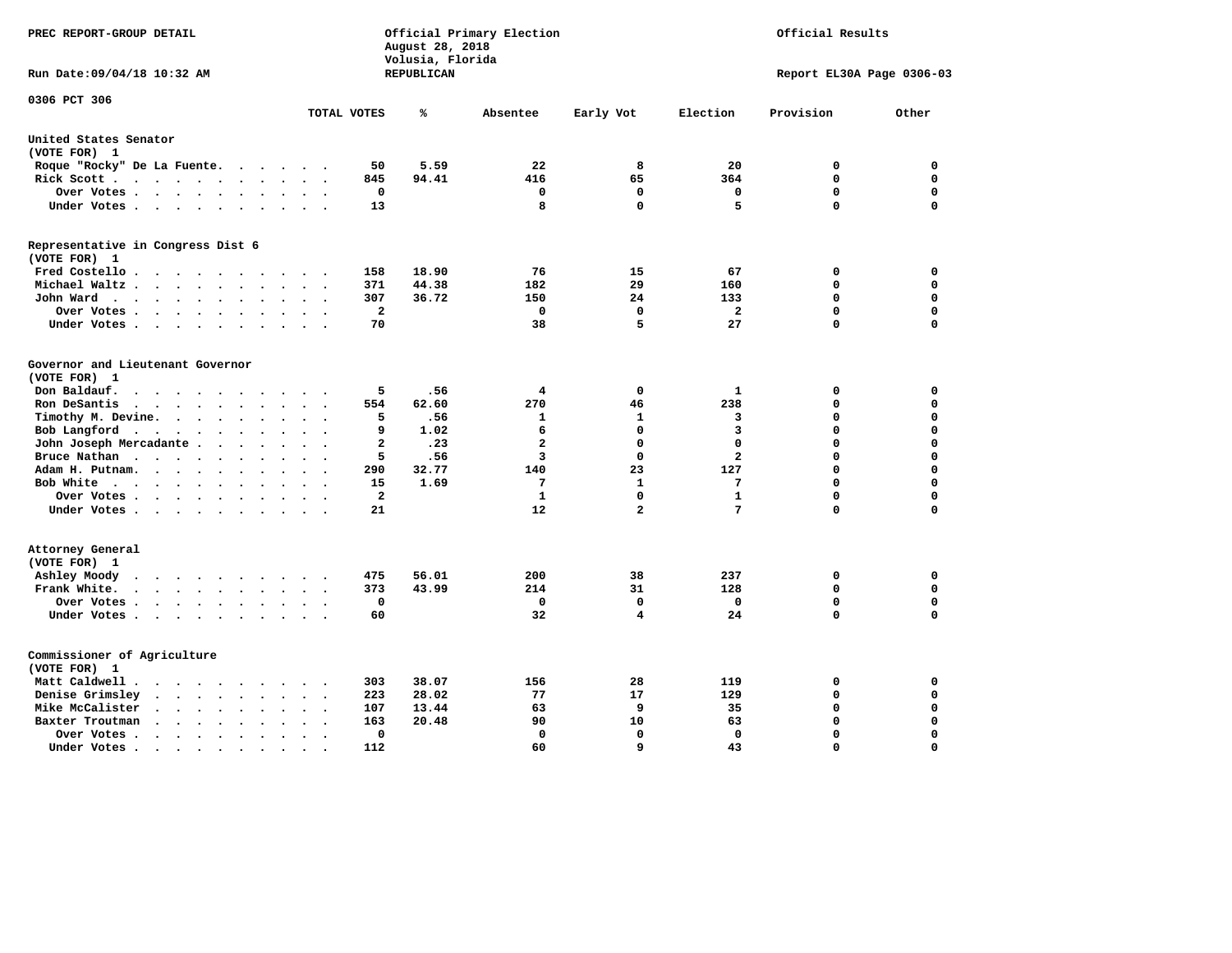PREC REPORT-GROUP DETAIL

Official Primary Election
August 28, 2018
Volusia, Florida
REPUBLICAN

Official Results

Run Date:09/04/18 10:32 AM

Report EL30A Page 0306-03

0306 PCT 306

| | TOTAL VOTES | % | Absentee | Early Vot | Election | Provision | Other |
|---|---|---|---|---|---|---|---|
| **United States Senator** | | | | | | | |
| (VOTE FOR) 1 | | | | | | | |
| Roque "Rocky" De La Fuente | 50 | 5.59 | 22 | 8 | 20 | 0 | 0 |
| Rick Scott | 845 | 94.41 | 416 | 65 | 364 | 0 | 0 |
| Over Votes | 0 | | 0 | 0 | 0 | 0 | 0 |
| Under Votes | 13 | | 8 | 0 | 5 | 0 | 0 |
| **Representative in Congress Dist 6** | | | | | | | |
| (VOTE FOR) 1 | | | | | | | |
| Fred Costello | 158 | 18.90 | 76 | 15 | 67 | 0 | 0 |
| Michael Waltz | 371 | 44.38 | 182 | 29 | 160 | 0 | 0 |
| John Ward | 307 | 36.72 | 150 | 24 | 133 | 0 | 0 |
| Over Votes | 2 | | 0 | 0 | 2 | 0 | 0 |
| Under Votes | 70 | | 38 | 5 | 27 | 0 | 0 |
| **Governor and Lieutenant Governor** | | | | | | | |
| (VOTE FOR) 1 | | | | | | | |
| Don Baldauf | 5 | .56 | 4 | 0 | 1 | 0 | 0 |
| Ron DeSantis | 554 | 62.60 | 270 | 46 | 238 | 0 | 0 |
| Timothy M. Devine | 5 | .56 | 1 | 1 | 3 | 0 | 0 |
| Bob Langford | 9 | 1.02 | 6 | 0 | 3 | 0 | 0 |
| John Joseph Mercadante | 2 | .23 | 2 | 0 | 0 | 0 | 0 |
| Bruce Nathan | 5 | .56 | 3 | 0 | 2 | 0 | 0 |
| Adam H. Putnam | 290 | 32.77 | 140 | 23 | 127 | 0 | 0 |
| Bob White | 15 | 1.69 | 7 | 1 | 7 | 0 | 0 |
| Over Votes | 2 | | 1 | 0 | 1 | 0 | 0 |
| Under Votes | 21 | | 12 | 2 | 7 | 0 | 0 |
| **Attorney General** | | | | | | | |
| (VOTE FOR) 1 | | | | | | | |
| Ashley Moody | 475 | 56.01 | 200 | 38 | 237 | 0 | 0 |
| Frank White | 373 | 43.99 | 214 | 31 | 128 | 0 | 0 |
| Over Votes | 0 | | 0 | 0 | 0 | 0 | 0 |
| Under Votes | 60 | | 32 | 4 | 24 | 0 | 0 |
| **Commissioner of Agriculture** | | | | | | | |
| (VOTE FOR) 1 | | | | | | | |
| Matt Caldwell | 303 | 38.07 | 156 | 28 | 119 | 0 | 0 |
| Denise Grimsley | 223 | 28.02 | 77 | 17 | 129 | 0 | 0 |
| Mike McCalister | 107 | 13.44 | 63 | 9 | 35 | 0 | 0 |
| Baxter Troutman | 163 | 20.48 | 90 | 10 | 63 | 0 | 0 |
| Over Votes | 0 | | 0 | 0 | 0 | 0 | 0 |
| Under Votes | 112 | | 60 | 9 | 43 | 0 | 0 |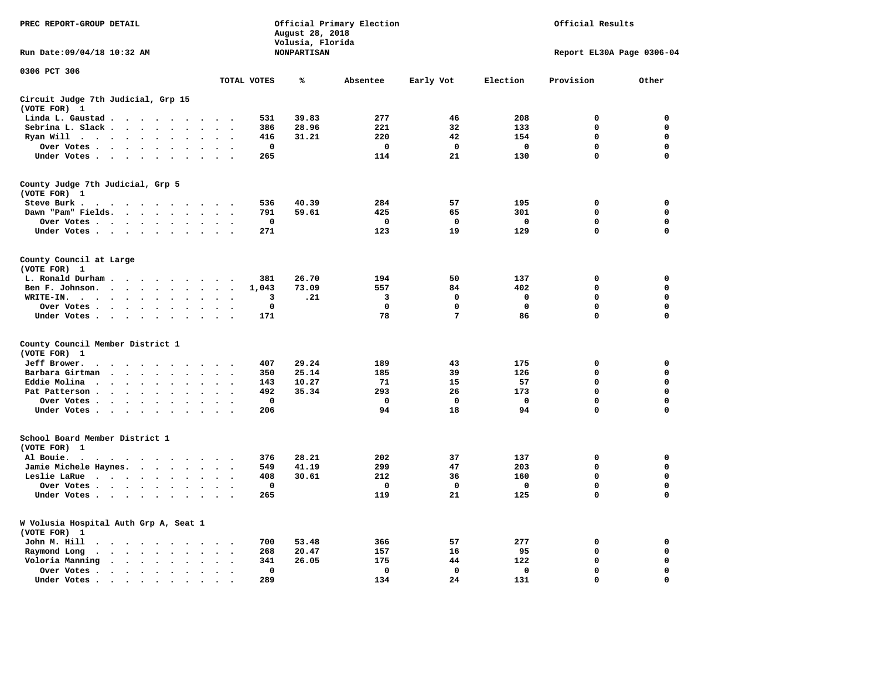PREC REPORT-GROUP DETAIL

Official Primary Election
August 28, 2018
Volusia, Florida
NONPARTISAN

Official Results

Run Date:09/04/18 10:32 AM

Report EL30A Page 0306-04

0306 PCT 306

| | TOTAL VOTES | % | Absentee | Early Vot | Election | Provision | Other |
|---|---|---|---|---|---|---|---|
| **Circuit Judge 7th Judicial, Grp 15** | | | | | | | |
| (VOTE FOR) 1 | | | | | | | |
| Linda L. Gaustad | 531 | 39.83 | 277 | 46 | 208 | 0 | 0 |
| Sebrina L. Slack | 386 | 28.96 | 221 | 32 | 133 | 0 | 0 |
| Ryan Will | 416 | 31.21 | 220 | 42 | 154 | 0 | 0 |
| Over Votes | 0 | | 0 | 0 | 0 | 0 | 0 |
| Under Votes | 265 | | 114 | 21 | 130 | 0 | 0 |
| **County Judge 7th Judicial, Grp 5** | | | | | | | |
| (VOTE FOR) 1 | | | | | | | |
| Steve Burk | 536 | 40.39 | 284 | 57 | 195 | 0 | 0 |
| Dawn "Pam" Fields | 791 | 59.61 | 425 | 65 | 301 | 0 | 0 |
| Over Votes | 0 | | 0 | 0 | 0 | 0 | 0 |
| Under Votes | 271 | | 123 | 19 | 129 | 0 | 0 |
| **County Council at Large** | | | | | | | |
| (VOTE FOR) 1 | | | | | | | |
| L. Ronald Durham | 381 | 26.70 | 194 | 50 | 137 | 0 | 0 |
| Ben F. Johnson | 1,043 | 73.09 | 557 | 84 | 402 | 0 | 0 |
| WRITE-IN | 3 | .21 | 3 | 0 | 0 | 0 | 0 |
| Over Votes | 0 | | 0 | 0 | 0 | 0 | 0 |
| Under Votes | 171 | | 78 | 7 | 86 | 0 | 0 |
| **County Council Member District 1** | | | | | | | |
| (VOTE FOR) 1 | | | | | | | |
| Jeff Brower | 407 | 29.24 | 189 | 43 | 175 | 0 | 0 |
| Barbara Girtman | 350 | 25.14 | 185 | 39 | 126 | 0 | 0 |
| Eddie Molina | 143 | 10.27 | 71 | 15 | 57 | 0 | 0 |
| Pat Patterson | 492 | 35.34 | 293 | 26 | 173 | 0 | 0 |
| Over Votes | 0 | | 0 | 0 | 0 | 0 | 0 |
| Under Votes | 206 | | 94 | 18 | 94 | 0 | 0 |
| **School Board Member District 1** | | | | | | | |
| (VOTE FOR) 1 | | | | | | | |
| Al Bouie | 376 | 28.21 | 202 | 37 | 137 | 0 | 0 |
| Jamie Michele Haynes | 549 | 41.19 | 299 | 47 | 203 | 0 | 0 |
| Leslie LaRue | 408 | 30.61 | 212 | 36 | 160 | 0 | 0 |
| Over Votes | 0 | | 0 | 0 | 0 | 0 | 0 |
| Under Votes | 265 | | 119 | 21 | 125 | 0 | 0 |
| **W Volusia Hospital Auth Grp A, Seat 1** | | | | | | | |
| (VOTE FOR) 1 | | | | | | | |
| John M. Hill | 700 | 53.48 | 366 | 57 | 277 | 0 | 0 |
| Raymond Long | 268 | 20.47 | 157 | 16 | 95 | 0 | 0 |
| Voloria Manning | 341 | 26.05 | 175 | 44 | 122 | 0 | 0 |
| Over Votes | 0 | | 0 | 0 | 0 | 0 | 0 |
| Under Votes | 289 | | 134 | 24 | 131 | 0 | 0 |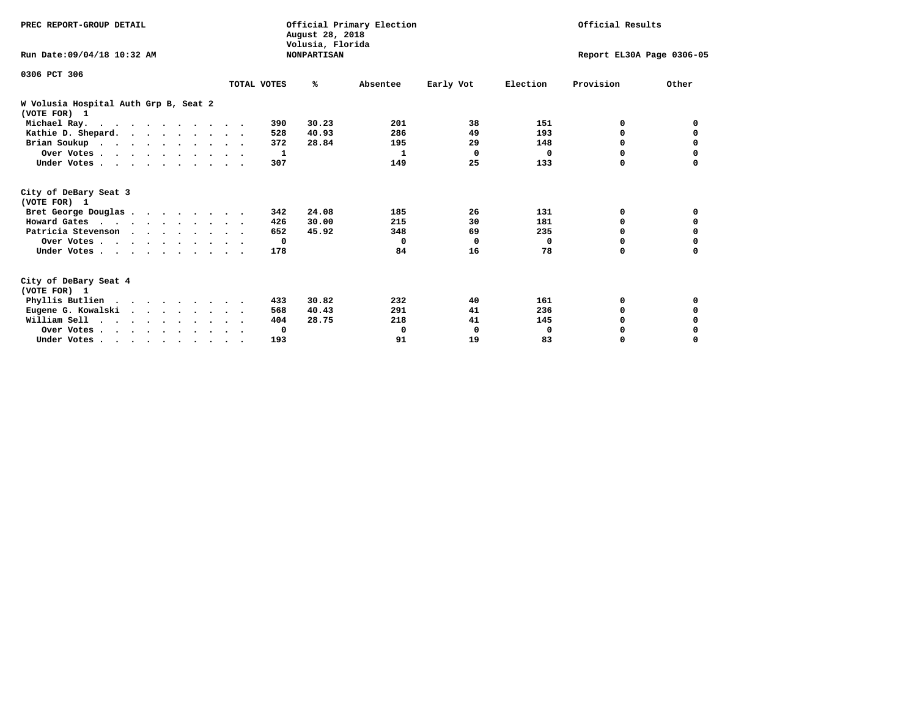PREC REPORT-GROUP DETAIL

Official Primary Election
August 28, 2018
Volusia, Florida
NONPARTISAN

Official Results

Run Date:09/04/18 10:32 AM

Report EL30A Page 0306-05

0306 PCT 306

| | TOTAL VOTES | % | Absentee | Early Vot | Election | Provision | Other |
|---|---|---|---|---|---|---|---|
| **W Volusia Hospital Auth Grp B, Seat 2** | | | | | | | |
| **(VOTE FOR) 1** | | | | | | | |
| Michael Ray. | 390 | 30.23 | 201 | 38 | 151 | 0 | 0 |
| Kathie D. Shepard. | 528 | 40.93 | 286 | 49 | 193 | 0 | 0 |
| Brian Soukup | 372 | 28.84 | 195 | 29 | 148 | 0 | 0 |
| Over Votes | 1 | | 1 | 0 | 0 | 0 | 0 |
| Under Votes | 307 | | 149 | 25 | 133 | 0 | 0 |
| **City of DeBary Seat 3** | | | | | | | |
| **(VOTE FOR) 1** | | | | | | | |
| Bret George Douglas | 342 | 24.08 | 185 | 26 | 131 | 0 | 0 |
| Howard Gates | 426 | 30.00 | 215 | 30 | 181 | 0 | 0 |
| Patricia Stevenson | 652 | 45.92 | 348 | 69 | 235 | 0 | 0 |
| Over Votes | 0 | | 0 | 0 | 0 | 0 | 0 |
| Under Votes | 178 | | 84 | 16 | 78 | 0 | 0 |
| **City of DeBary Seat 4** | | | | | | | |
| **(VOTE FOR) 1** | | | | | | | |
| Phyllis Butlien | 433 | 30.82 | 232 | 40 | 161 | 0 | 0 |
| Eugene G. Kowalski | 568 | 40.43 | 291 | 41 | 236 | 0 | 0 |
| William Sell | 404 | 28.75 | 218 | 41 | 145 | 0 | 0 |
| Over Votes | 0 | | 0 | 0 | 0 | 0 | 0 |
| Under Votes | 193 | | 91 | 19 | 83 | 0 | 0 |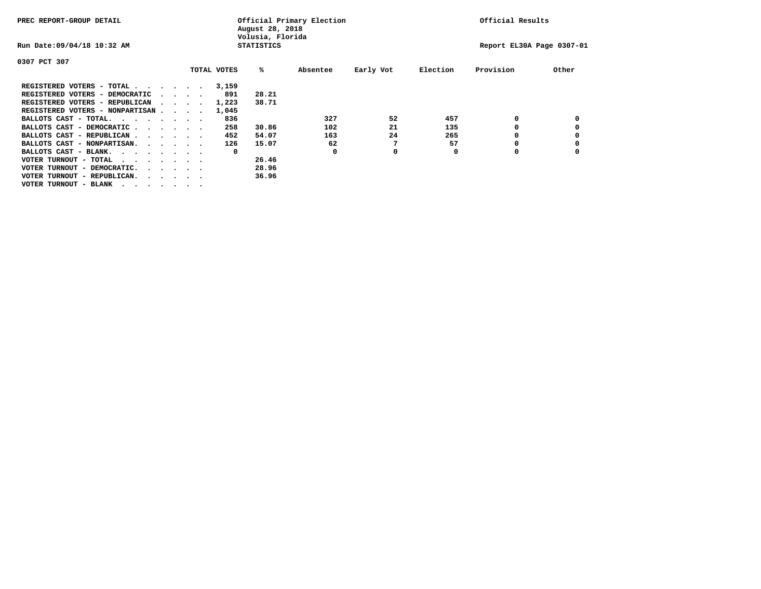PREC REPORT-GROUP DETAIL

Official Primary Election
August 28, 2018
Volusia, Florida
STATISTICS

Official Results

Run Date:09/04/18 10:32 AM

Report EL30A Page 0307-01

0307 PCT 307

| | TOTAL VOTES | % | Absentee | Early Vot | Election | Provision | Other |
|---|---|---|---|---|---|---|---|
| REGISTERED VOTERS - TOTAL . . . . . . | 3,159 | | | | | | |
| REGISTERED VOTERS - DEMOCRATIC . . . . | 891 | 28.21 | | | | | |
| REGISTERED VOTERS - REPUBLICAN . . . . | 1,223 | 38.71 | | | | | |
| REGISTERED VOTERS - NONPARTISAN . . . . | 1,045 | | | | | | |
| BALLOTS CAST - TOTAL. . . . . . . . | 836 | | 327 | 52 | 457 | 0 | 0 |
| BALLOTS CAST - DEMOCRATIC . . . . . . | 258 | 30.86 | 102 | 21 | 135 | 0 | 0 |
| BALLOTS CAST - REPUBLICAN . . . . . . | 452 | 54.07 | 163 | 24 | 265 | 0 | 0 |
| BALLOTS CAST - NONPARTISAN. . . . . . | 126 | 15.07 | 62 | 7 | 57 | 0 | 0 |
| BALLOTS CAST - BLANK. . . . . . . . | 0 | | 0 | 0 | 0 | 0 | 0 |
| VOTER TURNOUT - TOTAL . . . . . . . | | 26.46 | | | | | |
| VOTER TURNOUT - DEMOCRATIC. . . . . . | | 28.96 | | | | | |
| VOTER TURNOUT - REPUBLICAN. . . . . . | | 36.96 | | | | | |
| VOTER TURNOUT - BLANK . . . . . . . | | | | | | | |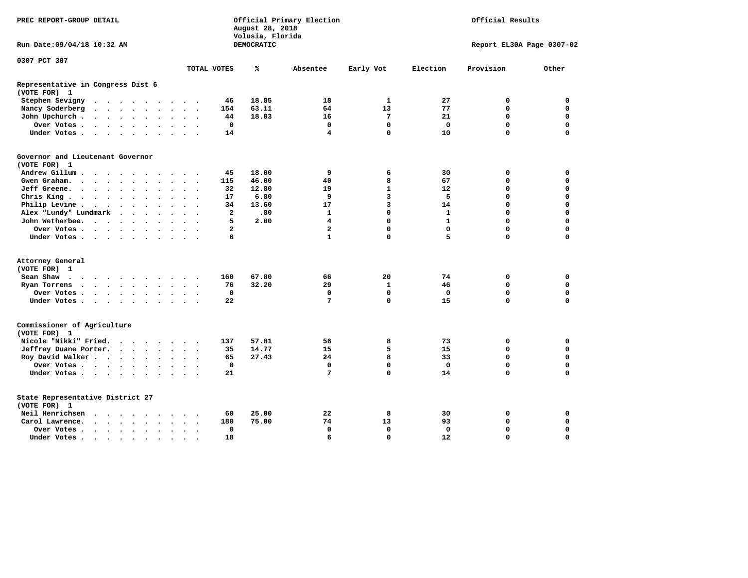PREC REPORT-GROUP DETAIL

Official Primary Election
August 28, 2018
Volusia, Florida
DEMOCRATIC

Official Results

Run Date:09/04/18 10:32 AM

Report EL30A Page 0307-02

0307 PCT 307

## Representative in Congress Dist 6
(VOTE FOR) 1

| | TOTAL VOTES | % | Absentee | Early Vot | Election | Provision | Other |
|---|---|---|---|---|---|---|---|
| Stephen Sevigny | 46 | 18.85 | 18 | 1 | 27 | 0 | 0 |
| Nancy Soderberg | 154 | 63.11 | 64 | 13 | 77 | 0 | 0 |
| John Upchurch | 44 | 18.03 | 16 | 7 | 21 | 0 | 0 |
| Over Votes | 0 | | 0 | 0 | 0 | 0 | 0 |
| Under Votes | 14 | | 4 | 0 | 10 | 0 | 0 |

## Governor and Lieutenant Governor
(VOTE FOR) 1

| | TOTAL VOTES | % | Absentee | Early Vot | Election | Provision | Other |
|---|---|---|---|---|---|---|---|
| Andrew Gillum | 45 | 18.00 | 9 | 6 | 30 | 0 | 0 |
| Gwen Graham | 115 | 46.00 | 40 | 8 | 67 | 0 | 0 |
| Jeff Greene | 32 | 12.80 | 19 | 1 | 12 | 0 | 0 |
| Chris King | 17 | 6.80 | 9 | 3 | 5 | 0 | 0 |
| Philip Levine | 34 | 13.60 | 17 | 3 | 14 | 0 | 0 |
| Alex "Lundy" Lundmark | 2 | .80 | 1 | 0 | 1 | 0 | 0 |
| John Wetherbee | 5 | 2.00 | 4 | 0 | 1 | 0 | 0 |
| Over Votes | 2 | | 2 | 0 | 0 | 0 | 0 |
| Under Votes | 6 | | 1 | 0 | 5 | 0 | 0 |

## Attorney General
(VOTE FOR) 1

| | TOTAL VOTES | % | Absentee | Early Vot | Election | Provision | Other |
|---|---|---|---|---|---|---|---|
| Sean Shaw | 160 | 67.80 | 66 | 20 | 74 | 0 | 0 |
| Ryan Torrens | 76 | 32.20 | 29 | 1 | 46 | 0 | 0 |
| Over Votes | 0 | | 0 | 0 | 0 | 0 | 0 |
| Under Votes | 22 | | 7 | 0 | 15 | 0 | 0 |

## Commissioner of Agriculture
(VOTE FOR) 1

| | TOTAL VOTES | % | Absentee | Early Vot | Election | Provision | Other |
|---|---|---|---|---|---|---|---|
| Nicole "Nikki" Fried | 137 | 57.81 | 56 | 8 | 73 | 0 | 0 |
| Jeffrey Duane Porter | 35 | 14.77 | 15 | 5 | 15 | 0 | 0 |
| Roy David Walker | 65 | 27.43 | 24 | 8 | 33 | 0 | 0 |
| Over Votes | 0 | | 0 | 0 | 0 | 0 | 0 |
| Under Votes | 21 | | 7 | 0 | 14 | 0 | 0 |

## State Representative District 27
(VOTE FOR) 1

| | TOTAL VOTES | % | Absentee | Early Vot | Election | Provision | Other |
|---|---|---|---|---|---|---|---|
| Neil Henrichsen | 60 | 25.00 | 22 | 8 | 30 | 0 | 0 |
| Carol Lawrence | 180 | 75.00 | 74 | 13 | 93 | 0 | 0 |
| Over Votes | 0 | | 0 | 0 | 0 | 0 | 0 |
| Under Votes | 18 | | 6 | 0 | 12 | 0 | 0 |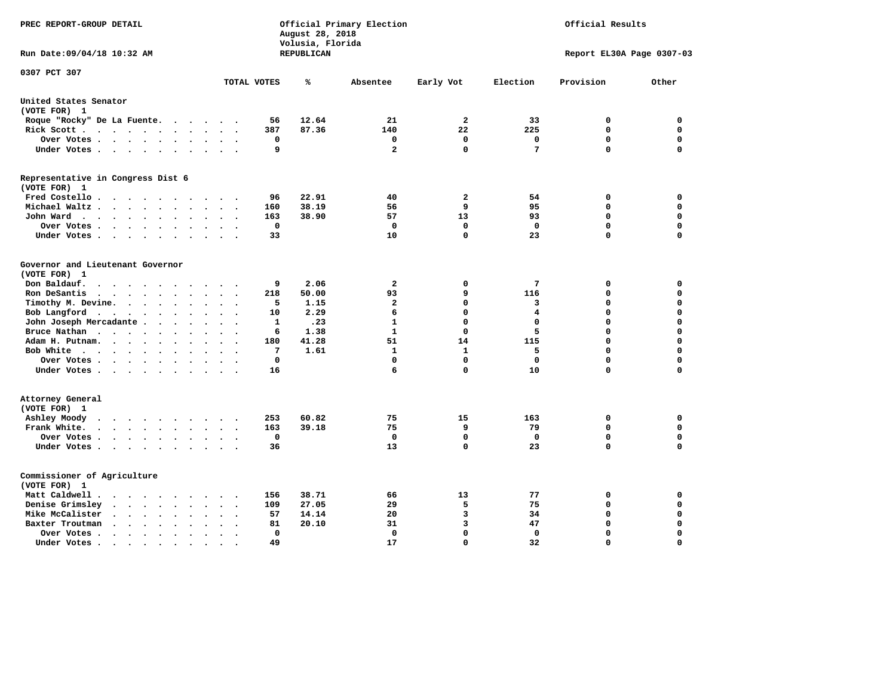PREC REPORT-GROUP DETAIL

Official Primary Election
August 28, 2018
Volusia, Florida
REPUBLICAN

Official Results

Run Date:09/04/18 10:32 AM

Report EL30A Page 0307-03

## 0307 PCT 307

| | TOTAL VOTES | % | Absentee | Early Vot | Election | Provision | Other |
|---|---|---|---|---|---|---|---|
| **United States Senator** | | | | | | | |
| (VOTE FOR) 1 | | | | | | | |
| Roque "Rocky" De La Fuente | 56 | 12.64 | 21 | 2 | 33 | 0 | 0 |
| Rick Scott | 387 | 87.36 | 140 | 22 | 225 | 0 | 0 |
| Over Votes | 0 | | 0 | 0 | 0 | 0 | 0 |
| Under Votes | 9 | | 2 | 0 | 7 | 0 | 0 |
| **Representative in Congress Dist 6** | | | | | | | |
| (VOTE FOR) 1 | | | | | | | |
| Fred Costello | 96 | 22.91 | 40 | 2 | 54 | 0 | 0 |
| Michael Waltz | 160 | 38.19 | 56 | 9 | 95 | 0 | 0 |
| John Ward | 163 | 38.90 | 57 | 13 | 93 | 0 | 0 |
| Over Votes | 0 | | 0 | 0 | 0 | 0 | 0 |
| Under Votes | 33 | | 10 | 0 | 23 | 0 | 0 |
| **Governor and Lieutenant Governor** | | | | | | | |
| (VOTE FOR) 1 | | | | | | | |
| Don Baldauf | 9 | 2.06 | 2 | 0 | 7 | 0 | 0 |
| Ron DeSantis | 218 | 50.00 | 93 | 9 | 116 | 0 | 0 |
| Timothy M. Devine | 5 | 1.15 | 2 | 0 | 3 | 0 | 0 |
| Bob Langford | 10 | 2.29 | 6 | 0 | 4 | 0 | 0 |
| John Joseph Mercadante | 1 | .23 | 1 | 0 | 0 | 0 | 0 |
| Bruce Nathan | 6 | 1.38 | 1 | 0 | 5 | 0 | 0 |
| Adam H. Putnam | 180 | 41.28 | 51 | 14 | 115 | 0 | 0 |
| Bob White | 7 | 1.61 | 1 | 1 | 5 | 0 | 0 |
| Over Votes | 0 | | 0 | 0 | 0 | 0 | 0 |
| Under Votes | 16 | | 6 | 0 | 10 | 0 | 0 |
| **Attorney General** | | | | | | | |
| (VOTE FOR) 1 | | | | | | | |
| Ashley Moody | 253 | 60.82 | 75 | 15 | 163 | 0 | 0 |
| Frank White | 163 | 39.18 | 75 | 9 | 79 | 0 | 0 |
| Over Votes | 0 | | 0 | 0 | 0 | 0 | 0 |
| Under Votes | 36 | | 13 | 0 | 23 | 0 | 0 |
| **Commissioner of Agriculture** | | | | | | | |
| (VOTE FOR) 1 | | | | | | | |
| Matt Caldwell | 156 | 38.71 | 66 | 13 | 77 | 0 | 0 |
| Denise Grimsley | 109 | 27.05 | 29 | 5 | 75 | 0 | 0 |
| Mike McCalister | 57 | 14.14 | 20 | 3 | 34 | 0 | 0 |
| Baxter Troutman | 81 | 20.10 | 31 | 3 | 47 | 0 | 0 |
| Over Votes | 0 | | 0 | 0 | 0 | 0 | 0 |
| Under Votes | 49 | | 17 | 0 | 32 | 0 | 0 |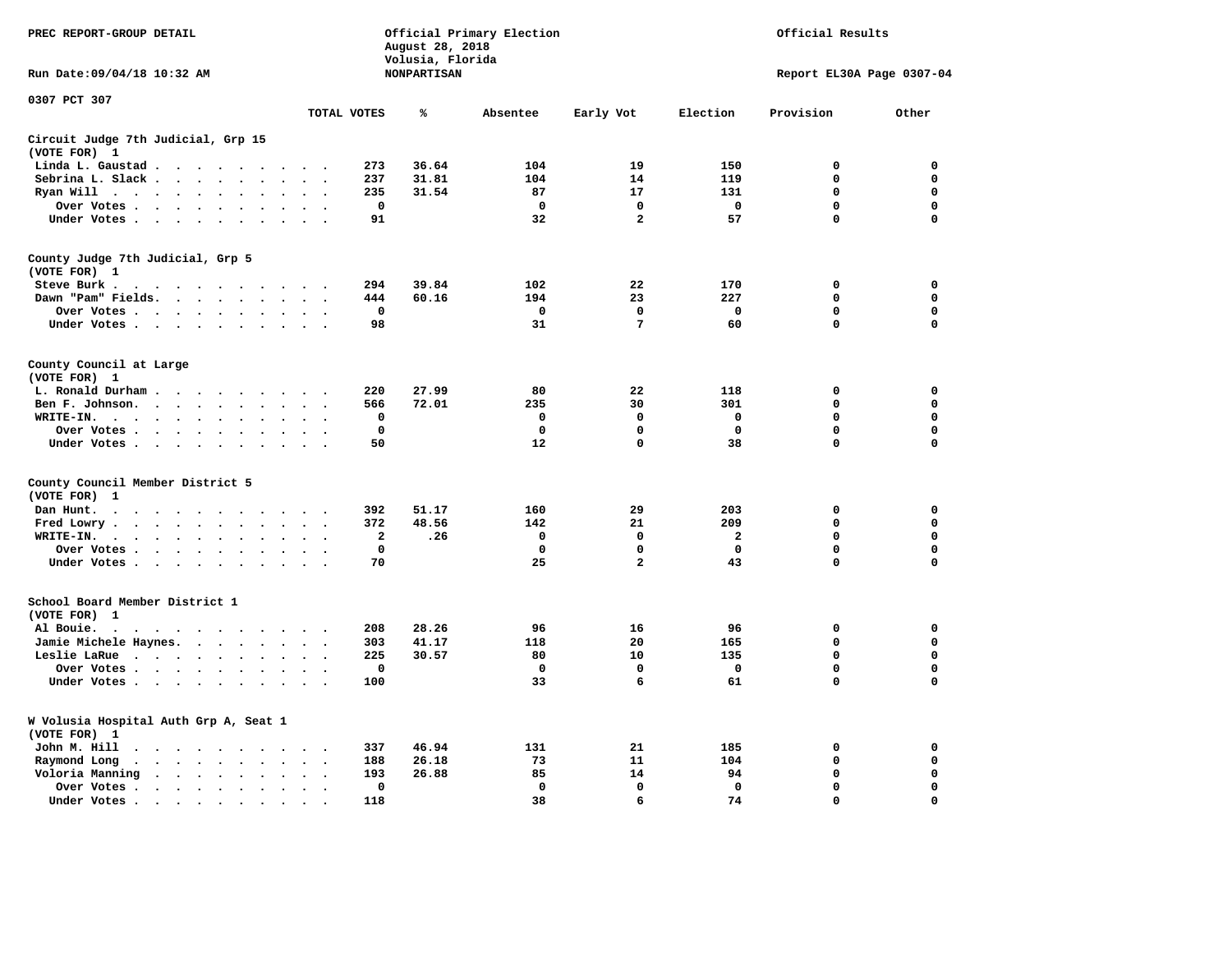PREC REPORT-GROUP DETAIL

Official Primary Election
August 28, 2018
Volusia, Florida
NONPARTISAN

Official Results

Run Date:09/04/18 10:32 AM

Report EL30A Page 0307-04

0307 PCT 307

| | TOTAL VOTES | % | Absentee | Early Vot | Election | Provision | Other |
|---|---|---|---|---|---|---|---|
| **Circuit Judge 7th Judicial, Grp 15** | | | | | | | |
| **(VOTE FOR) 1** | | | | | | | |
| Linda L. Gaustad | 273 | 36.64 | 104 | 19 | 150 | 0 | 0 |
| Sebrina L. Slack | 237 | 31.81 | 104 | 14 | 119 | 0 | 0 |
| Ryan Will | 235 | 31.54 | 87 | 17 | 131 | 0 | 0 |
| Over Votes | 0 | | 0 | 0 | 0 | 0 | 0 |
| Under Votes | 91 | | 32 | 2 | 57 | 0 | 0 |
| **County Judge 7th Judicial, Grp 5** | | | | | | | |
| **(VOTE FOR) 1** | | | | | | | |
| Steve Burk | 294 | 39.84 | 102 | 22 | 170 | 0 | 0 |
| Dawn "Pam" Fields | 444 | 60.16 | 194 | 23 | 227 | 0 | 0 |
| Over Votes | 0 | | 0 | 0 | 0 | 0 | 0 |
| Under Votes | 98 | | 31 | 7 | 60 | 0 | 0 |
| **County Council at Large** | | | | | | | |
| **(VOTE FOR) 1** | | | | | | | |
| L. Ronald Durham | 220 | 27.99 | 80 | 22 | 118 | 0 | 0 |
| Ben F. Johnson | 566 | 72.01 | 235 | 30 | 301 | 0 | 0 |
| WRITE-IN. | 0 | | 0 | 0 | 0 | 0 | 0 |
| Over Votes | 0 | | 0 | 0 | 0 | 0 | 0 |
| Under Votes | 50 | | 12 | 0 | 38 | 0 | 0 |
| **County Council Member District 5** | | | | | | | |
| **(VOTE FOR) 1** | | | | | | | |
| Dan Hunt | 392 | 51.17 | 160 | 29 | 203 | 0 | 0 |
| Fred Lowry | 372 | 48.56 | 142 | 21 | 209 | 0 | 0 |
| WRITE-IN. | 2 | .26 | 0 | 0 | 2 | 0 | 0 |
| Over Votes | 0 | | 0 | 0 | 0 | 0 | 0 |
| Under Votes | 70 | | 25 | 2 | 43 | 0 | 0 |
| **School Board Member District 1** | | | | | | | |
| **(VOTE FOR) 1** | | | | | | | |
| Al Bouie | 208 | 28.26 | 96 | 16 | 96 | 0 | 0 |
| Jamie Michele Haynes | 303 | 41.17 | 118 | 20 | 165 | 0 | 0 |
| Leslie LaRue | 225 | 30.57 | 80 | 10 | 135 | 0 | 0 |
| Over Votes | 0 | | 0 | 0 | 0 | 0 | 0 |
| Under Votes | 100 | | 33 | 6 | 61 | 0 | 0 |
| **W Volusia Hospital Auth Grp A, Seat 1** | | | | | | | |
| **(VOTE FOR) 1** | | | | | | | |
| John M. Hill | 337 | 46.94 | 131 | 21 | 185 | 0 | 0 |
| Raymond Long | 188 | 26.18 | 73 | 11 | 104 | 0 | 0 |
| Voloria Manning | 193 | 26.88 | 85 | 14 | 94 | 0 | 0 |
| Over Votes | 0 | | 0 | 0 | 0 | 0 | 0 |
| Under Votes | 118 | | 38 | 6 | 74 | 0 | 0 |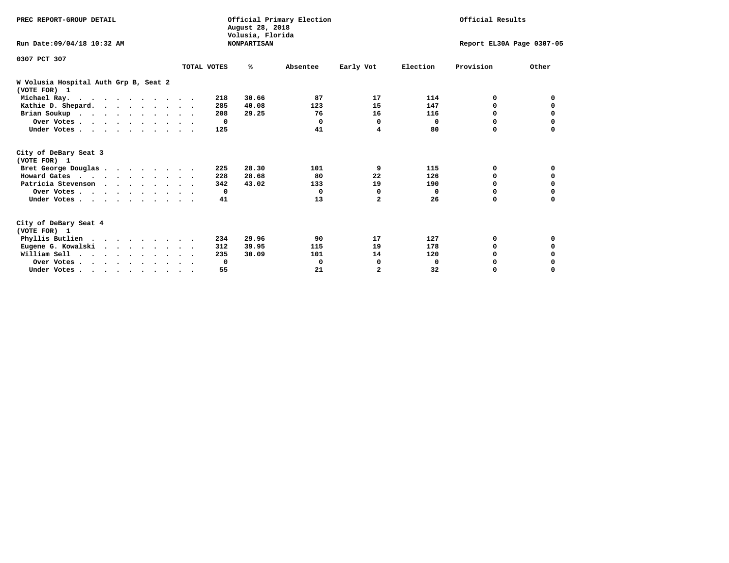PREC REPORT-GROUP DETAIL

Official Primary Election
August 28, 2018
Volusia, Florida
NONPARTISAN

Official Results

Run Date:09/04/18 10:32 AM

Report EL30A Page 0307-05

0307 PCT 307

| | TOTAL VOTES | % | Absentee | Early Vot | Election | Provision | Other |
|---|---|---|---|---|---|---|---|
| **W Volusia Hospital Auth Grp B, Seat 2** | | | | | | | |
| **(VOTE FOR) 1** | | | | | | | |
| Michael Ray | 218 | 30.66 | 87 | 17 | 114 | 0 | 0 |
| Kathie D. Shepard | 285 | 40.08 | 123 | 15 | 147 | 0 | 0 |
| Brian Soukup | 208 | 29.25 | 76 | 16 | 116 | 0 | 0 |
| Over Votes | 0 | | 0 | 0 | 0 | 0 | 0 |
| Under Votes | 125 | | 41 | 4 | 80 | 0 | 0 |
| **City of DeBary Seat 3** | | | | | | | |
| **(VOTE FOR) 1** | | | | | | | |
| Bret George Douglas | 225 | 28.30 | 101 | 9 | 115 | 0 | 0 |
| Howard Gates | 228 | 28.68 | 80 | 22 | 126 | 0 | 0 |
| Patricia Stevenson | 342 | 43.02 | 133 | 19 | 190 | 0 | 0 |
| Over Votes | 0 | | 0 | 0 | 0 | 0 | 0 |
| Under Votes | 41 | | 13 | 2 | 26 | 0 | 0 |
| **City of DeBary Seat 4** | | | | | | | |
| **(VOTE FOR) 1** | | | | | | | |
| Phyllis Butlien | 234 | 29.96 | 90 | 17 | 127 | 0 | 0 |
| Eugene G. Kowalski | 312 | 39.95 | 115 | 19 | 178 | 0 | 0 |
| William Sell | 235 | 30.09 | 101 | 14 | 120 | 0 | 0 |
| Over Votes | 0 | | 0 | 0 | 0 | 0 | 0 |
| Under Votes | 55 | | 21 | 2 | 32 | 0 | 0 |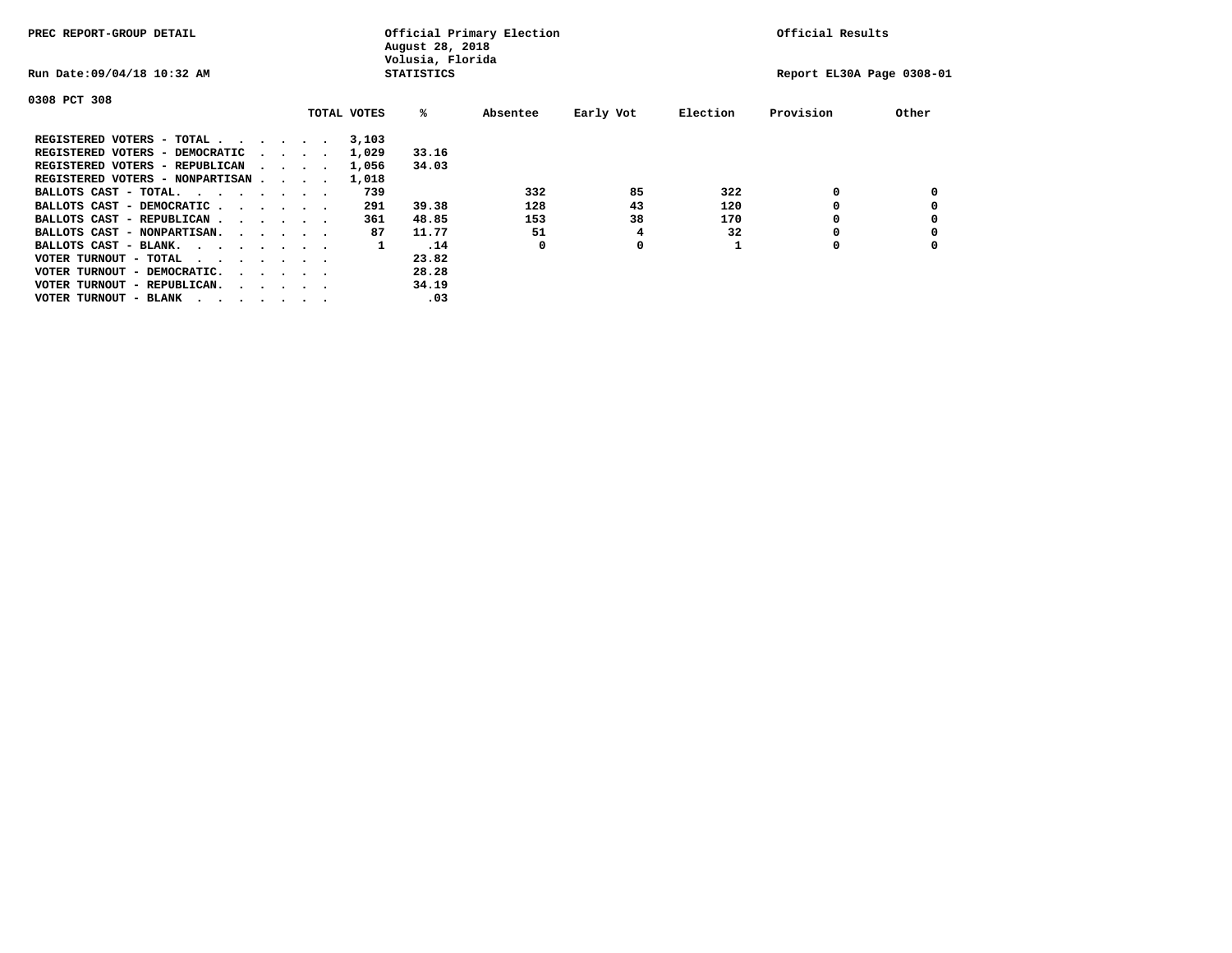PREC REPORT-GROUP DETAIL

Official Primary Election
August 28, 2018
Volusia, Florida
STATISTICS

Official Results

Run Date:09/04/18 10:32 AM

Report EL30A Page 0308-01

0308 PCT 308

| | TOTAL VOTES | % | Absentee | Early Vot | Election | Provision | Other |
|---|---|---|---|---|---|---|---|
| REGISTERED VOTERS - TOTAL . . . . . . | 3,103 | | | | | | |
| REGISTERED VOTERS - DEMOCRATIC . . . . | 1,029 | 33.16 | | | | | |
| REGISTERED VOTERS - REPUBLICAN . . . . | 1,056 | 34.03 | | | | | |
| REGISTERED VOTERS - NONPARTISAN . . . . | 1,018 | | | | | | |
| BALLOTS CAST - TOTAL. . . . . . . . | 739 | | 332 | 85 | 322 | 0 | 0 |
| BALLOTS CAST - DEMOCRATIC . . . . . . | 291 | 39.38 | 128 | 43 | 120 | 0 | 0 |
| BALLOTS CAST - REPUBLICAN . . . . . . | 361 | 48.85 | 153 | 38 | 170 | 0 | 0 |
| BALLOTS CAST - NONPARTISAN. . . . . . | 87 | 11.77 | 51 | 4 | 32 | 0 | 0 |
| BALLOTS CAST - BLANK. . . . . . . . | 1 | .14 | 0 | 0 | 1 | 0 | 0 |
| VOTER TURNOUT - TOTAL . . . . . . . | | 23.82 | | | | | |
| VOTER TURNOUT - DEMOCRATIC. . . . . . | | 28.28 | | | | | |
| VOTER TURNOUT - REPUBLICAN. . . . . . | | 34.19 | | | | | |
| VOTER TURNOUT - BLANK . . . . . . . | | .03 | | | | | |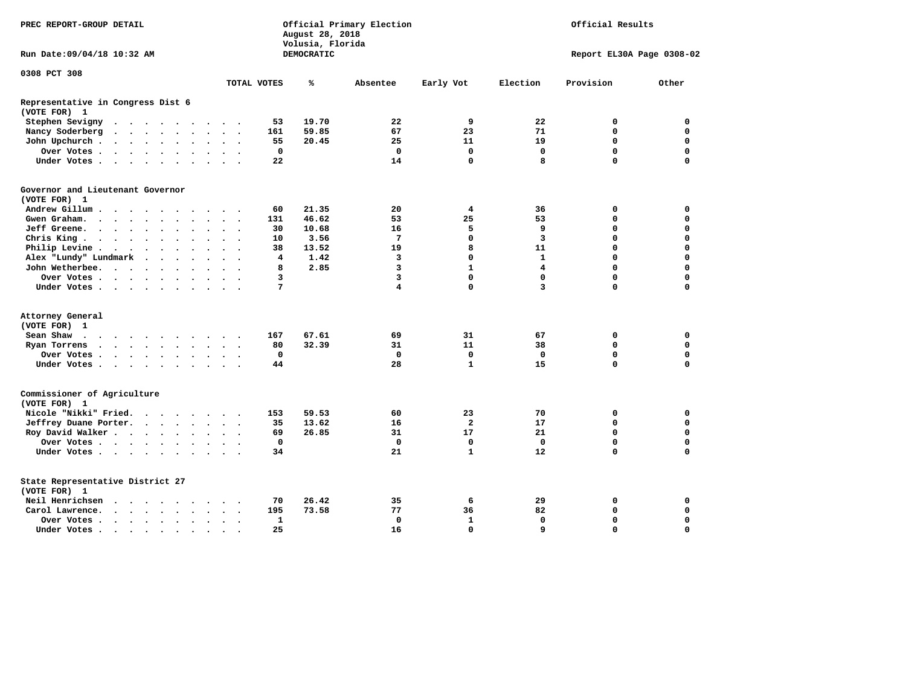PREC REPORT-GROUP DETAIL

Official Primary Election
August 28, 2018
Volusia, Florida
DEMOCRATIC

Official Results

Run Date:09/04/18 10:32 AM

Report EL30A Page 0308-02

0308 PCT 308

| | TOTAL VOTES | % | Absentee | Early Vot | Election | Provision | Other |
|---|---|---|---|---|---|---|---|
| **Representative in Congress Dist 6** | | | | | | | |
| **(VOTE FOR) 1** | | | | | | | |
| Stephen Sevigny | 53 | 19.70 | 22 | 9 | 22 | 0 | 0 |
| Nancy Soderberg | 161 | 59.85 | 67 | 23 | 71 | 0 | 0 |
| John Upchurch | 55 | 20.45 | 25 | 11 | 19 | 0 | 0 |
| Over Votes | 0 | | 0 | 0 | 0 | 0 | 0 |
| Under Votes | 22 | | 14 | 0 | 8 | 0 | 0 |
| **Governor and Lieutenant Governor** | | | | | | | |
| **(VOTE FOR) 1** | | | | | | | |
| Andrew Gillum | 60 | 21.35 | 20 | 4 | 36 | 0 | 0 |
| Gwen Graham | 131 | 46.62 | 53 | 25 | 53 | 0 | 0 |
| Jeff Greene | 30 | 10.68 | 16 | 5 | 9 | 0 | 0 |
| Chris King | 10 | 3.56 | 7 | 0 | 3 | 0 | 0 |
| Philip Levine | 38 | 13.52 | 19 | 8 | 11 | 0 | 0 |
| Alex "Lundy" Lundmark | 4 | 1.42 | 3 | 0 | 1 | 0 | 0 |
| John Wetherbee | 8 | 2.85 | 3 | 1 | 4 | 0 | 0 |
| Over Votes | 3 | | 3 | 0 | 0 | 0 | 0 |
| Under Votes | 7 | | 4 | 0 | 3 | 0 | 0 |
| **Attorney General** | | | | | | | |
| **(VOTE FOR) 1** | | | | | | | |
| Sean Shaw | 167 | 67.61 | 69 | 31 | 67 | 0 | 0 |
| Ryan Torrens | 80 | 32.39 | 31 | 11 | 38 | 0 | 0 |
| Over Votes | 0 | | 0 | 0 | 0 | 0 | 0 |
| Under Votes | 44 | | 28 | 1 | 15 | 0 | 0 |
| **Commissioner of Agriculture** | | | | | | | |
| **(VOTE FOR) 1** | | | | | | | |
| Nicole "Nikki" Fried | 153 | 59.53 | 60 | 23 | 70 | 0 | 0 |
| Jeffrey Duane Porter | 35 | 13.62 | 16 | 2 | 17 | 0 | 0 |
| Roy David Walker | 69 | 26.85 | 31 | 17 | 21 | 0 | 0 |
| Over Votes | 0 | | 0 | 0 | 0 | 0 | 0 |
| Under Votes | 34 | | 21 | 1 | 12 | 0 | 0 |
| **State Representative District 27** | | | | | | | |
| **(VOTE FOR) 1** | | | | | | | |
| Neil Henrichsen | 70 | 26.42 | 35 | 6 | 29 | 0 | 0 |
| Carol Lawrence | 195 | 73.58 | 77 | 36 | 82 | 0 | 0 |
| Over Votes | 1 | | 0 | 1 | 0 | 0 | 0 |
| Under Votes | 25 | | 16 | 0 | 9 | 0 | 0 |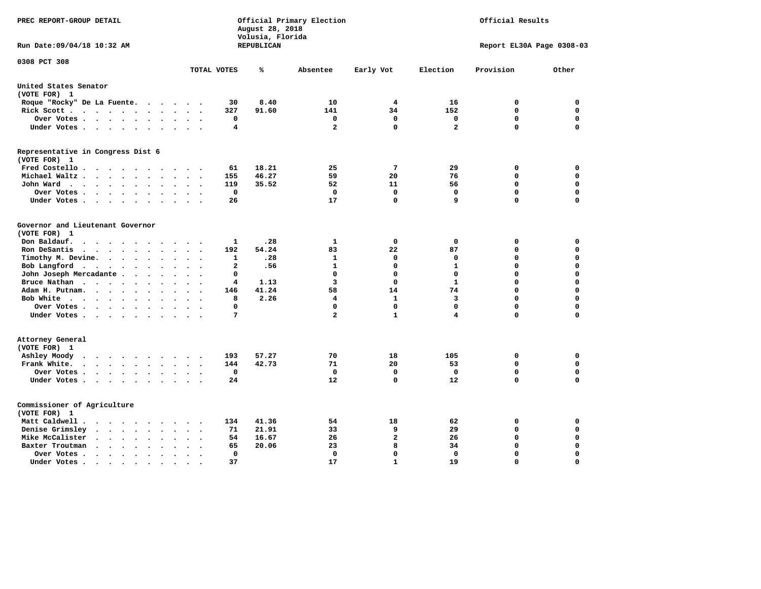PREC REPORT-GROUP DETAIL

Official Primary Election
August 28, 2018
Volusia, Florida
REPUBLICAN

Official Results

Run Date:09/04/18 10:32 AM

Report EL30A Page 0308-03

0308 PCT 308

| | TOTAL VOTES | % | Absentee | Early Vot | Election | Provision | Other |
|---|---|---|---|---|---|---|---|
| **United States Senator (VOTE FOR) 1** | | | | | | | |
| Roque "Rocky" De La Fuente | 30 | 8.40 | 10 | 4 | 16 | 0 | 0 |
| Rick Scott | 327 | 91.60 | 141 | 34 | 152 | 0 | 0 |
| Over Votes | 0 | | 0 | 0 | 0 | 0 | 0 |
| Under Votes | 4 | | 2 | 0 | 2 | 0 | 0 |
| **Representative in Congress Dist 6 (VOTE FOR) 1** | | | | | | | |
| Fred Costello | 61 | 18.21 | 25 | 7 | 29 | 0 | 0 |
| Michael Waltz | 155 | 46.27 | 59 | 20 | 76 | 0 | 0 |
| John Ward | 119 | 35.52 | 52 | 11 | 56 | 0 | 0 |
| Over Votes | 0 | | 0 | 0 | 0 | 0 | 0 |
| Under Votes | 26 | | 17 | 0 | 9 | 0 | 0 |
| **Governor and Lieutenant Governor (VOTE FOR) 1** | | | | | | | |
| Don Baldauf | 1 | .28 | 1 | 0 | 0 | 0 | 0 |
| Ron DeSantis | 192 | 54.24 | 83 | 22 | 87 | 0 | 0 |
| Timothy M. Devine | 1 | .28 | 1 | 0 | 0 | 0 | 0 |
| Bob Langford | 2 | .56 | 1 | 0 | 1 | 0 | 0 |
| John Joseph Mercadante | 0 | | 0 | 0 | 0 | 0 | 0 |
| Bruce Nathan | 4 | 1.13 | 3 | 0 | 1 | 0 | 0 |
| Adam H. Putnam | 146 | 41.24 | 58 | 14 | 74 | 0 | 0 |
| Bob White | 8 | 2.26 | 4 | 1 | 3 | 0 | 0 |
| Over Votes | 0 | | 0 | 0 | 0 | 0 | 0 |
| Under Votes | 7 | | 2 | 1 | 4 | 0 | 0 |
| **Attorney General (VOTE FOR) 1** | | | | | | | |
| Ashley Moody | 193 | 57.27 | 70 | 18 | 105 | 0 | 0 |
| Frank White | 144 | 42.73 | 71 | 20 | 53 | 0 | 0 |
| Over Votes | 0 | | 0 | 0 | 0 | 0 | 0 |
| Under Votes | 24 | | 12 | 0 | 12 | 0 | 0 |
| **Commissioner of Agriculture (VOTE FOR) 1** | | | | | | | |
| Matt Caldwell | 134 | 41.36 | 54 | 18 | 62 | 0 | 0 |
| Denise Grimsley | 71 | 21.91 | 33 | 9 | 29 | 0 | 0 |
| Mike McCalister | 54 | 16.67 | 26 | 2 | 26 | 0 | 0 |
| Baxter Troutman | 65 | 20.06 | 23 | 8 | 34 | 0 | 0 |
| Over Votes | 0 | | 0 | 0 | 0 | 0 | 0 |
| Under Votes | 37 | | 17 | 1 | 19 | 0 | 0 |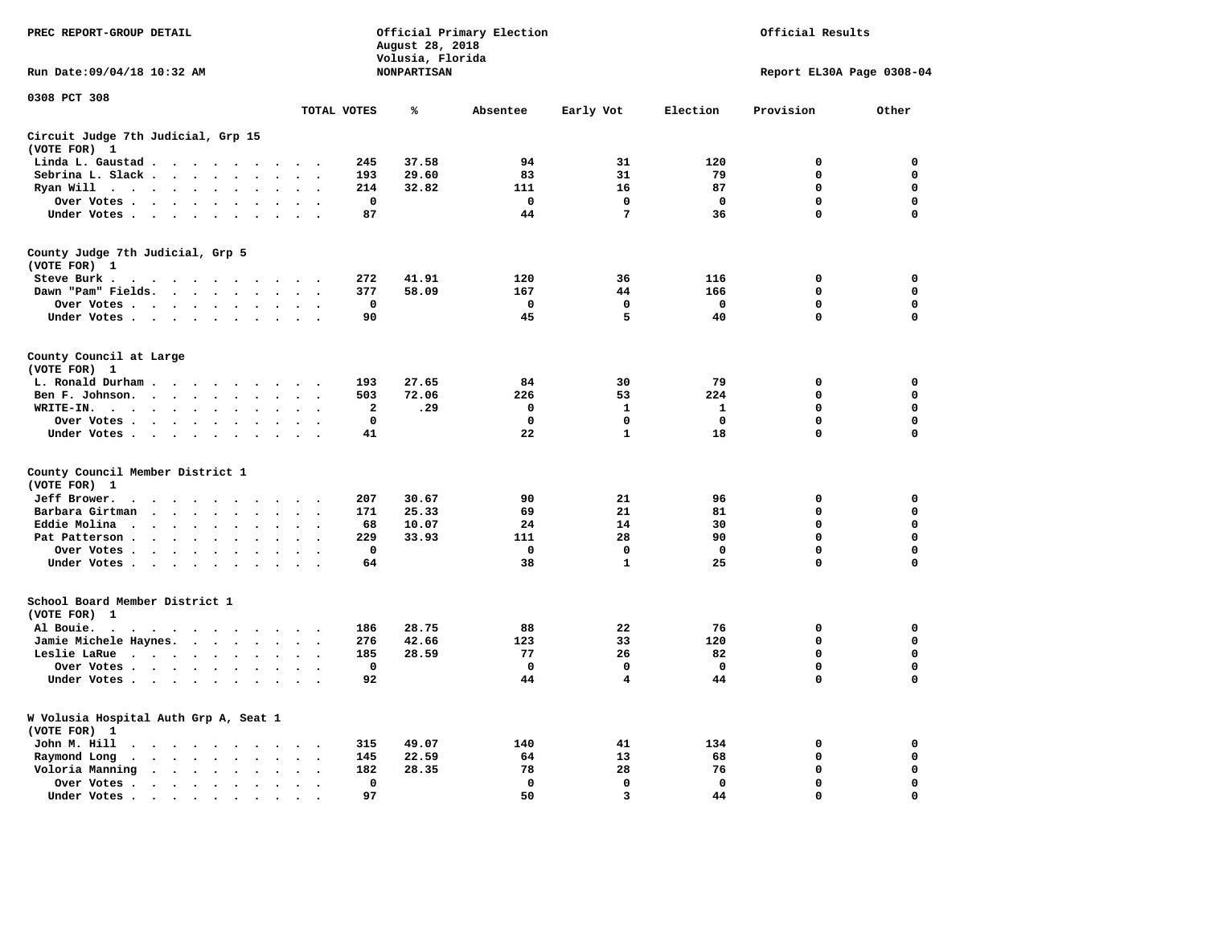PREC REPORT-GROUP DETAIL

Official Primary Election
August 28, 2018
Volusia, Florida
NONPARTISAN

Official Results

Run Date:09/04/18 10:32 AM

Report EL30A Page 0308-04

0308 PCT 308

| | TOTAL VOTES | % | Absentee | Early Vot | Election | Provision | Other |
|---|---|---|---|---|---|---|---|
| **Circuit Judge 7th Judicial, Grp 15** | | | | | | | |
| **(VOTE FOR) 1** | | | | | | | |
| Linda L. Gaustad | 245 | 37.58 | 94 | 31 | 120 | 0 | 0 |
| Sebrina L. Slack | 193 | 29.60 | 83 | 31 | 79 | 0 | 0 |
| Ryan Will | 214 | 32.82 | 111 | 16 | 87 | 0 | 0 |
| Over Votes | 0 | | 0 | 0 | 0 | 0 | 0 |
| Under Votes | 87 | | 44 | 7 | 36 | 0 | 0 |
| **County Judge 7th Judicial, Grp 5** | | | | | | | |
| **(VOTE FOR) 1** | | | | | | | |
| Steve Burk | 272 | 41.91 | 120 | 36 | 116 | 0 | 0 |
| Dawn "Pam" Fields | 377 | 58.09 | 167 | 44 | 166 | 0 | 0 |
| Over Votes | 0 | | 0 | 0 | 0 | 0 | 0 |
| Under Votes | 90 | | 45 | 5 | 40 | 0 | 0 |
| **County Council at Large** | | | | | | | |
| **(VOTE FOR) 1** | | | | | | | |
| L. Ronald Durham | 193 | 27.65 | 84 | 30 | 79 | 0 | 0 |
| Ben F. Johnson | 503 | 72.06 | 226 | 53 | 224 | 0 | 0 |
| WRITE-IN | 2 | .29 | 0 | 1 | 1 | 0 | 0 |
| Over Votes | 0 | | 0 | 0 | 0 | 0 | 0 |
| Under Votes | 41 | | 22 | 1 | 18 | 0 | 0 |
| **County Council Member District 1** | | | | | | | |
| **(VOTE FOR) 1** | | | | | | | |
| Jeff Brower | 207 | 30.67 | 90 | 21 | 96 | 0 | 0 |
| Barbara Girtman | 171 | 25.33 | 69 | 21 | 81 | 0 | 0 |
| Eddie Molina | 68 | 10.07 | 24 | 14 | 30 | 0 | 0 |
| Pat Patterson | 229 | 33.93 | 111 | 28 | 90 | 0 | 0 |
| Over Votes | 0 | | 0 | 0 | 0 | 0 | 0 |
| Under Votes | 64 | | 38 | 1 | 25 | 0 | 0 |
| **School Board Member District 1** | | | | | | | |
| **(VOTE FOR) 1** | | | | | | | |
| Al Bouie | 186 | 28.75 | 88 | 22 | 76 | 0 | 0 |
| Jamie Michele Haynes | 276 | 42.66 | 123 | 33 | 120 | 0 | 0 |
| Leslie LaRue | 185 | 28.59 | 77 | 26 | 82 | 0 | 0 |
| Over Votes | 0 | | 0 | 0 | 0 | 0 | 0 |
| Under Votes | 92 | | 44 | 4 | 44 | 0 | 0 |
| **W Volusia Hospital Auth Grp A, Seat 1** | | | | | | | |
| **(VOTE FOR) 1** | | | | | | | |
| John M. Hill | 315 | 49.07 | 140 | 41 | 134 | 0 | 0 |
| Raymond Long | 145 | 22.59 | 64 | 13 | 68 | 0 | 0 |
| Voloria Manning | 182 | 28.35 | 78 | 28 | 76 | 0 | 0 |
| Over Votes | 0 | | 0 | 0 | 0 | 0 | 0 |
| Under Votes | 97 | | 50 | 3 | 44 | 0 | 0 |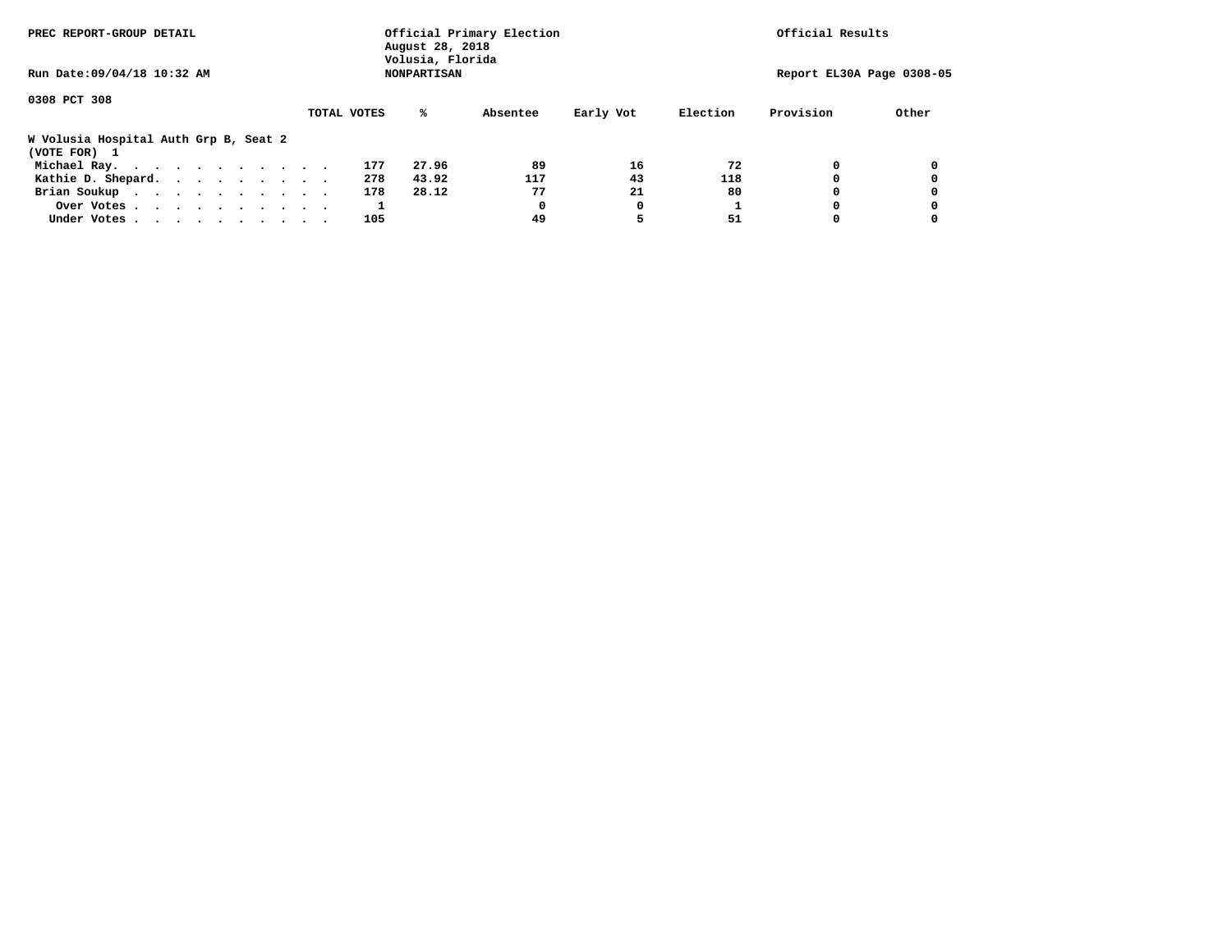PREC REPORT-GROUP DETAIL

Official Primary Election
August 28, 2018
Volusia, Florida
NONPARTISAN

Official Results

Run Date:09/04/18 10:32 AM

Report EL30A Page 0308-05

0308 PCT 308

**W Volusia Hospital Auth Grp B, Seat 2**
(VOTE FOR) 1

| | TOTAL VOTES | % | Absentee | Early Vot | Election | Provision | Other |
|---|---|---|---|---|---|---|---|
| Michael Ray | 177 | 27.96 | 89 | 16 | 72 | 0 | 0 |
| Kathie D. Shepard | 278 | 43.92 | 117 | 43 | 118 | 0 | 0 |
| Brian Soukup | 178 | 28.12 | 77 | 21 | 80 | 0 | 0 |
| Over Votes | 1 | | 0 | 0 | 1 | 0 | 0 |
| Under Votes | 105 | | 49 | 5 | 51 | 0 | 0 |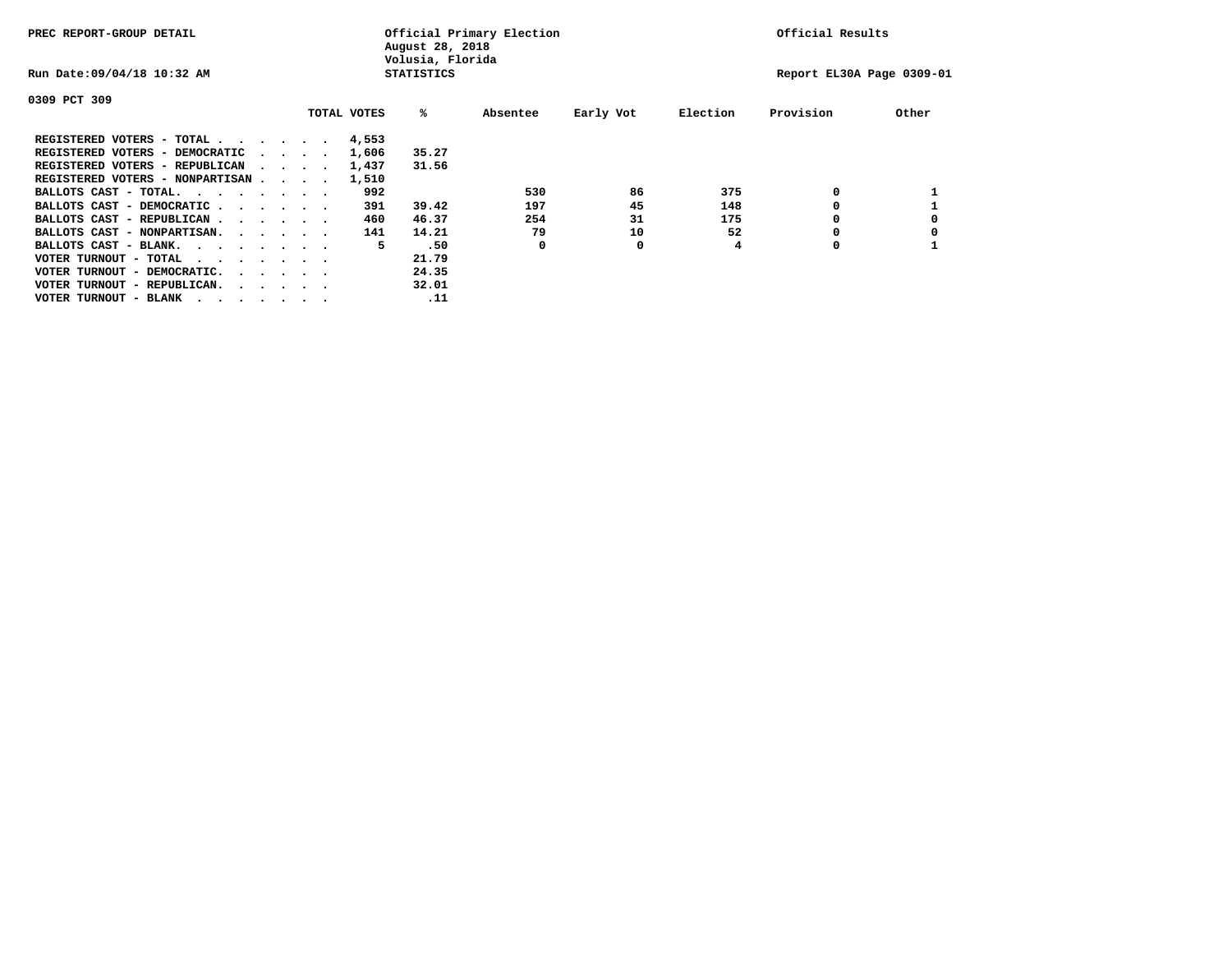PREC REPORT-GROUP DETAIL

Official Primary Election
August 28, 2018
Volusia, Florida
STATISTICS

Official Results

Run Date:09/04/18 10:32 AM

Report EL30A Page 0309-01

0309 PCT 309

| | TOTAL VOTES | % | Absentee | Early Vot | Election | Provision | Other |
|---|---|---|---|---|---|---|---|
| REGISTERED VOTERS - TOTAL . . . . . . | 4,553 | | | | | | |
| REGISTERED VOTERS - DEMOCRATIC . . . . | 1,606 | 35.27 | | | | | |
| REGISTERED VOTERS - REPUBLICAN . . . . | 1,437 | 31.56 | | | | | |
| REGISTERED VOTERS - NONPARTISAN . . . . | 1,510 | | | | | | |
| BALLOTS CAST - TOTAL. . . . . . . . | 992 | | 530 | 86 | 375 | 0 | 1 |
| BALLOTS CAST - DEMOCRATIC . . . . . . | 391 | 39.42 | 197 | 45 | 148 | 0 | 1 |
| BALLOTS CAST - REPUBLICAN . . . . . . | 460 | 46.37 | 254 | 31 | 175 | 0 | 0 |
| BALLOTS CAST - NONPARTISAN. . . . . . | 141 | 14.21 | 79 | 10 | 52 | 0 | 0 |
| BALLOTS CAST - BLANK. . . . . . . . | 5 | .50 | 0 | 0 | 4 | 0 | 1 |
| VOTER TURNOUT - TOTAL . . . . . . . | | 21.79 | | | | | |
| VOTER TURNOUT - DEMOCRATIC. . . . . . | | 24.35 | | | | | |
| VOTER TURNOUT - REPUBLICAN. . . . . . | | 32.01 | | | | | |
| VOTER TURNOUT - BLANK . . . . . . . | | .11 | | | | | |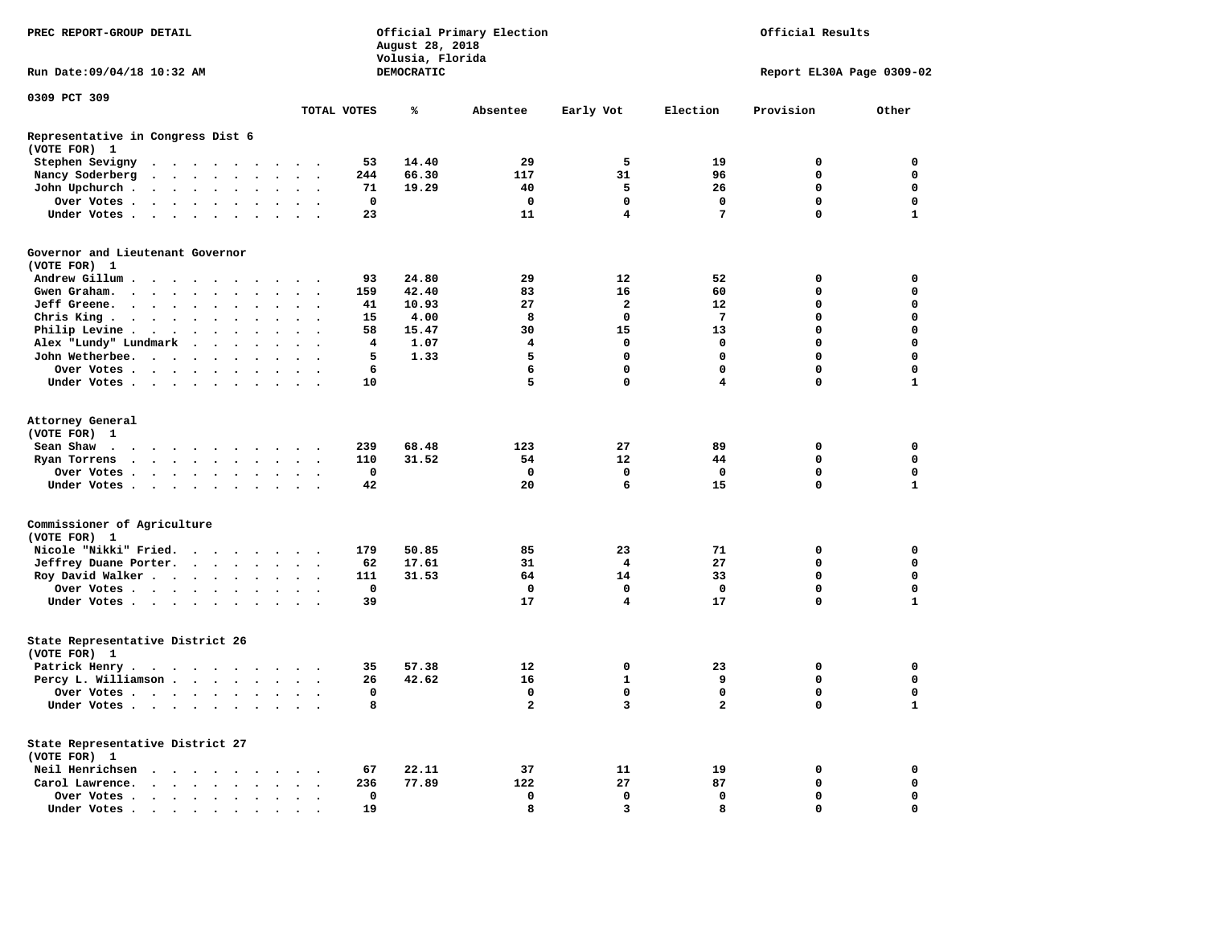PREC REPORT-GROUP DETAIL

Official Primary Election
August 28, 2018
Volusia, Florida
DEMOCRATIC

Official Results

Run Date:09/04/18 10:32 AM

Report EL30A Page 0309-02

## 0309 PCT 309

### Representative in Congress Dist 6
(VOTE FOR) 1

| | TOTAL VOTES | % | Absentee | Early Vot | Election | Provision | Other |
|---|---|---|---|---|---|---|---|
| Stephen Sevigny | 53 | 14.40 | 29 | 5 | 19 | 0 | 0 |
| Nancy Soderberg | 244 | 66.30 | 117 | 31 | 96 | 0 | 0 |
| John Upchurch | 71 | 19.29 | 40 | 5 | 26 | 0 | 0 |
| Over Votes | 0 | | 0 | 0 | 0 | 0 | 0 |
| Under Votes | 23 | | 11 | 4 | 7 | 0 | 1 |

### Governor and Lieutenant Governor
(VOTE FOR) 1

| | TOTAL VOTES | % | Absentee | Early Vot | Election | Provision | Other |
|---|---|---|---|---|---|---|---|
| Andrew Gillum | 93 | 24.80 | 29 | 12 | 52 | 0 | 0 |
| Gwen Graham | 159 | 42.40 | 83 | 16 | 60 | 0 | 0 |
| Jeff Greene | 41 | 10.93 | 27 | 2 | 12 | 0 | 0 |
| Chris King | 15 | 4.00 | 8 | 0 | 7 | 0 | 0 |
| Philip Levine | 58 | 15.47 | 30 | 15 | 13 | 0 | 0 |
| Alex "Lundy" Lundmark | 4 | 1.07 | 4 | 0 | 0 | 0 | 0 |
| John Wetherbee | 5 | 1.33 | 5 | 0 | 0 | 0 | 0 |
| Over Votes | 6 | | 6 | 0 | 0 | 0 | 0 |
| Under Votes | 10 | | 5 | 0 | 4 | 0 | 1 |

### Attorney General
(VOTE FOR) 1

| | TOTAL VOTES | % | Absentee | Early Vot | Election | Provision | Other |
|---|---|---|---|---|---|---|---|
| Sean Shaw | 239 | 68.48 | 123 | 27 | 89 | 0 | 0 |
| Ryan Torrens | 110 | 31.52 | 54 | 12 | 44 | 0 | 0 |
| Over Votes | 0 | | 0 | 0 | 0 | 0 | 0 |
| Under Votes | 42 | | 20 | 6 | 15 | 0 | 1 |

### Commissioner of Agriculture
(VOTE FOR) 1

| | TOTAL VOTES | % | Absentee | Early Vot | Election | Provision | Other |
|---|---|---|---|---|---|---|---|
| Nicole "Nikki" Fried | 179 | 50.85 | 85 | 23 | 71 | 0 | 0 |
| Jeffrey Duane Porter | 62 | 17.61 | 31 | 4 | 27 | 0 | 0 |
| Roy David Walker | 111 | 31.53 | 64 | 14 | 33 | 0 | 0 |
| Over Votes | 0 | | 0 | 0 | 0 | 0 | 0 |
| Under Votes | 39 | | 17 | 4 | 17 | 0 | 1 |

### State Representative District 26
(VOTE FOR) 1

| | TOTAL VOTES | % | Absentee | Early Vot | Election | Provision | Other |
|---|---|---|---|---|---|---|---|
| Patrick Henry | 35 | 57.38 | 12 | 0 | 23 | 0 | 0 |
| Percy L. Williamson | 26 | 42.62 | 16 | 1 | 9 | 0 | 0 |
| Over Votes | 0 | | 0 | 0 | 0 | 0 | 0 |
| Under Votes | 8 | | 2 | 3 | 2 | 0 | 1 |

### State Representative District 27
(VOTE FOR) 1

| | TOTAL VOTES | % | Absentee | Early Vot | Election | Provision | Other |
|---|---|---|---|---|---|---|---|
| Neil Henrichsen | 67 | 22.11 | 37 | 11 | 19 | 0 | 0 |
| Carol Lawrence | 236 | 77.89 | 122 | 27 | 87 | 0 | 0 |
| Over Votes | 0 | | 0 | 0 | 0 | 0 | 0 |
| Under Votes | 19 | | 8 | 3 | 8 | 0 | 0 |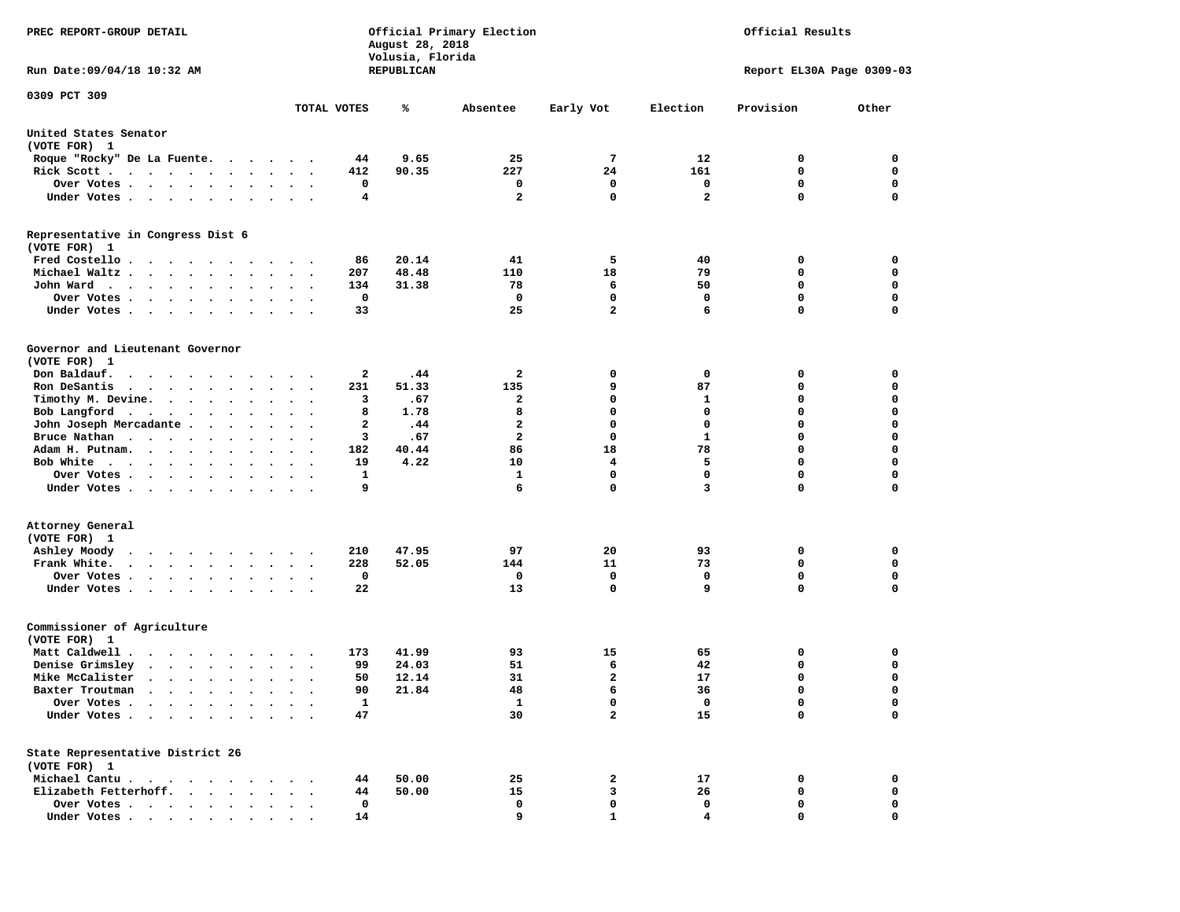PREC REPORT-GROUP DETAIL

Official Primary Election
August 28, 2018
Volusia, Florida
REPUBLICAN

Official Results

Run Date:09/04/18 10:32 AM

Report EL30A Page 0309-03

0309 PCT 309

| | TOTAL VOTES | % | Absentee | Early Vot | Election | Provision | Other |
|---|---|---|---|---|---|---|---|
| **United States Senator** | | | | | | | |
| (VOTE FOR) 1 | | | | | | | |
| Roque "Rocky" De La Fuente | 44 | 9.65 | 25 | 7 | 12 | 0 | 0 |
| Rick Scott | 412 | 90.35 | 227 | 24 | 161 | 0 | 0 |
| Over Votes | 0 | | 0 | 0 | 0 | 0 | 0 |
| Under Votes | 4 | | 2 | 0 | 2 | 0 | 0 |
| **Representative in Congress Dist 6** | | | | | | | |
| (VOTE FOR) 1 | | | | | | | |
| Fred Costello | 86 | 20.14 | 41 | 5 | 40 | 0 | 0 |
| Michael Waltz | 207 | 48.48 | 110 | 18 | 79 | 0 | 0 |
| John Ward | 134 | 31.38 | 78 | 6 | 50 | 0 | 0 |
| Over Votes | 0 | | 0 | 0 | 0 | 0 | 0 |
| Under Votes | 33 | | 25 | 2 | 6 | 0 | 0 |
| **Governor and Lieutenant Governor** | | | | | | | |
| (VOTE FOR) 1 | | | | | | | |
| Don Baldauf | 2 | .44 | 2 | 0 | 0 | 0 | 0 |
| Ron DeSantis | 231 | 51.33 | 135 | 9 | 87 | 0 | 0 |
| Timothy M. Devine | 3 | .67 | 2 | 0 | 1 | 0 | 0 |
| Bob Langford | 8 | 1.78 | 8 | 0 | 0 | 0 | 0 |
| John Joseph Mercadante | 2 | .44 | 2 | 0 | 0 | 0 | 0 |
| Bruce Nathan | 3 | .67 | 2 | 0 | 1 | 0 | 0 |
| Adam H. Putnam | 182 | 40.44 | 86 | 18 | 78 | 0 | 0 |
| Bob White | 19 | 4.22 | 10 | 4 | 5 | 0 | 0 |
| Over Votes | 1 | | 1 | 0 | 0 | 0 | 0 |
| Under Votes | 9 | | 6 | 0 | 3 | 0 | 0 |
| **Attorney General** | | | | | | | |
| (VOTE FOR) 1 | | | | | | | |
| Ashley Moody | 210 | 47.95 | 97 | 20 | 93 | 0 | 0 |
| Frank White | 228 | 52.05 | 144 | 11 | 73 | 0 | 0 |
| Over Votes | 0 | | 0 | 0 | 0 | 0 | 0 |
| Under Votes | 22 | | 13 | 0 | 9 | 0 | 0 |
| **Commissioner of Agriculture** | | | | | | | |
| (VOTE FOR) 1 | | | | | | | |
| Matt Caldwell | 173 | 41.99 | 93 | 15 | 65 | 0 | 0 |
| Denise Grimsley | 99 | 24.03 | 51 | 6 | 42 | 0 | 0 |
| Mike McCalister | 50 | 12.14 | 31 | 2 | 17 | 0 | 0 |
| Baxter Troutman | 90 | 21.84 | 48 | 6 | 36 | 0 | 0 |
| Over Votes | 1 | | 1 | 0 | 0 | 0 | 0 |
| Under Votes | 47 | | 30 | 2 | 15 | 0 | 0 |
| **State Representative District 26** | | | | | | | |
| (VOTE FOR) 1 | | | | | | | |
| Michael Cantu | 44 | 50.00 | 25 | 2 | 17 | 0 | 0 |
| Elizabeth Fetterhoff | 44 | 50.00 | 15 | 3 | 26 | 0 | 0 |
| Over Votes | 0 | | 0 | 0 | 0 | 0 | 0 |
| Under Votes | 14 | | 9 | 1 | 4 | 0 | 0 |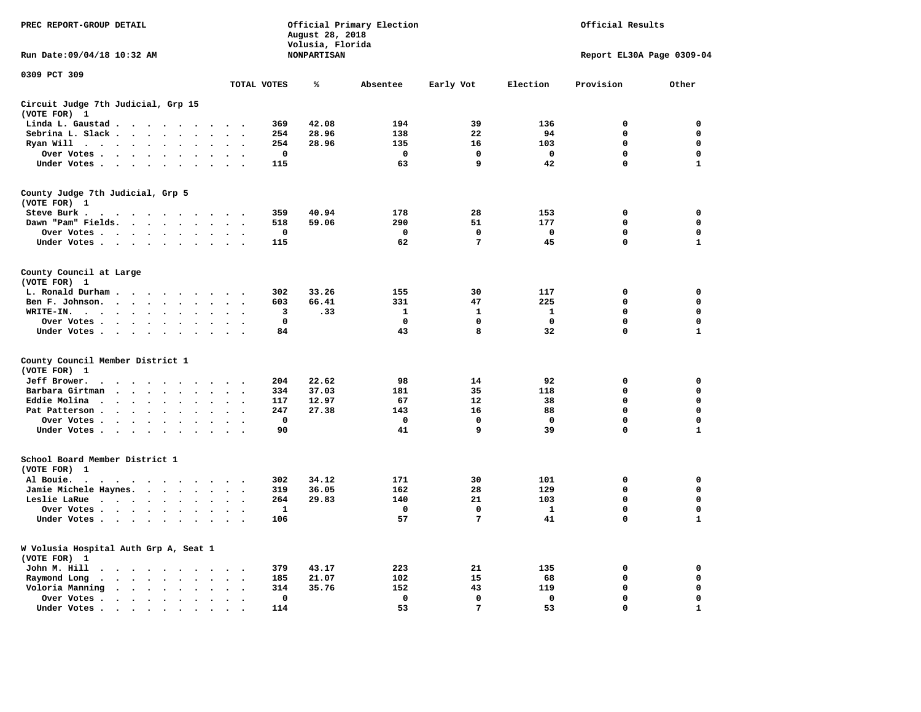PREC REPORT-GROUP DETAIL

Official Primary Election
August 28, 2018
Volusia, Florida
NONPARTISAN

Official Results

Run Date:09/04/18 10:32 AM

Report EL30A Page 0309-04

0309 PCT 309

| | TOTAL VOTES | % | Absentee | Early Vot | Election | Provision | Other |
|---|---|---|---|---|---|---|---|
| **Circuit Judge 7th Judicial, Grp 15** | | | | | | | |
| **(VOTE FOR) 1** | | | | | | | |
| Linda L. Gaustad | 369 | 42.08 | 194 | 39 | 136 | 0 | 0 |
| Sebrina L. Slack | 254 | 28.96 | 138 | 22 | 94 | 0 | 0 |
| Ryan Will | 254 | 28.96 | 135 | 16 | 103 | 0 | 0 |
| Over Votes | 0 | | 0 | 0 | 0 | 0 | 0 |
| Under Votes | 115 | | 63 | 9 | 42 | 0 | 1 |
| **County Judge 7th Judicial, Grp 5** | | | | | | | |
| **(VOTE FOR) 1** | | | | | | | |
| Steve Burk | 359 | 40.94 | 178 | 28 | 153 | 0 | 0 |
| Dawn "Pam" Fields | 518 | 59.06 | 290 | 51 | 177 | 0 | 0 |
| Over Votes | 0 | | 0 | 0 | 0 | 0 | 0 |
| Under Votes | 115 | | 62 | 7 | 45 | 0 | 1 |
| **County Council at Large** | | | | | | | |
| **(VOTE FOR) 1** | | | | | | | |
| L. Ronald Durham | 302 | 33.26 | 155 | 30 | 117 | 0 | 0 |
| Ben F. Johnson | 603 | 66.41 | 331 | 47 | 225 | 0 | 0 |
| WRITE-IN. | 3 | .33 | 1 | 1 | 1 | 0 | 0 |
| Over Votes | 0 | | 0 | 0 | 0 | 0 | 0 |
| Under Votes | 84 | | 43 | 8 | 32 | 0 | 1 |
| **County Council Member District 1** | | | | | | | |
| **(VOTE FOR) 1** | | | | | | | |
| Jeff Brower | 204 | 22.62 | 98 | 14 | 92 | 0 | 0 |
| Barbara Girtman | 334 | 37.03 | 181 | 35 | 118 | 0 | 0 |
| Eddie Molina | 117 | 12.97 | 67 | 12 | 38 | 0 | 0 |
| Pat Patterson | 247 | 27.38 | 143 | 16 | 88 | 0 | 0 |
| Over Votes | 0 | | 0 | 0 | 0 | 0 | 0 |
| Under Votes | 90 | | 41 | 9 | 39 | 0 | 1 |
| **School Board Member District 1** | | | | | | | |
| **(VOTE FOR) 1** | | | | | | | |
| Al Bouie | 302 | 34.12 | 171 | 30 | 101 | 0 | 0 |
| Jamie Michele Haynes | 319 | 36.05 | 162 | 28 | 129 | 0 | 0 |
| Leslie LaRue | 264 | 29.83 | 140 | 21 | 103 | 0 | 0 |
| Over Votes | 1 | | 0 | 0 | 1 | 0 | 0 |
| Under Votes | 106 | | 57 | 7 | 41 | 0 | 1 |
| **W Volusia Hospital Auth Grp A, Seat 1** | | | | | | | |
| **(VOTE FOR) 1** | | | | | | | |
| John M. Hill | 379 | 43.17 | 223 | 21 | 135 | 0 | 0 |
| Raymond Long | 185 | 21.07 | 102 | 15 | 68 | 0 | 0 |
| Voloria Manning | 314 | 35.76 | 152 | 43 | 119 | 0 | 0 |
| Over Votes | 0 | | 0 | 0 | 0 | 0 | 0 |
| Under Votes | 114 | | 53 | 7 | 53 | 0 | 1 |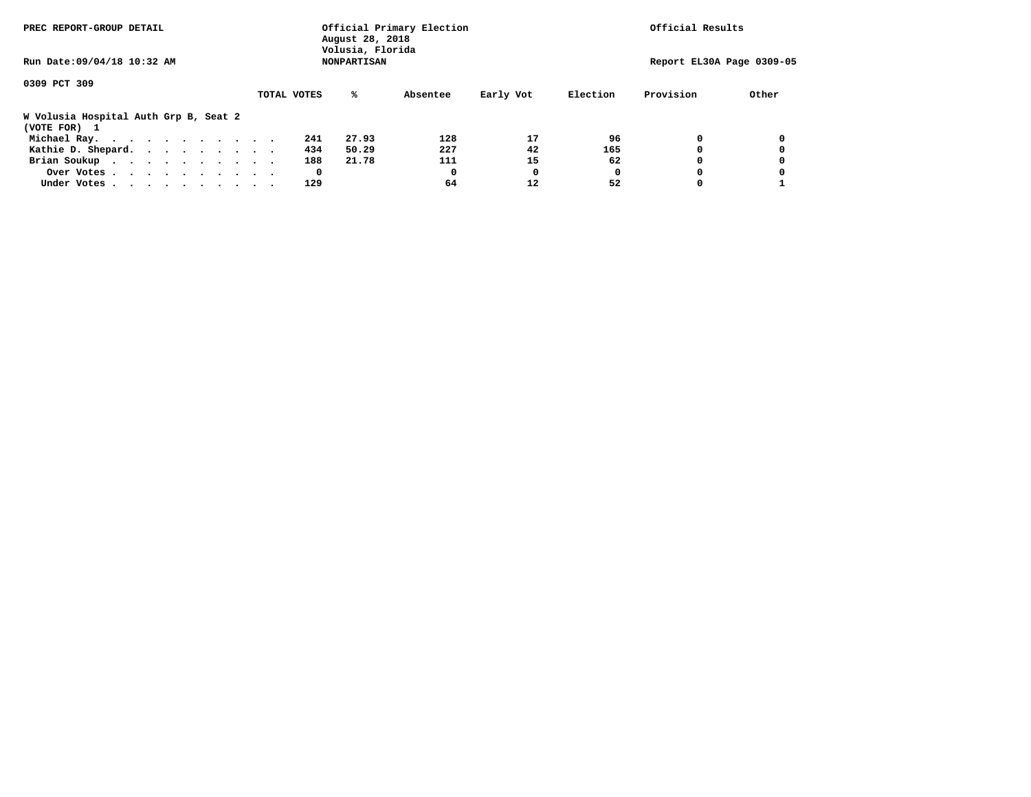PREC REPORT-GROUP DETAIL

Official Primary Election
August 28, 2018
Volusia, Florida

Official Results

Run Date:09/04/18 10:32 AM

NONPARTISAN

Report EL30A Page 0309-05

0309 PCT 309

**W Volusia Hospital Auth Grp B, Seat 2**
**(VOTE FOR) 1**

| | TOTAL VOTES | % | Absentee | Early Vot | Election | Provision | Other |
|---|---|---|---|---|---|---|---|
| Michael Ray. . . . . . . . . . . . | 241 | 27.93 | 128 | 17 | 96 | 0 | 0 |
| Kathie D. Shepard. . . . . . . . . . | 434 | 50.29 | 227 | 42 | 165 | 0 | 0 |
| Brian Soukup . . . . . . . . . . . | 188 | 21.78 | 111 | 15 | 62 | 0 | 0 |
| Over Votes . . . . . . . . . . . | 0 | | 0 | 0 | 0 | 0 | 0 |
| Under Votes . . . . . . . . . . . | 129 | | 64 | 12 | 52 | 0 | 1 |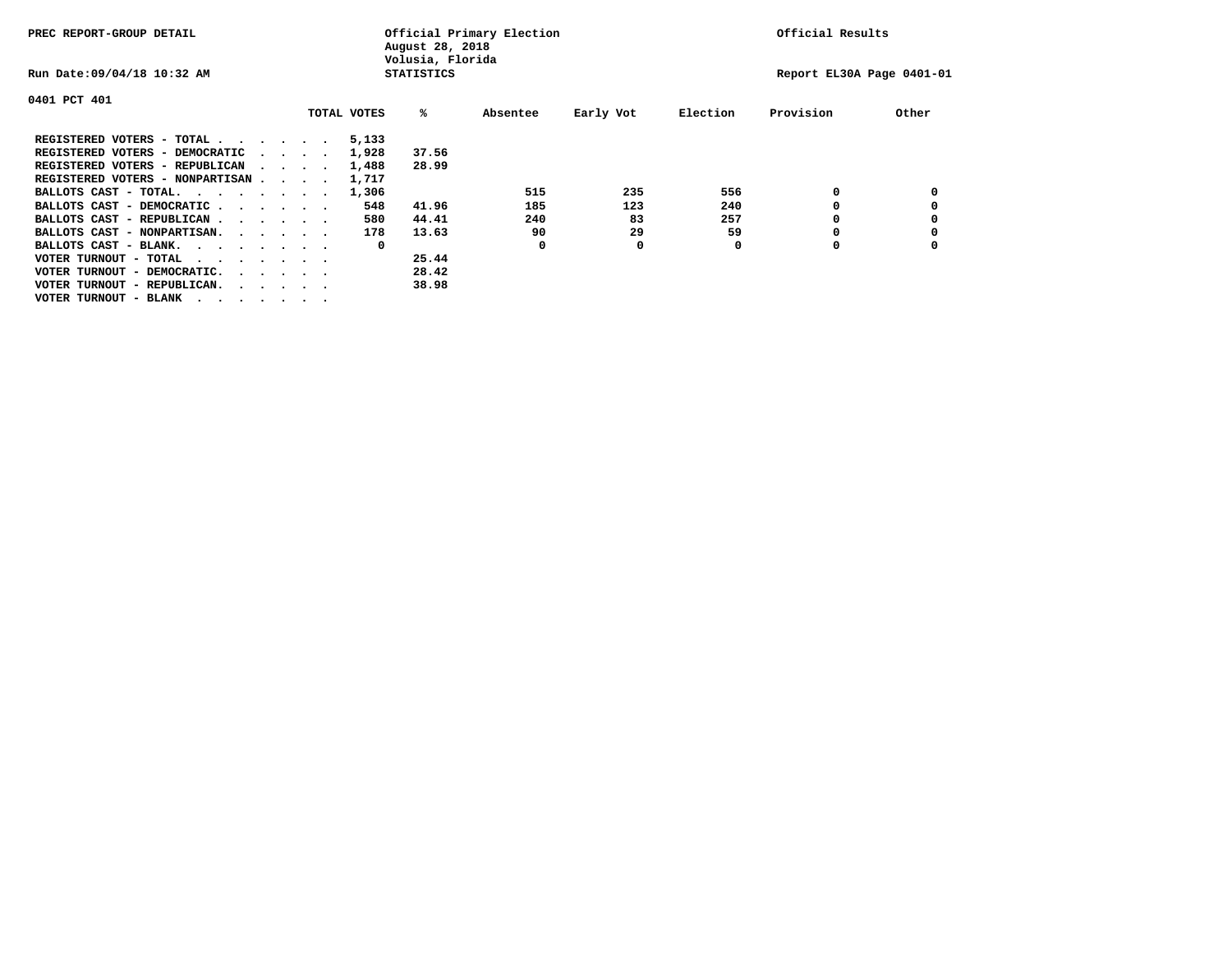PREC REPORT-GROUP DETAIL

Official Primary Election
August 28, 2018
Volusia, Florida
STATISTICS

Official Results

Run Date:09/04/18 10:32 AM

Report EL30A Page 0401-01

0401 PCT 401

| | TOTAL VOTES | % | Absentee | Early Vot | Election | Provision | Other |
|---|---|---|---|---|---|---|---|
| REGISTERED VOTERS - TOTAL . . . . . . | 5,133 | | | | | | |
| REGISTERED VOTERS - DEMOCRATIC . . . . | 1,928 | 37.56 | | | | | |
| REGISTERED VOTERS - REPUBLICAN . . . . | 1,488 | 28.99 | | | | | |
| REGISTERED VOTERS - NONPARTISAN . . . . | 1,717 | | | | | | |
| BALLOTS CAST - TOTAL. . . . . . . . | 1,306 | | 515 | 235 | 556 | 0 | 0 |
| BALLOTS CAST - DEMOCRATIC . . . . . . | 548 | 41.96 | 185 | 123 | 240 | 0 | 0 |
| BALLOTS CAST - REPUBLICAN . . . . . . | 580 | 44.41 | 240 | 83 | 257 | 0 | 0 |
| BALLOTS CAST - NONPARTISAN. . . . . . | 178 | 13.63 | 90 | 29 | 59 | 0 | 0 |
| BALLOTS CAST - BLANK. . . . . . . . | 0 | | 0 | 0 | 0 | 0 | 0 |
| VOTER TURNOUT - TOTAL . . . . . . . | | 25.44 | | | | | |
| VOTER TURNOUT - DEMOCRATIC. . . . . . | | 28.42 | | | | | |
| VOTER TURNOUT - REPUBLICAN. . . . . . | | 38.98 | | | | | |
| VOTER TURNOUT - BLANK . . . . . . . | | | | | | | |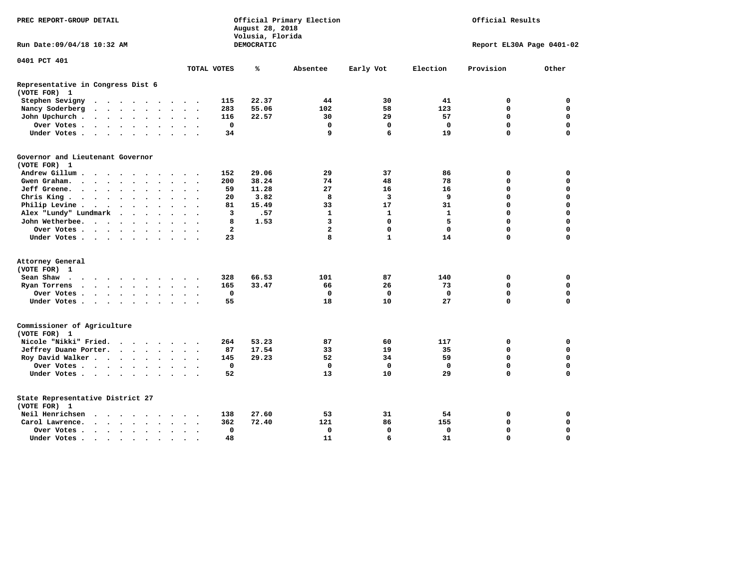PREC REPORT-GROUP DETAIL

Official Primary Election
August 28, 2018
Volusia, Florida
DEMOCRATIC

Official Results

Run Date:09/04/18 10:32 AM

Report EL30A Page 0401-02

0401 PCT 401

| | TOTAL VOTES | % | Absentee | Early Vot | Election | Provision | Other |
|---|---|---|---|---|---|---|---|
| **Representative in Congress Dist 6** | | | | | | | |
| **(VOTE FOR) 1** | | | | | | | |
| Stephen Sevigny | 115 | 22.37 | 44 | 30 | 41 | 0 | 0 |
| Nancy Soderberg | 283 | 55.06 | 102 | 58 | 123 | 0 | 0 |
| John Upchurch | 116 | 22.57 | 30 | 29 | 57 | 0 | 0 |
| Over Votes | 0 | | 0 | 0 | 0 | 0 | 0 |
| Under Votes | 34 | | 9 | 6 | 19 | 0 | 0 |
| **Governor and Lieutenant Governor** | | | | | | | |
| **(VOTE FOR) 1** | | | | | | | |
| Andrew Gillum | 152 | 29.06 | 29 | 37 | 86 | 0 | 0 |
| Gwen Graham | 200 | 38.24 | 74 | 48 | 78 | 0 | 0 |
| Jeff Greene | 59 | 11.28 | 27 | 16 | 16 | 0 | 0 |
| Chris King | 20 | 3.82 | 8 | 3 | 9 | 0 | 0 |
| Philip Levine | 81 | 15.49 | 33 | 17 | 31 | 0 | 0 |
| Alex "Lundy" Lundmark | 3 | .57 | 1 | 1 | 1 | 0 | 0 |
| John Wetherbee | 8 | 1.53 | 3 | 0 | 5 | 0 | 0 |
| Over Votes | 2 | | 2 | 0 | 0 | 0 | 0 |
| Under Votes | 23 | | 8 | 1 | 14 | 0 | 0 |
| **Attorney General** | | | | | | | |
| **(VOTE FOR) 1** | | | | | | | |
| Sean Shaw | 328 | 66.53 | 101 | 87 | 140 | 0 | 0 |
| Ryan Torrens | 165 | 33.47 | 66 | 26 | 73 | 0 | 0 |
| Over Votes | 0 | | 0 | 0 | 0 | 0 | 0 |
| Under Votes | 55 | | 18 | 10 | 27 | 0 | 0 |
| **Commissioner of Agriculture** | | | | | | | |
| **(VOTE FOR) 1** | | | | | | | |
| Nicole "Nikki" Fried | 264 | 53.23 | 87 | 60 | 117 | 0 | 0 |
| Jeffrey Duane Porter | 87 | 17.54 | 33 | 19 | 35 | 0 | 0 |
| Roy David Walker | 145 | 29.23 | 52 | 34 | 59 | 0 | 0 |
| Over Votes | 0 | | 0 | 0 | 0 | 0 | 0 |
| Under Votes | 52 | | 13 | 10 | 29 | 0 | 0 |
| **State Representative District 27** | | | | | | | |
| **(VOTE FOR) 1** | | | | | | | |
| Neil Henrichsen | 138 | 27.60 | 53 | 31 | 54 | 0 | 0 |
| Carol Lawrence | 362 | 72.40 | 121 | 86 | 155 | 0 | 0 |
| Over Votes | 0 | | 0 | 0 | 0 | 0 | 0 |
| Under Votes | 48 | | 11 | 6 | 31 | 0 | 0 |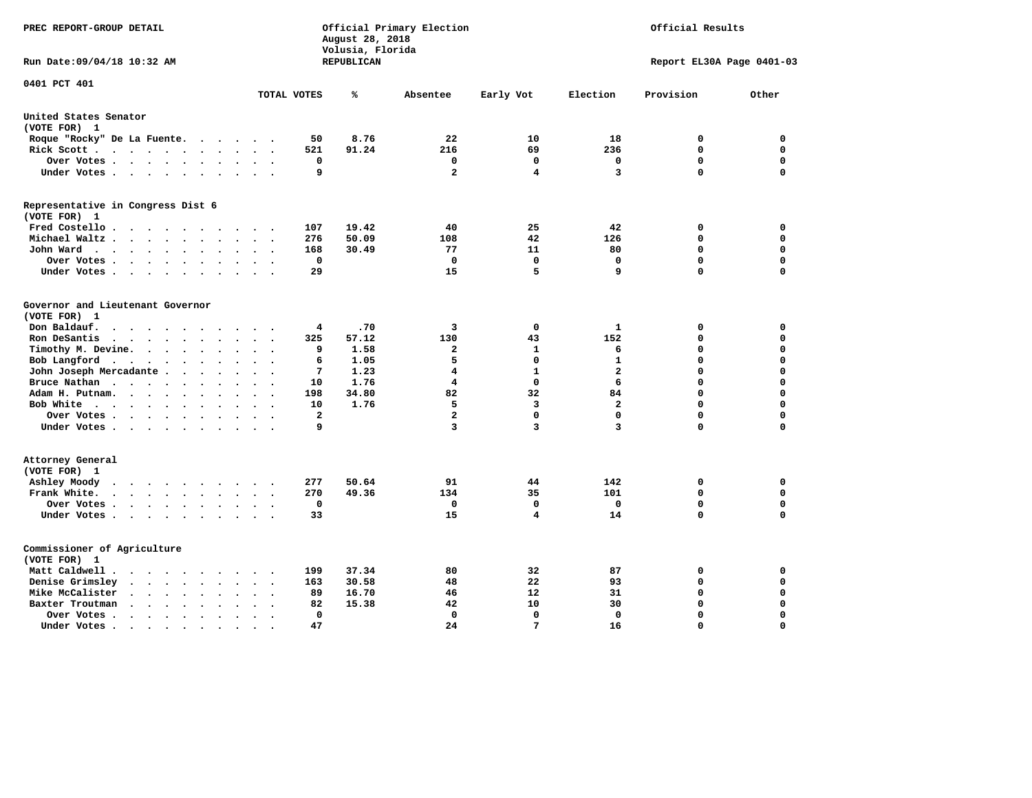PREC REPORT-GROUP DETAIL

Official Primary Election
August 28, 2018
Volusia, Florida
REPUBLICAN

Official Results

Run Date:09/04/18 10:32 AM

Report EL30A Page 0401-03

0401 PCT 401

| | TOTAL VOTES | % | Absentee | Early Vot | Election | Provision | Other |
|---|---|---|---|---|---|---|---|
| **United States Senator** | | | | | | | |
| **(VOTE FOR) 1** | | | | | | | |
| Roque "Rocky" De La Fuente | 50 | 8.76 | 22 | 10 | 18 | 0 | 0 |
| Rick Scott | 521 | 91.24 | 216 | 69 | 236 | 0 | 0 |
| Over Votes | 0 | | 0 | 0 | 0 | 0 | 0 |
| Under Votes | 9 | | 2 | 4 | 3 | 0 | 0 |
| **Representative in Congress Dist 6** | | | | | | | |
| **(VOTE FOR) 1** | | | | | | | |
| Fred Costello | 107 | 19.42 | 40 | 25 | 42 | 0 | 0 |
| Michael Waltz | 276 | 50.09 | 108 | 42 | 126 | 0 | 0 |
| John Ward | 168 | 30.49 | 77 | 11 | 80 | 0 | 0 |
| Over Votes | 0 | | 0 | 0 | 0 | 0 | 0 |
| Under Votes | 29 | | 15 | 5 | 9 | 0 | 0 |
| **Governor and Lieutenant Governor** | | | | | | | |
| **(VOTE FOR) 1** | | | | | | | |
| Don Baldauf | 4 | .70 | 3 | 0 | 1 | 0 | 0 |
| Ron DeSantis | 325 | 57.12 | 130 | 43 | 152 | 0 | 0 |
| Timothy M. Devine | 9 | 1.58 | 2 | 1 | 6 | 0 | 0 |
| Bob Langford | 6 | 1.05 | 5 | 0 | 1 | 0 | 0 |
| John Joseph Mercadante | 7 | 1.23 | 4 | 1 | 2 | 0 | 0 |
| Bruce Nathan | 10 | 1.76 | 4 | 0 | 6 | 0 | 0 |
| Adam H. Putnam | 198 | 34.80 | 82 | 32 | 84 | 0 | 0 |
| Bob White | 10 | 1.76 | 5 | 3 | 2 | 0 | 0 |
| Over Votes | 2 | | 2 | 0 | 0 | 0 | 0 |
| Under Votes | 9 | | 3 | 3 | 3 | 0 | 0 |
| **Attorney General** | | | | | | | |
| **(VOTE FOR) 1** | | | | | | | |
| Ashley Moody | 277 | 50.64 | 91 | 44 | 142 | 0 | 0 |
| Frank White | 270 | 49.36 | 134 | 35 | 101 | 0 | 0 |
| Over Votes | 0 | | 0 | 0 | 0 | 0 | 0 |
| Under Votes | 33 | | 15 | 4 | 14 | 0 | 0 |
| **Commissioner of Agriculture** | | | | | | | |
| **(VOTE FOR) 1** | | | | | | | |
| Matt Caldwell | 199 | 37.34 | 80 | 32 | 87 | 0 | 0 |
| Denise Grimsley | 163 | 30.58 | 48 | 22 | 93 | 0 | 0 |
| Mike McCalister | 89 | 16.70 | 46 | 12 | 31 | 0 | 0 |
| Baxter Troutman | 82 | 15.38 | 42 | 10 | 30 | 0 | 0 |
| Over Votes | 0 | | 0 | 0 | 0 | 0 | 0 |
| Under Votes | 47 | | 24 | 7 | 16 | 0 | 0 |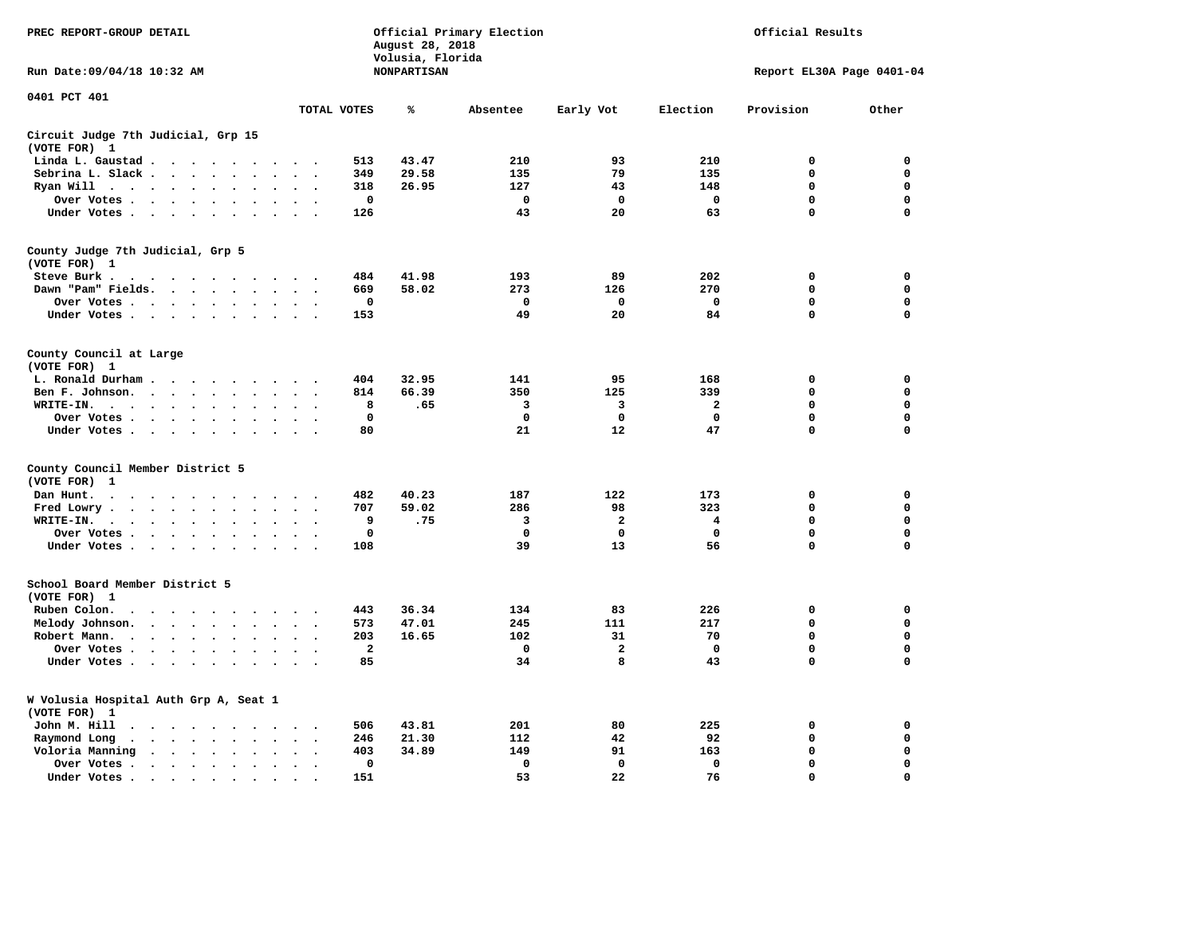PREC REPORT-GROUP DETAIL

Official Primary Election
August 28, 2018
Volusia, Florida
NONPARTISAN

Official Results

Run Date:09/04/18 10:32 AM

Report EL30A Page 0401-04

0401 PCT 401

| | TOTAL VOTES | % | Absentee | Early Vot | Election | Provision | Other |
|---|---|---|---|---|---|---|---|
| **Circuit Judge 7th Judicial, Grp 15** | | | | | | | |
| (VOTE FOR) 1 | | | | | | | |
| Linda L. Gaustad | 513 | 43.47 | 210 | 93 | 210 | 0 | 0 |
| Sebrina L. Slack | 349 | 29.58 | 135 | 79 | 135 | 0 | 0 |
| Ryan Will | 318 | 26.95 | 127 | 43 | 148 | 0 | 0 |
| Over Votes | 0 | | 0 | 0 | 0 | 0 | 0 |
| Under Votes | 126 | | 43 | 20 | 63 | 0 | 0 |
| **County Judge 7th Judicial, Grp 5** | | | | | | | |
| (VOTE FOR) 1 | | | | | | | |
| Steve Burk | 484 | 41.98 | 193 | 89 | 202 | 0 | 0 |
| Dawn "Pam" Fields | 669 | 58.02 | 273 | 126 | 270 | 0 | 0 |
| Over Votes | 0 | | 0 | 0 | 0 | 0 | 0 |
| Under Votes | 153 | | 49 | 20 | 84 | 0 | 0 |
| **County Council at Large** | | | | | | | |
| (VOTE FOR) 1 | | | | | | | |
| L. Ronald Durham | 404 | 32.95 | 141 | 95 | 168 | 0 | 0 |
| Ben F. Johnson | 814 | 66.39 | 350 | 125 | 339 | 0 | 0 |
| WRITE-IN | 8 | .65 | 3 | 3 | 2 | 0 | 0 |
| Over Votes | 0 | | 0 | 0 | 0 | 0 | 0 |
| Under Votes | 80 | | 21 | 12 | 47 | 0 | 0 |
| **County Council Member District 5** | | | | | | | |
| (VOTE FOR) 1 | | | | | | | |
| Dan Hunt | 482 | 40.23 | 187 | 122 | 173 | 0 | 0 |
| Fred Lowry | 707 | 59.02 | 286 | 98 | 323 | 0 | 0 |
| WRITE-IN | 9 | .75 | 3 | 2 | 4 | 0 | 0 |
| Over Votes | 0 | | 0 | 0 | 0 | 0 | 0 |
| Under Votes | 108 | | 39 | 13 | 56 | 0 | 0 |
| **School Board Member District 5** | | | | | | | |
| (VOTE FOR) 1 | | | | | | | |
| Ruben Colon | 443 | 36.34 | 134 | 83 | 226 | 0 | 0 |
| Melody Johnson | 573 | 47.01 | 245 | 111 | 217 | 0 | 0 |
| Robert Mann | 203 | 16.65 | 102 | 31 | 70 | 0 | 0 |
| Over Votes | 2 | | 0 | 2 | 0 | 0 | 0 |
| Under Votes | 85 | | 34 | 8 | 43 | 0 | 0 |
| **W Volusia Hospital Auth Grp A, Seat 1** | | | | | | | |
| (VOTE FOR) 1 | | | | | | | |
| John M. Hill | 506 | 43.81 | 201 | 80 | 225 | 0 | 0 |
| Raymond Long | 246 | 21.30 | 112 | 42 | 92 | 0 | 0 |
| Voloria Manning | 403 | 34.89 | 149 | 91 | 163 | 0 | 0 |
| Over Votes | 0 | | 0 | 0 | 0 | 0 | 0 |
| Under Votes | 151 | | 53 | 22 | 76 | 0 | 0 |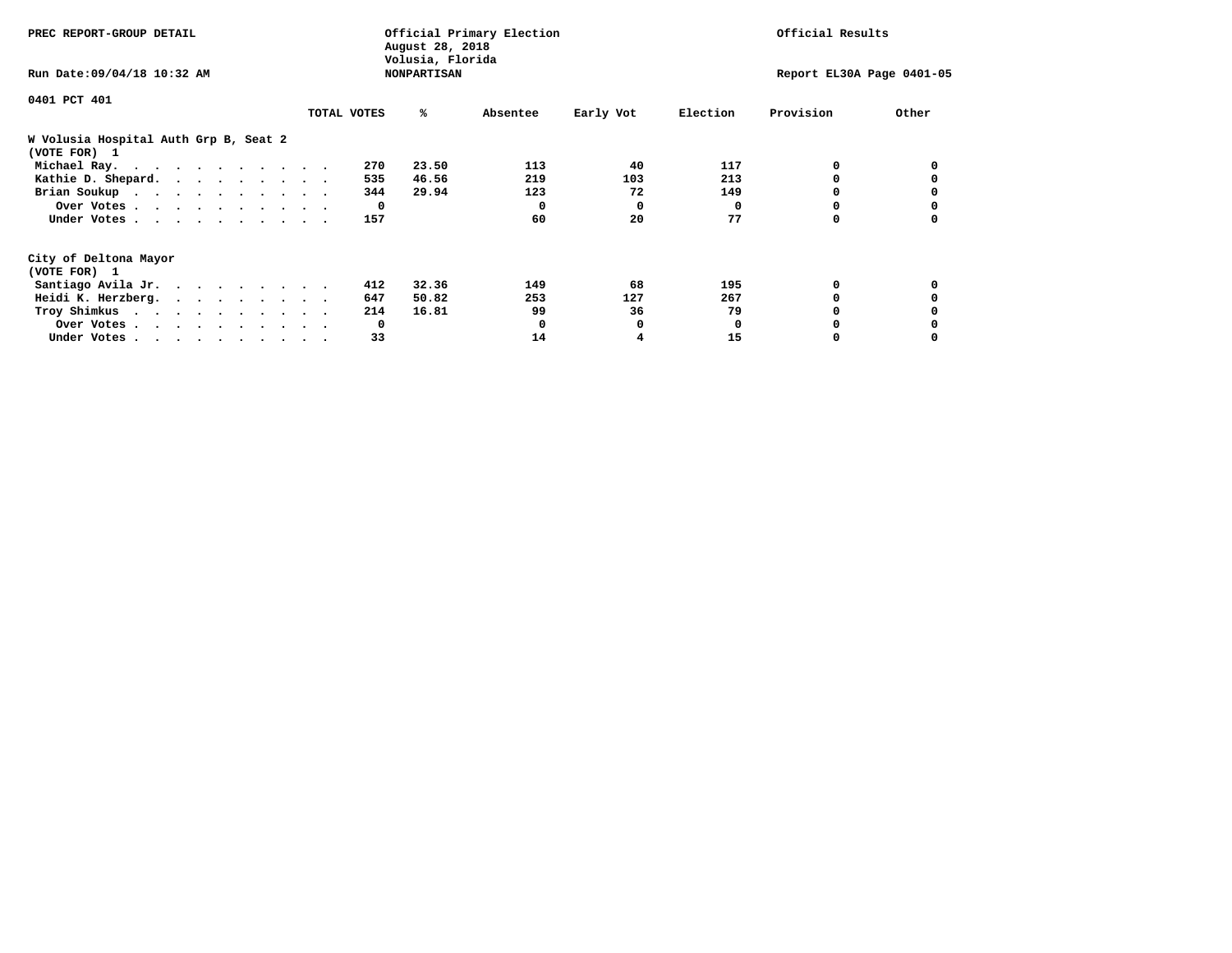PREC REPORT-GROUP DETAIL

Official Primary Election
August 28, 2018
Volusia, Florida
NONPARTISAN

Official Results

Run Date:09/04/18 10:32 AM

Report EL30A Page 0401-05

0401 PCT 401

## W Volusia Hospital Auth Grp B, Seat 2
(VOTE FOR) 1

| | TOTAL VOTES | % | Absentee | Early Vot | Election | Provision | Other |
|---|---|---|---|---|---|---|---|
| Michael Ray | 270 | 23.50 | 113 | 40 | 117 | 0 | 0 |
| Kathie D. Shepard | 535 | 46.56 | 219 | 103 | 213 | 0 | 0 |
| Brian Soukup | 344 | 29.94 | 123 | 72 | 149 | 0 | 0 |
| Over Votes | 0 | | 0 | 0 | 0 | 0 | 0 |
| Under Votes | 157 | | 60 | 20 | 77 | 0 | 0 |

## City of Deltona Mayor
(VOTE FOR) 1

| | TOTAL VOTES | % | Absentee | Early Vot | Election | Provision | Other |
|---|---|---|---|---|---|---|---|
| Santiago Avila Jr. | 412 | 32.36 | 149 | 68 | 195 | 0 | 0 |
| Heidi K. Herzberg | 647 | 50.82 | 253 | 127 | 267 | 0 | 0 |
| Troy Shimkus | 214 | 16.81 | 99 | 36 | 79 | 0 | 0 |
| Over Votes | 0 | | 0 | 0 | 0 | 0 | 0 |
| Under Votes | 33 | | 14 | 4 | 15 | 0 | 0 |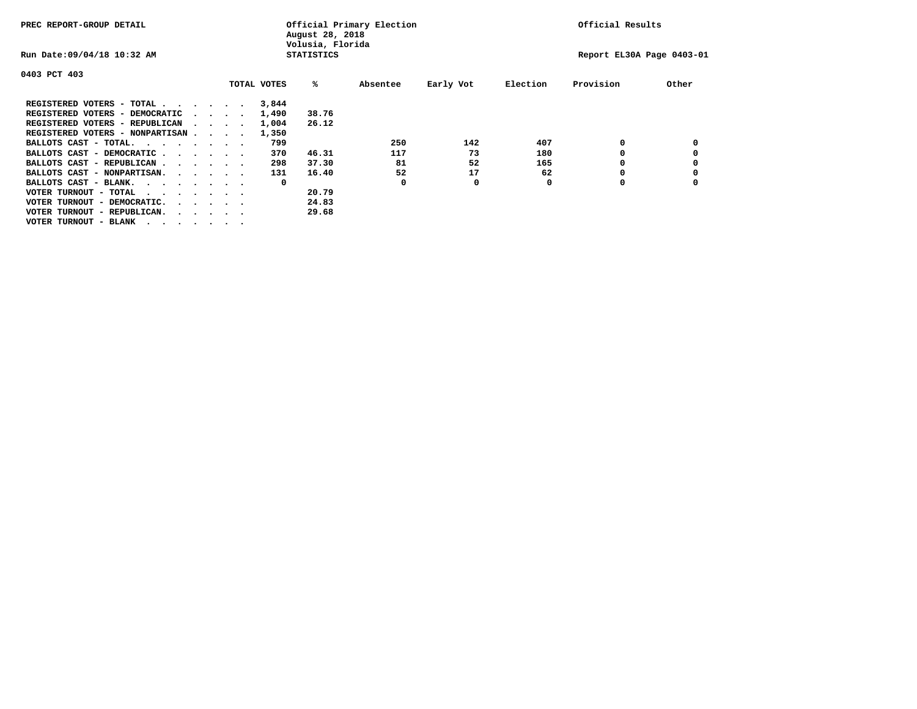PREC REPORT-GROUP DETAIL

Official Primary Election
August 28, 2018
Volusia, Florida
STATISTICS

Official Results

Run Date:09/04/18 10:32 AM

Report EL30A Page 0403-01

0403 PCT 403

| | TOTAL VOTES | % | Absentee | Early Vot | Election | Provision | Other |
|---|---|---|---|---|---|---|---|
| REGISTERED VOTERS - TOTAL . . . . . . | 3,844 | | | | | | |
| REGISTERED VOTERS - DEMOCRATIC . . . . | 1,490 | 38.76 | | | | | |
| REGISTERED VOTERS - REPUBLICAN . . . . | 1,004 | 26.12 | | | | | |
| REGISTERED VOTERS - NONPARTISAN . . . . | 1,350 | | | | | | |
| BALLOTS CAST - TOTAL. . . . . . . . | 799 | | 250 | 142 | 407 | 0 | 0 |
| BALLOTS CAST - DEMOCRATIC . . . . . . | 370 | 46.31 | 117 | 73 | 180 | 0 | 0 |
| BALLOTS CAST - REPUBLICAN . . . . . . | 298 | 37.30 | 81 | 52 | 165 | 0 | 0 |
| BALLOTS CAST - NONPARTISAN. . . . . . | 131 | 16.40 | 52 | 17 | 62 | 0 | 0 |
| BALLOTS CAST - BLANK. . . . . . . . | 0 | | 0 | 0 | 0 | 0 | 0 |
| VOTER TURNOUT - TOTAL . . . . . . . | | 20.79 | | | | | |
| VOTER TURNOUT - DEMOCRATIC. . . . . . | | 24.83 | | | | | |
| VOTER TURNOUT - REPUBLICAN. . . . . . | | 29.68 | | | | | |
| VOTER TURNOUT - BLANK . . . . . . . | | | | | | | |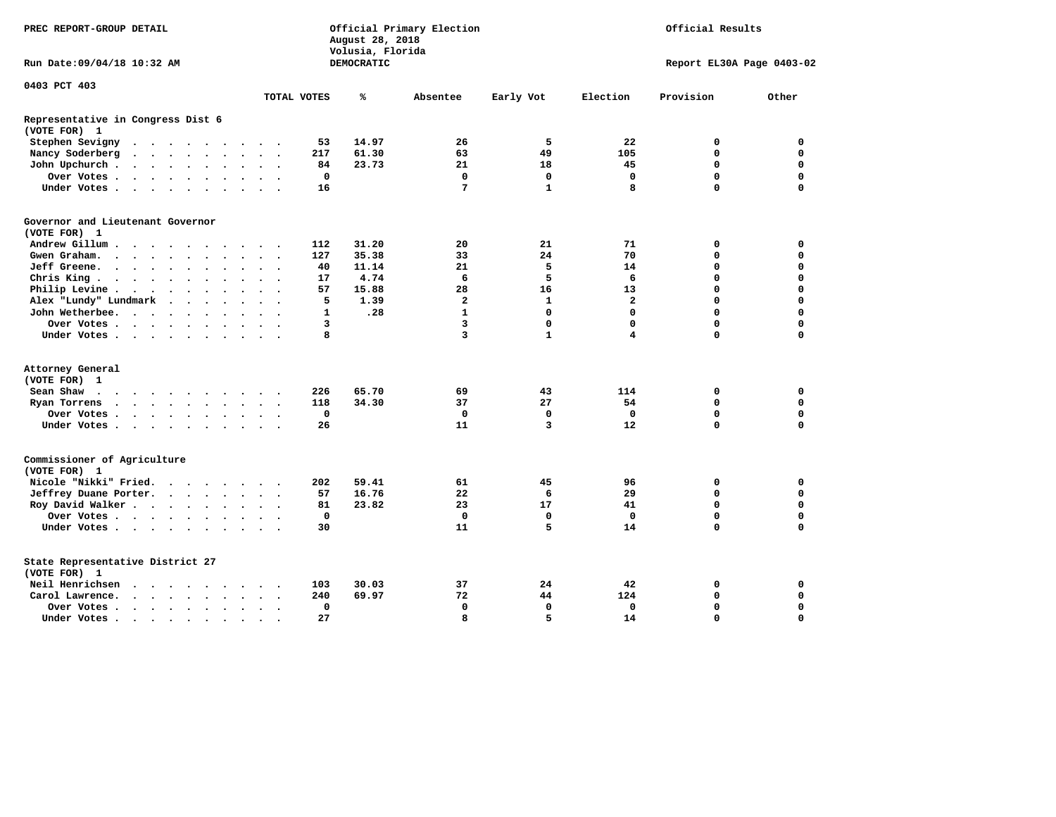PREC REPORT-GROUP DETAIL

Official Primary Election
August 28, 2018
Volusia, Florida
DEMOCRATIC

Official Results

Run Date:09/04/18 10:32 AM

Report EL30A Page 0403-02

0403 PCT 403

| | TOTAL VOTES | % | Absentee | Early Vot | Election | Provision | Other |
|---|---|---|---|---|---|---|---|
| **Representative in Congress Dist 6** | | | | | | | |
| **(VOTE FOR) 1** | | | | | | | |
| Stephen Sevigny | 53 | 14.97 | 26 | 5 | 22 | 0 | 0 |
| Nancy Soderberg | 217 | 61.30 | 63 | 49 | 105 | 0 | 0 |
| John Upchurch | 84 | 23.73 | 21 | 18 | 45 | 0 | 0 |
| Over Votes | 0 | | 0 | 0 | 0 | 0 | 0 |
| Under Votes | 16 | | 7 | 1 | 8 | 0 | 0 |
| **Governor and Lieutenant Governor** | | | | | | | |
| **(VOTE FOR) 1** | | | | | | | |
| Andrew Gillum | 112 | 31.20 | 20 | 21 | 71 | 0 | 0 |
| Gwen Graham | 127 | 35.38 | 33 | 24 | 70 | 0 | 0 |
| Jeff Greene | 40 | 11.14 | 21 | 5 | 14 | 0 | 0 |
| Chris King | 17 | 4.74 | 6 | 5 | 6 | 0 | 0 |
| Philip Levine | 57 | 15.88 | 28 | 16 | 13 | 0 | 0 |
| Alex "Lundy" Lundmark | 5 | 1.39 | 2 | 1 | 2 | 0 | 0 |
| John Wetherbee | 1 | .28 | 1 | 0 | 0 | 0 | 0 |
| Over Votes | 3 | | 3 | 0 | 0 | 0 | 0 |
| Under Votes | 8 | | 3 | 1 | 4 | 0 | 0 |
| **Attorney General** | | | | | | | |
| **(VOTE FOR) 1** | | | | | | | |
| Sean Shaw | 226 | 65.70 | 69 | 43 | 114 | 0 | 0 |
| Ryan Torrens | 118 | 34.30 | 37 | 27 | 54 | 0 | 0 |
| Over Votes | 0 | | 0 | 0 | 0 | 0 | 0 |
| Under Votes | 26 | | 11 | 3 | 12 | 0 | 0 |
| **Commissioner of Agriculture** | | | | | | | |
| **(VOTE FOR) 1** | | | | | | | |
| Nicole "Nikki" Fried | 202 | 59.41 | 61 | 45 | 96 | 0 | 0 |
| Jeffrey Duane Porter | 57 | 16.76 | 22 | 6 | 29 | 0 | 0 |
| Roy David Walker | 81 | 23.82 | 23 | 17 | 41 | 0 | 0 |
| Over Votes | 0 | | 0 | 0 | 0 | 0 | 0 |
| Under Votes | 30 | | 11 | 5 | 14 | 0 | 0 |
| **State Representative District 27** | | | | | | | |
| **(VOTE FOR) 1** | | | | | | | |
| Neil Henrichsen | 103 | 30.03 | 37 | 24 | 42 | 0 | 0 |
| Carol Lawrence | 240 | 69.97 | 72 | 44 | 124 | 0 | 0 |
| Over Votes | 0 | | 0 | 0 | 0 | 0 | 0 |
| Under Votes | 27 | | 8 | 5 | 14 | 0 | 0 |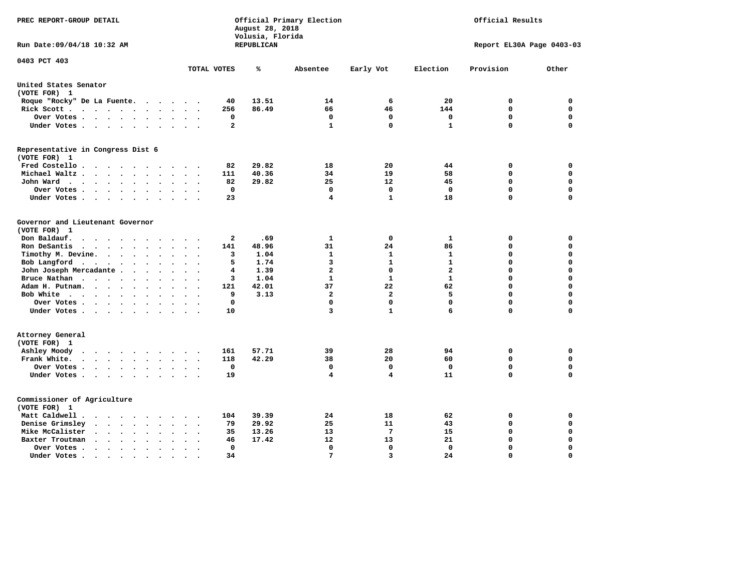PREC REPORT-GROUP DETAIL

Official Primary Election
August 28, 2018
Volusia, Florida
REPUBLICAN

Official Results

Run Date:09/04/18 10:32 AM

Report EL30A Page 0403-03

0403 PCT 403

| | TOTAL VOTES | % | Absentee | Early Vot | Election | Provision | Other |
|---|---|---|---|---|---|---|---|
| **United States Senator** | | | | | | | |
| (VOTE FOR) 1 | | | | | | | |
| Roque "Rocky" De La Fuente | 40 | 13.51 | 14 | 6 | 20 | 0 | 0 |
| Rick Scott | 256 | 86.49 | 66 | 46 | 144 | 0 | 0 |
| Over Votes | 0 | | 0 | 0 | 0 | 0 | 0 |
| Under Votes | 2 | | 1 | 0 | 1 | 0 | 0 |
| **Representative in Congress Dist 6** | | | | | | | |
| (VOTE FOR) 1 | | | | | | | |
| Fred Costello | 82 | 29.82 | 18 | 20 | 44 | 0 | 0 |
| Michael Waltz | 111 | 40.36 | 34 | 19 | 58 | 0 | 0 |
| John Ward | 82 | 29.82 | 25 | 12 | 45 | 0 | 0 |
| Over Votes | 0 | | 0 | 0 | 0 | 0 | 0 |
| Under Votes | 23 | | 4 | 1 | 18 | 0 | 0 |
| **Governor and Lieutenant Governor** | | | | | | | |
| (VOTE FOR) 1 | | | | | | | |
| Don Baldauf | 2 | .69 | 1 | 0 | 1 | 0 | 0 |
| Ron DeSantis | 141 | 48.96 | 31 | 24 | 86 | 0 | 0 |
| Timothy M. Devine | 3 | 1.04 | 1 | 1 | 1 | 0 | 0 |
| Bob Langford | 5 | 1.74 | 3 | 1 | 1 | 0 | 0 |
| John Joseph Mercadante | 4 | 1.39 | 2 | 0 | 2 | 0 | 0 |
| Bruce Nathan | 3 | 1.04 | 1 | 1 | 1 | 0 | 0 |
| Adam H. Putnam | 121 | 42.01 | 37 | 22 | 62 | 0 | 0 |
| Bob White | 9 | 3.13 | 2 | 2 | 5 | 0 | 0 |
| Over Votes | 0 | | 0 | 0 | 0 | 0 | 0 |
| Under Votes | 10 | | 3 | 1 | 6 | 0 | 0 |
| **Attorney General** | | | | | | | |
| (VOTE FOR) 1 | | | | | | | |
| Ashley Moody | 161 | 57.71 | 39 | 28 | 94 | 0 | 0 |
| Frank White | 118 | 42.29 | 38 | 20 | 60 | 0 | 0 |
| Over Votes | 0 | | 0 | 0 | 0 | 0 | 0 |
| Under Votes | 19 | | 4 | 4 | 11 | 0 | 0 |
| **Commissioner of Agriculture** | | | | | | | |
| (VOTE FOR) 1 | | | | | | | |
| Matt Caldwell | 104 | 39.39 | 24 | 18 | 62 | 0 | 0 |
| Denise Grimsley | 79 | 29.92 | 25 | 11 | 43 | 0 | 0 |
| Mike McCalister | 35 | 13.26 | 13 | 7 | 15 | 0 | 0 |
| Baxter Troutman | 46 | 17.42 | 12 | 13 | 21 | 0 | 0 |
| Over Votes | 0 | | 0 | 0 | 0 | 0 | 0 |
| Under Votes | 34 | | 7 | 3 | 24 | 0 | 0 |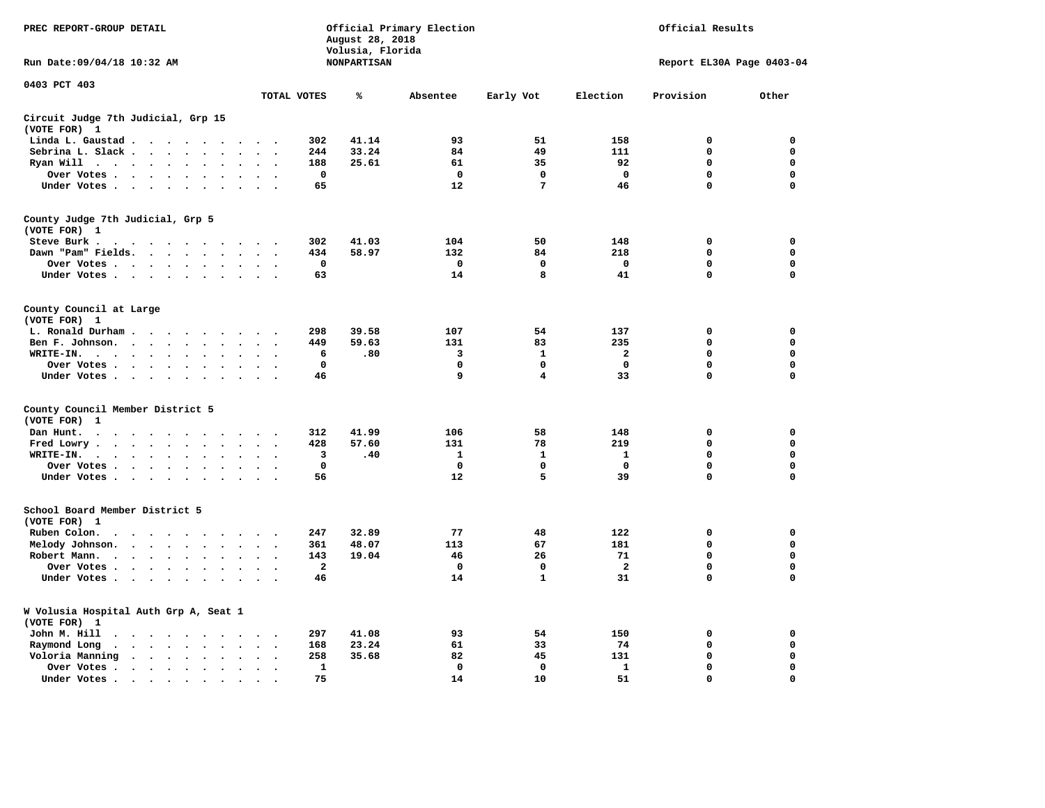PREC REPORT-GROUP DETAIL

Official Primary Election
August 28, 2018
Volusia, Florida
NONPARTISAN

Official Results

Run Date:09/04/18 10:32 AM

Report EL30A Page 0403-04

0403 PCT 403

| | TOTAL VOTES | % | Absentee | Early Vot | Election | Provision | Other |
|---|---|---|---|---|---|---|---|
| **Circuit Judge 7th Judicial, Grp 15 (VOTE FOR) 1** | | | | | | | |
| Linda L. Gaustad | 302 | 41.14 | 93 | 51 | 158 | 0 | 0 |
| Sebrina L. Slack | 244 | 33.24 | 84 | 49 | 111 | 0 | 0 |
| Ryan Will | 188 | 25.61 | 61 | 35 | 92 | 0 | 0 |
| Over Votes | 0 | | 0 | 0 | 0 | 0 | 0 |
| Under Votes | 65 | | 12 | 7 | 46 | 0 | 0 |
| **County Judge 7th Judicial, Grp 5 (VOTE FOR) 1** | | | | | | | |
| Steve Burk | 302 | 41.03 | 104 | 50 | 148 | 0 | 0 |
| Dawn "Pam" Fields | 434 | 58.97 | 132 | 84 | 218 | 0 | 0 |
| Over Votes | 0 | | 0 | 0 | 0 | 0 | 0 |
| Under Votes | 63 | | 14 | 8 | 41 | 0 | 0 |
| **County Council at Large (VOTE FOR) 1** | | | | | | | |
| L. Ronald Durham | 298 | 39.58 | 107 | 54 | 137 | 0 | 0 |
| Ben F. Johnson | 449 | 59.63 | 131 | 83 | 235 | 0 | 0 |
| WRITE-IN | 6 | .80 | 3 | 1 | 2 | 0 | 0 |
| Over Votes | 0 | | 0 | 0 | 0 | 0 | 0 |
| Under Votes | 46 | | 9 | 4 | 33 | 0 | 0 |
| **County Council Member District 5 (VOTE FOR) 1** | | | | | | | |
| Dan Hunt | 312 | 41.99 | 106 | 58 | 148 | 0 | 0 |
| Fred Lowry | 428 | 57.60 | 131 | 78 | 219 | 0 | 0 |
| WRITE-IN | 3 | .40 | 1 | 1 | 1 | 0 | 0 |
| Over Votes | 0 | | 0 | 0 | 0 | 0 | 0 |
| Under Votes | 56 | | 12 | 5 | 39 | 0 | 0 |
| **School Board Member District 5 (VOTE FOR) 1** | | | | | | | |
| Ruben Colon | 247 | 32.89 | 77 | 48 | 122 | 0 | 0 |
| Melody Johnson | 361 | 48.07 | 113 | 67 | 181 | 0 | 0 |
| Robert Mann | 143 | 19.04 | 46 | 26 | 71 | 0 | 0 |
| Over Votes | 2 | | 0 | 0 | 2 | 0 | 0 |
| Under Votes | 46 | | 14 | 1 | 31 | 0 | 0 |
| **W Volusia Hospital Auth Grp A, Seat 1 (VOTE FOR) 1** | | | | | | | |
| John M. Hill | 297 | 41.08 | 93 | 54 | 150 | 0 | 0 |
| Raymond Long | 168 | 23.24 | 61 | 33 | 74 | 0 | 0 |
| Voloria Manning | 258 | 35.68 | 82 | 45 | 131 | 0 | 0 |
| Over Votes | 1 | | 0 | 0 | 1 | 0 | 0 |
| Under Votes | 75 | | 14 | 10 | 51 | 0 | 0 |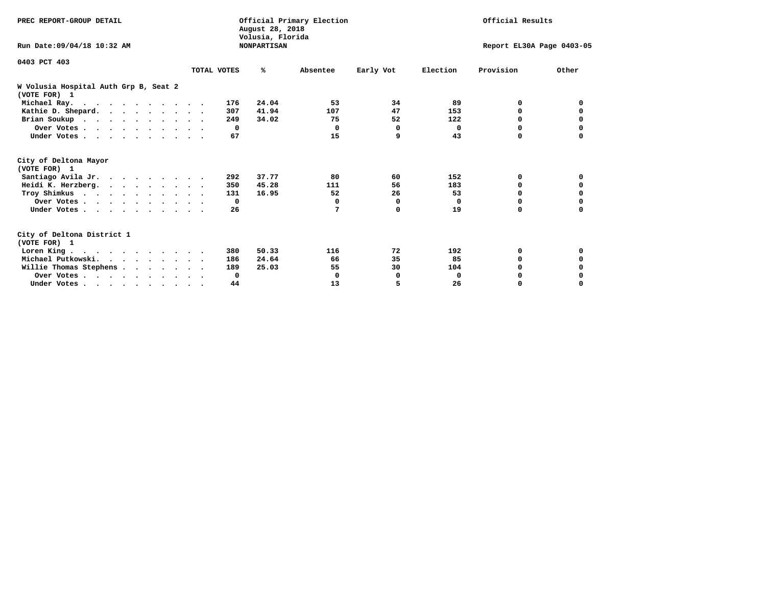PREC REPORT-GROUP DETAIL

Official Primary Election
August 28, 2018
Volusia, Florida
NONPARTISAN

Official Results

Run Date:09/04/18 10:32 AM

Report EL30A Page 0403-05

0403 PCT 403

### W Volusia Hospital Auth Grp B, Seat 2
(VOTE FOR) 1

| | TOTAL VOTES | % | Absentee | Early Vot | Election | Provision | Other |
|---|---|---|---|---|---|---|---|
| Michael Ray | 176 | 24.04 | 53 | 34 | 89 | 0 | 0 |
| Kathie D. Shepard | 307 | 41.94 | 107 | 47 | 153 | 0 | 0 |
| Brian Soukup | 249 | 34.02 | 75 | 52 | 122 | 0 | 0 |
| Over Votes | 0 | | 0 | 0 | 0 | 0 | 0 |
| Under Votes | 67 | | 15 | 9 | 43 | 0 | 0 |

### City of Deltona Mayor
(VOTE FOR) 1

| | TOTAL VOTES | % | Absentee | Early Vot | Election | Provision | Other |
|---|---|---|---|---|---|---|---|
| Santiago Avila Jr. | 292 | 37.77 | 80 | 60 | 152 | 0 | 0 |
| Heidi K. Herzberg | 350 | 45.28 | 111 | 56 | 183 | 0 | 0 |
| Troy Shimkus | 131 | 16.95 | 52 | 26 | 53 | 0 | 0 |
| Over Votes | 0 | | 0 | 0 | 0 | 0 | 0 |
| Under Votes | 26 | | 7 | 0 | 19 | 0 | 0 |

### City of Deltona District 1
(VOTE FOR) 1

| | TOTAL VOTES | % | Absentee | Early Vot | Election | Provision | Other |
|---|---|---|---|---|---|---|---|
| Loren King | 380 | 50.33 | 116 | 72 | 192 | 0 | 0 |
| Michael Putkowski | 186 | 24.64 | 66 | 35 | 85 | 0 | 0 |
| Willie Thomas Stephens | 189 | 25.03 | 55 | 30 | 104 | 0 | 0 |
| Over Votes | 0 | | 0 | 0 | 0 | 0 | 0 |
| Under Votes | 44 | | 13 | 5 | 26 | 0 | 0 |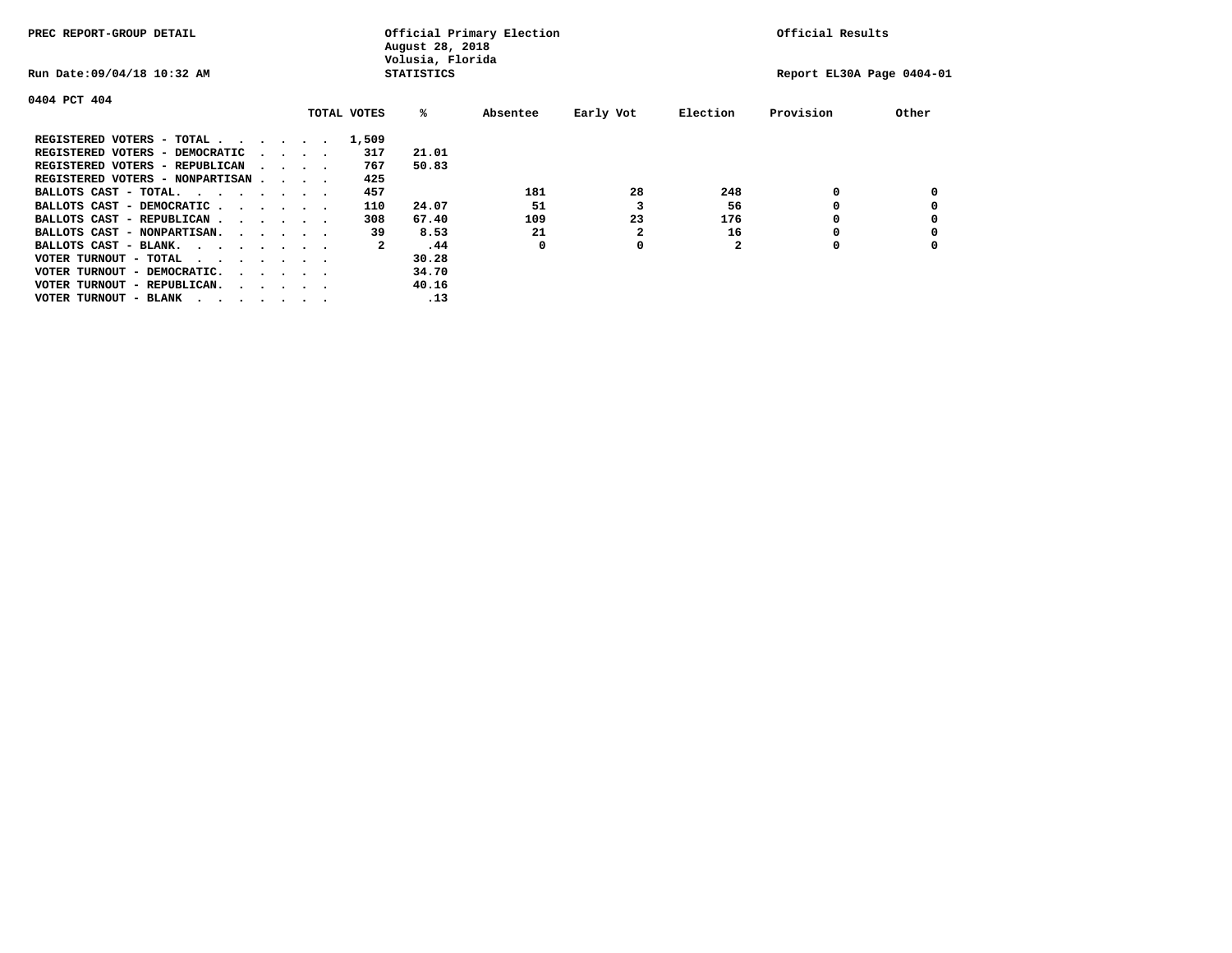PREC REPORT-GROUP DETAIL

Official Primary Election
August 28, 2018
Volusia, Florida
STATISTICS

Official Results

Run Date:09/04/18 10:32 AM

Report EL30A Page 0404-01

0404 PCT 404

| | TOTAL VOTES | % | Absentee | Early Vot | Election | Provision | Other |
|---|---|---|---|---|---|---|---|
| REGISTERED VOTERS - TOTAL . . . . . . | 1,509 | | | | | | |
| REGISTERED VOTERS - DEMOCRATIC . . . . | 317 | 21.01 | | | | | |
| REGISTERED VOTERS - REPUBLICAN . . . . | 767 | 50.83 | | | | | |
| REGISTERED VOTERS - NONPARTISAN . . . . | 425 | | | | | | |
| BALLOTS CAST - TOTAL. . . . . . . . | 457 | | 181 | 28 | 248 | 0 | 0 |
| BALLOTS CAST - DEMOCRATIC . . . . . . | 110 | 24.07 | 51 | 3 | 56 | 0 | 0 |
| BALLOTS CAST - REPUBLICAN . . . . . . | 308 | 67.40 | 109 | 23 | 176 | 0 | 0 |
| BALLOTS CAST - NONPARTISAN. . . . . . | 39 | 8.53 | 21 | 2 | 16 | 0 | 0 |
| BALLOTS CAST - BLANK. . . . . . . . | 2 | .44 | 0 | 0 | 2 | 0 | 0 |
| VOTER TURNOUT - TOTAL . . . . . . . | | 30.28 | | | | | |
| VOTER TURNOUT - DEMOCRATIC. . . . . . | | 34.70 | | | | | |
| VOTER TURNOUT - REPUBLICAN. . . . . . | | 40.16 | | | | | |
| VOTER TURNOUT - BLANK . . . . . . . | | .13 | | | | | |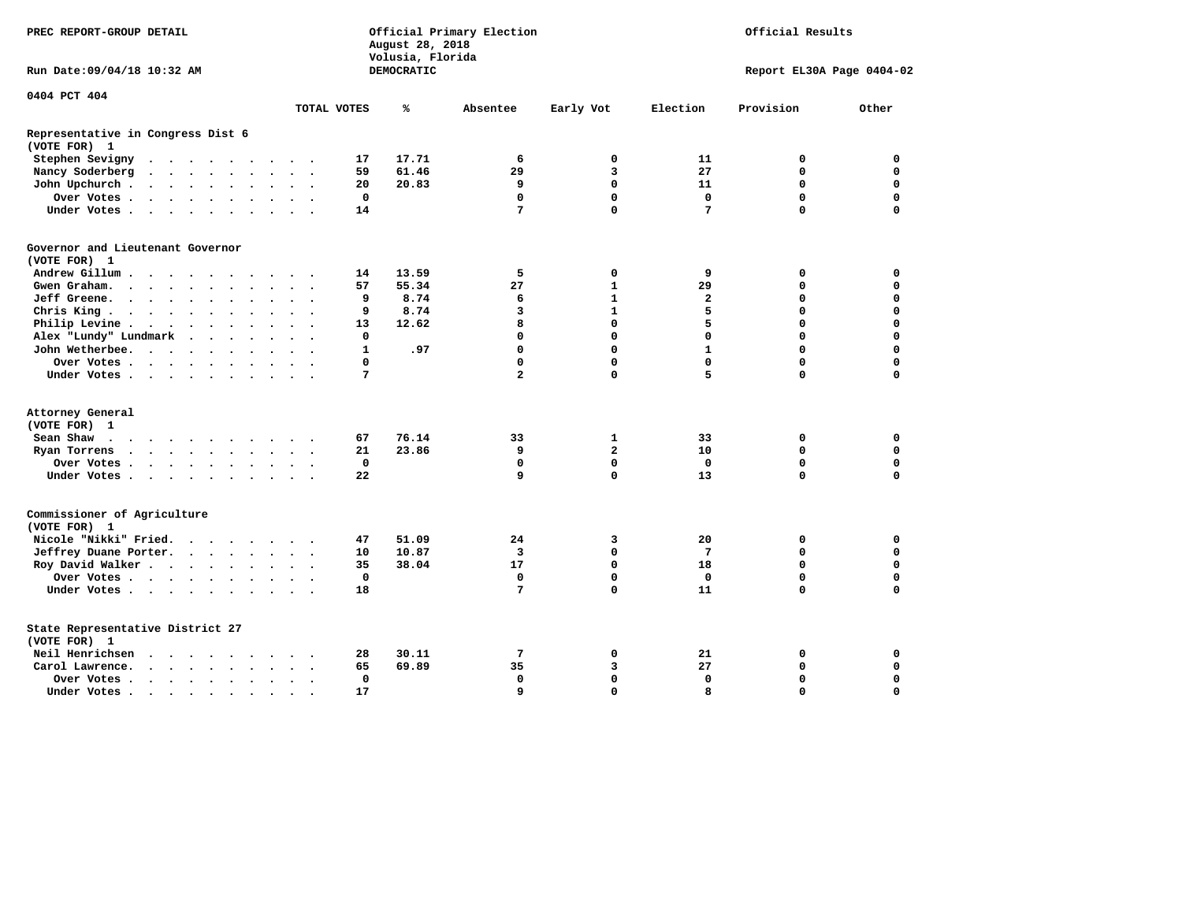PREC REPORT-GROUP DETAIL

Official Primary Election
August 28, 2018
Volusia, Florida
DEMOCRATIC

Official Results

Run Date:09/04/18 10:32 AM

Report EL30A Page 0404-02

0404 PCT 404

| | TOTAL VOTES | % | Absentee | Early Vot | Election | Provision | Other |
|---|---|---|---|---|---|---|---|
| **Representative in Congress Dist 6** | | | | | | | |
| **(VOTE FOR) 1** | | | | | | | |
| Stephen Sevigny | 17 | 17.71 | 6 | 0 | 11 | 0 | 0 |
| Nancy Soderberg | 59 | 61.46 | 29 | 3 | 27 | 0 | 0 |
| John Upchurch | 20 | 20.83 | 9 | 0 | 11 | 0 | 0 |
| Over Votes | 0 | | 0 | 0 | 0 | 0 | 0 |
| Under Votes | 14 | | 7 | 0 | 7 | 0 | 0 |
| **Governor and Lieutenant Governor** | | | | | | | |
| **(VOTE FOR) 1** | | | | | | | |
| Andrew Gillum | 14 | 13.59 | 5 | 0 | 9 | 0 | 0 |
| Gwen Graham | 57 | 55.34 | 27 | 1 | 29 | 0 | 0 |
| Jeff Greene | 9 | 8.74 | 6 | 1 | 2 | 0 | 0 |
| Chris King | 9 | 8.74 | 3 | 1 | 5 | 0 | 0 |
| Philip Levine | 13 | 12.62 | 8 | 0 | 5 | 0 | 0 |
| Alex "Lundy" Lundmark | 0 | | 0 | 0 | 0 | 0 | 0 |
| John Wetherbee | 1 | .97 | 0 | 0 | 1 | 0 | 0 |
| Over Votes | 0 | | 0 | 0 | 0 | 0 | 0 |
| Under Votes | 7 | | 2 | 0 | 5 | 0 | 0 |
| **Attorney General** | | | | | | | |
| **(VOTE FOR) 1** | | | | | | | |
| Sean Shaw | 67 | 76.14 | 33 | 1 | 33 | 0 | 0 |
| Ryan Torrens | 21 | 23.86 | 9 | 2 | 10 | 0 | 0 |
| Over Votes | 0 | | 0 | 0 | 0 | 0 | 0 |
| Under Votes | 22 | | 9 | 0 | 13 | 0 | 0 |
| **Commissioner of Agriculture** | | | | | | | |
| **(VOTE FOR) 1** | | | | | | | |
| Nicole "Nikki" Fried | 47 | 51.09 | 24 | 3 | 20 | 0 | 0 |
| Jeffrey Duane Porter | 10 | 10.87 | 3 | 0 | 7 | 0 | 0 |
| Roy David Walker | 35 | 38.04 | 17 | 0 | 18 | 0 | 0 |
| Over Votes | 0 | | 0 | 0 | 0 | 0 | 0 |
| Under Votes | 18 | | 7 | 0 | 11 | 0 | 0 |
| **State Representative District 27** | | | | | | | |
| **(VOTE FOR) 1** | | | | | | | |
| Neil Henrichsen | 28 | 30.11 | 7 | 0 | 21 | 0 | 0 |
| Carol Lawrence | 65 | 69.89 | 35 | 3 | 27 | 0 | 0 |
| Over Votes | 0 | | 0 | 0 | 0 | 0 | 0 |
| Under Votes | 17 | | 9 | 0 | 8 | 0 | 0 |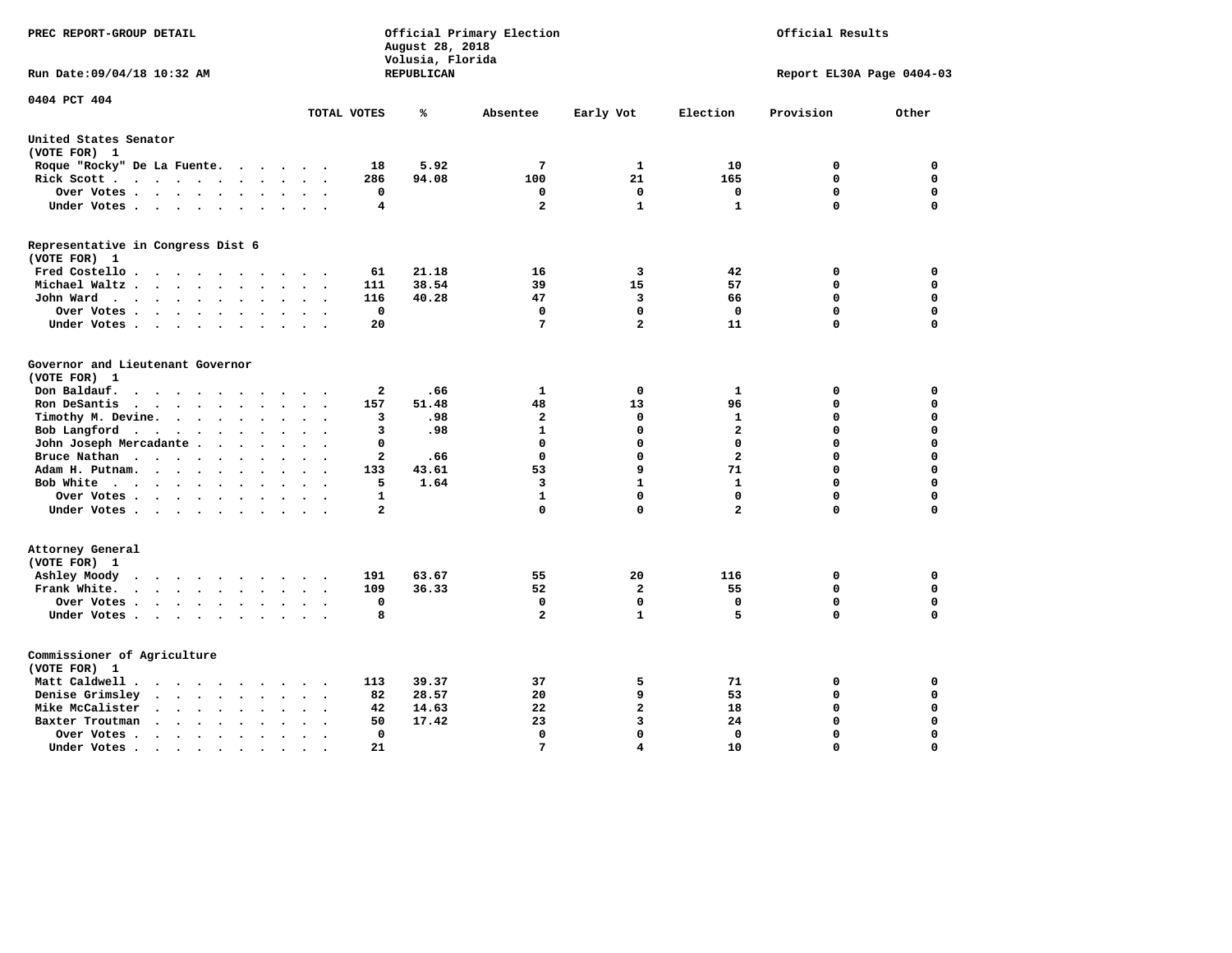PREC REPORT-GROUP DETAIL

Official Primary Election
August 28, 2018
Volusia, Florida
REPUBLICAN

Official Results

Run Date:09/04/18 10:32 AM

Report EL30A Page 0404-03

0404 PCT 404

| | TOTAL VOTES | % | Absentee | Early Vot | Election | Provision | Other |
|---|---|---|---|---|---|---|---|
| **United States Senator** | | | | | | | |
| **(VOTE FOR) 1** | | | | | | | |
| Roque "Rocky" De La Fuente | 18 | 5.92 | 7 | 1 | 10 | 0 | 0 |
| Rick Scott | 286 | 94.08 | 100 | 21 | 165 | 0 | 0 |
| Over Votes | 0 | | 0 | 0 | 0 | 0 | 0 |
| Under Votes | 4 | | 2 | 1 | 1 | 0 | 0 |
| **Representative in Congress Dist 6** | | | | | | | |
| **(VOTE FOR) 1** | | | | | | | |
| Fred Costello | 61 | 21.18 | 16 | 3 | 42 | 0 | 0 |
| Michael Waltz | 111 | 38.54 | 39 | 15 | 57 | 0 | 0 |
| John Ward | 116 | 40.28 | 47 | 3 | 66 | 0 | 0 |
| Over Votes | 0 | | 0 | 0 | 0 | 0 | 0 |
| Under Votes | 20 | | 7 | 2 | 11 | 0 | 0 |
| **Governor and Lieutenant Governor** | | | | | | | |
| **(VOTE FOR) 1** | | | | | | | |
| Don Baldauf | 2 | .66 | 1 | 0 | 1 | 0 | 0 |
| Ron DeSantis | 157 | 51.48 | 48 | 13 | 96 | 0 | 0 |
| Timothy M. Devine | 3 | .98 | 2 | 0 | 1 | 0 | 0 |
| Bob Langford | 3 | .98 | 1 | 0 | 2 | 0 | 0 |
| John Joseph Mercadante | 0 | | 0 | 0 | 0 | 0 | 0 |
| Bruce Nathan | 2 | .66 | 0 | 0 | 2 | 0 | 0 |
| Adam H. Putnam | 133 | 43.61 | 53 | 9 | 71 | 0 | 0 |
| Bob White | 5 | 1.64 | 3 | 1 | 1 | 0 | 0 |
| Over Votes | 1 | | 1 | 0 | 0 | 0 | 0 |
| Under Votes | 2 | | 0 | 0 | 2 | 0 | 0 |
| **Attorney General** | | | | | | | |
| **(VOTE FOR) 1** | | | | | | | |
| Ashley Moody | 191 | 63.67 | 55 | 20 | 116 | 0 | 0 |
| Frank White | 109 | 36.33 | 52 | 2 | 55 | 0 | 0 |
| Over Votes | 0 | | 0 | 0 | 0 | 0 | 0 |
| Under Votes | 8 | | 2 | 1 | 5 | 0 | 0 |
| **Commissioner of Agriculture** | | | | | | | |
| **(VOTE FOR) 1** | | | | | | | |
| Matt Caldwell | 113 | 39.37 | 37 | 5 | 71 | 0 | 0 |
| Denise Grimsley | 82 | 28.57 | 20 | 9 | 53 | 0 | 0 |
| Mike McCalister | 42 | 14.63 | 22 | 2 | 18 | 0 | 0 |
| Baxter Troutman | 50 | 17.42 | 23 | 3 | 24 | 0 | 0 |
| Over Votes | 0 | | 0 | 0 | 0 | 0 | 0 |
| Under Votes | 21 | | 7 | 4 | 10 | 0 | 0 |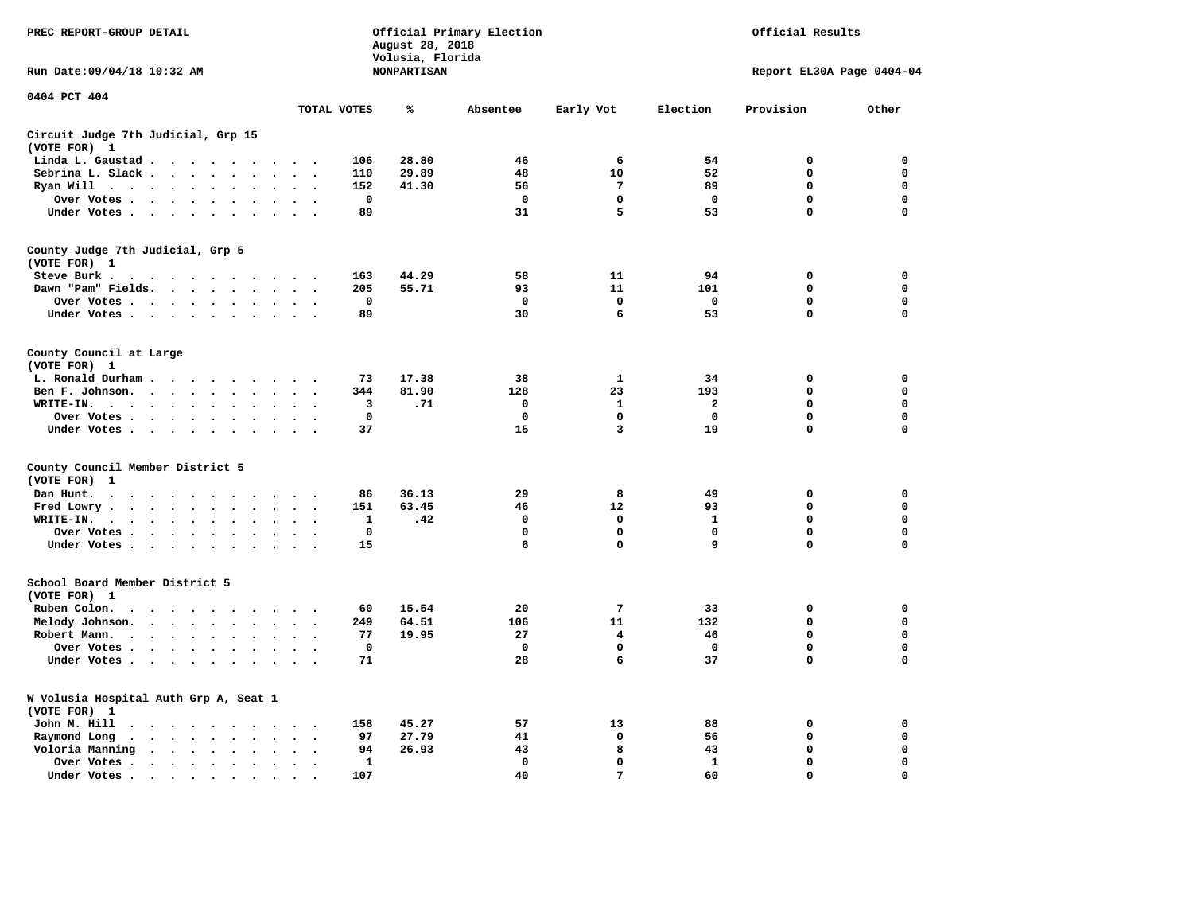PREC REPORT-GROUP DETAIL

Official Primary Election
August 28, 2018
Volusia, Florida
NONPARTISAN

Official Results

Run Date:09/04/18 10:32 AM

Report EL30A Page 0404-04

0404 PCT 404

| | TOTAL VOTES | % | Absentee | Early Vot | Election | Provision | Other |
|---|---|---|---|---|---|---|---|
| **Circuit Judge 7th Judicial, Grp 15** | | | | | | | |
| (VOTE FOR) 1 | | | | | | | |
| Linda L. Gaustad | 106 | 28.80 | 46 | 6 | 54 | 0 | 0 |
| Sebrina L. Slack | 110 | 29.89 | 48 | 10 | 52 | 0 | 0 |
| Ryan Will | 152 | 41.30 | 56 | 7 | 89 | 0 | 0 |
| Over Votes | 0 | | 0 | 0 | 0 | 0 | 0 |
| Under Votes | 89 | | 31 | 5 | 53 | 0 | 0 |
| **County Judge 7th Judicial, Grp 5** | | | | | | | |
| (VOTE FOR) 1 | | | | | | | |
| Steve Burk | 163 | 44.29 | 58 | 11 | 94 | 0 | 0 |
| Dawn "Pam" Fields. | 205 | 55.71 | 93 | 11 | 101 | 0 | 0 |
| Over Votes | 0 | | 0 | 0 | 0 | 0 | 0 |
| Under Votes | 89 | | 30 | 6 | 53 | 0 | 0 |
| **County Council at Large** | | | | | | | |
| (VOTE FOR) 1 | | | | | | | |
| L. Ronald Durham | 73 | 17.38 | 38 | 1 | 34 | 0 | 0 |
| Ben F. Johnson. | 344 | 81.90 | 128 | 23 | 193 | 0 | 0 |
| WRITE-IN. | 3 | .71 | 0 | 1 | 2 | 0 | 0 |
| Over Votes | 0 | | 0 | 0 | 0 | 0 | 0 |
| Under Votes | 37 | | 15 | 3 | 19 | 0 | 0 |
| **County Council Member District 5** | | | | | | | |
| (VOTE FOR) 1 | | | | | | | |
| Dan Hunt. | 86 | 36.13 | 29 | 8 | 49 | 0 | 0 |
| Fred Lowry | 151 | 63.45 | 46 | 12 | 93 | 0 | 0 |
| WRITE-IN. | 1 | .42 | 0 | 0 | 1 | 0 | 0 |
| Over Votes | 0 | | 0 | 0 | 0 | 0 | 0 |
| Under Votes | 15 | | 6 | 0 | 9 | 0 | 0 |
| **School Board Member District 5** | | | | | | | |
| (VOTE FOR) 1 | | | | | | | |
| Ruben Colon. | 60 | 15.54 | 20 | 7 | 33 | 0 | 0 |
| Melody Johnson. | 249 | 64.51 | 106 | 11 | 132 | 0 | 0 |
| Robert Mann. | 77 | 19.95 | 27 | 4 | 46 | 0 | 0 |
| Over Votes | 0 | | 0 | 0 | 0 | 0 | 0 |
| Under Votes | 71 | | 28 | 6 | 37 | 0 | 0 |
| **W Volusia Hospital Auth Grp A, Seat 1** | | | | | | | |
| (VOTE FOR) 1 | | | | | | | |
| John M. Hill | 158 | 45.27 | 57 | 13 | 88 | 0 | 0 |
| Raymond Long | 97 | 27.79 | 41 | 0 | 56 | 0 | 0 |
| Voloria Manning | 94 | 26.93 | 43 | 8 | 43 | 0 | 0 |
| Over Votes | 1 | | 0 | 0 | 1 | 0 | 0 |
| Under Votes | 107 | | 40 | 7 | 60 | 0 | 0 |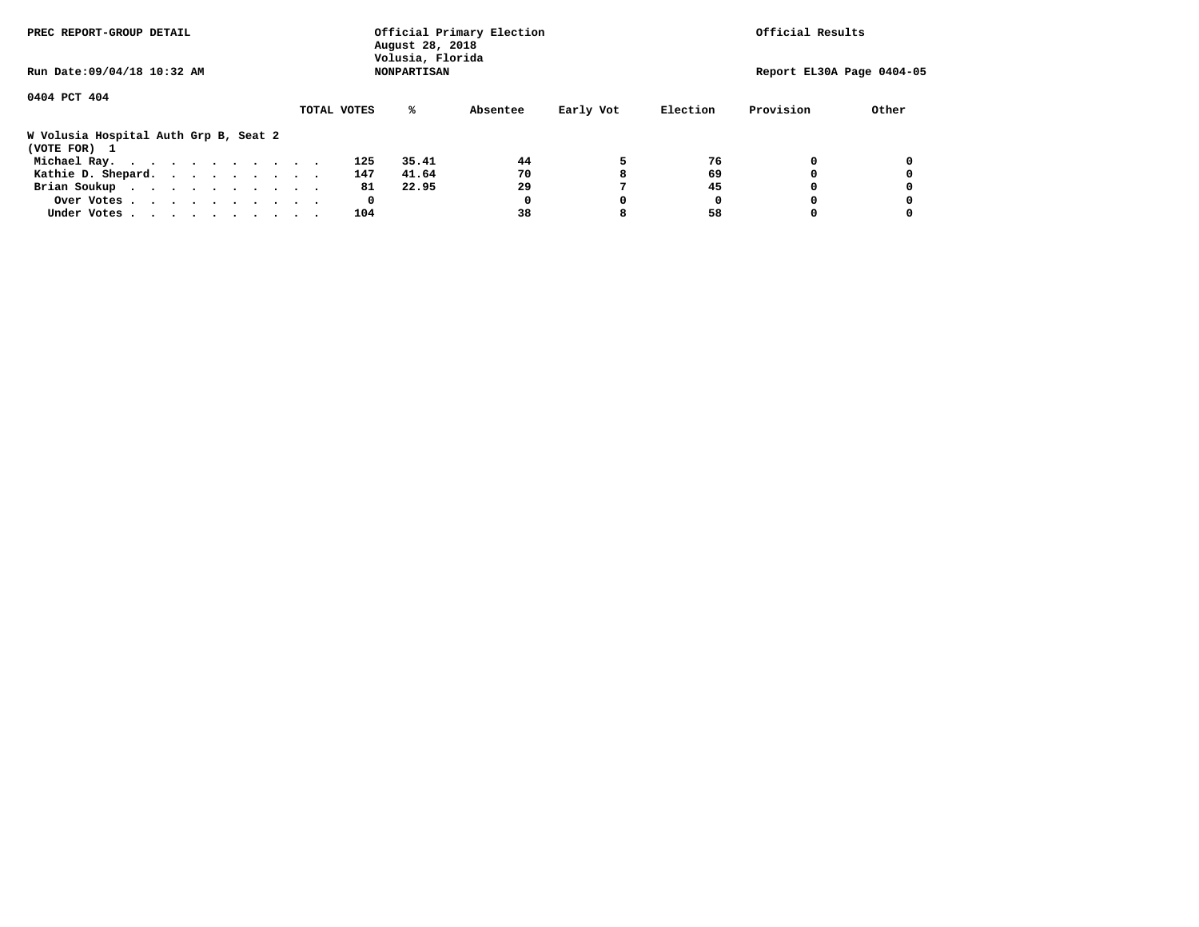PREC REPORT-GROUP DETAIL

Official Primary Election
August 28, 2018
Volusia, Florida
NONPARTISAN

Official Results

Run Date:09/04/18 10:32 AM

Report EL30A Page 0404-05

0404 PCT 404

**W Volusia Hospital Auth Grp B, Seat 2**
**(VOTE FOR) 1**

| | TOTAL VOTES | % | Absentee | Early Vot | Election | Provision | Other |
|---|---|---|---|---|---|---|---|
| Michael Ray | 125 | 35.41 | 44 | 5 | 76 | 0 | 0 |
| Kathie D. Shepard | 147 | 41.64 | 70 | 8 | 69 | 0 | 0 |
| Brian Soukup | 81 | 22.95 | 29 | 7 | 45 | 0 | 0 |
| Over Votes | 0 | | 0 | 0 | 0 | 0 | 0 |
| Under Votes | 104 | | 38 | 8 | 58 | 0 | 0 |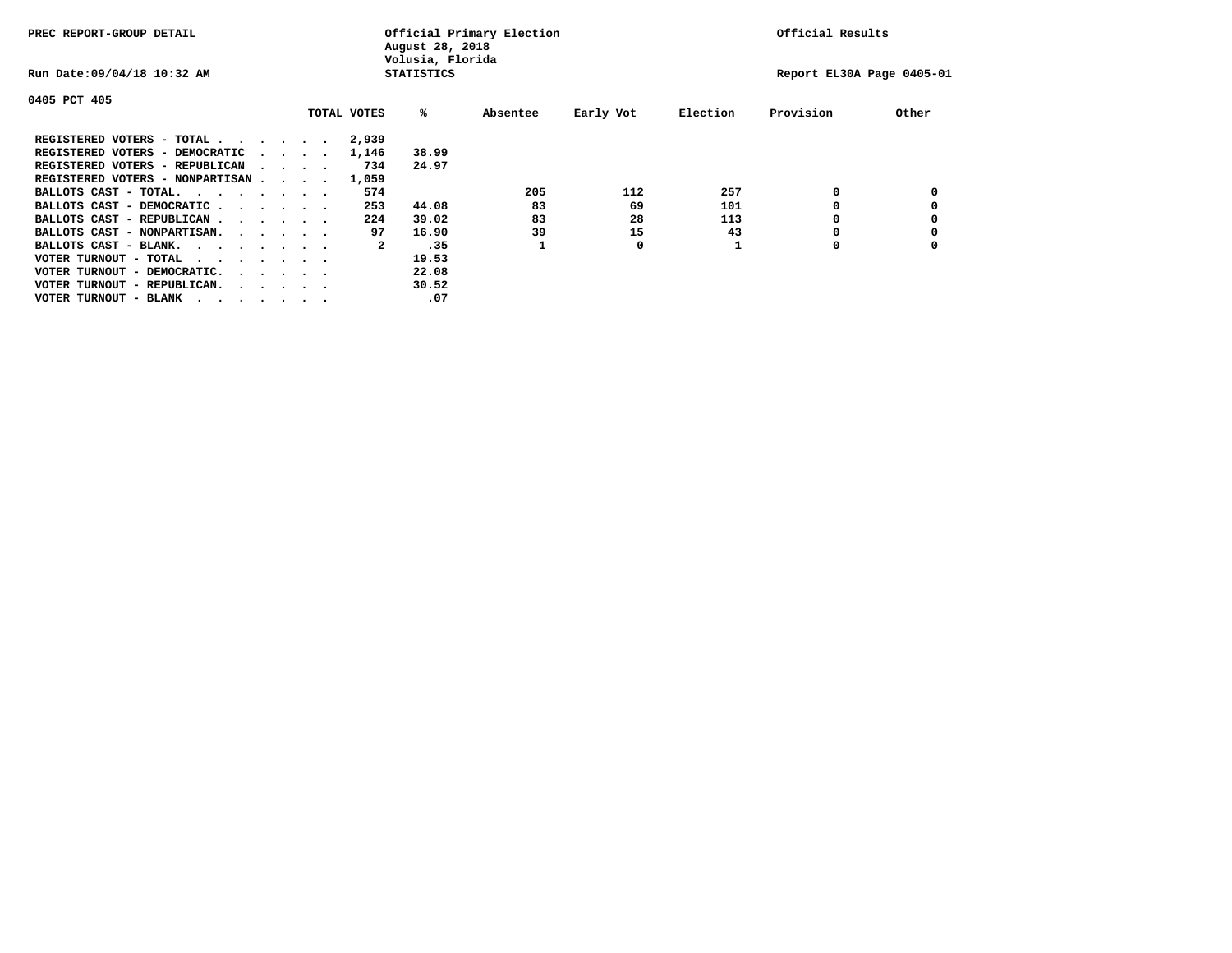PREC REPORT-GROUP DETAIL

Official Primary Election
August 28, 2018
Volusia, Florida
STATISTICS

Official Results

Run Date:09/04/18 10:32 AM

Report EL30A Page 0405-01

0405 PCT 405

| | TOTAL VOTES | % | Absentee | Early Vot | Election | Provision | Other |
|---|---|---|---|---|---|---|---|
| REGISTERED VOTERS - TOTAL . . . . . . | 2,939 | | | | | | |
| REGISTERED VOTERS - DEMOCRATIC . . . . | 1,146 | 38.99 | | | | | |
| REGISTERED VOTERS - REPUBLICAN . . . . | 734 | 24.97 | | | | | |
| REGISTERED VOTERS - NONPARTISAN . . . . | 1,059 | | | | | | |
| BALLOTS CAST - TOTAL. . . . . . . . | 574 | | 205 | 112 | 257 | 0 | 0 |
| BALLOTS CAST - DEMOCRATIC . . . . . . | 253 | 44.08 | 83 | 69 | 101 | 0 | 0 |
| BALLOTS CAST - REPUBLICAN . . . . . . | 224 | 39.02 | 83 | 28 | 113 | 0 | 0 |
| BALLOTS CAST - NONPARTISAN. . . . . . | 97 | 16.90 | 39 | 15 | 43 | 0 | 0 |
| BALLOTS CAST - BLANK. . . . . . . . | 2 | .35 | 1 | 0 | 1 | 0 | 0 |
| VOTER TURNOUT - TOTAL . . . . . . . | | 19.53 | | | | | |
| VOTER TURNOUT - DEMOCRATIC. . . . . . | | 22.08 | | | | | |
| VOTER TURNOUT - REPUBLICAN. . . . . . | | 30.52 | | | | | |
| VOTER TURNOUT - BLANK . . . . . . . | | .07 | | | | | |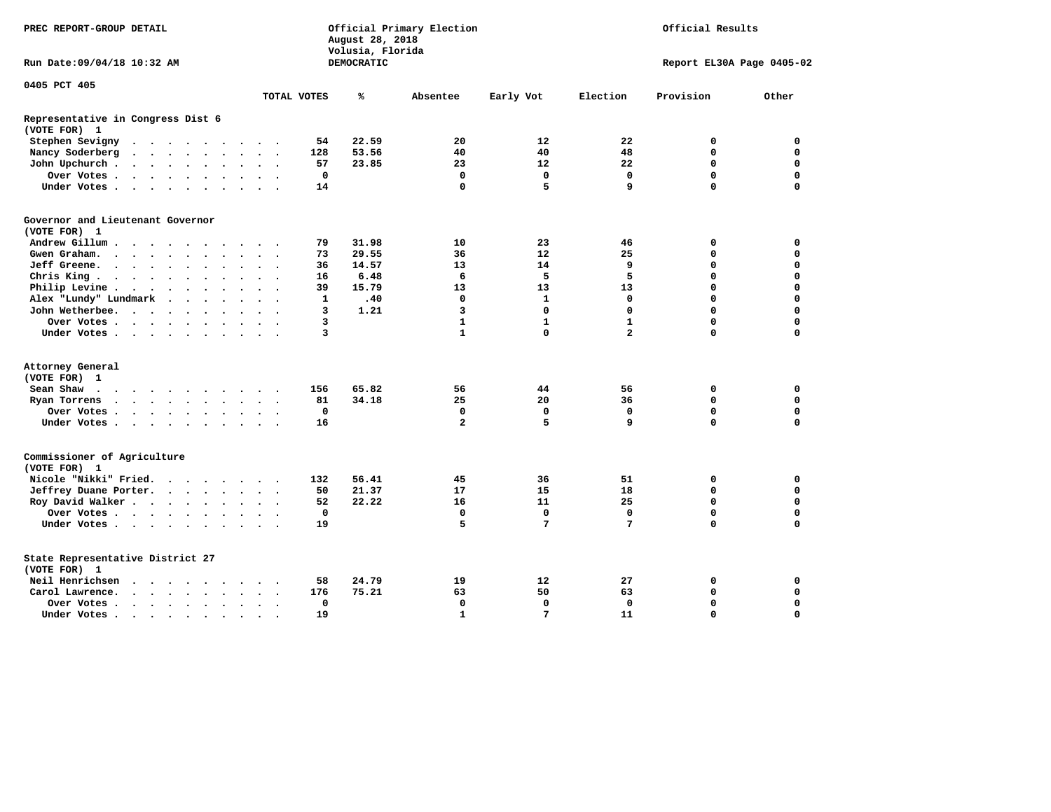PREC REPORT-GROUP DETAIL

Official Primary Election
August 28, 2018
Volusia, Florida
DEMOCRATIC

Official Results

Run Date:09/04/18 10:32 AM

Report EL30A Page 0405-02

0405 PCT 405

| | TOTAL VOTES | % | Absentee | Early Vot | Election | Provision | Other |
|---|---|---|---|---|---|---|---|
| **Representative in Congress Dist 6** | | | | | | | |
| **(VOTE FOR) 1** | | | | | | | |
| Stephen Sevigny | 54 | 22.59 | 20 | 12 | 22 | 0 | 0 |
| Nancy Soderberg | 128 | 53.56 | 40 | 40 | 48 | 0 | 0 |
| John Upchurch | 57 | 23.85 | 23 | 12 | 22 | 0 | 0 |
| Over Votes | 0 | | 0 | 0 | 0 | 0 | 0 |
| Under Votes | 14 | | 0 | 5 | 9 | 0 | 0 |
| **Governor and Lieutenant Governor** | | | | | | | |
| **(VOTE FOR) 1** | | | | | | | |
| Andrew Gillum | 79 | 31.98 | 10 | 23 | 46 | 0 | 0 |
| Gwen Graham | 73 | 29.55 | 36 | 12 | 25 | 0 | 0 |
| Jeff Greene | 36 | 14.57 | 13 | 14 | 9 | 0 | 0 |
| Chris King | 16 | 6.48 | 6 | 5 | 5 | 0 | 0 |
| Philip Levine | 39 | 15.79 | 13 | 13 | 13 | 0 | 0 |
| Alex "Lundy" Lundmark | 1 | .40 | 0 | 1 | 0 | 0 | 0 |
| John Wetherbee | 3 | 1.21 | 3 | 0 | 0 | 0 | 0 |
| Over Votes | 3 | | 1 | 1 | 1 | 0 | 0 |
| Under Votes | 3 | | 1 | 0 | 2 | 0 | 0 |
| **Attorney General** | | | | | | | |
| **(VOTE FOR) 1** | | | | | | | |
| Sean Shaw | 156 | 65.82 | 56 | 44 | 56 | 0 | 0 |
| Ryan Torrens | 81 | 34.18 | 25 | 20 | 36 | 0 | 0 |
| Over Votes | 0 | | 0 | 0 | 0 | 0 | 0 |
| Under Votes | 16 | | 2 | 5 | 9 | 0 | 0 |
| **Commissioner of Agriculture** | | | | | | | |
| **(VOTE FOR) 1** | | | | | | | |
| Nicole "Nikki" Fried | 132 | 56.41 | 45 | 36 | 51 | 0 | 0 |
| Jeffrey Duane Porter | 50 | 21.37 | 17 | 15 | 18 | 0 | 0 |
| Roy David Walker | 52 | 22.22 | 16 | 11 | 25 | 0 | 0 |
| Over Votes | 0 | | 0 | 0 | 0 | 0 | 0 |
| Under Votes | 19 | | 5 | 7 | 7 | 0 | 0 |
| **State Representative District 27** | | | | | | | |
| **(VOTE FOR) 1** | | | | | | | |
| Neil Henrichsen | 58 | 24.79 | 19 | 12 | 27 | 0 | 0 |
| Carol Lawrence | 176 | 75.21 | 63 | 50 | 63 | 0 | 0 |
| Over Votes | 0 | | 0 | 0 | 0 | 0 | 0 |
| Under Votes | 19 | | 1 | 7 | 11 | 0 | 0 |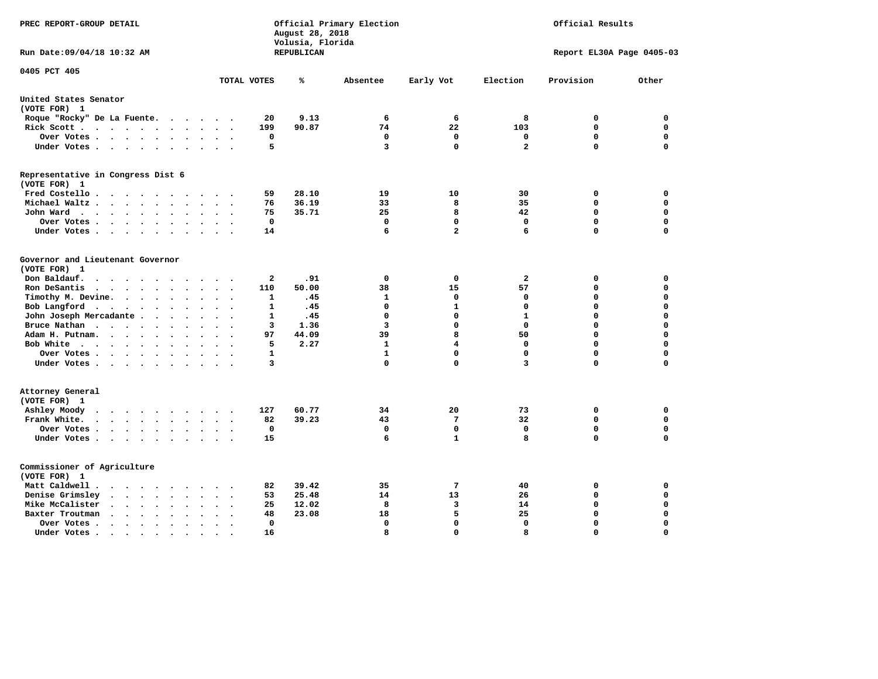PREC REPORT-GROUP DETAIL

Official Primary Election
August 28, 2018
Volusia, Florida
REPUBLICAN

Official Results

Run Date:09/04/18 10:32 AM

Report EL30A Page 0405-03

0405 PCT 405

| | TOTAL VOTES | % | Absentee | Early Vot | Election | Provision | Other |
|---|---|---|---|---|---|---|---|
| **United States Senator (VOTE FOR) 1** | | | | | | | |
| Roque "Rocky" De La Fuente | 20 | 9.13 | 6 | 6 | 8 | 0 | 0 |
| Rick Scott | 199 | 90.87 | 74 | 22 | 103 | 0 | 0 |
| Over Votes | 0 | | 0 | 0 | 0 | 0 | 0 |
| Under Votes | 5 | | 3 | 0 | 2 | 0 | 0 |
| **Representative in Congress Dist 6 (VOTE FOR) 1** | | | | | | | |
| Fred Costello | 59 | 28.10 | 19 | 10 | 30 | 0 | 0 |
| Michael Waltz | 76 | 36.19 | 33 | 8 | 35 | 0 | 0 |
| John Ward | 75 | 35.71 | 25 | 8 | 42 | 0 | 0 |
| Over Votes | 0 | | 0 | 0 | 0 | 0 | 0 |
| Under Votes | 14 | | 6 | 2 | 6 | 0 | 0 |
| **Governor and Lieutenant Governor (VOTE FOR) 1** | | | | | | | |
| Don Baldauf | 2 | .91 | 0 | 0 | 2 | 0 | 0 |
| Ron DeSantis | 110 | 50.00 | 38 | 15 | 57 | 0 | 0 |
| Timothy M. Devine | 1 | .45 | 1 | 0 | 0 | 0 | 0 |
| Bob Langford | 1 | .45 | 0 | 1 | 0 | 0 | 0 |
| John Joseph Mercadante | 1 | .45 | 0 | 0 | 1 | 0 | 0 |
| Bruce Nathan | 3 | 1.36 | 3 | 0 | 0 | 0 | 0 |
| Adam H. Putnam | 97 | 44.09 | 39 | 8 | 50 | 0 | 0 |
| Bob White | 5 | 2.27 | 1 | 4 | 0 | 0 | 0 |
| Over Votes | 1 | | 1 | 0 | 0 | 0 | 0 |
| Under Votes | 3 | | 0 | 0 | 3 | 0 | 0 |
| **Attorney General (VOTE FOR) 1** | | | | | | | |
| Ashley Moody | 127 | 60.77 | 34 | 20 | 73 | 0 | 0 |
| Frank White | 82 | 39.23 | 43 | 7 | 32 | 0 | 0 |
| Over Votes | 0 | | 0 | 0 | 0 | 0 | 0 |
| Under Votes | 15 | | 6 | 1 | 8 | 0 | 0 |
| **Commissioner of Agriculture (VOTE FOR) 1** | | | | | | | |
| Matt Caldwell | 82 | 39.42 | 35 | 7 | 40 | 0 | 0 |
| Denise Grimsley | 53 | 25.48 | 14 | 13 | 26 | 0 | 0 |
| Mike McCalister | 25 | 12.02 | 8 | 3 | 14 | 0 | 0 |
| Baxter Troutman | 48 | 23.08 | 18 | 5 | 25 | 0 | 0 |
| Over Votes | 0 | | 0 | 0 | 0 | 0 | 0 |
| Under Votes | 16 | | 8 | 0 | 8 | 0 | 0 |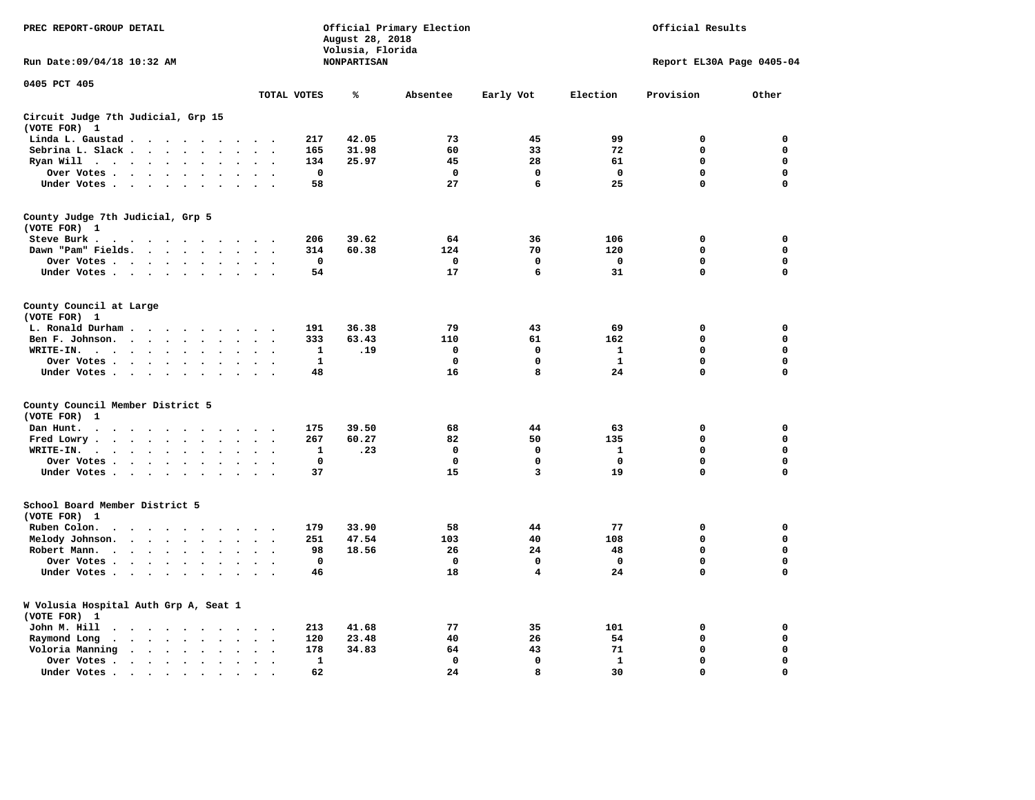PREC REPORT-GROUP DETAIL

Official Primary Election
August 28, 2018
Volusia, Florida
NONPARTISAN

Official Results

Run Date:09/04/18 10:32 AM

Report EL30A Page 0405-04

0405 PCT 405

| | TOTAL VOTES | % | Absentee | Early Vot | Election | Provision | Other |
|---|---|---|---|---|---|---|---|
| **Circuit Judge 7th Judicial, Grp 15** | | | | | | | |
| **(VOTE FOR) 1** | | | | | | | |
| Linda L. Gaustad | 217 | 42.05 | 73 | 45 | 99 | 0 | 0 |
| Sebrina L. Slack | 165 | 31.98 | 60 | 33 | 72 | 0 | 0 |
| Ryan Will | 134 | 25.97 | 45 | 28 | 61 | 0 | 0 |
| Over Votes | 0 | | 0 | 0 | 0 | 0 | 0 |
| Under Votes | 58 | | 27 | 6 | 25 | 0 | 0 |
| **County Judge 7th Judicial, Grp 5** | | | | | | | |
| **(VOTE FOR) 1** | | | | | | | |
| Steve Burk | 206 | 39.62 | 64 | 36 | 106 | 0 | 0 |
| Dawn "Pam" Fields | 314 | 60.38 | 124 | 70 | 120 | 0 | 0 |
| Over Votes | 0 | | 0 | 0 | 0 | 0 | 0 |
| Under Votes | 54 | | 17 | 6 | 31 | 0 | 0 |
| **County Council at Large** | | | | | | | |
| **(VOTE FOR) 1** | | | | | | | |
| L. Ronald Durham | 191 | 36.38 | 79 | 43 | 69 | 0 | 0 |
| Ben F. Johnson | 333 | 63.43 | 110 | 61 | 162 | 0 | 0 |
| WRITE-IN | 1 | .19 | 0 | 0 | 1 | 0 | 0 |
| Over Votes | 1 | | 0 | 0 | 1 | 0 | 0 |
| Under Votes | 48 | | 16 | 8 | 24 | 0 | 0 |
| **County Council Member District 5** | | | | | | | |
| **(VOTE FOR) 1** | | | | | | | |
| Dan Hunt | 175 | 39.50 | 68 | 44 | 63 | 0 | 0 |
| Fred Lowry | 267 | 60.27 | 82 | 50 | 135 | 0 | 0 |
| WRITE-IN | 1 | .23 | 0 | 0 | 1 | 0 | 0 |
| Over Votes | 0 | | 0 | 0 | 0 | 0 | 0 |
| Under Votes | 37 | | 15 | 3 | 19 | 0 | 0 |
| **School Board Member District 5** | | | | | | | |
| **(VOTE FOR) 1** | | | | | | | |
| Ruben Colon | 179 | 33.90 | 58 | 44 | 77 | 0 | 0 |
| Melody Johnson | 251 | 47.54 | 103 | 40 | 108 | 0 | 0 |
| Robert Mann | 98 | 18.56 | 26 | 24 | 48 | 0 | 0 |
| Over Votes | 0 | | 0 | 0 | 0 | 0 | 0 |
| Under Votes | 46 | | 18 | 4 | 24 | 0 | 0 |
| **W Volusia Hospital Auth Grp A, Seat 1** | | | | | | | |
| **(VOTE FOR) 1** | | | | | | | |
| John M. Hill | 213 | 41.68 | 77 | 35 | 101 | 0 | 0 |
| Raymond Long | 120 | 23.48 | 40 | 26 | 54 | 0 | 0 |
| Voloria Manning | 178 | 34.83 | 64 | 43 | 71 | 0 | 0 |
| Over Votes | 1 | | 0 | 0 | 1 | 0 | 0 |
| Under Votes | 62 | | 24 | 8 | 30 | 0 | 0 |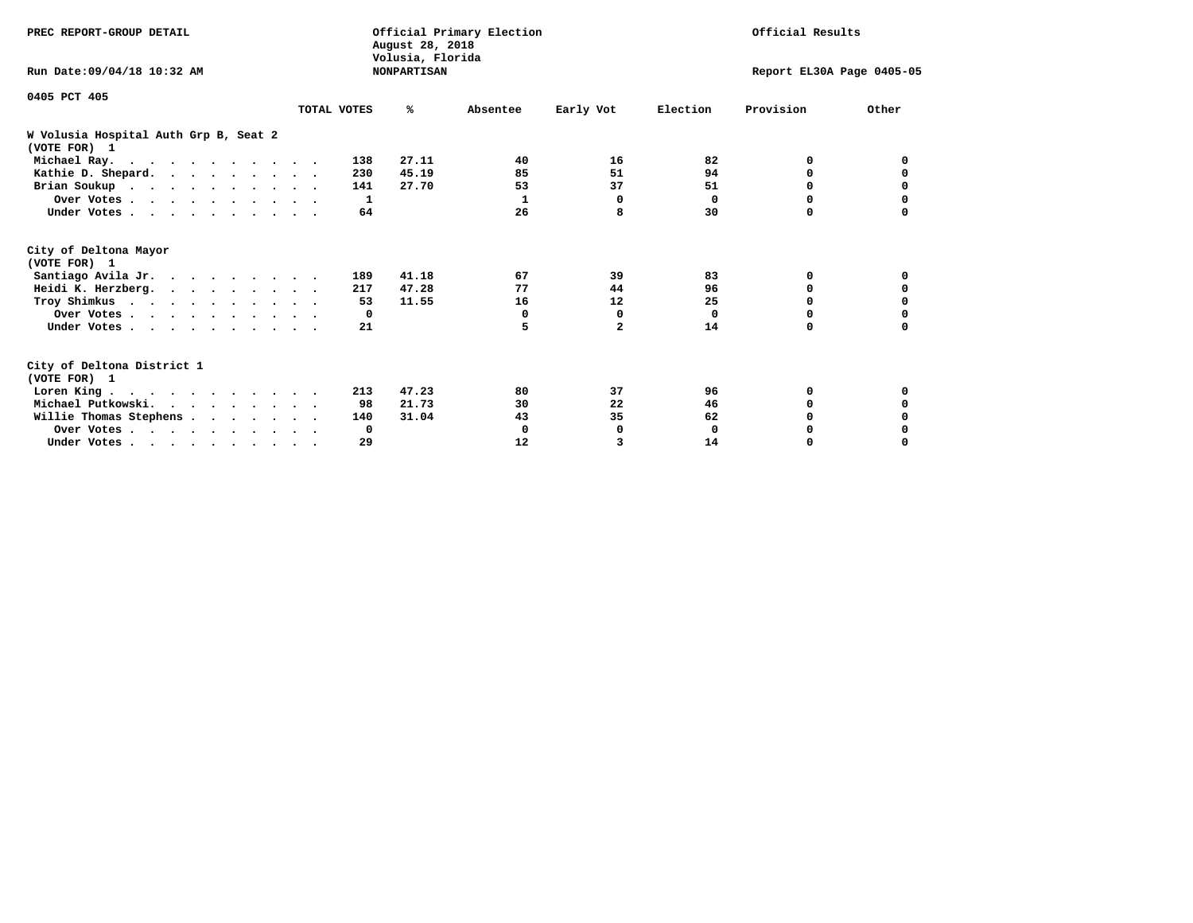PREC REPORT-GROUP DETAIL

Official Primary Election
August 28, 2018
Volusia, Florida
NONPARTISAN

Official Results

Run Date:09/04/18 10:32 AM

Report EL30A Page 0405-05

0405 PCT 405

## W Volusia Hospital Auth Grp B, Seat 2
(VOTE FOR) 1

| | TOTAL VOTES | % | Absentee | Early Vot | Election | Provision | Other |
|---|---|---|---|---|---|---|---|
| Michael Ray | 138 | 27.11 | 40 | 16 | 82 | 0 | 0 |
| Kathie D. Shepard | 230 | 45.19 | 85 | 51 | 94 | 0 | 0 |
| Brian Soukup | 141 | 27.70 | 53 | 37 | 51 | 0 | 0 |
| Over Votes | 1 | | 1 | 0 | 0 | 0 | 0 |
| Under Votes | 64 | | 26 | 8 | 30 | 0 | 0 |

## City of Deltona Mayor
(VOTE FOR) 1

| | TOTAL VOTES | % | Absentee | Early Vot | Election | Provision | Other |
|---|---|---|---|---|---|---|---|
| Santiago Avila Jr. | 189 | 41.18 | 67 | 39 | 83 | 0 | 0 |
| Heidi K. Herzberg | 217 | 47.28 | 77 | 44 | 96 | 0 | 0 |
| Troy Shimkus | 53 | 11.55 | 16 | 12 | 25 | 0 | 0 |
| Over Votes | 0 | | 0 | 0 | 0 | 0 | 0 |
| Under Votes | 21 | | 5 | 2 | 14 | 0 | 0 |

## City of Deltona District 1
(VOTE FOR) 1

| | TOTAL VOTES | % | Absentee | Early Vot | Election | Provision | Other |
|---|---|---|---|---|---|---|---|
| Loren King | 213 | 47.23 | 80 | 37 | 96 | 0 | 0 |
| Michael Putkowski | 98 | 21.73 | 30 | 22 | 46 | 0 | 0 |
| Willie Thomas Stephens | 140 | 31.04 | 43 | 35 | 62 | 0 | 0 |
| Over Votes | 0 | | 0 | 0 | 0 | 0 | 0 |
| Under Votes | 29 | | 12 | 3 | 14 | 0 | 0 |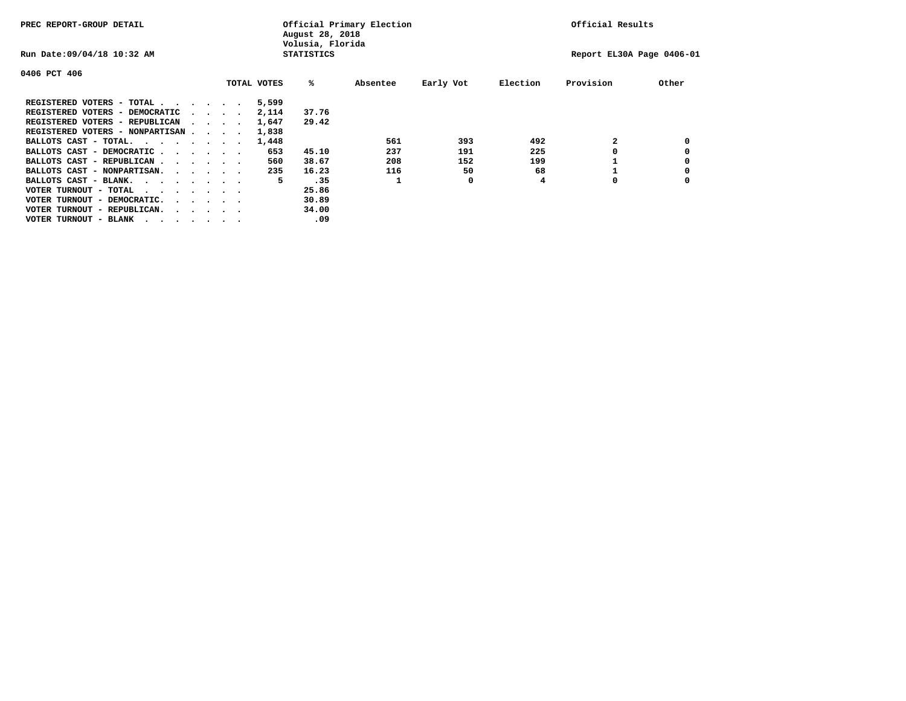PREC REPORT-GROUP DETAIL

Official Primary Election
August 28, 2018
Volusia, Florida
STATISTICS

Official Results

Run Date:09/04/18 10:32 AM

Report EL30A Page 0406-01

0406 PCT 406

| | TOTAL VOTES | % | Absentee | Early Vot | Election | Provision | Other |
|---|---|---|---|---|---|---|---|
| REGISTERED VOTERS - TOTAL . . . . . . | 5,599 | | | | | | |
| REGISTERED VOTERS - DEMOCRATIC . . . . | 2,114 | 37.76 | | | | | |
| REGISTERED VOTERS - REPUBLICAN . . . . | 1,647 | 29.42 | | | | | |
| REGISTERED VOTERS - NONPARTISAN . . . . | 1,838 | | | | | | |
| BALLOTS CAST - TOTAL. . . . . . . . | 1,448 | | 561 | 393 | 492 | 2 | 0 |
| BALLOTS CAST - DEMOCRATIC . . . . . . | 653 | 45.10 | 237 | 191 | 225 | 0 | 0 |
| BALLOTS CAST - REPUBLICAN . . . . . . | 560 | 38.67 | 208 | 152 | 199 | 1 | 0 |
| BALLOTS CAST - NONPARTISAN. . . . . . | 235 | 16.23 | 116 | 50 | 68 | 1 | 0 |
| BALLOTS CAST - BLANK. . . . . . . . | 5 | .35 | 1 | 0 | 4 | 0 | 0 |
| VOTER TURNOUT - TOTAL . . . . . . . | | 25.86 | | | | | |
| VOTER TURNOUT - DEMOCRATIC. . . . . . | | 30.89 | | | | | |
| VOTER TURNOUT - REPUBLICAN. . . . . . | | 34.00 | | | | | |
| VOTER TURNOUT - BLANK . . . . . . . | | .09 | | | | | |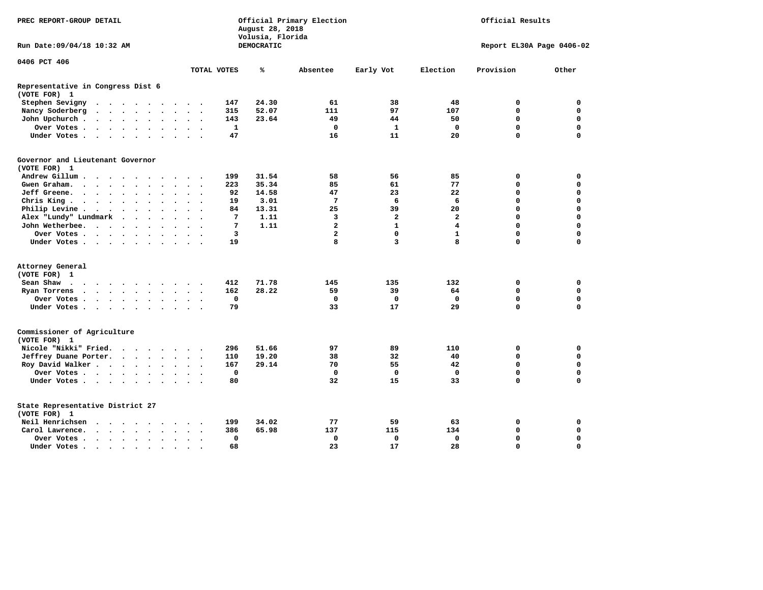PREC REPORT-GROUP DETAIL

Official Primary Election
August 28, 2018
Volusia, Florida
DEMOCRATIC

Official Results

Run Date:09/04/18 10:32 AM

Report EL30A Page 0406-02

0406 PCT 406

| | TOTAL VOTES | % | Absentee | Early Vot | Election | Provision | Other |
|---|---|---|---|---|---|---|---|
| **Representative in Congress Dist 6** | | | | | | | |
| **(VOTE FOR) 1** | | | | | | | |
| Stephen Sevigny | 147 | 24.30 | 61 | 38 | 48 | 0 | 0 |
| Nancy Soderberg | 315 | 52.07 | 111 | 97 | 107 | 0 | 0 |
| John Upchurch | 143 | 23.64 | 49 | 44 | 50 | 0 | 0 |
| Over Votes | 1 | | 0 | 1 | 0 | 0 | 0 |
| Under Votes | 47 | | 16 | 11 | 20 | 0 | 0 |
| **Governor and Lieutenant Governor** | | | | | | | |
| **(VOTE FOR) 1** | | | | | | | |
| Andrew Gillum | 199 | 31.54 | 58 | 56 | 85 | 0 | 0 |
| Gwen Graham | 223 | 35.34 | 85 | 61 | 77 | 0 | 0 |
| Jeff Greene | 92 | 14.58 | 47 | 23 | 22 | 0 | 0 |
| Chris King | 19 | 3.01 | 7 | 6 | 6 | 0 | 0 |
| Philip Levine | 84 | 13.31 | 25 | 39 | 20 | 0 | 0 |
| Alex "Lundy" Lundmark | 7 | 1.11 | 3 | 2 | 2 | 0 | 0 |
| John Wetherbee | 7 | 1.11 | 2 | 1 | 4 | 0 | 0 |
| Over Votes | 3 | | 2 | 0 | 1 | 0 | 0 |
| Under Votes | 19 | | 8 | 3 | 8 | 0 | 0 |
| **Attorney General** | | | | | | | |
| **(VOTE FOR) 1** | | | | | | | |
| Sean Shaw | 412 | 71.78 | 145 | 135 | 132 | 0 | 0 |
| Ryan Torrens | 162 | 28.22 | 59 | 39 | 64 | 0 | 0 |
| Over Votes | 0 | | 0 | 0 | 0 | 0 | 0 |
| Under Votes | 79 | | 33 | 17 | 29 | 0 | 0 |
| **Commissioner of Agriculture** | | | | | | | |
| **(VOTE FOR) 1** | | | | | | | |
| Nicole "Nikki" Fried | 296 | 51.66 | 97 | 89 | 110 | 0 | 0 |
| Jeffrey Duane Porter | 110 | 19.20 | 38 | 32 | 40 | 0 | 0 |
| Roy David Walker | 167 | 29.14 | 70 | 55 | 42 | 0 | 0 |
| Over Votes | 0 | | 0 | 0 | 0 | 0 | 0 |
| Under Votes | 80 | | 32 | 15 | 33 | 0 | 0 |
| **State Representative District 27** | | | | | | | |
| **(VOTE FOR) 1** | | | | | | | |
| Neil Henrichsen | 199 | 34.02 | 77 | 59 | 63 | 0 | 0 |
| Carol Lawrence | 386 | 65.98 | 137 | 115 | 134 | 0 | 0 |
| Over Votes | 0 | | 0 | 0 | 0 | 0 | 0 |
| Under Votes | 68 | | 23 | 17 | 28 | 0 | 0 |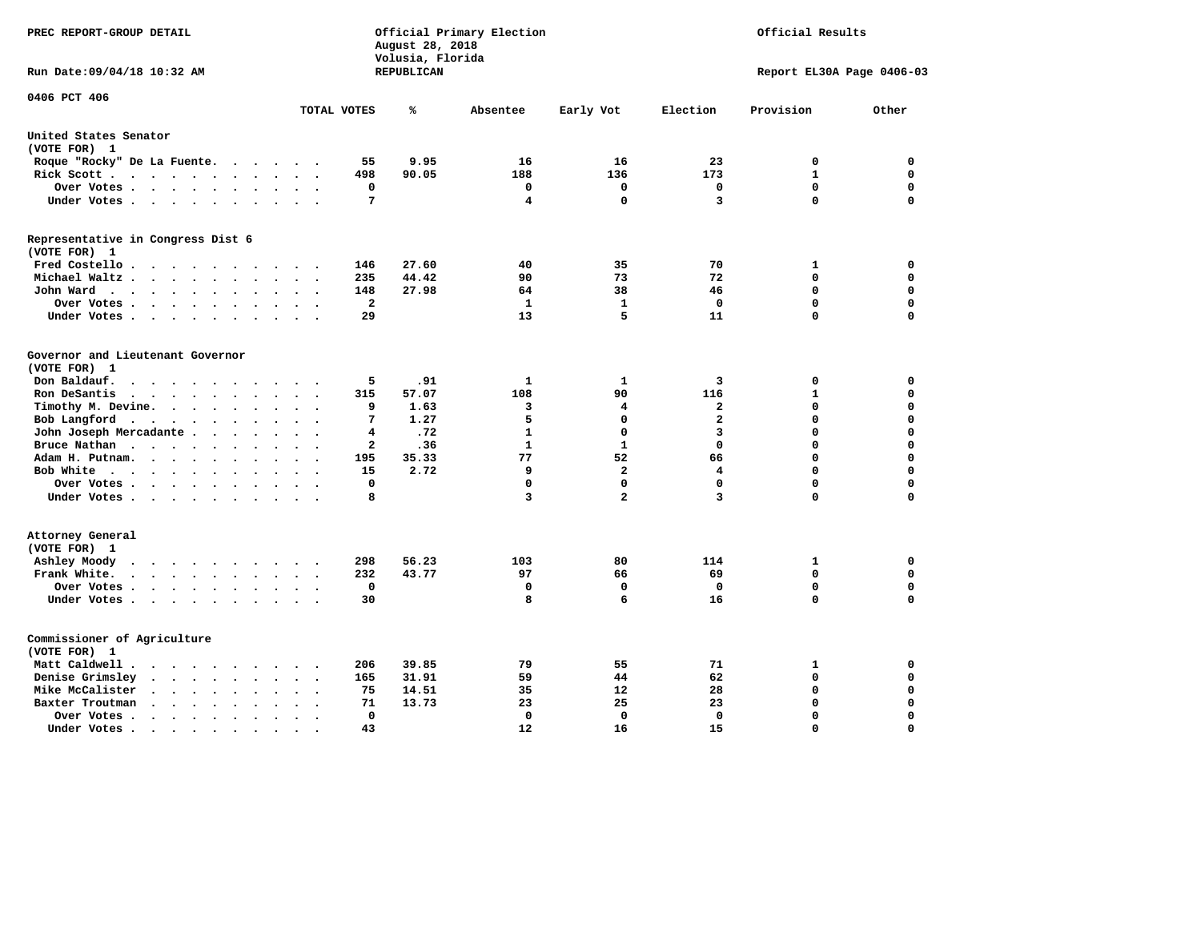PREC REPORT-GROUP DETAIL

Official Primary Election
August 28, 2018
Volusia, Florida
REPUBLICAN

Official Results

Run Date:09/04/18 10:32 AM

Report EL30A Page 0406-03

0406 PCT 406

| | TOTAL VOTES | % | Absentee | Early Vot | Election | Provision | Other |
|---|---|---|---|---|---|---|---|
| **United States Senator (VOTE FOR) 1** | | | | | | | |
| Roque "Rocky" De La Fuente | 55 | 9.95 | 16 | 16 | 23 | 0 | 0 |
| Rick Scott | 498 | 90.05 | 188 | 136 | 173 | 1 | 0 |
| Over Votes | 0 | | 0 | 0 | 0 | 0 | 0 |
| Under Votes | 7 | | 4 | 0 | 3 | 0 | 0 |
| **Representative in Congress Dist 6 (VOTE FOR) 1** | | | | | | | |
| Fred Costello | 146 | 27.60 | 40 | 35 | 70 | 1 | 0 |
| Michael Waltz | 235 | 44.42 | 90 | 73 | 72 | 0 | 0 |
| John Ward | 148 | 27.98 | 64 | 38 | 46 | 0 | 0 |
| Over Votes | 2 | | 1 | 1 | 0 | 0 | 0 |
| Under Votes | 29 | | 13 | 5 | 11 | 0 | 0 |
| **Governor and Lieutenant Governor (VOTE FOR) 1** | | | | | | | |
| Don Baldauf | 5 | .91 | 1 | 1 | 3 | 0 | 0 |
| Ron DeSantis | 315 | 57.07 | 108 | 90 | 116 | 1 | 0 |
| Timothy M. Devine | 9 | 1.63 | 3 | 4 | 2 | 0 | 0 |
| Bob Langford | 7 | 1.27 | 5 | 0 | 2 | 0 | 0 |
| John Joseph Mercadante | 4 | .72 | 1 | 0 | 3 | 0 | 0 |
| Bruce Nathan | 2 | .36 | 1 | 1 | 0 | 0 | 0 |
| Adam H. Putnam | 195 | 35.33 | 77 | 52 | 66 | 0 | 0 |
| Bob White | 15 | 2.72 | 9 | 2 | 4 | 0 | 0 |
| Over Votes | 0 | | 0 | 0 | 0 | 0 | 0 |
| Under Votes | 8 | | 3 | 2 | 3 | 0 | 0 |
| **Attorney General (VOTE FOR) 1** | | | | | | | |
| Ashley Moody | 298 | 56.23 | 103 | 80 | 114 | 1 | 0 |
| Frank White | 232 | 43.77 | 97 | 66 | 69 | 0 | 0 |
| Over Votes | 0 | | 0 | 0 | 0 | 0 | 0 |
| Under Votes | 30 | | 8 | 6 | 16 | 0 | 0 |
| **Commissioner of Agriculture (VOTE FOR) 1** | | | | | | | |
| Matt Caldwell | 206 | 39.85 | 79 | 55 | 71 | 1 | 0 |
| Denise Grimsley | 165 | 31.91 | 59 | 44 | 62 | 0 | 0 |
| Mike McCalister | 75 | 14.51 | 35 | 12 | 28 | 0 | 0 |
| Baxter Troutman | 71 | 13.73 | 23 | 25 | 23 | 0 | 0 |
| Over Votes | 0 | | 0 | 0 | 0 | 0 | 0 |
| Under Votes | 43 | | 12 | 16 | 15 | 0 | 0 |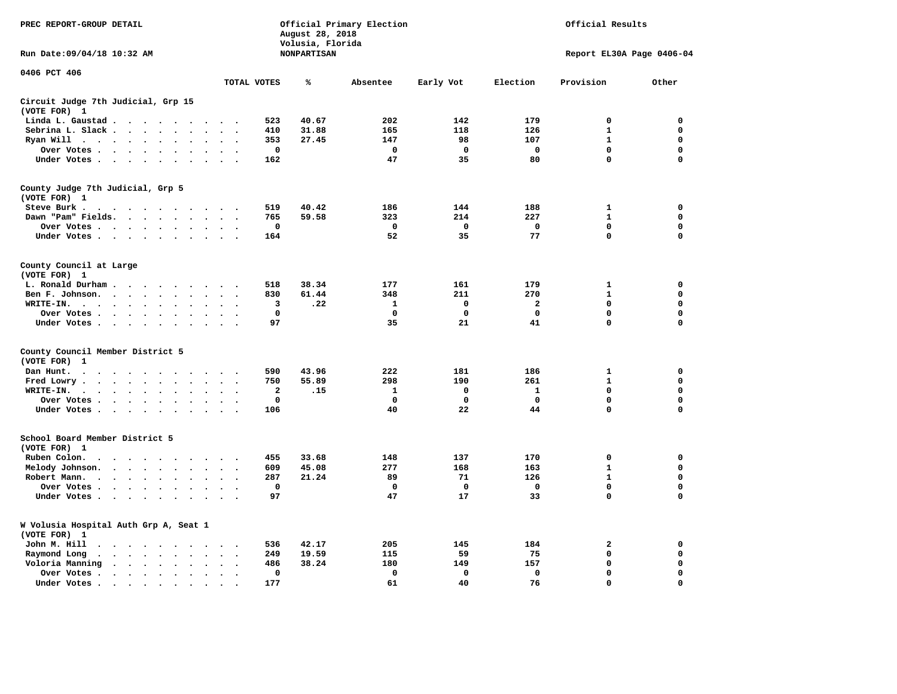PREC REPORT-GROUP DETAIL

Official Primary Election
August 28, 2018
Volusia, Florida
NONPARTISAN

Official Results

Run Date:09/04/18 10:32 AM

Report EL30A Page 0406-04

0406 PCT 406

## Circuit Judge 7th Judicial, Grp 15
(VOTE FOR) 1

| | TOTAL VOTES | % | Absentee | Early Vot | Election | Provision | Other |
|---|---|---|---|---|---|---|---|
| Linda L. Gaustad | 523 | 40.67 | 202 | 142 | 179 | 0 | 0 |
| Sebrina L. Slack | 410 | 31.88 | 165 | 118 | 126 | 1 | 0 |
| Ryan Will | 353 | 27.45 | 147 | 98 | 107 | 1 | 0 |
| Over Votes | 0 | | 0 | 0 | 0 | 0 | 0 |
| Under Votes | 162 | | 47 | 35 | 80 | 0 | 0 |

## County Judge 7th Judicial, Grp 5
(VOTE FOR) 1

| | TOTAL VOTES | % | Absentee | Early Vot | Election | Provision | Other |
|---|---|---|---|---|---|---|---|
| Steve Burk | 519 | 40.42 | 186 | 144 | 188 | 1 | 0 |
| Dawn "Pam" Fields | 765 | 59.58 | 323 | 214 | 227 | 1 | 0 |
| Over Votes | 0 | | 0 | 0 | 0 | 0 | 0 |
| Under Votes | 164 | | 52 | 35 | 77 | 0 | 0 |

## County Council at Large
(VOTE FOR) 1

| | TOTAL VOTES | % | Absentee | Early Vot | Election | Provision | Other |
|---|---|---|---|---|---|---|---|
| L. Ronald Durham | 518 | 38.34 | 177 | 161 | 179 | 1 | 0 |
| Ben F. Johnson | 830 | 61.44 | 348 | 211 | 270 | 1 | 0 |
| WRITE-IN. | 3 | .22 | 1 | 0 | 2 | 0 | 0 |
| Over Votes | 0 | | 0 | 0 | 0 | 0 | 0 |
| Under Votes | 97 | | 35 | 21 | 41 | 0 | 0 |

## County Council Member District 5
(VOTE FOR) 1

| | TOTAL VOTES | % | Absentee | Early Vot | Election | Provision | Other |
|---|---|---|---|---|---|---|---|
| Dan Hunt. | 590 | 43.96 | 222 | 181 | 186 | 1 | 0 |
| Fred Lowry | 750 | 55.89 | 298 | 190 | 261 | 1 | 0 |
| WRITE-IN. | 2 | .15 | 1 | 0 | 1 | 0 | 0 |
| Over Votes | 0 | | 0 | 0 | 0 | 0 | 0 |
| Under Votes | 106 | | 40 | 22 | 44 | 0 | 0 |

## School Board Member District 5
(VOTE FOR) 1

| | TOTAL VOTES | % | Absentee | Early Vot | Election | Provision | Other |
|---|---|---|---|---|---|---|---|
| Ruben Colon. | 455 | 33.68 | 148 | 137 | 170 | 0 | 0 |
| Melody Johnson. | 609 | 45.08 | 277 | 168 | 163 | 1 | 0 |
| Robert Mann. | 287 | 21.24 | 89 | 71 | 126 | 1 | 0 |
| Over Votes | 0 | | 0 | 0 | 0 | 0 | 0 |
| Under Votes | 97 | | 47 | 17 | 33 | 0 | 0 |

## W Volusia Hospital Auth Grp A, Seat 1
(VOTE FOR) 1

| | TOTAL VOTES | % | Absentee | Early Vot | Election | Provision | Other |
|---|---|---|---|---|---|---|---|
| John M. Hill | 536 | 42.17 | 205 | 145 | 184 | 2 | 0 |
| Raymond Long | 249 | 19.59 | 115 | 59 | 75 | 0 | 0 |
| Voloria Manning | 486 | 38.24 | 180 | 149 | 157 | 0 | 0 |
| Over Votes | 0 | | 0 | 0 | 0 | 0 | 0 |
| Under Votes | 177 | | 61 | 40 | 76 | 0 | 0 |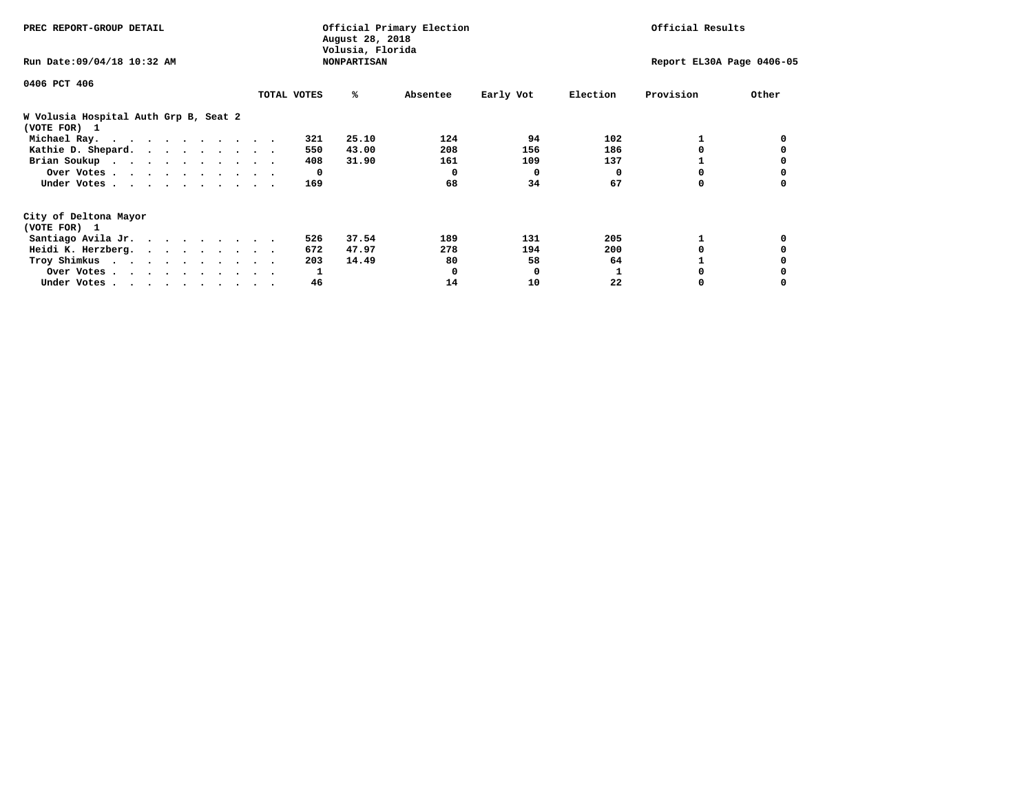PREC REPORT-GROUP DETAIL

Official Primary Election
August 28, 2018
Volusia, Florida
NONPARTISAN

Official Results

Run Date:09/04/18 10:32 AM

Report EL30A Page 0406-05

0406 PCT 406

## W Volusia Hospital Auth Grp B, Seat 2
(VOTE FOR) 1

| | TOTAL VOTES | % | Absentee | Early Vot | Election | Provision | Other |
|---|---|---|---|---|---|---|---|
| Michael Ray. | 321 | 25.10 | 124 | 94 | 102 | 1 | 0 |
| Kathie D. Shepard. | 550 | 43.00 | 208 | 156 | 186 | 0 | 0 |
| Brian Soukup | 408 | 31.90 | 161 | 109 | 137 | 1 | 0 |
| Over Votes | 0 | | 0 | 0 | 0 | 0 | 0 |
| Under Votes | 169 | | 68 | 34 | 67 | 0 | 0 |

## City of Deltona Mayor
(VOTE FOR) 1

| | TOTAL VOTES | % | Absentee | Early Vot | Election | Provision | Other |
|---|---|---|---|---|---|---|---|
| Santiago Avila Jr. | 526 | 37.54 | 189 | 131 | 205 | 1 | 0 |
| Heidi K. Herzberg. | 672 | 47.97 | 278 | 194 | 200 | 0 | 0 |
| Troy Shimkus | 203 | 14.49 | 80 | 58 | 64 | 1 | 0 |
| Over Votes | 1 | | 0 | 0 | 1 | 0 | 0 |
| Under Votes | 46 | | 14 | 10 | 22 | 0 | 0 |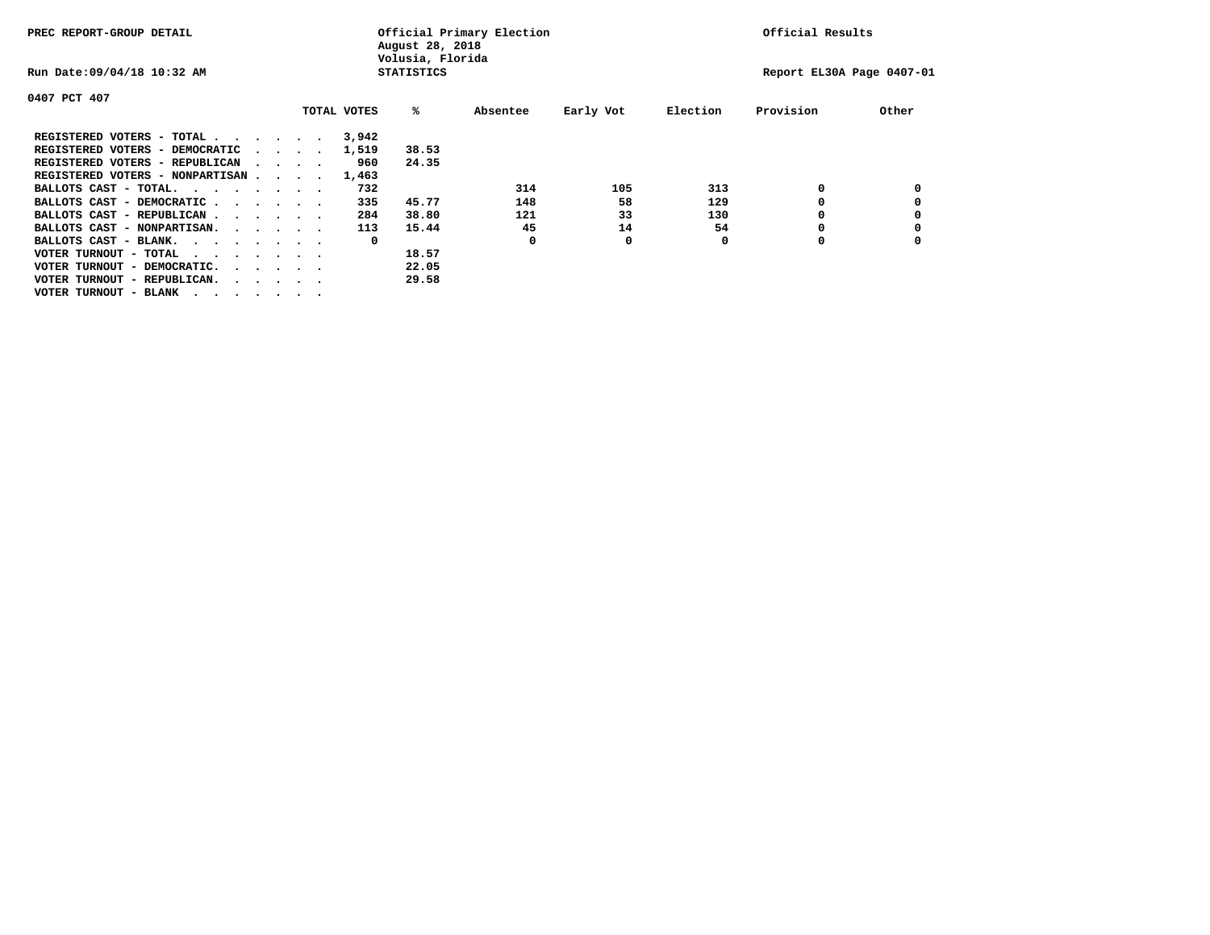PREC REPORT-GROUP DETAIL

Official Primary Election
August 28, 2018
Volusia, Florida
STATISTICS

Official Results

Run Date:09/04/18 10:32 AM

Report EL30A Page 0407-01

0407 PCT 407

| | TOTAL VOTES | % | Absentee | Early Vot | Election | Provision | Other |
|---|---|---|---|---|---|---|---|
| REGISTERED VOTERS - TOTAL . . . . . . | 3,942 | | | | | | |
| REGISTERED VOTERS - DEMOCRATIC . . . . | 1,519 | 38.53 | | | | | |
| REGISTERED VOTERS - REPUBLICAN . . . . | 960 | 24.35 | | | | | |
| REGISTERED VOTERS - NONPARTISAN . . . . | 1,463 | | | | | | |
| BALLOTS CAST - TOTAL. . . . . . . . | 732 | | 314 | 105 | 313 | 0 | 0 |
| BALLOTS CAST - DEMOCRATIC . . . . . . | 335 | 45.77 | 148 | 58 | 129 | 0 | 0 |
| BALLOTS CAST - REPUBLICAN . . . . . . | 284 | 38.80 | 121 | 33 | 130 | 0 | 0 |
| BALLOTS CAST - NONPARTISAN. . . . . . | 113 | 15.44 | 45 | 14 | 54 | 0 | 0 |
| BALLOTS CAST - BLANK. . . . . . . . | 0 | | 0 | 0 | 0 | 0 | 0 |
| VOTER TURNOUT - TOTAL . . . . . . . . | | 18.57 | | | | | |
| VOTER TURNOUT - DEMOCRATIC. . . . . . | | 22.05 | | | | | |
| VOTER TURNOUT - REPUBLICAN. . . . . . | | 29.58 | | | | | |
| VOTER TURNOUT - BLANK . . . . . . . . | | | | | | | |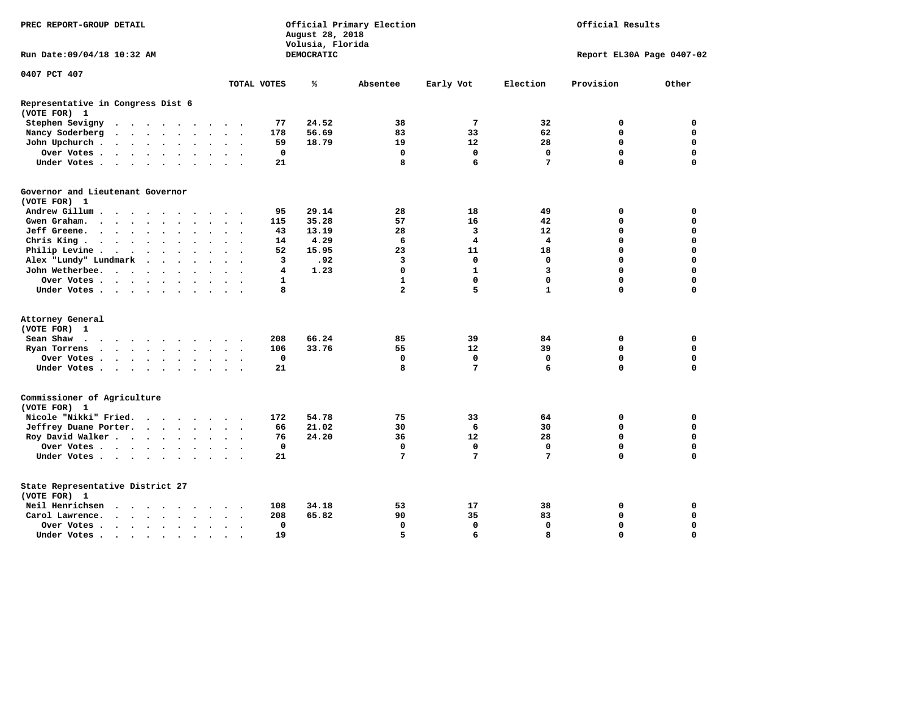PREC REPORT-GROUP DETAIL

Official Primary Election
August 28, 2018
Volusia, Florida
DEMOCRATIC

Official Results

Run Date:09/04/18 10:32 AM

Report EL30A Page 0407-02

0407 PCT 407

| | TOTAL VOTES | % | Absentee | Early Vot | Election | Provision | Other |
|---|---|---|---|---|---|---|---|
| **Representative in Congress Dist 6** | | | | | | | |
| **(VOTE FOR) 1** | | | | | | | |
| Stephen Sevigny | 77 | 24.52 | 38 | 7 | 32 | 0 | 0 |
| Nancy Soderberg | 178 | 56.69 | 83 | 33 | 62 | 0 | 0 |
| John Upchurch | 59 | 18.79 | 19 | 12 | 28 | 0 | 0 |
| Over Votes | 0 | | 0 | 0 | 0 | 0 | 0 |
| Under Votes | 21 | | 8 | 6 | 7 | 0 | 0 |
| **Governor and Lieutenant Governor** | | | | | | | |
| **(VOTE FOR) 1** | | | | | | | |
| Andrew Gillum | 95 | 29.14 | 28 | 18 | 49 | 0 | 0 |
| Gwen Graham | 115 | 35.28 | 57 | 16 | 42 | 0 | 0 |
| Jeff Greene | 43 | 13.19 | 28 | 3 | 12 | 0 | 0 |
| Chris King | 14 | 4.29 | 6 | 4 | 4 | 0 | 0 |
| Philip Levine | 52 | 15.95 | 23 | 11 | 18 | 0 | 0 |
| Alex "Lundy" Lundmark | 3 | .92 | 3 | 0 | 0 | 0 | 0 |
| John Wetherbee | 4 | 1.23 | 0 | 1 | 3 | 0 | 0 |
| Over Votes | 1 | | 1 | 0 | 0 | 0 | 0 |
| Under Votes | 8 | | 2 | 5 | 1 | 0 | 0 |
| **Attorney General** | | | | | | | |
| **(VOTE FOR) 1** | | | | | | | |
| Sean Shaw | 208 | 66.24 | 85 | 39 | 84 | 0 | 0 |
| Ryan Torrens | 106 | 33.76 | 55 | 12 | 39 | 0 | 0 |
| Over Votes | 0 | | 0 | 0 | 0 | 0 | 0 |
| Under Votes | 21 | | 8 | 7 | 6 | 0 | 0 |
| **Commissioner of Agriculture** | | | | | | | |
| **(VOTE FOR) 1** | | | | | | | |
| Nicole "Nikki" Fried | 172 | 54.78 | 75 | 33 | 64 | 0 | 0 |
| Jeffrey Duane Porter | 66 | 21.02 | 30 | 6 | 30 | 0 | 0 |
| Roy David Walker | 76 | 24.20 | 36 | 12 | 28 | 0 | 0 |
| Over Votes | 0 | | 0 | 0 | 0 | 0 | 0 |
| Under Votes | 21 | | 7 | 7 | 7 | 0 | 0 |
| **State Representative District 27** | | | | | | | |
| **(VOTE FOR) 1** | | | | | | | |
| Neil Henrichsen | 108 | 34.18 | 53 | 17 | 38 | 0 | 0 |
| Carol Lawrence | 208 | 65.82 | 90 | 35 | 83 | 0 | 0 |
| Over Votes | 0 | | 0 | 0 | 0 | 0 | 0 |
| Under Votes | 19 | | 5 | 6 | 8 | 0 | 0 |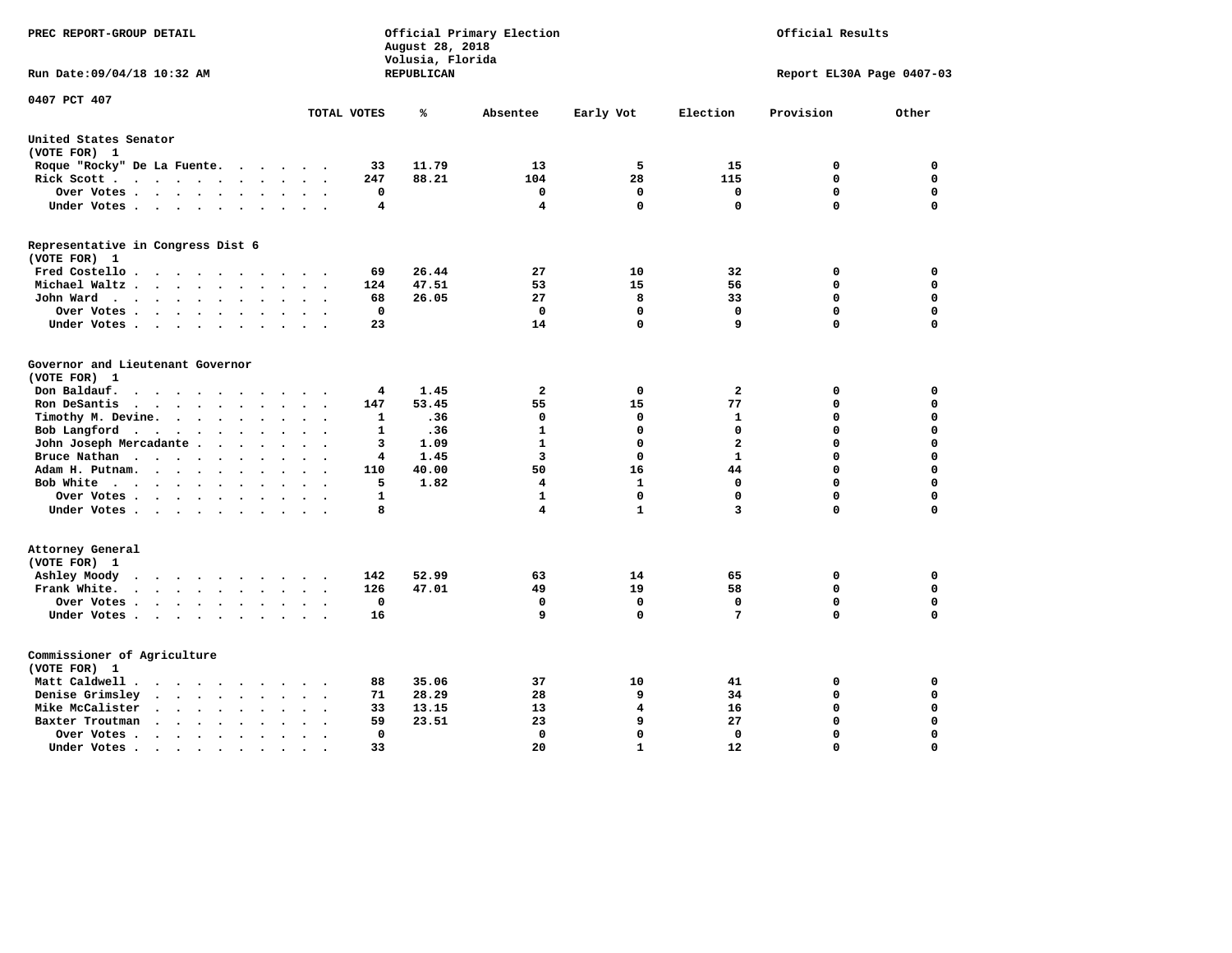PREC REPORT-GROUP DETAIL

Official Primary Election
August 28, 2018
Volusia, Florida
REPUBLICAN

Official Results

Run Date:09/04/18 10:32 AM

Report EL30A Page 0407-03

0407 PCT 407

| | TOTAL VOTES | % | Absentee | Early Vot | Election | Provision | Other |
|---|---|---|---|---|---|---|---|
| **United States Senator** | | | | | | | |
| (VOTE FOR) 1 | | | | | | | |
| Roque "Rocky" De La Fuente | 33 | 11.79 | 13 | 5 | 15 | 0 | 0 |
| Rick Scott | 247 | 88.21 | 104 | 28 | 115 | 0 | 0 |
| Over Votes | 0 | | 0 | 0 | 0 | 0 | 0 |
| Under Votes | 4 | | 4 | 0 | 0 | 0 | 0 |
| **Representative in Congress Dist 6** | | | | | | | |
| (VOTE FOR) 1 | | | | | | | |
| Fred Costello | 69 | 26.44 | 27 | 10 | 32 | 0 | 0 |
| Michael Waltz | 124 | 47.51 | 53 | 15 | 56 | 0 | 0 |
| John Ward | 68 | 26.05 | 27 | 8 | 33 | 0 | 0 |
| Over Votes | 0 | | 0 | 0 | 0 | 0 | 0 |
| Under Votes | 23 | | 14 | 0 | 9 | 0 | 0 |
| **Governor and Lieutenant Governor** | | | | | | | |
| (VOTE FOR) 1 | | | | | | | |
| Don Baldauf | 4 | 1.45 | 2 | 0 | 2 | 0 | 0 |
| Ron DeSantis | 147 | 53.45 | 55 | 15 | 77 | 0 | 0 |
| Timothy M. Devine | 1 | .36 | 0 | 0 | 1 | 0 | 0 |
| Bob Langford | 1 | .36 | 1 | 0 | 0 | 0 | 0 |
| John Joseph Mercadante | 3 | 1.09 | 1 | 0 | 2 | 0 | 0 |
| Bruce Nathan | 4 | 1.45 | 3 | 0 | 1 | 0 | 0 |
| Adam H. Putnam | 110 | 40.00 | 50 | 16 | 44 | 0 | 0 |
| Bob White | 5 | 1.82 | 4 | 1 | 0 | 0 | 0 |
| Over Votes | 1 | | 1 | 0 | 0 | 0 | 0 |
| Under Votes | 8 | | 4 | 1 | 3 | 0 | 0 |
| **Attorney General** | | | | | | | |
| (VOTE FOR) 1 | | | | | | | |
| Ashley Moody | 142 | 52.99 | 63 | 14 | 65 | 0 | 0 |
| Frank White | 126 | 47.01 | 49 | 19 | 58 | 0 | 0 |
| Over Votes | 0 | | 0 | 0 | 0 | 0 | 0 |
| Under Votes | 16 | | 9 | 0 | 7 | 0 | 0 |
| **Commissioner of Agriculture** | | | | | | | |
| (VOTE FOR) 1 | | | | | | | |
| Matt Caldwell | 88 | 35.06 | 37 | 10 | 41 | 0 | 0 |
| Denise Grimsley | 71 | 28.29 | 28 | 9 | 34 | 0 | 0 |
| Mike McCalister | 33 | 13.15 | 13 | 4 | 16 | 0 | 0 |
| Baxter Troutman | 59 | 23.51 | 23 | 9 | 27 | 0 | 0 |
| Over Votes | 0 | | 0 | 0 | 0 | 0 | 0 |
| Under Votes | 33 | | 20 | 1 | 12 | 0 | 0 |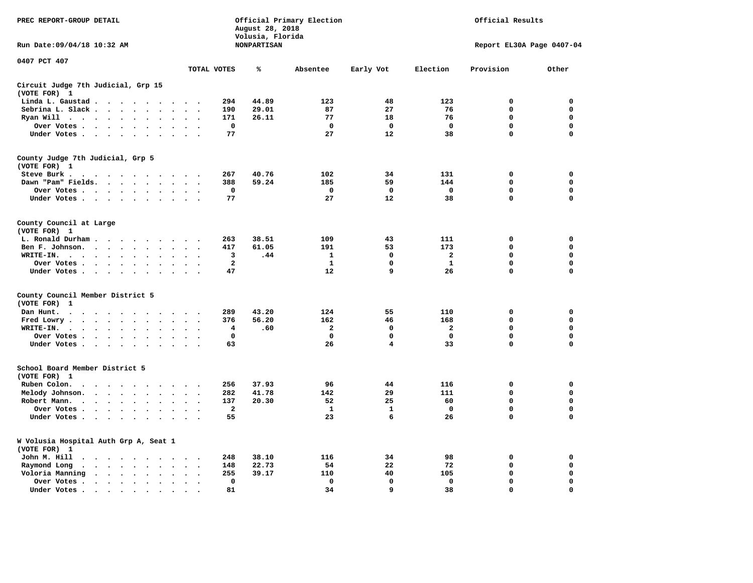PREC REPORT-GROUP DETAIL

Official Primary Election
August 28, 2018
Volusia, Florida
NONPARTISAN

Official Results

Run Date:09/04/18 10:32 AM

Report EL30A Page 0407-04

0407 PCT 407

| | TOTAL VOTES | % | Absentee | Early Vot | Election | Provision | Other |
|---|---|---|---|---|---|---|---|
| **Circuit Judge 7th Judicial, Grp 15** | | | | | | | |
| **(VOTE FOR) 1** | | | | | | | |
| Linda L. Gaustad | 294 | 44.89 | 123 | 48 | 123 | 0 | 0 |
| Sebrina L. Slack | 190 | 29.01 | 87 | 27 | 76 | 0 | 0 |
| Ryan Will | 171 | 26.11 | 77 | 18 | 76 | 0 | 0 |
| Over Votes | 0 | | 0 | 0 | 0 | 0 | 0 |
| Under Votes | 77 | | 27 | 12 | 38 | 0 | 0 |
| **County Judge 7th Judicial, Grp 5** | | | | | | | |
| **(VOTE FOR) 1** | | | | | | | |
| Steve Burk | 267 | 40.76 | 102 | 34 | 131 | 0 | 0 |
| Dawn "Pam" Fields | 388 | 59.24 | 185 | 59 | 144 | 0 | 0 |
| Over Votes | 0 | | 0 | 0 | 0 | 0 | 0 |
| Under Votes | 77 | | 27 | 12 | 38 | 0 | 0 |
| **County Council at Large** | | | | | | | |
| **(VOTE FOR) 1** | | | | | | | |
| L. Ronald Durham | 263 | 38.51 | 109 | 43 | 111 | 0 | 0 |
| Ben F. Johnson | 417 | 61.05 | 191 | 53 | 173 | 0 | 0 |
| WRITE-IN. | 3 | .44 | 1 | 0 | 2 | 0 | 0 |
| Over Votes | 2 | | 1 | 0 | 1 | 0 | 0 |
| Under Votes | 47 | | 12 | 9 | 26 | 0 | 0 |
| **County Council Member District 5** | | | | | | | |
| **(VOTE FOR) 1** | | | | | | | |
| Dan Hunt. | 289 | 43.20 | 124 | 55 | 110 | 0 | 0 |
| Fred Lowry | 376 | 56.20 | 162 | 46 | 168 | 0 | 0 |
| WRITE-IN. | 4 | .60 | 2 | 0 | 2 | 0 | 0 |
| Over Votes | 0 | | 0 | 0 | 0 | 0 | 0 |
| Under Votes | 63 | | 26 | 4 | 33 | 0 | 0 |
| **School Board Member District 5** | | | | | | | |
| **(VOTE FOR) 1** | | | | | | | |
| Ruben Colon. | 256 | 37.93 | 96 | 44 | 116 | 0 | 0 |
| Melody Johnson. | 282 | 41.78 | 142 | 29 | 111 | 0 | 0 |
| Robert Mann. | 137 | 20.30 | 52 | 25 | 60 | 0 | 0 |
| Over Votes | 2 | | 1 | 1 | 0 | 0 | 0 |
| Under Votes | 55 | | 23 | 6 | 26 | 0 | 0 |
| **W Volusia Hospital Auth Grp A, Seat 1** | | | | | | | |
| **(VOTE FOR) 1** | | | | | | | |
| John M. Hill | 248 | 38.10 | 116 | 34 | 98 | 0 | 0 |
| Raymond Long | 148 | 22.73 | 54 | 22 | 72 | 0 | 0 |
| Voloria Manning | 255 | 39.17 | 110 | 40 | 105 | 0 | 0 |
| Over Votes | 0 | | 0 | 0 | 0 | 0 | 0 |
| Under Votes | 81 | | 34 | 9 | 38 | 0 | 0 |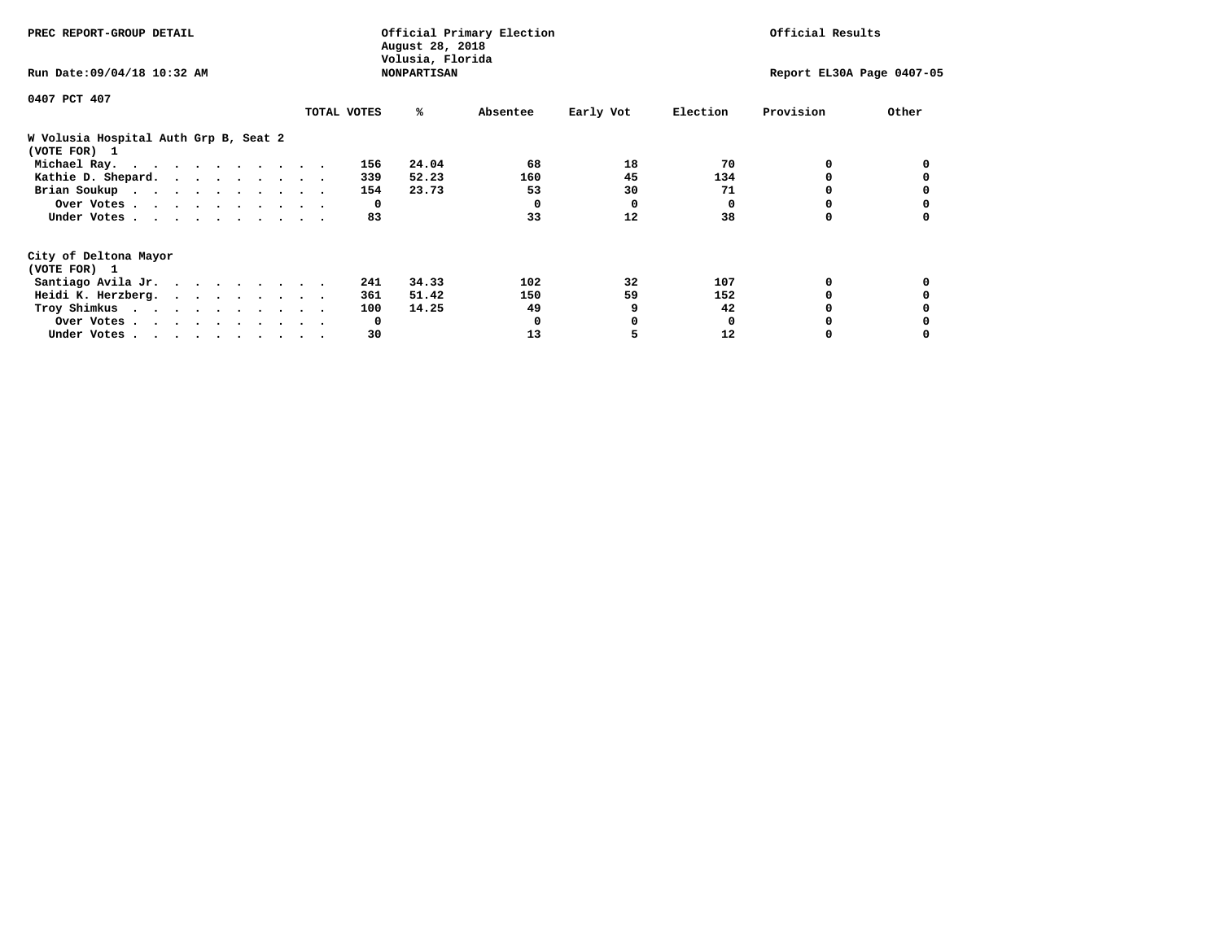PREC REPORT-GROUP DETAIL

Official Primary Election
August 28, 2018
Volusia, Florida
NONPARTISAN

Official Results

Run Date:09/04/18 10:32 AM

Report EL30A Page 0407-05

0407 PCT 407

## W Volusia Hospital Auth Grp B, Seat 2
(VOTE FOR) 1

| | TOTAL VOTES | % | Absentee | Early Vot | Election | Provision | Other |
|---|---|---|---|---|---|---|---|
| Michael Ray. | 156 | 24.04 | 68 | 18 | 70 | 0 | 0 |
| Kathie D. Shepard. | 339 | 52.23 | 160 | 45 | 134 | 0 | 0 |
| Brian Soukup | 154 | 23.73 | 53 | 30 | 71 | 0 | 0 |
| Over Votes | 0 | | 0 | 0 | 0 | 0 | 0 |
| Under Votes | 83 | | 33 | 12 | 38 | 0 | 0 |

## City of Deltona Mayor
(VOTE FOR) 1

| | TOTAL VOTES | % | Absentee | Early Vot | Election | Provision | Other |
|---|---|---|---|---|---|---|---|
| Santiago Avila Jr. | 241 | 34.33 | 102 | 32 | 107 | 0 | 0 |
| Heidi K. Herzberg. | 361 | 51.42 | 150 | 59 | 152 | 0 | 0 |
| Troy Shimkus | 100 | 14.25 | 49 | 9 | 42 | 0 | 0 |
| Over Votes | 0 | | 0 | 0 | 0 | 0 | 0 |
| Under Votes | 30 | | 13 | 5 | 12 | 0 | 0 |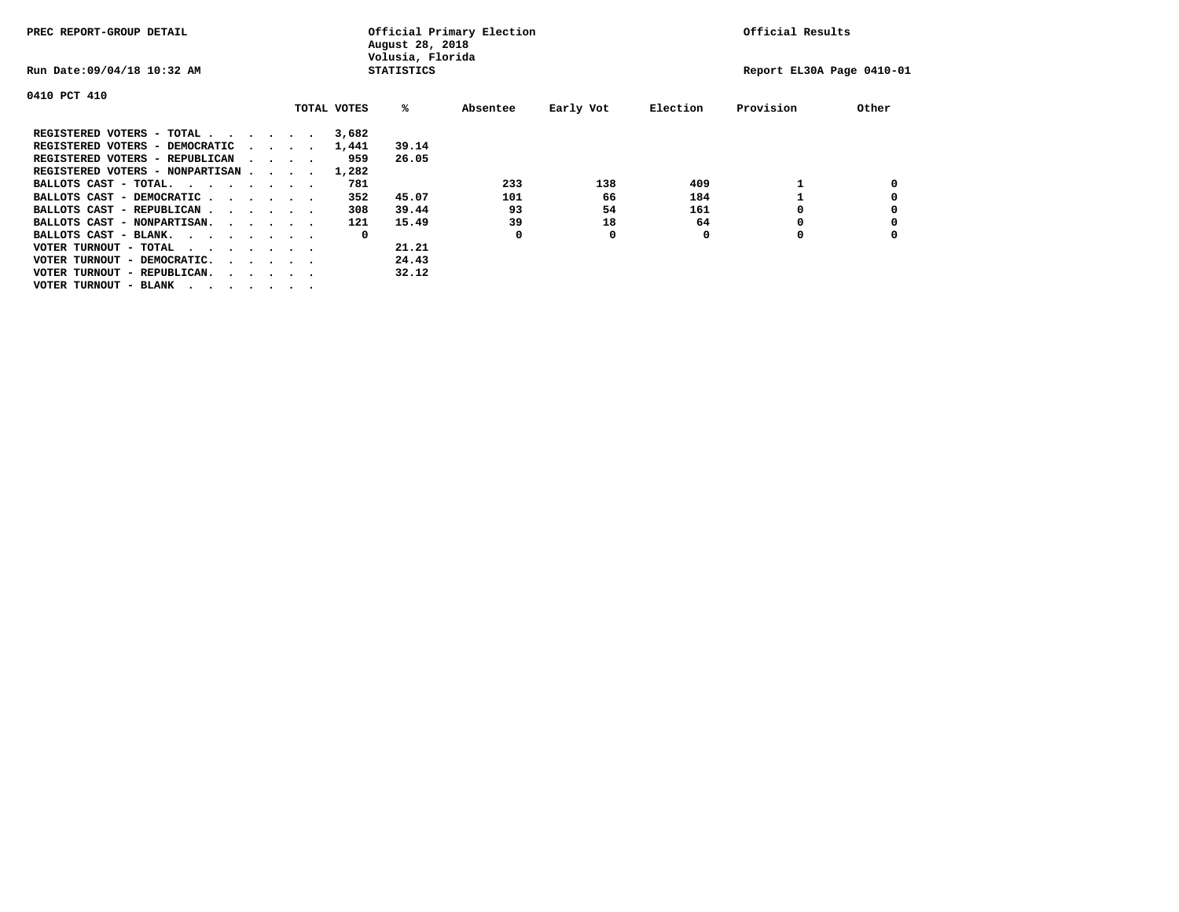PREC REPORT-GROUP DETAIL

Official Primary Election
August 28, 2018
Volusia, Florida
STATISTICS

Official Results

Run Date:09/04/18 10:32 AM

Report EL30A Page 0410-01

0410 PCT 410

| | TOTAL VOTES | % | Absentee | Early Vot | Election | Provision | Other |
|---|---|---|---|---|---|---|---|
| REGISTERED VOTERS - TOTAL . . . . . . | 3,682 | | | | | | |
| REGISTERED VOTERS - DEMOCRATIC . . . . | 1,441 | 39.14 | | | | | |
| REGISTERED VOTERS - REPUBLICAN . . . . | 959 | 26.05 | | | | | |
| REGISTERED VOTERS - NONPARTISAN . . . . | 1,282 | | | | | | |
| BALLOTS CAST - TOTAL. . . . . . . . | 781 | | 233 | 138 | 409 | 1 | 0 |
| BALLOTS CAST - DEMOCRATIC . . . . . . | 352 | 45.07 | 101 | 66 | 184 | 1 | 0 |
| BALLOTS CAST - REPUBLICAN . . . . . . | 308 | 39.44 | 93 | 54 | 161 | 0 | 0 |
| BALLOTS CAST - NONPARTISAN. . . . . . | 121 | 15.49 | 39 | 18 | 64 | 0 | 0 |
| BALLOTS CAST - BLANK. . . . . . . . | 0 | | 0 | 0 | 0 | 0 | 0 |
| VOTER TURNOUT - TOTAL . . . . . . . | | 21.21 | | | | | |
| VOTER TURNOUT - DEMOCRATIC. . . . . . | | 24.43 | | | | | |
| VOTER TURNOUT - REPUBLICAN. . . . . . | | 32.12 | | | | | |
| VOTER TURNOUT - BLANK . . . . . . . | | | | | | | |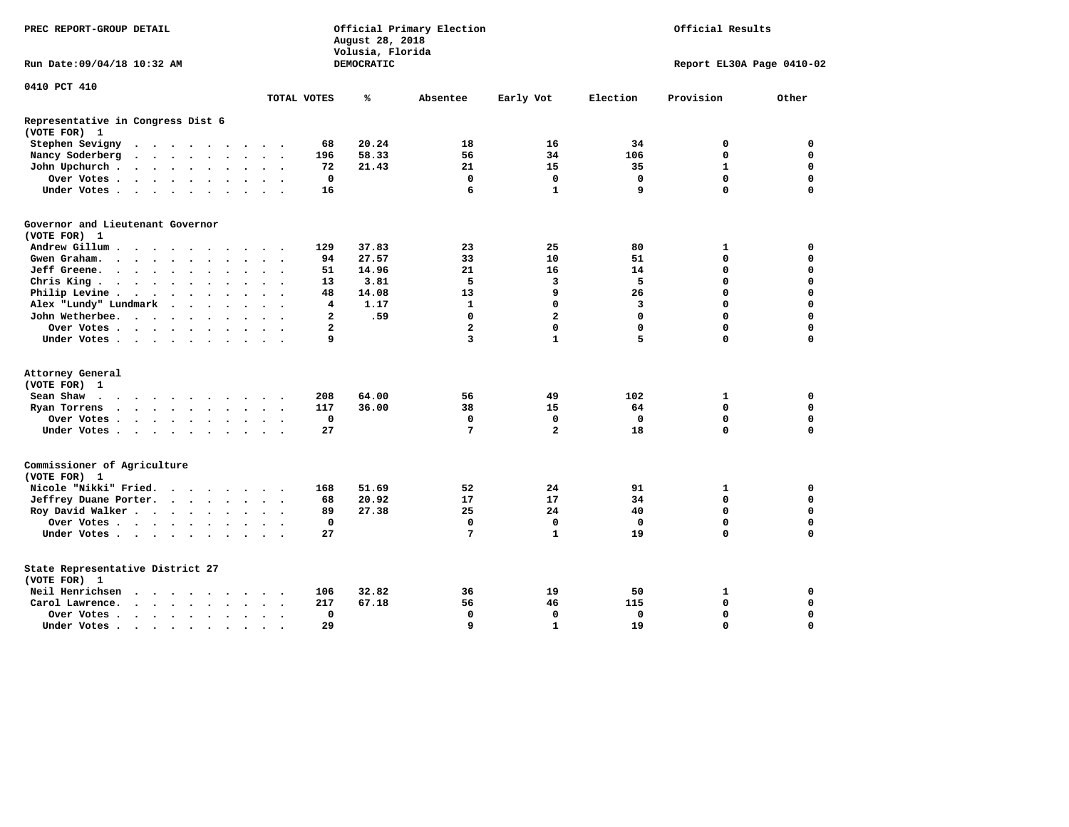PREC REPORT-GROUP DETAIL

Official Primary Election
August 28, 2018
Volusia, Florida
DEMOCRATIC

Official Results

Run Date:09/04/18 10:32 AM

Report EL30A Page 0410-02

0410 PCT 410

| | TOTAL VOTES | % | Absentee | Early Vot | Election | Provision | Other |
|---|---|---|---|---|---|---|---|
| **Representative in Congress Dist 6** | | | | | | | |
| **(VOTE FOR) 1** | | | | | | | |
| Stephen Sevigny | 68 | 20.24 | 18 | 16 | 34 | 0 | 0 |
| Nancy Soderberg | 196 | 58.33 | 56 | 34 | 106 | 0 | 0 |
| John Upchurch | 72 | 21.43 | 21 | 15 | 35 | 1 | 0 |
| Over Votes | 0 | | 0 | 0 | 0 | 0 | 0 |
| Under Votes | 16 | | 6 | 1 | 9 | 0 | 0 |
| **Governor and Lieutenant Governor** | | | | | | | |
| **(VOTE FOR) 1** | | | | | | | |
| Andrew Gillum | 129 | 37.83 | 23 | 25 | 80 | 1 | 0 |
| Gwen Graham | 94 | 27.57 | 33 | 10 | 51 | 0 | 0 |
| Jeff Greene | 51 | 14.96 | 21 | 16 | 14 | 0 | 0 |
| Chris King | 13 | 3.81 | 5 | 3 | 5 | 0 | 0 |
| Philip Levine | 48 | 14.08 | 13 | 9 | 26 | 0 | 0 |
| Alex "Lundy" Lundmark | 4 | 1.17 | 1 | 0 | 3 | 0 | 0 |
| John Wetherbee | 2 | .59 | 0 | 2 | 0 | 0 | 0 |
| Over Votes | 2 | | 2 | 0 | 0 | 0 | 0 |
| Under Votes | 9 | | 3 | 1 | 5 | 0 | 0 |
| **Attorney General** | | | | | | | |
| **(VOTE FOR) 1** | | | | | | | |
| Sean Shaw | 208 | 64.00 | 56 | 49 | 102 | 1 | 0 |
| Ryan Torrens | 117 | 36.00 | 38 | 15 | 64 | 0 | 0 |
| Over Votes | 0 | | 0 | 0 | 0 | 0 | 0 |
| Under Votes | 27 | | 7 | 2 | 18 | 0 | 0 |
| **Commissioner of Agriculture** | | | | | | | |
| **(VOTE FOR) 1** | | | | | | | |
| Nicole "Nikki" Fried | 168 | 51.69 | 52 | 24 | 91 | 1 | 0 |
| Jeffrey Duane Porter | 68 | 20.92 | 17 | 17 | 34 | 0 | 0 |
| Roy David Walker | 89 | 27.38 | 25 | 24 | 40 | 0 | 0 |
| Over Votes | 0 | | 0 | 0 | 0 | 0 | 0 |
| Under Votes | 27 | | 7 | 1 | 19 | 0 | 0 |
| **State Representative District 27** | | | | | | | |
| **(VOTE FOR) 1** | | | | | | | |
| Neil Henrichsen | 106 | 32.82 | 36 | 19 | 50 | 1 | 0 |
| Carol Lawrence | 217 | 67.18 | 56 | 46 | 115 | 0 | 0 |
| Over Votes | 0 | | 0 | 0 | 0 | 0 | 0 |
| Under Votes | 29 | | 9 | 1 | 19 | 0 | 0 |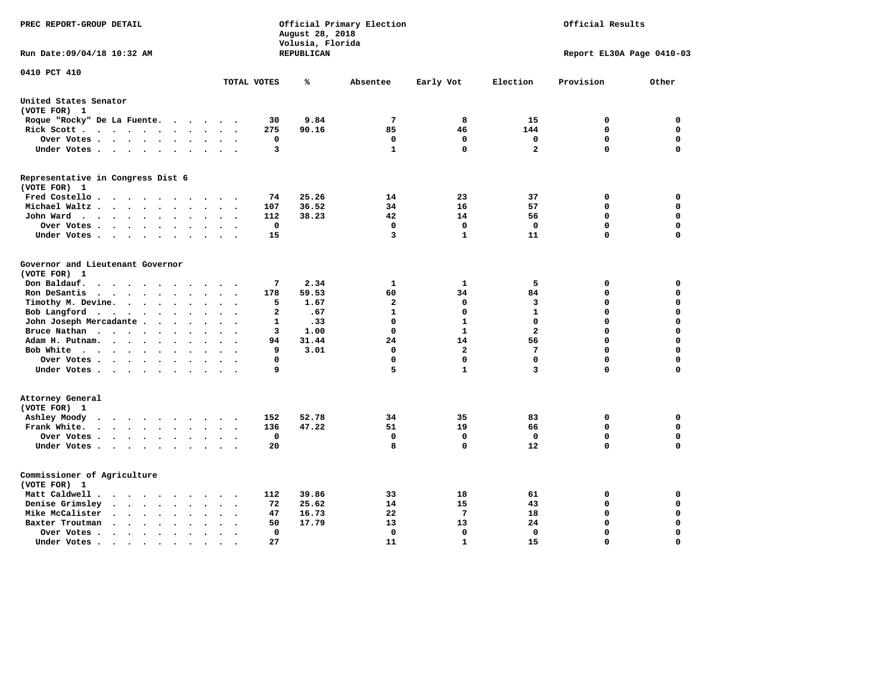PREC REPORT-GROUP DETAIL

Official Primary Election
August 28, 2018
Volusia, Florida
REPUBLICAN

Official Results

Run Date:09/04/18 10:32 AM

Report EL30A Page 0410-03

0410 PCT 410

| | TOTAL VOTES | % | Absentee | Early Vot | Election | Provision | Other |
|---|---|---|---|---|---|---|---|
| **United States Senator (VOTE FOR) 1** | | | | | | | |
| Roque "Rocky" De La Fuente | 30 | 9.84 | 7 | 8 | 15 | 0 | 0 |
| Rick Scott | 275 | 90.16 | 85 | 46 | 144 | 0 | 0 |
| Over Votes | 0 | | 0 | 0 | 0 | 0 | 0 |
| Under Votes | 3 | | 1 | 0 | 2 | 0 | 0 |
| **Representative in Congress Dist 6 (VOTE FOR) 1** | | | | | | | |
| Fred Costello | 74 | 25.26 | 14 | 23 | 37 | 0 | 0 |
| Michael Waltz | 107 | 36.52 | 34 | 16 | 57 | 0 | 0 |
| John Ward | 112 | 38.23 | 42 | 14 | 56 | 0 | 0 |
| Over Votes | 0 | | 0 | 0 | 0 | 0 | 0 |
| Under Votes | 15 | | 3 | 1 | 11 | 0 | 0 |
| **Governor and Lieutenant Governor (VOTE FOR) 1** | | | | | | | |
| Don Baldauf | 7 | 2.34 | 1 | 1 | 5 | 0 | 0 |
| Ron DeSantis | 178 | 59.53 | 60 | 34 | 84 | 0 | 0 |
| Timothy M. Devine | 5 | 1.67 | 2 | 0 | 3 | 0 | 0 |
| Bob Langford | 2 | .67 | 1 | 0 | 1 | 0 | 0 |
| John Joseph Mercadante | 1 | .33 | 0 | 1 | 0 | 0 | 0 |
| Bruce Nathan | 3 | 1.00 | 0 | 1 | 2 | 0 | 0 |
| Adam H. Putnam | 94 | 31.44 | 24 | 14 | 56 | 0 | 0 |
| Bob White | 9 | 3.01 | 0 | 2 | 7 | 0 | 0 |
| Over Votes | 0 | | 0 | 0 | 0 | 0 | 0 |
| Under Votes | 9 | | 5 | 1 | 3 | 0 | 0 |
| **Attorney General (VOTE FOR) 1** | | | | | | | |
| Ashley Moody | 152 | 52.78 | 34 | 35 | 83 | 0 | 0 |
| Frank White | 136 | 47.22 | 51 | 19 | 66 | 0 | 0 |
| Over Votes | 0 | | 0 | 0 | 0 | 0 | 0 |
| Under Votes | 20 | | 8 | 0 | 12 | 0 | 0 |
| **Commissioner of Agriculture (VOTE FOR) 1** | | | | | | | |
| Matt Caldwell | 112 | 39.86 | 33 | 18 | 61 | 0 | 0 |
| Denise Grimsley | 72 | 25.62 | 14 | 15 | 43 | 0 | 0 |
| Mike McCalister | 47 | 16.73 | 22 | 7 | 18 | 0 | 0 |
| Baxter Troutman | 50 | 17.79 | 13 | 13 | 24 | 0 | 0 |
| Over Votes | 0 | | 0 | 0 | 0 | 0 | 0 |
| Under Votes | 27 | | 11 | 1 | 15 | 0 | 0 |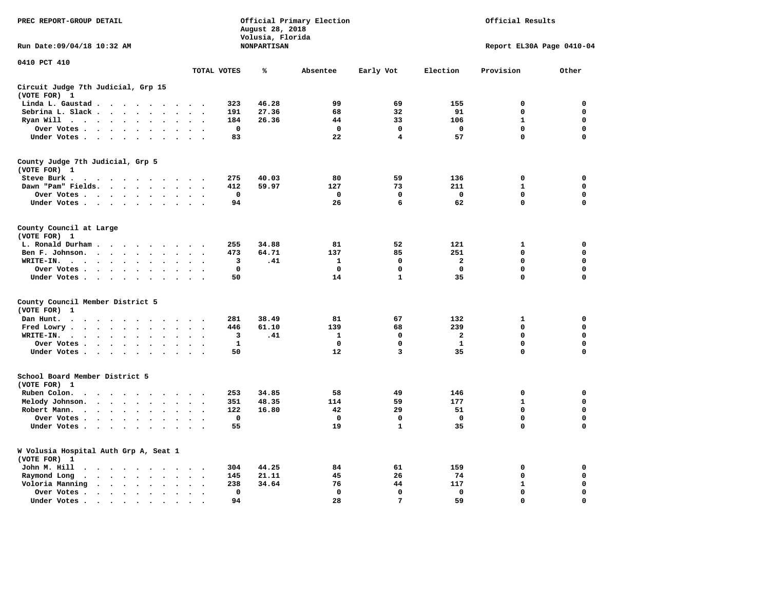PREC REPORT-GROUP DETAIL

Official Primary Election
August 28, 2018
Volusia, Florida
NONPARTISAN

Official Results

Run Date:09/04/18 10:32 AM

Report EL30A Page 0410-04

## 0410 PCT 410

### Circuit Judge 7th Judicial, Grp 15
(VOTE FOR) 1

| | TOTAL VOTES | % | Absentee | Early Vot | Election | Provision | Other |
|---|---|---|---|---|---|---|---|
| Linda L. Gaustad | 323 | 46.28 | 99 | 69 | 155 | 0 | 0 |
| Sebrina L. Slack | 191 | 27.36 | 68 | 32 | 91 | 0 | 0 |
| Ryan Will | 184 | 26.36 | 44 | 33 | 106 | 1 | 0 |
| Over Votes | 0 | | 0 | 0 | 0 | 0 | 0 |
| Under Votes | 83 | | 22 | 4 | 57 | 0 | 0 |

### County Judge 7th Judicial, Grp 5
(VOTE FOR) 1

| | TOTAL VOTES | % | Absentee | Early Vot | Election | Provision | Other |
|---|---|---|---|---|---|---|---|
| Steve Burk | 275 | 40.03 | 80 | 59 | 136 | 0 | 0 |
| Dawn "Pam" Fields | 412 | 59.97 | 127 | 73 | 211 | 1 | 0 |
| Over Votes | 0 | | 0 | 0 | 0 | 0 | 0 |
| Under Votes | 94 | | 26 | 6 | 62 | 0 | 0 |

### County Council at Large
(VOTE FOR) 1

| | TOTAL VOTES | % | Absentee | Early Vot | Election | Provision | Other |
|---|---|---|---|---|---|---|---|
| L. Ronald Durham | 255 | 34.88 | 81 | 52 | 121 | 1 | 0 |
| Ben F. Johnson | 473 | 64.71 | 137 | 85 | 251 | 0 | 0 |
| WRITE-IN. | 3 | .41 | 1 | 0 | 2 | 0 | 0 |
| Over Votes | 0 | | 0 | 0 | 0 | 0 | 0 |
| Under Votes | 50 | | 14 | 1 | 35 | 0 | 0 |

### County Council Member District 5
(VOTE FOR) 1

| | TOTAL VOTES | % | Absentee | Early Vot | Election | Provision | Other |
|---|---|---|---|---|---|---|---|
| Dan Hunt | 281 | 38.49 | 81 | 67 | 132 | 1 | 0 |
| Fred Lowry | 446 | 61.10 | 139 | 68 | 239 | 0 | 0 |
| WRITE-IN. | 3 | .41 | 1 | 0 | 2 | 0 | 0 |
| Over Votes | 1 | | 0 | 0 | 1 | 0 | 0 |
| Under Votes | 50 | | 12 | 3 | 35 | 0 | 0 |

### School Board Member District 5
(VOTE FOR) 1

| | TOTAL VOTES | % | Absentee | Early Vot | Election | Provision | Other |
|---|---|---|---|---|---|---|---|
| Ruben Colon | 253 | 34.85 | 58 | 49 | 146 | 0 | 0 |
| Melody Johnson | 351 | 48.35 | 114 | 59 | 177 | 1 | 0 |
| Robert Mann | 122 | 16.80 | 42 | 29 | 51 | 0 | 0 |
| Over Votes | 0 | | 0 | 0 | 0 | 0 | 0 |
| Under Votes | 55 | | 19 | 1 | 35 | 0 | 0 |

### W Volusia Hospital Auth Grp A, Seat 1
(VOTE FOR) 1

| | TOTAL VOTES | % | Absentee | Early Vot | Election | Provision | Other |
|---|---|---|---|---|---|---|---|
| John M. Hill | 304 | 44.25 | 84 | 61 | 159 | 0 | 0 |
| Raymond Long | 145 | 21.11 | 45 | 26 | 74 | 0 | 0 |
| Voloria Manning | 238 | 34.64 | 76 | 44 | 117 | 1 | 0 |
| Over Votes | 0 | | 0 | 0 | 0 | 0 | 0 |
| Under Votes | 94 | | 28 | 7 | 59 | 0 | 0 |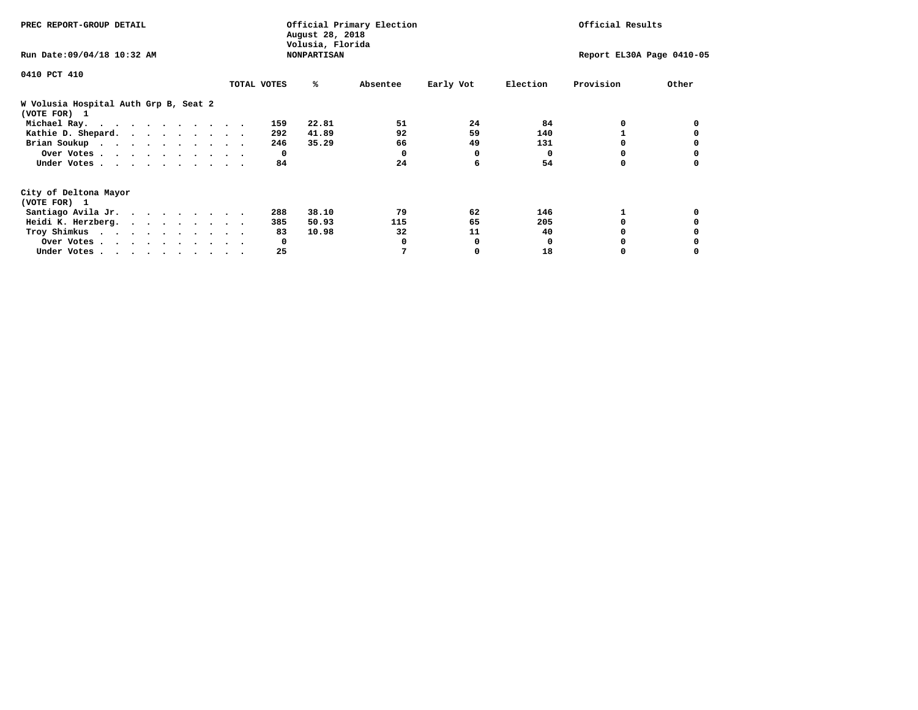PREC REPORT-GROUP DETAIL

Official Primary Election
August 28, 2018
Volusia, Florida
NONPARTISAN

Official Results

Run Date:09/04/18 10:32 AM

Report EL30A Page 0410-05

0410 PCT 410

## W Volusia Hospital Auth Grp B, Seat 2
(VOTE FOR) 1

| | TOTAL VOTES | % | Absentee | Early Vot | Election | Provision | Other |
|---|---|---|---|---|---|---|---|
| Michael Ray. | 159 | 22.81 | 51 | 24 | 84 | 0 | 0 |
| Kathie D. Shepard. | 292 | 41.89 | 92 | 59 | 140 | 1 | 0 |
| Brian Soukup | 246 | 35.29 | 66 | 49 | 131 | 0 | 0 |
| Over Votes | 0 | | 0 | 0 | 0 | 0 | 0 |
| Under Votes | 84 | | 24 | 6 | 54 | 0 | 0 |

## City of Deltona Mayor
(VOTE FOR) 1

| | TOTAL VOTES | % | Absentee | Early Vot | Election | Provision | Other |
|---|---|---|---|---|---|---|---|
| Santiago Avila Jr. | 288 | 38.10 | 79 | 62 | 146 | 1 | 0 |
| Heidi K. Herzberg. | 385 | 50.93 | 115 | 65 | 205 | 0 | 0 |
| Troy Shimkus | 83 | 10.98 | 32 | 11 | 40 | 0 | 0 |
| Over Votes | 0 | | 0 | 0 | 0 | 0 | 0 |
| Under Votes | 25 | | 7 | 0 | 18 | 0 | 0 |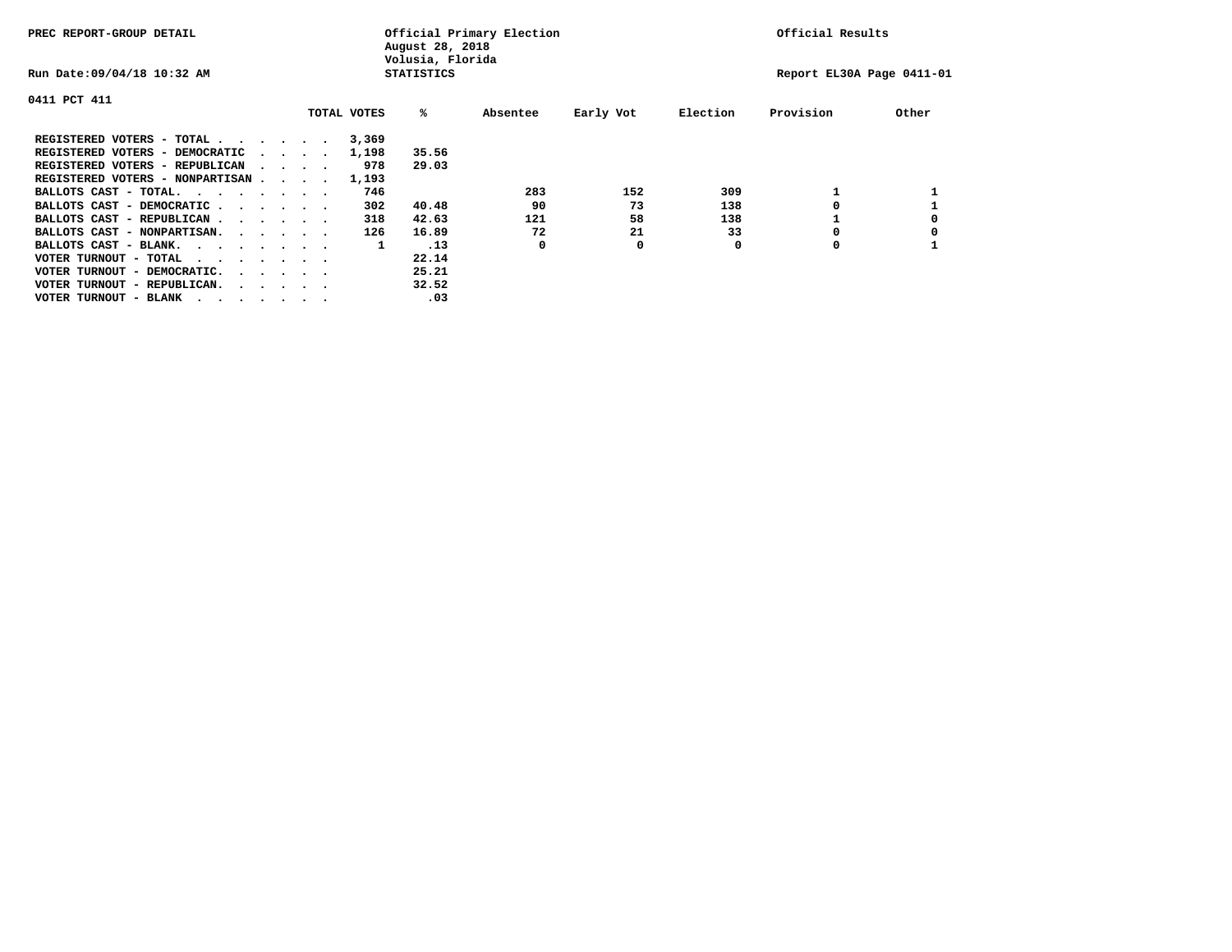PREC REPORT-GROUP DETAIL

Official Primary Election
August 28, 2018
Volusia, Florida
STATISTICS

Official Results

Run Date:09/04/18 10:32 AM

Report EL30A Page 0411-01

0411 PCT 411

| | TOTAL VOTES | % | Absentee | Early Vot | Election | Provision | Other |
|---|---|---|---|---|---|---|---|
| REGISTERED VOTERS - TOTAL . . . . . . | 3,369 | | | | | | |
| REGISTERED VOTERS - DEMOCRATIC . . . . | 1,198 | 35.56 | | | | | |
| REGISTERED VOTERS - REPUBLICAN . . . . | 978 | 29.03 | | | | | |
| REGISTERED VOTERS - NONPARTISAN . . . . | 1,193 | | | | | | |
| BALLOTS CAST - TOTAL. . . . . . . . | 746 | | 283 | 152 | 309 | 1 | 1 |
| BALLOTS CAST - DEMOCRATIC . . . . . . | 302 | 40.48 | 90 | 73 | 138 | 0 | 1 |
| BALLOTS CAST - REPUBLICAN . . . . . . | 318 | 42.63 | 121 | 58 | 138 | 1 | 0 |
| BALLOTS CAST - NONPARTISAN. . . . . . | 126 | 16.89 | 72 | 21 | 33 | 0 | 0 |
| BALLOTS CAST - BLANK. . . . . . . . | 1 | .13 | 0 | 0 | 0 | 0 | 1 |
| VOTER TURNOUT - TOTAL . . . . . . . . | | 22.14 | | | | | |
| VOTER TURNOUT - DEMOCRATIC. . . . . . | | 25.21 | | | | | |
| VOTER TURNOUT - REPUBLICAN. . . . . . | | 32.52 | | | | | |
| VOTER TURNOUT - BLANK . . . . . . . . | | .03 | | | | | |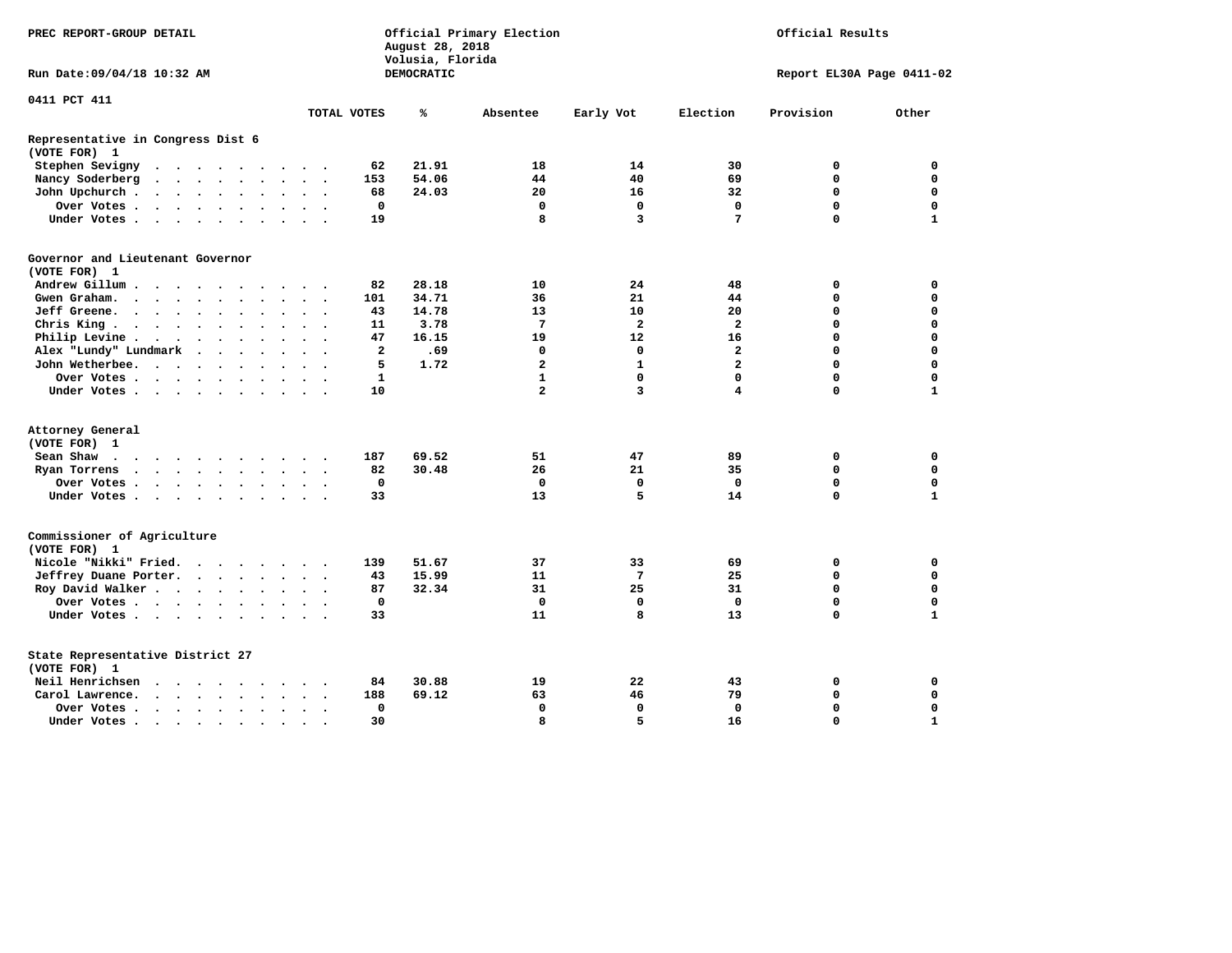PREC REPORT-GROUP DETAIL

Official Primary Election
August 28, 2018
Volusia, Florida
DEMOCRATIC

Official Results

Run Date:09/04/18 10:32 AM

Report EL30A Page 0411-02

0411 PCT 411

| | TOTAL VOTES | % | Absentee | Early Vot | Election | Provision | Other |
|---|---|---|---|---|---|---|---|
| **Representative in Congress Dist 6** | | | | | | | |
| **(VOTE FOR) 1** | | | | | | | |
| Stephen Sevigny | 62 | 21.91 | 18 | 14 | 30 | 0 | 0 |
| Nancy Soderberg | 153 | 54.06 | 44 | 40 | 69 | 0 | 0 |
| John Upchurch | 68 | 24.03 | 20 | 16 | 32 | 0 | 0 |
| Over Votes | 0 | | 0 | 0 | 0 | 0 | 0 |
| Under Votes | 19 | | 8 | 3 | 7 | 0 | 1 |
| **Governor and Lieutenant Governor** | | | | | | | |
| **(VOTE FOR) 1** | | | | | | | |
| Andrew Gillum | 82 | 28.18 | 10 | 24 | 48 | 0 | 0 |
| Gwen Graham | 101 | 34.71 | 36 | 21 | 44 | 0 | 0 |
| Jeff Greene | 43 | 14.78 | 13 | 10 | 20 | 0 | 0 |
| Chris King | 11 | 3.78 | 7 | 2 | 2 | 0 | 0 |
| Philip Levine | 47 | 16.15 | 19 | 12 | 16 | 0 | 0 |
| Alex "Lundy" Lundmark | 2 | .69 | 0 | 0 | 2 | 0 | 0 |
| John Wetherbee | 5 | 1.72 | 2 | 1 | 2 | 0 | 0 |
| Over Votes | 1 | | 1 | 0 | 0 | 0 | 0 |
| Under Votes | 10 | | 2 | 3 | 4 | 0 | 1 |
| **Attorney General** | | | | | | | |
| **(VOTE FOR) 1** | | | | | | | |
| Sean Shaw | 187 | 69.52 | 51 | 47 | 89 | 0 | 0 |
| Ryan Torrens | 82 | 30.48 | 26 | 21 | 35 | 0 | 0 |
| Over Votes | 0 | | 0 | 0 | 0 | 0 | 0 |
| Under Votes | 33 | | 13 | 5 | 14 | 0 | 1 |
| **Commissioner of Agriculture** | | | | | | | |
| **(VOTE FOR) 1** | | | | | | | |
| Nicole "Nikki" Fried | 139 | 51.67 | 37 | 33 | 69 | 0 | 0 |
| Jeffrey Duane Porter | 43 | 15.99 | 11 | 7 | 25 | 0 | 0 |
| Roy David Walker | 87 | 32.34 | 31 | 25 | 31 | 0 | 0 |
| Over Votes | 0 | | 0 | 0 | 0 | 0 | 0 |
| Under Votes | 33 | | 11 | 8 | 13 | 0 | 1 |
| **State Representative District 27** | | | | | | | |
| **(VOTE FOR) 1** | | | | | | | |
| Neil Henrichsen | 84 | 30.88 | 19 | 22 | 43 | 0 | 0 |
| Carol Lawrence | 188 | 69.12 | 63 | 46 | 79 | 0 | 0 |
| Over Votes | 0 | | 0 | 0 | 0 | 0 | 0 |
| Under Votes | 30 | | 8 | 5 | 16 | 0 | 1 |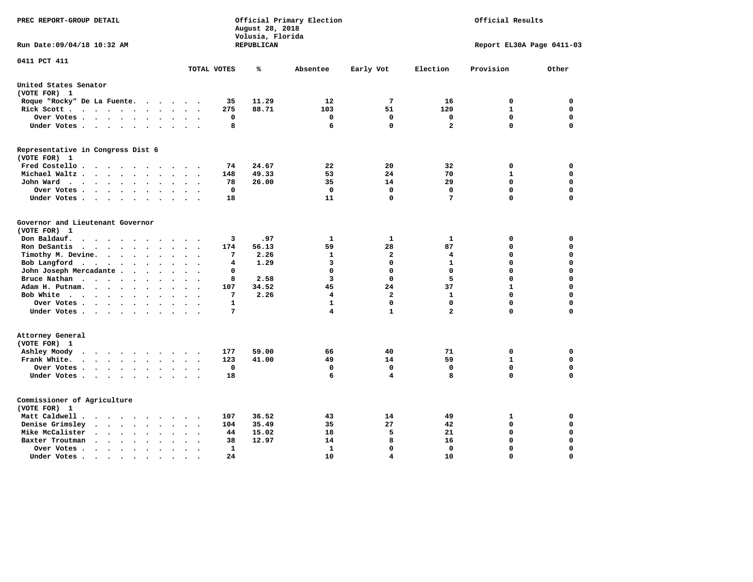PREC REPORT-GROUP DETAIL

Official Primary Election
August 28, 2018
Volusia, Florida
REPUBLICAN

Official Results

Run Date:09/04/18 10:32 AM

Report EL30A Page 0411-03

0411 PCT 411

| | TOTAL VOTES | % | Absentee | Early Vot | Election | Provision | Other |
|---|---|---|---|---|---|---|---|
| **United States Senator** | | | | | | | |
| (VOTE FOR) 1 | | | | | | | |
| Roque "Rocky" De La Fuente | 35 | 11.29 | 12 | 7 | 16 | 0 | 0 |
| Rick Scott | 275 | 88.71 | 103 | 51 | 120 | 1 | 0 |
| Over Votes | 0 | | 0 | 0 | 0 | 0 | 0 |
| Under Votes | 8 | | 6 | 0 | 2 | 0 | 0 |
| **Representative in Congress Dist 6** | | | | | | | |
| (VOTE FOR) 1 | | | | | | | |
| Fred Costello | 74 | 24.67 | 22 | 20 | 32 | 0 | 0 |
| Michael Waltz | 148 | 49.33 | 53 | 24 | 70 | 1 | 0 |
| John Ward | 78 | 26.00 | 35 | 14 | 29 | 0 | 0 |
| Over Votes | 0 | | 0 | 0 | 0 | 0 | 0 |
| Under Votes | 18 | | 11 | 0 | 7 | 0 | 0 |
| **Governor and Lieutenant Governor** | | | | | | | |
| (VOTE FOR) 1 | | | | | | | |
| Don Baldauf | 3 | .97 | 1 | 1 | 1 | 0 | 0 |
| Ron DeSantis | 174 | 56.13 | 59 | 28 | 87 | 0 | 0 |
| Timothy M. Devine | 7 | 2.26 | 1 | 2 | 4 | 0 | 0 |
| Bob Langford | 4 | 1.29 | 3 | 0 | 1 | 0 | 0 |
| John Joseph Mercadante | 0 | | 0 | 0 | 0 | 0 | 0 |
| Bruce Nathan | 8 | 2.58 | 3 | 0 | 5 | 0 | 0 |
| Adam H. Putnam | 107 | 34.52 | 45 | 24 | 37 | 1 | 0 |
| Bob White | 7 | 2.26 | 4 | 2 | 1 | 0 | 0 |
| Over Votes | 1 | | 1 | 0 | 0 | 0 | 0 |
| Under Votes | 7 | | 4 | 1 | 2 | 0 | 0 |
| **Attorney General** | | | | | | | |
| (VOTE FOR) 1 | | | | | | | |
| Ashley Moody | 177 | 59.00 | 66 | 40 | 71 | 0 | 0 |
| Frank White | 123 | 41.00 | 49 | 14 | 59 | 1 | 0 |
| Over Votes | 0 | | 0 | 0 | 0 | 0 | 0 |
| Under Votes | 18 | | 6 | 4 | 8 | 0 | 0 |
| **Commissioner of Agriculture** | | | | | | | |
| (VOTE FOR) 1 | | | | | | | |
| Matt Caldwell | 107 | 36.52 | 43 | 14 | 49 | 1 | 0 |
| Denise Grimsley | 104 | 35.49 | 35 | 27 | 42 | 0 | 0 |
| Mike McCalister | 44 | 15.02 | 18 | 5 | 21 | 0 | 0 |
| Baxter Troutman | 38 | 12.97 | 14 | 8 | 16 | 0 | 0 |
| Over Votes | 1 | | 1 | 0 | 0 | 0 | 0 |
| Under Votes | 24 | | 10 | 4 | 10 | 0 | 0 |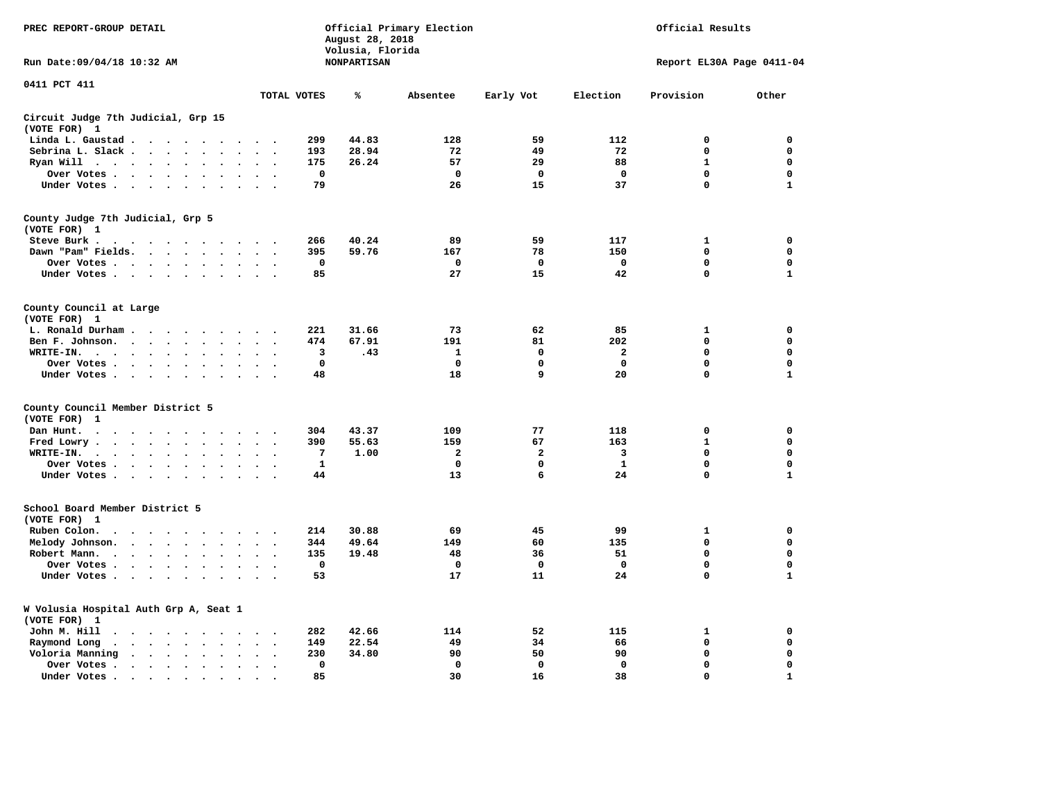PREC REPORT-GROUP DETAIL

Official Primary Election
August 28, 2018
Volusia, Florida
NONPARTISAN

Official Results

Run Date:09/04/18 10:32 AM

Report EL30A Page 0411-04

0411 PCT 411

| | TOTAL VOTES | % | Absentee | Early Vot | Election | Provision | Other |
|---|---|---|---|---|---|---|---|
| **Circuit Judge 7th Judicial, Grp 15** | | | | | | | |
| **(VOTE FOR) 1** | | | | | | | |
| Linda L. Gaustad | 299 | 44.83 | 128 | 59 | 112 | 0 | 0 |
| Sebrina L. Slack | 193 | 28.94 | 72 | 49 | 72 | 0 | 0 |
| Ryan Will | 175 | 26.24 | 57 | 29 | 88 | 1 | 0 |
| Over Votes | 0 | | 0 | 0 | 0 | 0 | 0 |
| Under Votes | 79 | | 26 | 15 | 37 | 0 | 1 |
| **County Judge 7th Judicial, Grp 5** | | | | | | | |
| **(VOTE FOR) 1** | | | | | | | |
| Steve Burk | 266 | 40.24 | 89 | 59 | 117 | 1 | 0 |
| Dawn "Pam" Fields | 395 | 59.76 | 167 | 78 | 150 | 0 | 0 |
| Over Votes | 0 | | 0 | 0 | 0 | 0 | 0 |
| Under Votes | 85 | | 27 | 15 | 42 | 0 | 1 |
| **County Council at Large** | | | | | | | |
| **(VOTE FOR) 1** | | | | | | | |
| L. Ronald Durham | 221 | 31.66 | 73 | 62 | 85 | 1 | 0 |
| Ben F. Johnson | 474 | 67.91 | 191 | 81 | 202 | 0 | 0 |
| WRITE-IN. | 3 | .43 | 1 | 0 | 2 | 0 | 0 |
| Over Votes | 0 | | 0 | 0 | 0 | 0 | 0 |
| Under Votes | 48 | | 18 | 9 | 20 | 0 | 1 |
| **County Council Member District 5** | | | | | | | |
| **(VOTE FOR) 1** | | | | | | | |
| Dan Hunt. | 304 | 43.37 | 109 | 77 | 118 | 0 | 0 |
| Fred Lowry | 390 | 55.63 | 159 | 67 | 163 | 1 | 0 |
| WRITE-IN. | 7 | 1.00 | 2 | 2 | 3 | 0 | 0 |
| Over Votes | 1 | | 0 | 0 | 1 | 0 | 0 |
| Under Votes | 44 | | 13 | 6 | 24 | 0 | 1 |
| **School Board Member District 5** | | | | | | | |
| **(VOTE FOR) 1** | | | | | | | |
| Ruben Colon. | 214 | 30.88 | 69 | 45 | 99 | 1 | 0 |
| Melody Johnson. | 344 | 49.64 | 149 | 60 | 135 | 0 | 0 |
| Robert Mann. | 135 | 19.48 | 48 | 36 | 51 | 0 | 0 |
| Over Votes | 0 | | 0 | 0 | 0 | 0 | 0 |
| Under Votes | 53 | | 17 | 11 | 24 | 0 | 1 |
| **W Volusia Hospital Auth Grp A, Seat 1** | | | | | | | |
| **(VOTE FOR) 1** | | | | | | | |
| John M. Hill | 282 | 42.66 | 114 | 52 | 115 | 1 | 0 |
| Raymond Long | 149 | 22.54 | 49 | 34 | 66 | 0 | 0 |
| Voloria Manning | 230 | 34.80 | 90 | 50 | 90 | 0 | 0 |
| Over Votes | 0 | | 0 | 0 | 0 | 0 | 0 |
| Under Votes | 85 | | 30 | 16 | 38 | 0 | 1 |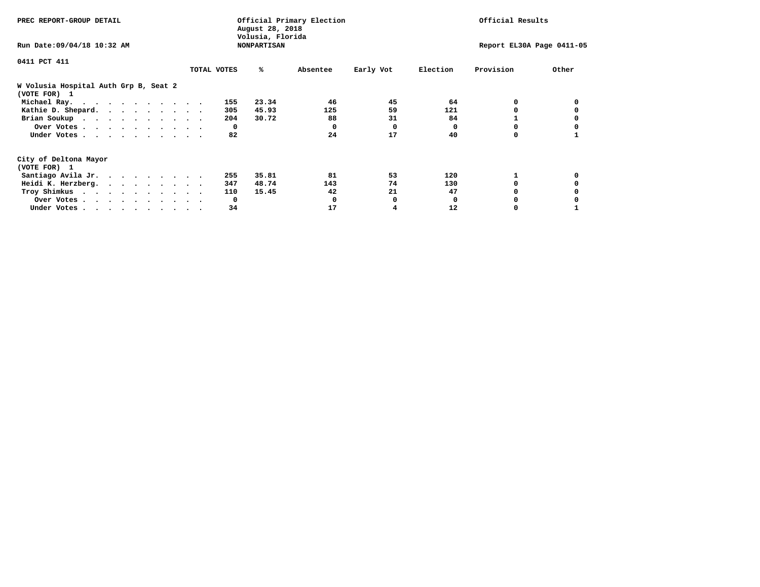PREC REPORT-GROUP DETAIL

Official Primary Election
August 28, 2018
Volusia, Florida
NONPARTISAN

Official Results

Run Date:09/04/18 10:32 AM

Report EL30A Page 0411-05

0411 PCT 411

## W Volusia Hospital Auth Grp B, Seat 2
(VOTE FOR) 1

| | TOTAL VOTES | % | Absentee | Early Vot | Election | Provision | Other |
|---|---|---|---|---|---|---|---|
| Michael Ray | 155 | 23.34 | 46 | 45 | 64 | 0 | 0 |
| Kathie D. Shepard | 305 | 45.93 | 125 | 59 | 121 | 0 | 0 |
| Brian Soukup | 204 | 30.72 | 88 | 31 | 84 | 1 | 0 |
| Over Votes | 0 | | 0 | 0 | 0 | 0 | 0 |
| Under Votes | 82 | | 24 | 17 | 40 | 0 | 1 |

## City of Deltona Mayor
(VOTE FOR) 1

| | TOTAL VOTES | % | Absentee | Early Vot | Election | Provision | Other |
|---|---|---|---|---|---|---|---|
| Santiago Avila Jr. | 255 | 35.81 | 81 | 53 | 120 | 1 | 0 |
| Heidi K. Herzberg | 347 | 48.74 | 143 | 74 | 130 | 0 | 0 |
| Troy Shimkus | 110 | 15.45 | 42 | 21 | 47 | 0 | 0 |
| Over Votes | 0 | | 0 | 0 | 0 | 0 | 0 |
| Under Votes | 34 | | 17 | 4 | 12 | 0 | 1 |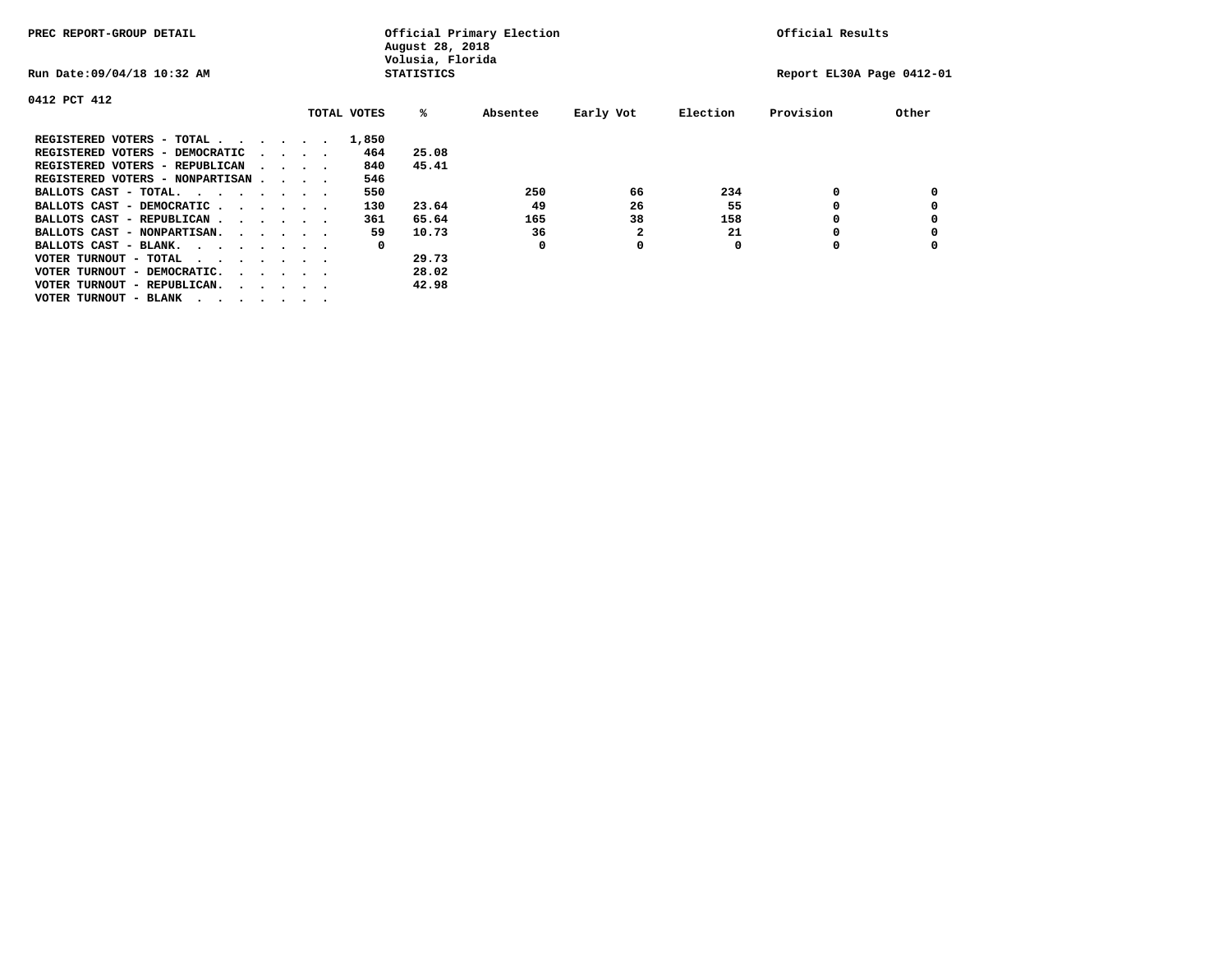PREC REPORT-GROUP DETAIL

Official Primary Election
August 28, 2018
Volusia, Florida
STATISTICS

Official Results

Run Date:09/04/18 10:32 AM

Report EL30A Page 0412-01

0412 PCT 412

| | TOTAL VOTES | % | Absentee | Early Vot | Election | Provision | Other |
|---|---|---|---|---|---|---|---|
| REGISTERED VOTERS - TOTAL . . . . . . | 1,850 | | | | | | |
| REGISTERED VOTERS - DEMOCRATIC . . . . | 464 | 25.08 | | | | | |
| REGISTERED VOTERS - REPUBLICAN . . . . | 840 | 45.41 | | | | | |
| REGISTERED VOTERS - NONPARTISAN . . . . | 546 | | | | | | |
| BALLOTS CAST - TOTAL. . . . . . . . | 550 | | 250 | 66 | 234 | 0 | 0 |
| BALLOTS CAST - DEMOCRATIC . . . . . . | 130 | 23.64 | 49 | 26 | 55 | 0 | 0 |
| BALLOTS CAST - REPUBLICAN . . . . . . | 361 | 65.64 | 165 | 38 | 158 | 0 | 0 |
| BALLOTS CAST - NONPARTISAN. . . . . . | 59 | 10.73 | 36 | 2 | 21 | 0 | 0 |
| BALLOTS CAST - BLANK. . . . . . . . | 0 | | 0 | 0 | 0 | 0 | 0 |
| VOTER TURNOUT - TOTAL . . . . . . . | | 29.73 | | | | | |
| VOTER TURNOUT - DEMOCRATIC. . . . . . | | 28.02 | | | | | |
| VOTER TURNOUT - REPUBLICAN. . . . . . | | 42.98 | | | | | |
| VOTER TURNOUT - BLANK . . . . . . . | | | | | | | |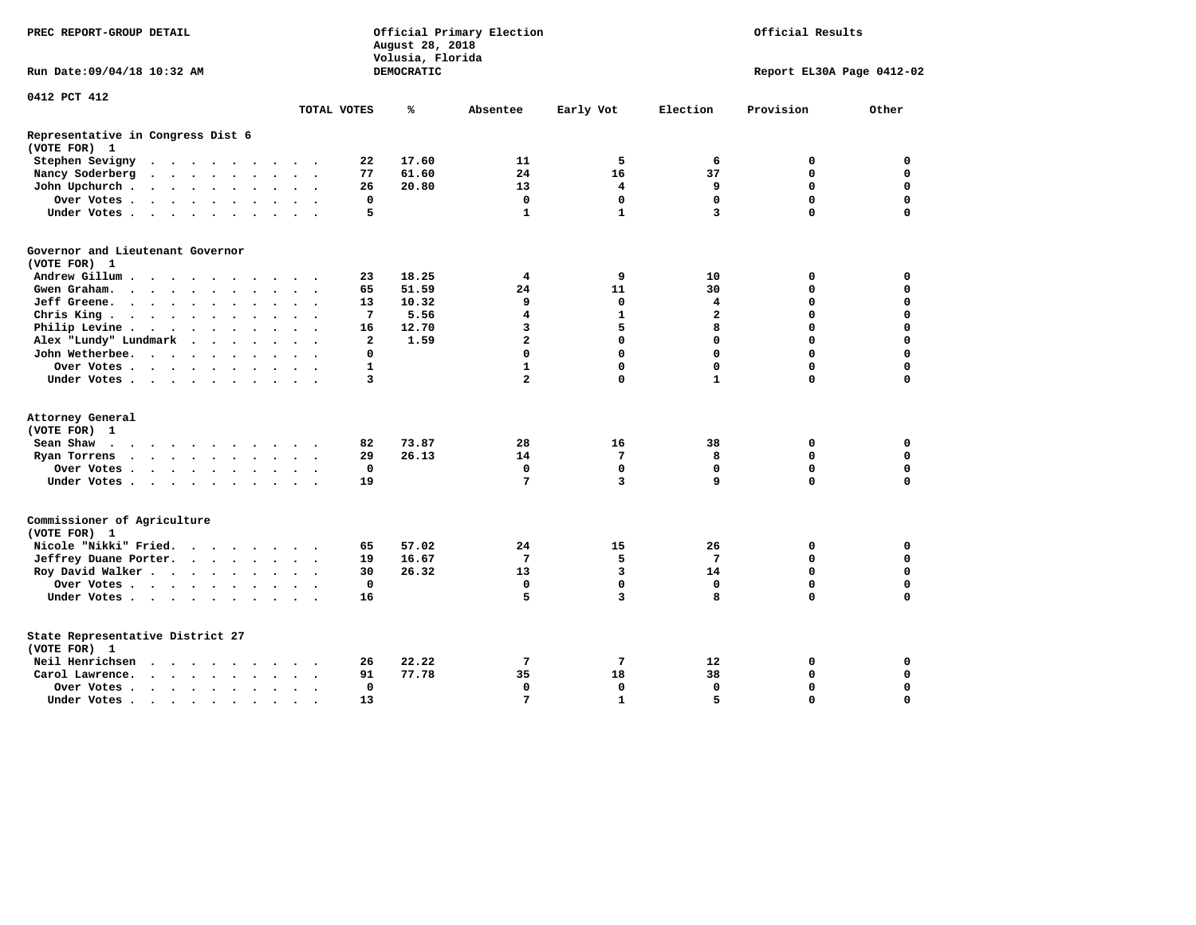PREC REPORT-GROUP DETAIL

Official Primary Election
August 28, 2018
Volusia, Florida
DEMOCRATIC

Official Results

Run Date:09/04/18 10:32 AM

Report EL30A Page 0412-02

0412 PCT 412

| | TOTAL VOTES | % | Absentee | Early Vot | Election | Provision | Other |
|---|---|---|---|---|---|---|---|
| **Representative in Congress Dist 6** | | | | | | | |
| **(VOTE FOR) 1** | | | | | | | |
| Stephen Sevigny | 22 | 17.60 | 11 | 5 | 6 | 0 | 0 |
| Nancy Soderberg | 77 | 61.60 | 24 | 16 | 37 | 0 | 0 |
| John Upchurch | 26 | 20.80 | 13 | 4 | 9 | 0 | 0 |
| Over Votes | 0 | | 0 | 0 | 0 | 0 | 0 |
| Under Votes | 5 | | 1 | 1 | 3 | 0 | 0 |
| **Governor and Lieutenant Governor** | | | | | | | |
| **(VOTE FOR) 1** | | | | | | | |
| Andrew Gillum | 23 | 18.25 | 4 | 9 | 10 | 0 | 0 |
| Gwen Graham | 65 | 51.59 | 24 | 11 | 30 | 0 | 0 |
| Jeff Greene | 13 | 10.32 | 9 | 0 | 4 | 0 | 0 |
| Chris King | 7 | 5.56 | 4 | 1 | 2 | 0 | 0 |
| Philip Levine | 16 | 12.70 | 3 | 5 | 8 | 0 | 0 |
| Alex "Lundy" Lundmark | 2 | 1.59 | 2 | 0 | 0 | 0 | 0 |
| John Wetherbee | 0 | | 0 | 0 | 0 | 0 | 0 |
| Over Votes | 1 | | 1 | 0 | 0 | 0 | 0 |
| Under Votes | 3 | | 2 | 0 | 1 | 0 | 0 |
| **Attorney General** | | | | | | | |
| **(VOTE FOR) 1** | | | | | | | |
| Sean Shaw | 82 | 73.87 | 28 | 16 | 38 | 0 | 0 |
| Ryan Torrens | 29 | 26.13 | 14 | 7 | 8 | 0 | 0 |
| Over Votes | 0 | | 0 | 0 | 0 | 0 | 0 |
| Under Votes | 19 | | 7 | 3 | 9 | 0 | 0 |
| **Commissioner of Agriculture** | | | | | | | |
| **(VOTE FOR) 1** | | | | | | | |
| Nicole "Nikki" Fried | 65 | 57.02 | 24 | 15 | 26 | 0 | 0 |
| Jeffrey Duane Porter | 19 | 16.67 | 7 | 5 | 7 | 0 | 0 |
| Roy David Walker | 30 | 26.32 | 13 | 3 | 14 | 0 | 0 |
| Over Votes | 0 | | 0 | 0 | 0 | 0 | 0 |
| Under Votes | 16 | | 5 | 3 | 8 | 0 | 0 |
| **State Representative District 27** | | | | | | | |
| **(VOTE FOR) 1** | | | | | | | |
| Neil Henrichsen | 26 | 22.22 | 7 | 7 | 12 | 0 | 0 |
| Carol Lawrence | 91 | 77.78 | 35 | 18 | 38 | 0 | 0 |
| Over Votes | 0 | | 0 | 0 | 0 | 0 | 0 |
| Under Votes | 13 | | 7 | 1 | 5 | 0 | 0 |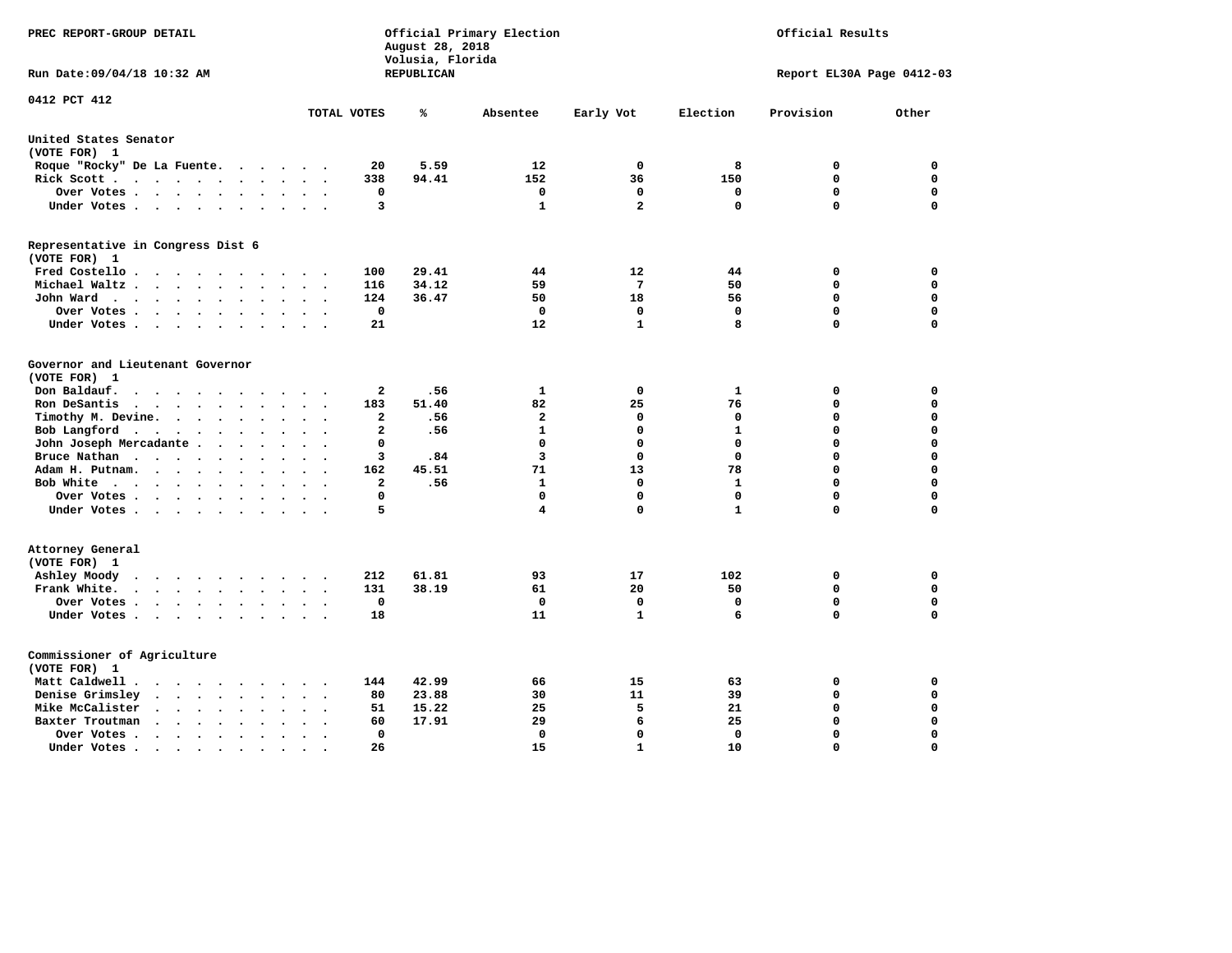PREC REPORT-GROUP DETAIL

Official Primary Election
August 28, 2018
Volusia, Florida
REPUBLICAN

Official Results

Run Date:09/04/18 10:32 AM

Report EL30A Page 0412-03

0412 PCT 412

| | TOTAL VOTES | % | Absentee | Early Vot | Election | Provision | Other |
|---|---|---|---|---|---|---|---|
| **United States Senator** | | | | | | | |
| (VOTE FOR) 1 | | | | | | | |
| Roque "Rocky" De La Fuente | 20 | 5.59 | 12 | 0 | 8 | 0 | 0 |
| Rick Scott | 338 | 94.41 | 152 | 36 | 150 | 0 | 0 |
| Over Votes | 0 | | 0 | 0 | 0 | 0 | 0 |
| Under Votes | 3 | | 1 | 2 | 0 | 0 | 0 |
| **Representative in Congress Dist 6** | | | | | | | |
| (VOTE FOR) 1 | | | | | | | |
| Fred Costello | 100 | 29.41 | 44 | 12 | 44 | 0 | 0 |
| Michael Waltz | 116 | 34.12 | 59 | 7 | 50 | 0 | 0 |
| John Ward | 124 | 36.47 | 50 | 18 | 56 | 0 | 0 |
| Over Votes | 0 | | 0 | 0 | 0 | 0 | 0 |
| Under Votes | 21 | | 12 | 1 | 8 | 0 | 0 |
| **Governor and Lieutenant Governor** | | | | | | | |
| (VOTE FOR) 1 | | | | | | | |
| Don Baldauf | 2 | .56 | 1 | 0 | 1 | 0 | 0 |
| Ron DeSantis | 183 | 51.40 | 82 | 25 | 76 | 0 | 0 |
| Timothy M. Devine | 2 | .56 | 2 | 0 | 0 | 0 | 0 |
| Bob Langford | 2 | .56 | 1 | 0 | 1 | 0 | 0 |
| John Joseph Mercadante | 0 | | 0 | 0 | 0 | 0 | 0 |
| Bruce Nathan | 3 | .84 | 3 | 0 | 0 | 0 | 0 |
| Adam H. Putnam | 162 | 45.51 | 71 | 13 | 78 | 0 | 0 |
| Bob White | 2 | .56 | 1 | 0 | 1 | 0 | 0 |
| Over Votes | 0 | | 0 | 0 | 0 | 0 | 0 |
| Under Votes | 5 | | 4 | 0 | 1 | 0 | 0 |
| **Attorney General** | | | | | | | |
| (VOTE FOR) 1 | | | | | | | |
| Ashley Moody | 212 | 61.81 | 93 | 17 | 102 | 0 | 0 |
| Frank White | 131 | 38.19 | 61 | 20 | 50 | 0 | 0 |
| Over Votes | 0 | | 0 | 0 | 0 | 0 | 0 |
| Under Votes | 18 | | 11 | 1 | 6 | 0 | 0 |
| **Commissioner of Agriculture** | | | | | | | |
| (VOTE FOR) 1 | | | | | | | |
| Matt Caldwell | 144 | 42.99 | 66 | 15 | 63 | 0 | 0 |
| Denise Grimsley | 80 | 23.88 | 30 | 11 | 39 | 0 | 0 |
| Mike McCalister | 51 | 15.22 | 25 | 5 | 21 | 0 | 0 |
| Baxter Troutman | 60 | 17.91 | 29 | 6 | 25 | 0 | 0 |
| Over Votes | 0 | | 0 | 0 | 0 | 0 | 0 |
| Under Votes | 26 | | 15 | 1 | 10 | 0 | 0 |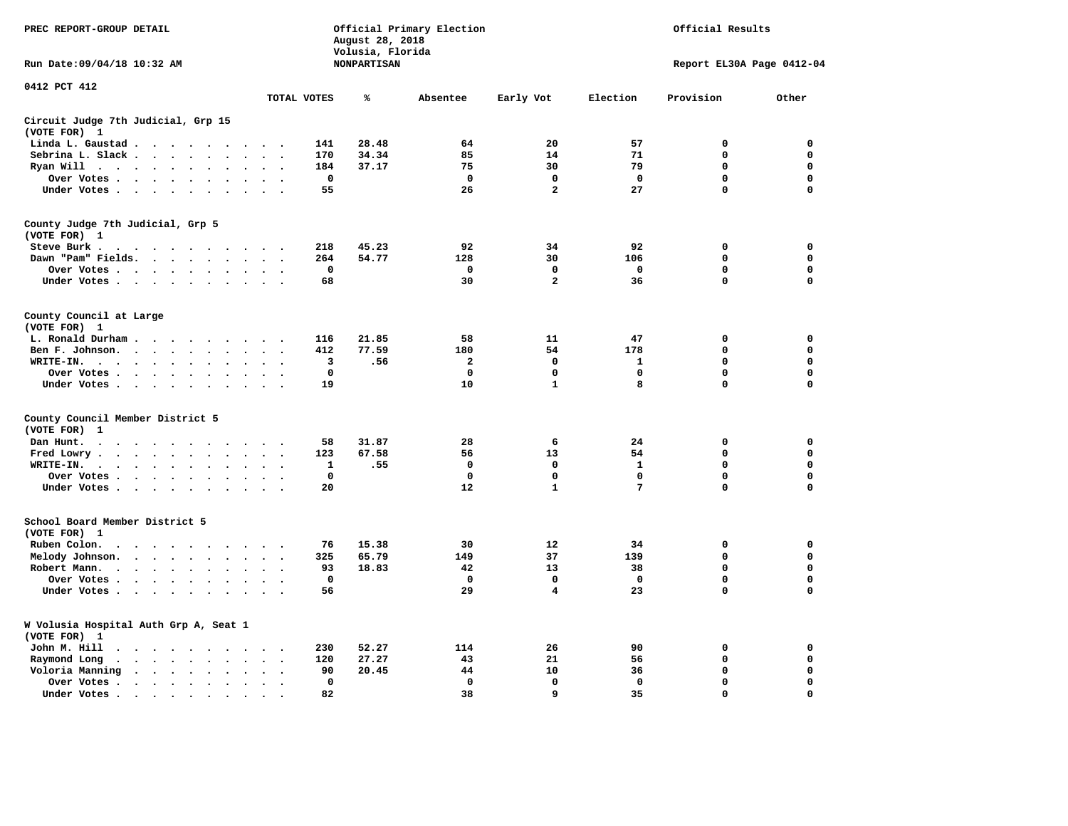PREC REPORT-GROUP DETAIL

Official Primary Election
August 28, 2018
Volusia, Florida
NONPARTISAN

Official Results

Run Date:09/04/18 10:32 AM

Report EL30A Page 0412-04

0412 PCT 412

| | TOTAL VOTES | % | Absentee | Early Vot | Election | Provision | Other |
|---|---|---|---|---|---|---|---|
| **Circuit Judge 7th Judicial, Grp 15** | | | | | | | |
| **(VOTE FOR) 1** | | | | | | | |
| Linda L. Gaustad | 141 | 28.48 | 64 | 20 | 57 | 0 | 0 |
| Sebrina L. Slack | 170 | 34.34 | 85 | 14 | 71 | 0 | 0 |
| Ryan Will | 184 | 37.17 | 75 | 30 | 79 | 0 | 0 |
| Over Votes | 0 | | 0 | 0 | 0 | 0 | 0 |
| Under Votes | 55 | | 26 | 2 | 27 | 0 | 0 |
| **County Judge 7th Judicial, Grp 5** | | | | | | | |
| **(VOTE FOR) 1** | | | | | | | |
| Steve Burk | 218 | 45.23 | 92 | 34 | 92 | 0 | 0 |
| Dawn "Pam" Fields | 264 | 54.77 | 128 | 30 | 106 | 0 | 0 |
| Over Votes | 0 | | 0 | 0 | 0 | 0 | 0 |
| Under Votes | 68 | | 30 | 2 | 36 | 0 | 0 |
| **County Council at Large** | | | | | | | |
| **(VOTE FOR) 1** | | | | | | | |
| L. Ronald Durham | 116 | 21.85 | 58 | 11 | 47 | 0 | 0 |
| Ben F. Johnson | 412 | 77.59 | 180 | 54 | 178 | 0 | 0 |
| WRITE-IN. | 3 | .56 | 2 | 0 | 1 | 0 | 0 |
| Over Votes | 0 | | 0 | 0 | 0 | 0 | 0 |
| Under Votes | 19 | | 10 | 1 | 8 | 0 | 0 |
| **County Council Member District 5** | | | | | | | |
| **(VOTE FOR) 1** | | | | | | | |
| Dan Hunt. | 58 | 31.87 | 28 | 6 | 24 | 0 | 0 |
| Fred Lowry | 123 | 67.58 | 56 | 13 | 54 | 0 | 0 |
| WRITE-IN. | 1 | .55 | 0 | 0 | 1 | 0 | 0 |
| Over Votes | 0 | | 0 | 0 | 0 | 0 | 0 |
| Under Votes | 20 | | 12 | 1 | 7 | 0 | 0 |
| **School Board Member District 5** | | | | | | | |
| **(VOTE FOR) 1** | | | | | | | |
| Ruben Colon. | 76 | 15.38 | 30 | 12 | 34 | 0 | 0 |
| Melody Johnson. | 325 | 65.79 | 149 | 37 | 139 | 0 | 0 |
| Robert Mann. | 93 | 18.83 | 42 | 13 | 38 | 0 | 0 |
| Over Votes | 0 | | 0 | 0 | 0 | 0 | 0 |
| Under Votes | 56 | | 29 | 4 | 23 | 0 | 0 |
| **W Volusia Hospital Auth Grp A, Seat 1** | | | | | | | |
| **(VOTE FOR) 1** | | | | | | | |
| John M. Hill | 230 | 52.27 | 114 | 26 | 90 | 0 | 0 |
| Raymond Long | 120 | 27.27 | 43 | 21 | 56 | 0 | 0 |
| Voloria Manning | 90 | 20.45 | 44 | 10 | 36 | 0 | 0 |
| Over Votes | 0 | | 0 | 0 | 0 | 0 | 0 |
| Under Votes | 82 | | 38 | 9 | 35 | 0 | 0 |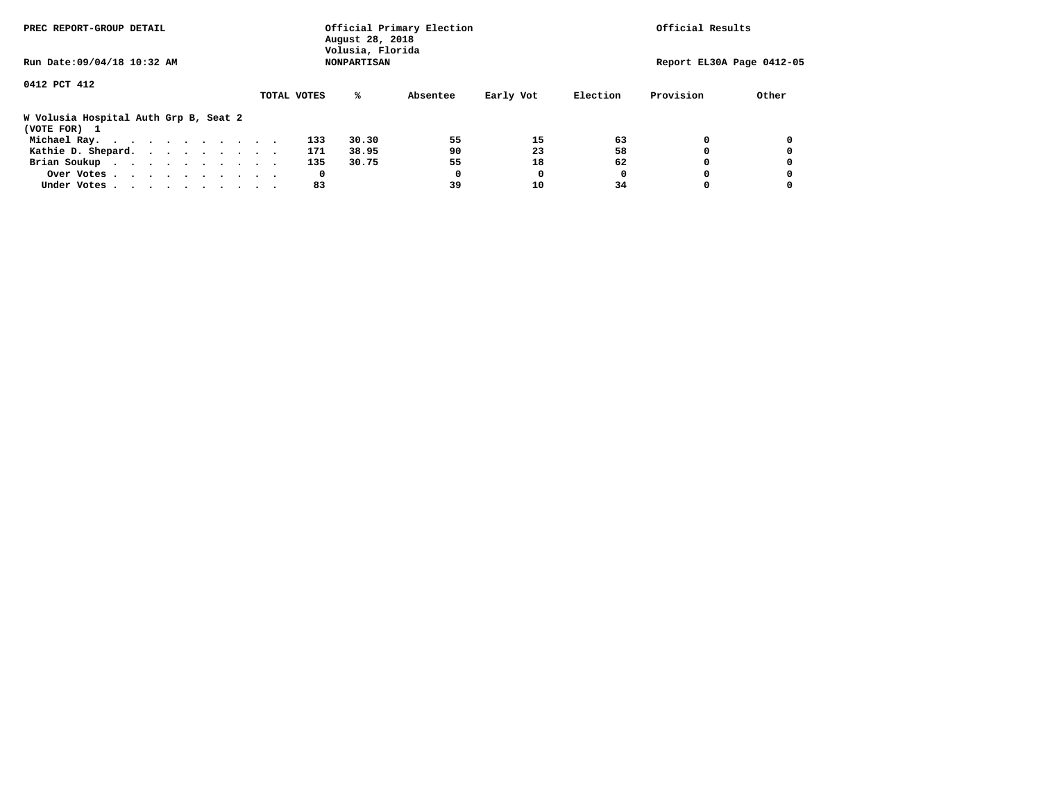PREC REPORT-GROUP DETAIL

Official Primary Election
August 28, 2018
Volusia, Florida
NONPARTISAN

Official Results

Run Date:09/04/18 10:32 AM

Report EL30A Page 0412-05

0412 PCT 412

**W Volusia Hospital Auth Grp B, Seat 2**
**(VOTE FOR) 1**

| | TOTAL VOTES | % | Absentee | Early Vot | Election | Provision | Other |
|---|---|---|---|---|---|---|---|
| Michael Ray. . . . . . . . . . . . | 133 | 30.30 | 55 | 15 | 63 | 0 | 0 |
| Kathie D. Shepard. . . . . . . . . . | 171 | 38.95 | 90 | 23 | 58 | 0 | 0 |
| Brian Soukup . . . . . . . . . . . | 135 | 30.75 | 55 | 18 | 62 | 0 | 0 |
| Over Votes . . . . . . . . . . . | 0 | | 0 | 0 | 0 | 0 | 0 |
| Under Votes . . . . . . . . . . . | 83 | | 39 | 10 | 34 | 0 | 0 |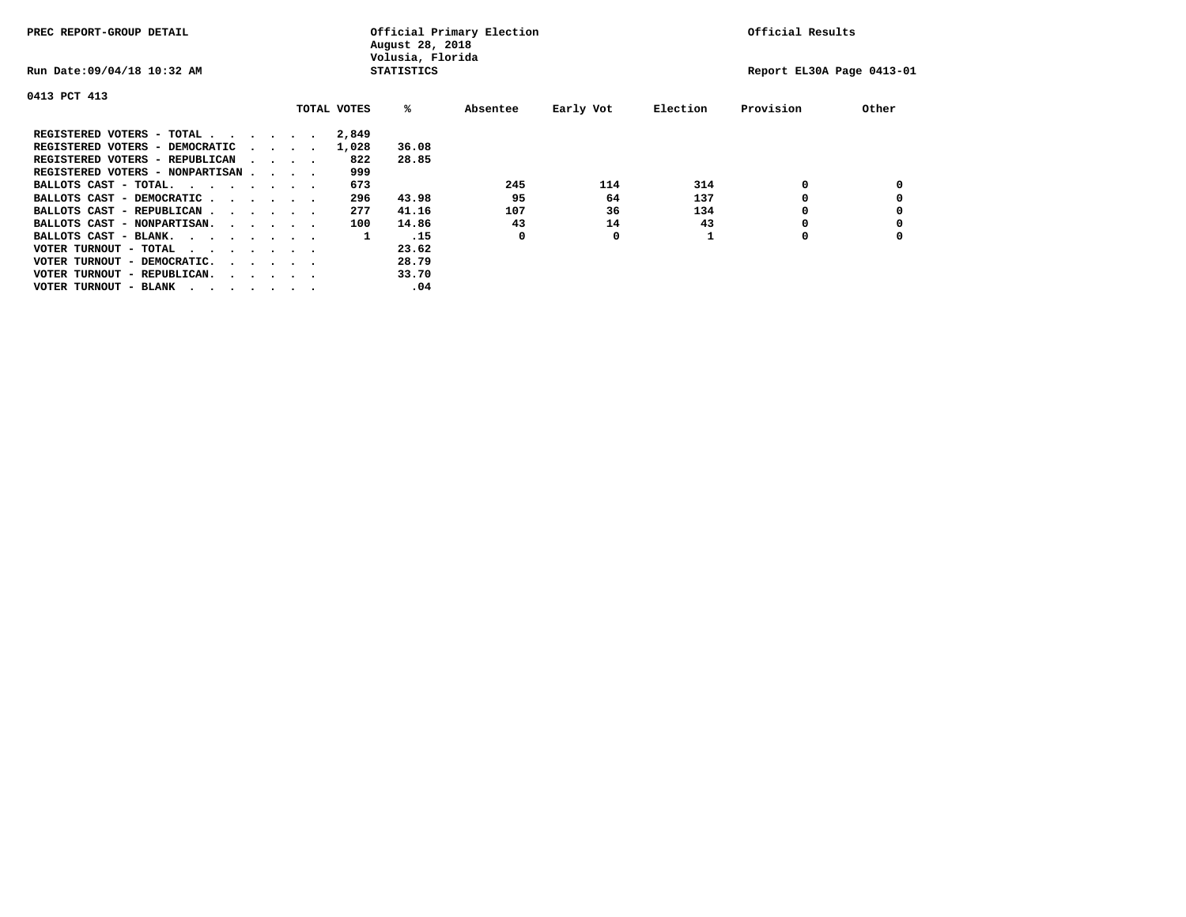PREC REPORT-GROUP DETAIL

Official Primary Election
August 28, 2018
Volusia, Florida
STATISTICS

Official Results

Run Date:09/04/18 10:32 AM

Report EL30A Page 0413-01

0413 PCT 413

| | TOTAL VOTES | % | Absentee | Early Vot | Election | Provision | Other |
|---|---|---|---|---|---|---|---|
| REGISTERED VOTERS - TOTAL . . . . . . | 2,849 | | | | | | |
| REGISTERED VOTERS - DEMOCRATIC . . . . | 1,028 | 36.08 | | | | | |
| REGISTERED VOTERS - REPUBLICAN . . . . | 822 | 28.85 | | | | | |
| REGISTERED VOTERS - NONPARTISAN . . . . | 999 | | | | | | |
| BALLOTS CAST - TOTAL. . . . . . . . | 673 | | 245 | 114 | 314 | 0 | 0 |
| BALLOTS CAST - DEMOCRATIC . . . . . . | 296 | 43.98 | 95 | 64 | 137 | 0 | 0 |
| BALLOTS CAST - REPUBLICAN . . . . . . | 277 | 41.16 | 107 | 36 | 134 | 0 | 0 |
| BALLOTS CAST - NONPARTISAN. . . . . . | 100 | 14.86 | 43 | 14 | 43 | 0 | 0 |
| BALLOTS CAST - BLANK. . . . . . . . | 1 | .15 | 0 | 0 | 1 | 0 | 0 |
| VOTER TURNOUT - TOTAL . . . . . . . | | 23.62 | | | | | |
| VOTER TURNOUT - DEMOCRATIC. . . . . . | | 28.79 | | | | | |
| VOTER TURNOUT - REPUBLICAN. . . . . . | | 33.70 | | | | | |
| VOTER TURNOUT - BLANK . . . . . . . | | .04 | | | | | |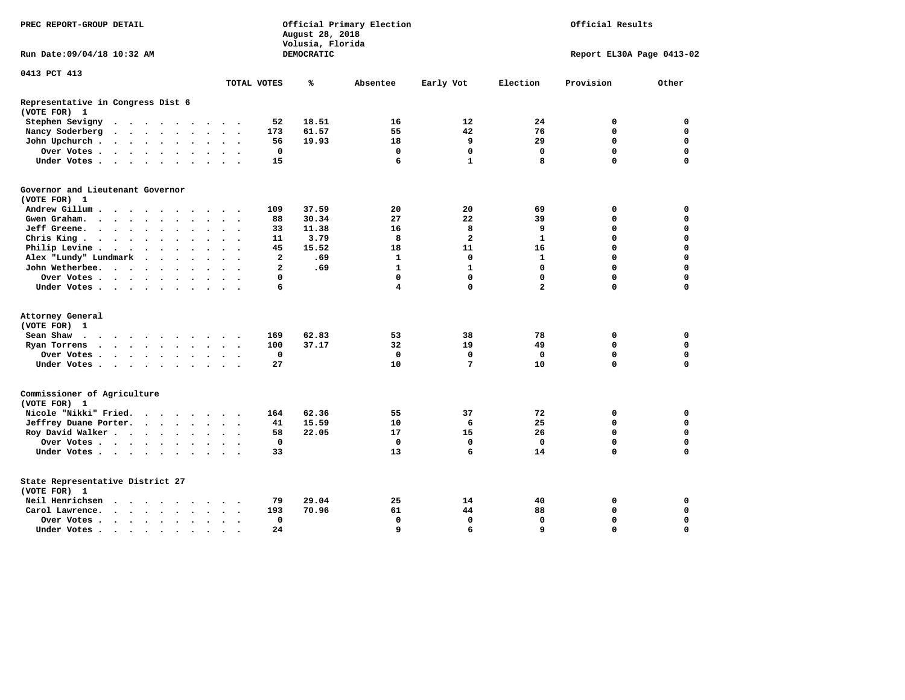PREC REPORT-GROUP DETAIL

Official Primary Election
August 28, 2018
Volusia, Florida
DEMOCRATIC

Official Results

Run Date:09/04/18 10:32 AM

Report EL30A Page 0413-02

0413 PCT 413

| | TOTAL VOTES | % | Absentee | Early Vot | Election | Provision | Other |
|---|---|---|---|---|---|---|---|
| **Representative in Congress Dist 6 (VOTE FOR) 1** | | | | | | | |
| Stephen Sevigny | 52 | 18.51 | 16 | 12 | 24 | 0 | 0 |
| Nancy Soderberg | 173 | 61.57 | 55 | 42 | 76 | 0 | 0 |
| John Upchurch | 56 | 19.93 | 18 | 9 | 29 | 0 | 0 |
| Over Votes | 0 | | 0 | 0 | 0 | 0 | 0 |
| Under Votes | 15 | | 6 | 1 | 8 | 0 | 0 |
| **Governor and Lieutenant Governor (VOTE FOR) 1** | | | | | | | |
| Andrew Gillum | 109 | 37.59 | 20 | 20 | 69 | 0 | 0 |
| Gwen Graham | 88 | 30.34 | 27 | 22 | 39 | 0 | 0 |
| Jeff Greene | 33 | 11.38 | 16 | 8 | 9 | 0 | 0 |
| Chris King | 11 | 3.79 | 8 | 2 | 1 | 0 | 0 |
| Philip Levine | 45 | 15.52 | 18 | 11 | 16 | 0 | 0 |
| Alex "Lundy" Lundmark | 2 | .69 | 1 | 0 | 1 | 0 | 0 |
| John Wetherbee | 2 | .69 | 1 | 1 | 0 | 0 | 0 |
| Over Votes | 0 | | 0 | 0 | 0 | 0 | 0 |
| Under Votes | 6 | | 4 | 0 | 2 | 0 | 0 |
| **Attorney General (VOTE FOR) 1** | | | | | | | |
| Sean Shaw | 169 | 62.83 | 53 | 38 | 78 | 0 | 0 |
| Ryan Torrens | 100 | 37.17 | 32 | 19 | 49 | 0 | 0 |
| Over Votes | 0 | | 0 | 0 | 0 | 0 | 0 |
| Under Votes | 27 | | 10 | 7 | 10 | 0 | 0 |
| **Commissioner of Agriculture (VOTE FOR) 1** | | | | | | | |
| Nicole "Nikki" Fried | 164 | 62.36 | 55 | 37 | 72 | 0 | 0 |
| Jeffrey Duane Porter | 41 | 15.59 | 10 | 6 | 25 | 0 | 0 |
| Roy David Walker | 58 | 22.05 | 17 | 15 | 26 | 0 | 0 |
| Over Votes | 0 | | 0 | 0 | 0 | 0 | 0 |
| Under Votes | 33 | | 13 | 6 | 14 | 0 | 0 |
| **State Representative District 27 (VOTE FOR) 1** | | | | | | | |
| Neil Henrichsen | 79 | 29.04 | 25 | 14 | 40 | 0 | 0 |
| Carol Lawrence | 193 | 70.96 | 61 | 44 | 88 | 0 | 0 |
| Over Votes | 0 | | 0 | 0 | 0 | 0 | 0 |
| Under Votes | 24 | | 9 | 6 | 9 | 0 | 0 |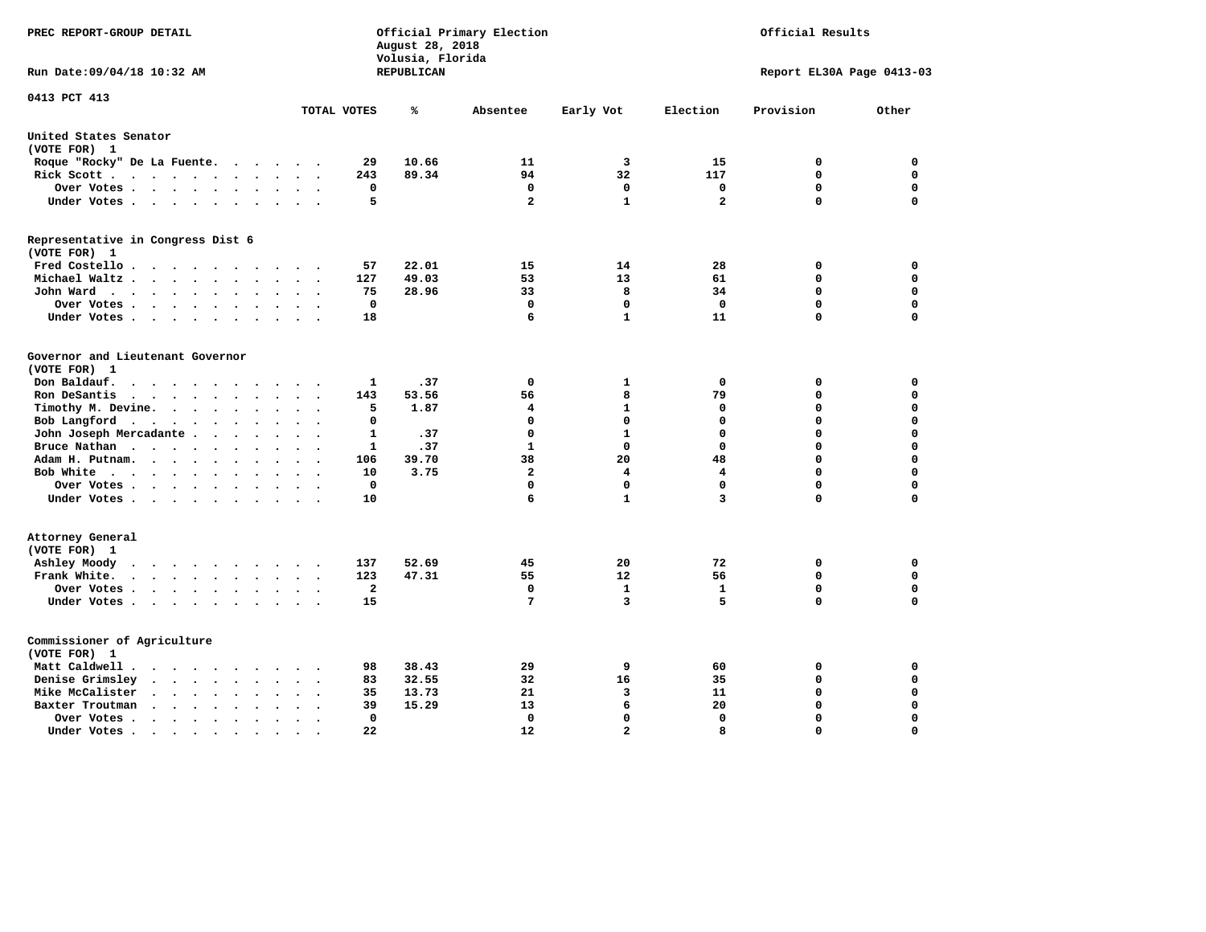PREC REPORT-GROUP DETAIL

Official Primary Election
August 28, 2018
Volusia, Florida
REPUBLICAN

Official Results

Run Date:09/04/18 10:32 AM

Report EL30A Page 0413-03

0413 PCT 413

| | TOTAL VOTES | % | Absentee | Early Vot | Election | Provision | Other |
|---|---|---|---|---|---|---|---|
| **United States Senator** | | | | | | | |
| (VOTE FOR) 1 | | | | | | | |
| Roque "Rocky" De La Fuente | 29 | 10.66 | 11 | 3 | 15 | 0 | 0 |
| Rick Scott | 243 | 89.34 | 94 | 32 | 117 | 0 | 0 |
| Over Votes | 0 | | 0 | 0 | 0 | 0 | 0 |
| Under Votes | 5 | | 2 | 1 | 2 | 0 | 0 |
| **Representative in Congress Dist 6** | | | | | | | |
| (VOTE FOR) 1 | | | | | | | |
| Fred Costello | 57 | 22.01 | 15 | 14 | 28 | 0 | 0 |
| Michael Waltz | 127 | 49.03 | 53 | 13 | 61 | 0 | 0 |
| John Ward | 75 | 28.96 | 33 | 8 | 34 | 0 | 0 |
| Over Votes | 0 | | 0 | 0 | 0 | 0 | 0 |
| Under Votes | 18 | | 6 | 1 | 11 | 0 | 0 |
| **Governor and Lieutenant Governor** | | | | | | | |
| (VOTE FOR) 1 | | | | | | | |
| Don Baldauf | 1 | .37 | 0 | 1 | 0 | 0 | 0 |
| Ron DeSantis | 143 | 53.56 | 56 | 8 | 79 | 0 | 0 |
| Timothy M. Devine | 5 | 1.87 | 4 | 1 | 0 | 0 | 0 |
| Bob Langford | 0 | | 0 | 0 | 0 | 0 | 0 |
| John Joseph Mercadante | 1 | .37 | 0 | 1 | 0 | 0 | 0 |
| Bruce Nathan | 1 | .37 | 1 | 0 | 0 | 0 | 0 |
| Adam H. Putnam | 106 | 39.70 | 38 | 20 | 48 | 0 | 0 |
| Bob White | 10 | 3.75 | 2 | 4 | 4 | 0 | 0 |
| Over Votes | 0 | | 0 | 0 | 0 | 0 | 0 |
| Under Votes | 10 | | 6 | 1 | 3 | 0 | 0 |
| **Attorney General** | | | | | | | |
| (VOTE FOR) 1 | | | | | | | |
| Ashley Moody | 137 | 52.69 | 45 | 20 | 72 | 0 | 0 |
| Frank White | 123 | 47.31 | 55 | 12 | 56 | 0 | 0 |
| Over Votes | 2 | | 0 | 1 | 1 | 0 | 0 |
| Under Votes | 15 | | 7 | 3 | 5 | 0 | 0 |
| **Commissioner of Agriculture** | | | | | | | |
| (VOTE FOR) 1 | | | | | | | |
| Matt Caldwell | 98 | 38.43 | 29 | 9 | 60 | 0 | 0 |
| Denise Grimsley | 83 | 32.55 | 32 | 16 | 35 | 0 | 0 |
| Mike McCalister | 35 | 13.73 | 21 | 3 | 11 | 0 | 0 |
| Baxter Troutman | 39 | 15.29 | 13 | 6 | 20 | 0 | 0 |
| Over Votes | 0 | | 0 | 0 | 0 | 0 | 0 |
| Under Votes | 22 | | 12 | 2 | 8 | 0 | 0 |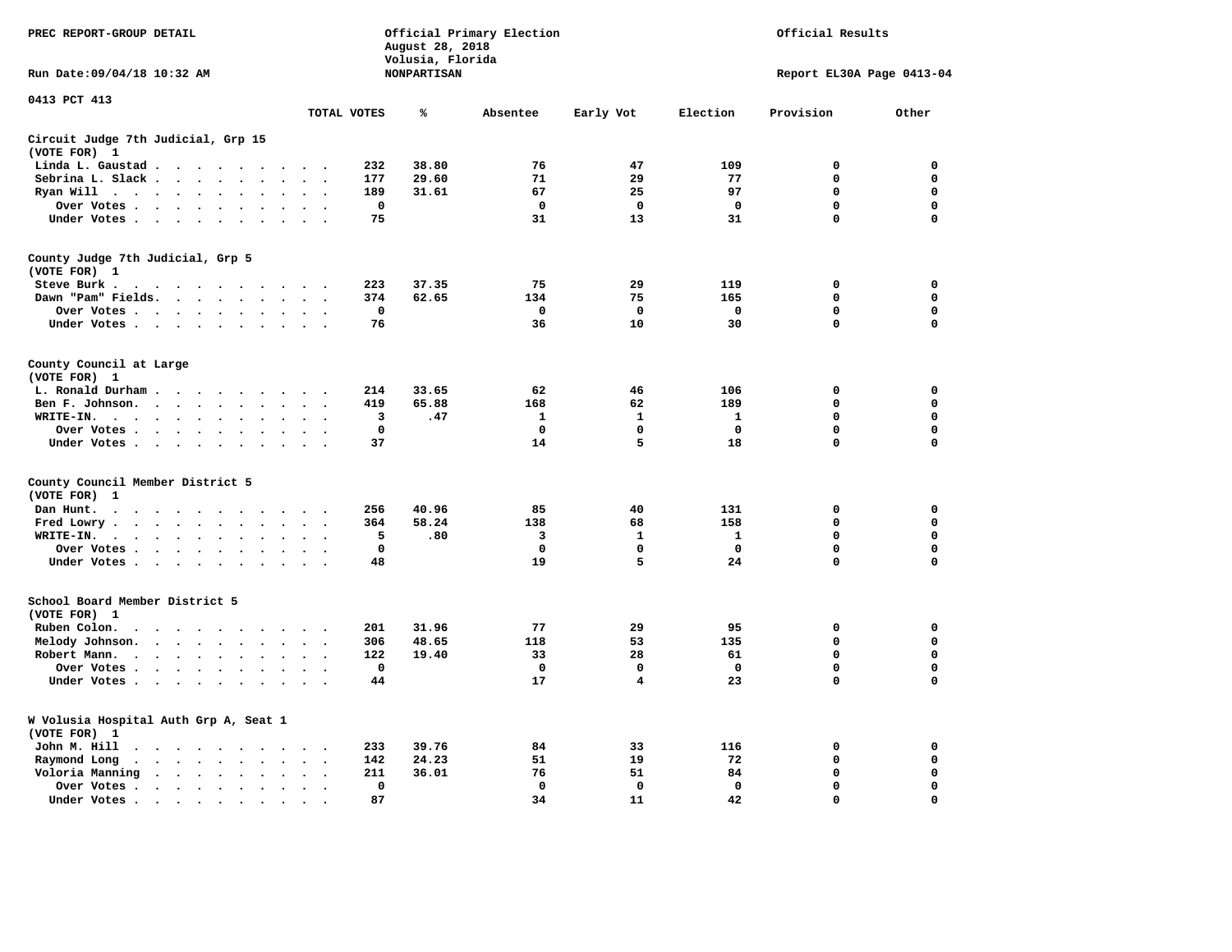PREC REPORT-GROUP DETAIL

Official Primary Election
August 28, 2018
Volusia, Florida
NONPARTISAN

Official Results

Run Date:09/04/18 10:32 AM

Report EL30A Page 0413-04

0413 PCT 413

| | TOTAL VOTES | % | Absentee | Early Vot | Election | Provision | Other |
|---|---|---|---|---|---|---|---|
| **Circuit Judge 7th Judicial, Grp 15** | | | | | | | |
| **(VOTE FOR) 1** | | | | | | | |
| Linda L. Gaustad | 232 | 38.80 | 76 | 47 | 109 | 0 | 0 |
| Sebrina L. Slack | 177 | 29.60 | 71 | 29 | 77 | 0 | 0 |
| Ryan Will | 189 | 31.61 | 67 | 25 | 97 | 0 | 0 |
| Over Votes | 0 | | 0 | 0 | 0 | 0 | 0 |
| Under Votes | 75 | | 31 | 13 | 31 | 0 | 0 |
| **County Judge 7th Judicial, Grp 5** | | | | | | | |
| **(VOTE FOR) 1** | | | | | | | |
| Steve Burk | 223 | 37.35 | 75 | 29 | 119 | 0 | 0 |
| Dawn "Pam" Fields | 374 | 62.65 | 134 | 75 | 165 | 0 | 0 |
| Over Votes | 0 | | 0 | 0 | 0 | 0 | 0 |
| Under Votes | 76 | | 36 | 10 | 30 | 0 | 0 |
| **County Council at Large** | | | | | | | |
| **(VOTE FOR) 1** | | | | | | | |
| L. Ronald Durham | 214 | 33.65 | 62 | 46 | 106 | 0 | 0 |
| Ben F. Johnson | 419 | 65.88 | 168 | 62 | 189 | 0 | 0 |
| WRITE-IN | 3 | .47 | 1 | 1 | 1 | 0 | 0 |
| Over Votes | 0 | | 0 | 0 | 0 | 0 | 0 |
| Under Votes | 37 | | 14 | 5 | 18 | 0 | 0 |
| **County Council Member District 5** | | | | | | | |
| **(VOTE FOR) 1** | | | | | | | |
| Dan Hunt | 256 | 40.96 | 85 | 40 | 131 | 0 | 0 |
| Fred Lowry | 364 | 58.24 | 138 | 68 | 158 | 0 | 0 |
| WRITE-IN | 5 | .80 | 3 | 1 | 1 | 0 | 0 |
| Over Votes | 0 | | 0 | 0 | 0 | 0 | 0 |
| Under Votes | 48 | | 19 | 5 | 24 | 0 | 0 |
| **School Board Member District 5** | | | | | | | |
| **(VOTE FOR) 1** | | | | | | | |
| Ruben Colon | 201 | 31.96 | 77 | 29 | 95 | 0 | 0 |
| Melody Johnson | 306 | 48.65 | 118 | 53 | 135 | 0 | 0 |
| Robert Mann | 122 | 19.40 | 33 | 28 | 61 | 0 | 0 |
| Over Votes | 0 | | 0 | 0 | 0 | 0 | 0 |
| Under Votes | 44 | | 17 | 4 | 23 | 0 | 0 |
| **W Volusia Hospital Auth Grp A, Seat 1** | | | | | | | |
| **(VOTE FOR) 1** | | | | | | | |
| John M. Hill | 233 | 39.76 | 84 | 33 | 116 | 0 | 0 |
| Raymond Long | 142 | 24.23 | 51 | 19 | 72 | 0 | 0 |
| Voloria Manning | 211 | 36.01 | 76 | 51 | 84 | 0 | 0 |
| Over Votes | 0 | | 0 | 0 | 0 | 0 | 0 |
| Under Votes | 87 | | 34 | 11 | 42 | 0 | 0 |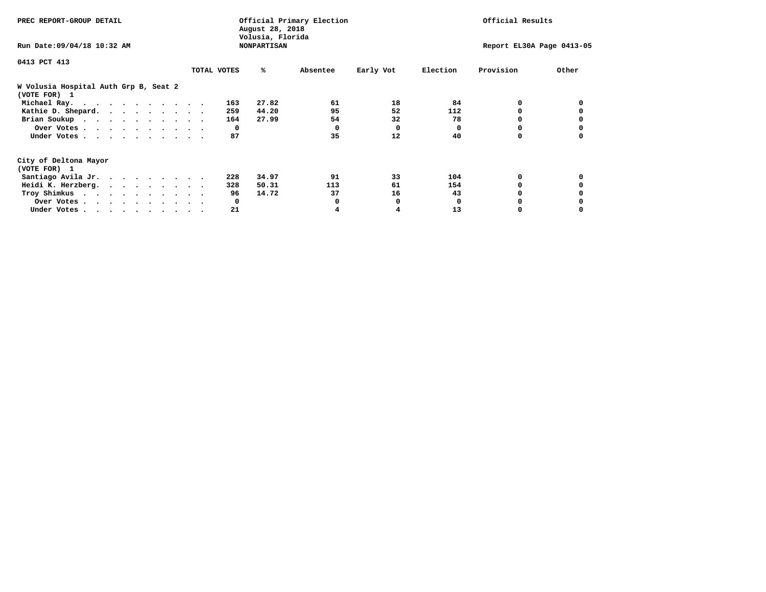PREC REPORT-GROUP DETAIL

Official Primary Election
August 28, 2018
Volusia, Florida
NONPARTISAN

Official Results

Run Date:09/04/18 10:32 AM

Report EL30A Page 0413-05

0413 PCT 413

### W Volusia Hospital Auth Grp B, Seat 2
(VOTE FOR) 1

| | TOTAL VOTES | % | Absentee | Early Vot | Election | Provision | Other |
|---|---|---|---|---|---|---|---|
| Michael Ray | 163 | 27.82 | 61 | 18 | 84 | 0 | 0 |
| Kathie D. Shepard | 259 | 44.20 | 95 | 52 | 112 | 0 | 0 |
| Brian Soukup | 164 | 27.99 | 54 | 32 | 78 | 0 | 0 |
| Over Votes | 0 | | 0 | 0 | 0 | 0 | 0 |
| Under Votes | 87 | | 35 | 12 | 40 | 0 | 0 |

### City of Deltona Mayor
(VOTE FOR) 1

| | TOTAL VOTES | % | Absentee | Early Vot | Election | Provision | Other |
|---|---|---|---|---|---|---|---|
| Santiago Avila Jr. | 228 | 34.97 | 91 | 33 | 104 | 0 | 0 |
| Heidi K. Herzberg | 328 | 50.31 | 113 | 61 | 154 | 0 | 0 |
| Troy Shimkus | 96 | 14.72 | 37 | 16 | 43 | 0 | 0 |
| Over Votes | 0 | | 0 | 0 | 0 | 0 | 0 |
| Under Votes | 21 | | 4 | 4 | 13 | 0 | 0 |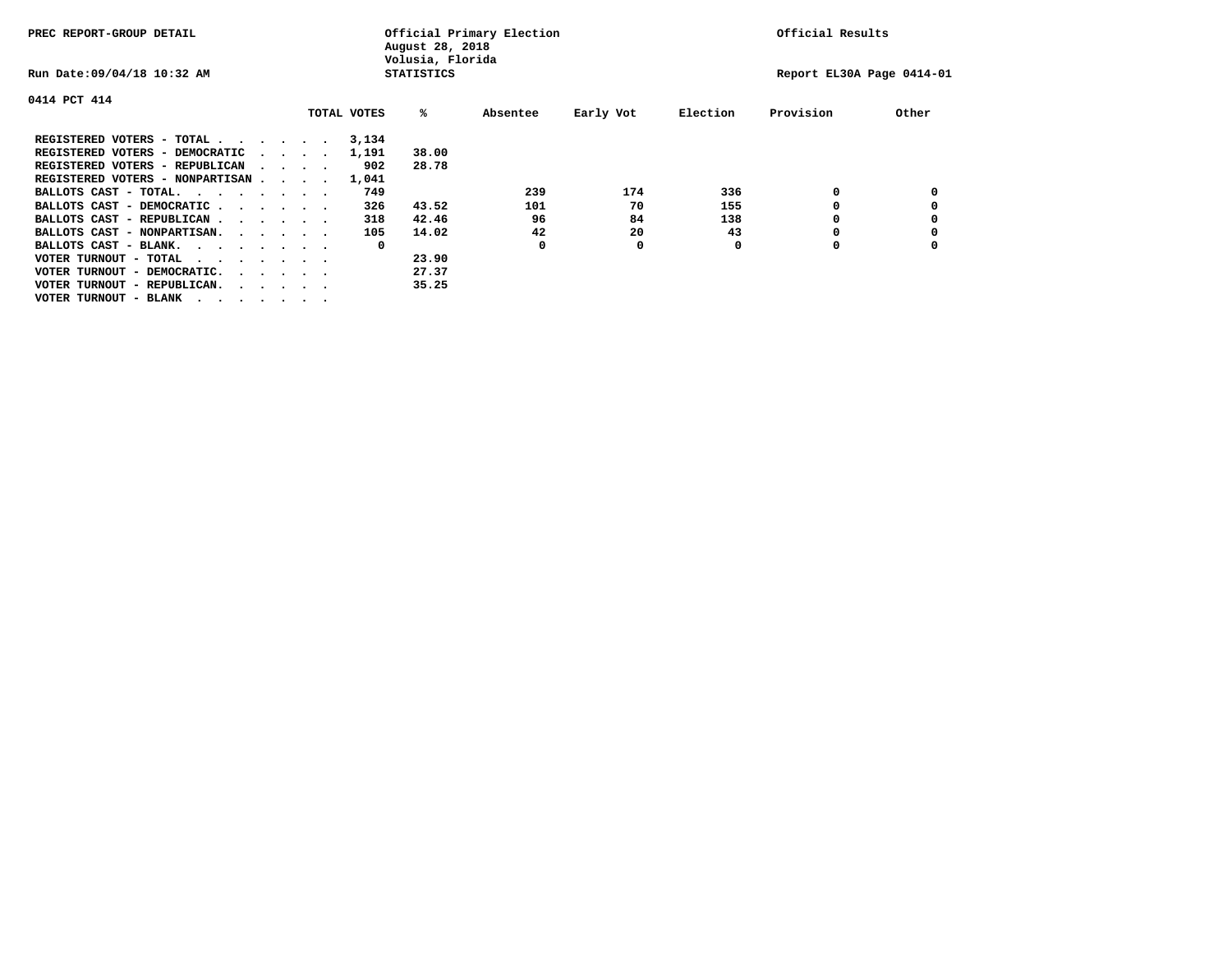PREC REPORT-GROUP DETAIL

Official Primary Election
August 28, 2018
Volusia, Florida
STATISTICS

Official Results

Run Date:09/04/18 10:32 AM

Report EL30A Page 0414-01

0414 PCT 414

| | TOTAL VOTES | % | Absentee | Early Vot | Election | Provision | Other |
|---|---|---|---|---|---|---|---|
| REGISTERED VOTERS - TOTAL . . . . . . | 3,134 | | | | | | |
| REGISTERED VOTERS - DEMOCRATIC . . . . | 1,191 | 38.00 | | | | | |
| REGISTERED VOTERS - REPUBLICAN . . . . | 902 | 28.78 | | | | | |
| REGISTERED VOTERS - NONPARTISAN . . . . | 1,041 | | | | | | |
| BALLOTS CAST - TOTAL. . . . . . . . | 749 | | 239 | 174 | 336 | 0 | 0 |
| BALLOTS CAST - DEMOCRATIC . . . . . . | 326 | 43.52 | 101 | 70 | 155 | 0 | 0 |
| BALLOTS CAST - REPUBLICAN . . . . . . | 318 | 42.46 | 96 | 84 | 138 | 0 | 0 |
| BALLOTS CAST - NONPARTISAN. . . . . . | 105 | 14.02 | 42 | 20 | 43 | 0 | 0 |
| BALLOTS CAST - BLANK. . . . . . . . | 0 | | 0 | 0 | 0 | 0 | 0 |
| VOTER TURNOUT - TOTAL . . . . . . . | | 23.90 | | | | | |
| VOTER TURNOUT - DEMOCRATIC. . . . . . | | 27.37 | | | | | |
| VOTER TURNOUT - REPUBLICAN. . . . . . | | 35.25 | | | | | |
| VOTER TURNOUT - BLANK . . . . . . . | | | | | | | |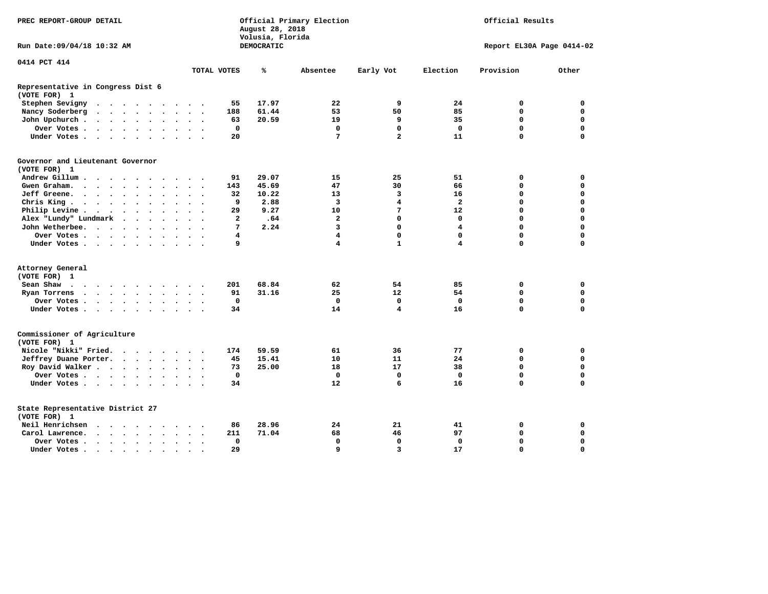PREC REPORT-GROUP DETAIL

Official Primary Election
August 28, 2018
Volusia, Florida
DEMOCRATIC

Official Results

Run Date:09/04/18 10:32 AM

Report EL30A Page 0414-02

0414 PCT 414

| | TOTAL VOTES | % | Absentee | Early Vot | Election | Provision | Other |
|---|---|---|---|---|---|---|---|
| **Representative in Congress Dist 6** | | | | | | | |
| **(VOTE FOR) 1** | | | | | | | |
| Stephen Sevigny | 55 | 17.97 | 22 | 9 | 24 | 0 | 0 |
| Nancy Soderberg | 188 | 61.44 | 53 | 50 | 85 | 0 | 0 |
| John Upchurch | 63 | 20.59 | 19 | 9 | 35 | 0 | 0 |
| Over Votes | 0 | | 0 | 0 | 0 | 0 | 0 |
| Under Votes | 20 | | 7 | 2 | 11 | 0 | 0 |
| **Governor and Lieutenant Governor** | | | | | | | |
| **(VOTE FOR) 1** | | | | | | | |
| Andrew Gillum | 91 | 29.07 | 15 | 25 | 51 | 0 | 0 |
| Gwen Graham | 143 | 45.69 | 47 | 30 | 66 | 0 | 0 |
| Jeff Greene | 32 | 10.22 | 13 | 3 | 16 | 0 | 0 |
| Chris King | 9 | 2.88 | 3 | 4 | 2 | 0 | 0 |
| Philip Levine | 29 | 9.27 | 10 | 7 | 12 | 0 | 0 |
| Alex "Lundy" Lundmark | 2 | .64 | 2 | 0 | 0 | 0 | 0 |
| John Wetherbee | 7 | 2.24 | 3 | 0 | 4 | 0 | 0 |
| Over Votes | 4 | | 4 | 0 | 0 | 0 | 0 |
| Under Votes | 9 | | 4 | 1 | 4 | 0 | 0 |
| **Attorney General** | | | | | | | |
| **(VOTE FOR) 1** | | | | | | | |
| Sean Shaw | 201 | 68.84 | 62 | 54 | 85 | 0 | 0 |
| Ryan Torrens | 91 | 31.16 | 25 | 12 | 54 | 0 | 0 |
| Over Votes | 0 | | 0 | 0 | 0 | 0 | 0 |
| Under Votes | 34 | | 14 | 4 | 16 | 0 | 0 |
| **Commissioner of Agriculture** | | | | | | | |
| **(VOTE FOR) 1** | | | | | | | |
| Nicole "Nikki" Fried | 174 | 59.59 | 61 | 36 | 77 | 0 | 0 |
| Jeffrey Duane Porter | 45 | 15.41 | 10 | 11 | 24 | 0 | 0 |
| Roy David Walker | 73 | 25.00 | 18 | 17 | 38 | 0 | 0 |
| Over Votes | 0 | | 0 | 0 | 0 | 0 | 0 |
| Under Votes | 34 | | 12 | 6 | 16 | 0 | 0 |
| **State Representative District 27** | | | | | | | |
| **(VOTE FOR) 1** | | | | | | | |
| Neil Henrichsen | 86 | 28.96 | 24 | 21 | 41 | 0 | 0 |
| Carol Lawrence | 211 | 71.04 | 68 | 46 | 97 | 0 | 0 |
| Over Votes | 0 | | 0 | 0 | 0 | 0 | 0 |
| Under Votes | 29 | | 9 | 3 | 17 | 0 | 0 |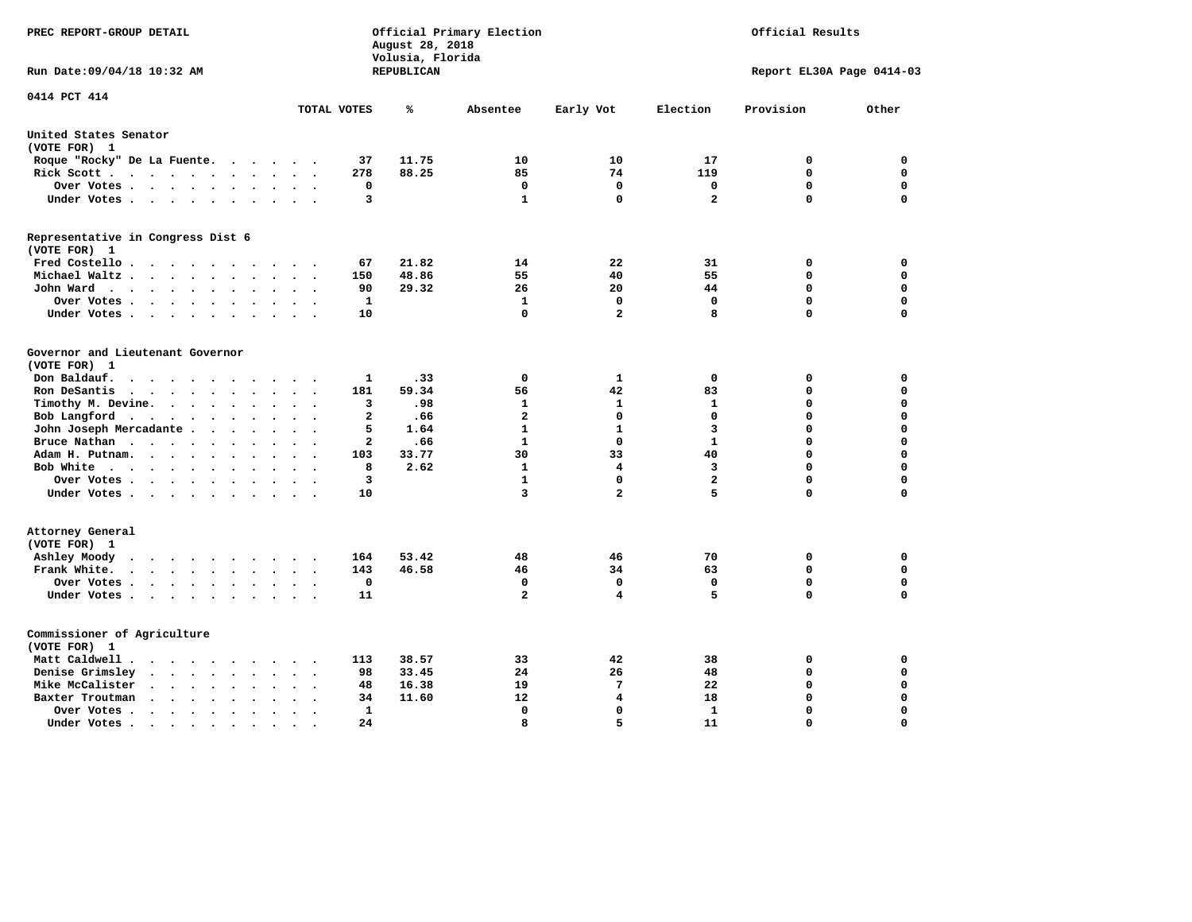PREC REPORT-GROUP DETAIL

Official Primary Election
August 28, 2018
Volusia, Florida
REPUBLICAN

Official Results

Run Date:09/04/18 10:32 AM

Report EL30A Page 0414-03

0414 PCT 414

| | TOTAL VOTES | % | Absentee | Early Vot | Election | Provision | Other |
|---|---|---|---|---|---|---|---|
| **United States Senator (VOTE FOR) 1** | | | | | | | |
| Roque "Rocky" De La Fuente | 37 | 11.75 | 10 | 10 | 17 | 0 | 0 |
| Rick Scott | 278 | 88.25 | 85 | 74 | 119 | 0 | 0 |
| Over Votes | 0 | | 0 | 0 | 0 | 0 | 0 |
| Under Votes | 3 | | 1 | 0 | 2 | 0 | 0 |
| **Representative in Congress Dist 6 (VOTE FOR) 1** | | | | | | | |
| Fred Costello | 67 | 21.82 | 14 | 22 | 31 | 0 | 0 |
| Michael Waltz | 150 | 48.86 | 55 | 40 | 55 | 0 | 0 |
| John Ward | 90 | 29.32 | 26 | 20 | 44 | 0 | 0 |
| Over Votes | 1 | | 1 | 0 | 0 | 0 | 0 |
| Under Votes | 10 | | 0 | 2 | 8 | 0 | 0 |
| **Governor and Lieutenant Governor (VOTE FOR) 1** | | | | | | | |
| Don Baldauf | 1 | .33 | 0 | 1 | 0 | 0 | 0 |
| Ron DeSantis | 181 | 59.34 | 56 | 42 | 83 | 0 | 0 |
| Timothy M. Devine | 3 | .98 | 1 | 1 | 1 | 0 | 0 |
| Bob Langford | 2 | .66 | 2 | 0 | 0 | 0 | 0 |
| John Joseph Mercadante | 5 | 1.64 | 1 | 1 | 3 | 0 | 0 |
| Bruce Nathan | 2 | .66 | 1 | 0 | 1 | 0 | 0 |
| Adam H. Putnam | 103 | 33.77 | 30 | 33 | 40 | 0 | 0 |
| Bob White | 8 | 2.62 | 1 | 4 | 3 | 0 | 0 |
| Over Votes | 3 | | 1 | 0 | 2 | 0 | 0 |
| Under Votes | 10 | | 3 | 2 | 5 | 0 | 0 |
| **Attorney General (VOTE FOR) 1** | | | | | | | |
| Ashley Moody | 164 | 53.42 | 48 | 46 | 70 | 0 | 0 |
| Frank White | 143 | 46.58 | 46 | 34 | 63 | 0 | 0 |
| Over Votes | 0 | | 0 | 0 | 0 | 0 | 0 |
| Under Votes | 11 | | 2 | 4 | 5 | 0 | 0 |
| **Commissioner of Agriculture (VOTE FOR) 1** | | | | | | | |
| Matt Caldwell | 113 | 38.57 | 33 | 42 | 38 | 0 | 0 |
| Denise Grimsley | 98 | 33.45 | 24 | 26 | 48 | 0 | 0 |
| Mike McCalister | 48 | 16.38 | 19 | 7 | 22 | 0 | 0 |
| Baxter Troutman | 34 | 11.60 | 12 | 4 | 18 | 0 | 0 |
| Over Votes | 1 | | 0 | 0 | 1 | 0 | 0 |
| Under Votes | 24 | | 8 | 5 | 11 | 0 | 0 |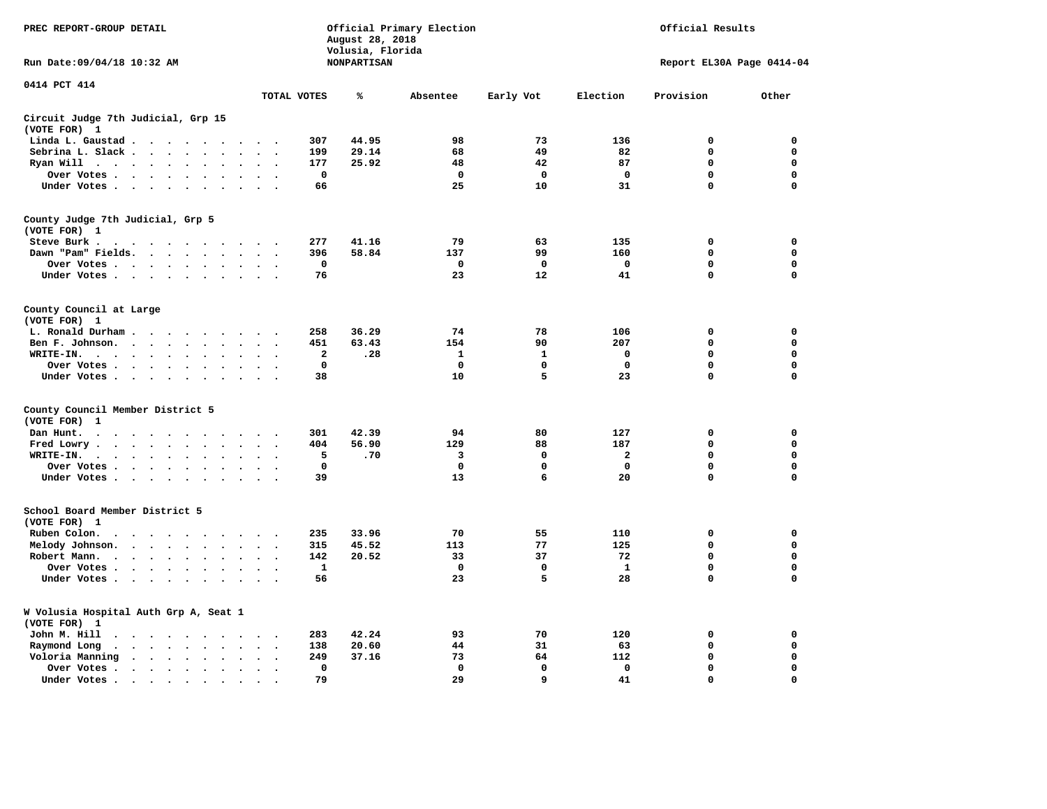PREC REPORT-GROUP DETAIL

Official Primary Election
August 28, 2018
Volusia, Florida
NONPARTISAN

Official Results

Run Date:09/04/18 10:32 AM

Report EL30A Page 0414-04

0414 PCT 414

| | TOTAL VOTES | % | Absentee | Early Vot | Election | Provision | Other |
|---|---|---|---|---|---|---|---|
| **Circuit Judge 7th Judicial, Grp 15** | | | | | | | |
| **(VOTE FOR) 1** | | | | | | | |
| Linda L. Gaustad | 307 | 44.95 | 98 | 73 | 136 | 0 | 0 |
| Sebrina L. Slack | 199 | 29.14 | 68 | 49 | 82 | 0 | 0 |
| Ryan Will | 177 | 25.92 | 48 | 42 | 87 | 0 | 0 |
| Over Votes | 0 | | 0 | 0 | 0 | 0 | 0 |
| Under Votes | 66 | | 25 | 10 | 31 | 0 | 0 |
| **County Judge 7th Judicial, Grp 5** | | | | | | | |
| **(VOTE FOR) 1** | | | | | | | |
| Steve Burk | 277 | 41.16 | 79 | 63 | 135 | 0 | 0 |
| Dawn "Pam" Fields. | 396 | 58.84 | 137 | 99 | 160 | 0 | 0 |
| Over Votes | 0 | | 0 | 0 | 0 | 0 | 0 |
| Under Votes | 76 | | 23 | 12 | 41 | 0 | 0 |
| **County Council at Large** | | | | | | | |
| **(VOTE FOR) 1** | | | | | | | |
| L. Ronald Durham | 258 | 36.29 | 74 | 78 | 106 | 0 | 0 |
| Ben F. Johnson. | 451 | 63.43 | 154 | 90 | 207 | 0 | 0 |
| WRITE-IN. | 2 | .28 | 1 | 1 | 0 | 0 | 0 |
| Over Votes | 0 | | 0 | 0 | 0 | 0 | 0 |
| Under Votes | 38 | | 10 | 5 | 23 | 0 | 0 |
| **County Council Member District 5** | | | | | | | |
| **(VOTE FOR) 1** | | | | | | | |
| Dan Hunt. | 301 | 42.39 | 94 | 80 | 127 | 0 | 0 |
| Fred Lowry | 404 | 56.90 | 129 | 88 | 187 | 0 | 0 |
| WRITE-IN. | 5 | .70 | 3 | 0 | 2 | 0 | 0 |
| Over Votes | 0 | | 0 | 0 | 0 | 0 | 0 |
| Under Votes | 39 | | 13 | 6 | 20 | 0 | 0 |
| **School Board Member District 5** | | | | | | | |
| **(VOTE FOR) 1** | | | | | | | |
| Ruben Colon. | 235 | 33.96 | 70 | 55 | 110 | 0 | 0 |
| Melody Johnson. | 315 | 45.52 | 113 | 77 | 125 | 0 | 0 |
| Robert Mann. | 142 | 20.52 | 33 | 37 | 72 | 0 | 0 |
| Over Votes | 1 | | 0 | 0 | 1 | 0 | 0 |
| Under Votes | 56 | | 23 | 5 | 28 | 0 | 0 |
| **W Volusia Hospital Auth Grp A, Seat 1** | | | | | | | |
| **(VOTE FOR) 1** | | | | | | | |
| John M. Hill | 283 | 42.24 | 93 | 70 | 120 | 0 | 0 |
| Raymond Long | 138 | 20.60 | 44 | 31 | 63 | 0 | 0 |
| Voloria Manning | 249 | 37.16 | 73 | 64 | 112 | 0 | 0 |
| Over Votes | 0 | | 0 | 0 | 0 | 0 | 0 |
| Under Votes | 79 | | 29 | 9 | 41 | 0 | 0 |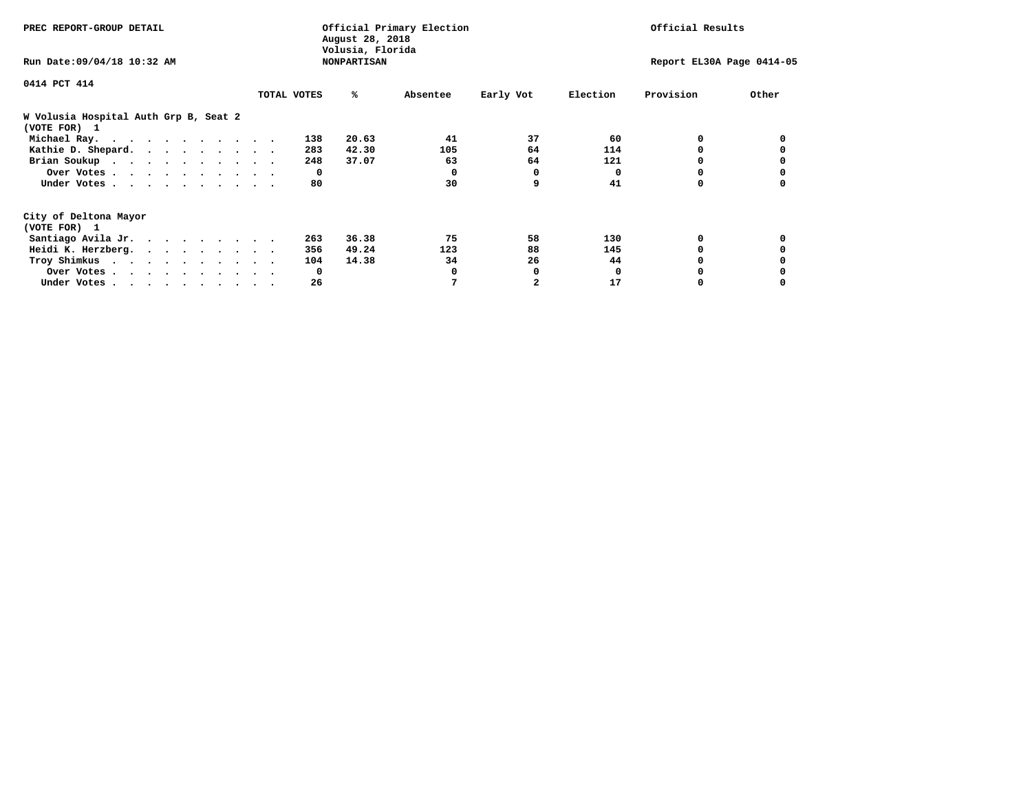PREC REPORT-GROUP DETAIL

Official Primary Election
August 28, 2018
Volusia, Florida
NONPARTISAN

Official Results

Run Date:09/04/18 10:32 AM

Report EL30A Page 0414-05

0414 PCT 414

## W Volusia Hospital Auth Grp B, Seat 2
(VOTE FOR) 1

| | TOTAL VOTES | % | Absentee | Early Vot | Election | Provision | Other |
|---|---|---|---|---|---|---|---|
| Michael Ray | 138 | 20.63 | 41 | 37 | 60 | 0 | 0 |
| Kathie D. Shepard | 283 | 42.30 | 105 | 64 | 114 | 0 | 0 |
| Brian Soukup | 248 | 37.07 | 63 | 64 | 121 | 0 | 0 |
| Over Votes | 0 | | 0 | 0 | 0 | 0 | 0 |
| Under Votes | 80 | | 30 | 9 | 41 | 0 | 0 |

## City of Deltona Mayor
(VOTE FOR) 1

| | TOTAL VOTES | % | Absentee | Early Vot | Election | Provision | Other |
|---|---|---|---|---|---|---|---|
| Santiago Avila Jr. | 263 | 36.38 | 75 | 58 | 130 | 0 | 0 |
| Heidi K. Herzberg | 356 | 49.24 | 123 | 88 | 145 | 0 | 0 |
| Troy Shimkus | 104 | 14.38 | 34 | 26 | 44 | 0 | 0 |
| Over Votes | 0 | | 0 | 0 | 0 | 0 | 0 |
| Under Votes | 26 | | 7 | 2 | 17 | 0 | 0 |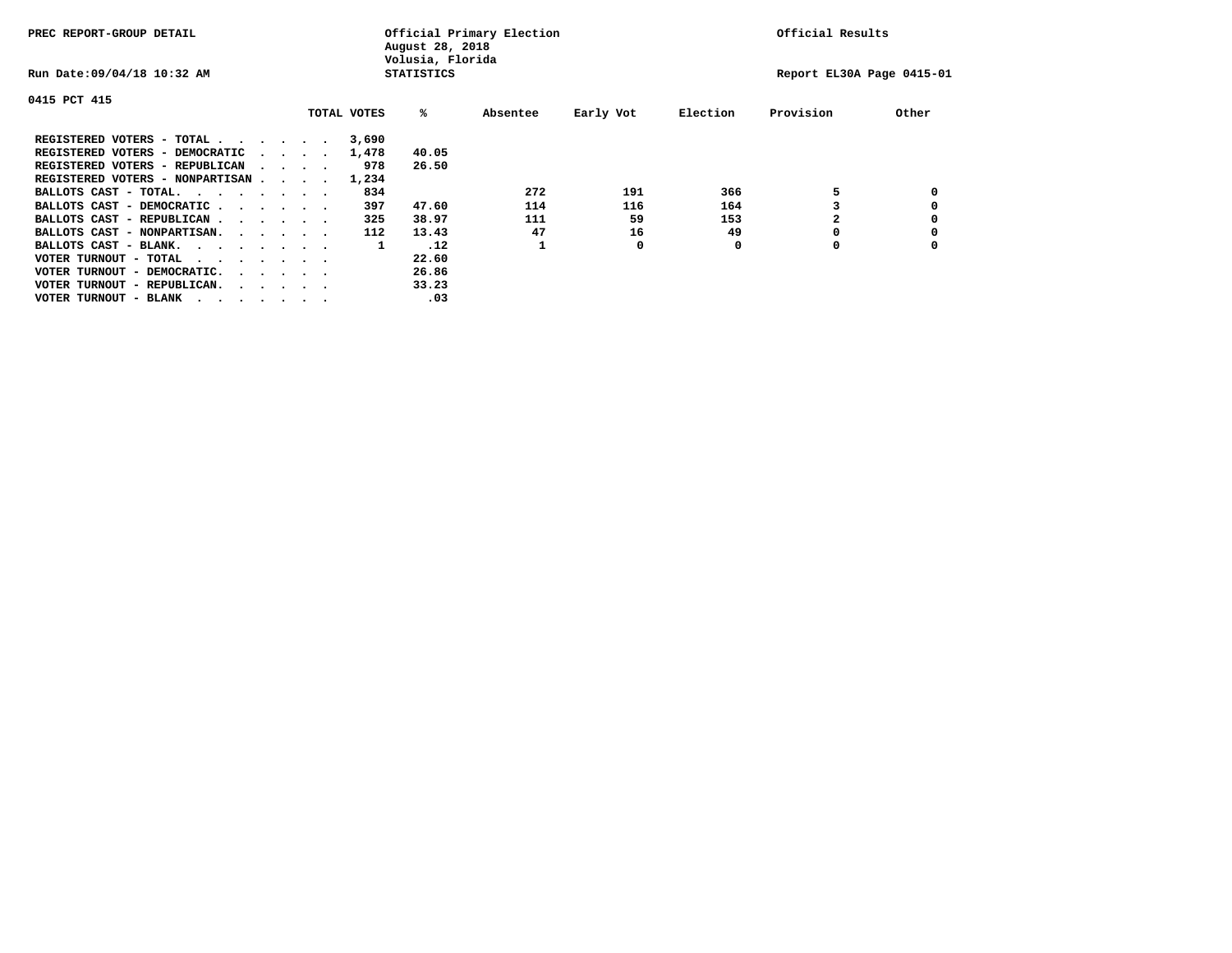PREC REPORT-GROUP DETAIL

Official Primary Election
August 28, 2018
Volusia, Florida
STATISTICS

Official Results

Run Date:09/04/18 10:32 AM

Report EL30A Page 0415-01

0415 PCT 415

| | TOTAL VOTES | % | Absentee | Early Vot | Election | Provision | Other |
|---|---|---|---|---|---|---|---|
| REGISTERED VOTERS - TOTAL . . . . . . | 3,690 | | | | | | |
| REGISTERED VOTERS - DEMOCRATIC . . . . | 1,478 | 40.05 | | | | | |
| REGISTERED VOTERS - REPUBLICAN . . . . | 978 | 26.50 | | | | | |
| REGISTERED VOTERS - NONPARTISAN . . . . | 1,234 | | | | | | |
| BALLOTS CAST - TOTAL. . . . . . . . | 834 | | 272 | 191 | 366 | 5 | 0 |
| BALLOTS CAST - DEMOCRATIC . . . . . . | 397 | 47.60 | 114 | 116 | 164 | 3 | 0 |
| BALLOTS CAST - REPUBLICAN . . . . . . | 325 | 38.97 | 111 | 59 | 153 | 2 | 0 |
| BALLOTS CAST - NONPARTISAN. . . . . . | 112 | 13.43 | 47 | 16 | 49 | 0 | 0 |
| BALLOTS CAST - BLANK. . . . . . . . | 1 | .12 | 1 | 0 | 0 | 0 | 0 |
| VOTER TURNOUT - TOTAL . . . . . . . | | 22.60 | | | | | |
| VOTER TURNOUT - DEMOCRATIC. . . . . . | | 26.86 | | | | | |
| VOTER TURNOUT - REPUBLICAN. . . . . . | | 33.23 | | | | | |
| VOTER TURNOUT - BLANK . . . . . . . | | .03 | | | | | |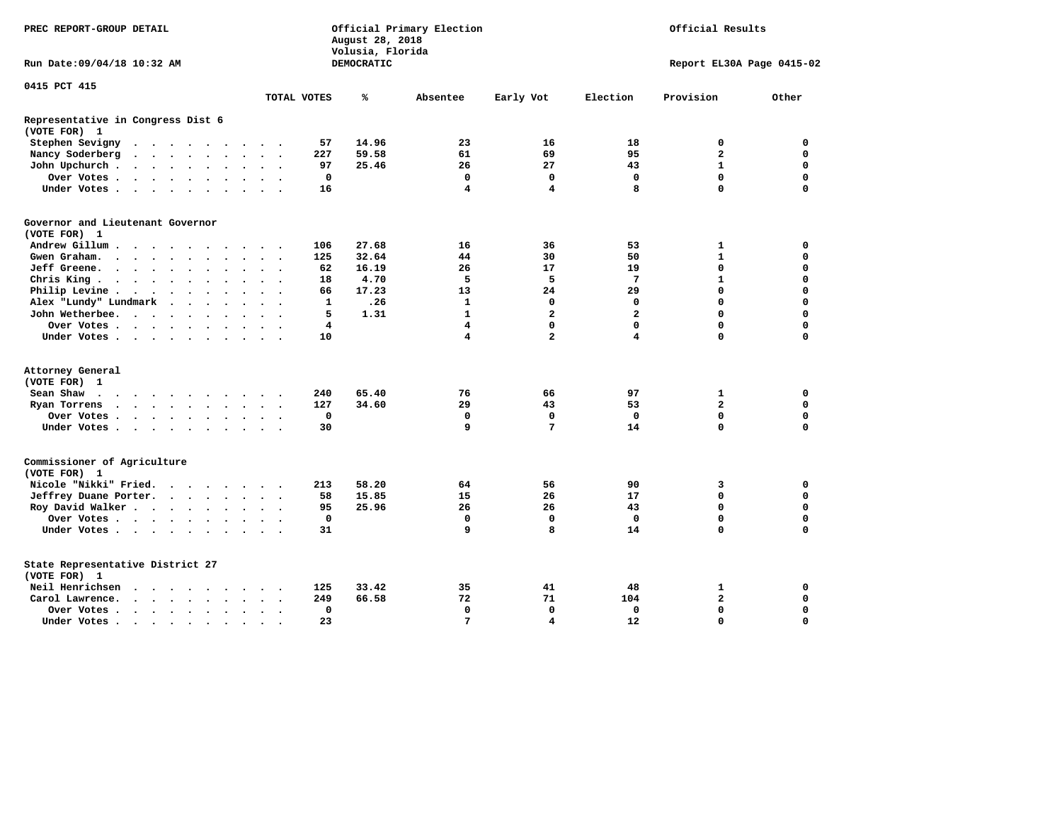PREC REPORT-GROUP DETAIL

Official Primary Election
August 28, 2018
Volusia, Florida
DEMOCRATIC

Official Results

Run Date:09/04/18 10:32 AM

Report EL30A Page 0415-02

0415 PCT 415

| | TOTAL VOTES | % | Absentee | Early Vot | Election | Provision | Other |
|---|---|---|---|---|---|---|---|
| **Representative in Congress Dist 6** | | | | | | | |
| **(VOTE FOR) 1** | | | | | | | |
| Stephen Sevigny | 57 | 14.96 | 23 | 16 | 18 | 0 | 0 |
| Nancy Soderberg | 227 | 59.58 | 61 | 69 | 95 | 2 | 0 |
| John Upchurch | 97 | 25.46 | 26 | 27 | 43 | 1 | 0 |
| Over Votes | 0 | | 0 | 0 | 0 | 0 | 0 |
| Under Votes | 16 | | 4 | 4 | 8 | 0 | 0 |
| **Governor and Lieutenant Governor** | | | | | | | |
| **(VOTE FOR) 1** | | | | | | | |
| Andrew Gillum | 106 | 27.68 | 16 | 36 | 53 | 1 | 0 |
| Gwen Graham | 125 | 32.64 | 44 | 30 | 50 | 1 | 0 |
| Jeff Greene | 62 | 16.19 | 26 | 17 | 19 | 0 | 0 |
| Chris King | 18 | 4.70 | 5 | 5 | 7 | 1 | 0 |
| Philip Levine | 66 | 17.23 | 13 | 24 | 29 | 0 | 0 |
| Alex "Lundy" Lundmark | 1 | .26 | 1 | 0 | 0 | 0 | 0 |
| John Wetherbee | 5 | 1.31 | 1 | 2 | 2 | 0 | 0 |
| Over Votes | 4 | | 4 | 0 | 0 | 0 | 0 |
| Under Votes | 10 | | 4 | 2 | 4 | 0 | 0 |
| **Attorney General** | | | | | | | |
| **(VOTE FOR) 1** | | | | | | | |
| Sean Shaw | 240 | 65.40 | 76 | 66 | 97 | 1 | 0 |
| Ryan Torrens | 127 | 34.60 | 29 | 43 | 53 | 2 | 0 |
| Over Votes | 0 | | 0 | 0 | 0 | 0 | 0 |
| Under Votes | 30 | | 9 | 7 | 14 | 0 | 0 |
| **Commissioner of Agriculture** | | | | | | | |
| **(VOTE FOR) 1** | | | | | | | |
| Nicole "Nikki" Fried | 213 | 58.20 | 64 | 56 | 90 | 3 | 0 |
| Jeffrey Duane Porter | 58 | 15.85 | 15 | 26 | 17 | 0 | 0 |
| Roy David Walker | 95 | 25.96 | 26 | 26 | 43 | 0 | 0 |
| Over Votes | 0 | | 0 | 0 | 0 | 0 | 0 |
| Under Votes | 31 | | 9 | 8 | 14 | 0 | 0 |
| **State Representative District 27** | | | | | | | |
| **(VOTE FOR) 1** | | | | | | | |
| Neil Henrichsen | 125 | 33.42 | 35 | 41 | 48 | 1 | 0 |
| Carol Lawrence | 249 | 66.58 | 72 | 71 | 104 | 2 | 0 |
| Over Votes | 0 | | 0 | 0 | 0 | 0 | 0 |
| Under Votes | 23 | | 7 | 4 | 12 | 0 | 0 |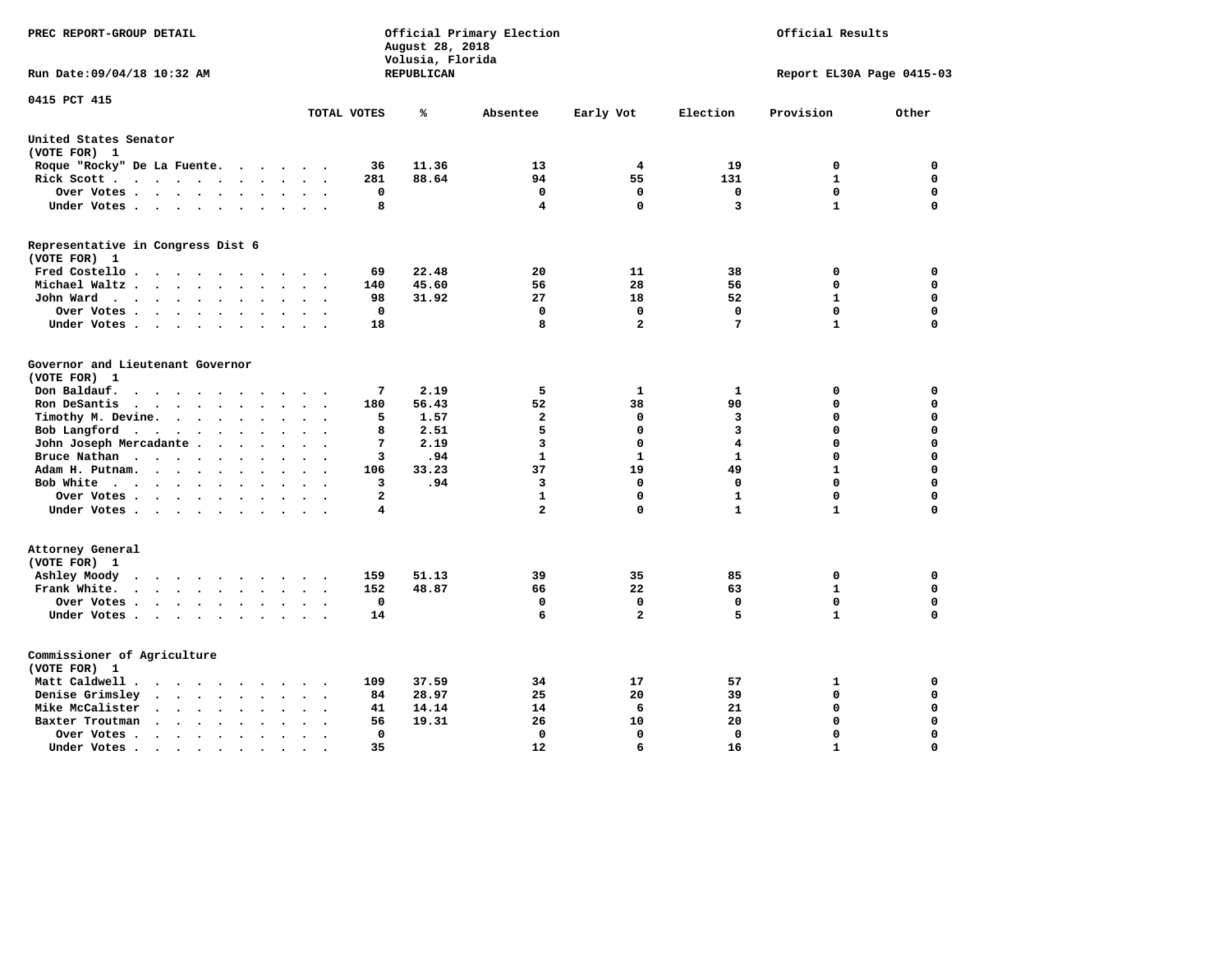PREC REPORT-GROUP DETAIL

Official Primary Election
August 28, 2018
Volusia, Florida
REPUBLICAN

Official Results

Run Date:09/04/18 10:32 AM

Report EL30A Page 0415-03

## 0415 PCT 415

| | TOTAL VOTES | % | Absentee | Early Vot | Election | Provision | Other |
|---|---|---|---|---|---|---|---|
| **United States Senator** | | | | | | | |
| **(VOTE FOR) 1** | | | | | | | |
| Roque "Rocky" De La Fuente | 36 | 11.36 | 13 | 4 | 19 | 0 | 0 |
| Rick Scott | 281 | 88.64 | 94 | 55 | 131 | 1 | 0 |
| Over Votes | 0 | | 0 | 0 | 0 | 0 | 0 |
| Under Votes | 8 | | 4 | 0 | 3 | 1 | 0 |
| **Representative in Congress Dist 6** | | | | | | | |
| **(VOTE FOR) 1** | | | | | | | |
| Fred Costello | 69 | 22.48 | 20 | 11 | 38 | 0 | 0 |
| Michael Waltz | 140 | 45.60 | 56 | 28 | 56 | 0 | 0 |
| John Ward | 98 | 31.92 | 27 | 18 | 52 | 1 | 0 |
| Over Votes | 0 | | 0 | 0 | 0 | 0 | 0 |
| Under Votes | 18 | | 8 | 2 | 7 | 1 | 0 |
| **Governor and Lieutenant Governor** | | | | | | | |
| **(VOTE FOR) 1** | | | | | | | |
| Don Baldauf | 7 | 2.19 | 5 | 1 | 1 | 0 | 0 |
| Ron DeSantis | 180 | 56.43 | 52 | 38 | 90 | 0 | 0 |
| Timothy M. Devine | 5 | 1.57 | 2 | 0 | 3 | 0 | 0 |
| Bob Langford | 8 | 2.51 | 5 | 0 | 3 | 0 | 0 |
| John Joseph Mercadante | 7 | 2.19 | 3 | 0 | 4 | 0 | 0 |
| Bruce Nathan | 3 | .94 | 1 | 1 | 1 | 0 | 0 |
| Adam H. Putnam | 106 | 33.23 | 37 | 19 | 49 | 1 | 0 |
| Bob White | 3 | .94 | 3 | 0 | 0 | 0 | 0 |
| Over Votes | 2 | | 1 | 0 | 1 | 0 | 0 |
| Under Votes | 4 | | 2 | 0 | 1 | 1 | 0 |
| **Attorney General** | | | | | | | |
| **(VOTE FOR) 1** | | | | | | | |
| Ashley Moody | 159 | 51.13 | 39 | 35 | 85 | 0 | 0 |
| Frank White | 152 | 48.87 | 66 | 22 | 63 | 1 | 0 |
| Over Votes | 0 | | 0 | 0 | 0 | 0 | 0 |
| Under Votes | 14 | | 6 | 2 | 5 | 1 | 0 |
| **Commissioner of Agriculture** | | | | | | | |
| **(VOTE FOR) 1** | | | | | | | |
| Matt Caldwell | 109 | 37.59 | 34 | 17 | 57 | 1 | 0 |
| Denise Grimsley | 84 | 28.97 | 25 | 20 | 39 | 0 | 0 |
| Mike McCalister | 41 | 14.14 | 14 | 6 | 21 | 0 | 0 |
| Baxter Troutman | 56 | 19.31 | 26 | 10 | 20 | 0 | 0 |
| Over Votes | 0 | | 0 | 0 | 0 | 0 | 0 |
| Under Votes | 35 | | 12 | 6 | 16 | 1 | 0 |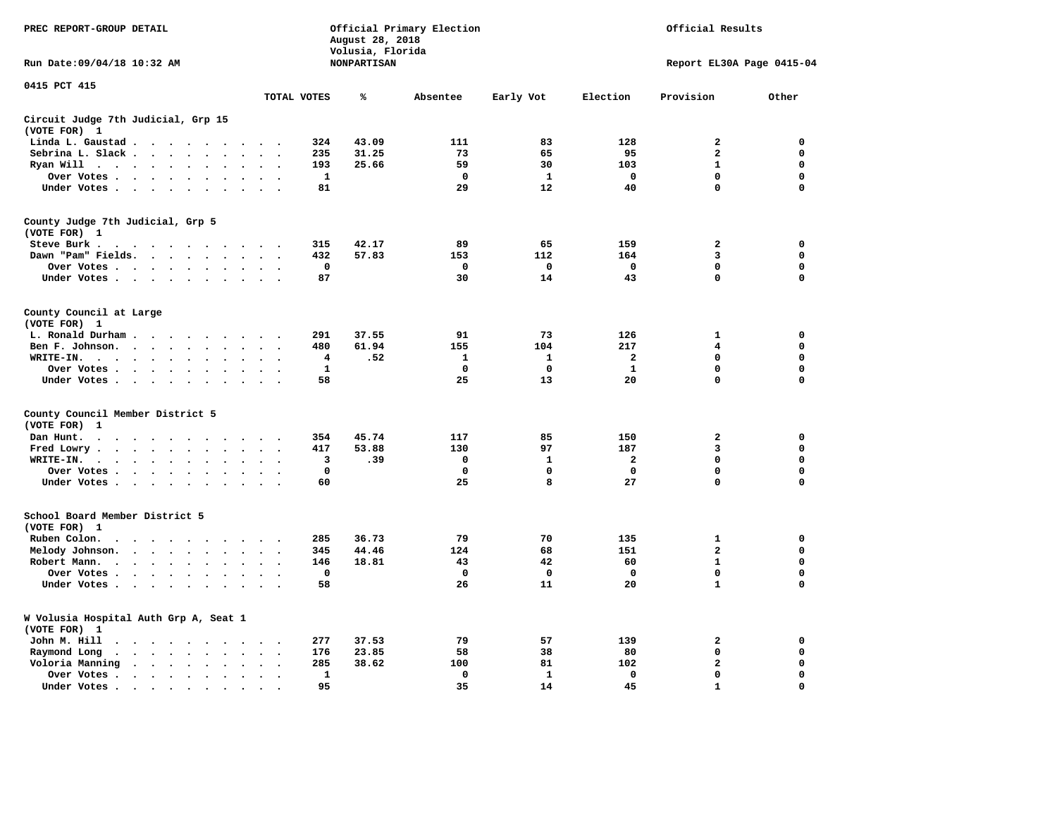PREC REPORT-GROUP DETAIL

Official Primary Election
August 28, 2018
Volusia, Florida
NONPARTISAN

Official Results

Run Date:09/04/18 10:32 AM

Report EL30A Page 0415-04

0415 PCT 415

| | TOTAL VOTES | % | Absentee | Early Vot | Election | Provision | Other |
|---|---|---|---|---|---|---|---|
| **Circuit Judge 7th Judicial, Grp 15** | | | | | | | |
| **(VOTE FOR) 1** | | | | | | | |
| Linda L. Gaustad | 324 | 43.09 | 111 | 83 | 128 | 2 | 0 |
| Sebrina L. Slack | 235 | 31.25 | 73 | 65 | 95 | 2 | 0 |
| Ryan Will | 193 | 25.66 | 59 | 30 | 103 | 1 | 0 |
| Over Votes | 1 | | 0 | 1 | 0 | 0 | 0 |
| Under Votes | 81 | | 29 | 12 | 40 | 0 | 0 |
| **County Judge 7th Judicial, Grp 5** | | | | | | | |
| **(VOTE FOR) 1** | | | | | | | |
| Steve Burk | 315 | 42.17 | 89 | 65 | 159 | 2 | 0 |
| Dawn "Pam" Fields | 432 | 57.83 | 153 | 112 | 164 | 3 | 0 |
| Over Votes | 0 | | 0 | 0 | 0 | 0 | 0 |
| Under Votes | 87 | | 30 | 14 | 43 | 0 | 0 |
| **County Council at Large** | | | | | | | |
| **(VOTE FOR) 1** | | | | | | | |
| L. Ronald Durham | 291 | 37.55 | 91 | 73 | 126 | 1 | 0 |
| Ben F. Johnson | 480 | 61.94 | 155 | 104 | 217 | 4 | 0 |
| WRITE-IN. | 4 | .52 | 1 | 1 | 2 | 0 | 0 |
| Over Votes | 1 | | 0 | 0 | 1 | 0 | 0 |
| Under Votes | 58 | | 25 | 13 | 20 | 0 | 0 |
| **County Council Member District 5** | | | | | | | |
| **(VOTE FOR) 1** | | | | | | | |
| Dan Hunt | 354 | 45.74 | 117 | 85 | 150 | 2 | 0 |
| Fred Lowry | 417 | 53.88 | 130 | 97 | 187 | 3 | 0 |
| WRITE-IN. | 3 | .39 | 0 | 1 | 2 | 0 | 0 |
| Over Votes | 0 | | 0 | 0 | 0 | 0 | 0 |
| Under Votes | 60 | | 25 | 8 | 27 | 0 | 0 |
| **School Board Member District 5** | | | | | | | |
| **(VOTE FOR) 1** | | | | | | | |
| Ruben Colon | 285 | 36.73 | 79 | 70 | 135 | 1 | 0 |
| Melody Johnson | 345 | 44.46 | 124 | 68 | 151 | 2 | 0 |
| Robert Mann | 146 | 18.81 | 43 | 42 | 60 | 1 | 0 |
| Over Votes | 0 | | 0 | 0 | 0 | 0 | 0 |
| Under Votes | 58 | | 26 | 11 | 20 | 1 | 0 |
| **W Volusia Hospital Auth Grp A, Seat 1** | | | | | | | |
| **(VOTE FOR) 1** | | | | | | | |
| John M. Hill | 277 | 37.53 | 79 | 57 | 139 | 2 | 0 |
| Raymond Long | 176 | 23.85 | 58 | 38 | 80 | 0 | 0 |
| Voloria Manning | 285 | 38.62 | 100 | 81 | 102 | 2 | 0 |
| Over Votes | 1 | | 0 | 1 | 0 | 0 | 0 |
| Under Votes | 95 | | 35 | 14 | 45 | 1 | 0 |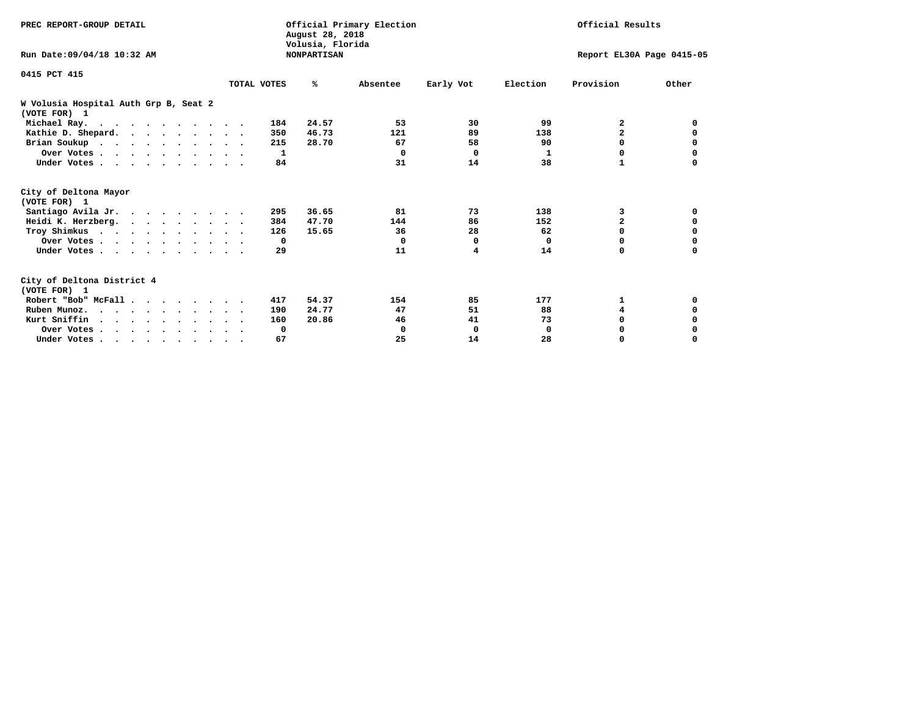PREC REPORT-GROUP DETAIL

Official Primary Election
August 28, 2018
Volusia, Florida
NONPARTISAN

Official Results

Run Date:09/04/18 10:32 AM

Report EL30A Page 0415-05

0415 PCT 415

| | TOTAL VOTES | % | Absentee | Early Vot | Election | Provision | Other |
|---|---|---|---|---|---|---|---|
| **W Volusia Hospital Auth Grp B, Seat 2** | | | | | | | |
| **(VOTE FOR) 1** | | | | | | | |
| Michael Ray. | 184 | 24.57 | 53 | 30 | 99 | 2 | 0 |
| Kathie D. Shepard. | 350 | 46.73 | 121 | 89 | 138 | 2 | 0 |
| Brian Soukup | 215 | 28.70 | 67 | 58 | 90 | 0 | 0 |
| Over Votes | 1 | | 0 | 0 | 1 | 0 | 0 |
| Under Votes | 84 | | 31 | 14 | 38 | 1 | 0 |
| **City of Deltona Mayor** | | | | | | | |
| **(VOTE FOR) 1** | | | | | | | |
| Santiago Avila Jr. | 295 | 36.65 | 81 | 73 | 138 | 3 | 0 |
| Heidi K. Herzberg. | 384 | 47.70 | 144 | 86 | 152 | 2 | 0 |
| Troy Shimkus | 126 | 15.65 | 36 | 28 | 62 | 0 | 0 |
| Over Votes | 0 | | 0 | 0 | 0 | 0 | 0 |
| Under Votes | 29 | | 11 | 4 | 14 | 0 | 0 |
| **City of Deltona District 4** | | | | | | | |
| **(VOTE FOR) 1** | | | | | | | |
| Robert "Bob" McFall | 417 | 54.37 | 154 | 85 | 177 | 1 | 0 |
| Ruben Munoz. | 190 | 24.77 | 47 | 51 | 88 | 4 | 0 |
| Kurt Sniffin | 160 | 20.86 | 46 | 41 | 73 | 0 | 0 |
| Over Votes | 0 | | 0 | 0 | 0 | 0 | 0 |
| Under Votes | 67 | | 25 | 14 | 28 | 0 | 0 |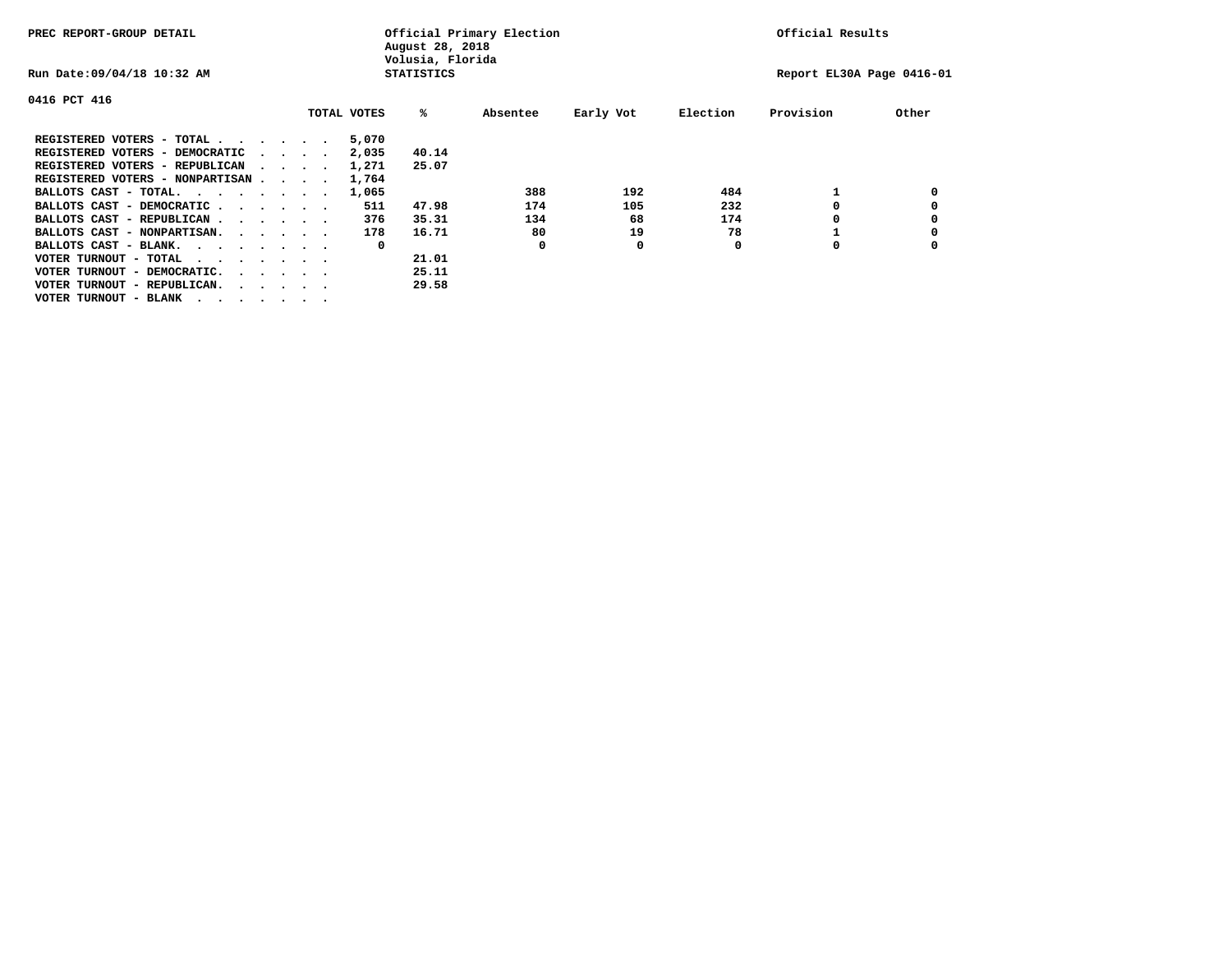PREC REPORT-GROUP DETAIL

Official Primary Election
August 28, 2018
Volusia, Florida
STATISTICS

Official Results

Run Date:09/04/18 10:32 AM

Report EL30A Page 0416-01

0416 PCT 416

| | TOTAL VOTES | % | Absentee | Early Vot | Election | Provision | Other |
|---|---|---|---|---|---|---|---|
| REGISTERED VOTERS - TOTAL . . . . . . | 5,070 | | | | | | |
| REGISTERED VOTERS - DEMOCRATIC . . . . | 2,035 | 40.14 | | | | | |
| REGISTERED VOTERS - REPUBLICAN . . . . | 1,271 | 25.07 | | | | | |
| REGISTERED VOTERS - NONPARTISAN . . . . | 1,764 | | | | | | |
| BALLOTS CAST - TOTAL. . . . . . . . | 1,065 | | 388 | 192 | 484 | 1 | 0 |
| BALLOTS CAST - DEMOCRATIC . . . . . . | 511 | 47.98 | 174 | 105 | 232 | 0 | 0 |
| BALLOTS CAST - REPUBLICAN . . . . . . | 376 | 35.31 | 134 | 68 | 174 | 0 | 0 |
| BALLOTS CAST - NONPARTISAN. . . . . . | 178 | 16.71 | 80 | 19 | 78 | 1 | 0 |
| BALLOTS CAST - BLANK. . . . . . . . | 0 | | 0 | 0 | 0 | 0 | 0 |
| VOTER TURNOUT - TOTAL . . . . . . . | | 21.01 | | | | | |
| VOTER TURNOUT - DEMOCRATIC. . . . . . | | 25.11 | | | | | |
| VOTER TURNOUT - REPUBLICAN. . . . . . | | 29.58 | | | | | |
| VOTER TURNOUT - BLANK . . . . . . . | | | | | | | |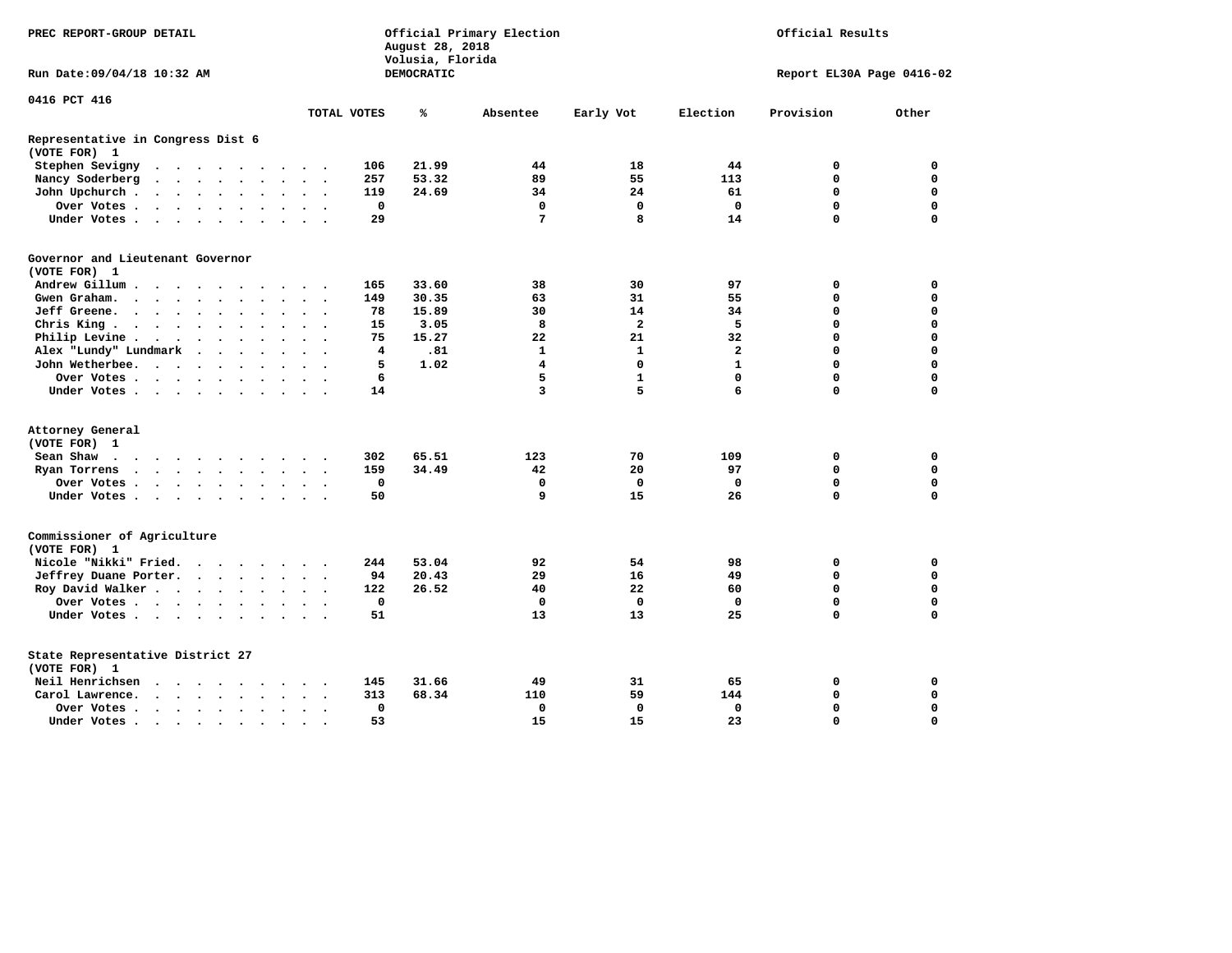PREC REPORT-GROUP DETAIL

Official Primary Election
August 28, 2018
Volusia, Florida
DEMOCRATIC

Official Results

Run Date:09/04/18 10:32 AM

Report EL30A Page 0416-02

0416 PCT 416

| | TOTAL VOTES | % | Absentee | Early Vot | Election | Provision | Other |
|---|---|---|---|---|---|---|---|
| **Representative in Congress Dist 6** | | | | | | | |
| **(VOTE FOR) 1** | | | | | | | |
| Stephen Sevigny | 106 | 21.99 | 44 | 18 | 44 | 0 | 0 |
| Nancy Soderberg | 257 | 53.32 | 89 | 55 | 113 | 0 | 0 |
| John Upchurch | 119 | 24.69 | 34 | 24 | 61 | 0 | 0 |
| Over Votes | 0 | | 0 | 0 | 0 | 0 | 0 |
| Under Votes | 29 | | 7 | 8 | 14 | 0 | 0 |
| **Governor and Lieutenant Governor** | | | | | | | |
| **(VOTE FOR) 1** | | | | | | | |
| Andrew Gillum | 165 | 33.60 | 38 | 30 | 97 | 0 | 0 |
| Gwen Graham | 149 | 30.35 | 63 | 31 | 55 | 0 | 0 |
| Jeff Greene | 78 | 15.89 | 30 | 14 | 34 | 0 | 0 |
| Chris King | 15 | 3.05 | 8 | 2 | 5 | 0 | 0 |
| Philip Levine | 75 | 15.27 | 22 | 21 | 32 | 0 | 0 |
| Alex "Lundy" Lundmark | 4 | .81 | 1 | 1 | 2 | 0 | 0 |
| John Wetherbee | 5 | 1.02 | 4 | 0 | 1 | 0 | 0 |
| Over Votes | 6 | | 5 | 1 | 0 | 0 | 0 |
| Under Votes | 14 | | 3 | 5 | 6 | 0 | 0 |
| **Attorney General** | | | | | | | |
| **(VOTE FOR) 1** | | | | | | | |
| Sean Shaw | 302 | 65.51 | 123 | 70 | 109 | 0 | 0 |
| Ryan Torrens | 159 | 34.49 | 42 | 20 | 97 | 0 | 0 |
| Over Votes | 0 | | 0 | 0 | 0 | 0 | 0 |
| Under Votes | 50 | | 9 | 15 | 26 | 0 | 0 |
| **Commissioner of Agriculture** | | | | | | | |
| **(VOTE FOR) 1** | | | | | | | |
| Nicole "Nikki" Fried | 244 | 53.04 | 92 | 54 | 98 | 0 | 0 |
| Jeffrey Duane Porter | 94 | 20.43 | 29 | 16 | 49 | 0 | 0 |
| Roy David Walker | 122 | 26.52 | 40 | 22 | 60 | 0 | 0 |
| Over Votes | 0 | | 0 | 0 | 0 | 0 | 0 |
| Under Votes | 51 | | 13 | 13 | 25 | 0 | 0 |
| **State Representative District 27** | | | | | | | |
| **(VOTE FOR) 1** | | | | | | | |
| Neil Henrichsen | 145 | 31.66 | 49 | 31 | 65 | 0 | 0 |
| Carol Lawrence | 313 | 68.34 | 110 | 59 | 144 | 0 | 0 |
| Over Votes | 0 | | 0 | 0 | 0 | 0 | 0 |
| Under Votes | 53 | | 15 | 15 | 23 | 0 | 0 |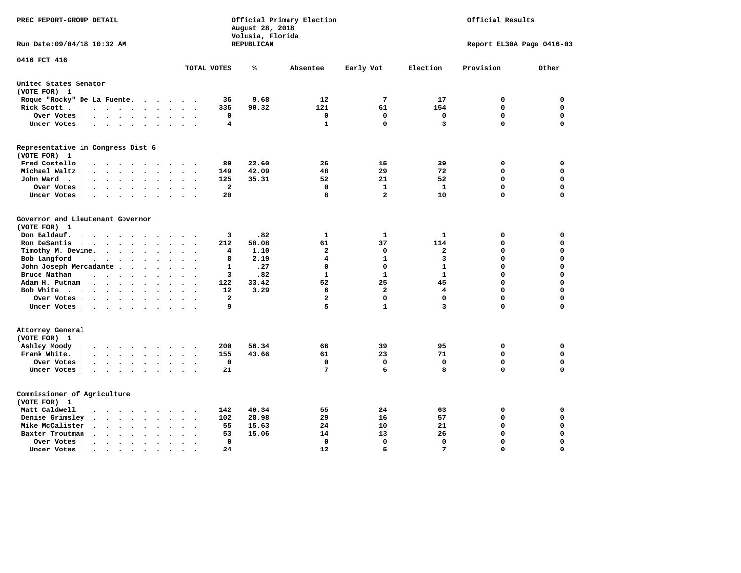PREC REPORT-GROUP DETAIL

Official Primary Election
August 28, 2018
Volusia, Florida
REPUBLICAN

Official Results

Run Date:09/04/18 10:32 AM

Report EL30A Page 0416-03

0416 PCT 416

| | TOTAL VOTES | % | Absentee | Early Vot | Election | Provision | Other |
|---|---|---|---|---|---|---|---|
| **United States Senator** | | | | | | | |
| **(VOTE FOR) 1** | | | | | | | |
| Roque "Rocky" De La Fuente | 36 | 9.68 | 12 | 7 | 17 | 0 | 0 |
| Rick Scott | 336 | 90.32 | 121 | 61 | 154 | 0 | 0 |
| Over Votes | 0 | | 0 | 0 | 0 | 0 | 0 |
| Under Votes | 4 | | 1 | 0 | 3 | 0 | 0 |
| **Representative in Congress Dist 6** | | | | | | | |
| **(VOTE FOR) 1** | | | | | | | |
| Fred Costello | 80 | 22.60 | 26 | 15 | 39 | 0 | 0 |
| Michael Waltz | 149 | 42.09 | 48 | 29 | 72 | 0 | 0 |
| John Ward | 125 | 35.31 | 52 | 21 | 52 | 0 | 0 |
| Over Votes | 2 | | 0 | 1 | 1 | 0 | 0 |
| Under Votes | 20 | | 8 | 2 | 10 | 0 | 0 |
| **Governor and Lieutenant Governor** | | | | | | | |
| **(VOTE FOR) 1** | | | | | | | |
| Don Baldauf | 3 | .82 | 1 | 1 | 1 | 0 | 0 |
| Ron DeSantis | 212 | 58.08 | 61 | 37 | 114 | 0 | 0 |
| Timothy M. Devine | 4 | 1.10 | 2 | 0 | 2 | 0 | 0 |
| Bob Langford | 8 | 2.19 | 4 | 1 | 3 | 0 | 0 |
| John Joseph Mercadante | 1 | .27 | 0 | 0 | 1 | 0 | 0 |
| Bruce Nathan | 3 | .82 | 1 | 1 | 1 | 0 | 0 |
| Adam H. Putnam | 122 | 33.42 | 52 | 25 | 45 | 0 | 0 |
| Bob White | 12 | 3.29 | 6 | 2 | 4 | 0 | 0 |
| Over Votes | 2 | | 2 | 0 | 0 | 0 | 0 |
| Under Votes | 9 | | 5 | 1 | 3 | 0 | 0 |
| **Attorney General** | | | | | | | |
| **(VOTE FOR) 1** | | | | | | | |
| Ashley Moody | 200 | 56.34 | 66 | 39 | 95 | 0 | 0 |
| Frank White | 155 | 43.66 | 61 | 23 | 71 | 0 | 0 |
| Over Votes | 0 | | 0 | 0 | 0 | 0 | 0 |
| Under Votes | 21 | | 7 | 6 | 8 | 0 | 0 |
| **Commissioner of Agriculture** | | | | | | | |
| **(VOTE FOR) 1** | | | | | | | |
| Matt Caldwell | 142 | 40.34 | 55 | 24 | 63 | 0 | 0 |
| Denise Grimsley | 102 | 28.98 | 29 | 16 | 57 | 0 | 0 |
| Mike McCalister | 55 | 15.63 | 24 | 10 | 21 | 0 | 0 |
| Baxter Troutman | 53 | 15.06 | 14 | 13 | 26 | 0 | 0 |
| Over Votes | 0 | | 0 | 0 | 0 | 0 | 0 |
| Under Votes | 24 | | 12 | 5 | 7 | 0 | 0 |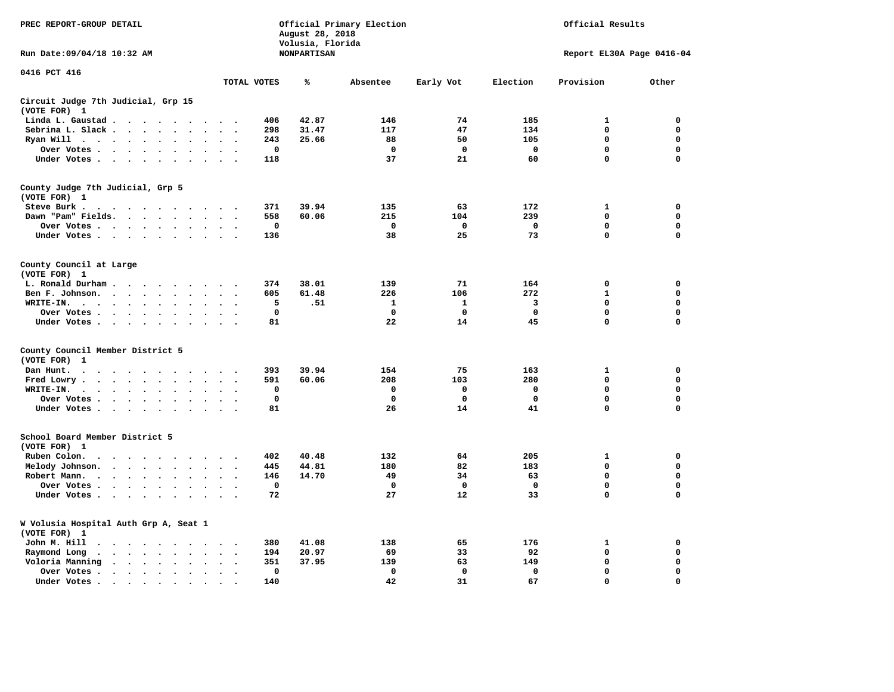PREC REPORT-GROUP DETAIL

Official Primary Election
August 28, 2018
Volusia, Florida
NONPARTISAN

Official Results

Run Date:09/04/18 10:32 AM

Report EL30A Page 0416-04

0416 PCT 416

| | TOTAL VOTES | % | Absentee | Early Vot | Election | Provision | Other |
|---|---|---|---|---|---|---|---|
| **Circuit Judge 7th Judicial, Grp 15 (VOTE FOR) 1** | | | | | | | |
| Linda L. Gaustad | 406 | 42.87 | 146 | 74 | 185 | 1 | 0 |
| Sebrina L. Slack | 298 | 31.47 | 117 | 47 | 134 | 0 | 0 |
| Ryan Will | 243 | 25.66 | 88 | 50 | 105 | 0 | 0 |
| Over Votes | 0 | | 0 | 0 | 0 | 0 | 0 |
| Under Votes | 118 | | 37 | 21 | 60 | 0 | 0 |
| **County Judge 7th Judicial, Grp 5 (VOTE FOR) 1** | | | | | | | |
| Steve Burk | 371 | 39.94 | 135 | 63 | 172 | 1 | 0 |
| Dawn "Pam" Fields | 558 | 60.06 | 215 | 104 | 239 | 0 | 0 |
| Over Votes | 0 | | 0 | 0 | 0 | 0 | 0 |
| Under Votes | 136 | | 38 | 25 | 73 | 0 | 0 |
| **County Council at Large (VOTE FOR) 1** | | | | | | | |
| L. Ronald Durham | 374 | 38.01 | 139 | 71 | 164 | 0 | 0 |
| Ben F. Johnson | 605 | 61.48 | 226 | 106 | 272 | 1 | 0 |
| WRITE-IN | 5 | .51 | 1 | 1 | 3 | 0 | 0 |
| Over Votes | 0 | | 0 | 0 | 0 | 0 | 0 |
| Under Votes | 81 | | 22 | 14 | 45 | 0 | 0 |
| **County Council Member District 5 (VOTE FOR) 1** | | | | | | | |
| Dan Hunt | 393 | 39.94 | 154 | 75 | 163 | 1 | 0 |
| Fred Lowry | 591 | 60.06 | 208 | 103 | 280 | 0 | 0 |
| WRITE-IN | 0 | | 0 | 0 | 0 | 0 | 0 |
| Over Votes | 0 | | 0 | 0 | 0 | 0 | 0 |
| Under Votes | 81 | | 26 | 14 | 41 | 0 | 0 |
| **School Board Member District 5 (VOTE FOR) 1** | | | | | | | |
| Ruben Colon | 402 | 40.48 | 132 | 64 | 205 | 1 | 0 |
| Melody Johnson | 445 | 44.81 | 180 | 82 | 183 | 0 | 0 |
| Robert Mann | 146 | 14.70 | 49 | 34 | 63 | 0 | 0 |
| Over Votes | 0 | | 0 | 0 | 0 | 0 | 0 |
| Under Votes | 72 | | 27 | 12 | 33 | 0 | 0 |
| **W Volusia Hospital Auth Grp A, Seat 1 (VOTE FOR) 1** | | | | | | | |
| John M. Hill | 380 | 41.08 | 138 | 65 | 176 | 1 | 0 |
| Raymond Long | 194 | 20.97 | 69 | 33 | 92 | 0 | 0 |
| Voloria Manning | 351 | 37.95 | 139 | 63 | 149 | 0 | 0 |
| Over Votes | 0 | | 0 | 0 | 0 | 0 | 0 |
| Under Votes | 140 | | 42 | 31 | 67 | 0 | 0 |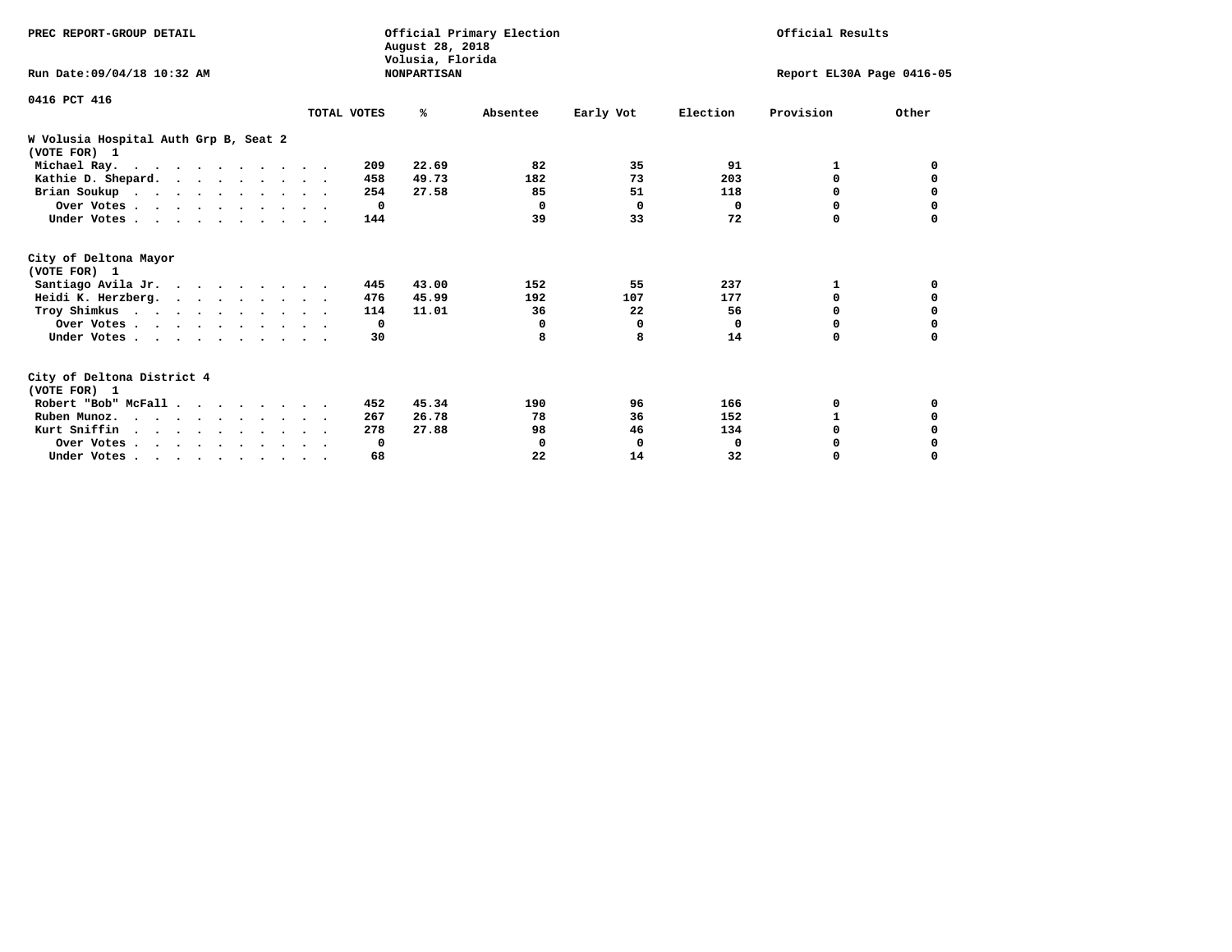PREC REPORT-GROUP DETAIL

Official Primary Election
August 28, 2018
Volusia, Florida
NONPARTISAN

Official Results

Run Date:09/04/18 10:32 AM

Report EL30A Page 0416-05

## 0416 PCT 416

### W Volusia Hospital Auth Grp B, Seat 2
(VOTE FOR) 1

| | TOTAL VOTES | % | Absentee | Early Vot | Election | Provision | Other |
|---|---|---|---|---|---|---|---|
| Michael Ray. | 209 | 22.69 | 82 | 35 | 91 | 1 | 0 |
| Kathie D. Shepard. | 458 | 49.73 | 182 | 73 | 203 | 0 | 0 |
| Brian Soukup | 254 | 27.58 | 85 | 51 | 118 | 0 | 0 |
| Over Votes | 0 | | 0 | 0 | 0 | 0 | 0 |
| Under Votes | 144 | | 39 | 33 | 72 | 0 | 0 |

### City of Deltona Mayor
(VOTE FOR) 1

| | TOTAL VOTES | % | Absentee | Early Vot | Election | Provision | Other |
|---|---|---|---|---|---|---|---|
| Santiago Avila Jr. | 445 | 43.00 | 152 | 55 | 237 | 1 | 0 |
| Heidi K. Herzberg. | 476 | 45.99 | 192 | 107 | 177 | 0 | 0 |
| Troy Shimkus | 114 | 11.01 | 36 | 22 | 56 | 0 | 0 |
| Over Votes | 0 | | 0 | 0 | 0 | 0 | 0 |
| Under Votes | 30 | | 8 | 8 | 14 | 0 | 0 |

### City of Deltona District 4
(VOTE FOR) 1

| | TOTAL VOTES | % | Absentee | Early Vot | Election | Provision | Other |
|---|---|---|---|---|---|---|---|
| Robert "Bob" McFall | 452 | 45.34 | 190 | 96 | 166 | 0 | 0 |
| Ruben Munoz. | 267 | 26.78 | 78 | 36 | 152 | 1 | 0 |
| Kurt Sniffin | 278 | 27.88 | 98 | 46 | 134 | 0 | 0 |
| Over Votes | 0 | | 0 | 0 | 0 | 0 | 0 |
| Under Votes | 68 | | 22 | 14 | 32 | 0 | 0 |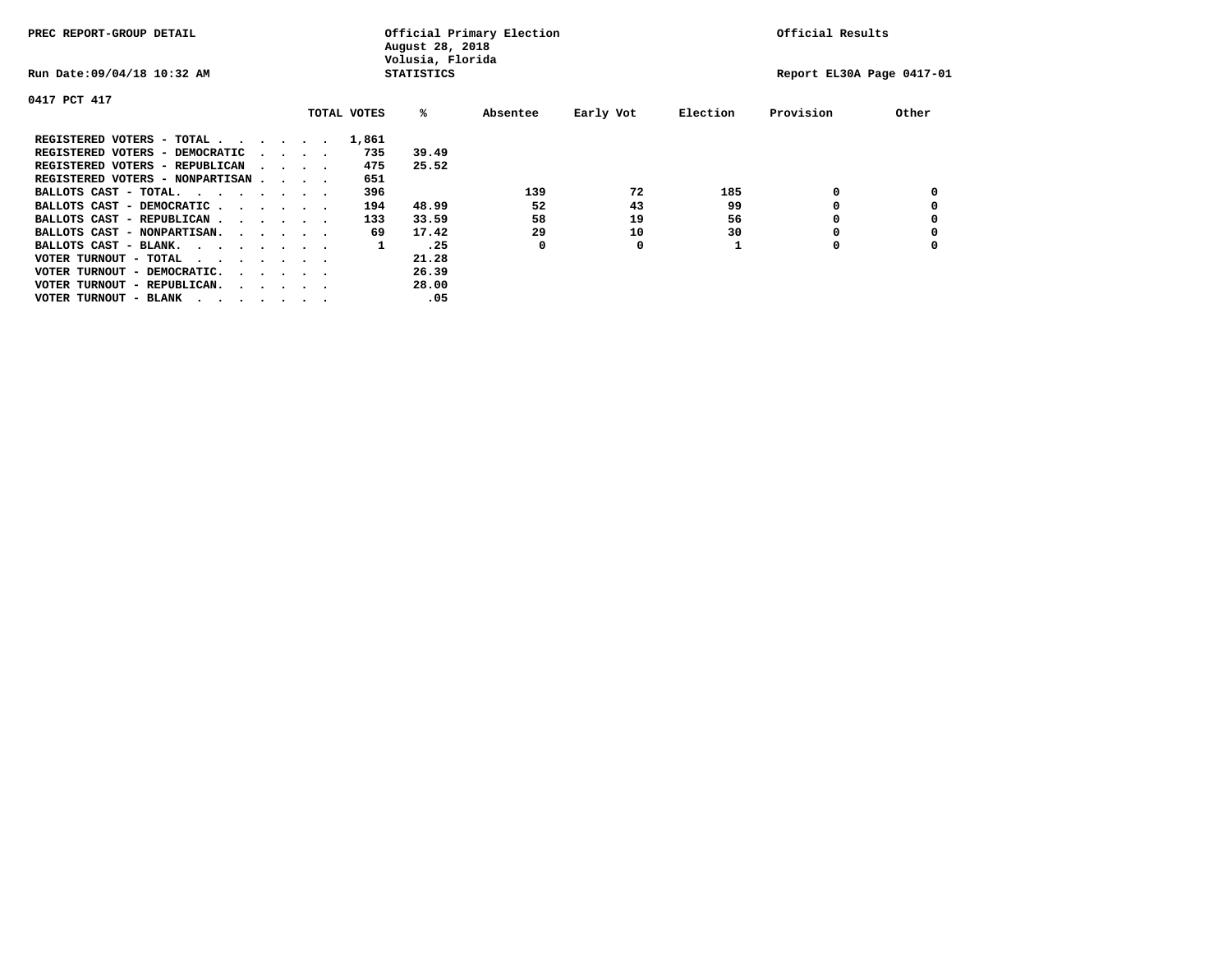PREC REPORT-GROUP DETAIL

Official Primary Election
August 28, 2018
Volusia, Florida
STATISTICS

Official Results

Run Date:09/04/18 10:32 AM

Report EL30A Page 0417-01

0417 PCT 417

| | TOTAL VOTES | % | Absentee | Early Vot | Election | Provision | Other |
|---|---|---|---|---|---|---|---|
| REGISTERED VOTERS - TOTAL . . . . . . | 1,861 | | | | | | |
| REGISTERED VOTERS - DEMOCRATIC . . . . | 735 | 39.49 | | | | | |
| REGISTERED VOTERS - REPUBLICAN . . . . | 475 | 25.52 | | | | | |
| REGISTERED VOTERS - NONPARTISAN . . . . | 651 | | | | | | |
| BALLOTS CAST - TOTAL. . . . . . . . | 396 | | 139 | 72 | 185 | 0 | 0 |
| BALLOTS CAST - DEMOCRATIC . . . . . . | 194 | 48.99 | 52 | 43 | 99 | 0 | 0 |
| BALLOTS CAST - REPUBLICAN . . . . . . | 133 | 33.59 | 58 | 19 | 56 | 0 | 0 |
| BALLOTS CAST - NONPARTISAN. . . . . . | 69 | 17.42 | 29 | 10 | 30 | 0 | 0 |
| BALLOTS CAST - BLANK. . . . . . . . | 1 | .25 | 0 | 0 | 1 | 0 | 0 |
| VOTER TURNOUT - TOTAL . . . . . . . | | 21.28 | | | | | |
| VOTER TURNOUT - DEMOCRATIC. . . . . . | | 26.39 | | | | | |
| VOTER TURNOUT - REPUBLICAN. . . . . . | | 28.00 | | | | | |
| VOTER TURNOUT - BLANK . . . . . . . | | .05 | | | | | |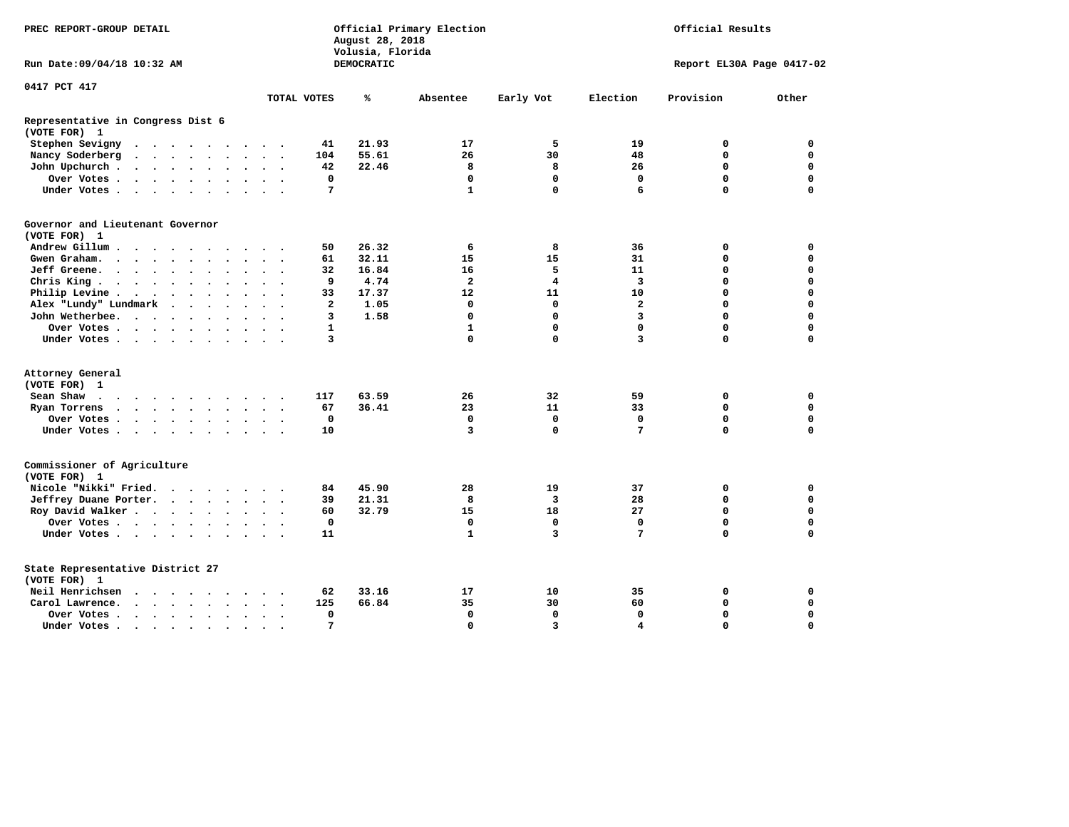PREC REPORT-GROUP DETAIL

Official Primary Election
August 28, 2018
Volusia, Florida
DEMOCRATIC

Official Results

Run Date:09/04/18 10:32 AM

Report EL30A Page 0417-02

0417 PCT 417

## Representative in Congress Dist 6
(VOTE FOR) 1

| | TOTAL VOTES | % | Absentee | Early Vot | Election | Provision | Other |
|---|---|---|---|---|---|---|---|
| Stephen Sevigny | 41 | 21.93 | 17 | 5 | 19 | 0 | 0 |
| Nancy Soderberg | 104 | 55.61 | 26 | 30 | 48 | 0 | 0 |
| John Upchurch | 42 | 22.46 | 8 | 8 | 26 | 0 | 0 |
| Over Votes | 0 | | 0 | 0 | 0 | 0 | 0 |
| Under Votes | 7 | | 1 | 0 | 6 | 0 | 0 |

## Governor and Lieutenant Governor
(VOTE FOR) 1

| | TOTAL VOTES | % | Absentee | Early Vot | Election | Provision | Other |
|---|---|---|---|---|---|---|---|
| Andrew Gillum | 50 | 26.32 | 6 | 8 | 36 | 0 | 0 |
| Gwen Graham | 61 | 32.11 | 15 | 15 | 31 | 0 | 0 |
| Jeff Greene | 32 | 16.84 | 16 | 5 | 11 | 0 | 0 |
| Chris King | 9 | 4.74 | 2 | 4 | 3 | 0 | 0 |
| Philip Levine | 33 | 17.37 | 12 | 11 | 10 | 0 | 0 |
| Alex "Lundy" Lundmark | 2 | 1.05 | 0 | 0 | 2 | 0 | 0 |
| John Wetherbee | 3 | 1.58 | 0 | 0 | 3 | 0 | 0 |
| Over Votes | 1 | | 1 | 0 | 0 | 0 | 0 |
| Under Votes | 3 | | 0 | 0 | 3 | 0 | 0 |

## Attorney General
(VOTE FOR) 1

| | TOTAL VOTES | % | Absentee | Early Vot | Election | Provision | Other |
|---|---|---|---|---|---|---|---|
| Sean Shaw | 117 | 63.59 | 26 | 32 | 59 | 0 | 0 |
| Ryan Torrens | 67 | 36.41 | 23 | 11 | 33 | 0 | 0 |
| Over Votes | 0 | | 0 | 0 | 0 | 0 | 0 |
| Under Votes | 10 | | 3 | 0 | 7 | 0 | 0 |

## Commissioner of Agriculture
(VOTE FOR) 1

| | TOTAL VOTES | % | Absentee | Early Vot | Election | Provision | Other |
|---|---|---|---|---|---|---|---|
| Nicole "Nikki" Fried | 84 | 45.90 | 28 | 19 | 37 | 0 | 0 |
| Jeffrey Duane Porter | 39 | 21.31 | 8 | 3 | 28 | 0 | 0 |
| Roy David Walker | 60 | 32.79 | 15 | 18 | 27 | 0 | 0 |
| Over Votes | 0 | | 0 | 0 | 0 | 0 | 0 |
| Under Votes | 11 | | 1 | 3 | 7 | 0 | 0 |

## State Representative District 27
(VOTE FOR) 1

| | TOTAL VOTES | % | Absentee | Early Vot | Election | Provision | Other |
|---|---|---|---|---|---|---|---|
| Neil Henrichsen | 62 | 33.16 | 17 | 10 | 35 | 0 | 0 |
| Carol Lawrence | 125 | 66.84 | 35 | 30 | 60 | 0 | 0 |
| Over Votes | 0 | | 0 | 0 | 0 | 0 | 0 |
| Under Votes | 7 | | 0 | 3 | 4 | 0 | 0 |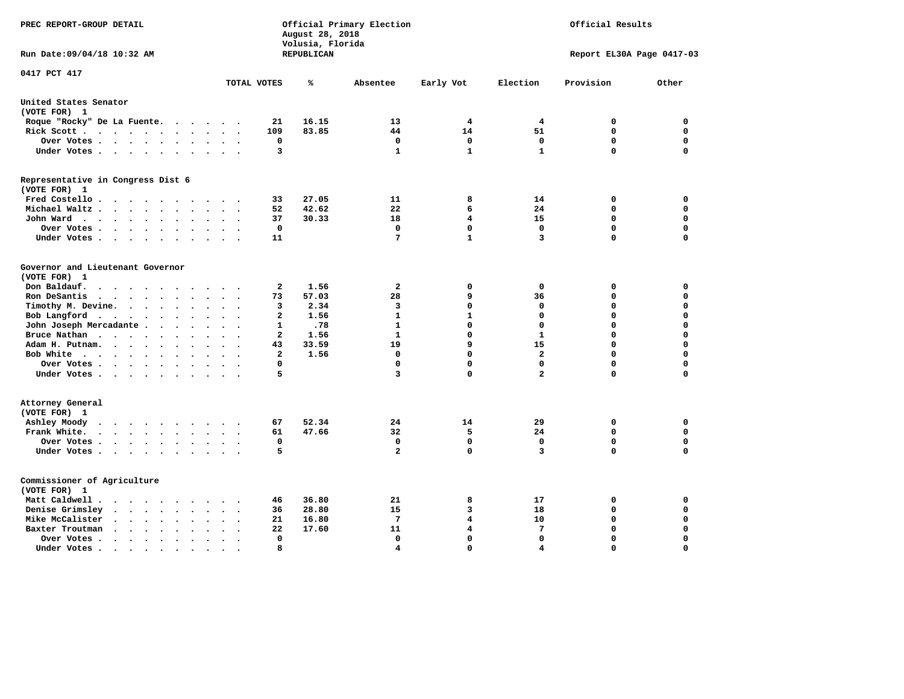PREC REPORT-GROUP DETAIL

Official Primary Election
August 28, 2018
Volusia, Florida
REPUBLICAN

Official Results

Run Date:09/04/18 10:32 AM

Report EL30A Page 0417-03

0417 PCT 417

| | TOTAL VOTES | % | Absentee | Early Vot | Election | Provision | Other |
|---|---|---|---|---|---|---|---|
| **United States Senator (VOTE FOR) 1** | | | | | | | |
| Roque "Rocky" De La Fuente | 21 | 16.15 | 13 | 4 | 4 | 0 | 0 |
| Rick Scott | 109 | 83.85 | 44 | 14 | 51 | 0 | 0 |
| Over Votes | 0 | | 0 | 0 | 0 | 0 | 0 |
| Under Votes | 3 | | 1 | 1 | 1 | 0 | 0 |
| **Representative in Congress Dist 6 (VOTE FOR) 1** | | | | | | | |
| Fred Costello | 33 | 27.05 | 11 | 8 | 14 | 0 | 0 |
| Michael Waltz | 52 | 42.62 | 22 | 6 | 24 | 0 | 0 |
| John Ward | 37 | 30.33 | 18 | 4 | 15 | 0 | 0 |
| Over Votes | 0 | | 0 | 0 | 0 | 0 | 0 |
| Under Votes | 11 | | 7 | 1 | 3 | 0 | 0 |
| **Governor and Lieutenant Governor (VOTE FOR) 1** | | | | | | | |
| Don Baldauf | 2 | 1.56 | 2 | 0 | 0 | 0 | 0 |
| Ron DeSantis | 73 | 57.03 | 28 | 9 | 36 | 0 | 0 |
| Timothy M. Devine | 3 | 2.34 | 3 | 0 | 0 | 0 | 0 |
| Bob Langford | 2 | 1.56 | 1 | 1 | 0 | 0 | 0 |
| John Joseph Mercadante | 1 | .78 | 1 | 0 | 0 | 0 | 0 |
| Bruce Nathan | 2 | 1.56 | 1 | 0 | 1 | 0 | 0 |
| Adam H. Putnam | 43 | 33.59 | 19 | 9 | 15 | 0 | 0 |
| Bob White | 2 | 1.56 | 0 | 0 | 2 | 0 | 0 |
| Over Votes | 0 | | 0 | 0 | 0 | 0 | 0 |
| Under Votes | 5 | | 3 | 0 | 2 | 0 | 0 |
| **Attorney General (VOTE FOR) 1** | | | | | | | |
| Ashley Moody | 67 | 52.34 | 24 | 14 | 29 | 0 | 0 |
| Frank White | 61 | 47.66 | 32 | 5 | 24 | 0 | 0 |
| Over Votes | 0 | | 0 | 0 | 0 | 0 | 0 |
| Under Votes | 5 | | 2 | 0 | 3 | 0 | 0 |
| **Commissioner of Agriculture (VOTE FOR) 1** | | | | | | | |
| Matt Caldwell | 46 | 36.80 | 21 | 8 | 17 | 0 | 0 |
| Denise Grimsley | 36 | 28.80 | 15 | 3 | 18 | 0 | 0 |
| Mike McCalister | 21 | 16.80 | 7 | 4 | 10 | 0 | 0 |
| Baxter Troutman | 22 | 17.60 | 11 | 4 | 7 | 0 | 0 |
| Over Votes | 0 | | 0 | 0 | 0 | 0 | 0 |
| Under Votes | 8 | | 4 | 0 | 4 | 0 | 0 |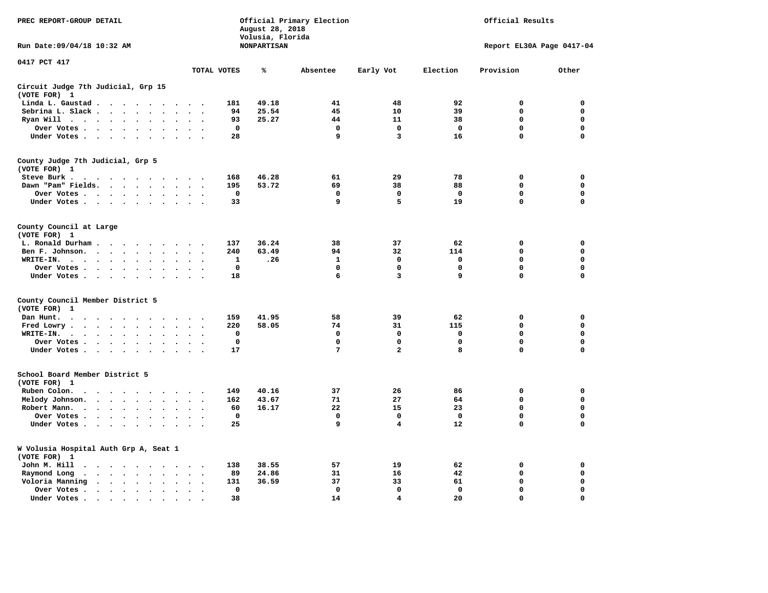PREC REPORT-GROUP DETAIL

Official Primary Election
August 28, 2018
Volusia, Florida
NONPARTISAN

Official Results

Run Date:09/04/18 10:32 AM

Report EL30A Page 0417-04

0417 PCT 417

| | TOTAL VOTES | % | Absentee | Early Vot | Election | Provision | Other |
|---|---|---|---|---|---|---|---|
| **Circuit Judge 7th Judicial, Grp 15** | | | | | | | |
| **(VOTE FOR) 1** | | | | | | | |
| Linda L. Gaustad | 181 | 49.18 | 41 | 48 | 92 | 0 | 0 |
| Sebrina L. Slack | 94 | 25.54 | 45 | 10 | 39 | 0 | 0 |
| Ryan Will | 93 | 25.27 | 44 | 11 | 38 | 0 | 0 |
| Over Votes | 0 | | 0 | 0 | 0 | 0 | 0 |
| Under Votes | 28 | | 9 | 3 | 16 | 0 | 0 |
| **County Judge 7th Judicial, Grp 5** | | | | | | | |
| **(VOTE FOR) 1** | | | | | | | |
| Steve Burk | 168 | 46.28 | 61 | 29 | 78 | 0 | 0 |
| Dawn "Pam" Fields | 195 | 53.72 | 69 | 38 | 88 | 0 | 0 |
| Over Votes | 0 | | 0 | 0 | 0 | 0 | 0 |
| Under Votes | 33 | | 9 | 5 | 19 | 0 | 0 |
| **County Council at Large** | | | | | | | |
| **(VOTE FOR) 1** | | | | | | | |
| L. Ronald Durham | 137 | 36.24 | 38 | 37 | 62 | 0 | 0 |
| Ben F. Johnson | 240 | 63.49 | 94 | 32 | 114 | 0 | 0 |
| WRITE-IN. | 1 | .26 | 1 | 0 | 0 | 0 | 0 |
| Over Votes | 0 | | 0 | 0 | 0 | 0 | 0 |
| Under Votes | 18 | | 6 | 3 | 9 | 0 | 0 |
| **County Council Member District 5** | | | | | | | |
| **(VOTE FOR) 1** | | | | | | | |
| Dan Hunt. | 159 | 41.95 | 58 | 39 | 62 | 0 | 0 |
| Fred Lowry | 220 | 58.05 | 74 | 31 | 115 | 0 | 0 |
| WRITE-IN. | 0 | | 0 | 0 | 0 | 0 | 0 |
| Over Votes | 0 | | 0 | 0 | 0 | 0 | 0 |
| Under Votes | 17 | | 7 | 2 | 8 | 0 | 0 |
| **School Board Member District 5** | | | | | | | |
| **(VOTE FOR) 1** | | | | | | | |
| Ruben Colon. | 149 | 40.16 | 37 | 26 | 86 | 0 | 0 |
| Melody Johnson. | 162 | 43.67 | 71 | 27 | 64 | 0 | 0 |
| Robert Mann. | 60 | 16.17 | 22 | 15 | 23 | 0 | 0 |
| Over Votes | 0 | | 0 | 0 | 0 | 0 | 0 |
| Under Votes | 25 | | 9 | 4 | 12 | 0 | 0 |
| **W Volusia Hospital Auth Grp A, Seat 1** | | | | | | | |
| **(VOTE FOR) 1** | | | | | | | |
| John M. Hill | 138 | 38.55 | 57 | 19 | 62 | 0 | 0 |
| Raymond Long | 89 | 24.86 | 31 | 16 | 42 | 0 | 0 |
| Voloria Manning | 131 | 36.59 | 37 | 33 | 61 | 0 | 0 |
| Over Votes | 0 | | 0 | 0 | 0 | 0 | 0 |
| Under Votes | 38 | | 14 | 4 | 20 | 0 | 0 |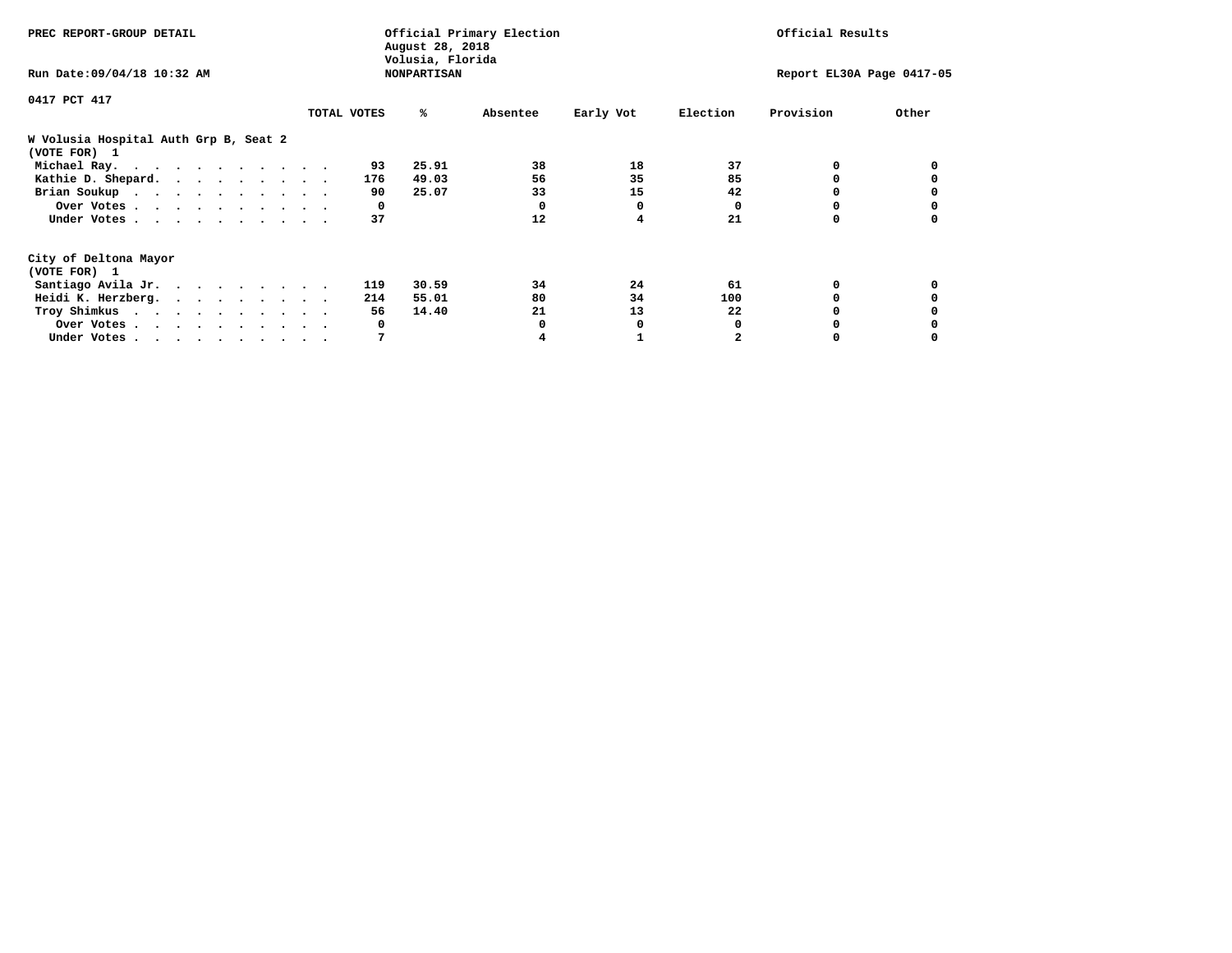PREC REPORT-GROUP DETAIL

Official Primary Election
August 28, 2018
Volusia, Florida
NONPARTISAN

Official Results

Run Date:09/04/18 10:32 AM

Report EL30A Page 0417-05

0417 PCT 417

| | TOTAL VOTES | % | Absentee | Early Vot | Election | Provision | Other |
|---|---|---|---|---|---|---|---|
| **W Volusia Hospital Auth Grp B, Seat 2** | | | | | | | |
| **(VOTE FOR) 1** | | | | | | | |
| Michael Ray. | 93 | 25.91 | 38 | 18 | 37 | 0 | 0 |
| Kathie D. Shepard. | 176 | 49.03 | 56 | 35 | 85 | 0 | 0 |
| Brian Soukup | 90 | 25.07 | 33 | 15 | 42 | 0 | 0 |
| Over Votes | 0 | | 0 | 0 | 0 | 0 | 0 |
| Under Votes | 37 | | 12 | 4 | 21 | 0 | 0 |
| **City of Deltona Mayor** | | | | | | | |
| **(VOTE FOR) 1** | | | | | | | |
| Santiago Avila Jr. | 119 | 30.59 | 34 | 24 | 61 | 0 | 0 |
| Heidi K. Herzberg. | 214 | 55.01 | 80 | 34 | 100 | 0 | 0 |
| Troy Shimkus | 56 | 14.40 | 21 | 13 | 22 | 0 | 0 |
| Over Votes | 0 | | 0 | 0 | 0 | 0 | 0 |
| Under Votes | 7 | | 4 | 1 | 2 | 0 | 0 |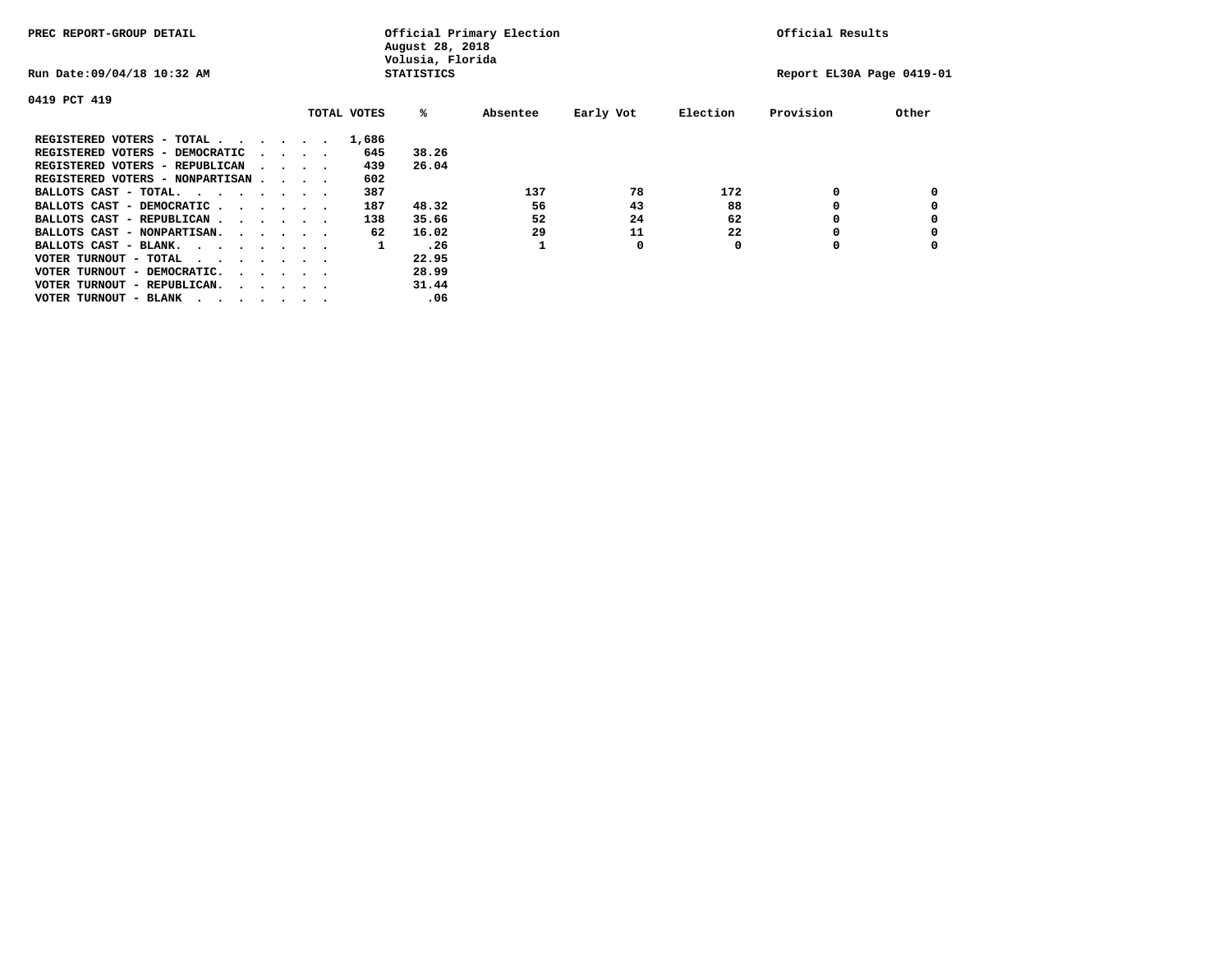PREC REPORT-GROUP DETAIL

Official Primary Election
August 28, 2018
Volusia, Florida
STATISTICS

Official Results

Run Date:09/04/18 10:32 AM

Report EL30A Page 0419-01

0419 PCT 419

| | TOTAL VOTES | % | Absentee | Early Vot | Election | Provision | Other |
|---|---|---|---|---|---|---|---|
| REGISTERED VOTERS - TOTAL . . . . . . | 1,686 | | | | | | |
| REGISTERED VOTERS - DEMOCRATIC . . . . | 645 | 38.26 | | | | | |
| REGISTERED VOTERS - REPUBLICAN . . . . | 439 | 26.04 | | | | | |
| REGISTERED VOTERS - NONPARTISAN . . . . | 602 | | | | | | |
| BALLOTS CAST - TOTAL. . . . . . . . | 387 | | 137 | 78 | 172 | 0 | 0 |
| BALLOTS CAST - DEMOCRATIC . . . . . . | 187 | 48.32 | 56 | 43 | 88 | 0 | 0 |
| BALLOTS CAST - REPUBLICAN . . . . . . | 138 | 35.66 | 52 | 24 | 62 | 0 | 0 |
| BALLOTS CAST - NONPARTISAN. . . . . . | 62 | 16.02 | 29 | 11 | 22 | 0 | 0 |
| BALLOTS CAST - BLANK. . . . . . . . | 1 | .26 | 1 | 0 | 0 | 0 | 0 |
| VOTER TURNOUT - TOTAL . . . . . . . | | 22.95 | | | | | |
| VOTER TURNOUT - DEMOCRATIC. . . . . . | | 28.99 | | | | | |
| VOTER TURNOUT - REPUBLICAN. . . . . . | | 31.44 | | | | | |
| VOTER TURNOUT - BLANK . . . . . . . | | .06 | | | | | |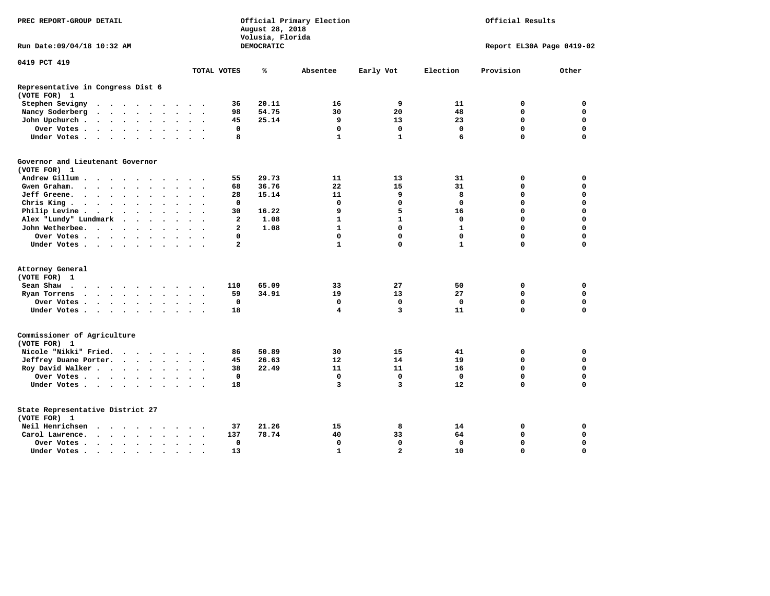PREC REPORT-GROUP DETAIL

Official Primary Election
August 28, 2018
Volusia, Florida
DEMOCRATIC

Official Results

Run Date:09/04/18 10:32 AM

Report EL30A Page 0419-02

0419 PCT 419

| | TOTAL VOTES | % | Absentee | Early Vot | Election | Provision | Other |
|---|---|---|---|---|---|---|---|
| **Representative in Congress Dist 6** | | | | | | | |
| **(VOTE FOR) 1** | | | | | | | |
| Stephen Sevigny | 36 | 20.11 | 16 | 9 | 11 | 0 | 0 |
| Nancy Soderberg | 98 | 54.75 | 30 | 20 | 48 | 0 | 0 |
| John Upchurch | 45 | 25.14 | 9 | 13 | 23 | 0 | 0 |
| Over Votes | 0 | | 0 | 0 | 0 | 0 | 0 |
| Under Votes | 8 | | 1 | 1 | 6 | 0 | 0 |
| **Governor and Lieutenant Governor** | | | | | | | |
| **(VOTE FOR) 1** | | | | | | | |
| Andrew Gillum | 55 | 29.73 | 11 | 13 | 31 | 0 | 0 |
| Gwen Graham | 68 | 36.76 | 22 | 15 | 31 | 0 | 0 |
| Jeff Greene | 28 | 15.14 | 11 | 9 | 8 | 0 | 0 |
| Chris King | 0 | | 0 | 0 | 0 | 0 | 0 |
| Philip Levine | 30 | 16.22 | 9 | 5 | 16 | 0 | 0 |
| Alex "Lundy" Lundmark | 2 | 1.08 | 1 | 1 | 0 | 0 | 0 |
| John Wetherbee | 2 | 1.08 | 1 | 0 | 1 | 0 | 0 |
| Over Votes | 0 | | 0 | 0 | 0 | 0 | 0 |
| Under Votes | 2 | | 1 | 0 | 1 | 0 | 0 |
| **Attorney General** | | | | | | | |
| **(VOTE FOR) 1** | | | | | | | |
| Sean Shaw | 110 | 65.09 | 33 | 27 | 50 | 0 | 0 |
| Ryan Torrens | 59 | 34.91 | 19 | 13 | 27 | 0 | 0 |
| Over Votes | 0 | | 0 | 0 | 0 | 0 | 0 |
| Under Votes | 18 | | 4 | 3 | 11 | 0 | 0 |
| **Commissioner of Agriculture** | | | | | | | |
| **(VOTE FOR) 1** | | | | | | | |
| Nicole "Nikki" Fried | 86 | 50.89 | 30 | 15 | 41 | 0 | 0 |
| Jeffrey Duane Porter | 45 | 26.63 | 12 | 14 | 19 | 0 | 0 |
| Roy David Walker | 38 | 22.49 | 11 | 11 | 16 | 0 | 0 |
| Over Votes | 0 | | 0 | 0 | 0 | 0 | 0 |
| Under Votes | 18 | | 3 | 3 | 12 | 0 | 0 |
| **State Representative District 27** | | | | | | | |
| **(VOTE FOR) 1** | | | | | | | |
| Neil Henrichsen | 37 | 21.26 | 15 | 8 | 14 | 0 | 0 |
| Carol Lawrence | 137 | 78.74 | 40 | 33 | 64 | 0 | 0 |
| Over Votes | 0 | | 0 | 0 | 0 | 0 | 0 |
| Under Votes | 13 | | 1 | 2 | 10 | 0 | 0 |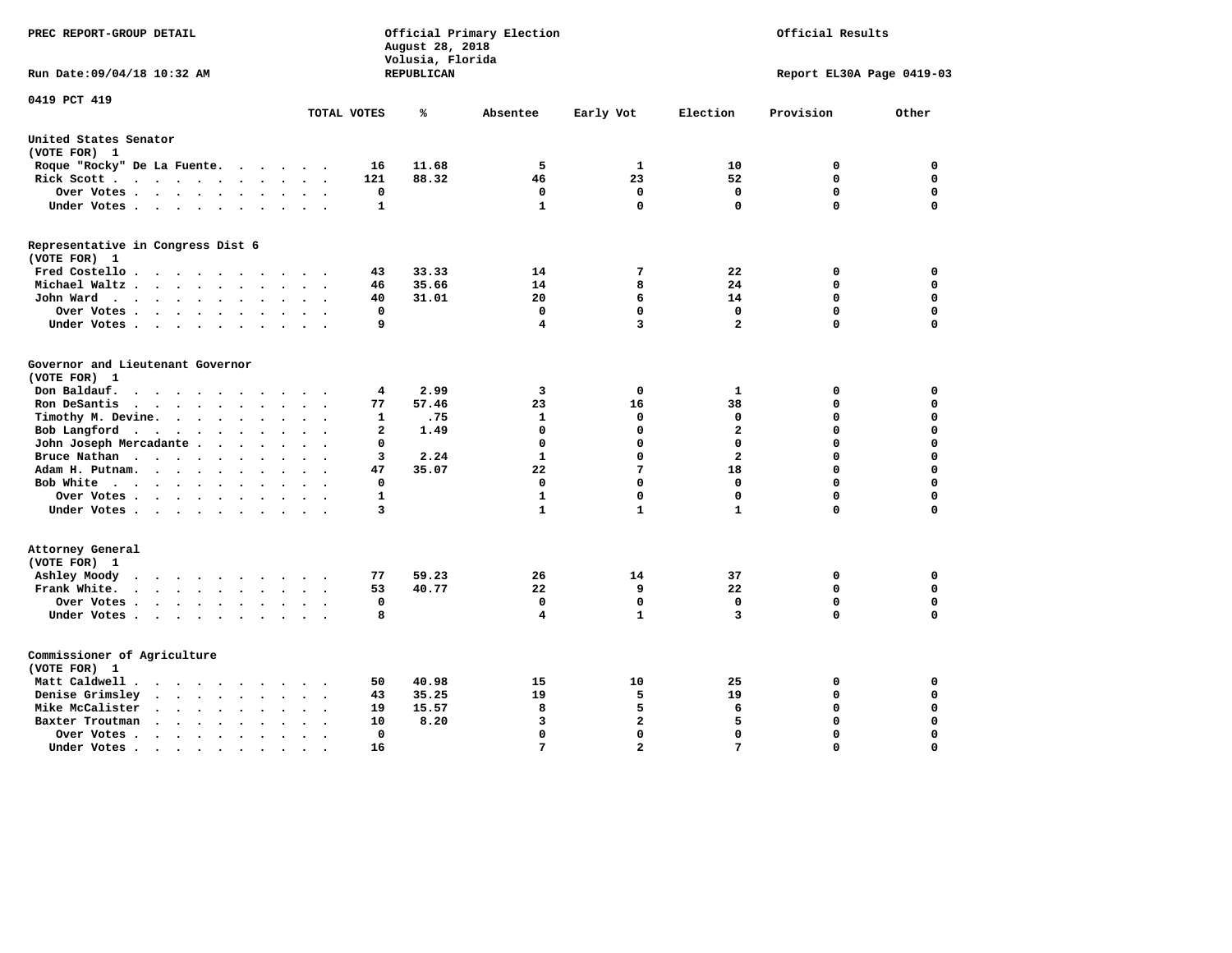PREC REPORT-GROUP DETAIL

Official Primary Election
August 28, 2018
Volusia, Florida
REPUBLICAN

Official Results

Run Date:09/04/18 10:32 AM

Report EL30A Page 0419-03

0419 PCT 419

| | TOTAL VOTES | % | Absentee | Early Vot | Election | Provision | Other |
|---|---|---|---|---|---|---|---|
| **United States Senator** | | | | | | | |
| **(VOTE FOR) 1** | | | | | | | |
| Roque "Rocky" De La Fuente | 16 | 11.68 | 5 | 1 | 10 | 0 | 0 |
| Rick Scott | 121 | 88.32 | 46 | 23 | 52 | 0 | 0 |
| Over Votes | 0 | | 0 | 0 | 0 | 0 | 0 |
| Under Votes | 1 | | 1 | 0 | 0 | 0 | 0 |
| **Representative in Congress Dist 6** | | | | | | | |
| **(VOTE FOR) 1** | | | | | | | |
| Fred Costello | 43 | 33.33 | 14 | 7 | 22 | 0 | 0 |
| Michael Waltz | 46 | 35.66 | 14 | 8 | 24 | 0 | 0 |
| John Ward | 40 | 31.01 | 20 | 6 | 14 | 0 | 0 |
| Over Votes | 0 | | 0 | 0 | 0 | 0 | 0 |
| Under Votes | 9 | | 4 | 3 | 2 | 0 | 0 |
| **Governor and Lieutenant Governor** | | | | | | | |
| **(VOTE FOR) 1** | | | | | | | |
| Don Baldauf | 4 | 2.99 | 3 | 0 | 1 | 0 | 0 |
| Ron DeSantis | 77 | 57.46 | 23 | 16 | 38 | 0 | 0 |
| Timothy M. Devine | 1 | .75 | 1 | 0 | 0 | 0 | 0 |
| Bob Langford | 2 | 1.49 | 0 | 0 | 2 | 0 | 0 |
| John Joseph Mercadante | 0 | | 0 | 0 | 0 | 0 | 0 |
| Bruce Nathan | 3 | 2.24 | 1 | 0 | 2 | 0 | 0 |
| Adam H. Putnam | 47 | 35.07 | 22 | 7 | 18 | 0 | 0 |
| Bob White | 0 | | 0 | 0 | 0 | 0 | 0 |
| Over Votes | 1 | | 1 | 0 | 0 | 0 | 0 |
| Under Votes | 3 | | 1 | 1 | 1 | 0 | 0 |
| **Attorney General** | | | | | | | |
| **(VOTE FOR) 1** | | | | | | | |
| Ashley Moody | 77 | 59.23 | 26 | 14 | 37 | 0 | 0 |
| Frank White | 53 | 40.77 | 22 | 9 | 22 | 0 | 0 |
| Over Votes | 0 | | 0 | 0 | 0 | 0 | 0 |
| Under Votes | 8 | | 4 | 1 | 3 | 0 | 0 |
| **Commissioner of Agriculture** | | | | | | | |
| **(VOTE FOR) 1** | | | | | | | |
| Matt Caldwell | 50 | 40.98 | 15 | 10 | 25 | 0 | 0 |
| Denise Grimsley | 43 | 35.25 | 19 | 5 | 19 | 0 | 0 |
| Mike McCalister | 19 | 15.57 | 8 | 5 | 6 | 0 | 0 |
| Baxter Troutman | 10 | 8.20 | 3 | 2 | 5 | 0 | 0 |
| Over Votes | 0 | | 0 | 0 | 0 | 0 | 0 |
| Under Votes | 16 | | 7 | 2 | 7 | 0 | 0 |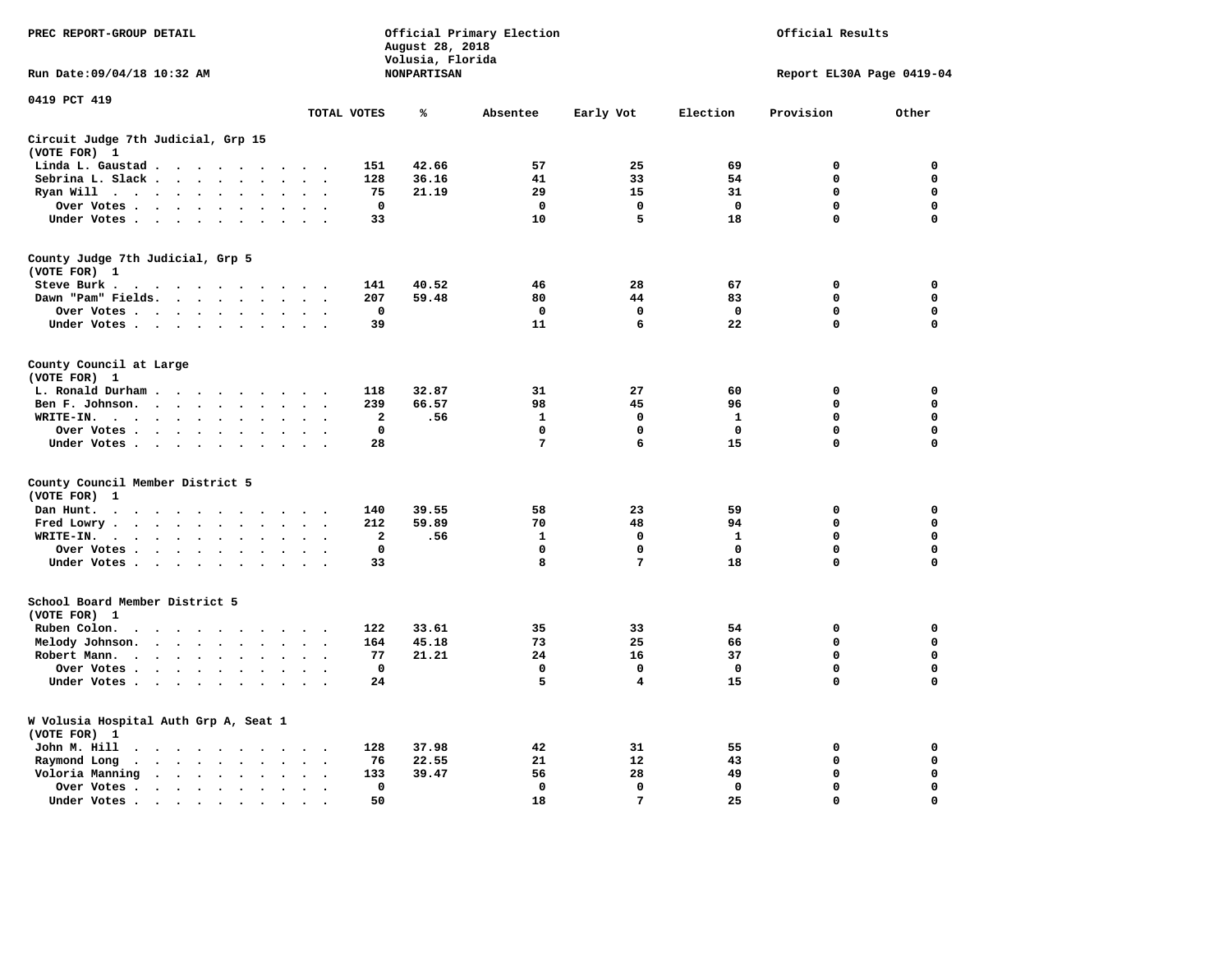PREC REPORT-GROUP DETAIL

Official Primary Election
August 28, 2018
Volusia, Florida
NONPARTISAN

Official Results

Run Date:09/04/18 10:32 AM

Report EL30A Page 0419-04

0419 PCT 419

| | TOTAL VOTES | % | Absentee | Early Vot | Election | Provision | Other |
|---|---|---|---|---|---|---|---|
| **Circuit Judge 7th Judicial, Grp 15** | | | | | | | |
| **(VOTE FOR) 1** | | | | | | | |
| Linda L. Gaustad | 151 | 42.66 | 57 | 25 | 69 | 0 | 0 |
| Sebrina L. Slack | 128 | 36.16 | 41 | 33 | 54 | 0 | 0 |
| Ryan Will | 75 | 21.19 | 29 | 15 | 31 | 0 | 0 |
| Over Votes | 0 | | 0 | 0 | 0 | 0 | 0 |
| Under Votes | 33 | | 10 | 5 | 18 | 0 | 0 |
| **County Judge 7th Judicial, Grp 5** | | | | | | | |
| **(VOTE FOR) 1** | | | | | | | |
| Steve Burk | 141 | 40.52 | 46 | 28 | 67 | 0 | 0 |
| Dawn "Pam" Fields | 207 | 59.48 | 80 | 44 | 83 | 0 | 0 |
| Over Votes | 0 | | 0 | 0 | 0 | 0 | 0 |
| Under Votes | 39 | | 11 | 6 | 22 | 0 | 0 |
| **County Council at Large** | | | | | | | |
| **(VOTE FOR) 1** | | | | | | | |
| L. Ronald Durham | 118 | 32.87 | 31 | 27 | 60 | 0 | 0 |
| Ben F. Johnson | 239 | 66.57 | 98 | 45 | 96 | 0 | 0 |
| WRITE-IN. | 2 | .56 | 1 | 0 | 1 | 0 | 0 |
| Over Votes | 0 | | 0 | 0 | 0 | 0 | 0 |
| Under Votes | 28 | | 7 | 6 | 15 | 0 | 0 |
| **County Council Member District 5** | | | | | | | |
| **(VOTE FOR) 1** | | | | | | | |
| Dan Hunt | 140 | 39.55 | 58 | 23 | 59 | 0 | 0 |
| Fred Lowry | 212 | 59.89 | 70 | 48 | 94 | 0 | 0 |
| WRITE-IN. | 2 | .56 | 1 | 0 | 1 | 0 | 0 |
| Over Votes | 0 | | 0 | 0 | 0 | 0 | 0 |
| Under Votes | 33 | | 8 | 7 | 18 | 0 | 0 |
| **School Board Member District 5** | | | | | | | |
| **(VOTE FOR) 1** | | | | | | | |
| Ruben Colon | 122 | 33.61 | 35 | 33 | 54 | 0 | 0 |
| Melody Johnson | 164 | 45.18 | 73 | 25 | 66 | 0 | 0 |
| Robert Mann | 77 | 21.21 | 24 | 16 | 37 | 0 | 0 |
| Over Votes | 0 | | 0 | 0 | 0 | 0 | 0 |
| Under Votes | 24 | | 5 | 4 | 15 | 0 | 0 |
| **W Volusia Hospital Auth Grp A, Seat 1** | | | | | | | |
| **(VOTE FOR) 1** | | | | | | | |
| John M. Hill | 128 | 37.98 | 42 | 31 | 55 | 0 | 0 |
| Raymond Long | 76 | 22.55 | 21 | 12 | 43 | 0 | 0 |
| Voloria Manning | 133 | 39.47 | 56 | 28 | 49 | 0 | 0 |
| Over Votes | 0 | | 0 | 0 | 0 | 0 | 0 |
| Under Votes | 50 | | 18 | 7 | 25 | 0 | 0 |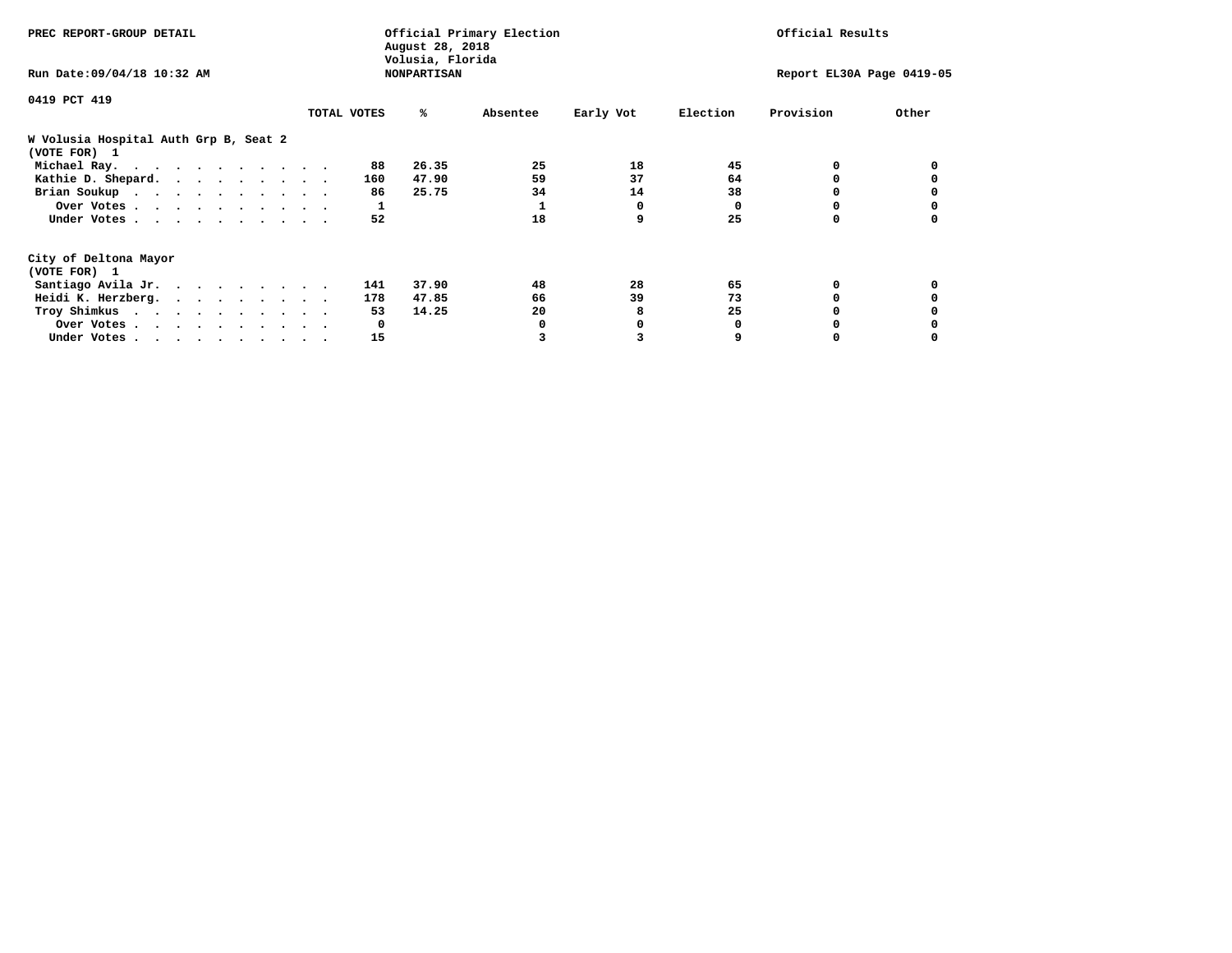PREC REPORT-GROUP DETAIL

Official Primary Election
August 28, 2018
Volusia, Florida
NONPARTISAN

Official Results

Run Date:09/04/18 10:32 AM

Report EL30A Page 0419-05

0419 PCT 419

**W Volusia Hospital Auth Grp B, Seat 2**
(VOTE FOR) 1

| | TOTAL VOTES | % | Absentee | Early Vot | Election | Provision | Other |
|---|---|---|---|---|---|---|---|
| Michael Ray | 88 | 26.35 | 25 | 18 | 45 | 0 | 0 |
| Kathie D. Shepard | 160 | 47.90 | 59 | 37 | 64 | 0 | 0 |
| Brian Soukup | 86 | 25.75 | 34 | 14 | 38 | 0 | 0 |
| Over Votes | 1 | | 1 | 0 | 0 | 0 | 0 |
| Under Votes | 52 | | 18 | 9 | 25 | 0 | 0 |

**City of Deltona Mayor**
(VOTE FOR) 1

| | TOTAL VOTES | % | Absentee | Early Vot | Election | Provision | Other |
|---|---|---|---|---|---|---|---|
| Santiago Avila Jr. | 141 | 37.90 | 48 | 28 | 65 | 0 | 0 |
| Heidi K. Herzberg | 178 | 47.85 | 66 | 39 | 73 | 0 | 0 |
| Troy Shimkus | 53 | 14.25 | 20 | 8 | 25 | 0 | 0 |
| Over Votes | 0 | | 0 | 0 | 0 | 0 | 0 |
| Under Votes | 15 | | 3 | 3 | 9 | 0 | 0 |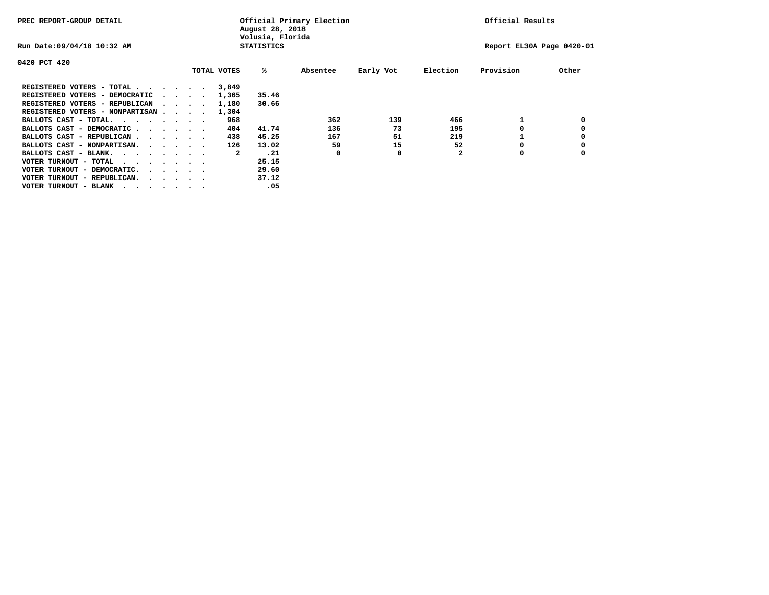PREC REPORT-GROUP DETAIL

Official Primary Election
August 28, 2018
Volusia, Florida
STATISTICS

Official Results

Run Date:09/04/18 10:32 AM

Report EL30A Page 0420-01

0420 PCT 420

| | TOTAL VOTES | % | Absentee | Early Vot | Election | Provision | Other |
|---|---|---|---|---|---|---|---|
| REGISTERED VOTERS - TOTAL . . . . . . | 3,849 | | | | | | |
| REGISTERED VOTERS - DEMOCRATIC . . . . | 1,365 | 35.46 | | | | | |
| REGISTERED VOTERS - REPUBLICAN . . . . | 1,180 | 30.66 | | | | | |
| REGISTERED VOTERS - NONPARTISAN . . . . | 1,304 | | | | | | |
| BALLOTS CAST - TOTAL. . . . . . . . | 968 | | 362 | 139 | 466 | 1 | 0 |
| BALLOTS CAST - DEMOCRATIC . . . . . . | 404 | 41.74 | 136 | 73 | 195 | 0 | 0 |
| BALLOTS CAST - REPUBLICAN . . . . . . | 438 | 45.25 | 167 | 51 | 219 | 1 | 0 |
| BALLOTS CAST - NONPARTISAN. . . . . . | 126 | 13.02 | 59 | 15 | 52 | 0 | 0 |
| BALLOTS CAST - BLANK. . . . . . . . | 2 | .21 | 0 | 0 | 2 | 0 | 0 |
| VOTER TURNOUT - TOTAL . . . . . . . | | 25.15 | | | | | |
| VOTER TURNOUT - DEMOCRATIC. . . . . . | | 29.60 | | | | | |
| VOTER TURNOUT - REPUBLICAN. . . . . . | | 37.12 | | | | | |
| VOTER TURNOUT - BLANK . . . . . . . | | .05 | | | | | |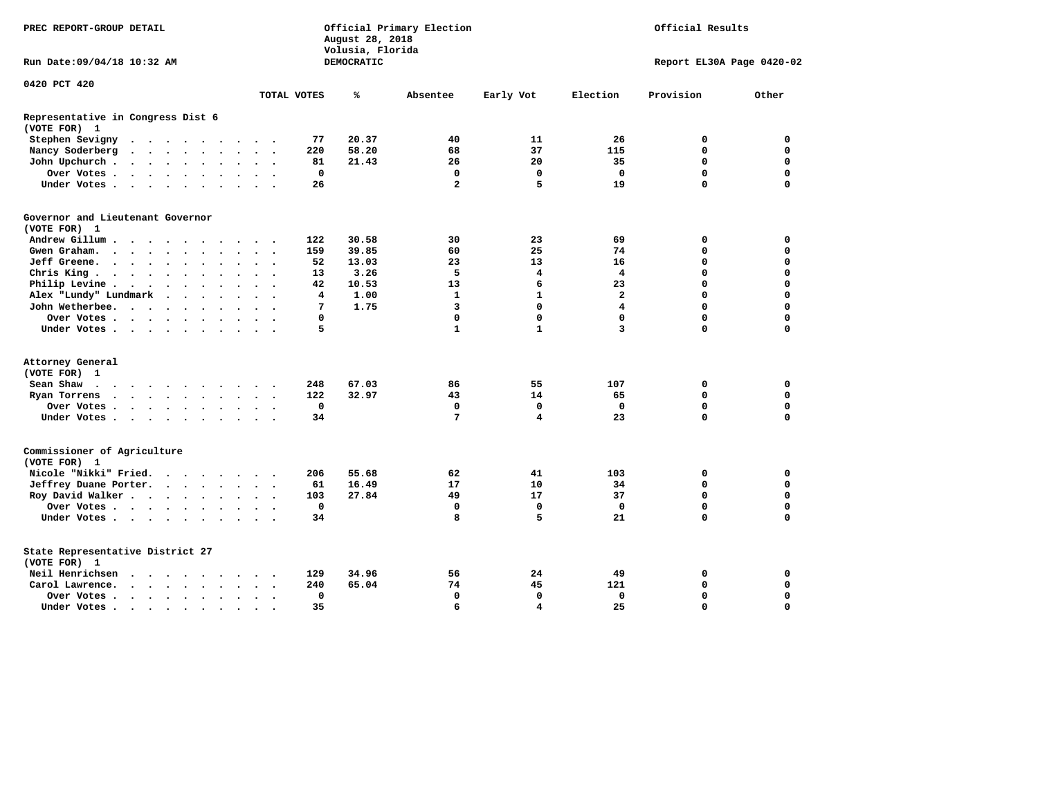PREC REPORT-GROUP DETAIL

Official Primary Election
August 28, 2018
Volusia, Florida
DEMOCRATIC

Official Results

Run Date:09/04/18 10:32 AM

Report EL30A Page 0420-02

0420 PCT 420

## Representative in Congress Dist 6
(VOTE FOR) 1

| | TOTAL VOTES | % | Absentee | Early Vot | Election | Provision | Other |
|---|---|---|---|---|---|---|---|
| Stephen Sevigny | 77 | 20.37 | 40 | 11 | 26 | 0 | 0 |
| Nancy Soderberg | 220 | 58.20 | 68 | 37 | 115 | 0 | 0 |
| John Upchurch | 81 | 21.43 | 26 | 20 | 35 | 0 | 0 |
| Over Votes | 0 | | 0 | 0 | 0 | 0 | 0 |
| Under Votes | 26 | | 2 | 5 | 19 | 0 | 0 |

## Governor and Lieutenant Governor
(VOTE FOR) 1

| | TOTAL VOTES | % | Absentee | Early Vot | Election | Provision | Other |
|---|---|---|---|---|---|---|---|
| Andrew Gillum | 122 | 30.58 | 30 | 23 | 69 | 0 | 0 |
| Gwen Graham. | 159 | 39.85 | 60 | 25 | 74 | 0 | 0 |
| Jeff Greene. | 52 | 13.03 | 23 | 13 | 16 | 0 | 0 |
| Chris King | 13 | 3.26 | 5 | 4 | 4 | 0 | 0 |
| Philip Levine | 42 | 10.53 | 13 | 6 | 23 | 0 | 0 |
| Alex "Lundy" Lundmark | 4 | 1.00 | 1 | 1 | 2 | 0 | 0 |
| John Wetherbee. | 7 | 1.75 | 3 | 0 | 4 | 0 | 0 |
| Over Votes | 0 | | 0 | 0 | 0 | 0 | 0 |
| Under Votes | 5 | | 1 | 1 | 3 | 0 | 0 |

## Attorney General
(VOTE FOR) 1

| | TOTAL VOTES | % | Absentee | Early Vot | Election | Provision | Other |
|---|---|---|---|---|---|---|---|
| Sean Shaw | 248 | 67.03 | 86 | 55 | 107 | 0 | 0 |
| Ryan Torrens | 122 | 32.97 | 43 | 14 | 65 | 0 | 0 |
| Over Votes | 0 | | 0 | 0 | 0 | 0 | 0 |
| Under Votes | 34 | | 7 | 4 | 23 | 0 | 0 |

## Commissioner of Agriculture
(VOTE FOR) 1

| | TOTAL VOTES | % | Absentee | Early Vot | Election | Provision | Other |
|---|---|---|---|---|---|---|---|
| Nicole "Nikki" Fried. | 206 | 55.68 | 62 | 41 | 103 | 0 | 0 |
| Jeffrey Duane Porter. | 61 | 16.49 | 17 | 10 | 34 | 0 | 0 |
| Roy David Walker | 103 | 27.84 | 49 | 17 | 37 | 0 | 0 |
| Over Votes | 0 | | 0 | 0 | 0 | 0 | 0 |
| Under Votes | 34 | | 8 | 5 | 21 | 0 | 0 |

## State Representative District 27
(VOTE FOR) 1

| | TOTAL VOTES | % | Absentee | Early Vot | Election | Provision | Other |
|---|---|---|---|---|---|---|---|
| Neil Henrichsen | 129 | 34.96 | 56 | 24 | 49 | 0 | 0 |
| Carol Lawrence. | 240 | 65.04 | 74 | 45 | 121 | 0 | 0 |
| Over Votes | 0 | | 0 | 0 | 0 | 0 | 0 |
| Under Votes | 35 | | 6 | 4 | 25 | 0 | 0 |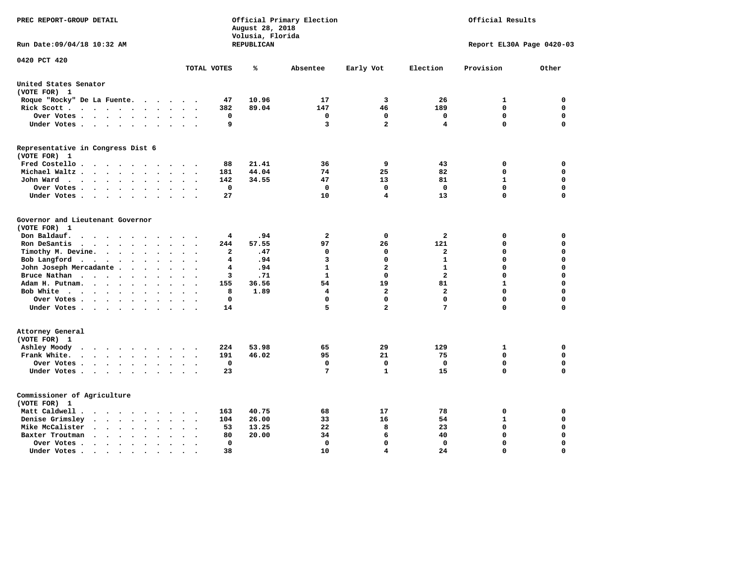PREC REPORT-GROUP DETAIL

Official Primary Election
August 28, 2018
Volusia, Florida
REPUBLICAN

Official Results

Run Date:09/04/18 10:32 AM

Report EL30A Page 0420-03

0420 PCT 420

| | TOTAL VOTES | % | Absentee | Early Vot | Election | Provision | Other |
|---|---|---|---|---|---|---|---|
| **United States Senator** | | | | | | | |
| (VOTE FOR) 1 | | | | | | | |
| Roque "Rocky" De La Fuente | 47 | 10.96 | 17 | 3 | 26 | 1 | 0 |
| Rick Scott | 382 | 89.04 | 147 | 46 | 189 | 0 | 0 |
| Over Votes | 0 | | 0 | 0 | 0 | 0 | 0 |
| Under Votes | 9 | | 3 | 2 | 4 | 0 | 0 |
| **Representative in Congress Dist 6** | | | | | | | |
| (VOTE FOR) 1 | | | | | | | |
| Fred Costello | 88 | 21.41 | 36 | 9 | 43 | 0 | 0 |
| Michael Waltz | 181 | 44.04 | 74 | 25 | 82 | 0 | 0 |
| John Ward | 142 | 34.55 | 47 | 13 | 81 | 1 | 0 |
| Over Votes | 0 | | 0 | 0 | 0 | 0 | 0 |
| Under Votes | 27 | | 10 | 4 | 13 | 0 | 0 |
| **Governor and Lieutenant Governor** | | | | | | | |
| (VOTE FOR) 1 | | | | | | | |
| Don Baldauf | 4 | .94 | 2 | 0 | 2 | 0 | 0 |
| Ron DeSantis | 244 | 57.55 | 97 | 26 | 121 | 0 | 0 |
| Timothy M. Devine | 2 | .47 | 0 | 0 | 2 | 0 | 0 |
| Bob Langford | 4 | .94 | 3 | 0 | 1 | 0 | 0 |
| John Joseph Mercadante | 4 | .94 | 1 | 2 | 1 | 0 | 0 |
| Bruce Nathan | 3 | .71 | 1 | 0 | 2 | 0 | 0 |
| Adam H. Putnam | 155 | 36.56 | 54 | 19 | 81 | 1 | 0 |
| Bob White | 8 | 1.89 | 4 | 2 | 2 | 0 | 0 |
| Over Votes | 0 | | 0 | 0 | 0 | 0 | 0 |
| Under Votes | 14 | | 5 | 2 | 7 | 0 | 0 |
| **Attorney General** | | | | | | | |
| (VOTE FOR) 1 | | | | | | | |
| Ashley Moody | 224 | 53.98 | 65 | 29 | 129 | 1 | 0 |
| Frank White | 191 | 46.02 | 95 | 21 | 75 | 0 | 0 |
| Over Votes | 0 | | 0 | 0 | 0 | 0 | 0 |
| Under Votes | 23 | | 7 | 1 | 15 | 0 | 0 |
| **Commissioner of Agriculture** | | | | | | | |
| (VOTE FOR) 1 | | | | | | | |
| Matt Caldwell | 163 | 40.75 | 68 | 17 | 78 | 0 | 0 |
| Denise Grimsley | 104 | 26.00 | 33 | 16 | 54 | 1 | 0 |
| Mike McCalister | 53 | 13.25 | 22 | 8 | 23 | 0 | 0 |
| Baxter Troutman | 80 | 20.00 | 34 | 6 | 40 | 0 | 0 |
| Over Votes | 0 | | 0 | 0 | 0 | 0 | 0 |
| Under Votes | 38 | | 10 | 4 | 24 | 0 | 0 |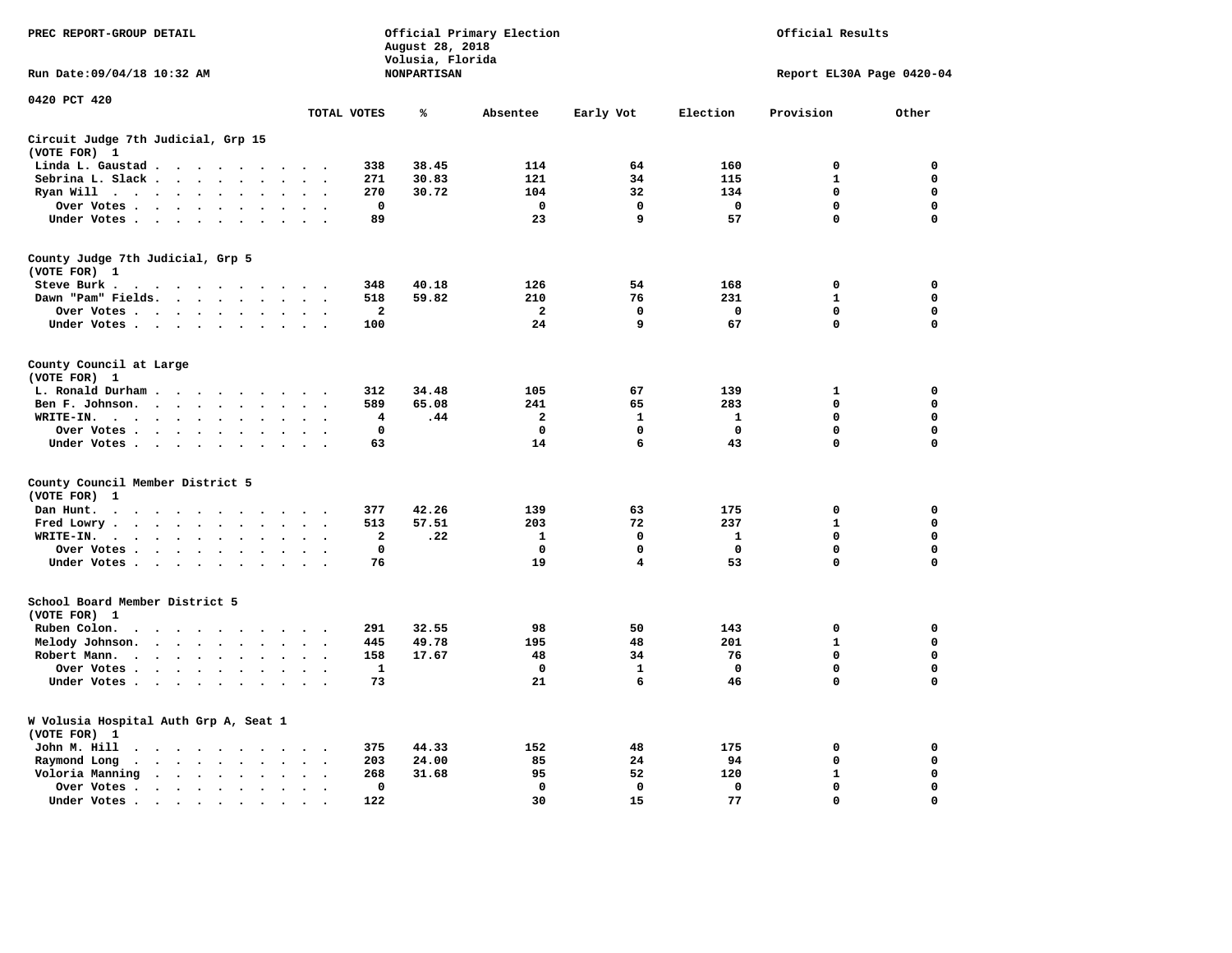PREC REPORT-GROUP DETAIL

Official Primary Election
August 28, 2018
Volusia, Florida
NONPARTISAN

Official Results

Run Date:09/04/18 10:32 AM

Report EL30A Page 0420-04

0420 PCT 420

| | TOTAL VOTES | % | Absentee | Early Vot | Election | Provision | Other |
|---|---|---|---|---|---|---|---|
| **Circuit Judge 7th Judicial, Grp 15** | | | | | | | |
| (VOTE FOR) 1 | | | | | | | |
| Linda L. Gaustad | 338 | 38.45 | 114 | 64 | 160 | 0 | 0 |
| Sebrina L. Slack | 271 | 30.83 | 121 | 34 | 115 | 1 | 0 |
| Ryan Will | 270 | 30.72 | 104 | 32 | 134 | 0 | 0 |
| Over Votes | 0 | | 0 | 0 | 0 | 0 | 0 |
| Under Votes | 89 | | 23 | 9 | 57 | 0 | 0 |
| **County Judge 7th Judicial, Grp 5** | | | | | | | |
| (VOTE FOR) 1 | | | | | | | |
| Steve Burk | 348 | 40.18 | 126 | 54 | 168 | 0 | 0 |
| Dawn "Pam" Fields. | 518 | 59.82 | 210 | 76 | 231 | 1 | 0 |
| Over Votes | 2 | | 2 | 0 | 0 | 0 | 0 |
| Under Votes | 100 | | 24 | 9 | 67 | 0 | 0 |
| **County Council at Large** | | | | | | | |
| (VOTE FOR) 1 | | | | | | | |
| L. Ronald Durham | 312 | 34.48 | 105 | 67 | 139 | 1 | 0 |
| Ben F. Johnson. | 589 | 65.08 | 241 | 65 | 283 | 0 | 0 |
| WRITE-IN. | 4 | .44 | 2 | 1 | 1 | 0 | 0 |
| Over Votes | 0 | | 0 | 0 | 0 | 0 | 0 |
| Under Votes | 63 | | 14 | 6 | 43 | 0 | 0 |
| **County Council Member District 5** | | | | | | | |
| (VOTE FOR) 1 | | | | | | | |
| Dan Hunt. | 377 | 42.26 | 139 | 63 | 175 | 0 | 0 |
| Fred Lowry | 513 | 57.51 | 203 | 72 | 237 | 1 | 0 |
| WRITE-IN. | 2 | .22 | 1 | 0 | 1 | 0 | 0 |
| Over Votes | 0 | | 0 | 0 | 0 | 0 | 0 |
| Under Votes | 76 | | 19 | 4 | 53 | 0 | 0 |
| **School Board Member District 5** | | | | | | | |
| (VOTE FOR) 1 | | | | | | | |
| Ruben Colon. | 291 | 32.55 | 98 | 50 | 143 | 0 | 0 |
| Melody Johnson. | 445 | 49.78 | 195 | 48 | 201 | 1 | 0 |
| Robert Mann. | 158 | 17.67 | 48 | 34 | 76 | 0 | 0 |
| Over Votes | 1 | | 0 | 1 | 0 | 0 | 0 |
| Under Votes | 73 | | 21 | 6 | 46 | 0 | 0 |
| **W Volusia Hospital Auth Grp A, Seat 1** | | | | | | | |
| (VOTE FOR) 1 | | | | | | | |
| John M. Hill | 375 | 44.33 | 152 | 48 | 175 | 0 | 0 |
| Raymond Long | 203 | 24.00 | 85 | 24 | 94 | 0 | 0 |
| Voloria Manning | 268 | 31.68 | 95 | 52 | 120 | 1 | 0 |
| Over Votes | 0 | | 0 | 0 | 0 | 0 | 0 |
| Under Votes | 122 | | 30 | 15 | 77 | 0 | 0 |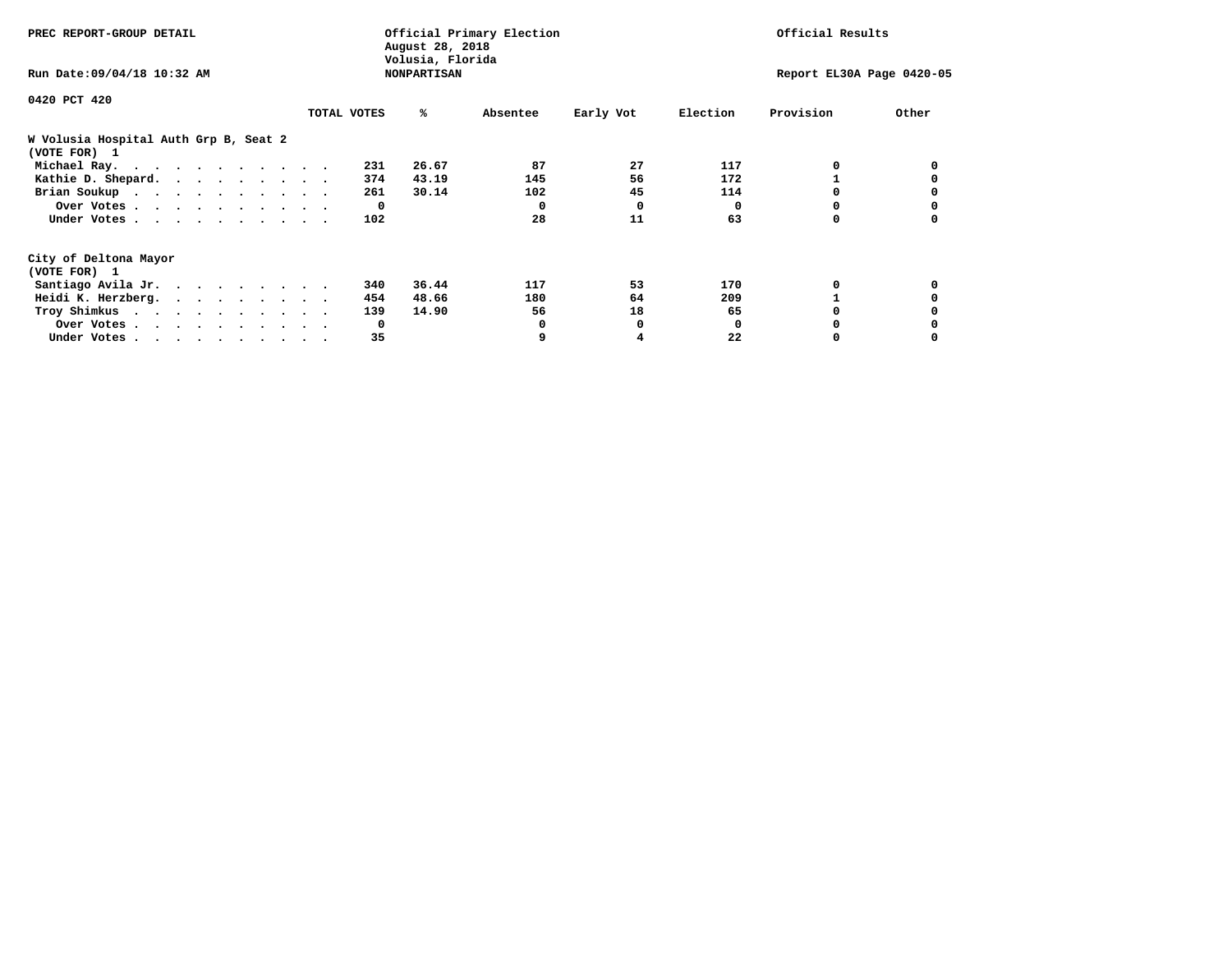PREC REPORT-GROUP DETAIL

Official Primary Election
August 28, 2018
Volusia, Florida
NONPARTISAN

Official Results

Run Date:09/04/18 10:32 AM

Report EL30A Page 0420-05

0420 PCT 420

## W Volusia Hospital Auth Grp B, Seat 2
(VOTE FOR) 1

| | TOTAL VOTES | % | Absentee | Early Vot | Election | Provision | Other |
|---|---|---|---|---|---|---|---|
| Michael Ray. | 231 | 26.67 | 87 | 27 | 117 | 0 | 0 |
| Kathie D. Shepard. | 374 | 43.19 | 145 | 56 | 172 | 1 | 0 |
| Brian Soukup | 261 | 30.14 | 102 | 45 | 114 | 0 | 0 |
| Over Votes | 0 | | 0 | 0 | 0 | 0 | 0 |
| Under Votes | 102 | | 28 | 11 | 63 | 0 | 0 |

## City of Deltona Mayor
(VOTE FOR) 1

| | TOTAL VOTES | % | Absentee | Early Vot | Election | Provision | Other |
|---|---|---|---|---|---|---|---|
| Santiago Avila Jr. | 340 | 36.44 | 117 | 53 | 170 | 0 | 0 |
| Heidi K. Herzberg. | 454 | 48.66 | 180 | 64 | 209 | 1 | 0 |
| Troy Shimkus | 139 | 14.90 | 56 | 18 | 65 | 0 | 0 |
| Over Votes | 0 | | 0 | 0 | 0 | 0 | 0 |
| Under Votes | 35 | | 9 | 4 | 22 | 0 | 0 |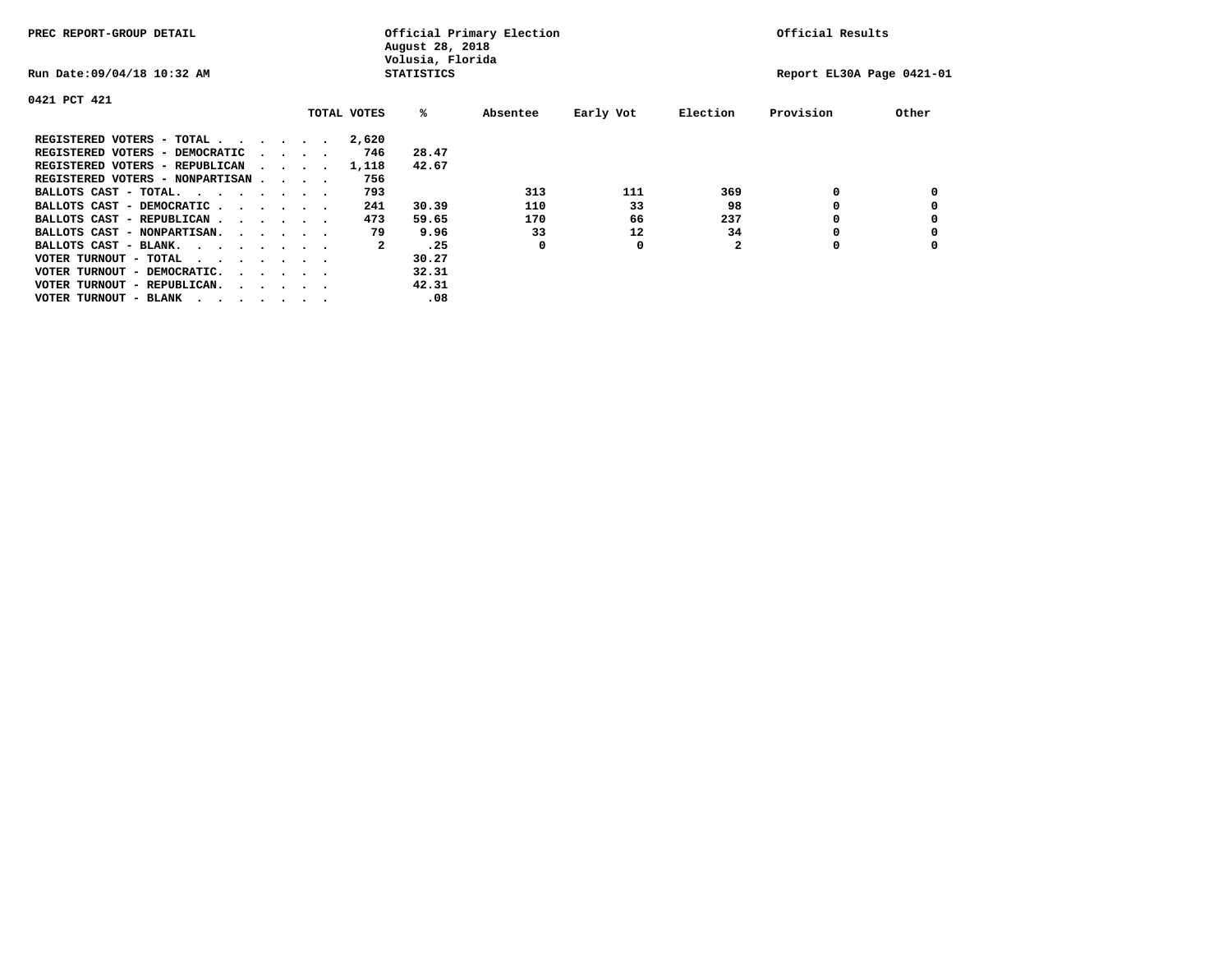PREC REPORT-GROUP DETAIL

Official Primary Election
August 28, 2018
Volusia, Florida
STATISTICS

Official Results

Run Date:09/04/18 10:32 AM

Report EL30A Page 0421-01

0421 PCT 421

| | TOTAL VOTES | % | Absentee | Early Vot | Election | Provision | Other |
|---|---|---|---|---|---|---|---|
| REGISTERED VOTERS - TOTAL . . . . . . | 2,620 | | | | | | |
| REGISTERED VOTERS - DEMOCRATIC . . . . | 746 | 28.47 | | | | | |
| REGISTERED VOTERS - REPUBLICAN . . . . | 1,118 | 42.67 | | | | | |
| REGISTERED VOTERS - NONPARTISAN . . . . | 756 | | | | | | |
| BALLOTS CAST - TOTAL. . . . . . . . | 793 | | 313 | 111 | 369 | 0 | 0 |
| BALLOTS CAST - DEMOCRATIC . . . . . . | 241 | 30.39 | 110 | 33 | 98 | 0 | 0 |
| BALLOTS CAST - REPUBLICAN . . . . . . | 473 | 59.65 | 170 | 66 | 237 | 0 | 0 |
| BALLOTS CAST - NONPARTISAN. . . . . . | 79 | 9.96 | 33 | 12 | 34 | 0 | 0 |
| BALLOTS CAST - BLANK. . . . . . . . | 2 | .25 | 0 | 0 | 2 | 0 | 0 |
| VOTER TURNOUT - TOTAL . . . . . . . | | 30.27 | | | | | |
| VOTER TURNOUT - DEMOCRATIC. . . . . . | | 32.31 | | | | | |
| VOTER TURNOUT - REPUBLICAN. . . . . . | | 42.31 | | | | | |
| VOTER TURNOUT - BLANK . . . . . . . | | .08 | | | | | |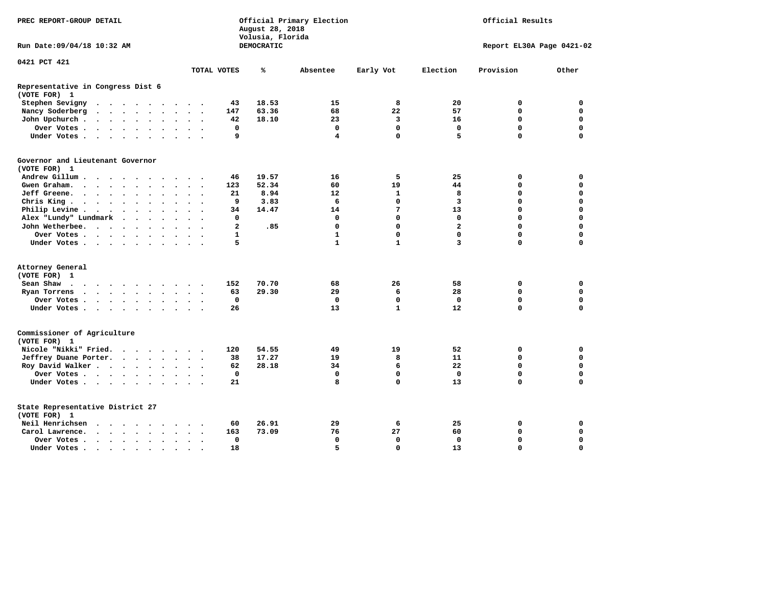PREC REPORT-GROUP DETAIL

Official Primary Election
August 28, 2018
Volusia, Florida
DEMOCRATIC

Official Results

Run Date:09/04/18 10:32 AM

Report EL30A Page 0421-02

0421 PCT 421

| | TOTAL VOTES | % | Absentee | Early Vot | Election | Provision | Other |
|---|---|---|---|---|---|---|---|
| **Representative in Congress Dist 6** | | | | | | | |
| **(VOTE FOR) 1** | | | | | | | |
| Stephen Sevigny | 43 | 18.53 | 15 | 8 | 20 | 0 | 0 |
| Nancy Soderberg | 147 | 63.36 | 68 | 22 | 57 | 0 | 0 |
| John Upchurch | 42 | 18.10 | 23 | 3 | 16 | 0 | 0 |
| Over Votes | 0 | | 0 | 0 | 0 | 0 | 0 |
| Under Votes | 9 | | 4 | 0 | 5 | 0 | 0 |
| **Governor and Lieutenant Governor** | | | | | | | |
| **(VOTE FOR) 1** | | | | | | | |
| Andrew Gillum | 46 | 19.57 | 16 | 5 | 25 | 0 | 0 |
| Gwen Graham | 123 | 52.34 | 60 | 19 | 44 | 0 | 0 |
| Jeff Greene | 21 | 8.94 | 12 | 1 | 8 | 0 | 0 |
| Chris King | 9 | 3.83 | 6 | 0 | 3 | 0 | 0 |
| Philip Levine | 34 | 14.47 | 14 | 7 | 13 | 0 | 0 |
| Alex "Lundy" Lundmark | 0 | | 0 | 0 | 0 | 0 | 0 |
| John Wetherbee | 2 | .85 | 0 | 0 | 2 | 0 | 0 |
| Over Votes | 1 | | 1 | 0 | 0 | 0 | 0 |
| Under Votes | 5 | | 1 | 1 | 3 | 0 | 0 |
| **Attorney General** | | | | | | | |
| **(VOTE FOR) 1** | | | | | | | |
| Sean Shaw | 152 | 70.70 | 68 | 26 | 58 | 0 | 0 |
| Ryan Torrens | 63 | 29.30 | 29 | 6 | 28 | 0 | 0 |
| Over Votes | 0 | | 0 | 0 | 0 | 0 | 0 |
| Under Votes | 26 | | 13 | 1 | 12 | 0 | 0 |
| **Commissioner of Agriculture** | | | | | | | |
| **(VOTE FOR) 1** | | | | | | | |
| Nicole "Nikki" Fried | 120 | 54.55 | 49 | 19 | 52 | 0 | 0 |
| Jeffrey Duane Porter | 38 | 17.27 | 19 | 8 | 11 | 0 | 0 |
| Roy David Walker | 62 | 28.18 | 34 | 6 | 22 | 0 | 0 |
| Over Votes | 0 | | 0 | 0 | 0 | 0 | 0 |
| Under Votes | 21 | | 8 | 0 | 13 | 0 | 0 |
| **State Representative District 27** | | | | | | | |
| **(VOTE FOR) 1** | | | | | | | |
| Neil Henrichsen | 60 | 26.91 | 29 | 6 | 25 | 0 | 0 |
| Carol Lawrence | 163 | 73.09 | 76 | 27 | 60 | 0 | 0 |
| Over Votes | 0 | | 0 | 0 | 0 | 0 | 0 |
| Under Votes | 18 | | 5 | 0 | 13 | 0 | 0 |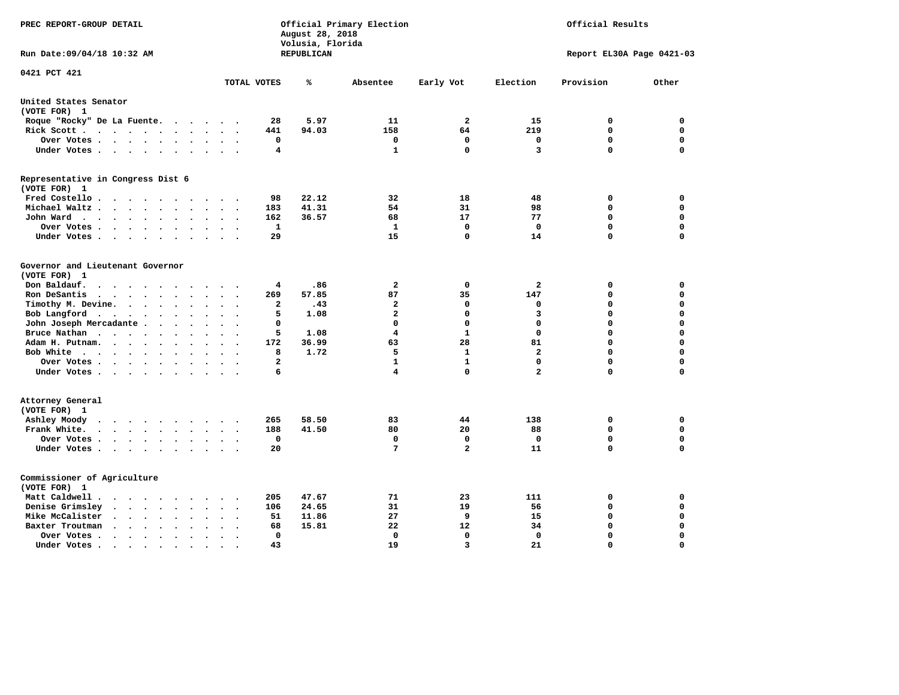PREC REPORT-GROUP DETAIL

Official Primary Election
August 28, 2018
Volusia, Florida
REPUBLICAN

Official Results

Run Date:09/04/18 10:32 AM

Report EL30A Page 0421-03

0421 PCT 421

| | TOTAL VOTES | % | Absentee | Early Vot | Election | Provision | Other |
|---|---|---|---|---|---|---|---|
| **United States Senator (VOTE FOR) 1** | | | | | | | |
| Roque "Rocky" De La Fuente | 28 | 5.97 | 11 | 2 | 15 | 0 | 0 |
| Rick Scott | 441 | 94.03 | 158 | 64 | 219 | 0 | 0 |
| Over Votes | 0 | | 0 | 0 | 0 | 0 | 0 |
| Under Votes | 4 | | 1 | 0 | 3 | 0 | 0 |
| **Representative in Congress Dist 6 (VOTE FOR) 1** | | | | | | | |
| Fred Costello | 98 | 22.12 | 32 | 18 | 48 | 0 | 0 |
| Michael Waltz | 183 | 41.31 | 54 | 31 | 98 | 0 | 0 |
| John Ward | 162 | 36.57 | 68 | 17 | 77 | 0 | 0 |
| Over Votes | 1 | | 1 | 0 | 0 | 0 | 0 |
| Under Votes | 29 | | 15 | 0 | 14 | 0 | 0 |
| **Governor and Lieutenant Governor (VOTE FOR) 1** | | | | | | | |
| Don Baldauf | 4 | .86 | 2 | 0 | 2 | 0 | 0 |
| Ron DeSantis | 269 | 57.85 | 87 | 35 | 147 | 0 | 0 |
| Timothy M. Devine | 2 | .43 | 2 | 0 | 0 | 0 | 0 |
| Bob Langford | 5 | 1.08 | 2 | 0 | 3 | 0 | 0 |
| John Joseph Mercadante | 0 | | 0 | 0 | 0 | 0 | 0 |
| Bruce Nathan | 5 | 1.08 | 4 | 1 | 0 | 0 | 0 |
| Adam H. Putnam | 172 | 36.99 | 63 | 28 | 81 | 0 | 0 |
| Bob White | 8 | 1.72 | 5 | 1 | 2 | 0 | 0 |
| Over Votes | 2 | | 1 | 1 | 0 | 0 | 0 |
| Under Votes | 6 | | 4 | 0 | 2 | 0 | 0 |
| **Attorney General (VOTE FOR) 1** | | | | | | | |
| Ashley Moody | 265 | 58.50 | 83 | 44 | 138 | 0 | 0 |
| Frank White | 188 | 41.50 | 80 | 20 | 88 | 0 | 0 |
| Over Votes | 0 | | 0 | 0 | 0 | 0 | 0 |
| Under Votes | 20 | | 7 | 2 | 11 | 0 | 0 |
| **Commissioner of Agriculture (VOTE FOR) 1** | | | | | | | |
| Matt Caldwell | 205 | 47.67 | 71 | 23 | 111 | 0 | 0 |
| Denise Grimsley | 106 | 24.65 | 31 | 19 | 56 | 0 | 0 |
| Mike McCalister | 51 | 11.86 | 27 | 9 | 15 | 0 | 0 |
| Baxter Troutman | 68 | 15.81 | 22 | 12 | 34 | 0 | 0 |
| Over Votes | 0 | | 0 | 0 | 0 | 0 | 0 |
| Under Votes | 43 | | 19 | 3 | 21 | 0 | 0 |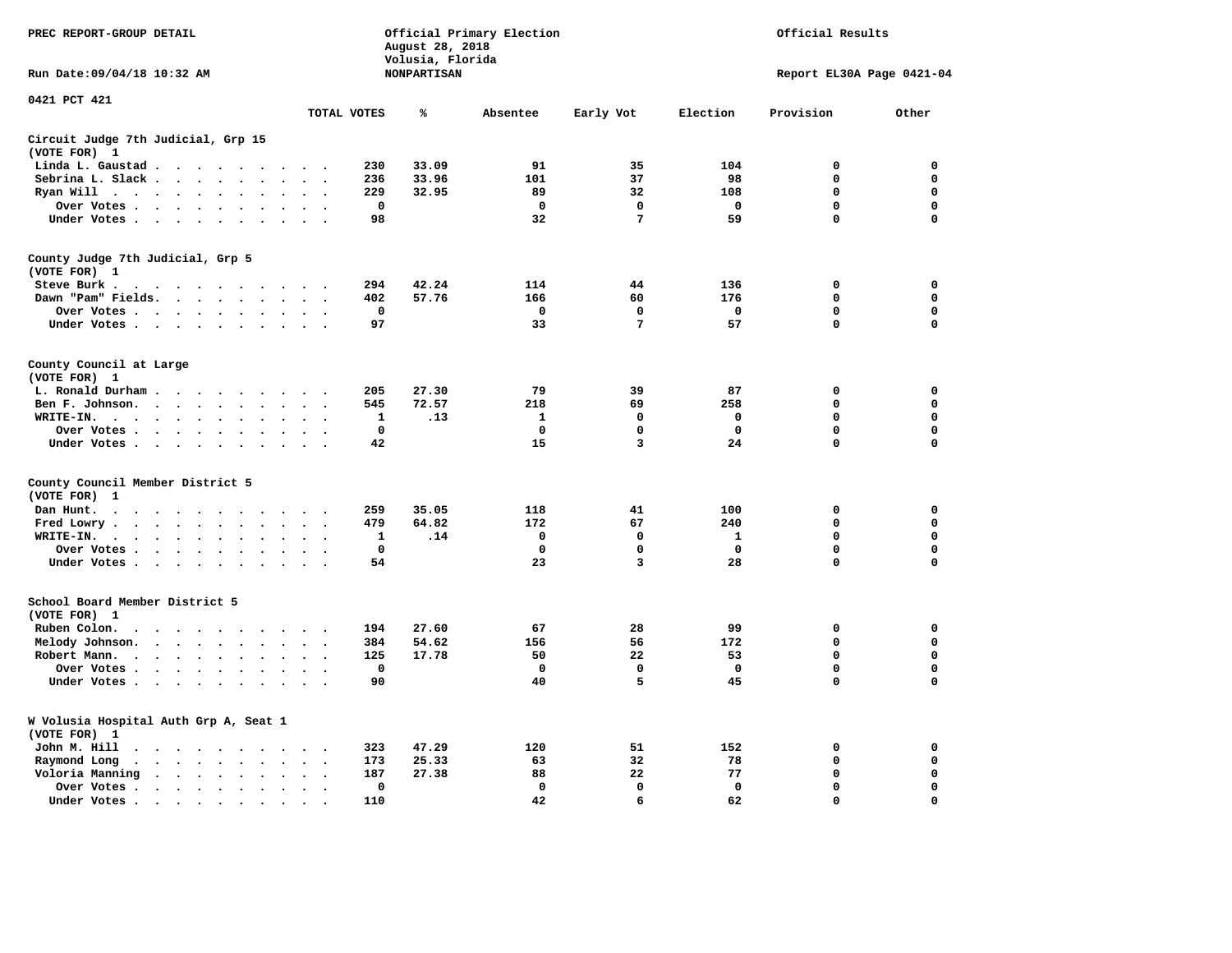PREC REPORT-GROUP DETAIL

Official Primary Election
August 28, 2018
Volusia, Florida
NONPARTISAN

Official Results

Run Date:09/04/18 10:32 AM

Report EL30A Page 0421-04

0421 PCT 421

| | TOTAL VOTES | % | Absentee | Early Vot | Election | Provision | Other |
|---|---|---|---|---|---|---|---|
| **Circuit Judge 7th Judicial, Grp 15** | | | | | | | |
| (VOTE FOR) 1 | | | | | | | |
| Linda L. Gaustad | 230 | 33.09 | 91 | 35 | 104 | 0 | 0 |
| Sebrina L. Slack | 236 | 33.96 | 101 | 37 | 98 | 0 | 0 |
| Ryan Will | 229 | 32.95 | 89 | 32 | 108 | 0 | 0 |
| Over Votes | 0 | | 0 | 0 | 0 | 0 | 0 |
| Under Votes | 98 | | 32 | 7 | 59 | 0 | 0 |
| **County Judge 7th Judicial, Grp 5** | | | | | | | |
| (VOTE FOR) 1 | | | | | | | |
| Steve Burk | 294 | 42.24 | 114 | 44 | 136 | 0 | 0 |
| Dawn "Pam" Fields | 402 | 57.76 | 166 | 60 | 176 | 0 | 0 |
| Over Votes | 0 | | 0 | 0 | 0 | 0 | 0 |
| Under Votes | 97 | | 33 | 7 | 57 | 0 | 0 |
| **County Council at Large** | | | | | | | |
| (VOTE FOR) 1 | | | | | | | |
| L. Ronald Durham | 205 | 27.30 | 79 | 39 | 87 | 0 | 0 |
| Ben F. Johnson | 545 | 72.57 | 218 | 69 | 258 | 0 | 0 |
| WRITE-IN | 1 | .13 | 1 | 0 | 0 | 0 | 0 |
| Over Votes | 0 | | 0 | 0 | 0 | 0 | 0 |
| Under Votes | 42 | | 15 | 3 | 24 | 0 | 0 |
| **County Council Member District 5** | | | | | | | |
| (VOTE FOR) 1 | | | | | | | |
| Dan Hunt | 259 | 35.05 | 118 | 41 | 100 | 0 | 0 |
| Fred Lowry | 479 | 64.82 | 172 | 67 | 240 | 0 | 0 |
| WRITE-IN | 1 | .14 | 0 | 0 | 1 | 0 | 0 |
| Over Votes | 0 | | 0 | 0 | 0 | 0 | 0 |
| Under Votes | 54 | | 23 | 3 | 28 | 0 | 0 |
| **School Board Member District 5** | | | | | | | |
| (VOTE FOR) 1 | | | | | | | |
| Ruben Colon | 194 | 27.60 | 67 | 28 | 99 | 0 | 0 |
| Melody Johnson | 384 | 54.62 | 156 | 56 | 172 | 0 | 0 |
| Robert Mann | 125 | 17.78 | 50 | 22 | 53 | 0 | 0 |
| Over Votes | 0 | | 0 | 0 | 0 | 0 | 0 |
| Under Votes | 90 | | 40 | 5 | 45 | 0 | 0 |
| **W Volusia Hospital Auth Grp A, Seat 1** | | | | | | | |
| (VOTE FOR) 1 | | | | | | | |
| John M. Hill | 323 | 47.29 | 120 | 51 | 152 | 0 | 0 |
| Raymond Long | 173 | 25.33 | 63 | 32 | 78 | 0 | 0 |
| Voloria Manning | 187 | 27.38 | 88 | 22 | 77 | 0 | 0 |
| Over Votes | 0 | | 0 | 0 | 0 | 0 | 0 |
| Under Votes | 110 | | 42 | 6 | 62 | 0 | 0 |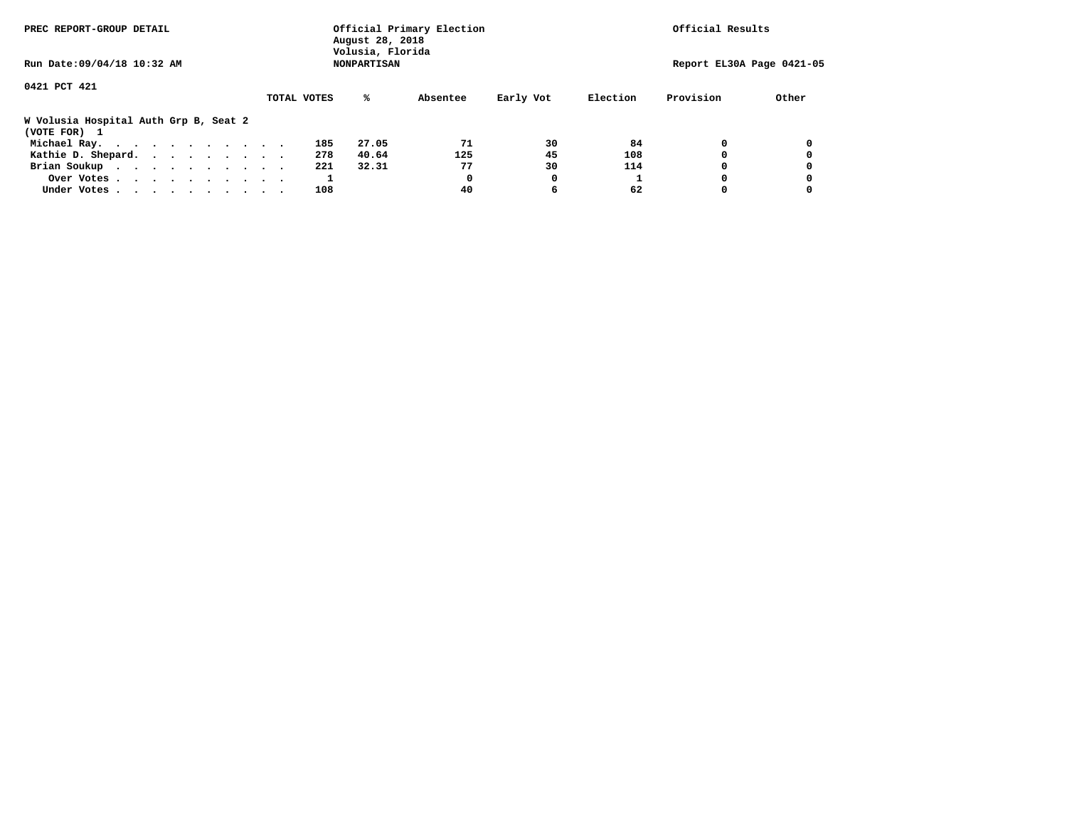PREC REPORT-GROUP DETAIL

Official Primary Election
August 28, 2018
Volusia, Florida
NONPARTISAN

Official Results

Run Date:09/04/18 10:32 AM

Report EL30A Page 0421-05

0421 PCT 421

**W Volusia Hospital Auth Grp B, Seat 2**
**(VOTE FOR) 1**

| | TOTAL VOTES | % | Absentee | Early Vot | Election | Provision | Other |
|---|---|---|---|---|---|---|---|
| Michael Ray | 185 | 27.05 | 71 | 30 | 84 | 0 | 0 |
| Kathie D. Shepard | 278 | 40.64 | 125 | 45 | 108 | 0 | 0 |
| Brian Soukup | 221 | 32.31 | 77 | 30 | 114 | 0 | 0 |
| Over Votes | 1 | | 0 | 0 | 1 | 0 | 0 |
| Under Votes | 108 | | 40 | 6 | 62 | 0 | 0 |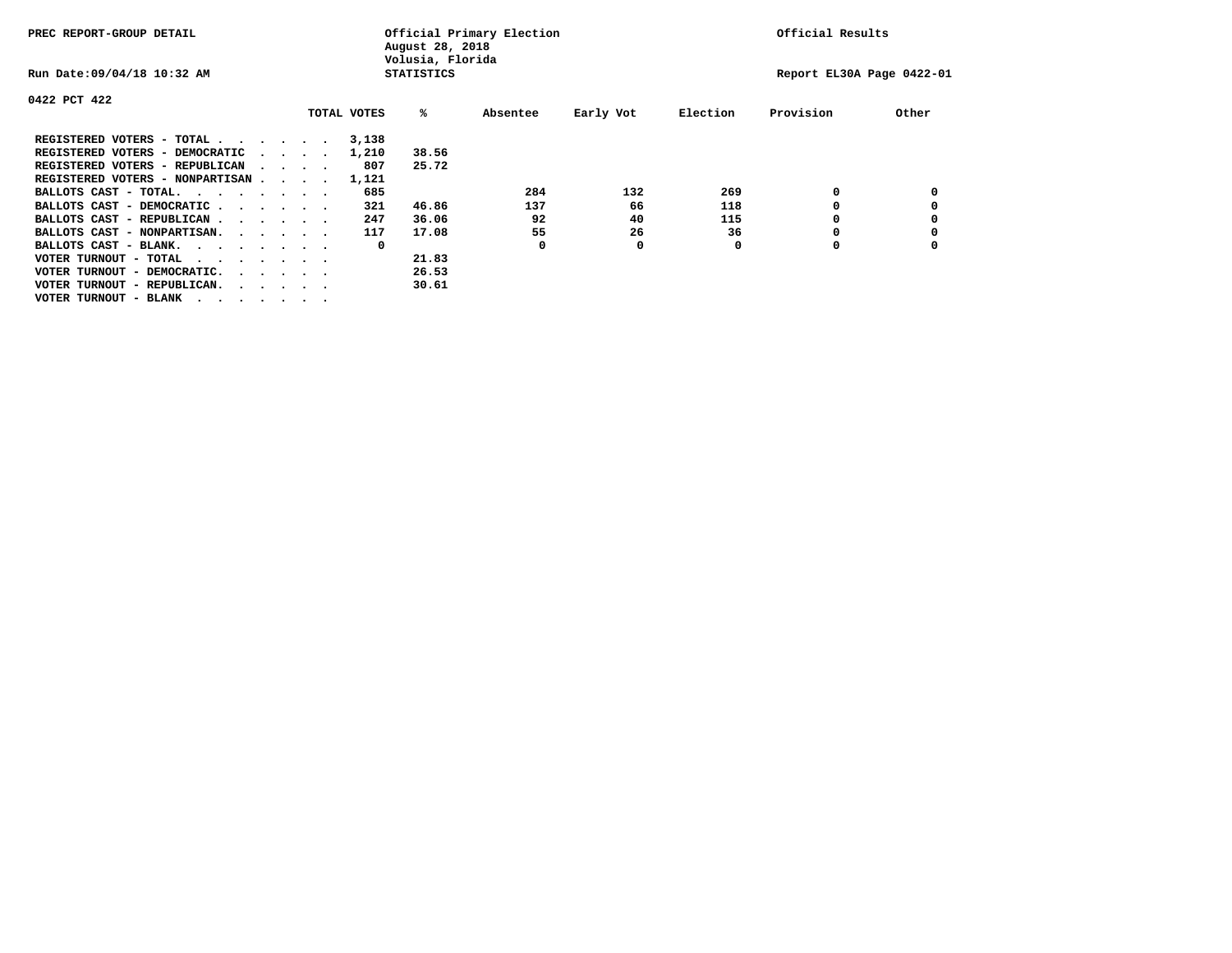PREC REPORT-GROUP DETAIL

Official Primary Election
August 28, 2018
Volusia, Florida
STATISTICS

Official Results

Run Date:09/04/18 10:32 AM

Report EL30A Page 0422-01

0422 PCT 422

| | TOTAL VOTES | % | Absentee | Early Vot | Election | Provision | Other |
|---|---|---|---|---|---|---|---|
| REGISTERED VOTERS - TOTAL . . . . . . | 3,138 | | | | | | |
| REGISTERED VOTERS - DEMOCRATIC . . . . | 1,210 | 38.56 | | | | | |
| REGISTERED VOTERS - REPUBLICAN . . . . | 807 | 25.72 | | | | | |
| REGISTERED VOTERS - NONPARTISAN . . . . | 1,121 | | | | | | |
| BALLOTS CAST - TOTAL. . . . . . . . | 685 | | 284 | 132 | 269 | 0 | 0 |
| BALLOTS CAST - DEMOCRATIC . . . . . . | 321 | 46.86 | 137 | 66 | 118 | 0 | 0 |
| BALLOTS CAST - REPUBLICAN . . . . . . | 247 | 36.06 | 92 | 40 | 115 | 0 | 0 |
| BALLOTS CAST - NONPARTISAN. . . . . . | 117 | 17.08 | 55 | 26 | 36 | 0 | 0 |
| BALLOTS CAST - BLANK. . . . . . . . | 0 | | 0 | 0 | 0 | 0 | 0 |
| VOTER TURNOUT - TOTAL . . . . . . . | | 21.83 | | | | | |
| VOTER TURNOUT - DEMOCRATIC. . . . . . | | 26.53 | | | | | |
| VOTER TURNOUT - REPUBLICAN. . . . . . | | 30.61 | | | | | |
| VOTER TURNOUT - BLANK . . . . . . . | | | | | | | |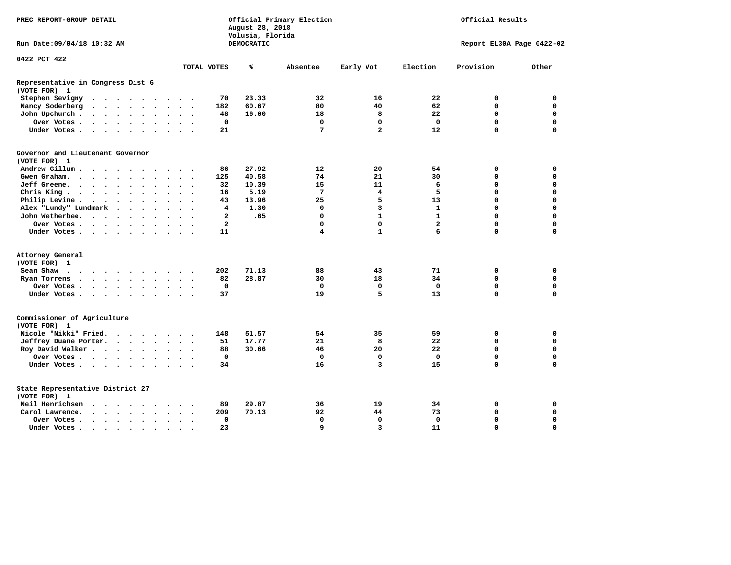PREC REPORT-GROUP DETAIL

Official Primary Election
August 28, 2018
Volusia, Florida
DEMOCRATIC

Official Results

Run Date:09/04/18 10:32 AM

Report EL30A Page 0422-02

0422 PCT 422

| | TOTAL VOTES | % | Absentee | Early Vot | Election | Provision | Other |
|---|---|---|---|---|---|---|---|
| **Representative in Congress Dist 6** | | | | | | | |
| **(VOTE FOR) 1** | | | | | | | |
| Stephen Sevigny | 70 | 23.33 | 32 | 16 | 22 | 0 | 0 |
| Nancy Soderberg | 182 | 60.67 | 80 | 40 | 62 | 0 | 0 |
| John Upchurch | 48 | 16.00 | 18 | 8 | 22 | 0 | 0 |
| Over Votes | 0 | | 0 | 0 | 0 | 0 | 0 |
| Under Votes | 21 | | 7 | 2 | 12 | 0 | 0 |
| **Governor and Lieutenant Governor** | | | | | | | |
| **(VOTE FOR) 1** | | | | | | | |
| Andrew Gillum | 86 | 27.92 | 12 | 20 | 54 | 0 | 0 |
| Gwen Graham | 125 | 40.58 | 74 | 21 | 30 | 0 | 0 |
| Jeff Greene | 32 | 10.39 | 15 | 11 | 6 | 0 | 0 |
| Chris King | 16 | 5.19 | 7 | 4 | 5 | 0 | 0 |
| Philip Levine | 43 | 13.96 | 25 | 5 | 13 | 0 | 0 |
| Alex "Lundy" Lundmark | 4 | 1.30 | 0 | 3 | 1 | 0 | 0 |
| John Wetherbee | 2 | .65 | 0 | 1 | 1 | 0 | 0 |
| Over Votes | 2 | | 0 | 0 | 2 | 0 | 0 |
| Under Votes | 11 | | 4 | 1 | 6 | 0 | 0 |
| **Attorney General** | | | | | | | |
| **(VOTE FOR) 1** | | | | | | | |
| Sean Shaw | 202 | 71.13 | 88 | 43 | 71 | 0 | 0 |
| Ryan Torrens | 82 | 28.87 | 30 | 18 | 34 | 0 | 0 |
| Over Votes | 0 | | 0 | 0 | 0 | 0 | 0 |
| Under Votes | 37 | | 19 | 5 | 13 | 0 | 0 |
| **Commissioner of Agriculture** | | | | | | | |
| **(VOTE FOR) 1** | | | | | | | |
| Nicole "Nikki" Fried | 148 | 51.57 | 54 | 35 | 59 | 0 | 0 |
| Jeffrey Duane Porter | 51 | 17.77 | 21 | 8 | 22 | 0 | 0 |
| Roy David Walker | 88 | 30.66 | 46 | 20 | 22 | 0 | 0 |
| Over Votes | 0 | | 0 | 0 | 0 | 0 | 0 |
| Under Votes | 34 | | 16 | 3 | 15 | 0 | 0 |
| **State Representative District 27** | | | | | | | |
| **(VOTE FOR) 1** | | | | | | | |
| Neil Henrichsen | 89 | 29.87 | 36 | 19 | 34 | 0 | 0 |
| Carol Lawrence | 209 | 70.13 | 92 | 44 | 73 | 0 | 0 |
| Over Votes | 0 | | 0 | 0 | 0 | 0 | 0 |
| Under Votes | 23 | | 9 | 3 | 11 | 0 | 0 |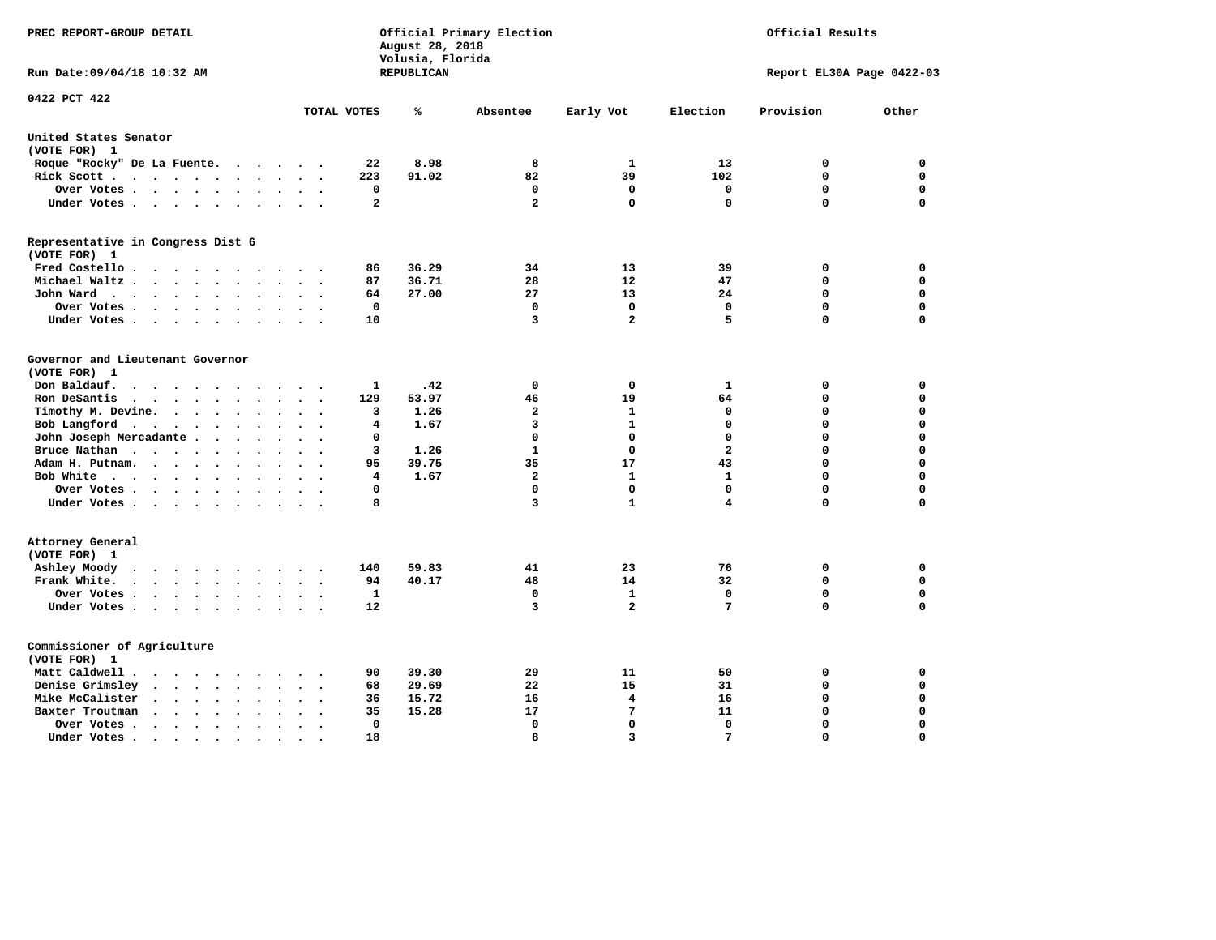PREC REPORT-GROUP DETAIL

Official Primary Election
August 28, 2018
Volusia, Florida
REPUBLICAN

Official Results

Run Date:09/04/18 10:32 AM

Report EL30A Page 0422-03

0422 PCT 422

| | TOTAL VOTES | % | Absentee | Early Vot | Election | Provision | Other |
|---|---|---|---|---|---|---|---|
| **United States Senator** | | | | | | | |
| (VOTE FOR) 1 | | | | | | | |
| Roque "Rocky" De La Fuente | 22 | 8.98 | 8 | 1 | 13 | 0 | 0 |
| Rick Scott | 223 | 91.02 | 82 | 39 | 102 | 0 | 0 |
| Over Votes | 0 | | 0 | 0 | 0 | 0 | 0 |
| Under Votes | 2 | | 2 | 0 | 0 | 0 | 0 |
| **Representative in Congress Dist 6** | | | | | | | |
| (VOTE FOR) 1 | | | | | | | |
| Fred Costello | 86 | 36.29 | 34 | 13 | 39 | 0 | 0 |
| Michael Waltz | 87 | 36.71 | 28 | 12 | 47 | 0 | 0 |
| John Ward | 64 | 27.00 | 27 | 13 | 24 | 0 | 0 |
| Over Votes | 0 | | 0 | 0 | 0 | 0 | 0 |
| Under Votes | 10 | | 3 | 2 | 5 | 0 | 0 |
| **Governor and Lieutenant Governor** | | | | | | | |
| (VOTE FOR) 1 | | | | | | | |
| Don Baldauf | 1 | .42 | 0 | 0 | 1 | 0 | 0 |
| Ron DeSantis | 129 | 53.97 | 46 | 19 | 64 | 0 | 0 |
| Timothy M. Devine | 3 | 1.26 | 2 | 1 | 0 | 0 | 0 |
| Bob Langford | 4 | 1.67 | 3 | 1 | 0 | 0 | 0 |
| John Joseph Mercadante | 0 | | 0 | 0 | 0 | 0 | 0 |
| Bruce Nathan | 3 | 1.26 | 1 | 0 | 2 | 0 | 0 |
| Adam H. Putnam | 95 | 39.75 | 35 | 17 | 43 | 0 | 0 |
| Bob White | 4 | 1.67 | 2 | 1 | 1 | 0 | 0 |
| Over Votes | 0 | | 0 | 0 | 0 | 0 | 0 |
| Under Votes | 8 | | 3 | 1 | 4 | 0 | 0 |
| **Attorney General** | | | | | | | |
| (VOTE FOR) 1 | | | | | | | |
| Ashley Moody | 140 | 59.83 | 41 | 23 | 76 | 0 | 0 |
| Frank White | 94 | 40.17 | 48 | 14 | 32 | 0 | 0 |
| Over Votes | 1 | | 0 | 1 | 0 | 0 | 0 |
| Under Votes | 12 | | 3 | 2 | 7 | 0 | 0 |
| **Commissioner of Agriculture** | | | | | | | |
| (VOTE FOR) 1 | | | | | | | |
| Matt Caldwell | 90 | 39.30 | 29 | 11 | 50 | 0 | 0 |
| Denise Grimsley | 68 | 29.69 | 22 | 15 | 31 | 0 | 0 |
| Mike McCalister | 36 | 15.72 | 16 | 4 | 16 | 0 | 0 |
| Baxter Troutman | 35 | 15.28 | 17 | 7 | 11 | 0 | 0 |
| Over Votes | 0 | | 0 | 0 | 0 | 0 | 0 |
| Under Votes | 18 | | 8 | 3 | 7 | 0 | 0 |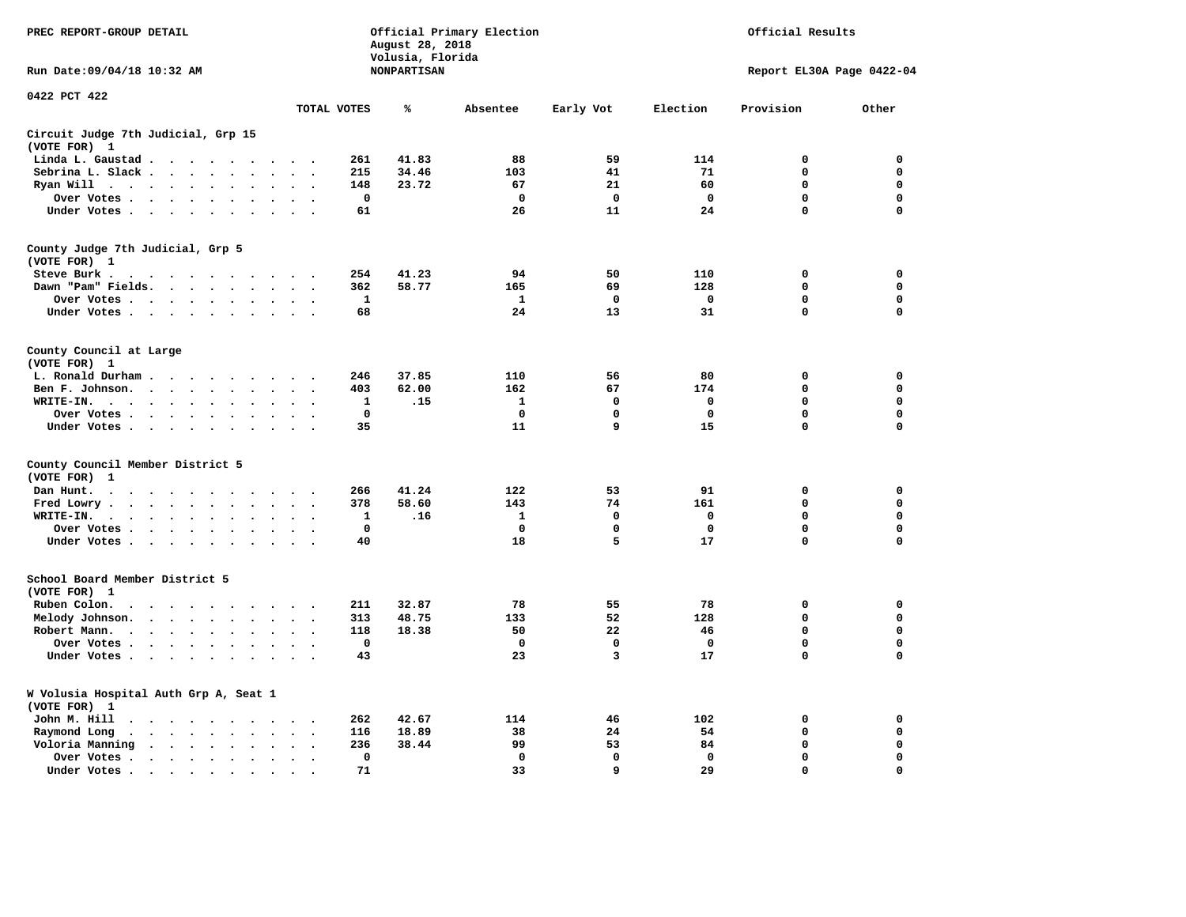PREC REPORT-GROUP DETAIL

Official Primary Election
August 28, 2018
Volusia, Florida
NONPARTISAN

Official Results

Run Date:09/04/18 10:32 AM

Report EL30A Page 0422-04

0422 PCT 422

| | TOTAL VOTES | % | Absentee | Early Vot | Election | Provision | Other |
|---|---|---|---|---|---|---|---|
| **Circuit Judge 7th Judicial, Grp 15 (VOTE FOR) 1** | | | | | | | |
| Linda L. Gaustad | 261 | 41.83 | 88 | 59 | 114 | 0 | 0 |
| Sebrina L. Slack | 215 | 34.46 | 103 | 41 | 71 | 0 | 0 |
| Ryan Will | 148 | 23.72 | 67 | 21 | 60 | 0 | 0 |
| Over Votes | 0 | | 0 | 0 | 0 | 0 | 0 |
| Under Votes | 61 | | 26 | 11 | 24 | 0 | 0 |
| **County Judge 7th Judicial, Grp 5 (VOTE FOR) 1** | | | | | | | |
| Steve Burk | 254 | 41.23 | 94 | 50 | 110 | 0 | 0 |
| Dawn "Pam" Fields | 362 | 58.77 | 165 | 69 | 128 | 0 | 0 |
| Over Votes | 1 | | 1 | 0 | 0 | 0 | 0 |
| Under Votes | 68 | | 24 | 13 | 31 | 0 | 0 |
| **County Council at Large (VOTE FOR) 1** | | | | | | | |
| L. Ronald Durham | 246 | 37.85 | 110 | 56 | 80 | 0 | 0 |
| Ben F. Johnson | 403 | 62.00 | 162 | 67 | 174 | 0 | 0 |
| WRITE-IN. | 1 | .15 | 1 | 0 | 0 | 0 | 0 |
| Over Votes | 0 | | 0 | 0 | 0 | 0 | 0 |
| Under Votes | 35 | | 11 | 9 | 15 | 0 | 0 |
| **County Council Member District 5 (VOTE FOR) 1** | | | | | | | |
| Dan Hunt. | 266 | 41.24 | 122 | 53 | 91 | 0 | 0 |
| Fred Lowry | 378 | 58.60 | 143 | 74 | 161 | 0 | 0 |
| WRITE-IN. | 1 | .16 | 1 | 0 | 0 | 0 | 0 |
| Over Votes | 0 | | 0 | 0 | 0 | 0 | 0 |
| Under Votes | 40 | | 18 | 5 | 17 | 0 | 0 |
| **School Board Member District 5 (VOTE FOR) 1** | | | | | | | |
| Ruben Colon. | 211 | 32.87 | 78 | 55 | 78 | 0 | 0 |
| Melody Johnson. | 313 | 48.75 | 133 | 52 | 128 | 0 | 0 |
| Robert Mann. | 118 | 18.38 | 50 | 22 | 46 | 0 | 0 |
| Over Votes | 0 | | 0 | 0 | 0 | 0 | 0 |
| Under Votes | 43 | | 23 | 3 | 17 | 0 | 0 |
| **W Volusia Hospital Auth Grp A, Seat 1 (VOTE FOR) 1** | | | | | | | |
| John M. Hill | 262 | 42.67 | 114 | 46 | 102 | 0 | 0 |
| Raymond Long | 116 | 18.89 | 38 | 24 | 54 | 0 | 0 |
| Voloria Manning | 236 | 38.44 | 99 | 53 | 84 | 0 | 0 |
| Over Votes | 0 | | 0 | 0 | 0 | 0 | 0 |
| Under Votes | 71 | | 33 | 9 | 29 | 0 | 0 |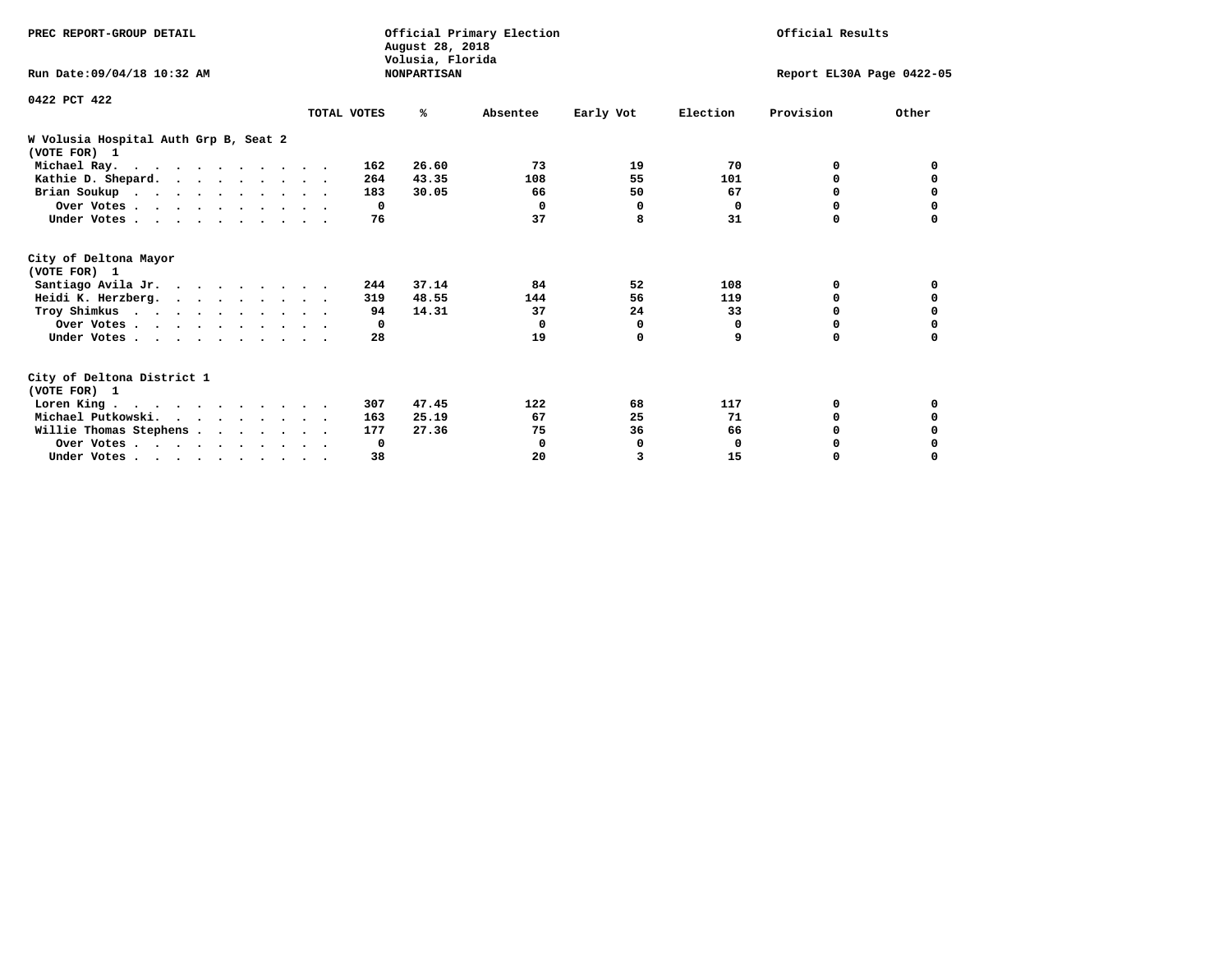PREC REPORT-GROUP DETAIL

Run Date:09/04/18 10:32 AM

Official Primary Election
August 28, 2018
Volusia, Florida
NONPARTISAN

Official Results

Report EL30A Page 0422-05

0422 PCT 422

## W Volusia Hospital Auth Grp B, Seat 2
(VOTE FOR) 1

| | TOTAL VOTES | % | Absentee | Early Vot | Election | Provision | Other |
|---|---|---|---|---|---|---|---|
| Michael Ray. | 162 | 26.60 | 73 | 19 | 70 | 0 | 0 |
| Kathie D. Shepard. | 264 | 43.35 | 108 | 55 | 101 | 0 | 0 |
| Brian Soukup | 183 | 30.05 | 66 | 50 | 67 | 0 | 0 |
| Over Votes | 0 | | 0 | 0 | 0 | 0 | 0 |
| Under Votes | 76 | | 37 | 8 | 31 | 0 | 0 |

## City of Deltona Mayor
(VOTE FOR) 1

| | TOTAL VOTES | % | Absentee | Early Vot | Election | Provision | Other |
|---|---|---|---|---|---|---|---|
| Santiago Avila Jr. | 244 | 37.14 | 84 | 52 | 108 | 0 | 0 |
| Heidi K. Herzberg. | 319 | 48.55 | 144 | 56 | 119 | 0 | 0 |
| Troy Shimkus | 94 | 14.31 | 37 | 24 | 33 | 0 | 0 |
| Over Votes | 0 | | 0 | 0 | 0 | 0 | 0 |
| Under Votes | 28 | | 19 | 0 | 9 | 0 | 0 |

## City of Deltona District 1
(VOTE FOR) 1

| | TOTAL VOTES | % | Absentee | Early Vot | Election | Provision | Other |
|---|---|---|---|---|---|---|---|
| Loren King | 307 | 47.45 | 122 | 68 | 117 | 0 | 0 |
| Michael Putkowski. | 163 | 25.19 | 67 | 25 | 71 | 0 | 0 |
| Willie Thomas Stephens | 177 | 27.36 | 75 | 36 | 66 | 0 | 0 |
| Over Votes | 0 | | 0 | 0 | 0 | 0 | 0 |
| Under Votes | 38 | | 20 | 3 | 15 | 0 | 0 |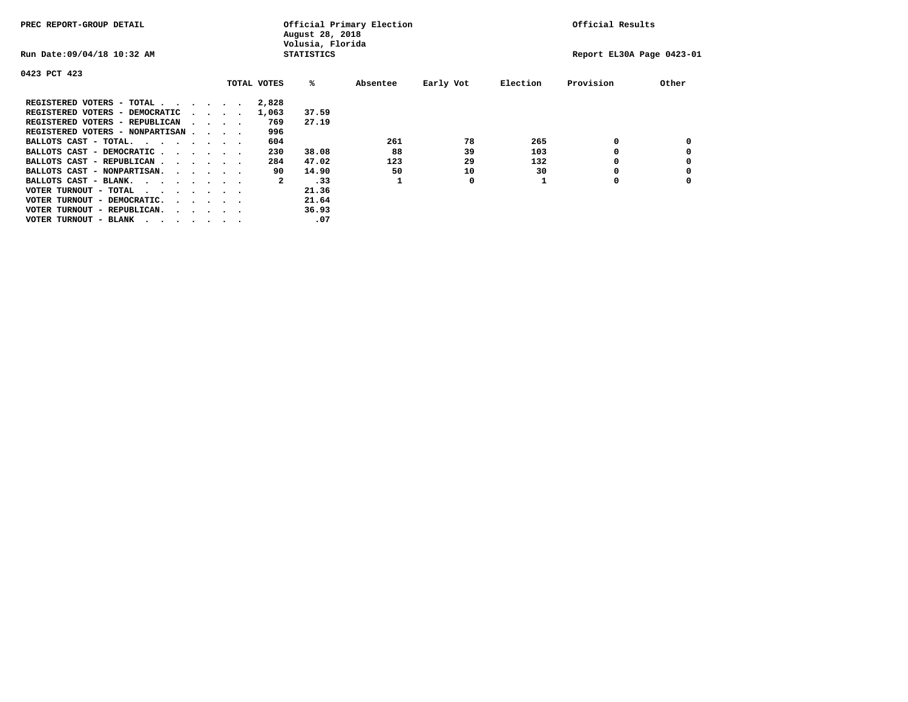PREC REPORT-GROUP DETAIL

Official Primary Election
August 28, 2018
Volusia, Florida
STATISTICS

Official Results

Run Date:09/04/18 10:32 AM

Report EL30A Page 0423-01

0423 PCT 423

| | TOTAL VOTES | % | Absentee | Early Vot | Election | Provision | Other |
|---|---|---|---|---|---|---|---|
| REGISTERED VOTERS - TOTAL . . . . . . | 2,828 | | | | | | |
| REGISTERED VOTERS - DEMOCRATIC . . . . | 1,063 | 37.59 | | | | | |
| REGISTERED VOTERS - REPUBLICAN . . . . | 769 | 27.19 | | | | | |
| REGISTERED VOTERS - NONPARTISAN . . . . | 996 | | | | | | |
| BALLOTS CAST - TOTAL. . . . . . . . | 604 | | 261 | 78 | 265 | 0 | 0 |
| BALLOTS CAST - DEMOCRATIC . . . . . . | 230 | 38.08 | 88 | 39 | 103 | 0 | 0 |
| BALLOTS CAST - REPUBLICAN . . . . . . | 284 | 47.02 | 123 | 29 | 132 | 0 | 0 |
| BALLOTS CAST - NONPARTISAN. . . . . . | 90 | 14.90 | 50 | 10 | 30 | 0 | 0 |
| BALLOTS CAST - BLANK. . . . . . . . | 2 | .33 | 1 | 0 | 1 | 0 | 0 |
| VOTER TURNOUT - TOTAL . . . . . . . | | 21.36 | | | | | |
| VOTER TURNOUT - DEMOCRATIC. . . . . . | | 21.64 | | | | | |
| VOTER TURNOUT - REPUBLICAN. . . . . . | | 36.93 | | | | | |
| VOTER TURNOUT - BLANK . . . . . . . | | .07 | | | | | |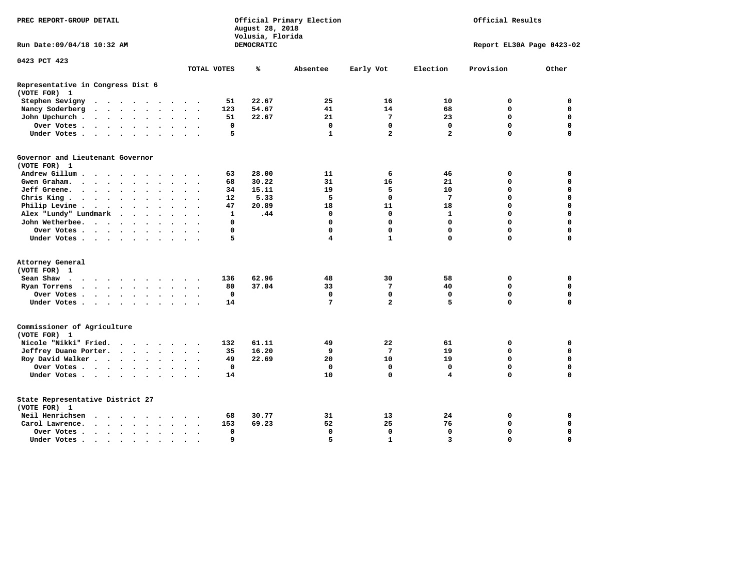PREC REPORT-GROUP DETAIL

Official Primary Election
August 28, 2018
Volusia, Florida
DEMOCRATIC

Official Results

Run Date:09/04/18 10:32 AM

Report EL30A Page 0423-02

0423 PCT 423

| | TOTAL VOTES | % | Absentee | Early Vot | Election | Provision | Other |
|---|---|---|---|---|---|---|---|
| **Representative in Congress Dist 6** | | | | | | | |
| **(VOTE FOR) 1** | | | | | | | |
| Stephen Sevigny | 51 | 22.67 | 25 | 16 | 10 | 0 | 0 |
| Nancy Soderberg | 123 | 54.67 | 41 | 14 | 68 | 0 | 0 |
| John Upchurch | 51 | 22.67 | 21 | 7 | 23 | 0 | 0 |
| Over Votes | 0 | | 0 | 0 | 0 | 0 | 0 |
| Under Votes | 5 | | 1 | 2 | 2 | 0 | 0 |
| **Governor and Lieutenant Governor** | | | | | | | |
| **(VOTE FOR) 1** | | | | | | | |
| Andrew Gillum | 63 | 28.00 | 11 | 6 | 46 | 0 | 0 |
| Gwen Graham | 68 | 30.22 | 31 | 16 | 21 | 0 | 0 |
| Jeff Greene | 34 | 15.11 | 19 | 5 | 10 | 0 | 0 |
| Chris King | 12 | 5.33 | 5 | 0 | 7 | 0 | 0 |
| Philip Levine | 47 | 20.89 | 18 | 11 | 18 | 0 | 0 |
| Alex "Lundy" Lundmark | 1 | .44 | 0 | 0 | 1 | 0 | 0 |
| John Wetherbee | 0 | | 0 | 0 | 0 | 0 | 0 |
| Over Votes | 0 | | 0 | 0 | 0 | 0 | 0 |
| Under Votes | 5 | | 4 | 1 | 0 | 0 | 0 |
| **Attorney General** | | | | | | | |
| **(VOTE FOR) 1** | | | | | | | |
| Sean Shaw | 136 | 62.96 | 48 | 30 | 58 | 0 | 0 |
| Ryan Torrens | 80 | 37.04 | 33 | 7 | 40 | 0 | 0 |
| Over Votes | 0 | | 0 | 0 | 0 | 0 | 0 |
| Under Votes | 14 | | 7 | 2 | 5 | 0 | 0 |
| **Commissioner of Agriculture** | | | | | | | |
| **(VOTE FOR) 1** | | | | | | | |
| Nicole "Nikki" Fried | 132 | 61.11 | 49 | 22 | 61 | 0 | 0 |
| Jeffrey Duane Porter | 35 | 16.20 | 9 | 7 | 19 | 0 | 0 |
| Roy David Walker | 49 | 22.69 | 20 | 10 | 19 | 0 | 0 |
| Over Votes | 0 | | 0 | 0 | 0 | 0 | 0 |
| Under Votes | 14 | | 10 | 0 | 4 | 0 | 0 |
| **State Representative District 27** | | | | | | | |
| **(VOTE FOR) 1** | | | | | | | |
| Neil Henrichsen | 68 | 30.77 | 31 | 13 | 24 | 0 | 0 |
| Carol Lawrence | 153 | 69.23 | 52 | 25 | 76 | 0 | 0 |
| Over Votes | 0 | | 0 | 0 | 0 | 0 | 0 |
| Under Votes | 9 | | 5 | 1 | 3 | 0 | 0 |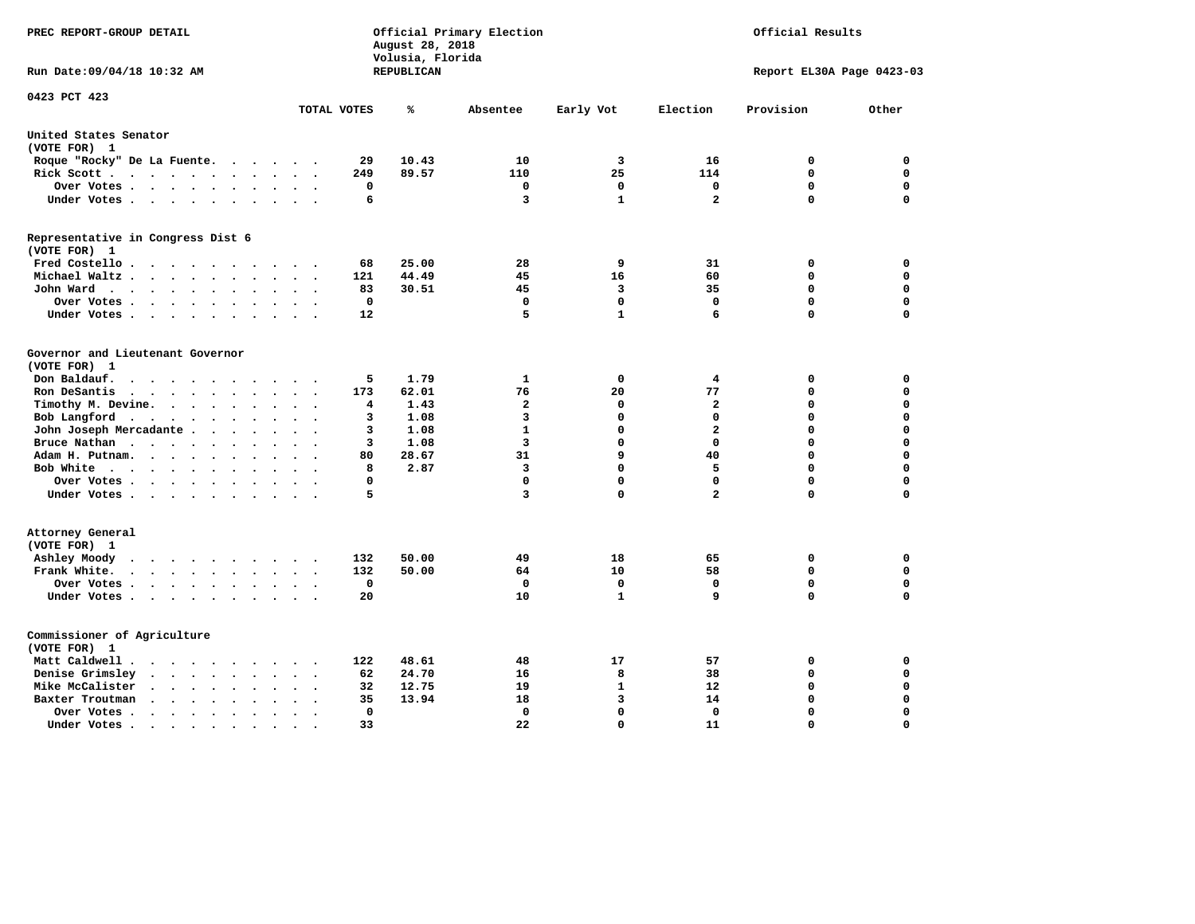PREC REPORT-GROUP DETAIL

Official Primary Election
August 28, 2018
Volusia, Florida
REPUBLICAN

Official Results

Run Date:09/04/18 10:32 AM

Report EL30A Page 0423-03

0423 PCT 423

| | TOTAL VOTES | % | Absentee | Early Vot | Election | Provision | Other |
|---|---|---|---|---|---|---|---|
| **United States Senator (VOTE FOR) 1** | | | | | | | |
| Roque "Rocky" De La Fuente | 29 | 10.43 | 10 | 3 | 16 | 0 | 0 |
| Rick Scott | 249 | 89.57 | 110 | 25 | 114 | 0 | 0 |
| Over Votes | 0 | | 0 | 0 | 0 | 0 | 0 |
| Under Votes | 6 | | 3 | 1 | 2 | 0 | 0 |
| **Representative in Congress Dist 6 (VOTE FOR) 1** | | | | | | | |
| Fred Costello | 68 | 25.00 | 28 | 9 | 31 | 0 | 0 |
| Michael Waltz | 121 | 44.49 | 45 | 16 | 60 | 0 | 0 |
| John Ward | 83 | 30.51 | 45 | 3 | 35 | 0 | 0 |
| Over Votes | 0 | | 0 | 0 | 0 | 0 | 0 |
| Under Votes | 12 | | 5 | 1 | 6 | 0 | 0 |
| **Governor and Lieutenant Governor (VOTE FOR) 1** | | | | | | | |
| Don Baldauf | 5 | 1.79 | 1 | 0 | 4 | 0 | 0 |
| Ron DeSantis | 173 | 62.01 | 76 | 20 | 77 | 0 | 0 |
| Timothy M. Devine | 4 | 1.43 | 2 | 0 | 2 | 0 | 0 |
| Bob Langford | 3 | 1.08 | 3 | 0 | 0 | 0 | 0 |
| John Joseph Mercadante | 3 | 1.08 | 1 | 0 | 2 | 0 | 0 |
| Bruce Nathan | 3 | 1.08 | 3 | 0 | 0 | 0 | 0 |
| Adam H. Putnam | 80 | 28.67 | 31 | 9 | 40 | 0 | 0 |
| Bob White | 8 | 2.87 | 3 | 0 | 5 | 0 | 0 |
| Over Votes | 0 | | 0 | 0 | 0 | 0 | 0 |
| Under Votes | 5 | | 3 | 0 | 2 | 0 | 0 |
| **Attorney General (VOTE FOR) 1** | | | | | | | |
| Ashley Moody | 132 | 50.00 | 49 | 18 | 65 | 0 | 0 |
| Frank White | 132 | 50.00 | 64 | 10 | 58 | 0 | 0 |
| Over Votes | 0 | | 0 | 0 | 0 | 0 | 0 |
| Under Votes | 20 | | 10 | 1 | 9 | 0 | 0 |
| **Commissioner of Agriculture (VOTE FOR) 1** | | | | | | | |
| Matt Caldwell | 122 | 48.61 | 48 | 17 | 57 | 0 | 0 |
| Denise Grimsley | 62 | 24.70 | 16 | 8 | 38 | 0 | 0 |
| Mike McCalister | 32 | 12.75 | 19 | 1 | 12 | 0 | 0 |
| Baxter Troutman | 35 | 13.94 | 18 | 3 | 14 | 0 | 0 |
| Over Votes | 0 | | 0 | 0 | 0 | 0 | 0 |
| Under Votes | 33 | | 22 | 0 | 11 | 0 | 0 |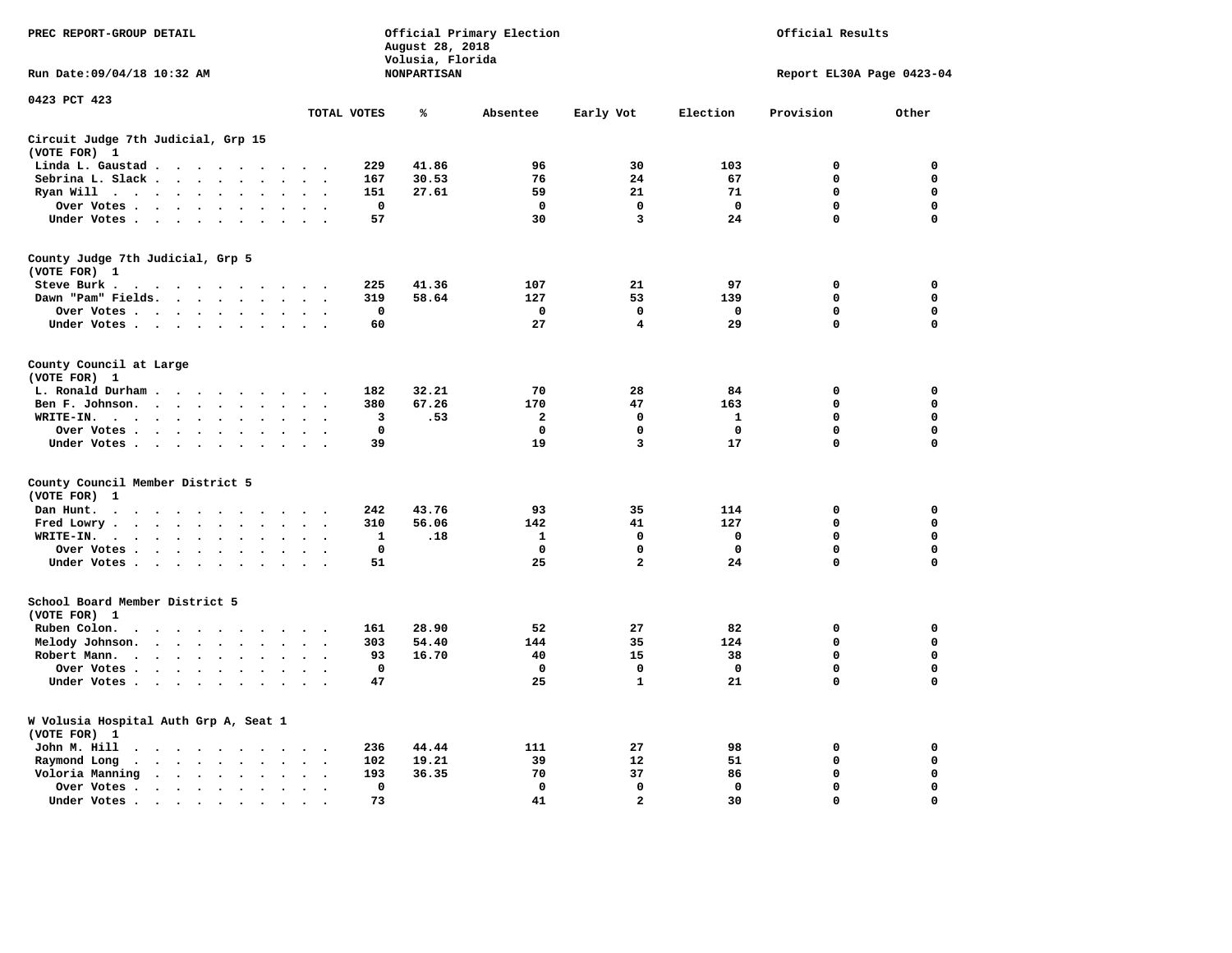PREC REPORT-GROUP DETAIL

Official Primary Election
August 28, 2018
Volusia, Florida
NONPARTISAN

Official Results

Run Date:09/04/18 10:32 AM

Report EL30A Page 0423-04

0423 PCT 423

| | TOTAL VOTES | % | Absentee | Early Vot | Election | Provision | Other |
|---|---|---|---|---|---|---|---|
| **Circuit Judge 7th Judicial, Grp 15** | | | | | | | |
| (VOTE FOR) 1 | | | | | | | |
| Linda L. Gaustad | 229 | 41.86 | 96 | 30 | 103 | 0 | 0 |
| Sebrina L. Slack | 167 | 30.53 | 76 | 24 | 67 | 0 | 0 |
| Ryan Will | 151 | 27.61 | 59 | 21 | 71 | 0 | 0 |
| Over Votes | 0 | | 0 | 0 | 0 | 0 | 0 |
| Under Votes | 57 | | 30 | 3 | 24 | 0 | 0 |
| **County Judge 7th Judicial, Grp 5** | | | | | | | |
| (VOTE FOR) 1 | | | | | | | |
| Steve Burk | 225 | 41.36 | 107 | 21 | 97 | 0 | 0 |
| Dawn "Pam" Fields | 319 | 58.64 | 127 | 53 | 139 | 0 | 0 |
| Over Votes | 0 | | 0 | 0 | 0 | 0 | 0 |
| Under Votes | 60 | | 27 | 4 | 29 | 0 | 0 |
| **County Council at Large** | | | | | | | |
| (VOTE FOR) 1 | | | | | | | |
| L. Ronald Durham | 182 | 32.21 | 70 | 28 | 84 | 0 | 0 |
| Ben F. Johnson | 380 | 67.26 | 170 | 47 | 163 | 0 | 0 |
| WRITE-IN. | 3 | .53 | 2 | 0 | 1 | 0 | 0 |
| Over Votes | 0 | | 0 | 0 | 0 | 0 | 0 |
| Under Votes | 39 | | 19 | 3 | 17 | 0 | 0 |
| **County Council Member District 5** | | | | | | | |
| (VOTE FOR) 1 | | | | | | | |
| Dan Hunt | 242 | 43.76 | 93 | 35 | 114 | 0 | 0 |
| Fred Lowry | 310 | 56.06 | 142 | 41 | 127 | 0 | 0 |
| WRITE-IN. | 1 | .18 | 1 | 0 | 0 | 0 | 0 |
| Over Votes | 0 | | 0 | 0 | 0 | 0 | 0 |
| Under Votes | 51 | | 25 | 2 | 24 | 0 | 0 |
| **School Board Member District 5** | | | | | | | |
| (VOTE FOR) 1 | | | | | | | |
| Ruben Colon | 161 | 28.90 | 52 | 27 | 82 | 0 | 0 |
| Melody Johnson | 303 | 54.40 | 144 | 35 | 124 | 0 | 0 |
| Robert Mann | 93 | 16.70 | 40 | 15 | 38 | 0 | 0 |
| Over Votes | 0 | | 0 | 0 | 0 | 0 | 0 |
| Under Votes | 47 | | 25 | 1 | 21 | 0 | 0 |
| **W Volusia Hospital Auth Grp A, Seat 1** | | | | | | | |
| (VOTE FOR) 1 | | | | | | | |
| John M. Hill | 236 | 44.44 | 111 | 27 | 98 | 0 | 0 |
| Raymond Long | 102 | 19.21 | 39 | 12 | 51 | 0 | 0 |
| Voloria Manning | 193 | 36.35 | 70 | 37 | 86 | 0 | 0 |
| Over Votes | 0 | | 0 | 0 | 0 | 0 | 0 |
| Under Votes | 73 | | 41 | 2 | 30 | 0 | 0 |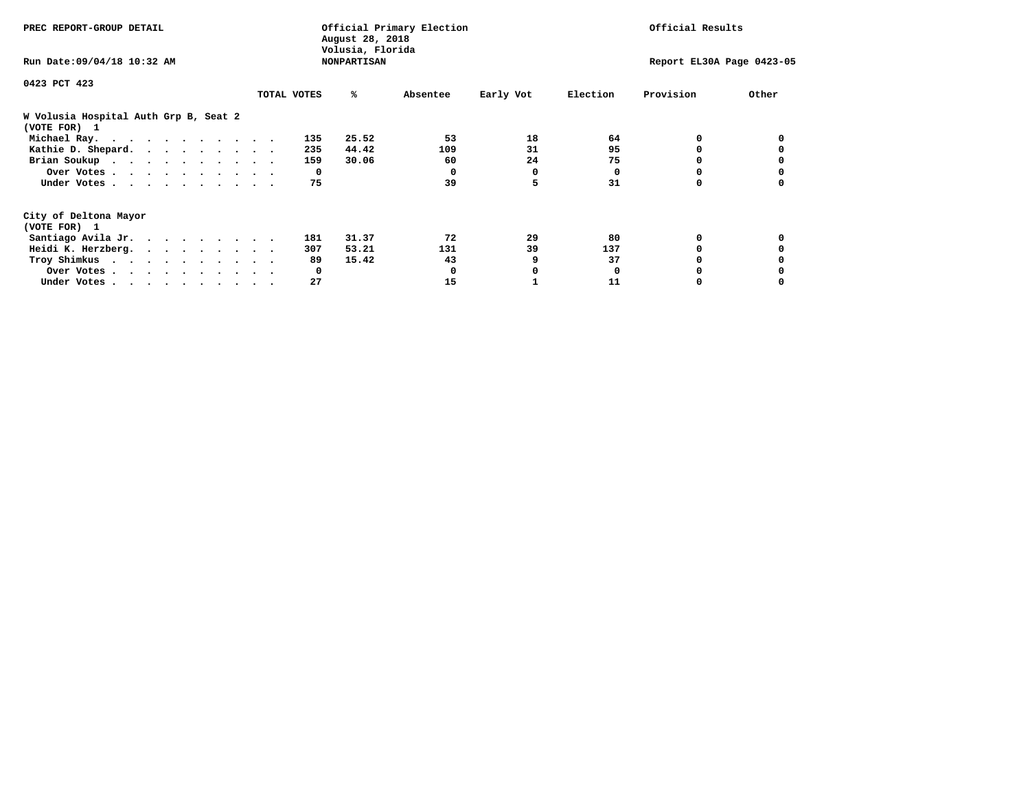PREC REPORT-GROUP DETAIL

Official Primary Election
August 28, 2018
Volusia, Florida
NONPARTISAN

Official Results

Run Date:09/04/18 10:32 AM

Report EL30A Page 0423-05

0423 PCT 423

| | TOTAL VOTES | % | Absentee | Early Vot | Election | Provision | Other |
|---|---|---|---|---|---|---|---|
| **W Volusia Hospital Auth Grp B, Seat 2** | | | | | | | |
| **(VOTE FOR) 1** | | | | | | | |
| Michael Ray. . . . . . . . . . . . | 135 | 25.52 | 53 | 18 | 64 | 0 | 0 |
| Kathie D. Shepard. . . . . . . . . . | 235 | 44.42 | 109 | 31 | 95 | 0 | 0 |
| Brian Soukup . . . . . . . . . . . | 159 | 30.06 | 60 | 24 | 75 | 0 | 0 |
| Over Votes . . . . . . . . . . . . | 0 | | 0 | 0 | 0 | 0 | 0 |
| Under Votes . . . . . . . . . . . . | 75 | | 39 | 5 | 31 | 0 | 0 |
| **City of Deltona Mayor** | | | | | | | |
| **(VOTE FOR) 1** | | | | | | | |
| Santiago Avila Jr. . . . . . . . . . | 181 | 31.37 | 72 | 29 | 80 | 0 | 0 |
| Heidi K. Herzberg. . . . . . . . . . | 307 | 53.21 | 131 | 39 | 137 | 0 | 0 |
| Troy Shimkus . . . . . . . . . . . | 89 | 15.42 | 43 | 9 | 37 | 0 | 0 |
| Over Votes . . . . . . . . . . . . | 0 | | 0 | 0 | 0 | 0 | 0 |
| Under Votes . . . . . . . . . . . . | 27 | | 15 | 1 | 11 | 0 | 0 |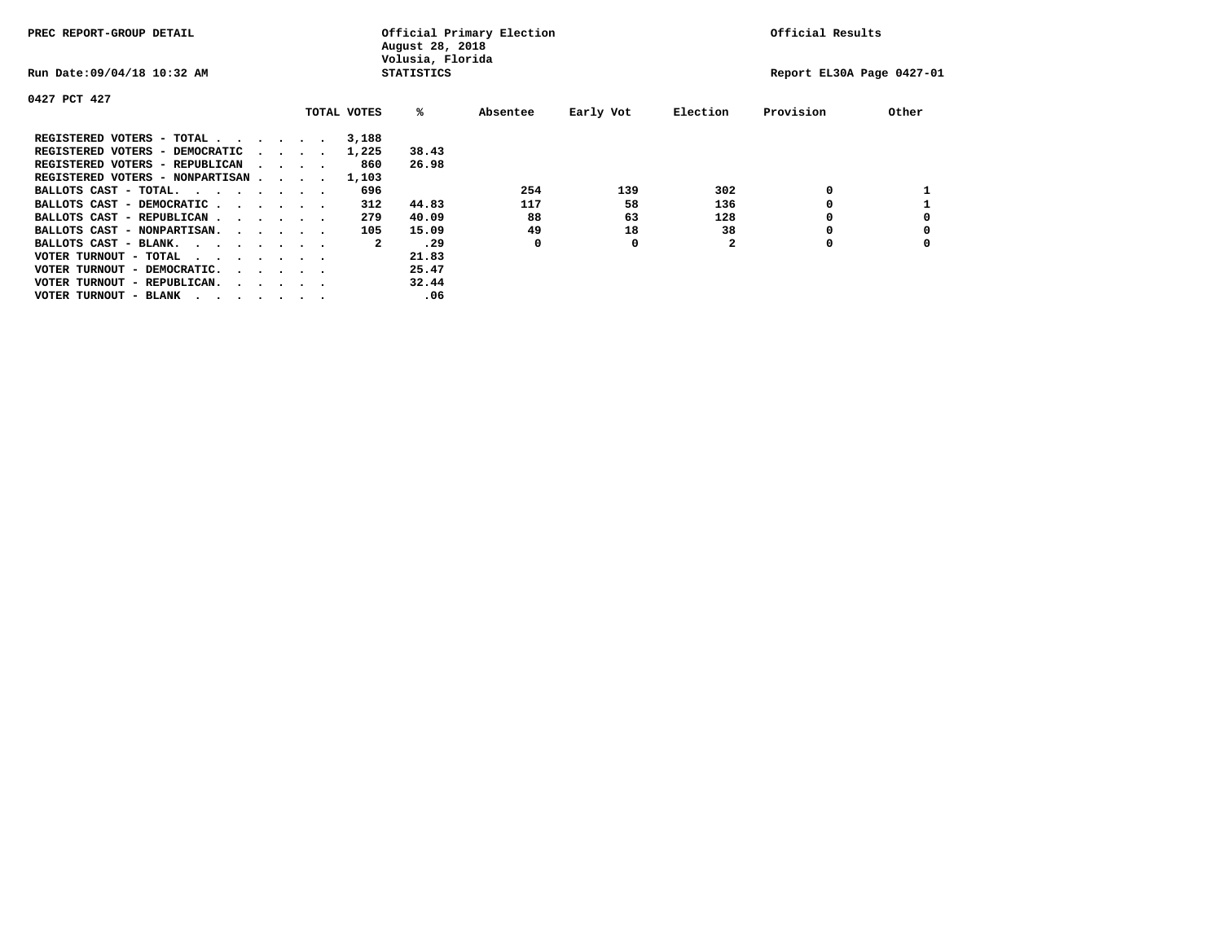PREC REPORT-GROUP DETAIL

Official Primary Election
August 28, 2018
Volusia, Florida
STATISTICS

Official Results

Run Date:09/04/18 10:32 AM

Report EL30A Page 0427-01

0427 PCT 427

| | TOTAL VOTES | % | Absentee | Early Vot | Election | Provision | Other |
|---|---|---|---|---|---|---|---|
| REGISTERED VOTERS - TOTAL . . . . . . | 3,188 | | | | | | |
| REGISTERED VOTERS - DEMOCRATIC . . . . | 1,225 | 38.43 | | | | | |
| REGISTERED VOTERS - REPUBLICAN . . . . | 860 | 26.98 | | | | | |
| REGISTERED VOTERS - NONPARTISAN . . . . | 1,103 | | | | | | |
| BALLOTS CAST - TOTAL. . . . . . . . | 696 | | 254 | 139 | 302 | 0 | 1 |
| BALLOTS CAST - DEMOCRATIC . . . . . . | 312 | 44.83 | 117 | 58 | 136 | 0 | 1 |
| BALLOTS CAST - REPUBLICAN . . . . . . | 279 | 40.09 | 88 | 63 | 128 | 0 | 0 |
| BALLOTS CAST - NONPARTISAN. . . . . . | 105 | 15.09 | 49 | 18 | 38 | 0 | 0 |
| BALLOTS CAST - BLANK. . . . . . . . | 2 | .29 | 0 | 0 | 2 | 0 | 0 |
| VOTER TURNOUT - TOTAL . . . . . . . . | | 21.83 | | | | | |
| VOTER TURNOUT - DEMOCRATIC. . . . . . | | 25.47 | | | | | |
| VOTER TURNOUT - REPUBLICAN. . . . . . | | 32.44 | | | | | |
| VOTER TURNOUT - BLANK . . . . . . . . | | .06 | | | | | |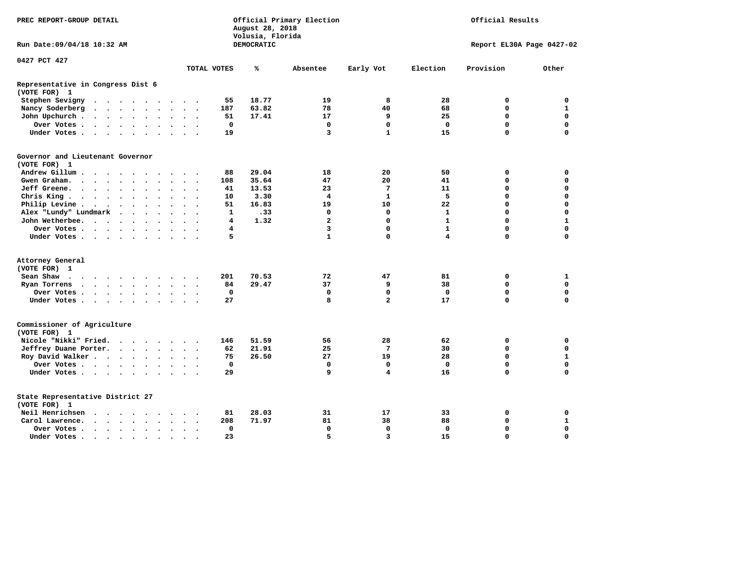PREC REPORT-GROUP DETAIL

Official Primary Election
August 28, 2018
Volusia, Florida
DEMOCRATIC

Official Results

Run Date:09/04/18 10:32 AM

Report EL30A Page 0427-02

0427 PCT 427

| | TOTAL VOTES | % | Absentee | Early Vot | Election | Provision | Other |
|---|---|---|---|---|---|---|---|
| **Representative in Congress Dist 6** | | | | | | | |
| **(VOTE FOR) 1** | | | | | | | |
| Stephen Sevigny | 55 | 18.77 | 19 | 8 | 28 | 0 | 0 |
| Nancy Soderberg | 187 | 63.82 | 78 | 40 | 68 | 0 | 1 |
| John Upchurch | 51 | 17.41 | 17 | 9 | 25 | 0 | 0 |
| Over Votes | 0 | | 0 | 0 | 0 | 0 | 0 |
| Under Votes | 19 | | 3 | 1 | 15 | 0 | 0 |
| **Governor and Lieutenant Governor** | | | | | | | |
| **(VOTE FOR) 1** | | | | | | | |
| Andrew Gillum | 88 | 29.04 | 18 | 20 | 50 | 0 | 0 |
| Gwen Graham | 108 | 35.64 | 47 | 20 | 41 | 0 | 0 |
| Jeff Greene | 41 | 13.53 | 23 | 7 | 11 | 0 | 0 |
| Chris King | 10 | 3.30 | 4 | 1 | 5 | 0 | 0 |
| Philip Levine | 51 | 16.83 | 19 | 10 | 22 | 0 | 0 |
| Alex "Lundy" Lundmark | 1 | .33 | 0 | 0 | 1 | 0 | 0 |
| John Wetherbee | 4 | 1.32 | 2 | 0 | 1 | 0 | 1 |
| Over Votes | 4 | | 3 | 0 | 1 | 0 | 0 |
| Under Votes | 5 | | 1 | 0 | 4 | 0 | 0 |
| **Attorney General** | | | | | | | |
| **(VOTE FOR) 1** | | | | | | | |
| Sean Shaw | 201 | 70.53 | 72 | 47 | 81 | 0 | 1 |
| Ryan Torrens | 84 | 29.47 | 37 | 9 | 38 | 0 | 0 |
| Over Votes | 0 | | 0 | 0 | 0 | 0 | 0 |
| Under Votes | 27 | | 8 | 2 | 17 | 0 | 0 |
| **Commissioner of Agriculture** | | | | | | | |
| **(VOTE FOR) 1** | | | | | | | |
| Nicole "Nikki" Fried | 146 | 51.59 | 56 | 28 | 62 | 0 | 0 |
| Jeffrey Duane Porter | 62 | 21.91 | 25 | 7 | 30 | 0 | 0 |
| Roy David Walker | 75 | 26.50 | 27 | 19 | 28 | 0 | 1 |
| Over Votes | 0 | | 0 | 0 | 0 | 0 | 0 |
| Under Votes | 29 | | 9 | 4 | 16 | 0 | 0 |
| **State Representative District 27** | | | | | | | |
| **(VOTE FOR) 1** | | | | | | | |
| Neil Henrichsen | 81 | 28.03 | 31 | 17 | 33 | 0 | 0 |
| Carol Lawrence | 208 | 71.97 | 81 | 38 | 88 | 0 | 1 |
| Over Votes | 0 | | 0 | 0 | 0 | 0 | 0 |
| Under Votes | 23 | | 5 | 3 | 15 | 0 | 0 |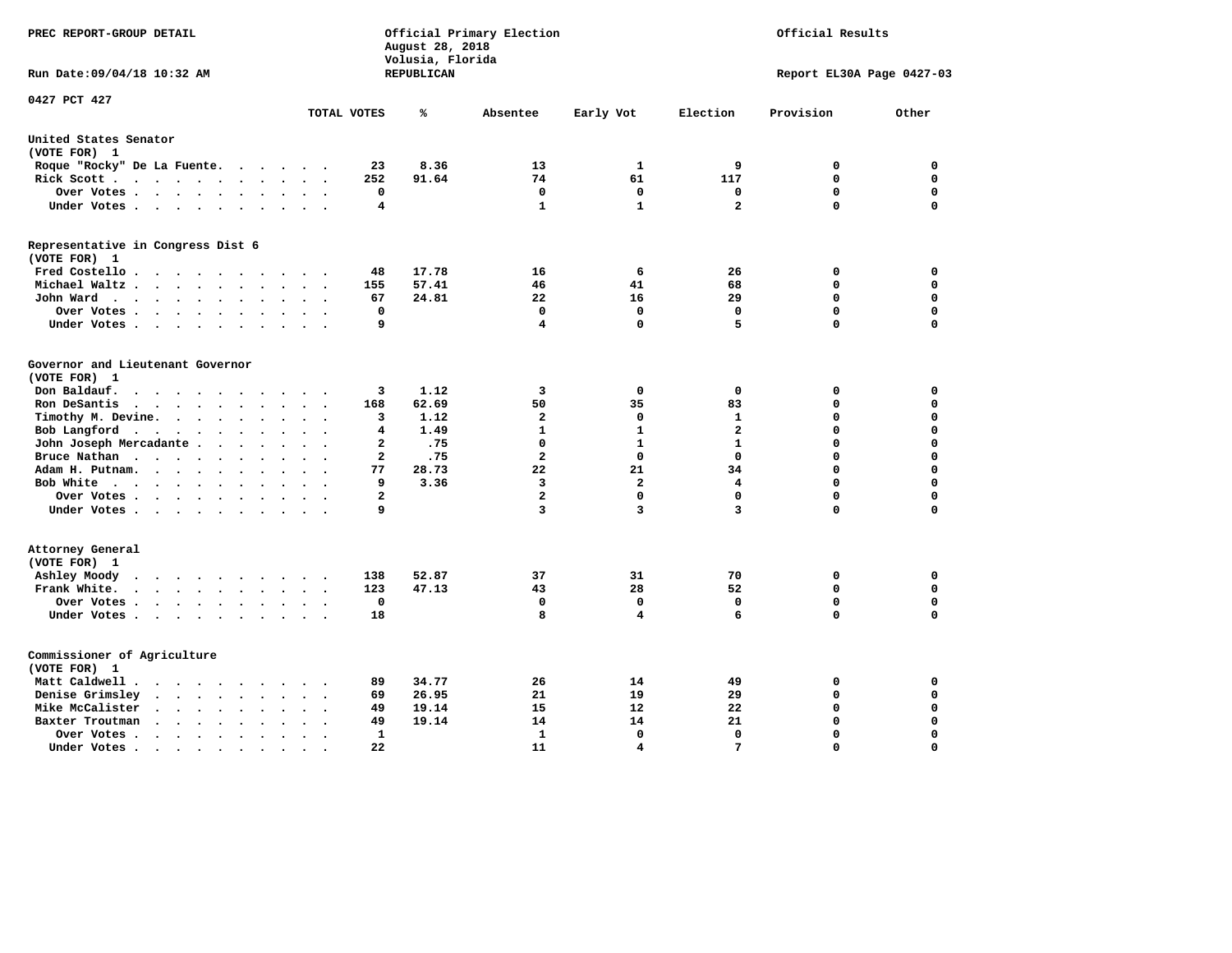PREC REPORT-GROUP DETAIL

Official Primary Election
August 28, 2018
Volusia, Florida
REPUBLICAN

Official Results

Run Date:09/04/18 10:32 AM

Report EL30A Page 0427-03

0427 PCT 427

| | TOTAL VOTES | % | Absentee | Early Vot | Election | Provision | Other |
|---|---|---|---|---|---|---|---|
| **United States Senator** | | | | | | | |
| (VOTE FOR) 1 | | | | | | | |
| Roque "Rocky" De La Fuente | 23 | 8.36 | 13 | 1 | 9 | 0 | 0 |
| Rick Scott | 252 | 91.64 | 74 | 61 | 117 | 0 | 0 |
| Over Votes | 0 | | 0 | 0 | 0 | 0 | 0 |
| Under Votes | 4 | | 1 | 1 | 2 | 0 | 0 |
| **Representative in Congress Dist 6** | | | | | | | |
| (VOTE FOR) 1 | | | | | | | |
| Fred Costello | 48 | 17.78 | 16 | 6 | 26 | 0 | 0 |
| Michael Waltz | 155 | 57.41 | 46 | 41 | 68 | 0 | 0 |
| John Ward | 67 | 24.81 | 22 | 16 | 29 | 0 | 0 |
| Over Votes | 0 | | 0 | 0 | 0 | 0 | 0 |
| Under Votes | 9 | | 4 | 0 | 5 | 0 | 0 |
| **Governor and Lieutenant Governor** | | | | | | | |
| (VOTE FOR) 1 | | | | | | | |
| Don Baldauf | 3 | 1.12 | 3 | 0 | 0 | 0 | 0 |
| Ron DeSantis | 168 | 62.69 | 50 | 35 | 83 | 0 | 0 |
| Timothy M. Devine | 3 | 1.12 | 2 | 0 | 1 | 0 | 0 |
| Bob Langford | 4 | 1.49 | 1 | 1 | 2 | 0 | 0 |
| John Joseph Mercadante | 2 | .75 | 0 | 1 | 1 | 0 | 0 |
| Bruce Nathan | 2 | .75 | 2 | 0 | 0 | 0 | 0 |
| Adam H. Putnam | 77 | 28.73 | 22 | 21 | 34 | 0 | 0 |
| Bob White | 9 | 3.36 | 3 | 2 | 4 | 0 | 0 |
| Over Votes | 2 | | 2 | 0 | 0 | 0 | 0 |
| Under Votes | 9 | | 3 | 3 | 3 | 0 | 0 |
| **Attorney General** | | | | | | | |
| (VOTE FOR) 1 | | | | | | | |
| Ashley Moody | 138 | 52.87 | 37 | 31 | 70 | 0 | 0 |
| Frank White | 123 | 47.13 | 43 | 28 | 52 | 0 | 0 |
| Over Votes | 0 | | 0 | 0 | 0 | 0 | 0 |
| Under Votes | 18 | | 8 | 4 | 6 | 0 | 0 |
| **Commissioner of Agriculture** | | | | | | | |
| (VOTE FOR) 1 | | | | | | | |
| Matt Caldwell | 89 | 34.77 | 26 | 14 | 49 | 0 | 0 |
| Denise Grimsley | 69 | 26.95 | 21 | 19 | 29 | 0 | 0 |
| Mike McCalister | 49 | 19.14 | 15 | 12 | 22 | 0 | 0 |
| Baxter Troutman | 49 | 19.14 | 14 | 14 | 21 | 0 | 0 |
| Over Votes | 1 | | 1 | 0 | 0 | 0 | 0 |
| Under Votes | 22 | | 11 | 4 | 7 | 0 | 0 |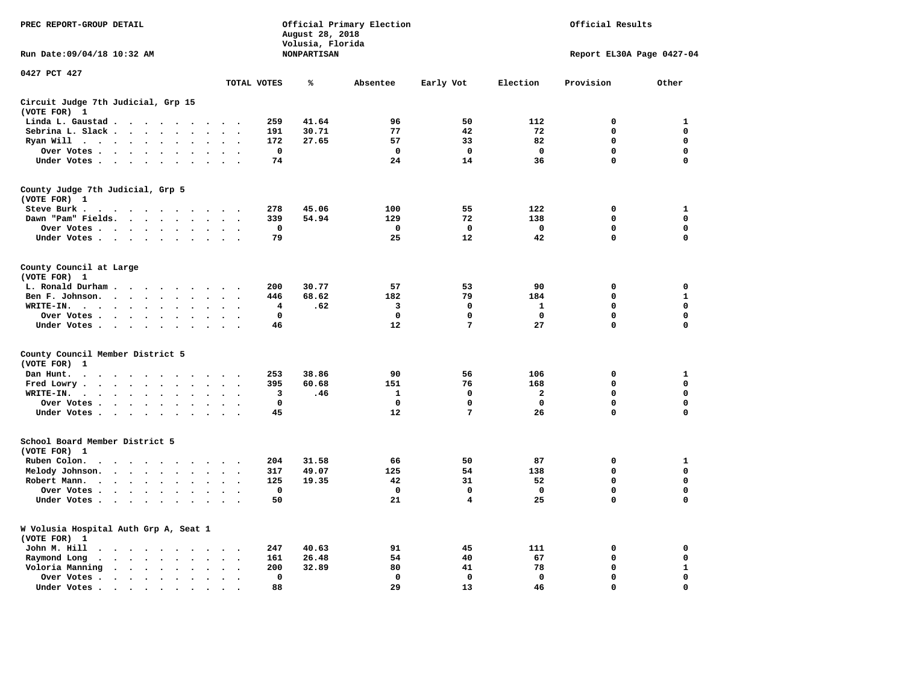PREC REPORT-GROUP DETAIL

Official Primary Election
August 28, 2018
Volusia, Florida
NONPARTISAN

Official Results

Run Date:09/04/18 10:32 AM

Report EL30A Page 0427-04

0427 PCT 427

| | TOTAL VOTES | % | Absentee | Early Vot | Election | Provision | Other |
|---|---|---|---|---|---|---|---|
| **Circuit Judge 7th Judicial, Grp 15** | | | | | | | |
| **(VOTE FOR) 1** | | | | | | | |
| Linda L. Gaustad | 259 | 41.64 | 96 | 50 | 112 | 0 | 1 |
| Sebrina L. Slack | 191 | 30.71 | 77 | 42 | 72 | 0 | 0 |
| Ryan Will | 172 | 27.65 | 57 | 33 | 82 | 0 | 0 |
| Over Votes | 0 | | 0 | 0 | 0 | 0 | 0 |
| Under Votes | 74 | | 24 | 14 | 36 | 0 | 0 |
| **County Judge 7th Judicial, Grp 5** | | | | | | | |
| **(VOTE FOR) 1** | | | | | | | |
| Steve Burk | 278 | 45.06 | 100 | 55 | 122 | 0 | 1 |
| Dawn "Pam" Fields | 339 | 54.94 | 129 | 72 | 138 | 0 | 0 |
| Over Votes | 0 | | 0 | 0 | 0 | 0 | 0 |
| Under Votes | 79 | | 25 | 12 | 42 | 0 | 0 |
| **County Council at Large** | | | | | | | |
| **(VOTE FOR) 1** | | | | | | | |
| L. Ronald Durham | 200 | 30.77 | 57 | 53 | 90 | 0 | 0 |
| Ben F. Johnson | 446 | 68.62 | 182 | 79 | 184 | 0 | 1 |
| WRITE-IN. | 4 | .62 | 3 | 0 | 1 | 0 | 0 |
| Over Votes | 0 | | 0 | 0 | 0 | 0 | 0 |
| Under Votes | 46 | | 12 | 7 | 27 | 0 | 0 |
| **County Council Member District 5** | | | | | | | |
| **(VOTE FOR) 1** | | | | | | | |
| Dan Hunt | 253 | 38.86 | 90 | 56 | 106 | 0 | 1 |
| Fred Lowry | 395 | 60.68 | 151 | 76 | 168 | 0 | 0 |
| WRITE-IN. | 3 | .46 | 1 | 0 | 2 | 0 | 0 |
| Over Votes | 0 | | 0 | 0 | 0 | 0 | 0 |
| Under Votes | 45 | | 12 | 7 | 26 | 0 | 0 |
| **School Board Member District 5** | | | | | | | |
| **(VOTE FOR) 1** | | | | | | | |
| Ruben Colon | 204 | 31.58 | 66 | 50 | 87 | 0 | 1 |
| Melody Johnson | 317 | 49.07 | 125 | 54 | 138 | 0 | 0 |
| Robert Mann | 125 | 19.35 | 42 | 31 | 52 | 0 | 0 |
| Over Votes | 0 | | 0 | 0 | 0 | 0 | 0 |
| Under Votes | 50 | | 21 | 4 | 25 | 0 | 0 |
| **W Volusia Hospital Auth Grp A, Seat 1** | | | | | | | |
| **(VOTE FOR) 1** | | | | | | | |
| John M. Hill | 247 | 40.63 | 91 | 45 | 111 | 0 | 0 |
| Raymond Long | 161 | 26.48 | 54 | 40 | 67 | 0 | 0 |
| Voloria Manning | 200 | 32.89 | 80 | 41 | 78 | 0 | 1 |
| Over Votes | 0 | | 0 | 0 | 0 | 0 | 0 |
| Under Votes | 88 | | 29 | 13 | 46 | 0 | 0 |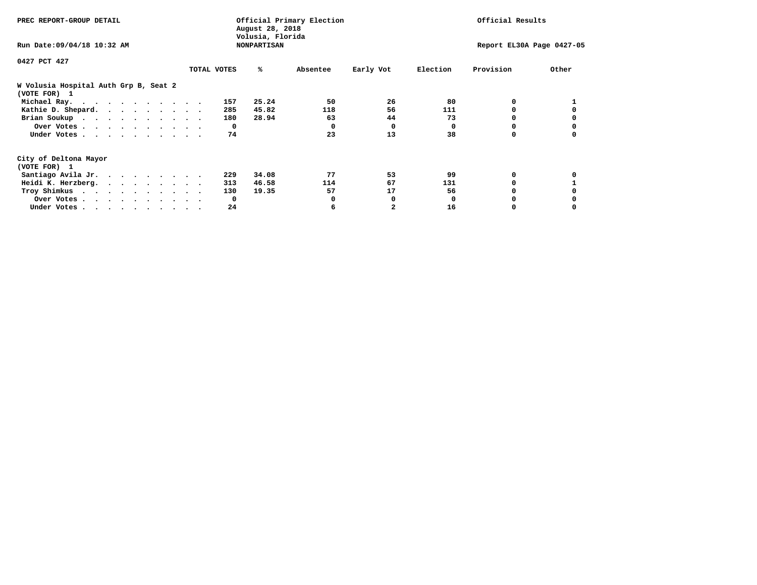PREC REPORT-GROUP DETAIL

Official Primary Election
August 28, 2018
Volusia, Florida
NONPARTISAN

Official Results

Run Date:09/04/18 10:32 AM

Report EL30A Page 0427-05

0427 PCT 427

**W Volusia Hospital Auth Grp B, Seat 2**
(VOTE FOR) 1

| | TOTAL VOTES | % | Absentee | Early Vot | Election | Provision | Other |
|---|---|---|---|---|---|---|---|
| Michael Ray | 157 | 25.24 | 50 | 26 | 80 | 0 | 1 |
| Kathie D. Shepard | 285 | 45.82 | 118 | 56 | 111 | 0 | 0 |
| Brian Soukup | 180 | 28.94 | 63 | 44 | 73 | 0 | 0 |
| Over Votes | 0 | | 0 | 0 | 0 | 0 | 0 |
| Under Votes | 74 | | 23 | 13 | 38 | 0 | 0 |

**City of Deltona Mayor**
(VOTE FOR) 1

| | TOTAL VOTES | % | Absentee | Early Vot | Election | Provision | Other |
|---|---|---|---|---|---|---|---|
| Santiago Avila Jr. | 229 | 34.08 | 77 | 53 | 99 | 0 | 0 |
| Heidi K. Herzberg | 313 | 46.58 | 114 | 67 | 131 | 0 | 1 |
| Troy Shimkus | 130 | 19.35 | 57 | 17 | 56 | 0 | 0 |
| Over Votes | 0 | | 0 | 0 | 0 | 0 | 0 |
| Under Votes | 24 | | 6 | 2 | 16 | 0 | 0 |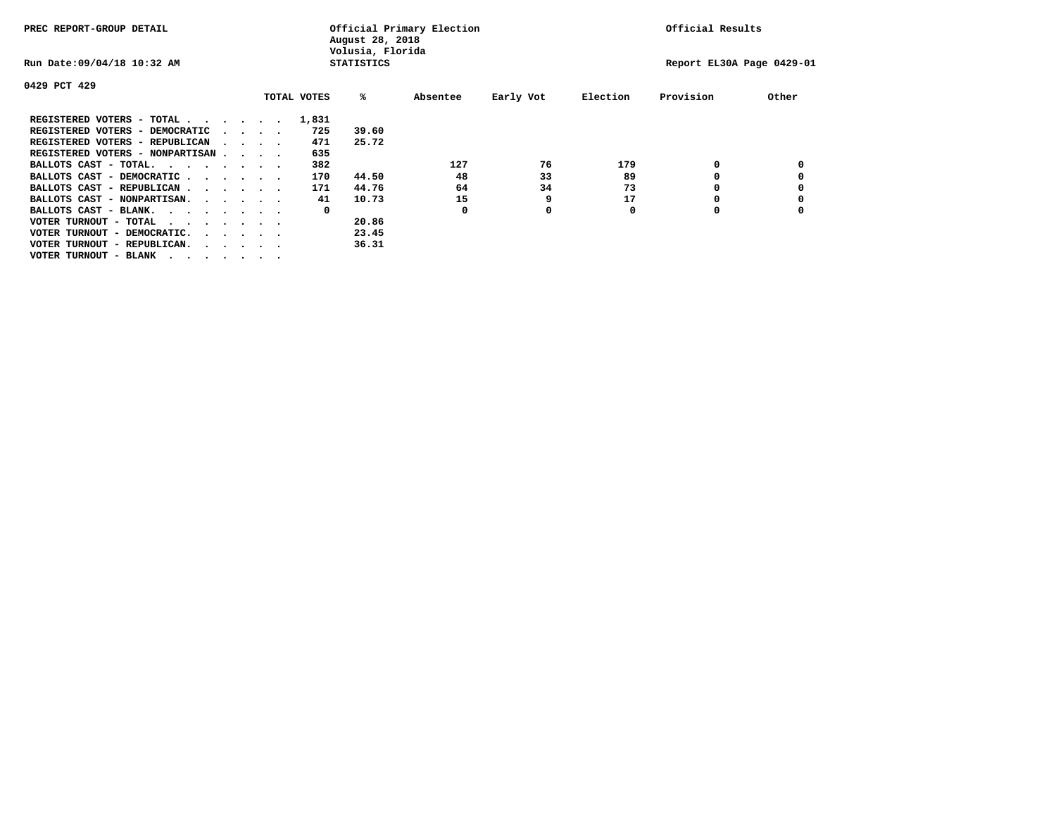PREC REPORT-GROUP DETAIL

Official Primary Election
August 28, 2018
Volusia, Florida
STATISTICS

Official Results

Run Date:09/04/18 10:32 AM

Report EL30A Page 0429-01

0429 PCT 429

| | TOTAL VOTES | % | Absentee | Early Vot | Election | Provision | Other |
|---|---|---|---|---|---|---|---|
| REGISTERED VOTERS - TOTAL . . . . . . | 1,831 | | | | | | |
| REGISTERED VOTERS - DEMOCRATIC . . . . | 725 | 39.60 | | | | | |
| REGISTERED VOTERS - REPUBLICAN . . . . | 471 | 25.72 | | | | | |
| REGISTERED VOTERS - NONPARTISAN . . . . | 635 | | | | | | |
| BALLOTS CAST - TOTAL. . . . . . . . | 382 | | 127 | 76 | 179 | 0 | 0 |
| BALLOTS CAST - DEMOCRATIC . . . . . . | 170 | 44.50 | 48 | 33 | 89 | 0 | 0 |
| BALLOTS CAST - REPUBLICAN . . . . . . | 171 | 44.76 | 64 | 34 | 73 | 0 | 0 |
| BALLOTS CAST - NONPARTISAN. . . . . . | 41 | 10.73 | 15 | 9 | 17 | 0 | 0 |
| BALLOTS CAST - BLANK. . . . . . . . | 0 | | 0 | 0 | 0 | 0 | 0 |
| VOTER TURNOUT - TOTAL . . . . . . . . | | 20.86 | | | | | |
| VOTER TURNOUT - DEMOCRATIC. . . . . . | | 23.45 | | | | | |
| VOTER TURNOUT - REPUBLICAN. . . . . . | | 36.31 | | | | | |
| VOTER TURNOUT - BLANK . . . . . . . . | | | | | | | |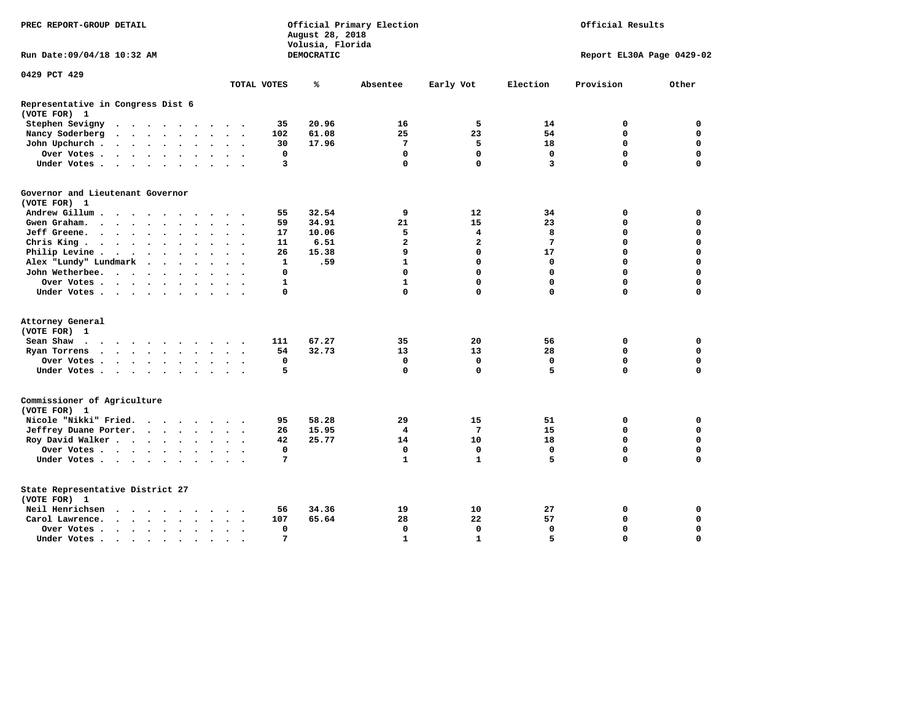PREC REPORT-GROUP DETAIL

Official Primary Election
August 28, 2018
Volusia, Florida
DEMOCRATIC

Official Results

Run Date:09/04/18 10:32 AM

Report EL30A Page 0429-02

0429 PCT 429

| | TOTAL VOTES | % | Absentee | Early Vot | Election | Provision | Other |
|---|---|---|---|---|---|---|---|
| **Representative in Congress Dist 6** | | | | | | | |
| **(VOTE FOR) 1** | | | | | | | |
| Stephen Sevigny | 35 | 20.96 | 16 | 5 | 14 | 0 | 0 |
| Nancy Soderberg | 102 | 61.08 | 25 | 23 | 54 | 0 | 0 |
| John Upchurch | 30 | 17.96 | 7 | 5 | 18 | 0 | 0 |
| Over Votes | 0 | | 0 | 0 | 0 | 0 | 0 |
| Under Votes | 3 | | 0 | 0 | 3 | 0 | 0 |
| **Governor and Lieutenant Governor** | | | | | | | |
| **(VOTE FOR) 1** | | | | | | | |
| Andrew Gillum | 55 | 32.54 | 9 | 12 | 34 | 0 | 0 |
| Gwen Graham | 59 | 34.91 | 21 | 15 | 23 | 0 | 0 |
| Jeff Greene | 17 | 10.06 | 5 | 4 | 8 | 0 | 0 |
| Chris King | 11 | 6.51 | 2 | 2 | 7 | 0 | 0 |
| Philip Levine | 26 | 15.38 | 9 | 0 | 17 | 0 | 0 |
| Alex "Lundy" Lundmark | 1 | .59 | 1 | 0 | 0 | 0 | 0 |
| John Wetherbee | 0 | | 0 | 0 | 0 | 0 | 0 |
| Over Votes | 1 | | 1 | 0 | 0 | 0 | 0 |
| Under Votes | 0 | | 0 | 0 | 0 | 0 | 0 |
| **Attorney General** | | | | | | | |
| **(VOTE FOR) 1** | | | | | | | |
| Sean Shaw | 111 | 67.27 | 35 | 20 | 56 | 0 | 0 |
| Ryan Torrens | 54 | 32.73 | 13 | 13 | 28 | 0 | 0 |
| Over Votes | 0 | | 0 | 0 | 0 | 0 | 0 |
| Under Votes | 5 | | 0 | 0 | 5 | 0 | 0 |
| **Commissioner of Agriculture** | | | | | | | |
| **(VOTE FOR) 1** | | | | | | | |
| Nicole "Nikki" Fried | 95 | 58.28 | 29 | 15 | 51 | 0 | 0 |
| Jeffrey Duane Porter | 26 | 15.95 | 4 | 7 | 15 | 0 | 0 |
| Roy David Walker | 42 | 25.77 | 14 | 10 | 18 | 0 | 0 |
| Over Votes | 0 | | 0 | 0 | 0 | 0 | 0 |
| Under Votes | 7 | | 1 | 1 | 5 | 0 | 0 |
| **State Representative District 27** | | | | | | | |
| **(VOTE FOR) 1** | | | | | | | |
| Neil Henrichsen | 56 | 34.36 | 19 | 10 | 27 | 0 | 0 |
| Carol Lawrence | 107 | 65.64 | 28 | 22 | 57 | 0 | 0 |
| Over Votes | 0 | | 0 | 0 | 0 | 0 | 0 |
| Under Votes | 7 | | 1 | 1 | 5 | 0 | 0 |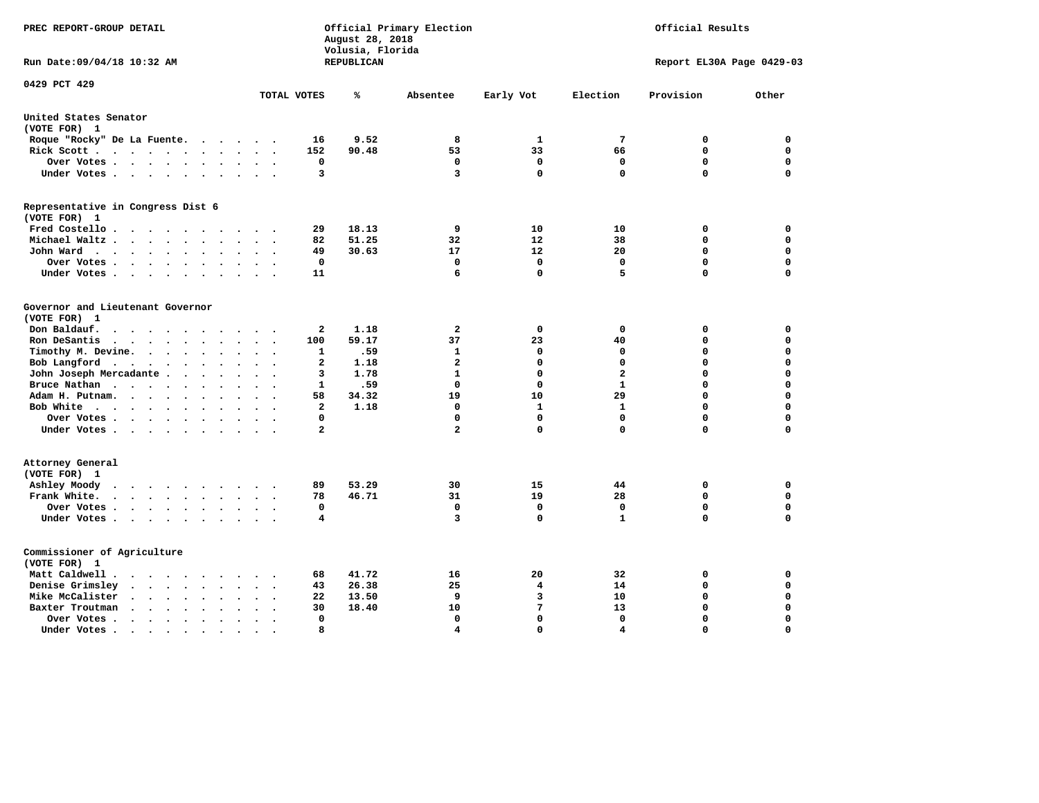PREC REPORT-GROUP DETAIL

Official Primary Election
August 28, 2018
Volusia, Florida
REPUBLICAN

Official Results

Run Date:09/04/18 10:32 AM

Report EL30A Page 0429-03

0429 PCT 429

| | TOTAL VOTES | % | Absentee | Early Vot | Election | Provision | Other |
|---|---|---|---|---|---|---|---|
| **United States Senator** | | | | | | | |
| (VOTE FOR) 1 | | | | | | | |
| Roque "Rocky" De La Fuente | 16 | 9.52 | 8 | 1 | 7 | 0 | 0 |
| Rick Scott | 152 | 90.48 | 53 | 33 | 66 | 0 | 0 |
| Over Votes | 0 | | 0 | 0 | 0 | 0 | 0 |
| Under Votes | 3 | | 3 | 0 | 0 | 0 | 0 |
| **Representative in Congress Dist 6** | | | | | | | |
| (VOTE FOR) 1 | | | | | | | |
| Fred Costello | 29 | 18.13 | 9 | 10 | 10 | 0 | 0 |
| Michael Waltz | 82 | 51.25 | 32 | 12 | 38 | 0 | 0 |
| John Ward | 49 | 30.63 | 17 | 12 | 20 | 0 | 0 |
| Over Votes | 0 | | 0 | 0 | 0 | 0 | 0 |
| Under Votes | 11 | | 6 | 0 | 5 | 0 | 0 |
| **Governor and Lieutenant Governor** | | | | | | | |
| (VOTE FOR) 1 | | | | | | | |
| Don Baldauf | 2 | 1.18 | 2 | 0 | 0 | 0 | 0 |
| Ron DeSantis | 100 | 59.17 | 37 | 23 | 40 | 0 | 0 |
| Timothy M. Devine | 1 | .59 | 1 | 0 | 0 | 0 | 0 |
| Bob Langford | 2 | 1.18 | 2 | 0 | 0 | 0 | 0 |
| John Joseph Mercadante | 3 | 1.78 | 1 | 0 | 2 | 0 | 0 |
| Bruce Nathan | 1 | .59 | 0 | 0 | 1 | 0 | 0 |
| Adam H. Putnam | 58 | 34.32 | 19 | 10 | 29 | 0 | 0 |
| Bob White | 2 | 1.18 | 0 | 1 | 1 | 0 | 0 |
| Over Votes | 0 | | 0 | 0 | 0 | 0 | 0 |
| Under Votes | 2 | | 2 | 0 | 0 | 0 | 0 |
| **Attorney General** | | | | | | | |
| (VOTE FOR) 1 | | | | | | | |
| Ashley Moody | 89 | 53.29 | 30 | 15 | 44 | 0 | 0 |
| Frank White | 78 | 46.71 | 31 | 19 | 28 | 0 | 0 |
| Over Votes | 0 | | 0 | 0 | 0 | 0 | 0 |
| Under Votes | 4 | | 3 | 0 | 1 | 0 | 0 |
| **Commissioner of Agriculture** | | | | | | | |
| (VOTE FOR) 1 | | | | | | | |
| Matt Caldwell | 68 | 41.72 | 16 | 20 | 32 | 0 | 0 |
| Denise Grimsley | 43 | 26.38 | 25 | 4 | 14 | 0 | 0 |
| Mike McCalister | 22 | 13.50 | 9 | 3 | 10 | 0 | 0 |
| Baxter Troutman | 30 | 18.40 | 10 | 7 | 13 | 0 | 0 |
| Over Votes | 0 | | 0 | 0 | 0 | 0 | 0 |
| Under Votes | 8 | | 4 | 0 | 4 | 0 | 0 |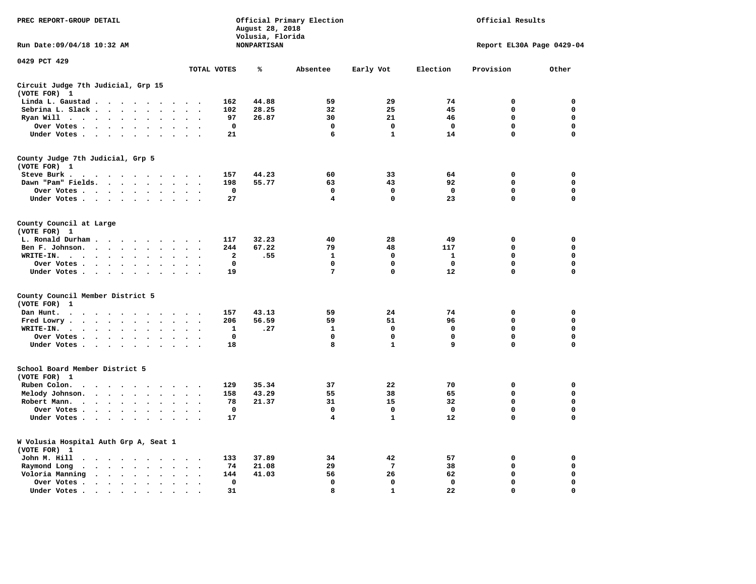PREC REPORT-GROUP DETAIL

Official Primary Election
August 28, 2018
Volusia, Florida
NONPARTISAN

Official Results

Run Date:09/04/18 10:32 AM

Report EL30A Page 0429-04

0429 PCT 429

| | TOTAL VOTES | % | Absentee | Early Vot | Election | Provision | Other |
|---|---|---|---|---|---|---|---|
| **Circuit Judge 7th Judicial, Grp 15 (VOTE FOR) 1** | | | | | | | |
| Linda L. Gaustad | 162 | 44.88 | 59 | 29 | 74 | 0 | 0 |
| Sebrina L. Slack | 102 | 28.25 | 32 | 25 | 45 | 0 | 0 |
| Ryan Will | 97 | 26.87 | 30 | 21 | 46 | 0 | 0 |
| Over Votes | 0 | | 0 | 0 | 0 | 0 | 0 |
| Under Votes | 21 | | 6 | 1 | 14 | 0 | 0 |
| **County Judge 7th Judicial, Grp 5 (VOTE FOR) 1** | | | | | | | |
| Steve Burk | 157 | 44.23 | 60 | 33 | 64 | 0 | 0 |
| Dawn "Pam" Fields | 198 | 55.77 | 63 | 43 | 92 | 0 | 0 |
| Over Votes | 0 | | 0 | 0 | 0 | 0 | 0 |
| Under Votes | 27 | | 4 | 0 | 23 | 0 | 0 |
| **County Council at Large (VOTE FOR) 1** | | | | | | | |
| L. Ronald Durham | 117 | 32.23 | 40 | 28 | 49 | 0 | 0 |
| Ben F. Johnson | 244 | 67.22 | 79 | 48 | 117 | 0 | 0 |
| WRITE-IN | 2 | .55 | 1 | 0 | 1 | 0 | 0 |
| Over Votes | 0 | | 0 | 0 | 0 | 0 | 0 |
| Under Votes | 19 | | 7 | 0 | 12 | 0 | 0 |
| **County Council Member District 5 (VOTE FOR) 1** | | | | | | | |
| Dan Hunt | 157 | 43.13 | 59 | 24 | 74 | 0 | 0 |
| Fred Lowry | 206 | 56.59 | 59 | 51 | 96 | 0 | 0 |
| WRITE-IN | 1 | .27 | 1 | 0 | 0 | 0 | 0 |
| Over Votes | 0 | | 0 | 0 | 0 | 0 | 0 |
| Under Votes | 18 | | 8 | 1 | 9 | 0 | 0 |
| **School Board Member District 5 (VOTE FOR) 1** | | | | | | | |
| Ruben Colon | 129 | 35.34 | 37 | 22 | 70 | 0 | 0 |
| Melody Johnson | 158 | 43.29 | 55 | 38 | 65 | 0 | 0 |
| Robert Mann | 78 | 21.37 | 31 | 15 | 32 | 0 | 0 |
| Over Votes | 0 | | 0 | 0 | 0 | 0 | 0 |
| Under Votes | 17 | | 4 | 1 | 12 | 0 | 0 |
| **W Volusia Hospital Auth Grp A, Seat 1 (VOTE FOR) 1** | | | | | | | |
| John M. Hill | 133 | 37.89 | 34 | 42 | 57 | 0 | 0 |
| Raymond Long | 74 | 21.08 | 29 | 7 | 38 | 0 | 0 |
| Voloria Manning | 144 | 41.03 | 56 | 26 | 62 | 0 | 0 |
| Over Votes | 0 | | 0 | 0 | 0 | 0 | 0 |
| Under Votes | 31 | | 8 | 1 | 22 | 0 | 0 |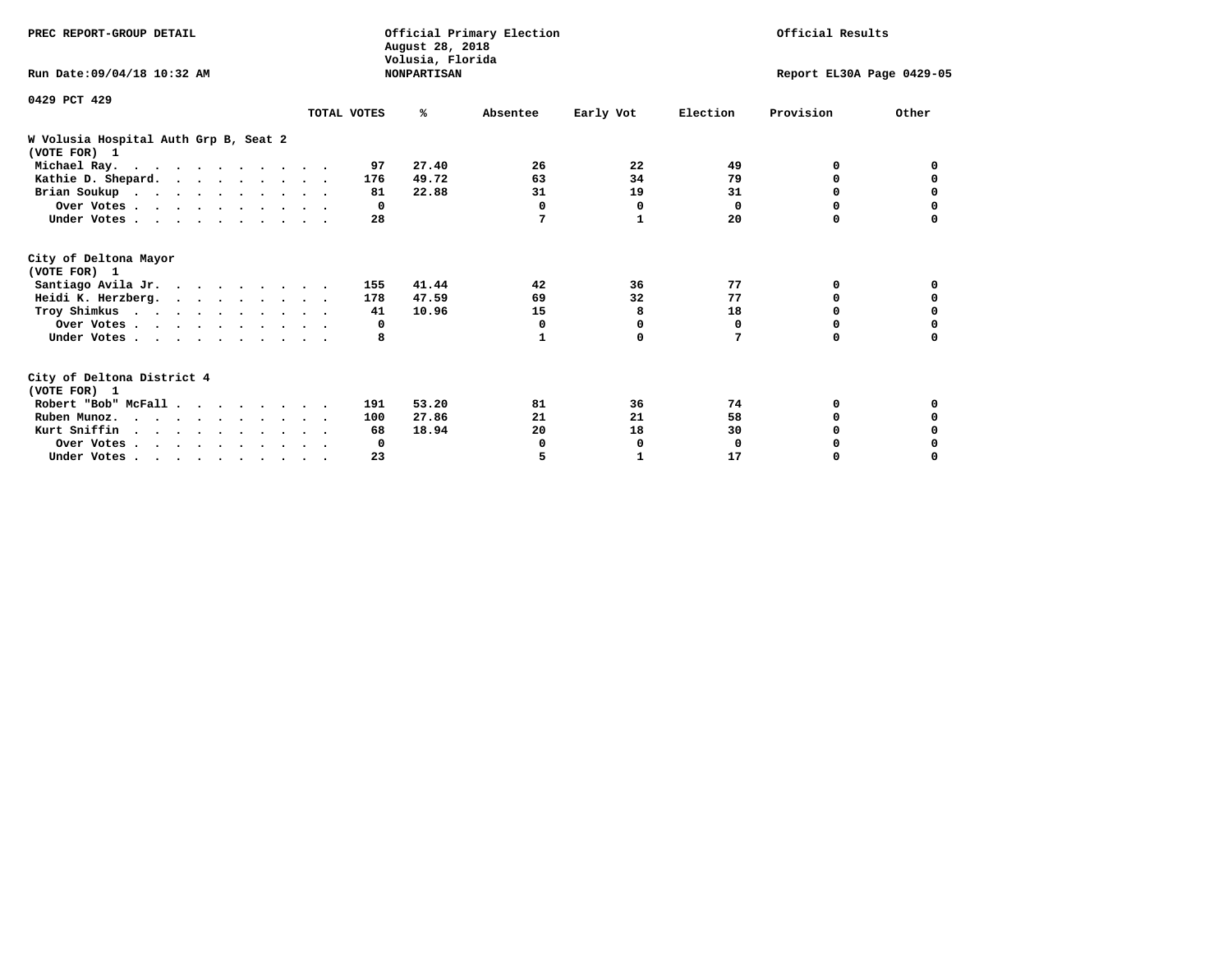PREC REPORT-GROUP DETAIL

Official Primary Election
August 28, 2018
Volusia, Florida
NONPARTISAN

Official Results

Run Date:09/04/18 10:32 AM

Report EL30A Page 0429-05

0429 PCT 429

## W Volusia Hospital Auth Grp B, Seat 2
(VOTE FOR) 1

| | TOTAL VOTES | % | Absentee | Early Vot | Election | Provision | Other |
|---|---|---|---|---|---|---|---|
| Michael Ray. | 97 | 27.40 | 26 | 22 | 49 | 0 | 0 |
| Kathie D. Shepard. | 176 | 49.72 | 63 | 34 | 79 | 0 | 0 |
| Brian Soukup | 81 | 22.88 | 31 | 19 | 31 | 0 | 0 |
| Over Votes | 0 | | 0 | 0 | 0 | 0 | 0 |
| Under Votes | 28 | | 7 | 1 | 20 | 0 | 0 |

## City of Deltona Mayor
(VOTE FOR) 1

| | TOTAL VOTES | % | Absentee | Early Vot | Election | Provision | Other |
|---|---|---|---|---|---|---|---|
| Santiago Avila Jr. | 155 | 41.44 | 42 | 36 | 77 | 0 | 0 |
| Heidi K. Herzberg. | 178 | 47.59 | 69 | 32 | 77 | 0 | 0 |
| Troy Shimkus | 41 | 10.96 | 15 | 8 | 18 | 0 | 0 |
| Over Votes | 0 | | 0 | 0 | 0 | 0 | 0 |
| Under Votes | 8 | | 1 | 0 | 7 | 0 | 0 |

## City of Deltona District 4
(VOTE FOR) 1

| | TOTAL VOTES | % | Absentee | Early Vot | Election | Provision | Other |
|---|---|---|---|---|---|---|---|
| Robert "Bob" McFall | 191 | 53.20 | 81 | 36 | 74 | 0 | 0 |
| Ruben Munoz. | 100 | 27.86 | 21 | 21 | 58 | 0 | 0 |
| Kurt Sniffin | 68 | 18.94 | 20 | 18 | 30 | 0 | 0 |
| Over Votes | 0 | | 0 | 0 | 0 | 0 | 0 |
| Under Votes | 23 | | 5 | 1 | 17 | 0 | 0 |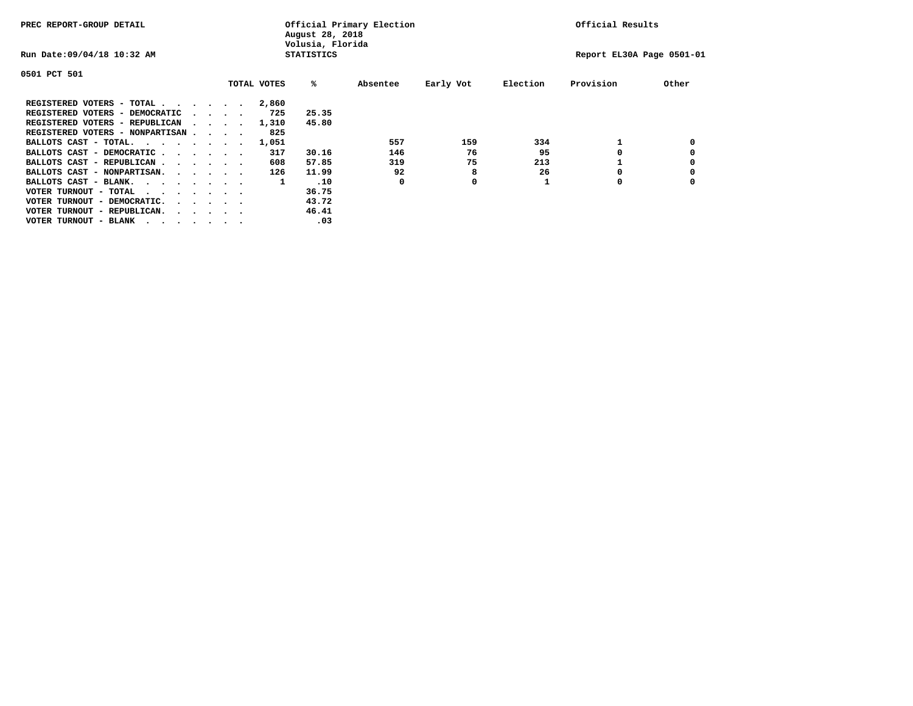PREC REPORT-GROUP DETAIL

Official Primary Election
August 28, 2018
Volusia, Florida
STATISTICS

Official Results

Run Date:09/04/18 10:32 AM

Report EL30A Page 0501-01

0501 PCT 501

| | TOTAL VOTES | % | Absentee | Early Vot | Election | Provision | Other |
|---|---|---|---|---|---|---|---|
| REGISTERED VOTERS - TOTAL . . . . . . | 2,860 | | | | | | |
| REGISTERED VOTERS - DEMOCRATIC . . . . | 725 | 25.35 | | | | | |
| REGISTERED VOTERS - REPUBLICAN . . . . | 1,310 | 45.80 | | | | | |
| REGISTERED VOTERS - NONPARTISAN . . . . | 825 | | | | | | |
| BALLOTS CAST - TOTAL. . . . . . . . | 1,051 | | 557 | 159 | 334 | 1 | 0 |
| BALLOTS CAST - DEMOCRATIC . . . . . . | 317 | 30.16 | 146 | 76 | 95 | 0 | 0 |
| BALLOTS CAST - REPUBLICAN . . . . . . | 608 | 57.85 | 319 | 75 | 213 | 1 | 0 |
| BALLOTS CAST - NONPARTISAN. . . . . . | 126 | 11.99 | 92 | 8 | 26 | 0 | 0 |
| BALLOTS CAST - BLANK. . . . . . . . | 1 | .10 | 0 | 0 | 1 | 0 | 0 |
| VOTER TURNOUT - TOTAL . . . . . . . | | 36.75 | | | | | |
| VOTER TURNOUT - DEMOCRATIC. . . . . . | | 43.72 | | | | | |
| VOTER TURNOUT - REPUBLICAN. . . . . . | | 46.41 | | | | | |
| VOTER TURNOUT - BLANK . . . . . . . | | .03 | | | | | |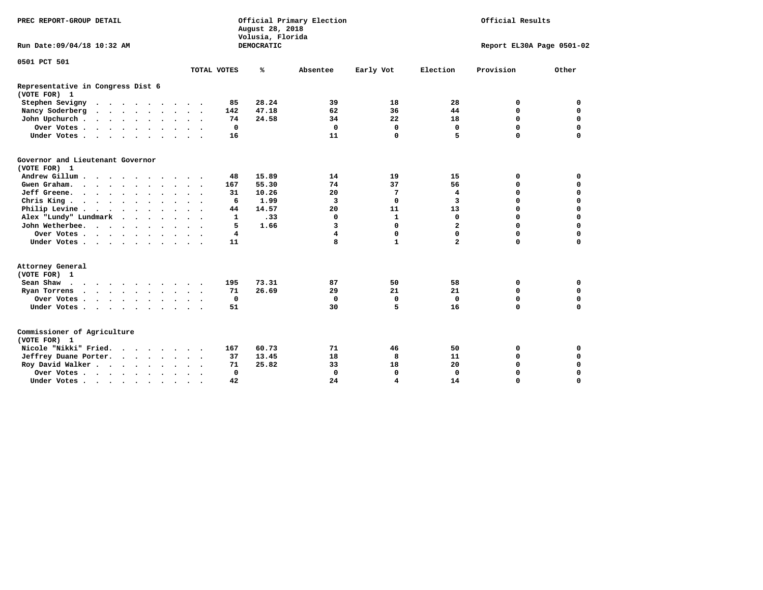PREC REPORT-GROUP DETAIL

Official Primary Election
August 28, 2018
Volusia, Florida
DEMOCRATIC

Official Results

Run Date:09/04/18 10:32 AM

Report EL30A Page 0501-02

0501 PCT 501

| | TOTAL VOTES | % | Absentee | Early Vot | Election | Provision | Other |
|---|---|---|---|---|---|---|---|
| **Representative in Congress Dist 6** | | | | | | | |
| **(VOTE FOR) 1** | | | | | | | |
| Stephen Sevigny | 85 | 28.24 | 39 | 18 | 28 | 0 | 0 |
| Nancy Soderberg | 142 | 47.18 | 62 | 36 | 44 | 0 | 0 |
| John Upchurch | 74 | 24.58 | 34 | 22 | 18 | 0 | 0 |
| Over Votes | 0 | | 0 | 0 | 0 | 0 | 0 |
| Under Votes | 16 | | 11 | 0 | 5 | 0 | 0 |
| **Governor and Lieutenant Governor** | | | | | | | |
| **(VOTE FOR) 1** | | | | | | | |
| Andrew Gillum | 48 | 15.89 | 14 | 19 | 15 | 0 | 0 |
| Gwen Graham | 167 | 55.30 | 74 | 37 | 56 | 0 | 0 |
| Jeff Greene | 31 | 10.26 | 20 | 7 | 4 | 0 | 0 |
| Chris King | 6 | 1.99 | 3 | 0 | 3 | 0 | 0 |
| Philip Levine | 44 | 14.57 | 20 | 11 | 13 | 0 | 0 |
| Alex "Lundy" Lundmark | 1 | .33 | 0 | 1 | 0 | 0 | 0 |
| John Wetherbee | 5 | 1.66 | 3 | 0 | 2 | 0 | 0 |
| Over Votes | 4 | | 4 | 0 | 0 | 0 | 0 |
| Under Votes | 11 | | 8 | 1 | 2 | 0 | 0 |
| **Attorney General** | | | | | | | |
| **(VOTE FOR) 1** | | | | | | | |
| Sean Shaw | 195 | 73.31 | 87 | 50 | 58 | 0 | 0 |
| Ryan Torrens | 71 | 26.69 | 29 | 21 | 21 | 0 | 0 |
| Over Votes | 0 | | 0 | 0 | 0 | 0 | 0 |
| Under Votes | 51 | | 30 | 5 | 16 | 0 | 0 |
| **Commissioner of Agriculture** | | | | | | | |
| **(VOTE FOR) 1** | | | | | | | |
| Nicole "Nikki" Fried | 167 | 60.73 | 71 | 46 | 50 | 0 | 0 |
| Jeffrey Duane Porter | 37 | 13.45 | 18 | 8 | 11 | 0 | 0 |
| Roy David Walker | 71 | 25.82 | 33 | 18 | 20 | 0 | 0 |
| Over Votes | 0 | | 0 | 0 | 0 | 0 | 0 |
| Under Votes | 42 | | 24 | 4 | 14 | 0 | 0 |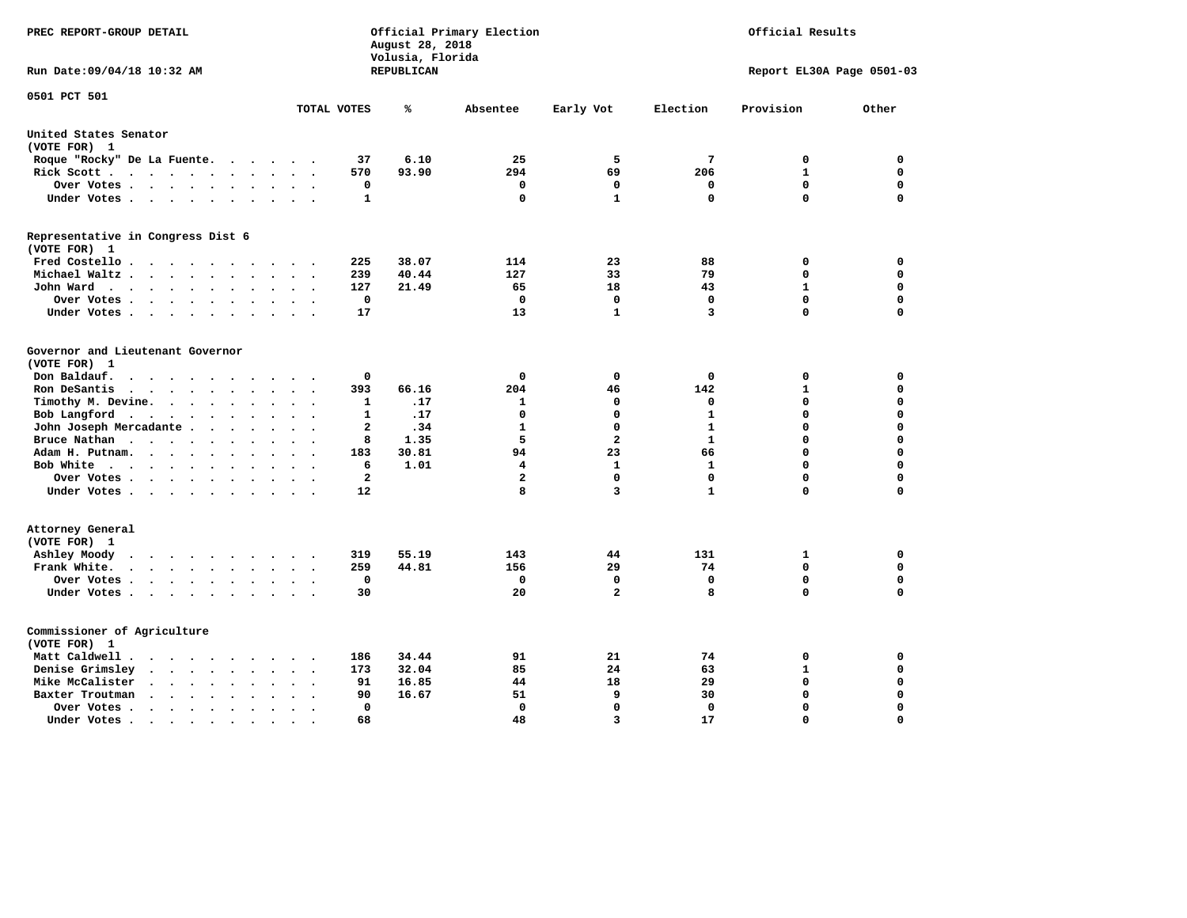PREC REPORT-GROUP DETAIL

Official Primary Election
August 28, 2018
Volusia, Florida
REPUBLICAN

Official Results

Run Date:09/04/18 10:32 AM

Report EL30A Page 0501-03

0501 PCT 501

| | TOTAL VOTES | % | Absentee | Early Vot | Election | Provision | Other |
|---|---|---|---|---|---|---|---|
| **United States Senator (VOTE FOR) 1** | | | | | | | |
| Roque "Rocky" De La Fuente | 37 | 6.10 | 25 | 5 | 7 | 0 | 0 |
| Rick Scott | 570 | 93.90 | 294 | 69 | 206 | 1 | 0 |
| Over Votes | 0 | | 0 | 0 | 0 | 0 | 0 |
| Under Votes | 1 | | 0 | 1 | 0 | 0 | 0 |
| **Representative in Congress Dist 6 (VOTE FOR) 1** | | | | | | | |
| Fred Costello | 225 | 38.07 | 114 | 23 | 88 | 0 | 0 |
| Michael Waltz | 239 | 40.44 | 127 | 33 | 79 | 0 | 0 |
| John Ward | 127 | 21.49 | 65 | 18 | 43 | 1 | 0 |
| Over Votes | 0 | | 0 | 0 | 0 | 0 | 0 |
| Under Votes | 17 | | 13 | 1 | 3 | 0 | 0 |
| **Governor and Lieutenant Governor (VOTE FOR) 1** | | | | | | | |
| Don Baldauf | 0 | | 0 | 0 | 0 | 0 | 0 |
| Ron DeSantis | 393 | 66.16 | 204 | 46 | 142 | 1 | 0 |
| Timothy M. Devine | 1 | .17 | 1 | 0 | 0 | 0 | 0 |
| Bob Langford | 1 | .17 | 0 | 0 | 1 | 0 | 0 |
| John Joseph Mercadante | 2 | .34 | 1 | 0 | 1 | 0 | 0 |
| Bruce Nathan | 8 | 1.35 | 5 | 2 | 1 | 0 | 0 |
| Adam H. Putnam | 183 | 30.81 | 94 | 23 | 66 | 0 | 0 |
| Bob White | 6 | 1.01 | 4 | 1 | 1 | 0 | 0 |
| Over Votes | 2 | | 2 | 0 | 0 | 0 | 0 |
| Under Votes | 12 | | 8 | 3 | 1 | 0 | 0 |
| **Attorney General (VOTE FOR) 1** | | | | | | | |
| Ashley Moody | 319 | 55.19 | 143 | 44 | 131 | 1 | 0 |
| Frank White | 259 | 44.81 | 156 | 29 | 74 | 0 | 0 |
| Over Votes | 0 | | 0 | 0 | 0 | 0 | 0 |
| Under Votes | 30 | | 20 | 2 | 8 | 0 | 0 |
| **Commissioner of Agriculture (VOTE FOR) 1** | | | | | | | |
| Matt Caldwell | 186 | 34.44 | 91 | 21 | 74 | 0 | 0 |
| Denise Grimsley | 173 | 32.04 | 85 | 24 | 63 | 1 | 0 |
| Mike McCalister | 91 | 16.85 | 44 | 18 | 29 | 0 | 0 |
| Baxter Troutman | 90 | 16.67 | 51 | 9 | 30 | 0 | 0 |
| Over Votes | 0 | | 0 | 0 | 0 | 0 | 0 |
| Under Votes | 68 | | 48 | 3 | 17 | 0 | 0 |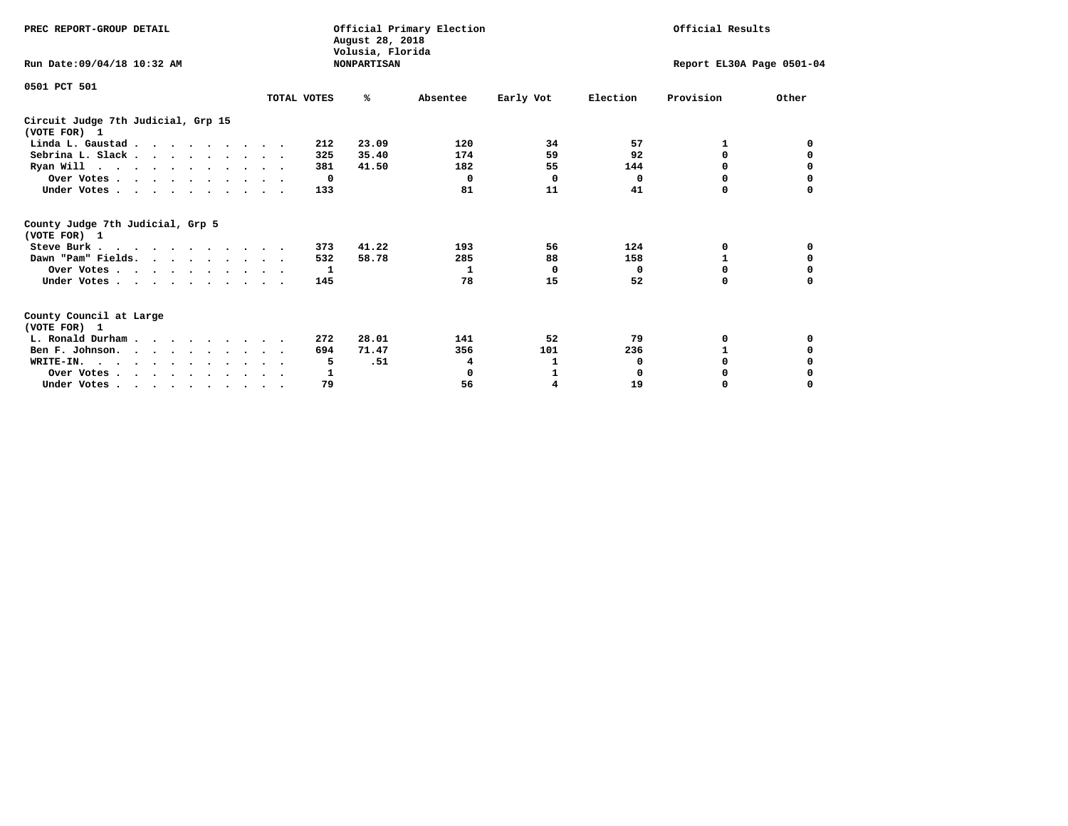PREC REPORT-GROUP DETAIL

Official Primary Election
August 28, 2018
Volusia, Florida
NONPARTISAN

Official Results

Run Date:09/04/18 10:32 AM

Report EL30A Page 0501-04

0501 PCT 501

| | TOTAL VOTES | % | Absentee | Early Vot | Election | Provision | Other |
|---|---|---|---|---|---|---|---|
| **Circuit Judge 7th Judicial, Grp 15** | | | | | | | |
| **(VOTE FOR) 1** | | | | | | | |
| Linda L. Gaustad | 212 | 23.09 | 120 | 34 | 57 | 1 | 0 |
| Sebrina L. Slack | 325 | 35.40 | 174 | 59 | 92 | 0 | 0 |
| Ryan Will | 381 | 41.50 | 182 | 55 | 144 | 0 | 0 |
| Over Votes | 0 | | 0 | 0 | 0 | 0 | 0 |
| Under Votes | 133 | | 81 | 11 | 41 | 0 | 0 |
| **County Judge 7th Judicial, Grp 5** | | | | | | | |
| **(VOTE FOR) 1** | | | | | | | |
| Steve Burk | 373 | 41.22 | 193 | 56 | 124 | 0 | 0 |
| Dawn "Pam" Fields | 532 | 58.78 | 285 | 88 | 158 | 1 | 0 |
| Over Votes | 1 | | 1 | 0 | 0 | 0 | 0 |
| Under Votes | 145 | | 78 | 15 | 52 | 0 | 0 |
| **County Council at Large** | | | | | | | |
| **(VOTE FOR) 1** | | | | | | | |
| L. Ronald Durham | 272 | 28.01 | 141 | 52 | 79 | 0 | 0 |
| Ben F. Johnson | 694 | 71.47 | 356 | 101 | 236 | 1 | 0 |
| WRITE-IN | 5 | .51 | 4 | 1 | 0 | 0 | 0 |
| Over Votes | 1 | | 0 | 1 | 0 | 0 | 0 |
| Under Votes | 79 | | 56 | 4 | 19 | 0 | 0 |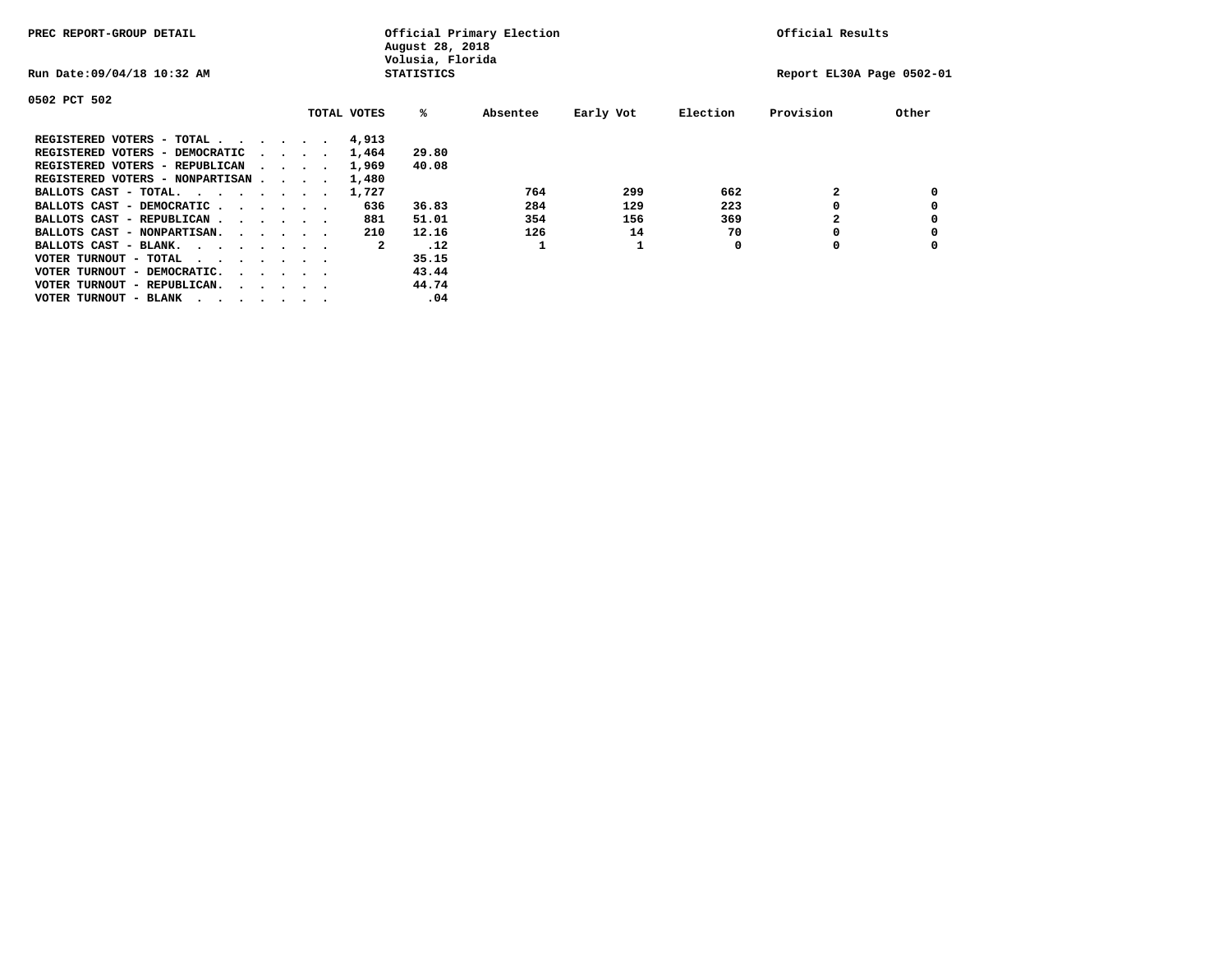PREC REPORT-GROUP DETAIL

Official Primary Election
August 28, 2018
Volusia, Florida
STATISTICS

Official Results

Run Date:09/04/18 10:32 AM

Report EL30A Page 0502-01

0502 PCT 502

| | TOTAL VOTES | % | Absentee | Early Vot | Election | Provision | Other |
|---|---|---|---|---|---|---|---|
| REGISTERED VOTERS - TOTAL . . . . . . | 4,913 | | | | | | |
| REGISTERED VOTERS - DEMOCRATIC . . . . | 1,464 | 29.80 | | | | | |
| REGISTERED VOTERS - REPUBLICAN . . . . | 1,969 | 40.08 | | | | | |
| REGISTERED VOTERS - NONPARTISAN . . . . | 1,480 | | | | | | |
| BALLOTS CAST - TOTAL. . . . . . . . | 1,727 | | 764 | 299 | 662 | 2 | 0 |
| BALLOTS CAST - DEMOCRATIC . . . . . . | 636 | 36.83 | 284 | 129 | 223 | 0 | 0 |
| BALLOTS CAST - REPUBLICAN . . . . . . | 881 | 51.01 | 354 | 156 | 369 | 2 | 0 |
| BALLOTS CAST - NONPARTISAN. . . . . . | 210 | 12.16 | 126 | 14 | 70 | 0 | 0 |
| BALLOTS CAST - BLANK. . . . . . . . | 2 | .12 | 1 | 1 | 0 | 0 | 0 |
| VOTER TURNOUT - TOTAL . . . . . . . . | | 35.15 | | | | | |
| VOTER TURNOUT - DEMOCRATIC. . . . . . | | 43.44 | | | | | |
| VOTER TURNOUT - REPUBLICAN. . . . . . | | 44.74 | | | | | |
| VOTER TURNOUT - BLANK . . . . . . . . | | .04 | | | | | |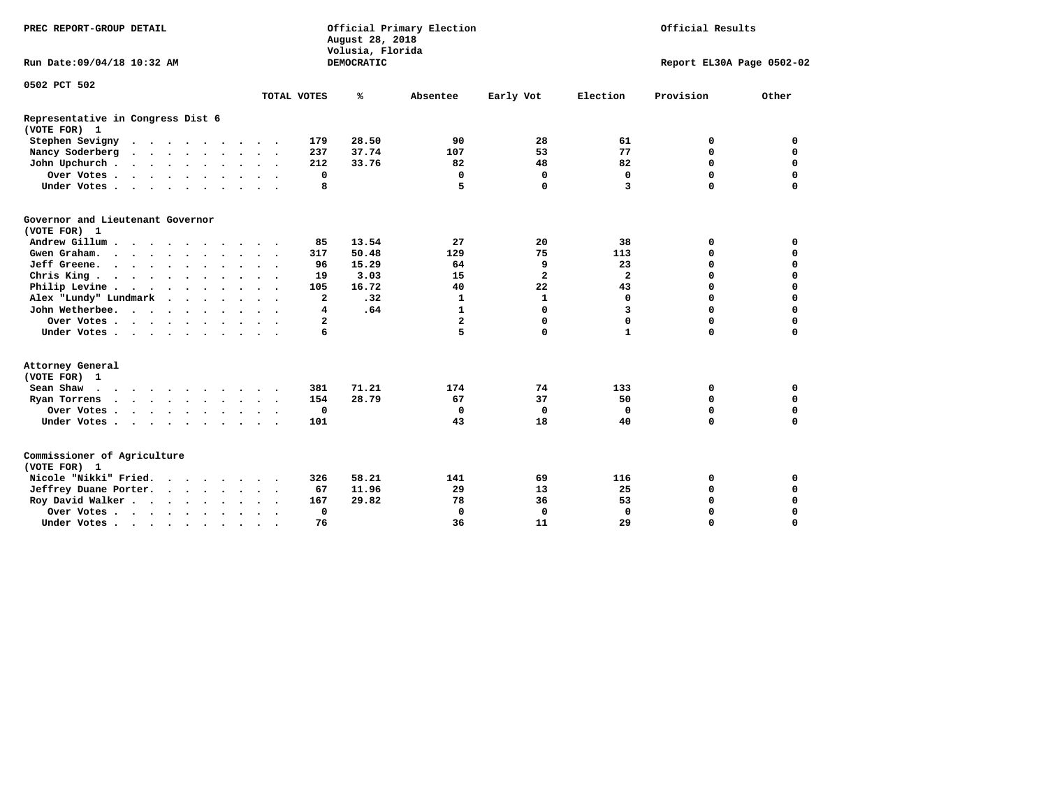PREC REPORT-GROUP DETAIL

Official Primary Election
August 28, 2018
Volusia, Florida
DEMOCRATIC

Official Results

Run Date:09/04/18 10:32 AM

Report EL30A Page 0502-02

0502 PCT 502

| | TOTAL VOTES | % | Absentee | Early Vot | Election | Provision | Other |
|---|---|---|---|---|---|---|---|
| **Representative in Congress Dist 6** | | | | | | | |
| **(VOTE FOR) 1** | | | | | | | |
| Stephen Sevigny | 179 | 28.50 | 90 | 28 | 61 | 0 | 0 |
| Nancy Soderberg | 237 | 37.74 | 107 | 53 | 77 | 0 | 0 |
| John Upchurch | 212 | 33.76 | 82 | 48 | 82 | 0 | 0 |
| Over Votes | 0 | | 0 | 0 | 0 | 0 | 0 |
| Under Votes | 8 | | 5 | 0 | 3 | 0 | 0 |
| **Governor and Lieutenant Governor** | | | | | | | |
| **(VOTE FOR) 1** | | | | | | | |
| Andrew Gillum | 85 | 13.54 | 27 | 20 | 38 | 0 | 0 |
| Gwen Graham | 317 | 50.48 | 129 | 75 | 113 | 0 | 0 |
| Jeff Greene | 96 | 15.29 | 64 | 9 | 23 | 0 | 0 |
| Chris King | 19 | 3.03 | 15 | 2 | 2 | 0 | 0 |
| Philip Levine | 105 | 16.72 | 40 | 22 | 43 | 0 | 0 |
| Alex "Lundy" Lundmark | 2 | .32 | 1 | 1 | 0 | 0 | 0 |
| John Wetherbee | 4 | .64 | 1 | 0 | 3 | 0 | 0 |
| Over Votes | 2 | | 2 | 0 | 0 | 0 | 0 |
| Under Votes | 6 | | 5 | 0 | 1 | 0 | 0 |
| **Attorney General** | | | | | | | |
| **(VOTE FOR) 1** | | | | | | | |
| Sean Shaw | 381 | 71.21 | 174 | 74 | 133 | 0 | 0 |
| Ryan Torrens | 154 | 28.79 | 67 | 37 | 50 | 0 | 0 |
| Over Votes | 0 | | 0 | 0 | 0 | 0 | 0 |
| Under Votes | 101 | | 43 | 18 | 40 | 0 | 0 |
| **Commissioner of Agriculture** | | | | | | | |
| **(VOTE FOR) 1** | | | | | | | |
| Nicole "Nikki" Fried | 326 | 58.21 | 141 | 69 | 116 | 0 | 0 |
| Jeffrey Duane Porter | 67 | 11.96 | 29 | 13 | 25 | 0 | 0 |
| Roy David Walker | 167 | 29.82 | 78 | 36 | 53 | 0 | 0 |
| Over Votes | 0 | | 0 | 0 | 0 | 0 | 0 |
| Under Votes | 76 | | 36 | 11 | 29 | 0 | 0 |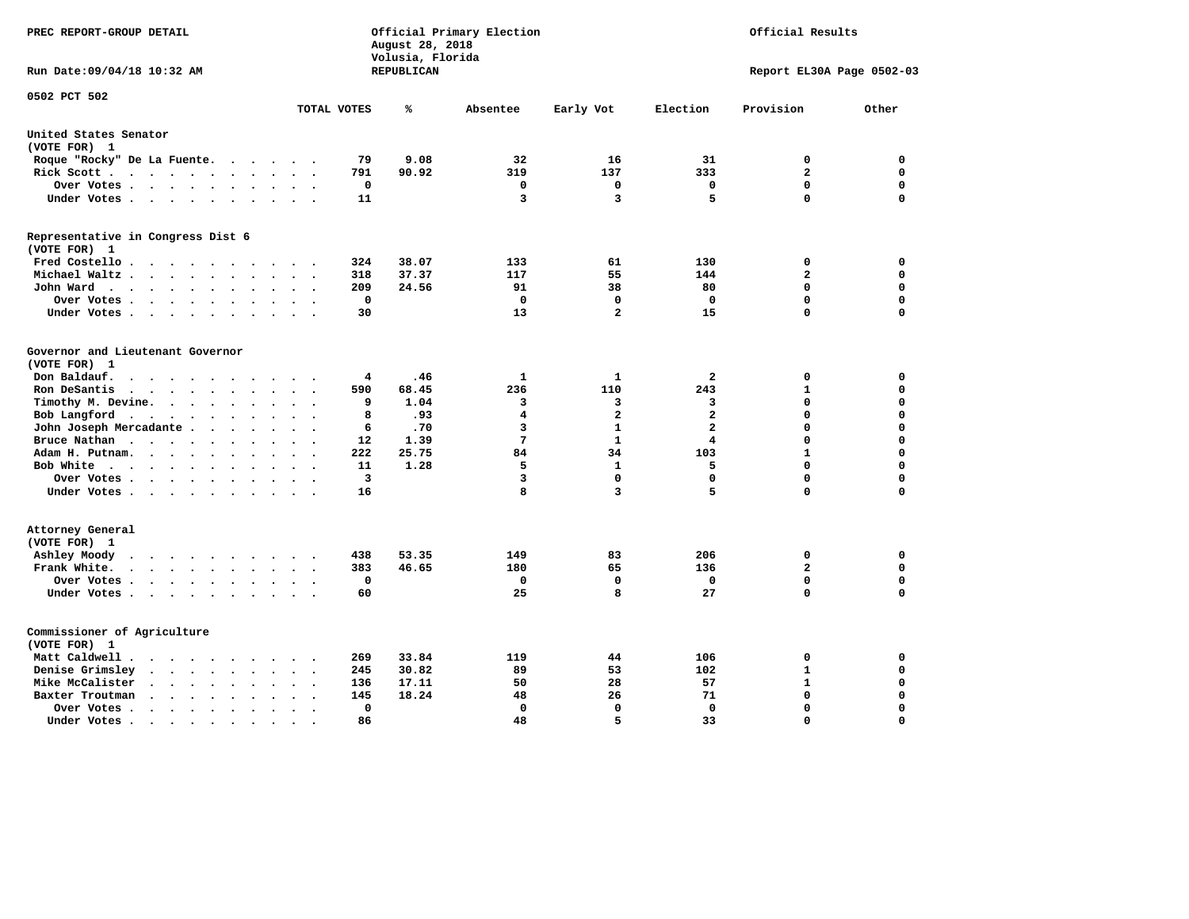PREC REPORT-GROUP DETAIL

Official Primary Election
August 28, 2018
Volusia, Florida
REPUBLICAN

Official Results

Run Date:09/04/18 10:32 AM

Report EL30A Page 0502-03

0502 PCT 502

| | TOTAL VOTES | % | Absentee | Early Vot | Election | Provision | Other |
|---|---|---|---|---|---|---|---|
| **United States Senator (VOTE FOR) 1** | | | | | | | |
| Roque "Rocky" De La Fuente | 79 | 9.08 | 32 | 16 | 31 | 0 | 0 |
| Rick Scott | 791 | 90.92 | 319 | 137 | 333 | 2 | 0 |
| Over Votes | 0 | | 0 | 0 | 0 | 0 | 0 |
| Under Votes | 11 | | 3 | 3 | 5 | 0 | 0 |
| **Representative in Congress Dist 6 (VOTE FOR) 1** | | | | | | | |
| Fred Costello | 324 | 38.07 | 133 | 61 | 130 | 0 | 0 |
| Michael Waltz | 318 | 37.37 | 117 | 55 | 144 | 2 | 0 |
| John Ward | 209 | 24.56 | 91 | 38 | 80 | 0 | 0 |
| Over Votes | 0 | | 0 | 0 | 0 | 0 | 0 |
| Under Votes | 30 | | 13 | 2 | 15 | 0 | 0 |
| **Governor and Lieutenant Governor (VOTE FOR) 1** | | | | | | | |
| Don Baldauf | 4 | .46 | 1 | 1 | 2 | 0 | 0 |
| Ron DeSantis | 590 | 68.45 | 236 | 110 | 243 | 1 | 0 |
| Timothy M. Devine | 9 | 1.04 | 3 | 3 | 3 | 0 | 0 |
| Bob Langford | 8 | .93 | 4 | 2 | 2 | 0 | 0 |
| John Joseph Mercadante | 6 | .70 | 3 | 1 | 2 | 0 | 0 |
| Bruce Nathan | 12 | 1.39 | 7 | 1 | 4 | 0 | 0 |
| Adam H. Putnam | 222 | 25.75 | 84 | 34 | 103 | 1 | 0 |
| Bob White | 11 | 1.28 | 5 | 1 | 5 | 0 | 0 |
| Over Votes | 3 | | 3 | 0 | 0 | 0 | 0 |
| Under Votes | 16 | | 8 | 3 | 5 | 0 | 0 |
| **Attorney General (VOTE FOR) 1** | | | | | | | |
| Ashley Moody | 438 | 53.35 | 149 | 83 | 206 | 0 | 0 |
| Frank White | 383 | 46.65 | 180 | 65 | 136 | 2 | 0 |
| Over Votes | 0 | | 0 | 0 | 0 | 0 | 0 |
| Under Votes | 60 | | 25 | 8 | 27 | 0 | 0 |
| **Commissioner of Agriculture (VOTE FOR) 1** | | | | | | | |
| Matt Caldwell | 269 | 33.84 | 119 | 44 | 106 | 0 | 0 |
| Denise Grimsley | 245 | 30.82 | 89 | 53 | 102 | 1 | 0 |
| Mike McCalister | 136 | 17.11 | 50 | 28 | 57 | 1 | 0 |
| Baxter Troutman | 145 | 18.24 | 48 | 26 | 71 | 0 | 0 |
| Over Votes | 0 | | 0 | 0 | 0 | 0 | 0 |
| Under Votes | 86 | | 48 | 5 | 33 | 0 | 0 |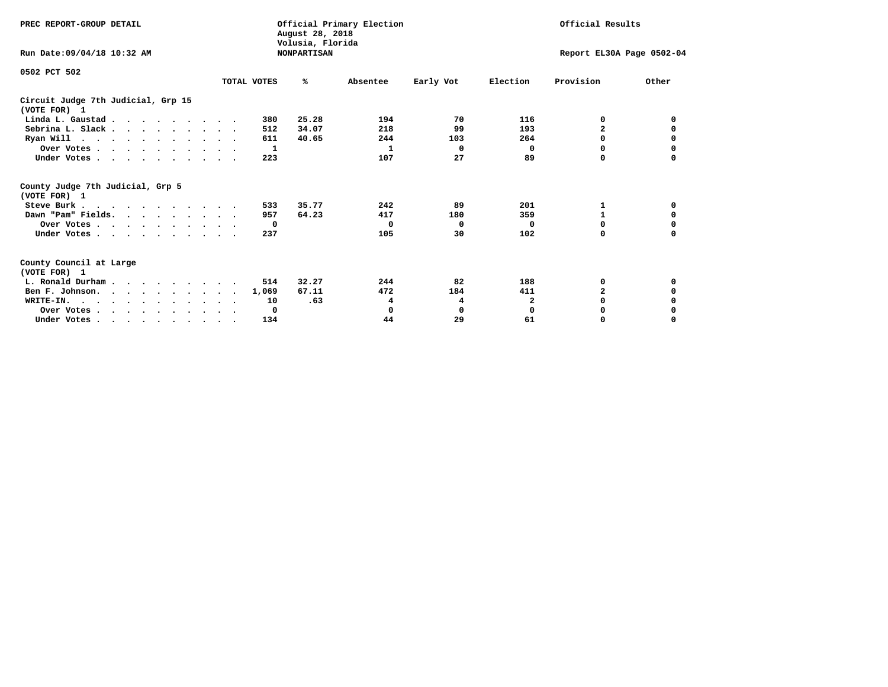PREC REPORT-GROUP DETAIL

Official Primary Election
August 28, 2018
Volusia, Florida
NONPARTISAN

Official Results

Run Date:09/04/18 10:32 AM

Report EL30A Page 0502-04

0502 PCT 502

| | TOTAL VOTES | % | Absentee | Early Vot | Election | Provision | Other |
|---|---|---|---|---|---|---|---|
| **Circuit Judge 7th Judicial, Grp 15** | | | | | | | |
| **(VOTE FOR) 1** | | | | | | | |
| Linda L. Gaustad | 380 | 25.28 | 194 | 70 | 116 | 0 | 0 |
| Sebrina L. Slack | 512 | 34.07 | 218 | 99 | 193 | 2 | 0 |
| Ryan Will | 611 | 40.65 | 244 | 103 | 264 | 0 | 0 |
| Over Votes | 1 | | 1 | 0 | 0 | 0 | 0 |
| Under Votes | 223 | | 107 | 27 | 89 | 0 | 0 |
| **County Judge 7th Judicial, Grp 5** | | | | | | | |
| **(VOTE FOR) 1** | | | | | | | |
| Steve Burk | 533 | 35.77 | 242 | 89 | 201 | 1 | 0 |
| Dawn "Pam" Fields | 957 | 64.23 | 417 | 180 | 359 | 1 | 0 |
| Over Votes | 0 | | 0 | 0 | 0 | 0 | 0 |
| Under Votes | 237 | | 105 | 30 | 102 | 0 | 0 |
| **County Council at Large** | | | | | | | |
| **(VOTE FOR) 1** | | | | | | | |
| L. Ronald Durham | 514 | 32.27 | 244 | 82 | 188 | 0 | 0 |
| Ben F. Johnson | 1,069 | 67.11 | 472 | 184 | 411 | 2 | 0 |
| WRITE-IN. | 10 | .63 | 4 | 4 | 2 | 0 | 0 |
| Over Votes | 0 | | 0 | 0 | 0 | 0 | 0 |
| Under Votes | 134 | | 44 | 29 | 61 | 0 | 0 |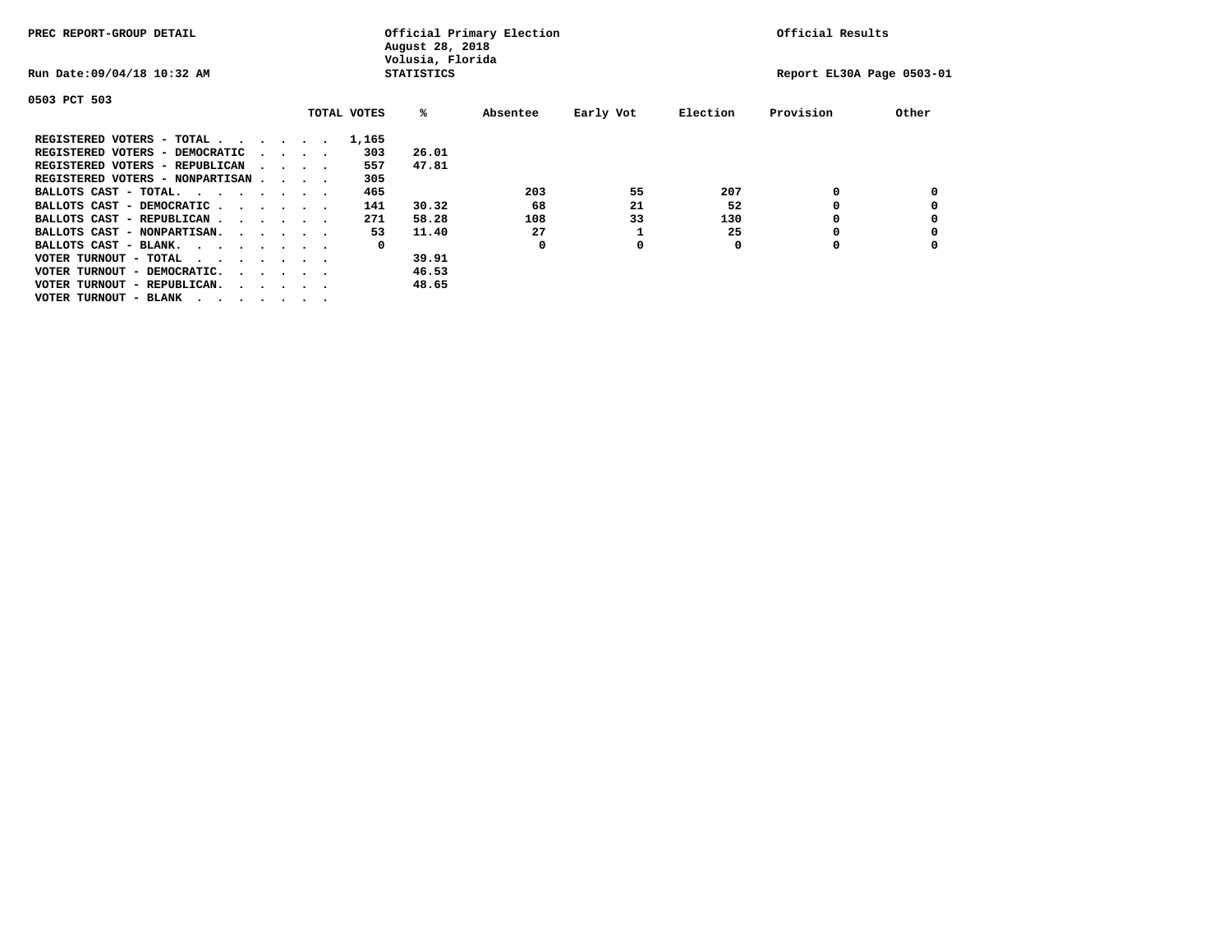PREC REPORT-GROUP DETAIL

Official Primary Election
August 28, 2018
Volusia, Florida
STATISTICS

Official Results

Run Date:09/04/18 10:32 AM

Report EL30A Page 0503-01

0503 PCT 503

| | TOTAL VOTES | % | Absentee | Early Vot | Election | Provision | Other |
|---|---|---|---|---|---|---|---|
| REGISTERED VOTERS - TOTAL . . . . . . | 1,165 | | | | | | |
| REGISTERED VOTERS - DEMOCRATIC . . . . | 303 | 26.01 | | | | | |
| REGISTERED VOTERS - REPUBLICAN . . . . | 557 | 47.81 | | | | | |
| REGISTERED VOTERS - NONPARTISAN . . . . | 305 | | | | | | |
| BALLOTS CAST - TOTAL. . . . . . . . | 465 | | 203 | 55 | 207 | 0 | 0 |
| BALLOTS CAST - DEMOCRATIC . . . . . . | 141 | 30.32 | 68 | 21 | 52 | 0 | 0 |
| BALLOTS CAST - REPUBLICAN . . . . . . | 271 | 58.28 | 108 | 33 | 130 | 0 | 0 |
| BALLOTS CAST - NONPARTISAN. . . . . . | 53 | 11.40 | 27 | 1 | 25 | 0 | 0 |
| BALLOTS CAST - BLANK. . . . . . . . | 0 | | 0 | 0 | 0 | 0 | 0 |
| VOTER TURNOUT - TOTAL . . . . . . . . | | 39.91 | | | | | |
| VOTER TURNOUT - DEMOCRATIC. . . . . . | | 46.53 | | | | | |
| VOTER TURNOUT - REPUBLICAN. . . . . . | | 48.65 | | | | | |
| VOTER TURNOUT - BLANK . . . . . . . . | | | | | | | |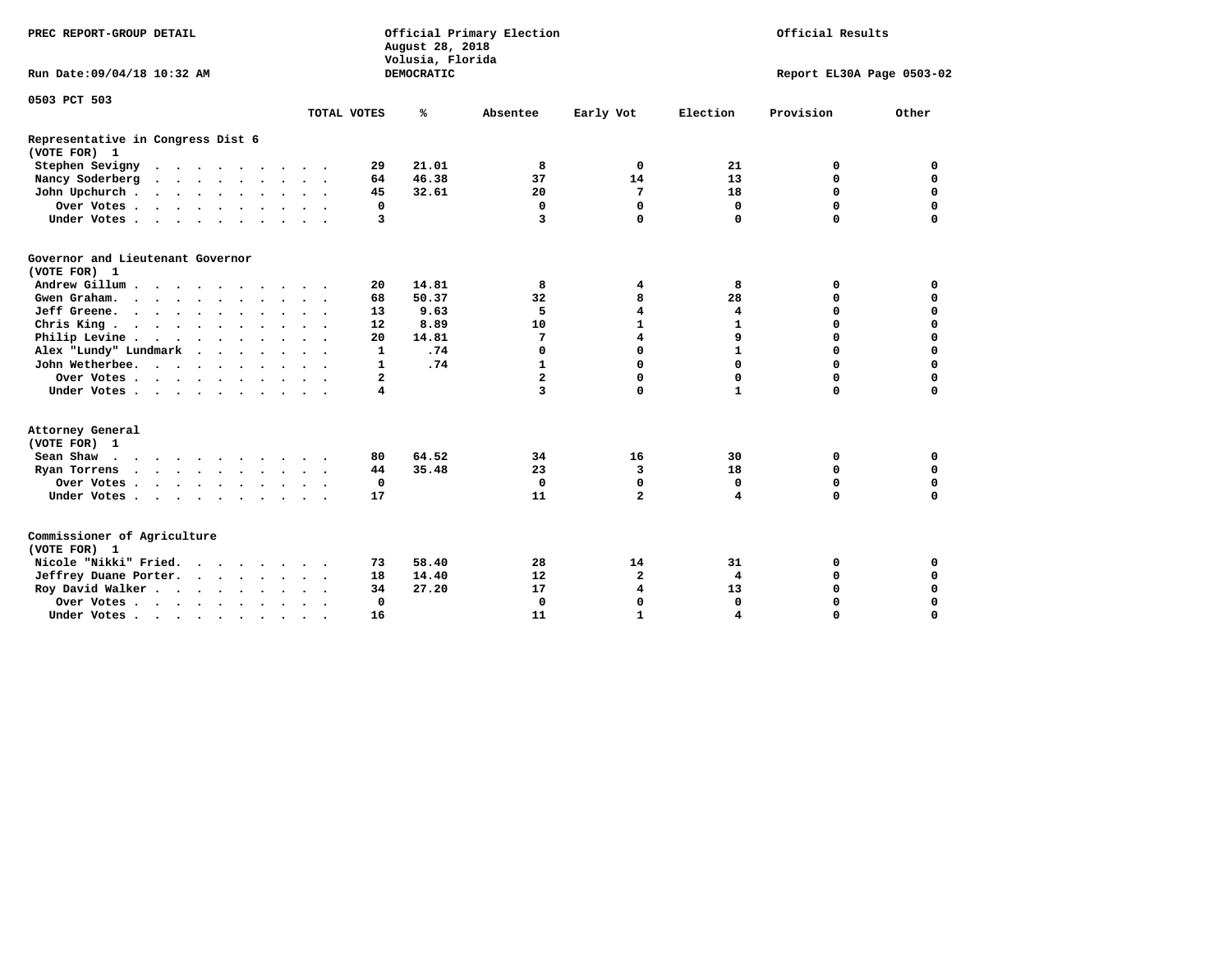PREC REPORT-GROUP DETAIL

Official Primary Election
August 28, 2018
Volusia, Florida
DEMOCRATIC

Official Results

Run Date:09/04/18 10:32 AM

Report EL30A Page 0503-02

0503 PCT 503

| | TOTAL VOTES | % | Absentee | Early Vot | Election | Provision | Other |
|---|---|---|---|---|---|---|---|
| **Representative in Congress Dist 6** | | | | | | | |
| (VOTE FOR) 1 | | | | | | | |
| Stephen Sevigny | 29 | 21.01 | 8 | 0 | 21 | 0 | 0 |
| Nancy Soderberg | 64 | 46.38 | 37 | 14 | 13 | 0 | 0 |
| John Upchurch | 45 | 32.61 | 20 | 7 | 18 | 0 | 0 |
| Over Votes | 0 | | 0 | 0 | 0 | 0 | 0 |
| Under Votes | 3 | | 3 | 0 | 0 | 0 | 0 |
| **Governor and Lieutenant Governor** | | | | | | | |
| (VOTE FOR) 1 | | | | | | | |
| Andrew Gillum | 20 | 14.81 | 8 | 4 | 8 | 0 | 0 |
| Gwen Graham | 68 | 50.37 | 32 | 8 | 28 | 0 | 0 |
| Jeff Greene | 13 | 9.63 | 5 | 4 | 4 | 0 | 0 |
| Chris King | 12 | 8.89 | 10 | 1 | 1 | 0 | 0 |
| Philip Levine | 20 | 14.81 | 7 | 4 | 9 | 0 | 0 |
| Alex "Lundy" Lundmark | 1 | .74 | 0 | 0 | 1 | 0 | 0 |
| John Wetherbee | 1 | .74 | 1 | 0 | 0 | 0 | 0 |
| Over Votes | 2 | | 2 | 0 | 0 | 0 | 0 |
| Under Votes | 4 | | 3 | 0 | 1 | 0 | 0 |
| **Attorney General** | | | | | | | |
| (VOTE FOR) 1 | | | | | | | |
| Sean Shaw | 80 | 64.52 | 34 | 16 | 30 | 0 | 0 |
| Ryan Torrens | 44 | 35.48 | 23 | 3 | 18 | 0 | 0 |
| Over Votes | 0 | | 0 | 0 | 0 | 0 | 0 |
| Under Votes | 17 | | 11 | 2 | 4 | 0 | 0 |
| **Commissioner of Agriculture** | | | | | | | |
| (VOTE FOR) 1 | | | | | | | |
| Nicole "Nikki" Fried | 73 | 58.40 | 28 | 14 | 31 | 0 | 0 |
| Jeffrey Duane Porter | 18 | 14.40 | 12 | 2 | 4 | 0 | 0 |
| Roy David Walker | 34 | 27.20 | 17 | 4 | 13 | 0 | 0 |
| Over Votes | 0 | | 0 | 0 | 0 | 0 | 0 |
| Under Votes | 16 | | 11 | 1 | 4 | 0 | 0 |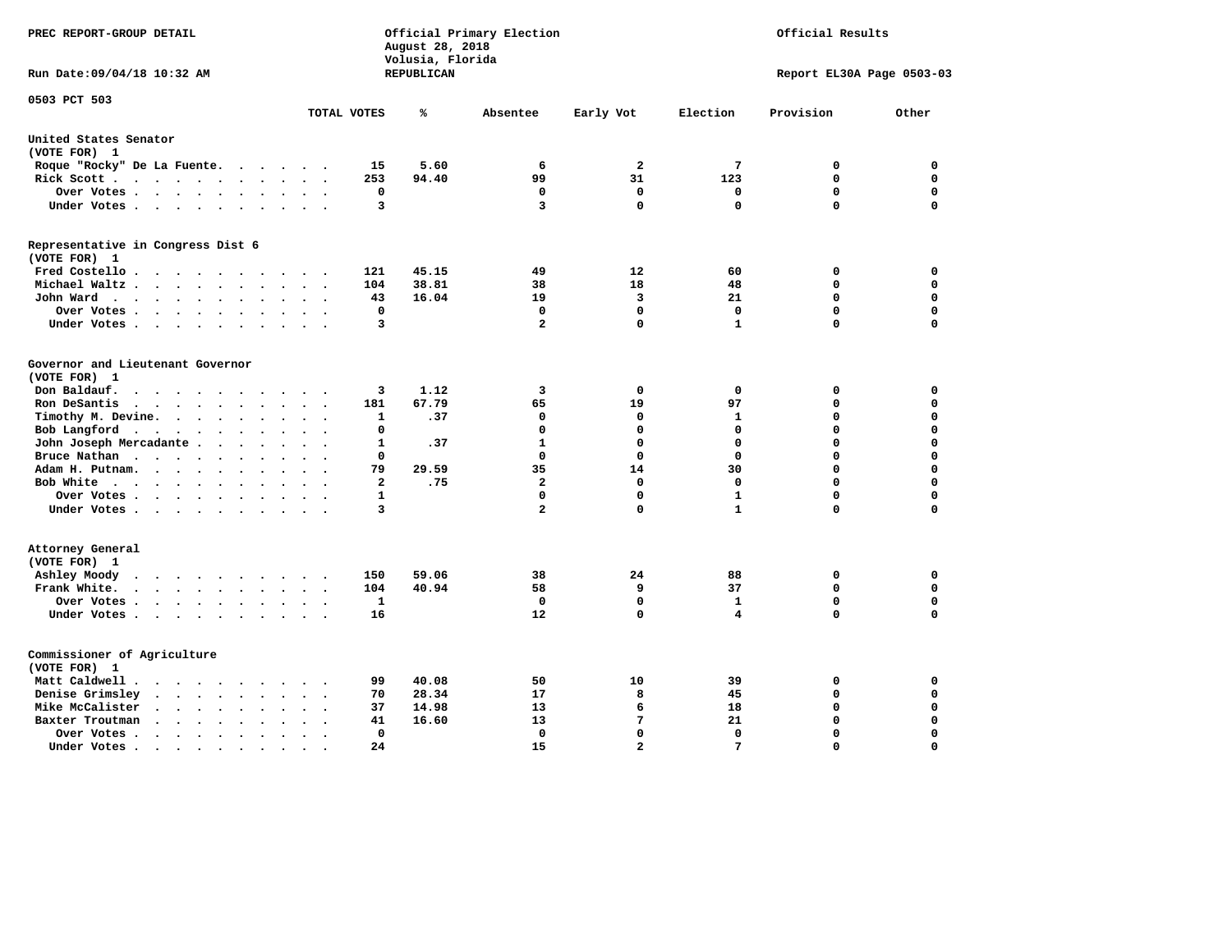PREC REPORT-GROUP DETAIL

Official Primary Election
August 28, 2018
Volusia, Florida
REPUBLICAN

Official Results

Run Date:09/04/18 10:32 AM

Report EL30A Page 0503-03

0503 PCT 503

| | TOTAL VOTES | % | Absentee | Early Vot | Election | Provision | Other |
|---|---|---|---|---|---|---|---|
| **United States Senator** | | | | | | | |
| (VOTE FOR) 1 | | | | | | | |
| Roque "Rocky" De La Fuente | 15 | 5.60 | 6 | 2 | 7 | 0 | 0 |
| Rick Scott | 253 | 94.40 | 99 | 31 | 123 | 0 | 0 |
| Over Votes | 0 | | 0 | 0 | 0 | 0 | 0 |
| Under Votes | 3 | | 3 | 0 | 0 | 0 | 0 |
| **Representative in Congress Dist 6** | | | | | | | |
| (VOTE FOR) 1 | | | | | | | |
| Fred Costello | 121 | 45.15 | 49 | 12 | 60 | 0 | 0 |
| Michael Waltz | 104 | 38.81 | 38 | 18 | 48 | 0 | 0 |
| John Ward | 43 | 16.04 | 19 | 3 | 21 | 0 | 0 |
| Over Votes | 0 | | 0 | 0 | 0 | 0 | 0 |
| Under Votes | 3 | | 2 | 0 | 1 | 0 | 0 |
| **Governor and Lieutenant Governor** | | | | | | | |
| (VOTE FOR) 1 | | | | | | | |
| Don Baldauf | 3 | 1.12 | 3 | 0 | 0 | 0 | 0 |
| Ron DeSantis | 181 | 67.79 | 65 | 19 | 97 | 0 | 0 |
| Timothy M. Devine | 1 | .37 | 0 | 0 | 1 | 0 | 0 |
| Bob Langford | 0 | | 0 | 0 | 0 | 0 | 0 |
| John Joseph Mercadante | 1 | .37 | 1 | 0 | 0 | 0 | 0 |
| Bruce Nathan | 0 | | 0 | 0 | 0 | 0 | 0 |
| Adam H. Putnam | 79 | 29.59 | 35 | 14 | 30 | 0 | 0 |
| Bob White | 2 | .75 | 2 | 0 | 0 | 0 | 0 |
| Over Votes | 1 | | 0 | 0 | 1 | 0 | 0 |
| Under Votes | 3 | | 2 | 0 | 1 | 0 | 0 |
| **Attorney General** | | | | | | | |
| (VOTE FOR) 1 | | | | | | | |
| Ashley Moody | 150 | 59.06 | 38 | 24 | 88 | 0 | 0 |
| Frank White | 104 | 40.94 | 58 | 9 | 37 | 0 | 0 |
| Over Votes | 1 | | 0 | 0 | 1 | 0 | 0 |
| Under Votes | 16 | | 12 | 0 | 4 | 0 | 0 |
| **Commissioner of Agriculture** | | | | | | | |
| (VOTE FOR) 1 | | | | | | | |
| Matt Caldwell | 99 | 40.08 | 50 | 10 | 39 | 0 | 0 |
| Denise Grimsley | 70 | 28.34 | 17 | 8 | 45 | 0 | 0 |
| Mike McCalister | 37 | 14.98 | 13 | 6 | 18 | 0 | 0 |
| Baxter Troutman | 41 | 16.60 | 13 | 7 | 21 | 0 | 0 |
| Over Votes | 0 | | 0 | 0 | 0 | 0 | 0 |
| Under Votes | 24 | | 15 | 2 | 7 | 0 | 0 |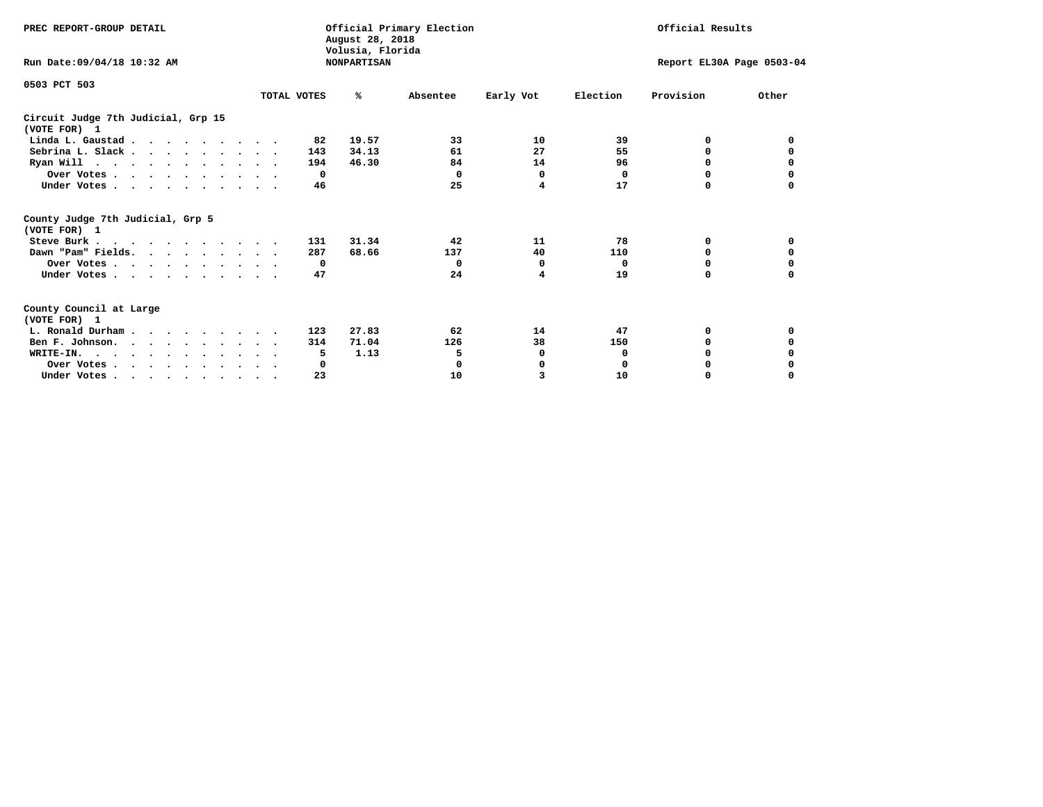PREC REPORT-GROUP DETAIL

Official Primary Election
August 28, 2018
Volusia, Florida
NONPARTISAN

Official Results

Run Date:09/04/18 10:32 AM

Report EL30A Page 0503-04

0503 PCT 503

| | TOTAL VOTES | % | Absentee | Early Vot | Election | Provision | Other |
|---|---|---|---|---|---|---|---|
| **Circuit Judge 7th Judicial, Grp 15** | | | | | | | |
| **(VOTE FOR) 1** | | | | | | | |
| Linda L. Gaustad | 82 | 19.57 | 33 | 10 | 39 | 0 | 0 |
| Sebrina L. Slack | 143 | 34.13 | 61 | 27 | 55 | 0 | 0 |
| Ryan Will | 194 | 46.30 | 84 | 14 | 96 | 0 | 0 |
| Over Votes | 0 | | 0 | 0 | 0 | 0 | 0 |
| Under Votes | 46 | | 25 | 4 | 17 | 0 | 0 |
| **County Judge 7th Judicial, Grp 5** | | | | | | | |
| **(VOTE FOR) 1** | | | | | | | |
| Steve Burk | 131 | 31.34 | 42 | 11 | 78 | 0 | 0 |
| Dawn "Pam" Fields | 287 | 68.66 | 137 | 40 | 110 | 0 | 0 |
| Over Votes | 0 | | 0 | 0 | 0 | 0 | 0 |
| Under Votes | 47 | | 24 | 4 | 19 | 0 | 0 |
| **County Council at Large** | | | | | | | |
| **(VOTE FOR) 1** | | | | | | | |
| L. Ronald Durham | 123 | 27.83 | 62 | 14 | 47 | 0 | 0 |
| Ben F. Johnson | 314 | 71.04 | 126 | 38 | 150 | 0 | 0 |
| WRITE-IN. | 5 | 1.13 | 5 | 0 | 0 | 0 | 0 |
| Over Votes | 0 | | 0 | 0 | 0 | 0 | 0 |
| Under Votes | 23 | | 10 | 3 | 10 | 0 | 0 |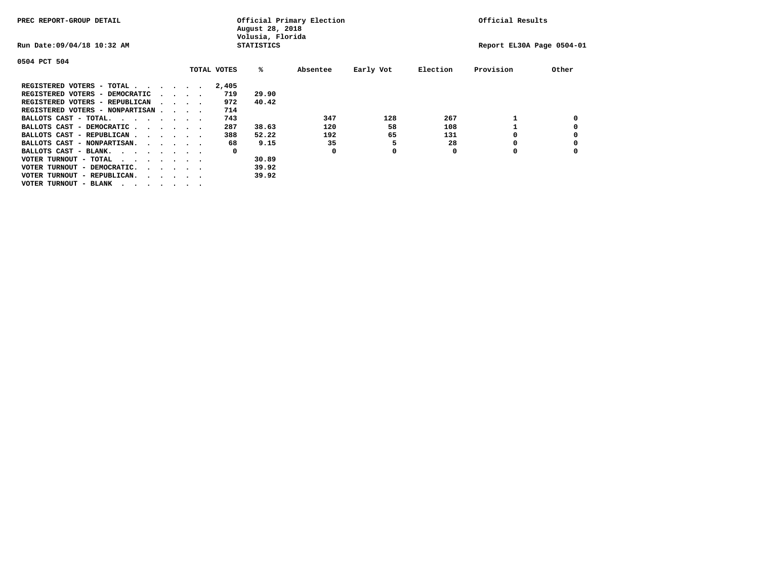PREC REPORT-GROUP DETAIL

Official Primary Election
August 28, 2018
Volusia, Florida
STATISTICS

Official Results

Run Date:09/04/18 10:32 AM

Report EL30A Page 0504-01

0504 PCT 504

| | TOTAL VOTES | % | Absentee | Early Vot | Election | Provision | Other |
|---|---|---|---|---|---|---|---|
| REGISTERED VOTERS - TOTAL . . . . . . | 2,405 | | | | | | |
| REGISTERED VOTERS - DEMOCRATIC . . . . | 719 | 29.90 | | | | | |
| REGISTERED VOTERS - REPUBLICAN . . . . | 972 | 40.42 | | | | | |
| REGISTERED VOTERS - NONPARTISAN . . . . | 714 | | | | | | |
| BALLOTS CAST - TOTAL. . . . . . . . | 743 | | 347 | 128 | 267 | 1 | 0 |
| BALLOTS CAST - DEMOCRATIC . . . . . . | 287 | 38.63 | 120 | 58 | 108 | 1 | 0 |
| BALLOTS CAST - REPUBLICAN . . . . . . | 388 | 52.22 | 192 | 65 | 131 | 0 | 0 |
| BALLOTS CAST - NONPARTISAN. . . . . . | 68 | 9.15 | 35 | 5 | 28 | 0 | 0 |
| BALLOTS CAST - BLANK. . . . . . . . | 0 | | 0 | 0 | 0 | 0 | 0 |
| VOTER TURNOUT - TOTAL . . . . . . . | | 30.89 | | | | | |
| VOTER TURNOUT - DEMOCRATIC. . . . . . | | 39.92 | | | | | |
| VOTER TURNOUT - REPUBLICAN. . . . . . | | 39.92 | | | | | |
| VOTER TURNOUT - BLANK . . . . . . . | | | | | | | |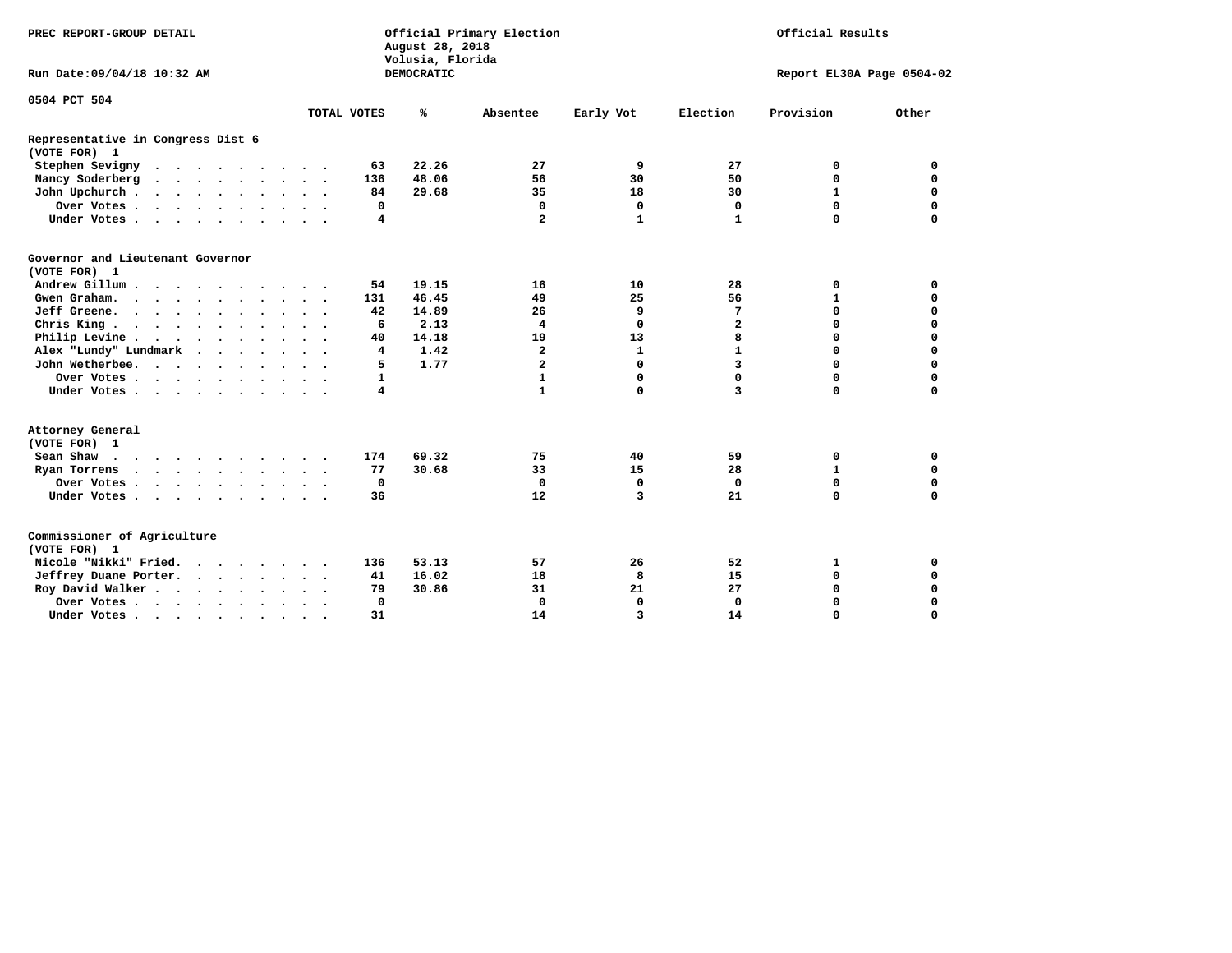PREC REPORT-GROUP DETAIL

Official Primary Election
August 28, 2018
Volusia, Florida
DEMOCRATIC

Official Results

Run Date:09/04/18 10:32 AM

Report EL30A Page 0504-02

0504 PCT 504

| | TOTAL VOTES | % | Absentee | Early Vot | Election | Provision | Other |
|---|---|---|---|---|---|---|---|
| **Representative in Congress Dist 6** | | | | | | | |
| **(VOTE FOR) 1** | | | | | | | |
| Stephen Sevigny | 63 | 22.26 | 27 | 9 | 27 | 0 | 0 |
| Nancy Soderberg | 136 | 48.06 | 56 | 30 | 50 | 0 | 0 |
| John Upchurch | 84 | 29.68 | 35 | 18 | 30 | 1 | 0 |
| Over Votes | 0 | | 0 | 0 | 0 | 0 | 0 |
| Under Votes | 4 | | 2 | 1 | 1 | 0 | 0 |
| **Governor and Lieutenant Governor** | | | | | | | |
| **(VOTE FOR) 1** | | | | | | | |
| Andrew Gillum | 54 | 19.15 | 16 | 10 | 28 | 0 | 0 |
| Gwen Graham | 131 | 46.45 | 49 | 25 | 56 | 1 | 0 |
| Jeff Greene | 42 | 14.89 | 26 | 9 | 7 | 0 | 0 |
| Chris King | 6 | 2.13 | 4 | 0 | 2 | 0 | 0 |
| Philip Levine | 40 | 14.18 | 19 | 13 | 8 | 0 | 0 |
| Alex "Lundy" Lundmark | 4 | 1.42 | 2 | 1 | 1 | 0 | 0 |
| John Wetherbee | 5 | 1.77 | 2 | 0 | 3 | 0 | 0 |
| Over Votes | 1 | | 1 | 0 | 0 | 0 | 0 |
| Under Votes | 4 | | 1 | 0 | 3 | 0 | 0 |
| **Attorney General** | | | | | | | |
| **(VOTE FOR) 1** | | | | | | | |
| Sean Shaw | 174 | 69.32 | 75 | 40 | 59 | 0 | 0 |
| Ryan Torrens | 77 | 30.68 | 33 | 15 | 28 | 1 | 0 |
| Over Votes | 0 | | 0 | 0 | 0 | 0 | 0 |
| Under Votes | 36 | | 12 | 3 | 21 | 0 | 0 |
| **Commissioner of Agriculture** | | | | | | | |
| **(VOTE FOR) 1** | | | | | | | |
| Nicole "Nikki" Fried | 136 | 53.13 | 57 | 26 | 52 | 1 | 0 |
| Jeffrey Duane Porter | 41 | 16.02 | 18 | 8 | 15 | 0 | 0 |
| Roy David Walker | 79 | 30.86 | 31 | 21 | 27 | 0 | 0 |
| Over Votes | 0 | | 0 | 0 | 0 | 0 | 0 |
| Under Votes | 31 | | 14 | 3 | 14 | 0 | 0 |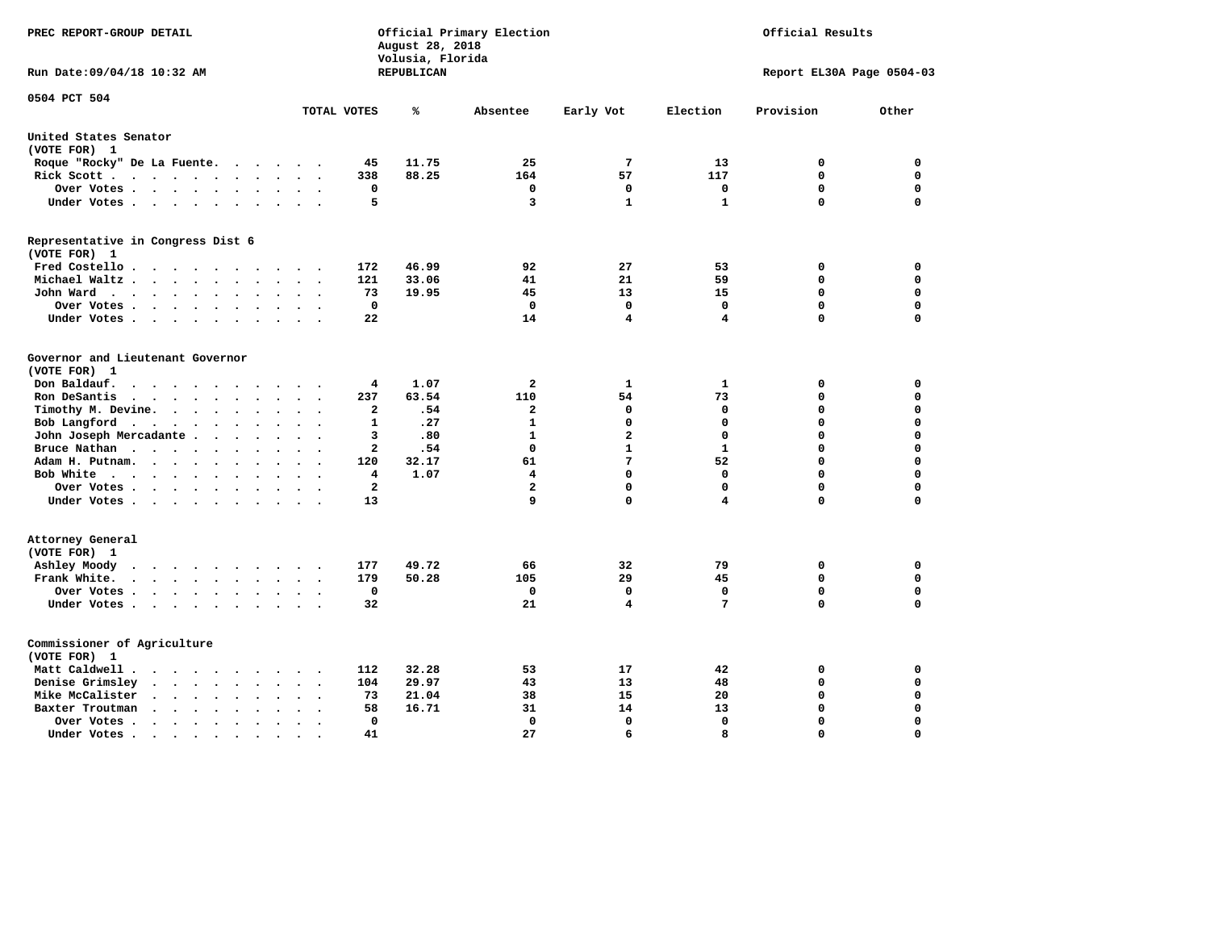PREC REPORT-GROUP DETAIL

Official Primary Election
August 28, 2018
Volusia, Florida
REPUBLICAN

Official Results

Run Date:09/04/18 10:32 AM

Report EL30A Page 0504-03

0504 PCT 504

| | TOTAL VOTES | % | Absentee | Early Vot | Election | Provision | Other |
|---|---|---|---|---|---|---|---|
| **United States Senator (VOTE FOR) 1** | | | | | | | |
| Roque "Rocky" De La Fuente | 45 | 11.75 | 25 | 7 | 13 | 0 | 0 |
| Rick Scott | 338 | 88.25 | 164 | 57 | 117 | 0 | 0 |
| Over Votes | 0 | | 0 | 0 | 0 | 0 | 0 |
| Under Votes | 5 | | 3 | 1 | 1 | 0 | 0 |
| **Representative in Congress Dist 6 (VOTE FOR) 1** | | | | | | | |
| Fred Costello | 172 | 46.99 | 92 | 27 | 53 | 0 | 0 |
| Michael Waltz | 121 | 33.06 | 41 | 21 | 59 | 0 | 0 |
| John Ward | 73 | 19.95 | 45 | 13 | 15 | 0 | 0 |
| Over Votes | 0 | | 0 | 0 | 0 | 0 | 0 |
| Under Votes | 22 | | 14 | 4 | 4 | 0 | 0 |
| **Governor and Lieutenant Governor (VOTE FOR) 1** | | | | | | | |
| Don Baldauf | 4 | 1.07 | 2 | 1 | 1 | 0 | 0 |
| Ron DeSantis | 237 | 63.54 | 110 | 54 | 73 | 0 | 0 |
| Timothy M. Devine | 2 | .54 | 2 | 0 | 0 | 0 | 0 |
| Bob Langford | 1 | .27 | 1 | 0 | 0 | 0 | 0 |
| John Joseph Mercadante | 3 | .80 | 1 | 2 | 0 | 0 | 0 |
| Bruce Nathan | 2 | .54 | 0 | 1 | 1 | 0 | 0 |
| Adam H. Putnam | 120 | 32.17 | 61 | 7 | 52 | 0 | 0 |
| Bob White | 4 | 1.07 | 4 | 0 | 0 | 0 | 0 |
| Over Votes | 2 | | 2 | 0 | 0 | 0 | 0 |
| Under Votes | 13 | | 9 | 0 | 4 | 0 | 0 |
| **Attorney General (VOTE FOR) 1** | | | | | | | |
| Ashley Moody | 177 | 49.72 | 66 | 32 | 79 | 0 | 0 |
| Frank White | 179 | 50.28 | 105 | 29 | 45 | 0 | 0 |
| Over Votes | 0 | | 0 | 0 | 0 | 0 | 0 |
| Under Votes | 32 | | 21 | 4 | 7 | 0 | 0 |
| **Commissioner of Agriculture (VOTE FOR) 1** | | | | | | | |
| Matt Caldwell | 112 | 32.28 | 53 | 17 | 42 | 0 | 0 |
| Denise Grimsley | 104 | 29.97 | 43 | 13 | 48 | 0 | 0 |
| Mike McCalister | 73 | 21.04 | 38 | 15 | 20 | 0 | 0 |
| Baxter Troutman | 58 | 16.71 | 31 | 14 | 13 | 0 | 0 |
| Over Votes | 0 | | 0 | 0 | 0 | 0 | 0 |
| Under Votes | 41 | | 27 | 6 | 8 | 0 | 0 |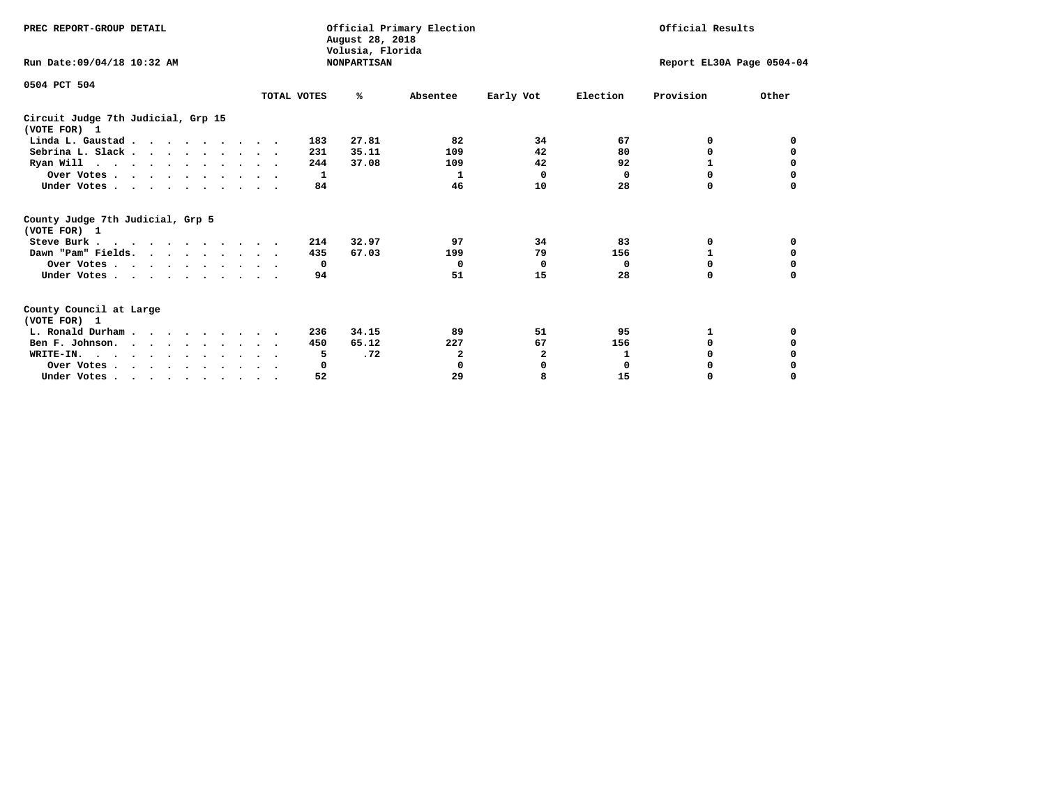PREC REPORT-GROUP DETAIL

Official Primary Election
August 28, 2018
Volusia, Florida
NONPARTISAN

Official Results

Run Date:09/04/18 10:32 AM

Report EL30A Page 0504-04

0504 PCT 504

| | TOTAL VOTES | % | Absentee | Early Vot | Election | Provision | Other |
|---|---|---|---|---|---|---|---|
| **Circuit Judge 7th Judicial, Grp 15** | | | | | | | |
| **(VOTE FOR) 1** | | | | | | | |
| Linda L. Gaustad | 183 | 27.81 | 82 | 34 | 67 | 0 | 0 |
| Sebrina L. Slack | 231 | 35.11 | 109 | 42 | 80 | 0 | 0 |
| Ryan Will | 244 | 37.08 | 109 | 42 | 92 | 1 | 0 |
| Over Votes | 1 | | 1 | 0 | 0 | 0 | 0 |
| Under Votes | 84 | | 46 | 10 | 28 | 0 | 0 |
| **County Judge 7th Judicial, Grp 5** | | | | | | | |
| **(VOTE FOR) 1** | | | | | | | |
| Steve Burk | 214 | 32.97 | 97 | 34 | 83 | 0 | 0 |
| Dawn "Pam" Fields | 435 | 67.03 | 199 | 79 | 156 | 1 | 0 |
| Over Votes | 0 | | 0 | 0 | 0 | 0 | 0 |
| Under Votes | 94 | | 51 | 15 | 28 | 0 | 0 |
| **County Council at Large** | | | | | | | |
| **(VOTE FOR) 1** | | | | | | | |
| L. Ronald Durham | 236 | 34.15 | 89 | 51 | 95 | 1 | 0 |
| Ben F. Johnson | 450 | 65.12 | 227 | 67 | 156 | 0 | 0 |
| WRITE-IN. | 5 | .72 | 2 | 2 | 1 | 0 | 0 |
| Over Votes | 0 | | 0 | 0 | 0 | 0 | 0 |
| Under Votes | 52 | | 29 | 8 | 15 | 0 | 0 |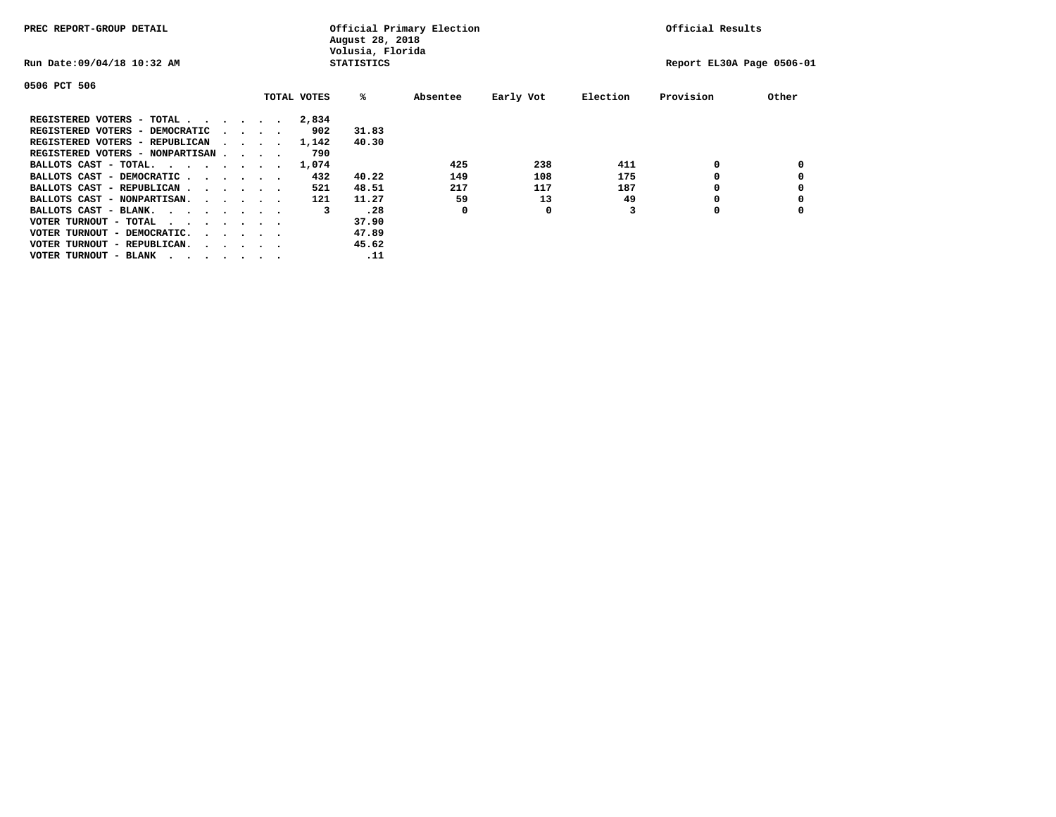PREC REPORT-GROUP DETAIL

Official Primary Election
August 28, 2018
Volusia, Florida
STATISTICS

Official Results

Run Date:09/04/18 10:32 AM

Report EL30A Page 0506-01

0506 PCT 506

| | TOTAL VOTES | % | Absentee | Early Vot | Election | Provision | Other |
|---|---|---|---|---|---|---|---|
| REGISTERED VOTERS - TOTAL . . . . . . | 2,834 | | | | | | |
| REGISTERED VOTERS - DEMOCRATIC . . . . | 902 | 31.83 | | | | | |
| REGISTERED VOTERS - REPUBLICAN . . . . | 1,142 | 40.30 | | | | | |
| REGISTERED VOTERS - NONPARTISAN . . . . | 790 | | | | | | |
| BALLOTS CAST - TOTAL. . . . . . . . | 1,074 | | 425 | 238 | 411 | 0 | 0 |
| BALLOTS CAST - DEMOCRATIC . . . . . . | 432 | 40.22 | 149 | 108 | 175 | 0 | 0 |
| BALLOTS CAST - REPUBLICAN . . . . . . | 521 | 48.51 | 217 | 117 | 187 | 0 | 0 |
| BALLOTS CAST - NONPARTISAN. . . . . . | 121 | 11.27 | 59 | 13 | 49 | 0 | 0 |
| BALLOTS CAST - BLANK. . . . . . . . | 3 | .28 | 0 | 0 | 3 | 0 | 0 |
| VOTER TURNOUT - TOTAL . . . . . . . | | 37.90 | | | | | |
| VOTER TURNOUT - DEMOCRATIC. . . . . . | | 47.89 | | | | | |
| VOTER TURNOUT - REPUBLICAN. . . . . . | | 45.62 | | | | | |
| VOTER TURNOUT - BLANK . . . . . . . | | .11 | | | | | |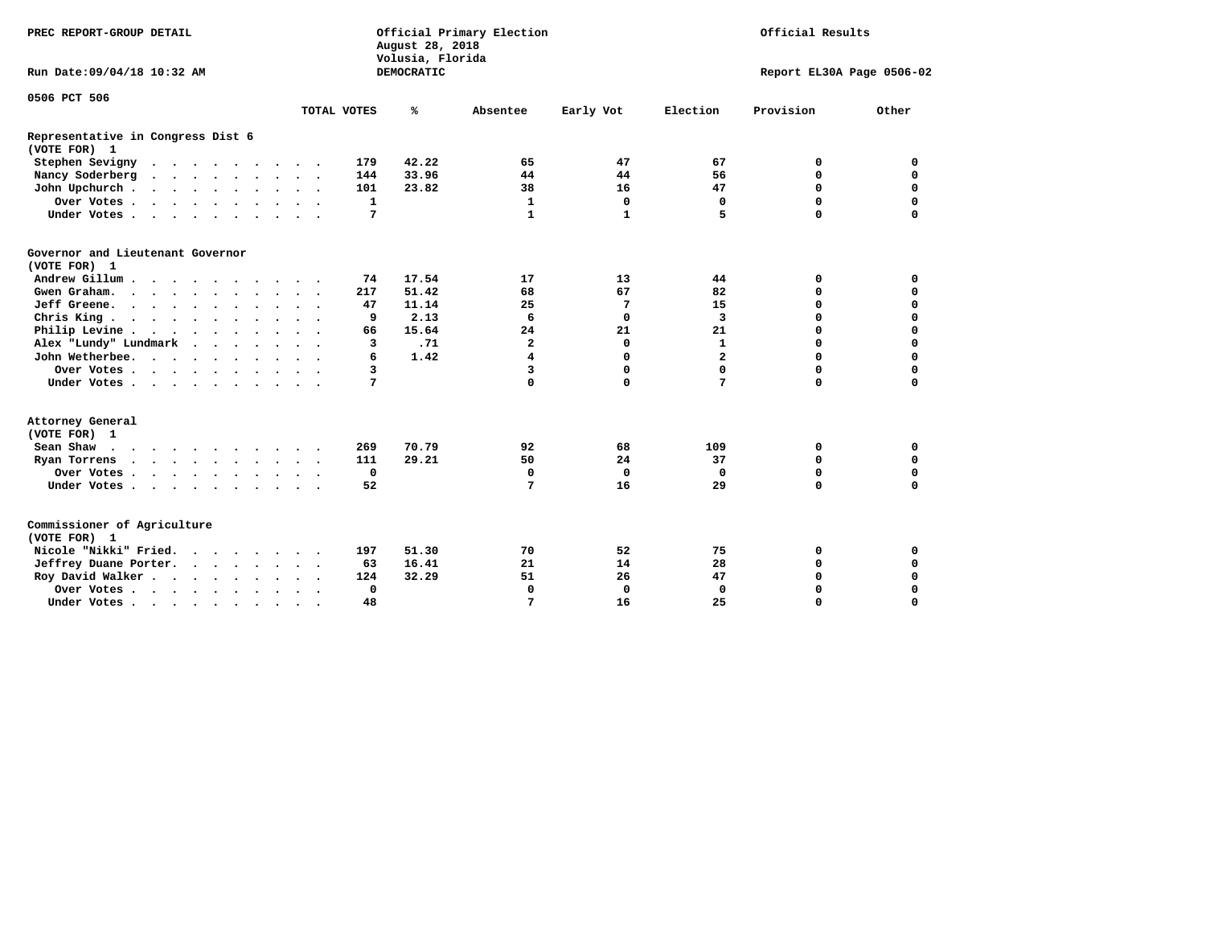PREC REPORT-GROUP DETAIL

Official Primary Election
August 28, 2018
Volusia, Florida
DEMOCRATIC

Official Results

Run Date:09/04/18 10:32 AM

Report EL30A Page 0506-02

0506 PCT 506

## Representative in Congress Dist 6
(VOTE FOR) 1

| | TOTAL VOTES | % | Absentee | Early Vot | Election | Provision | Other |
|---|---|---|---|---|---|---|---|
| Stephen Sevigny | 179 | 42.22 | 65 | 47 | 67 | 0 | 0 |
| Nancy Soderberg | 144 | 33.96 | 44 | 44 | 56 | 0 | 0 |
| John Upchurch | 101 | 23.82 | 38 | 16 | 47 | 0 | 0 |
| Over Votes | 1 | | 1 | 0 | 0 | 0 | 0 |
| Under Votes | 7 | | 1 | 1 | 5 | 0 | 0 |

## Governor and Lieutenant Governor
(VOTE FOR) 1

| | TOTAL VOTES | % | Absentee | Early Vot | Election | Provision | Other |
|---|---|---|---|---|---|---|---|
| Andrew Gillum | 74 | 17.54 | 17 | 13 | 44 | 0 | 0 |
| Gwen Graham | 217 | 51.42 | 68 | 67 | 82 | 0 | 0 |
| Jeff Greene | 47 | 11.14 | 25 | 7 | 15 | 0 | 0 |
| Chris King | 9 | 2.13 | 6 | 0 | 3 | 0 | 0 |
| Philip Levine | 66 | 15.64 | 24 | 21 | 21 | 0 | 0 |
| Alex "Lundy" Lundmark | 3 | .71 | 2 | 0 | 1 | 0 | 0 |
| John Wetherbee | 6 | 1.42 | 4 | 0 | 2 | 0 | 0 |
| Over Votes | 3 | | 3 | 0 | 0 | 0 | 0 |
| Under Votes | 7 | | 0 | 0 | 7 | 0 | 0 |

## Attorney General
(VOTE FOR) 1

| | TOTAL VOTES | % | Absentee | Early Vot | Election | Provision | Other |
|---|---|---|---|---|---|---|---|
| Sean Shaw | 269 | 70.79 | 92 | 68 | 109 | 0 | 0 |
| Ryan Torrens | 111 | 29.21 | 50 | 24 | 37 | 0 | 0 |
| Over Votes | 0 | | 0 | 0 | 0 | 0 | 0 |
| Under Votes | 52 | | 7 | 16 | 29 | 0 | 0 |

## Commissioner of Agriculture
(VOTE FOR) 1

| | TOTAL VOTES | % | Absentee | Early Vot | Election | Provision | Other |
|---|---|---|---|---|---|---|---|
| Nicole "Nikki" Fried | 197 | 51.30 | 70 | 52 | 75 | 0 | 0 |
| Jeffrey Duane Porter | 63 | 16.41 | 21 | 14 | 28 | 0 | 0 |
| Roy David Walker | 124 | 32.29 | 51 | 26 | 47 | 0 | 0 |
| Over Votes | 0 | | 0 | 0 | 0 | 0 | 0 |
| Under Votes | 48 | | 7 | 16 | 25 | 0 | 0 |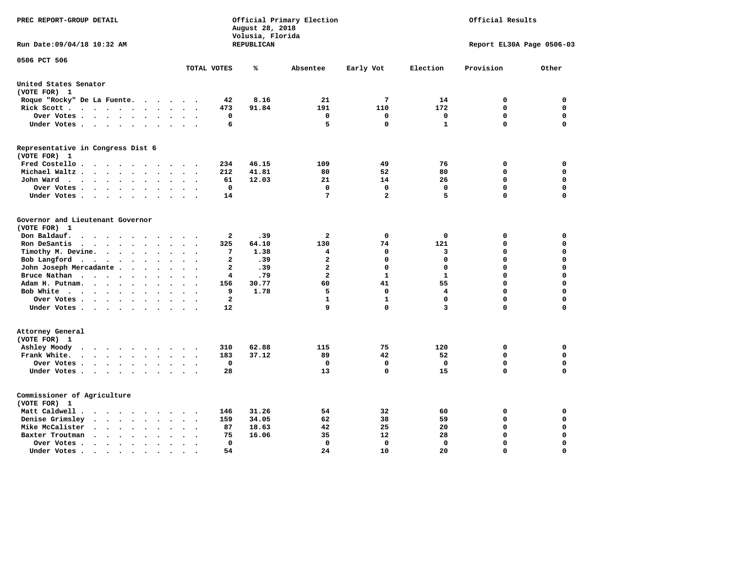PREC REPORT-GROUP DETAIL

Official Primary Election
August 28, 2018
Volusia, Florida
REPUBLICAN

Official Results

Run Date:09/04/18 10:32 AM

Report EL30A Page 0506-03

0506 PCT 506

| | TOTAL VOTES | % | Absentee | Early Vot | Election | Provision | Other |
|---|---|---|---|---|---|---|---|
| **United States Senator** | | | | | | | |
| **(VOTE FOR) 1** | | | | | | | |
| Roque "Rocky" De La Fuente | 42 | 8.16 | 21 | 7 | 14 | 0 | 0 |
| Rick Scott | 473 | 91.84 | 191 | 110 | 172 | 0 | 0 |
| Over Votes | 0 | | 0 | 0 | 0 | 0 | 0 |
| Under Votes | 6 | | 5 | 0 | 1 | 0 | 0 |
| **Representative in Congress Dist 6** | | | | | | | |
| **(VOTE FOR) 1** | | | | | | | |
| Fred Costello | 234 | 46.15 | 109 | 49 | 76 | 0 | 0 |
| Michael Waltz | 212 | 41.81 | 80 | 52 | 80 | 0 | 0 |
| John Ward | 61 | 12.03 | 21 | 14 | 26 | 0 | 0 |
| Over Votes | 0 | | 0 | 0 | 0 | 0 | 0 |
| Under Votes | 14 | | 7 | 2 | 5 | 0 | 0 |
| **Governor and Lieutenant Governor** | | | | | | | |
| **(VOTE FOR) 1** | | | | | | | |
| Don Baldauf | 2 | .39 | 2 | 0 | 0 | 0 | 0 |
| Ron DeSantis | 325 | 64.10 | 130 | 74 | 121 | 0 | 0 |
| Timothy M. Devine | 7 | 1.38 | 4 | 0 | 3 | 0 | 0 |
| Bob Langford | 2 | .39 | 2 | 0 | 0 | 0 | 0 |
| John Joseph Mercadante | 2 | .39 | 2 | 0 | 0 | 0 | 0 |
| Bruce Nathan | 4 | .79 | 2 | 1 | 1 | 0 | 0 |
| Adam H. Putnam | 156 | 30.77 | 60 | 41 | 55 | 0 | 0 |
| Bob White | 9 | 1.78 | 5 | 0 | 4 | 0 | 0 |
| Over Votes | 2 | | 1 | 1 | 0 | 0 | 0 |
| Under Votes | 12 | | 9 | 0 | 3 | 0 | 0 |
| **Attorney General** | | | | | | | |
| **(VOTE FOR) 1** | | | | | | | |
| Ashley Moody | 310 | 62.88 | 115 | 75 | 120 | 0 | 0 |
| Frank White | 183 | 37.12 | 89 | 42 | 52 | 0 | 0 |
| Over Votes | 0 | | 0 | 0 | 0 | 0 | 0 |
| Under Votes | 28 | | 13 | 0 | 15 | 0 | 0 |
| **Commissioner of Agriculture** | | | | | | | |
| **(VOTE FOR) 1** | | | | | | | |
| Matt Caldwell | 146 | 31.26 | 54 | 32 | 60 | 0 | 0 |
| Denise Grimsley | 159 | 34.05 | 62 | 38 | 59 | 0 | 0 |
| Mike McCalister | 87 | 18.63 | 42 | 25 | 20 | 0 | 0 |
| Baxter Troutman | 75 | 16.06 | 35 | 12 | 28 | 0 | 0 |
| Over Votes | 0 | | 0 | 0 | 0 | 0 | 0 |
| Under Votes | 54 | | 24 | 10 | 20 | 0 | 0 |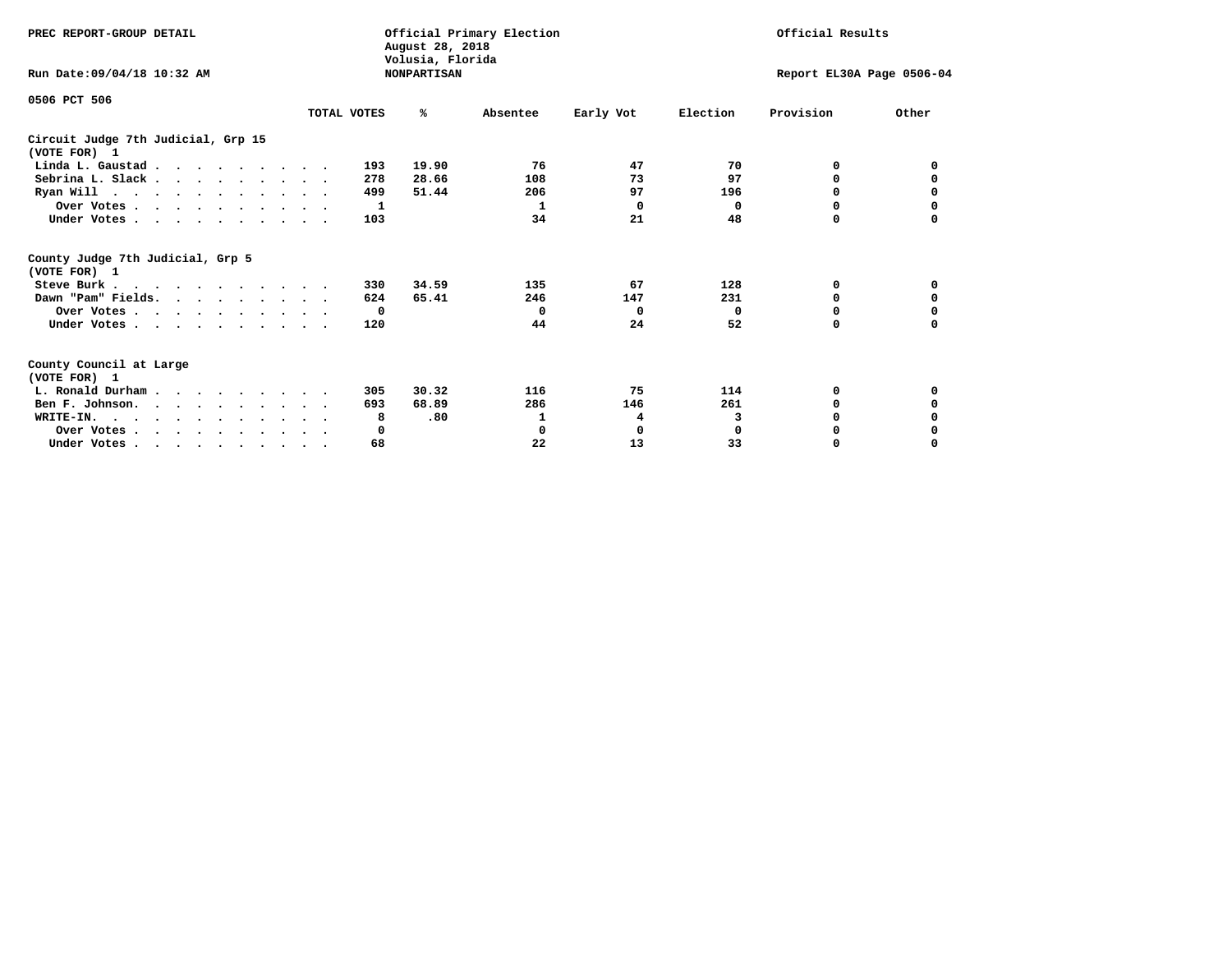PREC REPORT-GROUP DETAIL

Official Primary Election
August 28, 2018
Volusia, Florida
NONPARTISAN

Official Results

Run Date:09/04/18 10:32 AM

Report EL30A Page 0506-04

0506 PCT 506

| | TOTAL VOTES | % | Absentee | Early Vot | Election | Provision | Other |
|---|---|---|---|---|---|---|---|
| **Circuit Judge 7th Judicial, Grp 15** | | | | | | | |
| **(VOTE FOR) 1** | | | | | | | |
| Linda L. Gaustad | 193 | 19.90 | 76 | 47 | 70 | 0 | 0 |
| Sebrina L. Slack | 278 | 28.66 | 108 | 73 | 97 | 0 | 0 |
| Ryan Will | 499 | 51.44 | 206 | 97 | 196 | 0 | 0 |
| Over Votes | 1 | | 1 | 0 | 0 | 0 | 0 |
| Under Votes | 103 | | 34 | 21 | 48 | 0 | 0 |
| **County Judge 7th Judicial, Grp 5** | | | | | | | |
| **(VOTE FOR) 1** | | | | | | | |
| Steve Burk | 330 | 34.59 | 135 | 67 | 128 | 0 | 0 |
| Dawn "Pam" Fields | 624 | 65.41 | 246 | 147 | 231 | 0 | 0 |
| Over Votes | 0 | | 0 | 0 | 0 | 0 | 0 |
| Under Votes | 120 | | 44 | 24 | 52 | 0 | 0 |
| **County Council at Large** | | | | | | | |
| **(VOTE FOR) 1** | | | | | | | |
| L. Ronald Durham | 305 | 30.32 | 116 | 75 | 114 | 0 | 0 |
| Ben F. Johnson | 693 | 68.89 | 286 | 146 | 261 | 0 | 0 |
| WRITE-IN. | 8 | .80 | 1 | 4 | 3 | 0 | 0 |
| Over Votes | 0 | | 0 | 0 | 0 | 0 | 0 |
| Under Votes | 68 | | 22 | 13 | 33 | 0 | 0 |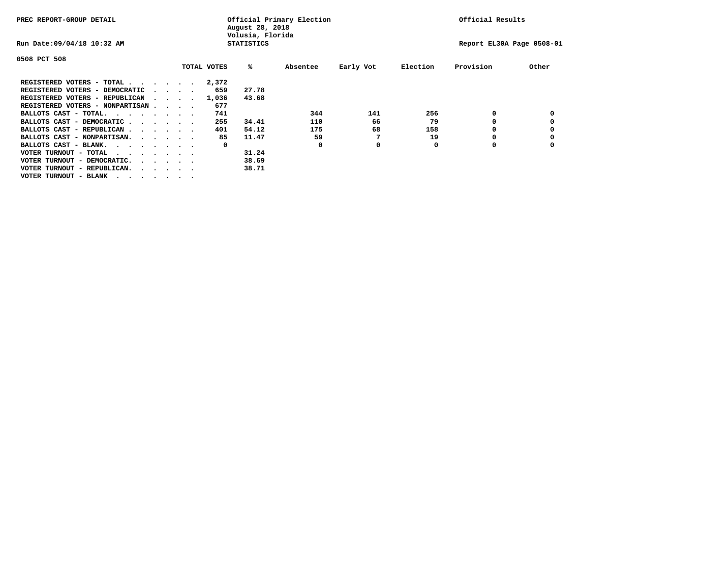PREC REPORT-GROUP DETAIL

Official Primary Election
August 28, 2018
Volusia, Florida
STATISTICS

Official Results

Run Date:09/04/18 10:32 AM

Report EL30A Page 0508-01

0508 PCT 508

| | TOTAL VOTES | % | Absentee | Early Vot | Election | Provision | Other |
|---|---|---|---|---|---|---|---|
| REGISTERED VOTERS - TOTAL . . . . . . | 2,372 | | | | | | |
| REGISTERED VOTERS - DEMOCRATIC . . . . | 659 | 27.78 | | | | | |
| REGISTERED VOTERS - REPUBLICAN . . . . | 1,036 | 43.68 | | | | | |
| REGISTERED VOTERS - NONPARTISAN . . . . | 677 | | | | | | |
| BALLOTS CAST - TOTAL. . . . . . . . | 741 | | 344 | 141 | 256 | 0 | 0 |
| BALLOTS CAST - DEMOCRATIC . . . . . . | 255 | 34.41 | 110 | 66 | 79 | 0 | 0 |
| BALLOTS CAST - REPUBLICAN . . . . . . | 401 | 54.12 | 175 | 68 | 158 | 0 | 0 |
| BALLOTS CAST - NONPARTISAN. . . . . . | 85 | 11.47 | 59 | 7 | 19 | 0 | 0 |
| BALLOTS CAST - BLANK. . . . . . . . | 0 | | 0 | 0 | 0 | 0 | 0 |
| VOTER TURNOUT - TOTAL . . . . . . . . | | 31.24 | | | | | |
| VOTER TURNOUT - DEMOCRATIC. . . . . . | | 38.69 | | | | | |
| VOTER TURNOUT - REPUBLICAN. . . . . . | | 38.71 | | | | | |
| VOTER TURNOUT - BLANK . . . . . . . . | | | | | | | |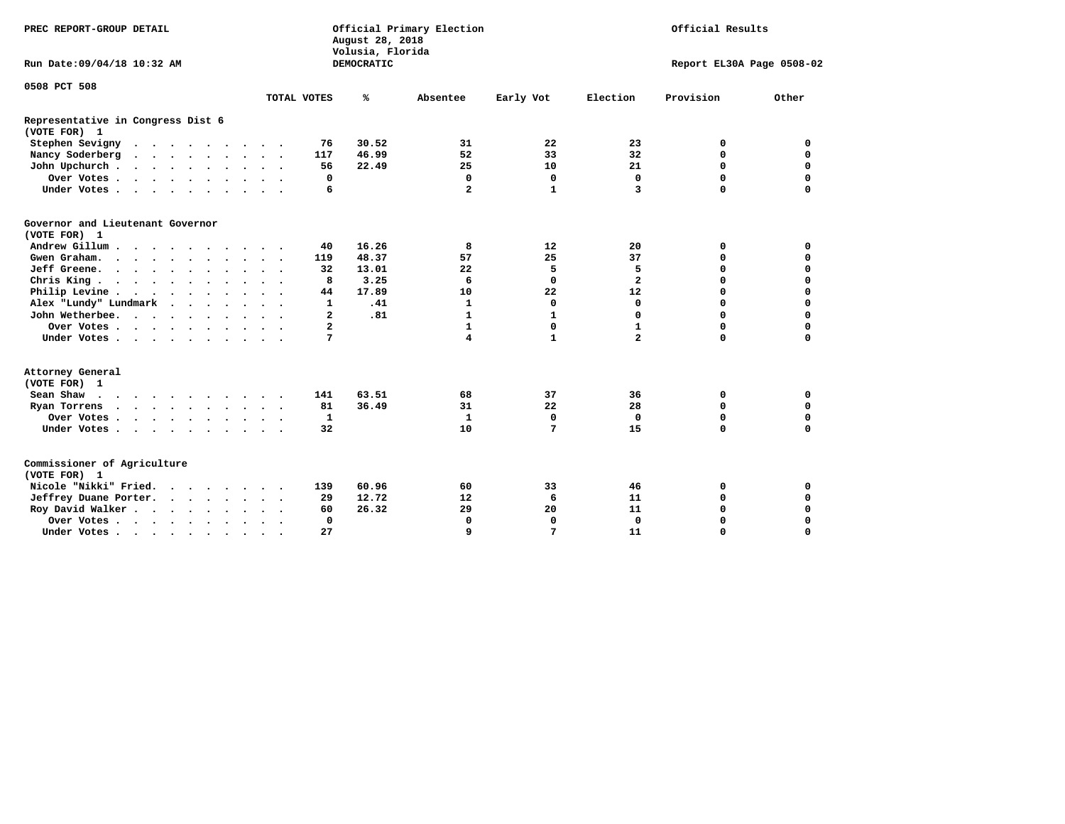PREC REPORT-GROUP DETAIL

Official Primary Election
August 28, 2018
Volusia, Florida
DEMOCRATIC

Official Results

Run Date:09/04/18 10:32 AM

Report EL30A Page 0508-02

0508 PCT 508

| | TOTAL VOTES | % | Absentee | Early Vot | Election | Provision | Other |
|---|---|---|---|---|---|---|---|
| **Representative in Congress Dist 6** | | | | | | | |
| **(VOTE FOR) 1** | | | | | | | |
| Stephen Sevigny | 76 | 30.52 | 31 | 22 | 23 | 0 | 0 |
| Nancy Soderberg | 117 | 46.99 | 52 | 33 | 32 | 0 | 0 |
| John Upchurch | 56 | 22.49 | 25 | 10 | 21 | 0 | 0 |
| Over Votes | 0 | | 0 | 0 | 0 | 0 | 0 |
| Under Votes | 6 | | 2 | 1 | 3 | 0 | 0 |
| **Governor and Lieutenant Governor** | | | | | | | |
| **(VOTE FOR) 1** | | | | | | | |
| Andrew Gillum | 40 | 16.26 | 8 | 12 | 20 | 0 | 0 |
| Gwen Graham | 119 | 48.37 | 57 | 25 | 37 | 0 | 0 |
| Jeff Greene | 32 | 13.01 | 22 | 5 | 5 | 0 | 0 |
| Chris King | 8 | 3.25 | 6 | 0 | 2 | 0 | 0 |
| Philip Levine | 44 | 17.89 | 10 | 22 | 12 | 0 | 0 |
| Alex "Lundy" Lundmark | 1 | .41 | 1 | 0 | 0 | 0 | 0 |
| John Wetherbee | 2 | .81 | 1 | 1 | 0 | 0 | 0 |
| Over Votes | 2 | | 1 | 0 | 1 | 0 | 0 |
| Under Votes | 7 | | 4 | 1 | 2 | 0 | 0 |
| **Attorney General** | | | | | | | |
| **(VOTE FOR) 1** | | | | | | | |
| Sean Shaw | 141 | 63.51 | 68 | 37 | 36 | 0 | 0 |
| Ryan Torrens | 81 | 36.49 | 31 | 22 | 28 | 0 | 0 |
| Over Votes | 1 | | 1 | 0 | 0 | 0 | 0 |
| Under Votes | 32 | | 10 | 7 | 15 | 0 | 0 |
| **Commissioner of Agriculture** | | | | | | | |
| **(VOTE FOR) 1** | | | | | | | |
| Nicole "Nikki" Fried | 139 | 60.96 | 60 | 33 | 46 | 0 | 0 |
| Jeffrey Duane Porter | 29 | 12.72 | 12 | 6 | 11 | 0 | 0 |
| Roy David Walker | 60 | 26.32 | 29 | 20 | 11 | 0 | 0 |
| Over Votes | 0 | | 0 | 0 | 0 | 0 | 0 |
| Under Votes | 27 | | 9 | 7 | 11 | 0 | 0 |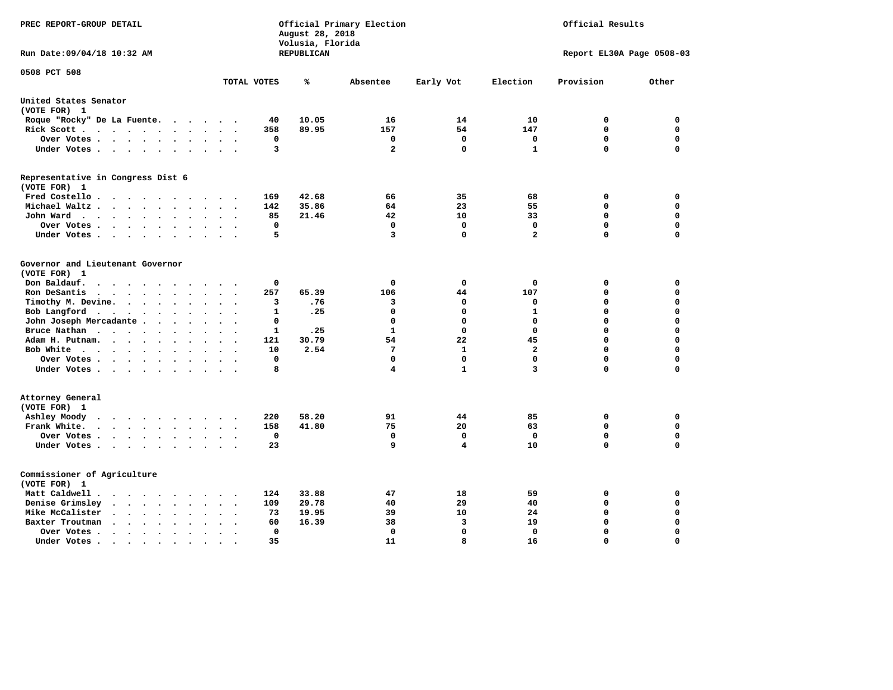PREC REPORT-GROUP DETAIL

Official Primary Election
August 28, 2018
Volusia, Florida
REPUBLICAN

Official Results

Run Date:09/04/18 10:32 AM

Report EL30A Page 0508-03

0508 PCT 508

| | TOTAL VOTES | % | Absentee | Early Vot | Election | Provision | Other |
|---|---|---|---|---|---|---|---|
| **United States Senator (VOTE FOR) 1** | | | | | | | |
| Roque "Rocky" De La Fuente | 40 | 10.05 | 16 | 14 | 10 | 0 | 0 |
| Rick Scott | 358 | 89.95 | 157 | 54 | 147 | 0 | 0 |
| Over Votes | 0 | | 0 | 0 | 0 | 0 | 0 |
| Under Votes | 3 | | 2 | 0 | 1 | 0 | 0 |
| **Representative in Congress Dist 6 (VOTE FOR) 1** | | | | | | | |
| Fred Costello | 169 | 42.68 | 66 | 35 | 68 | 0 | 0 |
| Michael Waltz | 142 | 35.86 | 64 | 23 | 55 | 0 | 0 |
| John Ward | 85 | 21.46 | 42 | 10 | 33 | 0 | 0 |
| Over Votes | 0 | | 0 | 0 | 0 | 0 | 0 |
| Under Votes | 5 | | 3 | 0 | 2 | 0 | 0 |
| **Governor and Lieutenant Governor (VOTE FOR) 1** | | | | | | | |
| Don Baldauf | 0 | | 0 | 0 | 0 | 0 | 0 |
| Ron DeSantis | 257 | 65.39 | 106 | 44 | 107 | 0 | 0 |
| Timothy M. Devine | 3 | .76 | 3 | 0 | 0 | 0 | 0 |
| Bob Langford | 1 | .25 | 0 | 0 | 1 | 0 | 0 |
| John Joseph Mercadante | 0 | | 0 | 0 | 0 | 0 | 0 |
| Bruce Nathan | 1 | .25 | 1 | 0 | 0 | 0 | 0 |
| Adam H. Putnam | 121 | 30.79 | 54 | 22 | 45 | 0 | 0 |
| Bob White | 10 | 2.54 | 7 | 1 | 2 | 0 | 0 |
| Over Votes | 0 | | 0 | 0 | 0 | 0 | 0 |
| Under Votes | 8 | | 4 | 1 | 3 | 0 | 0 |
| **Attorney General (VOTE FOR) 1** | | | | | | | |
| Ashley Moody | 220 | 58.20 | 91 | 44 | 85 | 0 | 0 |
| Frank White | 158 | 41.80 | 75 | 20 | 63 | 0 | 0 |
| Over Votes | 0 | | 0 | 0 | 0 | 0 | 0 |
| Under Votes | 23 | | 9 | 4 | 10 | 0 | 0 |
| **Commissioner of Agriculture (VOTE FOR) 1** | | | | | | | |
| Matt Caldwell | 124 | 33.88 | 47 | 18 | 59 | 0 | 0 |
| Denise Grimsley | 109 | 29.78 | 40 | 29 | 40 | 0 | 0 |
| Mike McCalister | 73 | 19.95 | 39 | 10 | 24 | 0 | 0 |
| Baxter Troutman | 60 | 16.39 | 38 | 3 | 19 | 0 | 0 |
| Over Votes | 0 | | 0 | 0 | 0 | 0 | 0 |
| Under Votes | 35 | | 11 | 8 | 16 | 0 | 0 |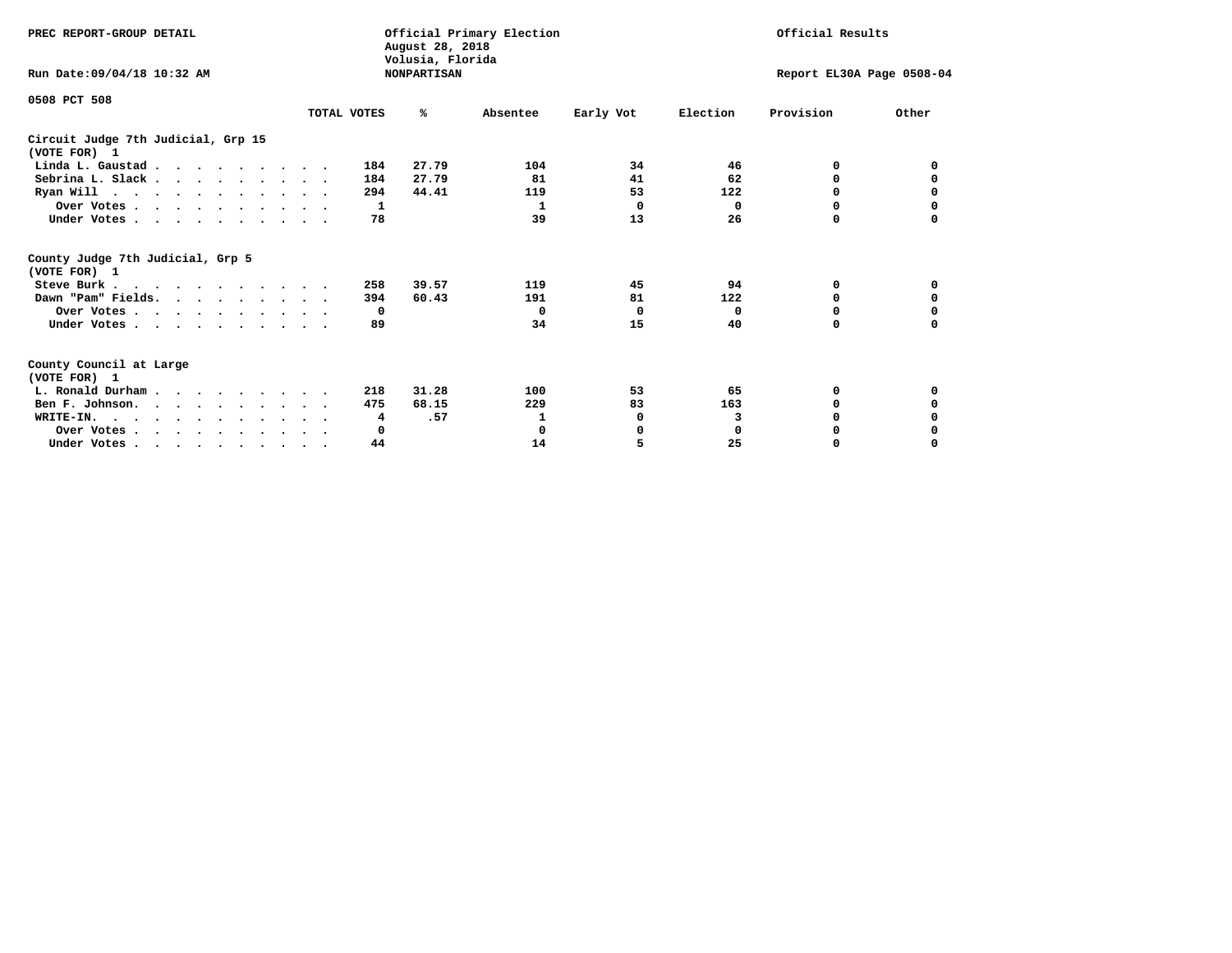PREC REPORT-GROUP DETAIL

Official Primary Election
August 28, 2018
Volusia, Florida
NONPARTISAN

Official Results

Run Date:09/04/18 10:32 AM

Report EL30A Page 0508-04

0508 PCT 508

| | TOTAL VOTES | % | Absentee | Early Vot | Election | Provision | Other |
|---|---|---|---|---|---|---|---|
| **Circuit Judge 7th Judicial, Grp 15** | | | | | | | |
| **(VOTE FOR) 1** | | | | | | | |
| Linda L. Gaustad | 184 | 27.79 | 104 | 34 | 46 | 0 | 0 |
| Sebrina L. Slack | 184 | 27.79 | 81 | 41 | 62 | 0 | 0 |
| Ryan Will | 294 | 44.41 | 119 | 53 | 122 | 0 | 0 |
| Over Votes | 1 | | 1 | 0 | 0 | 0 | 0 |
| Under Votes | 78 | | 39 | 13 | 26 | 0 | 0 |
| **County Judge 7th Judicial, Grp 5** | | | | | | | |
| **(VOTE FOR) 1** | | | | | | | |
| Steve Burk | 258 | 39.57 | 119 | 45 | 94 | 0 | 0 |
| Dawn "Pam" Fields | 394 | 60.43 | 191 | 81 | 122 | 0 | 0 |
| Over Votes | 0 | | 0 | 0 | 0 | 0 | 0 |
| Under Votes | 89 | | 34 | 15 | 40 | 0 | 0 |
| **County Council at Large** | | | | | | | |
| **(VOTE FOR) 1** | | | | | | | |
| L. Ronald Durham | 218 | 31.28 | 100 | 53 | 65 | 0 | 0 |
| Ben F. Johnson | 475 | 68.15 | 229 | 83 | 163 | 0 | 0 |
| WRITE-IN. | 4 | .57 | 1 | 0 | 3 | 0 | 0 |
| Over Votes | 0 | | 0 | 0 | 0 | 0 | 0 |
| Under Votes | 44 | | 14 | 5 | 25 | 0 | 0 |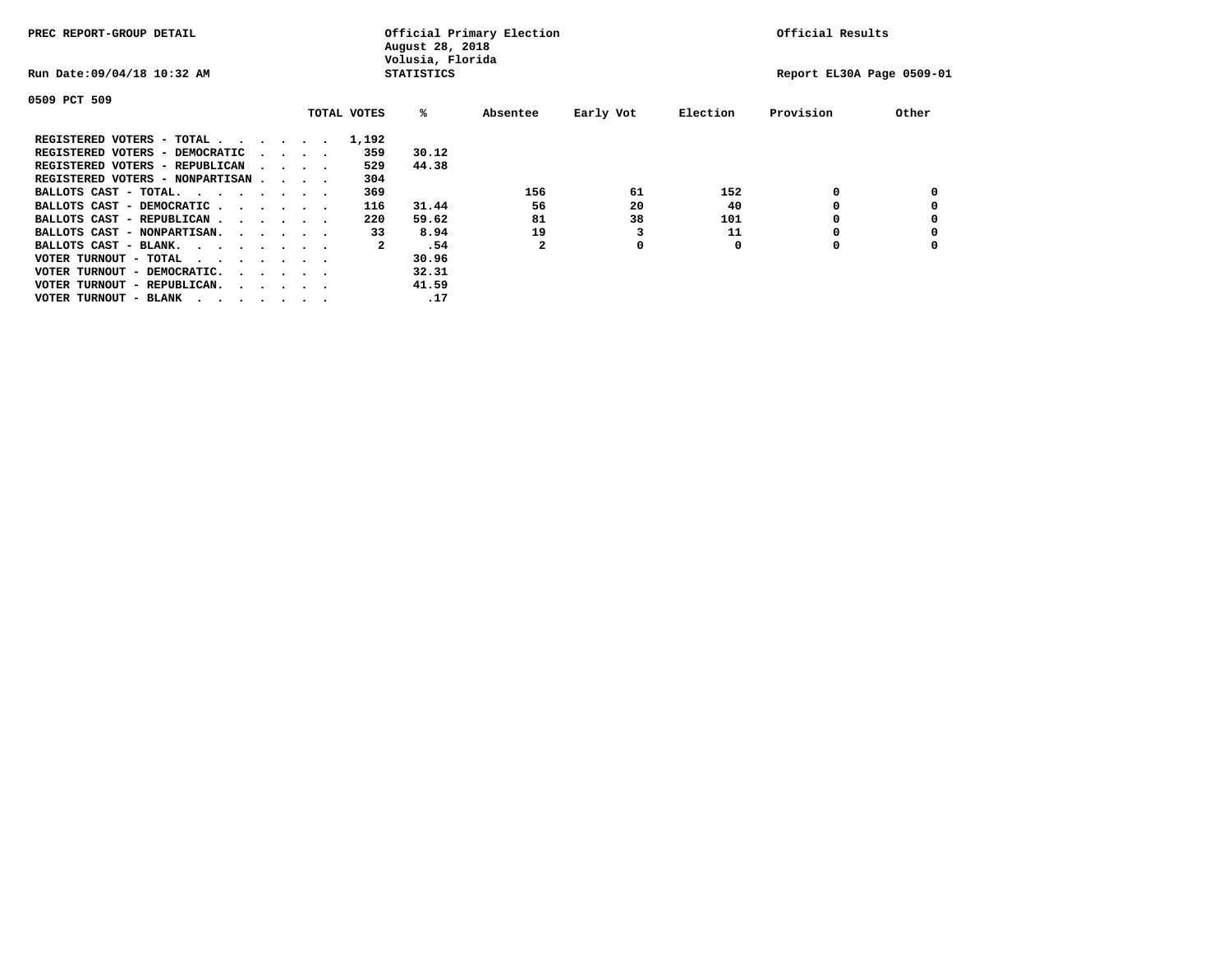PREC REPORT-GROUP DETAIL

Official Primary Election
August 28, 2018
Volusia, Florida
STATISTICS

Official Results

Run Date:09/04/18 10:32 AM

Report EL30A Page 0509-01

0509 PCT 509

| | TOTAL VOTES | % | Absentee | Early Vot | Election | Provision | Other |
|---|---|---|---|---|---|---|---|
| REGISTERED VOTERS - TOTAL . . . . . . | 1,192 | | | | | | |
| REGISTERED VOTERS - DEMOCRATIC . . . . | 359 | 30.12 | | | | | |
| REGISTERED VOTERS - REPUBLICAN . . . . | 529 | 44.38 | | | | | |
| REGISTERED VOTERS - NONPARTISAN . . . . | 304 | | | | | | |
| BALLOTS CAST - TOTAL. . . . . . . . | 369 | | 156 | 61 | 152 | 0 | 0 |
| BALLOTS CAST - DEMOCRATIC . . . . . . | 116 | 31.44 | 56 | 20 | 40 | 0 | 0 |
| BALLOTS CAST - REPUBLICAN . . . . . . | 220 | 59.62 | 81 | 38 | 101 | 0 | 0 |
| BALLOTS CAST - NONPARTISAN. . . . . . | 33 | 8.94 | 19 | 3 | 11 | 0 | 0 |
| BALLOTS CAST - BLANK. . . . . . . . | 2 | .54 | 2 | 0 | 0 | 0 | 0 |
| VOTER TURNOUT - TOTAL . . . . . . . . | | 30.96 | | | | | |
| VOTER TURNOUT - DEMOCRATIC. . . . . . | | 32.31 | | | | | |
| VOTER TURNOUT - REPUBLICAN. . . . . . | | 41.59 | | | | | |
| VOTER TURNOUT - BLANK . . . . . . . . | | .17 | | | | | |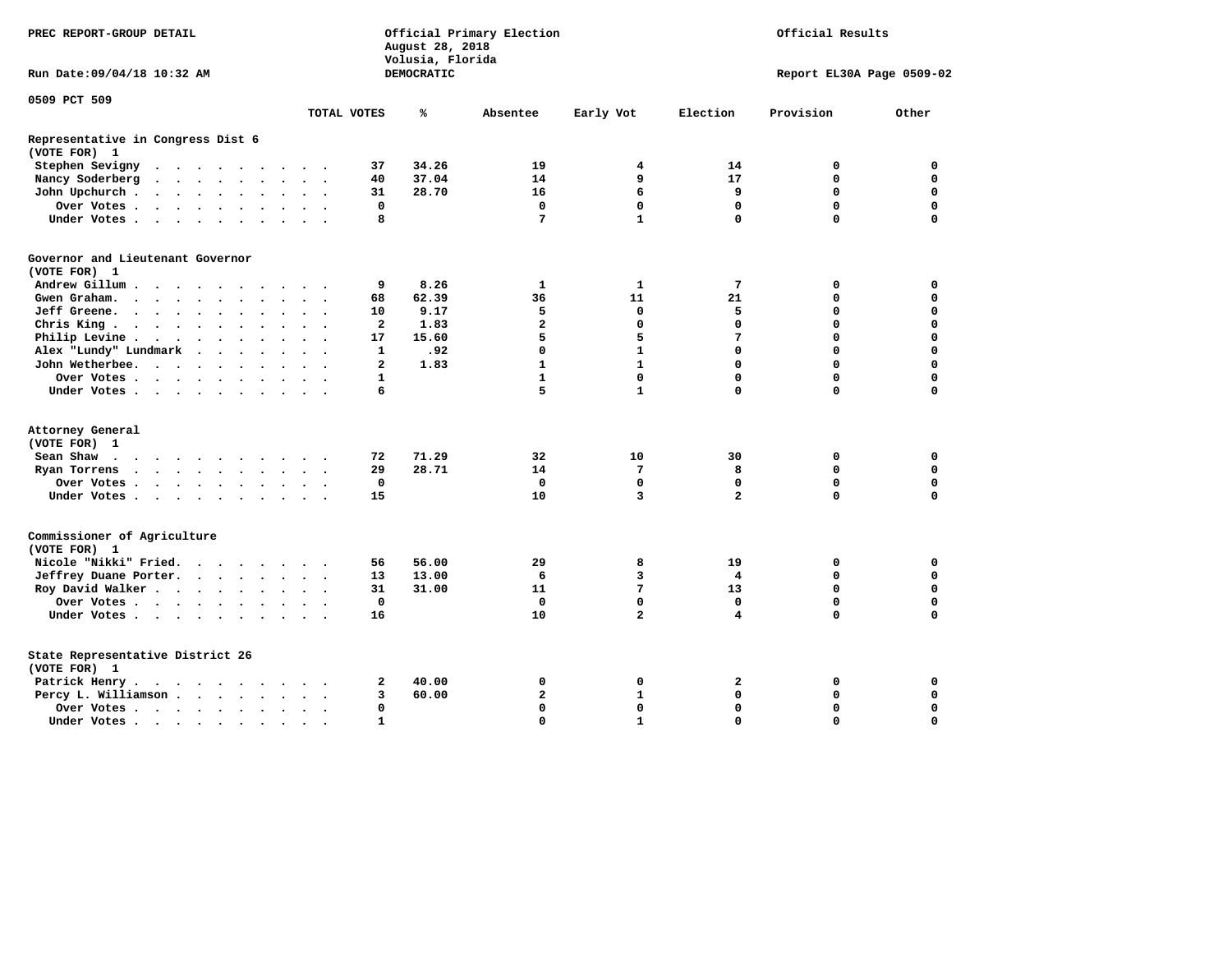PREC REPORT-GROUP DETAIL

Official Primary Election
August 28, 2018
Volusia, Florida
DEMOCRATIC

Official Results

Run Date:09/04/18 10:32 AM

Report EL30A Page 0509-02

0509 PCT 509

| | TOTAL VOTES | % | Absentee | Early Vot | Election | Provision | Other |
|---|---|---|---|---|---|---|---|
| **Representative in Congress Dist 6** | | | | | | | |
| **(VOTE FOR) 1** | | | | | | | |
| Stephen Sevigny | 37 | 34.26 | 19 | 4 | 14 | 0 | 0 |
| Nancy Soderberg | 40 | 37.04 | 14 | 9 | 17 | 0 | 0 |
| John Upchurch | 31 | 28.70 | 16 | 6 | 9 | 0 | 0 |
| Over Votes | 0 | | 0 | 0 | 0 | 0 | 0 |
| Under Votes | 8 | | 7 | 1 | 0 | 0 | 0 |
| **Governor and Lieutenant Governor** | | | | | | | |
| **(VOTE FOR) 1** | | | | | | | |
| Andrew Gillum | 9 | 8.26 | 1 | 1 | 7 | 0 | 0 |
| Gwen Graham | 68 | 62.39 | 36 | 11 | 21 | 0 | 0 |
| Jeff Greene | 10 | 9.17 | 5 | 0 | 5 | 0 | 0 |
| Chris King | 2 | 1.83 | 2 | 0 | 0 | 0 | 0 |
| Philip Levine | 17 | 15.60 | 5 | 5 | 7 | 0 | 0 |
| Alex "Lundy" Lundmark | 1 | .92 | 0 | 1 | 0 | 0 | 0 |
| John Wetherbee | 2 | 1.83 | 1 | 1 | 0 | 0 | 0 |
| Over Votes | 1 | | 1 | 0 | 0 | 0 | 0 |
| Under Votes | 6 | | 5 | 1 | 0 | 0 | 0 |
| **Attorney General** | | | | | | | |
| **(VOTE FOR) 1** | | | | | | | |
| Sean Shaw | 72 | 71.29 | 32 | 10 | 30 | 0 | 0 |
| Ryan Torrens | 29 | 28.71 | 14 | 7 | 8 | 0 | 0 |
| Over Votes | 0 | | 0 | 0 | 0 | 0 | 0 |
| Under Votes | 15 | | 10 | 3 | 2 | 0 | 0 |
| **Commissioner of Agriculture** | | | | | | | |
| **(VOTE FOR) 1** | | | | | | | |
| Nicole "Nikki" Fried | 56 | 56.00 | 29 | 8 | 19 | 0 | 0 |
| Jeffrey Duane Porter | 13 | 13.00 | 6 | 3 | 4 | 0 | 0 |
| Roy David Walker | 31 | 31.00 | 11 | 7 | 13 | 0 | 0 |
| Over Votes | 0 | | 0 | 0 | 0 | 0 | 0 |
| Under Votes | 16 | | 10 | 2 | 4 | 0 | 0 |
| **State Representative District 26** | | | | | | | |
| **(VOTE FOR) 1** | | | | | | | |
| Patrick Henry | 2 | 40.00 | 0 | 0 | 2 | 0 | 0 |
| Percy L. Williamson | 3 | 60.00 | 2 | 1 | 0 | 0 | 0 |
| Over Votes | 0 | | 0 | 0 | 0 | 0 | 0 |
| Under Votes | 1 | | 0 | 1 | 0 | 0 | 0 |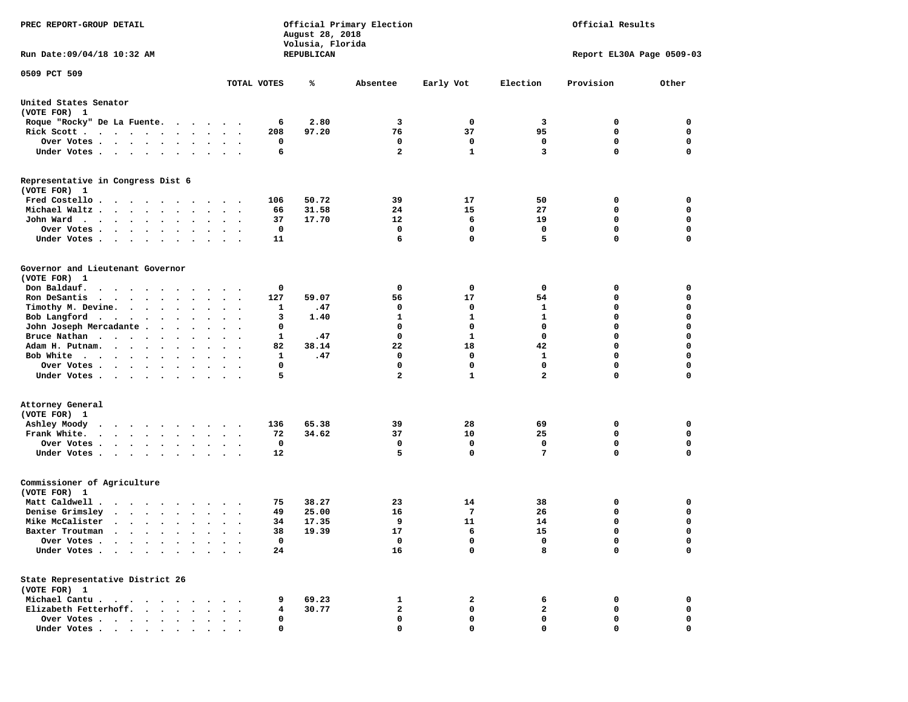PREC REPORT-GROUP DETAIL

Official Primary Election
August 28, 2018
Volusia, Florida
REPUBLICAN

Official Results

Run Date:09/04/18 10:32 AM

Report EL30A Page 0509-03

0509 PCT 509

| | TOTAL VOTES | % | Absentee | Early Vot | Election | Provision | Other |
|---|---|---|---|---|---|---|---|
| **United States Senator** | | | | | | | |
| (VOTE FOR) 1 | | | | | | | |
| Roque "Rocky" De La Fuente. | 6 | 2.80 | 3 | 0 | 3 | 0 | 0 |
| Rick Scott | 208 | 97.20 | 76 | 37 | 95 | 0 | 0 |
| Over Votes | 0 | | 0 | 0 | 0 | 0 | 0 |
| Under Votes | 6 | | 2 | 1 | 3 | 0 | 0 |
| **Representative in Congress Dist 6** | | | | | | | |
| (VOTE FOR) 1 | | | | | | | |
| Fred Costello | 106 | 50.72 | 39 | 17 | 50 | 0 | 0 |
| Michael Waltz | 66 | 31.58 | 24 | 15 | 27 | 0 | 0 |
| John Ward | 37 | 17.70 | 12 | 6 | 19 | 0 | 0 |
| Over Votes | 0 | | 0 | 0 | 0 | 0 | 0 |
| Under Votes | 11 | | 6 | 0 | 5 | 0 | 0 |
| **Governor and Lieutenant Governor** | | | | | | | |
| (VOTE FOR) 1 | | | | | | | |
| Don Baldauf. | 0 | | 0 | 0 | 0 | 0 | 0 |
| Ron DeSantis | 127 | 59.07 | 56 | 17 | 54 | 0 | 0 |
| Timothy M. Devine. | 1 | .47 | 0 | 0 | 1 | 0 | 0 |
| Bob Langford | 3 | 1.40 | 1 | 1 | 1 | 0 | 0 |
| John Joseph Mercadante | 0 | | 0 | 0 | 0 | 0 | 0 |
| Bruce Nathan | 1 | .47 | 0 | 1 | 0 | 0 | 0 |
| Adam H. Putnam. | 82 | 38.14 | 22 | 18 | 42 | 0 | 0 |
| Bob White | 1 | .47 | 0 | 0 | 1 | 0 | 0 |
| Over Votes | 0 | | 0 | 0 | 0 | 0 | 0 |
| Under Votes | 5 | | 2 | 1 | 2 | 0 | 0 |
| **Attorney General** | | | | | | | |
| (VOTE FOR) 1 | | | | | | | |
| Ashley Moody | 136 | 65.38 | 39 | 28 | 69 | 0 | 0 |
| Frank White. | 72 | 34.62 | 37 | 10 | 25 | 0 | 0 |
| Over Votes | 0 | | 0 | 0 | 0 | 0 | 0 |
| Under Votes | 12 | | 5 | 0 | 7 | 0 | 0 |
| **Commissioner of Agriculture** | | | | | | | |
| (VOTE FOR) 1 | | | | | | | |
| Matt Caldwell | 75 | 38.27 | 23 | 14 | 38 | 0 | 0 |
| Denise Grimsley | 49 | 25.00 | 16 | 7 | 26 | 0 | 0 |
| Mike McCalister | 34 | 17.35 | 9 | 11 | 14 | 0 | 0 |
| Baxter Troutman | 38 | 19.39 | 17 | 6 | 15 | 0 | 0 |
| Over Votes | 0 | | 0 | 0 | 0 | 0 | 0 |
| Under Votes | 24 | | 16 | 0 | 8 | 0 | 0 |
| **State Representative District 26** | | | | | | | |
| (VOTE FOR) 1 | | | | | | | |
| Michael Cantu | 9 | 69.23 | 1 | 2 | 6 | 0 | 0 |
| Elizabeth Fetterhoff. | 4 | 30.77 | 2 | 0 | 2 | 0 | 0 |
| Over Votes | 0 | | 0 | 0 | 0 | 0 | 0 |
| Under Votes | 0 | | 0 | 0 | 0 | 0 | 0 |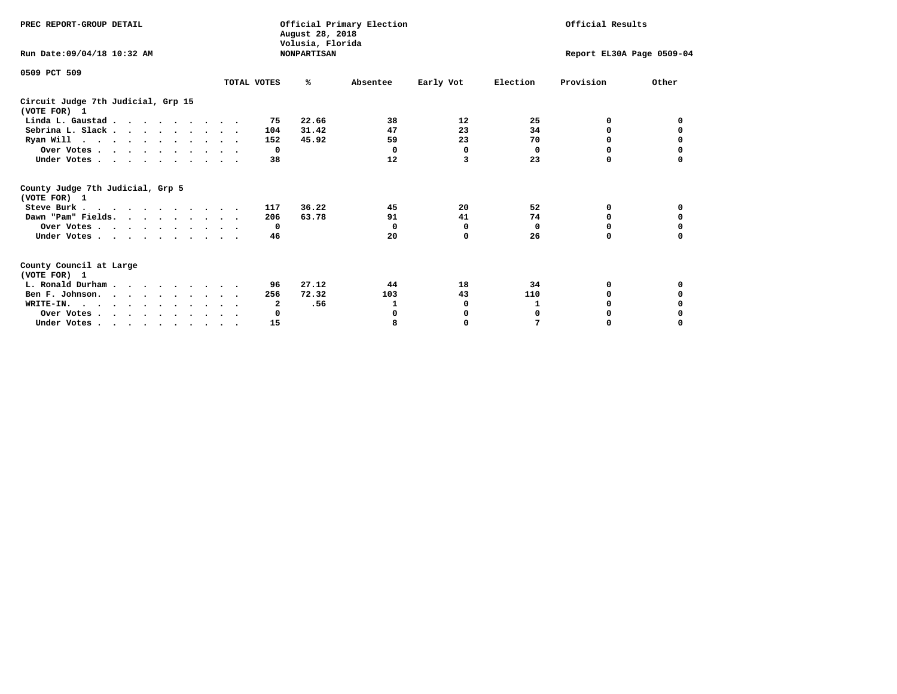PREC REPORT-GROUP DETAIL

Official Primary Election
August 28, 2018
Volusia, Florida
NONPARTISAN

Official Results

Run Date:09/04/18 10:32 AM

Report EL30A Page 0509-04

0509 PCT 509

| | TOTAL VOTES | % | Absentee | Early Vot | Election | Provision | Other |
|---|---|---|---|---|---|---|---|
| **Circuit Judge 7th Judicial, Grp 15** | | | | | | | |
| **(VOTE FOR) 1** | | | | | | | |
| Linda L. Gaustad | 75 | 22.66 | 38 | 12 | 25 | 0 | 0 |
| Sebrina L. Slack | 104 | 31.42 | 47 | 23 | 34 | 0 | 0 |
| Ryan Will | 152 | 45.92 | 59 | 23 | 70 | 0 | 0 |
| Over Votes | 0 | | 0 | 0 | 0 | 0 | 0 |
| Under Votes | 38 | | 12 | 3 | 23 | 0 | 0 |
| **County Judge 7th Judicial, Grp 5** | | | | | | | |
| **(VOTE FOR) 1** | | | | | | | |
| Steve Burk | 117 | 36.22 | 45 | 20 | 52 | 0 | 0 |
| Dawn "Pam" Fields | 206 | 63.78 | 91 | 41 | 74 | 0 | 0 |
| Over Votes | 0 | | 0 | 0 | 0 | 0 | 0 |
| Under Votes | 46 | | 20 | 0 | 26 | 0 | 0 |
| **County Council at Large** | | | | | | | |
| **(VOTE FOR) 1** | | | | | | | |
| L. Ronald Durham | 96 | 27.12 | 44 | 18 | 34 | 0 | 0 |
| Ben F. Johnson | 256 | 72.32 | 103 | 43 | 110 | 0 | 0 |
| WRITE-IN. | 2 | .56 | 1 | 0 | 1 | 0 | 0 |
| Over Votes | 0 | | 0 | 0 | 0 | 0 | 0 |
| Under Votes | 15 | | 8 | 0 | 7 | 0 | 0 |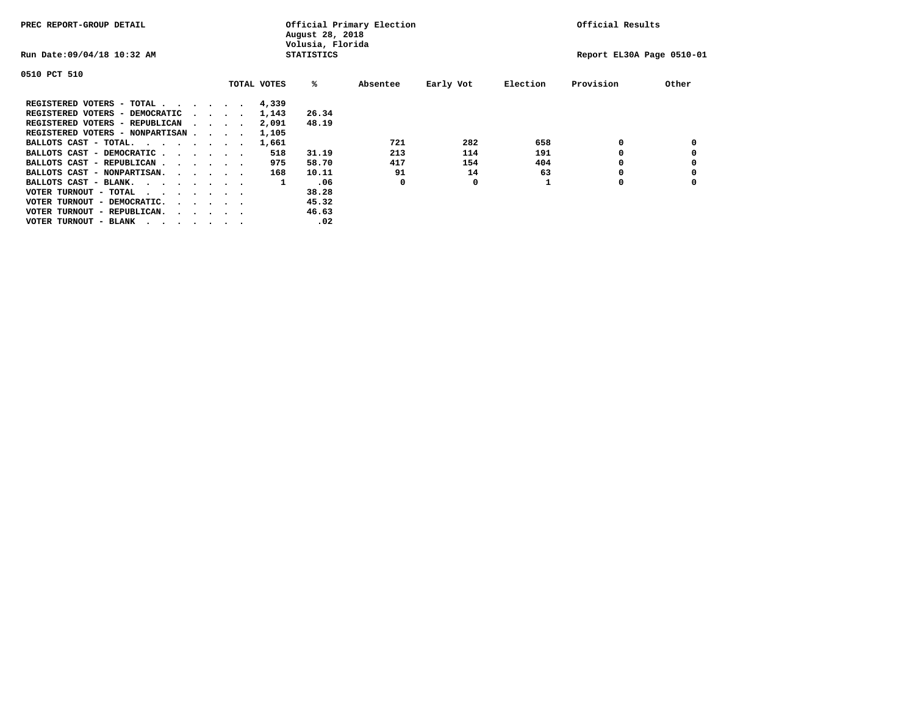PREC REPORT-GROUP DETAIL

Official Primary Election
August 28, 2018
Volusia, Florida
STATISTICS

Official Results

Run Date:09/04/18 10:32 AM

Report EL30A Page 0510-01

0510 PCT 510

| | TOTAL VOTES | % | Absentee | Early Vot | Election | Provision | Other |
|---|---|---|---|---|---|---|---|
| REGISTERED VOTERS - TOTAL . . . . . . | 4,339 | | | | | | |
| REGISTERED VOTERS - DEMOCRATIC . . . . | 1,143 | 26.34 | | | | | |
| REGISTERED VOTERS - REPUBLICAN . . . . | 2,091 | 48.19 | | | | | |
| REGISTERED VOTERS - NONPARTISAN . . . . | 1,105 | | | | | | |
| BALLOTS CAST - TOTAL. . . . . . . . | 1,661 | | 721 | 282 | 658 | 0 | 0 |
| BALLOTS CAST - DEMOCRATIC . . . . . . | 518 | 31.19 | 213 | 114 | 191 | 0 | 0 |
| BALLOTS CAST - REPUBLICAN . . . . . . | 975 | 58.70 | 417 | 154 | 404 | 0 | 0 |
| BALLOTS CAST - NONPARTISAN. . . . . . | 168 | 10.11 | 91 | 14 | 63 | 0 | 0 |
| BALLOTS CAST - BLANK. . . . . . . . | 1 | .06 | 0 | 0 | 1 | 0 | 0 |
| VOTER TURNOUT - TOTAL . . . . . . . | | 38.28 | | | | | |
| VOTER TURNOUT - DEMOCRATIC. . . . . . | | 45.32 | | | | | |
| VOTER TURNOUT - REPUBLICAN. . . . . . | | 46.63 | | | | | |
| VOTER TURNOUT - BLANK . . . . . . . | | .02 | | | | | |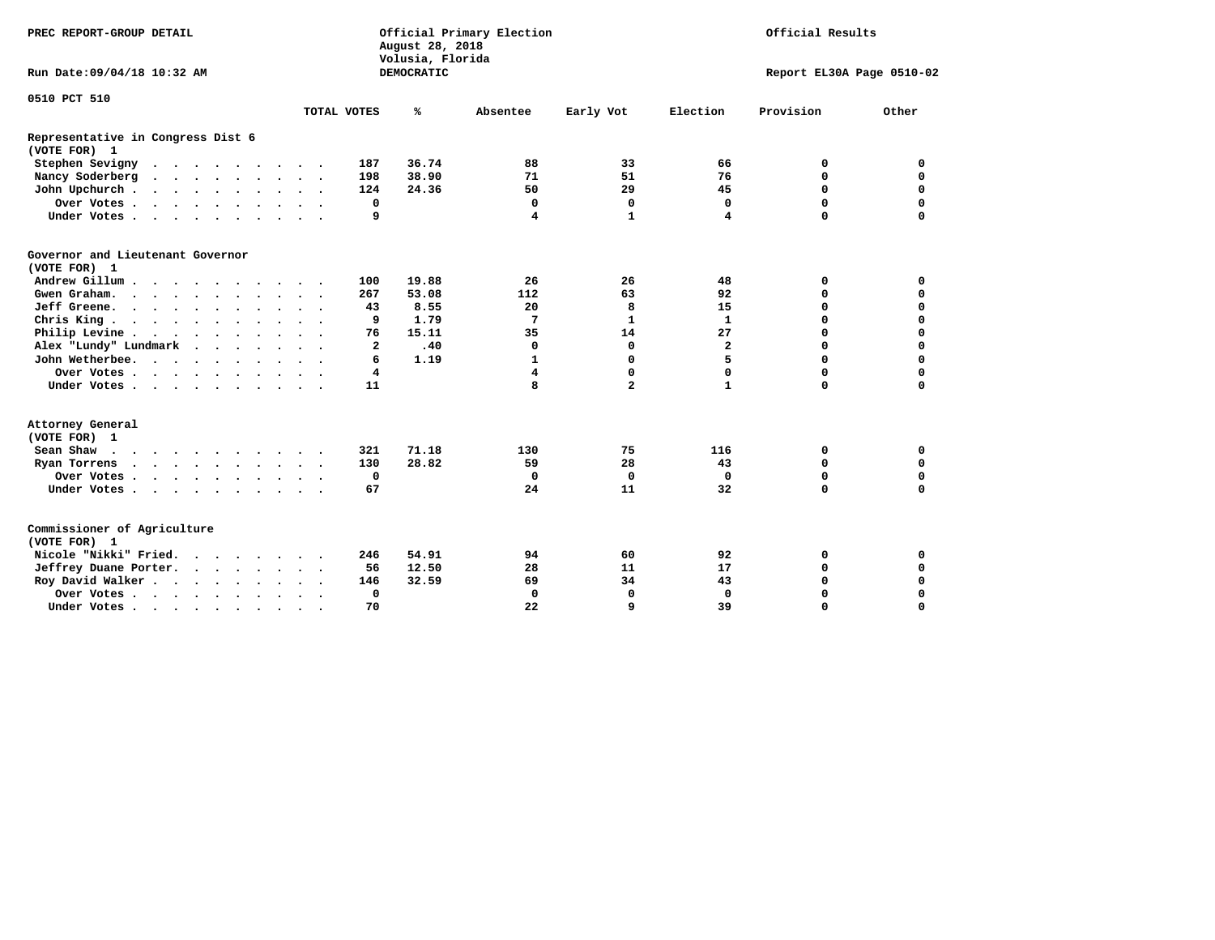PREC REPORT-GROUP DETAIL

Official Primary Election
August 28, 2018
Volusia, Florida
DEMOCRATIC

Official Results

Run Date:09/04/18 10:32 AM

Report EL30A Page 0510-02

0510 PCT 510

| | TOTAL VOTES | % | Absentee | Early Vot | Election | Provision | Other |
|---|---|---|---|---|---|---|---|
| **Representative in Congress Dist 6** | | | | | | | |
| **(VOTE FOR) 1** | | | | | | | |
| Stephen Sevigny | 187 | 36.74 | 88 | 33 | 66 | 0 | 0 |
| Nancy Soderberg | 198 | 38.90 | 71 | 51 | 76 | 0 | 0 |
| John Upchurch | 124 | 24.36 | 50 | 29 | 45 | 0 | 0 |
| Over Votes | 0 | | 0 | 0 | 0 | 0 | 0 |
| Under Votes | 9 | | 4 | 1 | 4 | 0 | 0 |
| **Governor and Lieutenant Governor** | | | | | | | |
| **(VOTE FOR) 1** | | | | | | | |
| Andrew Gillum | 100 | 19.88 | 26 | 26 | 48 | 0 | 0 |
| Gwen Graham | 267 | 53.08 | 112 | 63 | 92 | 0 | 0 |
| Jeff Greene | 43 | 8.55 | 20 | 8 | 15 | 0 | 0 |
| Chris King | 9 | 1.79 | 7 | 1 | 1 | 0 | 0 |
| Philip Levine | 76 | 15.11 | 35 | 14 | 27 | 0 | 0 |
| Alex "Lundy" Lundmark | 2 | .40 | 0 | 0 | 2 | 0 | 0 |
| John Wetherbee | 6 | 1.19 | 1 | 0 | 5 | 0 | 0 |
| Over Votes | 4 | | 4 | 0 | 0 | 0 | 0 |
| Under Votes | 11 | | 8 | 2 | 1 | 0 | 0 |
| **Attorney General** | | | | | | | |
| **(VOTE FOR) 1** | | | | | | | |
| Sean Shaw | 321 | 71.18 | 130 | 75 | 116 | 0 | 0 |
| Ryan Torrens | 130 | 28.82 | 59 | 28 | 43 | 0 | 0 |
| Over Votes | 0 | | 0 | 0 | 0 | 0 | 0 |
| Under Votes | 67 | | 24 | 11 | 32 | 0 | 0 |
| **Commissioner of Agriculture** | | | | | | | |
| **(VOTE FOR) 1** | | | | | | | |
| Nicole "Nikki" Fried | 246 | 54.91 | 94 | 60 | 92 | 0 | 0 |
| Jeffrey Duane Porter | 56 | 12.50 | 28 | 11 | 17 | 0 | 0 |
| Roy David Walker | 146 | 32.59 | 69 | 34 | 43 | 0 | 0 |
| Over Votes | 0 | | 0 | 0 | 0 | 0 | 0 |
| Under Votes | 70 | | 22 | 9 | 39 | 0 | 0 |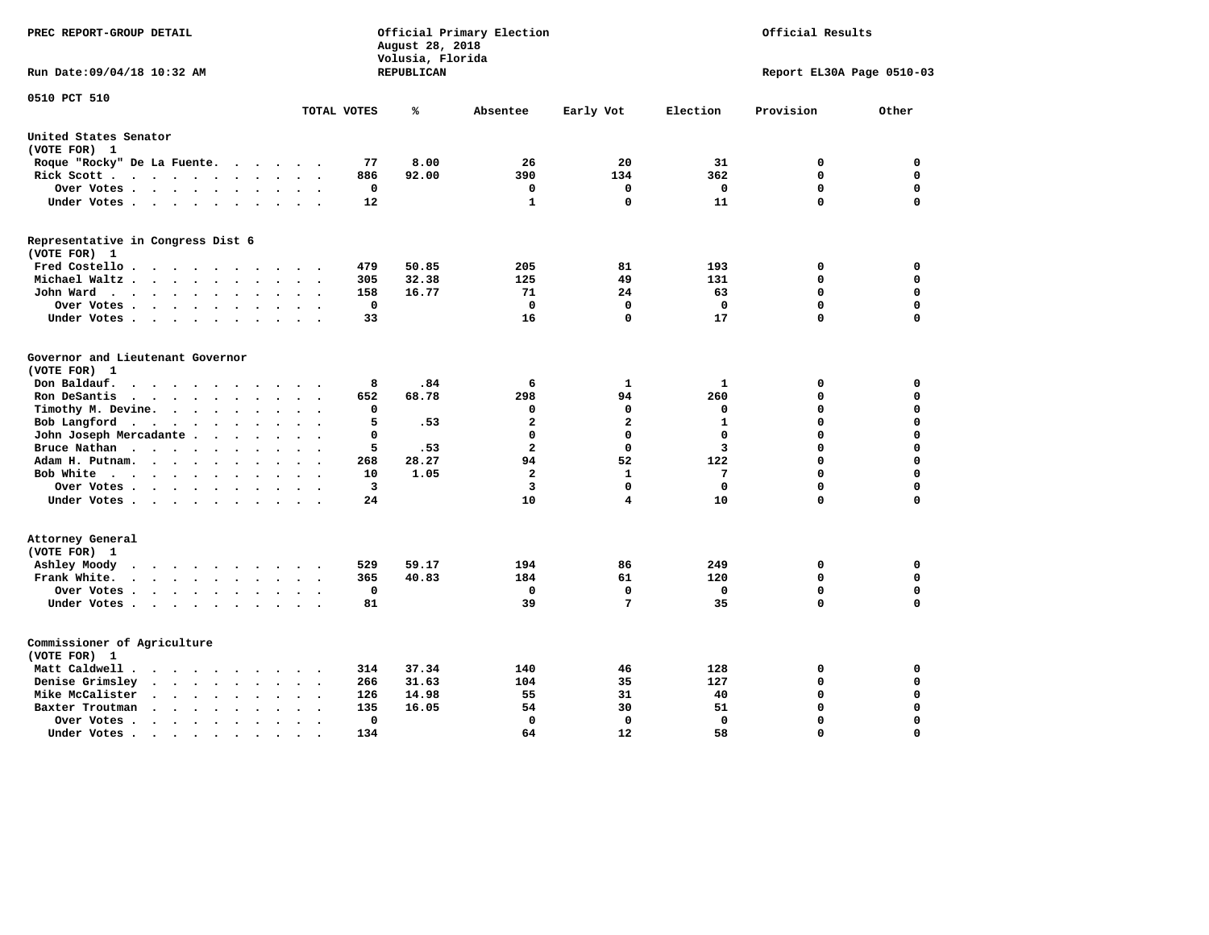PREC REPORT-GROUP DETAIL

Official Primary Election
August 28, 2018
Volusia, Florida
REPUBLICAN

Official Results

Run Date:09/04/18 10:32 AM

Report EL30A Page 0510-03

0510 PCT 510

| | TOTAL VOTES | % | Absentee | Early Vot | Election | Provision | Other |
|---|---|---|---|---|---|---|---|
| **United States Senator** | | | | | | | |
| (VOTE FOR) 1 | | | | | | | |
| Roque "Rocky" De La Fuente | 77 | 8.00 | 26 | 20 | 31 | 0 | 0 |
| Rick Scott | 886 | 92.00 | 390 | 134 | 362 | 0 | 0 |
| Over Votes | 0 | | 0 | 0 | 0 | 0 | 0 |
| Under Votes | 12 | | 1 | 0 | 11 | 0 | 0 |
| **Representative in Congress Dist 6** | | | | | | | |
| (VOTE FOR) 1 | | | | | | | |
| Fred Costello | 479 | 50.85 | 205 | 81 | 193 | 0 | 0 |
| Michael Waltz | 305 | 32.38 | 125 | 49 | 131 | 0 | 0 |
| John Ward | 158 | 16.77 | 71 | 24 | 63 | 0 | 0 |
| Over Votes | 0 | | 0 | 0 | 0 | 0 | 0 |
| Under Votes | 33 | | 16 | 0 | 17 | 0 | 0 |
| **Governor and Lieutenant Governor** | | | | | | | |
| (VOTE FOR) 1 | | | | | | | |
| Don Baldauf | 8 | .84 | 6 | 1 | 1 | 0 | 0 |
| Ron DeSantis | 652 | 68.78 | 298 | 94 | 260 | 0 | 0 |
| Timothy M. Devine | 0 | | 0 | 0 | 0 | 0 | 0 |
| Bob Langford | 5 | .53 | 2 | 2 | 1 | 0 | 0 |
| John Joseph Mercadante | 0 | | 0 | 0 | 0 | 0 | 0 |
| Bruce Nathan | 5 | .53 | 2 | 0 | 3 | 0 | 0 |
| Adam H. Putnam | 268 | 28.27 | 94 | 52 | 122 | 0 | 0 |
| Bob White | 10 | 1.05 | 2 | 1 | 7 | 0 | 0 |
| Over Votes | 3 | | 3 | 0 | 0 | 0 | 0 |
| Under Votes | 24 | | 10 | 4 | 10 | 0 | 0 |
| **Attorney General** | | | | | | | |
| (VOTE FOR) 1 | | | | | | | |
| Ashley Moody | 529 | 59.17 | 194 | 86 | 249 | 0 | 0 |
| Frank White | 365 | 40.83 | 184 | 61 | 120 | 0 | 0 |
| Over Votes | 0 | | 0 | 0 | 0 | 0 | 0 |
| Under Votes | 81 | | 39 | 7 | 35 | 0 | 0 |
| **Commissioner of Agriculture** | | | | | | | |
| (VOTE FOR) 1 | | | | | | | |
| Matt Caldwell | 314 | 37.34 | 140 | 46 | 128 | 0 | 0 |
| Denise Grimsley | 266 | 31.63 | 104 | 35 | 127 | 0 | 0 |
| Mike McCalister | 126 | 14.98 | 55 | 31 | 40 | 0 | 0 |
| Baxter Troutman | 135 | 16.05 | 54 | 30 | 51 | 0 | 0 |
| Over Votes | 0 | | 0 | 0 | 0 | 0 | 0 |
| Under Votes | 134 | | 64 | 12 | 58 | 0 | 0 |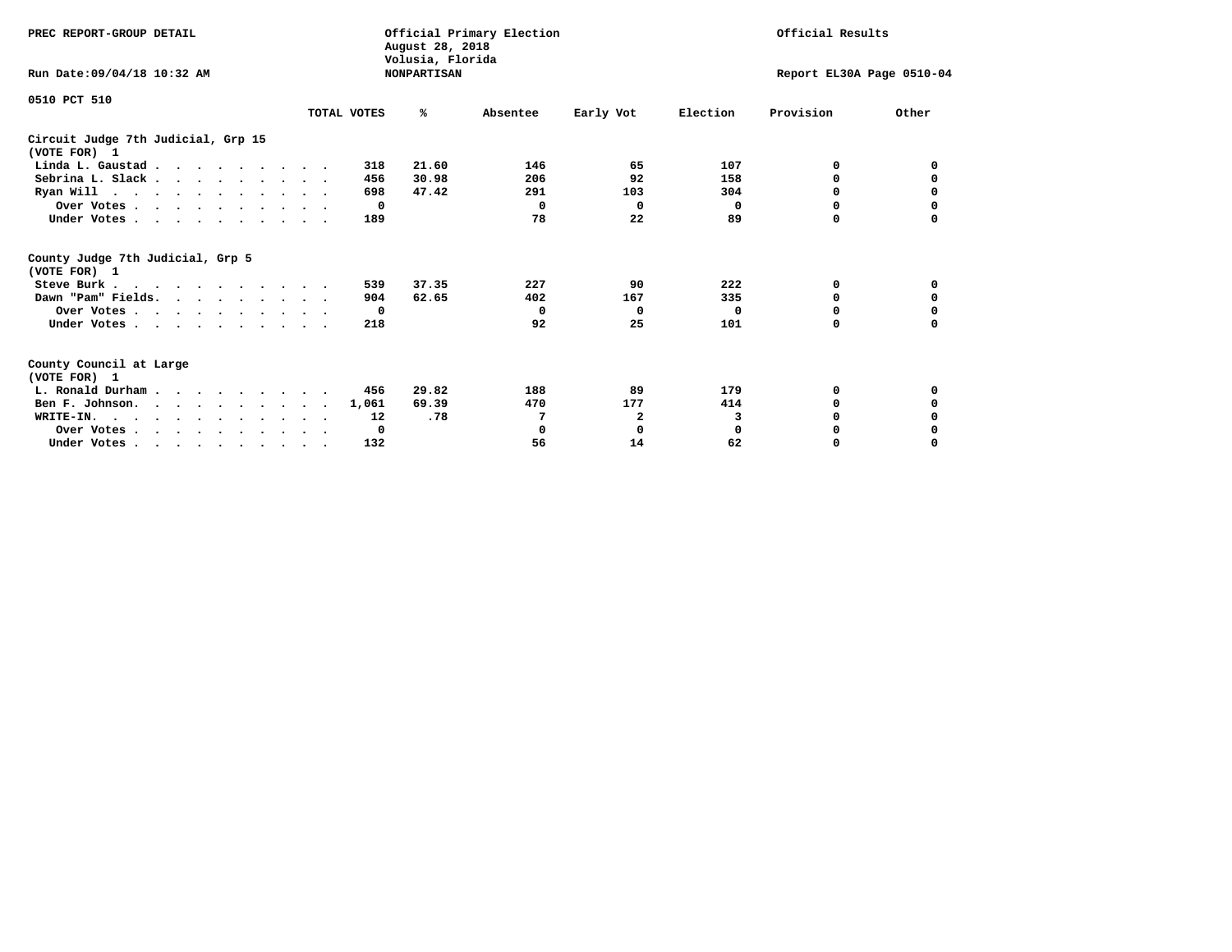PREC REPORT-GROUP DETAIL

Official Primary Election
August 28, 2018
Volusia, Florida
NONPARTISAN

Official Results

Run Date:09/04/18 10:32 AM

Report EL30A Page 0510-04

0510 PCT 510

| | TOTAL VOTES | % | Absentee | Early Vot | Election | Provision | Other |
|---|---|---|---|---|---|---|---|
| **Circuit Judge 7th Judicial, Grp 15 (VOTE FOR) 1** | | | | | | | |
| Linda L. Gaustad | 318 | 21.60 | 146 | 65 | 107 | 0 | 0 |
| Sebrina L. Slack | 456 | 30.98 | 206 | 92 | 158 | 0 | 0 |
| Ryan Will | 698 | 47.42 | 291 | 103 | 304 | 0 | 0 |
| Over Votes | 0 | | 0 | 0 | 0 | 0 | 0 |
| Under Votes | 189 | | 78 | 22 | 89 | 0 | 0 |
| **County Judge 7th Judicial, Grp 5 (VOTE FOR) 1** | | | | | | | |
| Steve Burk | 539 | 37.35 | 227 | 90 | 222 | 0 | 0 |
| Dawn "Pam" Fields | 904 | 62.65 | 402 | 167 | 335 | 0 | 0 |
| Over Votes | 0 | | 0 | 0 | 0 | 0 | 0 |
| Under Votes | 218 | | 92 | 25 | 101 | 0 | 0 |
| **County Council at Large (VOTE FOR) 1** | | | | | | | |
| L. Ronald Durham | 456 | 29.82 | 188 | 89 | 179 | 0 | 0 |
| Ben F. Johnson | 1,061 | 69.39 | 470 | 177 | 414 | 0 | 0 |
| WRITE-IN. | 12 | .78 | 7 | 2 | 3 | 0 | 0 |
| Over Votes | 0 | | 0 | 0 | 0 | 0 | 0 |
| Under Votes | 132 | | 56 | 14 | 62 | 0 | 0 |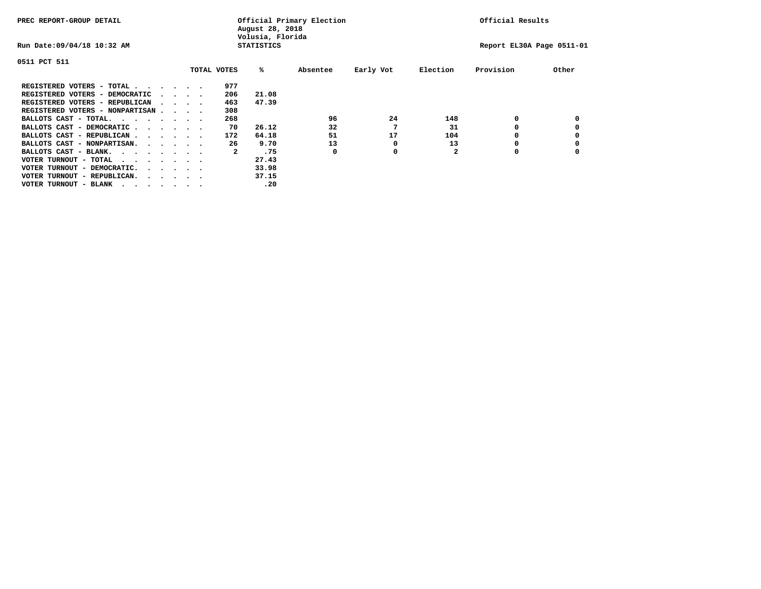PREC REPORT-GROUP DETAIL

Official Primary Election
August 28, 2018
Volusia, Florida
STATISTICS

Official Results

Run Date:09/04/18 10:32 AM

Report EL30A Page 0511-01

0511 PCT 511

| | TOTAL VOTES | % | Absentee | Early Vot | Election | Provision | Other |
|---|---|---|---|---|---|---|---|
| REGISTERED VOTERS - TOTAL . . . . . . | 977 | | | | | | |
| REGISTERED VOTERS - DEMOCRATIC . . . . | 206 | 21.08 | | | | | |
| REGISTERED VOTERS - REPUBLICAN . . . . | 463 | 47.39 | | | | | |
| REGISTERED VOTERS - NONPARTISAN . . . . | 308 | | | | | | |
| BALLOTS CAST - TOTAL. . . . . . . . | 268 | | 96 | 24 | 148 | 0 | 0 |
| BALLOTS CAST - DEMOCRATIC . . . . . . | 70 | 26.12 | 32 | 7 | 31 | 0 | 0 |
| BALLOTS CAST - REPUBLICAN . . . . . . | 172 | 64.18 | 51 | 17 | 104 | 0 | 0 |
| BALLOTS CAST - NONPARTISAN. . . . . . | 26 | 9.70 | 13 | 0 | 13 | 0 | 0 |
| BALLOTS CAST - BLANK. . . . . . . . | 2 | .75 | 0 | 0 | 2 | 0 | 0 |
| VOTER TURNOUT - TOTAL . . . . . . . | | 27.43 | | | | | |
| VOTER TURNOUT - DEMOCRATIC. . . . . . | | 33.98 | | | | | |
| VOTER TURNOUT - REPUBLICAN. . . . . . | | 37.15 | | | | | |
| VOTER TURNOUT - BLANK . . . . . . . | | .20 | | | | | |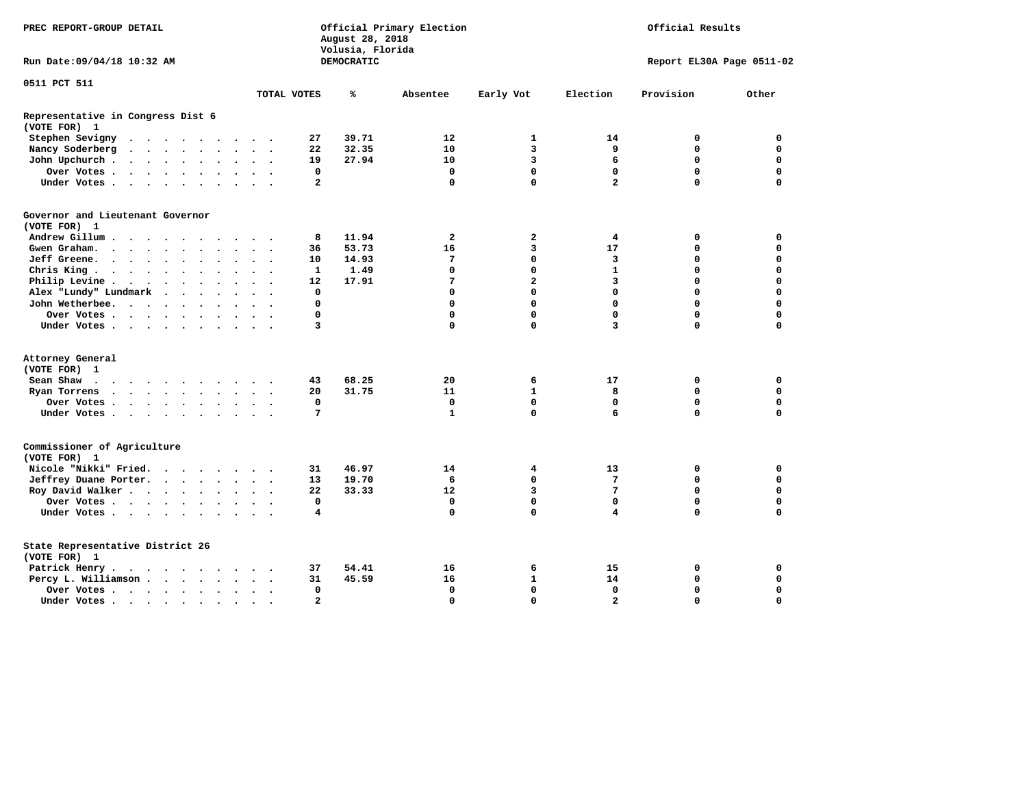PREC REPORT-GROUP DETAIL

Official Primary Election
August 28, 2018
Volusia, Florida
DEMOCRATIC

Official Results

Run Date:09/04/18 10:32 AM

Report EL30A Page 0511-02

0511 PCT 511

| | TOTAL VOTES | % | Absentee | Early Vot | Election | Provision | Other |
|---|---|---|---|---|---|---|---|
| **Representative in Congress Dist 6** | | | | | | | |
| **(VOTE FOR) 1** | | | | | | | |
| Stephen Sevigny | 27 | 39.71 | 12 | 1 | 14 | 0 | 0 |
| Nancy Soderberg | 22 | 32.35 | 10 | 3 | 9 | 0 | 0 |
| John Upchurch | 19 | 27.94 | 10 | 3 | 6 | 0 | 0 |
| Over Votes | 0 | | 0 | 0 | 0 | 0 | 0 |
| Under Votes | 2 | | 0 | 0 | 2 | 0 | 0 |
| **Governor and Lieutenant Governor** | | | | | | | |
| **(VOTE FOR) 1** | | | | | | | |
| Andrew Gillum | 8 | 11.94 | 2 | 2 | 4 | 0 | 0 |
| Gwen Graham | 36 | 53.73 | 16 | 3 | 17 | 0 | 0 |
| Jeff Greene | 10 | 14.93 | 7 | 0 | 3 | 0 | 0 |
| Chris King | 1 | 1.49 | 0 | 0 | 1 | 0 | 0 |
| Philip Levine | 12 | 17.91 | 7 | 2 | 3 | 0 | 0 |
| Alex "Lundy" Lundmark | 0 | | 0 | 0 | 0 | 0 | 0 |
| John Wetherbee | 0 | | 0 | 0 | 0 | 0 | 0 |
| Over Votes | 0 | | 0 | 0 | 0 | 0 | 0 |
| Under Votes | 3 | | 0 | 0 | 3 | 0 | 0 |
| **Attorney General** | | | | | | | |
| **(VOTE FOR) 1** | | | | | | | |
| Sean Shaw | 43 | 68.25 | 20 | 6 | 17 | 0 | 0 |
| Ryan Torrens | 20 | 31.75 | 11 | 1 | 8 | 0 | 0 |
| Over Votes | 0 | | 0 | 0 | 0 | 0 | 0 |
| Under Votes | 7 | | 1 | 0 | 6 | 0 | 0 |
| **Commissioner of Agriculture** | | | | | | | |
| **(VOTE FOR) 1** | | | | | | | |
| Nicole "Nikki" Fried | 31 | 46.97 | 14 | 4 | 13 | 0 | 0 |
| Jeffrey Duane Porter | 13 | 19.70 | 6 | 0 | 7 | 0 | 0 |
| Roy David Walker | 22 | 33.33 | 12 | 3 | 7 | 0 | 0 |
| Over Votes | 0 | | 0 | 0 | 0 | 0 | 0 |
| Under Votes | 4 | | 0 | 0 | 4 | 0 | 0 |
| **State Representative District 26** | | | | | | | |
| **(VOTE FOR) 1** | | | | | | | |
| Patrick Henry | 37 | 54.41 | 16 | 6 | 15 | 0 | 0 |
| Percy L. Williamson | 31 | 45.59 | 16 | 1 | 14 | 0 | 0 |
| Over Votes | 0 | | 0 | 0 | 0 | 0 | 0 |
| Under Votes | 2 | | 0 | 0 | 2 | 0 | 0 |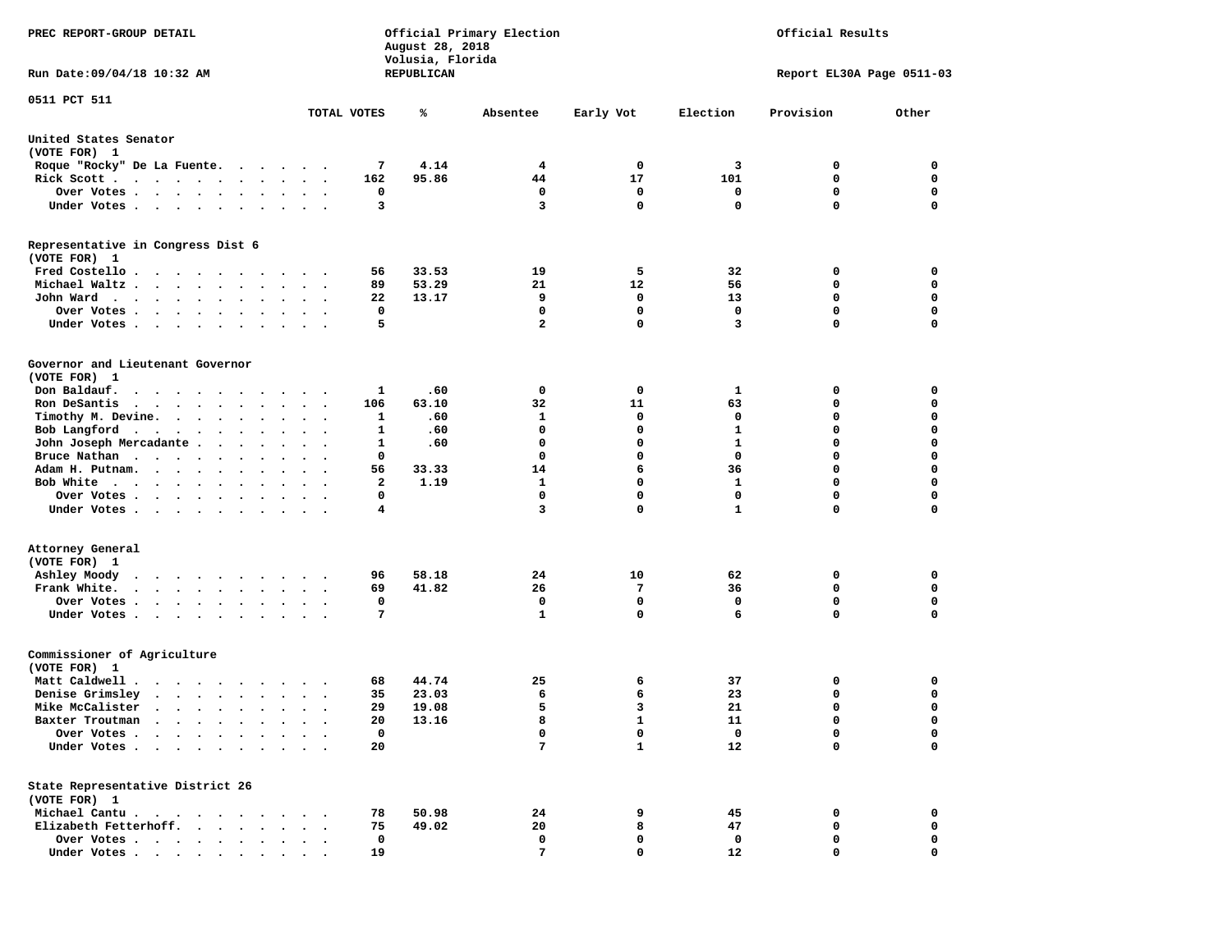PREC REPORT-GROUP DETAIL

Official Primary Election
August 28, 2018
Volusia, Florida
REPUBLICAN

Official Results

Run Date:09/04/18 10:32 AM

Report EL30A Page 0511-03

0511 PCT 511

| | TOTAL VOTES | % | Absentee | Early Vot | Election | Provision | Other |
|---|---|---|---|---|---|---|---|
| **United States Senator** | | | | | | | |
| (VOTE FOR) 1 | | | | | | | |
| Roque "Rocky" De La Fuente | 7 | 4.14 | 4 | 0 | 3 | 0 | 0 |
| Rick Scott | 162 | 95.86 | 44 | 17 | 101 | 0 | 0 |
| Over Votes | 0 | | 0 | 0 | 0 | 0 | 0 |
| Under Votes | 3 | | 3 | 0 | 0 | 0 | 0 |
| **Representative in Congress Dist 6** | | | | | | | |
| (VOTE FOR) 1 | | | | | | | |
| Fred Costello | 56 | 33.53 | 19 | 5 | 32 | 0 | 0 |
| Michael Waltz | 89 | 53.29 | 21 | 12 | 56 | 0 | 0 |
| John Ward | 22 | 13.17 | 9 | 0 | 13 | 0 | 0 |
| Over Votes | 0 | | 0 | 0 | 0 | 0 | 0 |
| Under Votes | 5 | | 2 | 0 | 3 | 0 | 0 |
| **Governor and Lieutenant Governor** | | | | | | | |
| (VOTE FOR) 1 | | | | | | | |
| Don Baldauf | 1 | .60 | 0 | 0 | 1 | 0 | 0 |
| Ron DeSantis | 106 | 63.10 | 32 | 11 | 63 | 0 | 0 |
| Timothy M. Devine | 1 | .60 | 1 | 0 | 0 | 0 | 0 |
| Bob Langford | 1 | .60 | 0 | 0 | 1 | 0 | 0 |
| John Joseph Mercadante | 1 | .60 | 0 | 0 | 1 | 0 | 0 |
| Bruce Nathan | 0 | | 0 | 0 | 0 | 0 | 0 |
| Adam H. Putnam | 56 | 33.33 | 14 | 6 | 36 | 0 | 0 |
| Bob White | 2 | 1.19 | 1 | 0 | 1 | 0 | 0 |
| Over Votes | 0 | | 0 | 0 | 0 | 0 | 0 |
| Under Votes | 4 | | 3 | 0 | 1 | 0 | 0 |
| **Attorney General** | | | | | | | |
| (VOTE FOR) 1 | | | | | | | |
| Ashley Moody | 96 | 58.18 | 24 | 10 | 62 | 0 | 0 |
| Frank White | 69 | 41.82 | 26 | 7 | 36 | 0 | 0 |
| Over Votes | 0 | | 0 | 0 | 0 | 0 | 0 |
| Under Votes | 7 | | 1 | 0 | 6 | 0 | 0 |
| **Commissioner of Agriculture** | | | | | | | |
| (VOTE FOR) 1 | | | | | | | |
| Matt Caldwell | 68 | 44.74 | 25 | 6 | 37 | 0 | 0 |
| Denise Grimsley | 35 | 23.03 | 6 | 6 | 23 | 0 | 0 |
| Mike McCalister | 29 | 19.08 | 5 | 3 | 21 | 0 | 0 |
| Baxter Troutman | 20 | 13.16 | 8 | 1 | 11 | 0 | 0 |
| Over Votes | 0 | | 0 | 0 | 0 | 0 | 0 |
| Under Votes | 20 | | 7 | 1 | 12 | 0 | 0 |
| **State Representative District 26** | | | | | | | |
| (VOTE FOR) 1 | | | | | | | |
| Michael Cantu | 78 | 50.98 | 24 | 9 | 45 | 0 | 0 |
| Elizabeth Fetterhoff | 75 | 49.02 | 20 | 8 | 47 | 0 | 0 |
| Over Votes | 0 | | 0 | 0 | 0 | 0 | 0 |
| Under Votes | 19 | | 7 | 0 | 12 | 0 | 0 |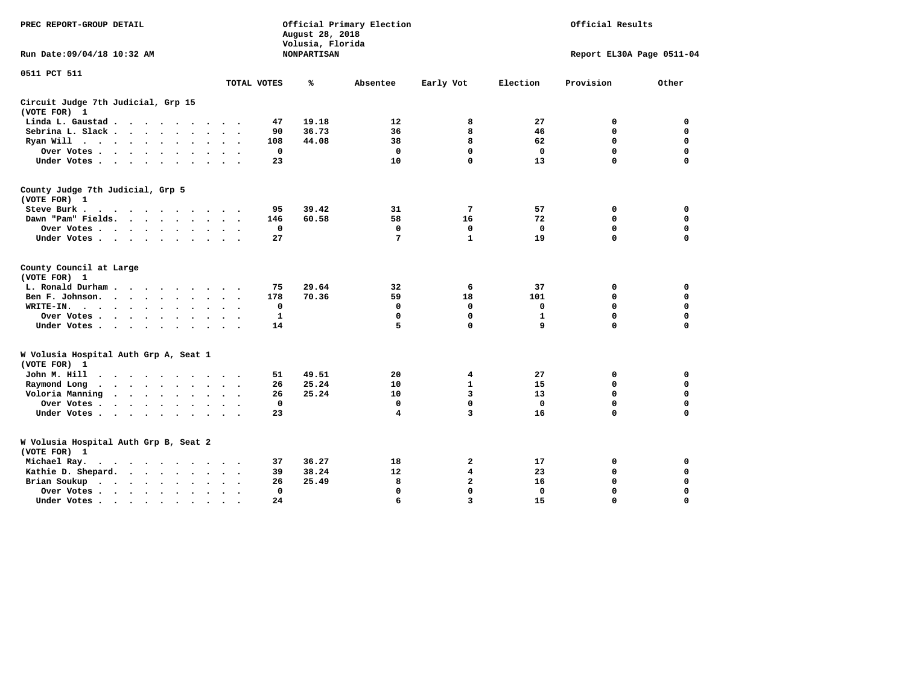PREC REPORT-GROUP DETAIL

Official Primary Election
August 28, 2018
Volusia, Florida
NONPARTISAN

Official Results

Run Date:09/04/18 10:32 AM

Report EL30A Page 0511-04

0511 PCT 511

| | TOTAL VOTES | % | Absentee | Early Vot | Election | Provision | Other |
|---|---|---|---|---|---|---|---|
| **Circuit Judge 7th Judicial, Grp 15** | | | | | | | |
| **(VOTE FOR) 1** | | | | | | | |
| Linda L. Gaustad | 47 | 19.18 | 12 | 8 | 27 | 0 | 0 |
| Sebrina L. Slack | 90 | 36.73 | 36 | 8 | 46 | 0 | 0 |
| Ryan Will | 108 | 44.08 | 38 | 8 | 62 | 0 | 0 |
| Over Votes | 0 | | 0 | 0 | 0 | 0 | 0 |
| Under Votes | 23 | | 10 | 0 | 13 | 0 | 0 |
| **County Judge 7th Judicial, Grp 5** | | | | | | | |
| **(VOTE FOR) 1** | | | | | | | |
| Steve Burk | 95 | 39.42 | 31 | 7 | 57 | 0 | 0 |
| Dawn "Pam" Fields | 146 | 60.58 | 58 | 16 | 72 | 0 | 0 |
| Over Votes | 0 | | 0 | 0 | 0 | 0 | 0 |
| Under Votes | 27 | | 7 | 1 | 19 | 0 | 0 |
| **County Council at Large** | | | | | | | |
| **(VOTE FOR) 1** | | | | | | | |
| L. Ronald Durham | 75 | 29.64 | 32 | 6 | 37 | 0 | 0 |
| Ben F. Johnson | 178 | 70.36 | 59 | 18 | 101 | 0 | 0 |
| WRITE-IN. | 0 | | 0 | 0 | 0 | 0 | 0 |
| Over Votes | 1 | | 0 | 0 | 1 | 0 | 0 |
| Under Votes | 14 | | 5 | 0 | 9 | 0 | 0 |
| **W Volusia Hospital Auth Grp A, Seat 1** | | | | | | | |
| **(VOTE FOR) 1** | | | | | | | |
| John M. Hill | 51 | 49.51 | 20 | 4 | 27 | 0 | 0 |
| Raymond Long | 26 | 25.24 | 10 | 1 | 15 | 0 | 0 |
| Voloria Manning | 26 | 25.24 | 10 | 3 | 13 | 0 | 0 |
| Over Votes | 0 | | 0 | 0 | 0 | 0 | 0 |
| Under Votes | 23 | | 4 | 3 | 16 | 0 | 0 |
| **W Volusia Hospital Auth Grp B, Seat 2** | | | | | | | |
| **(VOTE FOR) 1** | | | | | | | |
| Michael Ray | 37 | 36.27 | 18 | 2 | 17 | 0 | 0 |
| Kathie D. Shepard | 39 | 38.24 | 12 | 4 | 23 | 0 | 0 |
| Brian Soukup | 26 | 25.49 | 8 | 2 | 16 | 0 | 0 |
| Over Votes | 0 | | 0 | 0 | 0 | 0 | 0 |
| Under Votes | 24 | | 6 | 3 | 15 | 0 | 0 |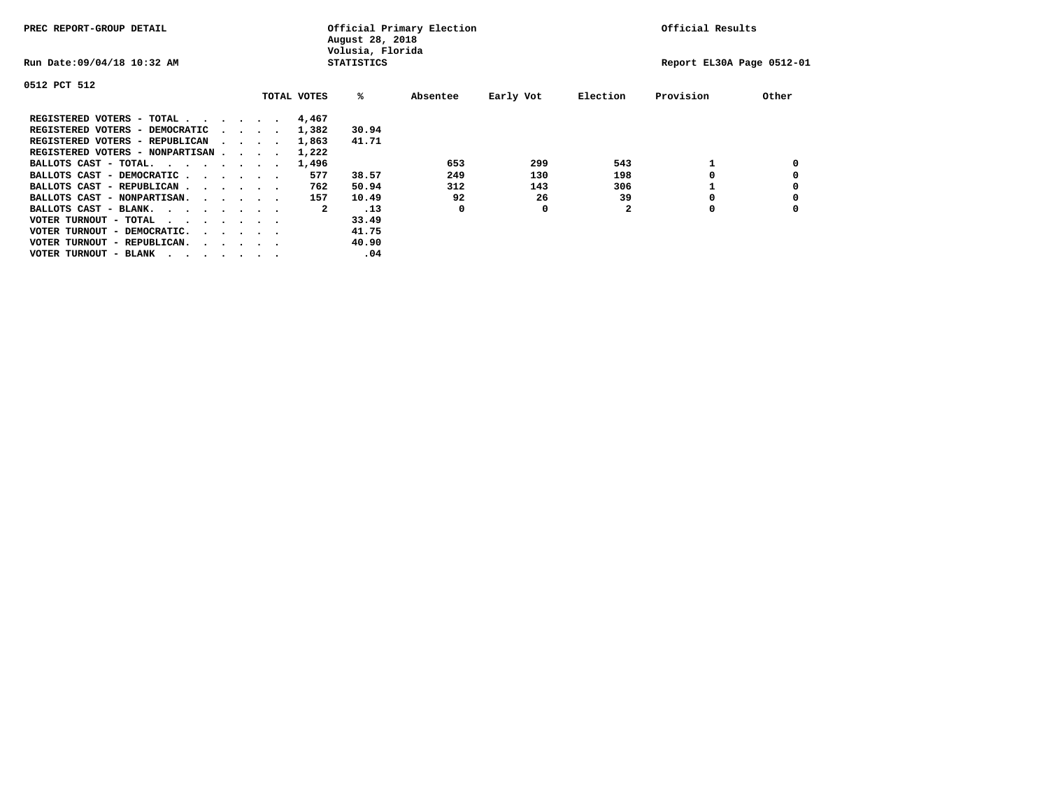PREC REPORT-GROUP DETAIL

Official Primary Election
August 28, 2018
Volusia, Florida
STATISTICS

Official Results

Run Date:09/04/18 10:32 AM

Report EL30A Page 0512-01

0512 PCT 512

| | TOTAL VOTES | % | Absentee | Early Vot | Election | Provision | Other |
|---|---|---|---|---|---|---|---|
| REGISTERED VOTERS - TOTAL . . . . . . | 4,467 | | | | | | |
| REGISTERED VOTERS - DEMOCRATIC . . . . | 1,382 | 30.94 | | | | | |
| REGISTERED VOTERS - REPUBLICAN . . . . | 1,863 | 41.71 | | | | | |
| REGISTERED VOTERS - NONPARTISAN . . . . | 1,222 | | | | | | |
| BALLOTS CAST - TOTAL. . . . . . . . | 1,496 | | 653 | 299 | 543 | 1 | 0 |
| BALLOTS CAST - DEMOCRATIC . . . . . . | 577 | 38.57 | 249 | 130 | 198 | 0 | 0 |
| BALLOTS CAST - REPUBLICAN . . . . . . | 762 | 50.94 | 312 | 143 | 306 | 1 | 0 |
| BALLOTS CAST - NONPARTISAN. . . . . . | 157 | 10.49 | 92 | 26 | 39 | 0 | 0 |
| BALLOTS CAST - BLANK. . . . . . . . | 2 | .13 | 0 | 0 | 2 | 0 | 0 |
| VOTER TURNOUT - TOTAL . . . . . . . | | 33.49 | | | | | |
| VOTER TURNOUT - DEMOCRATIC. . . . . . | | 41.75 | | | | | |
| VOTER TURNOUT - REPUBLICAN. . . . . . | | 40.90 | | | | | |
| VOTER TURNOUT - BLANK . . . . . . . | | .04 | | | | | |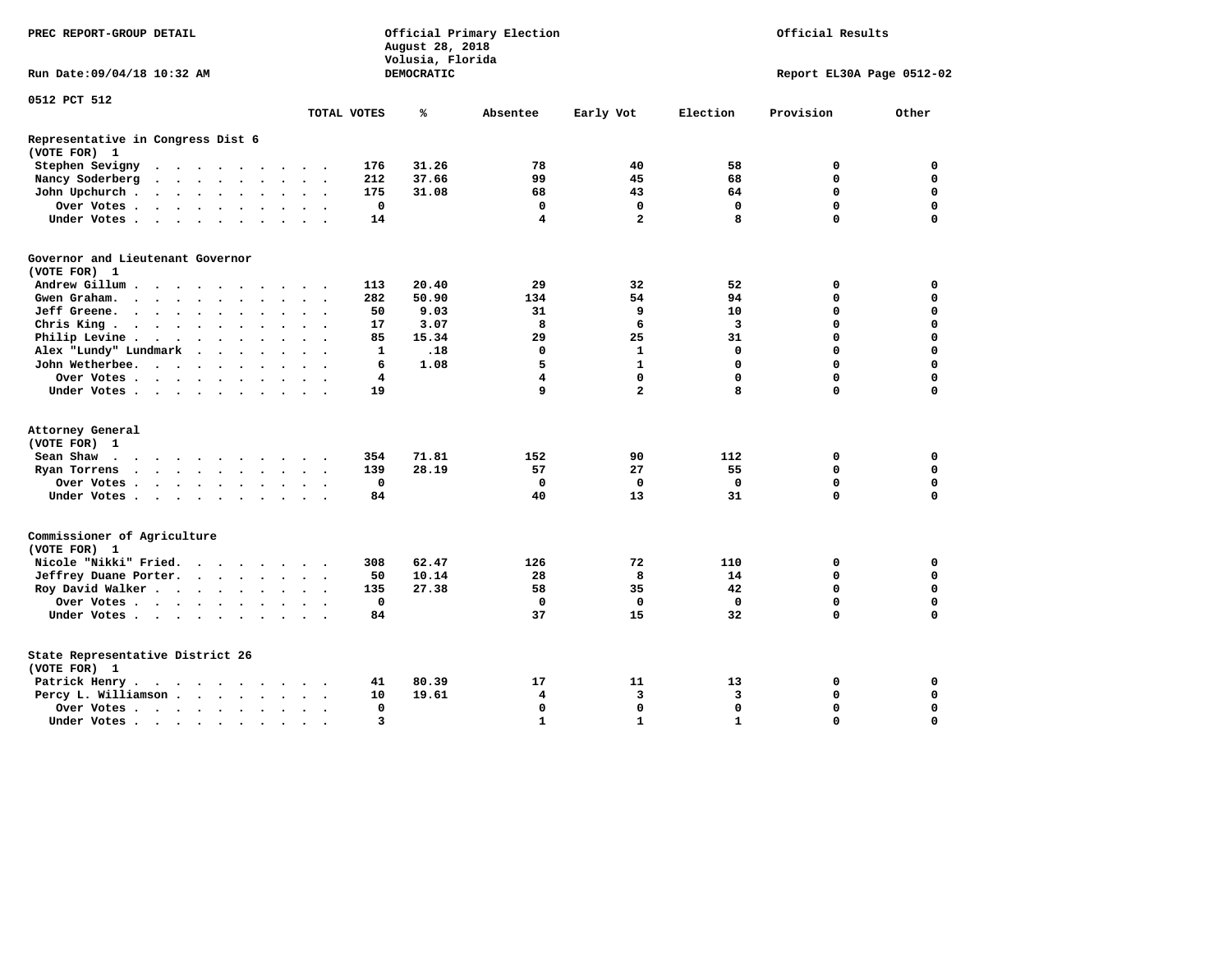PREC REPORT-GROUP DETAIL

Official Primary Election
August 28, 2018
Volusia, Florida
DEMOCRATIC

Official Results

Run Date:09/04/18 10:32 AM

Report EL30A Page 0512-02

0512 PCT 512

| | TOTAL VOTES | % | Absentee | Early Vot | Election | Provision | Other |
|---|---|---|---|---|---|---|---|
| **Representative in Congress Dist 6** | | | | | | | |
| **(VOTE FOR) 1** | | | | | | | |
| Stephen Sevigny | 176 | 31.26 | 78 | 40 | 58 | 0 | 0 |
| Nancy Soderberg | 212 | 37.66 | 99 | 45 | 68 | 0 | 0 |
| John Upchurch | 175 | 31.08 | 68 | 43 | 64 | 0 | 0 |
| Over Votes | 0 | | 0 | 0 | 0 | 0 | 0 |
| Under Votes | 14 | | 4 | 2 | 8 | 0 | 0 |
| **Governor and Lieutenant Governor** | | | | | | | |
| **(VOTE FOR) 1** | | | | | | | |
| Andrew Gillum | 113 | 20.40 | 29 | 32 | 52 | 0 | 0 |
| Gwen Graham | 282 | 50.90 | 134 | 54 | 94 | 0 | 0 |
| Jeff Greene | 50 | 9.03 | 31 | 9 | 10 | 0 | 0 |
| Chris King | 17 | 3.07 | 8 | 6 | 3 | 0 | 0 |
| Philip Levine | 85 | 15.34 | 29 | 25 | 31 | 0 | 0 |
| Alex "Lundy" Lundmark | 1 | .18 | 0 | 1 | 0 | 0 | 0 |
| John Wetherbee | 6 | 1.08 | 5 | 1 | 0 | 0 | 0 |
| Over Votes | 4 | | 4 | 0 | 0 | 0 | 0 |
| Under Votes | 19 | | 9 | 2 | 8 | 0 | 0 |
| **Attorney General** | | | | | | | |
| **(VOTE FOR) 1** | | | | | | | |
| Sean Shaw | 354 | 71.81 | 152 | 90 | 112 | 0 | 0 |
| Ryan Torrens | 139 | 28.19 | 57 | 27 | 55 | 0 | 0 |
| Over Votes | 0 | | 0 | 0 | 0 | 0 | 0 |
| Under Votes | 84 | | 40 | 13 | 31 | 0 | 0 |
| **Commissioner of Agriculture** | | | | | | | |
| **(VOTE FOR) 1** | | | | | | | |
| Nicole "Nikki" Fried | 308 | 62.47 | 126 | 72 | 110 | 0 | 0 |
| Jeffrey Duane Porter | 50 | 10.14 | 28 | 8 | 14 | 0 | 0 |
| Roy David Walker | 135 | 27.38 | 58 | 35 | 42 | 0 | 0 |
| Over Votes | 0 | | 0 | 0 | 0 | 0 | 0 |
| Under Votes | 84 | | 37 | 15 | 32 | 0 | 0 |
| **State Representative District 26** | | | | | | | |
| **(VOTE FOR) 1** | | | | | | | |
| Patrick Henry | 41 | 80.39 | 17 | 11 | 13 | 0 | 0 |
| Percy L. Williamson | 10 | 19.61 | 4 | 3 | 3 | 0 | 0 |
| Over Votes | 0 | | 0 | 0 | 0 | 0 | 0 |
| Under Votes | 3 | | 1 | 1 | 1 | 0 | 0 |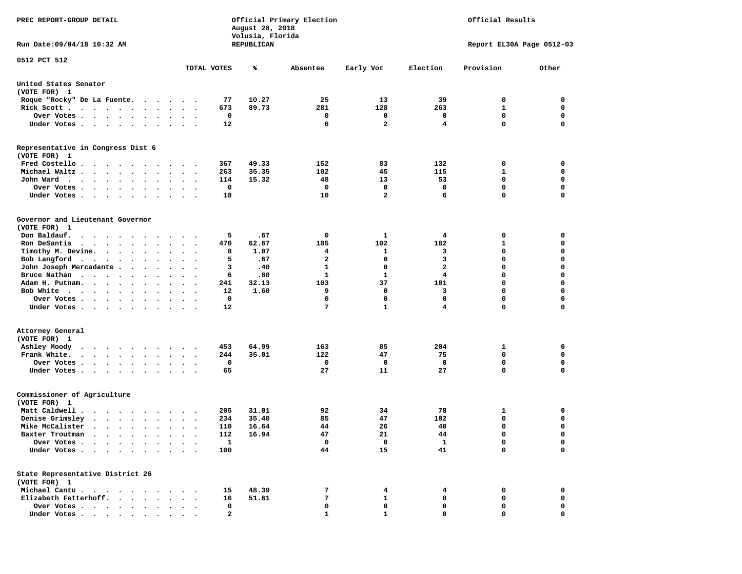PREC REPORT-GROUP DETAIL

Official Primary Election
August 28, 2018
Volusia, Florida
REPUBLICAN

Official Results

Run Date:09/04/18 10:32 AM

Report EL30A Page 0512-03

0512 PCT 512

| | TOTAL VOTES | % | Absentee | Early Vot | Election | Provision | Other |
|---|---|---|---|---|---|---|---|
| **United States Senator (VOTE FOR) 1** | | | | | | | |
| Roque "Rocky" De La Fuente | 77 | 10.27 | 25 | 13 | 39 | 0 | 0 |
| Rick Scott | 673 | 89.73 | 281 | 128 | 263 | 1 | 0 |
| Over Votes | 0 | | 0 | 0 | 0 | 0 | 0 |
| Under Votes | 12 | | 6 | 2 | 4 | 0 | 0 |
| **Representative in Congress Dist 6 (VOTE FOR) 1** | | | | | | | |
| Fred Costello | 367 | 49.33 | 152 | 83 | 132 | 0 | 0 |
| Michael Waltz | 263 | 35.35 | 102 | 45 | 115 | 1 | 0 |
| John Ward | 114 | 15.32 | 48 | 13 | 53 | 0 | 0 |
| Over Votes | 0 | | 0 | 0 | 0 | 0 | 0 |
| Under Votes | 18 | | 10 | 2 | 6 | 0 | 0 |
| **Governor and Lieutenant Governor (VOTE FOR) 1** | | | | | | | |
| Don Baldauf | 5 | .67 | 0 | 1 | 4 | 0 | 0 |
| Ron DeSantis | 470 | 62.67 | 185 | 102 | 182 | 1 | 0 |
| Timothy M. Devine | 8 | 1.07 | 4 | 1 | 3 | 0 | 0 |
| Bob Langford | 5 | .67 | 2 | 0 | 3 | 0 | 0 |
| John Joseph Mercadante | 3 | .40 | 1 | 0 | 2 | 0 | 0 |
| Bruce Nathan | 6 | .80 | 1 | 1 | 4 | 0 | 0 |
| Adam H. Putnam | 241 | 32.13 | 103 | 37 | 101 | 0 | 0 |
| Bob White | 12 | 1.60 | 9 | 0 | 3 | 0 | 0 |
| Over Votes | 0 | | 0 | 0 | 0 | 0 | 0 |
| Under Votes | 12 | | 7 | 1 | 4 | 0 | 0 |
| **Attorney General (VOTE FOR) 1** | | | | | | | |
| Ashley Moody | 453 | 64.99 | 163 | 85 | 204 | 1 | 0 |
| Frank White | 244 | 35.01 | 122 | 47 | 75 | 0 | 0 |
| Over Votes | 0 | | 0 | 0 | 0 | 0 | 0 |
| Under Votes | 65 | | 27 | 11 | 27 | 0 | 0 |
| **Commissioner of Agriculture (VOTE FOR) 1** | | | | | | | |
| Matt Caldwell | 205 | 31.01 | 92 | 34 | 78 | 1 | 0 |
| Denise Grimsley | 234 | 35.40 | 85 | 47 | 102 | 0 | 0 |
| Mike McCalister | 110 | 16.64 | 44 | 26 | 40 | 0 | 0 |
| Baxter Troutman | 112 | 16.94 | 47 | 21 | 44 | 0 | 0 |
| Over Votes | 1 | | 0 | 0 | 1 | 0 | 0 |
| Under Votes | 100 | | 44 | 15 | 41 | 0 | 0 |
| **State Representative District 26 (VOTE FOR) 1** | | | | | | | |
| Michael Cantu | 15 | 48.39 | 7 | 4 | 4 | 0 | 0 |
| Elizabeth Fetterhoff | 16 | 51.61 | 7 | 1 | 8 | 0 | 0 |
| Over Votes | 0 | | 0 | 0 | 0 | 0 | 0 |
| Under Votes | 2 | | 1 | 1 | 0 | 0 | 0 |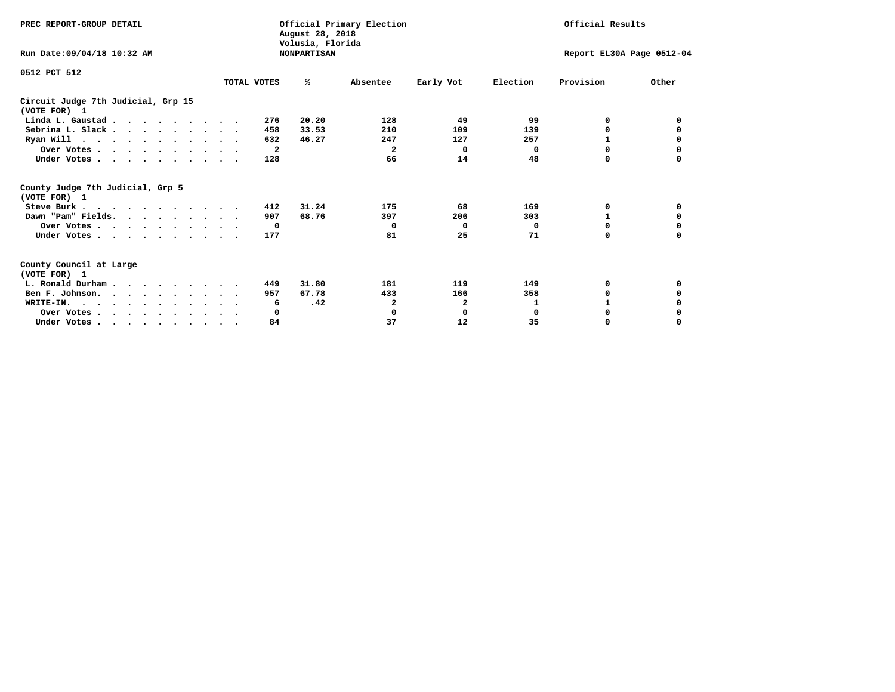PREC REPORT-GROUP DETAIL

Official Primary Election
August 28, 2018
Volusia, Florida
NONPARTISAN

Official Results

Run Date:09/04/18 10:32 AM

Report EL30A Page 0512-04

0512 PCT 512

| | TOTAL VOTES | % | Absentee | Early Vot | Election | Provision | Other |
|---|---|---|---|---|---|---|---|
| **Circuit Judge 7th Judicial, Grp 15** | | | | | | | |
| **(VOTE FOR) 1** | | | | | | | |
| Linda L. Gaustad | 276 | 20.20 | 128 | 49 | 99 | 0 | 0 |
| Sebrina L. Slack | 458 | 33.53 | 210 | 109 | 139 | 0 | 0 |
| Ryan Will | 632 | 46.27 | 247 | 127 | 257 | 1 | 0 |
| Over Votes | 2 | | 2 | 0 | 0 | 0 | 0 |
| Under Votes | 128 | | 66 | 14 | 48 | 0 | 0 |
| **County Judge 7th Judicial, Grp 5** | | | | | | | |
| **(VOTE FOR) 1** | | | | | | | |
| Steve Burk | 412 | 31.24 | 175 | 68 | 169 | 0 | 0 |
| Dawn "Pam" Fields | 907 | 68.76 | 397 | 206 | 303 | 1 | 0 |
| Over Votes | 0 | | 0 | 0 | 0 | 0 | 0 |
| Under Votes | 177 | | 81 | 25 | 71 | 0 | 0 |
| **County Council at Large** | | | | | | | |
| **(VOTE FOR) 1** | | | | | | | |
| L. Ronald Durham | 449 | 31.80 | 181 | 119 | 149 | 0 | 0 |
| Ben F. Johnson | 957 | 67.78 | 433 | 166 | 358 | 0 | 0 |
| WRITE-IN. | 6 | .42 | 2 | 2 | 1 | 1 | 0 |
| Over Votes | 0 | | 0 | 0 | 0 | 0 | 0 |
| Under Votes | 84 | | 37 | 12 | 35 | 0 | 0 |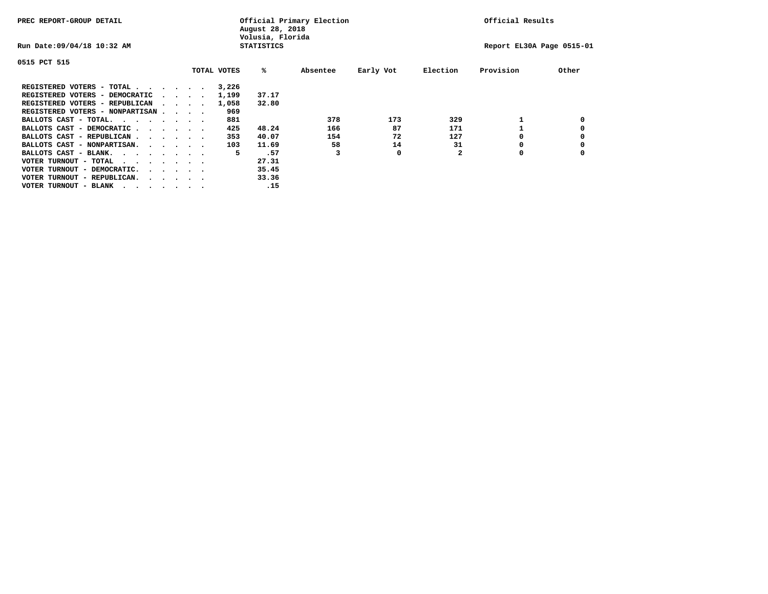PREC REPORT-GROUP DETAIL

Official Primary Election
August 28, 2018
Volusia, Florida

Official Results

Run Date:09/04/18 10:32 AM

STATISTICS

Report EL30A Page 0515-01

0515 PCT 515

| | TOTAL VOTES | % | Absentee | Early Vot | Election | Provision | Other |
|---|---|---|---|---|---|---|---|
| REGISTERED VOTERS - TOTAL . . . . . . | 3,226 | | | | | | |
| REGISTERED VOTERS - DEMOCRATIC . . . . | 1,199 | 37.17 | | | | | |
| REGISTERED VOTERS - REPUBLICAN . . . . | 1,058 | 32.80 | | | | | |
| REGISTERED VOTERS - NONPARTISAN . . . . | 969 | | | | | | |
| BALLOTS CAST - TOTAL. . . . . . . . | 881 | | 378 | 173 | 329 | 1 | 0 |
| BALLOTS CAST - DEMOCRATIC . . . . . . | 425 | 48.24 | 166 | 87 | 171 | 1 | 0 |
| BALLOTS CAST - REPUBLICAN . . . . . . | 353 | 40.07 | 154 | 72 | 127 | 0 | 0 |
| BALLOTS CAST - NONPARTISAN. . . . . . | 103 | 11.69 | 58 | 14 | 31 | 0 | 0 |
| BALLOTS CAST - BLANK. . . . . . . . | 5 | .57 | 3 | 0 | 2 | 0 | 0 |
| VOTER TURNOUT - TOTAL . . . . . . . | | 27.31 | | | | | |
| VOTER TURNOUT - DEMOCRATIC. . . . . . | | 35.45 | | | | | |
| VOTER TURNOUT - REPUBLICAN. . . . . . | | 33.36 | | | | | |
| VOTER TURNOUT - BLANK . . . . . . . | | .15 | | | | | |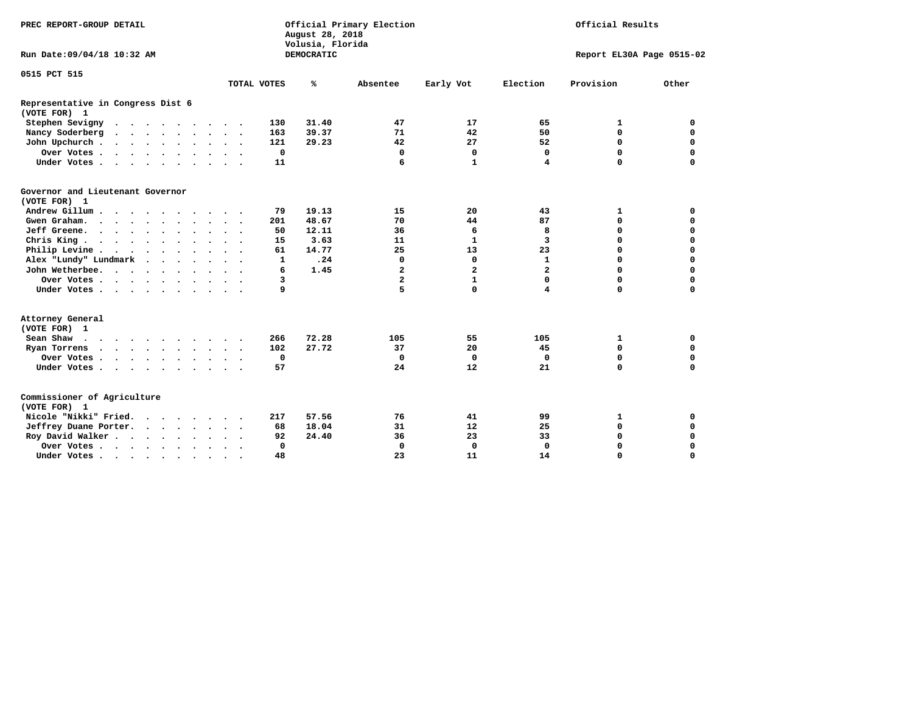PREC REPORT-GROUP DETAIL

Official Primary Election
August 28, 2018
Volusia, Florida
DEMOCRATIC

Official Results

Run Date:09/04/18 10:32 AM

Report EL30A Page 0515-02

0515 PCT 515

| | TOTAL VOTES | % | Absentee | Early Vot | Election | Provision | Other |
|---|---|---|---|---|---|---|---|
| **Representative in Congress Dist 6** | | | | | | | |
| **(VOTE FOR) 1** | | | | | | | |
| Stephen Sevigny | 130 | 31.40 | 47 | 17 | 65 | 1 | 0 |
| Nancy Soderberg | 163 | 39.37 | 71 | 42 | 50 | 0 | 0 |
| John Upchurch | 121 | 29.23 | 42 | 27 | 52 | 0 | 0 |
| Over Votes | 0 | | 0 | 0 | 0 | 0 | 0 |
| Under Votes | 11 | | 6 | 1 | 4 | 0 | 0 |
| **Governor and Lieutenant Governor** | | | | | | | |
| **(VOTE FOR) 1** | | | | | | | |
| Andrew Gillum | 79 | 19.13 | 15 | 20 | 43 | 1 | 0 |
| Gwen Graham. | 201 | 48.67 | 70 | 44 | 87 | 0 | 0 |
| Jeff Greene. | 50 | 12.11 | 36 | 6 | 8 | 0 | 0 |
| Chris King | 15 | 3.63 | 11 | 1 | 3 | 0 | 0 |
| Philip Levine | 61 | 14.77 | 25 | 13 | 23 | 0 | 0 |
| Alex "Lundy" Lundmark | 1 | .24 | 0 | 0 | 1 | 0 | 0 |
| John Wetherbee. | 6 | 1.45 | 2 | 2 | 2 | 0 | 0 |
| Over Votes | 3 | | 2 | 1 | 0 | 0 | 0 |
| Under Votes | 9 | | 5 | 0 | 4 | 0 | 0 |
| **Attorney General** | | | | | | | |
| **(VOTE FOR) 1** | | | | | | | |
| Sean Shaw | 266 | 72.28 | 105 | 55 | 105 | 1 | 0 |
| Ryan Torrens | 102 | 27.72 | 37 | 20 | 45 | 0 | 0 |
| Over Votes | 0 | | 0 | 0 | 0 | 0 | 0 |
| Under Votes | 57 | | 24 | 12 | 21 | 0 | 0 |
| **Commissioner of Agriculture** | | | | | | | |
| **(VOTE FOR) 1** | | | | | | | |
| Nicole "Nikki" Fried. | 217 | 57.56 | 76 | 41 | 99 | 1 | 0 |
| Jeffrey Duane Porter. | 68 | 18.04 | 31 | 12 | 25 | 0 | 0 |
| Roy David Walker | 92 | 24.40 | 36 | 23 | 33 | 0 | 0 |
| Over Votes | 0 | | 0 | 0 | 0 | 0 | 0 |
| Under Votes | 48 | | 23 | 11 | 14 | 0 | 0 |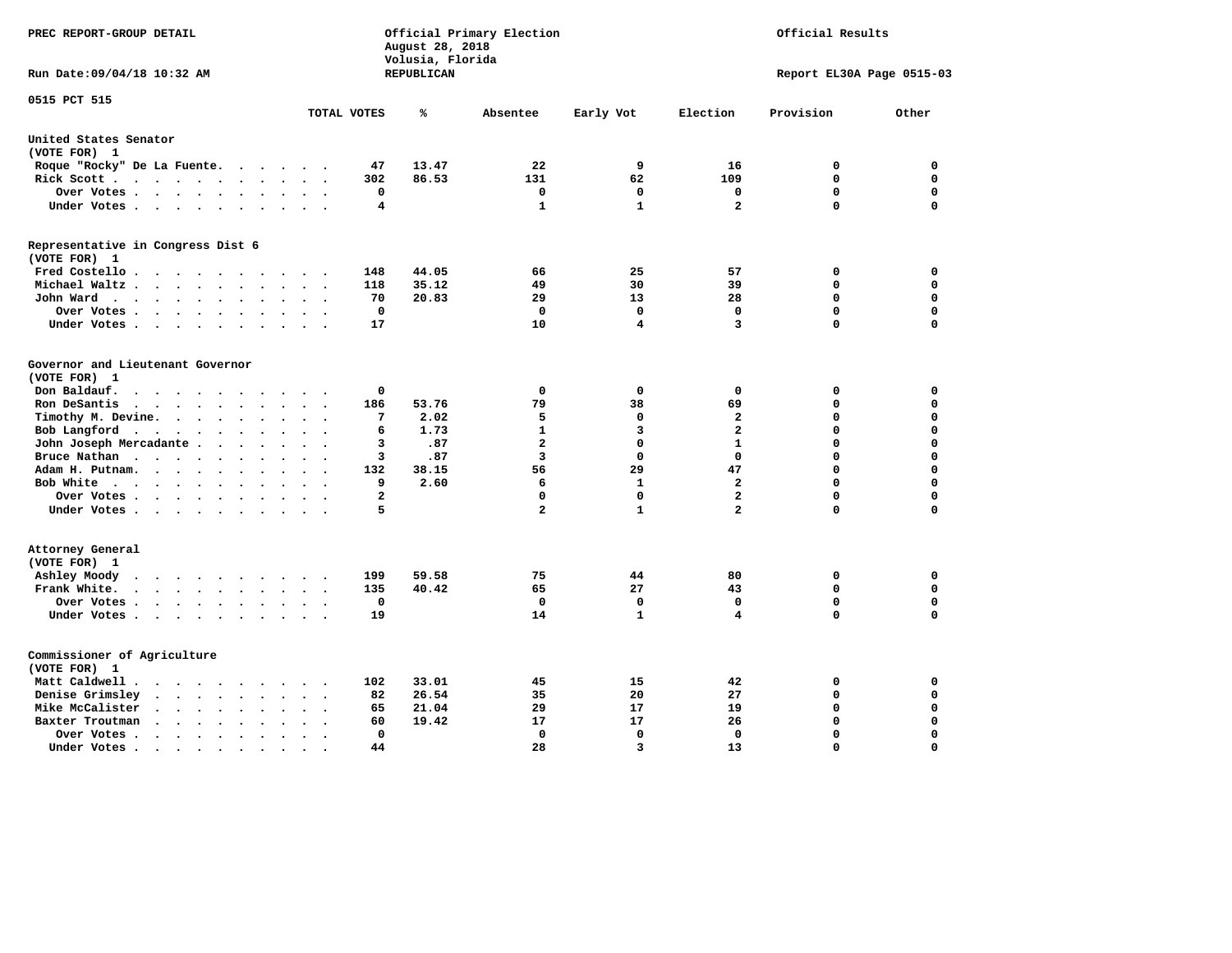PREC REPORT-GROUP DETAIL

Official Primary Election
August 28, 2018
Volusia, Florida
REPUBLICAN

Official Results

Run Date:09/04/18 10:32 AM

Report EL30A Page 0515-03

0515 PCT 515

| | TOTAL VOTES | % | Absentee | Early Vot | Election | Provision | Other |
|---|---|---|---|---|---|---|---|
| **United States Senator** | | | | | | | |
| (VOTE FOR) 1 | | | | | | | |
| Roque "Rocky" De La Fuente | 47 | 13.47 | 22 | 9 | 16 | 0 | 0 |
| Rick Scott | 302 | 86.53 | 131 | 62 | 109 | 0 | 0 |
| Over Votes | 0 | | 0 | 0 | 0 | 0 | 0 |
| Under Votes | 4 | | 1 | 1 | 2 | 0 | 0 |
| **Representative in Congress Dist 6** | | | | | | | |
| (VOTE FOR) 1 | | | | | | | |
| Fred Costello | 148 | 44.05 | 66 | 25 | 57 | 0 | 0 |
| Michael Waltz | 118 | 35.12 | 49 | 30 | 39 | 0 | 0 |
| John Ward | 70 | 20.83 | 29 | 13 | 28 | 0 | 0 |
| Over Votes | 0 | | 0 | 0 | 0 | 0 | 0 |
| Under Votes | 17 | | 10 | 4 | 3 | 0 | 0 |
| **Governor and Lieutenant Governor** | | | | | | | |
| (VOTE FOR) 1 | | | | | | | |
| Don Baldauf | 0 | | 0 | 0 | 0 | 0 | 0 |
| Ron DeSantis | 186 | 53.76 | 79 | 38 | 69 | 0 | 0 |
| Timothy M. Devine | 7 | 2.02 | 5 | 0 | 2 | 0 | 0 |
| Bob Langford | 6 | 1.73 | 1 | 3 | 2 | 0 | 0 |
| John Joseph Mercadante | 3 | .87 | 2 | 0 | 1 | 0 | 0 |
| Bruce Nathan | 3 | .87 | 3 | 0 | 0 | 0 | 0 |
| Adam H. Putnam | 132 | 38.15 | 56 | 29 | 47 | 0 | 0 |
| Bob White | 9 | 2.60 | 6 | 1 | 2 | 0 | 0 |
| Over Votes | 2 | | 0 | 0 | 2 | 0 | 0 |
| Under Votes | 5 | | 2 | 1 | 2 | 0 | 0 |
| **Attorney General** | | | | | | | |
| (VOTE FOR) 1 | | | | | | | |
| Ashley Moody | 199 | 59.58 | 75 | 44 | 80 | 0 | 0 |
| Frank White | 135 | 40.42 | 65 | 27 | 43 | 0 | 0 |
| Over Votes | 0 | | 0 | 0 | 0 | 0 | 0 |
| Under Votes | 19 | | 14 | 1 | 4 | 0 | 0 |
| **Commissioner of Agriculture** | | | | | | | |
| (VOTE FOR) 1 | | | | | | | |
| Matt Caldwell | 102 | 33.01 | 45 | 15 | 42 | 0 | 0 |
| Denise Grimsley | 82 | 26.54 | 35 | 20 | 27 | 0 | 0 |
| Mike McCalister | 65 | 21.04 | 29 | 17 | 19 | 0 | 0 |
| Baxter Troutman | 60 | 19.42 | 17 | 17 | 26 | 0 | 0 |
| Over Votes | 0 | | 0 | 0 | 0 | 0 | 0 |
| Under Votes | 44 | | 28 | 3 | 13 | 0 | 0 |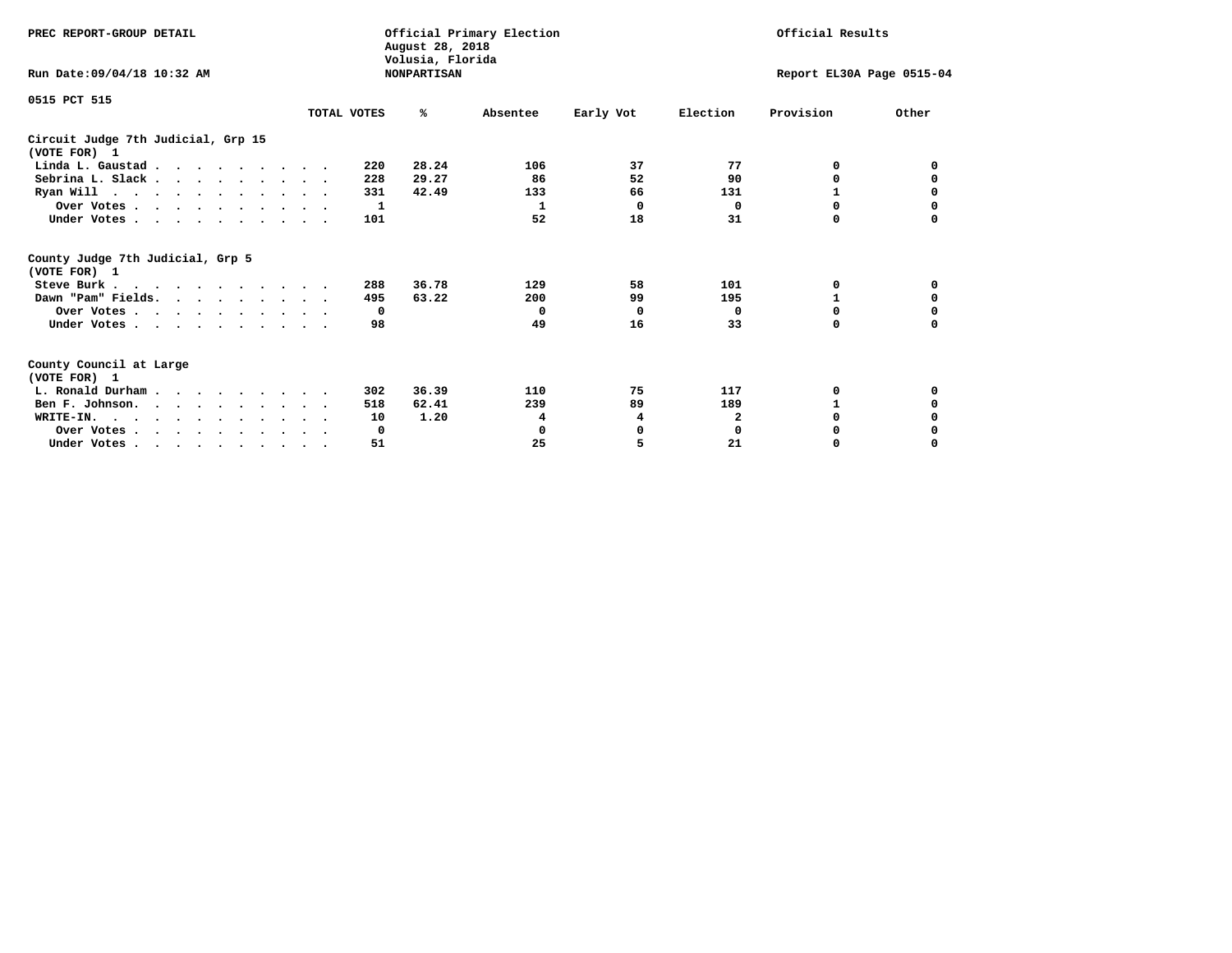PREC REPORT-GROUP DETAIL

Official Primary Election
August 28, 2018
Volusia, Florida
NONPARTISAN

Official Results

Run Date:09/04/18 10:32 AM

Report EL30A Page 0515-04

0515 PCT 515

| | TOTAL VOTES | % | Absentee | Early Vot | Election | Provision | Other |
|---|---|---|---|---|---|---|---|
| **Circuit Judge 7th Judicial, Grp 15** | | | | | | | |
| **(VOTE FOR) 1** | | | | | | | |
| Linda L. Gaustad | 220 | 28.24 | 106 | 37 | 77 | 0 | 0 |
| Sebrina L. Slack | 228 | 29.27 | 86 | 52 | 90 | 0 | 0 |
| Ryan Will | 331 | 42.49 | 133 | 66 | 131 | 1 | 0 |
| Over Votes | 1 | | 1 | 0 | 0 | 0 | 0 |
| Under Votes | 101 | | 52 | 18 | 31 | 0 | 0 |
| **County Judge 7th Judicial, Grp 5** | | | | | | | |
| **(VOTE FOR) 1** | | | | | | | |
| Steve Burk | 288 | 36.78 | 129 | 58 | 101 | 0 | 0 |
| Dawn "Pam" Fields | 495 | 63.22 | 200 | 99 | 195 | 1 | 0 |
| Over Votes | 0 | | 0 | 0 | 0 | 0 | 0 |
| Under Votes | 98 | | 49 | 16 | 33 | 0 | 0 |
| **County Council at Large** | | | | | | | |
| **(VOTE FOR) 1** | | | | | | | |
| L. Ronald Durham | 302 | 36.39 | 110 | 75 | 117 | 0 | 0 |
| Ben F. Johnson | 518 | 62.41 | 239 | 89 | 189 | 1 | 0 |
| WRITE-IN. | 10 | 1.20 | 4 | 4 | 2 | 0 | 0 |
| Over Votes | 0 | | 0 | 0 | 0 | 0 | 0 |
| Under Votes | 51 | | 25 | 5 | 21 | 0 | 0 |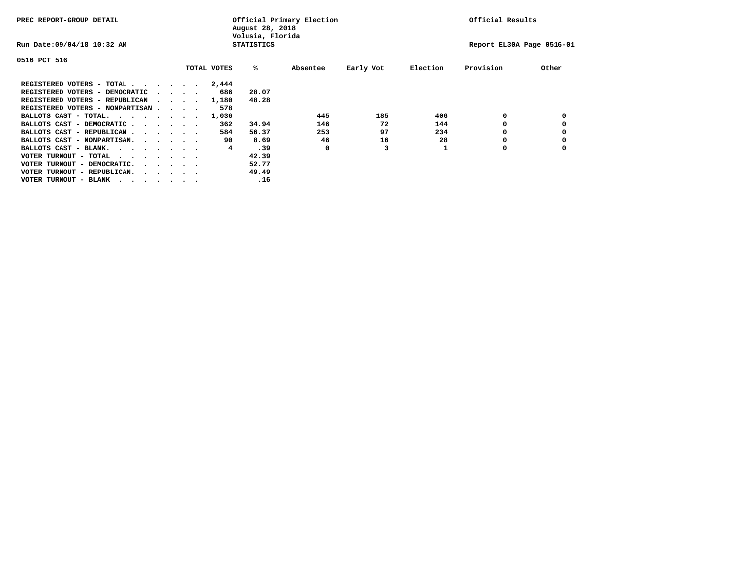PREC REPORT-GROUP DETAIL

Official Primary Election
August 28, 2018
Volusia, Florida
STATISTICS

Official Results

Run Date:09/04/18 10:32 AM

Report EL30A Page 0516-01

0516 PCT 516

| | TOTAL VOTES | % | Absentee | Early Vot | Election | Provision | Other |
|---|---|---|---|---|---|---|---|
| REGISTERED VOTERS - TOTAL | 2,444 | | | | | | |
| REGISTERED VOTERS - DEMOCRATIC | 686 | 28.07 | | | | | |
| REGISTERED VOTERS - REPUBLICAN | 1,180 | 48.28 | | | | | |
| REGISTERED VOTERS - NONPARTISAN | 578 | | | | | | |
| BALLOTS CAST - TOTAL. | 1,036 | | 445 | 185 | 406 | 0 | 0 |
| BALLOTS CAST - DEMOCRATIC | 362 | 34.94 | 146 | 72 | 144 | 0 | 0 |
| BALLOTS CAST - REPUBLICAN | 584 | 56.37 | 253 | 97 | 234 | 0 | 0 |
| BALLOTS CAST - NONPARTISAN. | 90 | 8.69 | 46 | 16 | 28 | 0 | 0 |
| BALLOTS CAST - BLANK. | 4 | .39 | 0 | 3 | 1 | 0 | 0 |
| VOTER TURNOUT - TOTAL | | 42.39 | | | | | |
| VOTER TURNOUT - DEMOCRATIC. | | 52.77 | | | | | |
| VOTER TURNOUT - REPUBLICAN. | | 49.49 | | | | | |
| VOTER TURNOUT - BLANK | | .16 | | | | | |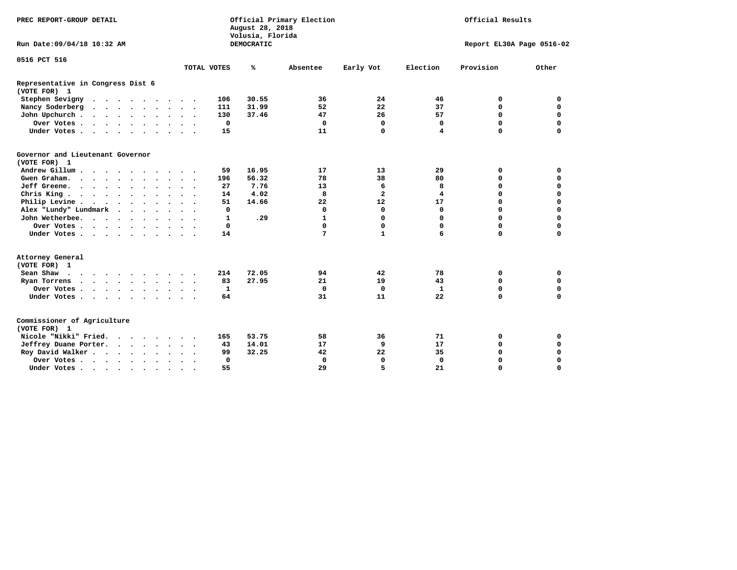PREC REPORT-GROUP DETAIL

Official Primary Election
August 28, 2018
Volusia, Florida
DEMOCRATIC

Official Results

Run Date:09/04/18 10:32 AM

Report EL30A Page 0516-02

0516 PCT 516

| | TOTAL VOTES | % | Absentee | Early Vot | Election | Provision | Other |
|---|---|---|---|---|---|---|---|
| **Representative in Congress Dist 6** | | | | | | | |
| **(VOTE FOR) 1** | | | | | | | |
| Stephen Sevigny | 106 | 30.55 | 36 | 24 | 46 | 0 | 0 |
| Nancy Soderberg | 111 | 31.99 | 52 | 22 | 37 | 0 | 0 |
| John Upchurch | 130 | 37.46 | 47 | 26 | 57 | 0 | 0 |
| Over Votes | 0 | | 0 | 0 | 0 | 0 | 0 |
| Under Votes | 15 | | 11 | 0 | 4 | 0 | 0 |
| **Governor and Lieutenant Governor** | | | | | | | |
| **(VOTE FOR) 1** | | | | | | | |
| Andrew Gillum | 59 | 16.95 | 17 | 13 | 29 | 0 | 0 |
| Gwen Graham | 196 | 56.32 | 78 | 38 | 80 | 0 | 0 |
| Jeff Greene | 27 | 7.76 | 13 | 6 | 8 | 0 | 0 |
| Chris King | 14 | 4.02 | 8 | 2 | 4 | 0 | 0 |
| Philip Levine | 51 | 14.66 | 22 | 12 | 17 | 0 | 0 |
| Alex "Lundy" Lundmark | 0 | | 0 | 0 | 0 | 0 | 0 |
| John Wetherbee | 1 | .29 | 1 | 0 | 0 | 0 | 0 |
| Over Votes | 0 | | 0 | 0 | 0 | 0 | 0 |
| Under Votes | 14 | | 7 | 1 | 6 | 0 | 0 |
| **Attorney General** | | | | | | | |
| **(VOTE FOR) 1** | | | | | | | |
| Sean Shaw | 214 | 72.05 | 94 | 42 | 78 | 0 | 0 |
| Ryan Torrens | 83 | 27.95 | 21 | 19 | 43 | 0 | 0 |
| Over Votes | 1 | | 0 | 0 | 1 | 0 | 0 |
| Under Votes | 64 | | 31 | 11 | 22 | 0 | 0 |
| **Commissioner of Agriculture** | | | | | | | |
| **(VOTE FOR) 1** | | | | | | | |
| Nicole "Nikki" Fried | 165 | 53.75 | 58 | 36 | 71 | 0 | 0 |
| Jeffrey Duane Porter | 43 | 14.01 | 17 | 9 | 17 | 0 | 0 |
| Roy David Walker | 99 | 32.25 | 42 | 22 | 35 | 0 | 0 |
| Over Votes | 0 | | 0 | 0 | 0 | 0 | 0 |
| Under Votes | 55 | | 29 | 5 | 21 | 0 | 0 |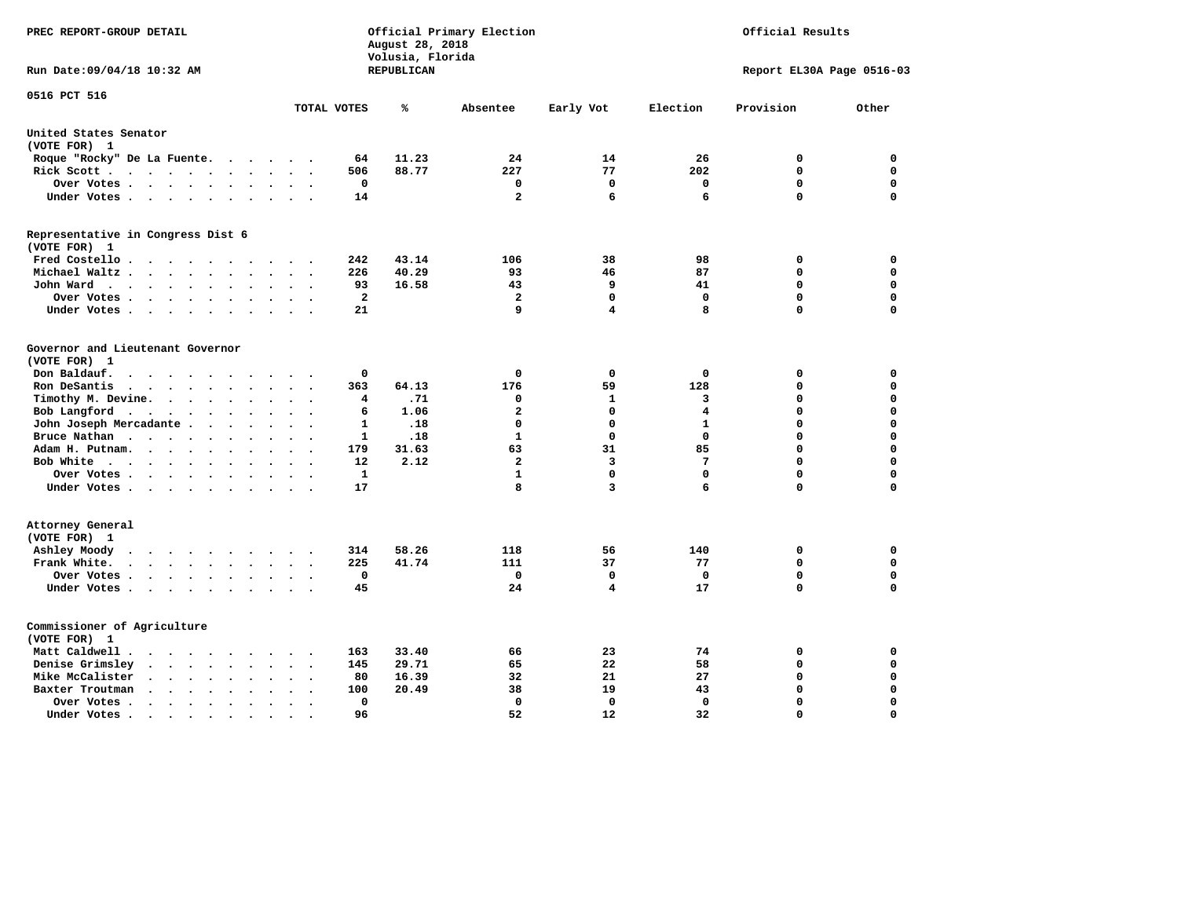PREC REPORT-GROUP DETAIL

Official Primary Election
August 28, 2018
Volusia, Florida
REPUBLICAN

Official Results

Run Date:09/04/18 10:32 AM

Report EL30A Page 0516-03

0516 PCT 516

| | TOTAL VOTES | % | Absentee | Early Vot | Election | Provision | Other |
|---|---|---|---|---|---|---|---|
| **United States Senator (VOTE FOR) 1** | | | | | | | |
| Roque "Rocky" De La Fuente | 64 | 11.23 | 24 | 14 | 26 | 0 | 0 |
| Rick Scott | 506 | 88.77 | 227 | 77 | 202 | 0 | 0 |
| Over Votes | 0 | | 0 | 0 | 0 | 0 | 0 |
| Under Votes | 14 | | 2 | 6 | 6 | 0 | 0 |
| **Representative in Congress Dist 6 (VOTE FOR) 1** | | | | | | | |
| Fred Costello | 242 | 43.14 | 106 | 38 | 98 | 0 | 0 |
| Michael Waltz | 226 | 40.29 | 93 | 46 | 87 | 0 | 0 |
| John Ward | 93 | 16.58 | 43 | 9 | 41 | 0 | 0 |
| Over Votes | 2 | | 2 | 0 | 0 | 0 | 0 |
| Under Votes | 21 | | 9 | 4 | 8 | 0 | 0 |
| **Governor and Lieutenant Governor (VOTE FOR) 1** | | | | | | | |
| Don Baldauf | 0 | | 0 | 0 | 0 | 0 | 0 |
| Ron DeSantis | 363 | 64.13 | 176 | 59 | 128 | 0 | 0 |
| Timothy M. Devine | 4 | .71 | 0 | 1 | 3 | 0 | 0 |
| Bob Langford | 6 | 1.06 | 2 | 0 | 4 | 0 | 0 |
| John Joseph Mercadante | 1 | .18 | 0 | 0 | 1 | 0 | 0 |
| Bruce Nathan | 1 | .18 | 1 | 0 | 0 | 0 | 0 |
| Adam H. Putnam | 179 | 31.63 | 63 | 31 | 85 | 0 | 0 |
| Bob White | 12 | 2.12 | 2 | 3 | 7 | 0 | 0 |
| Over Votes | 1 | | 1 | 0 | 0 | 0 | 0 |
| Under Votes | 17 | | 8 | 3 | 6 | 0 | 0 |
| **Attorney General (VOTE FOR) 1** | | | | | | | |
| Ashley Moody | 314 | 58.26 | 118 | 56 | 140 | 0 | 0 |
| Frank White | 225 | 41.74 | 111 | 37 | 77 | 0 | 0 |
| Over Votes | 0 | | 0 | 0 | 0 | 0 | 0 |
| Under Votes | 45 | | 24 | 4 | 17 | 0 | 0 |
| **Commissioner of Agriculture (VOTE FOR) 1** | | | | | | | |
| Matt Caldwell | 163 | 33.40 | 66 | 23 | 74 | 0 | 0 |
| Denise Grimsley | 145 | 29.71 | 65 | 22 | 58 | 0 | 0 |
| Mike McCalister | 80 | 16.39 | 32 | 21 | 27 | 0 | 0 |
| Baxter Troutman | 100 | 20.49 | 38 | 19 | 43 | 0 | 0 |
| Over Votes | 0 | | 0 | 0 | 0 | 0 | 0 |
| Under Votes | 96 | | 52 | 12 | 32 | 0 | 0 |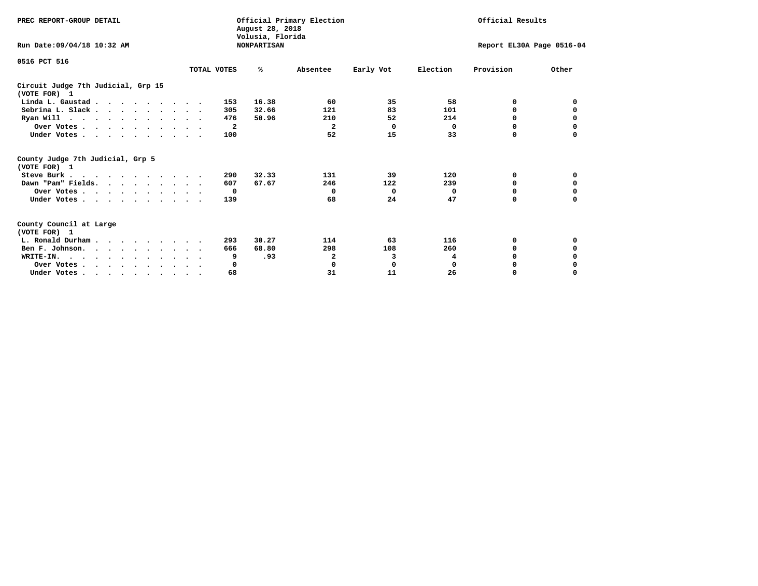PREC REPORT-GROUP DETAIL

Official Primary Election
August 28, 2018
Volusia, Florida
NONPARTISAN

Official Results

Run Date:09/04/18 10:32 AM

Report EL30A Page 0516-04

0516 PCT 516

| | TOTAL VOTES | % | Absentee | Early Vot | Election | Provision | Other |
|---|---|---|---|---|---|---|---|
| **Circuit Judge 7th Judicial, Grp 15 (VOTE FOR) 1** | | | | | | | |
| Linda L. Gaustad | 153 | 16.38 | 60 | 35 | 58 | 0 | 0 |
| Sebrina L. Slack | 305 | 32.66 | 121 | 83 | 101 | 0 | 0 |
| Ryan Will | 476 | 50.96 | 210 | 52 | 214 | 0 | 0 |
| Over Votes | 2 | | 2 | 0 | 0 | 0 | 0 |
| Under Votes | 100 | | 52 | 15 | 33 | 0 | 0 |
| **County Judge 7th Judicial, Grp 5 (VOTE FOR) 1** | | | | | | | |
| Steve Burk | 290 | 32.33 | 131 | 39 | 120 | 0 | 0 |
| Dawn "Pam" Fields | 607 | 67.67 | 246 | 122 | 239 | 0 | 0 |
| Over Votes | 0 | | 0 | 0 | 0 | 0 | 0 |
| Under Votes | 139 | | 68 | 24 | 47 | 0 | 0 |
| **County Council at Large (VOTE FOR) 1** | | | | | | | |
| L. Ronald Durham | 293 | 30.27 | 114 | 63 | 116 | 0 | 0 |
| Ben F. Johnson | 666 | 68.80 | 298 | 108 | 260 | 0 | 0 |
| WRITE-IN. | 9 | .93 | 2 | 3 | 4 | 0 | 0 |
| Over Votes | 0 | | 0 | 0 | 0 | 0 | 0 |
| Under Votes | 68 | | 31 | 11 | 26 | 0 | 0 |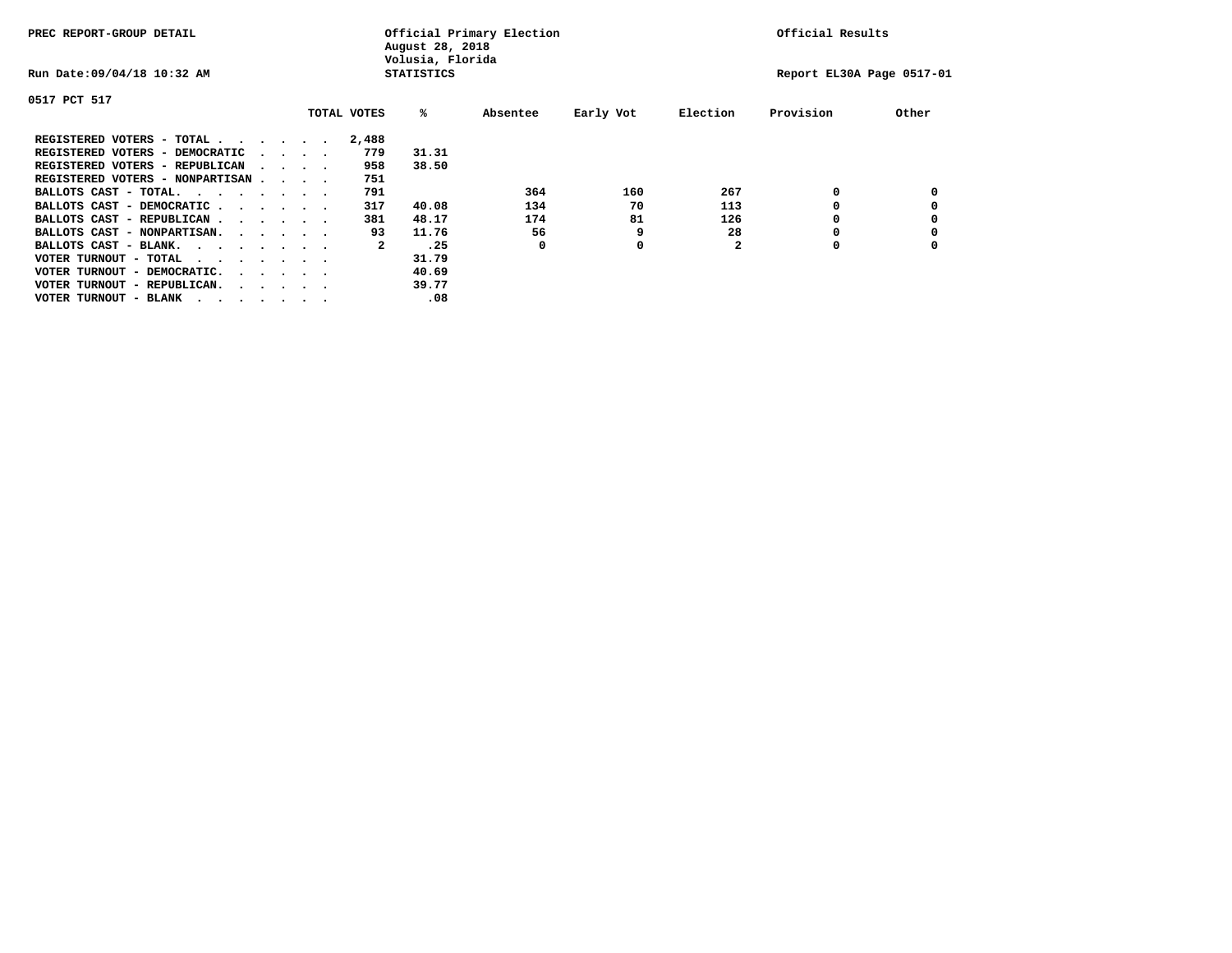PREC REPORT-GROUP DETAIL

Official Primary Election
August 28, 2018
Volusia, Florida
STATISTICS

Official Results

Run Date:09/04/18 10:32 AM

Report EL30A Page 0517-01

0517 PCT 517

| | TOTAL VOTES | % | Absentee | Early Vot | Election | Provision | Other |
|---|---|---|---|---|---|---|---|
| REGISTERED VOTERS - TOTAL . . . . . . | 2,488 | | | | | | |
| REGISTERED VOTERS - DEMOCRATIC . . . . | 779 | 31.31 | | | | | |
| REGISTERED VOTERS - REPUBLICAN . . . . | 958 | 38.50 | | | | | |
| REGISTERED VOTERS - NONPARTISAN . . . . | 751 | | | | | | |
| BALLOTS CAST - TOTAL. . . . . . . . | 791 | | 364 | 160 | 267 | 0 | 0 |
| BALLOTS CAST - DEMOCRATIC . . . . . . | 317 | 40.08 | 134 | 70 | 113 | 0 | 0 |
| BALLOTS CAST - REPUBLICAN . . . . . . | 381 | 48.17 | 174 | 81 | 126 | 0 | 0 |
| BALLOTS CAST - NONPARTISAN. . . . . . | 93 | 11.76 | 56 | 9 | 28 | 0 | 0 |
| BALLOTS CAST - BLANK. . . . . . . . | 2 | .25 | 0 | 0 | 2 | 0 | 0 |
| VOTER TURNOUT - TOTAL . . . . . . . | | 31.79 | | | | | |
| VOTER TURNOUT - DEMOCRATIC. . . . . . | | 40.69 | | | | | |
| VOTER TURNOUT - REPUBLICAN. . . . . . | | 39.77 | | | | | |
| VOTER TURNOUT - BLANK . . . . . . . | | .08 | | | | | |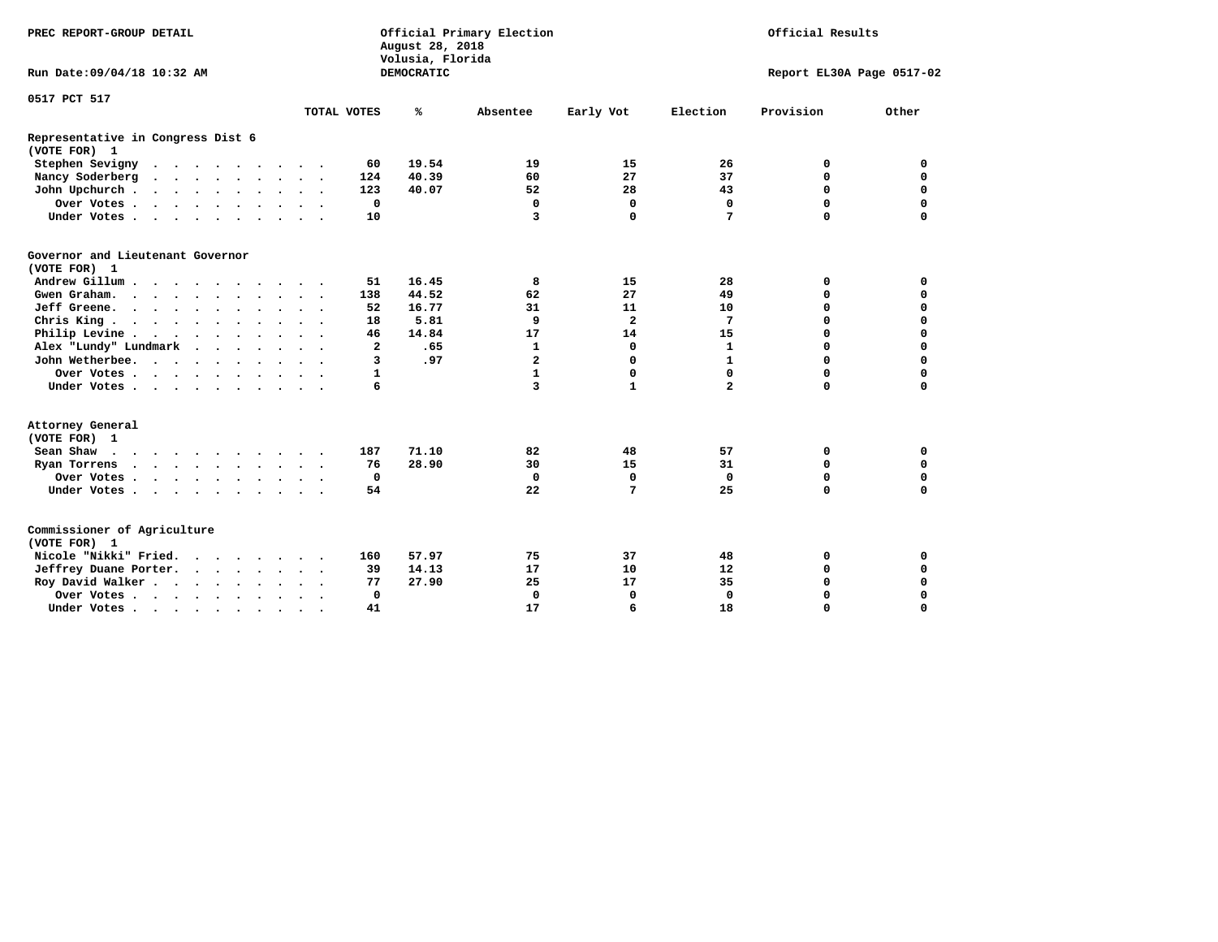PREC REPORT-GROUP DETAIL

Official Primary Election
August 28, 2018
Volusia, Florida
DEMOCRATIC

Official Results

Run Date:09/04/18 10:32 AM

Report EL30A Page 0517-02

0517 PCT 517

| | TOTAL VOTES | % | Absentee | Early Vot | Election | Provision | Other |
|---|---|---|---|---|---|---|---|
| **Representative in Congress Dist 6** | | | | | | | |
| **(VOTE FOR) 1** | | | | | | | |
| Stephen Sevigny | 60 | 19.54 | 19 | 15 | 26 | 0 | 0 |
| Nancy Soderberg | 124 | 40.39 | 60 | 27 | 37 | 0 | 0 |
| John Upchurch | 123 | 40.07 | 52 | 28 | 43 | 0 | 0 |
| Over Votes | 0 | | 0 | 0 | 0 | 0 | 0 |
| Under Votes | 10 | | 3 | 0 | 7 | 0 | 0 |
| **Governor and Lieutenant Governor** | | | | | | | |
| **(VOTE FOR) 1** | | | | | | | |
| Andrew Gillum | 51 | 16.45 | 8 | 15 | 28 | 0 | 0 |
| Gwen Graham | 138 | 44.52 | 62 | 27 | 49 | 0 | 0 |
| Jeff Greene | 52 | 16.77 | 31 | 11 | 10 | 0 | 0 |
| Chris King | 18 | 5.81 | 9 | 2 | 7 | 0 | 0 |
| Philip Levine | 46 | 14.84 | 17 | 14 | 15 | 0 | 0 |
| Alex "Lundy" Lundmark | 2 | .65 | 1 | 0 | 1 | 0 | 0 |
| John Wetherbee | 3 | .97 | 2 | 0 | 1 | 0 | 0 |
| Over Votes | 1 | | 1 | 0 | 0 | 0 | 0 |
| Under Votes | 6 | | 3 | 1 | 2 | 0 | 0 |
| **Attorney General** | | | | | | | |
| **(VOTE FOR) 1** | | | | | | | |
| Sean Shaw | 187 | 71.10 | 82 | 48 | 57 | 0 | 0 |
| Ryan Torrens | 76 | 28.90 | 30 | 15 | 31 | 0 | 0 |
| Over Votes | 0 | | 0 | 0 | 0 | 0 | 0 |
| Under Votes | 54 | | 22 | 7 | 25 | 0 | 0 |
| **Commissioner of Agriculture** | | | | | | | |
| **(VOTE FOR) 1** | | | | | | | |
| Nicole "Nikki" Fried | 160 | 57.97 | 75 | 37 | 48 | 0 | 0 |
| Jeffrey Duane Porter | 39 | 14.13 | 17 | 10 | 12 | 0 | 0 |
| Roy David Walker | 77 | 27.90 | 25 | 17 | 35 | 0 | 0 |
| Over Votes | 0 | | 0 | 0 | 0 | 0 | 0 |
| Under Votes | 41 | | 17 | 6 | 18 | 0 | 0 |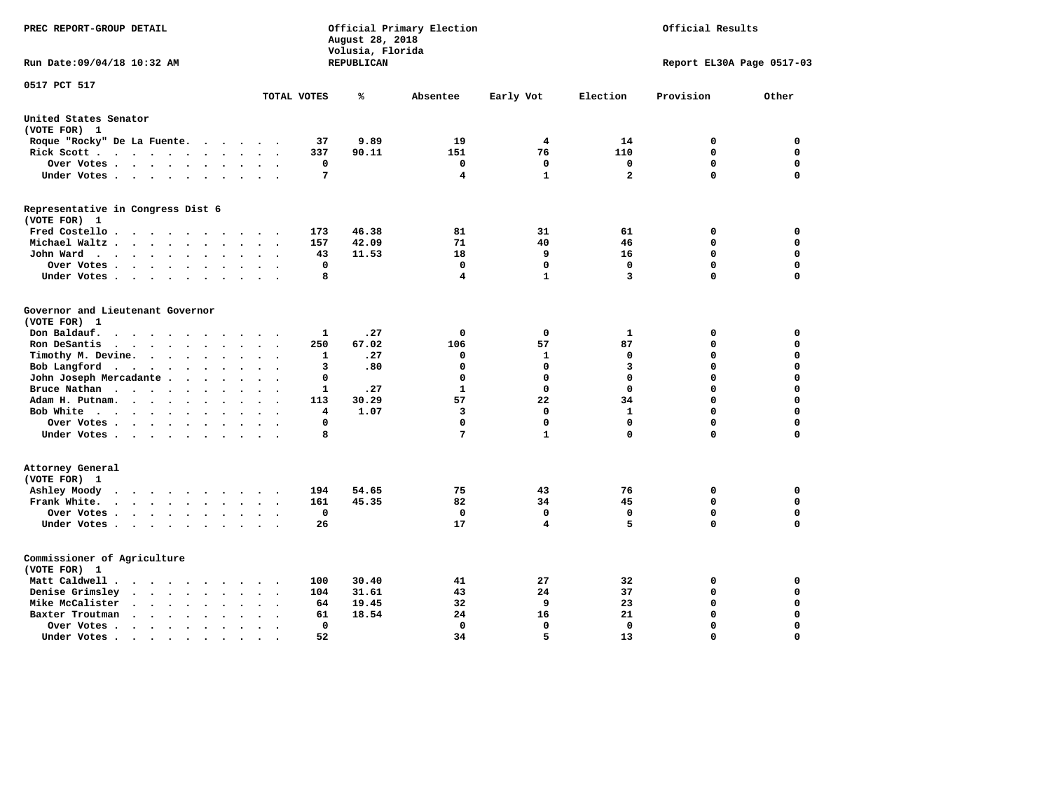PREC REPORT-GROUP DETAIL

Official Primary Election
August 28, 2018
Volusia, Florida
REPUBLICAN

Official Results

Run Date:09/04/18 10:32 AM

Report EL30A Page 0517-03

0517 PCT 517

| | TOTAL VOTES | % | Absentee | Early Vot | Election | Provision | Other |
|---|---|---|---|---|---|---|---|
| **United States Senator** | | | | | | | |
| (VOTE FOR) 1 | | | | | | | |
| Roque "Rocky" De La Fuente | 37 | 9.89 | 19 | 4 | 14 | 0 | 0 |
| Rick Scott | 337 | 90.11 | 151 | 76 | 110 | 0 | 0 |
| Over Votes | 0 | | 0 | 0 | 0 | 0 | 0 |
| Under Votes | 7 | | 4 | 1 | 2 | 0 | 0 |
| **Representative in Congress Dist 6** | | | | | | | |
| (VOTE FOR) 1 | | | | | | | |
| Fred Costello | 173 | 46.38 | 81 | 31 | 61 | 0 | 0 |
| Michael Waltz | 157 | 42.09 | 71 | 40 | 46 | 0 | 0 |
| John Ward | 43 | 11.53 | 18 | 9 | 16 | 0 | 0 |
| Over Votes | 0 | | 0 | 0 | 0 | 0 | 0 |
| Under Votes | 8 | | 4 | 1 | 3 | 0 | 0 |
| **Governor and Lieutenant Governor** | | | | | | | |
| (VOTE FOR) 1 | | | | | | | |
| Don Baldauf | 1 | .27 | 0 | 0 | 1 | 0 | 0 |
| Ron DeSantis | 250 | 67.02 | 106 | 57 | 87 | 0 | 0 |
| Timothy M. Devine | 1 | .27 | 0 | 1 | 0 | 0 | 0 |
| Bob Langford | 3 | .80 | 0 | 0 | 3 | 0 | 0 |
| John Joseph Mercadante | 0 | | 0 | 0 | 0 | 0 | 0 |
| Bruce Nathan | 1 | .27 | 1 | 0 | 0 | 0 | 0 |
| Adam H. Putnam | 113 | 30.29 | 57 | 22 | 34 | 0 | 0 |
| Bob White | 4 | 1.07 | 3 | 0 | 1 | 0 | 0 |
| Over Votes | 0 | | 0 | 0 | 0 | 0 | 0 |
| Under Votes | 8 | | 7 | 1 | 0 | 0 | 0 |
| **Attorney General** | | | | | | | |
| (VOTE FOR) 1 | | | | | | | |
| Ashley Moody | 194 | 54.65 | 75 | 43 | 76 | 0 | 0 |
| Frank White | 161 | 45.35 | 82 | 34 | 45 | 0 | 0 |
| Over Votes | 0 | | 0 | 0 | 0 | 0 | 0 |
| Under Votes | 26 | | 17 | 4 | 5 | 0 | 0 |
| **Commissioner of Agriculture** | | | | | | | |
| (VOTE FOR) 1 | | | | | | | |
| Matt Caldwell | 100 | 30.40 | 41 | 27 | 32 | 0 | 0 |
| Denise Grimsley | 104 | 31.61 | 43 | 24 | 37 | 0 | 0 |
| Mike McCalister | 64 | 19.45 | 32 | 9 | 23 | 0 | 0 |
| Baxter Troutman | 61 | 18.54 | 24 | 16 | 21 | 0 | 0 |
| Over Votes | 0 | | 0 | 0 | 0 | 0 | 0 |
| Under Votes | 52 | | 34 | 5 | 13 | 0 | 0 |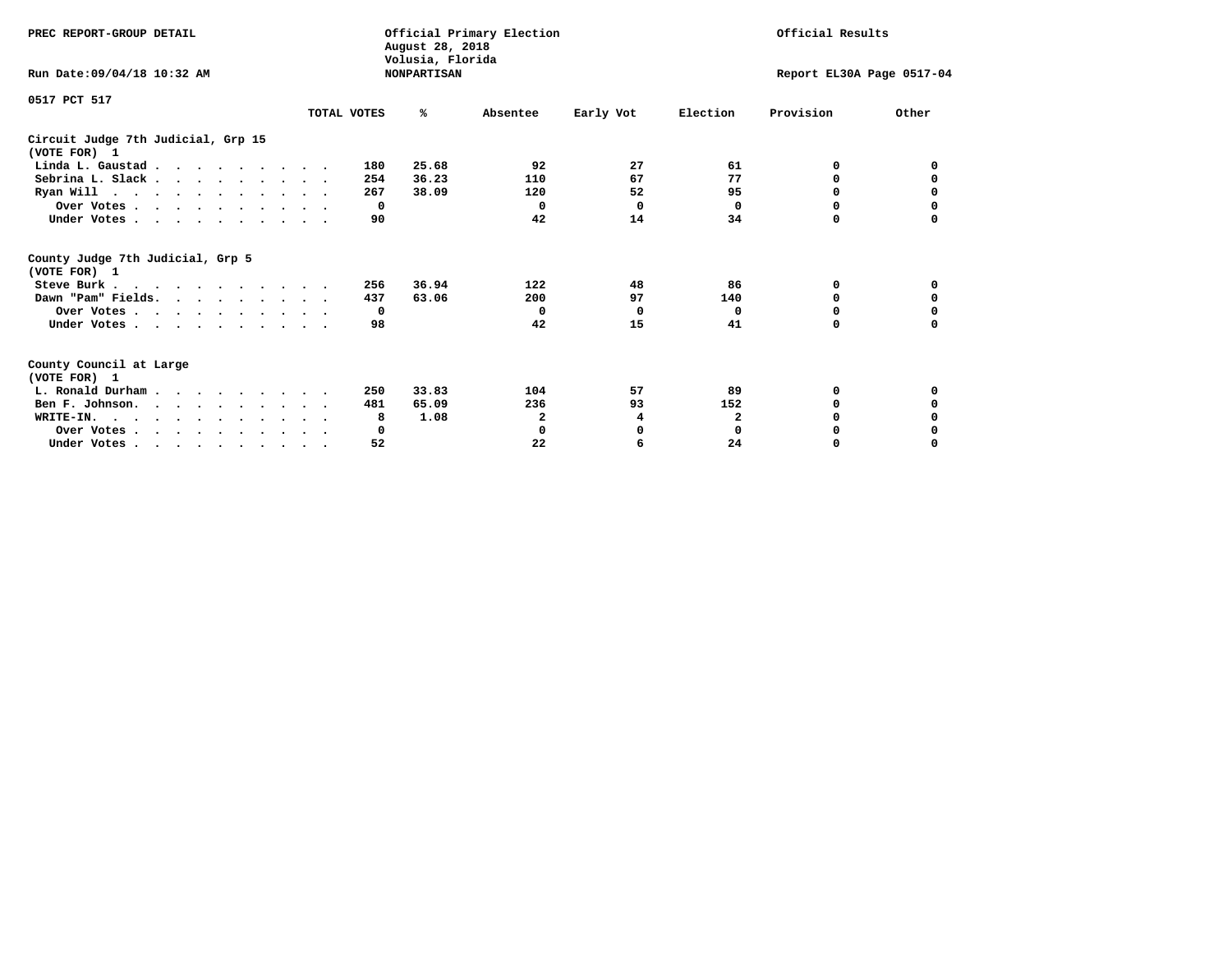PREC REPORT-GROUP DETAIL

Official Primary Election
August 28, 2018
Volusia, Florida
NONPARTISAN

Official Results

Run Date:09/04/18 10:32 AM

Report EL30A Page 0517-04

0517 PCT 517

| | TOTAL VOTES | % | Absentee | Early Vot | Election | Provision | Other |
|---|---|---|---|---|---|---|---|
| **Circuit Judge 7th Judicial, Grp 15** | | | | | | | |
| **(VOTE FOR) 1** | | | | | | | |
| Linda L. Gaustad | 180 | 25.68 | 92 | 27 | 61 | 0 | 0 |
| Sebrina L. Slack | 254 | 36.23 | 110 | 67 | 77 | 0 | 0 |
| Ryan Will | 267 | 38.09 | 120 | 52 | 95 | 0 | 0 |
| Over Votes | 0 | | 0 | 0 | 0 | 0 | 0 |
| Under Votes | 90 | | 42 | 14 | 34 | 0 | 0 |
| **County Judge 7th Judicial, Grp 5** | | | | | | | |
| **(VOTE FOR) 1** | | | | | | | |
| Steve Burk | 256 | 36.94 | 122 | 48 | 86 | 0 | 0 |
| Dawn "Pam" Fields. | 437 | 63.06 | 200 | 97 | 140 | 0 | 0 |
| Over Votes | 0 | | 0 | 0 | 0 | 0 | 0 |
| Under Votes | 98 | | 42 | 15 | 41 | 0 | 0 |
| **County Council at Large** | | | | | | | |
| **(VOTE FOR) 1** | | | | | | | |
| L. Ronald Durham | 250 | 33.83 | 104 | 57 | 89 | 0 | 0 |
| Ben F. Johnson. | 481 | 65.09 | 236 | 93 | 152 | 0 | 0 |
| WRITE-IN. | 8 | 1.08 | 2 | 4 | 2 | 0 | 0 |
| Over Votes | 0 | | 0 | 0 | 0 | 0 | 0 |
| Under Votes | 52 | | 22 | 6 | 24 | 0 | 0 |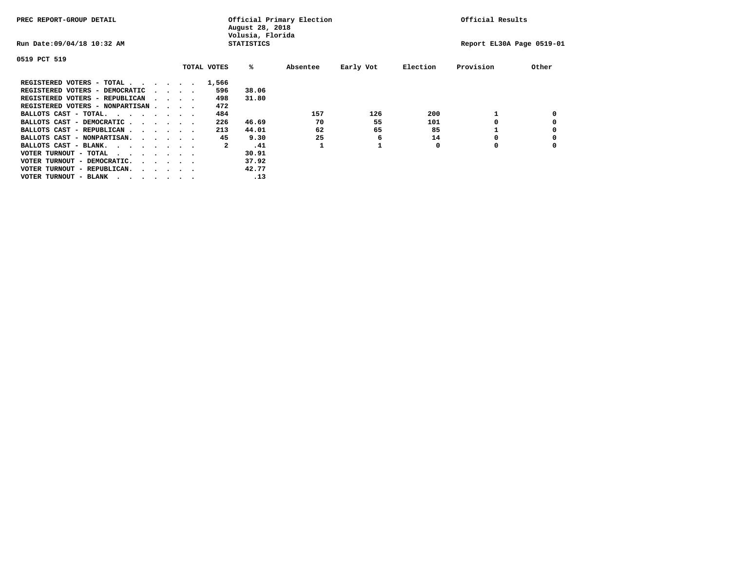PREC REPORT-GROUP DETAIL

Official Primary Election
August 28, 2018
Volusia, Florida
STATISTICS

Official Results

Run Date:09/04/18 10:32 AM

Report EL30A Page 0519-01

0519 PCT 519

| | TOTAL VOTES | % | Absentee | Early Vot | Election | Provision | Other |
|---|---|---|---|---|---|---|---|
| REGISTERED VOTERS - TOTAL . . . . . . | 1,566 | | | | | | |
| REGISTERED VOTERS - DEMOCRATIC . . . . | 596 | 38.06 | | | | | |
| REGISTERED VOTERS - REPUBLICAN . . . . | 498 | 31.80 | | | | | |
| REGISTERED VOTERS - NONPARTISAN . . . . | 472 | | | | | | |
| BALLOTS CAST - TOTAL. . . . . . . . | 484 | | 157 | 126 | 200 | 1 | 0 |
| BALLOTS CAST - DEMOCRATIC . . . . . . | 226 | 46.69 | 70 | 55 | 101 | 0 | 0 |
| BALLOTS CAST - REPUBLICAN . . . . . . | 213 | 44.01 | 62 | 65 | 85 | 1 | 0 |
| BALLOTS CAST - NONPARTISAN. . . . . . | 45 | 9.30 | 25 | 6 | 14 | 0 | 0 |
| BALLOTS CAST - BLANK. . . . . . . . | 2 | .41 | 1 | 1 | 0 | 0 | 0 |
| VOTER TURNOUT - TOTAL . . . . . . . | | 30.91 | | | | | |
| VOTER TURNOUT - DEMOCRATIC. . . . . . | | 37.92 | | | | | |
| VOTER TURNOUT - REPUBLICAN. . . . . . | | 42.77 | | | | | |
| VOTER TURNOUT - BLANK . . . . . . . | | .13 | | | | | |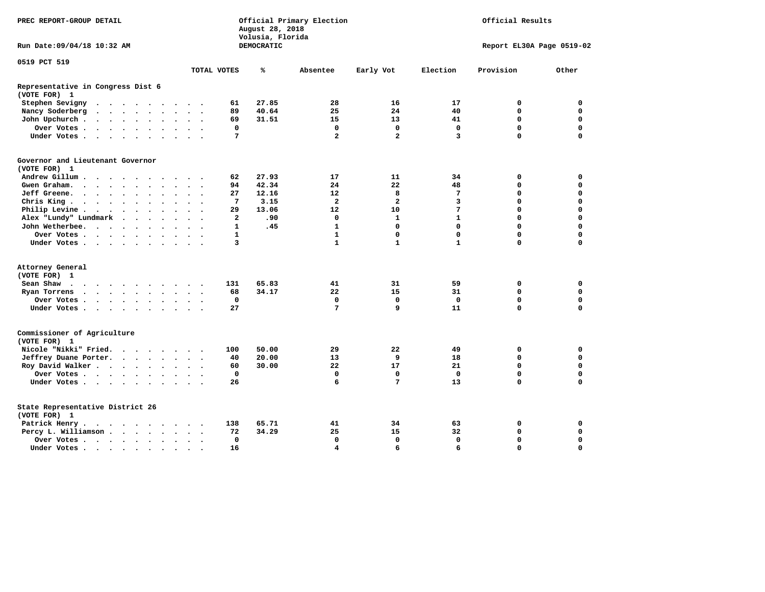PREC REPORT-GROUP DETAIL

Official Primary Election
August 28, 2018
Volusia, Florida
DEMOCRATIC

Official Results

Run Date:09/04/18 10:32 AM

Report EL30A Page 0519-02

0519 PCT 519

| | TOTAL VOTES | % | Absentee | Early Vot | Election | Provision | Other |
|---|---|---|---|---|---|---|---|
| **Representative in Congress Dist 6** | | | | | | | |
| **(VOTE FOR) 1** | | | | | | | |
| Stephen Sevigny | 61 | 27.85 | 28 | 16 | 17 | 0 | 0 |
| Nancy Soderberg | 89 | 40.64 | 25 | 24 | 40 | 0 | 0 |
| John Upchurch | 69 | 31.51 | 15 | 13 | 41 | 0 | 0 |
| Over Votes | 0 | | 0 | 0 | 0 | 0 | 0 |
| Under Votes | 7 | | 2 | 2 | 3 | 0 | 0 |
| **Governor and Lieutenant Governor** | | | | | | | |
| **(VOTE FOR) 1** | | | | | | | |
| Andrew Gillum | 62 | 27.93 | 17 | 11 | 34 | 0 | 0 |
| Gwen Graham | 94 | 42.34 | 24 | 22 | 48 | 0 | 0 |
| Jeff Greene | 27 | 12.16 | 12 | 8 | 7 | 0 | 0 |
| Chris King | 7 | 3.15 | 2 | 2 | 3 | 0 | 0 |
| Philip Levine | 29 | 13.06 | 12 | 10 | 7 | 0 | 0 |
| Alex "Lundy" Lundmark | 2 | .90 | 0 | 1 | 1 | 0 | 0 |
| John Wetherbee | 1 | .45 | 1 | 0 | 0 | 0 | 0 |
| Over Votes | 1 | | 1 | 0 | 0 | 0 | 0 |
| Under Votes | 3 | | 1 | 1 | 1 | 0 | 0 |
| **Attorney General** | | | | | | | |
| **(VOTE FOR) 1** | | | | | | | |
| Sean Shaw | 131 | 65.83 | 41 | 31 | 59 | 0 | 0 |
| Ryan Torrens | 68 | 34.17 | 22 | 15 | 31 | 0 | 0 |
| Over Votes | 0 | | 0 | 0 | 0 | 0 | 0 |
| Under Votes | 27 | | 7 | 9 | 11 | 0 | 0 |
| **Commissioner of Agriculture** | | | | | | | |
| **(VOTE FOR) 1** | | | | | | | |
| Nicole "Nikki" Fried | 100 | 50.00 | 29 | 22 | 49 | 0 | 0 |
| Jeffrey Duane Porter | 40 | 20.00 | 13 | 9 | 18 | 0 | 0 |
| Roy David Walker | 60 | 30.00 | 22 | 17 | 21 | 0 | 0 |
| Over Votes | 0 | | 0 | 0 | 0 | 0 | 0 |
| Under Votes | 26 | | 6 | 7 | 13 | 0 | 0 |
| **State Representative District 26** | | | | | | | |
| **(VOTE FOR) 1** | | | | | | | |
| Patrick Henry | 138 | 65.71 | 41 | 34 | 63 | 0 | 0 |
| Percy L. Williamson | 72 | 34.29 | 25 | 15 | 32 | 0 | 0 |
| Over Votes | 0 | | 0 | 0 | 0 | 0 | 0 |
| Under Votes | 16 | | 4 | 6 | 6 | 0 | 0 |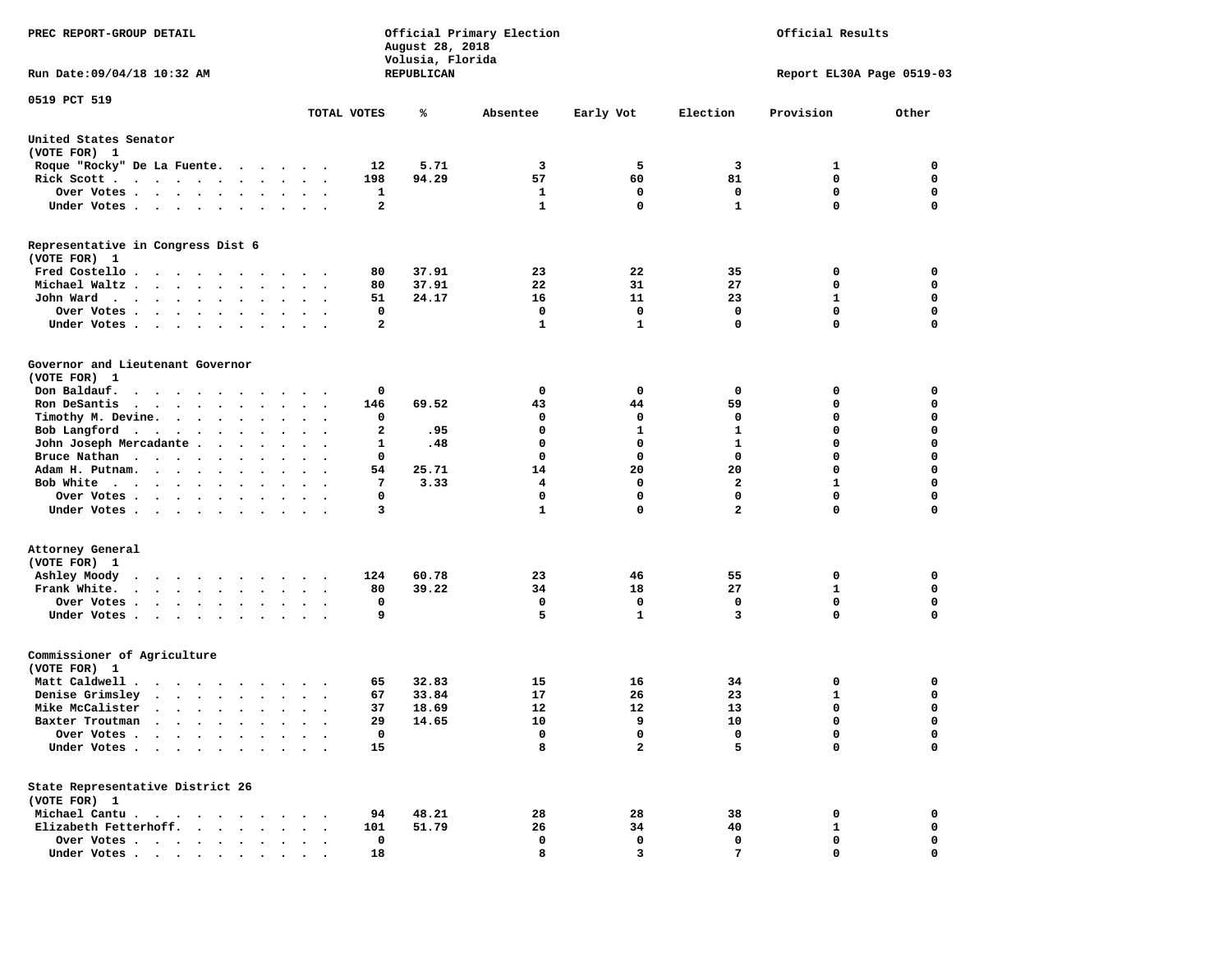PREC REPORT-GROUP DETAIL

Official Primary Election
August 28, 2018
Volusia, Florida
REPUBLICAN

Official Results

Run Date:09/04/18 10:32 AM

Report EL30A Page 0519-03

0519 PCT 519

| | TOTAL VOTES | % | Absentee | Early Vot | Election | Provision | Other |
|---|---|---|---|---|---|---|---|
| **United States Senator** | | | | | | | |
| (VOTE FOR) 1 | | | | | | | |
| Roque "Rocky" De La Fuente | 12 | 5.71 | 3 | 5 | 3 | 1 | 0 |
| Rick Scott | 198 | 94.29 | 57 | 60 | 81 | 0 | 0 |
| Over Votes | 1 | | 1 | 0 | 0 | 0 | 0 |
| Under Votes | 2 | | 1 | 0 | 1 | 0 | 0 |
| **Representative in Congress Dist 6** | | | | | | | |
| (VOTE FOR) 1 | | | | | | | |
| Fred Costello | 80 | 37.91 | 23 | 22 | 35 | 0 | 0 |
| Michael Waltz | 80 | 37.91 | 22 | 31 | 27 | 0 | 0 |
| John Ward | 51 | 24.17 | 16 | 11 | 23 | 1 | 0 |
| Over Votes | 0 | | 0 | 0 | 0 | 0 | 0 |
| Under Votes | 2 | | 1 | 1 | 0 | 0 | 0 |
| **Governor and Lieutenant Governor** | | | | | | | |
| (VOTE FOR) 1 | | | | | | | |
| Don Baldauf | 0 | | 0 | 0 | 0 | 0 | 0 |
| Ron DeSantis | 146 | 69.52 | 43 | 44 | 59 | 0 | 0 |
| Timothy M. Devine | 0 | | 0 | 0 | 0 | 0 | 0 |
| Bob Langford | 2 | .95 | 0 | 1 | 1 | 0 | 0 |
| John Joseph Mercadante | 1 | .48 | 0 | 0 | 1 | 0 | 0 |
| Bruce Nathan | 0 | | 0 | 0 | 0 | 0 | 0 |
| Adam H. Putnam | 54 | 25.71 | 14 | 20 | 20 | 0 | 0 |
| Bob White | 7 | 3.33 | 4 | 0 | 2 | 1 | 0 |
| Over Votes | 0 | | 0 | 0 | 0 | 0 | 0 |
| Under Votes | 3 | | 1 | 0 | 2 | 0 | 0 |
| **Attorney General** | | | | | | | |
| (VOTE FOR) 1 | | | | | | | |
| Ashley Moody | 124 | 60.78 | 23 | 46 | 55 | 0 | 0 |
| Frank White | 80 | 39.22 | 34 | 18 | 27 | 1 | 0 |
| Over Votes | 0 | | 0 | 0 | 0 | 0 | 0 |
| Under Votes | 9 | | 5 | 1 | 3 | 0 | 0 |
| **Commissioner of Agriculture** | | | | | | | |
| (VOTE FOR) 1 | | | | | | | |
| Matt Caldwell | 65 | 32.83 | 15 | 16 | 34 | 0 | 0 |
| Denise Grimsley | 67 | 33.84 | 17 | 26 | 23 | 1 | 0 |
| Mike McCalister | 37 | 18.69 | 12 | 12 | 13 | 0 | 0 |
| Baxter Troutman | 29 | 14.65 | 10 | 9 | 10 | 0 | 0 |
| Over Votes | 0 | | 0 | 0 | 0 | 0 | 0 |
| Under Votes | 15 | | 8 | 2 | 5 | 0 | 0 |
| **State Representative District 26** | | | | | | | |
| (VOTE FOR) 1 | | | | | | | |
| Michael Cantu | 94 | 48.21 | 28 | 28 | 38 | 0 | 0 |
| Elizabeth Fetterhoff | 101 | 51.79 | 26 | 34 | 40 | 1 | 0 |
| Over Votes | 0 | | 0 | 0 | 0 | 0 | 0 |
| Under Votes | 18 | | 8 | 3 | 7 | 0 | 0 |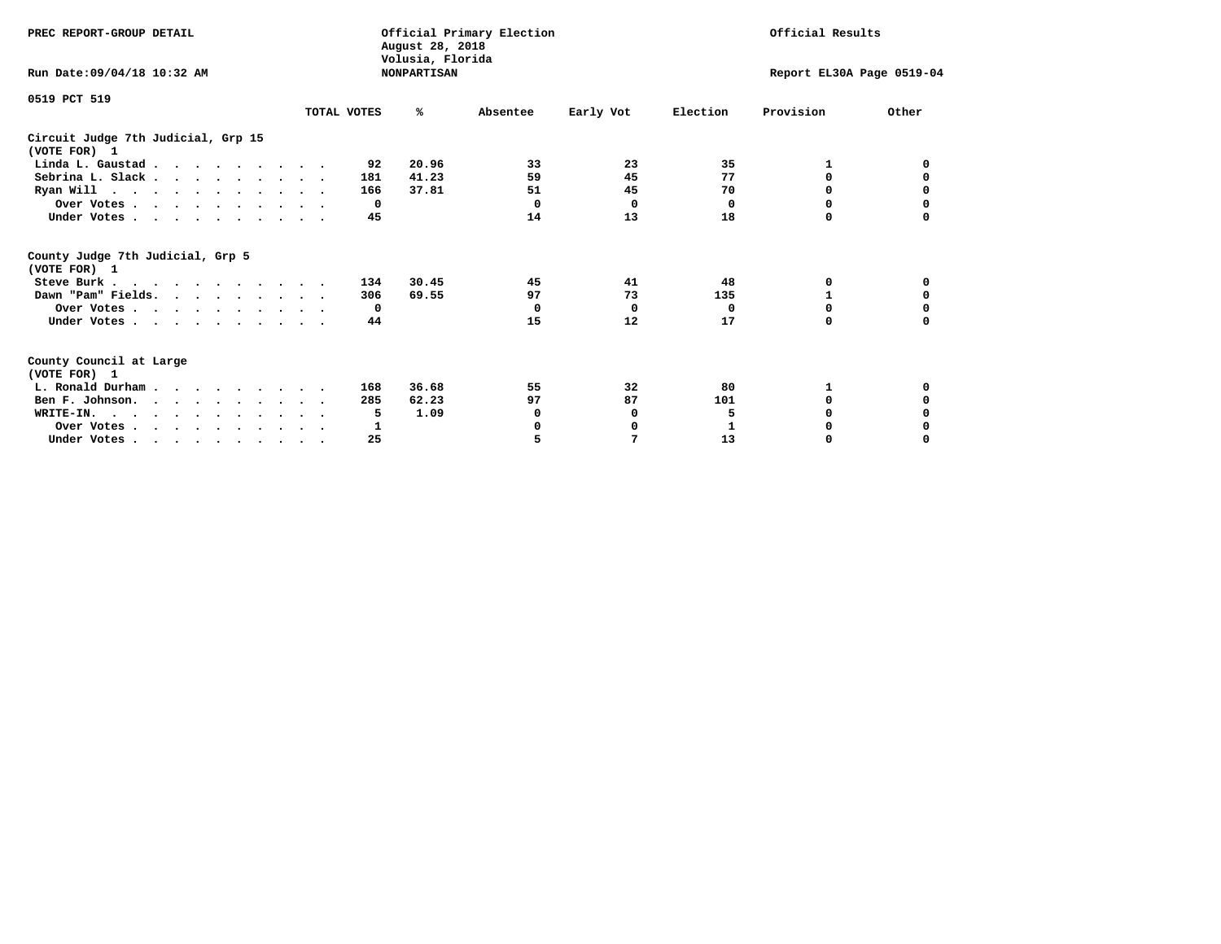PREC REPORT-GROUP DETAIL

Official Primary Election
August 28, 2018
Volusia, Florida
NONPARTISAN

Official Results

Run Date:09/04/18 10:32 AM

Report EL30A Page 0519-04

0519 PCT 519

| | TOTAL VOTES | % | Absentee | Early Vot | Election | Provision | Other |
|---|---|---|---|---|---|---|---|
| **Circuit Judge 7th Judicial, Grp 15 (VOTE FOR) 1** | | | | | | | |
| Linda L. Gaustad | 92 | 20.96 | 33 | 23 | 35 | 1 | 0 |
| Sebrina L. Slack | 181 | 41.23 | 59 | 45 | 77 | 0 | 0 |
| Ryan Will | 166 | 37.81 | 51 | 45 | 70 | 0 | 0 |
| Over Votes | 0 | | 0 | 0 | 0 | 0 | 0 |
| Under Votes | 45 | | 14 | 13 | 18 | 0 | 0 |
| **County Judge 7th Judicial, Grp 5 (VOTE FOR) 1** | | | | | | | |
| Steve Burk | 134 | 30.45 | 45 | 41 | 48 | 0 | 0 |
| Dawn "Pam" Fields | 306 | 69.55 | 97 | 73 | 135 | 1 | 0 |
| Over Votes | 0 | | 0 | 0 | 0 | 0 | 0 |
| Under Votes | 44 | | 15 | 12 | 17 | 0 | 0 |
| **County Council at Large (VOTE FOR) 1** | | | | | | | |
| L. Ronald Durham | 168 | 36.68 | 55 | 32 | 80 | 1 | 0 |
| Ben F. Johnson | 285 | 62.23 | 97 | 87 | 101 | 0 | 0 |
| WRITE-IN. | 5 | 1.09 | 0 | 0 | 5 | 0 | 0 |
| Over Votes | 1 | | 0 | 0 | 1 | 0 | 0 |
| Under Votes | 25 | | 5 | 7 | 13 | 0 | 0 |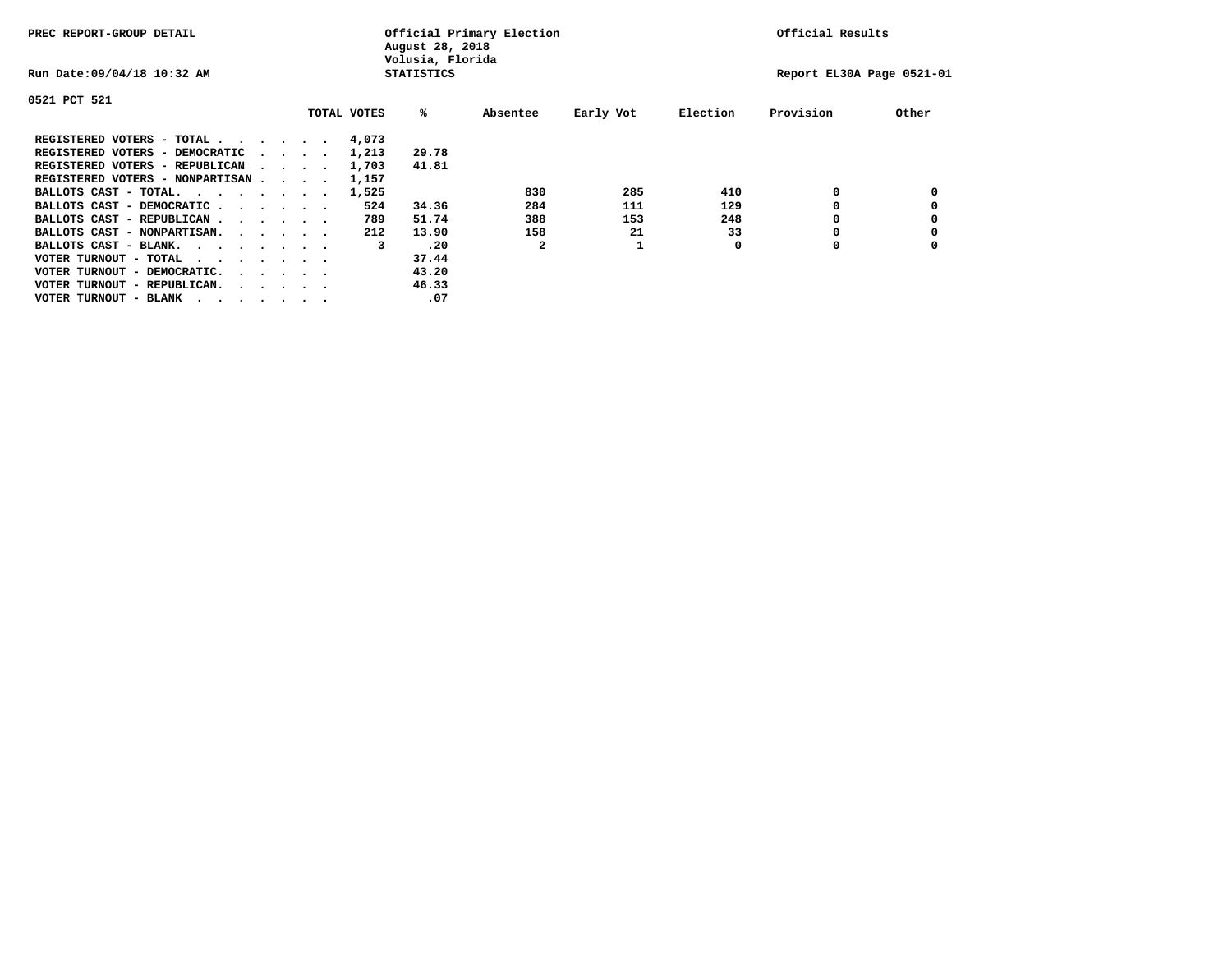PREC REPORT-GROUP DETAIL

Official Primary Election
August 28, 2018
Volusia, Florida
STATISTICS

Official Results

Run Date:09/04/18 10:32 AM

Report EL30A Page 0521-01

0521 PCT 521

| | TOTAL VOTES | % | Absentee | Early Vot | Election | Provision | Other |
|---|---|---|---|---|---|---|---|
| REGISTERED VOTERS - TOTAL . . . . . . | 4,073 | | | | | | |
| REGISTERED VOTERS - DEMOCRATIC . . . . | 1,213 | 29.78 | | | | | |
| REGISTERED VOTERS - REPUBLICAN . . . . | 1,703 | 41.81 | | | | | |
| REGISTERED VOTERS - NONPARTISAN . . . . | 1,157 | | | | | | |
| BALLOTS CAST - TOTAL. . . . . . . . | 1,525 | | 830 | 285 | 410 | 0 | 0 |
| BALLOTS CAST - DEMOCRATIC . . . . . . | 524 | 34.36 | 284 | 111 | 129 | 0 | 0 |
| BALLOTS CAST - REPUBLICAN . . . . . . | 789 | 51.74 | 388 | 153 | 248 | 0 | 0 |
| BALLOTS CAST - NONPARTISAN. . . . . . | 212 | 13.90 | 158 | 21 | 33 | 0 | 0 |
| BALLOTS CAST - BLANK. . . . . . . . | 3 | .20 | 2 | 1 | 0 | 0 | 0 |
| VOTER TURNOUT - TOTAL . . . . . . . | | 37.44 | | | | | |
| VOTER TURNOUT - DEMOCRATIC. . . . . . | | 43.20 | | | | | |
| VOTER TURNOUT - REPUBLICAN. . . . . . | | 46.33 | | | | | |
| VOTER TURNOUT - BLANK . . . . . . . | | .07 | | | | | |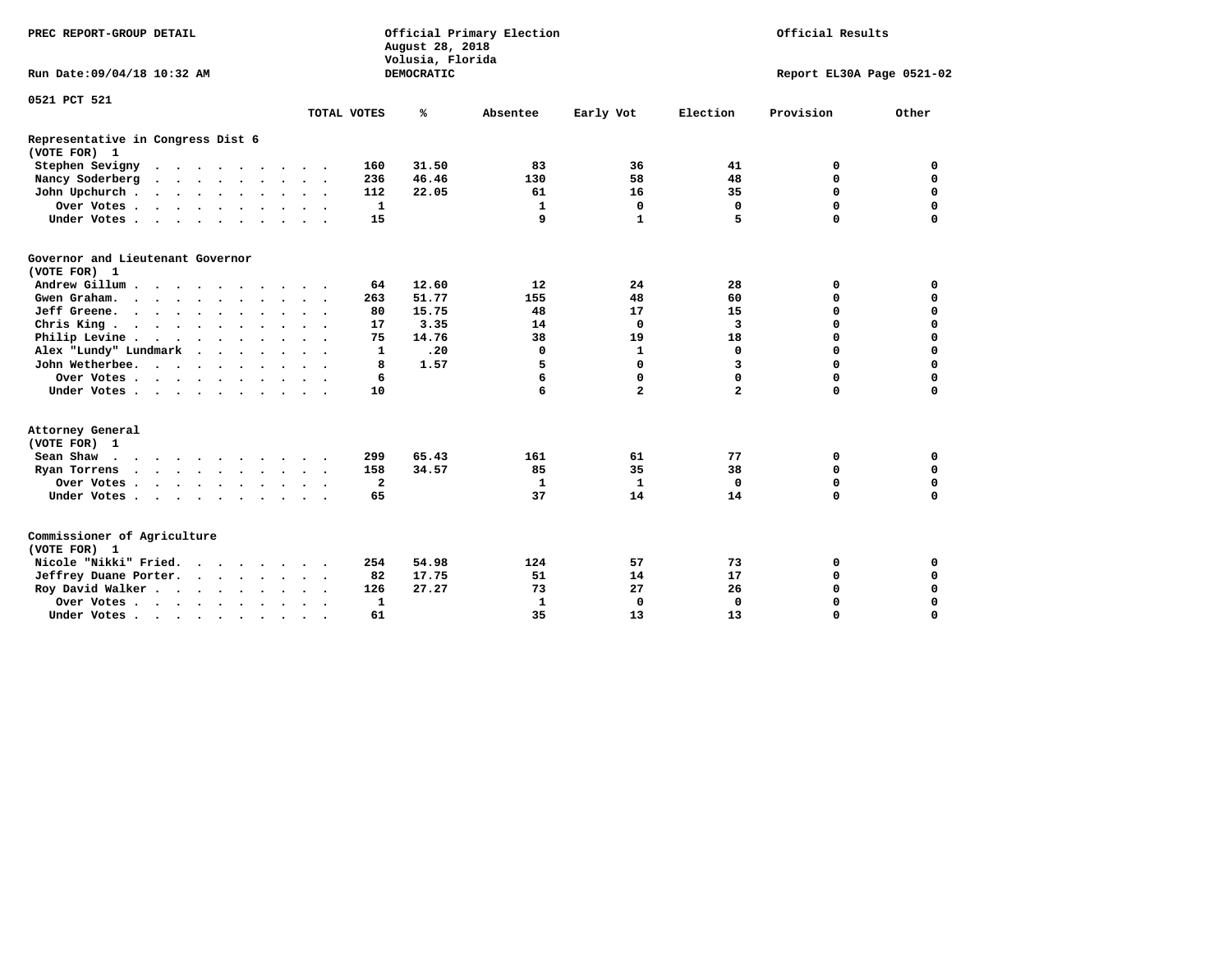PREC REPORT-GROUP DETAIL

Official Primary Election
August 28, 2018
Volusia, Florida
DEMOCRATIC

Official Results

Run Date:09/04/18 10:32 AM

Report EL30A Page 0521-02

0521 PCT 521

| | TOTAL VOTES | % | Absentee | Early Vot | Election | Provision | Other |
|---|---|---|---|---|---|---|---|
| **Representative in Congress Dist 6** | | | | | | | |
| **(VOTE FOR) 1** | | | | | | | |
| Stephen Sevigny | 160 | 31.50 | 83 | 36 | 41 | 0 | 0 |
| Nancy Soderberg | 236 | 46.46 | 130 | 58 | 48 | 0 | 0 |
| John Upchurch | 112 | 22.05 | 61 | 16 | 35 | 0 | 0 |
| Over Votes | 1 | | 1 | 0 | 0 | 0 | 0 |
| Under Votes | 15 | | 9 | 1 | 5 | 0 | 0 |
| **Governor and Lieutenant Governor** | | | | | | | |
| **(VOTE FOR) 1** | | | | | | | |
| Andrew Gillum | 64 | 12.60 | 12 | 24 | 28 | 0 | 0 |
| Gwen Graham | 263 | 51.77 | 155 | 48 | 60 | 0 | 0 |
| Jeff Greene | 80 | 15.75 | 48 | 17 | 15 | 0 | 0 |
| Chris King | 17 | 3.35 | 14 | 0 | 3 | 0 | 0 |
| Philip Levine | 75 | 14.76 | 38 | 19 | 18 | 0 | 0 |
| Alex "Lundy" Lundmark | 1 | .20 | 0 | 1 | 0 | 0 | 0 |
| John Wetherbee | 8 | 1.57 | 5 | 0 | 3 | 0 | 0 |
| Over Votes | 6 | | 6 | 0 | 0 | 0 | 0 |
| Under Votes | 10 | | 6 | 2 | 2 | 0 | 0 |
| **Attorney General** | | | | | | | |
| **(VOTE FOR) 1** | | | | | | | |
| Sean Shaw | 299 | 65.43 | 161 | 61 | 77 | 0 | 0 |
| Ryan Torrens | 158 | 34.57 | 85 | 35 | 38 | 0 | 0 |
| Over Votes | 2 | | 1 | 1 | 0 | 0 | 0 |
| Under Votes | 65 | | 37 | 14 | 14 | 0 | 0 |
| **Commissioner of Agriculture** | | | | | | | |
| **(VOTE FOR) 1** | | | | | | | |
| Nicole "Nikki" Fried | 254 | 54.98 | 124 | 57 | 73 | 0 | 0 |
| Jeffrey Duane Porter | 82 | 17.75 | 51 | 14 | 17 | 0 | 0 |
| Roy David Walker | 126 | 27.27 | 73 | 27 | 26 | 0 | 0 |
| Over Votes | 1 | | 1 | 0 | 0 | 0 | 0 |
| Under Votes | 61 | | 35 | 13 | 13 | 0 | 0 |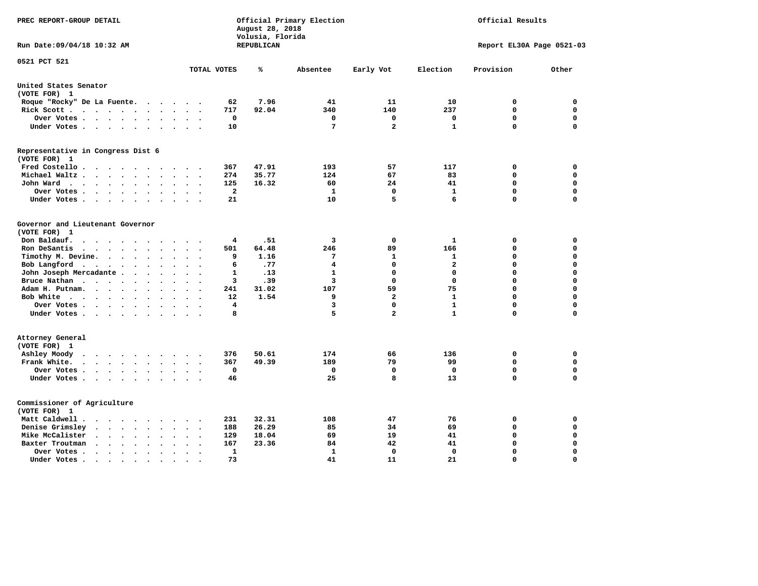PREC REPORT-GROUP DETAIL

Official Primary Election
August 28, 2018
Volusia, Florida
REPUBLICAN

Official Results

Run Date:09/04/18 10:32 AM

Report EL30A Page 0521-03

0521 PCT 521

| | TOTAL VOTES | % | Absentee | Early Vot | Election | Provision | Other |
|---|---|---|---|---|---|---|---|
| **United States Senator (VOTE FOR) 1** | | | | | | | |
| Roque "Rocky" De La Fuente | 62 | 7.96 | 41 | 11 | 10 | 0 | 0 |
| Rick Scott | 717 | 92.04 | 340 | 140 | 237 | 0 | 0 |
| Over Votes | 0 | | 0 | 0 | 0 | 0 | 0 |
| Under Votes | 10 | | 7 | 2 | 1 | 0 | 0 |
| **Representative in Congress Dist 6 (VOTE FOR) 1** | | | | | | | |
| Fred Costello | 367 | 47.91 | 193 | 57 | 117 | 0 | 0 |
| Michael Waltz | 274 | 35.77 | 124 | 67 | 83 | 0 | 0 |
| John Ward | 125 | 16.32 | 60 | 24 | 41 | 0 | 0 |
| Over Votes | 2 | | 1 | 0 | 1 | 0 | 0 |
| Under Votes | 21 | | 10 | 5 | 6 | 0 | 0 |
| **Governor and Lieutenant Governor (VOTE FOR) 1** | | | | | | | |
| Don Baldauf | 4 | .51 | 3 | 0 | 1 | 0 | 0 |
| Ron DeSantis | 501 | 64.48 | 246 | 89 | 166 | 0 | 0 |
| Timothy M. Devine | 9 | 1.16 | 7 | 1 | 1 | 0 | 0 |
| Bob Langford | 6 | .77 | 4 | 0 | 2 | 0 | 0 |
| John Joseph Mercadante | 1 | .13 | 1 | 0 | 0 | 0 | 0 |
| Bruce Nathan | 3 | .39 | 3 | 0 | 0 | 0 | 0 |
| Adam H. Putnam | 241 | 31.02 | 107 | 59 | 75 | 0 | 0 |
| Bob White | 12 | 1.54 | 9 | 2 | 1 | 0 | 0 |
| Over Votes | 4 | | 3 | 0 | 1 | 0 | 0 |
| Under Votes | 8 | | 5 | 2 | 1 | 0 | 0 |
| **Attorney General (VOTE FOR) 1** | | | | | | | |
| Ashley Moody | 376 | 50.61 | 174 | 66 | 136 | 0 | 0 |
| Frank White | 367 | 49.39 | 189 | 79 | 99 | 0 | 0 |
| Over Votes | 0 | | 0 | 0 | 0 | 0 | 0 |
| Under Votes | 46 | | 25 | 8 | 13 | 0 | 0 |
| **Commissioner of Agriculture (VOTE FOR) 1** | | | | | | | |
| Matt Caldwell | 231 | 32.31 | 108 | 47 | 76 | 0 | 0 |
| Denise Grimsley | 188 | 26.29 | 85 | 34 | 69 | 0 | 0 |
| Mike McCalister | 129 | 18.04 | 69 | 19 | 41 | 0 | 0 |
| Baxter Troutman | 167 | 23.36 | 84 | 42 | 41 | 0 | 0 |
| Over Votes | 1 | | 1 | 0 | 0 | 0 | 0 |
| Under Votes | 73 | | 41 | 11 | 21 | 0 | 0 |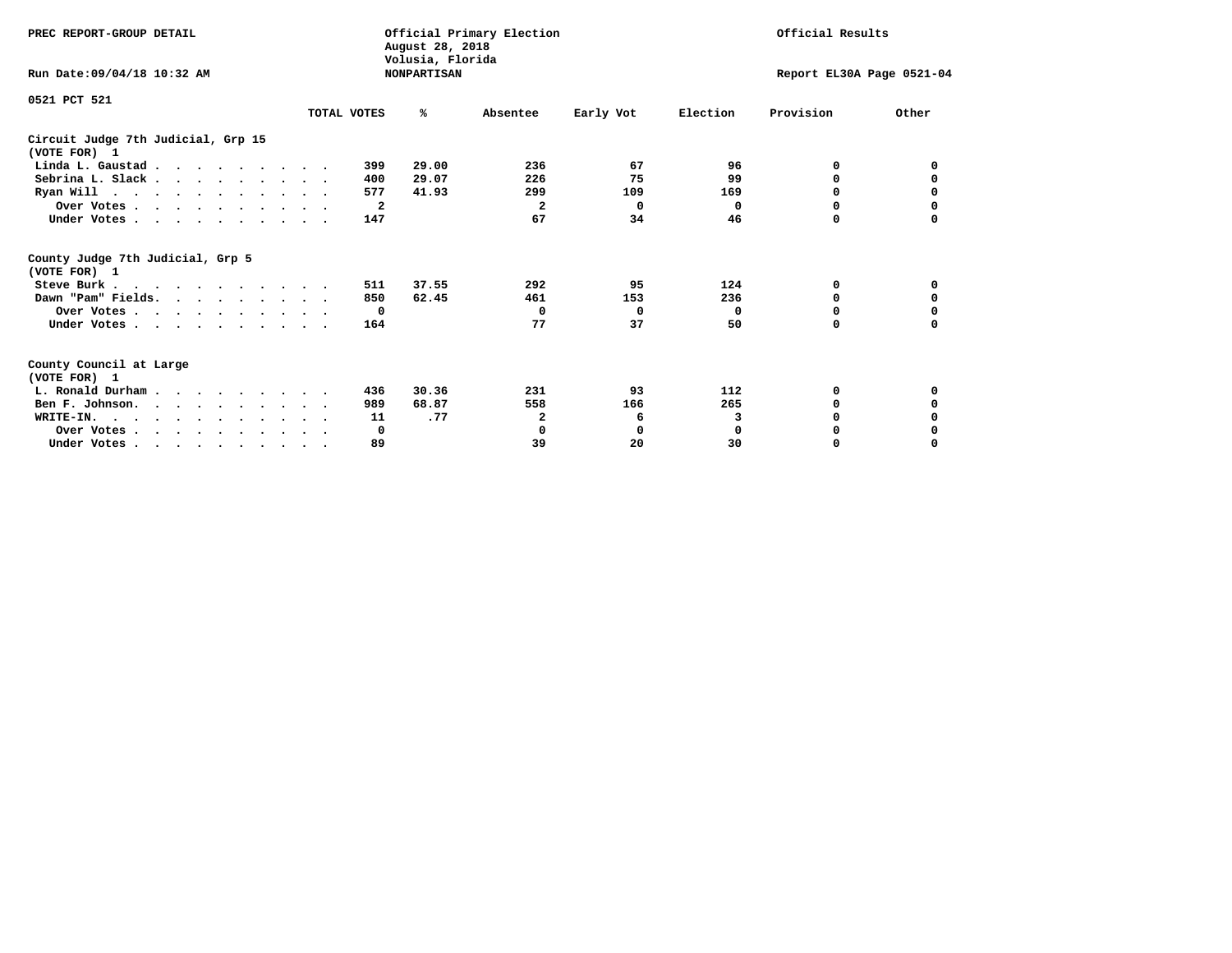PREC REPORT-GROUP DETAIL

Official Primary Election
August 28, 2018
Volusia, Florida
NONPARTISAN

Official Results

Run Date:09/04/18 10:32 AM

Report EL30A Page 0521-04

0521 PCT 521

| | TOTAL VOTES | % | Absentee | Early Vot | Election | Provision | Other |
|---|---|---|---|---|---|---|---|
| **Circuit Judge 7th Judicial, Grp 15** | | | | | | | |
| **(VOTE FOR) 1** | | | | | | | |
| Linda L. Gaustad | 399 | 29.00 | 236 | 67 | 96 | 0 | 0 |
| Sebrina L. Slack | 400 | 29.07 | 226 | 75 | 99 | 0 | 0 |
| Ryan Will | 577 | 41.93 | 299 | 109 | 169 | 0 | 0 |
| Over Votes | 2 | | 2 | 0 | 0 | 0 | 0 |
| Under Votes | 147 | | 67 | 34 | 46 | 0 | 0 |
| **County Judge 7th Judicial, Grp 5** | | | | | | | |
| **(VOTE FOR) 1** | | | | | | | |
| Steve Burk | 511 | 37.55 | 292 | 95 | 124 | 0 | 0 |
| Dawn "Pam" Fields | 850 | 62.45 | 461 | 153 | 236 | 0 | 0 |
| Over Votes | 0 | | 0 | 0 | 0 | 0 | 0 |
| Under Votes | 164 | | 77 | 37 | 50 | 0 | 0 |
| **County Council at Large** | | | | | | | |
| **(VOTE FOR) 1** | | | | | | | |
| L. Ronald Durham | 436 | 30.36 | 231 | 93 | 112 | 0 | 0 |
| Ben F. Johnson | 989 | 68.87 | 558 | 166 | 265 | 0 | 0 |
| WRITE-IN. | 11 | .77 | 2 | 6 | 3 | 0 | 0 |
| Over Votes | 0 | | 0 | 0 | 0 | 0 | 0 |
| Under Votes | 89 | | 39 | 20 | 30 | 0 | 0 |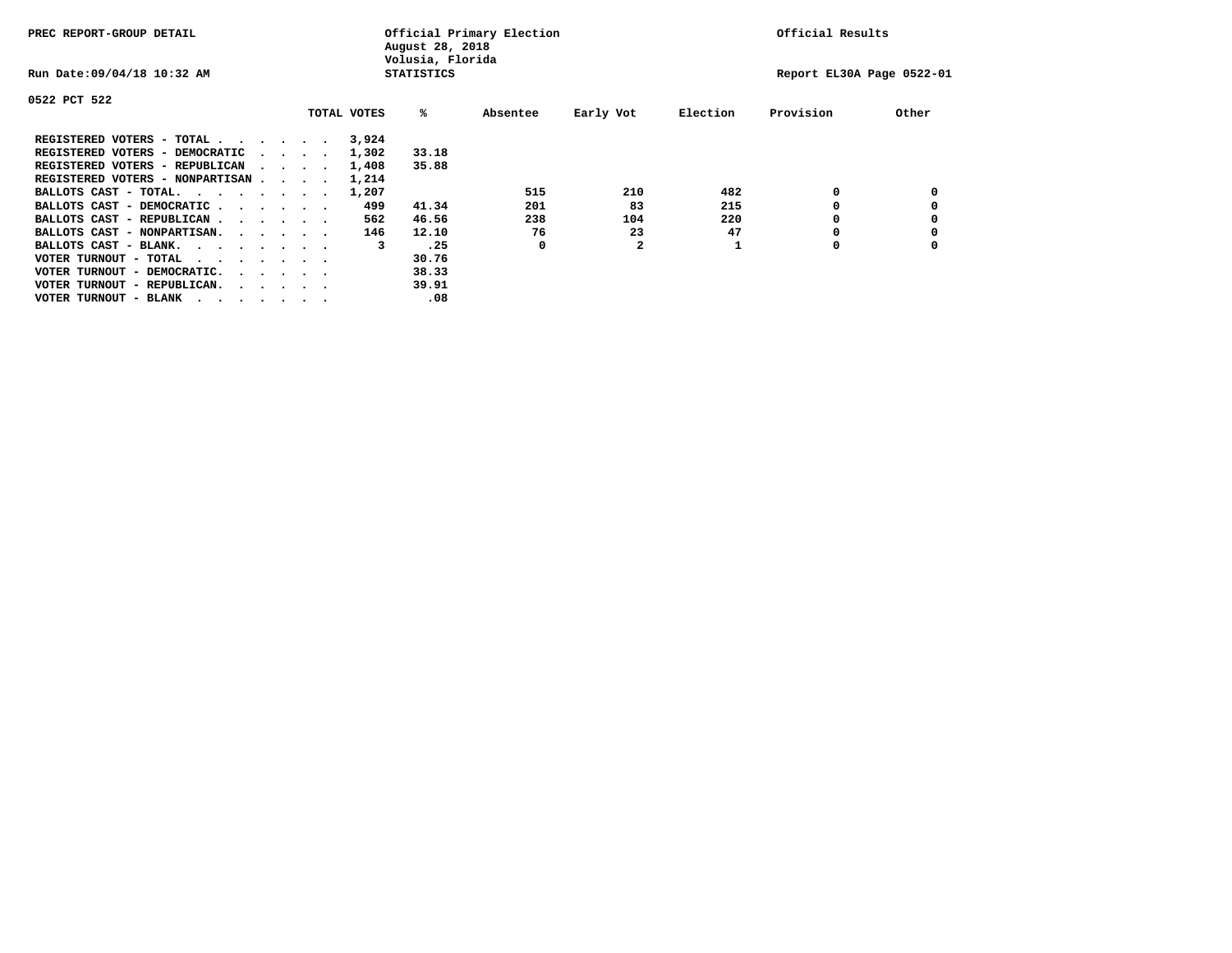PREC REPORT-GROUP DETAIL

Official Primary Election
August 28, 2018
Volusia, Florida
STATISTICS

Official Results

Run Date:09/04/18 10:32 AM

Report EL30A Page 0522-01

0522 PCT 522

| | TOTAL VOTES | % | Absentee | Early Vot | Election | Provision | Other |
|---|---|---|---|---|---|---|---|
| REGISTERED VOTERS - TOTAL . . . . . . | 3,924 | | | | | | |
| REGISTERED VOTERS - DEMOCRATIC . . . . | 1,302 | 33.18 | | | | | |
| REGISTERED VOTERS - REPUBLICAN . . . . | 1,408 | 35.88 | | | | | |
| REGISTERED VOTERS - NONPARTISAN . . . . | 1,214 | | | | | | |
| BALLOTS CAST - TOTAL. . . . . . . . | 1,207 | | 515 | 210 | 482 | 0 | 0 |
| BALLOTS CAST - DEMOCRATIC . . . . . . | 499 | 41.34 | 201 | 83 | 215 | 0 | 0 |
| BALLOTS CAST - REPUBLICAN . . . . . . | 562 | 46.56 | 238 | 104 | 220 | 0 | 0 |
| BALLOTS CAST - NONPARTISAN. . . . . . | 146 | 12.10 | 76 | 23 | 47 | 0 | 0 |
| BALLOTS CAST - BLANK. . . . . . . . | 3 | .25 | 0 | 2 | 1 | 0 | 0 |
| VOTER TURNOUT - TOTAL . . . . . . . | | 30.76 | | | | | |
| VOTER TURNOUT - DEMOCRATIC. . . . . . | | 38.33 | | | | | |
| VOTER TURNOUT - REPUBLICAN. . . . . . | | 39.91 | | | | | |
| VOTER TURNOUT - BLANK . . . . . . . | | .08 | | | | | |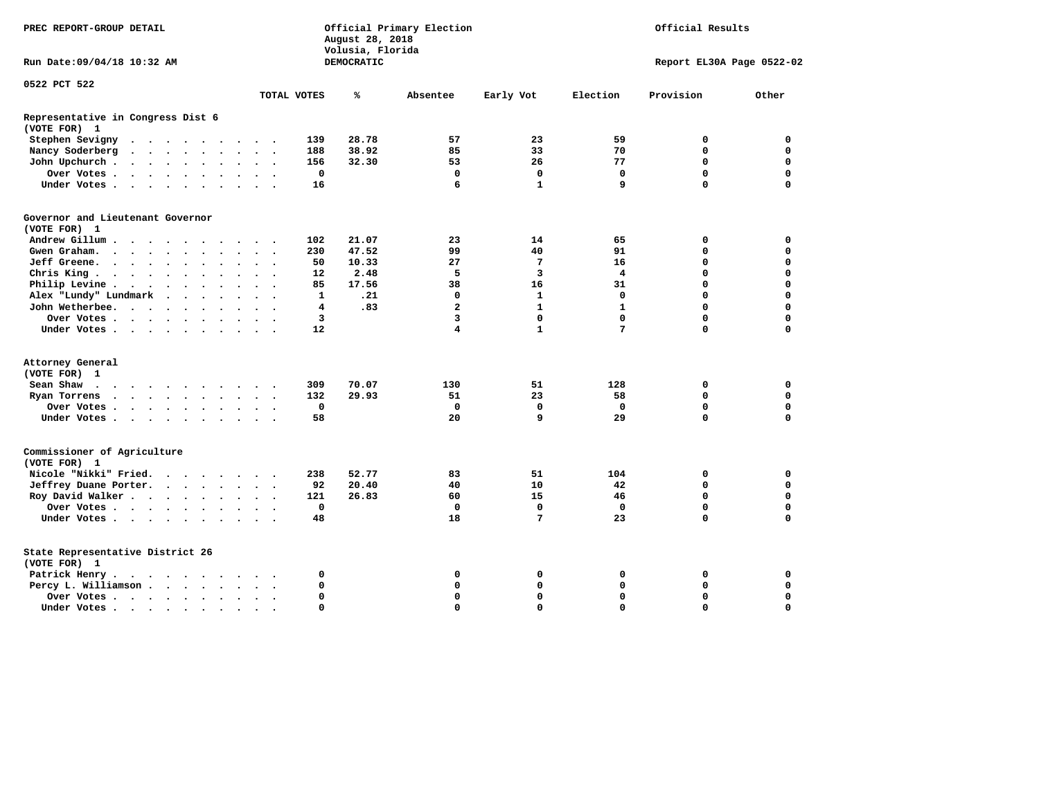PREC REPORT-GROUP DETAIL

Official Primary Election
August 28, 2018
Volusia, Florida
DEMOCRATIC

Official Results

Run Date:09/04/18 10:32 AM

Report EL30A Page 0522-02

0522 PCT 522

| | TOTAL VOTES | % | Absentee | Early Vot | Election | Provision | Other |
|---|---|---|---|---|---|---|---|
| **Representative in Congress Dist 6** | | | | | | | |
| **(VOTE FOR) 1** | | | | | | | |
| Stephen Sevigny | 139 | 28.78 | 57 | 23 | 59 | 0 | 0 |
| Nancy Soderberg | 188 | 38.92 | 85 | 33 | 70 | 0 | 0 |
| John Upchurch | 156 | 32.30 | 53 | 26 | 77 | 0 | 0 |
| Over Votes | 0 | | 0 | 0 | 0 | 0 | 0 |
| Under Votes | 16 | | 6 | 1 | 9 | 0 | 0 |
| **Governor and Lieutenant Governor** | | | | | | | |
| **(VOTE FOR) 1** | | | | | | | |
| Andrew Gillum | 102 | 21.07 | 23 | 14 | 65 | 0 | 0 |
| Gwen Graham | 230 | 47.52 | 99 | 40 | 91 | 0 | 0 |
| Jeff Greene | 50 | 10.33 | 27 | 7 | 16 | 0 | 0 |
| Chris King | 12 | 2.48 | 5 | 3 | 4 | 0 | 0 |
| Philip Levine | 85 | 17.56 | 38 | 16 | 31 | 0 | 0 |
| Alex "Lundy" Lundmark | 1 | .21 | 0 | 1 | 0 | 0 | 0 |
| John Wetherbee | 4 | .83 | 2 | 1 | 1 | 0 | 0 |
| Over Votes | 3 | | 3 | 0 | 0 | 0 | 0 |
| Under Votes | 12 | | 4 | 1 | 7 | 0 | 0 |
| **Attorney General** | | | | | | | |
| **(VOTE FOR) 1** | | | | | | | |
| Sean Shaw | 309 | 70.07 | 130 | 51 | 128 | 0 | 0 |
| Ryan Torrens | 132 | 29.93 | 51 | 23 | 58 | 0 | 0 |
| Over Votes | 0 | | 0 | 0 | 0 | 0 | 0 |
| Under Votes | 58 | | 20 | 9 | 29 | 0 | 0 |
| **Commissioner of Agriculture** | | | | | | | |
| **(VOTE FOR) 1** | | | | | | | |
| Nicole "Nikki" Fried | 238 | 52.77 | 83 | 51 | 104 | 0 | 0 |
| Jeffrey Duane Porter | 92 | 20.40 | 40 | 10 | 42 | 0 | 0 |
| Roy David Walker | 121 | 26.83 | 60 | 15 | 46 | 0 | 0 |
| Over Votes | 0 | | 0 | 0 | 0 | 0 | 0 |
| Under Votes | 48 | | 18 | 7 | 23 | 0 | 0 |
| **State Representative District 26** | | | | | | | |
| **(VOTE FOR) 1** | | | | | | | |
| Patrick Henry | 0 | | 0 | 0 | 0 | 0 | 0 |
| Percy L. Williamson | 0 | | 0 | 0 | 0 | 0 | 0 |
| Over Votes | 0 | | 0 | 0 | 0 | 0 | 0 |
| Under Votes | 0 | | 0 | 0 | 0 | 0 | 0 |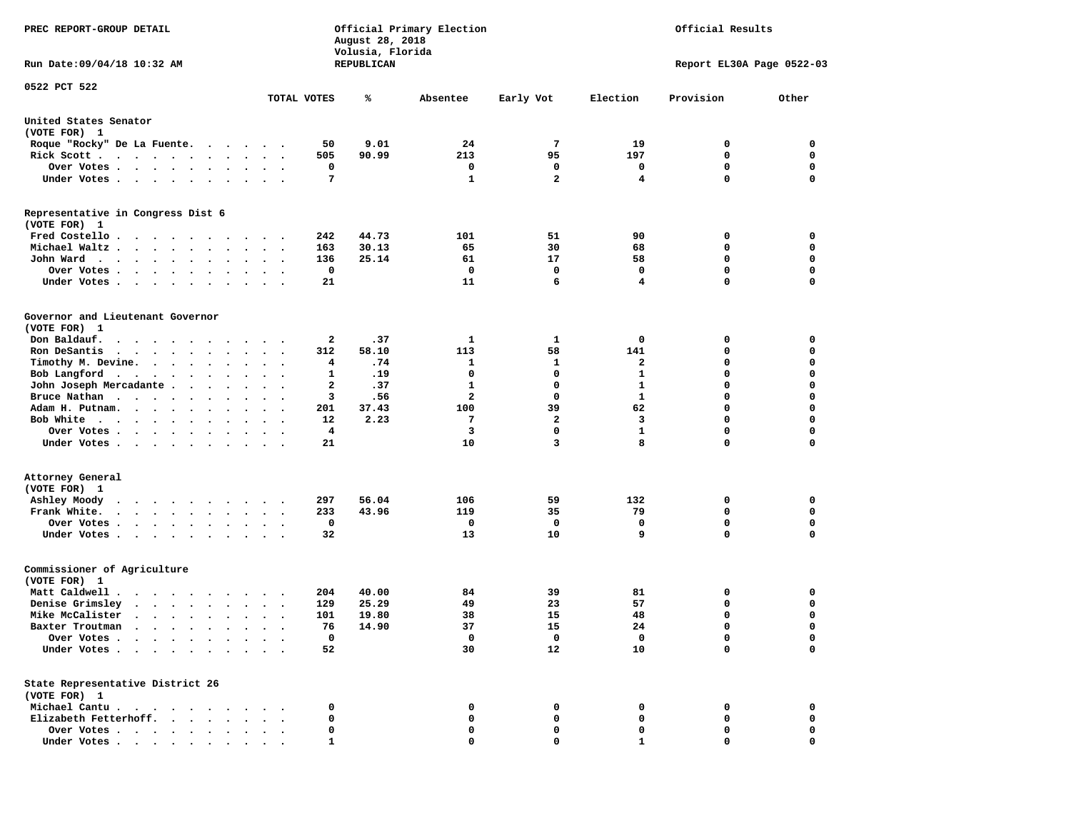PREC REPORT-GROUP DETAIL

Official Primary Election
August 28, 2018
Volusia, Florida
REPUBLICAN

Official Results

Run Date:09/04/18 10:32 AM

Report EL30A Page 0522-03

0522 PCT 522

| | TOTAL VOTES | % | Absentee | Early Vot | Election | Provision | Other |
|---|---|---|---|---|---|---|---|
| **United States Senator** | | | | | | | |
| (VOTE FOR) 1 | | | | | | | |
| Roque "Rocky" De La Fuente | 50 | 9.01 | 24 | 7 | 19 | 0 | 0 |
| Rick Scott | 505 | 90.99 | 213 | 95 | 197 | 0 | 0 |
| Over Votes | 0 | | 0 | 0 | 0 | 0 | 0 |
| Under Votes | 7 | | 1 | 2 | 4 | 0 | 0 |
| **Representative in Congress Dist 6** | | | | | | | |
| (VOTE FOR) 1 | | | | | | | |
| Fred Costello | 242 | 44.73 | 101 | 51 | 90 | 0 | 0 |
| Michael Waltz | 163 | 30.13 | 65 | 30 | 68 | 0 | 0 |
| John Ward | 136 | 25.14 | 61 | 17 | 58 | 0 | 0 |
| Over Votes | 0 | | 0 | 0 | 0 | 0 | 0 |
| Under Votes | 21 | | 11 | 6 | 4 | 0 | 0 |
| **Governor and Lieutenant Governor** | | | | | | | |
| (VOTE FOR) 1 | | | | | | | |
| Don Baldauf | 2 | .37 | 1 | 1 | 0 | 0 | 0 |
| Ron DeSantis | 312 | 58.10 | 113 | 58 | 141 | 0 | 0 |
| Timothy M. Devine | 4 | .74 | 1 | 1 | 2 | 0 | 0 |
| Bob Langford | 1 | .19 | 0 | 0 | 1 | 0 | 0 |
| John Joseph Mercadante | 2 | .37 | 1 | 0 | 1 | 0 | 0 |
| Bruce Nathan | 3 | .56 | 2 | 0 | 1 | 0 | 0 |
| Adam H. Putnam | 201 | 37.43 | 100 | 39 | 62 | 0 | 0 |
| Bob White | 12 | 2.23 | 7 | 2 | 3 | 0 | 0 |
| Over Votes | 4 | | 3 | 0 | 1 | 0 | 0 |
| Under Votes | 21 | | 10 | 3 | 8 | 0 | 0 |
| **Attorney General** | | | | | | | |
| (VOTE FOR) 1 | | | | | | | |
| Ashley Moody | 297 | 56.04 | 106 | 59 | 132 | 0 | 0 |
| Frank White | 233 | 43.96 | 119 | 35 | 79 | 0 | 0 |
| Over Votes | 0 | | 0 | 0 | 0 | 0 | 0 |
| Under Votes | 32 | | 13 | 10 | 9 | 0 | 0 |
| **Commissioner of Agriculture** | | | | | | | |
| (VOTE FOR) 1 | | | | | | | |
| Matt Caldwell | 204 | 40.00 | 84 | 39 | 81 | 0 | 0 |
| Denise Grimsley | 129 | 25.29 | 49 | 23 | 57 | 0 | 0 |
| Mike McCalister | 101 | 19.80 | 38 | 15 | 48 | 0 | 0 |
| Baxter Troutman | 76 | 14.90 | 37 | 15 | 24 | 0 | 0 |
| Over Votes | 0 | | 0 | 0 | 0 | 0 | 0 |
| Under Votes | 52 | | 30 | 12 | 10 | 0 | 0 |
| **State Representative District 26** | | | | | | | |
| (VOTE FOR) 1 | | | | | | | |
| Michael Cantu | 0 | | 0 | 0 | 0 | 0 | 0 |
| Elizabeth Fetterhoff | 0 | | 0 | 0 | 0 | 0 | 0 |
| Over Votes | 0 | | 0 | 0 | 0 | 0 | 0 |
| Under Votes | 1 | | 0 | 0 | 1 | 0 | 0 |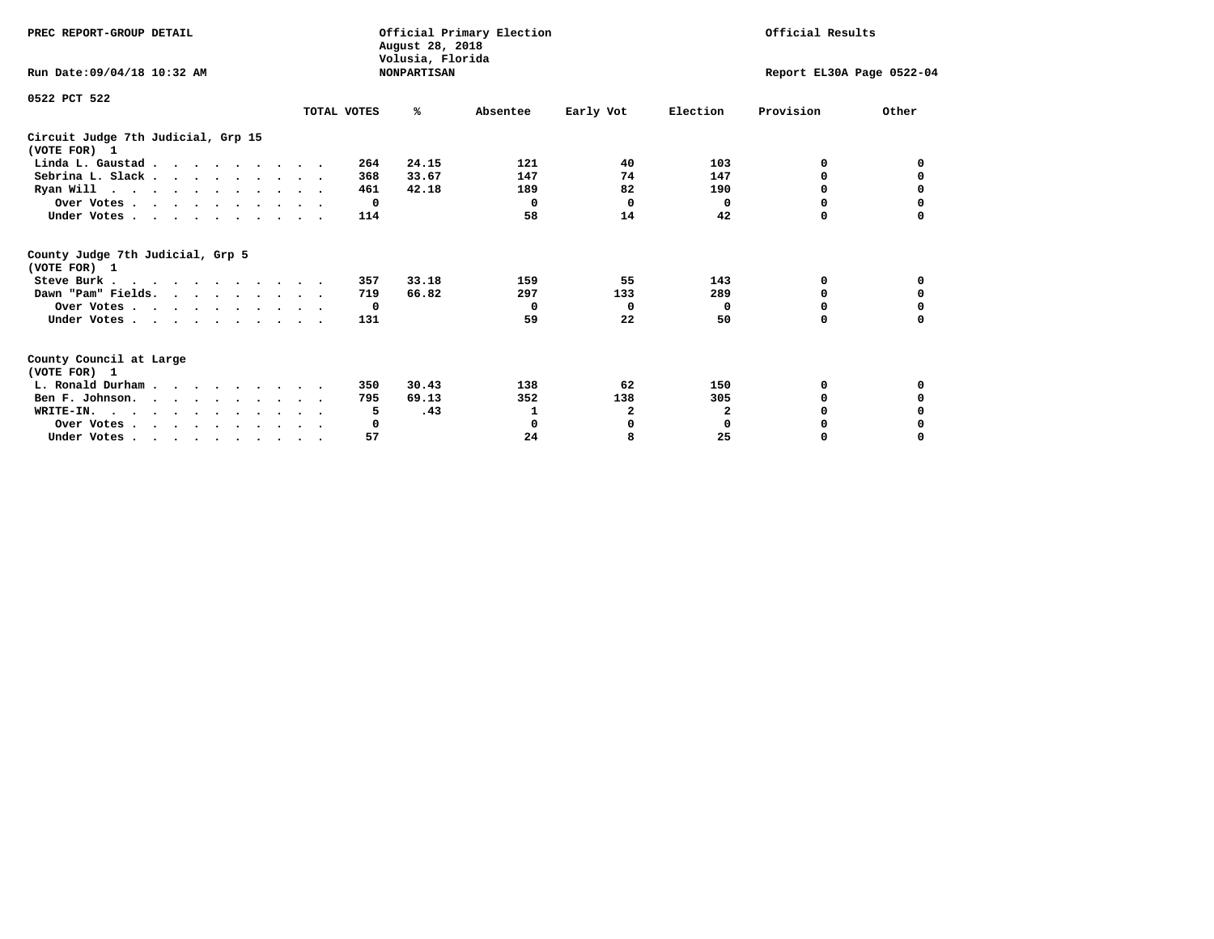PREC REPORT-GROUP DETAIL

Official Primary Election
August 28, 2018
Volusia, Florida
NONPARTISAN

Official Results

Run Date:09/04/18 10:32 AM

Report EL30A Page 0522-04

0522 PCT 522

| | TOTAL VOTES | % | Absentee | Early Vot | Election | Provision | Other |
|---|---|---|---|---|---|---|---|
| **Circuit Judge 7th Judicial, Grp 15** | | | | | | | |
| **(VOTE FOR) 1** | | | | | | | |
| Linda L. Gaustad | 264 | 24.15 | 121 | 40 | 103 | 0 | 0 |
| Sebrina L. Slack | 368 | 33.67 | 147 | 74 | 147 | 0 | 0 |
| Ryan Will | 461 | 42.18 | 189 | 82 | 190 | 0 | 0 |
| Over Votes | 0 | | 0 | 0 | 0 | 0 | 0 |
| Under Votes | 114 | | 58 | 14 | 42 | 0 | 0 |
| **County Judge 7th Judicial, Grp 5** | | | | | | | |
| **(VOTE FOR) 1** | | | | | | | |
| Steve Burk | 357 | 33.18 | 159 | 55 | 143 | 0 | 0 |
| Dawn "Pam" Fields | 719 | 66.82 | 297 | 133 | 289 | 0 | 0 |
| Over Votes | 0 | | 0 | 0 | 0 | 0 | 0 |
| Under Votes | 131 | | 59 | 22 | 50 | 0 | 0 |
| **County Council at Large** | | | | | | | |
| **(VOTE FOR) 1** | | | | | | | |
| L. Ronald Durham | 350 | 30.43 | 138 | 62 | 150 | 0 | 0 |
| Ben F. Johnson | 795 | 69.13 | 352 | 138 | 305 | 0 | 0 |
| WRITE-IN | 5 | .43 | 1 | 2 | 2 | 0 | 0 |
| Over Votes | 0 | | 0 | 0 | 0 | 0 | 0 |
| Under Votes | 57 | | 24 | 8 | 25 | 0 | 0 |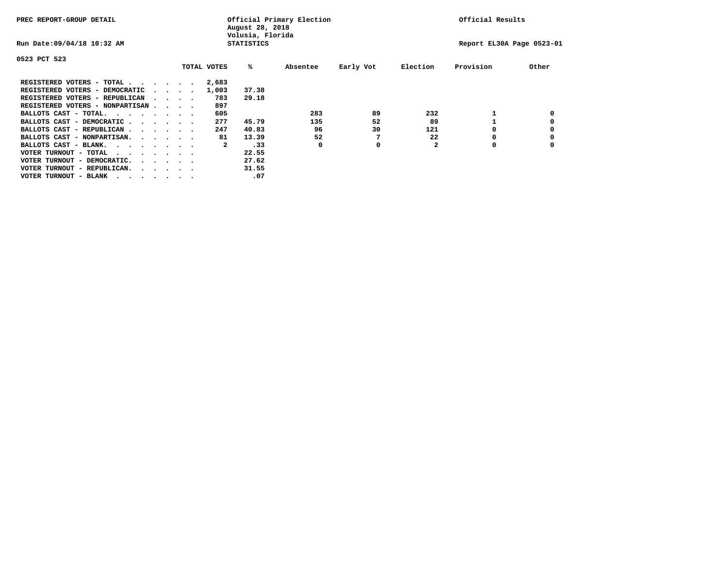PREC REPORT-GROUP DETAIL

Official Primary Election
August 28, 2018
Volusia, Florida
STATISTICS

Official Results

Run Date:09/04/18 10:32 AM

Report EL30A Page 0523-01

0523 PCT 523

| | TOTAL VOTES | % | Absentee | Early Vot | Election | Provision | Other |
|---|---|---|---|---|---|---|---|
| REGISTERED VOTERS - TOTAL . . . . . . | 2,683 | | | | | | |
| REGISTERED VOTERS - DEMOCRATIC . . . . | 1,003 | 37.38 | | | | | |
| REGISTERED VOTERS - REPUBLICAN . . . . | 783 | 29.18 | | | | | |
| REGISTERED VOTERS - NONPARTISAN . . . . | 897 | | | | | | |
| BALLOTS CAST - TOTAL. . . . . . . . | 605 | | 283 | 89 | 232 | 1 | 0 |
| BALLOTS CAST - DEMOCRATIC . . . . . . | 277 | 45.79 | 135 | 52 | 89 | 1 | 0 |
| BALLOTS CAST - REPUBLICAN . . . . . . | 247 | 40.83 | 96 | 30 | 121 | 0 | 0 |
| BALLOTS CAST - NONPARTISAN. . . . . . | 81 | 13.39 | 52 | 7 | 22 | 0 | 0 |
| BALLOTS CAST - BLANK. . . . . . . . | 2 | .33 | 0 | 0 | 2 | 0 | 0 |
| VOTER TURNOUT - TOTAL . . . . . . . . | | 22.55 | | | | | |
| VOTER TURNOUT - DEMOCRATIC. . . . . . | | 27.62 | | | | | |
| VOTER TURNOUT - REPUBLICAN. . . . . . | | 31.55 | | | | | |
| VOTER TURNOUT - BLANK . . . . . . . . | | .07 | | | | | |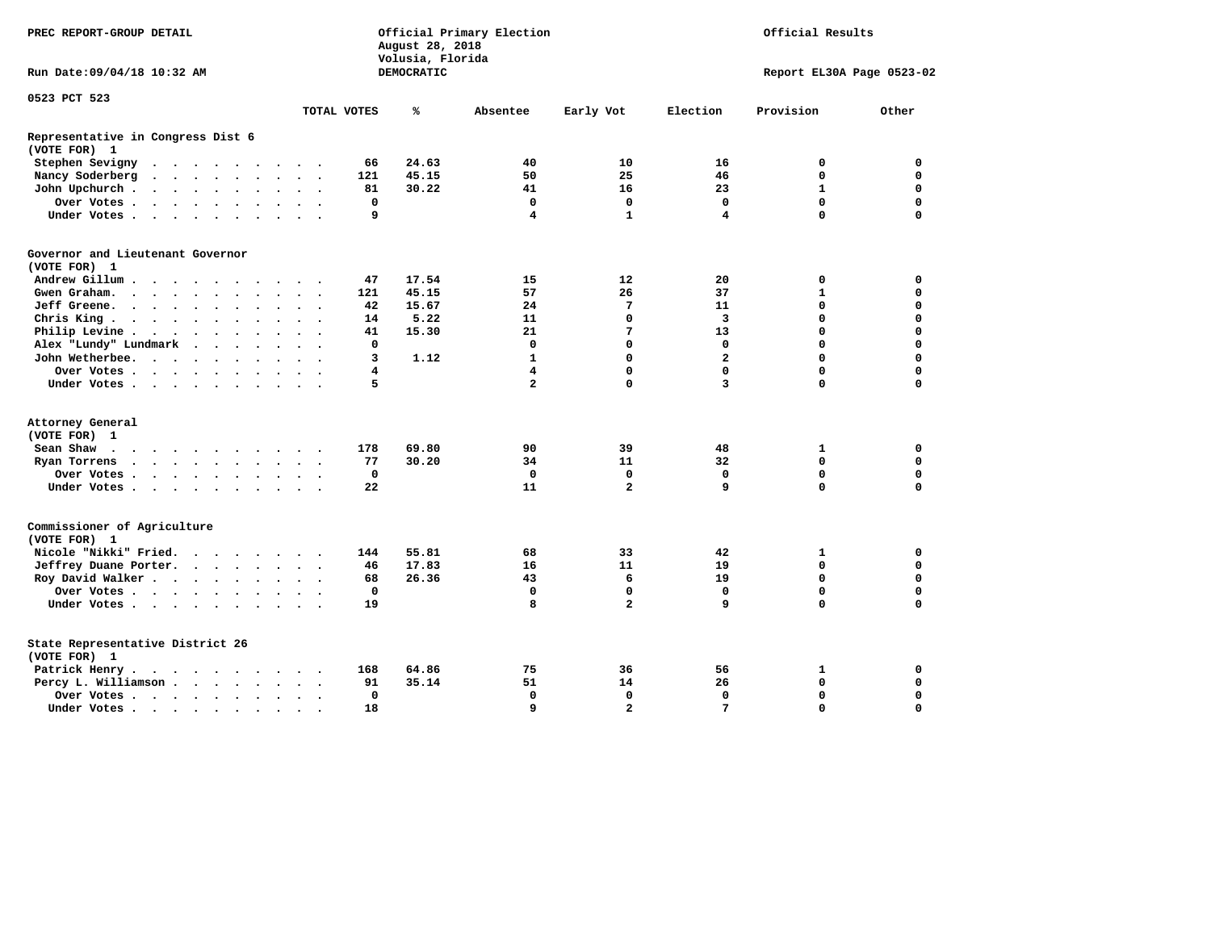PREC REPORT-GROUP DETAIL

Official Primary Election
August 28, 2018
Volusia, Florida
DEMOCRATIC

Official Results

Run Date:09/04/18 10:32 AM

Report EL30A Page 0523-02

0523 PCT 523

| | TOTAL VOTES | % | Absentee | Early Vot | Election | Provision | Other |
|---|---|---|---|---|---|---|---|
| **Representative in Congress Dist 6** | | | | | | | |
| **(VOTE FOR) 1** | | | | | | | |
| Stephen Sevigny | 66 | 24.63 | 40 | 10 | 16 | 0 | 0 |
| Nancy Soderberg | 121 | 45.15 | 50 | 25 | 46 | 0 | 0 |
| John Upchurch | 81 | 30.22 | 41 | 16 | 23 | 1 | 0 |
| Over Votes | 0 | | 0 | 0 | 0 | 0 | 0 |
| Under Votes | 9 | | 4 | 1 | 4 | 0 | 0 |
| **Governor and Lieutenant Governor** | | | | | | | |
| **(VOTE FOR) 1** | | | | | | | |
| Andrew Gillum | 47 | 17.54 | 15 | 12 | 20 | 0 | 0 |
| Gwen Graham | 121 | 45.15 | 57 | 26 | 37 | 1 | 0 |
| Jeff Greene | 42 | 15.67 | 24 | 7 | 11 | 0 | 0 |
| Chris King | 14 | 5.22 | 11 | 0 | 3 | 0 | 0 |
| Philip Levine | 41 | 15.30 | 21 | 7 | 13 | 0 | 0 |
| Alex "Lundy" Lundmark | 0 | | 0 | 0 | 0 | 0 | 0 |
| John Wetherbee | 3 | 1.12 | 1 | 0 | 2 | 0 | 0 |
| Over Votes | 4 | | 4 | 0 | 0 | 0 | 0 |
| Under Votes | 5 | | 2 | 0 | 3 | 0 | 0 |
| **Attorney General** | | | | | | | |
| **(VOTE FOR) 1** | | | | | | | |
| Sean Shaw | 178 | 69.80 | 90 | 39 | 48 | 1 | 0 |
| Ryan Torrens | 77 | 30.20 | 34 | 11 | 32 | 0 | 0 |
| Over Votes | 0 | | 0 | 0 | 0 | 0 | 0 |
| Under Votes | 22 | | 11 | 2 | 9 | 0 | 0 |
| **Commissioner of Agriculture** | | | | | | | |
| **(VOTE FOR) 1** | | | | | | | |
| Nicole "Nikki" Fried | 144 | 55.81 | 68 | 33 | 42 | 1 | 0 |
| Jeffrey Duane Porter | 46 | 17.83 | 16 | 11 | 19 | 0 | 0 |
| Roy David Walker | 68 | 26.36 | 43 | 6 | 19 | 0 | 0 |
| Over Votes | 0 | | 0 | 0 | 0 | 0 | 0 |
| Under Votes | 19 | | 8 | 2 | 9 | 0 | 0 |
| **State Representative District 26** | | | | | | | |
| **(VOTE FOR) 1** | | | | | | | |
| Patrick Henry | 168 | 64.86 | 75 | 36 | 56 | 1 | 0 |
| Percy L. Williamson | 91 | 35.14 | 51 | 14 | 26 | 0 | 0 |
| Over Votes | 0 | | 0 | 0 | 0 | 0 | 0 |
| Under Votes | 18 | | 9 | 2 | 7 | 0 | 0 |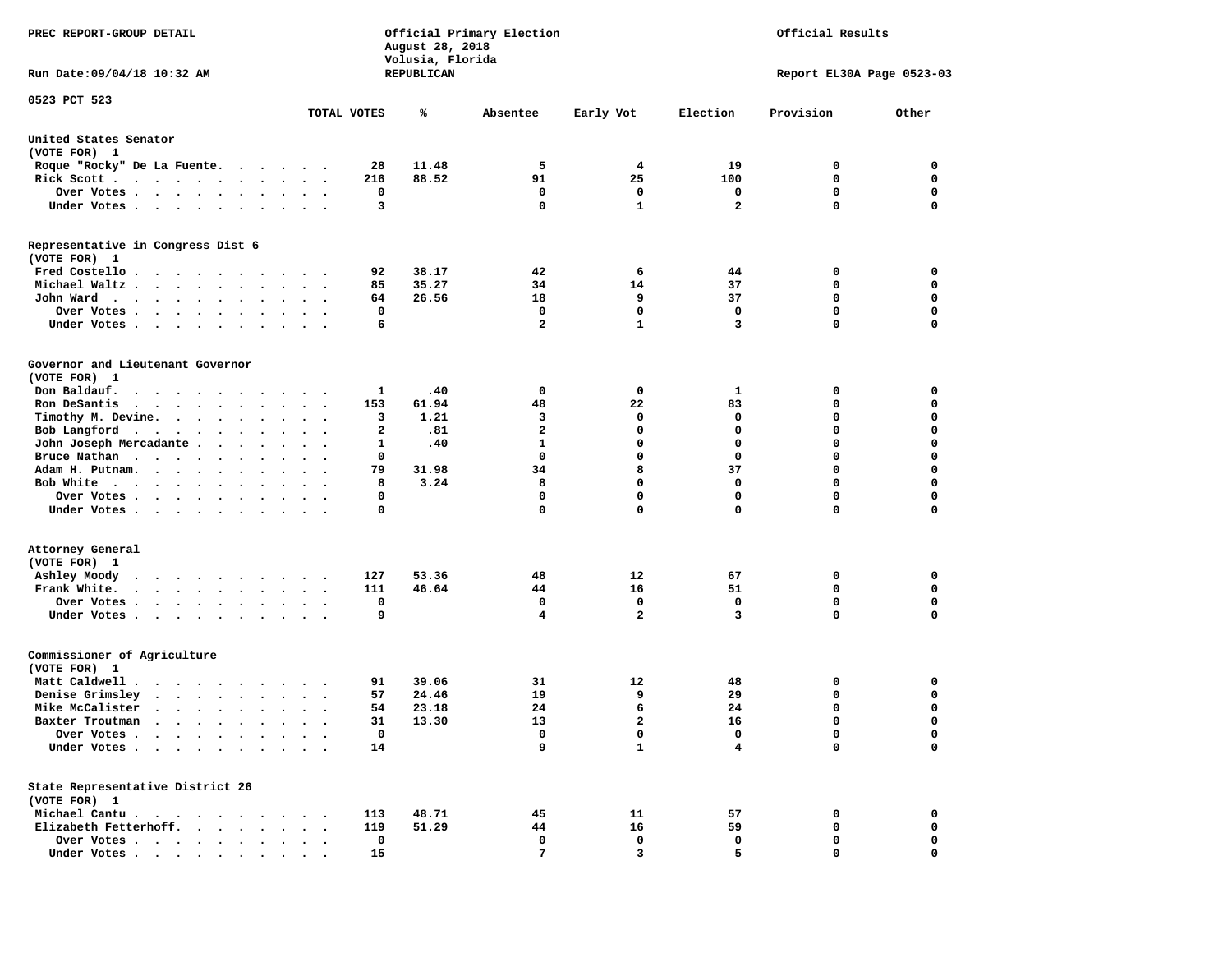PREC REPORT-GROUP DETAIL

Official Primary Election
August 28, 2018
Volusia, Florida
REPUBLICAN

Official Results

Run Date:09/04/18 10:32 AM

Report EL30A Page 0523-03

0523 PCT 523

| | TOTAL VOTES | % | Absentee | Early Vot | Election | Provision | Other |
|---|---|---|---|---|---|---|---|
| **United States Senator** | | | | | | | |
| (VOTE FOR) 1 | | | | | | | |
| Roque "Rocky" De La Fuente | 28 | 11.48 | 5 | 4 | 19 | 0 | 0 |
| Rick Scott | 216 | 88.52 | 91 | 25 | 100 | 0 | 0 |
| Over Votes | 0 | | 0 | 0 | 0 | 0 | 0 |
| Under Votes | 3 | | 0 | 1 | 2 | 0 | 0 |
| **Representative in Congress Dist 6** | | | | | | | |
| (VOTE FOR) 1 | | | | | | | |
| Fred Costello | 92 | 38.17 | 42 | 6 | 44 | 0 | 0 |
| Michael Waltz | 85 | 35.27 | 34 | 14 | 37 | 0 | 0 |
| John Ward | 64 | 26.56 | 18 | 9 | 37 | 0 | 0 |
| Over Votes | 0 | | 0 | 0 | 0 | 0 | 0 |
| Under Votes | 6 | | 2 | 1 | 3 | 0 | 0 |
| **Governor and Lieutenant Governor** | | | | | | | |
| (VOTE FOR) 1 | | | | | | | |
| Don Baldauf | 1 | .40 | 0 | 0 | 1 | 0 | 0 |
| Ron DeSantis | 153 | 61.94 | 48 | 22 | 83 | 0 | 0 |
| Timothy M. Devine | 3 | 1.21 | 3 | 0 | 0 | 0 | 0 |
| Bob Langford | 2 | .81 | 2 | 0 | 0 | 0 | 0 |
| John Joseph Mercadante | 1 | .40 | 1 | 0 | 0 | 0 | 0 |
| Bruce Nathan | 0 | | 0 | 0 | 0 | 0 | 0 |
| Adam H. Putnam | 79 | 31.98 | 34 | 8 | 37 | 0 | 0 |
| Bob White | 8 | 3.24 | 8 | 0 | 0 | 0 | 0 |
| Over Votes | 0 | | 0 | 0 | 0 | 0 | 0 |
| Under Votes | 0 | | 0 | 0 | 0 | 0 | 0 |
| **Attorney General** | | | | | | | |
| (VOTE FOR) 1 | | | | | | | |
| Ashley Moody | 127 | 53.36 | 48 | 12 | 67 | 0 | 0 |
| Frank White | 111 | 46.64 | 44 | 16 | 51 | 0 | 0 |
| Over Votes | 0 | | 0 | 0 | 0 | 0 | 0 |
| Under Votes | 9 | | 4 | 2 | 3 | 0 | 0 |
| **Commissioner of Agriculture** | | | | | | | |
| (VOTE FOR) 1 | | | | | | | |
| Matt Caldwell | 91 | 39.06 | 31 | 12 | 48 | 0 | 0 |
| Denise Grimsley | 57 | 24.46 | 19 | 9 | 29 | 0 | 0 |
| Mike McCalister | 54 | 23.18 | 24 | 6 | 24 | 0 | 0 |
| Baxter Troutman | 31 | 13.30 | 13 | 2 | 16 | 0 | 0 |
| Over Votes | 0 | | 0 | 0 | 0 | 0 | 0 |
| Under Votes | 14 | | 9 | 1 | 4 | 0 | 0 |
| **State Representative District 26** | | | | | | | |
| (VOTE FOR) 1 | | | | | | | |
| Michael Cantu | 113 | 48.71 | 45 | 11 | 57 | 0 | 0 |
| Elizabeth Fetterhoff | 119 | 51.29 | 44 | 16 | 59 | 0 | 0 |
| Over Votes | 0 | | 0 | 0 | 0 | 0 | 0 |
| Under Votes | 15 | | 7 | 3 | 5 | 0 | 0 |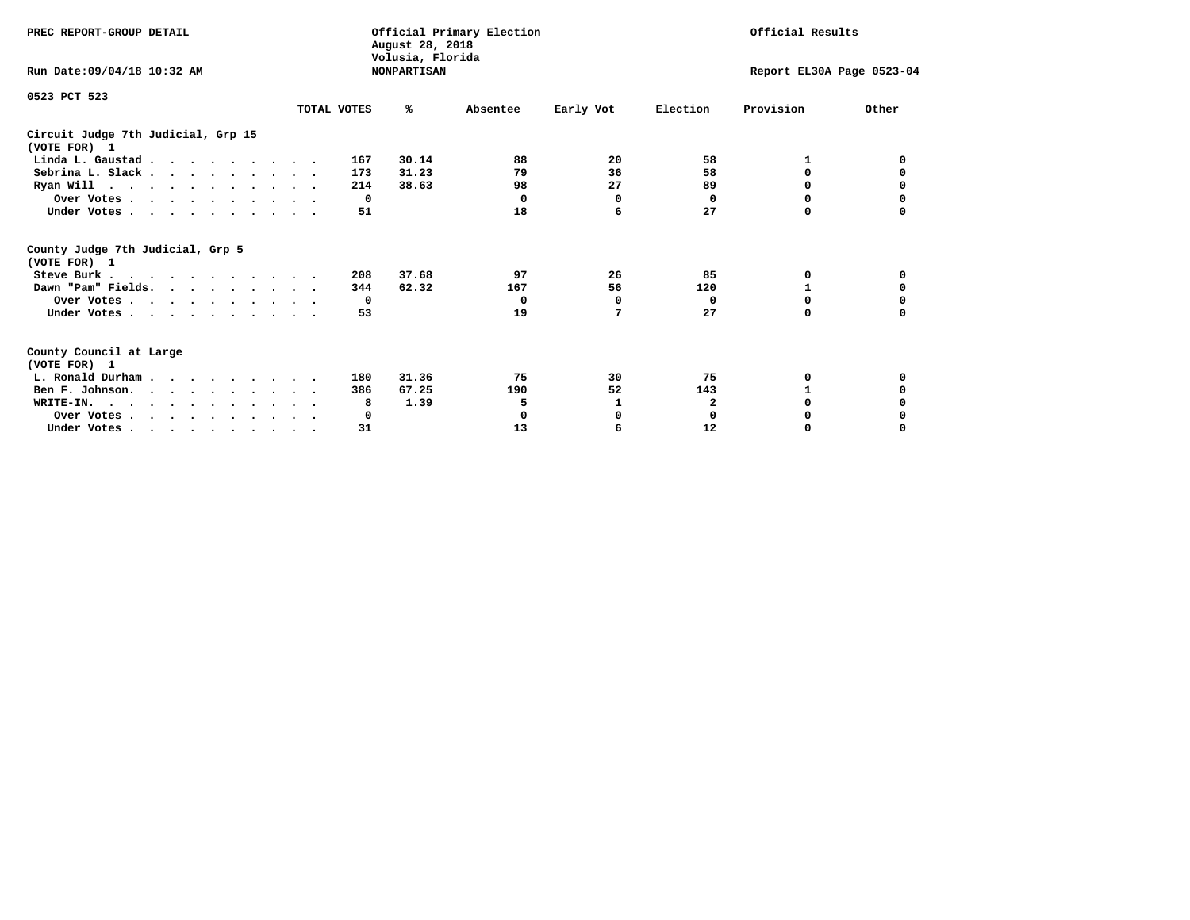PREC REPORT-GROUP DETAIL

Official Primary Election
August 28, 2018
Volusia, Florida
NONPARTISAN

Official Results

Run Date:09/04/18 10:32 AM

Report EL30A Page 0523-04

0523 PCT 523

| | TOTAL VOTES | % | Absentee | Early Vot | Election | Provision | Other |
|---|---|---|---|---|---|---|---|
| **Circuit Judge 7th Judicial, Grp 15 (VOTE FOR) 1** | | | | | | | |
| Linda L. Gaustad | 167 | 30.14 | 88 | 20 | 58 | 1 | 0 |
| Sebrina L. Slack | 173 | 31.23 | 79 | 36 | 58 | 0 | 0 |
| Ryan Will | 214 | 38.63 | 98 | 27 | 89 | 0 | 0 |
| Over Votes | 0 | | 0 | 0 | 0 | 0 | 0 |
| Under Votes | 51 | | 18 | 6 | 27 | 0 | 0 |
| **County Judge 7th Judicial, Grp 5 (VOTE FOR) 1** | | | | | | | |
| Steve Burk | 208 | 37.68 | 97 | 26 | 85 | 0 | 0 |
| Dawn "Pam" Fields | 344 | 62.32 | 167 | 56 | 120 | 1 | 0 |
| Over Votes | 0 | | 0 | 0 | 0 | 0 | 0 |
| Under Votes | 53 | | 19 | 7 | 27 | 0 | 0 |
| **County Council at Large (VOTE FOR) 1** | | | | | | | |
| L. Ronald Durham | 180 | 31.36 | 75 | 30 | 75 | 0 | 0 |
| Ben F. Johnson | 386 | 67.25 | 190 | 52 | 143 | 1 | 0 |
| WRITE-IN | 8 | 1.39 | 5 | 1 | 2 | 0 | 0 |
| Over Votes | 0 | | 0 | 0 | 0 | 0 | 0 |
| Under Votes | 31 | | 13 | 6 | 12 | 0 | 0 |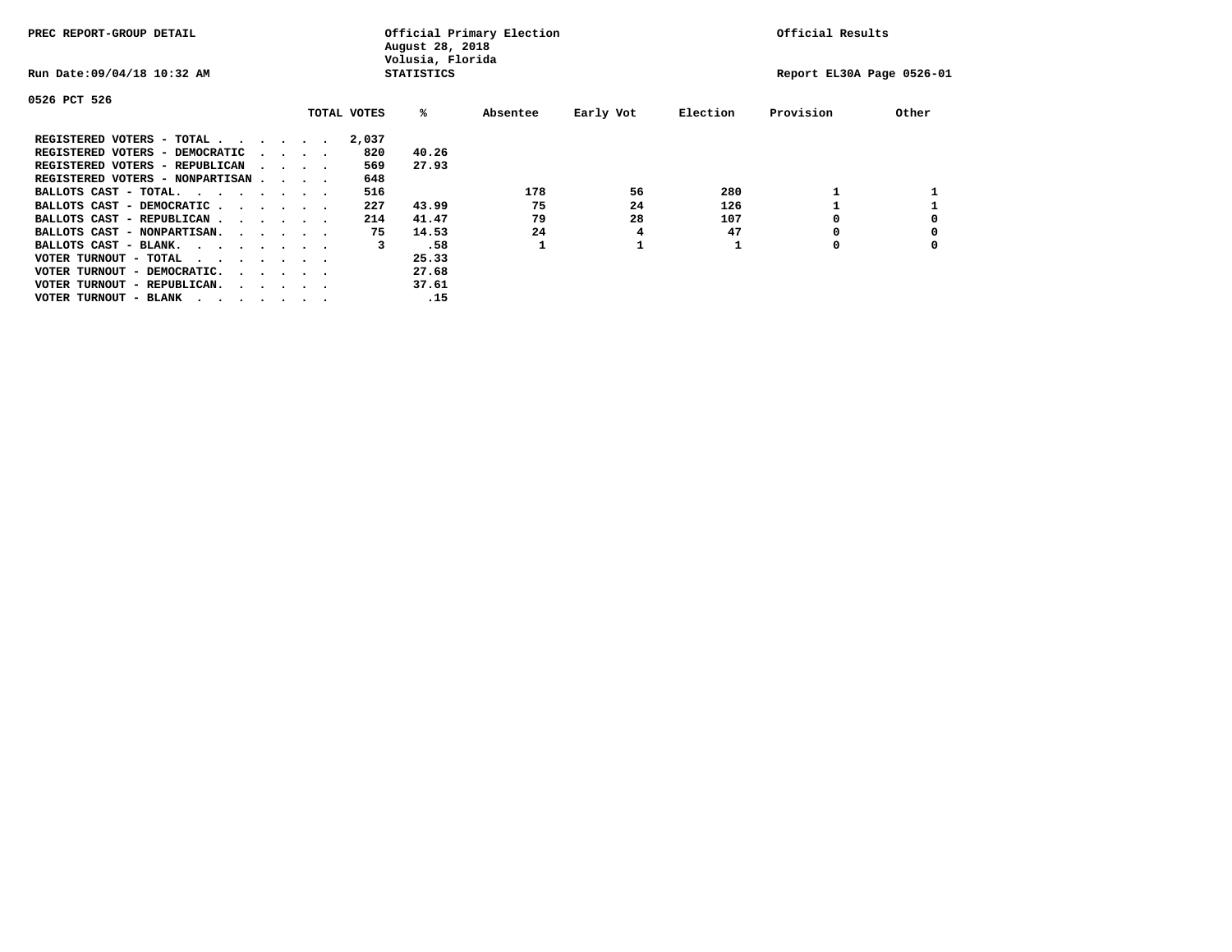PREC REPORT-GROUP DETAIL

Official Primary Election
August 28, 2018
Volusia, Florida
STATISTICS

Official Results

Run Date:09/04/18 10:32 AM

Report EL30A Page 0526-01

0526 PCT 526

| | TOTAL VOTES | % | Absentee | Early Vot | Election | Provision | Other |
|---|---|---|---|---|---|---|---|
| REGISTERED VOTERS - TOTAL . . . . . . | 2,037 | | | | | | |
| REGISTERED VOTERS - DEMOCRATIC . . . . | 820 | 40.26 | | | | | |
| REGISTERED VOTERS - REPUBLICAN . . . . | 569 | 27.93 | | | | | |
| REGISTERED VOTERS - NONPARTISAN . . . . | 648 | | | | | | |
| BALLOTS CAST - TOTAL. . . . . . . . | 516 | | 178 | 56 | 280 | 1 | 1 |
| BALLOTS CAST - DEMOCRATIC . . . . . . | 227 | 43.99 | 75 | 24 | 126 | 1 | 1 |
| BALLOTS CAST - REPUBLICAN . . . . . . | 214 | 41.47 | 79 | 28 | 107 | 0 | 0 |
| BALLOTS CAST - NONPARTISAN. . . . . . | 75 | 14.53 | 24 | 4 | 47 | 0 | 0 |
| BALLOTS CAST - BLANK. . . . . . . . | 3 | .58 | 1 | 1 | 1 | 0 | 0 |
| VOTER TURNOUT - TOTAL . . . . . . . . | | 25.33 | | | | | |
| VOTER TURNOUT - DEMOCRATIC. . . . . . | | 27.68 | | | | | |
| VOTER TURNOUT - REPUBLICAN. . . . . . | | 37.61 | | | | | |
| VOTER TURNOUT - BLANK . . . . . . . . | | .15 | | | | | |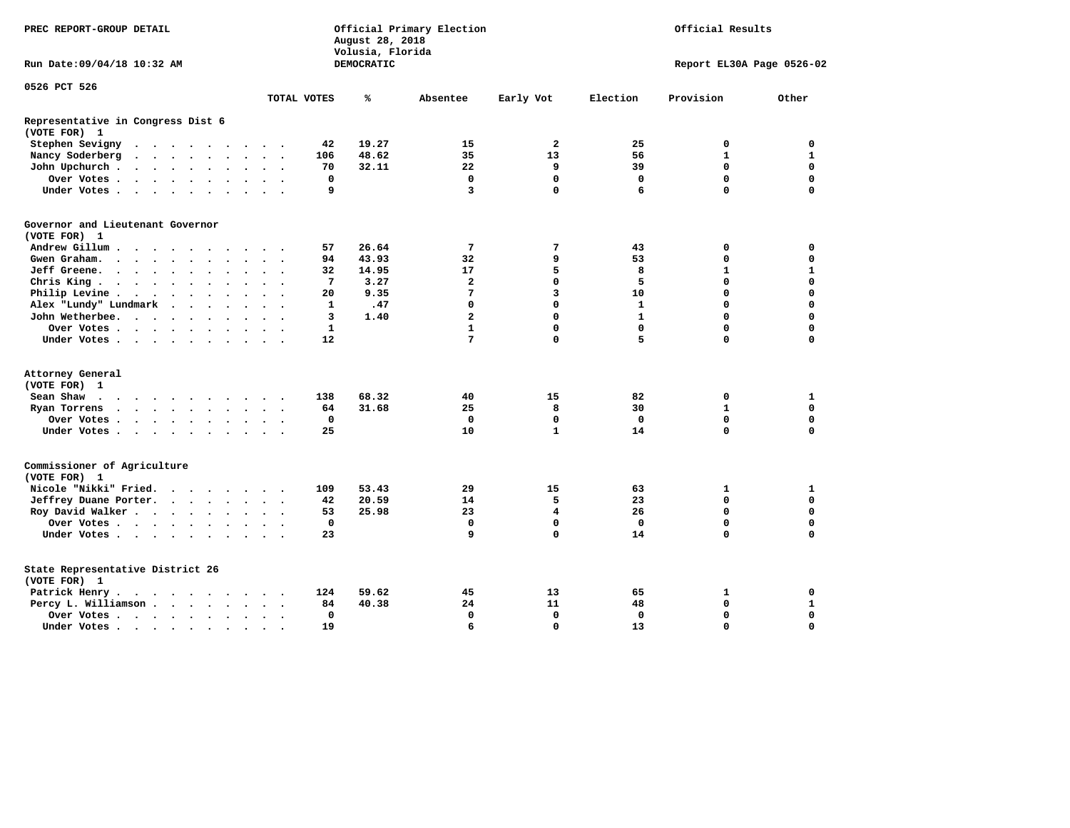PREC REPORT-GROUP DETAIL

Official Primary Election
August 28, 2018
Volusia, Florida
DEMOCRATIC

Official Results

Run Date:09/04/18 10:32 AM

Report EL30A Page 0526-02

0526 PCT 526

| | TOTAL VOTES | % | Absentee | Early Vot | Election | Provision | Other |
|---|---|---|---|---|---|---|---|
| **Representative in Congress Dist 6** | | | | | | | |
| **(VOTE FOR) 1** | | | | | | | |
| Stephen Sevigny | 42 | 19.27 | 15 | 2 | 25 | 0 | 0 |
| Nancy Soderberg | 106 | 48.62 | 35 | 13 | 56 | 1 | 1 |
| John Upchurch | 70 | 32.11 | 22 | 9 | 39 | 0 | 0 |
| Over Votes | 0 | | 0 | 0 | 0 | 0 | 0 |
| Under Votes | 9 | | 3 | 0 | 6 | 0 | 0 |
| **Governor and Lieutenant Governor** | | | | | | | |
| **(VOTE FOR) 1** | | | | | | | |
| Andrew Gillum | 57 | 26.64 | 7 | 7 | 43 | 0 | 0 |
| Gwen Graham | 94 | 43.93 | 32 | 9 | 53 | 0 | 0 |
| Jeff Greene | 32 | 14.95 | 17 | 5 | 8 | 1 | 1 |
| Chris King | 7 | 3.27 | 2 | 0 | 5 | 0 | 0 |
| Philip Levine | 20 | 9.35 | 7 | 3 | 10 | 0 | 0 |
| Alex "Lundy" Lundmark | 1 | .47 | 0 | 0 | 1 | 0 | 0 |
| John Wetherbee | 3 | 1.40 | 2 | 0 | 1 | 0 | 0 |
| Over Votes | 1 | | 1 | 0 | 0 | 0 | 0 |
| Under Votes | 12 | | 7 | 0 | 5 | 0 | 0 |
| **Attorney General** | | | | | | | |
| **(VOTE FOR) 1** | | | | | | | |
| Sean Shaw | 138 | 68.32 | 40 | 15 | 82 | 0 | 1 |
| Ryan Torrens | 64 | 31.68 | 25 | 8 | 30 | 1 | 0 |
| Over Votes | 0 | | 0 | 0 | 0 | 0 | 0 |
| Under Votes | 25 | | 10 | 1 | 14 | 0 | 0 |
| **Commissioner of Agriculture** | | | | | | | |
| **(VOTE FOR) 1** | | | | | | | |
| Nicole "Nikki" Fried | 109 | 53.43 | 29 | 15 | 63 | 1 | 1 |
| Jeffrey Duane Porter | 42 | 20.59 | 14 | 5 | 23 | 0 | 0 |
| Roy David Walker | 53 | 25.98 | 23 | 4 | 26 | 0 | 0 |
| Over Votes | 0 | | 0 | 0 | 0 | 0 | 0 |
| Under Votes | 23 | | 9 | 0 | 14 | 0 | 0 |
| **State Representative District 26** | | | | | | | |
| **(VOTE FOR) 1** | | | | | | | |
| Patrick Henry | 124 | 59.62 | 45 | 13 | 65 | 1 | 0 |
| Percy L. Williamson | 84 | 40.38 | 24 | 11 | 48 | 0 | 1 |
| Over Votes | 0 | | 0 | 0 | 0 | 0 | 0 |
| Under Votes | 19 | | 6 | 0 | 13 | 0 | 0 |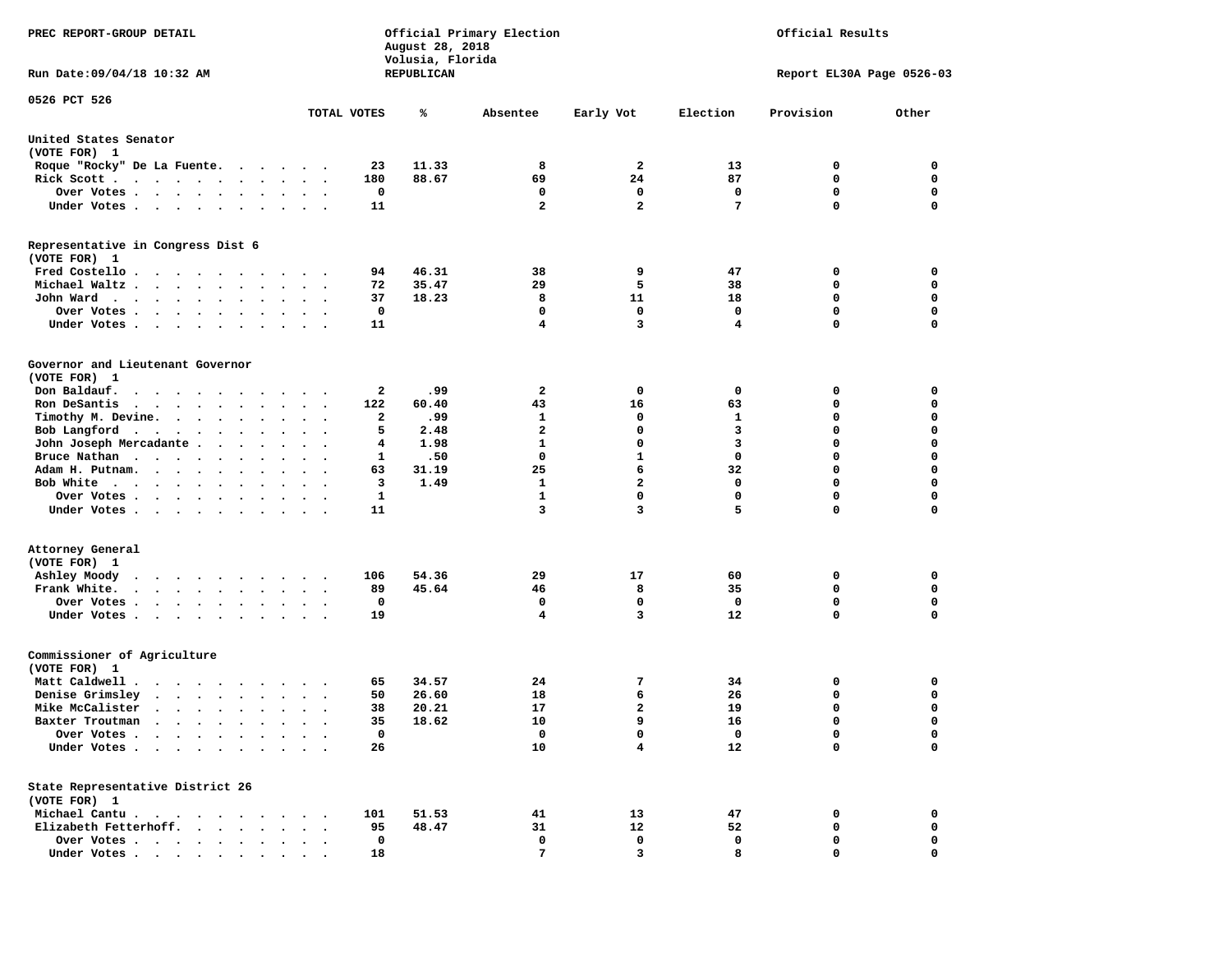PREC REPORT-GROUP DETAIL

Official Primary Election
August 28, 2018
Volusia, Florida
REPUBLICAN

Official Results

Run Date:09/04/18 10:32 AM

Report EL30A Page 0526-03

0526 PCT 526

| | TOTAL VOTES | % | Absentee | Early Vot | Election | Provision | Other |
|---|---|---|---|---|---|---|---|
| **United States Senator** | | | | | | | |
| (VOTE FOR) 1 | | | | | | | |
| Roque "Rocky" De La Fuente | 23 | 11.33 | 8 | 2 | 13 | 0 | 0 |
| Rick Scott | 180 | 88.67 | 69 | 24 | 87 | 0 | 0 |
| Over Votes | 0 | | 0 | 0 | 0 | 0 | 0 |
| Under Votes | 11 | | 2 | 2 | 7 | 0 | 0 |
| **Representative in Congress Dist 6** | | | | | | | |
| (VOTE FOR) 1 | | | | | | | |
| Fred Costello | 94 | 46.31 | 38 | 9 | 47 | 0 | 0 |
| Michael Waltz | 72 | 35.47 | 29 | 5 | 38 | 0 | 0 |
| John Ward | 37 | 18.23 | 8 | 11 | 18 | 0 | 0 |
| Over Votes | 0 | | 0 | 0 | 0 | 0 | 0 |
| Under Votes | 11 | | 4 | 3 | 4 | 0 | 0 |
| **Governor and Lieutenant Governor** | | | | | | | |
| (VOTE FOR) 1 | | | | | | | |
| Don Baldauf | 2 | .99 | 2 | 0 | 0 | 0 | 0 |
| Ron DeSantis | 122 | 60.40 | 43 | 16 | 63 | 0 | 0 |
| Timothy M. Devine | 2 | .99 | 1 | 0 | 1 | 0 | 0 |
| Bob Langford | 5 | 2.48 | 2 | 0 | 3 | 0 | 0 |
| John Joseph Mercadante | 4 | 1.98 | 1 | 0 | 3 | 0 | 0 |
| Bruce Nathan | 1 | .50 | 0 | 1 | 0 | 0 | 0 |
| Adam H. Putnam | 63 | 31.19 | 25 | 6 | 32 | 0 | 0 |
| Bob White | 3 | 1.49 | 1 | 2 | 0 | 0 | 0 |
| Over Votes | 1 | | 1 | 0 | 0 | 0 | 0 |
| Under Votes | 11 | | 3 | 3 | 5 | 0 | 0 |
| **Attorney General** | | | | | | | |
| (VOTE FOR) 1 | | | | | | | |
| Ashley Moody | 106 | 54.36 | 29 | 17 | 60 | 0 | 0 |
| Frank White | 89 | 45.64 | 46 | 8 | 35 | 0 | 0 |
| Over Votes | 0 | | 0 | 0 | 0 | 0 | 0 |
| Under Votes | 19 | | 4 | 3 | 12 | 0 | 0 |
| **Commissioner of Agriculture** | | | | | | | |
| (VOTE FOR) 1 | | | | | | | |
| Matt Caldwell | 65 | 34.57 | 24 | 7 | 34 | 0 | 0 |
| Denise Grimsley | 50 | 26.60 | 18 | 6 | 26 | 0 | 0 |
| Mike McCalister | 38 | 20.21 | 17 | 2 | 19 | 0 | 0 |
| Baxter Troutman | 35 | 18.62 | 10 | 9 | 16 | 0 | 0 |
| Over Votes | 0 | | 0 | 0 | 0 | 0 | 0 |
| Under Votes | 26 | | 10 | 4 | 12 | 0 | 0 |
| **State Representative District 26** | | | | | | | |
| (VOTE FOR) 1 | | | | | | | |
| Michael Cantu | 101 | 51.53 | 41 | 13 | 47 | 0 | 0 |
| Elizabeth Fetterhoff | 95 | 48.47 | 31 | 12 | 52 | 0 | 0 |
| Over Votes | 0 | | 0 | 0 | 0 | 0 | 0 |
| Under Votes | 18 | | 7 | 3 | 8 | 0 | 0 |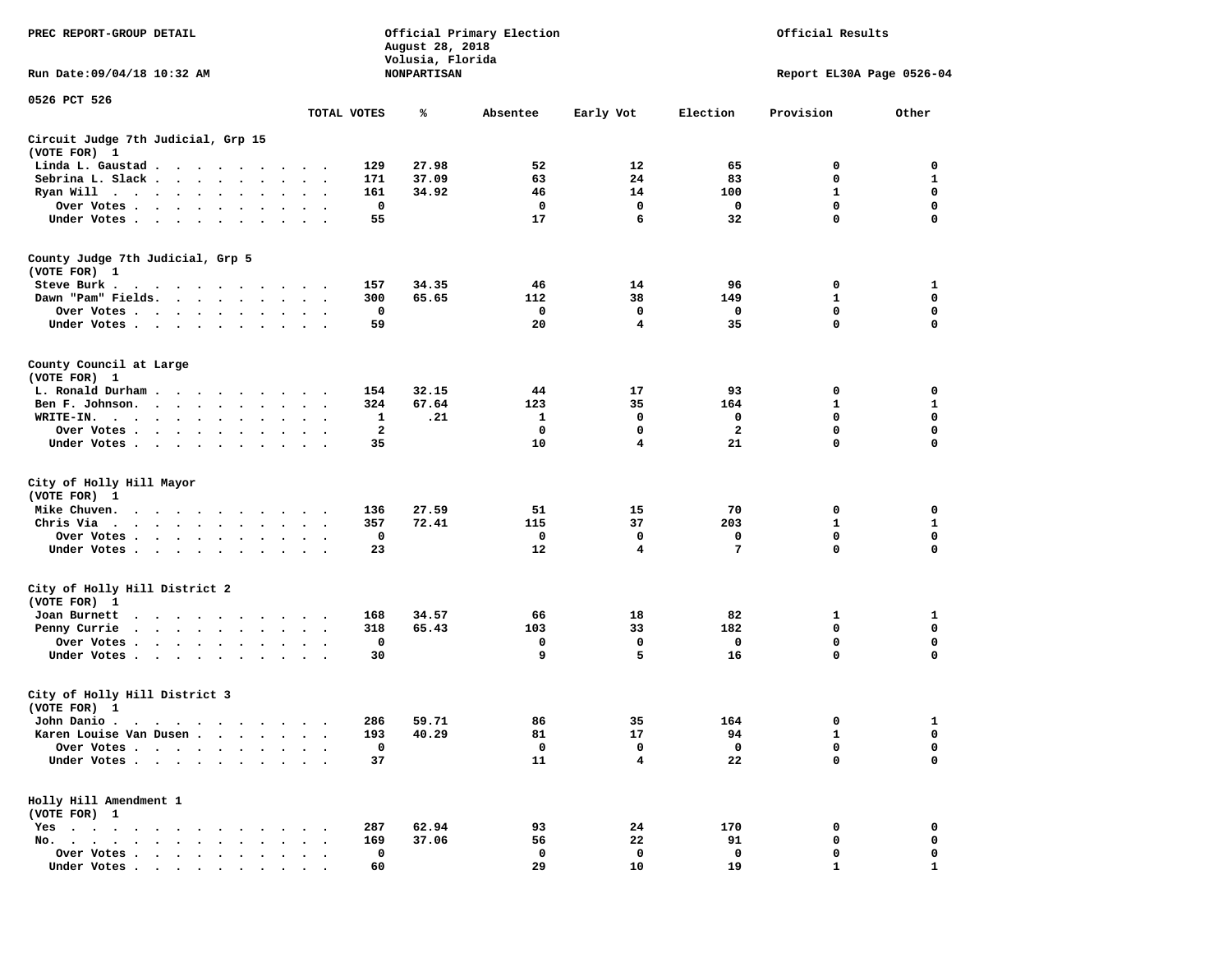PREC REPORT-GROUP DETAIL

Official Primary Election
August 28, 2018
Volusia, Florida
NONPARTISAN

Official Results

Run Date:09/04/18 10:32 AM

Report EL30A Page 0526-04

0526 PCT 526

| | TOTAL VOTES | % | Absentee | Early Vot | Election | Provision | Other |
|---|---|---|---|---|---|---|---|
| **Circuit Judge 7th Judicial, Grp 15** | | | | | | | |
| (VOTE FOR) 1 | | | | | | | |
| Linda L. Gaustad | 129 | 27.98 | 52 | 12 | 65 | 0 | 0 |
| Sebrina L. Slack | 171 | 37.09 | 63 | 24 | 83 | 0 | 1 |
| Ryan Will | 161 | 34.92 | 46 | 14 | 100 | 1 | 0 |
| Over Votes | 0 | | 0 | 0 | 0 | 0 | 0 |
| Under Votes | 55 | | 17 | 6 | 32 | 0 | 0 |
| **County Judge 7th Judicial, Grp 5** | | | | | | | |
| (VOTE FOR) 1 | | | | | | | |
| Steve Burk | 157 | 34.35 | 46 | 14 | 96 | 0 | 1 |
| Dawn "Pam" Fields | 300 | 65.65 | 112 | 38 | 149 | 1 | 0 |
| Over Votes | 0 | | 0 | 0 | 0 | 0 | 0 |
| Under Votes | 59 | | 20 | 4 | 35 | 0 | 0 |
| **County Council at Large** | | | | | | | |
| (VOTE FOR) 1 | | | | | | | |
| L. Ronald Durham | 154 | 32.15 | 44 | 17 | 93 | 0 | 0 |
| Ben F. Johnson | 324 | 67.64 | 123 | 35 | 164 | 1 | 1 |
| WRITE-IN | 1 | .21 | 1 | 0 | 0 | 0 | 0 |
| Over Votes | 2 | | 0 | 0 | 2 | 0 | 0 |
| Under Votes | 35 | | 10 | 4 | 21 | 0 | 0 |
| **City of Holly Hill Mayor** | | | | | | | |
| (VOTE FOR) 1 | | | | | | | |
| Mike Chuven | 136 | 27.59 | 51 | 15 | 70 | 0 | 0 |
| Chris Via | 357 | 72.41 | 115 | 37 | 203 | 1 | 1 |
| Over Votes | 0 | | 0 | 0 | 0 | 0 | 0 |
| Under Votes | 23 | | 12 | 4 | 7 | 0 | 0 |
| **City of Holly Hill District 2** | | | | | | | |
| (VOTE FOR) 1 | | | | | | | |
| Joan Burnett | 168 | 34.57 | 66 | 18 | 82 | 1 | 1 |
| Penny Currie | 318 | 65.43 | 103 | 33 | 182 | 0 | 0 |
| Over Votes | 0 | | 0 | 0 | 0 | 0 | 0 |
| Under Votes | 30 | | 9 | 5 | 16 | 0 | 0 |
| **City of Holly Hill District 3** | | | | | | | |
| (VOTE FOR) 1 | | | | | | | |
| John Danio | 286 | 59.71 | 86 | 35 | 164 | 0 | 1 |
| Karen Louise Van Dusen | 193 | 40.29 | 81 | 17 | 94 | 1 | 0 |
| Over Votes | 0 | | 0 | 0 | 0 | 0 | 0 |
| Under Votes | 37 | | 11 | 4 | 22 | 0 | 0 |
| **Holly Hill Amendment 1** | | | | | | | |
| (VOTE FOR) 1 | | | | | | | |
| Yes | 287 | 62.94 | 93 | 24 | 170 | 0 | 0 |
| No | 169 | 37.06 | 56 | 22 | 91 | 0 | 0 |
| Over Votes | 0 | | 0 | 0 | 0 | 0 | 0 |
| Under Votes | 60 | | 29 | 10 | 19 | 1 | 1 |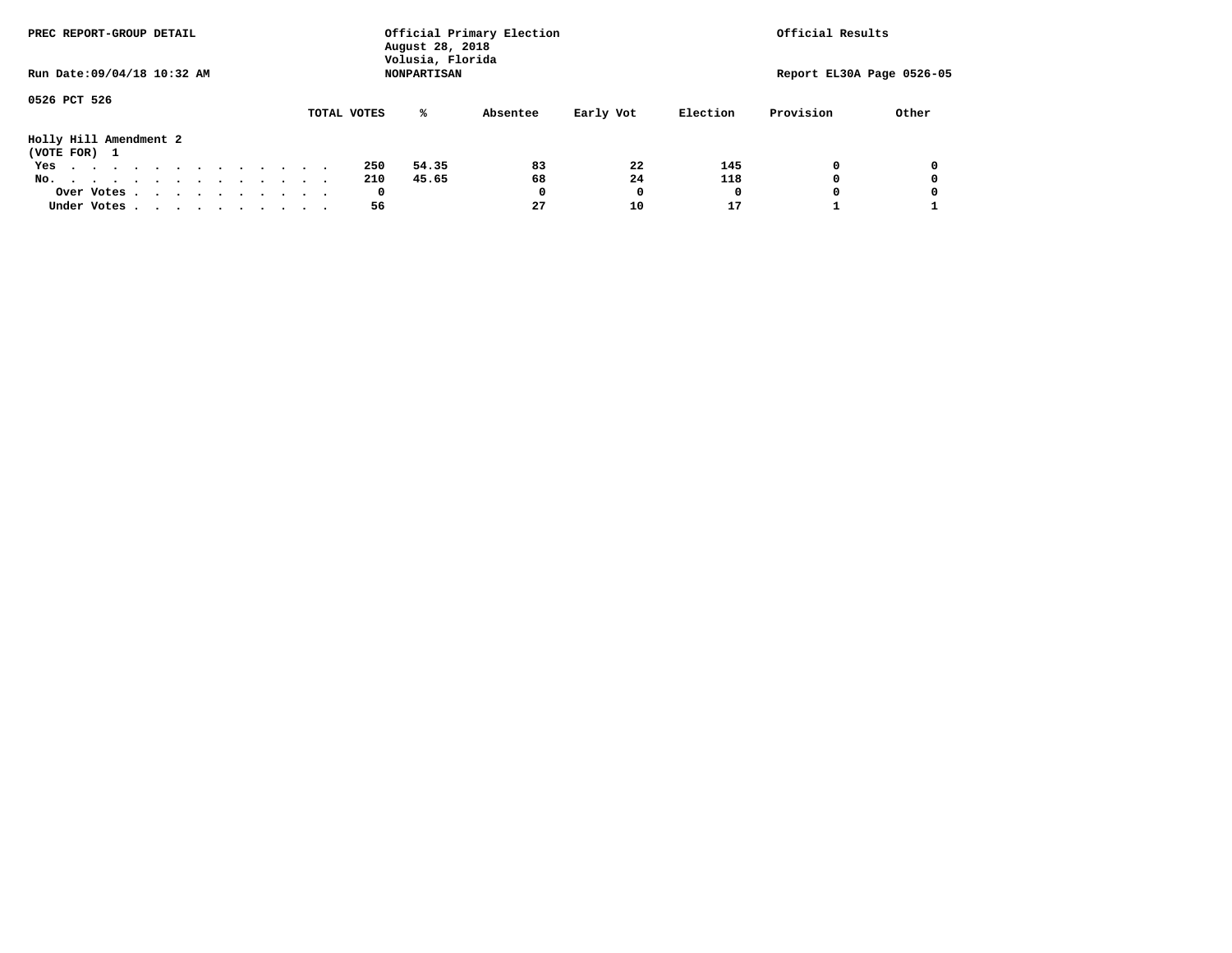PREC REPORT-GROUP DETAIL

Official Primary Election
August 28, 2018
Volusia, Florida
NONPARTISAN

Official Results

Run Date:09/04/18 10:32 AM

Report EL30A Page 0526-05

0526 PCT 526

**Holly Hill Amendment 2**
(VOTE FOR) 1

| | TOTAL VOTES | % | Absentee | Early Vot | Election | Provision | Other |
|---|---|---|---|---|---|---|---|
| Yes | 250 | 54.35 | 83 | 22 | 145 | 0 | 0 |
| No. | 210 | 45.65 | 68 | 24 | 118 | 0 | 0 |
| Over Votes | 0 | | 0 | 0 | 0 | 0 | 0 |
| Under Votes | 56 | | 27 | 10 | 17 | 1 | 1 |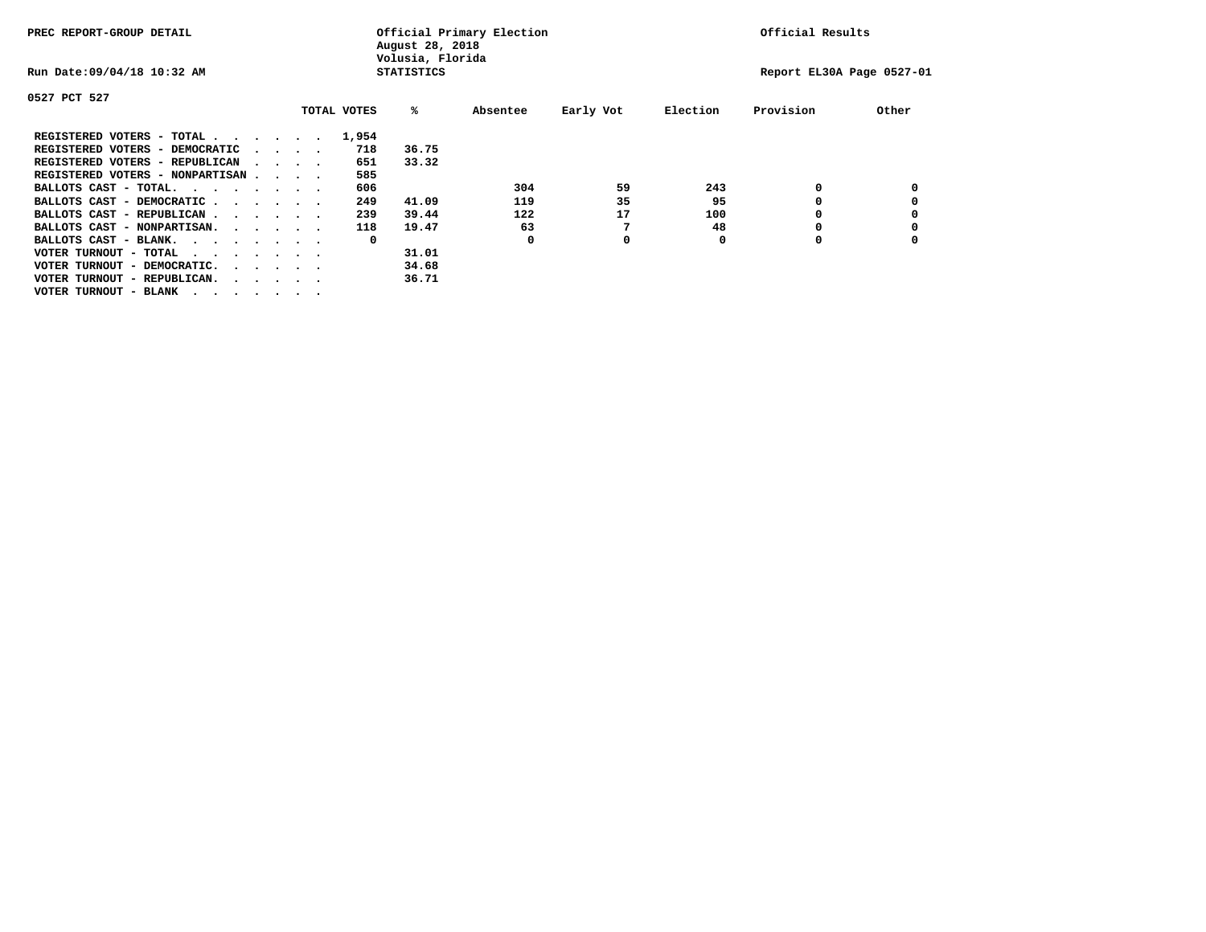PREC REPORT-GROUP DETAIL

Official Primary Election
August 28, 2018
Volusia, Florida
STATISTICS

Official Results

Run Date:09/04/18 10:32 AM

Report EL30A Page 0527-01

0527 PCT 527

| | TOTAL VOTES | % | Absentee | Early Vot | Election | Provision | Other |
|---|---|---|---|---|---|---|---|
| REGISTERED VOTERS - TOTAL . . . . . . | 1,954 | | | | | | |
| REGISTERED VOTERS - DEMOCRATIC . . . . | 718 | 36.75 | | | | | |
| REGISTERED VOTERS - REPUBLICAN . . . . | 651 | 33.32 | | | | | |
| REGISTERED VOTERS - NONPARTISAN . . . . | 585 | | | | | | |
| BALLOTS CAST - TOTAL. . . . . . . . | 606 | | 304 | 59 | 243 | 0 | 0 |
| BALLOTS CAST - DEMOCRATIC . . . . . . | 249 | 41.09 | 119 | 35 | 95 | 0 | 0 |
| BALLOTS CAST - REPUBLICAN . . . . . . | 239 | 39.44 | 122 | 17 | 100 | 0 | 0 |
| BALLOTS CAST - NONPARTISAN. . . . . . | 118 | 19.47 | 63 | 7 | 48 | 0 | 0 |
| BALLOTS CAST - BLANK. . . . . . . . | 0 | | 0 | 0 | 0 | 0 | 0 |
| VOTER TURNOUT - TOTAL . . . . . . . | | 31.01 | | | | | |
| VOTER TURNOUT - DEMOCRATIC. . . . . . | | 34.68 | | | | | |
| VOTER TURNOUT - REPUBLICAN. . . . . . | | 36.71 | | | | | |
| VOTER TURNOUT - BLANK . . . . . . . | | | | | | | |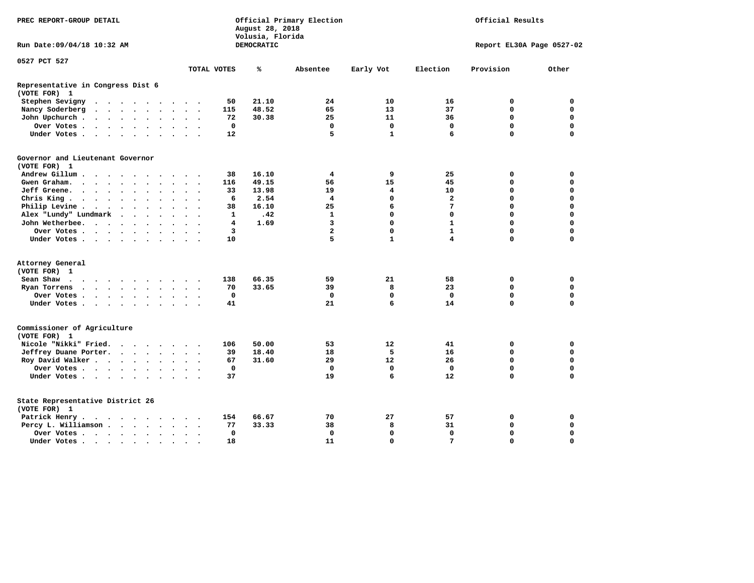PREC REPORT-GROUP DETAIL

Official Primary Election
August 28, 2018
Volusia, Florida
DEMOCRATIC

Official Results

Run Date:09/04/18 10:32 AM

Report EL30A Page 0527-02

0527 PCT 527

| | TOTAL VOTES | % | Absentee | Early Vot | Election | Provision | Other |
|---|---|---|---|---|---|---|---|
| **Representative in Congress Dist 6** | | | | | | | |
| **(VOTE FOR) 1** | | | | | | | |
| Stephen Sevigny | 50 | 21.10 | 24 | 10 | 16 | 0 | 0 |
| Nancy Soderberg | 115 | 48.52 | 65 | 13 | 37 | 0 | 0 |
| John Upchurch | 72 | 30.38 | 25 | 11 | 36 | 0 | 0 |
| Over Votes | 0 | | 0 | 0 | 0 | 0 | 0 |
| Under Votes | 12 | | 5 | 1 | 6 | 0 | 0 |
| **Governor and Lieutenant Governor** | | | | | | | |
| **(VOTE FOR) 1** | | | | | | | |
| Andrew Gillum | 38 | 16.10 | 4 | 9 | 25 | 0 | 0 |
| Gwen Graham | 116 | 49.15 | 56 | 15 | 45 | 0 | 0 |
| Jeff Greene | 33 | 13.98 | 19 | 4 | 10 | 0 | 0 |
| Chris King | 6 | 2.54 | 4 | 0 | 2 | 0 | 0 |
| Philip Levine | 38 | 16.10 | 25 | 6 | 7 | 0 | 0 |
| Alex "Lundy" Lundmark | 1 | .42 | 1 | 0 | 0 | 0 | 0 |
| John Wetherbee | 4 | 1.69 | 3 | 0 | 1 | 0 | 0 |
| Over Votes | 3 | | 2 | 0 | 1 | 0 | 0 |
| Under Votes | 10 | | 5 | 1 | 4 | 0 | 0 |
| **Attorney General** | | | | | | | |
| **(VOTE FOR) 1** | | | | | | | |
| Sean Shaw | 138 | 66.35 | 59 | 21 | 58 | 0 | 0 |
| Ryan Torrens | 70 | 33.65 | 39 | 8 | 23 | 0 | 0 |
| Over Votes | 0 | | 0 | 0 | 0 | 0 | 0 |
| Under Votes | 41 | | 21 | 6 | 14 | 0 | 0 |
| **Commissioner of Agriculture** | | | | | | | |
| **(VOTE FOR) 1** | | | | | | | |
| Nicole "Nikki" Fried | 106 | 50.00 | 53 | 12 | 41 | 0 | 0 |
| Jeffrey Duane Porter | 39 | 18.40 | 18 | 5 | 16 | 0 | 0 |
| Roy David Walker | 67 | 31.60 | 29 | 12 | 26 | 0 | 0 |
| Over Votes | 0 | | 0 | 0 | 0 | 0 | 0 |
| Under Votes | 37 | | 19 | 6 | 12 | 0 | 0 |
| **State Representative District 26** | | | | | | | |
| **(VOTE FOR) 1** | | | | | | | |
| Patrick Henry | 154 | 66.67 | 70 | 27 | 57 | 0 | 0 |
| Percy L. Williamson | 77 | 33.33 | 38 | 8 | 31 | 0 | 0 |
| Over Votes | 0 | | 0 | 0 | 0 | 0 | 0 |
| Under Votes | 18 | | 11 | 0 | 7 | 0 | 0 |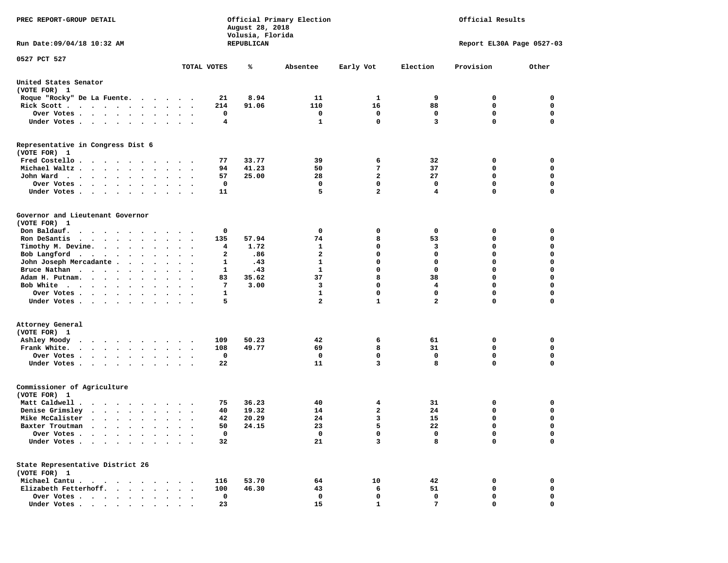PREC REPORT-GROUP DETAIL

Official Primary Election
August 28, 2018
Volusia, Florida
REPUBLICAN

Official Results

Run Date:09/04/18 10:32 AM

Report EL30A Page 0527-03

0527 PCT 527

| | TOTAL VOTES | % | Absentee | Early Vot | Election | Provision | Other |
|---|---|---|---|---|---|---|---|
| **United States Senator** | | | | | | | |
| (VOTE FOR) 1 | | | | | | | |
| Roque "Rocky" De La Fuente | 21 | 8.94 | 11 | 1 | 9 | 0 | 0 |
| Rick Scott | 214 | 91.06 | 110 | 16 | 88 | 0 | 0 |
| Over Votes | 0 | | 0 | 0 | 0 | 0 | 0 |
| Under Votes | 4 | | 1 | 0 | 3 | 0 | 0 |
| **Representative in Congress Dist 6** | | | | | | | |
| (VOTE FOR) 1 | | | | | | | |
| Fred Costello | 77 | 33.77 | 39 | 6 | 32 | 0 | 0 |
| Michael Waltz | 94 | 41.23 | 50 | 7 | 37 | 0 | 0 |
| John Ward | 57 | 25.00 | 28 | 2 | 27 | 0 | 0 |
| Over Votes | 0 | | 0 | 0 | 0 | 0 | 0 |
| Under Votes | 11 | | 5 | 2 | 4 | 0 | 0 |
| **Governor and Lieutenant Governor** | | | | | | | |
| (VOTE FOR) 1 | | | | | | | |
| Don Baldauf | 0 | | 0 | 0 | 0 | 0 | 0 |
| Ron DeSantis | 135 | 57.94 | 74 | 8 | 53 | 0 | 0 |
| Timothy M. Devine | 4 | 1.72 | 1 | 0 | 3 | 0 | 0 |
| Bob Langford | 2 | .86 | 2 | 0 | 0 | 0 | 0 |
| John Joseph Mercadante | 1 | .43 | 1 | 0 | 0 | 0 | 0 |
| Bruce Nathan | 1 | .43 | 1 | 0 | 0 | 0 | 0 |
| Adam H. Putnam | 83 | 35.62 | 37 | 8 | 38 | 0 | 0 |
| Bob White | 7 | 3.00 | 3 | 0 | 4 | 0 | 0 |
| Over Votes | 1 | | 1 | 0 | 0 | 0 | 0 |
| Under Votes | 5 | | 2 | 1 | 2 | 0 | 0 |
| **Attorney General** | | | | | | | |
| (VOTE FOR) 1 | | | | | | | |
| Ashley Moody | 109 | 50.23 | 42 | 6 | 61 | 0 | 0 |
| Frank White | 108 | 49.77 | 69 | 8 | 31 | 0 | 0 |
| Over Votes | 0 | | 0 | 0 | 0 | 0 | 0 |
| Under Votes | 22 | | 11 | 3 | 8 | 0 | 0 |
| **Commissioner of Agriculture** | | | | | | | |
| (VOTE FOR) 1 | | | | | | | |
| Matt Caldwell | 75 | 36.23 | 40 | 4 | 31 | 0 | 0 |
| Denise Grimsley | 40 | 19.32 | 14 | 2 | 24 | 0 | 0 |
| Mike McCalister | 42 | 20.29 | 24 | 3 | 15 | 0 | 0 |
| Baxter Troutman | 50 | 24.15 | 23 | 5 | 22 | 0 | 0 |
| Over Votes | 0 | | 0 | 0 | 0 | 0 | 0 |
| Under Votes | 32 | | 21 | 3 | 8 | 0 | 0 |
| **State Representative District 26** | | | | | | | |
| (VOTE FOR) 1 | | | | | | | |
| Michael Cantu | 116 | 53.70 | 64 | 10 | 42 | 0 | 0 |
| Elizabeth Fetterhoff | 100 | 46.30 | 43 | 6 | 51 | 0 | 0 |
| Over Votes | 0 | | 0 | 0 | 0 | 0 | 0 |
| Under Votes | 23 | | 15 | 1 | 7 | 0 | 0 |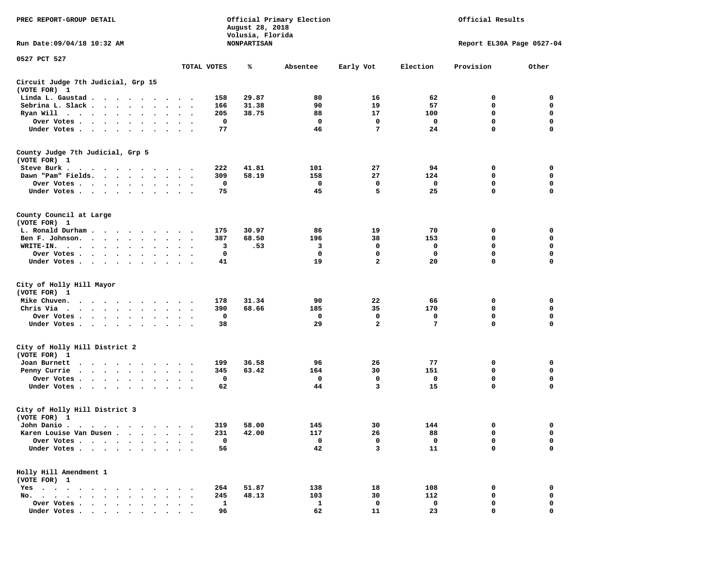PREC REPORT-GROUP DETAIL

Official Primary Election
August 28, 2018
Volusia, Florida
NONPARTISAN

Official Results

Run Date:09/04/18 10:32 AM

Report EL30A Page 0527-04

0527 PCT 527

| | TOTAL VOTES | % | Absentee | Early Vot | Election | Provision | Other |
|---|---|---|---|---|---|---|---|
| **Circuit Judge 7th Judicial, Grp 15 (VOTE FOR) 1** | | | | | | | |
| Linda L. Gaustad | 158 | 29.87 | 80 | 16 | 62 | 0 | 0 |
| Sebrina L. Slack | 166 | 31.38 | 90 | 19 | 57 | 0 | 0 |
| Ryan Will | 205 | 38.75 | 88 | 17 | 100 | 0 | 0 |
| Over Votes | 0 | | 0 | 0 | 0 | 0 | 0 |
| Under Votes | 77 | | 46 | 7 | 24 | 0 | 0 |
| **County Judge 7th Judicial, Grp 5 (VOTE FOR) 1** | | | | | | | |
| Steve Burk | 222 | 41.81 | 101 | 27 | 94 | 0 | 0 |
| Dawn "Pam" Fields | 309 | 58.19 | 158 | 27 | 124 | 0 | 0 |
| Over Votes | 0 | | 0 | 0 | 0 | 0 | 0 |
| Under Votes | 75 | | 45 | 5 | 25 | 0 | 0 |
| **County Council at Large (VOTE FOR) 1** | | | | | | | |
| L. Ronald Durham | 175 | 30.97 | 86 | 19 | 70 | 0 | 0 |
| Ben F. Johnson | 387 | 68.50 | 196 | 38 | 153 | 0 | 0 |
| WRITE-IN | 3 | .53 | 3 | 0 | 0 | 0 | 0 |
| Over Votes | 0 | | 0 | 0 | 0 | 0 | 0 |
| Under Votes | 41 | | 19 | 2 | 20 | 0 | 0 |
| **City of Holly Hill Mayor (VOTE FOR) 1** | | | | | | | |
| Mike Chuven | 178 | 31.34 | 90 | 22 | 66 | 0 | 0 |
| Chris Via | 390 | 68.66 | 185 | 35 | 170 | 0 | 0 |
| Over Votes | 0 | | 0 | 0 | 0 | 0 | 0 |
| Under Votes | 38 | | 29 | 2 | 7 | 0 | 0 |
| **City of Holly Hill District 2 (VOTE FOR) 1** | | | | | | | |
| Joan Burnett | 199 | 36.58 | 96 | 26 | 77 | 0 | 0 |
| Penny Currie | 345 | 63.42 | 164 | 30 | 151 | 0 | 0 |
| Over Votes | 0 | | 0 | 0 | 0 | 0 | 0 |
| Under Votes | 62 | | 44 | 3 | 15 | 0 | 0 |
| **City of Holly Hill District 3 (VOTE FOR) 1** | | | | | | | |
| John Danio | 319 | 58.00 | 145 | 30 | 144 | 0 | 0 |
| Karen Louise Van Dusen | 231 | 42.00 | 117 | 26 | 88 | 0 | 0 |
| Over Votes | 0 | | 0 | 0 | 0 | 0 | 0 |
| Under Votes | 56 | | 42 | 3 | 11 | 0 | 0 |
| **Holly Hill Amendment 1 (VOTE FOR) 1** | | | | | | | |
| Yes | 264 | 51.87 | 138 | 18 | 108 | 0 | 0 |
| No | 245 | 48.13 | 103 | 30 | 112 | 0 | 0 |
| Over Votes | 1 | | 1 | 0 | 0 | 0 | 0 |
| Under Votes | 96 | | 62 | 11 | 23 | 0 | 0 |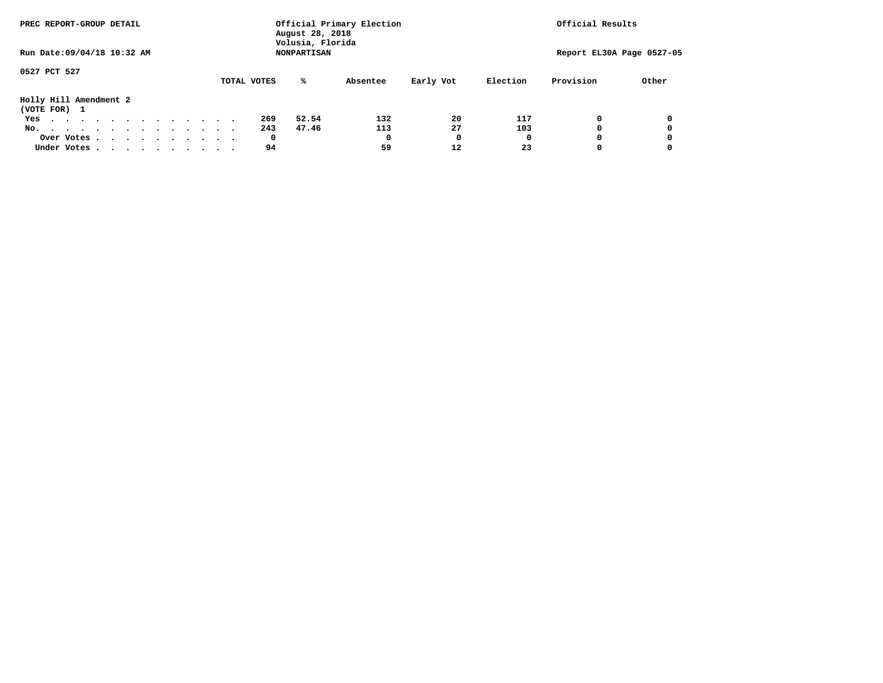PREC REPORT-GROUP DETAIL

Official Primary Election
August 28, 2018
Volusia, Florida
NONPARTISAN

Official Results

Run Date:09/04/18 10:32 AM

Report EL30A Page 0527-05

0527 PCT 527

Holly Hill Amendment 2
(VOTE FOR) 1

| | TOTAL VOTES | % | Absentee | Early Vot | Election | Provision | Other |
|---|---|---|---|---|---|---|---|
| Yes | 269 | 52.54 | 132 | 20 | 117 | 0 | 0 |
| No. | 243 | 47.46 | 113 | 27 | 103 | 0 | 0 |
| Over Votes | 0 | | 0 | 0 | 0 | 0 | 0 |
| Under Votes | 94 | | 59 | 12 | 23 | 0 | 0 |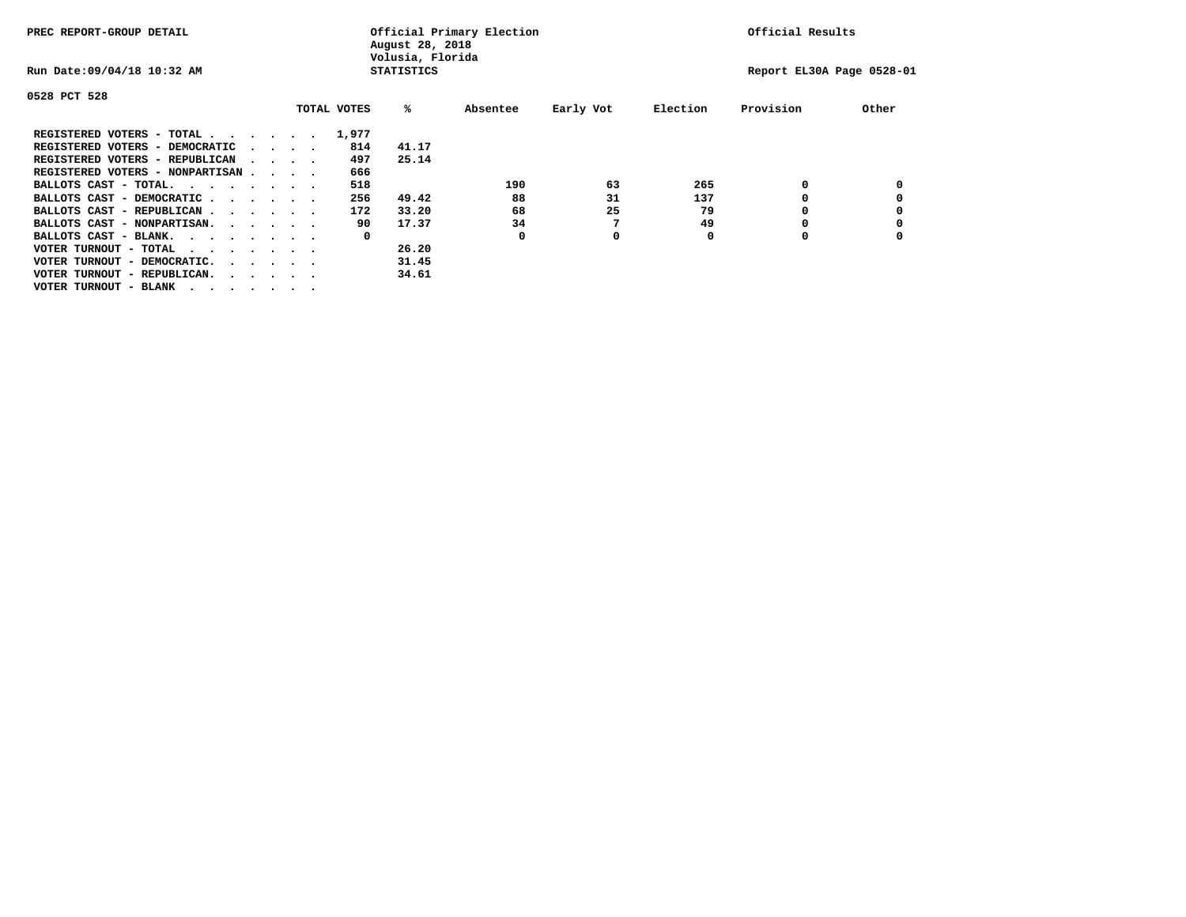PREC REPORT-GROUP DETAIL

Official Primary Election
August 28, 2018
Volusia, Florida
STATISTICS

Official Results

Run Date:09/04/18 10:32 AM

Report EL30A Page 0528-01

0528 PCT 528

| | TOTAL VOTES | % | Absentee | Early Vot | Election | Provision | Other |
|---|---|---|---|---|---|---|---|
| REGISTERED VOTERS - TOTAL . . . . . . | 1,977 | | | | | | |
| REGISTERED VOTERS - DEMOCRATIC . . . . | 814 | 41.17 | | | | | |
| REGISTERED VOTERS - REPUBLICAN . . . . | 497 | 25.14 | | | | | |
| REGISTERED VOTERS - NONPARTISAN . . . . | 666 | | | | | | |
| BALLOTS CAST - TOTAL. . . . . . . . | 518 | | 190 | 63 | 265 | 0 | 0 |
| BALLOTS CAST - DEMOCRATIC . . . . . . | 256 | 49.42 | 88 | 31 | 137 | 0 | 0 |
| BALLOTS CAST - REPUBLICAN . . . . . . | 172 | 33.20 | 68 | 25 | 79 | 0 | 0 |
| BALLOTS CAST - NONPARTISAN. . . . . . | 90 | 17.37 | 34 | 7 | 49 | 0 | 0 |
| BALLOTS CAST - BLANK. . . . . . . . | 0 | | 0 | 0 | 0 | 0 | 0 |
| VOTER TURNOUT - TOTAL . . . . . . . | | 26.20 | | | | | |
| VOTER TURNOUT - DEMOCRATIC. . . . . . | | 31.45 | | | | | |
| VOTER TURNOUT - REPUBLICAN. . . . . . | | 34.61 | | | | | |
| VOTER TURNOUT - BLANK . . . . . . . | | | | | | | |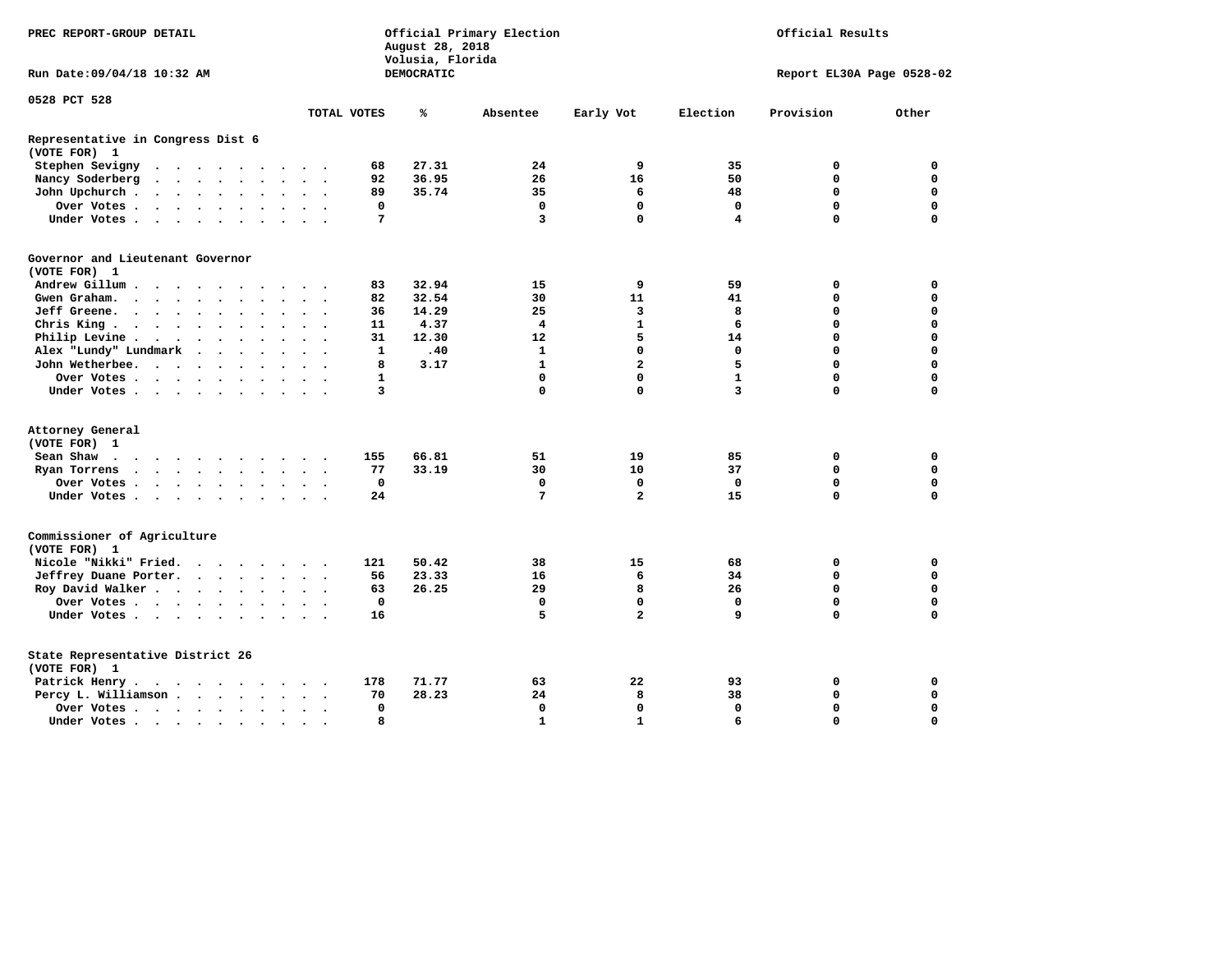PREC REPORT-GROUP DETAIL

Official Primary Election
August 28, 2018
Volusia, Florida
DEMOCRATIC

Official Results

Run Date:09/04/18 10:32 AM

Report EL30A Page 0528-02

0528 PCT 528

| | TOTAL VOTES | % | Absentee | Early Vot | Election | Provision | Other |
|---|---|---|---|---|---|---|---|
| **Representative in Congress Dist 6** | | | | | | | |
| **(VOTE FOR) 1** | | | | | | | |
| Stephen Sevigny | 68 | 27.31 | 24 | 9 | 35 | 0 | 0 |
| Nancy Soderberg | 92 | 36.95 | 26 | 16 | 50 | 0 | 0 |
| John Upchurch | 89 | 35.74 | 35 | 6 | 48 | 0 | 0 |
| Over Votes | 0 | | 0 | 0 | 0 | 0 | 0 |
| Under Votes | 7 | | 3 | 0 | 4 | 0 | 0 |
| **Governor and Lieutenant Governor** | | | | | | | |
| **(VOTE FOR) 1** | | | | | | | |
| Andrew Gillum | 83 | 32.94 | 15 | 9 | 59 | 0 | 0 |
| Gwen Graham | 82 | 32.54 | 30 | 11 | 41 | 0 | 0 |
| Jeff Greene | 36 | 14.29 | 25 | 3 | 8 | 0 | 0 |
| Chris King | 11 | 4.37 | 4 | 1 | 6 | 0 | 0 |
| Philip Levine | 31 | 12.30 | 12 | 5 | 14 | 0 | 0 |
| Alex "Lundy" Lundmark | 1 | .40 | 1 | 0 | 0 | 0 | 0 |
| John Wetherbee | 8 | 3.17 | 1 | 2 | 5 | 0 | 0 |
| Over Votes | 1 | | 0 | 0 | 1 | 0 | 0 |
| Under Votes | 3 | | 0 | 0 | 3 | 0 | 0 |
| **Attorney General** | | | | | | | |
| **(VOTE FOR) 1** | | | | | | | |
| Sean Shaw | 155 | 66.81 | 51 | 19 | 85 | 0 | 0 |
| Ryan Torrens | 77 | 33.19 | 30 | 10 | 37 | 0 | 0 |
| Over Votes | 0 | | 0 | 0 | 0 | 0 | 0 |
| Under Votes | 24 | | 7 | 2 | 15 | 0 | 0 |
| **Commissioner of Agriculture** | | | | | | | |
| **(VOTE FOR) 1** | | | | | | | |
| Nicole "Nikki" Fried | 121 | 50.42 | 38 | 15 | 68 | 0 | 0 |
| Jeffrey Duane Porter | 56 | 23.33 | 16 | 6 | 34 | 0 | 0 |
| Roy David Walker | 63 | 26.25 | 29 | 8 | 26 | 0 | 0 |
| Over Votes | 0 | | 0 | 0 | 0 | 0 | 0 |
| Under Votes | 16 | | 5 | 2 | 9 | 0 | 0 |
| **State Representative District 26** | | | | | | | |
| **(VOTE FOR) 1** | | | | | | | |
| Patrick Henry | 178 | 71.77 | 63 | 22 | 93 | 0 | 0 |
| Percy L. Williamson | 70 | 28.23 | 24 | 8 | 38 | 0 | 0 |
| Over Votes | 0 | | 0 | 0 | 0 | 0 | 0 |
| Under Votes | 8 | | 1 | 1 | 6 | 0 | 0 |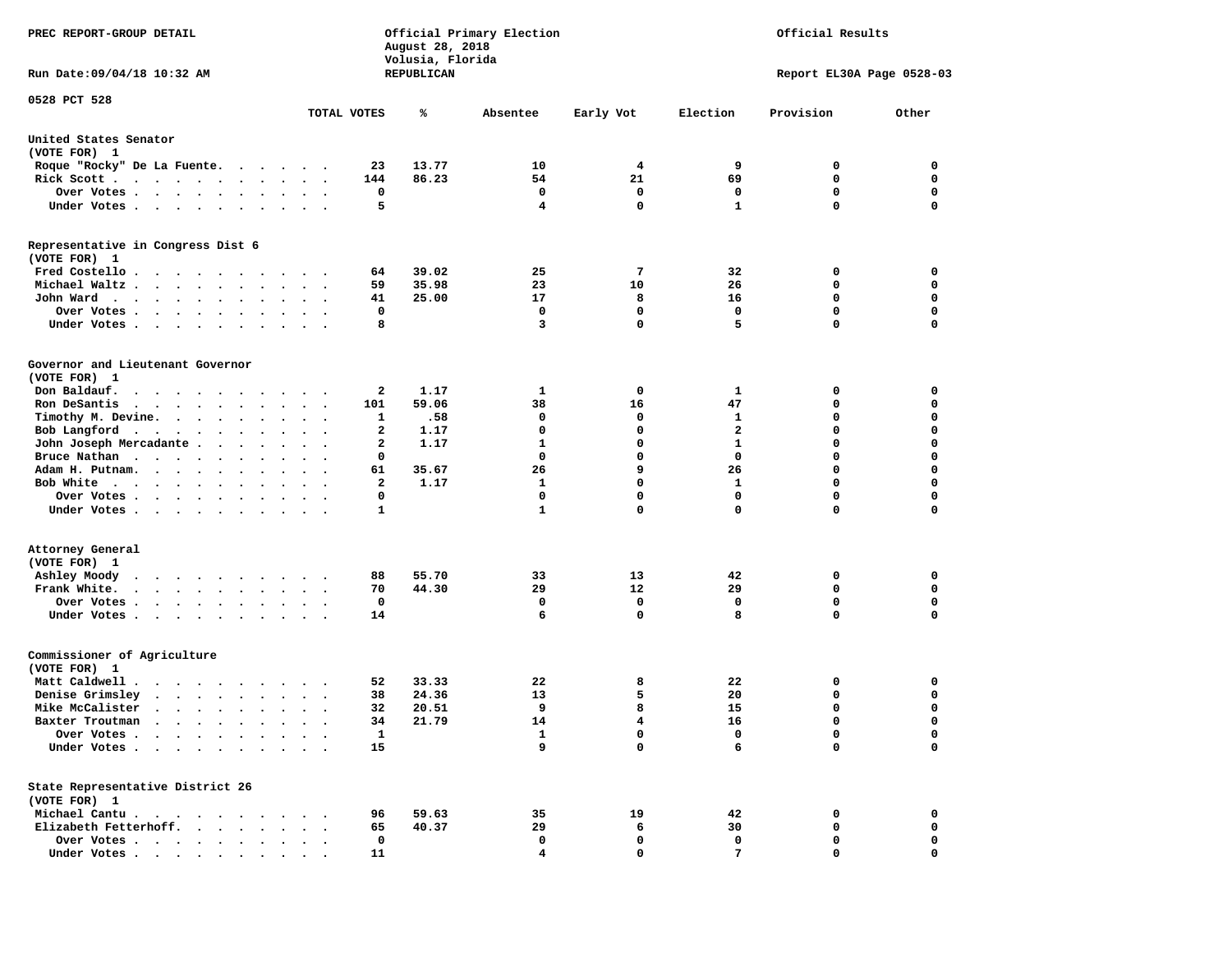PREC REPORT-GROUP DETAIL

Official Primary Election
August 28, 2018
Volusia, Florida
REPUBLICAN

Official Results

Run Date:09/04/18 10:32 AM

Report EL30A Page 0528-03

0528 PCT 528

| | TOTAL VOTES | % | Absentee | Early Vot | Election | Provision | Other |
|---|---|---|---|---|---|---|---|
| **United States Senator** | | | | | | | |
| (VOTE FOR) 1 | | | | | | | |
| Roque "Rocky" De La Fuente | 23 | 13.77 | 10 | 4 | 9 | 0 | 0 |
| Rick Scott | 144 | 86.23 | 54 | 21 | 69 | 0 | 0 |
| Over Votes | 0 | | 0 | 0 | 0 | 0 | 0 |
| Under Votes | 5 | | 4 | 0 | 1 | 0 | 0 |
| **Representative in Congress Dist 6** | | | | | | | |
| (VOTE FOR) 1 | | | | | | | |
| Fred Costello | 64 | 39.02 | 25 | 7 | 32 | 0 | 0 |
| Michael Waltz | 59 | 35.98 | 23 | 10 | 26 | 0 | 0 |
| John Ward | 41 | 25.00 | 17 | 8 | 16 | 0 | 0 |
| Over Votes | 0 | | 0 | 0 | 0 | 0 | 0 |
| Under Votes | 8 | | 3 | 0 | 5 | 0 | 0 |
| **Governor and Lieutenant Governor** | | | | | | | |
| (VOTE FOR) 1 | | | | | | | |
| Don Baldauf | 2 | 1.17 | 1 | 0 | 1 | 0 | 0 |
| Ron DeSantis | 101 | 59.06 | 38 | 16 | 47 | 0 | 0 |
| Timothy M. Devine | 1 | .58 | 0 | 0 | 1 | 0 | 0 |
| Bob Langford | 2 | 1.17 | 0 | 0 | 2 | 0 | 0 |
| John Joseph Mercadante | 2 | 1.17 | 1 | 0 | 1 | 0 | 0 |
| Bruce Nathan | 0 | | 0 | 0 | 0 | 0 | 0 |
| Adam H. Putnam | 61 | 35.67 | 26 | 9 | 26 | 0 | 0 |
| Bob White | 2 | 1.17 | 1 | 0 | 1 | 0 | 0 |
| Over Votes | 0 | | 0 | 0 | 0 | 0 | 0 |
| Under Votes | 1 | | 1 | 0 | 0 | 0 | 0 |
| **Attorney General** | | | | | | | |
| (VOTE FOR) 1 | | | | | | | |
| Ashley Moody | 88 | 55.70 | 33 | 13 | 42 | 0 | 0 |
| Frank White | 70 | 44.30 | 29 | 12 | 29 | 0 | 0 |
| Over Votes | 0 | | 0 | 0 | 0 | 0 | 0 |
| Under Votes | 14 | | 6 | 0 | 8 | 0 | 0 |
| **Commissioner of Agriculture** | | | | | | | |
| (VOTE FOR) 1 | | | | | | | |
| Matt Caldwell | 52 | 33.33 | 22 | 8 | 22 | 0 | 0 |
| Denise Grimsley | 38 | 24.36 | 13 | 5 | 20 | 0 | 0 |
| Mike McCalister | 32 | 20.51 | 9 | 8 | 15 | 0 | 0 |
| Baxter Troutman | 34 | 21.79 | 14 | 4 | 16 | 0 | 0 |
| Over Votes | 1 | | 1 | 0 | 0 | 0 | 0 |
| Under Votes | 15 | | 9 | 0 | 6 | 0 | 0 |
| **State Representative District 26** | | | | | | | |
| (VOTE FOR) 1 | | | | | | | |
| Michael Cantu | 96 | 59.63 | 35 | 19 | 42 | 0 | 0 |
| Elizabeth Fetterhoff | 65 | 40.37 | 29 | 6 | 30 | 0 | 0 |
| Over Votes | 0 | | 0 | 0 | 0 | 0 | 0 |
| Under Votes | 11 | | 4 | 0 | 7 | 0 | 0 |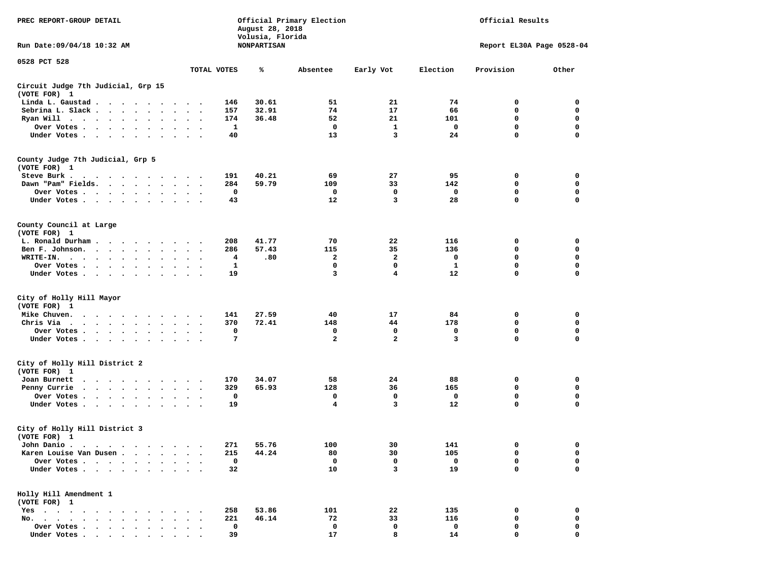PREC REPORT-GROUP DETAIL

Official Primary Election
August 28, 2018
Volusia, Florida
NONPARTISAN

Official Results

Run Date:09/04/18 10:32 AM

Report EL30A Page 0528-04

0528 PCT 528

| | TOTAL VOTES | % | Absentee | Early Vot | Election | Provision | Other |
|---|---|---|---|---|---|---|---|
| **Circuit Judge 7th Judicial, Grp 15** | | | | | | | |
| **(VOTE FOR) 1** | | | | | | | |
| Linda L. Gaustad | 146 | 30.61 | 51 | 21 | 74 | 0 | 0 |
| Sebrina L. Slack | 157 | 32.91 | 74 | 17 | 66 | 0 | 0 |
| Ryan Will | 174 | 36.48 | 52 | 21 | 101 | 0 | 0 |
| Over Votes | 1 | | 0 | 1 | 0 | 0 | 0 |
| Under Votes | 40 | | 13 | 3 | 24 | 0 | 0 |
| **County Judge 7th Judicial, Grp 5** | | | | | | | |
| **(VOTE FOR) 1** | | | | | | | |
| Steve Burk | 191 | 40.21 | 69 | 27 | 95 | 0 | 0 |
| Dawn "Pam" Fields | 284 | 59.79 | 109 | 33 | 142 | 0 | 0 |
| Over Votes | 0 | | 0 | 0 | 0 | 0 | 0 |
| Under Votes | 43 | | 12 | 3 | 28 | 0 | 0 |
| **County Council at Large** | | | | | | | |
| **(VOTE FOR) 1** | | | | | | | |
| L. Ronald Durham | 208 | 41.77 | 70 | 22 | 116 | 0 | 0 |
| Ben F. Johnson | 286 | 57.43 | 115 | 35 | 136 | 0 | 0 |
| WRITE-IN | 4 | .80 | 2 | 2 | 0 | 0 | 0 |
| Over Votes | 1 | | 0 | 0 | 1 | 0 | 0 |
| Under Votes | 19 | | 3 | 4 | 12 | 0 | 0 |
| **City of Holly Hill Mayor** | | | | | | | |
| **(VOTE FOR) 1** | | | | | | | |
| Mike Chuven | 141 | 27.59 | 40 | 17 | 84 | 0 | 0 |
| Chris Via | 370 | 72.41 | 148 | 44 | 178 | 0 | 0 |
| Over Votes | 0 | | 0 | 0 | 0 | 0 | 0 |
| Under Votes | 7 | | 2 | 2 | 3 | 0 | 0 |
| **City of Holly Hill District 2** | | | | | | | |
| **(VOTE FOR) 1** | | | | | | | |
| Joan Burnett | 170 | 34.07 | 58 | 24 | 88 | 0 | 0 |
| Penny Currie | 329 | 65.93 | 128 | 36 | 165 | 0 | 0 |
| Over Votes | 0 | | 0 | 0 | 0 | 0 | 0 |
| Under Votes | 19 | | 4 | 3 | 12 | 0 | 0 |
| **City of Holly Hill District 3** | | | | | | | |
| **(VOTE FOR) 1** | | | | | | | |
| John Danio | 271 | 55.76 | 100 | 30 | 141 | 0 | 0 |
| Karen Louise Van Dusen | 215 | 44.24 | 80 | 30 | 105 | 0 | 0 |
| Over Votes | 0 | | 0 | 0 | 0 | 0 | 0 |
| Under Votes | 32 | | 10 | 3 | 19 | 0 | 0 |
| **Holly Hill Amendment 1** | | | | | | | |
| **(VOTE FOR) 1** | | | | | | | |
| Yes | 258 | 53.86 | 101 | 22 | 135 | 0 | 0 |
| No | 221 | 46.14 | 72 | 33 | 116 | 0 | 0 |
| Over Votes | 0 | | 0 | 0 | 0 | 0 | 0 |
| Under Votes | 39 | | 17 | 8 | 14 | 0 | 0 |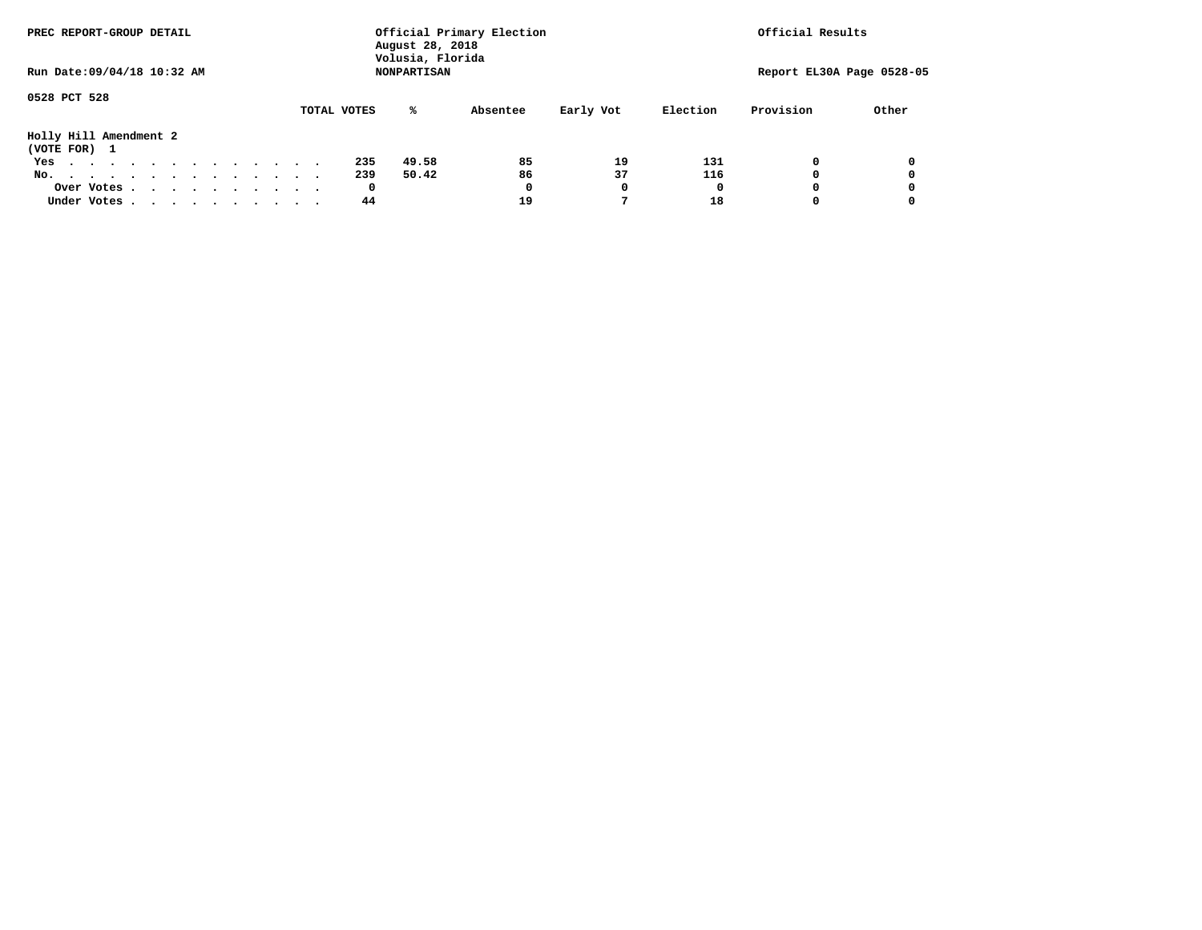PREC REPORT-GROUP DETAIL

Official Primary Election
August 28, 2018
Volusia, Florida
NONPARTISAN

Official Results

Run Date:09/04/18 10:32 AM

Report EL30A Page 0528-05

0528 PCT 528

**Holly Hill Amendment 2**
(VOTE FOR) 1

| | TOTAL VOTES | % | Absentee | Early Vot | Election | Provision | Other |
|---|---|---|---|---|---|---|---|
| Yes | 235 | 49.58 | 85 | 19 | 131 | 0 | 0 |
| No. | 239 | 50.42 | 86 | 37 | 116 | 0 | 0 |
| Over Votes | 0 | | 0 | 0 | 0 | 0 | 0 |
| Under Votes | 44 | | 19 | 7 | 18 | 0 | 0 |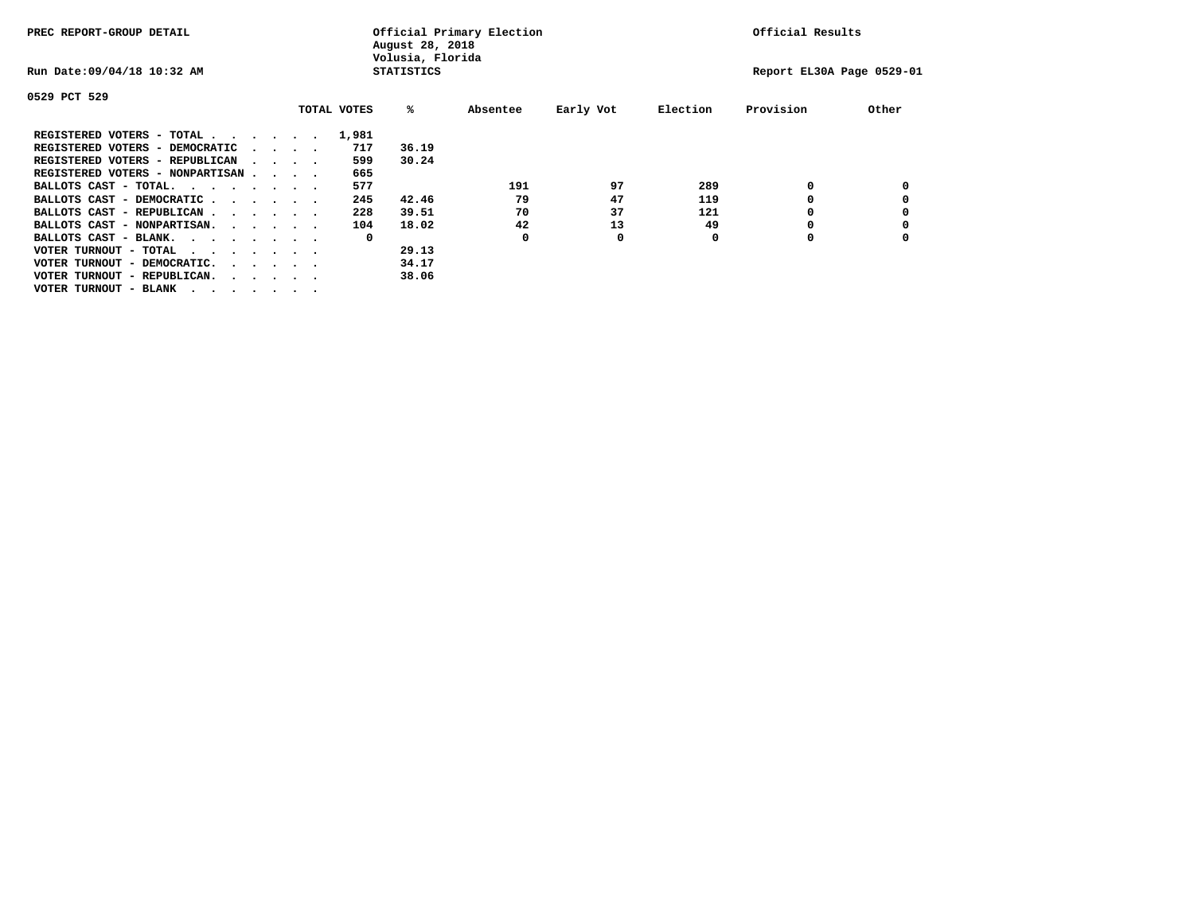PREC REPORT-GROUP DETAIL

Official Primary Election
August 28, 2018
Volusia, Florida
STATISTICS

Official Results

Run Date:09/04/18 10:32 AM

Report EL30A Page 0529-01

0529 PCT 529

| | TOTAL VOTES | % | Absentee | Early Vot | Election | Provision | Other |
|---|---|---|---|---|---|---|---|
| REGISTERED VOTERS - TOTAL . . . . . . | 1,981 | | | | | | |
| REGISTERED VOTERS - DEMOCRATIC . . . . | 717 | 36.19 | | | | | |
| REGISTERED VOTERS - REPUBLICAN . . . . | 599 | 30.24 | | | | | |
| REGISTERED VOTERS - NONPARTISAN . . . . | 665 | | | | | | |
| BALLOTS CAST - TOTAL. . . . . . . . | 577 | | 191 | 97 | 289 | 0 | 0 |
| BALLOTS CAST - DEMOCRATIC . . . . . . | 245 | 42.46 | 79 | 47 | 119 | 0 | 0 |
| BALLOTS CAST - REPUBLICAN . . . . . . | 228 | 39.51 | 70 | 37 | 121 | 0 | 0 |
| BALLOTS CAST - NONPARTISAN. . . . . . | 104 | 18.02 | 42 | 13 | 49 | 0 | 0 |
| BALLOTS CAST - BLANK. . . . . . . . | 0 | | 0 | 0 | 0 | 0 | 0 |
| VOTER TURNOUT - TOTAL . . . . . . . | | 29.13 | | | | | |
| VOTER TURNOUT - DEMOCRATIC. . . . . . | | 34.17 | | | | | |
| VOTER TURNOUT - REPUBLICAN. . . . . . | | 38.06 | | | | | |
| VOTER TURNOUT - BLANK . . . . . . . | | | | | | | |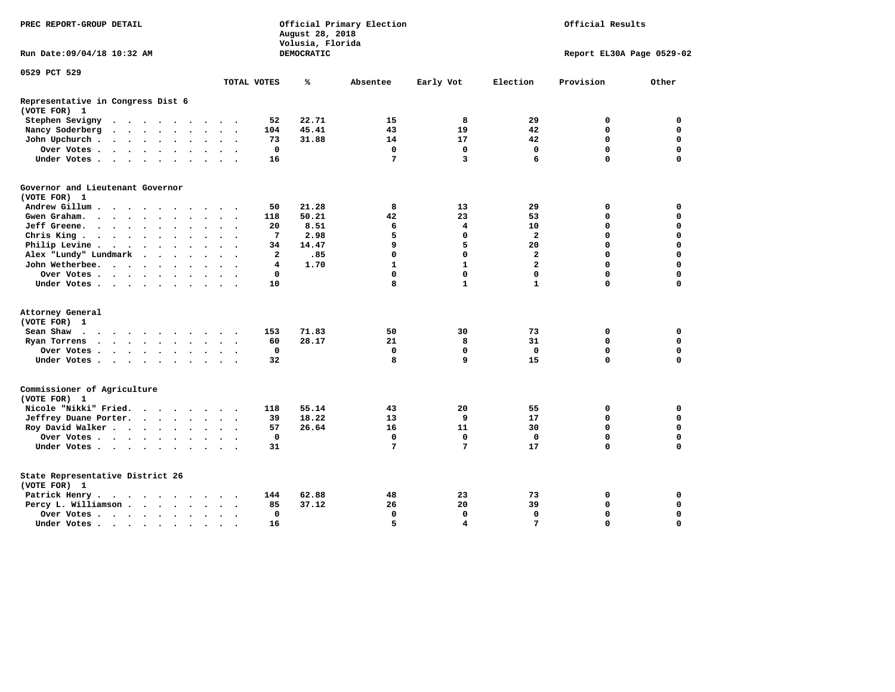PREC REPORT-GROUP DETAIL

Official Primary Election
August 28, 2018
Volusia, Florida
DEMOCRATIC

Official Results

Run Date:09/04/18 10:32 AM

Report EL30A Page 0529-02

0529 PCT 529

| | TOTAL VOTES | % | Absentee | Early Vot | Election | Provision | Other |
|---|---|---|---|---|---|---|---|
| **Representative in Congress Dist 6** | | | | | | | |
| **(VOTE FOR) 1** | | | | | | | |
| Stephen Sevigny | 52 | 22.71 | 15 | 8 | 29 | 0 | 0 |
| Nancy Soderberg | 104 | 45.41 | 43 | 19 | 42 | 0 | 0 |
| John Upchurch | 73 | 31.88 | 14 | 17 | 42 | 0 | 0 |
| Over Votes | 0 | | 0 | 0 | 0 | 0 | 0 |
| Under Votes | 16 | | 7 | 3 | 6 | 0 | 0 |
| **Governor and Lieutenant Governor** | | | | | | | |
| **(VOTE FOR) 1** | | | | | | | |
| Andrew Gillum | 50 | 21.28 | 8 | 13 | 29 | 0 | 0 |
| Gwen Graham | 118 | 50.21 | 42 | 23 | 53 | 0 | 0 |
| Jeff Greene | 20 | 8.51 | 6 | 4 | 10 | 0 | 0 |
| Chris King | 7 | 2.98 | 5 | 0 | 2 | 0 | 0 |
| Philip Levine | 34 | 14.47 | 9 | 5 | 20 | 0 | 0 |
| Alex "Lundy" Lundmark | 2 | .85 | 0 | 0 | 2 | 0 | 0 |
| John Wetherbee | 4 | 1.70 | 1 | 1 | 2 | 0 | 0 |
| Over Votes | 0 | | 0 | 0 | 0 | 0 | 0 |
| Under Votes | 10 | | 8 | 1 | 1 | 0 | 0 |
| **Attorney General** | | | | | | | |
| **(VOTE FOR) 1** | | | | | | | |
| Sean Shaw | 153 | 71.83 | 50 | 30 | 73 | 0 | 0 |
| Ryan Torrens | 60 | 28.17 | 21 | 8 | 31 | 0 | 0 |
| Over Votes | 0 | | 0 | 0 | 0 | 0 | 0 |
| Under Votes | 32 | | 8 | 9 | 15 | 0 | 0 |
| **Commissioner of Agriculture** | | | | | | | |
| **(VOTE FOR) 1** | | | | | | | |
| Nicole "Nikki" Fried | 118 | 55.14 | 43 | 20 | 55 | 0 | 0 |
| Jeffrey Duane Porter | 39 | 18.22 | 13 | 9 | 17 | 0 | 0 |
| Roy David Walker | 57 | 26.64 | 16 | 11 | 30 | 0 | 0 |
| Over Votes | 0 | | 0 | 0 | 0 | 0 | 0 |
| Under Votes | 31 | | 7 | 7 | 17 | 0 | 0 |
| **State Representative District 26** | | | | | | | |
| **(VOTE FOR) 1** | | | | | | | |
| Patrick Henry | 144 | 62.88 | 48 | 23 | 73 | 0 | 0 |
| Percy L. Williamson | 85 | 37.12 | 26 | 20 | 39 | 0 | 0 |
| Over Votes | 0 | | 0 | 0 | 0 | 0 | 0 |
| Under Votes | 16 | | 5 | 4 | 7 | 0 | 0 |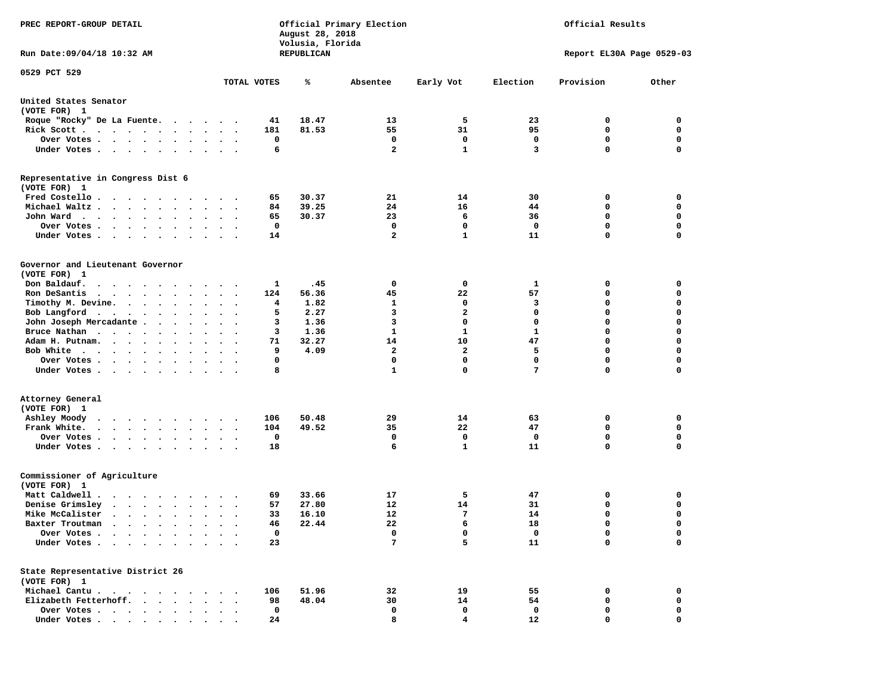PREC REPORT-GROUP DETAIL

Official Primary Election
August 28, 2018
Volusia, Florida
REPUBLICAN

Official Results

Run Date:09/04/18 10:32 AM

Report EL30A Page 0529-03

0529 PCT 529

| | TOTAL VOTES | % | Absentee | Early Vot | Election | Provision | Other |
|---|---|---|---|---|---|---|---|
| **United States Senator** | | | | | | | |
| (VOTE FOR) 1 | | | | | | | |
| Roque "Rocky" De La Fuente | 41 | 18.47 | 13 | 5 | 23 | 0 | 0 |
| Rick Scott | 181 | 81.53 | 55 | 31 | 95 | 0 | 0 |
| Over Votes | 0 | | 0 | 0 | 0 | 0 | 0 |
| Under Votes | 6 | | 2 | 1 | 3 | 0 | 0 |
| **Representative in Congress Dist 6** | | | | | | | |
| (VOTE FOR) 1 | | | | | | | |
| Fred Costello | 65 | 30.37 | 21 | 14 | 30 | 0 | 0 |
| Michael Waltz | 84 | 39.25 | 24 | 16 | 44 | 0 | 0 |
| John Ward | 65 | 30.37 | 23 | 6 | 36 | 0 | 0 |
| Over Votes | 0 | | 0 | 0 | 0 | 0 | 0 |
| Under Votes | 14 | | 2 | 1 | 11 | 0 | 0 |
| **Governor and Lieutenant Governor** | | | | | | | |
| (VOTE FOR) 1 | | | | | | | |
| Don Baldauf | 1 | .45 | 0 | 0 | 1 | 0 | 0 |
| Ron DeSantis | 124 | 56.36 | 45 | 22 | 57 | 0 | 0 |
| Timothy M. Devine | 4 | 1.82 | 1 | 0 | 3 | 0 | 0 |
| Bob Langford | 5 | 2.27 | 3 | 2 | 0 | 0 | 0 |
| John Joseph Mercadante | 3 | 1.36 | 3 | 0 | 0 | 0 | 0 |
| Bruce Nathan | 3 | 1.36 | 1 | 1 | 1 | 0 | 0 |
| Adam H. Putnam | 71 | 32.27 | 14 | 10 | 47 | 0 | 0 |
| Bob White | 9 | 4.09 | 2 | 2 | 5 | 0 | 0 |
| Over Votes | 0 | | 0 | 0 | 0 | 0 | 0 |
| Under Votes | 8 | | 1 | 0 | 7 | 0 | 0 |
| **Attorney General** | | | | | | | |
| (VOTE FOR) 1 | | | | | | | |
| Ashley Moody | 106 | 50.48 | 29 | 14 | 63 | 0 | 0 |
| Frank White | 104 | 49.52 | 35 | 22 | 47 | 0 | 0 |
| Over Votes | 0 | | 0 | 0 | 0 | 0 | 0 |
| Under Votes | 18 | | 6 | 1 | 11 | 0 | 0 |
| **Commissioner of Agriculture** | | | | | | | |
| (VOTE FOR) 1 | | | | | | | |
| Matt Caldwell | 69 | 33.66 | 17 | 5 | 47 | 0 | 0 |
| Denise Grimsley | 57 | 27.80 | 12 | 14 | 31 | 0 | 0 |
| Mike McCalister | 33 | 16.10 | 12 | 7 | 14 | 0 | 0 |
| Baxter Troutman | 46 | 22.44 | 22 | 6 | 18 | 0 | 0 |
| Over Votes | 0 | | 0 | 0 | 0 | 0 | 0 |
| Under Votes | 23 | | 7 | 5 | 11 | 0 | 0 |
| **State Representative District 26** | | | | | | | |
| (VOTE FOR) 1 | | | | | | | |
| Michael Cantu | 106 | 51.96 | 32 | 19 | 55 | 0 | 0 |
| Elizabeth Fetterhoff | 98 | 48.04 | 30 | 14 | 54 | 0 | 0 |
| Over Votes | 0 | | 0 | 0 | 0 | 0 | 0 |
| Under Votes | 24 | | 8 | 4 | 12 | 0 | 0 |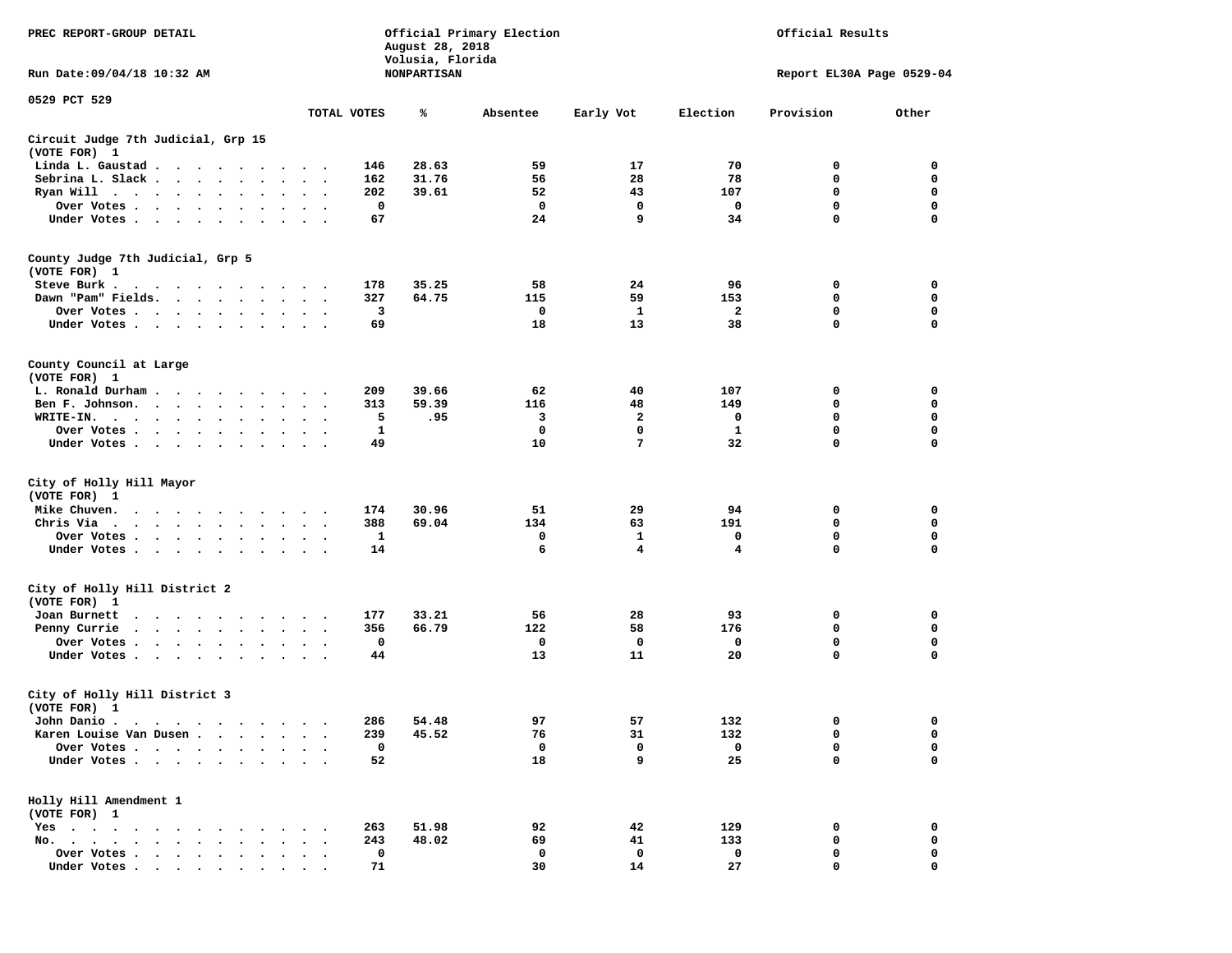PREC REPORT-GROUP DETAIL

Official Primary Election
August 28, 2018
Volusia, Florida
NONPARTISAN

Official Results

Run Date:09/04/18 10:32 AM

Report EL30A Page 0529-04

0529 PCT 529

| | TOTAL VOTES | % | Absentee | Early Vot | Election | Provision | Other |
|---|---|---|---|---|---|---|---|
| **Circuit Judge 7th Judicial, Grp 15** | | | | | | | |
| (VOTE FOR) 1 | | | | | | | |
| Linda L. Gaustad | 146 | 28.63 | 59 | 17 | 70 | 0 | 0 |
| Sebrina L. Slack | 162 | 31.76 | 56 | 28 | 78 | 0 | 0 |
| Ryan Will | 202 | 39.61 | 52 | 43 | 107 | 0 | 0 |
| Over Votes | 0 | | 0 | 0 | 0 | 0 | 0 |
| Under Votes | 67 | | 24 | 9 | 34 | 0 | 0 |
| **County Judge 7th Judicial, Grp 5** | | | | | | | |
| (VOTE FOR) 1 | | | | | | | |
| Steve Burk | 178 | 35.25 | 58 | 24 | 96 | 0 | 0 |
| Dawn "Pam" Fields | 327 | 64.75 | 115 | 59 | 153 | 0 | 0 |
| Over Votes | 3 | | 0 | 1 | 2 | 0 | 0 |
| Under Votes | 69 | | 18 | 13 | 38 | 0 | 0 |
| **County Council at Large** | | | | | | | |
| (VOTE FOR) 1 | | | | | | | |
| L. Ronald Durham | 209 | 39.66 | 62 | 40 | 107 | 0 | 0 |
| Ben F. Johnson | 313 | 59.39 | 116 | 48 | 149 | 0 | 0 |
| WRITE-IN | 5 | .95 | 3 | 2 | 0 | 0 | 0 |
| Over Votes | 1 | | 0 | 0 | 1 | 0 | 0 |
| Under Votes | 49 | | 10 | 7 | 32 | 0 | 0 |
| **City of Holly Hill Mayor** | | | | | | | |
| (VOTE FOR) 1 | | | | | | | |
| Mike Chuven | 174 | 30.96 | 51 | 29 | 94 | 0 | 0 |
| Chris Via | 388 | 69.04 | 134 | 63 | 191 | 0 | 0 |
| Over Votes | 1 | | 0 | 1 | 0 | 0 | 0 |
| Under Votes | 14 | | 6 | 4 | 4 | 0 | 0 |
| **City of Holly Hill District 2** | | | | | | | |
| (VOTE FOR) 1 | | | | | | | |
| Joan Burnett | 177 | 33.21 | 56 | 28 | 93 | 0 | 0 |
| Penny Currie | 356 | 66.79 | 122 | 58 | 176 | 0 | 0 |
| Over Votes | 0 | | 0 | 0 | 0 | 0 | 0 |
| Under Votes | 44 | | 13 | 11 | 20 | 0 | 0 |
| **City of Holly Hill District 3** | | | | | | | |
| (VOTE FOR) 1 | | | | | | | |
| John Danio | 286 | 54.48 | 97 | 57 | 132 | 0 | 0 |
| Karen Louise Van Dusen | 239 | 45.52 | 76 | 31 | 132 | 0 | 0 |
| Over Votes | 0 | | 0 | 0 | 0 | 0 | 0 |
| Under Votes | 52 | | 18 | 9 | 25 | 0 | 0 |
| **Holly Hill Amendment 1** | | | | | | | |
| (VOTE FOR) 1 | | | | | | | |
| Yes | 263 | 51.98 | 92 | 42 | 129 | 0 | 0 |
| No | 243 | 48.02 | 69 | 41 | 133 | 0 | 0 |
| Over Votes | 0 | | 0 | 0 | 0 | 0 | 0 |
| Under Votes | 71 | | 30 | 14 | 27 | 0 | 0 |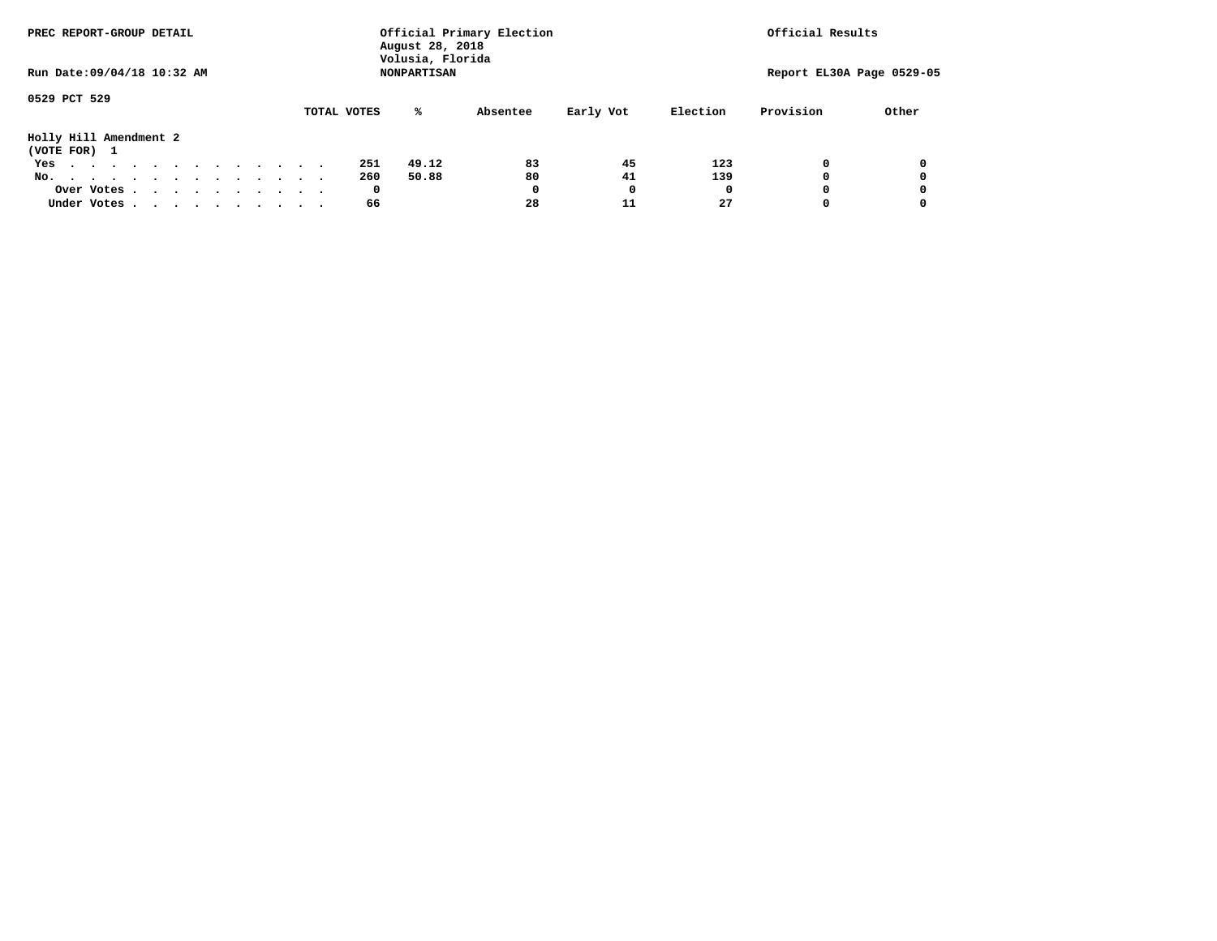PREC REPORT-GROUP DETAIL

Official Primary Election
August 28, 2018
Volusia, Florida
NONPARTISAN

Official Results

Run Date:09/04/18 10:32 AM

Report EL30A Page 0529-05

0529 PCT 529

**Holly Hill Amendment 2**
(VOTE FOR) 1

| | TOTAL VOTES | % | Absentee | Early Vot | Election | Provision | Other |
|---|---|---|---|---|---|---|---|
| Yes | 251 | 49.12 | 83 | 45 | 123 | 0 | 0 |
| No. | 260 | 50.88 | 80 | 41 | 139 | 0 | 0 |
| Over Votes | 0 | | 0 | 0 | 0 | 0 | 0 |
| Under Votes | 66 | | 28 | 11 | 27 | 0 | 0 |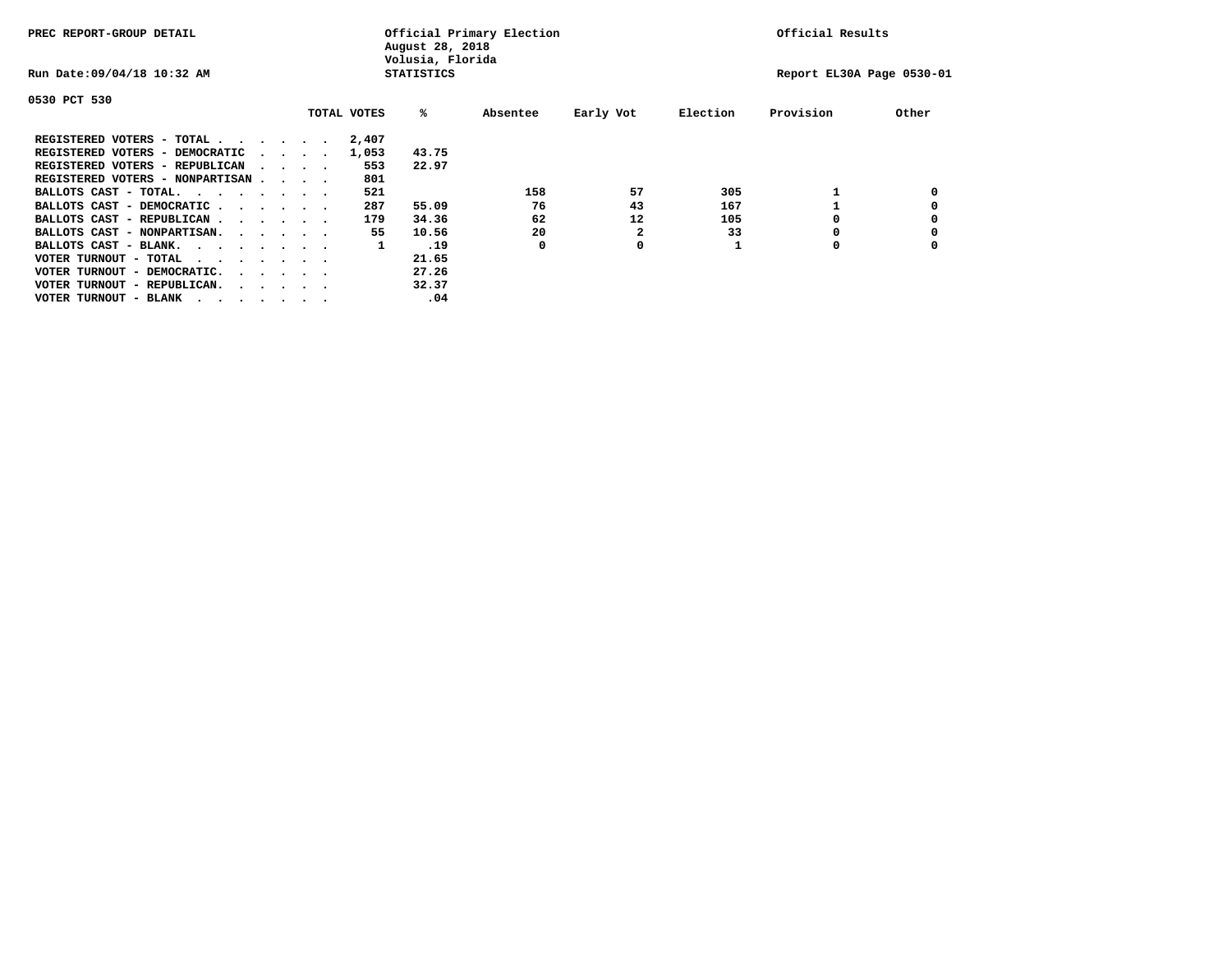PREC REPORT-GROUP DETAIL

Official Primary Election
August 28, 2018
Volusia, Florida
STATISTICS

Official Results

Run Date:09/04/18 10:32 AM

Report EL30A Page 0530-01

0530 PCT 530

| | TOTAL VOTES | % | Absentee | Early Vot | Election | Provision | Other |
|---|---|---|---|---|---|---|---|
| REGISTERED VOTERS - TOTAL . . . . . . | 2,407 | | | | | | |
| REGISTERED VOTERS - DEMOCRATIC . . . . | 1,053 | 43.75 | | | | | |
| REGISTERED VOTERS - REPUBLICAN . . . . | 553 | 22.97 | | | | | |
| REGISTERED VOTERS - NONPARTISAN . . . . | 801 | | | | | | |
| BALLOTS CAST - TOTAL. . . . . . . . | 521 | | 158 | 57 | 305 | 1 | 0 |
| BALLOTS CAST - DEMOCRATIC . . . . . . | 287 | 55.09 | 76 | 43 | 167 | 1 | 0 |
| BALLOTS CAST - REPUBLICAN . . . . . . | 179 | 34.36 | 62 | 12 | 105 | 0 | 0 |
| BALLOTS CAST - NONPARTISAN. . . . . . | 55 | 10.56 | 20 | 2 | 33 | 0 | 0 |
| BALLOTS CAST - BLANK. . . . . . . . | 1 | .19 | 0 | 0 | 1 | 0 | 0 |
| VOTER TURNOUT - TOTAL . . . . . . . | | 21.65 | | | | | |
| VOTER TURNOUT - DEMOCRATIC. . . . . . | | 27.26 | | | | | |
| VOTER TURNOUT - REPUBLICAN. . . . . . | | 32.37 | | | | | |
| VOTER TURNOUT - BLANK . . . . . . . | | .04 | | | | | |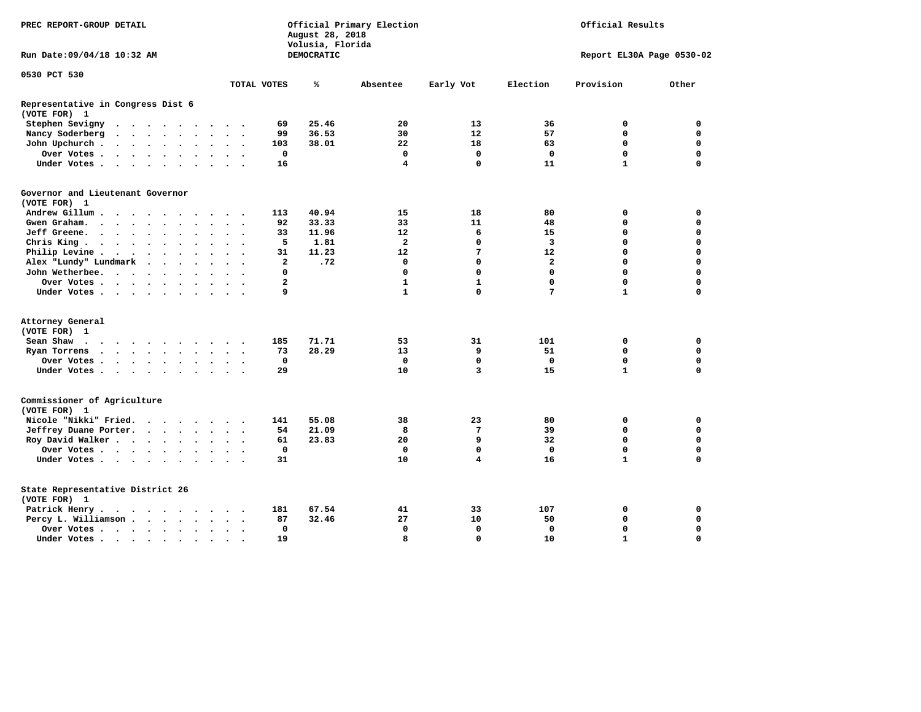PREC REPORT-GROUP DETAIL

Official Primary Election
August 28, 2018
Volusia, Florida
DEMOCRATIC

Official Results

Run Date:09/04/18 10:32 AM

Report EL30A Page 0530-02

0530 PCT 530

## Representative in Congress Dist 6
(VOTE FOR) 1

| | TOTAL VOTES | % | Absentee | Early Vot | Election | Provision | Other |
|---|---|---|---|---|---|---|---|
| Stephen Sevigny | 69 | 25.46 | 20 | 13 | 36 | 0 | 0 |
| Nancy Soderberg | 99 | 36.53 | 30 | 12 | 57 | 0 | 0 |
| John Upchurch | 103 | 38.01 | 22 | 18 | 63 | 0 | 0 |
| Over Votes | 0 | | 0 | 0 | 0 | 0 | 0 |
| Under Votes | 16 | | 4 | 0 | 11 | 1 | 0 |

## Governor and Lieutenant Governor
(VOTE FOR) 1

| | TOTAL VOTES | % | Absentee | Early Vot | Election | Provision | Other |
|---|---|---|---|---|---|---|---|
| Andrew Gillum | 113 | 40.94 | 15 | 18 | 80 | 0 | 0 |
| Gwen Graham | 92 | 33.33 | 33 | 11 | 48 | 0 | 0 |
| Jeff Greene | 33 | 11.96 | 12 | 6 | 15 | 0 | 0 |
| Chris King | 5 | 1.81 | 2 | 0 | 3 | 0 | 0 |
| Philip Levine | 31 | 11.23 | 12 | 7 | 12 | 0 | 0 |
| Alex "Lundy" Lundmark | 2 | .72 | 0 | 0 | 2 | 0 | 0 |
| John Wetherbee | 0 | | 0 | 0 | 0 | 0 | 0 |
| Over Votes | 2 | | 1 | 1 | 0 | 0 | 0 |
| Under Votes | 9 | | 1 | 0 | 7 | 1 | 0 |

## Attorney General
(VOTE FOR) 1

| | TOTAL VOTES | % | Absentee | Early Vot | Election | Provision | Other |
|---|---|---|---|---|---|---|---|
| Sean Shaw | 185 | 71.71 | 53 | 31 | 101 | 0 | 0 |
| Ryan Torrens | 73 | 28.29 | 13 | 9 | 51 | 0 | 0 |
| Over Votes | 0 | | 0 | 0 | 0 | 0 | 0 |
| Under Votes | 29 | | 10 | 3 | 15 | 1 | 0 |

## Commissioner of Agriculture
(VOTE FOR) 1

| | TOTAL VOTES | % | Absentee | Early Vot | Election | Provision | Other |
|---|---|---|---|---|---|---|---|
| Nicole "Nikki" Fried | 141 | 55.08 | 38 | 23 | 80 | 0 | 0 |
| Jeffrey Duane Porter | 54 | 21.09 | 8 | 7 | 39 | 0 | 0 |
| Roy David Walker | 61 | 23.83 | 20 | 9 | 32 | 0 | 0 |
| Over Votes | 0 | | 0 | 0 | 0 | 0 | 0 |
| Under Votes | 31 | | 10 | 4 | 16 | 1 | 0 |

## State Representative District 26
(VOTE FOR) 1

| | TOTAL VOTES | % | Absentee | Early Vot | Election | Provision | Other |
|---|---|---|---|---|---|---|---|
| Patrick Henry | 181 | 67.54 | 41 | 33 | 107 | 0 | 0 |
| Percy L. Williamson | 87 | 32.46 | 27 | 10 | 50 | 0 | 0 |
| Over Votes | 0 | | 0 | 0 | 0 | 0 | 0 |
| Under Votes | 19 | | 8 | 0 | 10 | 1 | 0 |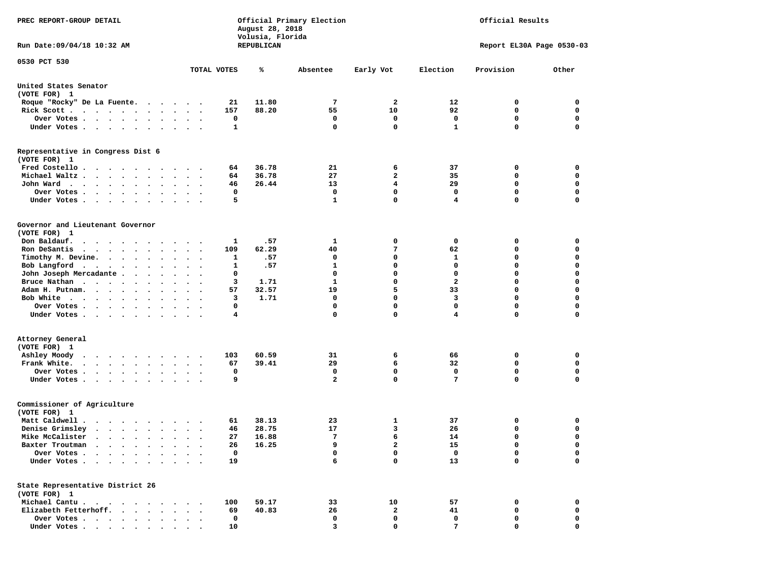PREC REPORT-GROUP DETAIL

Official Primary Election
August 28, 2018
Volusia, Florida
REPUBLICAN

Official Results

Run Date:09/04/18 10:32 AM

Report EL30A Page 0530-03

0530 PCT 530

| | TOTAL VOTES | % | Absentee | Early Vot | Election | Provision | Other |
|---|---|---|---|---|---|---|---|
| **United States Senator** | | | | | | | |
| (VOTE FOR) 1 | | | | | | | |
| Roque "Rocky" De La Fuente | 21 | 11.80 | 7 | 2 | 12 | 0 | 0 |
| Rick Scott | 157 | 88.20 | 55 | 10 | 92 | 0 | 0 |
| Over Votes | 0 | | 0 | 0 | 0 | 0 | 0 |
| Under Votes | 1 | | 0 | 0 | 1 | 0 | 0 |
| **Representative in Congress Dist 6** | | | | | | | |
| (VOTE FOR) 1 | | | | | | | |
| Fred Costello | 64 | 36.78 | 21 | 6 | 37 | 0 | 0 |
| Michael Waltz | 64 | 36.78 | 27 | 2 | 35 | 0 | 0 |
| John Ward | 46 | 26.44 | 13 | 4 | 29 | 0 | 0 |
| Over Votes | 0 | | 0 | 0 | 0 | 0 | 0 |
| Under Votes | 5 | | 1 | 0 | 4 | 0 | 0 |
| **Governor and Lieutenant Governor** | | | | | | | |
| (VOTE FOR) 1 | | | | | | | |
| Don Baldauf | 1 | .57 | 1 | 0 | 0 | 0 | 0 |
| Ron DeSantis | 109 | 62.29 | 40 | 7 | 62 | 0 | 0 |
| Timothy M. Devine | 1 | .57 | 0 | 0 | 1 | 0 | 0 |
| Bob Langford | 1 | .57 | 1 | 0 | 0 | 0 | 0 |
| John Joseph Mercadante | 0 | | 0 | 0 | 0 | 0 | 0 |
| Bruce Nathan | 3 | 1.71 | 1 | 0 | 2 | 0 | 0 |
| Adam H. Putnam | 57 | 32.57 | 19 | 5 | 33 | 0 | 0 |
| Bob White | 3 | 1.71 | 0 | 0 | 3 | 0 | 0 |
| Over Votes | 0 | | 0 | 0 | 0 | 0 | 0 |
| Under Votes | 4 | | 0 | 0 | 4 | 0 | 0 |
| **Attorney General** | | | | | | | |
| (VOTE FOR) 1 | | | | | | | |
| Ashley Moody | 103 | 60.59 | 31 | 6 | 66 | 0 | 0 |
| Frank White | 67 | 39.41 | 29 | 6 | 32 | 0 | 0 |
| Over Votes | 0 | | 0 | 0 | 0 | 0 | 0 |
| Under Votes | 9 | | 2 | 0 | 7 | 0 | 0 |
| **Commissioner of Agriculture** | | | | | | | |
| (VOTE FOR) 1 | | | | | | | |
| Matt Caldwell | 61 | 38.13 | 23 | 1 | 37 | 0 | 0 |
| Denise Grimsley | 46 | 28.75 | 17 | 3 | 26 | 0 | 0 |
| Mike McCalister | 27 | 16.88 | 7 | 6 | 14 | 0 | 0 |
| Baxter Troutman | 26 | 16.25 | 9 | 2 | 15 | 0 | 0 |
| Over Votes | 0 | | 0 | 0 | 0 | 0 | 0 |
| Under Votes | 19 | | 6 | 0 | 13 | 0 | 0 |
| **State Representative District 26** | | | | | | | |
| (VOTE FOR) 1 | | | | | | | |
| Michael Cantu | 100 | 59.17 | 33 | 10 | 57 | 0 | 0 |
| Elizabeth Fetterhoff | 69 | 40.83 | 26 | 2 | 41 | 0 | 0 |
| Over Votes | 0 | | 0 | 0 | 0 | 0 | 0 |
| Under Votes | 10 | | 3 | 0 | 7 | 0 | 0 |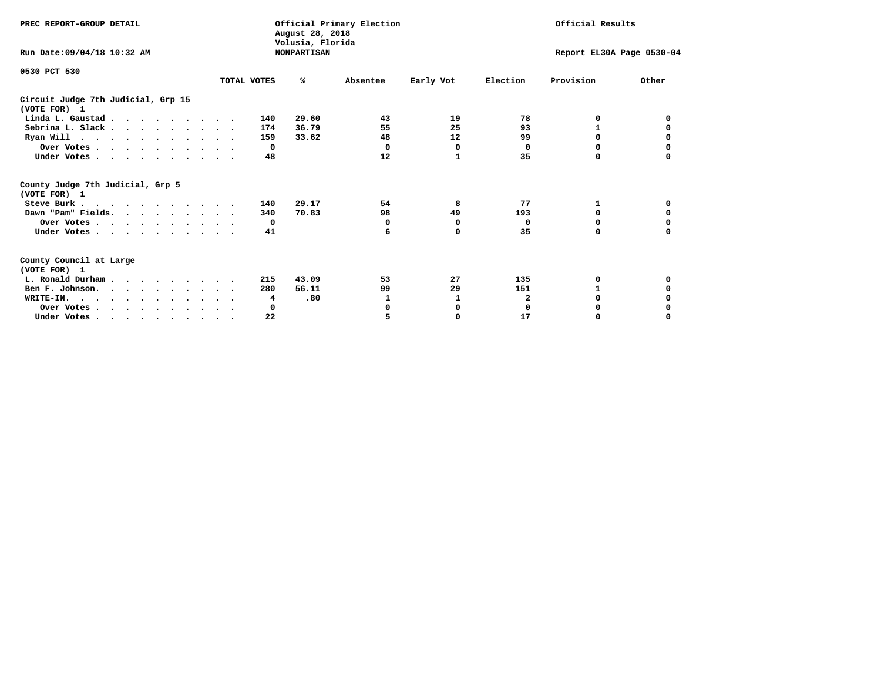PREC REPORT-GROUP DETAIL

Official Primary Election
August 28, 2018
Volusia, Florida
NONPARTISAN

Official Results

Run Date:09/04/18 10:32 AM

Report EL30A Page 0530-04

0530 PCT 530

### Circuit Judge 7th Judicial, Grp 15
(VOTE FOR) 1

| | TOTAL VOTES | % | Absentee | Early Vot | Election | Provision | Other |
|---|---|---|---|---|---|---|---|
| Linda L. Gaustad | 140 | 29.60 | 43 | 19 | 78 | 0 | 0 |
| Sebrina L. Slack | 174 | 36.79 | 55 | 25 | 93 | 1 | 0 |
| Ryan Will | 159 | 33.62 | 48 | 12 | 99 | 0 | 0 |
| Over Votes | 0 | | 0 | 0 | 0 | 0 | 0 |
| Under Votes | 48 | | 12 | 1 | 35 | 0 | 0 |

### County Judge 7th Judicial, Grp 5
(VOTE FOR) 1

| | TOTAL VOTES | % | Absentee | Early Vot | Election | Provision | Other |
|---|---|---|---|---|---|---|---|
| Steve Burk | 140 | 29.17 | 54 | 8 | 77 | 1 | 0 |
| Dawn "Pam" Fields | 340 | 70.83 | 98 | 49 | 193 | 0 | 0 |
| Over Votes | 0 | | 0 | 0 | 0 | 0 | 0 |
| Under Votes | 41 | | 6 | 0 | 35 | 0 | 0 |

### County Council at Large
(VOTE FOR) 1

| | TOTAL VOTES | % | Absentee | Early Vot | Election | Provision | Other |
|---|---|---|---|---|---|---|---|
| L. Ronald Durham | 215 | 43.09 | 53 | 27 | 135 | 0 | 0 |
| Ben F. Johnson | 280 | 56.11 | 99 | 29 | 151 | 1 | 0 |
| WRITE-IN | 4 | .80 | 1 | 1 | 2 | 0 | 0 |
| Over Votes | 0 | | 0 | 0 | 0 | 0 | 0 |
| Under Votes | 22 | | 5 | 0 | 17 | 0 | 0 |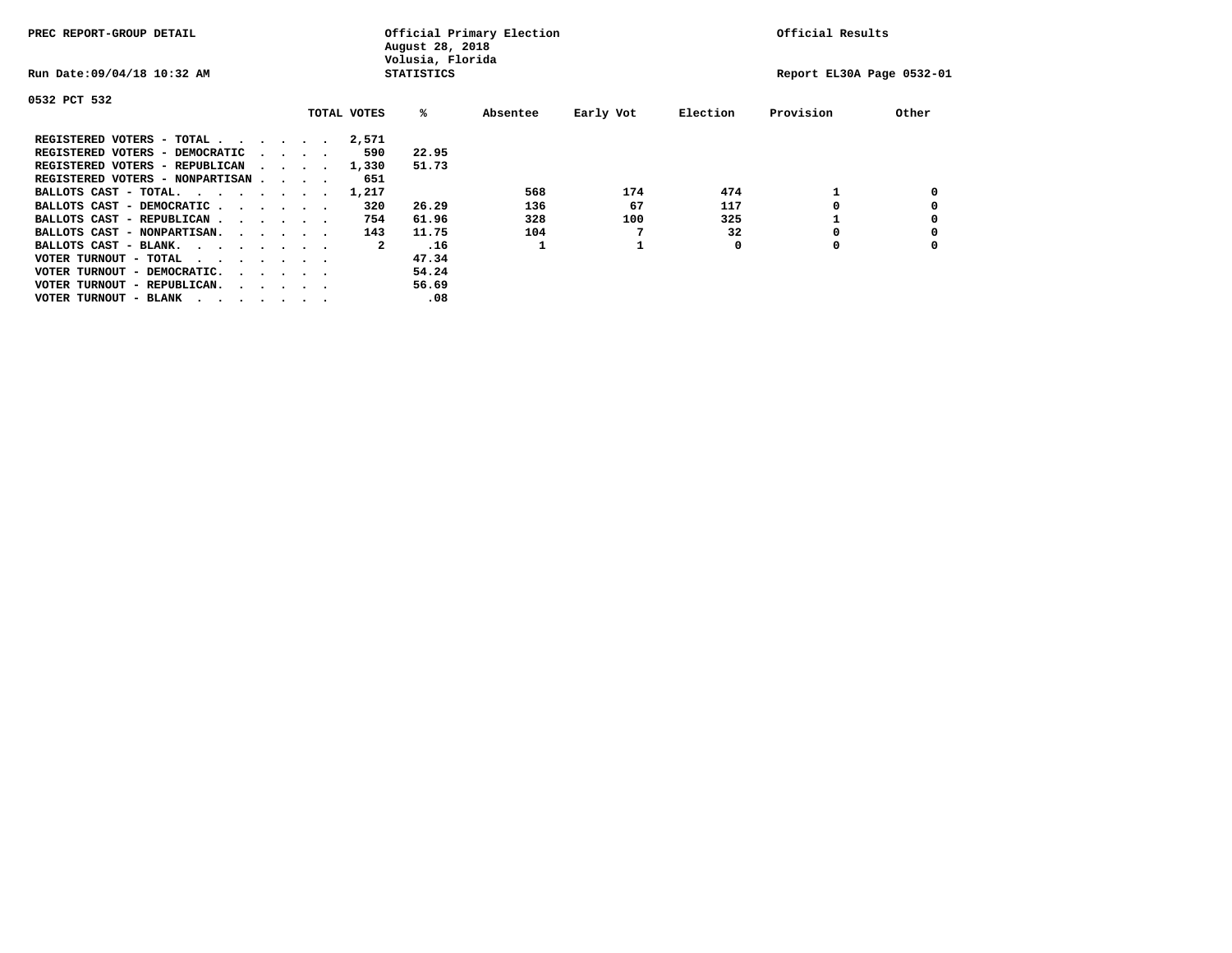PREC REPORT-GROUP DETAIL

Official Primary Election
August 28, 2018
Volusia, Florida
STATISTICS

Official Results

Run Date:09/04/18 10:32 AM

Report EL30A Page 0532-01

0532 PCT 532

| | TOTAL VOTES | % | Absentee | Early Vot | Election | Provision | Other |
|---|---|---|---|---|---|---|---|
| REGISTERED VOTERS - TOTAL . . . . . . | 2,571 | | | | | | |
| REGISTERED VOTERS - DEMOCRATIC . . . . | 590 | 22.95 | | | | | |
| REGISTERED VOTERS - REPUBLICAN . . . . | 1,330 | 51.73 | | | | | |
| REGISTERED VOTERS - NONPARTISAN . . . . | 651 | | | | | | |
| BALLOTS CAST - TOTAL. . . . . . . . | 1,217 | | 568 | 174 | 474 | 1 | 0 |
| BALLOTS CAST - DEMOCRATIC . . . . . . | 320 | 26.29 | 136 | 67 | 117 | 0 | 0 |
| BALLOTS CAST - REPUBLICAN . . . . . . | 754 | 61.96 | 328 | 100 | 325 | 1 | 0 |
| BALLOTS CAST - NONPARTISAN. . . . . . | 143 | 11.75 | 104 | 7 | 32 | 0 | 0 |
| BALLOTS CAST - BLANK. . . . . . . . | 2 | .16 | 1 | 1 | 0 | 0 | 0 |
| VOTER TURNOUT - TOTAL . . . . . . . | | 47.34 | | | | | |
| VOTER TURNOUT - DEMOCRATIC. . . . . . | | 54.24 | | | | | |
| VOTER TURNOUT - REPUBLICAN. . . . . . | | 56.69 | | | | | |
| VOTER TURNOUT - BLANK . . . . . . . | | .08 | | | | | |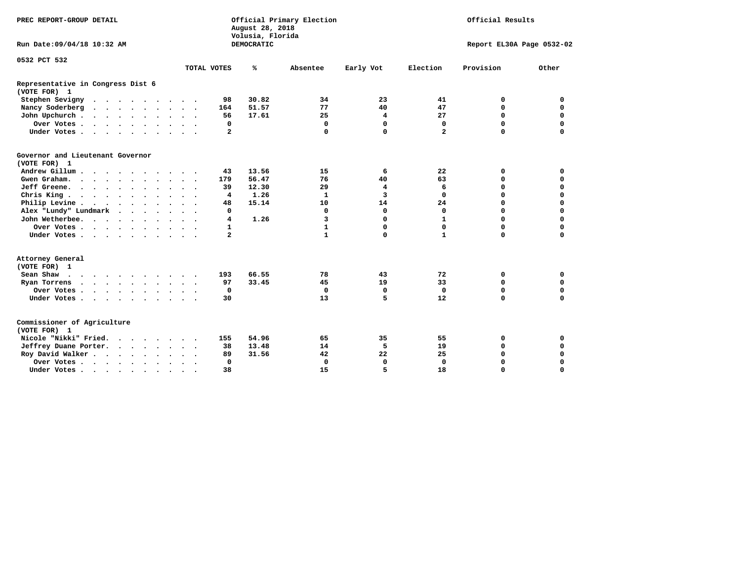PREC REPORT-GROUP DETAIL

Official Primary Election
August 28, 2018
Volusia, Florida
DEMOCRATIC

Official Results

Run Date:09/04/18 10:32 AM

Report EL30A Page 0532-02

0532 PCT 532

| | TOTAL VOTES | % | Absentee | Early Vot | Election | Provision | Other |
|---|---|---|---|---|---|---|---|
| **Representative in Congress Dist 6** | | | | | | | |
| (VOTE FOR) 1 | | | | | | | |
| Stephen Sevigny | 98 | 30.82 | 34 | 23 | 41 | 0 | 0 |
| Nancy Soderberg | 164 | 51.57 | 77 | 40 | 47 | 0 | 0 |
| John Upchurch | 56 | 17.61 | 25 | 4 | 27 | 0 | 0 |
| Over Votes | 0 | | 0 | 0 | 0 | 0 | 0 |
| Under Votes | 2 | | 0 | 0 | 2 | 0 | 0 |
| **Governor and Lieutenant Governor** | | | | | | | |
| (VOTE FOR) 1 | | | | | | | |
| Andrew Gillum | 43 | 13.56 | 15 | 6 | 22 | 0 | 0 |
| Gwen Graham | 179 | 56.47 | 76 | 40 | 63 | 0 | 0 |
| Jeff Greene | 39 | 12.30 | 29 | 4 | 6 | 0 | 0 |
| Chris King | 4 | 1.26 | 1 | 3 | 0 | 0 | 0 |
| Philip Levine | 48 | 15.14 | 10 | 14 | 24 | 0 | 0 |
| Alex "Lundy" Lundmark | 0 | | 0 | 0 | 0 | 0 | 0 |
| John Wetherbee | 4 | 1.26 | 3 | 0 | 1 | 0 | 0 |
| Over Votes | 1 | | 1 | 0 | 0 | 0 | 0 |
| Under Votes | 2 | | 1 | 0 | 1 | 0 | 0 |
| **Attorney General** | | | | | | | |
| (VOTE FOR) 1 | | | | | | | |
| Sean Shaw | 193 | 66.55 | 78 | 43 | 72 | 0 | 0 |
| Ryan Torrens | 97 | 33.45 | 45 | 19 | 33 | 0 | 0 |
| Over Votes | 0 | | 0 | 0 | 0 | 0 | 0 |
| Under Votes | 30 | | 13 | 5 | 12 | 0 | 0 |
| **Commissioner of Agriculture** | | | | | | | |
| (VOTE FOR) 1 | | | | | | | |
| Nicole "Nikki" Fried | 155 | 54.96 | 65 | 35 | 55 | 0 | 0 |
| Jeffrey Duane Porter | 38 | 13.48 | 14 | 5 | 19 | 0 | 0 |
| Roy David Walker | 89 | 31.56 | 42 | 22 | 25 | 0 | 0 |
| Over Votes | 0 | | 0 | 0 | 0 | 0 | 0 |
| Under Votes | 38 | | 15 | 5 | 18 | 0 | 0 |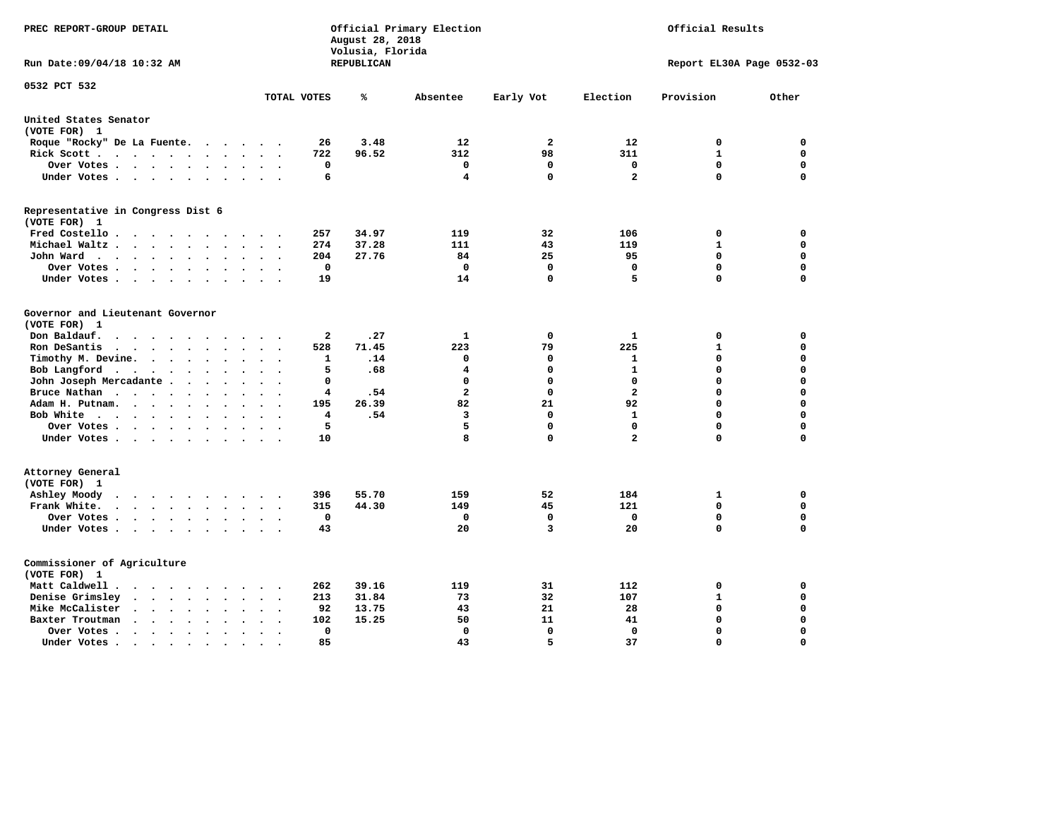PREC REPORT-GROUP DETAIL

Official Primary Election
August 28, 2018
Volusia, Florida
REPUBLICAN

Official Results

Run Date:09/04/18 10:32 AM

Report EL30A Page 0532-03

0532 PCT 532

| | TOTAL VOTES | % | Absentee | Early Vot | Election | Provision | Other |
|---|---|---|---|---|---|---|---|
| **United States Senator** | | | | | | | |
| (VOTE FOR) 1 | | | | | | | |
| Roque "Rocky" De La Fuente | 26 | 3.48 | 12 | 2 | 12 | 0 | 0 |
| Rick Scott | 722 | 96.52 | 312 | 98 | 311 | 1 | 0 |
| Over Votes | 0 | | 0 | 0 | 0 | 0 | 0 |
| Under Votes | 6 | | 4 | 0 | 2 | 0 | 0 |
| **Representative in Congress Dist 6** | | | | | | | |
| (VOTE FOR) 1 | | | | | | | |
| Fred Costello | 257 | 34.97 | 119 | 32 | 106 | 0 | 0 |
| Michael Waltz | 274 | 37.28 | 111 | 43 | 119 | 1 | 0 |
| John Ward | 204 | 27.76 | 84 | 25 | 95 | 0 | 0 |
| Over Votes | 0 | | 0 | 0 | 0 | 0 | 0 |
| Under Votes | 19 | | 14 | 0 | 5 | 0 | 0 |
| **Governor and Lieutenant Governor** | | | | | | | |
| (VOTE FOR) 1 | | | | | | | |
| Don Baldauf | 2 | .27 | 1 | 0 | 1 | 0 | 0 |
| Ron DeSantis | 528 | 71.45 | 223 | 79 | 225 | 1 | 0 |
| Timothy M. Devine | 1 | .14 | 0 | 0 | 1 | 0 | 0 |
| Bob Langford | 5 | .68 | 4 | 0 | 1 | 0 | 0 |
| John Joseph Mercadante | 0 | | 0 | 0 | 0 | 0 | 0 |
| Bruce Nathan | 4 | .54 | 2 | 0 | 2 | 0 | 0 |
| Adam H. Putnam | 195 | 26.39 | 82 | 21 | 92 | 0 | 0 |
| Bob White | 4 | .54 | 3 | 0 | 1 | 0 | 0 |
| Over Votes | 5 | | 5 | 0 | 0 | 0 | 0 |
| Under Votes | 10 | | 8 | 0 | 2 | 0 | 0 |
| **Attorney General** | | | | | | | |
| (VOTE FOR) 1 | | | | | | | |
| Ashley Moody | 396 | 55.70 | 159 | 52 | 184 | 1 | 0 |
| Frank White | 315 | 44.30 | 149 | 45 | 121 | 0 | 0 |
| Over Votes | 0 | | 0 | 0 | 0 | 0 | 0 |
| Under Votes | 43 | | 20 | 3 | 20 | 0 | 0 |
| **Commissioner of Agriculture** | | | | | | | |
| (VOTE FOR) 1 | | | | | | | |
| Matt Caldwell | 262 | 39.16 | 119 | 31 | 112 | 0 | 0 |
| Denise Grimsley | 213 | 31.84 | 73 | 32 | 107 | 1 | 0 |
| Mike McCalister | 92 | 13.75 | 43 | 21 | 28 | 0 | 0 |
| Baxter Troutman | 102 | 15.25 | 50 | 11 | 41 | 0 | 0 |
| Over Votes | 0 | | 0 | 0 | 0 | 0 | 0 |
| Under Votes | 85 | | 43 | 5 | 37 | 0 | 0 |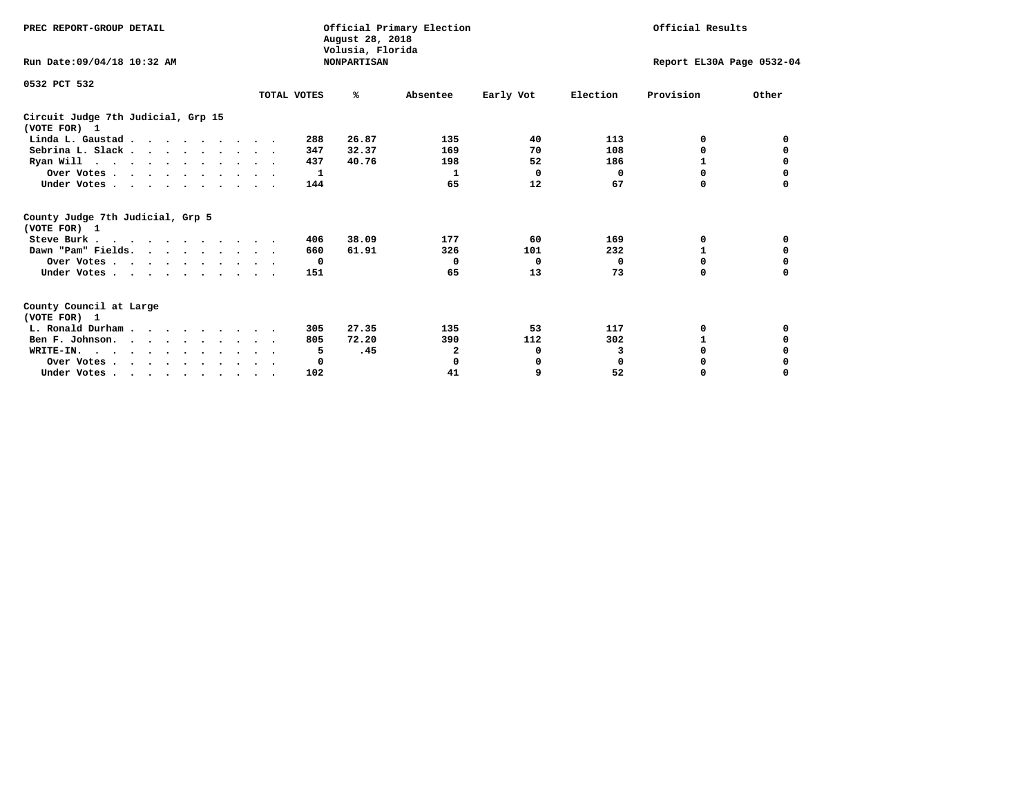PREC REPORT-GROUP DETAIL

Official Primary Election
August 28, 2018
Volusia, Florida
NONPARTISAN

Official Results

Run Date:09/04/18 10:32 AM

Report EL30A Page 0532-04

0532 PCT 532

## Circuit Judge 7th Judicial, Grp 15
(VOTE FOR) 1

| | TOTAL VOTES | % | Absentee | Early Vot | Election | Provision | Other |
|---|---|---|---|---|---|---|---|
| Linda L. Gaustad | 288 | 26.87 | 135 | 40 | 113 | 0 | 0 |
| Sebrina L. Slack | 347 | 32.37 | 169 | 70 | 108 | 0 | 0 |
| Ryan Will | 437 | 40.76 | 198 | 52 | 186 | 1 | 0 |
| Over Votes | 1 | | 1 | 0 | 0 | 0 | 0 |
| Under Votes | 144 | | 65 | 12 | 67 | 0 | 0 |

## County Judge 7th Judicial, Grp 5
(VOTE FOR) 1

| | TOTAL VOTES | % | Absentee | Early Vot | Election | Provision | Other |
|---|---|---|---|---|---|---|---|
| Steve Burk | 406 | 38.09 | 177 | 60 | 169 | 0 | 0 |
| Dawn "Pam" Fields | 660 | 61.91 | 326 | 101 | 232 | 1 | 0 |
| Over Votes | 0 | | 0 | 0 | 0 | 0 | 0 |
| Under Votes | 151 | | 65 | 13 | 73 | 0 | 0 |

## County Council at Large
(VOTE FOR) 1

| | TOTAL VOTES | % | Absentee | Early Vot | Election | Provision | Other |
|---|---|---|---|---|---|---|---|
| L. Ronald Durham | 305 | 27.35 | 135 | 53 | 117 | 0 | 0 |
| Ben F. Johnson | 805 | 72.20 | 390 | 112 | 302 | 1 | 0 |
| WRITE-IN. | 5 | .45 | 2 | 0 | 3 | 0 | 0 |
| Over Votes | 0 | | 0 | 0 | 0 | 0 | 0 |
| Under Votes | 102 | | 41 | 9 | 52 | 0 | 0 |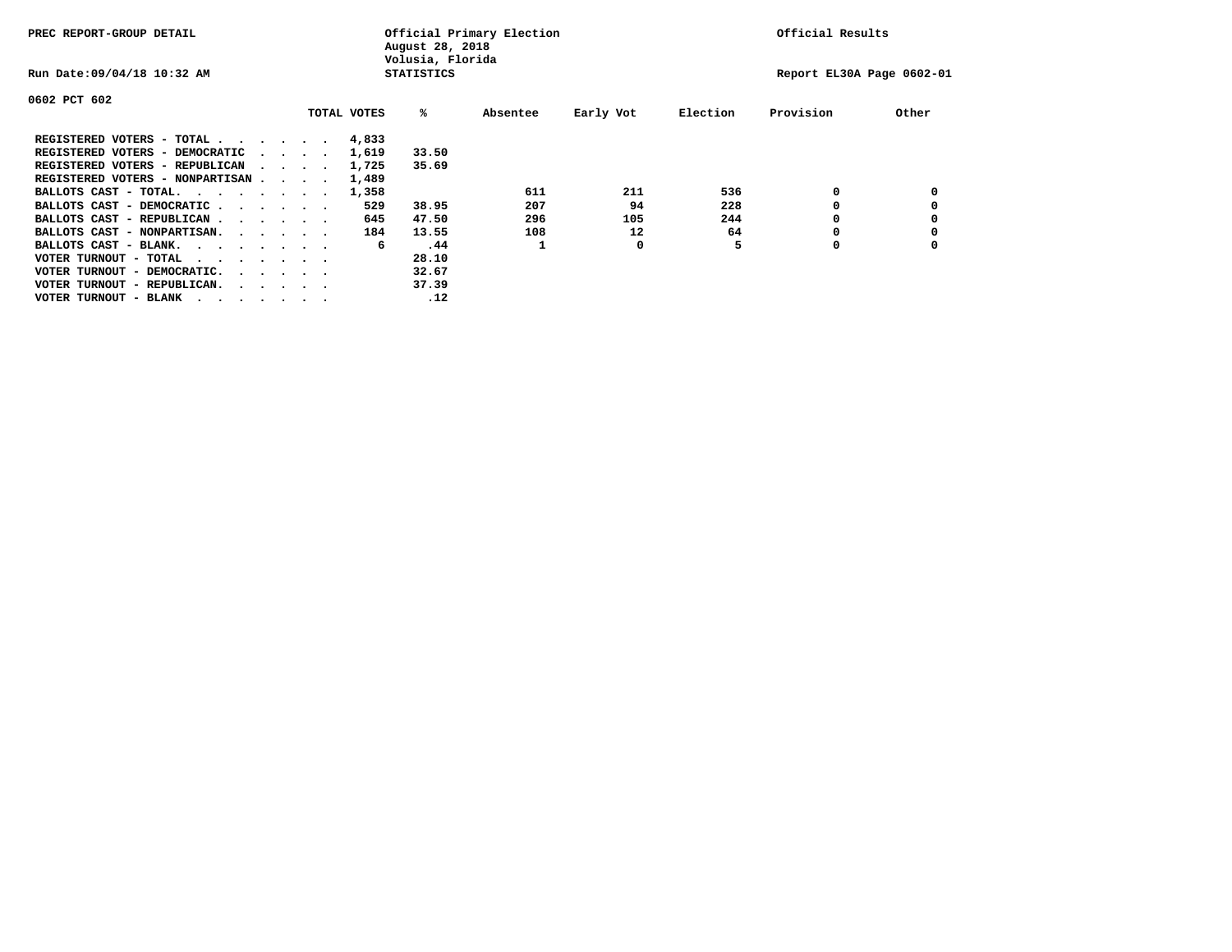PREC REPORT-GROUP DETAIL

Official Primary Election
August 28, 2018
Volusia, Florida
STATISTICS

Official Results

Run Date:09/04/18 10:32 AM

Report EL30A Page 0602-01

0602 PCT 602

| | TOTAL VOTES | % | Absentee | Early Vot | Election | Provision | Other |
|---|---|---|---|---|---|---|---|
| REGISTERED VOTERS - TOTAL . . . . . . | 4,833 | | | | | | |
| REGISTERED VOTERS - DEMOCRATIC . . . . | 1,619 | 33.50 | | | | | |
| REGISTERED VOTERS - REPUBLICAN . . . . | 1,725 | 35.69 | | | | | |
| REGISTERED VOTERS - NONPARTISAN . . . . | 1,489 | | | | | | |
| BALLOTS CAST - TOTAL. . . . . . . . | 1,358 | | 611 | 211 | 536 | 0 | 0 |
| BALLOTS CAST - DEMOCRATIC . . . . . . | 529 | 38.95 | 207 | 94 | 228 | 0 | 0 |
| BALLOTS CAST - REPUBLICAN . . . . . . | 645 | 47.50 | 296 | 105 | 244 | 0 | 0 |
| BALLOTS CAST - NONPARTISAN. . . . . . | 184 | 13.55 | 108 | 12 | 64 | 0 | 0 |
| BALLOTS CAST - BLANK. . . . . . . . | 6 | .44 | 1 | 0 | 5 | 0 | 0 |
| VOTER TURNOUT - TOTAL . . . . . . . | | 28.10 | | | | | |
| VOTER TURNOUT - DEMOCRATIC. . . . . . | | 32.67 | | | | | |
| VOTER TURNOUT - REPUBLICAN. . . . . . | | 37.39 | | | | | |
| VOTER TURNOUT - BLANK . . . . . . . | | .12 | | | | | |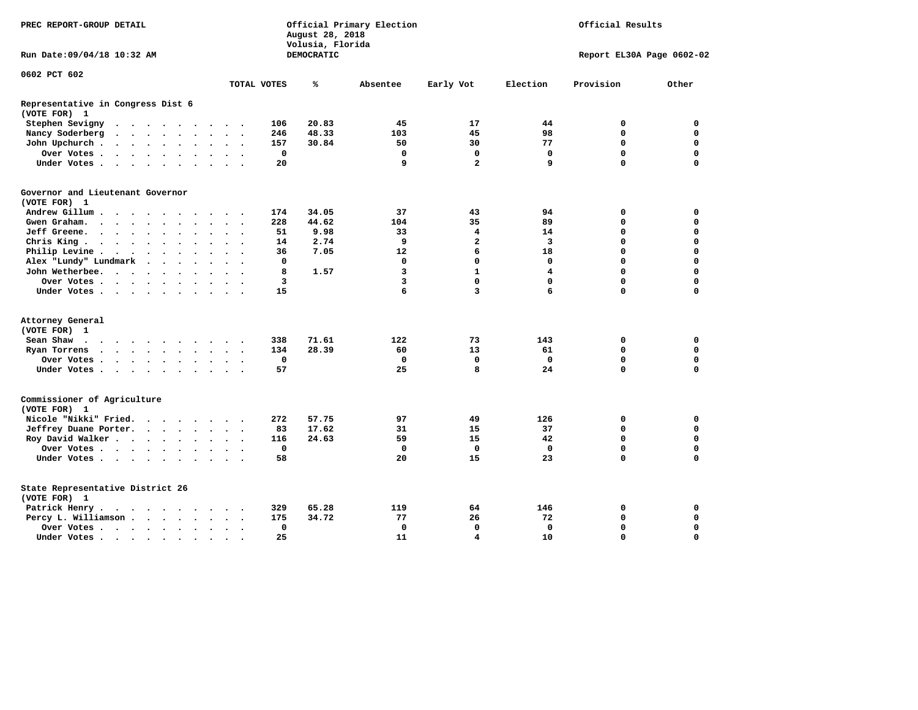PREC REPORT-GROUP DETAIL

Official Primary Election
August 28, 2018
Volusia, Florida
DEMOCRATIC

Official Results

Run Date:09/04/18 10:32 AM

Report EL30A Page 0602-02

0602 PCT 602

| | TOTAL VOTES | % | Absentee | Early Vot | Election | Provision | Other |
|---|---|---|---|---|---|---|---|
| **Representative in Congress Dist 6 (VOTE FOR) 1** | | | | | | | |
| Stephen Sevigny | 106 | 20.83 | 45 | 17 | 44 | 0 | 0 |
| Nancy Soderberg | 246 | 48.33 | 103 | 45 | 98 | 0 | 0 |
| John Upchurch | 157 | 30.84 | 50 | 30 | 77 | 0 | 0 |
| Over Votes | 0 | | 0 | 0 | 0 | 0 | 0 |
| Under Votes | 20 | | 9 | 2 | 9 | 0 | 0 |
| **Governor and Lieutenant Governor (VOTE FOR) 1** | | | | | | | |
| Andrew Gillum | 174 | 34.05 | 37 | 43 | 94 | 0 | 0 |
| Gwen Graham. | 228 | 44.62 | 104 | 35 | 89 | 0 | 0 |
| Jeff Greene. | 51 | 9.98 | 33 | 4 | 14 | 0 | 0 |
| Chris King | 14 | 2.74 | 9 | 2 | 3 | 0 | 0 |
| Philip Levine | 36 | 7.05 | 12 | 6 | 18 | 0 | 0 |
| Alex "Lundy" Lundmark | 0 | | 0 | 0 | 0 | 0 | 0 |
| John Wetherbee. | 8 | 1.57 | 3 | 1 | 4 | 0 | 0 |
| Over Votes | 3 | | 3 | 0 | 0 | 0 | 0 |
| Under Votes | 15 | | 6 | 3 | 6 | 0 | 0 |
| **Attorney General (VOTE FOR) 1** | | | | | | | |
| Sean Shaw | 338 | 71.61 | 122 | 73 | 143 | 0 | 0 |
| Ryan Torrens | 134 | 28.39 | 60 | 13 | 61 | 0 | 0 |
| Over Votes | 0 | | 0 | 0 | 0 | 0 | 0 |
| Under Votes | 57 | | 25 | 8 | 24 | 0 | 0 |
| **Commissioner of Agriculture (VOTE FOR) 1** | | | | | | | |
| Nicole "Nikki" Fried. | 272 | 57.75 | 97 | 49 | 126 | 0 | 0 |
| Jeffrey Duane Porter. | 83 | 17.62 | 31 | 15 | 37 | 0 | 0 |
| Roy David Walker | 116 | 24.63 | 59 | 15 | 42 | 0 | 0 |
| Over Votes | 0 | | 0 | 0 | 0 | 0 | 0 |
| Under Votes | 58 | | 20 | 15 | 23 | 0 | 0 |
| **State Representative District 26 (VOTE FOR) 1** | | | | | | | |
| Patrick Henry | 329 | 65.28 | 119 | 64 | 146 | 0 | 0 |
| Percy L. Williamson | 175 | 34.72 | 77 | 26 | 72 | 0 | 0 |
| Over Votes | 0 | | 0 | 0 | 0 | 0 | 0 |
| Under Votes | 25 | | 11 | 4 | 10 | 0 | 0 |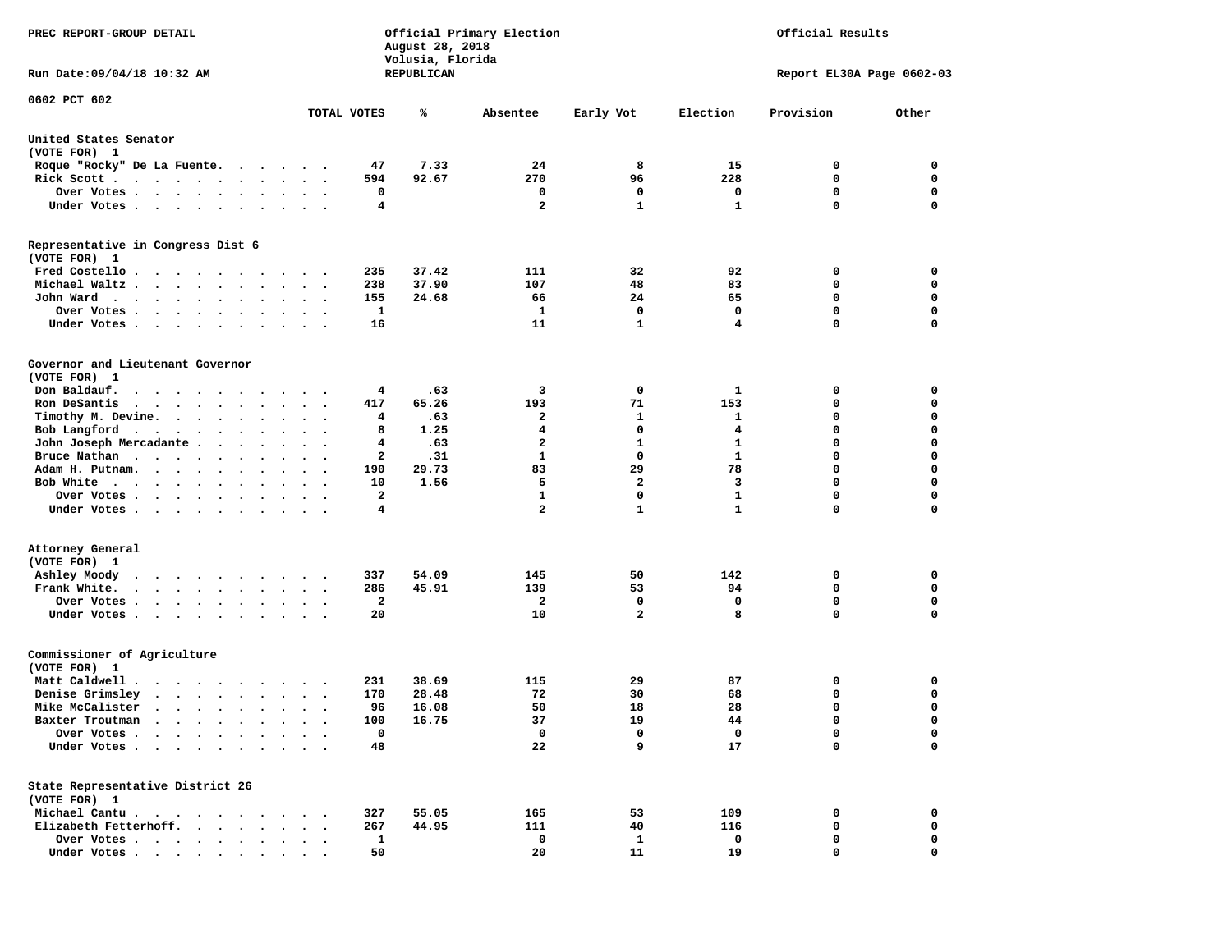PREC REPORT-GROUP DETAIL

Official Primary Election
August 28, 2018
Volusia, Florida
REPUBLICAN

Official Results

Run Date:09/04/18 10:32 AM

Report EL30A Page 0602-03

0602 PCT 602

| | TOTAL VOTES | % | Absentee | Early Vot | Election | Provision | Other |
|---|---|---|---|---|---|---|---|
| **United States Senator** | | | | | | | |
| (VOTE FOR) 1 | | | | | | | |
| Roque "Rocky" De La Fuente | 47 | 7.33 | 24 | 8 | 15 | 0 | 0 |
| Rick Scott | 594 | 92.67 | 270 | 96 | 228 | 0 | 0 |
| Over Votes | 0 | | 0 | 0 | 0 | 0 | 0 |
| Under Votes | 4 | | 2 | 1 | 1 | 0 | 0 |
| **Representative in Congress Dist 6** | | | | | | | |
| (VOTE FOR) 1 | | | | | | | |
| Fred Costello | 235 | 37.42 | 111 | 32 | 92 | 0 | 0 |
| Michael Waltz | 238 | 37.90 | 107 | 48 | 83 | 0 | 0 |
| John Ward | 155 | 24.68 | 66 | 24 | 65 | 0 | 0 |
| Over Votes | 1 | | 1 | 0 | 0 | 0 | 0 |
| Under Votes | 16 | | 11 | 1 | 4 | 0 | 0 |
| **Governor and Lieutenant Governor** | | | | | | | |
| (VOTE FOR) 1 | | | | | | | |
| Don Baldauf | 4 | .63 | 3 | 0 | 1 | 0 | 0 |
| Ron DeSantis | 417 | 65.26 | 193 | 71 | 153 | 0 | 0 |
| Timothy M. Devine | 4 | .63 | 2 | 1 | 1 | 0 | 0 |
| Bob Langford | 8 | 1.25 | 4 | 0 | 4 | 0 | 0 |
| John Joseph Mercadante | 4 | .63 | 2 | 1 | 1 | 0 | 0 |
| Bruce Nathan | 2 | .31 | 1 | 0 | 1 | 0 | 0 |
| Adam H. Putnam | 190 | 29.73 | 83 | 29 | 78 | 0 | 0 |
| Bob White | 10 | 1.56 | 5 | 2 | 3 | 0 | 0 |
| Over Votes | 2 | | 1 | 0 | 1 | 0 | 0 |
| Under Votes | 4 | | 2 | 1 | 1 | 0 | 0 |
| **Attorney General** | | | | | | | |
| (VOTE FOR) 1 | | | | | | | |
| Ashley Moody | 337 | 54.09 | 145 | 50 | 142 | 0 | 0 |
| Frank White | 286 | 45.91 | 139 | 53 | 94 | 0 | 0 |
| Over Votes | 2 | | 2 | 0 | 0 | 0 | 0 |
| Under Votes | 20 | | 10 | 2 | 8 | 0 | 0 |
| **Commissioner of Agriculture** | | | | | | | |
| (VOTE FOR) 1 | | | | | | | |
| Matt Caldwell | 231 | 38.69 | 115 | 29 | 87 | 0 | 0 |
| Denise Grimsley | 170 | 28.48 | 72 | 30 | 68 | 0 | 0 |
| Mike McCalister | 96 | 16.08 | 50 | 18 | 28 | 0 | 0 |
| Baxter Troutman | 100 | 16.75 | 37 | 19 | 44 | 0 | 0 |
| Over Votes | 0 | | 0 | 0 | 0 | 0 | 0 |
| Under Votes | 48 | | 22 | 9 | 17 | 0 | 0 |
| **State Representative District 26** | | | | | | | |
| (VOTE FOR) 1 | | | | | | | |
| Michael Cantu | 327 | 55.05 | 165 | 53 | 109 | 0 | 0 |
| Elizabeth Fetterhoff | 267 | 44.95 | 111 | 40 | 116 | 0 | 0 |
| Over Votes | 1 | | 0 | 1 | 0 | 0 | 0 |
| Under Votes | 50 | | 20 | 11 | 19 | 0 | 0 |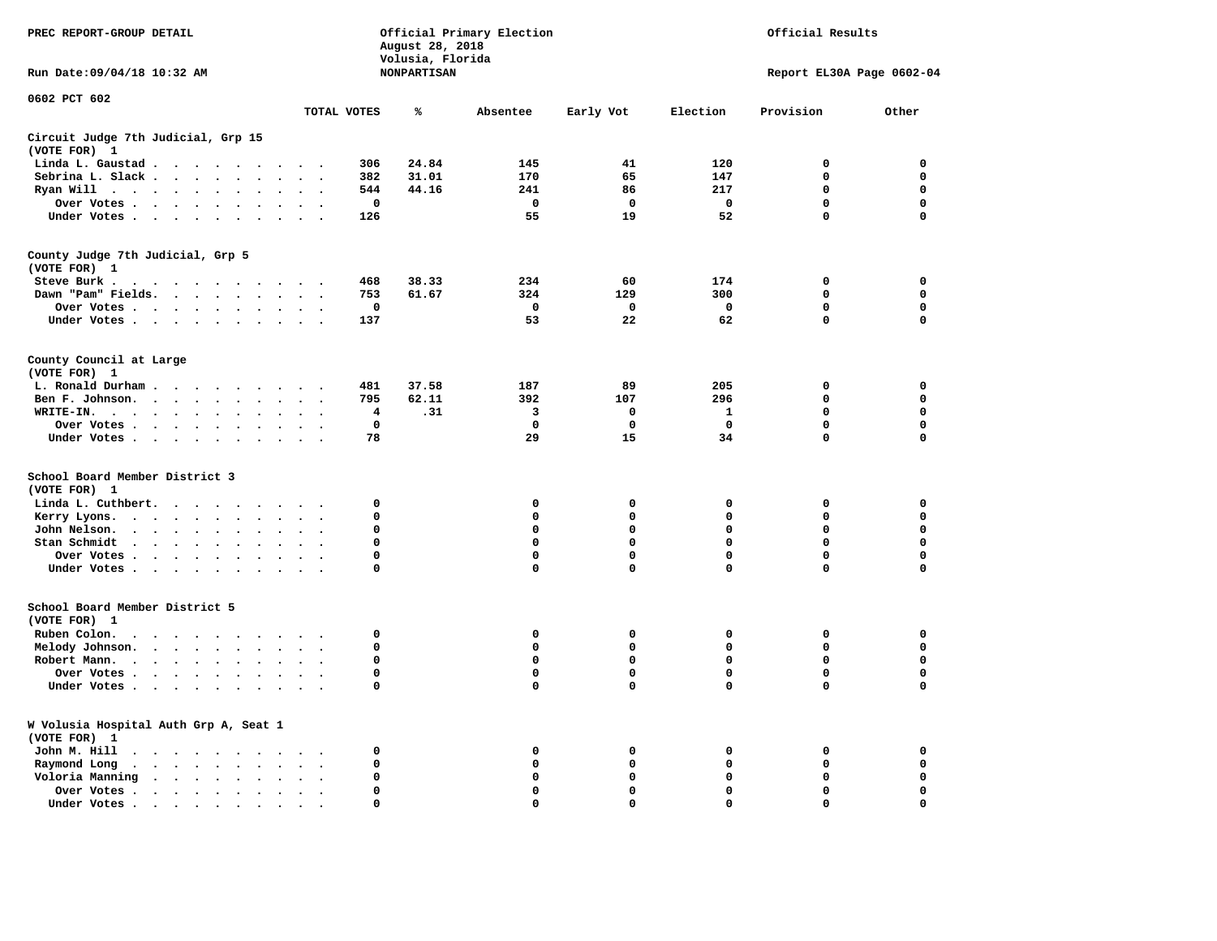PREC REPORT-GROUP DETAIL

Official Primary Election
August 28, 2018
Volusia, Florida
NONPARTISAN

Official Results

Run Date:09/04/18 10:32 AM

Report EL30A Page 0602-04

0602 PCT 602

## Circuit Judge 7th Judicial, Grp 15
(VOTE FOR) 1

| | TOTAL VOTES | % | Absentee | Early Vot | Election | Provision | Other |
|---|---|---|---|---|---|---|---|
| Linda L. Gaustad | 306 | 24.84 | 145 | 41 | 120 | 0 | 0 |
| Sebrina L. Slack | 382 | 31.01 | 170 | 65 | 147 | 0 | 0 |
| Ryan Will | 544 | 44.16 | 241 | 86 | 217 | 0 | 0 |
| Over Votes | 0 | | 0 | 0 | 0 | 0 | 0 |
| Under Votes | 126 | | 55 | 19 | 52 | 0 | 0 |

## County Judge 7th Judicial, Grp 5
(VOTE FOR) 1

| | TOTAL VOTES | % | Absentee | Early Vot | Election | Provision | Other |
|---|---|---|---|---|---|---|---|
| Steve Burk | 468 | 38.33 | 234 | 60 | 174 | 0 | 0 |
| Dawn "Pam" Fields | 753 | 61.67 | 324 | 129 | 300 | 0 | 0 |
| Over Votes | 0 | | 0 | 0 | 0 | 0 | 0 |
| Under Votes | 137 | | 53 | 22 | 62 | 0 | 0 |

## County Council at Large
(VOTE FOR) 1

| | TOTAL VOTES | % | Absentee | Early Vot | Election | Provision | Other |
|---|---|---|---|---|---|---|---|
| L. Ronald Durham | 481 | 37.58 | 187 | 89 | 205 | 0 | 0 |
| Ben F. Johnson | 795 | 62.11 | 392 | 107 | 296 | 0 | 0 |
| WRITE-IN. | 4 | .31 | 3 | 0 | 1 | 0 | 0 |
| Over Votes | 0 | | 0 | 0 | 0 | 0 | 0 |
| Under Votes | 78 | | 29 | 15 | 34 | 0 | 0 |

## School Board Member District 3
(VOTE FOR) 1

| | TOTAL VOTES | % | Absentee | Early Vot | Election | Provision | Other |
|---|---|---|---|---|---|---|---|
| Linda L. Cuthbert | 0 | | 0 | 0 | 0 | 0 | 0 |
| Kerry Lyons | 0 | | 0 | 0 | 0 | 0 | 0 |
| John Nelson | 0 | | 0 | 0 | 0 | 0 | 0 |
| Stan Schmidt | 0 | | 0 | 0 | 0 | 0 | 0 |
| Over Votes | 0 | | 0 | 0 | 0 | 0 | 0 |
| Under Votes | 0 | | 0 | 0 | 0 | 0 | 0 |

## School Board Member District 5
(VOTE FOR) 1

| | TOTAL VOTES | % | Absentee | Early Vot | Election | Provision | Other |
|---|---|---|---|---|---|---|---|
| Ruben Colon | 0 | | 0 | 0 | 0 | 0 | 0 |
| Melody Johnson | 0 | | 0 | 0 | 0 | 0 | 0 |
| Robert Mann | 0 | | 0 | 0 | 0 | 0 | 0 |
| Over Votes | 0 | | 0 | 0 | 0 | 0 | 0 |
| Under Votes | 0 | | 0 | 0 | 0 | 0 | 0 |

## W Volusia Hospital Auth Grp A, Seat 1
(VOTE FOR) 1

| | TOTAL VOTES | % | Absentee | Early Vot | Election | Provision | Other |
|---|---|---|---|---|---|---|---|
| John M. Hill | 0 | | 0 | 0 | 0 | 0 | 0 |
| Raymond Long | 0 | | 0 | 0 | 0 | 0 | 0 |
| Voloria Manning | 0 | | 0 | 0 | 0 | 0 | 0 |
| Over Votes | 0 | | 0 | 0 | 0 | 0 | 0 |
| Under Votes | 0 | | 0 | 0 | 0 | 0 | 0 |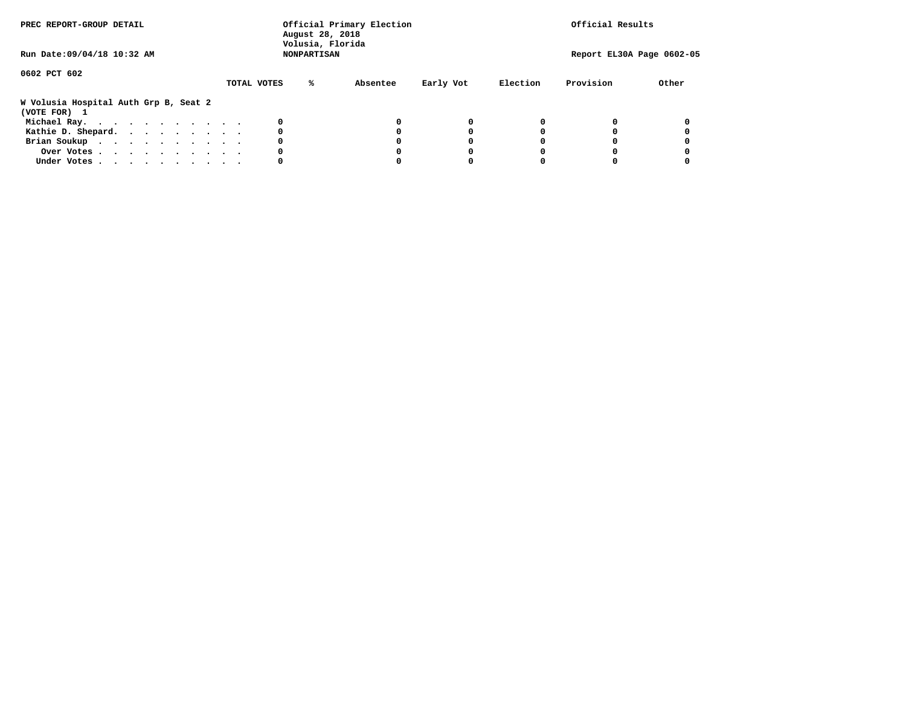PREC REPORT-GROUP DETAIL

Official Primary Election
August 28, 2018
Volusia, Florida
NONPARTISAN

Official Results

Run Date:09/04/18 10:32 AM

Report EL30A Page 0602-05

0602 PCT 602

**W Volusia Hospital Auth Grp B, Seat 2**
**(VOTE FOR) 1**

| | TOTAL VOTES | % | Absentee | Early Vot | Election | Provision | Other |
|---|---|---|---|---|---|---|---|
| Michael Ray. . . . . . . . . . . . | 0 | | 0 | 0 | 0 | 0 | 0 |
| Kathie D. Shepard. . . . . . . . . | 0 | | 0 | 0 | 0 | 0 | 0 |
| Brian Soukup . . . . . . . . . . . | 0 | | 0 | 0 | 0 | 0 | 0 |
| Over Votes . . . . . . . . . . . | 0 | | 0 | 0 | 0 | 0 | 0 |
| Under Votes . . . . . . . . . . . | 0 | | 0 | 0 | 0 | 0 | 0 |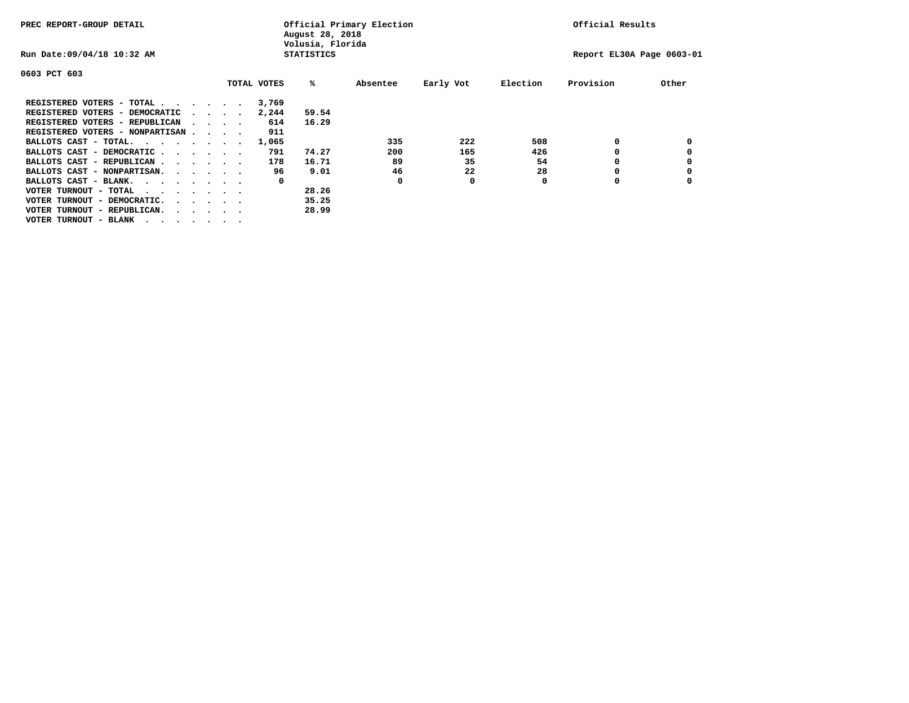PREC REPORT-GROUP DETAIL

Official Primary Election
August 28, 2018
Volusia, Florida
STATISTICS

Official Results

Run Date:09/04/18 10:32 AM

Report EL30A Page 0603-01

0603 PCT 603

| | TOTAL VOTES | % | Absentee | Early Vot | Election | Provision | Other |
|---|---|---|---|---|---|---|---|
| REGISTERED VOTERS - TOTAL . . . . . . | 3,769 | | | | | | |
| REGISTERED VOTERS - DEMOCRATIC . . . . | 2,244 | 59.54 | | | | | |
| REGISTERED VOTERS - REPUBLICAN . . . . | 614 | 16.29 | | | | | |
| REGISTERED VOTERS - NONPARTISAN . . . . | 911 | | | | | | |
| BALLOTS CAST - TOTAL. . . . . . . . | 1,065 | | 335 | 222 | 508 | 0 | 0 |
| BALLOTS CAST - DEMOCRATIC . . . . . . | 791 | 74.27 | 200 | 165 | 426 | 0 | 0 |
| BALLOTS CAST - REPUBLICAN . . . . . . | 178 | 16.71 | 89 | 35 | 54 | 0 | 0 |
| BALLOTS CAST - NONPARTISAN. . . . . . | 96 | 9.01 | 46 | 22 | 28 | 0 | 0 |
| BALLOTS CAST - BLANK. . . . . . . . | 0 | | 0 | 0 | 0 | 0 | 0 |
| VOTER TURNOUT - TOTAL . . . . . . . | | 28.26 | | | | | |
| VOTER TURNOUT - DEMOCRATIC. . . . . . | | 35.25 | | | | | |
| VOTER TURNOUT - REPUBLICAN. . . . . . | | 28.99 | | | | | |
| VOTER TURNOUT - BLANK . . . . . . . | | | | | | | |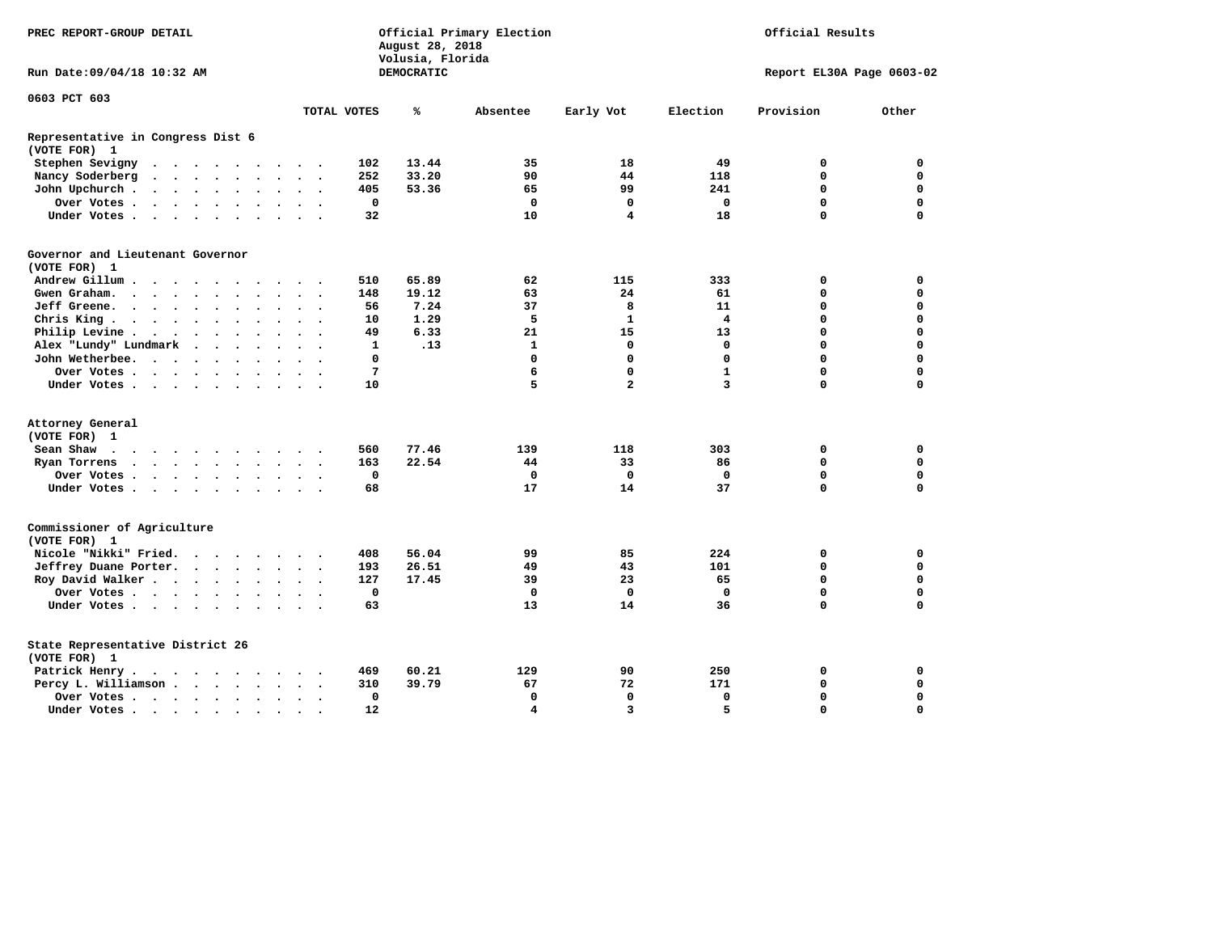PREC REPORT-GROUP DETAIL

Official Primary Election
August 28, 2018
Volusia, Florida
DEMOCRATIC

Official Results

Run Date:09/04/18 10:32 AM

Report EL30A Page 0603-02

0603 PCT 603

| | TOTAL VOTES | % | Absentee | Early Vot | Election | Provision | Other |
|---|---|---|---|---|---|---|---|
| **Representative in Congress Dist 6** | | | | | | | |
| **(VOTE FOR) 1** | | | | | | | |
| Stephen Sevigny | 102 | 13.44 | 35 | 18 | 49 | 0 | 0 |
| Nancy Soderberg | 252 | 33.20 | 90 | 44 | 118 | 0 | 0 |
| John Upchurch | 405 | 53.36 | 65 | 99 | 241 | 0 | 0 |
| Over Votes | 0 | | 0 | 0 | 0 | 0 | 0 |
| Under Votes | 32 | | 10 | 4 | 18 | 0 | 0 |
| **Governor and Lieutenant Governor** | | | | | | | |
| **(VOTE FOR) 1** | | | | | | | |
| Andrew Gillum | 510 | 65.89 | 62 | 115 | 333 | 0 | 0 |
| Gwen Graham | 148 | 19.12 | 63 | 24 | 61 | 0 | 0 |
| Jeff Greene | 56 | 7.24 | 37 | 8 | 11 | 0 | 0 |
| Chris King | 10 | 1.29 | 5 | 1 | 4 | 0 | 0 |
| Philip Levine | 49 | 6.33 | 21 | 15 | 13 | 0 | 0 |
| Alex "Lundy" Lundmark | 1 | .13 | 1 | 0 | 0 | 0 | 0 |
| John Wetherbee | 0 | | 0 | 0 | 0 | 0 | 0 |
| Over Votes | 7 | | 6 | 0 | 1 | 0 | 0 |
| Under Votes | 10 | | 5 | 2 | 3 | 0 | 0 |
| **Attorney General** | | | | | | | |
| **(VOTE FOR) 1** | | | | | | | |
| Sean Shaw | 560 | 77.46 | 139 | 118 | 303 | 0 | 0 |
| Ryan Torrens | 163 | 22.54 | 44 | 33 | 86 | 0 | 0 |
| Over Votes | 0 | | 0 | 0 | 0 | 0 | 0 |
| Under Votes | 68 | | 17 | 14 | 37 | 0 | 0 |
| **Commissioner of Agriculture** | | | | | | | |
| **(VOTE FOR) 1** | | | | | | | |
| Nicole "Nikki" Fried | 408 | 56.04 | 99 | 85 | 224 | 0 | 0 |
| Jeffrey Duane Porter | 193 | 26.51 | 49 | 43 | 101 | 0 | 0 |
| Roy David Walker | 127 | 17.45 | 39 | 23 | 65 | 0 | 0 |
| Over Votes | 0 | | 0 | 0 | 0 | 0 | 0 |
| Under Votes | 63 | | 13 | 14 | 36 | 0 | 0 |
| **State Representative District 26** | | | | | | | |
| **(VOTE FOR) 1** | | | | | | | |
| Patrick Henry | 469 | 60.21 | 129 | 90 | 250 | 0 | 0 |
| Percy L. Williamson | 310 | 39.79 | 67 | 72 | 171 | 0 | 0 |
| Over Votes | 0 | | 0 | 0 | 0 | 0 | 0 |
| Under Votes | 12 | | 4 | 3 | 5 | 0 | 0 |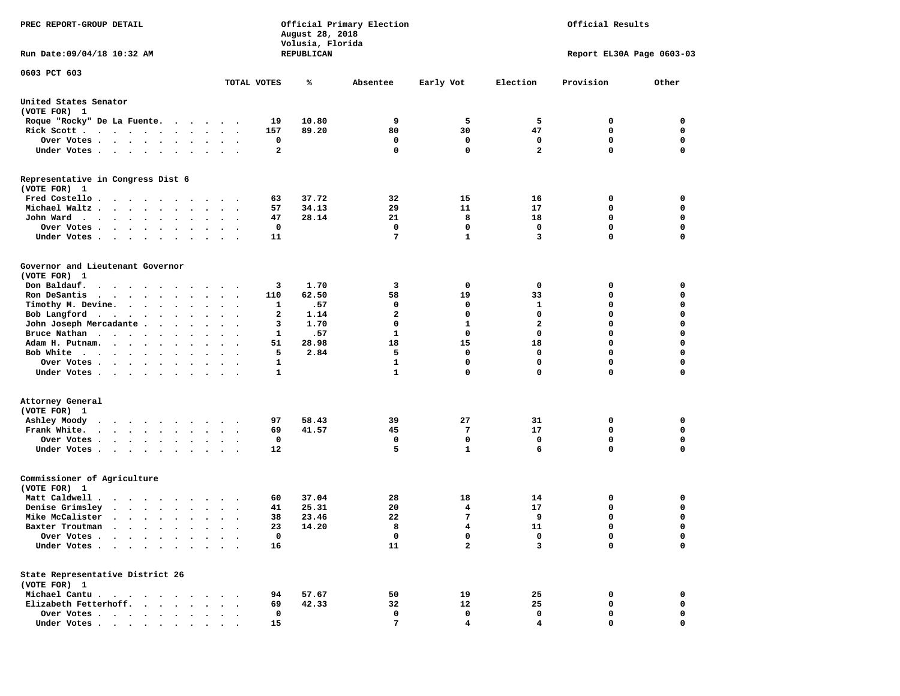PREC REPORT-GROUP DETAIL

Official Primary Election
August 28, 2018
Volusia, Florida
REPUBLICAN

Official Results

Run Date:09/04/18 10:32 AM

Report EL30A Page 0603-03

0603 PCT 603

| | TOTAL VOTES | % | Absentee | Early Vot | Election | Provision | Other |
|---|---|---|---|---|---|---|---|
| **United States Senator** | | | | | | | |
| (VOTE FOR) 1 | | | | | | | |
| Roque "Rocky" De La Fuente | 19 | 10.80 | 9 | 5 | 5 | 0 | 0 |
| Rick Scott | 157 | 89.20 | 80 | 30 | 47 | 0 | 0 |
| Over Votes | 0 | | 0 | 0 | 0 | 0 | 0 |
| Under Votes | 2 | | 0 | 0 | 2 | 0 | 0 |
| **Representative in Congress Dist 6** | | | | | | | |
| (VOTE FOR) 1 | | | | | | | |
| Fred Costello | 63 | 37.72 | 32 | 15 | 16 | 0 | 0 |
| Michael Waltz | 57 | 34.13 | 29 | 11 | 17 | 0 | 0 |
| John Ward | 47 | 28.14 | 21 | 8 | 18 | 0 | 0 |
| Over Votes | 0 | | 0 | 0 | 0 | 0 | 0 |
| Under Votes | 11 | | 7 | 1 | 3 | 0 | 0 |
| **Governor and Lieutenant Governor** | | | | | | | |
| (VOTE FOR) 1 | | | | | | | |
| Don Baldauf | 3 | 1.70 | 3 | 0 | 0 | 0 | 0 |
| Ron DeSantis | 110 | 62.50 | 58 | 19 | 33 | 0 | 0 |
| Timothy M. Devine | 1 | .57 | 0 | 0 | 1 | 0 | 0 |
| Bob Langford | 2 | 1.14 | 2 | 0 | 0 | 0 | 0 |
| John Joseph Mercadante | 3 | 1.70 | 0 | 1 | 2 | 0 | 0 |
| Bruce Nathan | 1 | .57 | 1 | 0 | 0 | 0 | 0 |
| Adam H. Putnam | 51 | 28.98 | 18 | 15 | 18 | 0 | 0 |
| Bob White | 5 | 2.84 | 5 | 0 | 0 | 0 | 0 |
| Over Votes | 1 | | 1 | 0 | 0 | 0 | 0 |
| Under Votes | 1 | | 1 | 0 | 0 | 0 | 0 |
| **Attorney General** | | | | | | | |
| (VOTE FOR) 1 | | | | | | | |
| Ashley Moody | 97 | 58.43 | 39 | 27 | 31 | 0 | 0 |
| Frank White | 69 | 41.57 | 45 | 7 | 17 | 0 | 0 |
| Over Votes | 0 | | 0 | 0 | 0 | 0 | 0 |
| Under Votes | 12 | | 5 | 1 | 6 | 0 | 0 |
| **Commissioner of Agriculture** | | | | | | | |
| (VOTE FOR) 1 | | | | | | | |
| Matt Caldwell | 60 | 37.04 | 28 | 18 | 14 | 0 | 0 |
| Denise Grimsley | 41 | 25.31 | 20 | 4 | 17 | 0 | 0 |
| Mike McCalister | 38 | 23.46 | 22 | 7 | 9 | 0 | 0 |
| Baxter Troutman | 23 | 14.20 | 8 | 4 | 11 | 0 | 0 |
| Over Votes | 0 | | 0 | 0 | 0 | 0 | 0 |
| Under Votes | 16 | | 11 | 2 | 3 | 0 | 0 |
| **State Representative District 26** | | | | | | | |
| (VOTE FOR) 1 | | | | | | | |
| Michael Cantu | 94 | 57.67 | 50 | 19 | 25 | 0 | 0 |
| Elizabeth Fetterhoff | 69 | 42.33 | 32 | 12 | 25 | 0 | 0 |
| Over Votes | 0 | | 0 | 0 | 0 | 0 | 0 |
| Under Votes | 15 | | 7 | 4 | 4 | 0 | 0 |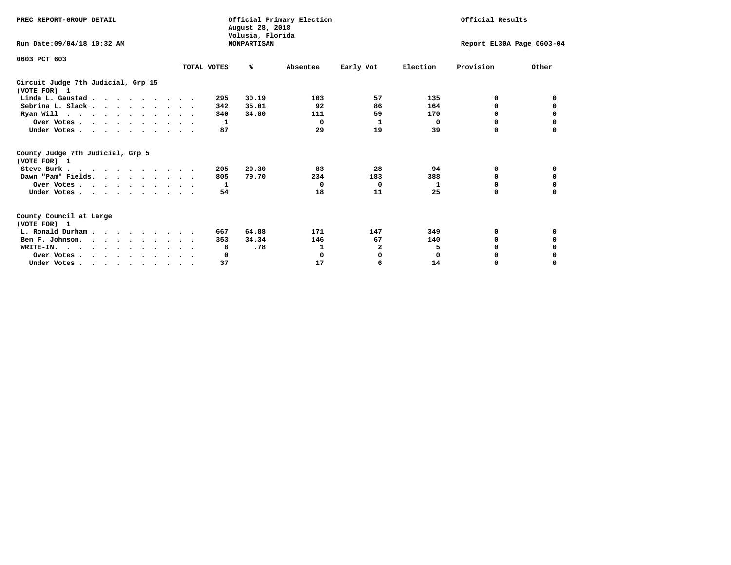PREC REPORT-GROUP DETAIL

Official Primary Election
August 28, 2018
Volusia, Florida
NONPARTISAN

Official Results

Run Date:09/04/18 10:32 AM

Report EL30A Page 0603-04

0603 PCT 603

| | TOTAL VOTES | % | Absentee | Early Vot | Election | Provision | Other |
|---|---|---|---|---|---|---|---|
| **Circuit Judge 7th Judicial, Grp 15** | | | | | | | |
| **(VOTE FOR) 1** | | | | | | | |
| Linda L. Gaustad | 295 | 30.19 | 103 | 57 | 135 | 0 | 0 |
| Sebrina L. Slack | 342 | 35.01 | 92 | 86 | 164 | 0 | 0 |
| Ryan Will | 340 | 34.80 | 111 | 59 | 170 | 0 | 0 |
| Over Votes | 1 | | 0 | 1 | 0 | 0 | 0 |
| Under Votes | 87 | | 29 | 19 | 39 | 0 | 0 |
| **County Judge 7th Judicial, Grp 5** | | | | | | | |
| **(VOTE FOR) 1** | | | | | | | |
| Steve Burk | 205 | 20.30 | 83 | 28 | 94 | 0 | 0 |
| Dawn "Pam" Fields | 805 | 79.70 | 234 | 183 | 388 | 0 | 0 |
| Over Votes | 1 | | 0 | 0 | 1 | 0 | 0 |
| Under Votes | 54 | | 18 | 11 | 25 | 0 | 0 |
| **County Council at Large** | | | | | | | |
| **(VOTE FOR) 1** | | | | | | | |
| L. Ronald Durham | 667 | 64.88 | 171 | 147 | 349 | 0 | 0 |
| Ben F. Johnson | 353 | 34.34 | 146 | 67 | 140 | 0 | 0 |
| WRITE-IN. | 8 | .78 | 1 | 2 | 5 | 0 | 0 |
| Over Votes | 0 | | 0 | 0 | 0 | 0 | 0 |
| Under Votes | 37 | | 17 | 6 | 14 | 0 | 0 |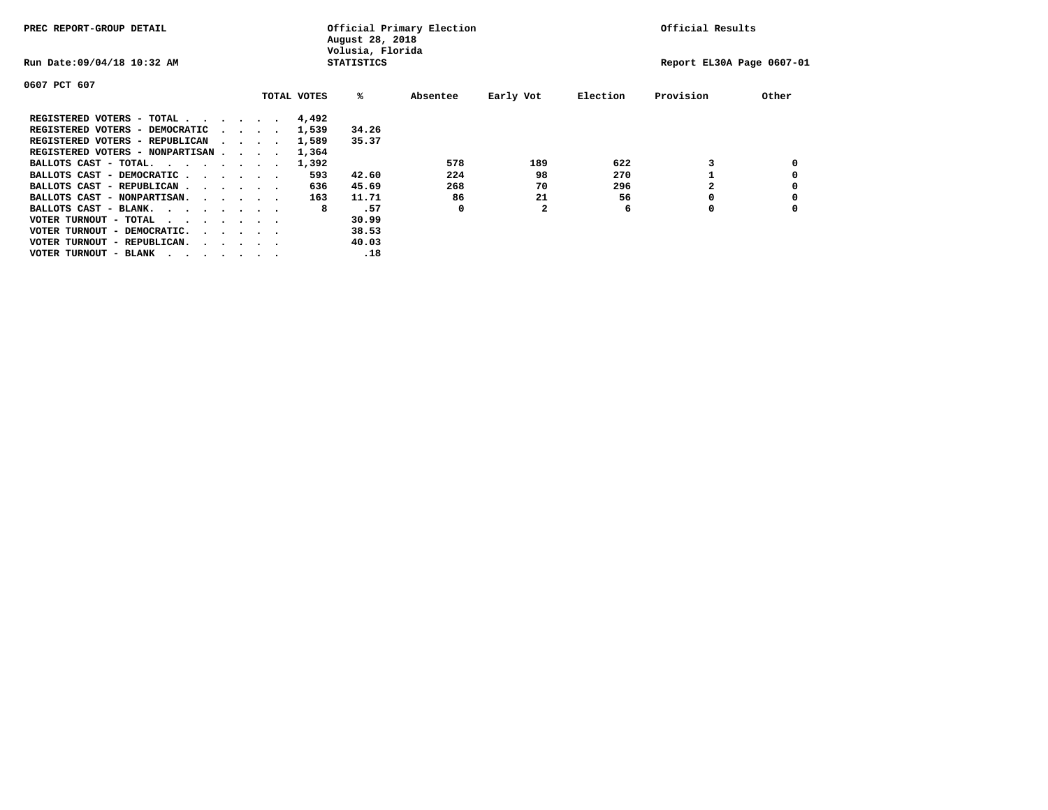PREC REPORT-GROUP DETAIL

Official Primary Election
August 28, 2018
Volusia, Florida
STATISTICS

Official Results

Run Date:09/04/18 10:32 AM

Report EL30A Page 0607-01

0607 PCT 607

| | TOTAL VOTES | % | Absentee | Early Vot | Election | Provision | Other |
|---|---|---|---|---|---|---|---|
| REGISTERED VOTERS - TOTAL . . . . . . | 4,492 | | | | | | |
| REGISTERED VOTERS - DEMOCRATIC . . . . | 1,539 | 34.26 | | | | | |
| REGISTERED VOTERS - REPUBLICAN . . . . | 1,589 | 35.37 | | | | | |
| REGISTERED VOTERS - NONPARTISAN . . . . | 1,364 | | | | | | |
| BALLOTS CAST - TOTAL. . . . . . . . | 1,392 | | 578 | 189 | 622 | 3 | 0 |
| BALLOTS CAST - DEMOCRATIC . . . . . . | 593 | 42.60 | 224 | 98 | 270 | 1 | 0 |
| BALLOTS CAST - REPUBLICAN . . . . . . | 636 | 45.69 | 268 | 70 | 296 | 2 | 0 |
| BALLOTS CAST - NONPARTISAN. . . . . . | 163 | 11.71 | 86 | 21 | 56 | 0 | 0 |
| BALLOTS CAST - BLANK. . . . . . . . | 8 | .57 | 0 | 2 | 6 | 0 | 0 |
| VOTER TURNOUT - TOTAL . . . . . . . | | 30.99 | | | | | |
| VOTER TURNOUT - DEMOCRATIC. . . . . . | | 38.53 | | | | | |
| VOTER TURNOUT - REPUBLICAN. . . . . . | | 40.03 | | | | | |
| VOTER TURNOUT - BLANK . . . . . . . | | .18 | | | | | |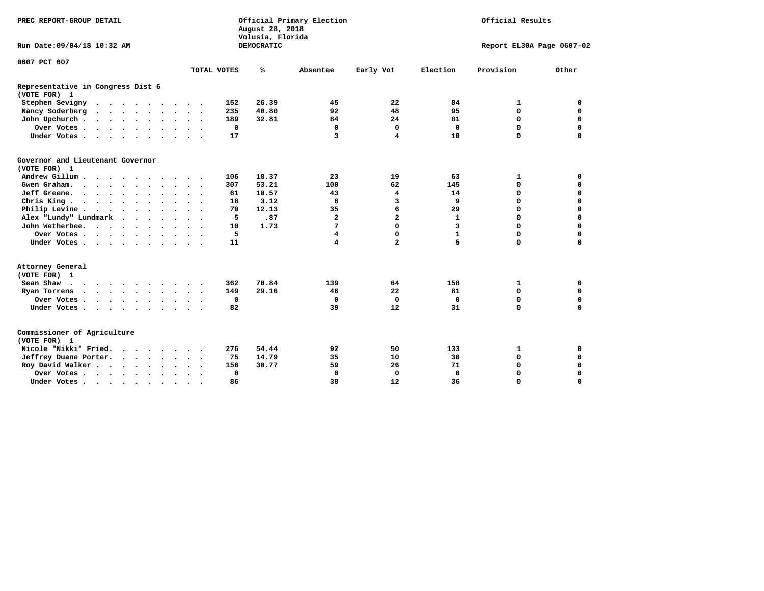PREC REPORT-GROUP DETAIL

Official Primary Election
August 28, 2018
Volusia, Florida
DEMOCRATIC

Official Results

Run Date:09/04/18 10:32 AM

Report EL30A Page 0607-02

0607 PCT 607

| | TOTAL VOTES | % | Absentee | Early Vot | Election | Provision | Other |
|---|---|---|---|---|---|---|---|
| **Representative in Congress Dist 6 (VOTE FOR) 1** | | | | | | | |
| Stephen Sevigny | 152 | 26.39 | 45 | 22 | 84 | 1 | 0 |
| Nancy Soderberg | 235 | 40.80 | 92 | 48 | 95 | 0 | 0 |
| John Upchurch | 189 | 32.81 | 84 | 24 | 81 | 0 | 0 |
| Over Votes | 0 | | 0 | 0 | 0 | 0 | 0 |
| Under Votes | 17 | | 3 | 4 | 10 | 0 | 0 |
| **Governor and Lieutenant Governor (VOTE FOR) 1** | | | | | | | |
| Andrew Gillum | 106 | 18.37 | 23 | 19 | 63 | 1 | 0 |
| Gwen Graham | 307 | 53.21 | 100 | 62 | 145 | 0 | 0 |
| Jeff Greene | 61 | 10.57 | 43 | 4 | 14 | 0 | 0 |
| Chris King | 18 | 3.12 | 6 | 3 | 9 | 0 | 0 |
| Philip Levine | 70 | 12.13 | 35 | 6 | 29 | 0 | 0 |
| Alex "Lundy" Lundmark | 5 | .87 | 2 | 2 | 1 | 0 | 0 |
| John Wetherbee | 10 | 1.73 | 7 | 0 | 3 | 0 | 0 |
| Over Votes | 5 | | 4 | 0 | 1 | 0 | 0 |
| Under Votes | 11 | | 4 | 2 | 5 | 0 | 0 |
| **Attorney General (VOTE FOR) 1** | | | | | | | |
| Sean Shaw | 362 | 70.84 | 139 | 64 | 158 | 1 | 0 |
| Ryan Torrens | 149 | 29.16 | 46 | 22 | 81 | 0 | 0 |
| Over Votes | 0 | | 0 | 0 | 0 | 0 | 0 |
| Under Votes | 82 | | 39 | 12 | 31 | 0 | 0 |
| **Commissioner of Agriculture (VOTE FOR) 1** | | | | | | | |
| Nicole "Nikki" Fried | 276 | 54.44 | 92 | 50 | 133 | 1 | 0 |
| Jeffrey Duane Porter | 75 | 14.79 | 35 | 10 | 30 | 0 | 0 |
| Roy David Walker | 156 | 30.77 | 59 | 26 | 71 | 0 | 0 |
| Over Votes | 0 | | 0 | 0 | 0 | 0 | 0 |
| Under Votes | 86 | | 38 | 12 | 36 | 0 | 0 |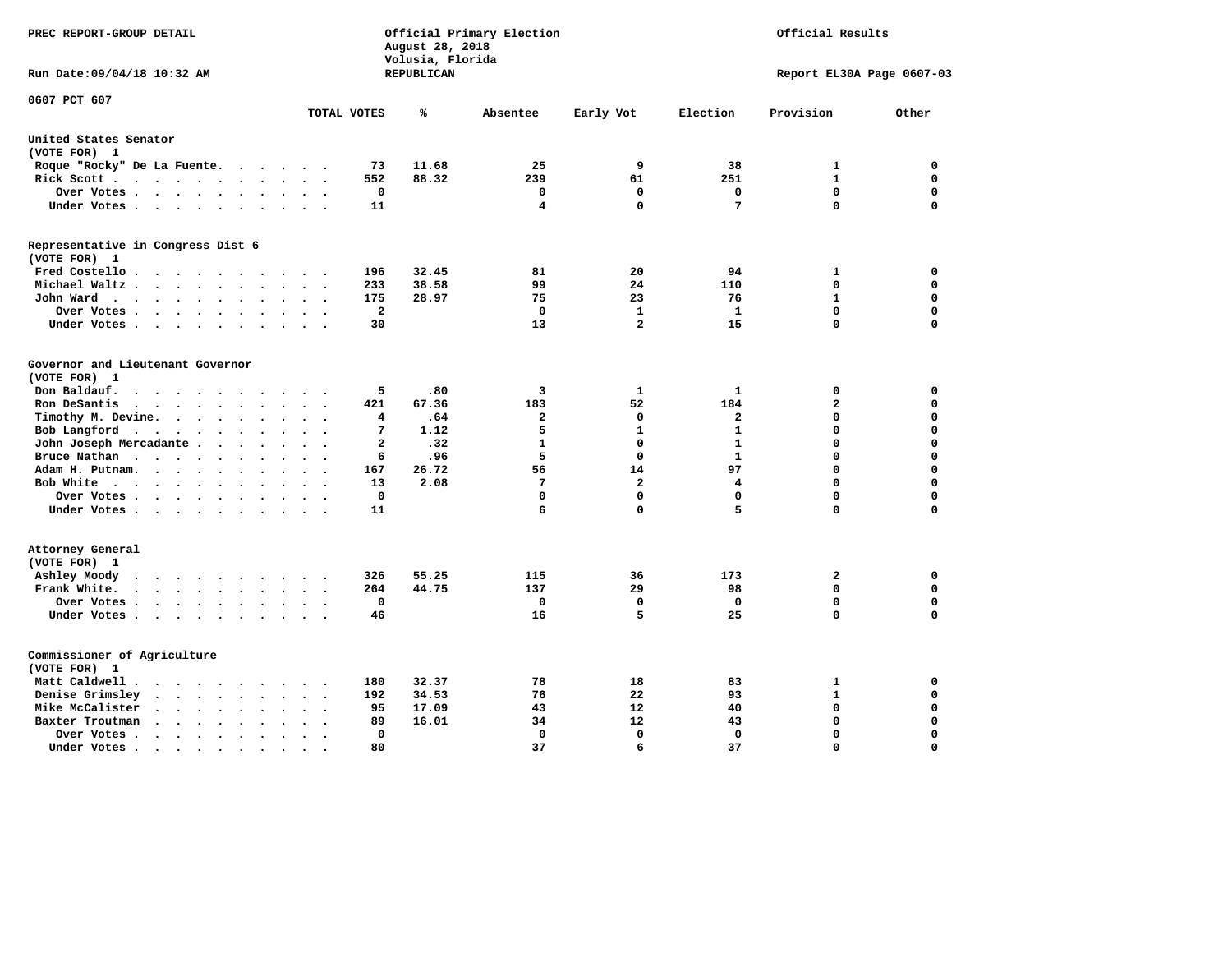PREC REPORT-GROUP DETAIL

Official Primary Election
August 28, 2018
Volusia, Florida
REPUBLICAN

Official Results

Run Date:09/04/18 10:32 AM

Report EL30A Page 0607-03

0607 PCT 607

| | TOTAL VOTES | % | Absentee | Early Vot | Election | Provision | Other |
|---|---|---|---|---|---|---|---|
| **United States Senator (VOTE FOR) 1** | | | | | | | |
| Roque "Rocky" De La Fuente | 73 | 11.68 | 25 | 9 | 38 | 1 | 0 |
| Rick Scott | 552 | 88.32 | 239 | 61 | 251 | 1 | 0 |
| Over Votes | 0 | | 0 | 0 | 0 | 0 | 0 |
| Under Votes | 11 | | 4 | 0 | 7 | 0 | 0 |
| **Representative in Congress Dist 6 (VOTE FOR) 1** | | | | | | | |
| Fred Costello | 196 | 32.45 | 81 | 20 | 94 | 1 | 0 |
| Michael Waltz | 233 | 38.58 | 99 | 24 | 110 | 0 | 0 |
| John Ward | 175 | 28.97 | 75 | 23 | 76 | 1 | 0 |
| Over Votes | 2 | | 0 | 1 | 1 | 0 | 0 |
| Under Votes | 30 | | 13 | 2 | 15 | 0 | 0 |
| **Governor and Lieutenant Governor (VOTE FOR) 1** | | | | | | | |
| Don Baldauf | 5 | .80 | 3 | 1 | 1 | 0 | 0 |
| Ron DeSantis | 421 | 67.36 | 183 | 52 | 184 | 2 | 0 |
| Timothy M. Devine | 4 | .64 | 2 | 0 | 2 | 0 | 0 |
| Bob Langford | 7 | 1.12 | 5 | 1 | 1 | 0 | 0 |
| John Joseph Mercadante | 2 | .32 | 1 | 0 | 1 | 0 | 0 |
| Bruce Nathan | 6 | .96 | 5 | 0 | 1 | 0 | 0 |
| Adam H. Putnam | 167 | 26.72 | 56 | 14 | 97 | 0 | 0 |
| Bob White | 13 | 2.08 | 7 | 2 | 4 | 0 | 0 |
| Over Votes | 0 | | 0 | 0 | 0 | 0 | 0 |
| Under Votes | 11 | | 6 | 0 | 5 | 0 | 0 |
| **Attorney General (VOTE FOR) 1** | | | | | | | |
| Ashley Moody | 326 | 55.25 | 115 | 36 | 173 | 2 | 0 |
| Frank White | 264 | 44.75 | 137 | 29 | 98 | 0 | 0 |
| Over Votes | 0 | | 0 | 0 | 0 | 0 | 0 |
| Under Votes | 46 | | 16 | 5 | 25 | 0 | 0 |
| **Commissioner of Agriculture (VOTE FOR) 1** | | | | | | | |
| Matt Caldwell | 180 | 32.37 | 78 | 18 | 83 | 1 | 0 |
| Denise Grimsley | 192 | 34.53 | 76 | 22 | 93 | 1 | 0 |
| Mike McCalister | 95 | 17.09 | 43 | 12 | 40 | 0 | 0 |
| Baxter Troutman | 89 | 16.01 | 34 | 12 | 43 | 0 | 0 |
| Over Votes | 0 | | 0 | 0 | 0 | 0 | 0 |
| Under Votes | 80 | | 37 | 6 | 37 | 0 | 0 |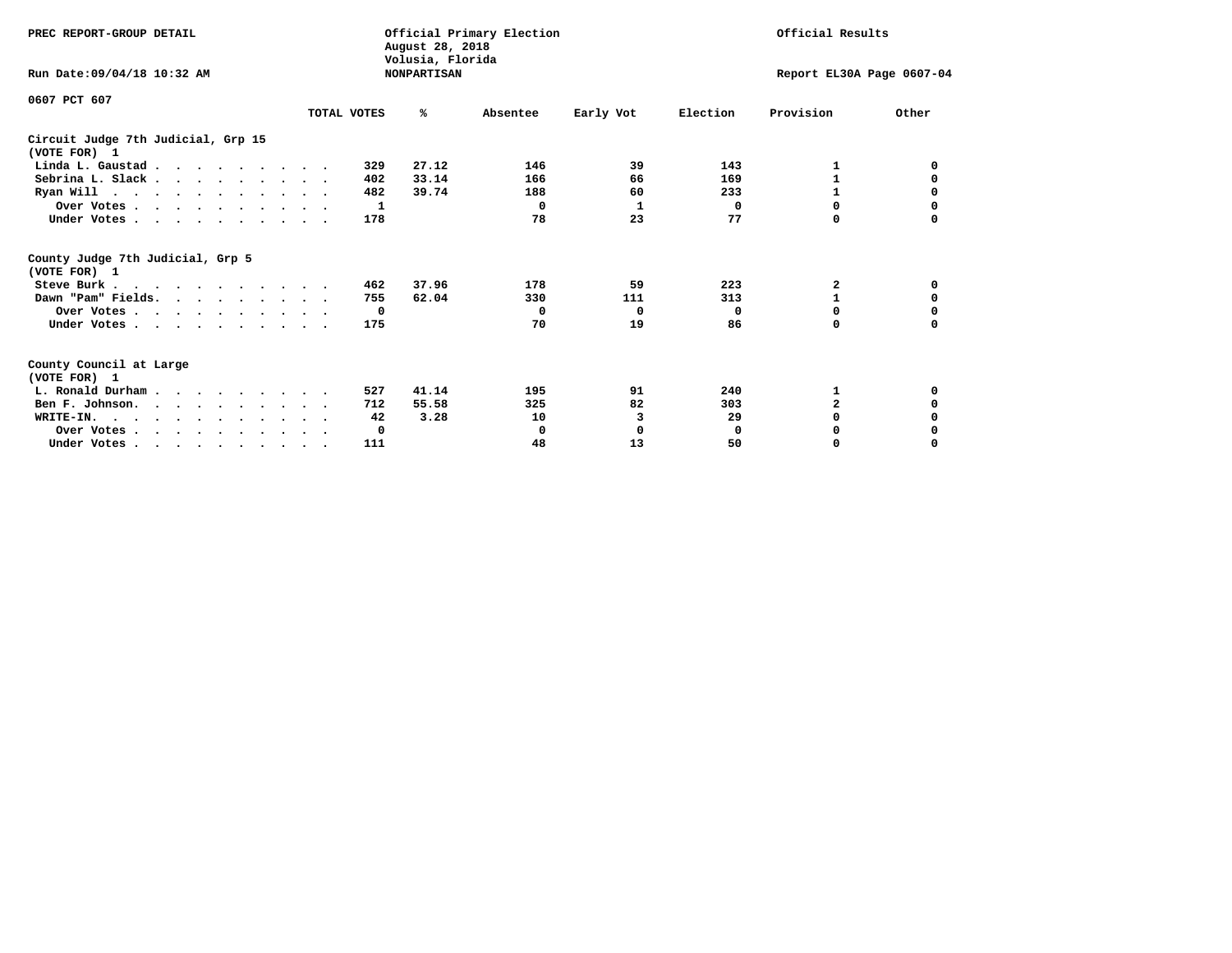PREC REPORT-GROUP DETAIL

Official Primary Election
August 28, 2018
Volusia, Florida
NONPARTISAN

Official Results

Run Date:09/04/18 10:32 AM

Report EL30A Page 0607-04

0607 PCT 607

| | TOTAL VOTES | % | Absentee | Early Vot | Election | Provision | Other |
|---|---|---|---|---|---|---|---|
| **Circuit Judge 7th Judicial, Grp 15** | | | | | | | |
| **(VOTE FOR) 1** | | | | | | | |
| Linda L. Gaustad | 329 | 27.12 | 146 | 39 | 143 | 1 | 0 |
| Sebrina L. Slack | 402 | 33.14 | 166 | 66 | 169 | 1 | 0 |
| Ryan Will | 482 | 39.74 | 188 | 60 | 233 | 1 | 0 |
| Over Votes | 1 | | 0 | 1 | 0 | 0 | 0 |
| Under Votes | 178 | | 78 | 23 | 77 | 0 | 0 |
| **County Judge 7th Judicial, Grp 5** | | | | | | | |
| **(VOTE FOR) 1** | | | | | | | |
| Steve Burk | 462 | 37.96 | 178 | 59 | 223 | 2 | 0 |
| Dawn "Pam" Fields | 755 | 62.04 | 330 | 111 | 313 | 1 | 0 |
| Over Votes | 0 | | 0 | 0 | 0 | 0 | 0 |
| Under Votes | 175 | | 70 | 19 | 86 | 0 | 0 |
| **County Council at Large** | | | | | | | |
| **(VOTE FOR) 1** | | | | | | | |
| L. Ronald Durham | 527 | 41.14 | 195 | 91 | 240 | 1 | 0 |
| Ben F. Johnson | 712 | 55.58 | 325 | 82 | 303 | 2 | 0 |
| WRITE-IN. | 42 | 3.28 | 10 | 3 | 29 | 0 | 0 |
| Over Votes | 0 | | 0 | 0 | 0 | 0 | 0 |
| Under Votes | 111 | | 48 | 13 | 50 | 0 | 0 |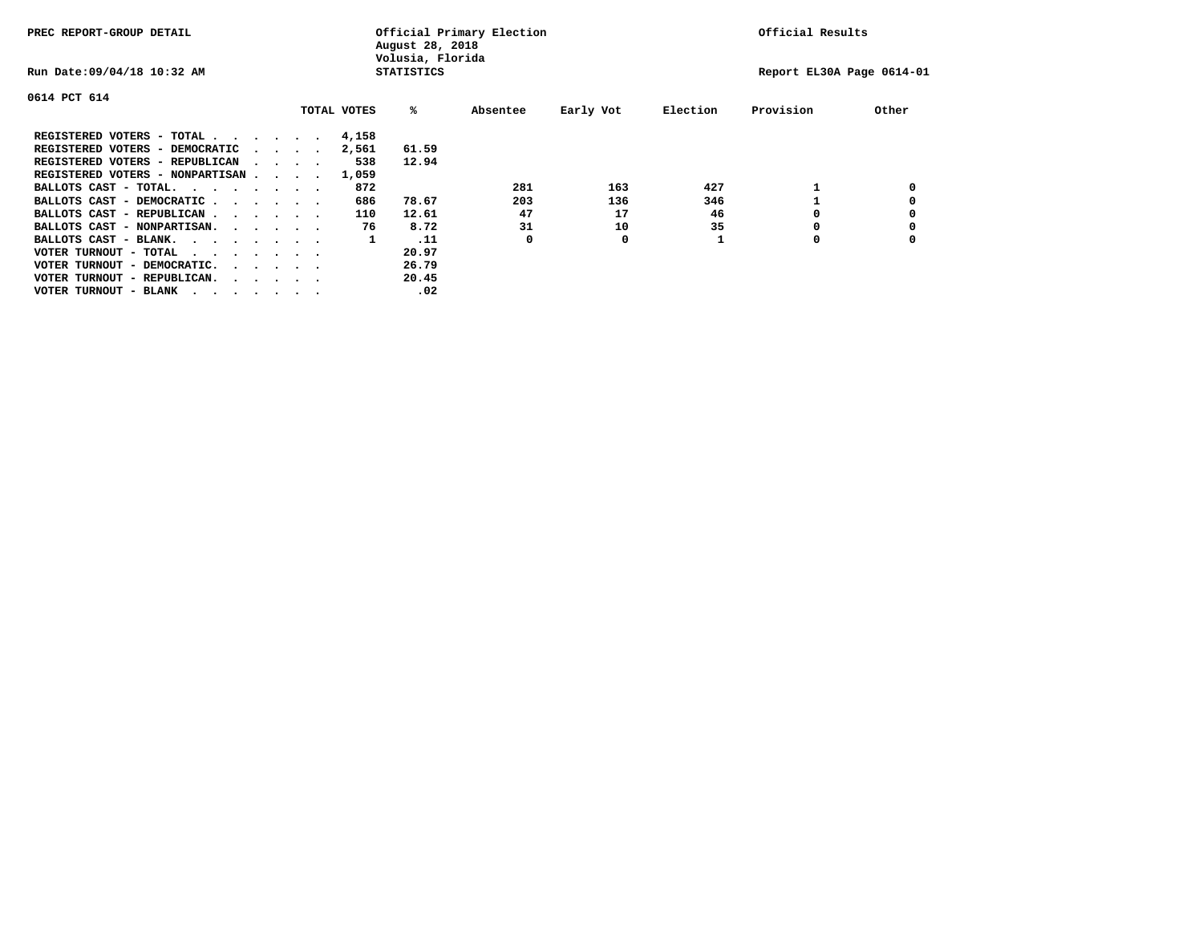PREC REPORT-GROUP DETAIL

Official Primary Election
August 28, 2018
Volusia, Florida
STATISTICS

Official Results

Run Date:09/04/18 10:32 AM

Report EL30A Page 0614-01

0614 PCT 614

| | TOTAL VOTES | % | Absentee | Early Vot | Election | Provision | Other |
|---|---|---|---|---|---|---|---|
| REGISTERED VOTERS - TOTAL . . . . . . | 4,158 | | | | | | |
| REGISTERED VOTERS - DEMOCRATIC . . . . | 2,561 | 61.59 | | | | | |
| REGISTERED VOTERS - REPUBLICAN . . . . | 538 | 12.94 | | | | | |
| REGISTERED VOTERS - NONPARTISAN . . . . | 1,059 | | | | | | |
| BALLOTS CAST - TOTAL. . . . . . . . | 872 | | 281 | 163 | 427 | 1 | 0 |
| BALLOTS CAST - DEMOCRATIC . . . . . . | 686 | 78.67 | 203 | 136 | 346 | 1 | 0 |
| BALLOTS CAST - REPUBLICAN . . . . . . | 110 | 12.61 | 47 | 17 | 46 | 0 | 0 |
| BALLOTS CAST - NONPARTISAN. . . . . . | 76 | 8.72 | 31 | 10 | 35 | 0 | 0 |
| BALLOTS CAST - BLANK. . . . . . . . | 1 | .11 | 0 | 0 | 1 | 0 | 0 |
| VOTER TURNOUT - TOTAL . . . . . . . . | | 20.97 | | | | | |
| VOTER TURNOUT - DEMOCRATIC. . . . . . | | 26.79 | | | | | |
| VOTER TURNOUT - REPUBLICAN. . . . . . | | 20.45 | | | | | |
| VOTER TURNOUT - BLANK . . . . . . . . | | .02 | | | | | |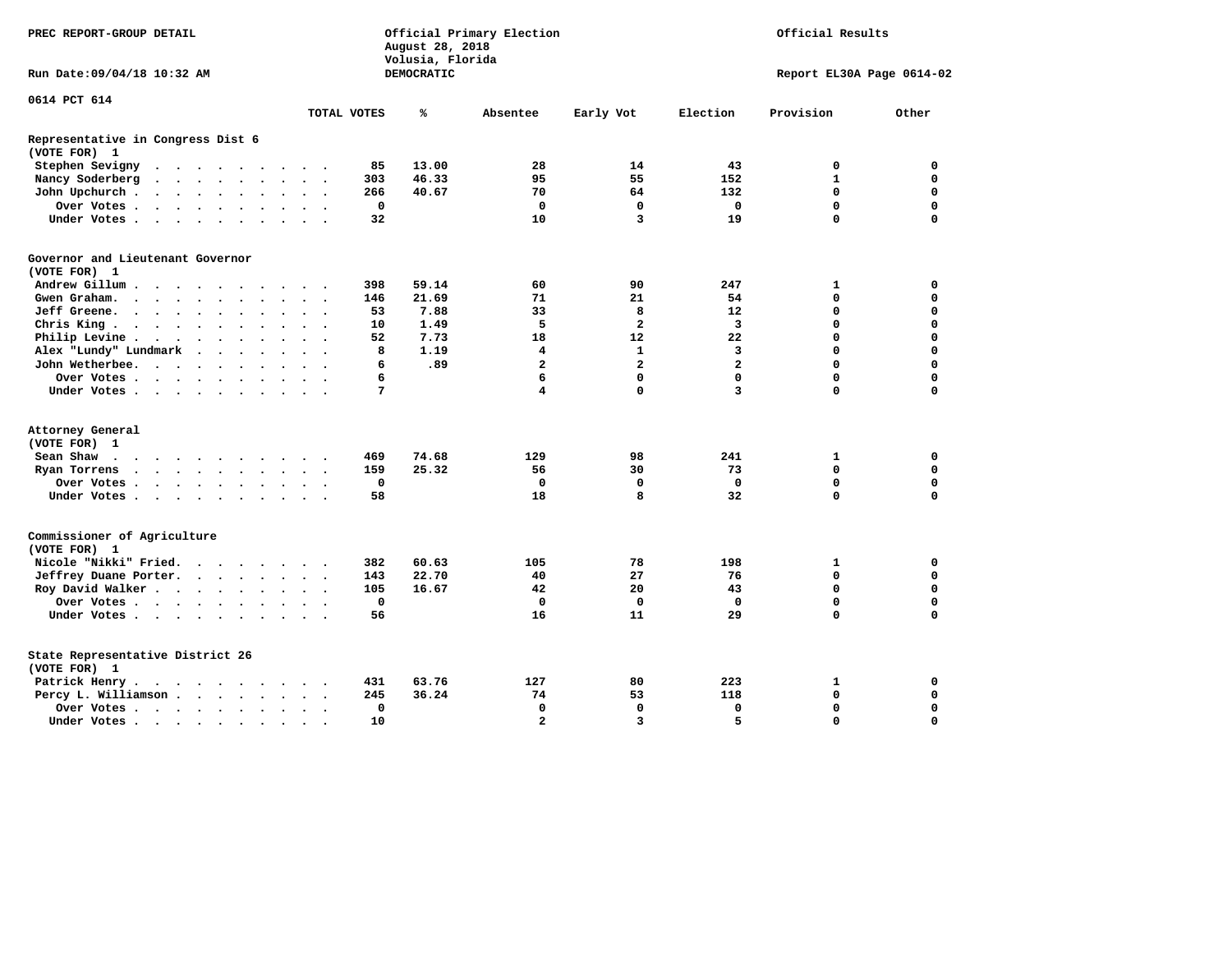PREC REPORT-GROUP DETAIL

Official Primary Election
August 28, 2018
Volusia, Florida
DEMOCRATIC

Official Results

Run Date:09/04/18 10:32 AM

Report EL30A Page 0614-02

0614 PCT 614

| | TOTAL VOTES | % | Absentee | Early Vot | Election | Provision | Other |
|---|---|---|---|---|---|---|---|
| **Representative in Congress Dist 6** | | | | | | | |
| **(VOTE FOR) 1** | | | | | | | |
| Stephen Sevigny | 85 | 13.00 | 28 | 14 | 43 | 0 | 0 |
| Nancy Soderberg | 303 | 46.33 | 95 | 55 | 152 | 1 | 0 |
| John Upchurch | 266 | 40.67 | 70 | 64 | 132 | 0 | 0 |
| Over Votes | 0 | | 0 | 0 | 0 | 0 | 0 |
| Under Votes | 32 | | 10 | 3 | 19 | 0 | 0 |
| **Governor and Lieutenant Governor** | | | | | | | |
| **(VOTE FOR) 1** | | | | | | | |
| Andrew Gillum | 398 | 59.14 | 60 | 90 | 247 | 1 | 0 |
| Gwen Graham | 146 | 21.69 | 71 | 21 | 54 | 0 | 0 |
| Jeff Greene | 53 | 7.88 | 33 | 8 | 12 | 0 | 0 |
| Chris King | 10 | 1.49 | 5 | 2 | 3 | 0 | 0 |
| Philip Levine | 52 | 7.73 | 18 | 12 | 22 | 0 | 0 |
| Alex "Lundy" Lundmark | 8 | 1.19 | 4 | 1 | 3 | 0 | 0 |
| John Wetherbee | 6 | .89 | 2 | 2 | 2 | 0 | 0 |
| Over Votes | 6 | | 6 | 0 | 0 | 0 | 0 |
| Under Votes | 7 | | 4 | 0 | 3 | 0 | 0 |
| **Attorney General** | | | | | | | |
| **(VOTE FOR) 1** | | | | | | | |
| Sean Shaw | 469 | 74.68 | 129 | 98 | 241 | 1 | 0 |
| Ryan Torrens | 159 | 25.32 | 56 | 30 | 73 | 0 | 0 |
| Over Votes | 0 | | 0 | 0 | 0 | 0 | 0 |
| Under Votes | 58 | | 18 | 8 | 32 | 0 | 0 |
| **Commissioner of Agriculture** | | | | | | | |
| **(VOTE FOR) 1** | | | | | | | |
| Nicole "Nikki" Fried | 382 | 60.63 | 105 | 78 | 198 | 1 | 0 |
| Jeffrey Duane Porter | 143 | 22.70 | 40 | 27 | 76 | 0 | 0 |
| Roy David Walker | 105 | 16.67 | 42 | 20 | 43 | 0 | 0 |
| Over Votes | 0 | | 0 | 0 | 0 | 0 | 0 |
| Under Votes | 56 | | 16 | 11 | 29 | 0 | 0 |
| **State Representative District 26** | | | | | | | |
| **(VOTE FOR) 1** | | | | | | | |
| Patrick Henry | 431 | 63.76 | 127 | 80 | 223 | 1 | 0 |
| Percy L. Williamson | 245 | 36.24 | 74 | 53 | 118 | 0 | 0 |
| Over Votes | 0 | | 0 | 0 | 0 | 0 | 0 |
| Under Votes | 10 | | 2 | 3 | 5 | 0 | 0 |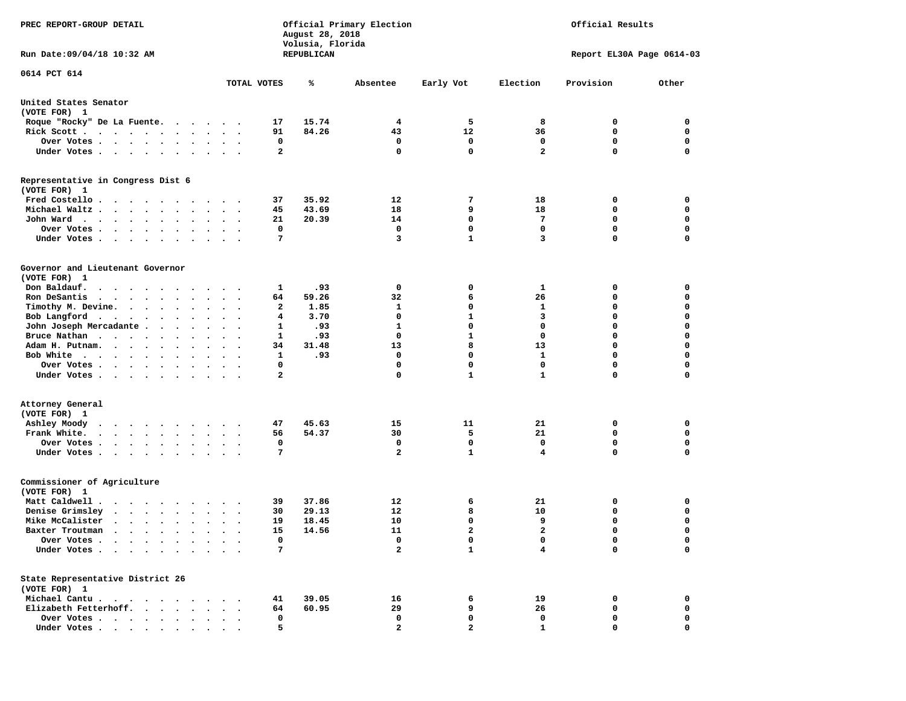PREC REPORT-GROUP DETAIL

Official Primary Election
August 28, 2018
Volusia, Florida
REPUBLICAN

Official Results

Run Date:09/04/18 10:32 AM

Report EL30A Page 0614-03

## 0614 PCT 614

### United States Senator (VOTE FOR) 1

| | TOTAL VOTES | % | Absentee | Early Vot | Election | Provision | Other |
|---|---|---|---|---|---|---|---|
| Roque "Rocky" De La Fuente | 17 | 15.74 | 4 | 5 | 8 | 0 | 0 |
| Rick Scott | 91 | 84.26 | 43 | 12 | 36 | 0 | 0 |
| Over Votes | 0 | | 0 | 0 | 0 | 0 | 0 |
| Under Votes | 2 | | 0 | 0 | 2 | 0 | 0 |

### Representative in Congress Dist 6 (VOTE FOR) 1

| | TOTAL VOTES | % | Absentee | Early Vot | Election | Provision | Other |
|---|---|---|---|---|---|---|---|
| Fred Costello | 37 | 35.92 | 12 | 7 | 18 | 0 | 0 |
| Michael Waltz | 45 | 43.69 | 18 | 9 | 18 | 0 | 0 |
| John Ward | 21 | 20.39 | 14 | 0 | 7 | 0 | 0 |
| Over Votes | 0 | | 0 | 0 | 0 | 0 | 0 |
| Under Votes | 7 | | 3 | 1 | 3 | 0 | 0 |

### Governor and Lieutenant Governor (VOTE FOR) 1

| | TOTAL VOTES | % | Absentee | Early Vot | Election | Provision | Other |
|---|---|---|---|---|---|---|---|
| Don Baldauf | 1 | .93 | 0 | 0 | 1 | 0 | 0 |
| Ron DeSantis | 64 | 59.26 | 32 | 6 | 26 | 0 | 0 |
| Timothy M. Devine | 2 | 1.85 | 1 | 0 | 1 | 0 | 0 |
| Bob Langford | 4 | 3.70 | 0 | 1 | 3 | 0 | 0 |
| John Joseph Mercadante | 1 | .93 | 1 | 0 | 0 | 0 | 0 |
| Bruce Nathan | 1 | .93 | 0 | 1 | 0 | 0 | 0 |
| Adam H. Putnam | 34 | 31.48 | 13 | 8 | 13 | 0 | 0 |
| Bob White | 1 | .93 | 0 | 0 | 1 | 0 | 0 |
| Over Votes | 0 | | 0 | 0 | 0 | 0 | 0 |
| Under Votes | 2 | | 0 | 1 | 1 | 0 | 0 |

### Attorney General (VOTE FOR) 1

| | TOTAL VOTES | % | Absentee | Early Vot | Election | Provision | Other |
|---|---|---|---|---|---|---|---|
| Ashley Moody | 47 | 45.63 | 15 | 11 | 21 | 0 | 0 |
| Frank White | 56 | 54.37 | 30 | 5 | 21 | 0 | 0 |
| Over Votes | 0 | | 0 | 0 | 0 | 0 | 0 |
| Under Votes | 7 | | 2 | 1 | 4 | 0 | 0 |

### Commissioner of Agriculture (VOTE FOR) 1

| | TOTAL VOTES | % | Absentee | Early Vot | Election | Provision | Other |
|---|---|---|---|---|---|---|---|
| Matt Caldwell | 39 | 37.86 | 12 | 6 | 21 | 0 | 0 |
| Denise Grimsley | 30 | 29.13 | 12 | 8 | 10 | 0 | 0 |
| Mike McCalister | 19 | 18.45 | 10 | 0 | 9 | 0 | 0 |
| Baxter Troutman | 15 | 14.56 | 11 | 2 | 2 | 0 | 0 |
| Over Votes | 0 | | 0 | 0 | 0 | 0 | 0 |
| Under Votes | 7 | | 2 | 1 | 4 | 0 | 0 |

### State Representative District 26 (VOTE FOR) 1

| | TOTAL VOTES | % | Absentee | Early Vot | Election | Provision | Other |
|---|---|---|---|---|---|---|---|
| Michael Cantu | 41 | 39.05 | 16 | 6 | 19 | 0 | 0 |
| Elizabeth Fetterhoff | 64 | 60.95 | 29 | 9 | 26 | 0 | 0 |
| Over Votes | 0 | | 0 | 0 | 0 | 0 | 0 |
| Under Votes | 5 | | 2 | 2 | 1 | 0 | 0 |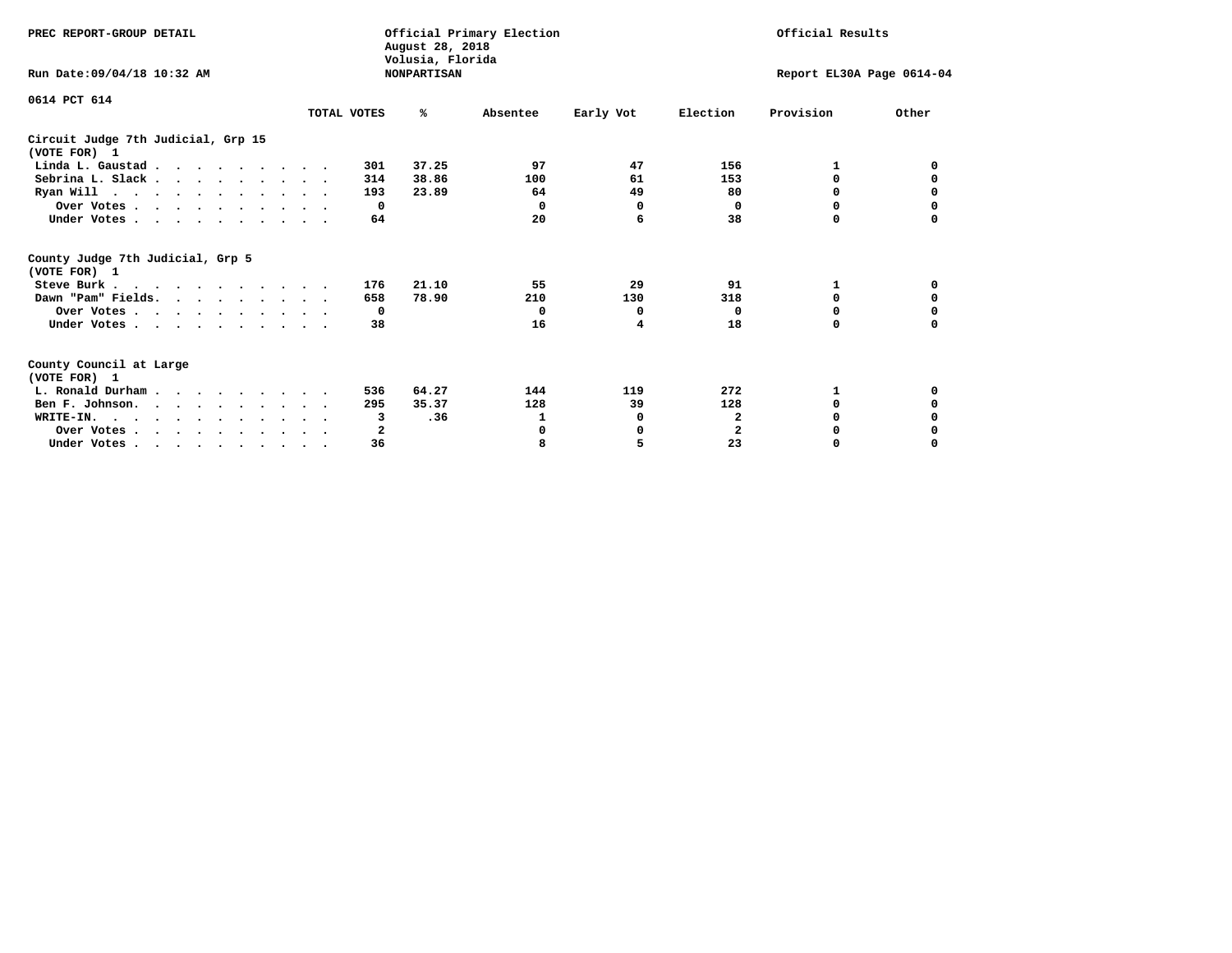PREC REPORT-GROUP DETAIL

Official Primary Election
August 28, 2018
Volusia, Florida
NONPARTISAN

Official Results

Run Date:09/04/18 10:32 AM

Report EL30A Page 0614-04

0614 PCT 614

| | TOTAL VOTES | % | Absentee | Early Vot | Election | Provision | Other |
|---|---|---|---|---|---|---|---|
| **Circuit Judge 7th Judicial, Grp 15** | | | | | | | |
| **(VOTE FOR) 1** | | | | | | | |
| Linda L. Gaustad | 301 | 37.25 | 97 | 47 | 156 | 1 | 0 |
| Sebrina L. Slack | 314 | 38.86 | 100 | 61 | 153 | 0 | 0 |
| Ryan Will | 193 | 23.89 | 64 | 49 | 80 | 0 | 0 |
| Over Votes | 0 | | 0 | 0 | 0 | 0 | 0 |
| Under Votes | 64 | | 20 | 6 | 38 | 0 | 0 |
| **County Judge 7th Judicial, Grp 5** | | | | | | | |
| **(VOTE FOR) 1** | | | | | | | |
| Steve Burk | 176 | 21.10 | 55 | 29 | 91 | 1 | 0 |
| Dawn "Pam" Fields | 658 | 78.90 | 210 | 130 | 318 | 0 | 0 |
| Over Votes | 0 | | 0 | 0 | 0 | 0 | 0 |
| Under Votes | 38 | | 16 | 4 | 18 | 0 | 0 |
| **County Council at Large** | | | | | | | |
| **(VOTE FOR) 1** | | | | | | | |
| L. Ronald Durham | 536 | 64.27 | 144 | 119 | 272 | 1 | 0 |
| Ben F. Johnson | 295 | 35.37 | 128 | 39 | 128 | 0 | 0 |
| WRITE-IN. | 3 | .36 | 1 | 0 | 2 | 0 | 0 |
| Over Votes | 2 | | 0 | 0 | 2 | 0 | 0 |
| Under Votes | 36 | | 8 | 5 | 23 | 0 | 0 |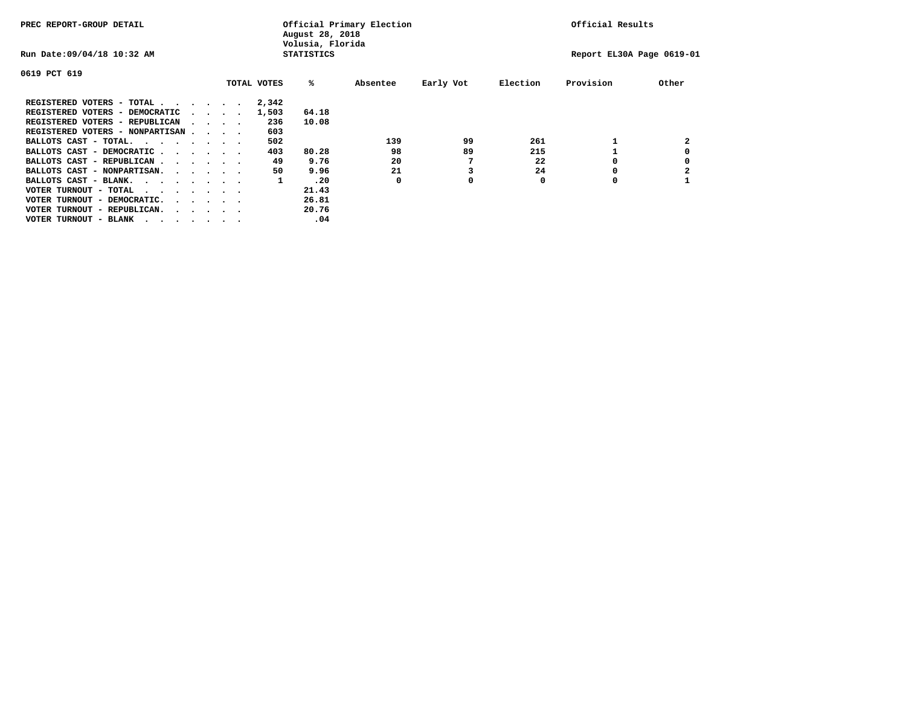PREC REPORT-GROUP DETAIL

Official Primary Election
August 28, 2018
Volusia, Florida
STATISTICS

Official Results

Run Date:09/04/18 10:32 AM

Report EL30A Page 0619-01

0619 PCT 619

| | TOTAL VOTES | % | Absentee | Early Vot | Election | Provision | Other |
|---|---|---|---|---|---|---|---|
| REGISTERED VOTERS - TOTAL . . . . . . | 2,342 | | | | | | |
| REGISTERED VOTERS - DEMOCRATIC . . . . | 1,503 | 64.18 | | | | | |
| REGISTERED VOTERS - REPUBLICAN . . . . | 236 | 10.08 | | | | | |
| REGISTERED VOTERS - NONPARTISAN . . . . | 603 | | | | | | |
| BALLOTS CAST - TOTAL. . . . . . . . | 502 | | 139 | 99 | 261 | 1 | 2 |
| BALLOTS CAST - DEMOCRATIC . . . . . . | 403 | 80.28 | 98 | 89 | 215 | 1 | 0 |
| BALLOTS CAST - REPUBLICAN . . . . . . | 49 | 9.76 | 20 | 7 | 22 | 0 | 0 |
| BALLOTS CAST - NONPARTISAN. . . . . . | 50 | 9.96 | 21 | 3 | 24 | 0 | 2 |
| BALLOTS CAST - BLANK. . . . . . . . | 1 | .20 | 0 | 0 | 0 | 0 | 1 |
| VOTER TURNOUT - TOTAL . . . . . . . | | 21.43 | | | | | |
| VOTER TURNOUT - DEMOCRATIC. . . . . . | | 26.81 | | | | | |
| VOTER TURNOUT - REPUBLICAN. . . . . . | | 20.76 | | | | | |
| VOTER TURNOUT - BLANK . . . . . . . | | .04 | | | | | |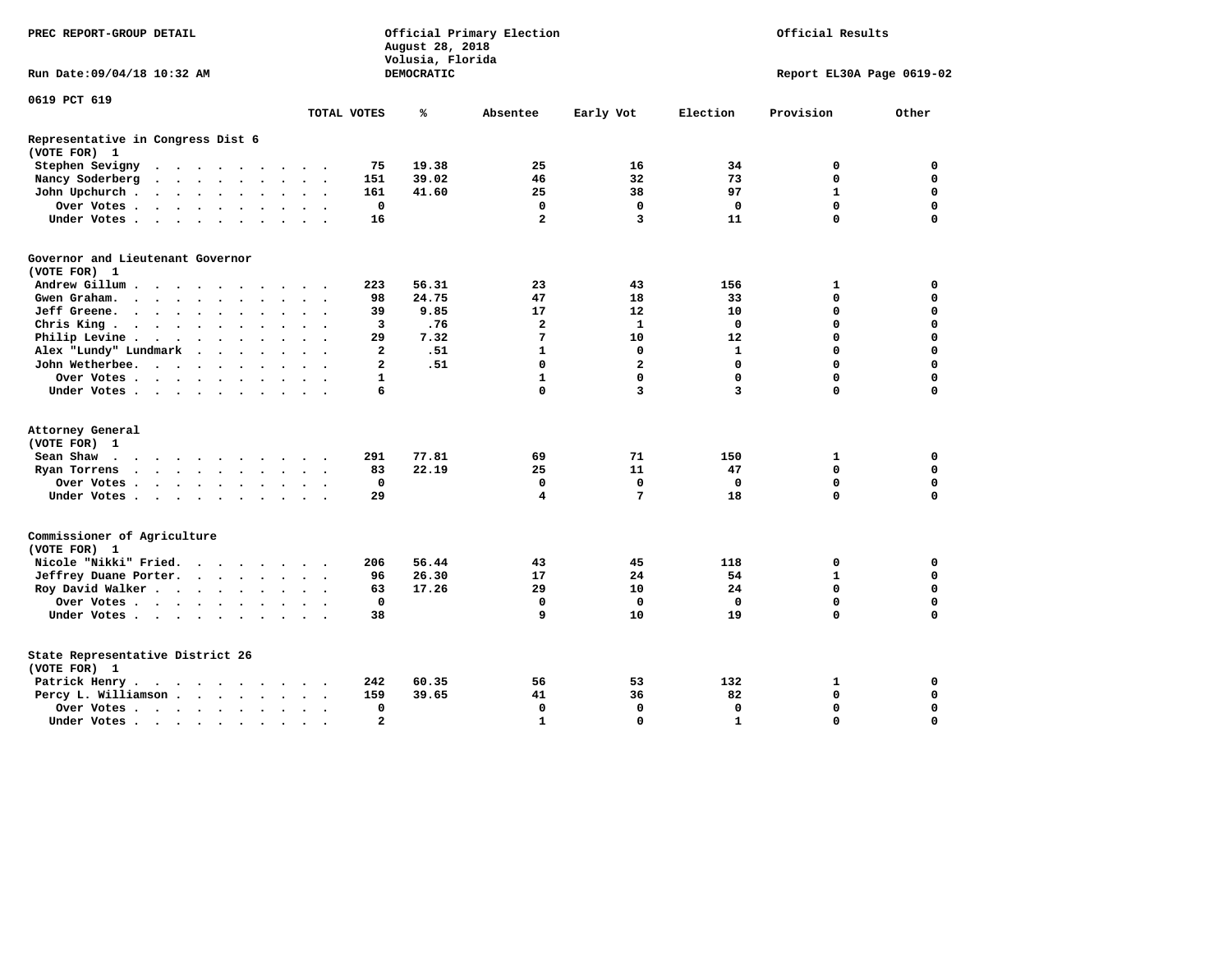PREC REPORT-GROUP DETAIL

Official Primary Election
August 28, 2018
Volusia, Florida
DEMOCRATIC

Official Results

Run Date:09/04/18 10:32 AM

Report EL30A Page 0619-02

0619 PCT 619

| | TOTAL VOTES | % | Absentee | Early Vot | Election | Provision | Other |
|---|---|---|---|---|---|---|---|
| **Representative in Congress Dist 6** | | | | | | | |
| **(VOTE FOR) 1** | | | | | | | |
| Stephen Sevigny | 75 | 19.38 | 25 | 16 | 34 | 0 | 0 |
| Nancy Soderberg | 151 | 39.02 | 46 | 32 | 73 | 0 | 0 |
| John Upchurch | 161 | 41.60 | 25 | 38 | 97 | 1 | 0 |
| Over Votes | 0 | | 0 | 0 | 0 | 0 | 0 |
| Under Votes | 16 | | 2 | 3 | 11 | 0 | 0 |
| **Governor and Lieutenant Governor** | | | | | | | |
| **(VOTE FOR) 1** | | | | | | | |
| Andrew Gillum | 223 | 56.31 | 23 | 43 | 156 | 1 | 0 |
| Gwen Graham | 98 | 24.75 | 47 | 18 | 33 | 0 | 0 |
| Jeff Greene | 39 | 9.85 | 17 | 12 | 10 | 0 | 0 |
| Chris King | 3 | .76 | 2 | 1 | 0 | 0 | 0 |
| Philip Levine | 29 | 7.32 | 7 | 10 | 12 | 0 | 0 |
| Alex "Lundy" Lundmark | 2 | .51 | 1 | 0 | 1 | 0 | 0 |
| John Wetherbee | 2 | .51 | 0 | 2 | 0 | 0 | 0 |
| Over Votes | 1 | | 1 | 0 | 0 | 0 | 0 |
| Under Votes | 6 | | 0 | 3 | 3 | 0 | 0 |
| **Attorney General** | | | | | | | |
| **(VOTE FOR) 1** | | | | | | | |
| Sean Shaw | 291 | 77.81 | 69 | 71 | 150 | 1 | 0 |
| Ryan Torrens | 83 | 22.19 | 25 | 11 | 47 | 0 | 0 |
| Over Votes | 0 | | 0 | 0 | 0 | 0 | 0 |
| Under Votes | 29 | | 4 | 7 | 18 | 0 | 0 |
| **Commissioner of Agriculture** | | | | | | | |
| **(VOTE FOR) 1** | | | | | | | |
| Nicole "Nikki" Fried | 206 | 56.44 | 43 | 45 | 118 | 0 | 0 |
| Jeffrey Duane Porter | 96 | 26.30 | 17 | 24 | 54 | 1 | 0 |
| Roy David Walker | 63 | 17.26 | 29 | 10 | 24 | 0 | 0 |
| Over Votes | 0 | | 0 | 0 | 0 | 0 | 0 |
| Under Votes | 38 | | 9 | 10 | 19 | 0 | 0 |
| **State Representative District 26** | | | | | | | |
| **(VOTE FOR) 1** | | | | | | | |
| Patrick Henry | 242 | 60.35 | 56 | 53 | 132 | 1 | 0 |
| Percy L. Williamson | 159 | 39.65 | 41 | 36 | 82 | 0 | 0 |
| Over Votes | 0 | | 0 | 0 | 0 | 0 | 0 |
| Under Votes | 2 | | 1 | 0 | 1 | 0 | 0 |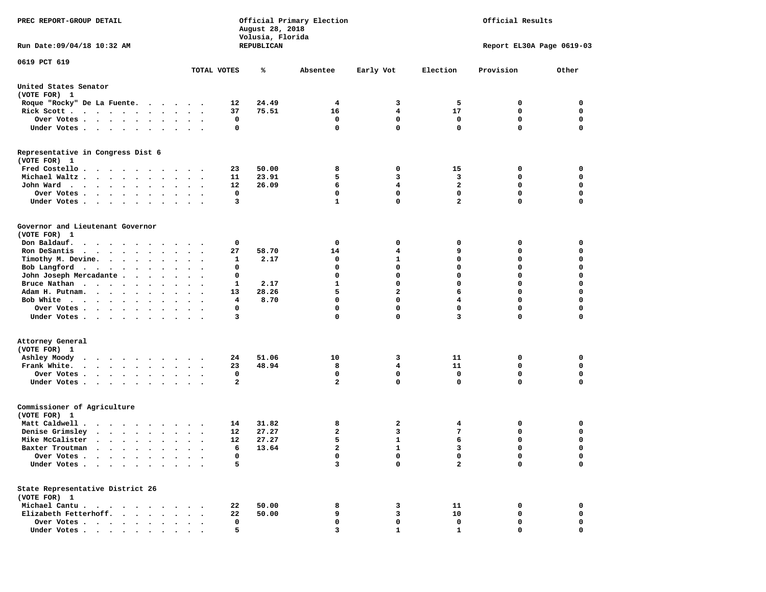PREC REPORT-GROUP DETAIL

Official Primary Election
August 28, 2018
Volusia, Florida
REPUBLICAN

Official Results

Run Date:09/04/18 10:32 AM

Report EL30A Page 0619-03

## 0619 PCT 619

### United States Senator
(VOTE FOR) 1

| | TOTAL VOTES | % | Absentee | Early Vot | Election | Provision | Other |
|---|---|---|---|---|---|---|---|
| Roque "Rocky" De La Fuente | 12 | 24.49 | 4 | 3 | 5 | 0 | 0 |
| Rick Scott | 37 | 75.51 | 16 | 4 | 17 | 0 | 0 |
| Over Votes | 0 | | 0 | 0 | 0 | 0 | 0 |
| Under Votes | 0 | | 0 | 0 | 0 | 0 | 0 |

### Representative in Congress Dist 6
(VOTE FOR) 1

| | TOTAL VOTES | % | Absentee | Early Vot | Election | Provision | Other |
|---|---|---|---|---|---|---|---|
| Fred Costello | 23 | 50.00 | 8 | 0 | 15 | 0 | 0 |
| Michael Waltz | 11 | 23.91 | 5 | 3 | 3 | 0 | 0 |
| John Ward | 12 | 26.09 | 6 | 4 | 2 | 0 | 0 |
| Over Votes | 0 | | 0 | 0 | 0 | 0 | 0 |
| Under Votes | 3 | | 1 | 0 | 2 | 0 | 0 |

### Governor and Lieutenant Governor
(VOTE FOR) 1

| | TOTAL VOTES | % | Absentee | Early Vot | Election | Provision | Other |
|---|---|---|---|---|---|---|---|
| Don Baldauf | 0 | | 0 | 0 | 0 | 0 | 0 |
| Ron DeSantis | 27 | 58.70 | 14 | 4 | 9 | 0 | 0 |
| Timothy M. Devine | 1 | 2.17 | 0 | 1 | 0 | 0 | 0 |
| Bob Langford | 0 | | 0 | 0 | 0 | 0 | 0 |
| John Joseph Mercadante | 0 | | 0 | 0 | 0 | 0 | 0 |
| Bruce Nathan | 1 | 2.17 | 1 | 0 | 0 | 0 | 0 |
| Adam H. Putnam | 13 | 28.26 | 5 | 2 | 6 | 0 | 0 |
| Bob White | 4 | 8.70 | 0 | 0 | 4 | 0 | 0 |
| Over Votes | 0 | | 0 | 0 | 0 | 0 | 0 |
| Under Votes | 3 | | 0 | 0 | 3 | 0 | 0 |

### Attorney General
(VOTE FOR) 1

| | TOTAL VOTES | % | Absentee | Early Vot | Election | Provision | Other |
|---|---|---|---|---|---|---|---|
| Ashley Moody | 24 | 51.06 | 10 | 3 | 11 | 0 | 0 |
| Frank White | 23 | 48.94 | 8 | 4 | 11 | 0 | 0 |
| Over Votes | 0 | | 0 | 0 | 0 | 0 | 0 |
| Under Votes | 2 | | 2 | 0 | 0 | 0 | 0 |

### Commissioner of Agriculture
(VOTE FOR) 1

| | TOTAL VOTES | % | Absentee | Early Vot | Election | Provision | Other |
|---|---|---|---|---|---|---|---|
| Matt Caldwell | 14 | 31.82 | 8 | 2 | 4 | 0 | 0 |
| Denise Grimsley | 12 | 27.27 | 2 | 3 | 7 | 0 | 0 |
| Mike McCalister | 12 | 27.27 | 5 | 1 | 6 | 0 | 0 |
| Baxter Troutman | 6 | 13.64 | 2 | 1 | 3 | 0 | 0 |
| Over Votes | 0 | | 0 | 0 | 0 | 0 | 0 |
| Under Votes | 5 | | 3 | 0 | 2 | 0 | 0 |

### State Representative District 26
(VOTE FOR) 1

| | TOTAL VOTES | % | Absentee | Early Vot | Election | Provision | Other |
|---|---|---|---|---|---|---|---|
| Michael Cantu | 22 | 50.00 | 8 | 3 | 11 | 0 | 0 |
| Elizabeth Fetterhoff | 22 | 50.00 | 9 | 3 | 10 | 0 | 0 |
| Over Votes | 0 | | 0 | 0 | 0 | 0 | 0 |
| Under Votes | 5 | | 3 | 1 | 1 | 0 | 0 |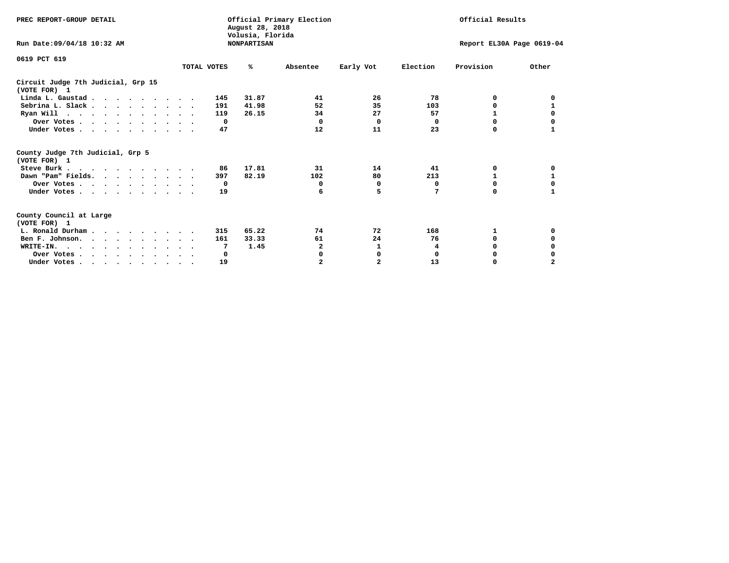PREC REPORT-GROUP DETAIL

Official Primary Election
August 28, 2018
Volusia, Florida
NONPARTISAN

Official Results

Run Date:09/04/18 10:32 AM

Report EL30A Page 0619-04

## 0619 PCT 619

### Circuit Judge 7th Judicial, Grp 15
(VOTE FOR) 1

| | TOTAL VOTES | % | Absentee | Early Vot | Election | Provision | Other |
|---|---|---|---|---|---|---|---|
| Linda L. Gaustad | 145 | 31.87 | 41 | 26 | 78 | 0 | 0 |
| Sebrina L. Slack | 191 | 41.98 | 52 | 35 | 103 | 0 | 1 |
| Ryan Will | 119 | 26.15 | 34 | 27 | 57 | 1 | 0 |
| Over Votes | 0 | | 0 | 0 | 0 | 0 | 0 |
| Under Votes | 47 | | 12 | 11 | 23 | 0 | 1 |

### County Judge 7th Judicial, Grp 5
(VOTE FOR) 1

| | TOTAL VOTES | % | Absentee | Early Vot | Election | Provision | Other |
|---|---|---|---|---|---|---|---|
| Steve Burk | 86 | 17.81 | 31 | 14 | 41 | 0 | 0 |
| Dawn "Pam" Fields | 397 | 82.19 | 102 | 80 | 213 | 1 | 1 |
| Over Votes | 0 | | 0 | 0 | 0 | 0 | 0 |
| Under Votes | 19 | | 6 | 5 | 7 | 0 | 1 |

### County Council at Large
(VOTE FOR) 1

| | TOTAL VOTES | % | Absentee | Early Vot | Election | Provision | Other |
|---|---|---|---|---|---|---|---|
| L. Ronald Durham | 315 | 65.22 | 74 | 72 | 168 | 1 | 0 |
| Ben F. Johnson | 161 | 33.33 | 61 | 24 | 76 | 0 | 0 |
| WRITE-IN | 7 | 1.45 | 2 | 1 | 4 | 0 | 0 |
| Over Votes | 0 | | 0 | 0 | 0 | 0 | 0 |
| Under Votes | 19 | | 2 | 2 | 13 | 0 | 2 |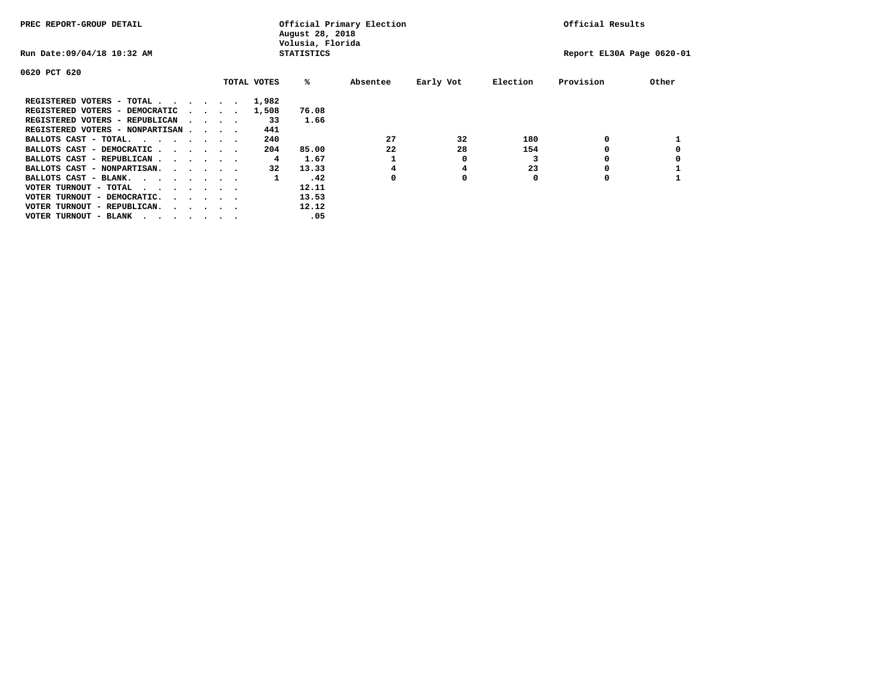PREC REPORT-GROUP DETAIL

Official Primary Election
August 28, 2018
Volusia, Florida
STATISTICS

Official Results

Run Date:09/04/18 10:32 AM

Report EL30A Page 0620-01

0620 PCT 620

| | TOTAL VOTES | % | Absentee | Early Vot | Election | Provision | Other |
|---|---|---|---|---|---|---|---|
| REGISTERED VOTERS - TOTAL . . . . . . | 1,982 | | | | | | |
| REGISTERED VOTERS - DEMOCRATIC . . . . | 1,508 | 76.08 | | | | | |
| REGISTERED VOTERS - REPUBLICAN . . . . | 33 | 1.66 | | | | | |
| REGISTERED VOTERS - NONPARTISAN . . . . | 441 | | | | | | |
| BALLOTS CAST - TOTAL. . . . . . . . | 240 | | 27 | 32 | 180 | 0 | 1 |
| BALLOTS CAST - DEMOCRATIC . . . . . . | 204 | 85.00 | 22 | 28 | 154 | 0 | 0 |
| BALLOTS CAST - REPUBLICAN . . . . . . | 4 | 1.67 | 1 | 0 | 3 | 0 | 0 |
| BALLOTS CAST - NONPARTISAN. . . . . . | 32 | 13.33 | 4 | 4 | 23 | 0 | 1 |
| BALLOTS CAST - BLANK. . . . . . . . | 1 | .42 | 0 | 0 | 0 | 0 | 1 |
| VOTER TURNOUT - TOTAL . . . . . . . | | 12.11 | | | | | |
| VOTER TURNOUT - DEMOCRATIC. . . . . . | | 13.53 | | | | | |
| VOTER TURNOUT - REPUBLICAN. . . . . . | | 12.12 | | | | | |
| VOTER TURNOUT - BLANK . . . . . . . | | .05 | | | | | |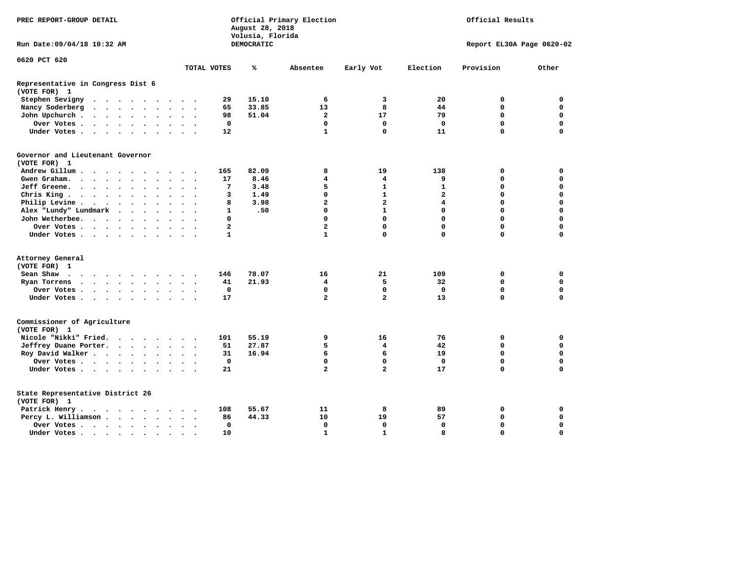PREC REPORT-GROUP DETAIL

Official Primary Election
August 28, 2018
Volusia, Florida
DEMOCRATIC

Official Results

Run Date:09/04/18 10:32 AM

Report EL30A Page 0620-02

0620 PCT 620

| | TOTAL VOTES | % | Absentee | Early Vot | Election | Provision | Other |
|---|---|---|---|---|---|---|---|
| **Representative in Congress Dist 6** | | | | | | | |
| **(VOTE FOR) 1** | | | | | | | |
| Stephen Sevigny | 29 | 15.10 | 6 | 3 | 20 | 0 | 0 |
| Nancy Soderberg | 65 | 33.85 | 13 | 8 | 44 | 0 | 0 |
| John Upchurch | 98 | 51.04 | 2 | 17 | 79 | 0 | 0 |
| Over Votes | 0 | | 0 | 0 | 0 | 0 | 0 |
| Under Votes | 12 | | 1 | 0 | 11 | 0 | 0 |
| **Governor and Lieutenant Governor** | | | | | | | |
| **(VOTE FOR) 1** | | | | | | | |
| Andrew Gillum | 165 | 82.09 | 8 | 19 | 138 | 0 | 0 |
| Gwen Graham | 17 | 8.46 | 4 | 4 | 9 | 0 | 0 |
| Jeff Greene | 7 | 3.48 | 5 | 1 | 1 | 0 | 0 |
| Chris King | 3 | 1.49 | 0 | 1 | 2 | 0 | 0 |
| Philip Levine | 8 | 3.98 | 2 | 2 | 4 | 0 | 0 |
| Alex "Lundy" Lundmark | 1 | .50 | 0 | 1 | 0 | 0 | 0 |
| John Wetherbee | 0 | | 0 | 0 | 0 | 0 | 0 |
| Over Votes | 2 | | 2 | 0 | 0 | 0 | 0 |
| Under Votes | 1 | | 1 | 0 | 0 | 0 | 0 |
| **Attorney General** | | | | | | | |
| **(VOTE FOR) 1** | | | | | | | |
| Sean Shaw | 146 | 78.07 | 16 | 21 | 109 | 0 | 0 |
| Ryan Torrens | 41 | 21.93 | 4 | 5 | 32 | 0 | 0 |
| Over Votes | 0 | | 0 | 0 | 0 | 0 | 0 |
| Under Votes | 17 | | 2 | 2 | 13 | 0 | 0 |
| **Commissioner of Agriculture** | | | | | | | |
| **(VOTE FOR) 1** | | | | | | | |
| Nicole "Nikki" Fried | 101 | 55.19 | 9 | 16 | 76 | 0 | 0 |
| Jeffrey Duane Porter | 51 | 27.87 | 5 | 4 | 42 | 0 | 0 |
| Roy David Walker | 31 | 16.94 | 6 | 6 | 19 | 0 | 0 |
| Over Votes | 0 | | 0 | 0 | 0 | 0 | 0 |
| Under Votes | 21 | | 2 | 2 | 17 | 0 | 0 |
| **State Representative District 26** | | | | | | | |
| **(VOTE FOR) 1** | | | | | | | |
| Patrick Henry | 108 | 55.67 | 11 | 8 | 89 | 0 | 0 |
| Percy L. Williamson | 86 | 44.33 | 10 | 19 | 57 | 0 | 0 |
| Over Votes | 0 | | 0 | 0 | 0 | 0 | 0 |
| Under Votes | 10 | | 1 | 1 | 8 | 0 | 0 |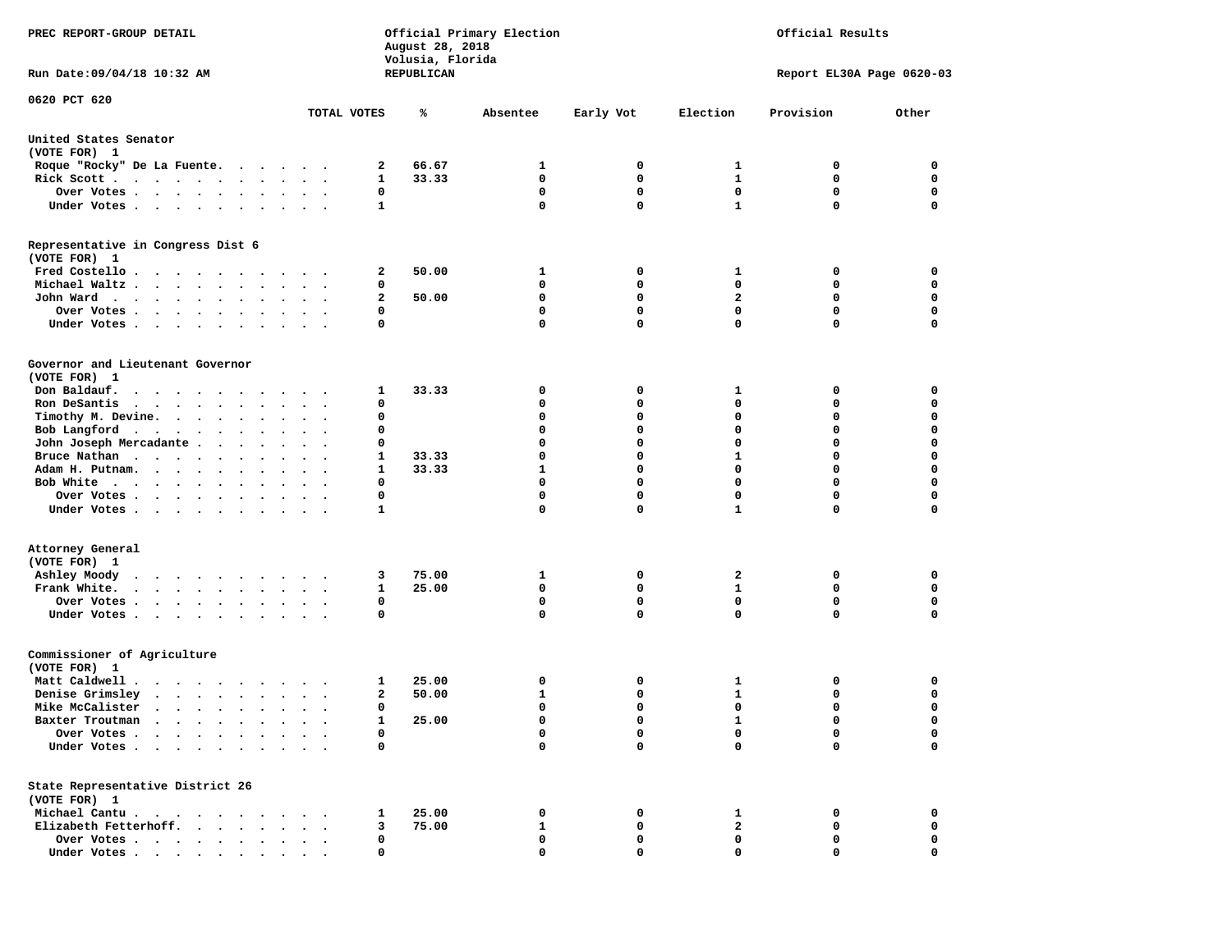PREC REPORT-GROUP DETAIL

Official Primary Election
August 28, 2018
Volusia, Florida
REPUBLICAN

Official Results

Run Date:09/04/18 10:32 AM

Report EL30A Page 0620-03

0620 PCT 620

| | TOTAL VOTES | % | Absentee | Early Vot | Election | Provision | Other |
|---|---|---|---|---|---|---|---|
| **United States Senator** | | | | | | | |
| **(VOTE FOR) 1** | | | | | | | |
| Roque "Rocky" De La Fuente | 2 | 66.67 | 1 | 0 | 1 | 0 | 0 |
| Rick Scott | 1 | 33.33 | 0 | 0 | 1 | 0 | 0 |
| Over Votes | 0 | | 0 | 0 | 0 | 0 | 0 |
| Under Votes | 1 | | 0 | 0 | 1 | 0 | 0 |
| **Representative in Congress Dist 6** | | | | | | | |
| **(VOTE FOR) 1** | | | | | | | |
| Fred Costello | 2 | 50.00 | 1 | 0 | 1 | 0 | 0 |
| Michael Waltz | 0 | | 0 | 0 | 0 | 0 | 0 |
| John Ward | 2 | 50.00 | 0 | 0 | 2 | 0 | 0 |
| Over Votes | 0 | | 0 | 0 | 0 | 0 | 0 |
| Under Votes | 0 | | 0 | 0 | 0 | 0 | 0 |
| **Governor and Lieutenant Governor** | | | | | | | |
| **(VOTE FOR) 1** | | | | | | | |
| Don Baldauf | 1 | 33.33 | 0 | 0 | 1 | 0 | 0 |
| Ron DeSantis | 0 | | 0 | 0 | 0 | 0 | 0 |
| Timothy M. Devine | 0 | | 0 | 0 | 0 | 0 | 0 |
| Bob Langford | 0 | | 0 | 0 | 0 | 0 | 0 |
| John Joseph Mercadante | 0 | | 0 | 0 | 0 | 0 | 0 |
| Bruce Nathan | 1 | 33.33 | 0 | 0 | 1 | 0 | 0 |
| Adam H. Putnam | 1 | 33.33 | 1 | 0 | 0 | 0 | 0 |
| Bob White | 0 | | 0 | 0 | 0 | 0 | 0 |
| Over Votes | 0 | | 0 | 0 | 0 | 0 | 0 |
| Under Votes | 1 | | 0 | 0 | 1 | 0 | 0 |
| **Attorney General** | | | | | | | |
| **(VOTE FOR) 1** | | | | | | | |
| Ashley Moody | 3 | 75.00 | 1 | 0 | 2 | 0 | 0 |
| Frank White | 1 | 25.00 | 0 | 0 | 1 | 0 | 0 |
| Over Votes | 0 | | 0 | 0 | 0 | 0 | 0 |
| Under Votes | 0 | | 0 | 0 | 0 | 0 | 0 |
| **Commissioner of Agriculture** | | | | | | | |
| **(VOTE FOR) 1** | | | | | | | |
| Matt Caldwell | 1 | 25.00 | 0 | 0 | 1 | 0 | 0 |
| Denise Grimsley | 2 | 50.00 | 1 | 0 | 1 | 0 | 0 |
| Mike McCalister | 0 | | 0 | 0 | 0 | 0 | 0 |
| Baxter Troutman | 1 | 25.00 | 0 | 0 | 1 | 0 | 0 |
| Over Votes | 0 | | 0 | 0 | 0 | 0 | 0 |
| Under Votes | 0 | | 0 | 0 | 0 | 0 | 0 |
| **State Representative District 26** | | | | | | | |
| **(VOTE FOR) 1** | | | | | | | |
| Michael Cantu | 1 | 25.00 | 0 | 0 | 1 | 0 | 0 |
| Elizabeth Fetterhoff | 3 | 75.00 | 1 | 0 | 2 | 0 | 0 |
| Over Votes | 0 | | 0 | 0 | 0 | 0 | 0 |
| Under Votes | 0 | | 0 | 0 | 0 | 0 | 0 |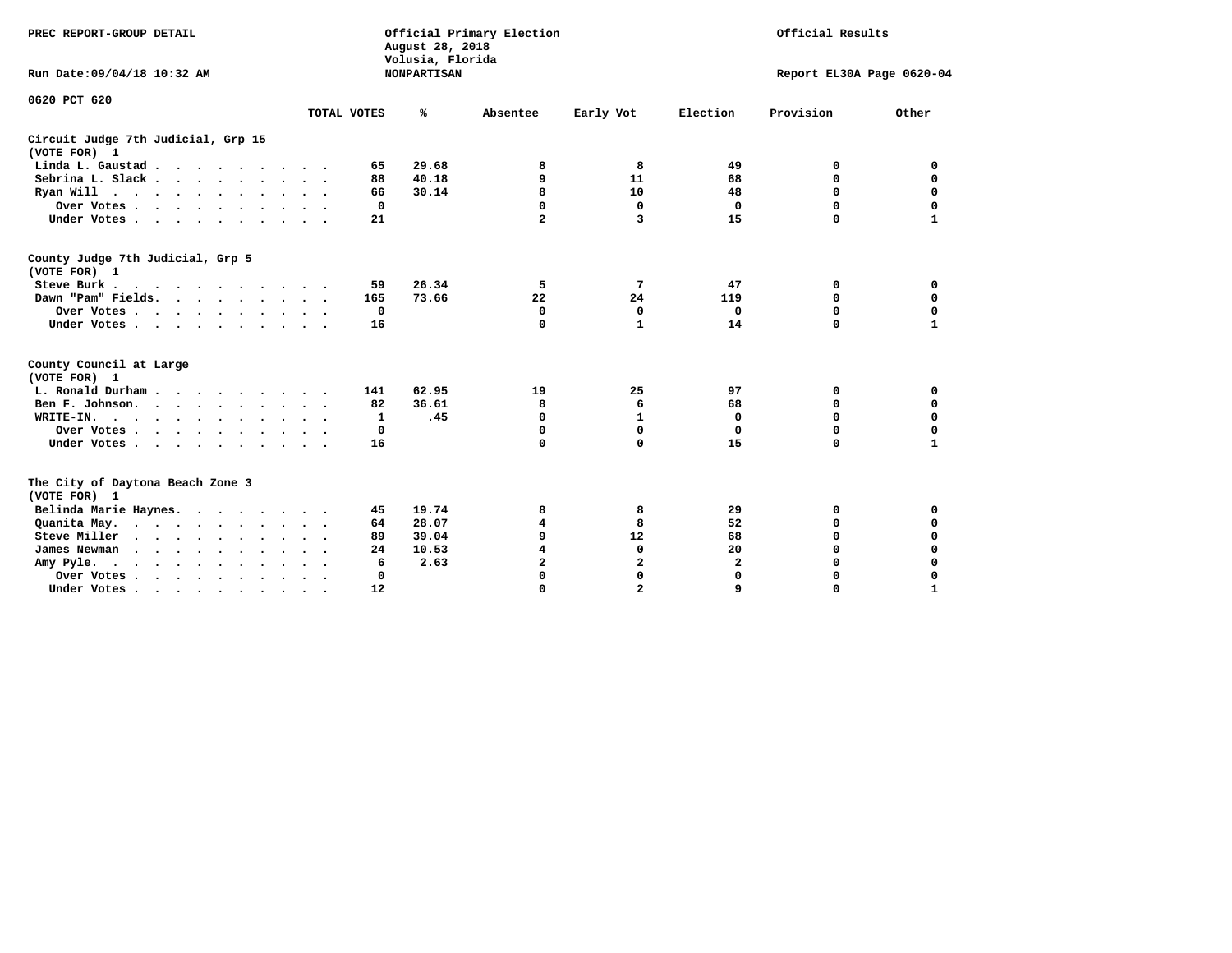PREC REPORT-GROUP DETAIL

Official Primary Election
August 28, 2018
Volusia, Florida
NONPARTISAN

Official Results

Run Date:09/04/18 10:32 AM

Report EL30A Page 0620-04

0620 PCT 620

| | TOTAL VOTES | % | Absentee | Early Vot | Election | Provision | Other |
|---|---|---|---|---|---|---|---|
| **Circuit Judge 7th Judicial, Grp 15 (VOTE FOR) 1** | | | | | | | |
| Linda L. Gaustad | 65 | 29.68 | 8 | 8 | 49 | 0 | 0 |
| Sebrina L. Slack | 88 | 40.18 | 9 | 11 | 68 | 0 | 0 |
| Ryan Will | 66 | 30.14 | 8 | 10 | 48 | 0 | 0 |
| Over Votes | 0 | | 0 | 0 | 0 | 0 | 0 |
| Under Votes | 21 | | 2 | 3 | 15 | 0 | 1 |
| **County Judge 7th Judicial, Grp 5 (VOTE FOR) 1** | | | | | | | |
| Steve Burk | 59 | 26.34 | 5 | 7 | 47 | 0 | 0 |
| Dawn "Pam" Fields. | 165 | 73.66 | 22 | 24 | 119 | 0 | 0 |
| Over Votes | 0 | | 0 | 0 | 0 | 0 | 0 |
| Under Votes | 16 | | 0 | 1 | 14 | 0 | 1 |
| **County Council at Large (VOTE FOR) 1** | | | | | | | |
| L. Ronald Durham | 141 | 62.95 | 19 | 25 | 97 | 0 | 0 |
| Ben F. Johnson. | 82 | 36.61 | 8 | 6 | 68 | 0 | 0 |
| WRITE-IN. | 1 | .45 | 0 | 1 | 0 | 0 | 0 |
| Over Votes | 0 | | 0 | 0 | 0 | 0 | 0 |
| Under Votes | 16 | | 0 | 0 | 15 | 0 | 1 |
| **The City of Daytona Beach Zone 3 (VOTE FOR) 1** | | | | | | | |
| Belinda Marie Haynes. | 45 | 19.74 | 8 | 8 | 29 | 0 | 0 |
| Quanita May. | 64 | 28.07 | 4 | 8 | 52 | 0 | 0 |
| Steve Miller | 89 | 39.04 | 9 | 12 | 68 | 0 | 0 |
| James Newman | 24 | 10.53 | 4 | 0 | 20 | 0 | 0 |
| Amy Pyle. | 6 | 2.63 | 2 | 2 | 2 | 0 | 0 |
| Over Votes | 0 | | 0 | 0 | 0 | 0 | 0 |
| Under Votes | 12 | | 0 | 2 | 9 | 0 | 1 |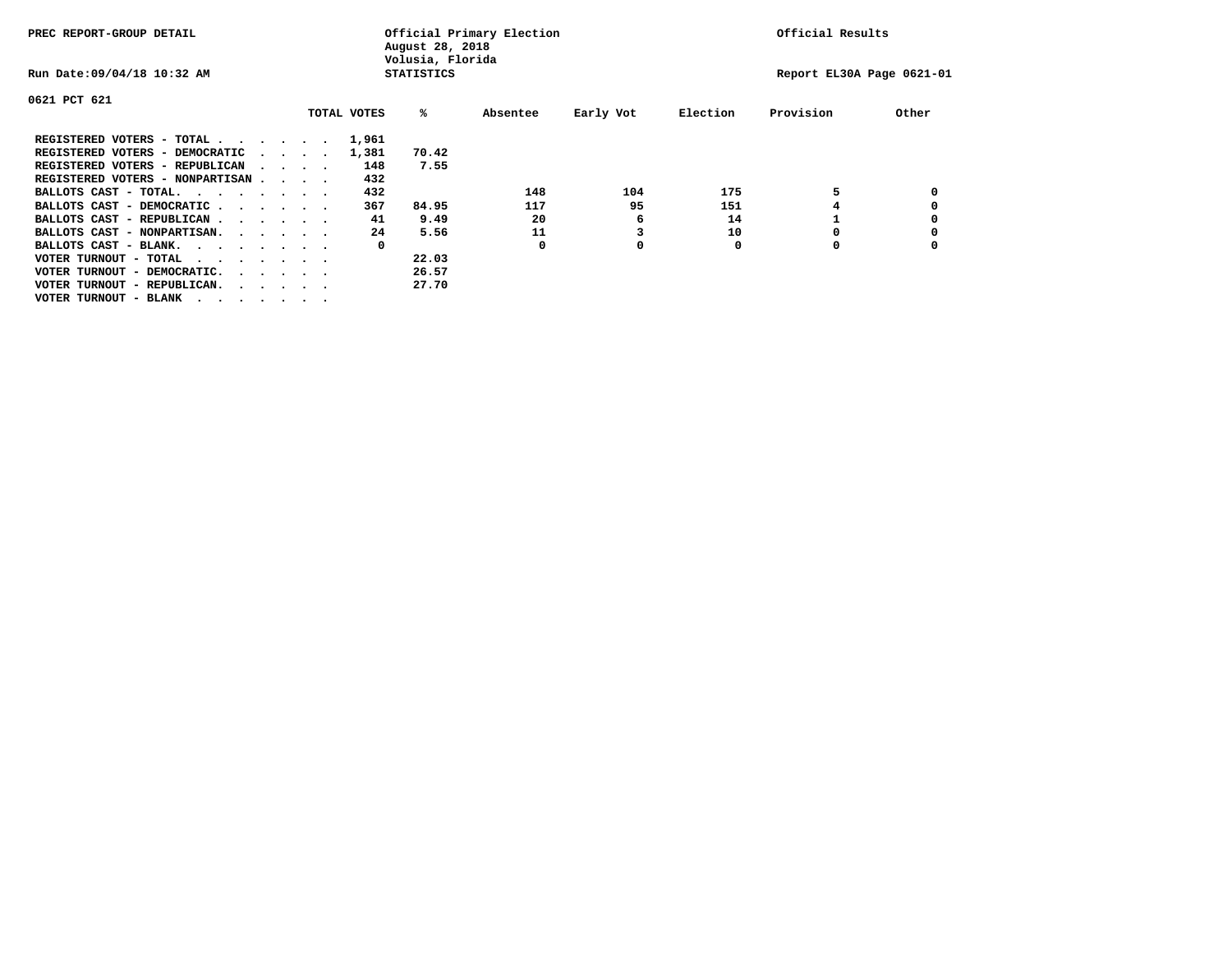PREC REPORT-GROUP DETAIL

Official Primary Election
August 28, 2018
Volusia, Florida
STATISTICS

Official Results

Run Date:09/04/18 10:32 AM

Report EL30A Page 0621-01

0621 PCT 621

| | TOTAL VOTES | % | Absentee | Early Vot | Election | Provision | Other |
|---|---|---|---|---|---|---|---|
| REGISTERED VOTERS - TOTAL . . . . . . | 1,961 | | | | | | |
| REGISTERED VOTERS - DEMOCRATIC . . . . | 1,381 | 70.42 | | | | | |
| REGISTERED VOTERS - REPUBLICAN . . . . | 148 | 7.55 | | | | | |
| REGISTERED VOTERS - NONPARTISAN . . . . | 432 | | | | | | |
| BALLOTS CAST - TOTAL. . . . . . . . | 432 | | 148 | 104 | 175 | 5 | 0 |
| BALLOTS CAST - DEMOCRATIC . . . . . . | 367 | 84.95 | 117 | 95 | 151 | 4 | 0 |
| BALLOTS CAST - REPUBLICAN . . . . . . | 41 | 9.49 | 20 | 6 | 14 | 1 | 0 |
| BALLOTS CAST - NONPARTISAN. . . . . . | 24 | 5.56 | 11 | 3 | 10 | 0 | 0 |
| BALLOTS CAST - BLANK. . . . . . . . | 0 | | 0 | 0 | 0 | 0 | 0 |
| VOTER TURNOUT - TOTAL . . . . . . . | | 22.03 | | | | | |
| VOTER TURNOUT - DEMOCRATIC. . . . . . | | 26.57 | | | | | |
| VOTER TURNOUT - REPUBLICAN. . . . . . | | 27.70 | | | | | |
| VOTER TURNOUT - BLANK . . . . . . . | | | | | | | |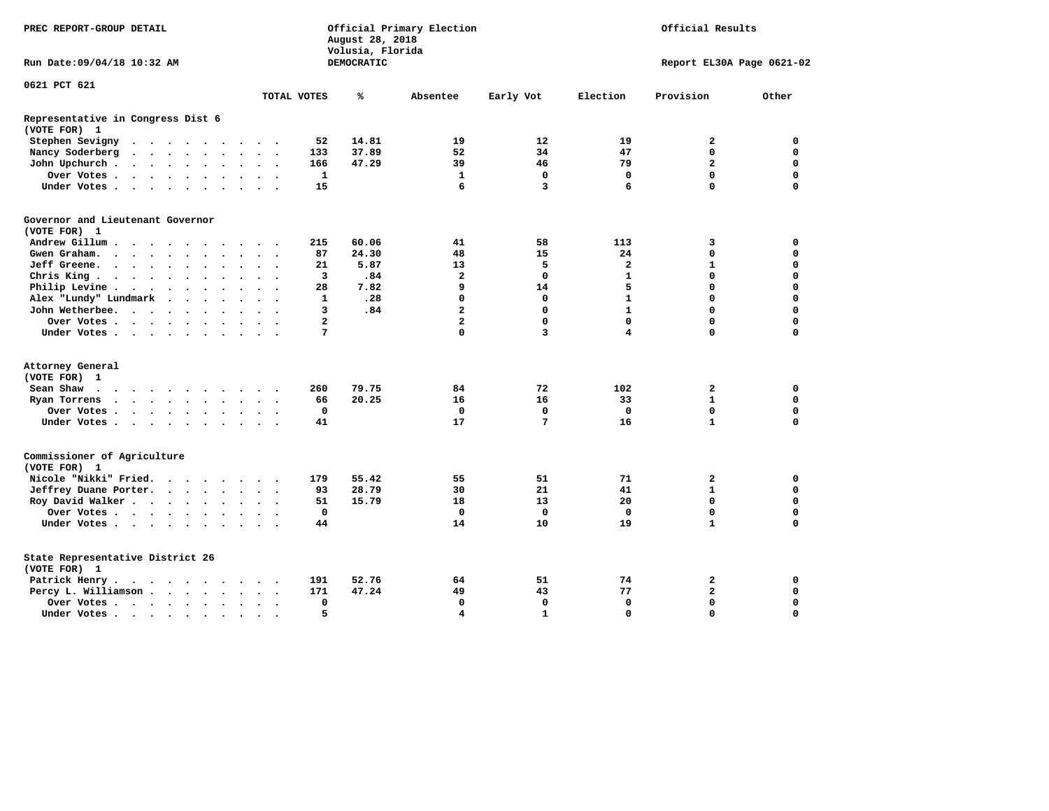PREC REPORT-GROUP DETAIL

Official Primary Election
August 28, 2018
Volusia, Florida
DEMOCRATIC

Official Results

Run Date:09/04/18 10:32 AM

Report EL30A Page 0621-02

0621 PCT 621

| | TOTAL VOTES | % | Absentee | Early Vot | Election | Provision | Other |
|---|---|---|---|---|---|---|---|
| **Representative in Congress Dist 6** | | | | | | | |
| **(VOTE FOR) 1** | | | | | | | |
| Stephen Sevigny | 52 | 14.81 | 19 | 12 | 19 | 2 | 0 |
| Nancy Soderberg | 133 | 37.89 | 52 | 34 | 47 | 0 | 0 |
| John Upchurch | 166 | 47.29 | 39 | 46 | 79 | 2 | 0 |
| Over Votes | 1 | | 1 | 0 | 0 | 0 | 0 |
| Under Votes | 15 | | 6 | 3 | 6 | 0 | 0 |
| **Governor and Lieutenant Governor** | | | | | | | |
| **(VOTE FOR) 1** | | | | | | | |
| Andrew Gillum | 215 | 60.06 | 41 | 58 | 113 | 3 | 0 |
| Gwen Graham | 87 | 24.30 | 48 | 15 | 24 | 0 | 0 |
| Jeff Greene | 21 | 5.87 | 13 | 5 | 2 | 1 | 0 |
| Chris King | 3 | .84 | 2 | 0 | 1 | 0 | 0 |
| Philip Levine | 28 | 7.82 | 9 | 14 | 5 | 0 | 0 |
| Alex "Lundy" Lundmark | 1 | .28 | 0 | 0 | 1 | 0 | 0 |
| John Wetherbee | 3 | .84 | 2 | 0 | 1 | 0 | 0 |
| Over Votes | 2 | | 2 | 0 | 0 | 0 | 0 |
| Under Votes | 7 | | 0 | 3 | 4 | 0 | 0 |
| **Attorney General** | | | | | | | |
| **(VOTE FOR) 1** | | | | | | | |
| Sean Shaw | 260 | 79.75 | 84 | 72 | 102 | 2 | 0 |
| Ryan Torrens | 66 | 20.25 | 16 | 16 | 33 | 1 | 0 |
| Over Votes | 0 | | 0 | 0 | 0 | 0 | 0 |
| Under Votes | 41 | | 17 | 7 | 16 | 1 | 0 |
| **Commissioner of Agriculture** | | | | | | | |
| **(VOTE FOR) 1** | | | | | | | |
| Nicole "Nikki" Fried | 179 | 55.42 | 55 | 51 | 71 | 2 | 0 |
| Jeffrey Duane Porter | 93 | 28.79 | 30 | 21 | 41 | 1 | 0 |
| Roy David Walker | 51 | 15.79 | 18 | 13 | 20 | 0 | 0 |
| Over Votes | 0 | | 0 | 0 | 0 | 0 | 0 |
| Under Votes | 44 | | 14 | 10 | 19 | 1 | 0 |
| **State Representative District 26** | | | | | | | |
| **(VOTE FOR) 1** | | | | | | | |
| Patrick Henry | 191 | 52.76 | 64 | 51 | 74 | 2 | 0 |
| Percy L. Williamson | 171 | 47.24 | 49 | 43 | 77 | 2 | 0 |
| Over Votes | 0 | | 0 | 0 | 0 | 0 | 0 |
| Under Votes | 5 | | 4 | 1 | 0 | 0 | 0 |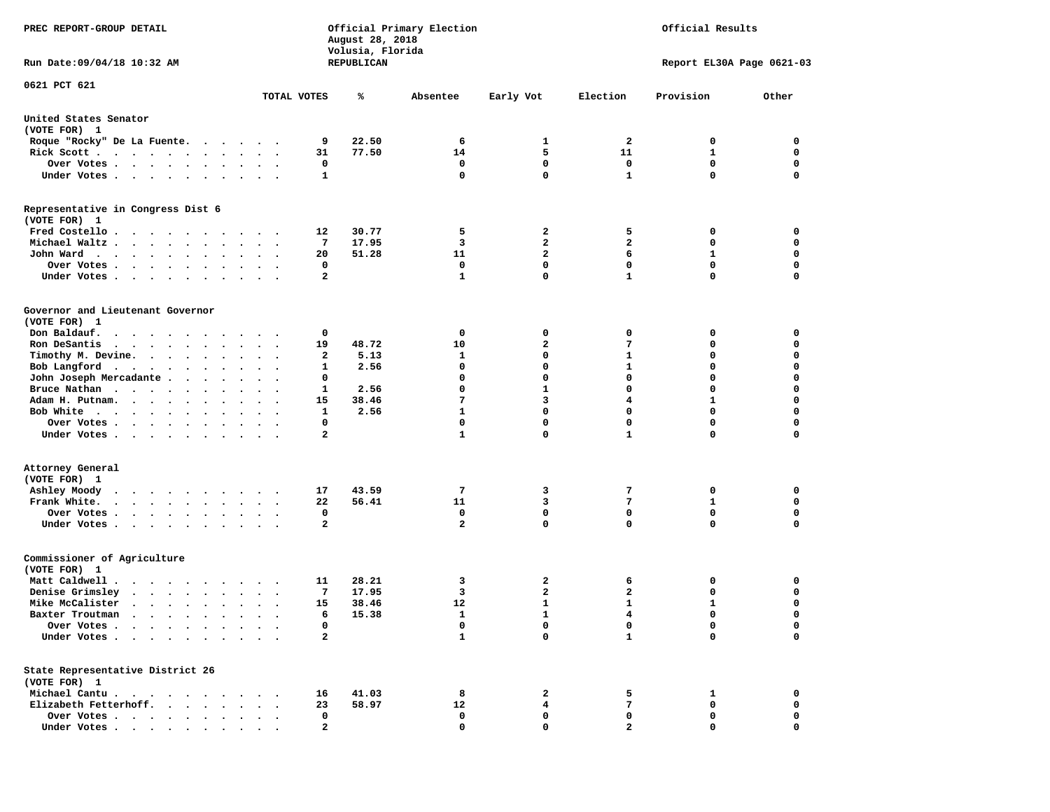PREC REPORT-GROUP DETAIL

Official Primary Election
August 28, 2018
Volusia, Florida
REPUBLICAN

Official Results

Run Date:09/04/18 10:32 AM

Report EL30A Page 0621-03

0621 PCT 621

| | TOTAL VOTES | % | Absentee | Early Vot | Election | Provision | Other |
|---|---|---|---|---|---|---|---|
| **United States Senator** | | | | | | | |
| (VOTE FOR) 1 | | | | | | | |
| Roque "Rocky" De La Fuente | 9 | 22.50 | 6 | 1 | 2 | 0 | 0 |
| Rick Scott | 31 | 77.50 | 14 | 5 | 11 | 1 | 0 |
| Over Votes | 0 | | 0 | 0 | 0 | 0 | 0 |
| Under Votes | 1 | | 0 | 0 | 1 | 0 | 0 |
| **Representative in Congress Dist 6** | | | | | | | |
| (VOTE FOR) 1 | | | | | | | |
| Fred Costello | 12 | 30.77 | 5 | 2 | 5 | 0 | 0 |
| Michael Waltz | 7 | 17.95 | 3 | 2 | 2 | 0 | 0 |
| John Ward | 20 | 51.28 | 11 | 2 | 6 | 1 | 0 |
| Over Votes | 0 | | 0 | 0 | 0 | 0 | 0 |
| Under Votes | 2 | | 1 | 0 | 1 | 0 | 0 |
| **Governor and Lieutenant Governor** | | | | | | | |
| (VOTE FOR) 1 | | | | | | | |
| Don Baldauf | 0 | | 0 | 0 | 0 | 0 | 0 |
| Ron DeSantis | 19 | 48.72 | 10 | 2 | 7 | 0 | 0 |
| Timothy M. Devine | 2 | 5.13 | 1 | 0 | 1 | 0 | 0 |
| Bob Langford | 1 | 2.56 | 0 | 0 | 1 | 0 | 0 |
| John Joseph Mercadante | 0 | | 0 | 0 | 0 | 0 | 0 |
| Bruce Nathan | 1 | 2.56 | 0 | 1 | 0 | 0 | 0 |
| Adam H. Putnam | 15 | 38.46 | 7 | 3 | 4 | 1 | 0 |
| Bob White | 1 | 2.56 | 1 | 0 | 0 | 0 | 0 |
| Over Votes | 0 | | 0 | 0 | 0 | 0 | 0 |
| Under Votes | 2 | | 1 | 0 | 1 | 0 | 0 |
| **Attorney General** | | | | | | | |
| (VOTE FOR) 1 | | | | | | | |
| Ashley Moody | 17 | 43.59 | 7 | 3 | 7 | 0 | 0 |
| Frank White | 22 | 56.41 | 11 | 3 | 7 | 1 | 0 |
| Over Votes | 0 | | 0 | 0 | 0 | 0 | 0 |
| Under Votes | 2 | | 2 | 0 | 0 | 0 | 0 |
| **Commissioner of Agriculture** | | | | | | | |
| (VOTE FOR) 1 | | | | | | | |
| Matt Caldwell | 11 | 28.21 | 3 | 2 | 6 | 0 | 0 |
| Denise Grimsley | 7 | 17.95 | 3 | 2 | 2 | 0 | 0 |
| Mike McCalister | 15 | 38.46 | 12 | 1 | 1 | 1 | 0 |
| Baxter Troutman | 6 | 15.38 | 1 | 1 | 4 | 0 | 0 |
| Over Votes | 0 | | 0 | 0 | 0 | 0 | 0 |
| Under Votes | 2 | | 1 | 0 | 1 | 0 | 0 |
| **State Representative District 26** | | | | | | | |
| (VOTE FOR) 1 | | | | | | | |
| Michael Cantu | 16 | 41.03 | 8 | 2 | 5 | 1 | 0 |
| Elizabeth Fetterhoff | 23 | 58.97 | 12 | 4 | 7 | 0 | 0 |
| Over Votes | 0 | | 0 | 0 | 0 | 0 | 0 |
| Under Votes | 2 | | 0 | 0 | 2 | 0 | 0 |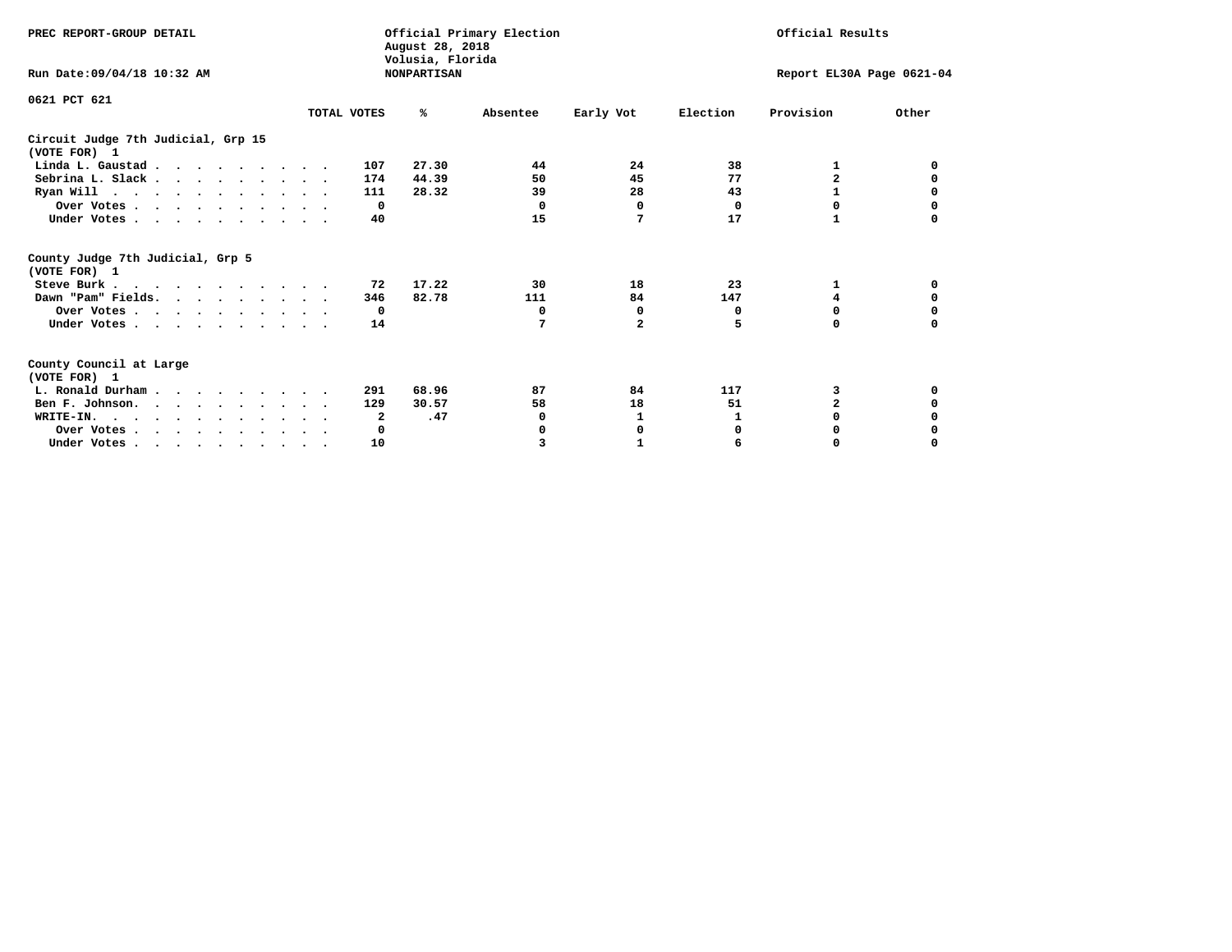PREC REPORT-GROUP DETAIL

Official Primary Election
August 28, 2018
Volusia, Florida
NONPARTISAN

Official Results

Run Date:09/04/18 10:32 AM

Report EL30A Page 0621-04

0621 PCT 621

| | TOTAL VOTES | % | Absentee | Early Vot | Election | Provision | Other |
|---|---|---|---|---|---|---|---|
| **Circuit Judge 7th Judicial, Grp 15** | | | | | | | |
| **(VOTE FOR) 1** | | | | | | | |
| Linda L. Gaustad | 107 | 27.30 | 44 | 24 | 38 | 1 | 0 |
| Sebrina L. Slack | 174 | 44.39 | 50 | 45 | 77 | 2 | 0 |
| Ryan Will | 111 | 28.32 | 39 | 28 | 43 | 1 | 0 |
| Over Votes | 0 | | 0 | 0 | 0 | 0 | 0 |
| Under Votes | 40 | | 15 | 7 | 17 | 1 | 0 |
| **County Judge 7th Judicial, Grp 5** | | | | | | | |
| **(VOTE FOR) 1** | | | | | | | |
| Steve Burk | 72 | 17.22 | 30 | 18 | 23 | 1 | 0 |
| Dawn "Pam" Fields | 346 | 82.78 | 111 | 84 | 147 | 4 | 0 |
| Over Votes | 0 | | 0 | 0 | 0 | 0 | 0 |
| Under Votes | 14 | | 7 | 2 | 5 | 0 | 0 |
| **County Council at Large** | | | | | | | |
| **(VOTE FOR) 1** | | | | | | | |
| L. Ronald Durham | 291 | 68.96 | 87 | 84 | 117 | 3 | 0 |
| Ben F. Johnson | 129 | 30.57 | 58 | 18 | 51 | 2 | 0 |
| WRITE-IN. | 2 | .47 | 0 | 1 | 1 | 0 | 0 |
| Over Votes | 0 | | 0 | 0 | 0 | 0 | 0 |
| Under Votes | 10 | | 3 | 1 | 6 | 0 | 0 |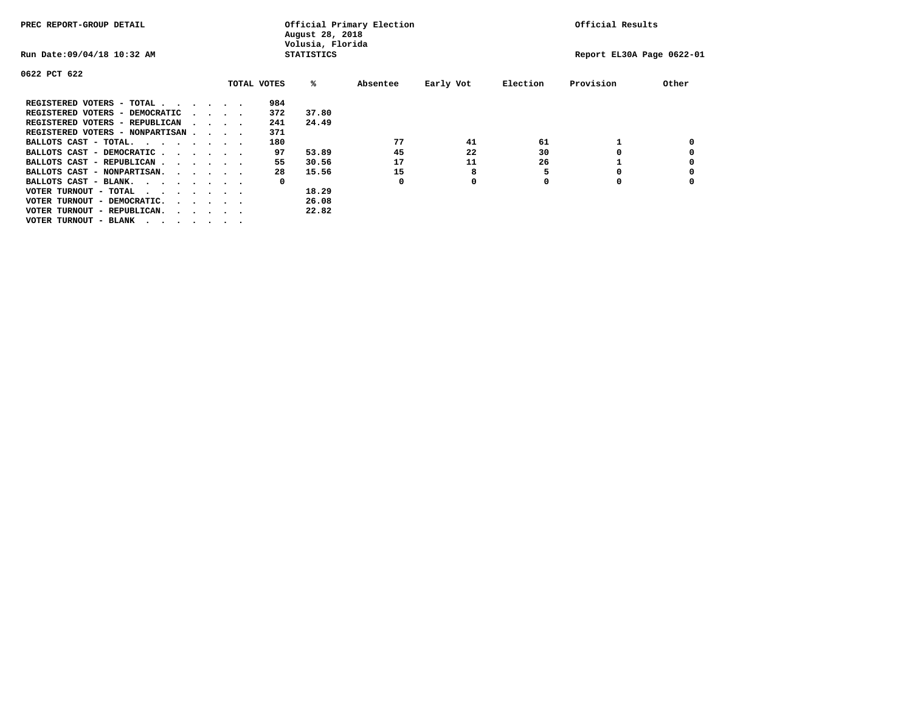PREC REPORT-GROUP DETAIL

Official Primary Election
August 28, 2018
Volusia, Florida
STATISTICS

Official Results

Run Date:09/04/18 10:32 AM

Report EL30A Page 0622-01

0622 PCT 622

| | TOTAL VOTES | % | Absentee | Early Vot | Election | Provision | Other |
|---|---|---|---|---|---|---|---|
| REGISTERED VOTERS - TOTAL . . . . . . | 984 | | | | | | |
| REGISTERED VOTERS - DEMOCRATIC . . . . | 372 | 37.80 | | | | | |
| REGISTERED VOTERS - REPUBLICAN . . . . | 241 | 24.49 | | | | | |
| REGISTERED VOTERS - NONPARTISAN . . . . | 371 | | | | | | |
| BALLOTS CAST - TOTAL. . . . . . . . | 180 | | 77 | 41 | 61 | 1 | 0 |
| BALLOTS CAST - DEMOCRATIC . . . . . . | 97 | 53.89 | 45 | 22 | 30 | 0 | 0 |
| BALLOTS CAST - REPUBLICAN . . . . . . | 55 | 30.56 | 17 | 11 | 26 | 1 | 0 |
| BALLOTS CAST - NONPARTISAN. . . . . . | 28 | 15.56 | 15 | 8 | 5 | 0 | 0 |
| BALLOTS CAST - BLANK. . . . . . . . | 0 | | 0 | 0 | 0 | 0 | 0 |
| VOTER TURNOUT - TOTAL . . . . . . . | | 18.29 | | | | | |
| VOTER TURNOUT - DEMOCRATIC. . . . . . | | 26.08 | | | | | |
| VOTER TURNOUT - REPUBLICAN. . . . . . | | 22.82 | | | | | |
| VOTER TURNOUT - BLANK . . . . . . . | | | | | | | |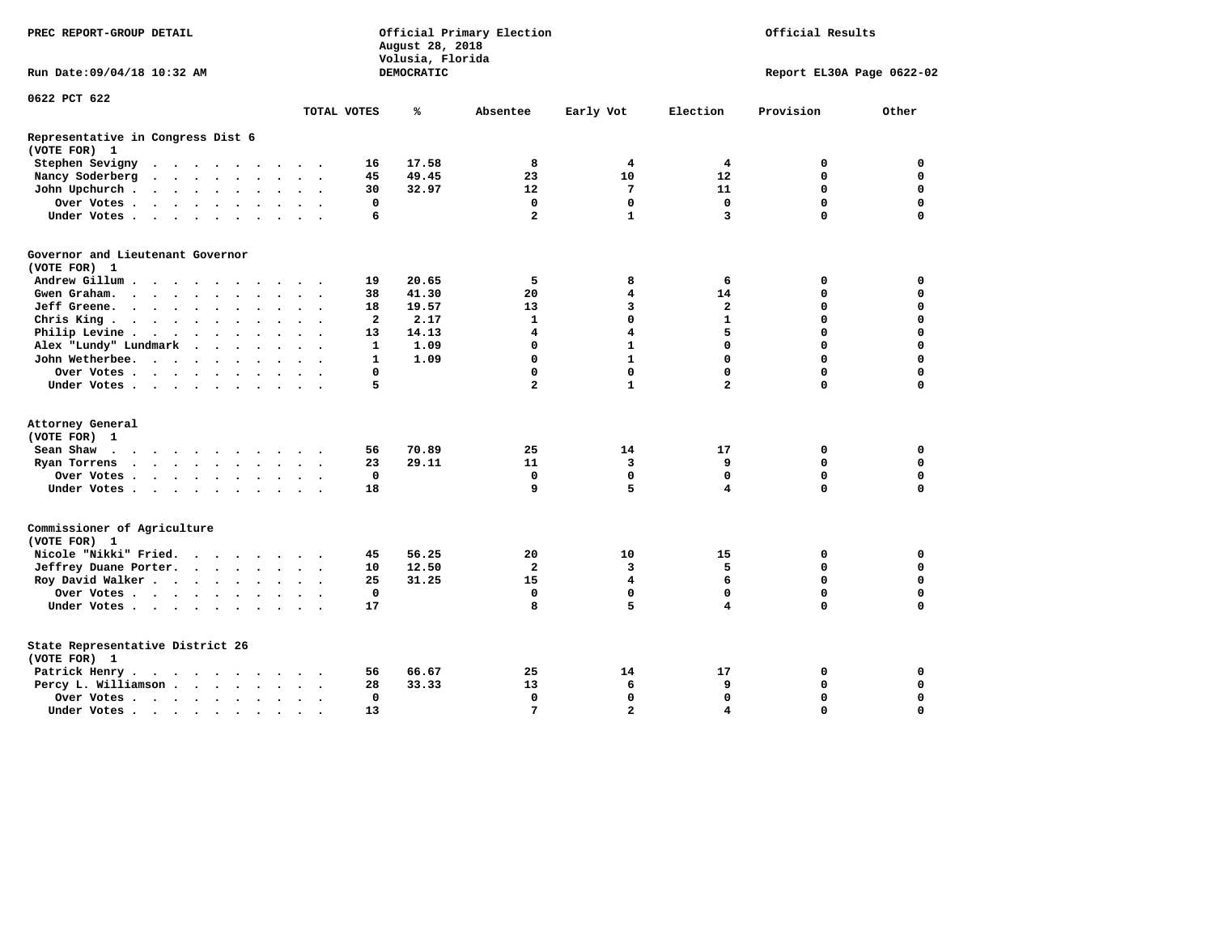PREC REPORT-GROUP DETAIL

Official Primary Election
August 28, 2018
Volusia, Florida
DEMOCRATIC

Official Results

Run Date:09/04/18 10:32 AM

Report EL30A Page 0622-02

0622 PCT 622

## Representative in Congress Dist 6
(VOTE FOR) 1

| | TOTAL VOTES | % | Absentee | Early Vot | Election | Provision | Other |
|---|---|---|---|---|---|---|---|
| Stephen Sevigny | 16 | 17.58 | 8 | 4 | 4 | 0 | 0 |
| Nancy Soderberg | 45 | 49.45 | 23 | 10 | 12 | 0 | 0 |
| John Upchurch | 30 | 32.97 | 12 | 7 | 11 | 0 | 0 |
| Over Votes | 0 | | 0 | 0 | 0 | 0 | 0 |
| Under Votes | 6 | | 2 | 1 | 3 | 0 | 0 |

## Governor and Lieutenant Governor
(VOTE FOR) 1

| | TOTAL VOTES | % | Absentee | Early Vot | Election | Provision | Other |
|---|---|---|---|---|---|---|---|
| Andrew Gillum | 19 | 20.65 | 5 | 8 | 6 | 0 | 0 |
| Gwen Graham | 38 | 41.30 | 20 | 4 | 14 | 0 | 0 |
| Jeff Greene | 18 | 19.57 | 13 | 3 | 2 | 0 | 0 |
| Chris King | 2 | 2.17 | 1 | 0 | 1 | 0 | 0 |
| Philip Levine | 13 | 14.13 | 4 | 4 | 5 | 0 | 0 |
| Alex "Lundy" Lundmark | 1 | 1.09 | 0 | 1 | 0 | 0 | 0 |
| John Wetherbee | 1 | 1.09 | 0 | 1 | 0 | 0 | 0 |
| Over Votes | 0 | | 0 | 0 | 0 | 0 | 0 |
| Under Votes | 5 | | 2 | 1 | 2 | 0 | 0 |

## Attorney General
(VOTE FOR) 1

| | TOTAL VOTES | % | Absentee | Early Vot | Election | Provision | Other |
|---|---|---|---|---|---|---|---|
| Sean Shaw | 56 | 70.89 | 25 | 14 | 17 | 0 | 0 |
| Ryan Torrens | 23 | 29.11 | 11 | 3 | 9 | 0 | 0 |
| Over Votes | 0 | | 0 | 0 | 0 | 0 | 0 |
| Under Votes | 18 | | 9 | 5 | 4 | 0 | 0 |

## Commissioner of Agriculture
(VOTE FOR) 1

| | TOTAL VOTES | % | Absentee | Early Vot | Election | Provision | Other |
|---|---|---|---|---|---|---|---|
| Nicole "Nikki" Fried | 45 | 56.25 | 20 | 10 | 15 | 0 | 0 |
| Jeffrey Duane Porter | 10 | 12.50 | 2 | 3 | 5 | 0 | 0 |
| Roy David Walker | 25 | 31.25 | 15 | 4 | 6 | 0 | 0 |
| Over Votes | 0 | | 0 | 0 | 0 | 0 | 0 |
| Under Votes | 17 | | 8 | 5 | 4 | 0 | 0 |

## State Representative District 26
(VOTE FOR) 1

| | TOTAL VOTES | % | Absentee | Early Vot | Election | Provision | Other |
|---|---|---|---|---|---|---|---|
| Patrick Henry | 56 | 66.67 | 25 | 14 | 17 | 0 | 0 |
| Percy L. Williamson | 28 | 33.33 | 13 | 6 | 9 | 0 | 0 |
| Over Votes | 0 | | 0 | 0 | 0 | 0 | 0 |
| Under Votes | 13 | | 7 | 2 | 4 | 0 | 0 |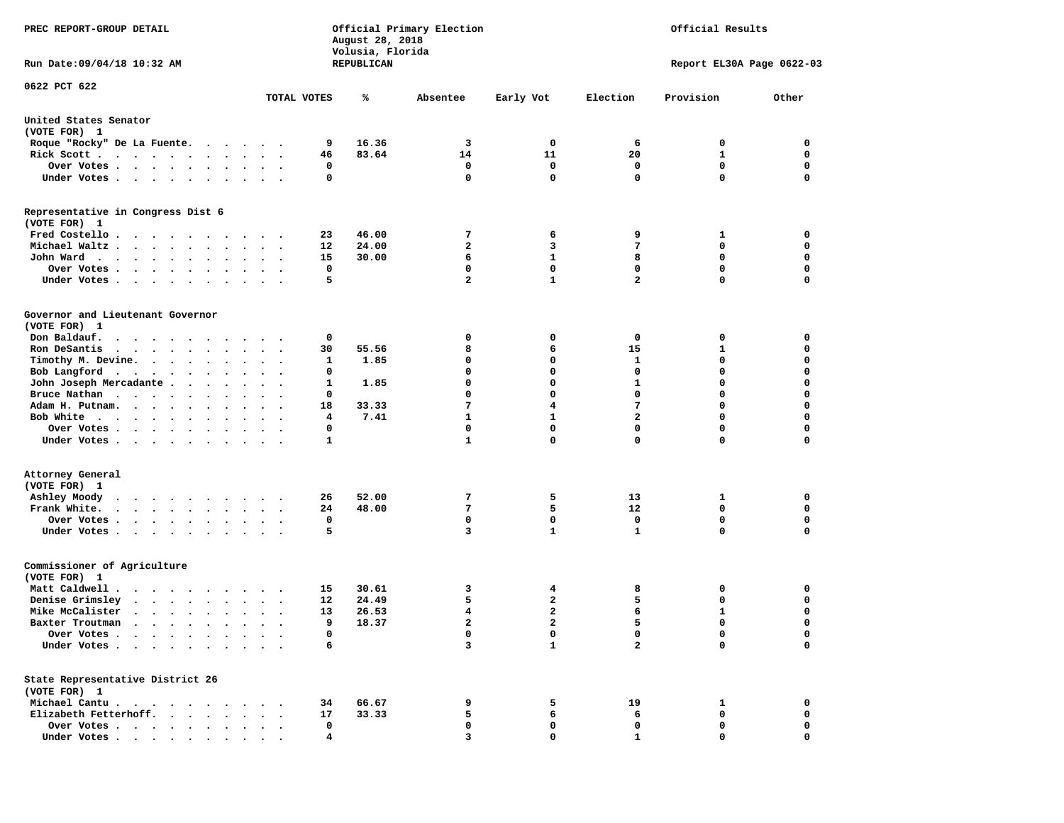PREC REPORT-GROUP DETAIL

Official Primary Election
August 28, 2018
Volusia, Florida
REPUBLICAN

Official Results

Run Date:09/04/18 10:32 AM

Report EL30A Page 0622-03

0622 PCT 622

| | TOTAL VOTES | % | Absentee | Early Vot | Election | Provision | Other |
|---|---|---|---|---|---|---|---|
| **United States Senator** | | | | | | | |
| (VOTE FOR) 1 | | | | | | | |
| Roque "Rocky" De La Fuente | 9 | 16.36 | 3 | 0 | 6 | 0 | 0 |
| Rick Scott | 46 | 83.64 | 14 | 11 | 20 | 1 | 0 |
| Over Votes | 0 | | 0 | 0 | 0 | 0 | 0 |
| Under Votes | 0 | | 0 | 0 | 0 | 0 | 0 |
| **Representative in Congress Dist 6** | | | | | | | |
| (VOTE FOR) 1 | | | | | | | |
| Fred Costello | 23 | 46.00 | 7 | 6 | 9 | 1 | 0 |
| Michael Waltz | 12 | 24.00 | 2 | 3 | 7 | 0 | 0 |
| John Ward | 15 | 30.00 | 6 | 1 | 8 | 0 | 0 |
| Over Votes | 0 | | 0 | 0 | 0 | 0 | 0 |
| Under Votes | 5 | | 2 | 1 | 2 | 0 | 0 |
| **Governor and Lieutenant Governor** | | | | | | | |
| (VOTE FOR) 1 | | | | | | | |
| Don Baldauf | 0 | | 0 | 0 | 0 | 0 | 0 |
| Ron DeSantis | 30 | 55.56 | 8 | 6 | 15 | 1 | 0 |
| Timothy M. Devine | 1 | 1.85 | 0 | 0 | 1 | 0 | 0 |
| Bob Langford | 0 | | 0 | 0 | 0 | 0 | 0 |
| John Joseph Mercadante | 1 | 1.85 | 0 | 0 | 1 | 0 | 0 |
| Bruce Nathan | 0 | | 0 | 0 | 0 | 0 | 0 |
| Adam H. Putnam | 18 | 33.33 | 7 | 4 | 7 | 0 | 0 |
| Bob White | 4 | 7.41 | 1 | 1 | 2 | 0 | 0 |
| Over Votes | 0 | | 0 | 0 | 0 | 0 | 0 |
| Under Votes | 1 | | 1 | 0 | 0 | 0 | 0 |
| **Attorney General** | | | | | | | |
| (VOTE FOR) 1 | | | | | | | |
| Ashley Moody | 26 | 52.00 | 7 | 5 | 13 | 1 | 0 |
| Frank White | 24 | 48.00 | 7 | 5 | 12 | 0 | 0 |
| Over Votes | 0 | | 0 | 0 | 0 | 0 | 0 |
| Under Votes | 5 | | 3 | 1 | 1 | 0 | 0 |
| **Commissioner of Agriculture** | | | | | | | |
| (VOTE FOR) 1 | | | | | | | |
| Matt Caldwell | 15 | 30.61 | 3 | 4 | 8 | 0 | 0 |
| Denise Grimsley | 12 | 24.49 | 5 | 2 | 5 | 0 | 0 |
| Mike McCalister | 13 | 26.53 | 4 | 2 | 6 | 1 | 0 |
| Baxter Troutman | 9 | 18.37 | 2 | 2 | 5 | 0 | 0 |
| Over Votes | 0 | | 0 | 0 | 0 | 0 | 0 |
| Under Votes | 6 | | 3 | 1 | 2 | 0 | 0 |
| **State Representative District 26** | | | | | | | |
| (VOTE FOR) 1 | | | | | | | |
| Michael Cantu | 34 | 66.67 | 9 | 5 | 19 | 1 | 0 |
| Elizabeth Fetterhoff | 17 | 33.33 | 5 | 6 | 6 | 0 | 0 |
| Over Votes | 0 | | 0 | 0 | 0 | 0 | 0 |
| Under Votes | 4 | | 3 | 0 | 1 | 0 | 0 |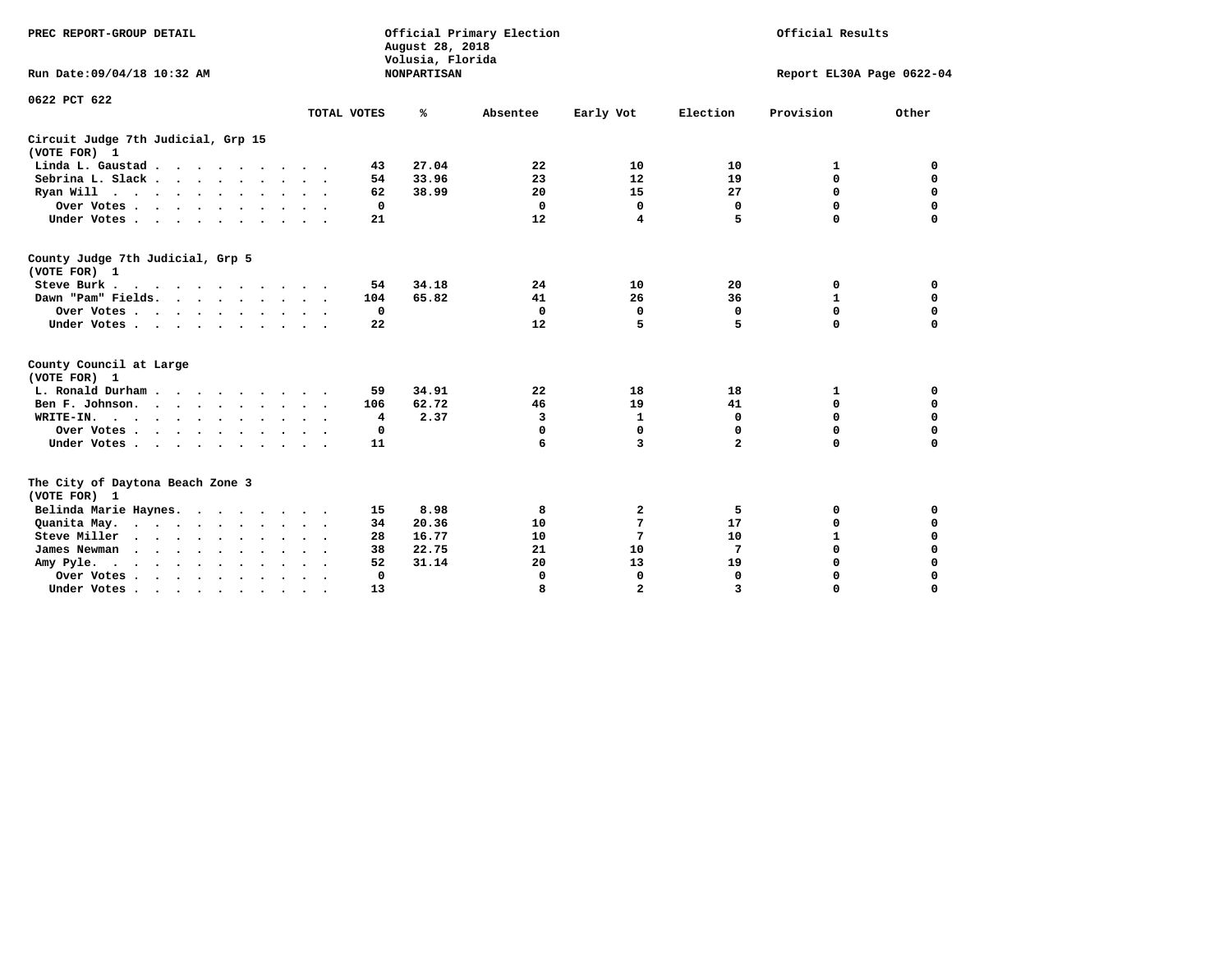PREC REPORT-GROUP DETAIL

Official Primary Election
August 28, 2018
Volusia, Florida
NONPARTISAN

Official Results

Run Date:09/04/18 10:32 AM

Report EL30A Page 0622-04

0622 PCT 622

## Circuit Judge 7th Judicial, Grp 15
(VOTE FOR) 1

| | TOTAL VOTES | % | Absentee | Early Vot | Election | Provision | Other |
|---|---|---|---|---|---|---|---|
| Linda L. Gaustad | 43 | 27.04 | 22 | 10 | 10 | 1 | 0 |
| Sebrina L. Slack | 54 | 33.96 | 23 | 12 | 19 | 0 | 0 |
| Ryan Will | 62 | 38.99 | 20 | 15 | 27 | 0 | 0 |
| Over Votes | 0 | | 0 | 0 | 0 | 0 | 0 |
| Under Votes | 21 | | 12 | 4 | 5 | 0 | 0 |

## County Judge 7th Judicial, Grp 5
(VOTE FOR) 1

| | TOTAL VOTES | % | Absentee | Early Vot | Election | Provision | Other |
|---|---|---|---|---|---|---|---|
| Steve Burk | 54 | 34.18 | 24 | 10 | 20 | 0 | 0 |
| Dawn "Pam" Fields | 104 | 65.82 | 41 | 26 | 36 | 1 | 0 |
| Over Votes | 0 | | 0 | 0 | 0 | 0 | 0 |
| Under Votes | 22 | | 12 | 5 | 5 | 0 | 0 |

## County Council at Large
(VOTE FOR) 1

| | TOTAL VOTES | % | Absentee | Early Vot | Election | Provision | Other |
|---|---|---|---|---|---|---|---|
| L. Ronald Durham | 59 | 34.91 | 22 | 18 | 18 | 1 | 0 |
| Ben F. Johnson | 106 | 62.72 | 46 | 19 | 41 | 0 | 0 |
| WRITE-IN | 4 | 2.37 | 3 | 1 | 0 | 0 | 0 |
| Over Votes | 0 | | 0 | 0 | 0 | 0 | 0 |
| Under Votes | 11 | | 6 | 3 | 2 | 0 | 0 |

## The City of Daytona Beach Zone 3
(VOTE FOR) 1

| | TOTAL VOTES | % | Absentee | Early Vot | Election | Provision | Other |
|---|---|---|---|---|---|---|---|
| Belinda Marie Haynes | 15 | 8.98 | 8 | 2 | 5 | 0 | 0 |
| Quanita May | 34 | 20.36 | 10 | 7 | 17 | 0 | 0 |
| Steve Miller | 28 | 16.77 | 10 | 7 | 10 | 1 | 0 |
| James Newman | 38 | 22.75 | 21 | 10 | 7 | 0 | 0 |
| Amy Pyle | 52 | 31.14 | 20 | 13 | 19 | 0 | 0 |
| Over Votes | 0 | | 0 | 0 | 0 | 0 | 0 |
| Under Votes | 13 | | 8 | 2 | 3 | 0 | 0 |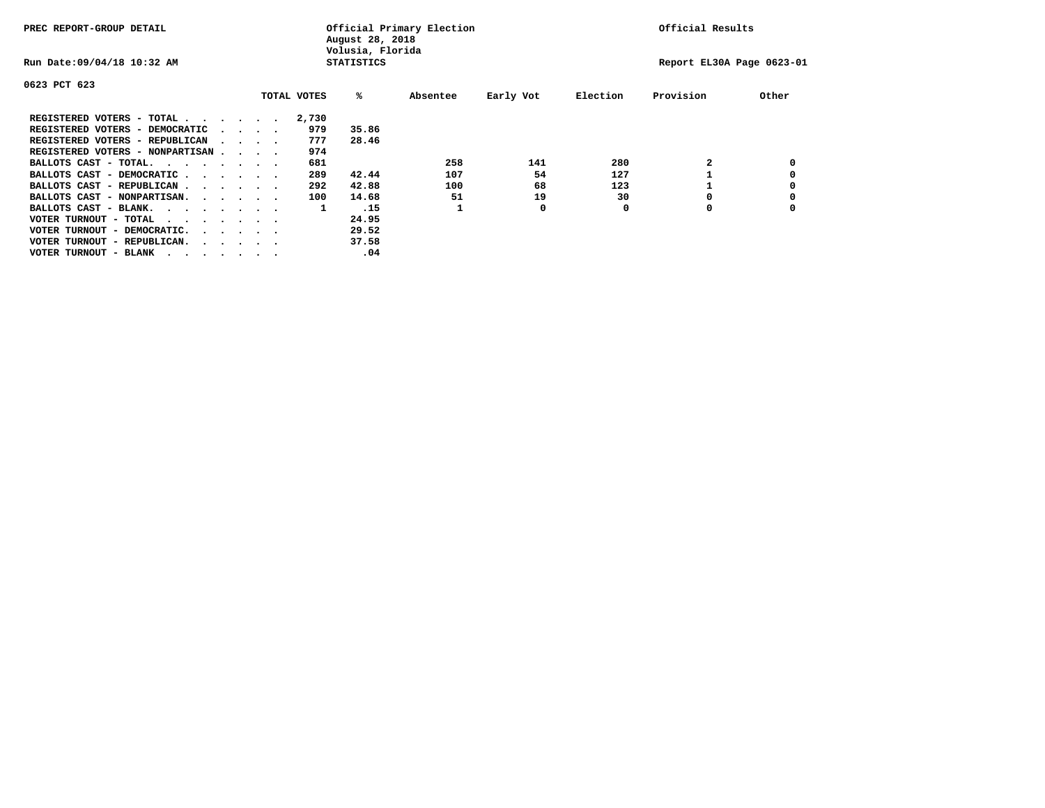PREC REPORT-GROUP DETAIL

Official Primary Election
August 28, 2018
Volusia, Florida
STATISTICS

Official Results

Run Date:09/04/18 10:32 AM

Report EL30A Page 0623-01

0623 PCT 623

| | TOTAL VOTES | % | Absentee | Early Vot | Election | Provision | Other |
|---|---|---|---|---|---|---|---|
| REGISTERED VOTERS - TOTAL . . . . . . | 2,730 | | | | | | |
| REGISTERED VOTERS - DEMOCRATIC . . . . | 979 | 35.86 | | | | | |
| REGISTERED VOTERS - REPUBLICAN . . . . | 777 | 28.46 | | | | | |
| REGISTERED VOTERS - NONPARTISAN . . . . | 974 | | | | | | |
| BALLOTS CAST - TOTAL. . . . . . . . | 681 | | 258 | 141 | 280 | 2 | 0 |
| BALLOTS CAST - DEMOCRATIC . . . . . . | 289 | 42.44 | 107 | 54 | 127 | 1 | 0 |
| BALLOTS CAST - REPUBLICAN . . . . . . | 292 | 42.88 | 100 | 68 | 123 | 1 | 0 |
| BALLOTS CAST - NONPARTISAN. . . . . . | 100 | 14.68 | 51 | 19 | 30 | 0 | 0 |
| BALLOTS CAST - BLANK. . . . . . . . | 1 | .15 | 1 | 0 | 0 | 0 | 0 |
| VOTER TURNOUT - TOTAL . . . . . . . . | | 24.95 | | | | | |
| VOTER TURNOUT - DEMOCRATIC. . . . . . | | 29.52 | | | | | |
| VOTER TURNOUT - REPUBLICAN. . . . . . | | 37.58 | | | | | |
| VOTER TURNOUT - BLANK . . . . . . . . | | .04 | | | | | |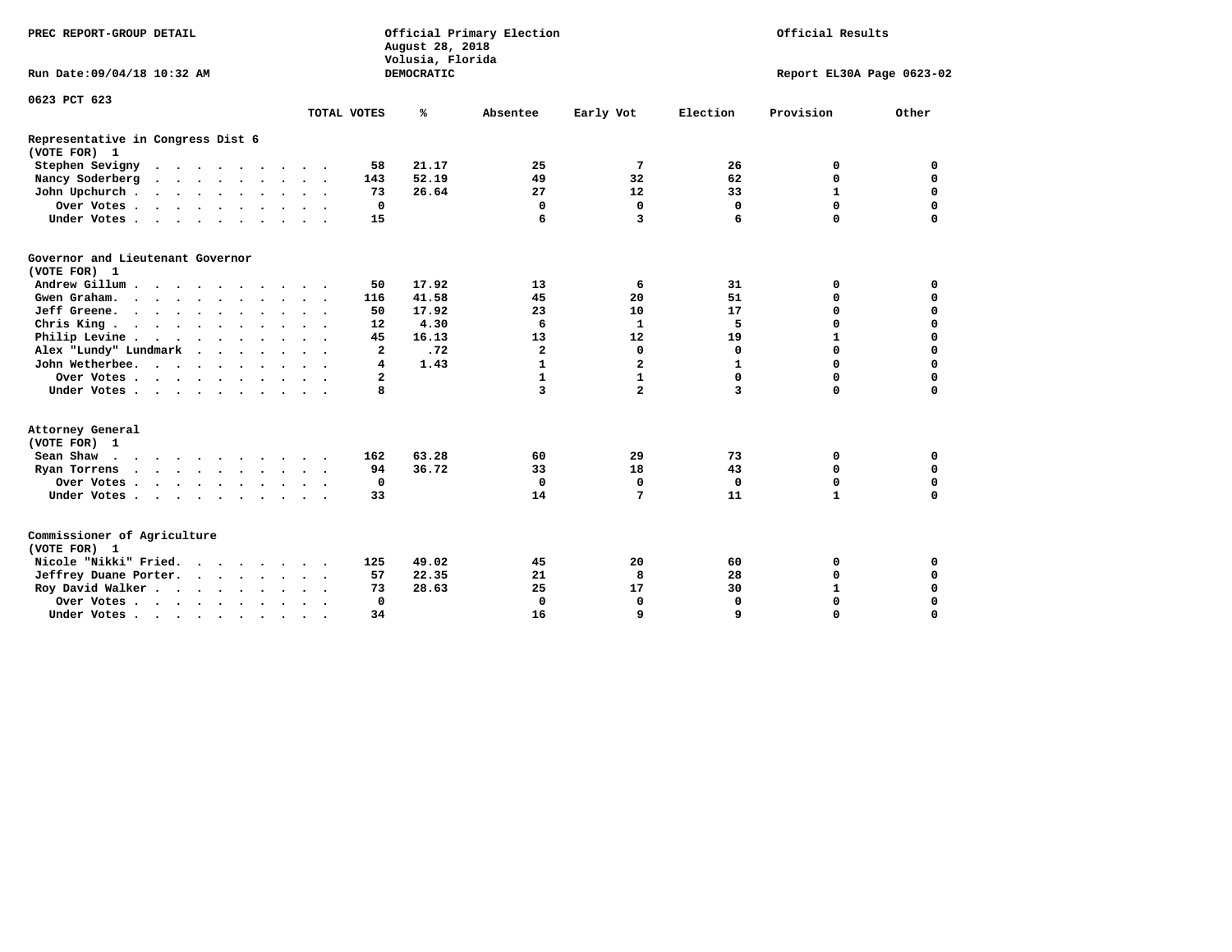PREC REPORT-GROUP DETAIL

Official Primary Election
August 28, 2018
Volusia, Florida
DEMOCRATIC

Official Results

Run Date:09/04/18 10:32 AM

Report EL30A Page 0623-02

0623 PCT 623

| | TOTAL VOTES | % | Absentee | Early Vot | Election | Provision | Other |
|---|---|---|---|---|---|---|---|
| **Representative in Congress Dist 6** | | | | | | | |
| **(VOTE FOR) 1** | | | | | | | |
| Stephen Sevigny | 58 | 21.17 | 25 | 7 | 26 | 0 | 0 |
| Nancy Soderberg | 143 | 52.19 | 49 | 32 | 62 | 0 | 0 |
| John Upchurch | 73 | 26.64 | 27 | 12 | 33 | 1 | 0 |
| Over Votes | 0 | | 0 | 0 | 0 | 0 | 0 |
| Under Votes | 15 | | 6 | 3 | 6 | 0 | 0 |
| **Governor and Lieutenant Governor** | | | | | | | |
| **(VOTE FOR) 1** | | | | | | | |
| Andrew Gillum | 50 | 17.92 | 13 | 6 | 31 | 0 | 0 |
| Gwen Graham | 116 | 41.58 | 45 | 20 | 51 | 0 | 0 |
| Jeff Greene | 50 | 17.92 | 23 | 10 | 17 | 0 | 0 |
| Chris King | 12 | 4.30 | 6 | 1 | 5 | 0 | 0 |
| Philip Levine | 45 | 16.13 | 13 | 12 | 19 | 1 | 0 |
| Alex "Lundy" Lundmark | 2 | .72 | 2 | 0 | 0 | 0 | 0 |
| John Wetherbee | 4 | 1.43 | 1 | 2 | 1 | 0 | 0 |
| Over Votes | 2 | | 1 | 1 | 0 | 0 | 0 |
| Under Votes | 8 | | 3 | 2 | 3 | 0 | 0 |
| **Attorney General** | | | | | | | |
| **(VOTE FOR) 1** | | | | | | | |
| Sean Shaw | 162 | 63.28 | 60 | 29 | 73 | 0 | 0 |
| Ryan Torrens | 94 | 36.72 | 33 | 18 | 43 | 0 | 0 |
| Over Votes | 0 | | 0 | 0 | 0 | 0 | 0 |
| Under Votes | 33 | | 14 | 7 | 11 | 1 | 0 |
| **Commissioner of Agriculture** | | | | | | | |
| **(VOTE FOR) 1** | | | | | | | |
| Nicole "Nikki" Fried | 125 | 49.02 | 45 | 20 | 60 | 0 | 0 |
| Jeffrey Duane Porter | 57 | 22.35 | 21 | 8 | 28 | 0 | 0 |
| Roy David Walker | 73 | 28.63 | 25 | 17 | 30 | 1 | 0 |
| Over Votes | 0 | | 0 | 0 | 0 | 0 | 0 |
| Under Votes | 34 | | 16 | 9 | 9 | 0 | 0 |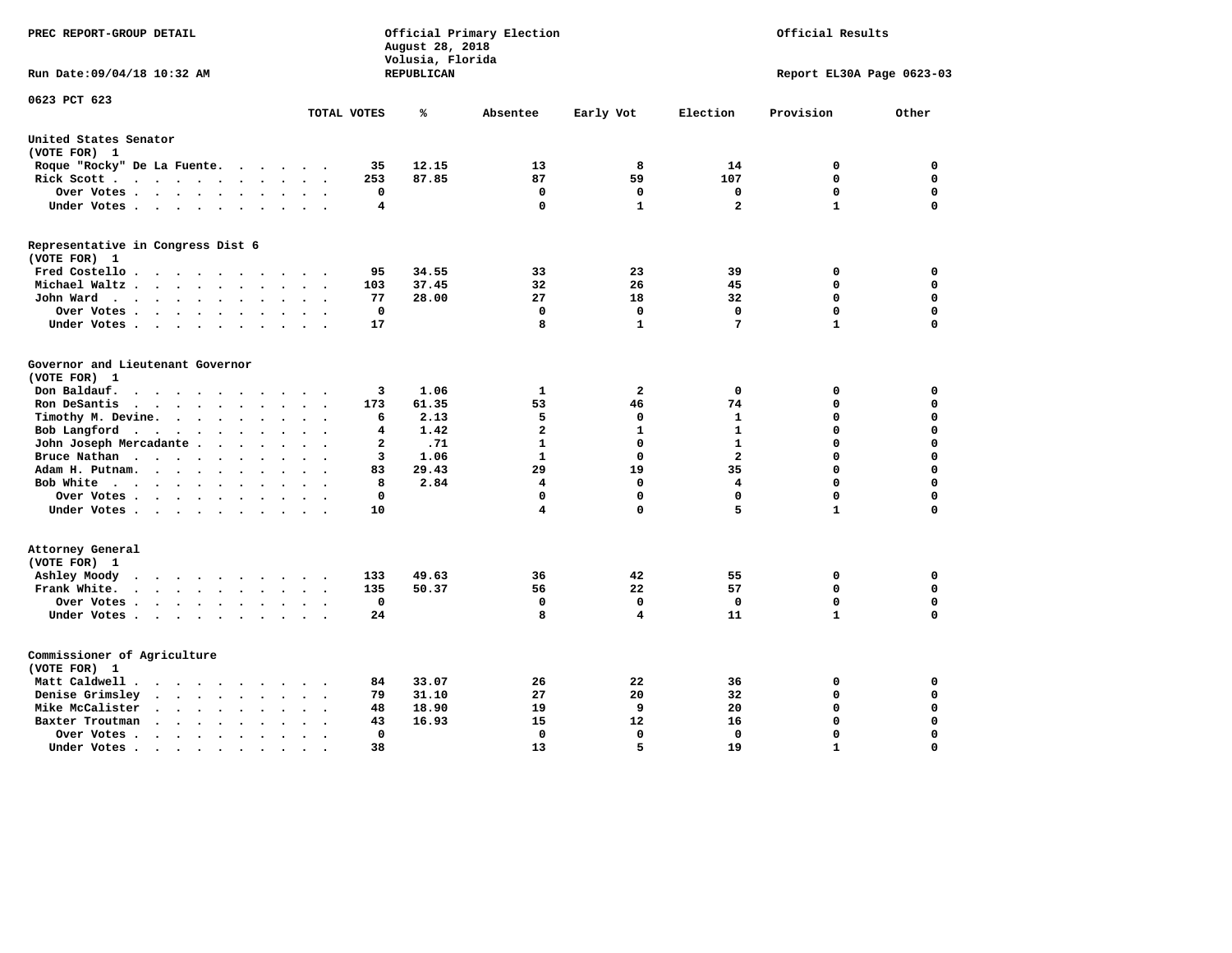PREC REPORT-GROUP DETAIL

Official Primary Election
August 28, 2018
Volusia, Florida
REPUBLICAN

Official Results

Run Date:09/04/18 10:32 AM

Report EL30A Page 0623-03

0623 PCT 623

| | TOTAL VOTES | % | Absentee | Early Vot | Election | Provision | Other |
|---|---|---|---|---|---|---|---|
| **United States Senator** | | | | | | | |
| (VOTE FOR) 1 | | | | | | | |
| Roque "Rocky" De La Fuente | 35 | 12.15 | 13 | 8 | 14 | 0 | 0 |
| Rick Scott | 253 | 87.85 | 87 | 59 | 107 | 0 | 0 |
| Over Votes | 0 | | 0 | 0 | 0 | 0 | 0 |
| Under Votes | 4 | | 0 | 1 | 2 | 1 | 0 |
| **Representative in Congress Dist 6** | | | | | | | |
| (VOTE FOR) 1 | | | | | | | |
| Fred Costello | 95 | 34.55 | 33 | 23 | 39 | 0 | 0 |
| Michael Waltz | 103 | 37.45 | 32 | 26 | 45 | 0 | 0 |
| John Ward | 77 | 28.00 | 27 | 18 | 32 | 0 | 0 |
| Over Votes | 0 | | 0 | 0 | 0 | 0 | 0 |
| Under Votes | 17 | | 8 | 1 | 7 | 1 | 0 |
| **Governor and Lieutenant Governor** | | | | | | | |
| (VOTE FOR) 1 | | | | | | | |
| Don Baldauf | 3 | 1.06 | 1 | 2 | 0 | 0 | 0 |
| Ron DeSantis | 173 | 61.35 | 53 | 46 | 74 | 0 | 0 |
| Timothy M. Devine | 6 | 2.13 | 5 | 0 | 1 | 0 | 0 |
| Bob Langford | 4 | 1.42 | 2 | 1 | 1 | 0 | 0 |
| John Joseph Mercadante | 2 | .71 | 1 | 0 | 1 | 0 | 0 |
| Bruce Nathan | 3 | 1.06 | 1 | 0 | 2 | 0 | 0 |
| Adam H. Putnam | 83 | 29.43 | 29 | 19 | 35 | 0 | 0 |
| Bob White | 8 | 2.84 | 4 | 0 | 4 | 0 | 0 |
| Over Votes | 0 | | 0 | 0 | 0 | 0 | 0 |
| Under Votes | 10 | | 4 | 0 | 5 | 1 | 0 |
| **Attorney General** | | | | | | | |
| (VOTE FOR) 1 | | | | | | | |
| Ashley Moody | 133 | 49.63 | 36 | 42 | 55 | 0 | 0 |
| Frank White | 135 | 50.37 | 56 | 22 | 57 | 0 | 0 |
| Over Votes | 0 | | 0 | 0 | 0 | 0 | 0 |
| Under Votes | 24 | | 8 | 4 | 11 | 1 | 0 |
| **Commissioner of Agriculture** | | | | | | | |
| (VOTE FOR) 1 | | | | | | | |
| Matt Caldwell | 84 | 33.07 | 26 | 22 | 36 | 0 | 0 |
| Denise Grimsley | 79 | 31.10 | 27 | 20 | 32 | 0 | 0 |
| Mike McCalister | 48 | 18.90 | 19 | 9 | 20 | 0 | 0 |
| Baxter Troutman | 43 | 16.93 | 15 | 12 | 16 | 0 | 0 |
| Over Votes | 0 | | 0 | 0 | 0 | 0 | 0 |
| Under Votes | 38 | | 13 | 5 | 19 | 1 | 0 |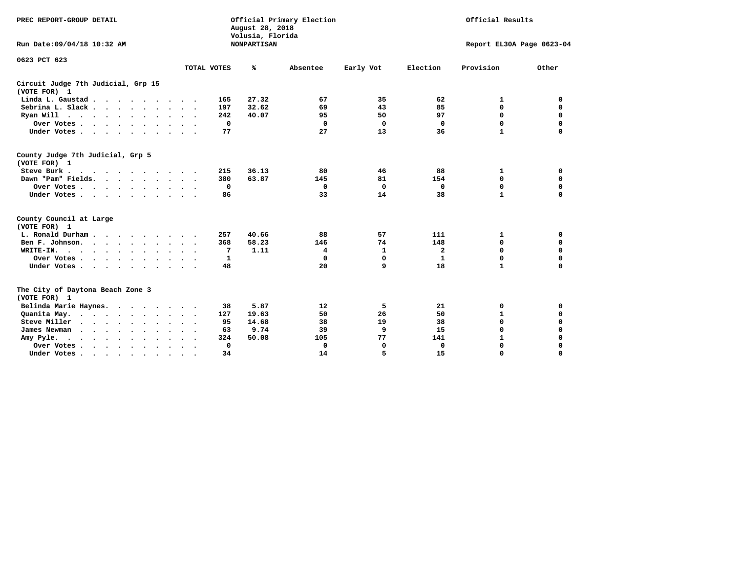PREC REPORT-GROUP DETAIL

Official Primary Election
August 28, 2018
Volusia, Florida
NONPARTISAN

Official Results

Run Date:09/04/18 10:32 AM

Report EL30A Page 0623-04

0623 PCT 623

## Circuit Judge 7th Judicial, Grp 15
(VOTE FOR) 1

| | TOTAL VOTES | % | Absentee | Early Vot | Election | Provision | Other |
|---|---|---|---|---|---|---|---|
| Linda L. Gaustad | 165 | 27.32 | 67 | 35 | 62 | 1 | 0 |
| Sebrina L. Slack | 197 | 32.62 | 69 | 43 | 85 | 0 | 0 |
| Ryan Will | 242 | 40.07 | 95 | 50 | 97 | 0 | 0 |
| Over Votes | 0 | | 0 | 0 | 0 | 0 | 0 |
| Under Votes | 77 | | 27 | 13 | 36 | 1 | 0 |

## County Judge 7th Judicial, Grp 5
(VOTE FOR) 1

| | TOTAL VOTES | % | Absentee | Early Vot | Election | Provision | Other |
|---|---|---|---|---|---|---|---|
| Steve Burk | 215 | 36.13 | 80 | 46 | 88 | 1 | 0 |
| Dawn "Pam" Fields | 380 | 63.87 | 145 | 81 | 154 | 0 | 0 |
| Over Votes | 0 | | 0 | 0 | 0 | 0 | 0 |
| Under Votes | 86 | | 33 | 14 | 38 | 1 | 0 |

## County Council at Large
(VOTE FOR) 1

| | TOTAL VOTES | % | Absentee | Early Vot | Election | Provision | Other |
|---|---|---|---|---|---|---|---|
| L. Ronald Durham | 257 | 40.66 | 88 | 57 | 111 | 1 | 0 |
| Ben F. Johnson | 368 | 58.23 | 146 | 74 | 148 | 0 | 0 |
| WRITE-IN | 7 | 1.11 | 4 | 1 | 2 | 0 | 0 |
| Over Votes | 1 | | 0 | 0 | 1 | 0 | 0 |
| Under Votes | 48 | | 20 | 9 | 18 | 1 | 0 |

## The City of Daytona Beach Zone 3
(VOTE FOR) 1

| | TOTAL VOTES | % | Absentee | Early Vot | Election | Provision | Other |
|---|---|---|---|---|---|---|---|
| Belinda Marie Haynes | 38 | 5.87 | 12 | 5 | 21 | 0 | 0 |
| Quanita May | 127 | 19.63 | 50 | 26 | 50 | 1 | 0 |
| Steve Miller | 95 | 14.68 | 38 | 19 | 38 | 0 | 0 |
| James Newman | 63 | 9.74 | 39 | 9 | 15 | 0 | 0 |
| Amy Pyle | 324 | 50.08 | 105 | 77 | 141 | 1 | 0 |
| Over Votes | 0 | | 0 | 0 | 0 | 0 | 0 |
| Under Votes | 34 | | 14 | 5 | 15 | 0 | 0 |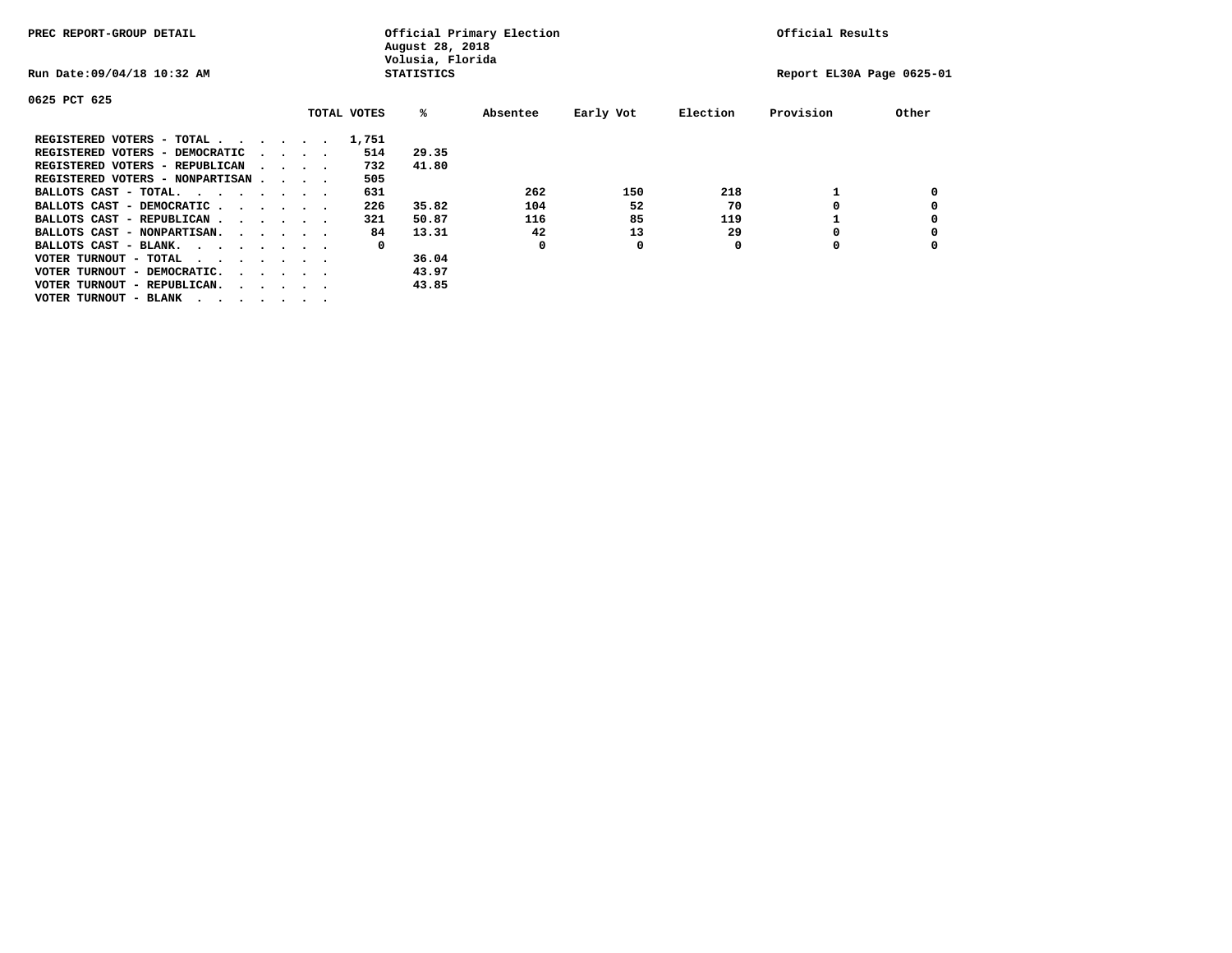PREC REPORT-GROUP DETAIL

Official Primary Election
August 28, 2018
Volusia, Florida
STATISTICS

Official Results

Run Date:09/04/18 10:32 AM

Report EL30A Page 0625-01

0625 PCT 625

| | TOTAL VOTES | % | Absentee | Early Vot | Election | Provision | Other |
|---|---|---|---|---|---|---|---|
| REGISTERED VOTERS - TOTAL . . . . . . | 1,751 | | | | | | |
| REGISTERED VOTERS - DEMOCRATIC . . . . | 514 | 29.35 | | | | | |
| REGISTERED VOTERS - REPUBLICAN . . . . | 732 | 41.80 | | | | | |
| REGISTERED VOTERS - NONPARTISAN . . . . | 505 | | | | | | |
| BALLOTS CAST - TOTAL. . . . . . . . | 631 | | 262 | 150 | 218 | 1 | 0 |
| BALLOTS CAST - DEMOCRATIC . . . . . . | 226 | 35.82 | 104 | 52 | 70 | 0 | 0 |
| BALLOTS CAST - REPUBLICAN . . . . . . | 321 | 50.87 | 116 | 85 | 119 | 1 | 0 |
| BALLOTS CAST - NONPARTISAN. . . . . . | 84 | 13.31 | 42 | 13 | 29 | 0 | 0 |
| BALLOTS CAST - BLANK. . . . . . . . | 0 | | 0 | 0 | 0 | 0 | 0 |
| VOTER TURNOUT - TOTAL . . . . . . . | | 36.04 | | | | | |
| VOTER TURNOUT - DEMOCRATIC. . . . . . | | 43.97 | | | | | |
| VOTER TURNOUT - REPUBLICAN. . . . . . | | 43.85 | | | | | |
| VOTER TURNOUT - BLANK . . . . . . . | | | | | | | |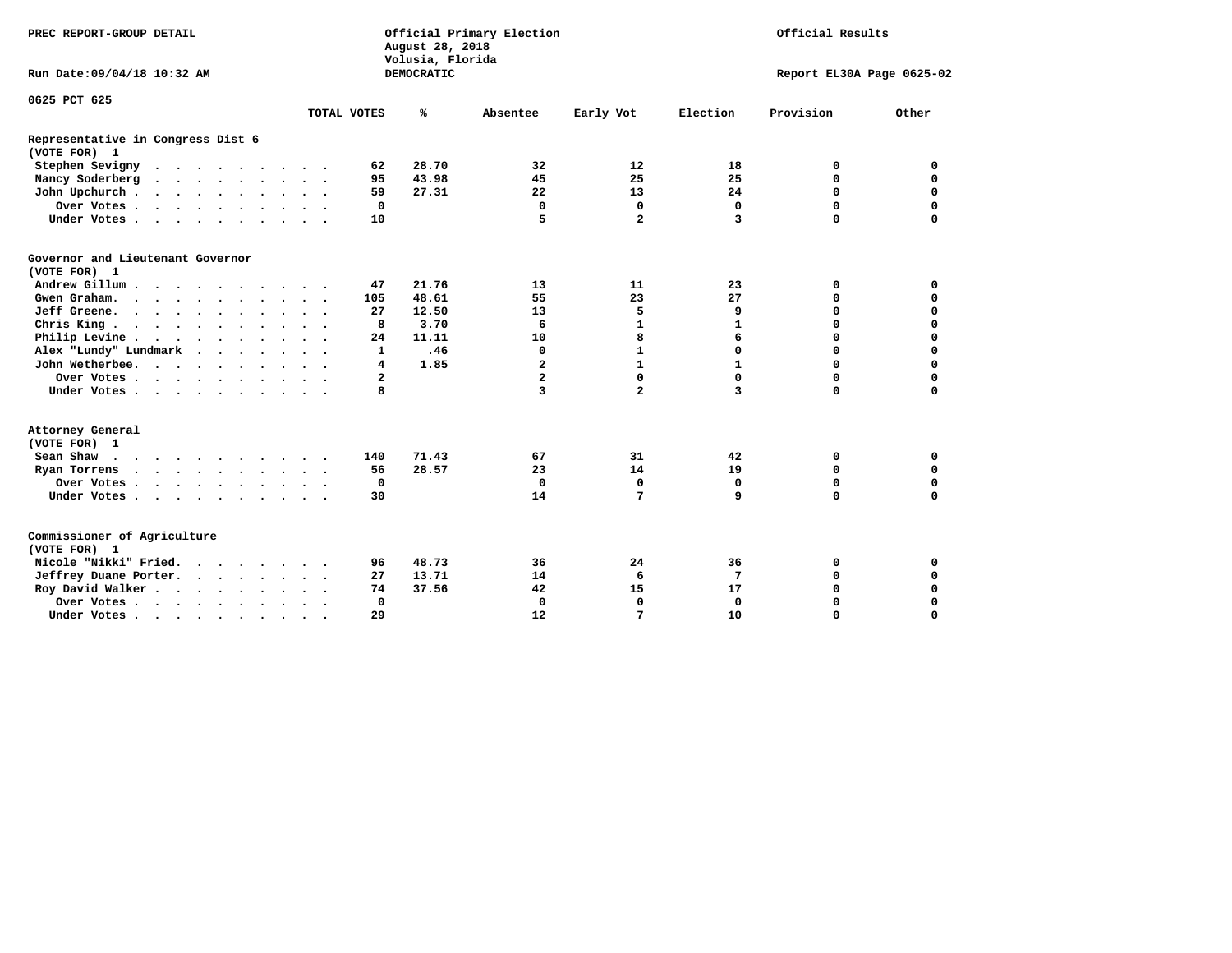PREC REPORT-GROUP DETAIL

Official Primary Election
August 28, 2018
Volusia, Florida
DEMOCRATIC

Official Results

Run Date:09/04/18 10:32 AM

Report EL30A Page 0625-02

0625 PCT 625

| | TOTAL VOTES | % | Absentee | Early Vot | Election | Provision | Other |
|---|---|---|---|---|---|---|---|
| **Representative in Congress Dist 6** | | | | | | | |
| **(VOTE FOR) 1** | | | | | | | |
| Stephen Sevigny | 62 | 28.70 | 32 | 12 | 18 | 0 | 0 |
| Nancy Soderberg | 95 | 43.98 | 45 | 25 | 25 | 0 | 0 |
| John Upchurch | 59 | 27.31 | 22 | 13 | 24 | 0 | 0 |
| Over Votes | 0 | | 0 | 0 | 0 | 0 | 0 |
| Under Votes | 10 | | 5 | 2 | 3 | 0 | 0 |
| **Governor and Lieutenant Governor** | | | | | | | |
| **(VOTE FOR) 1** | | | | | | | |
| Andrew Gillum | 47 | 21.76 | 13 | 11 | 23 | 0 | 0 |
| Gwen Graham | 105 | 48.61 | 55 | 23 | 27 | 0 | 0 |
| Jeff Greene | 27 | 12.50 | 13 | 5 | 9 | 0 | 0 |
| Chris King | 8 | 3.70 | 6 | 1 | 1 | 0 | 0 |
| Philip Levine | 24 | 11.11 | 10 | 8 | 6 | 0 | 0 |
| Alex "Lundy" Lundmark | 1 | .46 | 0 | 1 | 0 | 0 | 0 |
| John Wetherbee | 4 | 1.85 | 2 | 1 | 1 | 0 | 0 |
| Over Votes | 2 | | 2 | 0 | 0 | 0 | 0 |
| Under Votes | 8 | | 3 | 2 | 3 | 0 | 0 |
| **Attorney General** | | | | | | | |
| **(VOTE FOR) 1** | | | | | | | |
| Sean Shaw | 140 | 71.43 | 67 | 31 | 42 | 0 | 0 |
| Ryan Torrens | 56 | 28.57 | 23 | 14 | 19 | 0 | 0 |
| Over Votes | 0 | | 0 | 0 | 0 | 0 | 0 |
| Under Votes | 30 | | 14 | 7 | 9 | 0 | 0 |
| **Commissioner of Agriculture** | | | | | | | |
| **(VOTE FOR) 1** | | | | | | | |
| Nicole "Nikki" Fried | 96 | 48.73 | 36 | 24 | 36 | 0 | 0 |
| Jeffrey Duane Porter | 27 | 13.71 | 14 | 6 | 7 | 0 | 0 |
| Roy David Walker | 74 | 37.56 | 42 | 15 | 17 | 0 | 0 |
| Over Votes | 0 | | 0 | 0 | 0 | 0 | 0 |
| Under Votes | 29 | | 12 | 7 | 10 | 0 | 0 |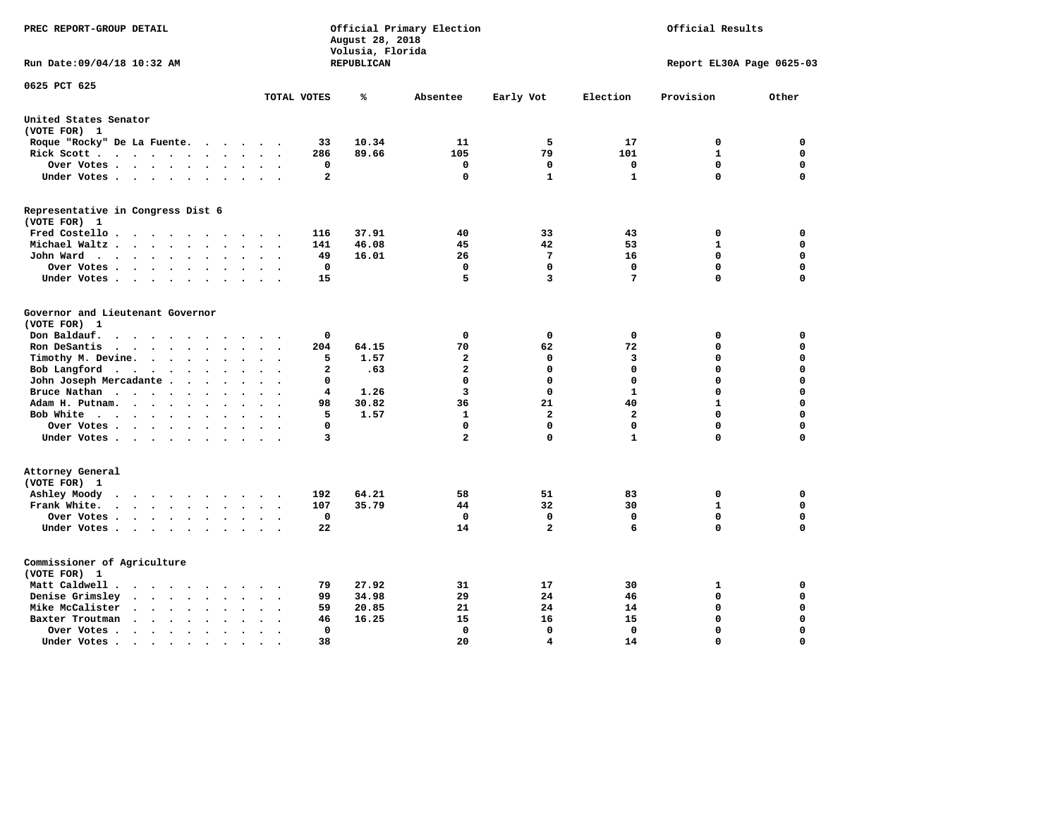PREC REPORT-GROUP DETAIL

Official Primary Election
August 28, 2018
Volusia, Florida
REPUBLICAN

Official Results

Run Date:09/04/18 10:32 AM

Report EL30A Page 0625-03

0625 PCT 625

| | TOTAL VOTES | % | Absentee | Early Vot | Election | Provision | Other |
|---|---|---|---|---|---|---|---|
| **United States Senator** | | | | | | | |
| **(VOTE FOR) 1** | | | | | | | |
| Roque "Rocky" De La Fuente | 33 | 10.34 | 11 | 5 | 17 | 0 | 0 |
| Rick Scott | 286 | 89.66 | 105 | 79 | 101 | 1 | 0 |
| Over Votes | 0 | | 0 | 0 | 0 | 0 | 0 |
| Under Votes | 2 | | 0 | 1 | 1 | 0 | 0 |
| **Representative in Congress Dist 6** | | | | | | | |
| **(VOTE FOR) 1** | | | | | | | |
| Fred Costello | 116 | 37.91 | 40 | 33 | 43 | 0 | 0 |
| Michael Waltz | 141 | 46.08 | 45 | 42 | 53 | 1 | 0 |
| John Ward | 49 | 16.01 | 26 | 7 | 16 | 0 | 0 |
| Over Votes | 0 | | 0 | 0 | 0 | 0 | 0 |
| Under Votes | 15 | | 5 | 3 | 7 | 0 | 0 |
| **Governor and Lieutenant Governor** | | | | | | | |
| **(VOTE FOR) 1** | | | | | | | |
| Don Baldauf | 0 | | 0 | 0 | 0 | 0 | 0 |
| Ron DeSantis | 204 | 64.15 | 70 | 62 | 72 | 0 | 0 |
| Timothy M. Devine | 5 | 1.57 | 2 | 0 | 3 | 0 | 0 |
| Bob Langford | 2 | .63 | 2 | 0 | 0 | 0 | 0 |
| John Joseph Mercadante | 0 | | 0 | 0 | 0 | 0 | 0 |
| Bruce Nathan | 4 | 1.26 | 3 | 0 | 1 | 0 | 0 |
| Adam H. Putnam | 98 | 30.82 | 36 | 21 | 40 | 1 | 0 |
| Bob White | 5 | 1.57 | 1 | 2 | 2 | 0 | 0 |
| Over Votes | 0 | | 0 | 0 | 0 | 0 | 0 |
| Under Votes | 3 | | 2 | 0 | 1 | 0 | 0 |
| **Attorney General** | | | | | | | |
| **(VOTE FOR) 1** | | | | | | | |
| Ashley Moody | 192 | 64.21 | 58 | 51 | 83 | 0 | 0 |
| Frank White | 107 | 35.79 | 44 | 32 | 30 | 1 | 0 |
| Over Votes | 0 | | 0 | 0 | 0 | 0 | 0 |
| Under Votes | 22 | | 14 | 2 | 6 | 0 | 0 |
| **Commissioner of Agriculture** | | | | | | | |
| **(VOTE FOR) 1** | | | | | | | |
| Matt Caldwell | 79 | 27.92 | 31 | 17 | 30 | 1 | 0 |
| Denise Grimsley | 99 | 34.98 | 29 | 24 | 46 | 0 | 0 |
| Mike McCalister | 59 | 20.85 | 21 | 24 | 14 | 0 | 0 |
| Baxter Troutman | 46 | 16.25 | 15 | 16 | 15 | 0 | 0 |
| Over Votes | 0 | | 0 | 0 | 0 | 0 | 0 |
| Under Votes | 38 | | 20 | 4 | 14 | 0 | 0 |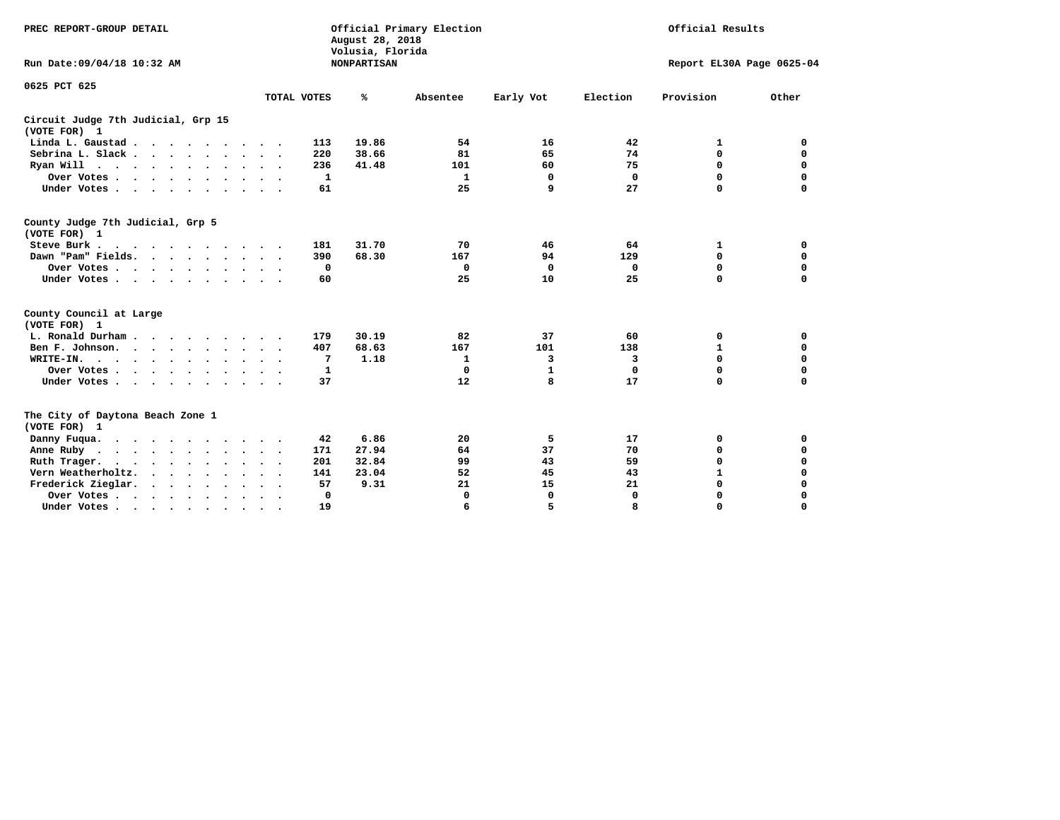PREC REPORT-GROUP DETAIL

Official Primary Election
August 28, 2018
Volusia, Florida
NONPARTISAN

Official Results

Run Date:09/04/18 10:32 AM

Report EL30A Page 0625-04

0625 PCT 625

| | TOTAL VOTES | % | Absentee | Early Vot | Election | Provision | Other |
|---|---|---|---|---|---|---|---|
| **Circuit Judge 7th Judicial, Grp 15** | | | | | | | |
| **(VOTE FOR) 1** | | | | | | | |
| Linda L. Gaustad | 113 | 19.86 | 54 | 16 | 42 | 1 | 0 |
| Sebrina L. Slack | 220 | 38.66 | 81 | 65 | 74 | 0 | 0 |
| Ryan Will | 236 | 41.48 | 101 | 60 | 75 | 0 | 0 |
| Over Votes | 1 | | 1 | 0 | 0 | 0 | 0 |
| Under Votes | 61 | | 25 | 9 | 27 | 0 | 0 |
| **County Judge 7th Judicial, Grp 5** | | | | | | | |
| **(VOTE FOR) 1** | | | | | | | |
| Steve Burk | 181 | 31.70 | 70 | 46 | 64 | 1 | 0 |
| Dawn "Pam" Fields | 390 | 68.30 | 167 | 94 | 129 | 0 | 0 |
| Over Votes | 0 | | 0 | 0 | 0 | 0 | 0 |
| Under Votes | 60 | | 25 | 10 | 25 | 0 | 0 |
| **County Council at Large** | | | | | | | |
| **(VOTE FOR) 1** | | | | | | | |
| L. Ronald Durham | 179 | 30.19 | 82 | 37 | 60 | 0 | 0 |
| Ben F. Johnson | 407 | 68.63 | 167 | 101 | 138 | 1 | 0 |
| WRITE-IN. | 7 | 1.18 | 1 | 3 | 3 | 0 | 0 |
| Over Votes | 1 | | 0 | 1 | 0 | 0 | 0 |
| Under Votes | 37 | | 12 | 8 | 17 | 0 | 0 |
| **The City of Daytona Beach Zone 1** | | | | | | | |
| **(VOTE FOR) 1** | | | | | | | |
| Danny Fuqua | 42 | 6.86 | 20 | 5 | 17 | 0 | 0 |
| Anne Ruby | 171 | 27.94 | 64 | 37 | 70 | 0 | 0 |
| Ruth Trager | 201 | 32.84 | 99 | 43 | 59 | 0 | 0 |
| Vern Weatherholtz | 141 | 23.04 | 52 | 45 | 43 | 1 | 0 |
| Frederick Zieglar | 57 | 9.31 | 21 | 15 | 21 | 0 | 0 |
| Over Votes | 0 | | 0 | 0 | 0 | 0 | 0 |
| Under Votes | 19 | | 6 | 5 | 8 | 0 | 0 |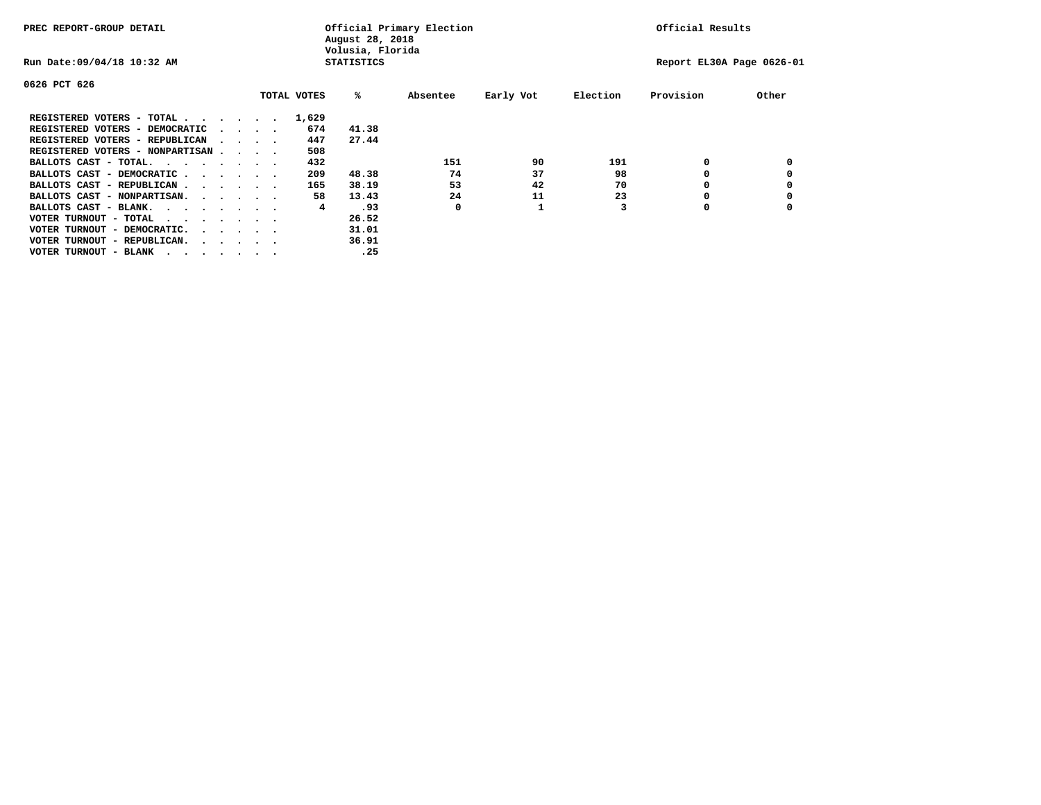PREC REPORT-GROUP DETAIL

Official Primary Election
August 28, 2018
Volusia, Florida
STATISTICS

Official Results

Run Date:09/04/18 10:32 AM

Report EL30A Page 0626-01

0626 PCT 626

| | TOTAL VOTES | % | Absentee | Early Vot | Election | Provision | Other |
|---|---|---|---|---|---|---|---|
| REGISTERED VOTERS - TOTAL . . . . . . | 1,629 | | | | | | |
| REGISTERED VOTERS - DEMOCRATIC . . . . | 674 | 41.38 | | | | | |
| REGISTERED VOTERS - REPUBLICAN . . . . | 447 | 27.44 | | | | | |
| REGISTERED VOTERS - NONPARTISAN . . . . | 508 | | | | | | |
| BALLOTS CAST - TOTAL. . . . . . . . | 432 | | 151 | 90 | 191 | 0 | 0 |
| BALLOTS CAST - DEMOCRATIC . . . . . . | 209 | 48.38 | 74 | 37 | 98 | 0 | 0 |
| BALLOTS CAST - REPUBLICAN . . . . . . | 165 | 38.19 | 53 | 42 | 70 | 0 | 0 |
| BALLOTS CAST - NONPARTISAN. . . . . . | 58 | 13.43 | 24 | 11 | 23 | 0 | 0 |
| BALLOTS CAST - BLANK. . . . . . . . | 4 | .93 | 0 | 1 | 3 | 0 | 0 |
| VOTER TURNOUT - TOTAL . . . . . . . | | 26.52 | | | | | |
| VOTER TURNOUT - DEMOCRATIC. . . . . . | | 31.01 | | | | | |
| VOTER TURNOUT - REPUBLICAN. . . . . . | | 36.91 | | | | | |
| VOTER TURNOUT - BLANK . . . . . . . | | .25 | | | | | |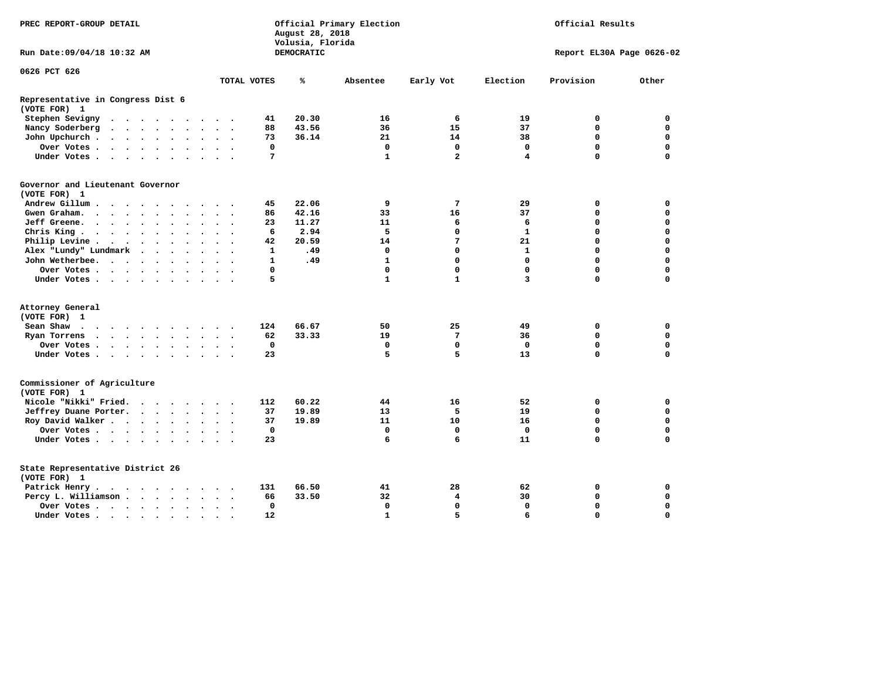PREC REPORT-GROUP DETAIL

Official Primary Election
August 28, 2018
Volusia, Florida
DEMOCRATIC

Official Results

Run Date:09/04/18 10:32 AM

Report EL30A Page 0626-02

0626 PCT 626

| | TOTAL VOTES | % | Absentee | Early Vot | Election | Provision | Other |
|---|---|---|---|---|---|---|---|
| **Representative in Congress Dist 6** | | | | | | | |
| **(VOTE FOR) 1** | | | | | | | |
| Stephen Sevigny | 41 | 20.30 | 16 | 6 | 19 | 0 | 0 |
| Nancy Soderberg | 88 | 43.56 | 36 | 15 | 37 | 0 | 0 |
| John Upchurch | 73 | 36.14 | 21 | 14 | 38 | 0 | 0 |
| Over Votes | 0 | | 0 | 0 | 0 | 0 | 0 |
| Under Votes | 7 | | 1 | 2 | 4 | 0 | 0 |
| **Governor and Lieutenant Governor** | | | | | | | |
| **(VOTE FOR) 1** | | | | | | | |
| Andrew Gillum | 45 | 22.06 | 9 | 7 | 29 | 0 | 0 |
| Gwen Graham. | 86 | 42.16 | 33 | 16 | 37 | 0 | 0 |
| Jeff Greene. | 23 | 11.27 | 11 | 6 | 6 | 0 | 0 |
| Chris King | 6 | 2.94 | 5 | 0 | 1 | 0 | 0 |
| Philip Levine | 42 | 20.59 | 14 | 7 | 21 | 0 | 0 |
| Alex "Lundy" Lundmark | 1 | .49 | 0 | 0 | 1 | 0 | 0 |
| John Wetherbee. | 1 | .49 | 1 | 0 | 0 | 0 | 0 |
| Over Votes | 0 | | 0 | 0 | 0 | 0 | 0 |
| Under Votes | 5 | | 1 | 1 | 3 | 0 | 0 |
| **Attorney General** | | | | | | | |
| **(VOTE FOR) 1** | | | | | | | |
| Sean Shaw | 124 | 66.67 | 50 | 25 | 49 | 0 | 0 |
| Ryan Torrens | 62 | 33.33 | 19 | 7 | 36 | 0 | 0 |
| Over Votes | 0 | | 0 | 0 | 0 | 0 | 0 |
| Under Votes | 23 | | 5 | 5 | 13 | 0 | 0 |
| **Commissioner of Agriculture** | | | | | | | |
| **(VOTE FOR) 1** | | | | | | | |
| Nicole "Nikki" Fried. | 112 | 60.22 | 44 | 16 | 52 | 0 | 0 |
| Jeffrey Duane Porter. | 37 | 19.89 | 13 | 5 | 19 | 0 | 0 |
| Roy David Walker | 37 | 19.89 | 11 | 10 | 16 | 0 | 0 |
| Over Votes | 0 | | 0 | 0 | 0 | 0 | 0 |
| Under Votes | 23 | | 6 | 6 | 11 | 0 | 0 |
| **State Representative District 26** | | | | | | | |
| **(VOTE FOR) 1** | | | | | | | |
| Patrick Henry | 131 | 66.50 | 41 | 28 | 62 | 0 | 0 |
| Percy L. Williamson | 66 | 33.50 | 32 | 4 | 30 | 0 | 0 |
| Over Votes | 0 | | 0 | 0 | 0 | 0 | 0 |
| Under Votes | 12 | | 1 | 5 | 6 | 0 | 0 |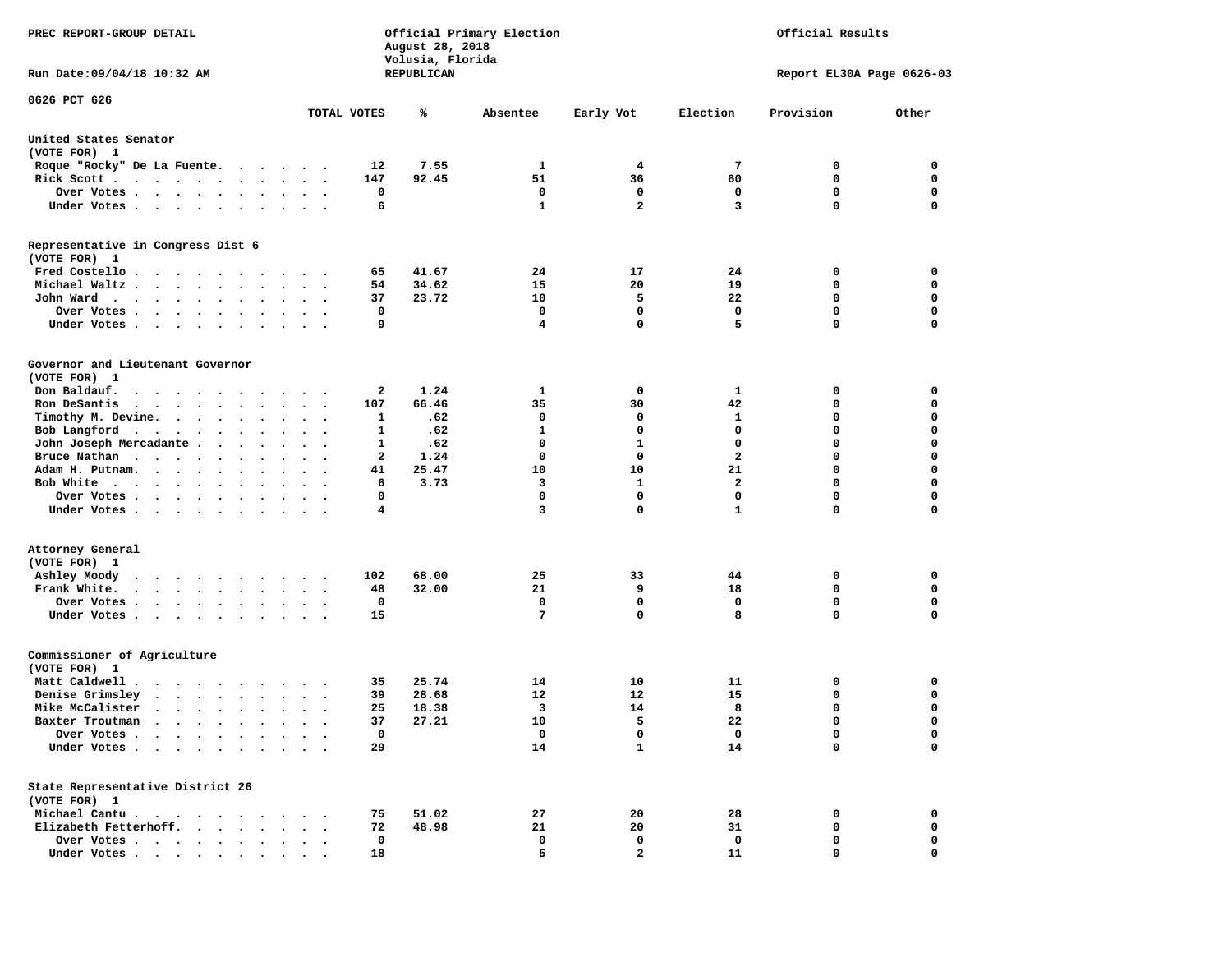PREC REPORT-GROUP DETAIL

Official Primary Election
August 28, 2018
Volusia, Florida
REPUBLICAN

Official Results

Run Date:09/04/18 10:32 AM

Report EL30A Page 0626-03

0626 PCT 626

| | TOTAL VOTES | % | Absentee | Early Vot | Election | Provision | Other |
|---|---|---|---|---|---|---|---|
| **United States Senator** | | | | | | | |
| (VOTE FOR) 1 | | | | | | | |
| Roque "Rocky" De La Fuente | 12 | 7.55 | 1 | 4 | 7 | 0 | 0 |
| Rick Scott | 147 | 92.45 | 51 | 36 | 60 | 0 | 0 |
| Over Votes | 0 | | 0 | 0 | 0 | 0 | 0 |
| Under Votes | 6 | | 1 | 2 | 3 | 0 | 0 |
| **Representative in Congress Dist 6** | | | | | | | |
| (VOTE FOR) 1 | | | | | | | |
| Fred Costello | 65 | 41.67 | 24 | 17 | 24 | 0 | 0 |
| Michael Waltz | 54 | 34.62 | 15 | 20 | 19 | 0 | 0 |
| John Ward | 37 | 23.72 | 10 | 5 | 22 | 0 | 0 |
| Over Votes | 0 | | 0 | 0 | 0 | 0 | 0 |
| Under Votes | 9 | | 4 | 0 | 5 | 0 | 0 |
| **Governor and Lieutenant Governor** | | | | | | | |
| (VOTE FOR) 1 | | | | | | | |
| Don Baldauf | 2 | 1.24 | 1 | 0 | 1 | 0 | 0 |
| Ron DeSantis | 107 | 66.46 | 35 | 30 | 42 | 0 | 0 |
| Timothy M. Devine | 1 | .62 | 0 | 0 | 1 | 0 | 0 |
| Bob Langford | 1 | .62 | 1 | 0 | 0 | 0 | 0 |
| John Joseph Mercadante | 1 | .62 | 0 | 1 | 0 | 0 | 0 |
| Bruce Nathan | 2 | 1.24 | 0 | 0 | 2 | 0 | 0 |
| Adam H. Putnam | 41 | 25.47 | 10 | 10 | 21 | 0 | 0 |
| Bob White | 6 | 3.73 | 3 | 1 | 2 | 0 | 0 |
| Over Votes | 0 | | 0 | 0 | 0 | 0 | 0 |
| Under Votes | 4 | | 3 | 0 | 1 | 0 | 0 |
| **Attorney General** | | | | | | | |
| (VOTE FOR) 1 | | | | | | | |
| Ashley Moody | 102 | 68.00 | 25 | 33 | 44 | 0 | 0 |
| Frank White | 48 | 32.00 | 21 | 9 | 18 | 0 | 0 |
| Over Votes | 0 | | 0 | 0 | 0 | 0 | 0 |
| Under Votes | 15 | | 7 | 0 | 8 | 0 | 0 |
| **Commissioner of Agriculture** | | | | | | | |
| (VOTE FOR) 1 | | | | | | | |
| Matt Caldwell | 35 | 25.74 | 14 | 10 | 11 | 0 | 0 |
| Denise Grimsley | 39 | 28.68 | 12 | 12 | 15 | 0 | 0 |
| Mike McCalister | 25 | 18.38 | 3 | 14 | 8 | 0 | 0 |
| Baxter Troutman | 37 | 27.21 | 10 | 5 | 22 | 0 | 0 |
| Over Votes | 0 | | 0 | 0 | 0 | 0 | 0 |
| Under Votes | 29 | | 14 | 1 | 14 | 0 | 0 |
| **State Representative District 26** | | | | | | | |
| (VOTE FOR) 1 | | | | | | | |
| Michael Cantu | 75 | 51.02 | 27 | 20 | 28 | 0 | 0 |
| Elizabeth Fetterhoff | 72 | 48.98 | 21 | 20 | 31 | 0 | 0 |
| Over Votes | 0 | | 0 | 0 | 0 | 0 | 0 |
| Under Votes | 18 | | 5 | 2 | 11 | 0 | 0 |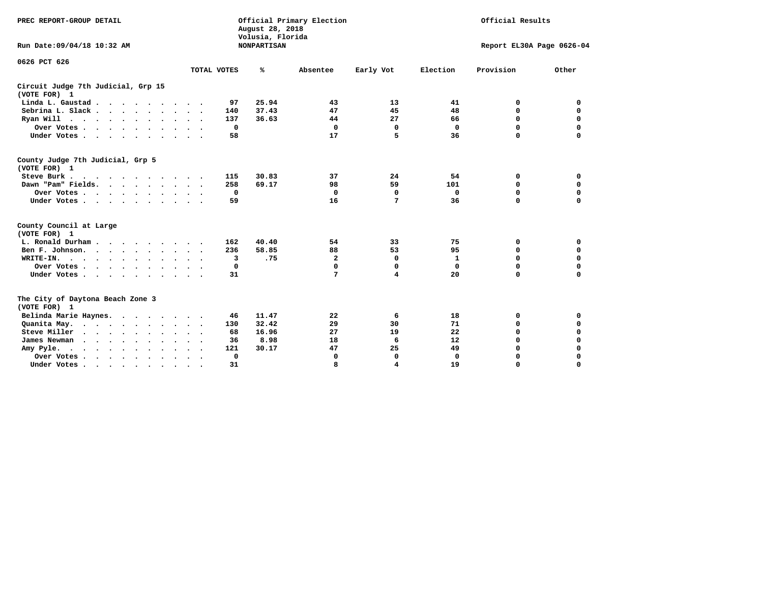PREC REPORT-GROUP DETAIL

Official Primary Election
August 28, 2018
Volusia, Florida
NONPARTISAN

Official Results

Run Date:09/04/18 10:32 AM

Report EL30A Page 0626-04

0626 PCT 626

## Circuit Judge 7th Judicial, Grp 15
(VOTE FOR) 1

| | TOTAL VOTES | % | Absentee | Early Vot | Election | Provision | Other |
|---|---|---|---|---|---|---|---|
| Linda L. Gaustad | 97 | 25.94 | 43 | 13 | 41 | 0 | 0 |
| Sebrina L. Slack | 140 | 37.43 | 47 | 45 | 48 | 0 | 0 |
| Ryan Will | 137 | 36.63 | 44 | 27 | 66 | 0 | 0 |
| Over Votes | 0 | | 0 | 0 | 0 | 0 | 0 |
| Under Votes | 58 | | 17 | 5 | 36 | 0 | 0 |

## County Judge 7th Judicial, Grp 5
(VOTE FOR) 1

| | TOTAL VOTES | % | Absentee | Early Vot | Election | Provision | Other |
|---|---|---|---|---|---|---|---|
| Steve Burk | 115 | 30.83 | 37 | 24 | 54 | 0 | 0 |
| Dawn "Pam" Fields. | 258 | 69.17 | 98 | 59 | 101 | 0 | 0 |
| Over Votes | 0 | | 0 | 0 | 0 | 0 | 0 |
| Under Votes | 59 | | 16 | 7 | 36 | 0 | 0 |

## County Council at Large
(VOTE FOR) 1

| | TOTAL VOTES | % | Absentee | Early Vot | Election | Provision | Other |
|---|---|---|---|---|---|---|---|
| L. Ronald Durham | 162 | 40.40 | 54 | 33 | 75 | 0 | 0 |
| Ben F. Johnson. | 236 | 58.85 | 88 | 53 | 95 | 0 | 0 |
| WRITE-IN. | 3 | .75 | 2 | 0 | 1 | 0 | 0 |
| Over Votes | 0 | | 0 | 0 | 0 | 0 | 0 |
| Under Votes | 31 | | 7 | 4 | 20 | 0 | 0 |

## The City of Daytona Beach Zone 3
(VOTE FOR) 1

| | TOTAL VOTES | % | Absentee | Early Vot | Election | Provision | Other |
|---|---|---|---|---|---|---|---|
| Belinda Marie Haynes. | 46 | 11.47 | 22 | 6 | 18 | 0 | 0 |
| Quanita May. | 130 | 32.42 | 29 | 30 | 71 | 0 | 0 |
| Steve Miller | 68 | 16.96 | 27 | 19 | 22 | 0 | 0 |
| James Newman | 36 | 8.98 | 18 | 6 | 12 | 0 | 0 |
| Amy Pyle. | 121 | 30.17 | 47 | 25 | 49 | 0 | 0 |
| Over Votes | 0 | | 0 | 0 | 0 | 0 | 0 |
| Under Votes | 31 | | 8 | 4 | 19 | 0 | 0 |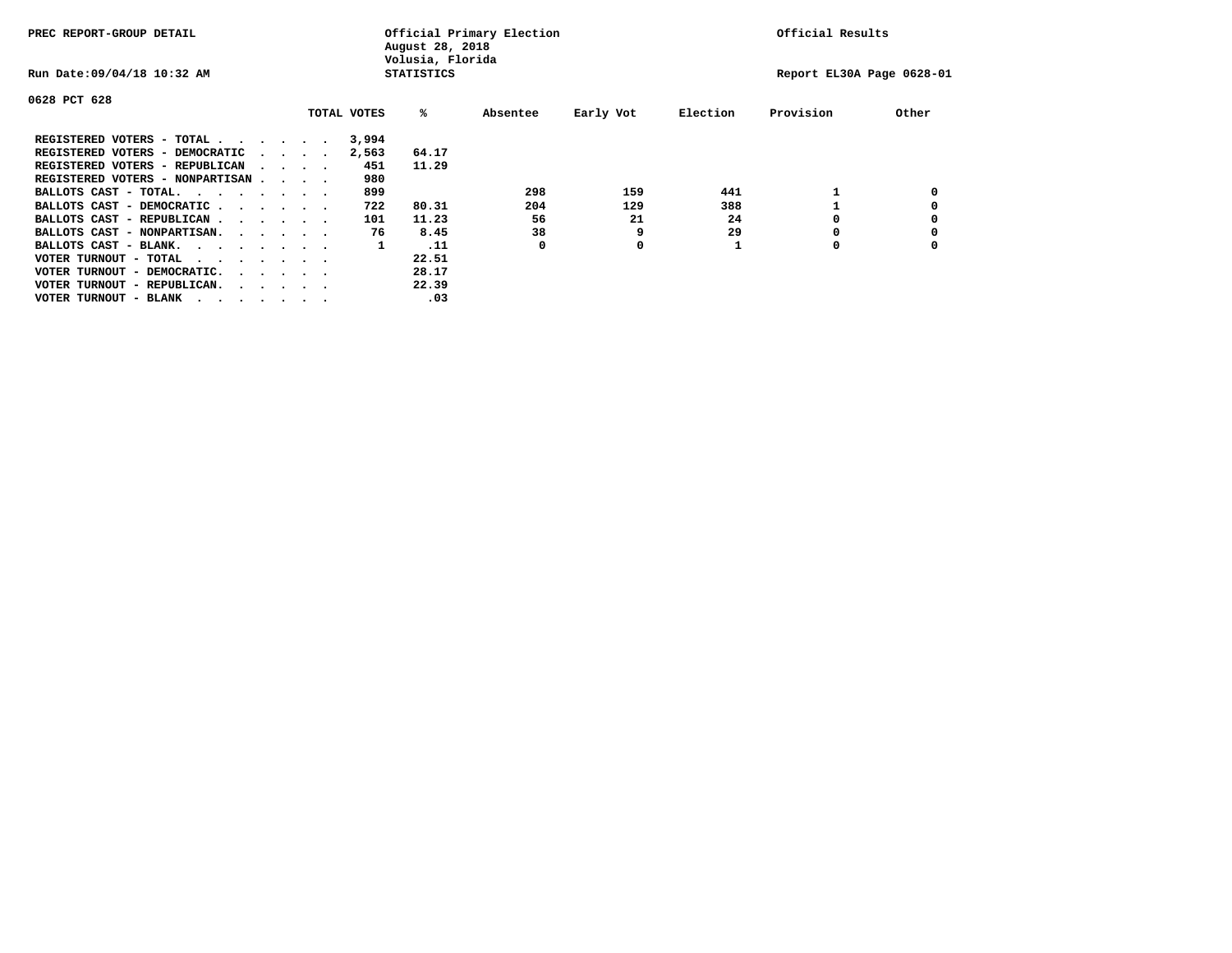PREC REPORT-GROUP DETAIL

Official Primary Election
August 28, 2018
Volusia, Florida
STATISTICS

Official Results

Run Date:09/04/18 10:32 AM

Report EL30A Page 0628-01

0628 PCT 628

| | TOTAL VOTES | % | Absentee | Early Vot | Election | Provision | Other |
|---|---|---|---|---|---|---|---|
| REGISTERED VOTERS - TOTAL . . . . . . | 3,994 | | | | | | |
| REGISTERED VOTERS - DEMOCRATIC . . . . | 2,563 | 64.17 | | | | | |
| REGISTERED VOTERS - REPUBLICAN . . . . | 451 | 11.29 | | | | | |
| REGISTERED VOTERS - NONPARTISAN . . . . | 980 | | | | | | |
| BALLOTS CAST - TOTAL. . . . . . . . | 899 | | 298 | 159 | 441 | 1 | 0 |
| BALLOTS CAST - DEMOCRATIC . . . . . . | 722 | 80.31 | 204 | 129 | 388 | 1 | 0 |
| BALLOTS CAST - REPUBLICAN . . . . . . | 101 | 11.23 | 56 | 21 | 24 | 0 | 0 |
| BALLOTS CAST - NONPARTISAN. . . . . . | 76 | 8.45 | 38 | 9 | 29 | 0 | 0 |
| BALLOTS CAST - BLANK. . . . . . . . | 1 | .11 | 0 | 0 | 1 | 0 | 0 |
| VOTER TURNOUT - TOTAL . . . . . . . | | 22.51 | | | | | |
| VOTER TURNOUT - DEMOCRATIC. . . . . . | | 28.17 | | | | | |
| VOTER TURNOUT - REPUBLICAN. . . . . . | | 22.39 | | | | | |
| VOTER TURNOUT - BLANK . . . . . . . | | .03 | | | | | |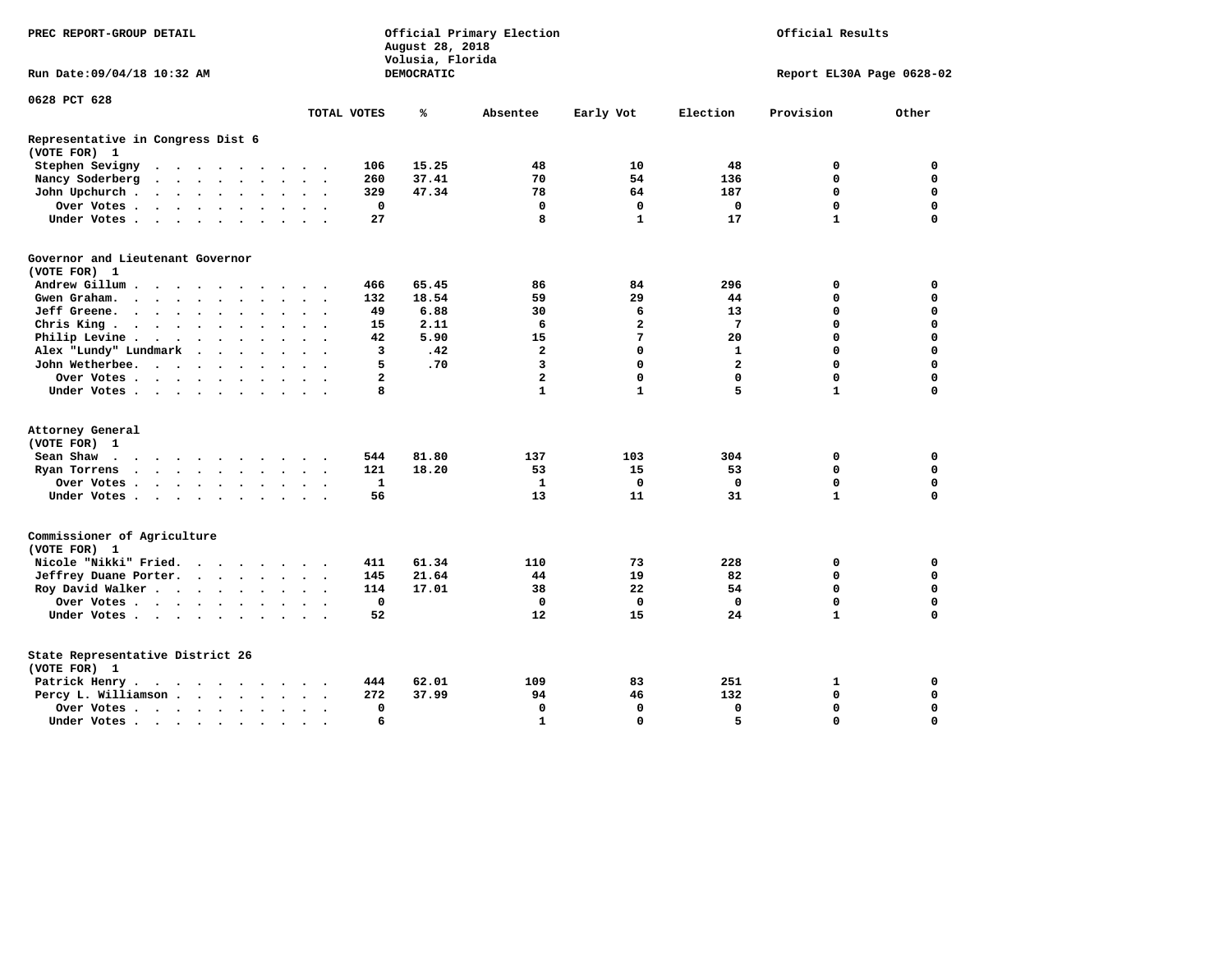PREC REPORT-GROUP DETAIL

Official Primary Election
August 28, 2018
Volusia, Florida
DEMOCRATIC

Official Results

Run Date:09/04/18 10:32 AM

Report EL30A Page 0628-02

0628 PCT 628

| | TOTAL VOTES | % | Absentee | Early Vot | Election | Provision | Other |
|---|---|---|---|---|---|---|---|
| **Representative in Congress Dist 6** | | | | | | | |
| **(VOTE FOR) 1** | | | | | | | |
| Stephen Sevigny | 106 | 15.25 | 48 | 10 | 48 | 0 | 0 |
| Nancy Soderberg | 260 | 37.41 | 70 | 54 | 136 | 0 | 0 |
| John Upchurch | 329 | 47.34 | 78 | 64 | 187 | 0 | 0 |
| Over Votes | 0 | | 0 | 0 | 0 | 0 | 0 |
| Under Votes | 27 | | 8 | 1 | 17 | 1 | 0 |
| **Governor and Lieutenant Governor** | | | | | | | |
| **(VOTE FOR) 1** | | | | | | | |
| Andrew Gillum | 466 | 65.45 | 86 | 84 | 296 | 0 | 0 |
| Gwen Graham | 132 | 18.54 | 59 | 29 | 44 | 0 | 0 |
| Jeff Greene | 49 | 6.88 | 30 | 6 | 13 | 0 | 0 |
| Chris King | 15 | 2.11 | 6 | 2 | 7 | 0 | 0 |
| Philip Levine | 42 | 5.90 | 15 | 7 | 20 | 0 | 0 |
| Alex "Lundy" Lundmark | 3 | .42 | 2 | 0 | 1 | 0 | 0 |
| John Wetherbee | 5 | .70 | 3 | 0 | 2 | 0 | 0 |
| Over Votes | 2 | | 2 | 0 | 0 | 0 | 0 |
| Under Votes | 8 | | 1 | 1 | 5 | 1 | 0 |
| **Attorney General** | | | | | | | |
| **(VOTE FOR) 1** | | | | | | | |
| Sean Shaw | 544 | 81.80 | 137 | 103 | 304 | 0 | 0 |
| Ryan Torrens | 121 | 18.20 | 53 | 15 | 53 | 0 | 0 |
| Over Votes | 1 | | 1 | 0 | 0 | 0 | 0 |
| Under Votes | 56 | | 13 | 11 | 31 | 1 | 0 |
| **Commissioner of Agriculture** | | | | | | | |
| **(VOTE FOR) 1** | | | | | | | |
| Nicole "Nikki" Fried | 411 | 61.34 | 110 | 73 | 228 | 0 | 0 |
| Jeffrey Duane Porter | 145 | 21.64 | 44 | 19 | 82 | 0 | 0 |
| Roy David Walker | 114 | 17.01 | 38 | 22 | 54 | 0 | 0 |
| Over Votes | 0 | | 0 | 0 | 0 | 0 | 0 |
| Under Votes | 52 | | 12 | 15 | 24 | 1 | 0 |
| **State Representative District 26** | | | | | | | |
| **(VOTE FOR) 1** | | | | | | | |
| Patrick Henry | 444 | 62.01 | 109 | 83 | 251 | 1 | 0 |
| Percy L. Williamson | 272 | 37.99 | 94 | 46 | 132 | 0 | 0 |
| Over Votes | 0 | | 0 | 0 | 0 | 0 | 0 |
| Under Votes | 6 | | 1 | 0 | 5 | 0 | 0 |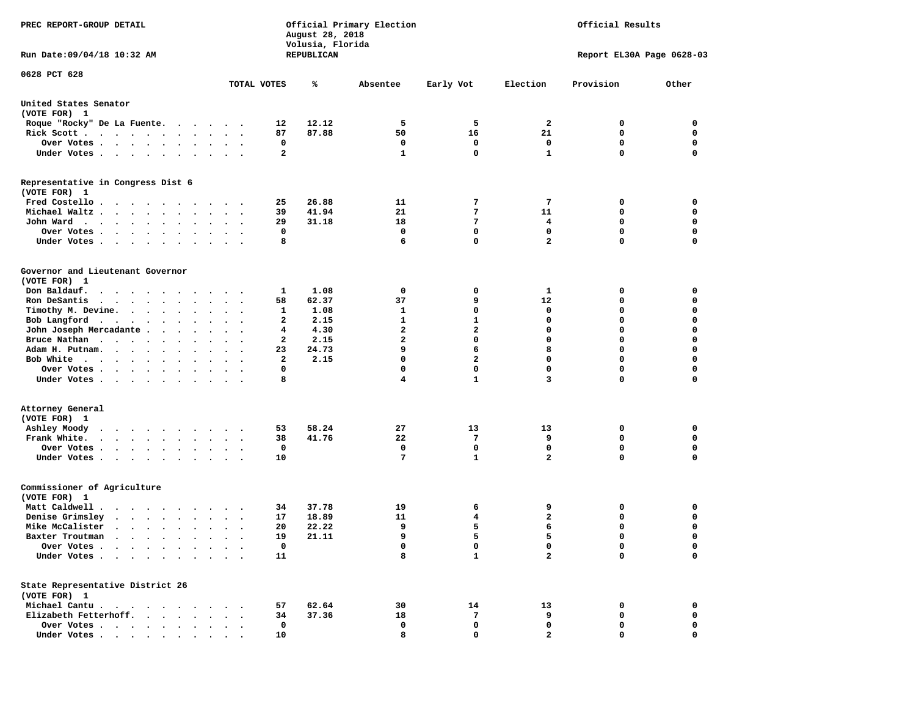PREC REPORT-GROUP DETAIL

Official Primary Election
August 28, 2018
Volusia, Florida
REPUBLICAN

Official Results

Run Date:09/04/18 10:32 AM

Report EL30A Page 0628-03

0628 PCT 628

| | TOTAL VOTES | % | Absentee | Early Vot | Election | Provision | Other |
|---|---|---|---|---|---|---|---|
| **United States Senator** | | | | | | | |
| (VOTE FOR) 1 | | | | | | | |
| Roque "Rocky" De La Fuente | 12 | 12.12 | 5 | 5 | 2 | 0 | 0 |
| Rick Scott | 87 | 87.88 | 50 | 16 | 21 | 0 | 0 |
| Over Votes | 0 | | 0 | 0 | 0 | 0 | 0 |
| Under Votes | 2 | | 1 | 0 | 1 | 0 | 0 |
| **Representative in Congress Dist 6** | | | | | | | |
| (VOTE FOR) 1 | | | | | | | |
| Fred Costello | 25 | 26.88 | 11 | 7 | 7 | 0 | 0 |
| Michael Waltz | 39 | 41.94 | 21 | 7 | 11 | 0 | 0 |
| John Ward | 29 | 31.18 | 18 | 7 | 4 | 0 | 0 |
| Over Votes | 0 | | 0 | 0 | 0 | 0 | 0 |
| Under Votes | 8 | | 6 | 0 | 2 | 0 | 0 |
| **Governor and Lieutenant Governor** | | | | | | | |
| (VOTE FOR) 1 | | | | | | | |
| Don Baldauf | 1 | 1.08 | 0 | 0 | 1 | 0 | 0 |
| Ron DeSantis | 58 | 62.37 | 37 | 9 | 12 | 0 | 0 |
| Timothy M. Devine | 1 | 1.08 | 1 | 0 | 0 | 0 | 0 |
| Bob Langford | 2 | 2.15 | 1 | 1 | 0 | 0 | 0 |
| John Joseph Mercadante | 4 | 4.30 | 2 | 2 | 0 | 0 | 0 |
| Bruce Nathan | 2 | 2.15 | 2 | 0 | 0 | 0 | 0 |
| Adam H. Putnam | 23 | 24.73 | 9 | 6 | 8 | 0 | 0 |
| Bob White | 2 | 2.15 | 0 | 2 | 0 | 0 | 0 |
| Over Votes | 0 | | 0 | 0 | 0 | 0 | 0 |
| Under Votes | 8 | | 4 | 1 | 3 | 0 | 0 |
| **Attorney General** | | | | | | | |
| (VOTE FOR) 1 | | | | | | | |
| Ashley Moody | 53 | 58.24 | 27 | 13 | 13 | 0 | 0 |
| Frank White | 38 | 41.76 | 22 | 7 | 9 | 0 | 0 |
| Over Votes | 0 | | 0 | 0 | 0 | 0 | 0 |
| Under Votes | 10 | | 7 | 1 | 2 | 0 | 0 |
| **Commissioner of Agriculture** | | | | | | | |
| (VOTE FOR) 1 | | | | | | | |
| Matt Caldwell | 34 | 37.78 | 19 | 6 | 9 | 0 | 0 |
| Denise Grimsley | 17 | 18.89 | 11 | 4 | 2 | 0 | 0 |
| Mike McCalister | 20 | 22.22 | 9 | 5 | 6 | 0 | 0 |
| Baxter Troutman | 19 | 21.11 | 9 | 5 | 5 | 0 | 0 |
| Over Votes | 0 | | 0 | 0 | 0 | 0 | 0 |
| Under Votes | 11 | | 8 | 1 | 2 | 0 | 0 |
| **State Representative District 26** | | | | | | | |
| (VOTE FOR) 1 | | | | | | | |
| Michael Cantu | 57 | 62.64 | 30 | 14 | 13 | 0 | 0 |
| Elizabeth Fetterhoff | 34 | 37.36 | 18 | 7 | 9 | 0 | 0 |
| Over Votes | 0 | | 0 | 0 | 0 | 0 | 0 |
| Under Votes | 10 | | 8 | 0 | 2 | 0 | 0 |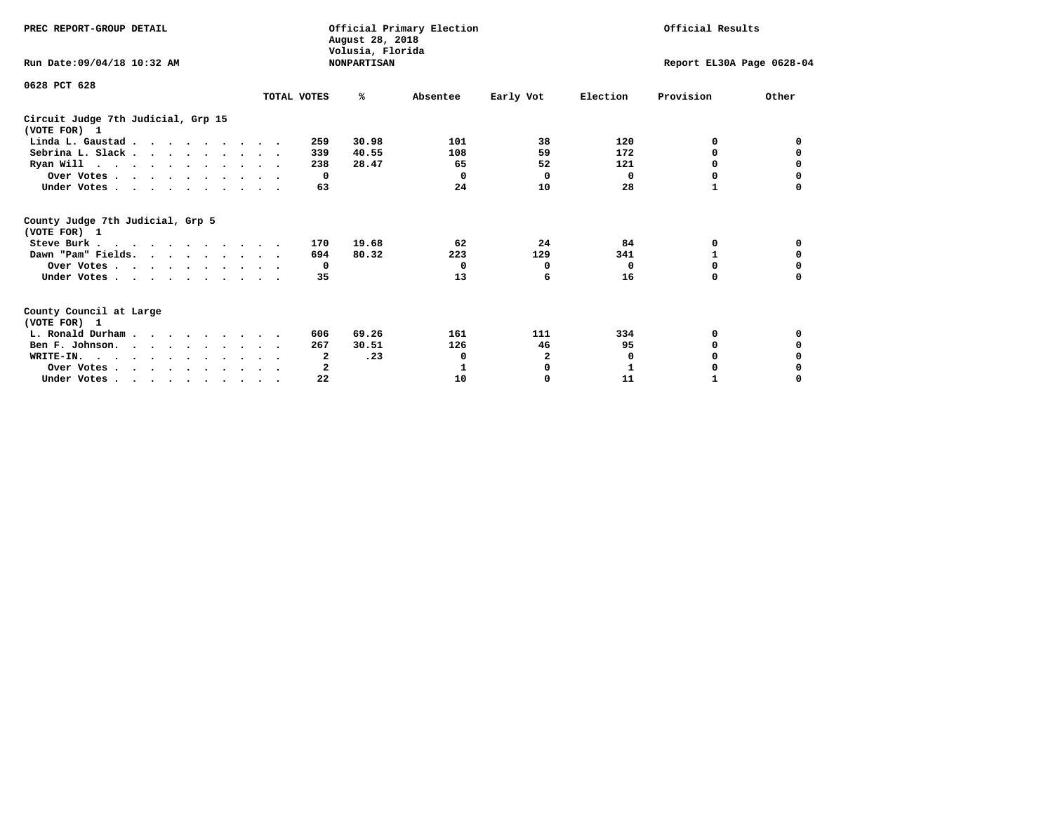PREC REPORT-GROUP DETAIL

Official Primary Election
August 28, 2018
Volusia, Florida
NONPARTISAN

Official Results

Run Date:09/04/18 10:32 AM

Report EL30A Page 0628-04

0628 PCT 628

| | TOTAL VOTES | % | Absentee | Early Vot | Election | Provision | Other |
|---|---|---|---|---|---|---|---|
| **Circuit Judge 7th Judicial, Grp 15** | | | | | | | |
| **(VOTE FOR) 1** | | | | | | | |
| Linda L. Gaustad | 259 | 30.98 | 101 | 38 | 120 | 0 | 0 |
| Sebrina L. Slack | 339 | 40.55 | 108 | 59 | 172 | 0 | 0 |
| Ryan Will | 238 | 28.47 | 65 | 52 | 121 | 0 | 0 |
| Over Votes | 0 | | 0 | 0 | 0 | 0 | 0 |
| Under Votes | 63 | | 24 | 10 | 28 | 1 | 0 |
| **County Judge 7th Judicial, Grp 5** | | | | | | | |
| **(VOTE FOR) 1** | | | | | | | |
| Steve Burk | 170 | 19.68 | 62 | 24 | 84 | 0 | 0 |
| Dawn "Pam" Fields | 694 | 80.32 | 223 | 129 | 341 | 1 | 0 |
| Over Votes | 0 | | 0 | 0 | 0 | 0 | 0 |
| Under Votes | 35 | | 13 | 6 | 16 | 0 | 0 |
| **County Council at Large** | | | | | | | |
| **(VOTE FOR) 1** | | | | | | | |
| L. Ronald Durham | 606 | 69.26 | 161 | 111 | 334 | 0 | 0 |
| Ben F. Johnson | 267 | 30.51 | 126 | 46 | 95 | 0 | 0 |
| WRITE-IN. | 2 | .23 | 0 | 2 | 0 | 0 | 0 |
| Over Votes | 2 | | 1 | 0 | 1 | 0 | 0 |
| Under Votes | 22 | | 10 | 0 | 11 | 1 | 0 |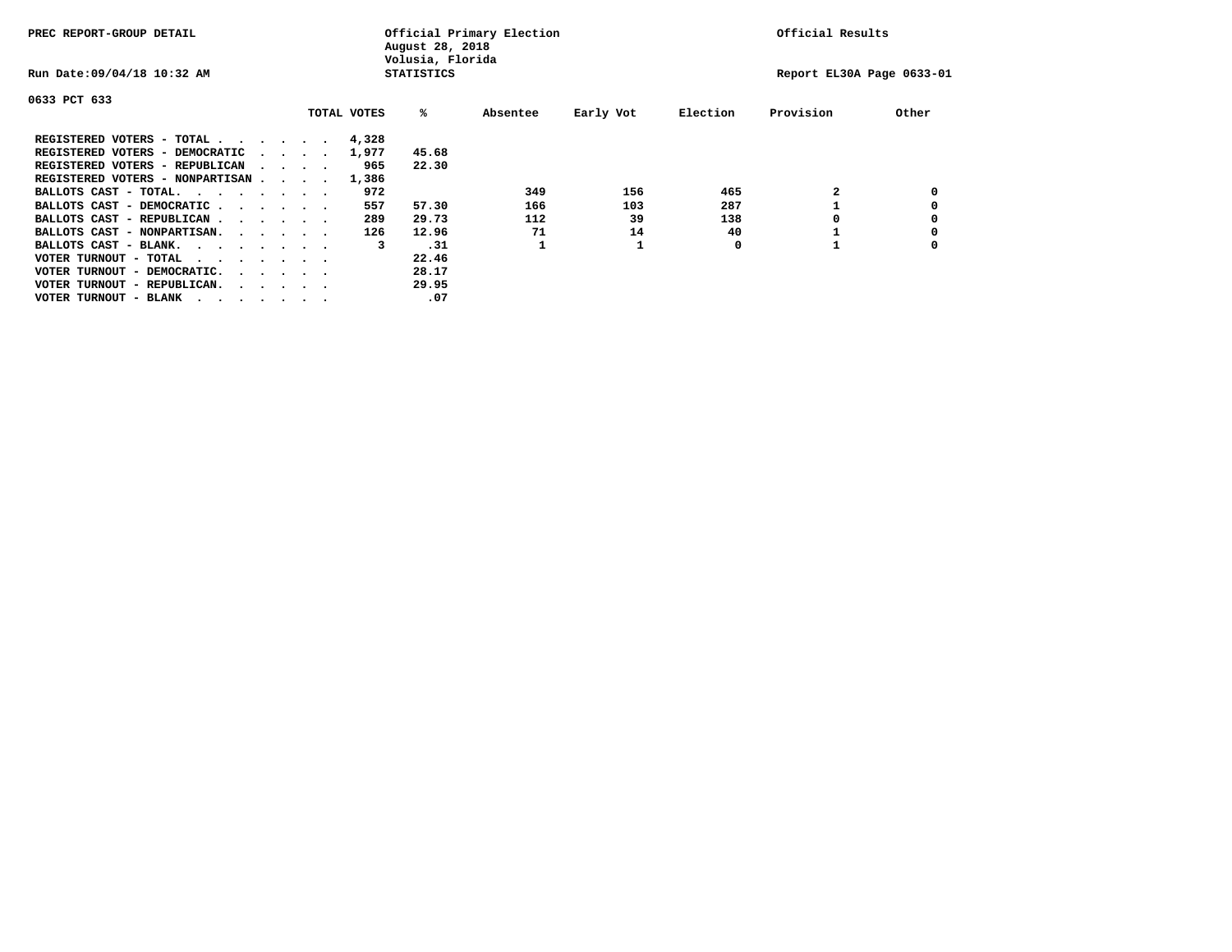PREC REPORT-GROUP DETAIL

Official Primary Election
August 28, 2018
Volusia, Florida
STATISTICS

Official Results

Run Date:09/04/18 10:32 AM

Report EL30A Page 0633-01

0633 PCT 633

| | TOTAL VOTES | % | Absentee | Early Vot | Election | Provision | Other |
|---|---|---|---|---|---|---|---|
| REGISTERED VOTERS - TOTAL . . . . . . | 4,328 | | | | | | |
| REGISTERED VOTERS - DEMOCRATIC . . . . | 1,977 | 45.68 | | | | | |
| REGISTERED VOTERS - REPUBLICAN . . . . | 965 | 22.30 | | | | | |
| REGISTERED VOTERS - NONPARTISAN . . . . | 1,386 | | | | | | |
| BALLOTS CAST - TOTAL. . . . . . . . | 972 | | 349 | 156 | 465 | 2 | 0 |
| BALLOTS CAST - DEMOCRATIC . . . . . . | 557 | 57.30 | 166 | 103 | 287 | 1 | 0 |
| BALLOTS CAST - REPUBLICAN . . . . . . | 289 | 29.73 | 112 | 39 | 138 | 0 | 0 |
| BALLOTS CAST - NONPARTISAN. . . . . . | 126 | 12.96 | 71 | 14 | 40 | 1 | 0 |
| BALLOTS CAST - BLANK. . . . . . . . | 3 | .31 | 1 | 1 | 0 | 1 | 0 |
| VOTER TURNOUT - TOTAL . . . . . . . . | | 22.46 | | | | | |
| VOTER TURNOUT - DEMOCRATIC. . . . . . | | 28.17 | | | | | |
| VOTER TURNOUT - REPUBLICAN. . . . . . | | 29.95 | | | | | |
| VOTER TURNOUT - BLANK . . . . . . . . | | .07 | | | | | |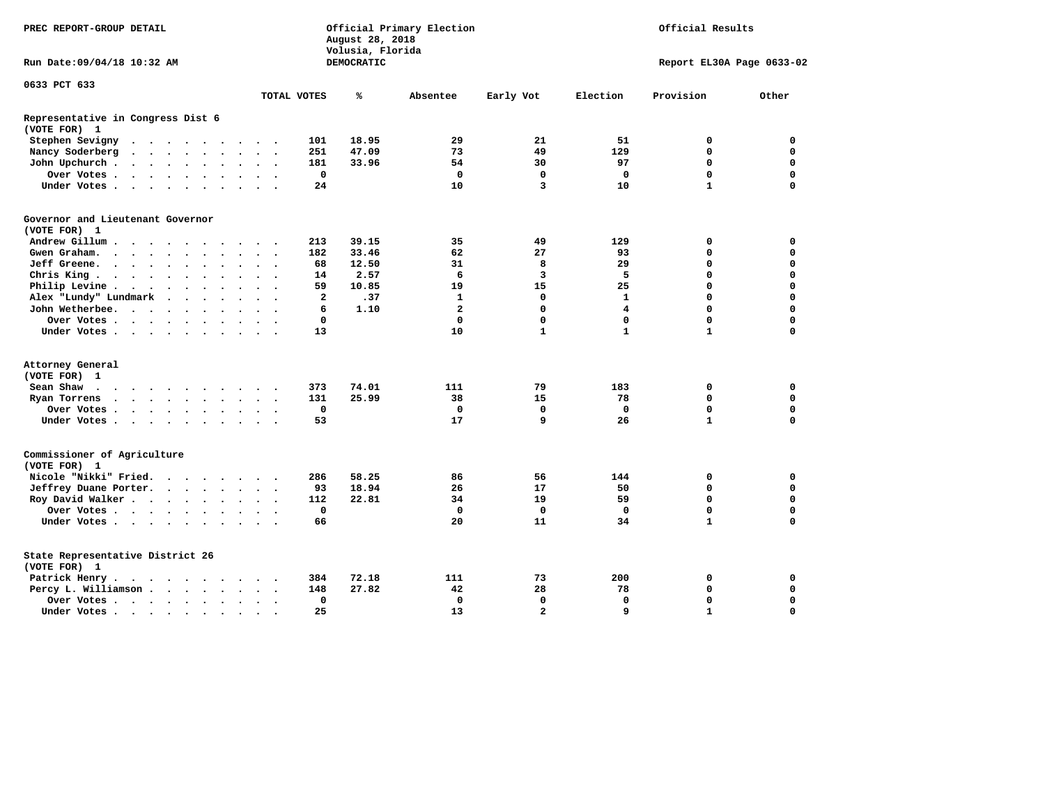PREC REPORT-GROUP DETAIL

Official Primary Election
August 28, 2018
Volusia, Florida
DEMOCRATIC

Official Results

Run Date:09/04/18 10:32 AM

Report EL30A Page 0633-02

0633 PCT 633

| | TOTAL VOTES | % | Absentee | Early Vot | Election | Provision | Other |
|---|---|---|---|---|---|---|---|
| **Representative in Congress Dist 6** | | | | | | | |
| **(VOTE FOR) 1** | | | | | | | |
| Stephen Sevigny | 101 | 18.95 | 29 | 21 | 51 | 0 | 0 |
| Nancy Soderberg | 251 | 47.09 | 73 | 49 | 129 | 0 | 0 |
| John Upchurch | 181 | 33.96 | 54 | 30 | 97 | 0 | 0 |
| Over Votes | 0 | | 0 | 0 | 0 | 0 | 0 |
| Under Votes | 24 | | 10 | 3 | 10 | 1 | 0 |
| **Governor and Lieutenant Governor** | | | | | | | |
| **(VOTE FOR) 1** | | | | | | | |
| Andrew Gillum | 213 | 39.15 | 35 | 49 | 129 | 0 | 0 |
| Gwen Graham | 182 | 33.46 | 62 | 27 | 93 | 0 | 0 |
| Jeff Greene | 68 | 12.50 | 31 | 8 | 29 | 0 | 0 |
| Chris King | 14 | 2.57 | 6 | 3 | 5 | 0 | 0 |
| Philip Levine | 59 | 10.85 | 19 | 15 | 25 | 0 | 0 |
| Alex "Lundy" Lundmark | 2 | .37 | 1 | 0 | 1 | 0 | 0 |
| John Wetherbee | 6 | 1.10 | 2 | 0 | 4 | 0 | 0 |
| Over Votes | 0 | | 0 | 0 | 0 | 0 | 0 |
| Under Votes | 13 | | 10 | 1 | 1 | 1 | 0 |
| **Attorney General** | | | | | | | |
| **(VOTE FOR) 1** | | | | | | | |
| Sean Shaw | 373 | 74.01 | 111 | 79 | 183 | 0 | 0 |
| Ryan Torrens | 131 | 25.99 | 38 | 15 | 78 | 0 | 0 |
| Over Votes | 0 | | 0 | 0 | 0 | 0 | 0 |
| Under Votes | 53 | | 17 | 9 | 26 | 1 | 0 |
| **Commissioner of Agriculture** | | | | | | | |
| **(VOTE FOR) 1** | | | | | | | |
| Nicole "Nikki" Fried | 286 | 58.25 | 86 | 56 | 144 | 0 | 0 |
| Jeffrey Duane Porter | 93 | 18.94 | 26 | 17 | 50 | 0 | 0 |
| Roy David Walker | 112 | 22.81 | 34 | 19 | 59 | 0 | 0 |
| Over Votes | 0 | | 0 | 0 | 0 | 0 | 0 |
| Under Votes | 66 | | 20 | 11 | 34 | 1 | 0 |
| **State Representative District 26** | | | | | | | |
| **(VOTE FOR) 1** | | | | | | | |
| Patrick Henry | 384 | 72.18 | 111 | 73 | 200 | 0 | 0 |
| Percy L. Williamson | 148 | 27.82 | 42 | 28 | 78 | 0 | 0 |
| Over Votes | 0 | | 0 | 0 | 0 | 0 | 0 |
| Under Votes | 25 | | 13 | 2 | 9 | 1 | 0 |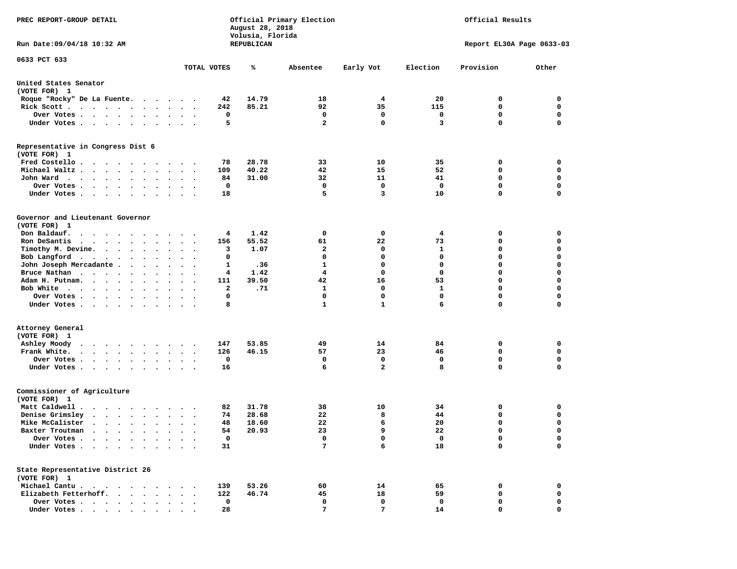PREC REPORT-GROUP DETAIL

Official Primary Election
August 28, 2018
Volusia, Florida
REPUBLICAN

Official Results

Run Date:09/04/18 10:32 AM

Report EL30A Page 0633-03

0633 PCT 633

| | TOTAL VOTES | % | Absentee | Early Vot | Election | Provision | Other |
|---|---|---|---|---|---|---|---|
| **United States Senator** | | | | | | | |
| (VOTE FOR) 1 | | | | | | | |
| Roque "Rocky" De La Fuente | 42 | 14.79 | 18 | 4 | 20 | 0 | 0 |
| Rick Scott | 242 | 85.21 | 92 | 35 | 115 | 0 | 0 |
| Over Votes | 0 | | 0 | 0 | 0 | 0 | 0 |
| Under Votes | 5 | | 2 | 0 | 3 | 0 | 0 |
| **Representative in Congress Dist 6** | | | | | | | |
| (VOTE FOR) 1 | | | | | | | |
| Fred Costello | 78 | 28.78 | 33 | 10 | 35 | 0 | 0 |
| Michael Waltz | 109 | 40.22 | 42 | 15 | 52 | 0 | 0 |
| John Ward | 84 | 31.00 | 32 | 11 | 41 | 0 | 0 |
| Over Votes | 0 | | 0 | 0 | 0 | 0 | 0 |
| Under Votes | 18 | | 5 | 3 | 10 | 0 | 0 |
| **Governor and Lieutenant Governor** | | | | | | | |
| (VOTE FOR) 1 | | | | | | | |
| Don Baldauf | 4 | 1.42 | 0 | 0 | 4 | 0 | 0 |
| Ron DeSantis | 156 | 55.52 | 61 | 22 | 73 | 0 | 0 |
| Timothy M. Devine | 3 | 1.07 | 2 | 0 | 1 | 0 | 0 |
| Bob Langford | 0 | | 0 | 0 | 0 | 0 | 0 |
| John Joseph Mercadante | 1 | .36 | 1 | 0 | 0 | 0 | 0 |
| Bruce Nathan | 4 | 1.42 | 4 | 0 | 0 | 0 | 0 |
| Adam H. Putnam | 111 | 39.50 | 42 | 16 | 53 | 0 | 0 |
| Bob White | 2 | .71 | 1 | 0 | 1 | 0 | 0 |
| Over Votes | 0 | | 0 | 0 | 0 | 0 | 0 |
| Under Votes | 8 | | 1 | 1 | 6 | 0 | 0 |
| **Attorney General** | | | | | | | |
| (VOTE FOR) 1 | | | | | | | |
| Ashley Moody | 147 | 53.85 | 49 | 14 | 84 | 0 | 0 |
| Frank White | 126 | 46.15 | 57 | 23 | 46 | 0 | 0 |
| Over Votes | 0 | | 0 | 0 | 0 | 0 | 0 |
| Under Votes | 16 | | 6 | 2 | 8 | 0 | 0 |
| **Commissioner of Agriculture** | | | | | | | |
| (VOTE FOR) 1 | | | | | | | |
| Matt Caldwell | 82 | 31.78 | 38 | 10 | 34 | 0 | 0 |
| Denise Grimsley | 74 | 28.68 | 22 | 8 | 44 | 0 | 0 |
| Mike McCalister | 48 | 18.60 | 22 | 6 | 20 | 0 | 0 |
| Baxter Troutman | 54 | 20.93 | 23 | 9 | 22 | 0 | 0 |
| Over Votes | 0 | | 0 | 0 | 0 | 0 | 0 |
| Under Votes | 31 | | 7 | 6 | 18 | 0 | 0 |
| **State Representative District 26** | | | | | | | |
| (VOTE FOR) 1 | | | | | | | |
| Michael Cantu | 139 | 53.26 | 60 | 14 | 65 | 0 | 0 |
| Elizabeth Fetterhoff | 122 | 46.74 | 45 | 18 | 59 | 0 | 0 |
| Over Votes | 0 | | 0 | 0 | 0 | 0 | 0 |
| Under Votes | 28 | | 7 | 7 | 14 | 0 | 0 |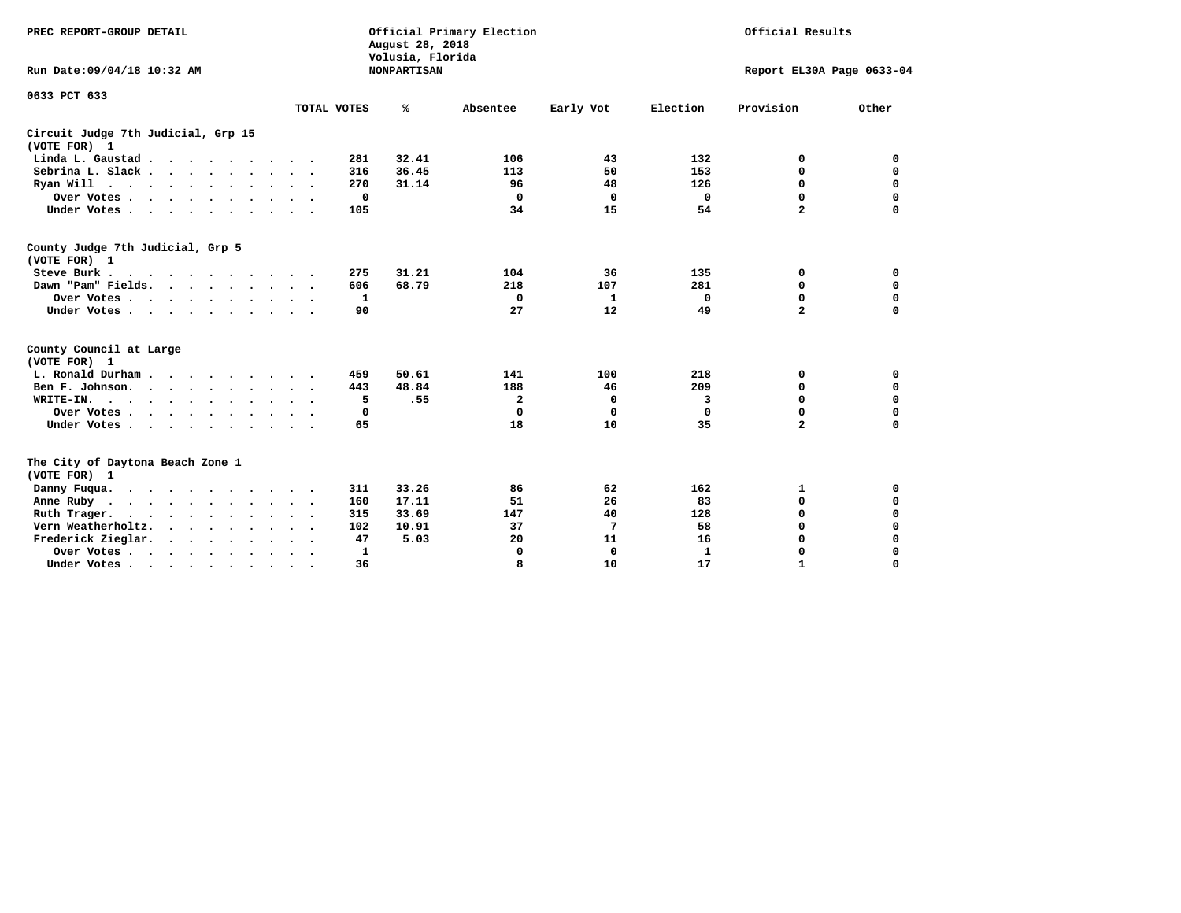PREC REPORT-GROUP DETAIL

Official Primary Election
August 28, 2018
Volusia, Florida
NONPARTISAN

Official Results

Run Date:09/04/18 10:32 AM

Report EL30A Page 0633-04

0633 PCT 633

| | TOTAL VOTES | % | Absentee | Early Vot | Election | Provision | Other |
|---|---|---|---|---|---|---|---|
| **Circuit Judge 7th Judicial, Grp 15** | | | | | | | |
| **(VOTE FOR) 1** | | | | | | | |
| Linda L. Gaustad | 281 | 32.41 | 106 | 43 | 132 | 0 | 0 |
| Sebrina L. Slack | 316 | 36.45 | 113 | 50 | 153 | 0 | 0 |
| Ryan Will | 270 | 31.14 | 96 | 48 | 126 | 0 | 0 |
| Over Votes | 0 | | 0 | 0 | 0 | 0 | 0 |
| Under Votes | 105 | | 34 | 15 | 54 | 2 | 0 |
| **County Judge 7th Judicial, Grp 5** | | | | | | | |
| **(VOTE FOR) 1** | | | | | | | |
| Steve Burk | 275 | 31.21 | 104 | 36 | 135 | 0 | 0 |
| Dawn "Pam" Fields | 606 | 68.79 | 218 | 107 | 281 | 0 | 0 |
| Over Votes | 1 | | 0 | 1 | 0 | 0 | 0 |
| Under Votes | 90 | | 27 | 12 | 49 | 2 | 0 |
| **County Council at Large** | | | | | | | |
| **(VOTE FOR) 1** | | | | | | | |
| L. Ronald Durham | 459 | 50.61 | 141 | 100 | 218 | 0 | 0 |
| Ben F. Johnson | 443 | 48.84 | 188 | 46 | 209 | 0 | 0 |
| WRITE-IN. | 5 | .55 | 2 | 0 | 3 | 0 | 0 |
| Over Votes | 0 | | 0 | 0 | 0 | 0 | 0 |
| Under Votes | 65 | | 18 | 10 | 35 | 2 | 0 |
| **The City of Daytona Beach Zone 1** | | | | | | | |
| **(VOTE FOR) 1** | | | | | | | |
| Danny Fuqua | 311 | 33.26 | 86 | 62 | 162 | 1 | 0 |
| Anne Ruby | 160 | 17.11 | 51 | 26 | 83 | 0 | 0 |
| Ruth Trager | 315 | 33.69 | 147 | 40 | 128 | 0 | 0 |
| Vern Weatherholtz | 102 | 10.91 | 37 | 7 | 58 | 0 | 0 |
| Frederick Zieglar | 47 | 5.03 | 20 | 11 | 16 | 0 | 0 |
| Over Votes | 1 | | 0 | 0 | 1 | 0 | 0 |
| Under Votes | 36 | | 8 | 10 | 17 | 1 | 0 |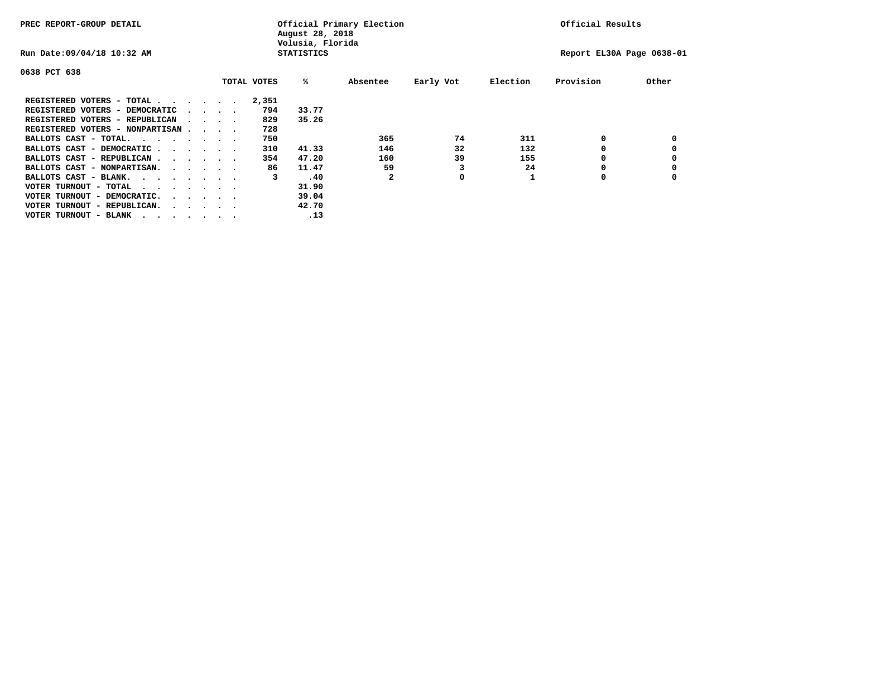PREC REPORT-GROUP DETAIL

Official Primary Election
August 28, 2018
Volusia, Florida
STATISTICS

Official Results

Run Date:09/04/18 10:32 AM

Report EL30A Page 0638-01

0638 PCT 638

| | TOTAL VOTES | % | Absentee | Early Vot | Election | Provision | Other |
|---|---|---|---|---|---|---|---|
| REGISTERED VOTERS - TOTAL . . . . . . | 2,351 | | | | | | |
| REGISTERED VOTERS - DEMOCRATIC . . . . | 794 | 33.77 | | | | | |
| REGISTERED VOTERS - REPUBLICAN . . . . | 829 | 35.26 | | | | | |
| REGISTERED VOTERS - NONPARTISAN . . . . | 728 | | | | | | |
| BALLOTS CAST - TOTAL. . . . . . . . | 750 | | 365 | 74 | 311 | 0 | 0 |
| BALLOTS CAST - DEMOCRATIC . . . . . . | 310 | 41.33 | 146 | 32 | 132 | 0 | 0 |
| BALLOTS CAST - REPUBLICAN . . . . . . | 354 | 47.20 | 160 | 39 | 155 | 0 | 0 |
| BALLOTS CAST - NONPARTISAN. . . . . . | 86 | 11.47 | 59 | 3 | 24 | 0 | 0 |
| BALLOTS CAST - BLANK. . . . . . . . | 3 | .40 | 2 | 0 | 1 | 0 | 0 |
| VOTER TURNOUT - TOTAL . . . . . . . . | | 31.90 | | | | | |
| VOTER TURNOUT - DEMOCRATIC. . . . . . | | 39.04 | | | | | |
| VOTER TURNOUT - REPUBLICAN. . . . . . | | 42.70 | | | | | |
| VOTER TURNOUT - BLANK . . . . . . . . | | .13 | | | | | |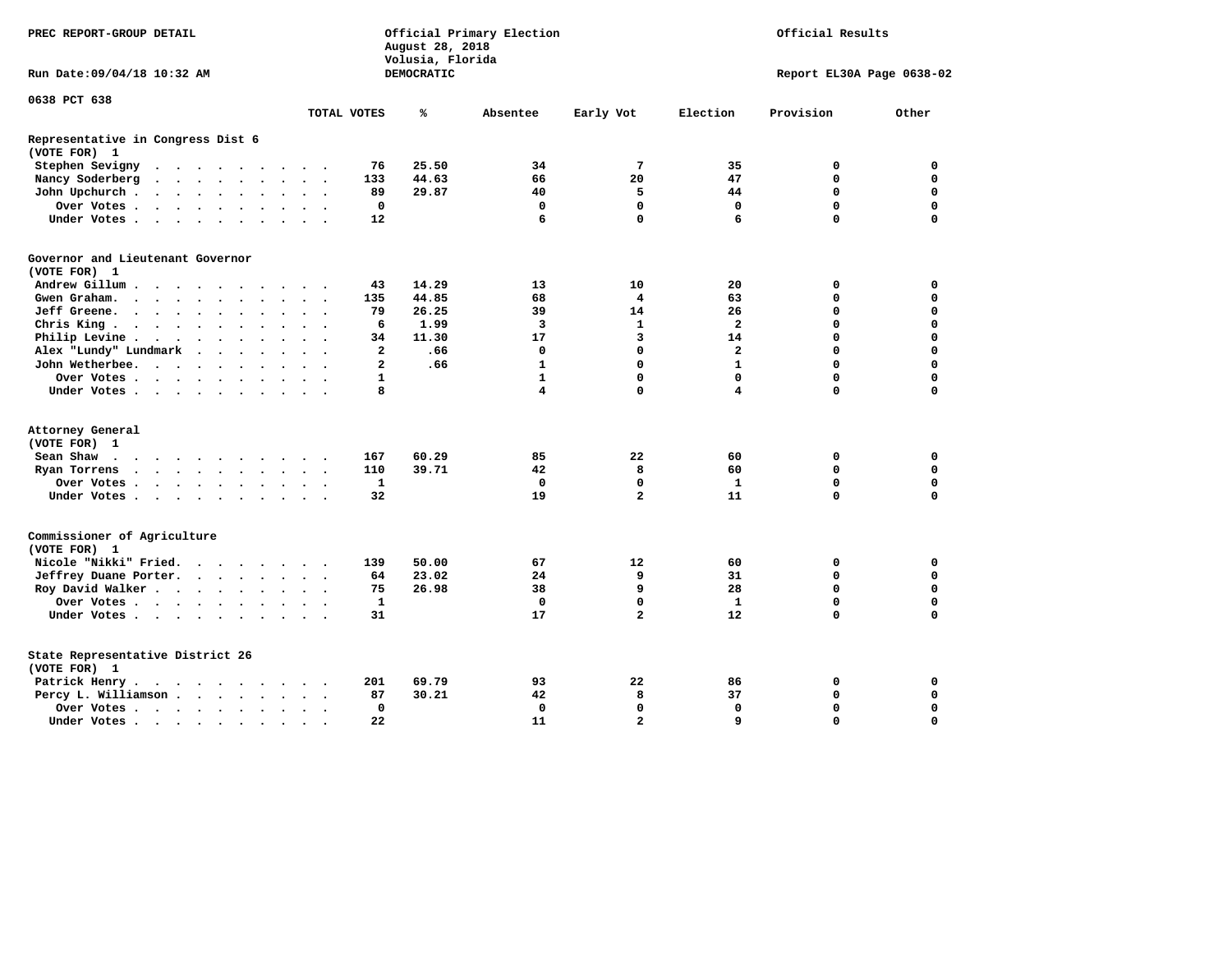PREC REPORT-GROUP DETAIL

Official Primary Election
August 28, 2018
Volusia, Florida
DEMOCRATIC

Official Results

Run Date:09/04/18 10:32 AM

Report EL30A Page 0638-02

0638 PCT 638

| | TOTAL VOTES | % | Absentee | Early Vot | Election | Provision | Other |
|---|---|---|---|---|---|---|---|
| **Representative in Congress Dist 6** | | | | | | | |
| **(VOTE FOR) 1** | | | | | | | |
| Stephen Sevigny | 76 | 25.50 | 34 | 7 | 35 | 0 | 0 |
| Nancy Soderberg | 133 | 44.63 | 66 | 20 | 47 | 0 | 0 |
| John Upchurch | 89 | 29.87 | 40 | 5 | 44 | 0 | 0 |
| Over Votes | 0 | | 0 | 0 | 0 | 0 | 0 |
| Under Votes | 12 | | 6 | 0 | 6 | 0 | 0 |
| **Governor and Lieutenant Governor** | | | | | | | |
| **(VOTE FOR) 1** | | | | | | | |
| Andrew Gillum | 43 | 14.29 | 13 | 10 | 20 | 0 | 0 |
| Gwen Graham | 135 | 44.85 | 68 | 4 | 63 | 0 | 0 |
| Jeff Greene | 79 | 26.25 | 39 | 14 | 26 | 0 | 0 |
| Chris King | 6 | 1.99 | 3 | 1 | 2 | 0 | 0 |
| Philip Levine | 34 | 11.30 | 17 | 3 | 14 | 0 | 0 |
| Alex "Lundy" Lundmark | 2 | .66 | 0 | 0 | 2 | 0 | 0 |
| John Wetherbee | 2 | .66 | 1 | 0 | 1 | 0 | 0 |
| Over Votes | 1 | | 1 | 0 | 0 | 0 | 0 |
| Under Votes | 8 | | 4 | 0 | 4 | 0 | 0 |
| **Attorney General** | | | | | | | |
| **(VOTE FOR) 1** | | | | | | | |
| Sean Shaw | 167 | 60.29 | 85 | 22 | 60 | 0 | 0 |
| Ryan Torrens | 110 | 39.71 | 42 | 8 | 60 | 0 | 0 |
| Over Votes | 1 | | 0 | 0 | 1 | 0 | 0 |
| Under Votes | 32 | | 19 | 2 | 11 | 0 | 0 |
| **Commissioner of Agriculture** | | | | | | | |
| **(VOTE FOR) 1** | | | | | | | |
| Nicole "Nikki" Fried | 139 | 50.00 | 67 | 12 | 60 | 0 | 0 |
| Jeffrey Duane Porter | 64 | 23.02 | 24 | 9 | 31 | 0 | 0 |
| Roy David Walker | 75 | 26.98 | 38 | 9 | 28 | 0 | 0 |
| Over Votes | 1 | | 0 | 0 | 1 | 0 | 0 |
| Under Votes | 31 | | 17 | 2 | 12 | 0 | 0 |
| **State Representative District 26** | | | | | | | |
| **(VOTE FOR) 1** | | | | | | | |
| Patrick Henry | 201 | 69.79 | 93 | 22 | 86 | 0 | 0 |
| Percy L. Williamson | 87 | 30.21 | 42 | 8 | 37 | 0 | 0 |
| Over Votes | 0 | | 0 | 0 | 0 | 0 | 0 |
| Under Votes | 22 | | 11 | 2 | 9 | 0 | 0 |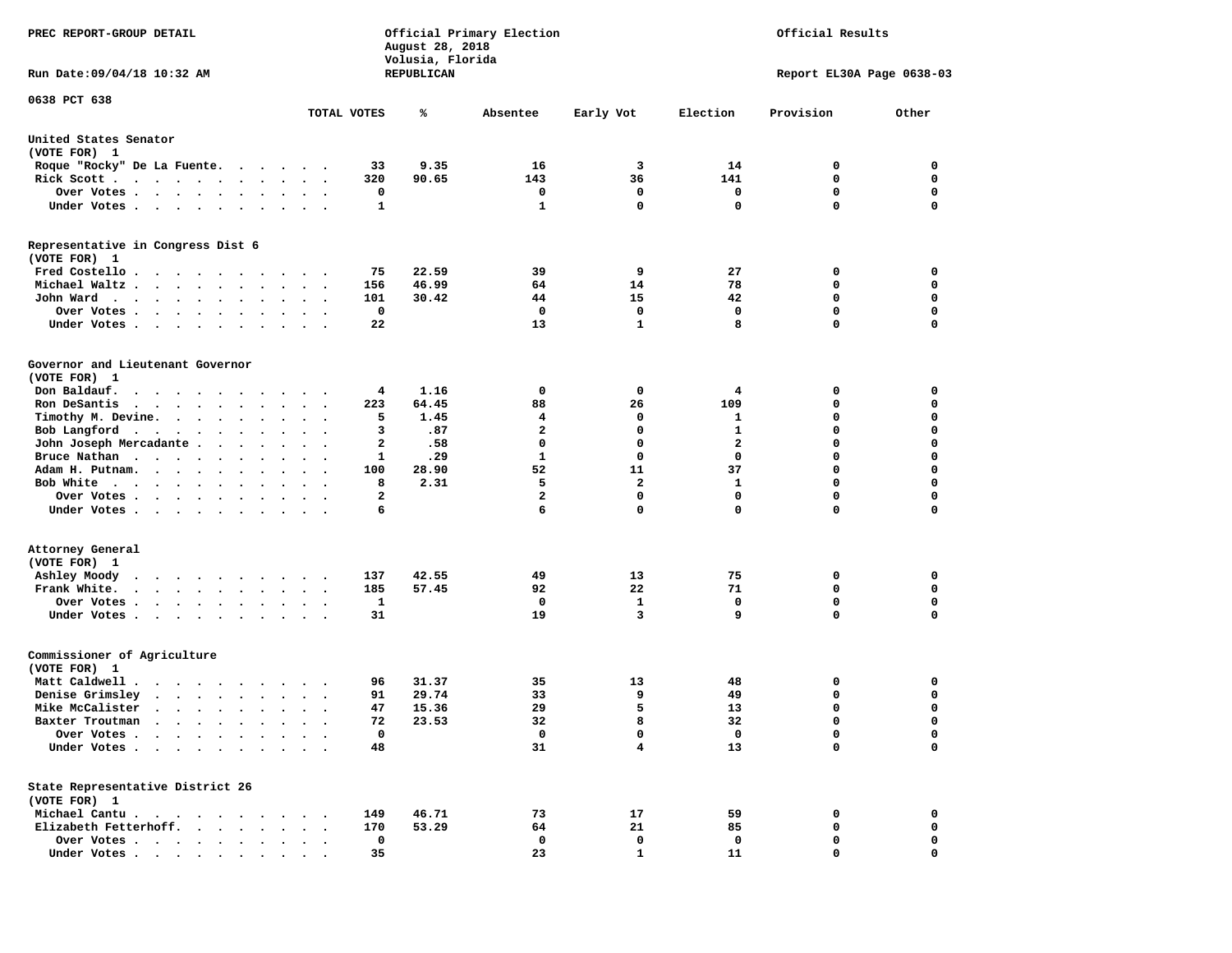PREC REPORT-GROUP DETAIL

Official Primary Election
August 28, 2018
Volusia, Florida
REPUBLICAN

Official Results

Run Date:09/04/18 10:32 AM

Report EL30A Page 0638-03

## 0638 PCT 638

| | TOTAL VOTES | % | Absentee | Early Vot | Election | Provision | Other |
|---|---|---|---|---|---|---|---|
| **United States Senator (VOTE FOR) 1** | | | | | | | |
| Roque "Rocky" De La Fuente | 33 | 9.35 | 16 | 3 | 14 | 0 | 0 |
| Rick Scott | 320 | 90.65 | 143 | 36 | 141 | 0 | 0 |
| Over Votes | 0 | | 0 | 0 | 0 | 0 | 0 |
| Under Votes | 1 | | 1 | 0 | 0 | 0 | 0 |
| **Representative in Congress Dist 6 (VOTE FOR) 1** | | | | | | | |
| Fred Costello | 75 | 22.59 | 39 | 9 | 27 | 0 | 0 |
| Michael Waltz | 156 | 46.99 | 64 | 14 | 78 | 0 | 0 |
| John Ward | 101 | 30.42 | 44 | 15 | 42 | 0 | 0 |
| Over Votes | 0 | | 0 | 0 | 0 | 0 | 0 |
| Under Votes | 22 | | 13 | 1 | 8 | 0 | 0 |
| **Governor and Lieutenant Governor (VOTE FOR) 1** | | | | | | | |
| Don Baldauf | 4 | 1.16 | 0 | 0 | 4 | 0 | 0 |
| Ron DeSantis | 223 | 64.45 | 88 | 26 | 109 | 0 | 0 |
| Timothy M. Devine | 5 | 1.45 | 4 | 0 | 1 | 0 | 0 |
| Bob Langford | 3 | .87 | 2 | 0 | 1 | 0 | 0 |
| John Joseph Mercadante | 2 | .58 | 0 | 0 | 2 | 0 | 0 |
| Bruce Nathan | 1 | .29 | 1 | 0 | 0 | 0 | 0 |
| Adam H. Putnam | 100 | 28.90 | 52 | 11 | 37 | 0 | 0 |
| Bob White | 8 | 2.31 | 5 | 2 | 1 | 0 | 0 |
| Over Votes | 2 | | 2 | 0 | 0 | 0 | 0 |
| Under Votes | 6 | | 6 | 0 | 0 | 0 | 0 |
| **Attorney General (VOTE FOR) 1** | | | | | | | |
| Ashley Moody | 137 | 42.55 | 49 | 13 | 75 | 0 | 0 |
| Frank White | 185 | 57.45 | 92 | 22 | 71 | 0 | 0 |
| Over Votes | 1 | | 0 | 1 | 0 | 0 | 0 |
| Under Votes | 31 | | 19 | 3 | 9 | 0 | 0 |
| **Commissioner of Agriculture (VOTE FOR) 1** | | | | | | | |
| Matt Caldwell | 96 | 31.37 | 35 | 13 | 48 | 0 | 0 |
| Denise Grimsley | 91 | 29.74 | 33 | 9 | 49 | 0 | 0 |
| Mike McCalister | 47 | 15.36 | 29 | 5 | 13 | 0 | 0 |
| Baxter Troutman | 72 | 23.53 | 32 | 8 | 32 | 0 | 0 |
| Over Votes | 0 | | 0 | 0 | 0 | 0 | 0 |
| Under Votes | 48 | | 31 | 4 | 13 | 0 | 0 |
| **State Representative District 26 (VOTE FOR) 1** | | | | | | | |
| Michael Cantu | 149 | 46.71 | 73 | 17 | 59 | 0 | 0 |
| Elizabeth Fetterhoff | 170 | 53.29 | 64 | 21 | 85 | 0 | 0 |
| Over Votes | 0 | | 0 | 0 | 0 | 0 | 0 |
| Under Votes | 35 | | 23 | 1 | 11 | 0 | 0 |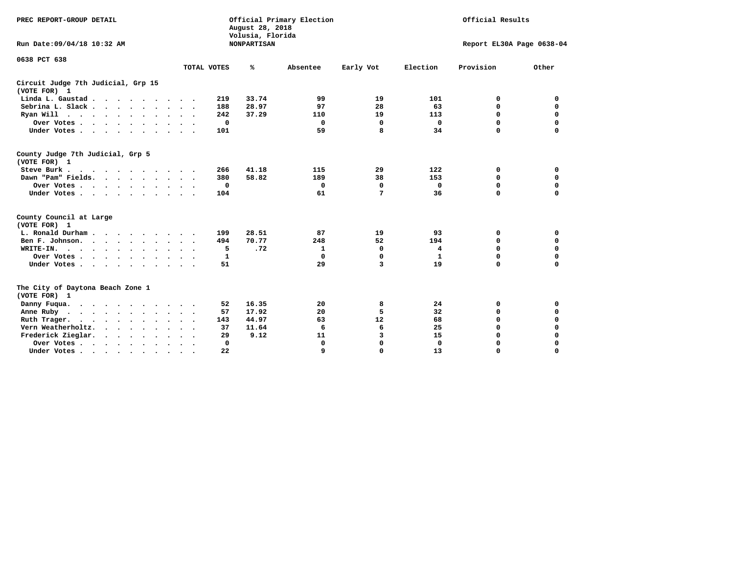PREC REPORT-GROUP DETAIL

Official Primary Election
August 28, 2018
Volusia, Florida
NONPARTISAN

Official Results

Run Date:09/04/18 10:32 AM

Report EL30A Page 0638-04

0638 PCT 638

| | TOTAL VOTES | % | Absentee | Early Vot | Election | Provision | Other |
|---|---|---|---|---|---|---|---|
| **Circuit Judge 7th Judicial, Grp 15** | | | | | | | |
| **(VOTE FOR) 1** | | | | | | | |
| Linda L. Gaustad | 219 | 33.74 | 99 | 19 | 101 | 0 | 0 |
| Sebrina L. Slack | 188 | 28.97 | 97 | 28 | 63 | 0 | 0 |
| Ryan Will | 242 | 37.29 | 110 | 19 | 113 | 0 | 0 |
| Over Votes | 0 | | 0 | 0 | 0 | 0 | 0 |
| Under Votes | 101 | | 59 | 8 | 34 | 0 | 0 |
| **County Judge 7th Judicial, Grp 5** | | | | | | | |
| **(VOTE FOR) 1** | | | | | | | |
| Steve Burk | 266 | 41.18 | 115 | 29 | 122 | 0 | 0 |
| Dawn "Pam" Fields | 380 | 58.82 | 189 | 38 | 153 | 0 | 0 |
| Over Votes | 0 | | 0 | 0 | 0 | 0 | 0 |
| Under Votes | 104 | | 61 | 7 | 36 | 0 | 0 |
| **County Council at Large** | | | | | | | |
| **(VOTE FOR) 1** | | | | | | | |
| L. Ronald Durham | 199 | 28.51 | 87 | 19 | 93 | 0 | 0 |
| Ben F. Johnson | 494 | 70.77 | 248 | 52 | 194 | 0 | 0 |
| WRITE-IN. | 5 | .72 | 1 | 0 | 4 | 0 | 0 |
| Over Votes | 1 | | 0 | 0 | 1 | 0 | 0 |
| Under Votes | 51 | | 29 | 3 | 19 | 0 | 0 |
| **The City of Daytona Beach Zone 1** | | | | | | | |
| **(VOTE FOR) 1** | | | | | | | |
| Danny Fuqua | 52 | 16.35 | 20 | 8 | 24 | 0 | 0 |
| Anne Ruby | 57 | 17.92 | 20 | 5 | 32 | 0 | 0 |
| Ruth Trager | 143 | 44.97 | 63 | 12 | 68 | 0 | 0 |
| Vern Weatherholtz | 37 | 11.64 | 6 | 6 | 25 | 0 | 0 |
| Frederick Zieglar | 29 | 9.12 | 11 | 3 | 15 | 0 | 0 |
| Over Votes | 0 | | 0 | 0 | 0 | 0 | 0 |
| Under Votes | 22 | | 9 | 0 | 13 | 0 | 0 |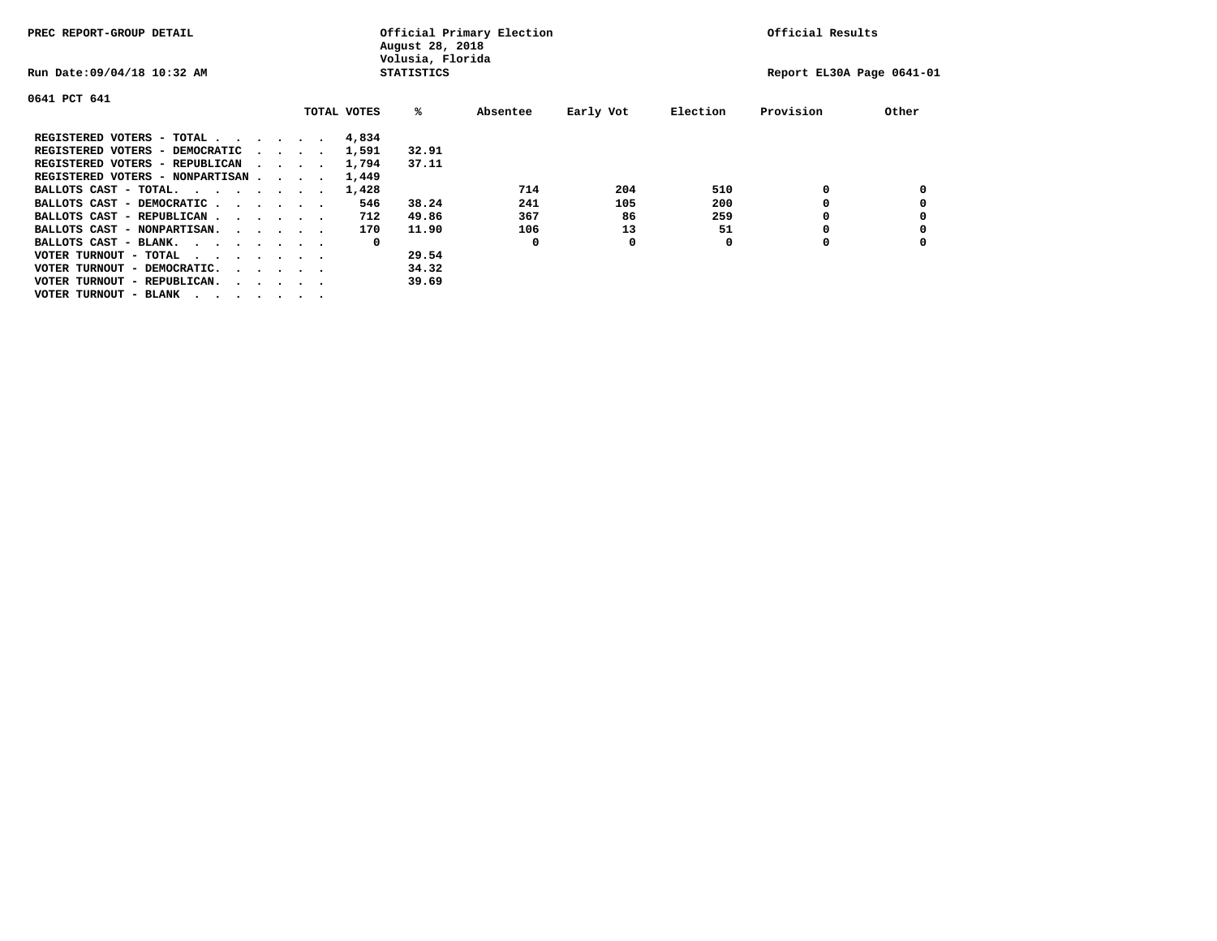PREC REPORT-GROUP DETAIL

Official Primary Election
August 28, 2018
Volusia, Florida
STATISTICS

Official Results

Run Date:09/04/18 10:32 AM

Report EL30A Page 0641-01

0641 PCT 641

| | TOTAL VOTES | % | Absentee | Early Vot | Election | Provision | Other |
|---|---|---|---|---|---|---|---|
| REGISTERED VOTERS - TOTAL . . . . . . | 4,834 | | | | | | |
| REGISTERED VOTERS - DEMOCRATIC . . . . | 1,591 | 32.91 | | | | | |
| REGISTERED VOTERS - REPUBLICAN . . . . | 1,794 | 37.11 | | | | | |
| REGISTERED VOTERS - NONPARTISAN . . . . | 1,449 | | | | | | |
| BALLOTS CAST - TOTAL. . . . . . . . | 1,428 | | 714 | 204 | 510 | 0 | 0 |
| BALLOTS CAST - DEMOCRATIC . . . . . . | 546 | 38.24 | 241 | 105 | 200 | 0 | 0 |
| BALLOTS CAST - REPUBLICAN . . . . . . | 712 | 49.86 | 367 | 86 | 259 | 0 | 0 |
| BALLOTS CAST - NONPARTISAN. . . . . . | 170 | 11.90 | 106 | 13 | 51 | 0 | 0 |
| BALLOTS CAST - BLANK. . . . . . . . | 0 | | 0 | 0 | 0 | 0 | 0 |
| VOTER TURNOUT - TOTAL . . . . . . . . | | 29.54 | | | | | |
| VOTER TURNOUT - DEMOCRATIC. . . . . . | | 34.32 | | | | | |
| VOTER TURNOUT - REPUBLICAN. . . . . . | | 39.69 | | | | | |
| VOTER TURNOUT - BLANK . . . . . . . . | | | | | | | |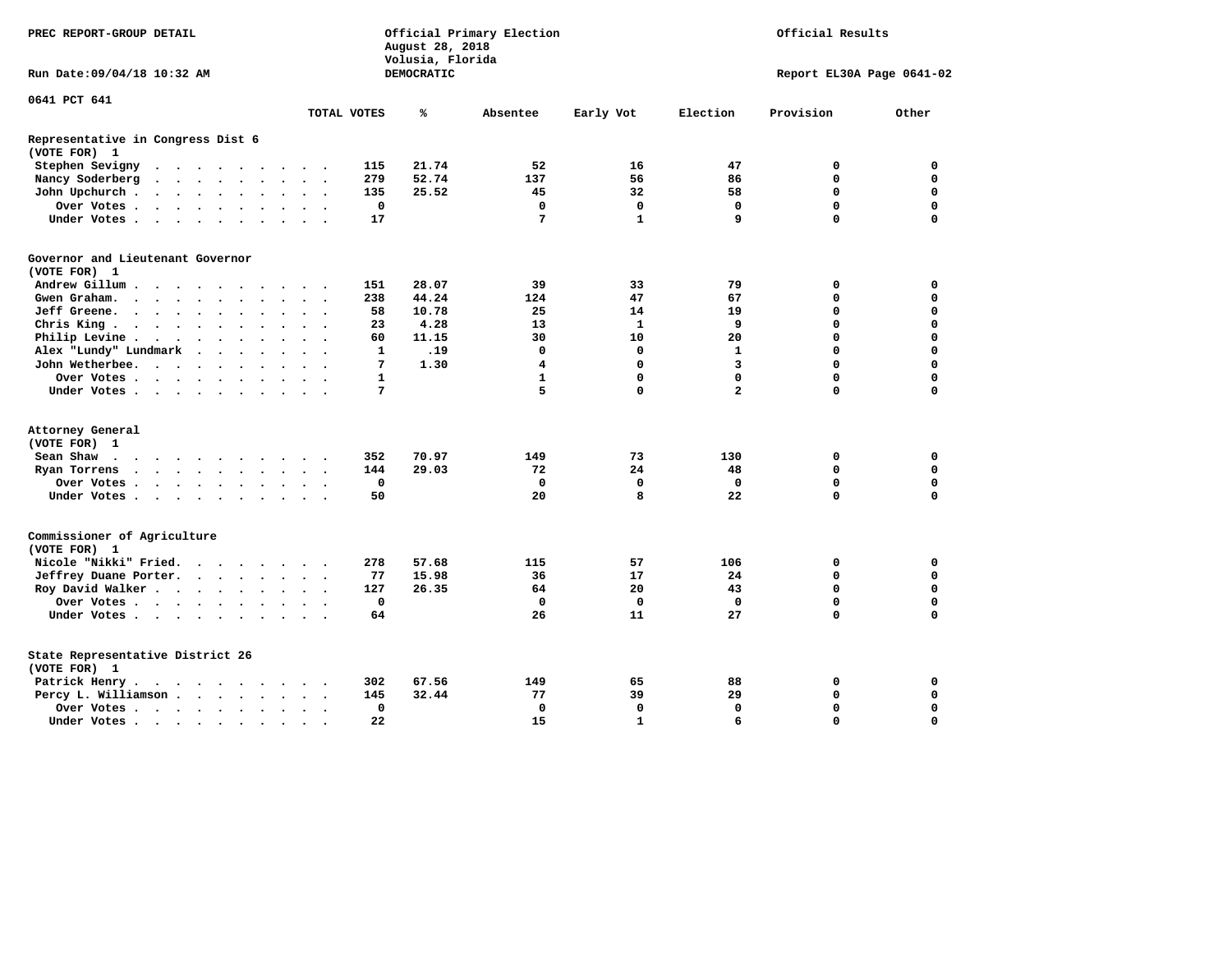PREC REPORT-GROUP DETAIL

Official Primary Election
August 28, 2018
Volusia, Florida
DEMOCRATIC

Official Results

Run Date:09/04/18 10:32 AM

Report EL30A Page 0641-02

0641 PCT 641

## Representative in Congress Dist 6
(VOTE FOR) 1

| | TOTAL VOTES | % | Absentee | Early Vot | Election | Provision | Other |
|---|---|---|---|---|---|---|---|
| Stephen Sevigny | 115 | 21.74 | 52 | 16 | 47 | 0 | 0 |
| Nancy Soderberg | 279 | 52.74 | 137 | 56 | 86 | 0 | 0 |
| John Upchurch | 135 | 25.52 | 45 | 32 | 58 | 0 | 0 |
| Over Votes | 0 | | 0 | 0 | 0 | 0 | 0 |
| Under Votes | 17 | | 7 | 1 | 9 | 0 | 0 |

## Governor and Lieutenant Governor
(VOTE FOR) 1

| | TOTAL VOTES | % | Absentee | Early Vot | Election | Provision | Other |
|---|---|---|---|---|---|---|---|
| Andrew Gillum | 151 | 28.07 | 39 | 33 | 79 | 0 | 0 |
| Gwen Graham | 238 | 44.24 | 124 | 47 | 67 | 0 | 0 |
| Jeff Greene | 58 | 10.78 | 25 | 14 | 19 | 0 | 0 |
| Chris King | 23 | 4.28 | 13 | 1 | 9 | 0 | 0 |
| Philip Levine | 60 | 11.15 | 30 | 10 | 20 | 0 | 0 |
| Alex "Lundy" Lundmark | 1 | .19 | 0 | 0 | 1 | 0 | 0 |
| John Wetherbee | 7 | 1.30 | 4 | 0 | 3 | 0 | 0 |
| Over Votes | 1 | | 1 | 0 | 0 | 0 | 0 |
| Under Votes | 7 | | 5 | 0 | 2 | 0 | 0 |

## Attorney General
(VOTE FOR) 1

| | TOTAL VOTES | % | Absentee | Early Vot | Election | Provision | Other |
|---|---|---|---|---|---|---|---|
| Sean Shaw | 352 | 70.97 | 149 | 73 | 130 | 0 | 0 |
| Ryan Torrens | 144 | 29.03 | 72 | 24 | 48 | 0 | 0 |
| Over Votes | 0 | | 0 | 0 | 0 | 0 | 0 |
| Under Votes | 50 | | 20 | 8 | 22 | 0 | 0 |

## Commissioner of Agriculture
(VOTE FOR) 1

| | TOTAL VOTES | % | Absentee | Early Vot | Election | Provision | Other |
|---|---|---|---|---|---|---|---|
| Nicole "Nikki" Fried | 278 | 57.68 | 115 | 57 | 106 | 0 | 0 |
| Jeffrey Duane Porter | 77 | 15.98 | 36 | 17 | 24 | 0 | 0 |
| Roy David Walker | 127 | 26.35 | 64 | 20 | 43 | 0 | 0 |
| Over Votes | 0 | | 0 | 0 | 0 | 0 | 0 |
| Under Votes | 64 | | 26 | 11 | 27 | 0 | 0 |

## State Representative District 26
(VOTE FOR) 1

| | TOTAL VOTES | % | Absentee | Early Vot | Election | Provision | Other |
|---|---|---|---|---|---|---|---|
| Patrick Henry | 302 | 67.56 | 149 | 65 | 88 | 0 | 0 |
| Percy L. Williamson | 145 | 32.44 | 77 | 39 | 29 | 0 | 0 |
| Over Votes | 0 | | 0 | 0 | 0 | 0 | 0 |
| Under Votes | 22 | | 15 | 1 | 6 | 0 | 0 |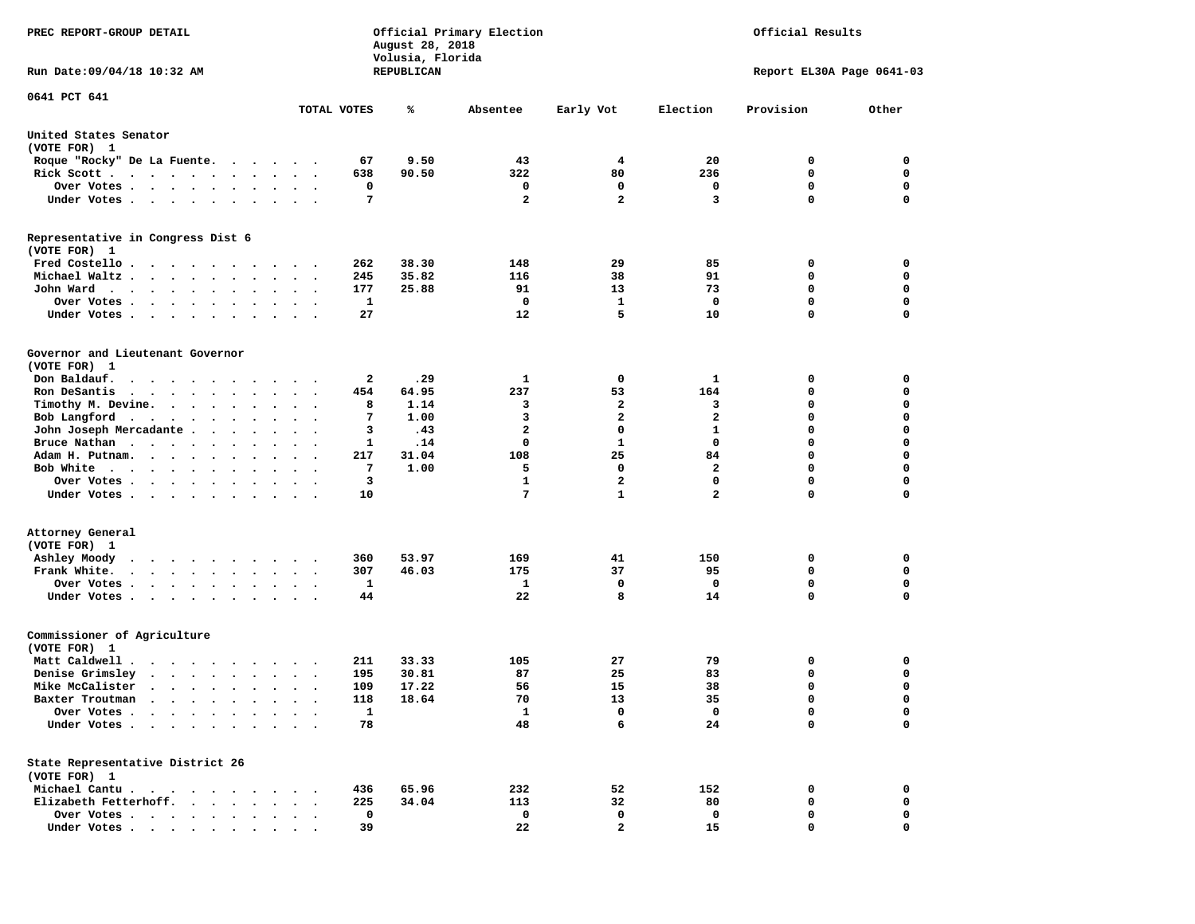PREC REPORT-GROUP DETAIL

Official Primary Election
August 28, 2018
Volusia, Florida
REPUBLICAN

Official Results

Run Date:09/04/18 10:32 AM

Report EL30A Page 0641-03

0641 PCT 641

| | TOTAL VOTES | % | Absentee | Early Vot | Election | Provision | Other |
|---|---|---|---|---|---|---|---|
| **United States Senator (VOTE FOR) 1** | | | | | | | |
| Roque "Rocky" De La Fuente | 67 | 9.50 | 43 | 4 | 20 | 0 | 0 |
| Rick Scott | 638 | 90.50 | 322 | 80 | 236 | 0 | 0 |
| Over Votes | 0 | | 0 | 0 | 0 | 0 | 0 |
| Under Votes | 7 | | 2 | 2 | 3 | 0 | 0 |
| **Representative in Congress Dist 6 (VOTE FOR) 1** | | | | | | | |
| Fred Costello | 262 | 38.30 | 148 | 29 | 85 | 0 | 0 |
| Michael Waltz | 245 | 35.82 | 116 | 38 | 91 | 0 | 0 |
| John Ward | 177 | 25.88 | 91 | 13 | 73 | 0 | 0 |
| Over Votes | 1 | | 0 | 1 | 0 | 0 | 0 |
| Under Votes | 27 | | 12 | 5 | 10 | 0 | 0 |
| **Governor and Lieutenant Governor (VOTE FOR) 1** | | | | | | | |
| Don Baldauf | 2 | .29 | 1 | 0 | 1 | 0 | 0 |
| Ron DeSantis | 454 | 64.95 | 237 | 53 | 164 | 0 | 0 |
| Timothy M. Devine | 8 | 1.14 | 3 | 2 | 3 | 0 | 0 |
| Bob Langford | 7 | 1.00 | 3 | 2 | 2 | 0 | 0 |
| John Joseph Mercadante | 3 | .43 | 2 | 0 | 1 | 0 | 0 |
| Bruce Nathan | 1 | .14 | 0 | 1 | 0 | 0 | 0 |
| Adam H. Putnam | 217 | 31.04 | 108 | 25 | 84 | 0 | 0 |
| Bob White | 7 | 1.00 | 5 | 0 | 2 | 0 | 0 |
| Over Votes | 3 | | 1 | 2 | 0 | 0 | 0 |
| Under Votes | 10 | | 7 | 1 | 2 | 0 | 0 |
| **Attorney General (VOTE FOR) 1** | | | | | | | |
| Ashley Moody | 360 | 53.97 | 169 | 41 | 150 | 0 | 0 |
| Frank White | 307 | 46.03 | 175 | 37 | 95 | 0 | 0 |
| Over Votes | 1 | | 1 | 0 | 0 | 0 | 0 |
| Under Votes | 44 | | 22 | 8 | 14 | 0 | 0 |
| **Commissioner of Agriculture (VOTE FOR) 1** | | | | | | | |
| Matt Caldwell | 211 | 33.33 | 105 | 27 | 79 | 0 | 0 |
| Denise Grimsley | 195 | 30.81 | 87 | 25 | 83 | 0 | 0 |
| Mike McCalister | 109 | 17.22 | 56 | 15 | 38 | 0 | 0 |
| Baxter Troutman | 118 | 18.64 | 70 | 13 | 35 | 0 | 0 |
| Over Votes | 1 | | 1 | 0 | 0 | 0 | 0 |
| Under Votes | 78 | | 48 | 6 | 24 | 0 | 0 |
| **State Representative District 26 (VOTE FOR) 1** | | | | | | | |
| Michael Cantu | 436 | 65.96 | 232 | 52 | 152 | 0 | 0 |
| Elizabeth Fetterhoff | 225 | 34.04 | 113 | 32 | 80 | 0 | 0 |
| Over Votes | 0 | | 0 | 0 | 0 | 0 | 0 |
| Under Votes | 39 | | 22 | 2 | 15 | 0 | 0 |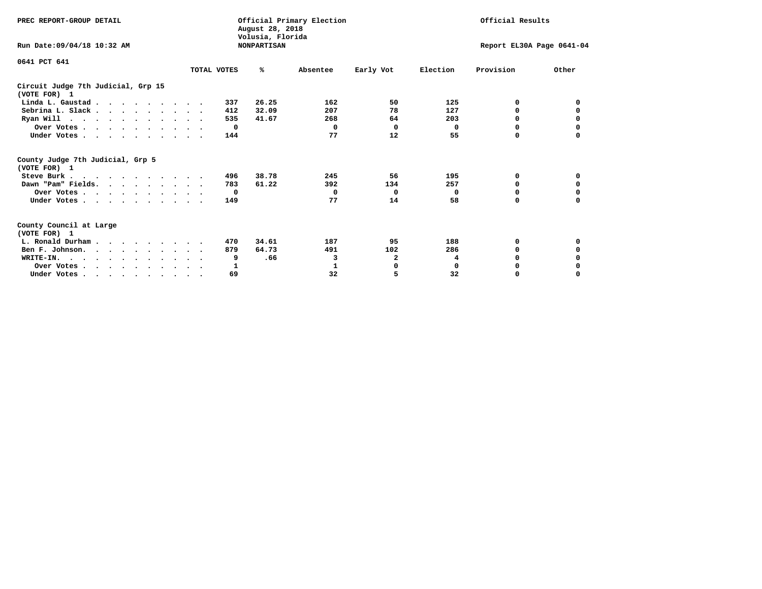PREC REPORT-GROUP DETAIL

Official Primary Election
August 28, 2018
Volusia, Florida
NONPARTISAN

Official Results

Run Date:09/04/18 10:32 AM

Report EL30A Page 0641-04

0641 PCT 641

| | TOTAL VOTES | % | Absentee | Early Vot | Election | Provision | Other |
|---|---|---|---|---|---|---|---|
| **Circuit Judge 7th Judicial, Grp 15** | | | | | | | |
| **(VOTE FOR) 1** | | | | | | | |
| Linda L. Gaustad | 337 | 26.25 | 162 | 50 | 125 | 0 | 0 |
| Sebrina L. Slack | 412 | 32.09 | 207 | 78 | 127 | 0 | 0 |
| Ryan Will | 535 | 41.67 | 268 | 64 | 203 | 0 | 0 |
| Over Votes | 0 | | 0 | 0 | 0 | 0 | 0 |
| Under Votes | 144 | | 77 | 12 | 55 | 0 | 0 |
| **County Judge 7th Judicial, Grp 5** | | | | | | | |
| **(VOTE FOR) 1** | | | | | | | |
| Steve Burk | 496 | 38.78 | 245 | 56 | 195 | 0 | 0 |
| Dawn "Pam" Fields | 783 | 61.22 | 392 | 134 | 257 | 0 | 0 |
| Over Votes | 0 | | 0 | 0 | 0 | 0 | 0 |
| Under Votes | 149 | | 77 | 14 | 58 | 0 | 0 |
| **County Council at Large** | | | | | | | |
| **(VOTE FOR) 1** | | | | | | | |
| L. Ronald Durham | 470 | 34.61 | 187 | 95 | 188 | 0 | 0 |
| Ben F. Johnson | 879 | 64.73 | 491 | 102 | 286 | 0 | 0 |
| WRITE-IN | 9 | .66 | 3 | 2 | 4 | 0 | 0 |
| Over Votes | 1 | | 1 | 0 | 0 | 0 | 0 |
| Under Votes | 69 | | 32 | 5 | 32 | 0 | 0 |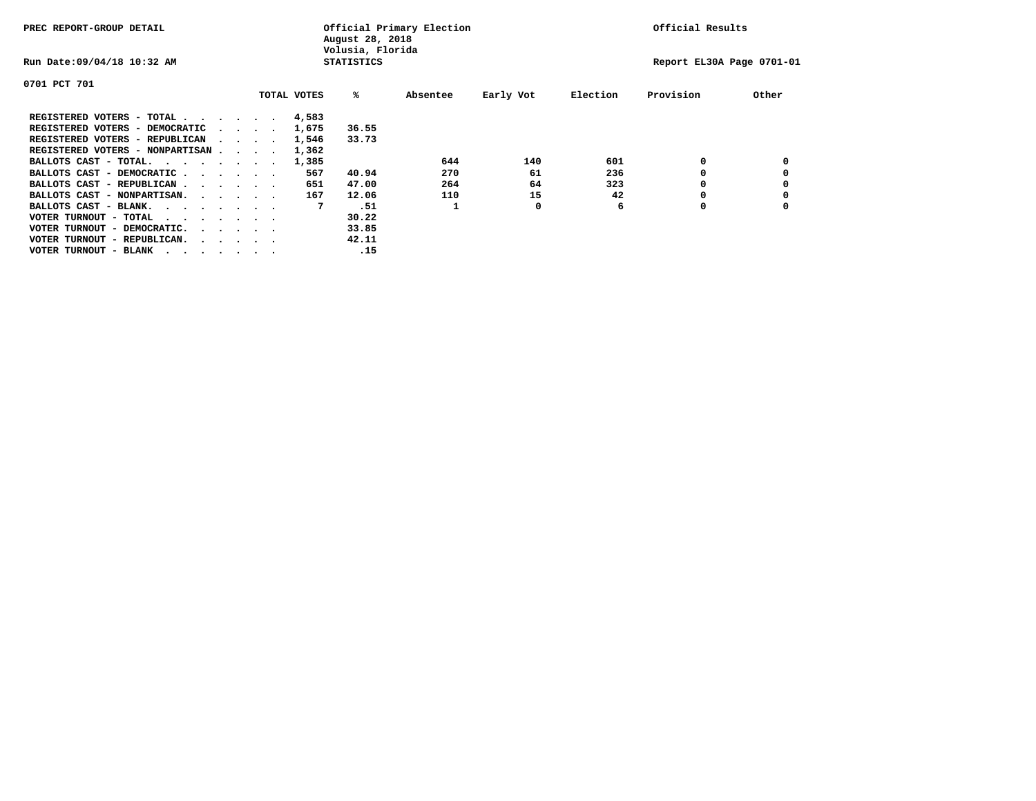PREC REPORT-GROUP DETAIL

Official Primary Election
August 28, 2018
Volusia, Florida
STATISTICS

Official Results

Run Date:09/04/18 10:32 AM

Report EL30A Page 0701-01

0701 PCT 701

| | TOTAL VOTES | % | Absentee | Early Vot | Election | Provision | Other |
|---|---|---|---|---|---|---|---|
| REGISTERED VOTERS - TOTAL . . . . . . | 4,583 | | | | | | |
| REGISTERED VOTERS - DEMOCRATIC . . . . | 1,675 | 36.55 | | | | | |
| REGISTERED VOTERS - REPUBLICAN . . . . | 1,546 | 33.73 | | | | | |
| REGISTERED VOTERS - NONPARTISAN . . . . | 1,362 | | | | | | |
| BALLOTS CAST - TOTAL. . . . . . . . | 1,385 | | 644 | 140 | 601 | 0 | 0 |
| BALLOTS CAST - DEMOCRATIC . . . . . . | 567 | 40.94 | 270 | 61 | 236 | 0 | 0 |
| BALLOTS CAST - REPUBLICAN . . . . . . | 651 | 47.00 | 264 | 64 | 323 | 0 | 0 |
| BALLOTS CAST - NONPARTISAN. . . . . . | 167 | 12.06 | 110 | 15 | 42 | 0 | 0 |
| BALLOTS CAST - BLANK. . . . . . . . | 7 | .51 | 1 | 0 | 6 | 0 | 0 |
| VOTER TURNOUT - TOTAL . . . . . . . | | 30.22 | | | | | |
| VOTER TURNOUT - DEMOCRATIC. . . . . . | | 33.85 | | | | | |
| VOTER TURNOUT - REPUBLICAN. . . . . . | | 42.11 | | | | | |
| VOTER TURNOUT - BLANK . . . . . . . | | .15 | | | | | |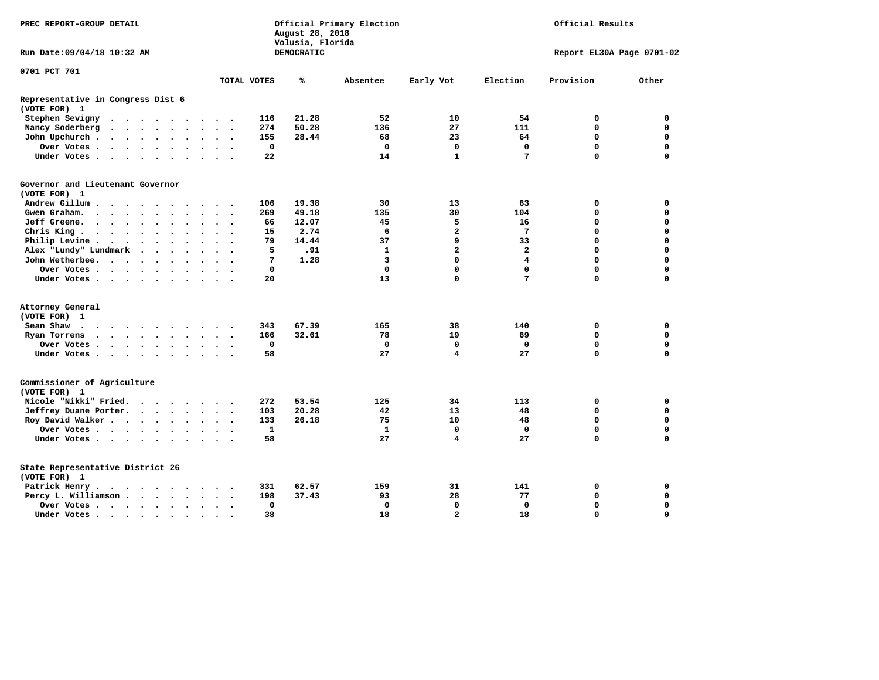PREC REPORT-GROUP DETAIL

Official Primary Election
August 28, 2018
Volusia, Florida
DEMOCRATIC

Official Results

Run Date:09/04/18 10:32 AM

Report EL30A Page 0701-02

0701 PCT 701

| | TOTAL VOTES | % | Absentee | Early Vot | Election | Provision | Other |
|---|---|---|---|---|---|---|---|
| **Representative in Congress Dist 6** | | | | | | | |
| **(VOTE FOR) 1** | | | | | | | |
| Stephen Sevigny | 116 | 21.28 | 52 | 10 | 54 | 0 | 0 |
| Nancy Soderberg | 274 | 50.28 | 136 | 27 | 111 | 0 | 0 |
| John Upchurch | 155 | 28.44 | 68 | 23 | 64 | 0 | 0 |
| Over Votes | 0 | | 0 | 0 | 0 | 0 | 0 |
| Under Votes | 22 | | 14 | 1 | 7 | 0 | 0 |
| **Governor and Lieutenant Governor** | | | | | | | |
| **(VOTE FOR) 1** | | | | | | | |
| Andrew Gillum | 106 | 19.38 | 30 | 13 | 63 | 0 | 0 |
| Gwen Graham | 269 | 49.18 | 135 | 30 | 104 | 0 | 0 |
| Jeff Greene | 66 | 12.07 | 45 | 5 | 16 | 0 | 0 |
| Chris King | 15 | 2.74 | 6 | 2 | 7 | 0 | 0 |
| Philip Levine | 79 | 14.44 | 37 | 9 | 33 | 0 | 0 |
| Alex "Lundy" Lundmark | 5 | .91 | 1 | 2 | 2 | 0 | 0 |
| John Wetherbee | 7 | 1.28 | 3 | 0 | 4 | 0 | 0 |
| Over Votes | 0 | | 0 | 0 | 0 | 0 | 0 |
| Under Votes | 20 | | 13 | 0 | 7 | 0 | 0 |
| **Attorney General** | | | | | | | |
| **(VOTE FOR) 1** | | | | | | | |
| Sean Shaw | 343 | 67.39 | 165 | 38 | 140 | 0 | 0 |
| Ryan Torrens | 166 | 32.61 | 78 | 19 | 69 | 0 | 0 |
| Over Votes | 0 | | 0 | 0 | 0 | 0 | 0 |
| Under Votes | 58 | | 27 | 4 | 27 | 0 | 0 |
| **Commissioner of Agriculture** | | | | | | | |
| **(VOTE FOR) 1** | | | | | | | |
| Nicole "Nikki" Fried | 272 | 53.54 | 125 | 34 | 113 | 0 | 0 |
| Jeffrey Duane Porter | 103 | 20.28 | 42 | 13 | 48 | 0 | 0 |
| Roy David Walker | 133 | 26.18 | 75 | 10 | 48 | 0 | 0 |
| Over Votes | 1 | | 1 | 0 | 0 | 0 | 0 |
| Under Votes | 58 | | 27 | 4 | 27 | 0 | 0 |
| **State Representative District 26** | | | | | | | |
| **(VOTE FOR) 1** | | | | | | | |
| Patrick Henry | 331 | 62.57 | 159 | 31 | 141 | 0 | 0 |
| Percy L. Williamson | 198 | 37.43 | 93 | 28 | 77 | 0 | 0 |
| Over Votes | 0 | | 0 | 0 | 0 | 0 | 0 |
| Under Votes | 38 | | 18 | 2 | 18 | 0 | 0 |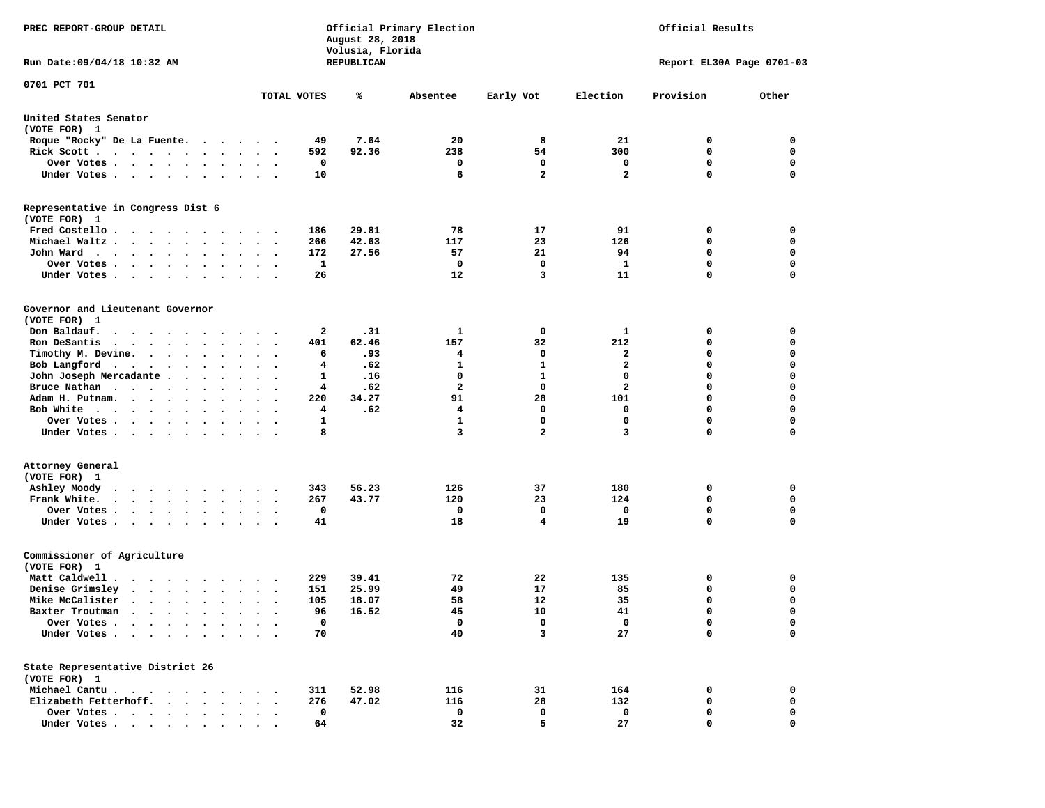PREC REPORT-GROUP DETAIL

Official Primary Election
August 28, 2018
Volusia, Florida
REPUBLICAN

Official Results

Run Date:09/04/18 10:32 AM

Report EL30A Page 0701-03

0701 PCT 701

| | TOTAL VOTES | % | Absentee | Early Vot | Election | Provision | Other |
|---|---|---|---|---|---|---|---|
| **United States Senator (VOTE FOR) 1** | | | | | | | |
| Roque "Rocky" De La Fuente | 49 | 7.64 | 20 | 8 | 21 | 0 | 0 |
| Rick Scott | 592 | 92.36 | 238 | 54 | 300 | 0 | 0 |
| Over Votes | 0 | | 0 | 0 | 0 | 0 | 0 |
| Under Votes | 10 | | 6 | 2 | 2 | 0 | 0 |
| **Representative in Congress Dist 6 (VOTE FOR) 1** | | | | | | | |
| Fred Costello | 186 | 29.81 | 78 | 17 | 91 | 0 | 0 |
| Michael Waltz | 266 | 42.63 | 117 | 23 | 126 | 0 | 0 |
| John Ward | 172 | 27.56 | 57 | 21 | 94 | 0 | 0 |
| Over Votes | 1 | | 0 | 0 | 1 | 0 | 0 |
| Under Votes | 26 | | 12 | 3 | 11 | 0 | 0 |
| **Governor and Lieutenant Governor (VOTE FOR) 1** | | | | | | | |
| Don Baldauf | 2 | .31 | 1 | 0 | 1 | 0 | 0 |
| Ron DeSantis | 401 | 62.46 | 157 | 32 | 212 | 0 | 0 |
| Timothy M. Devine | 6 | .93 | 4 | 0 | 2 | 0 | 0 |
| Bob Langford | 4 | .62 | 1 | 1 | 2 | 0 | 0 |
| John Joseph Mercadante | 1 | .16 | 0 | 1 | 0 | 0 | 0 |
| Bruce Nathan | 4 | .62 | 2 | 0 | 2 | 0 | 0 |
| Adam H. Putnam | 220 | 34.27 | 91 | 28 | 101 | 0 | 0 |
| Bob White | 4 | .62 | 4 | 0 | 0 | 0 | 0 |
| Over Votes | 1 | | 1 | 0 | 0 | 0 | 0 |
| Under Votes | 8 | | 3 | 2 | 3 | 0 | 0 |
| **Attorney General (VOTE FOR) 1** | | | | | | | |
| Ashley Moody | 343 | 56.23 | 126 | 37 | 180 | 0 | 0 |
| Frank White | 267 | 43.77 | 120 | 23 | 124 | 0 | 0 |
| Over Votes | 0 | | 0 | 0 | 0 | 0 | 0 |
| Under Votes | 41 | | 18 | 4 | 19 | 0 | 0 |
| **Commissioner of Agriculture (VOTE FOR) 1** | | | | | | | |
| Matt Caldwell | 229 | 39.41 | 72 | 22 | 135 | 0 | 0 |
| Denise Grimsley | 151 | 25.99 | 49 | 17 | 85 | 0 | 0 |
| Mike McCalister | 105 | 18.07 | 58 | 12 | 35 | 0 | 0 |
| Baxter Troutman | 96 | 16.52 | 45 | 10 | 41 | 0 | 0 |
| Over Votes | 0 | | 0 | 0 | 0 | 0 | 0 |
| Under Votes | 70 | | 40 | 3 | 27 | 0 | 0 |
| **State Representative District 26 (VOTE FOR) 1** | | | | | | | |
| Michael Cantu | 311 | 52.98 | 116 | 31 | 164 | 0 | 0 |
| Elizabeth Fetterhoff | 276 | 47.02 | 116 | 28 | 132 | 0 | 0 |
| Over Votes | 0 | | 0 | 0 | 0 | 0 | 0 |
| Under Votes | 64 | | 32 | 5 | 27 | 0 | 0 |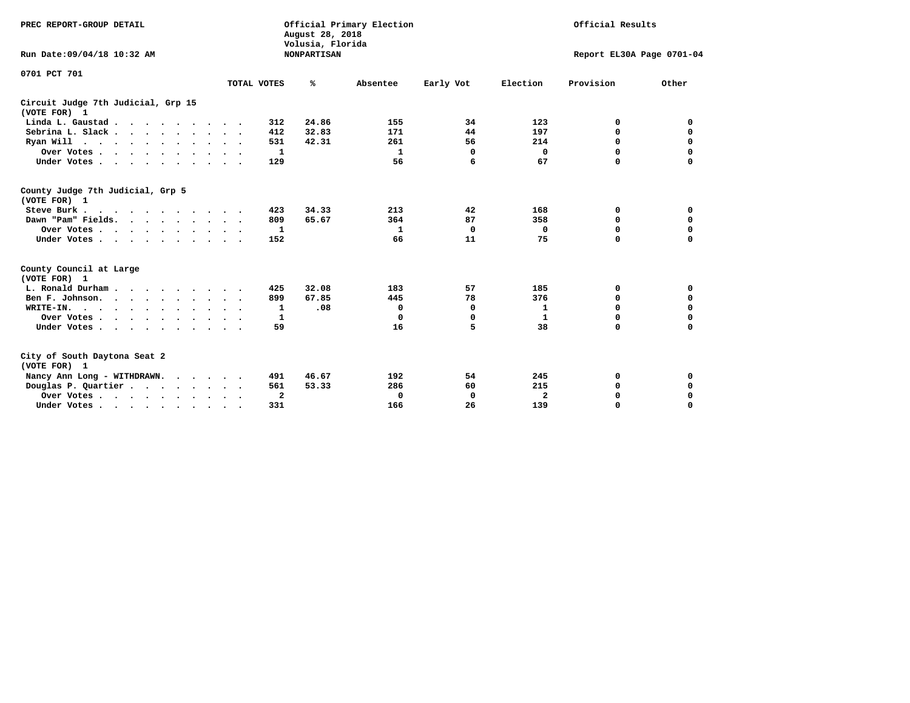PREC REPORT-GROUP DETAIL

Official Primary Election
August 28, 2018
Volusia, Florida
NONPARTISAN

Official Results

Run Date:09/04/18 10:32 AM

Report EL30A Page 0701-04

0701 PCT 701

| | TOTAL VOTES | % | Absentee | Early Vot | Election | Provision | Other |
|---|---|---|---|---|---|---|---|
| **Circuit Judge 7th Judicial, Grp 15 (VOTE FOR) 1** | | | | | | | |
| Linda L. Gaustad | 312 | 24.86 | 155 | 34 | 123 | 0 | 0 |
| Sebrina L. Slack | 412 | 32.83 | 171 | 44 | 197 | 0 | 0 |
| Ryan Will | 531 | 42.31 | 261 | 56 | 214 | 0 | 0 |
| Over Votes | 1 | | 1 | 0 | 0 | 0 | 0 |
| Under Votes | 129 | | 56 | 6 | 67 | 0 | 0 |
| **County Judge 7th Judicial, Grp 5 (VOTE FOR) 1** | | | | | | | |
| Steve Burk | 423 | 34.33 | 213 | 42 | 168 | 0 | 0 |
| Dawn "Pam" Fields | 809 | 65.67 | 364 | 87 | 358 | 0 | 0 |
| Over Votes | 1 | | 1 | 0 | 0 | 0 | 0 |
| Under Votes | 152 | | 66 | 11 | 75 | 0 | 0 |
| **County Council at Large (VOTE FOR) 1** | | | | | | | |
| L. Ronald Durham | 425 | 32.08 | 183 | 57 | 185 | 0 | 0 |
| Ben F. Johnson | 899 | 67.85 | 445 | 78 | 376 | 0 | 0 |
| WRITE-IN | 1 | .08 | 0 | 0 | 1 | 0 | 0 |
| Over Votes | 1 | | 0 | 0 | 1 | 0 | 0 |
| Under Votes | 59 | | 16 | 5 | 38 | 0 | 0 |
| **City of South Daytona Seat 2 (VOTE FOR) 1** | | | | | | | |
| Nancy Ann Long - WITHDRAWN | 491 | 46.67 | 192 | 54 | 245 | 0 | 0 |
| Douglas P. Quartier | 561 | 53.33 | 286 | 60 | 215 | 0 | 0 |
| Over Votes | 2 | | 0 | 0 | 2 | 0 | 0 |
| Under Votes | 331 | | 166 | 26 | 139 | 0 | 0 |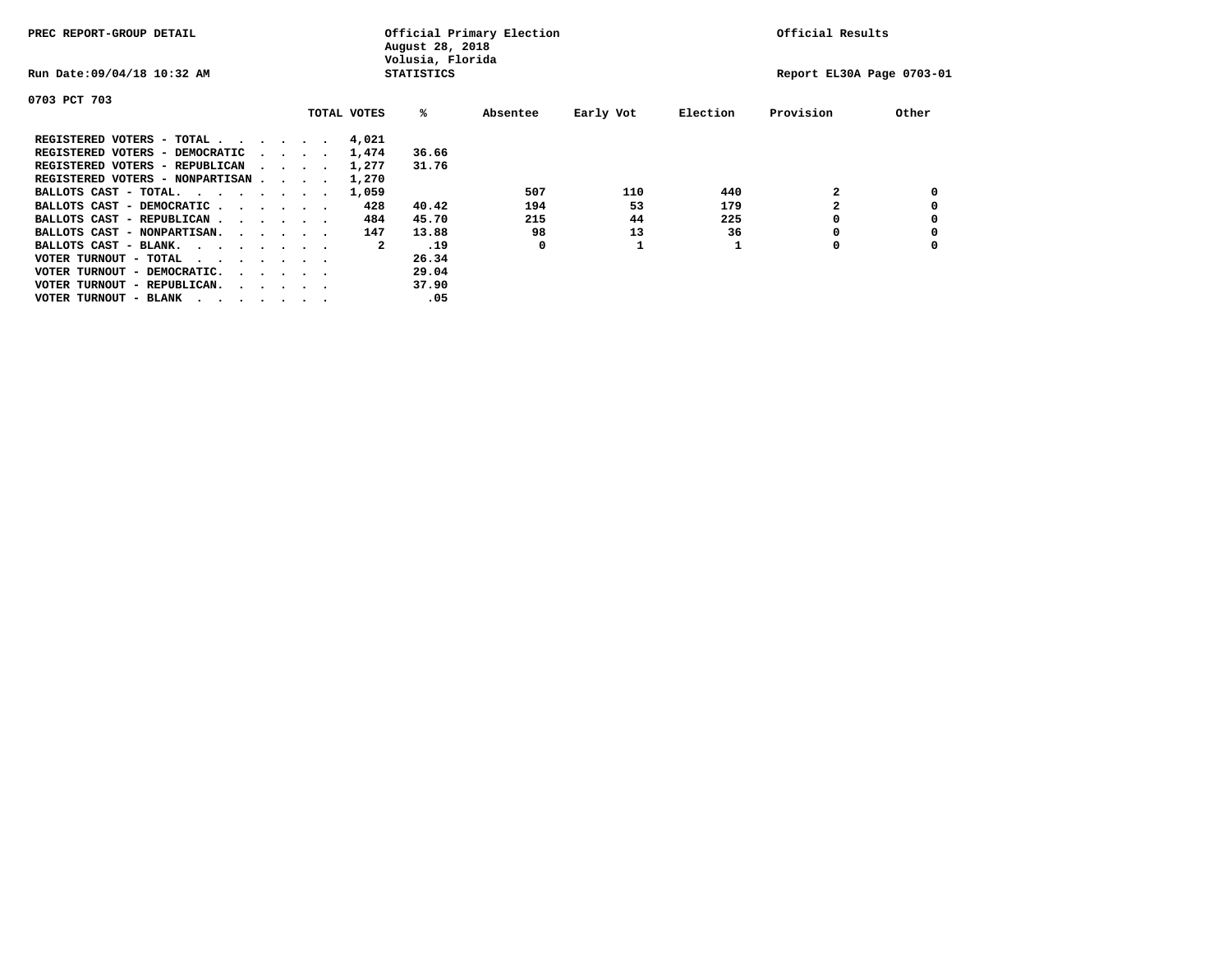PREC REPORT-GROUP DETAIL

Official Primary Election
August 28, 2018
Volusia, Florida
STATISTICS

Official Results

Run Date:09/04/18 10:32 AM

Report EL30A Page 0703-01

0703 PCT 703

| | TOTAL VOTES | % | Absentee | Early Vot | Election | Provision | Other |
|---|---|---|---|---|---|---|---|
| REGISTERED VOTERS - TOTAL . . . . . . | 4,021 | | | | | | |
| REGISTERED VOTERS - DEMOCRATIC . . . . | 1,474 | 36.66 | | | | | |
| REGISTERED VOTERS - REPUBLICAN . . . . | 1,277 | 31.76 | | | | | |
| REGISTERED VOTERS - NONPARTISAN . . . . | 1,270 | | | | | | |
| BALLOTS CAST - TOTAL. . . . . . . . | 1,059 | | 507 | 110 | 440 | 2 | 0 |
| BALLOTS CAST - DEMOCRATIC . . . . . . | 428 | 40.42 | 194 | 53 | 179 | 2 | 0 |
| BALLOTS CAST - REPUBLICAN . . . . . . | 484 | 45.70 | 215 | 44 | 225 | 0 | 0 |
| BALLOTS CAST - NONPARTISAN. . . . . . | 147 | 13.88 | 98 | 13 | 36 | 0 | 0 |
| BALLOTS CAST - BLANK. . . . . . . . | 2 | .19 | 0 | 1 | 1 | 0 | 0 |
| VOTER TURNOUT - TOTAL . . . . . . . | | 26.34 | | | | | |
| VOTER TURNOUT - DEMOCRATIC. . . . . . | | 29.04 | | | | | |
| VOTER TURNOUT - REPUBLICAN. . . . . . | | 37.90 | | | | | |
| VOTER TURNOUT - BLANK . . . . . . . | | .05 | | | | | |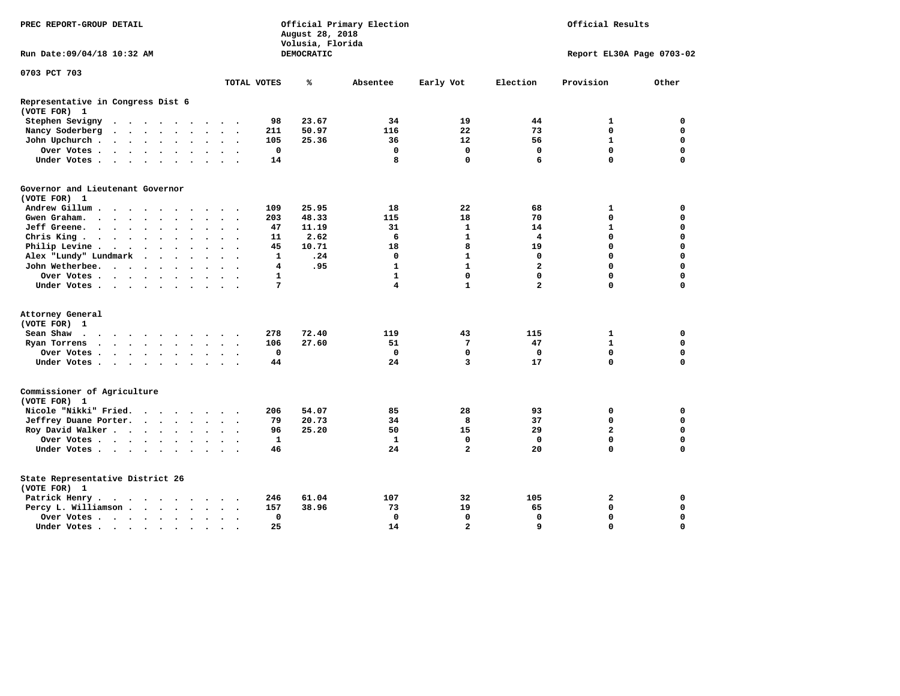PREC REPORT-GROUP DETAIL

Official Primary Election
August 28, 2018
Volusia, Florida
DEMOCRATIC

Official Results

Run Date:09/04/18 10:32 AM

Report EL30A Page 0703-02

0703 PCT 703

| | TOTAL VOTES | % | Absentee | Early Vot | Election | Provision | Other |
|---|---|---|---|---|---|---|---|
| **Representative in Congress Dist 6** | | | | | | | |
| **(VOTE FOR) 1** | | | | | | | |
| Stephen Sevigny | 98 | 23.67 | 34 | 19 | 44 | 1 | 0 |
| Nancy Soderberg | 211 | 50.97 | 116 | 22 | 73 | 0 | 0 |
| John Upchurch | 105 | 25.36 | 36 | 12 | 56 | 1 | 0 |
| Over Votes | 0 | | 0 | 0 | 0 | 0 | 0 |
| Under Votes | 14 | | 8 | 0 | 6 | 0 | 0 |
| **Governor and Lieutenant Governor** | | | | | | | |
| **(VOTE FOR) 1** | | | | | | | |
| Andrew Gillum | 109 | 25.95 | 18 | 22 | 68 | 1 | 0 |
| Gwen Graham | 203 | 48.33 | 115 | 18 | 70 | 0 | 0 |
| Jeff Greene | 47 | 11.19 | 31 | 1 | 14 | 1 | 0 |
| Chris King | 11 | 2.62 | 6 | 1 | 4 | 0 | 0 |
| Philip Levine | 45 | 10.71 | 18 | 8 | 19 | 0 | 0 |
| Alex "Lundy" Lundmark | 1 | .24 | 0 | 1 | 0 | 0 | 0 |
| John Wetherbee | 4 | .95 | 1 | 1 | 2 | 0 | 0 |
| Over Votes | 1 | | 1 | 0 | 0 | 0 | 0 |
| Under Votes | 7 | | 4 | 1 | 2 | 0 | 0 |
| **Attorney General** | | | | | | | |
| **(VOTE FOR) 1** | | | | | | | |
| Sean Shaw | 278 | 72.40 | 119 | 43 | 115 | 1 | 0 |
| Ryan Torrens | 106 | 27.60 | 51 | 7 | 47 | 1 | 0 |
| Over Votes | 0 | | 0 | 0 | 0 | 0 | 0 |
| Under Votes | 44 | | 24 | 3 | 17 | 0 | 0 |
| **Commissioner of Agriculture** | | | | | | | |
| **(VOTE FOR) 1** | | | | | | | |
| Nicole "Nikki" Fried | 206 | 54.07 | 85 | 28 | 93 | 0 | 0 |
| Jeffrey Duane Porter | 79 | 20.73 | 34 | 8 | 37 | 0 | 0 |
| Roy David Walker | 96 | 25.20 | 50 | 15 | 29 | 2 | 0 |
| Over Votes | 1 | | 1 | 0 | 0 | 0 | 0 |
| Under Votes | 46 | | 24 | 2 | 20 | 0 | 0 |
| **State Representative District 26** | | | | | | | |
| **(VOTE FOR) 1** | | | | | | | |
| Patrick Henry | 246 | 61.04 | 107 | 32 | 105 | 2 | 0 |
| Percy L. Williamson | 157 | 38.96 | 73 | 19 | 65 | 0 | 0 |
| Over Votes | 0 | | 0 | 0 | 0 | 0 | 0 |
| Under Votes | 25 | | 14 | 2 | 9 | 0 | 0 |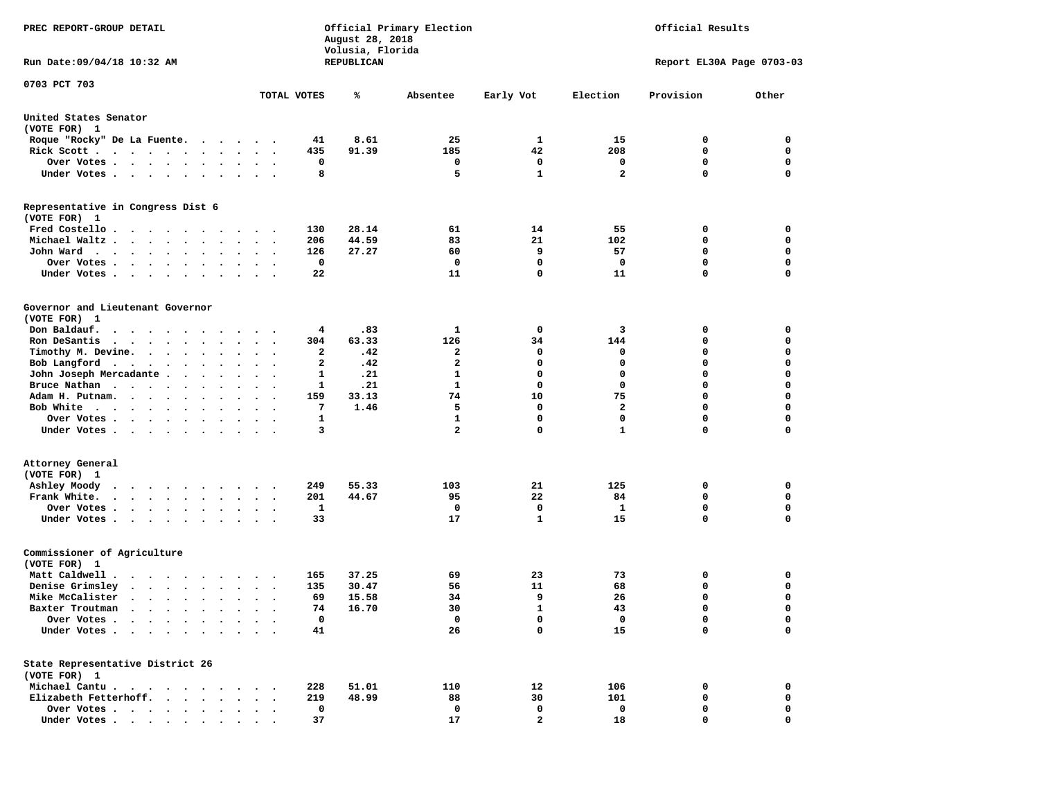PREC REPORT-GROUP DETAIL

Official Primary Election
August 28, 2018
Volusia, Florida
REPUBLICAN

Official Results

Run Date:09/04/18 10:32 AM

Report EL30A Page 0703-03

0703 PCT 703

| | TOTAL VOTES | % | Absentee | Early Vot | Election | Provision | Other |
|---|---|---|---|---|---|---|---|
| **United States Senator** | | | | | | | |
| (VOTE FOR) 1 | | | | | | | |
| Roque "Rocky" De La Fuente | 41 | 8.61 | 25 | 1 | 15 | 0 | 0 |
| Rick Scott | 435 | 91.39 | 185 | 42 | 208 | 0 | 0 |
| Over Votes | 0 | | 0 | 0 | 0 | 0 | 0 |
| Under Votes | 8 | | 5 | 1 | 2 | 0 | 0 |
| **Representative in Congress Dist 6** | | | | | | | |
| (VOTE FOR) 1 | | | | | | | |
| Fred Costello | 130 | 28.14 | 61 | 14 | 55 | 0 | 0 |
| Michael Waltz | 206 | 44.59 | 83 | 21 | 102 | 0 | 0 |
| John Ward | 126 | 27.27 | 60 | 9 | 57 | 0 | 0 |
| Over Votes | 0 | | 0 | 0 | 0 | 0 | 0 |
| Under Votes | 22 | | 11 | 0 | 11 | 0 | 0 |
| **Governor and Lieutenant Governor** | | | | | | | |
| (VOTE FOR) 1 | | | | | | | |
| Don Baldauf | 4 | .83 | 1 | 0 | 3 | 0 | 0 |
| Ron DeSantis | 304 | 63.33 | 126 | 34 | 144 | 0 | 0 |
| Timothy M. Devine | 2 | .42 | 2 | 0 | 0 | 0 | 0 |
| Bob Langford | 2 | .42 | 2 | 0 | 0 | 0 | 0 |
| John Joseph Mercadante | 1 | .21 | 1 | 0 | 0 | 0 | 0 |
| Bruce Nathan | 1 | .21 | 1 | 0 | 0 | 0 | 0 |
| Adam H. Putnam | 159 | 33.13 | 74 | 10 | 75 | 0 | 0 |
| Bob White | 7 | 1.46 | 5 | 0 | 2 | 0 | 0 |
| Over Votes | 1 | | 1 | 0 | 0 | 0 | 0 |
| Under Votes | 3 | | 2 | 0 | 1 | 0 | 0 |
| **Attorney General** | | | | | | | |
| (VOTE FOR) 1 | | | | | | | |
| Ashley Moody | 249 | 55.33 | 103 | 21 | 125 | 0 | 0 |
| Frank White | 201 | 44.67 | 95 | 22 | 84 | 0 | 0 |
| Over Votes | 1 | | 0 | 0 | 1 | 0 | 0 |
| Under Votes | 33 | | 17 | 1 | 15 | 0 | 0 |
| **Commissioner of Agriculture** | | | | | | | |
| (VOTE FOR) 1 | | | | | | | |
| Matt Caldwell | 165 | 37.25 | 69 | 23 | 73 | 0 | 0 |
| Denise Grimsley | 135 | 30.47 | 56 | 11 | 68 | 0 | 0 |
| Mike McCalister | 69 | 15.58 | 34 | 9 | 26 | 0 | 0 |
| Baxter Troutman | 74 | 16.70 | 30 | 1 | 43 | 0 | 0 |
| Over Votes | 0 | | 0 | 0 | 0 | 0 | 0 |
| Under Votes | 41 | | 26 | 0 | 15 | 0 | 0 |
| **State Representative District 26** | | | | | | | |
| (VOTE FOR) 1 | | | | | | | |
| Michael Cantu | 228 | 51.01 | 110 | 12 | 106 | 0 | 0 |
| Elizabeth Fetterhoff | 219 | 48.99 | 88 | 30 | 101 | 0 | 0 |
| Over Votes | 0 | | 0 | 0 | 0 | 0 | 0 |
| Under Votes | 37 | | 17 | 2 | 18 | 0 | 0 |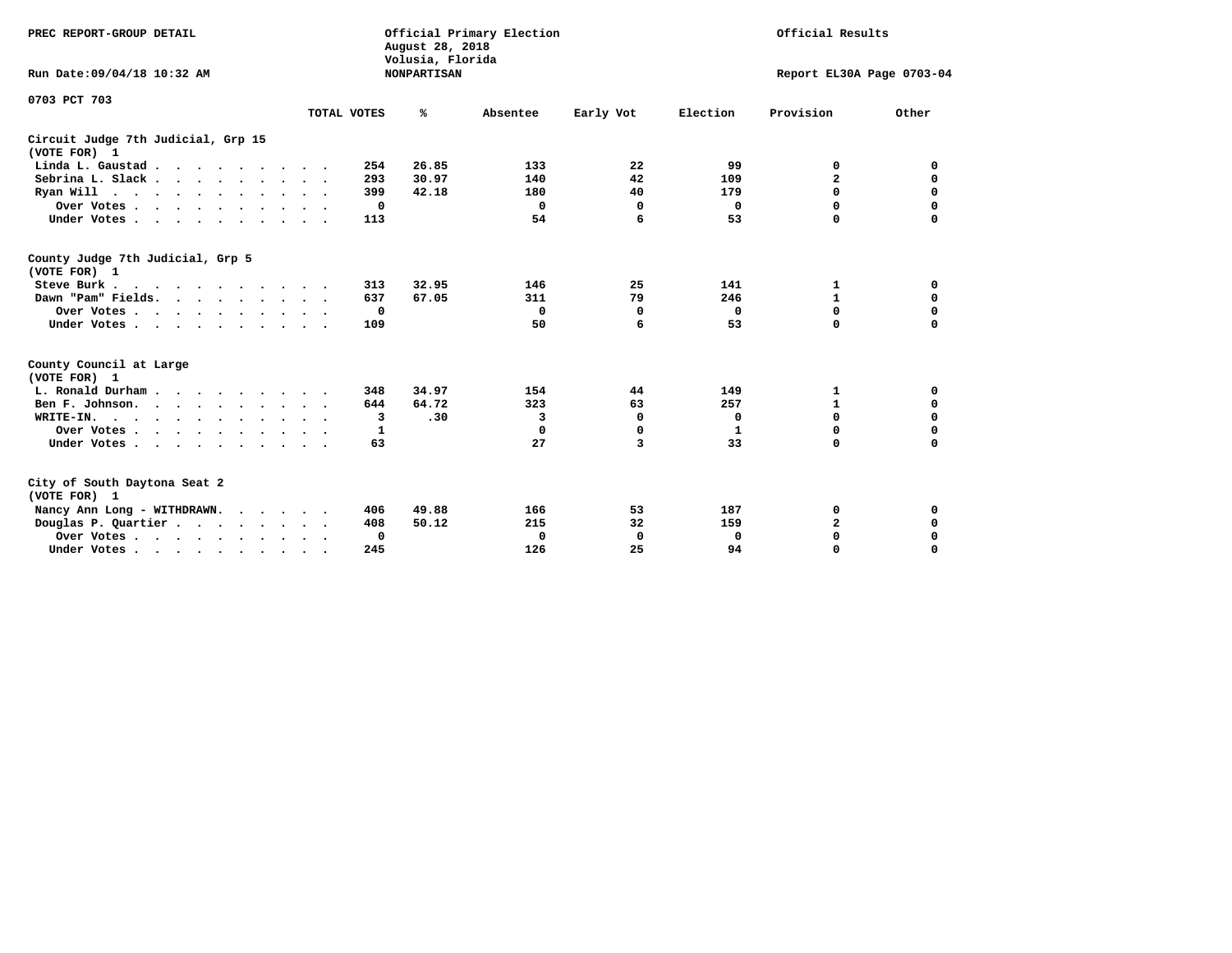PREC REPORT-GROUP DETAIL

Official Primary Election
August 28, 2018
Volusia, Florida
NONPARTISAN

Official Results

Run Date:09/04/18 10:32 AM

Report EL30A Page 0703-04

0703 PCT 703

| | TOTAL VOTES | % | Absentee | Early Vot | Election | Provision | Other |
|---|---|---|---|---|---|---|---|
| **Circuit Judge 7th Judicial, Grp 15** | | | | | | | |
| **(VOTE FOR) 1** | | | | | | | |
| Linda L. Gaustad | 254 | 26.85 | 133 | 22 | 99 | 0 | 0 |
| Sebrina L. Slack | 293 | 30.97 | 140 | 42 | 109 | 2 | 0 |
| Ryan Will | 399 | 42.18 | 180 | 40 | 179 | 0 | 0 |
| Over Votes | 0 | | 0 | 0 | 0 | 0 | 0 |
| Under Votes | 113 | | 54 | 6 | 53 | 0 | 0 |
| **County Judge 7th Judicial, Grp 5** | | | | | | | |
| **(VOTE FOR) 1** | | | | | | | |
| Steve Burk | 313 | 32.95 | 146 | 25 | 141 | 1 | 0 |
| Dawn "Pam" Fields | 637 | 67.05 | 311 | 79 | 246 | 1 | 0 |
| Over Votes | 0 | | 0 | 0 | 0 | 0 | 0 |
| Under Votes | 109 | | 50 | 6 | 53 | 0 | 0 |
| **County Council at Large** | | | | | | | |
| **(VOTE FOR) 1** | | | | | | | |
| L. Ronald Durham | 348 | 34.97 | 154 | 44 | 149 | 1 | 0 |
| Ben F. Johnson | 644 | 64.72 | 323 | 63 | 257 | 1 | 0 |
| WRITE-IN | 3 | .30 | 3 | 0 | 0 | 0 | 0 |
| Over Votes | 1 | | 0 | 0 | 1 | 0 | 0 |
| Under Votes | 63 | | 27 | 3 | 33 | 0 | 0 |
| **City of South Daytona Seat 2** | | | | | | | |
| **(VOTE FOR) 1** | | | | | | | |
| Nancy Ann Long - WITHDRAWN | 406 | 49.88 | 166 | 53 | 187 | 0 | 0 |
| Douglas P. Quartier | 408 | 50.12 | 215 | 32 | 159 | 2 | 0 |
| Over Votes | 0 | | 0 | 0 | 0 | 0 | 0 |
| Under Votes | 245 | | 126 | 25 | 94 | 0 | 0 |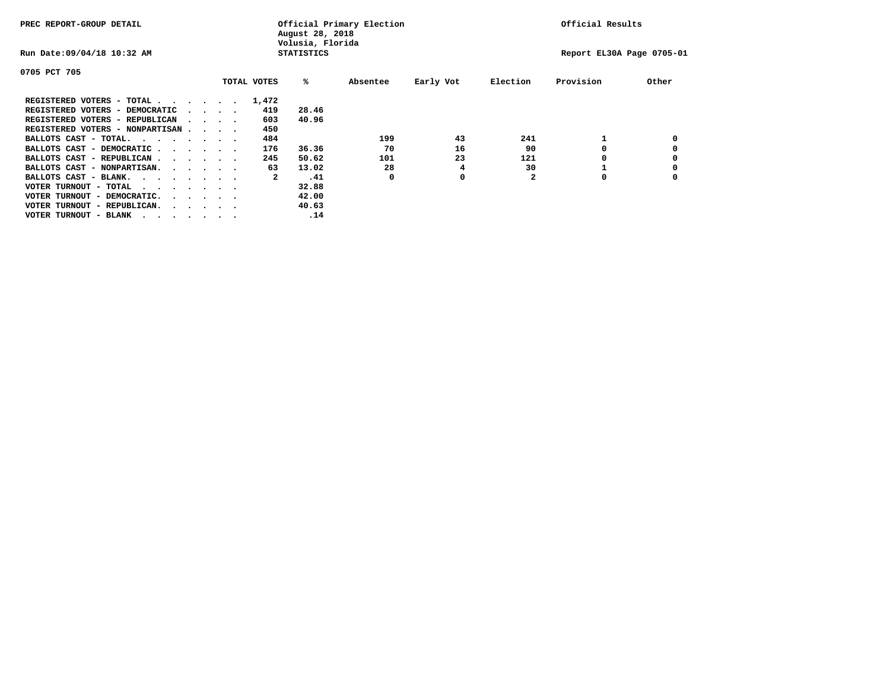PREC REPORT-GROUP DETAIL

Official Primary Election
August 28, 2018
Volusia, Florida
STATISTICS

Official Results

Run Date:09/04/18 10:32 AM

Report EL30A Page 0705-01

0705 PCT 705

| | TOTAL VOTES | % | Absentee | Early Vot | Election | Provision | Other |
|---|---|---|---|---|---|---|---|
| REGISTERED VOTERS - TOTAL . . . . . . | 1,472 | | | | | | |
| REGISTERED VOTERS - DEMOCRATIC . . . . | 419 | 28.46 | | | | | |
| REGISTERED VOTERS - REPUBLICAN . . . . | 603 | 40.96 | | | | | |
| REGISTERED VOTERS - NONPARTISAN . . . . | 450 | | | | | | |
| BALLOTS CAST - TOTAL. . . . . . . . | 484 | | 199 | 43 | 241 | 1 | 0 |
| BALLOTS CAST - DEMOCRATIC . . . . . . | 176 | 36.36 | 70 | 16 | 90 | 0 | 0 |
| BALLOTS CAST - REPUBLICAN . . . . . . | 245 | 50.62 | 101 | 23 | 121 | 0 | 0 |
| BALLOTS CAST - NONPARTISAN. . . . . . | 63 | 13.02 | 28 | 4 | 30 | 1 | 0 |
| BALLOTS CAST - BLANK. . . . . . . . | 2 | .41 | 0 | 0 | 2 | 0 | 0 |
| VOTER TURNOUT - TOTAL . . . . . . . . | | 32.88 | | | | | |
| VOTER TURNOUT - DEMOCRATIC. . . . . . | | 42.00 | | | | | |
| VOTER TURNOUT - REPUBLICAN. . . . . . | | 40.63 | | | | | |
| VOTER TURNOUT - BLANK . . . . . . . . | | .14 | | | | | |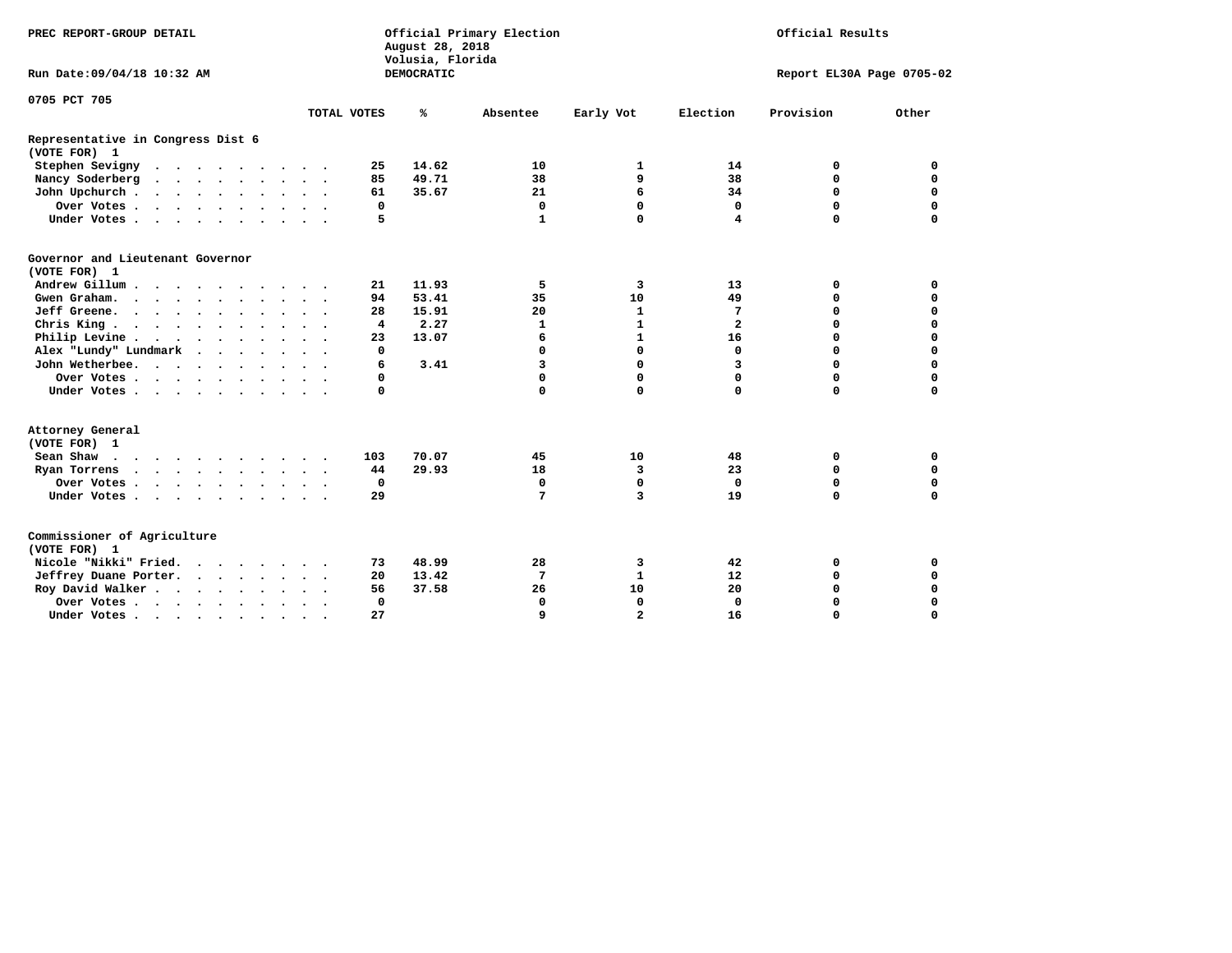PREC REPORT-GROUP DETAIL

Official Primary Election
August 28, 2018
Volusia, Florida
DEMOCRATIC

Official Results

Run Date:09/04/18 10:32 AM

Report EL30A Page 0705-02

0705 PCT 705

| | TOTAL VOTES | % | Absentee | Early Vot | Election | Provision | Other |
|---|---|---|---|---|---|---|---|
| **Representative in Congress Dist 6** | | | | | | | |
| **(VOTE FOR) 1** | | | | | | | |
| Stephen Sevigny | 25 | 14.62 | 10 | 1 | 14 | 0 | 0 |
| Nancy Soderberg | 85 | 49.71 | 38 | 9 | 38 | 0 | 0 |
| John Upchurch | 61 | 35.67 | 21 | 6 | 34 | 0 | 0 |
| Over Votes | 0 | | 0 | 0 | 0 | 0 | 0 |
| Under Votes | 5 | | 1 | 0 | 4 | 0 | 0 |
| **Governor and Lieutenant Governor** | | | | | | | |
| **(VOTE FOR) 1** | | | | | | | |
| Andrew Gillum | 21 | 11.93 | 5 | 3 | 13 | 0 | 0 |
| Gwen Graham | 94 | 53.41 | 35 | 10 | 49 | 0 | 0 |
| Jeff Greene | 28 | 15.91 | 20 | 1 | 7 | 0 | 0 |
| Chris King | 4 | 2.27 | 1 | 1 | 2 | 0 | 0 |
| Philip Levine | 23 | 13.07 | 6 | 1 | 16 | 0 | 0 |
| Alex "Lundy" Lundmark | 0 | | 0 | 0 | 0 | 0 | 0 |
| John Wetherbee | 6 | 3.41 | 3 | 0 | 3 | 0 | 0 |
| Over Votes | 0 | | 0 | 0 | 0 | 0 | 0 |
| Under Votes | 0 | | 0 | 0 | 0 | 0 | 0 |
| **Attorney General** | | | | | | | |
| **(VOTE FOR) 1** | | | | | | | |
| Sean Shaw | 103 | 70.07 | 45 | 10 | 48 | 0 | 0 |
| Ryan Torrens | 44 | 29.93 | 18 | 3 | 23 | 0 | 0 |
| Over Votes | 0 | | 0 | 0 | 0 | 0 | 0 |
| Under Votes | 29 | | 7 | 3 | 19 | 0 | 0 |
| **Commissioner of Agriculture** | | | | | | | |
| **(VOTE FOR) 1** | | | | | | | |
| Nicole "Nikki" Fried | 73 | 48.99 | 28 | 3 | 42 | 0 | 0 |
| Jeffrey Duane Porter | 20 | 13.42 | 7 | 1 | 12 | 0 | 0 |
| Roy David Walker | 56 | 37.58 | 26 | 10 | 20 | 0 | 0 |
| Over Votes | 0 | | 0 | 0 | 0 | 0 | 0 |
| Under Votes | 27 | | 9 | 2 | 16 | 0 | 0 |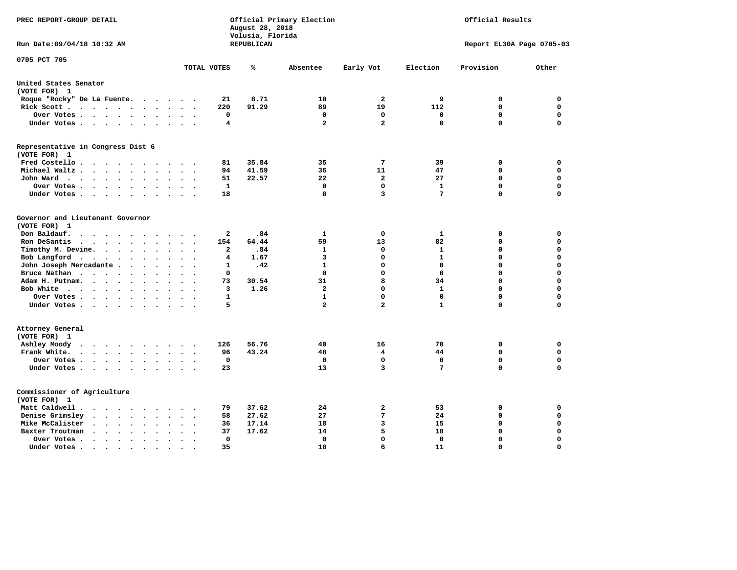PREC REPORT-GROUP DETAIL

Official Primary Election
August 28, 2018
Volusia, Florida
REPUBLICAN

Official Results

Run Date:09/04/18 10:32 AM

Report EL30A Page 0705-03

0705 PCT 705

| | TOTAL VOTES | % | Absentee | Early Vot | Election | Provision | Other |
|---|---|---|---|---|---|---|---|
| **United States Senator** | | | | | | | |
| (VOTE FOR) 1 | | | | | | | |
| Roque "Rocky" De La Fuente | 21 | 8.71 | 10 | 2 | 9 | 0 | 0 |
| Rick Scott | 220 | 91.29 | 89 | 19 | 112 | 0 | 0 |
| Over Votes | 0 | | 0 | 0 | 0 | 0 | 0 |
| Under Votes | 4 | | 2 | 2 | 0 | 0 | 0 |
| **Representative in Congress Dist 6** | | | | | | | |
| (VOTE FOR) 1 | | | | | | | |
| Fred Costello | 81 | 35.84 | 35 | 7 | 39 | 0 | 0 |
| Michael Waltz | 94 | 41.59 | 36 | 11 | 47 | 0 | 0 |
| John Ward | 51 | 22.57 | 22 | 2 | 27 | 0 | 0 |
| Over Votes | 1 | | 0 | 0 | 1 | 0 | 0 |
| Under Votes | 18 | | 8 | 3 | 7 | 0 | 0 |
| **Governor and Lieutenant Governor** | | | | | | | |
| (VOTE FOR) 1 | | | | | | | |
| Don Baldauf | 2 | .84 | 1 | 0 | 1 | 0 | 0 |
| Ron DeSantis | 154 | 64.44 | 59 | 13 | 82 | 0 | 0 |
| Timothy M. Devine | 2 | .84 | 1 | 0 | 1 | 0 | 0 |
| Bob Langford | 4 | 1.67 | 3 | 0 | 1 | 0 | 0 |
| John Joseph Mercadante | 1 | .42 | 1 | 0 | 0 | 0 | 0 |
| Bruce Nathan | 0 | | 0 | 0 | 0 | 0 | 0 |
| Adam H. Putnam | 73 | 30.54 | 31 | 8 | 34 | 0 | 0 |
| Bob White | 3 | 1.26 | 2 | 0 | 1 | 0 | 0 |
| Over Votes | 1 | | 1 | 0 | 0 | 0 | 0 |
| Under Votes | 5 | | 2 | 2 | 1 | 0 | 0 |
| **Attorney General** | | | | | | | |
| (VOTE FOR) 1 | | | | | | | |
| Ashley Moody | 126 | 56.76 | 40 | 16 | 70 | 0 | 0 |
| Frank White | 96 | 43.24 | 48 | 4 | 44 | 0 | 0 |
| Over Votes | 0 | | 0 | 0 | 0 | 0 | 0 |
| Under Votes | 23 | | 13 | 3 | 7 | 0 | 0 |
| **Commissioner of Agriculture** | | | | | | | |
| (VOTE FOR) 1 | | | | | | | |
| Matt Caldwell | 79 | 37.62 | 24 | 2 | 53 | 0 | 0 |
| Denise Grimsley | 58 | 27.62 | 27 | 7 | 24 | 0 | 0 |
| Mike McCalister | 36 | 17.14 | 18 | 3 | 15 | 0 | 0 |
| Baxter Troutman | 37 | 17.62 | 14 | 5 | 18 | 0 | 0 |
| Over Votes | 0 | | 0 | 0 | 0 | 0 | 0 |
| Under Votes | 35 | | 18 | 6 | 11 | 0 | 0 |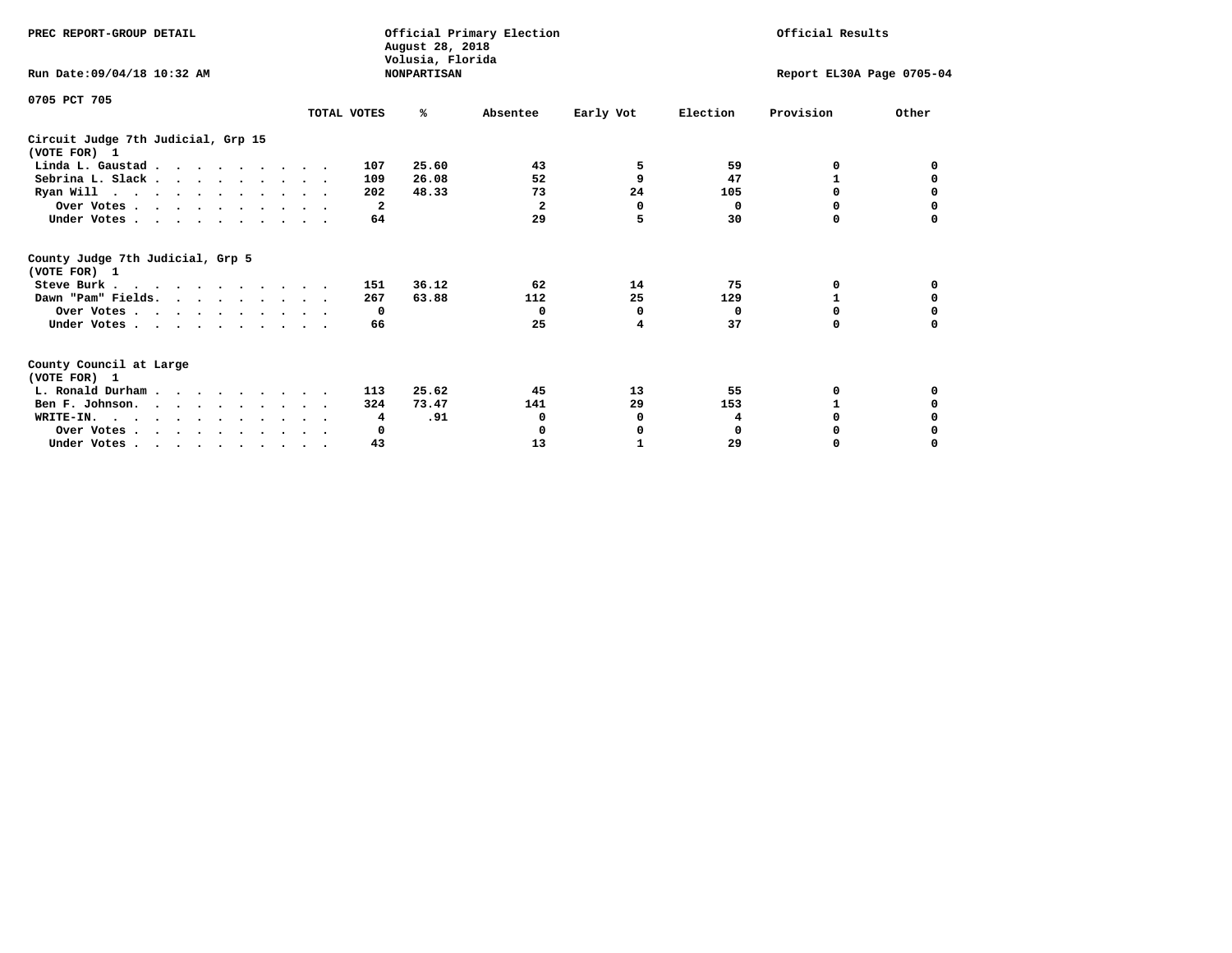PREC REPORT-GROUP DETAIL

Official Primary Election
August 28, 2018
Volusia, Florida
NONPARTISAN

Official Results

Run Date:09/04/18 10:32 AM

Report EL30A Page 0705-04

0705 PCT 705

| | TOTAL VOTES | % | Absentee | Early Vot | Election | Provision | Other |
|---|---|---|---|---|---|---|---|
| **Circuit Judge 7th Judicial, Grp 15** | | | | | | | |
| **(VOTE FOR) 1** | | | | | | | |
| Linda L. Gaustad | 107 | 25.60 | 43 | 5 | 59 | 0 | 0 |
| Sebrina L. Slack | 109 | 26.08 | 52 | 9 | 47 | 1 | 0 |
| Ryan Will | 202 | 48.33 | 73 | 24 | 105 | 0 | 0 |
| Over Votes | 2 | | 2 | 0 | 0 | 0 | 0 |
| Under Votes | 64 | | 29 | 5 | 30 | 0 | 0 |
| **County Judge 7th Judicial, Grp 5** | | | | | | | |
| **(VOTE FOR) 1** | | | | | | | |
| Steve Burk | 151 | 36.12 | 62 | 14 | 75 | 0 | 0 |
| Dawn "Pam" Fields | 267 | 63.88 | 112 | 25 | 129 | 1 | 0 |
| Over Votes | 0 | | 0 | 0 | 0 | 0 | 0 |
| Under Votes | 66 | | 25 | 4 | 37 | 0 | 0 |
| **County Council at Large** | | | | | | | |
| **(VOTE FOR) 1** | | | | | | | |
| L. Ronald Durham | 113 | 25.62 | 45 | 13 | 55 | 0 | 0 |
| Ben F. Johnson | 324 | 73.47 | 141 | 29 | 153 | 1 | 0 |
| WRITE-IN. | 4 | .91 | 0 | 0 | 4 | 0 | 0 |
| Over Votes | 0 | | 0 | 0 | 0 | 0 | 0 |
| Under Votes | 43 | | 13 | 1 | 29 | 0 | 0 |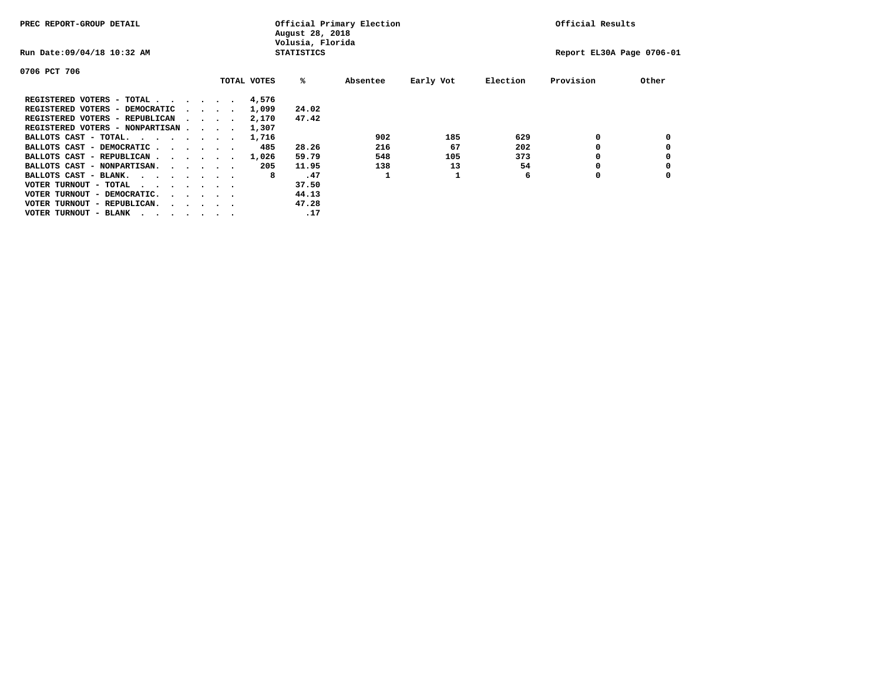PREC REPORT-GROUP DETAIL

Official Primary Election
August 28, 2018
Volusia, Florida
STATISTICS

Official Results

Run Date:09/04/18 10:32 AM

Report EL30A Page 0706-01

0706 PCT 706

| | TOTAL VOTES | % | Absentee | Early Vot | Election | Provision | Other |
|---|---|---|---|---|---|---|---|
| REGISTERED VOTERS - TOTAL . . . . . . | 4,576 | | | | | | |
| REGISTERED VOTERS - DEMOCRATIC . . . . | 1,099 | 24.02 | | | | | |
| REGISTERED VOTERS - REPUBLICAN . . . . | 2,170 | 47.42 | | | | | |
| REGISTERED VOTERS - NONPARTISAN . . . . | 1,307 | | | | | | |
| BALLOTS CAST - TOTAL. . . . . . . . | 1,716 | | 902 | 185 | 629 | 0 | 0 |
| BALLOTS CAST - DEMOCRATIC . . . . . . | 485 | 28.26 | 216 | 67 | 202 | 0 | 0 |
| BALLOTS CAST - REPUBLICAN . . . . . . | 1,026 | 59.79 | 548 | 105 | 373 | 0 | 0 |
| BALLOTS CAST - NONPARTISAN. . . . . . | 205 | 11.95 | 138 | 13 | 54 | 0 | 0 |
| BALLOTS CAST - BLANK. . . . . . . . | 8 | .47 | 1 | 1 | 6 | 0 | 0 |
| VOTER TURNOUT - TOTAL . . . . . . . | | 37.50 | | | | | |
| VOTER TURNOUT - DEMOCRATIC. . . . . . | | 44.13 | | | | | |
| VOTER TURNOUT - REPUBLICAN. . . . . . | | 47.28 | | | | | |
| VOTER TURNOUT - BLANK . . . . . . . | | .17 | | | | | |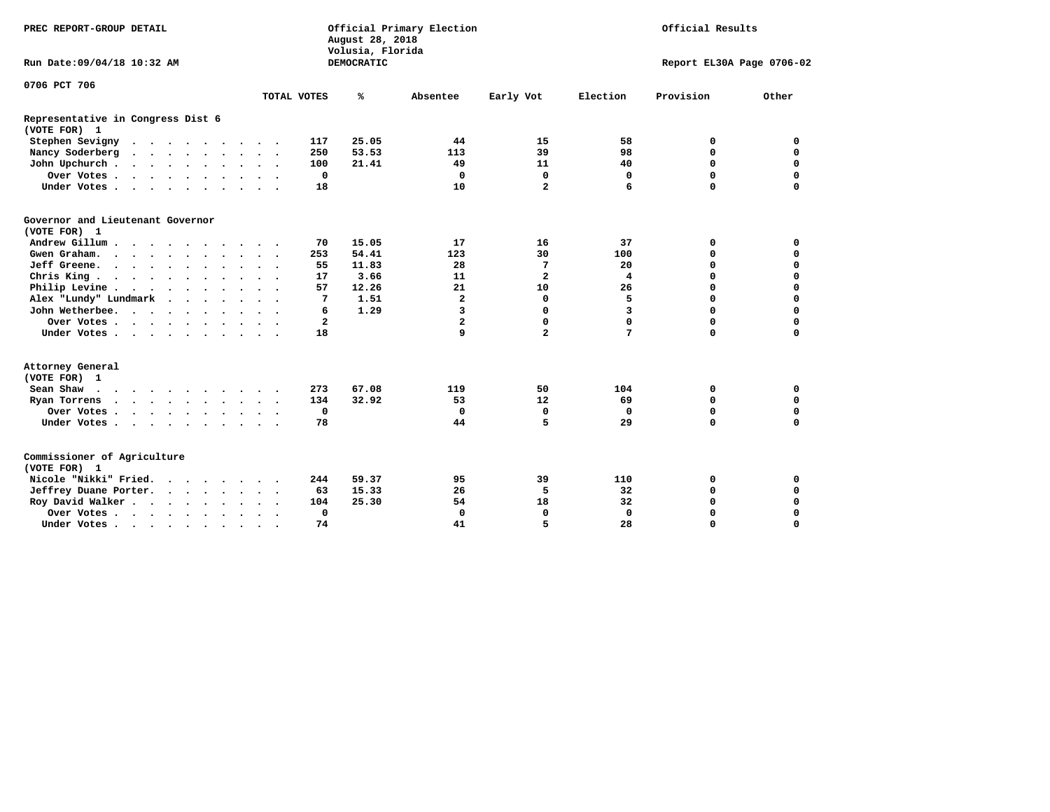PREC REPORT-GROUP DETAIL

Official Primary Election
August 28, 2018
Volusia, Florida
DEMOCRATIC

Official Results

Run Date:09/04/18 10:32 AM

Report EL30A Page 0706-02

0706 PCT 706

| | TOTAL VOTES | % | Absentee | Early Vot | Election | Provision | Other |
|---|---|---|---|---|---|---|---|
| **Representative in Congress Dist 6** | | | | | | | |
| **(VOTE FOR) 1** | | | | | | | |
| Stephen Sevigny | 117 | 25.05 | 44 | 15 | 58 | 0 | 0 |
| Nancy Soderberg | 250 | 53.53 | 113 | 39 | 98 | 0 | 0 |
| John Upchurch | 100 | 21.41 | 49 | 11 | 40 | 0 | 0 |
| Over Votes | 0 | | 0 | 0 | 0 | 0 | 0 |
| Under Votes | 18 | | 10 | 2 | 6 | 0 | 0 |
| **Governor and Lieutenant Governor** | | | | | | | |
| **(VOTE FOR) 1** | | | | | | | |
| Andrew Gillum | 70 | 15.05 | 17 | 16 | 37 | 0 | 0 |
| Gwen Graham | 253 | 54.41 | 123 | 30 | 100 | 0 | 0 |
| Jeff Greene | 55 | 11.83 | 28 | 7 | 20 | 0 | 0 |
| Chris King | 17 | 3.66 | 11 | 2 | 4 | 0 | 0 |
| Philip Levine | 57 | 12.26 | 21 | 10 | 26 | 0 | 0 |
| Alex "Lundy" Lundmark | 7 | 1.51 | 2 | 0 | 5 | 0 | 0 |
| John Wetherbee | 6 | 1.29 | 3 | 0 | 3 | 0 | 0 |
| Over Votes | 2 | | 2 | 0 | 0 | 0 | 0 |
| Under Votes | 18 | | 9 | 2 | 7 | 0 | 0 |
| **Attorney General** | | | | | | | |
| **(VOTE FOR) 1** | | | | | | | |
| Sean Shaw | 273 | 67.08 | 119 | 50 | 104 | 0 | 0 |
| Ryan Torrens | 134 | 32.92 | 53 | 12 | 69 | 0 | 0 |
| Over Votes | 0 | | 0 | 0 | 0 | 0 | 0 |
| Under Votes | 78 | | 44 | 5 | 29 | 0 | 0 |
| **Commissioner of Agriculture** | | | | | | | |
| **(VOTE FOR) 1** | | | | | | | |
| Nicole "Nikki" Fried | 244 | 59.37 | 95 | 39 | 110 | 0 | 0 |
| Jeffrey Duane Porter | 63 | 15.33 | 26 | 5 | 32 | 0 | 0 |
| Roy David Walker | 104 | 25.30 | 54 | 18 | 32 | 0 | 0 |
| Over Votes | 0 | | 0 | 0 | 0 | 0 | 0 |
| Under Votes | 74 | | 41 | 5 | 28 | 0 | 0 |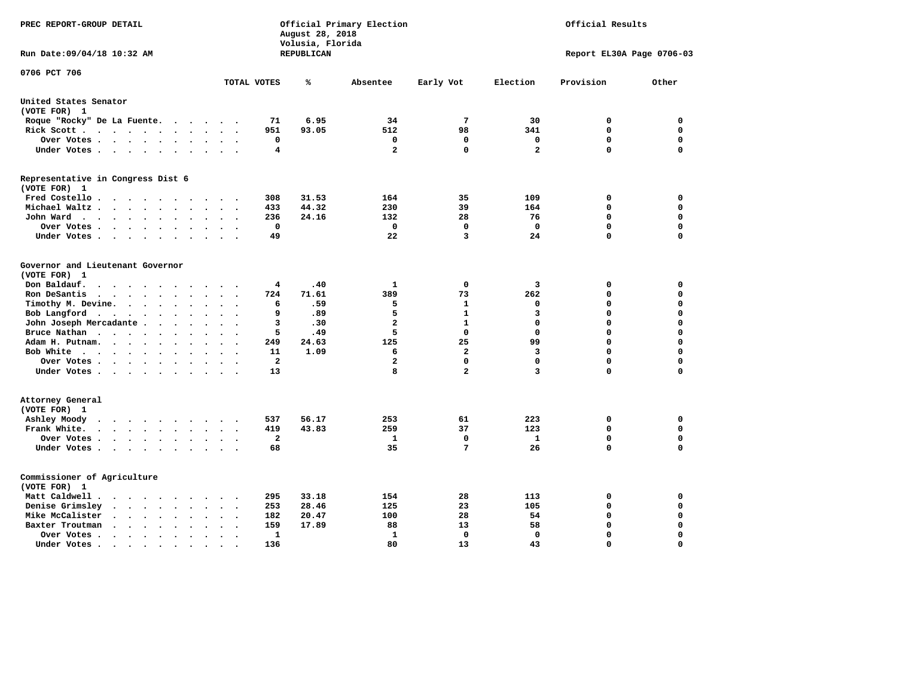PREC REPORT-GROUP DETAIL

Official Primary Election
August 28, 2018
Volusia, Florida
REPUBLICAN

Official Results

Run Date:09/04/18 10:32 AM

Report EL30A Page 0706-03

0706 PCT 706

| | TOTAL VOTES | % | Absentee | Early Vot | Election | Provision | Other |
|---|---|---|---|---|---|---|---|
| **United States Senator (VOTE FOR) 1** | | | | | | | |
| Roque "Rocky" De La Fuente | 71 | 6.95 | 34 | 7 | 30 | 0 | 0 |
| Rick Scott | 951 | 93.05 | 512 | 98 | 341 | 0 | 0 |
| Over Votes | 0 | | 0 | 0 | 0 | 0 | 0 |
| Under Votes | 4 | | 2 | 0 | 2 | 0 | 0 |
| **Representative in Congress Dist 6 (VOTE FOR) 1** | | | | | | | |
| Fred Costello | 308 | 31.53 | 164 | 35 | 109 | 0 | 0 |
| Michael Waltz | 433 | 44.32 | 230 | 39 | 164 | 0 | 0 |
| John Ward | 236 | 24.16 | 132 | 28 | 76 | 0 | 0 |
| Over Votes | 0 | | 0 | 0 | 0 | 0 | 0 |
| Under Votes | 49 | | 22 | 3 | 24 | 0 | 0 |
| **Governor and Lieutenant Governor (VOTE FOR) 1** | | | | | | | |
| Don Baldauf | 4 | .40 | 1 | 0 | 3 | 0 | 0 |
| Ron DeSantis | 724 | 71.61 | 389 | 73 | 262 | 0 | 0 |
| Timothy M. Devine | 6 | .59 | 5 | 1 | 0 | 0 | 0 |
| Bob Langford | 9 | .89 | 5 | 1 | 3 | 0 | 0 |
| John Joseph Mercadante | 3 | .30 | 2 | 1 | 0 | 0 | 0 |
| Bruce Nathan | 5 | .49 | 5 | 0 | 0 | 0 | 0 |
| Adam H. Putnam | 249 | 24.63 | 125 | 25 | 99 | 0 | 0 |
| Bob White | 11 | 1.09 | 6 | 2 | 3 | 0 | 0 |
| Over Votes | 2 | | 2 | 0 | 0 | 0 | 0 |
| Under Votes | 13 | | 8 | 2 | 3 | 0 | 0 |
| **Attorney General (VOTE FOR) 1** | | | | | | | |
| Ashley Moody | 537 | 56.17 | 253 | 61 | 223 | 0 | 0 |
| Frank White | 419 | 43.83 | 259 | 37 | 123 | 0 | 0 |
| Over Votes | 2 | | 1 | 0 | 1 | 0 | 0 |
| Under Votes | 68 | | 35 | 7 | 26 | 0 | 0 |
| **Commissioner of Agriculture (VOTE FOR) 1** | | | | | | | |
| Matt Caldwell | 295 | 33.18 | 154 | 28 | 113 | 0 | 0 |
| Denise Grimsley | 253 | 28.46 | 125 | 23 | 105 | 0 | 0 |
| Mike McCalister | 182 | 20.47 | 100 | 28 | 54 | 0 | 0 |
| Baxter Troutman | 159 | 17.89 | 88 | 13 | 58 | 0 | 0 |
| Over Votes | 1 | | 1 | 0 | 0 | 0 | 0 |
| Under Votes | 136 | | 80 | 13 | 43 | 0 | 0 |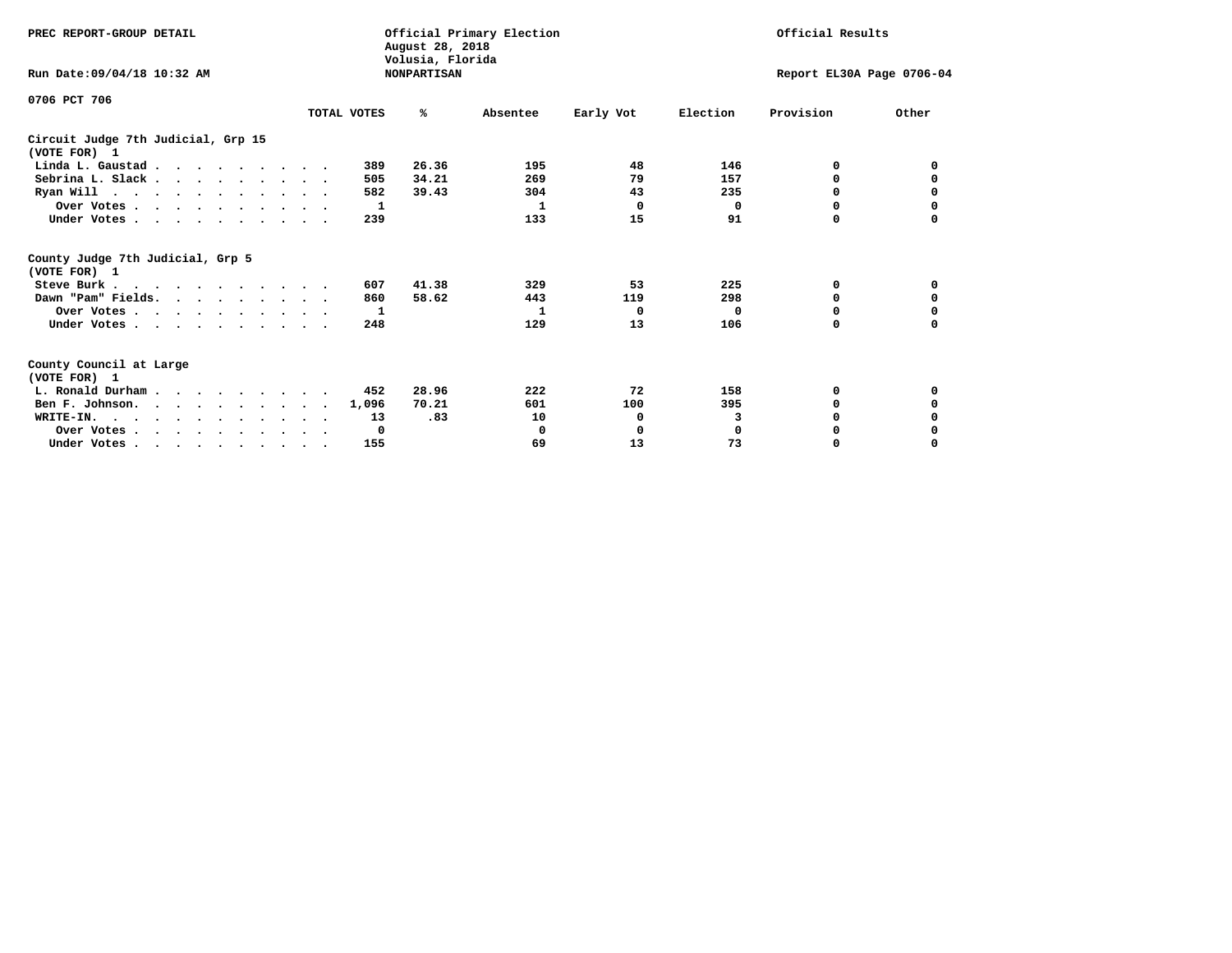PREC REPORT-GROUP DETAIL

Official Primary Election
August 28, 2018
Volusia, Florida
NONPARTISAN

Official Results

Run Date:09/04/18 10:32 AM

Report EL30A Page 0706-04

0706 PCT 706

| | TOTAL VOTES | % | Absentee | Early Vot | Election | Provision | Other |
|---|---|---|---|---|---|---|---|
| **Circuit Judge 7th Judicial, Grp 15** | | | | | | | |
| **(VOTE FOR) 1** | | | | | | | |
| Linda L. Gaustad | 389 | 26.36 | 195 | 48 | 146 | 0 | 0 |
| Sebrina L. Slack | 505 | 34.21 | 269 | 79 | 157 | 0 | 0 |
| Ryan Will | 582 | 39.43 | 304 | 43 | 235 | 0 | 0 |
| Over Votes | 1 | | 1 | 0 | 0 | 0 | 0 |
| Under Votes | 239 | | 133 | 15 | 91 | 0 | 0 |
| **County Judge 7th Judicial, Grp 5** | | | | | | | |
| **(VOTE FOR) 1** | | | | | | | |
| Steve Burk | 607 | 41.38 | 329 | 53 | 225 | 0 | 0 |
| Dawn "Pam" Fields | 860 | 58.62 | 443 | 119 | 298 | 0 | 0 |
| Over Votes | 1 | | 1 | 0 | 0 | 0 | 0 |
| Under Votes | 248 | | 129 | 13 | 106 | 0 | 0 |
| **County Council at Large** | | | | | | | |
| **(VOTE FOR) 1** | | | | | | | |
| L. Ronald Durham | 452 | 28.96 | 222 | 72 | 158 | 0 | 0 |
| Ben F. Johnson | 1,096 | 70.21 | 601 | 100 | 395 | 0 | 0 |
| WRITE-IN. | 13 | .83 | 10 | 0 | 3 | 0 | 0 |
| Over Votes | 0 | | 0 | 0 | 0 | 0 | 0 |
| Under Votes | 155 | | 69 | 13 | 73 | 0 | 0 |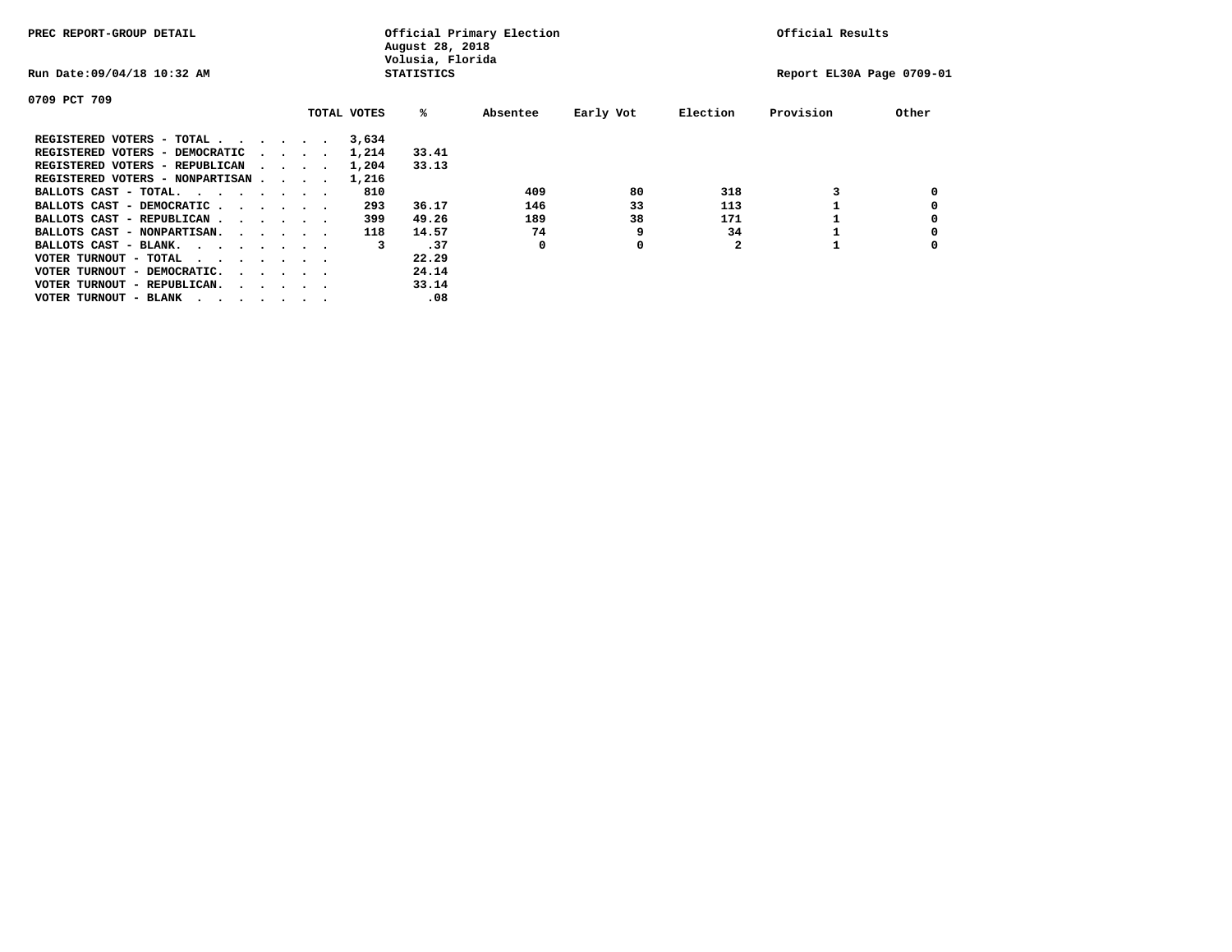PREC REPORT-GROUP DETAIL

Official Primary Election
August 28, 2018
Volusia, Florida
STATISTICS

Official Results

Run Date:09/04/18 10:32 AM

Report EL30A Page 0709-01

0709 PCT 709

| | TOTAL VOTES | % | Absentee | Early Vot | Election | Provision | Other |
|---|---|---|---|---|---|---|---|
| REGISTERED VOTERS - TOTAL . . . . . . | 3,634 | | | | | | |
| REGISTERED VOTERS - DEMOCRATIC . . . . | 1,214 | 33.41 | | | | | |
| REGISTERED VOTERS - REPUBLICAN . . . . | 1,204 | 33.13 | | | | | |
| REGISTERED VOTERS - NONPARTISAN . . . . | 1,216 | | | | | | |
| BALLOTS CAST - TOTAL. . . . . . . . | 810 | | 409 | 80 | 318 | 3 | 0 |
| BALLOTS CAST - DEMOCRATIC . . . . . . | 293 | 36.17 | 146 | 33 | 113 | 1 | 0 |
| BALLOTS CAST - REPUBLICAN . . . . . . | 399 | 49.26 | 189 | 38 | 171 | 1 | 0 |
| BALLOTS CAST - NONPARTISAN. . . . . . | 118 | 14.57 | 74 | 9 | 34 | 1 | 0 |
| BALLOTS CAST - BLANK. . . . . . . . | 3 | .37 | 0 | 0 | 2 | 1 | 0 |
| VOTER TURNOUT - TOTAL . . . . . . . | | 22.29 | | | | | |
| VOTER TURNOUT - DEMOCRATIC. . . . . . | | 24.14 | | | | | |
| VOTER TURNOUT - REPUBLICAN. . . . . . | | 33.14 | | | | | |
| VOTER TURNOUT - BLANK . . . . . . . | | .08 | | | | | |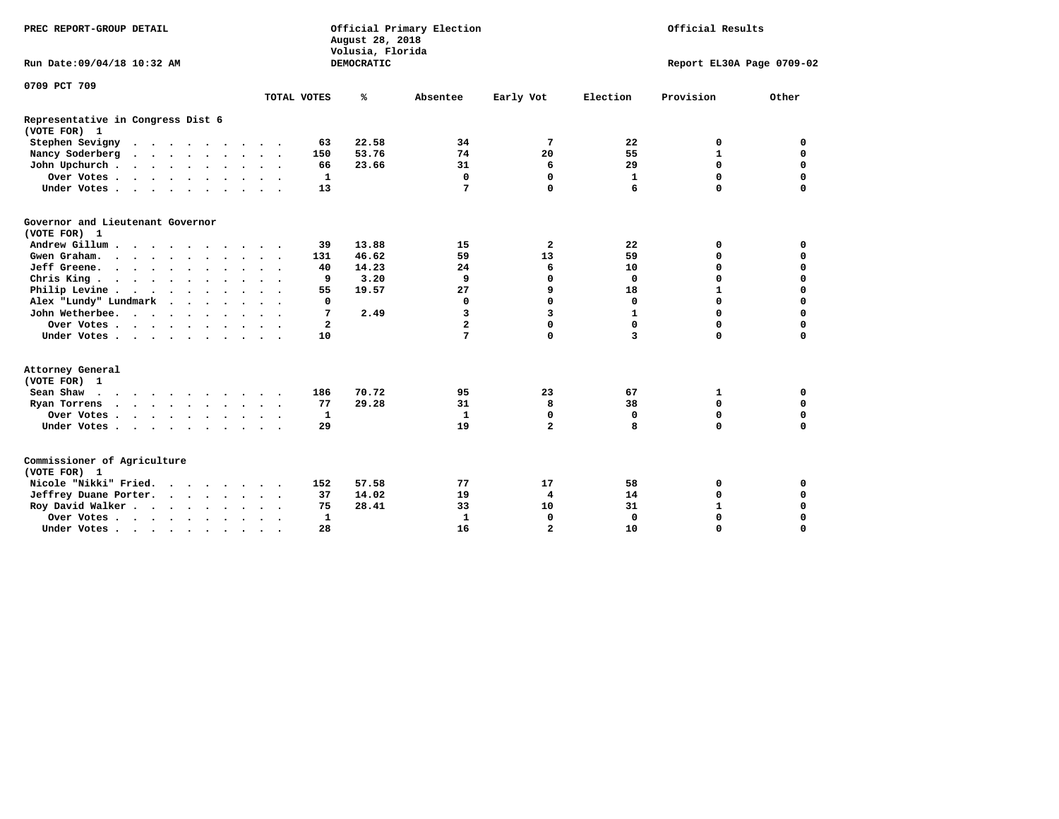PREC REPORT-GROUP DETAIL

Official Primary Election
August 28, 2018
Volusia, Florida
DEMOCRATIC

Official Results

Run Date:09/04/18 10:32 AM

Report EL30A Page 0709-02

0709 PCT 709

| | TOTAL VOTES | % | Absentee | Early Vot | Election | Provision | Other |
|---|---|---|---|---|---|---|---|
| **Representative in Congress Dist 6** | | | | | | | |
| **(VOTE FOR) 1** | | | | | | | |
| Stephen Sevigny | 63 | 22.58 | 34 | 7 | 22 | 0 | 0 |
| Nancy Soderberg | 150 | 53.76 | 74 | 20 | 55 | 1 | 0 |
| John Upchurch | 66 | 23.66 | 31 | 6 | 29 | 0 | 0 |
| Over Votes | 1 | | 0 | 0 | 1 | 0 | 0 |
| Under Votes | 13 | | 7 | 0 | 6 | 0 | 0 |
| **Governor and Lieutenant Governor** | | | | | | | |
| **(VOTE FOR) 1** | | | | | | | |
| Andrew Gillum | 39 | 13.88 | 15 | 2 | 22 | 0 | 0 |
| Gwen Graham | 131 | 46.62 | 59 | 13 | 59 | 0 | 0 |
| Jeff Greene | 40 | 14.23 | 24 | 6 | 10 | 0 | 0 |
| Chris King | 9 | 3.20 | 9 | 0 | 0 | 0 | 0 |
| Philip Levine | 55 | 19.57 | 27 | 9 | 18 | 1 | 0 |
| Alex "Lundy" Lundmark | 0 | | 0 | 0 | 0 | 0 | 0 |
| John Wetherbee | 7 | 2.49 | 3 | 3 | 1 | 0 | 0 |
| Over Votes | 2 | | 2 | 0 | 0 | 0 | 0 |
| Under Votes | 10 | | 7 | 0 | 3 | 0 | 0 |
| **Attorney General** | | | | | | | |
| **(VOTE FOR) 1** | | | | | | | |
| Sean Shaw | 186 | 70.72 | 95 | 23 | 67 | 1 | 0 |
| Ryan Torrens | 77 | 29.28 | 31 | 8 | 38 | 0 | 0 |
| Over Votes | 1 | | 1 | 0 | 0 | 0 | 0 |
| Under Votes | 29 | | 19 | 2 | 8 | 0 | 0 |
| **Commissioner of Agriculture** | | | | | | | |
| **(VOTE FOR) 1** | | | | | | | |
| Nicole "Nikki" Fried | 152 | 57.58 | 77 | 17 | 58 | 0 | 0 |
| Jeffrey Duane Porter | 37 | 14.02 | 19 | 4 | 14 | 0 | 0 |
| Roy David Walker | 75 | 28.41 | 33 | 10 | 31 | 1 | 0 |
| Over Votes | 1 | | 1 | 0 | 0 | 0 | 0 |
| Under Votes | 28 | | 16 | 2 | 10 | 0 | 0 |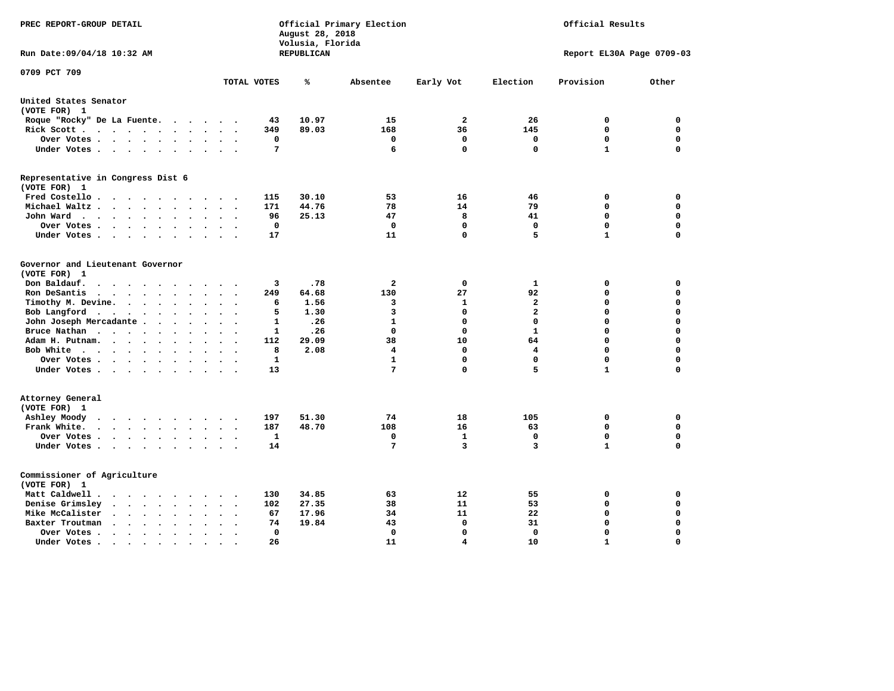PREC REPORT-GROUP DETAIL

Official Primary Election
August 28, 2018
Volusia, Florida
REPUBLICAN

Official Results

Run Date:09/04/18 10:32 AM

Report EL30A Page 0709-03

0709 PCT 709

| | TOTAL VOTES | % | Absentee | Early Vot | Election | Provision | Other |
|---|---|---|---|---|---|---|---|
| **United States Senator (VOTE FOR) 1** | | | | | | | |
| Roque "Rocky" De La Fuente | 43 | 10.97 | 15 | 2 | 26 | 0 | 0 |
| Rick Scott | 349 | 89.03 | 168 | 36 | 145 | 0 | 0 |
| Over Votes | 0 | | 0 | 0 | 0 | 0 | 0 |
| Under Votes | 7 | | 6 | 0 | 0 | 1 | 0 |
| **Representative in Congress Dist 6 (VOTE FOR) 1** | | | | | | | |
| Fred Costello | 115 | 30.10 | 53 | 16 | 46 | 0 | 0 |
| Michael Waltz | 171 | 44.76 | 78 | 14 | 79 | 0 | 0 |
| John Ward | 96 | 25.13 | 47 | 8 | 41 | 0 | 0 |
| Over Votes | 0 | | 0 | 0 | 0 | 0 | 0 |
| Under Votes | 17 | | 11 | 0 | 5 | 1 | 0 |
| **Governor and Lieutenant Governor (VOTE FOR) 1** | | | | | | | |
| Don Baldauf | 3 | .78 | 2 | 0 | 1 | 0 | 0 |
| Ron DeSantis | 249 | 64.68 | 130 | 27 | 92 | 0 | 0 |
| Timothy M. Devine | 6 | 1.56 | 3 | 1 | 2 | 0 | 0 |
| Bob Langford | 5 | 1.30 | 3 | 0 | 2 | 0 | 0 |
| John Joseph Mercadante | 1 | .26 | 1 | 0 | 0 | 0 | 0 |
| Bruce Nathan | 1 | .26 | 0 | 0 | 1 | 0 | 0 |
| Adam H. Putnam | 112 | 29.09 | 38 | 10 | 64 | 0 | 0 |
| Bob White | 8 | 2.08 | 4 | 0 | 4 | 0 | 0 |
| Over Votes | 1 | | 1 | 0 | 0 | 0 | 0 |
| Under Votes | 13 | | 7 | 0 | 5 | 1 | 0 |
| **Attorney General (VOTE FOR) 1** | | | | | | | |
| Ashley Moody | 197 | 51.30 | 74 | 18 | 105 | 0 | 0 |
| Frank White | 187 | 48.70 | 108 | 16 | 63 | 0 | 0 |
| Over Votes | 1 | | 0 | 1 | 0 | 0 | 0 |
| Under Votes | 14 | | 7 | 3 | 3 | 1 | 0 |
| **Commissioner of Agriculture (VOTE FOR) 1** | | | | | | | |
| Matt Caldwell | 130 | 34.85 | 63 | 12 | 55 | 0 | 0 |
| Denise Grimsley | 102 | 27.35 | 38 | 11 | 53 | 0 | 0 |
| Mike McCalister | 67 | 17.96 | 34 | 11 | 22 | 0 | 0 |
| Baxter Troutman | 74 | 19.84 | 43 | 0 | 31 | 0 | 0 |
| Over Votes | 0 | | 0 | 0 | 0 | 0 | 0 |
| Under Votes | 26 | | 11 | 4 | 10 | 1 | 0 |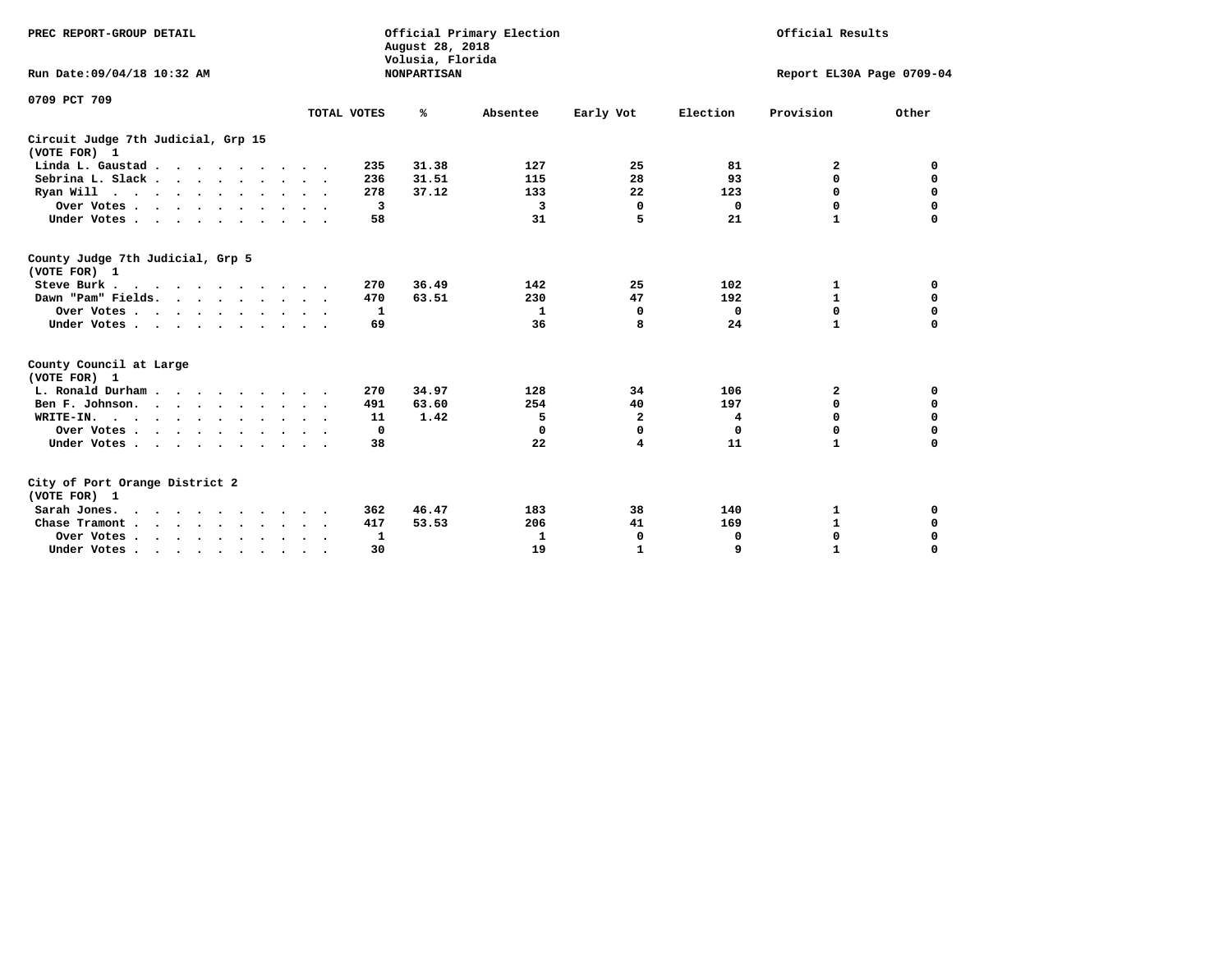PREC REPORT-GROUP DETAIL

Official Primary Election
August 28, 2018
Volusia, Florida
NONPARTISAN

Official Results

Run Date:09/04/18 10:32 AM

Report EL30A Page 0709-04

0709 PCT 709

| | TOTAL VOTES | % | Absentee | Early Vot | Election | Provision | Other |
|---|---|---|---|---|---|---|---|
| **Circuit Judge 7th Judicial, Grp 15 (VOTE FOR) 1** | | | | | | | |
| Linda L. Gaustad | 235 | 31.38 | 127 | 25 | 81 | 2 | 0 |
| Sebrina L. Slack | 236 | 31.51 | 115 | 28 | 93 | 0 | 0 |
| Ryan Will | 278 | 37.12 | 133 | 22 | 123 | 0 | 0 |
| Over Votes | 3 | | 3 | 0 | 0 | 0 | 0 |
| Under Votes | 58 | | 31 | 5 | 21 | 1 | 0 |
| **County Judge 7th Judicial, Grp 5 (VOTE FOR) 1** | | | | | | | |
| Steve Burk | 270 | 36.49 | 142 | 25 | 102 | 1 | 0 |
| Dawn "Pam" Fields | 470 | 63.51 | 230 | 47 | 192 | 1 | 0 |
| Over Votes | 1 | | 1 | 0 | 0 | 0 | 0 |
| Under Votes | 69 | | 36 | 8 | 24 | 1 | 0 |
| **County Council at Large (VOTE FOR) 1** | | | | | | | |
| L. Ronald Durham | 270 | 34.97 | 128 | 34 | 106 | 2 | 0 |
| Ben F. Johnson | 491 | 63.60 | 254 | 40 | 197 | 0 | 0 |
| WRITE-IN | 11 | 1.42 | 5 | 2 | 4 | 0 | 0 |
| Over Votes | 0 | | 0 | 0 | 0 | 0 | 0 |
| Under Votes | 38 | | 22 | 4 | 11 | 1 | 0 |
| **City of Port Orange District 2 (VOTE FOR) 1** | | | | | | | |
| Sarah Jones | 362 | 46.47 | 183 | 38 | 140 | 1 | 0 |
| Chase Tramont | 417 | 53.53 | 206 | 41 | 169 | 1 | 0 |
| Over Votes | 1 | | 1 | 0 | 0 | 0 | 0 |
| Under Votes | 30 | | 19 | 1 | 9 | 1 | 0 |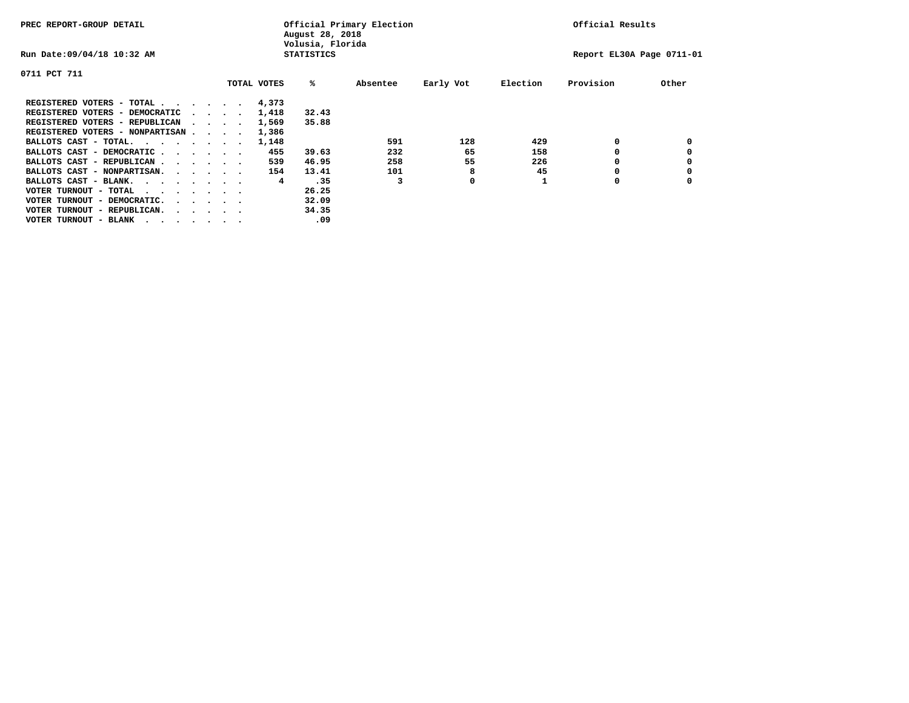PREC REPORT-GROUP DETAIL

Official Primary Election
August 28, 2018
Volusia, Florida
STATISTICS

Official Results

Run Date:09/04/18 10:32 AM

Report EL30A Page 0711-01

0711 PCT 711

| | TOTAL VOTES | % | Absentee | Early Vot | Election | Provision | Other |
|---|---|---|---|---|---|---|---|
| REGISTERED VOTERS - TOTAL . . . . . . | 4,373 | | | | | | |
| REGISTERED VOTERS - DEMOCRATIC . . . . | 1,418 | 32.43 | | | | | |
| REGISTERED VOTERS - REPUBLICAN . . . . | 1,569 | 35.88 | | | | | |
| REGISTERED VOTERS - NONPARTISAN . . . . | 1,386 | | | | | | |
| BALLOTS CAST - TOTAL. . . . . . . . | 1,148 | | 591 | 128 | 429 | 0 | 0 |
| BALLOTS CAST - DEMOCRATIC . . . . . . | 455 | 39.63 | 232 | 65 | 158 | 0 | 0 |
| BALLOTS CAST - REPUBLICAN . . . . . . | 539 | 46.95 | 258 | 55 | 226 | 0 | 0 |
| BALLOTS CAST - NONPARTISAN. . . . . . | 154 | 13.41 | 101 | 8 | 45 | 0 | 0 |
| BALLOTS CAST - BLANK. . . . . . . . | 4 | .35 | 3 | 0 | 1 | 0 | 0 |
| VOTER TURNOUT - TOTAL . . . . . . . | | 26.25 | | | | | |
| VOTER TURNOUT - DEMOCRATIC. . . . . . | | 32.09 | | | | | |
| VOTER TURNOUT - REPUBLICAN. . . . . . | | 34.35 | | | | | |
| VOTER TURNOUT - BLANK . . . . . . . | | .09 | | | | | |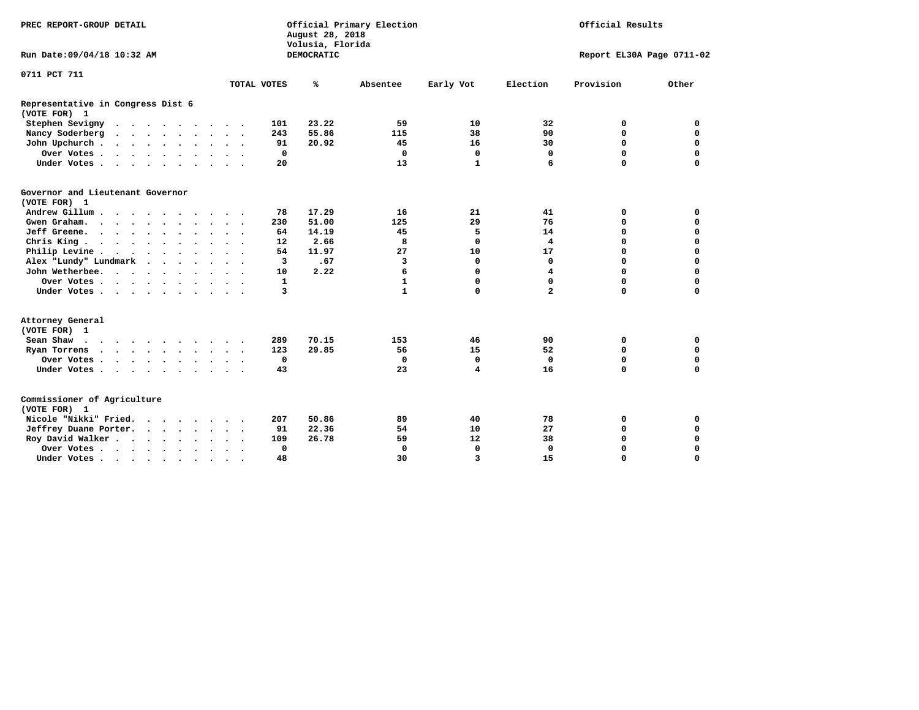PREC REPORT-GROUP DETAIL

Official Primary Election
August 28, 2018
Volusia, Florida
DEMOCRATIC

Official Results

Run Date:09/04/18 10:32 AM

Report EL30A Page 0711-02

0711 PCT 711

| | TOTAL VOTES | % | Absentee | Early Vot | Election | Provision | Other |
|---|---|---|---|---|---|---|---|
| **Representative in Congress Dist 6** | | | | | | | |
| **(VOTE FOR) 1** | | | | | | | |
| Stephen Sevigny | 101 | 23.22 | 59 | 10 | 32 | 0 | 0 |
| Nancy Soderberg | 243 | 55.86 | 115 | 38 | 90 | 0 | 0 |
| John Upchurch | 91 | 20.92 | 45 | 16 | 30 | 0 | 0 |
| Over Votes | 0 | | 0 | 0 | 0 | 0 | 0 |
| Under Votes | 20 | | 13 | 1 | 6 | 0 | 0 |
| **Governor and Lieutenant Governor** | | | | | | | |
| **(VOTE FOR) 1** | | | | | | | |
| Andrew Gillum | 78 | 17.29 | 16 | 21 | 41 | 0 | 0 |
| Gwen Graham | 230 | 51.00 | 125 | 29 | 76 | 0 | 0 |
| Jeff Greene | 64 | 14.19 | 45 | 5 | 14 | 0 | 0 |
| Chris King | 12 | 2.66 | 8 | 0 | 4 | 0 | 0 |
| Philip Levine | 54 | 11.97 | 27 | 10 | 17 | 0 | 0 |
| Alex "Lundy" Lundmark | 3 | .67 | 3 | 0 | 0 | 0 | 0 |
| John Wetherbee | 10 | 2.22 | 6 | 0 | 4 | 0 | 0 |
| Over Votes | 1 | | 1 | 0 | 0 | 0 | 0 |
| Under Votes | 3 | | 1 | 0 | 2 | 0 | 0 |
| **Attorney General** | | | | | | | |
| **(VOTE FOR) 1** | | | | | | | |
| Sean Shaw | 289 | 70.15 | 153 | 46 | 90 | 0 | 0 |
| Ryan Torrens | 123 | 29.85 | 56 | 15 | 52 | 0 | 0 |
| Over Votes | 0 | | 0 | 0 | 0 | 0 | 0 |
| Under Votes | 43 | | 23 | 4 | 16 | 0 | 0 |
| **Commissioner of Agriculture** | | | | | | | |
| **(VOTE FOR) 1** | | | | | | | |
| Nicole "Nikki" Fried | 207 | 50.86 | 89 | 40 | 78 | 0 | 0 |
| Jeffrey Duane Porter | 91 | 22.36 | 54 | 10 | 27 | 0 | 0 |
| Roy David Walker | 109 | 26.78 | 59 | 12 | 38 | 0 | 0 |
| Over Votes | 0 | | 0 | 0 | 0 | 0 | 0 |
| Under Votes | 48 | | 30 | 3 | 15 | 0 | 0 |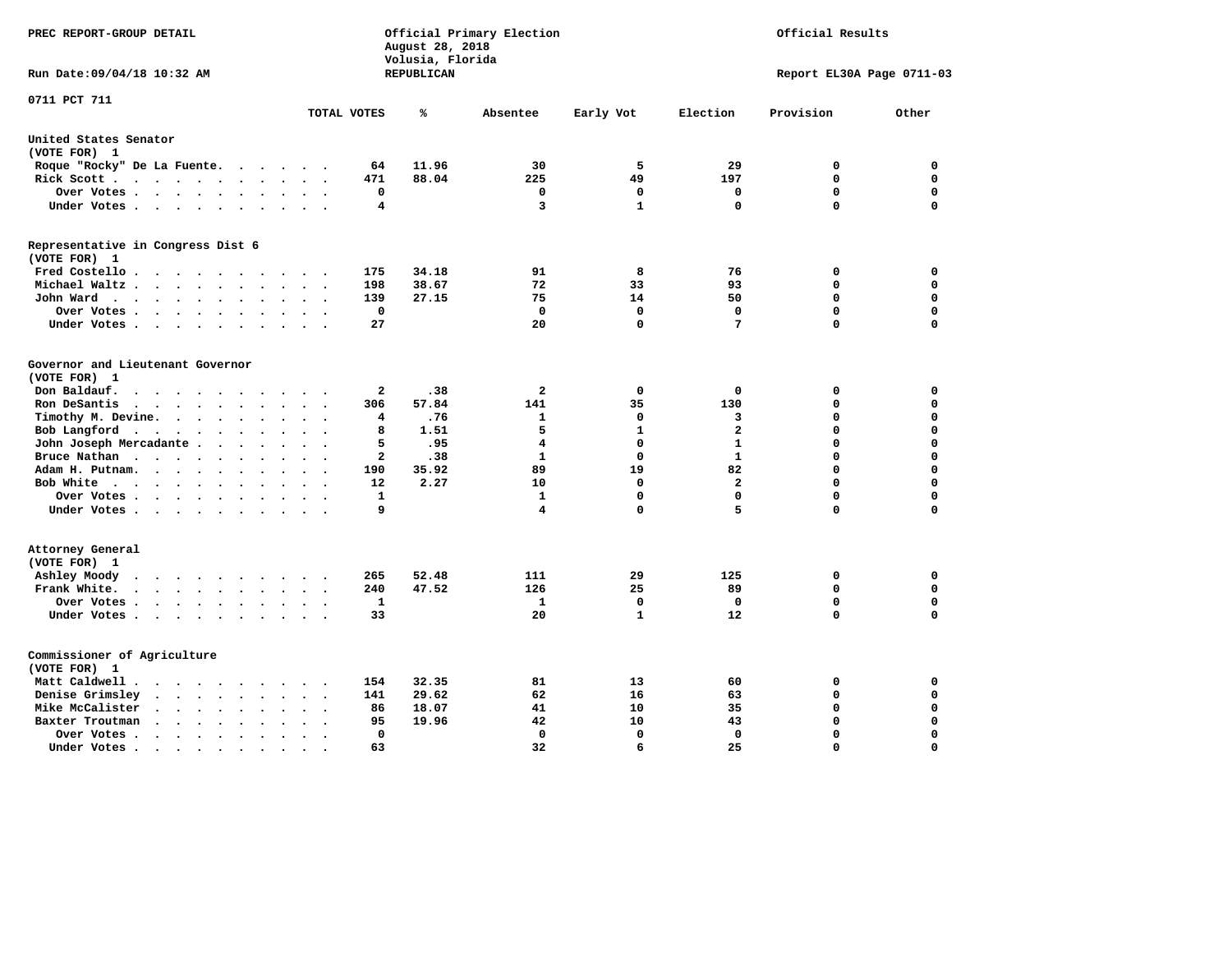PREC REPORT-GROUP DETAIL

Official Primary Election
August 28, 2018
Volusia, Florida
REPUBLICAN

Official Results

Run Date:09/04/18 10:32 AM

Report EL30A Page 0711-03

0711 PCT 711

| | TOTAL VOTES | % | Absentee | Early Vot | Election | Provision | Other |
|---|---|---|---|---|---|---|---|
| **United States Senator (VOTE FOR) 1** | | | | | | | |
| Roque "Rocky" De La Fuente | 64 | 11.96 | 30 | 5 | 29 | 0 | 0 |
| Rick Scott | 471 | 88.04 | 225 | 49 | 197 | 0 | 0 |
| Over Votes | 0 | | 0 | 0 | 0 | 0 | 0 |
| Under Votes | 4 | | 3 | 1 | 0 | 0 | 0 |
| **Representative in Congress Dist 6 (VOTE FOR) 1** | | | | | | | |
| Fred Costello | 175 | 34.18 | 91 | 8 | 76 | 0 | 0 |
| Michael Waltz | 198 | 38.67 | 72 | 33 | 93 | 0 | 0 |
| John Ward | 139 | 27.15 | 75 | 14 | 50 | 0 | 0 |
| Over Votes | 0 | | 0 | 0 | 0 | 0 | 0 |
| Under Votes | 27 | | 20 | 0 | 7 | 0 | 0 |
| **Governor and Lieutenant Governor (VOTE FOR) 1** | | | | | | | |
| Don Baldauf | 2 | .38 | 2 | 0 | 0 | 0 | 0 |
| Ron DeSantis | 306 | 57.84 | 141 | 35 | 130 | 0 | 0 |
| Timothy M. Devine | 4 | .76 | 1 | 0 | 3 | 0 | 0 |
| Bob Langford | 8 | 1.51 | 5 | 1 | 2 | 0 | 0 |
| John Joseph Mercadante | 5 | .95 | 4 | 0 | 1 | 0 | 0 |
| Bruce Nathan | 2 | .38 | 1 | 0 | 1 | 0 | 0 |
| Adam H. Putnam | 190 | 35.92 | 89 | 19 | 82 | 0 | 0 |
| Bob White | 12 | 2.27 | 10 | 0 | 2 | 0 | 0 |
| Over Votes | 1 | | 1 | 0 | 0 | 0 | 0 |
| Under Votes | 9 | | 4 | 0 | 5 | 0 | 0 |
| **Attorney General (VOTE FOR) 1** | | | | | | | |
| Ashley Moody | 265 | 52.48 | 111 | 29 | 125 | 0 | 0 |
| Frank White | 240 | 47.52 | 126 | 25 | 89 | 0 | 0 |
| Over Votes | 1 | | 1 | 0 | 0 | 0 | 0 |
| Under Votes | 33 | | 20 | 1 | 12 | 0 | 0 |
| **Commissioner of Agriculture (VOTE FOR) 1** | | | | | | | |
| Matt Caldwell | 154 | 32.35 | 81 | 13 | 60 | 0 | 0 |
| Denise Grimsley | 141 | 29.62 | 62 | 16 | 63 | 0 | 0 |
| Mike McCalister | 86 | 18.07 | 41 | 10 | 35 | 0 | 0 |
| Baxter Troutman | 95 | 19.96 | 42 | 10 | 43 | 0 | 0 |
| Over Votes | 0 | | 0 | 0 | 0 | 0 | 0 |
| Under Votes | 63 | | 32 | 6 | 25 | 0 | 0 |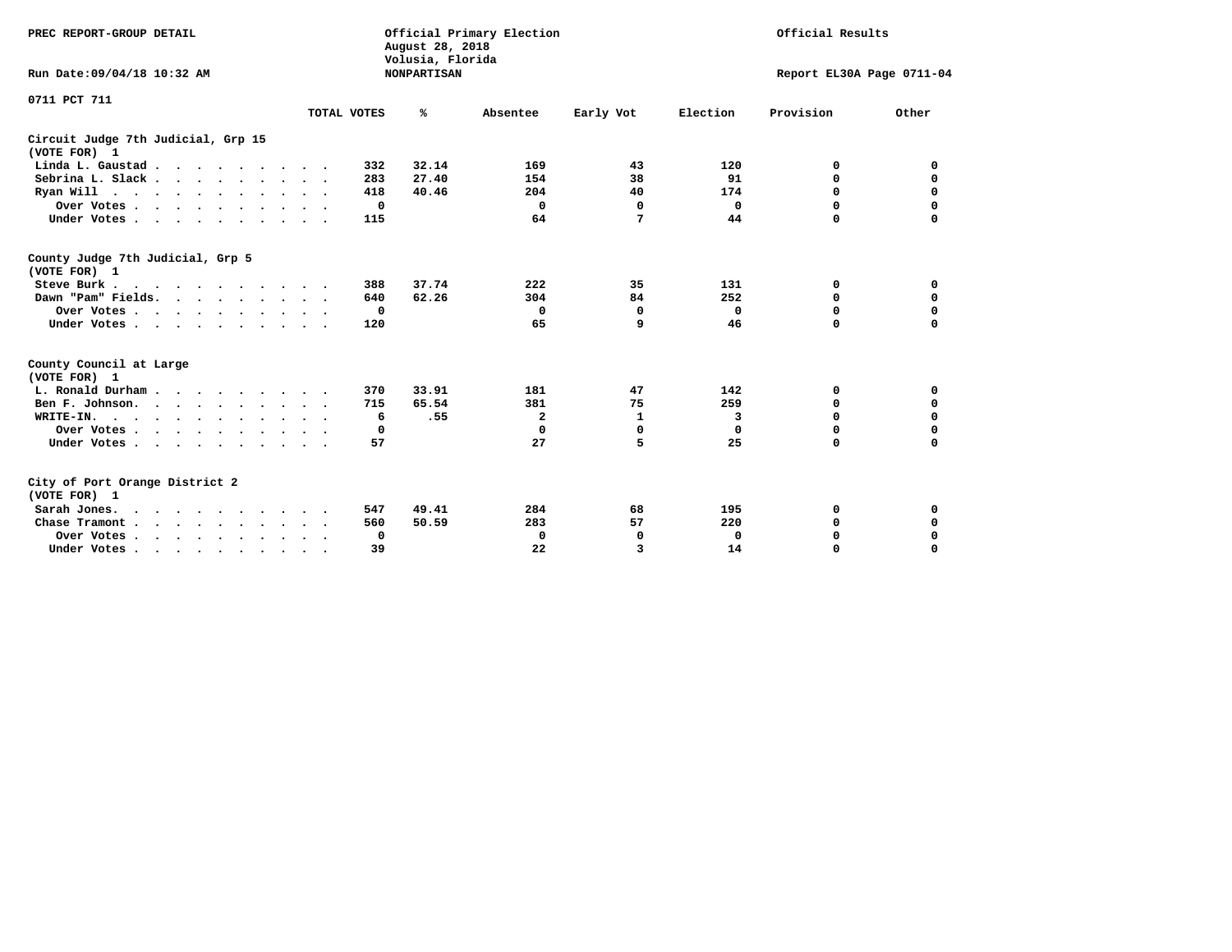PREC REPORT-GROUP DETAIL

Official Primary Election
August 28, 2018
Volusia, Florida
NONPARTISAN

Official Results

Run Date:09/04/18 10:32 AM

Report EL30A Page 0711-04

0711 PCT 711

| | TOTAL VOTES | % | Absentee | Early Vot | Election | Provision | Other |
|---|---|---|---|---|---|---|---|
| **Circuit Judge 7th Judicial, Grp 15** | | | | | | | |
| **(VOTE FOR) 1** | | | | | | | |
| Linda L. Gaustad | 332 | 32.14 | 169 | 43 | 120 | 0 | 0 |
| Sebrina L. Slack | 283 | 27.40 | 154 | 38 | 91 | 0 | 0 |
| Ryan Will | 418 | 40.46 | 204 | 40 | 174 | 0 | 0 |
| Over Votes | 0 | | 0 | 0 | 0 | 0 | 0 |
| Under Votes | 115 | | 64 | 7 | 44 | 0 | 0 |
| **County Judge 7th Judicial, Grp 5** | | | | | | | |
| **(VOTE FOR) 1** | | | | | | | |
| Steve Burk | 388 | 37.74 | 222 | 35 | 131 | 0 | 0 |
| Dawn "Pam" Fields | 640 | 62.26 | 304 | 84 | 252 | 0 | 0 |
| Over Votes | 0 | | 0 | 0 | 0 | 0 | 0 |
| Under Votes | 120 | | 65 | 9 | 46 | 0 | 0 |
| **County Council at Large** | | | | | | | |
| **(VOTE FOR) 1** | | | | | | | |
| L. Ronald Durham | 370 | 33.91 | 181 | 47 | 142 | 0 | 0 |
| Ben F. Johnson | 715 | 65.54 | 381 | 75 | 259 | 0 | 0 |
| WRITE-IN. | 6 | .55 | 2 | 1 | 3 | 0 | 0 |
| Over Votes | 0 | | 0 | 0 | 0 | 0 | 0 |
| Under Votes | 57 | | 27 | 5 | 25 | 0 | 0 |
| **City of Port Orange District 2** | | | | | | | |
| **(VOTE FOR) 1** | | | | | | | |
| Sarah Jones. | 547 | 49.41 | 284 | 68 | 195 | 0 | 0 |
| Chase Tramont | 560 | 50.59 | 283 | 57 | 220 | 0 | 0 |
| Over Votes | 0 | | 0 | 0 | 0 | 0 | 0 |
| Under Votes | 39 | | 22 | 3 | 14 | 0 | 0 |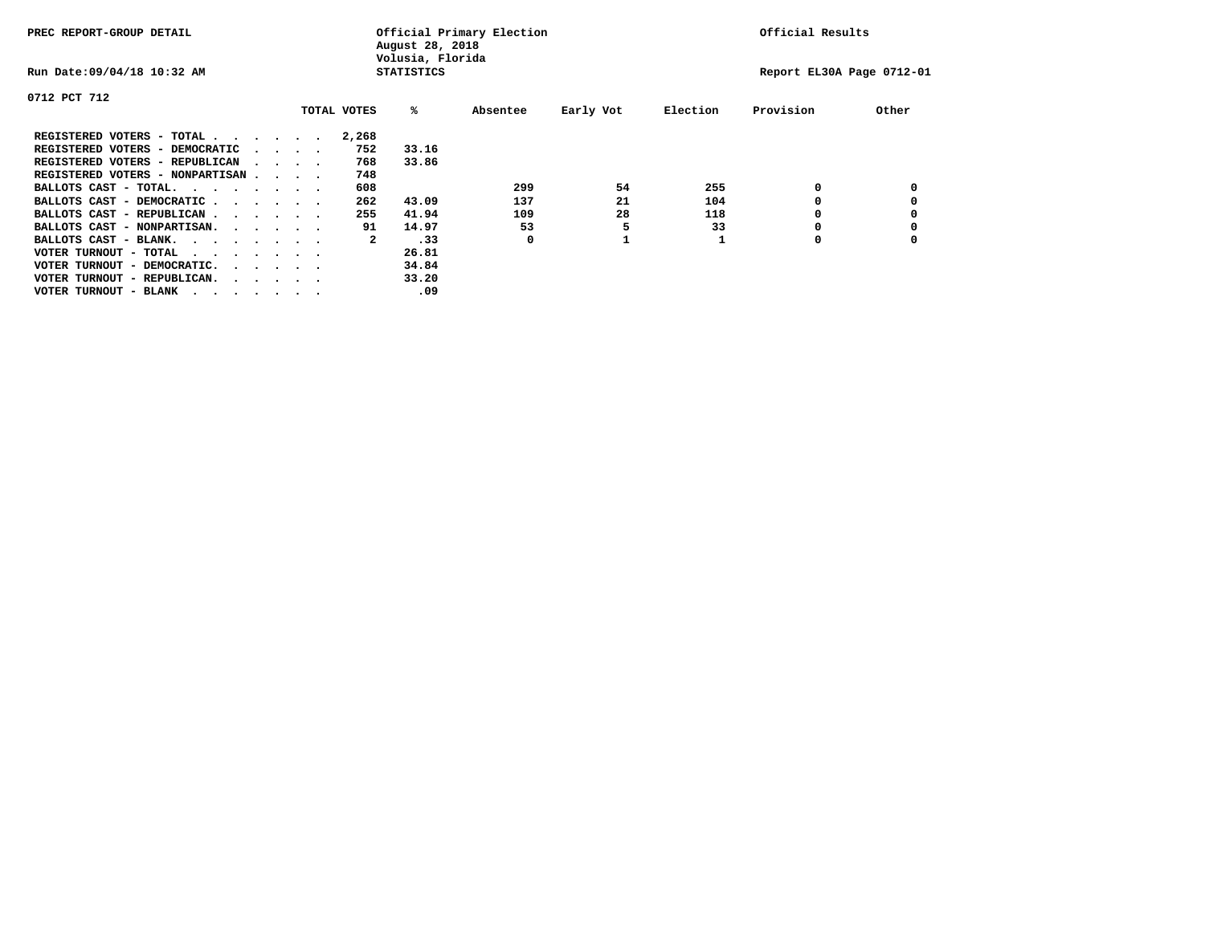PREC REPORT-GROUP DETAIL

Official Primary Election
August 28, 2018
Volusia, Florida
STATISTICS

Official Results

Run Date:09/04/18 10:32 AM

Report EL30A Page 0712-01

0712 PCT 712

| | TOTAL VOTES | % | Absentee | Early Vot | Election | Provision | Other |
|---|---|---|---|---|---|---|---|
| REGISTERED VOTERS - TOTAL . . . . . . | 2,268 | | | | | | |
| REGISTERED VOTERS - DEMOCRATIC . . . . | 752 | 33.16 | | | | | |
| REGISTERED VOTERS - REPUBLICAN . . . . | 768 | 33.86 | | | | | |
| REGISTERED VOTERS - NONPARTISAN . . . . | 748 | | | | | | |
| BALLOTS CAST - TOTAL. . . . . . . . | 608 | | 299 | 54 | 255 | 0 | 0 |
| BALLOTS CAST - DEMOCRATIC . . . . . . | 262 | 43.09 | 137 | 21 | 104 | 0 | 0 |
| BALLOTS CAST - REPUBLICAN . . . . . . | 255 | 41.94 | 109 | 28 | 118 | 0 | 0 |
| BALLOTS CAST - NONPARTISAN. . . . . . | 91 | 14.97 | 53 | 5 | 33 | 0 | 0 |
| BALLOTS CAST - BLANK. . . . . . . . | 2 | .33 | 0 | 1 | 1 | 0 | 0 |
| VOTER TURNOUT - TOTAL . . . . . . . | | 26.81 | | | | | |
| VOTER TURNOUT - DEMOCRATIC. . . . . . | | 34.84 | | | | | |
| VOTER TURNOUT - REPUBLICAN. . . . . . | | 33.20 | | | | | |
| VOTER TURNOUT - BLANK . . . . . . . | | .09 | | | | | |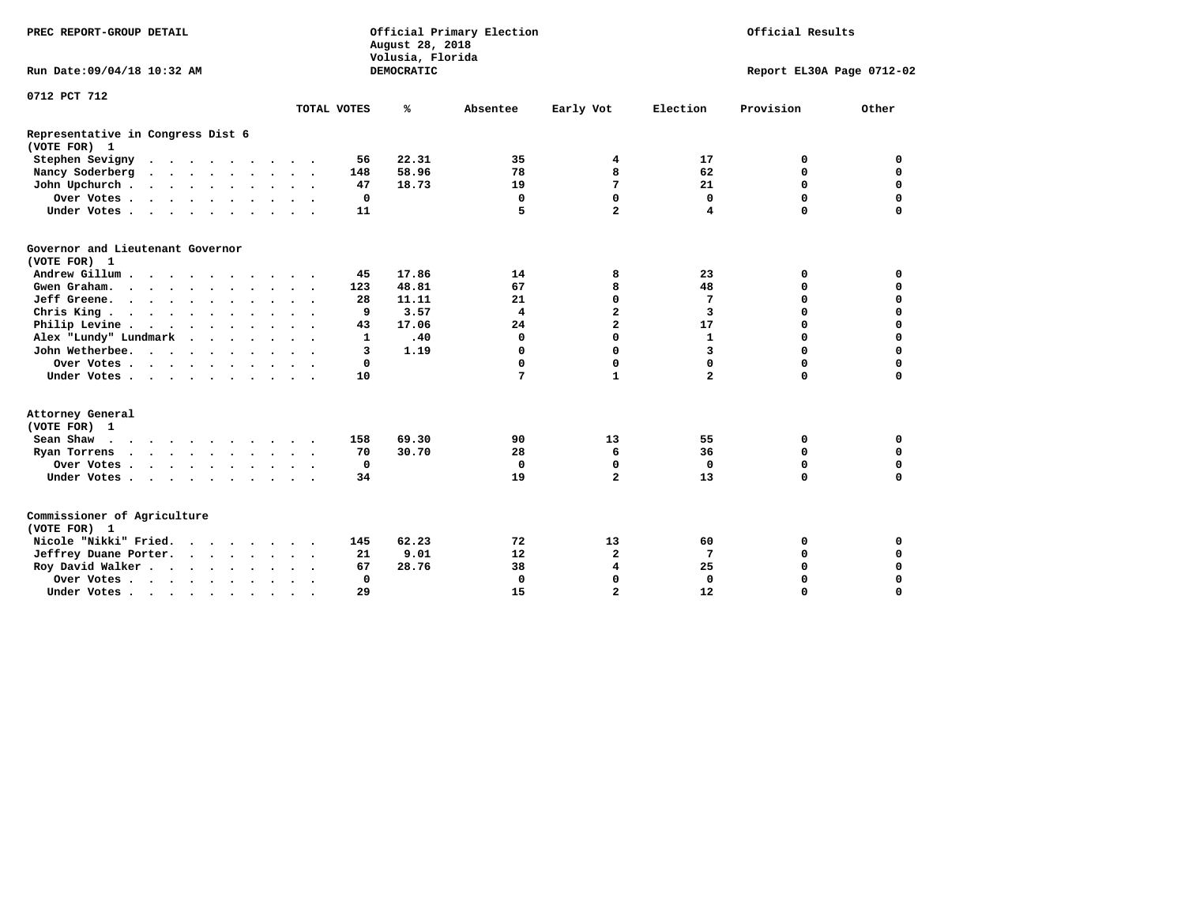PREC REPORT-GROUP DETAIL

Official Primary Election
August 28, 2018
Volusia, Florida
DEMOCRATIC

Official Results

Run Date:09/04/18 10:32 AM

Report EL30A Page 0712-02

0712 PCT 712

| | TOTAL VOTES | % | Absentee | Early Vot | Election | Provision | Other |
|---|---|---|---|---|---|---|---|
| **Representative in Congress Dist 6** | | | | | | | |
| **(VOTE FOR) 1** | | | | | | | |
| Stephen Sevigny | 56 | 22.31 | 35 | 4 | 17 | 0 | 0 |
| Nancy Soderberg | 148 | 58.96 | 78 | 8 | 62 | 0 | 0 |
| John Upchurch | 47 | 18.73 | 19 | 7 | 21 | 0 | 0 |
| Over Votes | 0 | | 0 | 0 | 0 | 0 | 0 |
| Under Votes | 11 | | 5 | 2 | 4 | 0 | 0 |
| **Governor and Lieutenant Governor** | | | | | | | |
| **(VOTE FOR) 1** | | | | | | | |
| Andrew Gillum | 45 | 17.86 | 14 | 8 | 23 | 0 | 0 |
| Gwen Graham | 123 | 48.81 | 67 | 8 | 48 | 0 | 0 |
| Jeff Greene | 28 | 11.11 | 21 | 0 | 7 | 0 | 0 |
| Chris King | 9 | 3.57 | 4 | 2 | 3 | 0 | 0 |
| Philip Levine | 43 | 17.06 | 24 | 2 | 17 | 0 | 0 |
| Alex "Lundy" Lundmark | 1 | .40 | 0 | 0 | 1 | 0 | 0 |
| John Wetherbee | 3 | 1.19 | 0 | 0 | 3 | 0 | 0 |
| Over Votes | 0 | | 0 | 0 | 0 | 0 | 0 |
| Under Votes | 10 | | 7 | 1 | 2 | 0 | 0 |
| **Attorney General** | | | | | | | |
| **(VOTE FOR) 1** | | | | | | | |
| Sean Shaw | 158 | 69.30 | 90 | 13 | 55 | 0 | 0 |
| Ryan Torrens | 70 | 30.70 | 28 | 6 | 36 | 0 | 0 |
| Over Votes | 0 | | 0 | 0 | 0 | 0 | 0 |
| Under Votes | 34 | | 19 | 2 | 13 | 0 | 0 |
| **Commissioner of Agriculture** | | | | | | | |
| **(VOTE FOR) 1** | | | | | | | |
| Nicole "Nikki" Fried | 145 | 62.23 | 72 | 13 | 60 | 0 | 0 |
| Jeffrey Duane Porter | 21 | 9.01 | 12 | 2 | 7 | 0 | 0 |
| Roy David Walker | 67 | 28.76 | 38 | 4 | 25 | 0 | 0 |
| Over Votes | 0 | | 0 | 0 | 0 | 0 | 0 |
| Under Votes | 29 | | 15 | 2 | 12 | 0 | 0 |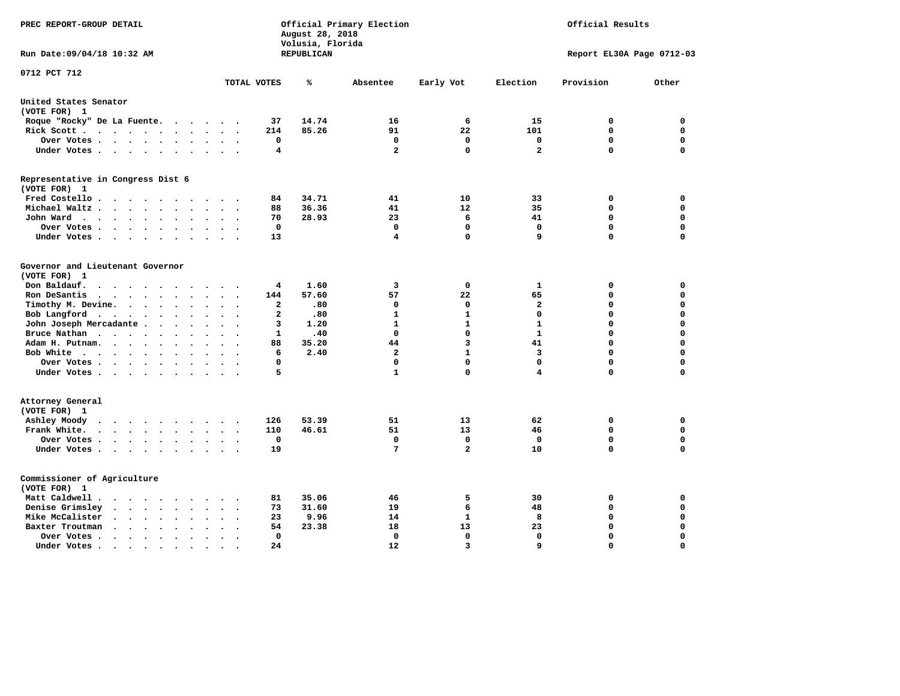PREC REPORT-GROUP DETAIL

Official Primary Election
August 28, 2018
Volusia, Florida
REPUBLICAN

Official Results

Run Date:09/04/18 10:32 AM

Report EL30A Page 0712-03

0712 PCT 712

| | TOTAL VOTES | % | Absentee | Early Vot | Election | Provision | Other |
|---|---|---|---|---|---|---|---|
| **United States Senator (VOTE FOR) 1** | | | | | | | |
| Roque "Rocky" De La Fuente | 37 | 14.74 | 16 | 6 | 15 | 0 | 0 |
| Rick Scott | 214 | 85.26 | 91 | 22 | 101 | 0 | 0 |
| Over Votes | 0 | | 0 | 0 | 0 | 0 | 0 |
| Under Votes | 4 | | 2 | 0 | 2 | 0 | 0 |
| **Representative in Congress Dist 6 (VOTE FOR) 1** | | | | | | | |
| Fred Costello | 84 | 34.71 | 41 | 10 | 33 | 0 | 0 |
| Michael Waltz | 88 | 36.36 | 41 | 12 | 35 | 0 | 0 |
| John Ward | 70 | 28.93 | 23 | 6 | 41 | 0 | 0 |
| Over Votes | 0 | | 0 | 0 | 0 | 0 | 0 |
| Under Votes | 13 | | 4 | 0 | 9 | 0 | 0 |
| **Governor and Lieutenant Governor (VOTE FOR) 1** | | | | | | | |
| Don Baldauf | 4 | 1.60 | 3 | 0 | 1 | 0 | 0 |
| Ron DeSantis | 144 | 57.60 | 57 | 22 | 65 | 0 | 0 |
| Timothy M. Devine | 2 | .80 | 0 | 0 | 2 | 0 | 0 |
| Bob Langford | 2 | .80 | 1 | 1 | 0 | 0 | 0 |
| John Joseph Mercadante | 3 | 1.20 | 1 | 1 | 1 | 0 | 0 |
| Bruce Nathan | 1 | .40 | 0 | 0 | 1 | 0 | 0 |
| Adam H. Putnam | 88 | 35.20 | 44 | 3 | 41 | 0 | 0 |
| Bob White | 6 | 2.40 | 2 | 1 | 3 | 0 | 0 |
| Over Votes | 0 | | 0 | 0 | 0 | 0 | 0 |
| Under Votes | 5 | | 1 | 0 | 4 | 0 | 0 |
| **Attorney General (VOTE FOR) 1** | | | | | | | |
| Ashley Moody | 126 | 53.39 | 51 | 13 | 62 | 0 | 0 |
| Frank White | 110 | 46.61 | 51 | 13 | 46 | 0 | 0 |
| Over Votes | 0 | | 0 | 0 | 0 | 0 | 0 |
| Under Votes | 19 | | 7 | 2 | 10 | 0 | 0 |
| **Commissioner of Agriculture (VOTE FOR) 1** | | | | | | | |
| Matt Caldwell | 81 | 35.06 | 46 | 5 | 30 | 0 | 0 |
| Denise Grimsley | 73 | 31.60 | 19 | 6 | 48 | 0 | 0 |
| Mike McCalister | 23 | 9.96 | 14 | 1 | 8 | 0 | 0 |
| Baxter Troutman | 54 | 23.38 | 18 | 13 | 23 | 0 | 0 |
| Over Votes | 0 | | 0 | 0 | 0 | 0 | 0 |
| Under Votes | 24 | | 12 | 3 | 9 | 0 | 0 |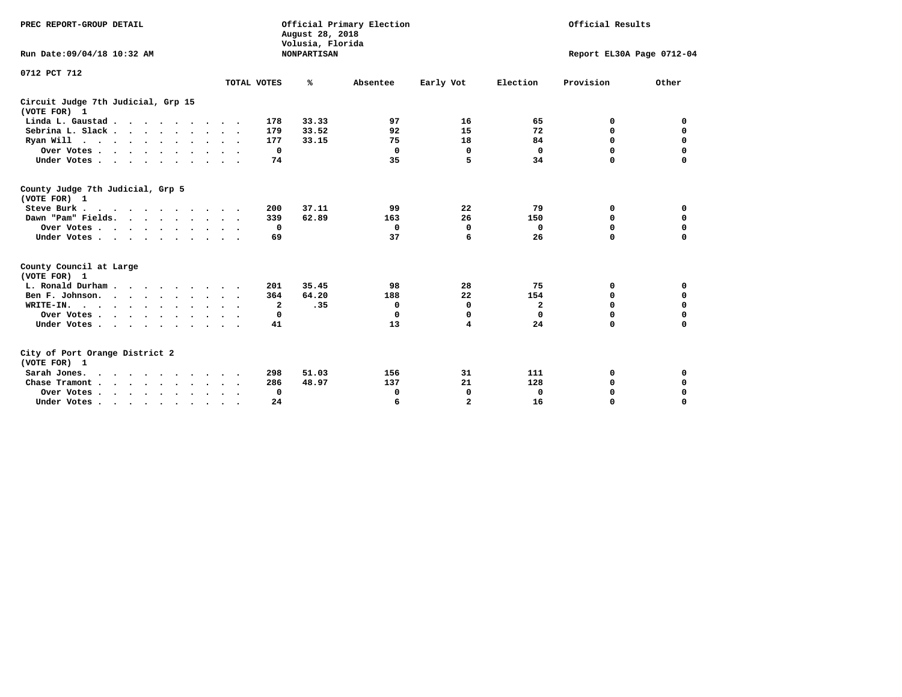PREC REPORT-GROUP DETAIL

Official Primary Election
August 28, 2018
Volusia, Florida
NONPARTISAN

Official Results

Run Date:09/04/18 10:32 AM

Report EL30A Page 0712-04

0712 PCT 712

| | TOTAL VOTES | % | Absentee | Early Vot | Election | Provision | Other |
|---|---|---|---|---|---|---|---|
| **Circuit Judge 7th Judicial, Grp 15** | | | | | | | |
| **(VOTE FOR) 1** | | | | | | | |
| Linda L. Gaustad | 178 | 33.33 | 97 | 16 | 65 | 0 | 0 |
| Sebrina L. Slack | 179 | 33.52 | 92 | 15 | 72 | 0 | 0 |
| Ryan Will | 177 | 33.15 | 75 | 18 | 84 | 0 | 0 |
| Over Votes | 0 | | 0 | 0 | 0 | 0 | 0 |
| Under Votes | 74 | | 35 | 5 | 34 | 0 | 0 |
| **County Judge 7th Judicial, Grp 5** | | | | | | | |
| **(VOTE FOR) 1** | | | | | | | |
| Steve Burk | 200 | 37.11 | 99 | 22 | 79 | 0 | 0 |
| Dawn "Pam" Fields | 339 | 62.89 | 163 | 26 | 150 | 0 | 0 |
| Over Votes | 0 | | 0 | 0 | 0 | 0 | 0 |
| Under Votes | 69 | | 37 | 6 | 26 | 0 | 0 |
| **County Council at Large** | | | | | | | |
| **(VOTE FOR) 1** | | | | | | | |
| L. Ronald Durham | 201 | 35.45 | 98 | 28 | 75 | 0 | 0 |
| Ben F. Johnson | 364 | 64.20 | 188 | 22 | 154 | 0 | 0 |
| WRITE-IN. | 2 | .35 | 0 | 0 | 2 | 0 | 0 |
| Over Votes | 0 | | 0 | 0 | 0 | 0 | 0 |
| Under Votes | 41 | | 13 | 4 | 24 | 0 | 0 |
| **City of Port Orange District 2** | | | | | | | |
| **(VOTE FOR) 1** | | | | | | | |
| Sarah Jones | 298 | 51.03 | 156 | 31 | 111 | 0 | 0 |
| Chase Tramont | 286 | 48.97 | 137 | 21 | 128 | 0 | 0 |
| Over Votes | 0 | | 0 | 0 | 0 | 0 | 0 |
| Under Votes | 24 | | 6 | 2 | 16 | 0 | 0 |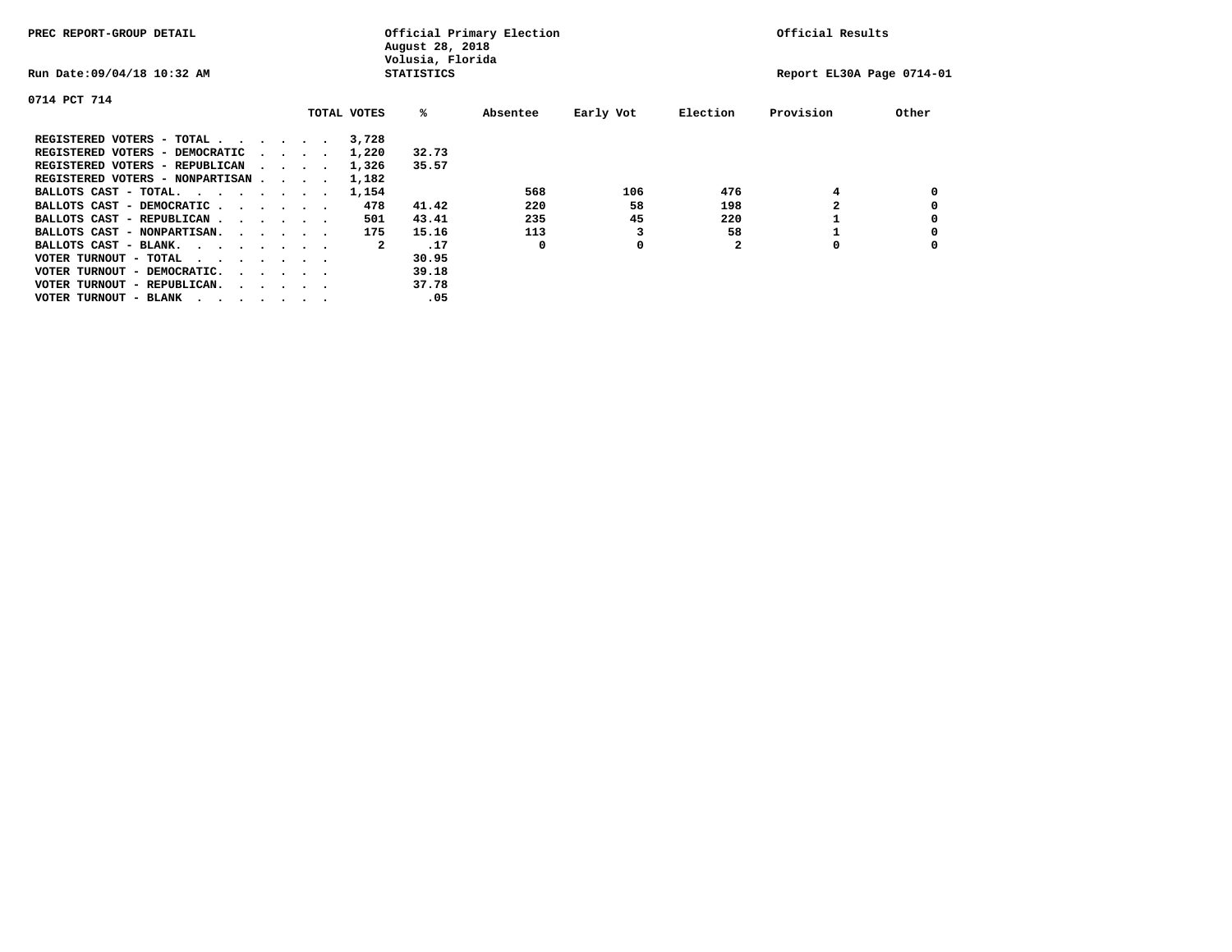PREC REPORT-GROUP DETAIL

Official Primary Election
August 28, 2018
Volusia, Florida
STATISTICS

Official Results

Run Date:09/04/18 10:32 AM

Report EL30A Page 0714-01

0714 PCT 714

| | TOTAL VOTES | % | Absentee | Early Vot | Election | Provision | Other |
|---|---|---|---|---|---|---|---|
| REGISTERED VOTERS - TOTAL . . . . . . | 3,728 | | | | | | |
| REGISTERED VOTERS - DEMOCRATIC . . . . | 1,220 | 32.73 | | | | | |
| REGISTERED VOTERS - REPUBLICAN . . . . | 1,326 | 35.57 | | | | | |
| REGISTERED VOTERS - NONPARTISAN . . . . | 1,182 | | | | | | |
| BALLOTS CAST - TOTAL. . . . . . . . | 1,154 | | 568 | 106 | 476 | 4 | 0 |
| BALLOTS CAST - DEMOCRATIC . . . . . . | 478 | 41.42 | 220 | 58 | 198 | 2 | 0 |
| BALLOTS CAST - REPUBLICAN . . . . . . | 501 | 43.41 | 235 | 45 | 220 | 1 | 0 |
| BALLOTS CAST - NONPARTISAN. . . . . . | 175 | 15.16 | 113 | 3 | 58 | 1 | 0 |
| BALLOTS CAST - BLANK. . . . . . . . | 2 | .17 | 0 | 0 | 2 | 0 | 0 |
| VOTER TURNOUT - TOTAL . . . . . . . | | 30.95 | | | | | |
| VOTER TURNOUT - DEMOCRATIC. . . . . . | | 39.18 | | | | | |
| VOTER TURNOUT - REPUBLICAN. . . . . . | | 37.78 | | | | | |
| VOTER TURNOUT - BLANK . . . . . . . | | .05 | | | | | |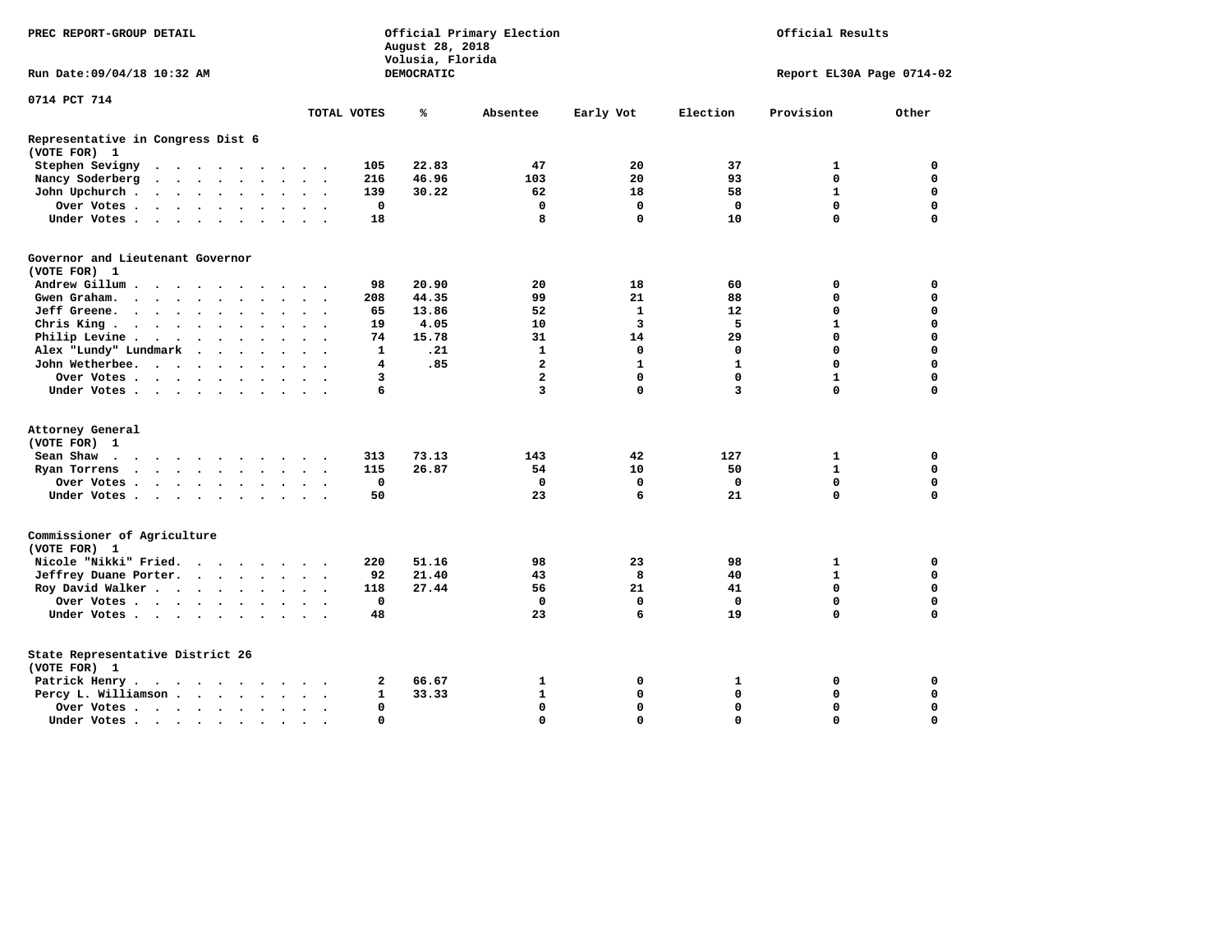PREC REPORT-GROUP DETAIL

Official Primary Election
August 28, 2018
Volusia, Florida
DEMOCRATIC

Official Results

Run Date:09/04/18 10:32 AM

Report EL30A Page 0714-02

0714 PCT 714

| | TOTAL VOTES | % | Absentee | Early Vot | Election | Provision | Other |
|---|---|---|---|---|---|---|---|
| **Representative in Congress Dist 6** | | | | | | | |
| **(VOTE FOR) 1** | | | | | | | |
| Stephen Sevigny | 105 | 22.83 | 47 | 20 | 37 | 1 | 0 |
| Nancy Soderberg | 216 | 46.96 | 103 | 20 | 93 | 0 | 0 |
| John Upchurch | 139 | 30.22 | 62 | 18 | 58 | 1 | 0 |
| Over Votes | 0 | | 0 | 0 | 0 | 0 | 0 |
| Under Votes | 18 | | 8 | 0 | 10 | 0 | 0 |
| **Governor and Lieutenant Governor** | | | | | | | |
| **(VOTE FOR) 1** | | | | | | | |
| Andrew Gillum | 98 | 20.90 | 20 | 18 | 60 | 0 | 0 |
| Gwen Graham | 208 | 44.35 | 99 | 21 | 88 | 0 | 0 |
| Jeff Greene | 65 | 13.86 | 52 | 1 | 12 | 0 | 0 |
| Chris King | 19 | 4.05 | 10 | 3 | 5 | 1 | 0 |
| Philip Levine | 74 | 15.78 | 31 | 14 | 29 | 0 | 0 |
| Alex "Lundy" Lundmark | 1 | .21 | 1 | 0 | 0 | 0 | 0 |
| John Wetherbee | 4 | .85 | 2 | 1 | 1 | 0 | 0 |
| Over Votes | 3 | | 2 | 0 | 0 | 1 | 0 |
| Under Votes | 6 | | 3 | 0 | 3 | 0 | 0 |
| **Attorney General** | | | | | | | |
| **(VOTE FOR) 1** | | | | | | | |
| Sean Shaw | 313 | 73.13 | 143 | 42 | 127 | 1 | 0 |
| Ryan Torrens | 115 | 26.87 | 54 | 10 | 50 | 1 | 0 |
| Over Votes | 0 | | 0 | 0 | 0 | 0 | 0 |
| Under Votes | 50 | | 23 | 6 | 21 | 0 | 0 |
| **Commissioner of Agriculture** | | | | | | | |
| **(VOTE FOR) 1** | | | | | | | |
| Nicole "Nikki" Fried | 220 | 51.16 | 98 | 23 | 98 | 1 | 0 |
| Jeffrey Duane Porter | 92 | 21.40 | 43 | 8 | 40 | 1 | 0 |
| Roy David Walker | 118 | 27.44 | 56 | 21 | 41 | 0 | 0 |
| Over Votes | 0 | | 0 | 0 | 0 | 0 | 0 |
| Under Votes | 48 | | 23 | 6 | 19 | 0 | 0 |
| **State Representative District 26** | | | | | | | |
| **(VOTE FOR) 1** | | | | | | | |
| Patrick Henry | 2 | 66.67 | 1 | 0 | 1 | 0 | 0 |
| Percy L. Williamson | 1 | 33.33 | 1 | 0 | 0 | 0 | 0 |
| Over Votes | 0 | | 0 | 0 | 0 | 0 | 0 |
| Under Votes | 0 | | 0 | 0 | 0 | 0 | 0 |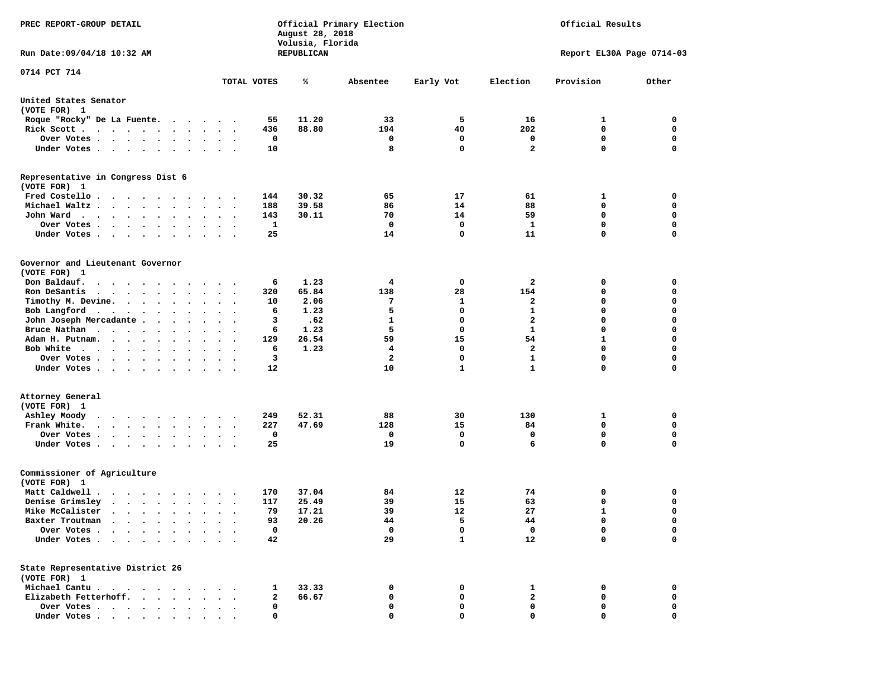PREC REPORT-GROUP DETAIL

Official Primary Election
August 28, 2018
Volusia, Florida
REPUBLICAN

Official Results

Run Date:09/04/18 10:32 AM

Report EL30A Page 0714-03

0714 PCT 714

| | TOTAL VOTES | % | Absentee | Early Vot | Election | Provision | Other |
|---|---|---|---|---|---|---|---|
| **United States Senator** | | | | | | | |
| (VOTE FOR) 1 | | | | | | | |
| Roque "Rocky" De La Fuente | 55 | 11.20 | 33 | 5 | 16 | 1 | 0 |
| Rick Scott | 436 | 88.80 | 194 | 40 | 202 | 0 | 0 |
| Over Votes | 0 | | 0 | 0 | 0 | 0 | 0 |
| Under Votes | 10 | | 8 | 0 | 2 | 0 | 0 |
| **Representative in Congress Dist 6** | | | | | | | |
| (VOTE FOR) 1 | | | | | | | |
| Fred Costello | 144 | 30.32 | 65 | 17 | 61 | 1 | 0 |
| Michael Waltz | 188 | 39.58 | 86 | 14 | 88 | 0 | 0 |
| John Ward | 143 | 30.11 | 70 | 14 | 59 | 0 | 0 |
| Over Votes | 1 | | 0 | 0 | 1 | 0 | 0 |
| Under Votes | 25 | | 14 | 0 | 11 | 0 | 0 |
| **Governor and Lieutenant Governor** | | | | | | | |
| (VOTE FOR) 1 | | | | | | | |
| Don Baldauf | 6 | 1.23 | 4 | 0 | 2 | 0 | 0 |
| Ron DeSantis | 320 | 65.84 | 138 | 28 | 154 | 0 | 0 |
| Timothy M. Devine | 10 | 2.06 | 7 | 1 | 2 | 0 | 0 |
| Bob Langford | 6 | 1.23 | 5 | 0 | 1 | 0 | 0 |
| John Joseph Mercadante | 3 | .62 | 1 | 0 | 2 | 0 | 0 |
| Bruce Nathan | 6 | 1.23 | 5 | 0 | 1 | 0 | 0 |
| Adam H. Putnam | 129 | 26.54 | 59 | 15 | 54 | 1 | 0 |
| Bob White | 6 | 1.23 | 4 | 0 | 2 | 0 | 0 |
| Over Votes | 3 | | 2 | 0 | 1 | 0 | 0 |
| Under Votes | 12 | | 10 | 1 | 1 | 0 | 0 |
| **Attorney General** | | | | | | | |
| (VOTE FOR) 1 | | | | | | | |
| Ashley Moody | 249 | 52.31 | 88 | 30 | 130 | 1 | 0 |
| Frank White | 227 | 47.69 | 128 | 15 | 84 | 0 | 0 |
| Over Votes | 0 | | 0 | 0 | 0 | 0 | 0 |
| Under Votes | 25 | | 19 | 0 | 6 | 0 | 0 |
| **Commissioner of Agriculture** | | | | | | | |
| (VOTE FOR) 1 | | | | | | | |
| Matt Caldwell | 170 | 37.04 | 84 | 12 | 74 | 0 | 0 |
| Denise Grimsley | 117 | 25.49 | 39 | 15 | 63 | 0 | 0 |
| Mike McCalister | 79 | 17.21 | 39 | 12 | 27 | 1 | 0 |
| Baxter Troutman | 93 | 20.26 | 44 | 5 | 44 | 0 | 0 |
| Over Votes | 0 | | 0 | 0 | 0 | 0 | 0 |
| Under Votes | 42 | | 29 | 1 | 12 | 0 | 0 |
| **State Representative District 26** | | | | | | | |
| (VOTE FOR) 1 | | | | | | | |
| Michael Cantu | 1 | 33.33 | 0 | 0 | 1 | 0 | 0 |
| Elizabeth Fetterhoff | 2 | 66.67 | 0 | 0 | 2 | 0 | 0 |
| Over Votes | 0 | | 0 | 0 | 0 | 0 | 0 |
| Under Votes | 0 | | 0 | 0 | 0 | 0 | 0 |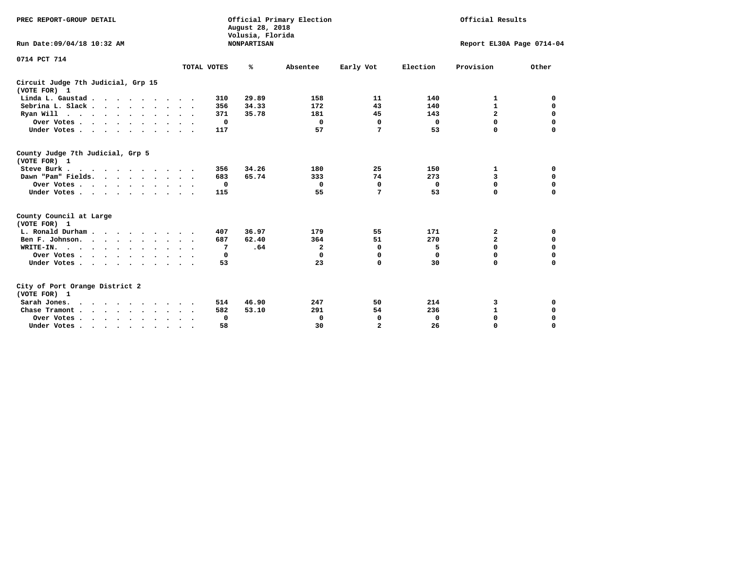PREC REPORT-GROUP DETAIL

Official Primary Election
August 28, 2018
Volusia, Florida
NONPARTISAN

Official Results

Run Date:09/04/18 10:32 AM

Report EL30A Page 0714-04

0714 PCT 714

| | TOTAL VOTES | % | Absentee | Early Vot | Election | Provision | Other |
|---|---|---|---|---|---|---|---|
| **Circuit Judge 7th Judicial, Grp 15 (VOTE FOR) 1** | | | | | | | |
| Linda L. Gaustad | 310 | 29.89 | 158 | 11 | 140 | 1 | 0 |
| Sebrina L. Slack | 356 | 34.33 | 172 | 43 | 140 | 1 | 0 |
| Ryan Will | 371 | 35.78 | 181 | 45 | 143 | 2 | 0 |
| Over Votes | 0 | | 0 | 0 | 0 | 0 | 0 |
| Under Votes | 117 | | 57 | 7 | 53 | 0 | 0 |
| **County Judge 7th Judicial, Grp 5 (VOTE FOR) 1** | | | | | | | |
| Steve Burk | 356 | 34.26 | 180 | 25 | 150 | 1 | 0 |
| Dawn "Pam" Fields | 683 | 65.74 | 333 | 74 | 273 | 3 | 0 |
| Over Votes | 0 | | 0 | 0 | 0 | 0 | 0 |
| Under Votes | 115 | | 55 | 7 | 53 | 0 | 0 |
| **County Council at Large (VOTE FOR) 1** | | | | | | | |
| L. Ronald Durham | 407 | 36.97 | 179 | 55 | 171 | 2 | 0 |
| Ben F. Johnson | 687 | 62.40 | 364 | 51 | 270 | 2 | 0 |
| WRITE-IN | 7 | .64 | 2 | 0 | 5 | 0 | 0 |
| Over Votes | 0 | | 0 | 0 | 0 | 0 | 0 |
| Under Votes | 53 | | 23 | 0 | 30 | 0 | 0 |
| **City of Port Orange District 2 (VOTE FOR) 1** | | | | | | | |
| Sarah Jones | 514 | 46.90 | 247 | 50 | 214 | 3 | 0 |
| Chase Tramont | 582 | 53.10 | 291 | 54 | 236 | 1 | 0 |
| Over Votes | 0 | | 0 | 0 | 0 | 0 | 0 |
| Under Votes | 58 | | 30 | 2 | 26 | 0 | 0 |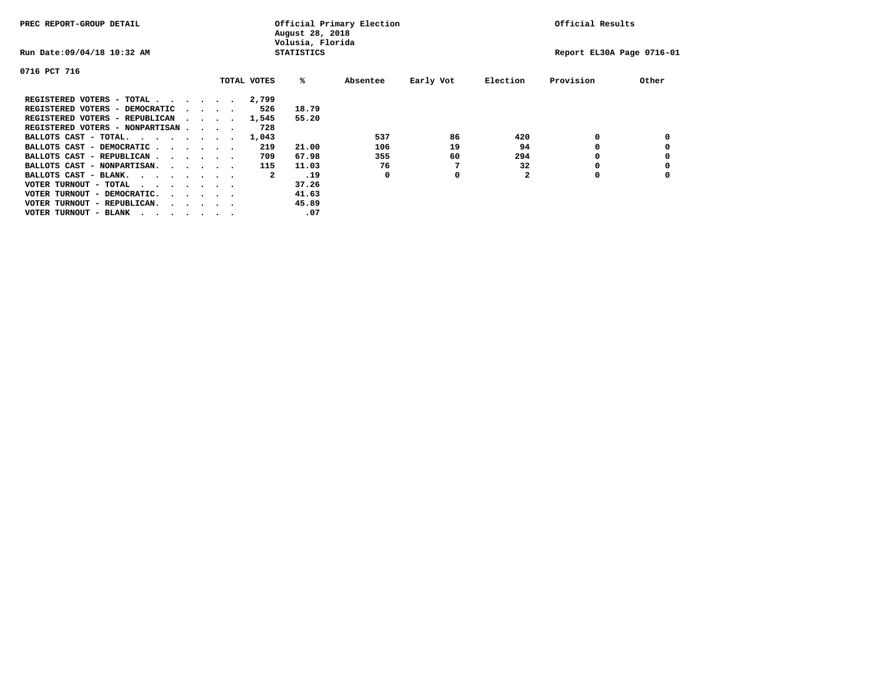PREC REPORT-GROUP DETAIL

Official Primary Election
August 28, 2018
Volusia, Florida
STATISTICS

Official Results

Run Date:09/04/18 10:32 AM

Report EL30A Page 0716-01

0716 PCT 716

| | TOTAL VOTES | % | Absentee | Early Vot | Election | Provision | Other |
|---|---|---|---|---|---|---|---|
| REGISTERED VOTERS - TOTAL . . . . . . | 2,799 | | | | | | |
| REGISTERED VOTERS - DEMOCRATIC . . . . | 526 | 18.79 | | | | | |
| REGISTERED VOTERS - REPUBLICAN . . . . | 1,545 | 55.20 | | | | | |
| REGISTERED VOTERS - NONPARTISAN . . . . | 728 | | | | | | |
| BALLOTS CAST - TOTAL. . . . . . . . | 1,043 | | 537 | 86 | 420 | 0 | 0 |
| BALLOTS CAST - DEMOCRATIC . . . . . . | 219 | 21.00 | 106 | 19 | 94 | 0 | 0 |
| BALLOTS CAST - REPUBLICAN . . . . . . | 709 | 67.98 | 355 | 60 | 294 | 0 | 0 |
| BALLOTS CAST - NONPARTISAN. . . . . . | 115 | 11.03 | 76 | 7 | 32 | 0 | 0 |
| BALLOTS CAST - BLANK. . . . . . . . | 2 | .19 | 0 | 0 | 2 | 0 | 0 |
| VOTER TURNOUT - TOTAL . . . . . . . . | | 37.26 | | | | | |
| VOTER TURNOUT - DEMOCRATIC. . . . . . | | 41.63 | | | | | |
| VOTER TURNOUT - REPUBLICAN. . . . . . | | 45.89 | | | | | |
| VOTER TURNOUT - BLANK . . . . . . . . | | .07 | | | | | |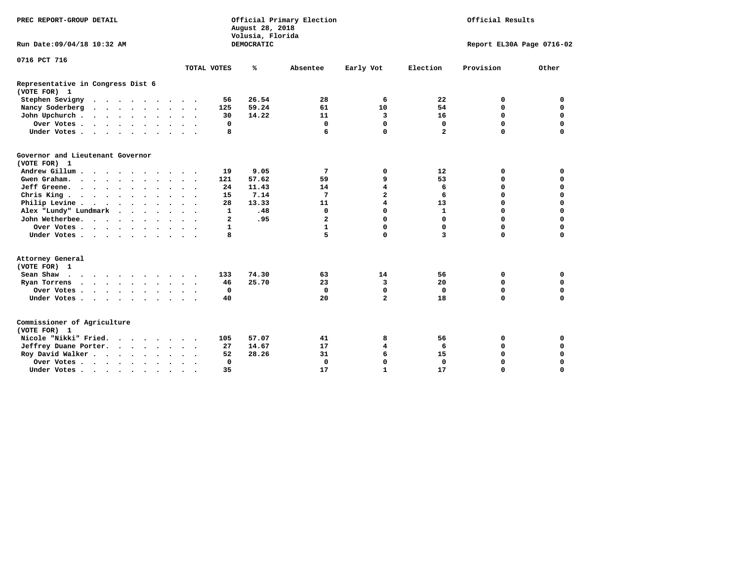PREC REPORT-GROUP DETAIL

Official Primary Election
August 28, 2018
Volusia, Florida
DEMOCRATIC

Official Results

Run Date:09/04/18 10:32 AM

Report EL30A Page 0716-02

0716 PCT 716

| | TOTAL VOTES | % | Absentee | Early Vot | Election | Provision | Other |
|---|---|---|---|---|---|---|---|
| **Representative in Congress Dist 6** | | | | | | | |
| **(VOTE FOR) 1** | | | | | | | |
| Stephen Sevigny | 56 | 26.54 | 28 | 6 | 22 | 0 | 0 |
| Nancy Soderberg | 125 | 59.24 | 61 | 10 | 54 | 0 | 0 |
| John Upchurch | 30 | 14.22 | 11 | 3 | 16 | 0 | 0 |
| Over Votes | 0 | | 0 | 0 | 0 | 0 | 0 |
| Under Votes | 8 | | 6 | 0 | 2 | 0 | 0 |
| **Governor and Lieutenant Governor** | | | | | | | |
| **(VOTE FOR) 1** | | | | | | | |
| Andrew Gillum | 19 | 9.05 | 7 | 0 | 12 | 0 | 0 |
| Gwen Graham | 121 | 57.62 | 59 | 9 | 53 | 0 | 0 |
| Jeff Greene | 24 | 11.43 | 14 | 4 | 6 | 0 | 0 |
| Chris King | 15 | 7.14 | 7 | 2 | 6 | 0 | 0 |
| Philip Levine | 28 | 13.33 | 11 | 4 | 13 | 0 | 0 |
| Alex "Lundy" Lundmark | 1 | .48 | 0 | 0 | 1 | 0 | 0 |
| John Wetherbee | 2 | .95 | 2 | 0 | 0 | 0 | 0 |
| Over Votes | 1 | | 1 | 0 | 0 | 0 | 0 |
| Under Votes | 8 | | 5 | 0 | 3 | 0 | 0 |
| **Attorney General** | | | | | | | |
| **(VOTE FOR) 1** | | | | | | | |
| Sean Shaw | 133 | 74.30 | 63 | 14 | 56 | 0 | 0 |
| Ryan Torrens | 46 | 25.70 | 23 | 3 | 20 | 0 | 0 |
| Over Votes | 0 | | 0 | 0 | 0 | 0 | 0 |
| Under Votes | 40 | | 20 | 2 | 18 | 0 | 0 |
| **Commissioner of Agriculture** | | | | | | | |
| **(VOTE FOR) 1** | | | | | | | |
| Nicole "Nikki" Fried | 105 | 57.07 | 41 | 8 | 56 | 0 | 0 |
| Jeffrey Duane Porter | 27 | 14.67 | 17 | 4 | 6 | 0 | 0 |
| Roy David Walker | 52 | 28.26 | 31 | 6 | 15 | 0 | 0 |
| Over Votes | 0 | | 0 | 0 | 0 | 0 | 0 |
| Under Votes | 35 | | 17 | 1 | 17 | 0 | 0 |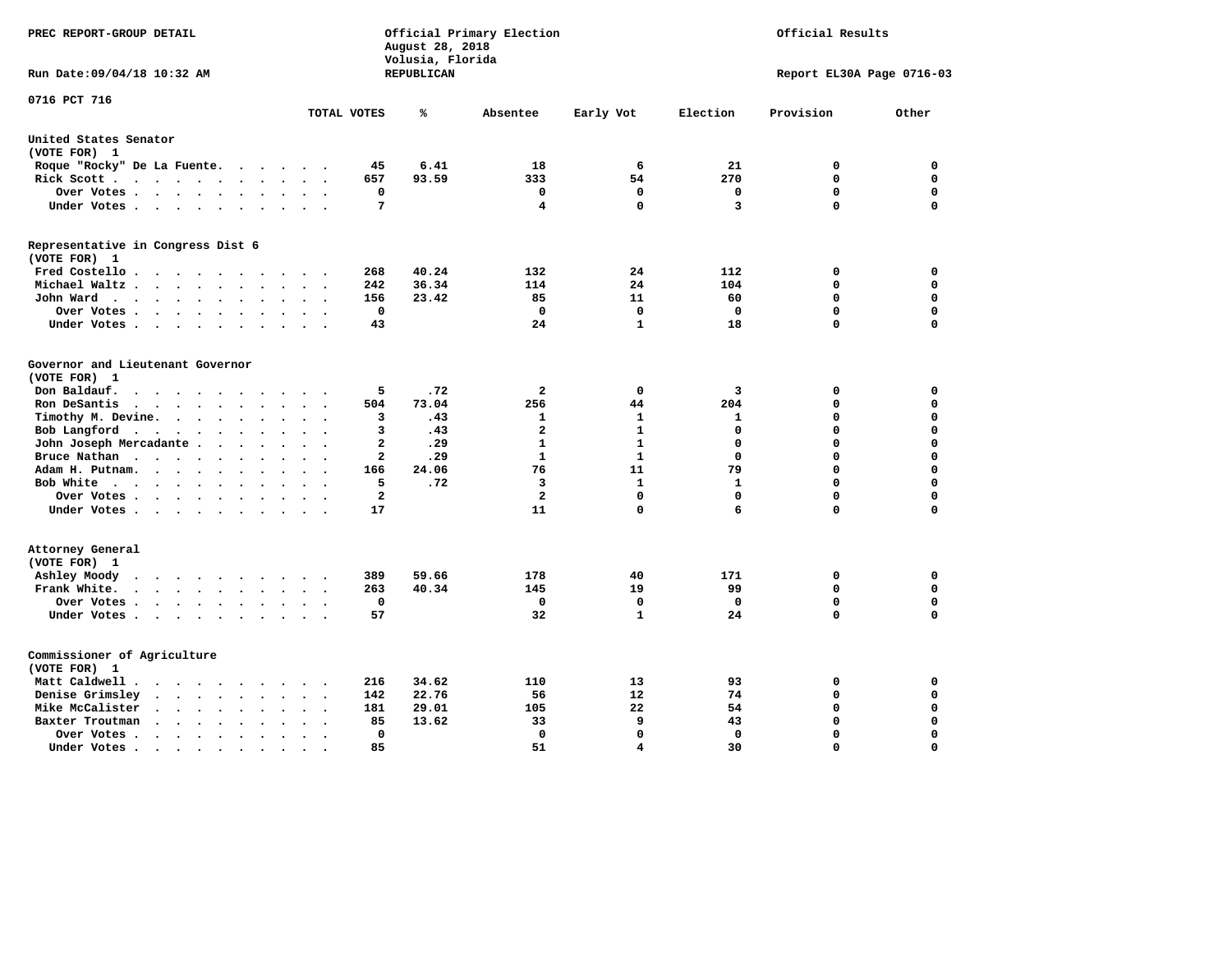PREC REPORT-GROUP DETAIL

Official Primary Election
August 28, 2018
Volusia, Florida
REPUBLICAN

Official Results

Run Date:09/04/18 10:32 AM

Report EL30A Page 0716-03

0716 PCT 716

| | TOTAL VOTES | % | Absentee | Early Vot | Election | Provision | Other |
|---|---|---|---|---|---|---|---|
| **United States Senator** | | | | | | | |
| (VOTE FOR) 1 | | | | | | | |
| Roque "Rocky" De La Fuente | 45 | 6.41 | 18 | 6 | 21 | 0 | 0 |
| Rick Scott | 657 | 93.59 | 333 | 54 | 270 | 0 | 0 |
| Over Votes | 0 | | 0 | 0 | 0 | 0 | 0 |
| Under Votes | 7 | | 4 | 0 | 3 | 0 | 0 |
| **Representative in Congress Dist 6** | | | | | | | |
| (VOTE FOR) 1 | | | | | | | |
| Fred Costello | 268 | 40.24 | 132 | 24 | 112 | 0 | 0 |
| Michael Waltz | 242 | 36.34 | 114 | 24 | 104 | 0 | 0 |
| John Ward | 156 | 23.42 | 85 | 11 | 60 | 0 | 0 |
| Over Votes | 0 | | 0 | 0 | 0 | 0 | 0 |
| Under Votes | 43 | | 24 | 1 | 18 | 0 | 0 |
| **Governor and Lieutenant Governor** | | | | | | | |
| (VOTE FOR) 1 | | | | | | | |
| Don Baldauf | 5 | .72 | 2 | 0 | 3 | 0 | 0 |
| Ron DeSantis | 504 | 73.04 | 256 | 44 | 204 | 0 | 0 |
| Timothy M. Devine | 3 | .43 | 1 | 1 | 1 | 0 | 0 |
| Bob Langford | 3 | .43 | 2 | 1 | 0 | 0 | 0 |
| John Joseph Mercadante | 2 | .29 | 1 | 1 | 0 | 0 | 0 |
| Bruce Nathan | 2 | .29 | 1 | 1 | 0 | 0 | 0 |
| Adam H. Putnam | 166 | 24.06 | 76 | 11 | 79 | 0 | 0 |
| Bob White | 5 | .72 | 3 | 1 | 1 | 0 | 0 |
| Over Votes | 2 | | 2 | 0 | 0 | 0 | 0 |
| Under Votes | 17 | | 11 | 0 | 6 | 0 | 0 |
| **Attorney General** | | | | | | | |
| (VOTE FOR) 1 | | | | | | | |
| Ashley Moody | 389 | 59.66 | 178 | 40 | 171 | 0 | 0 |
| Frank White | 263 | 40.34 | 145 | 19 | 99 | 0 | 0 |
| Over Votes | 0 | | 0 | 0 | 0 | 0 | 0 |
| Under Votes | 57 | | 32 | 1 | 24 | 0 | 0 |
| **Commissioner of Agriculture** | | | | | | | |
| (VOTE FOR) 1 | | | | | | | |
| Matt Caldwell | 216 | 34.62 | 110 | 13 | 93 | 0 | 0 |
| Denise Grimsley | 142 | 22.76 | 56 | 12 | 74 | 0 | 0 |
| Mike McCalister | 181 | 29.01 | 105 | 22 | 54 | 0 | 0 |
| Baxter Troutman | 85 | 13.62 | 33 | 9 | 43 | 0 | 0 |
| Over Votes | 0 | | 0 | 0 | 0 | 0 | 0 |
| Under Votes | 85 | | 51 | 4 | 30 | 0 | 0 |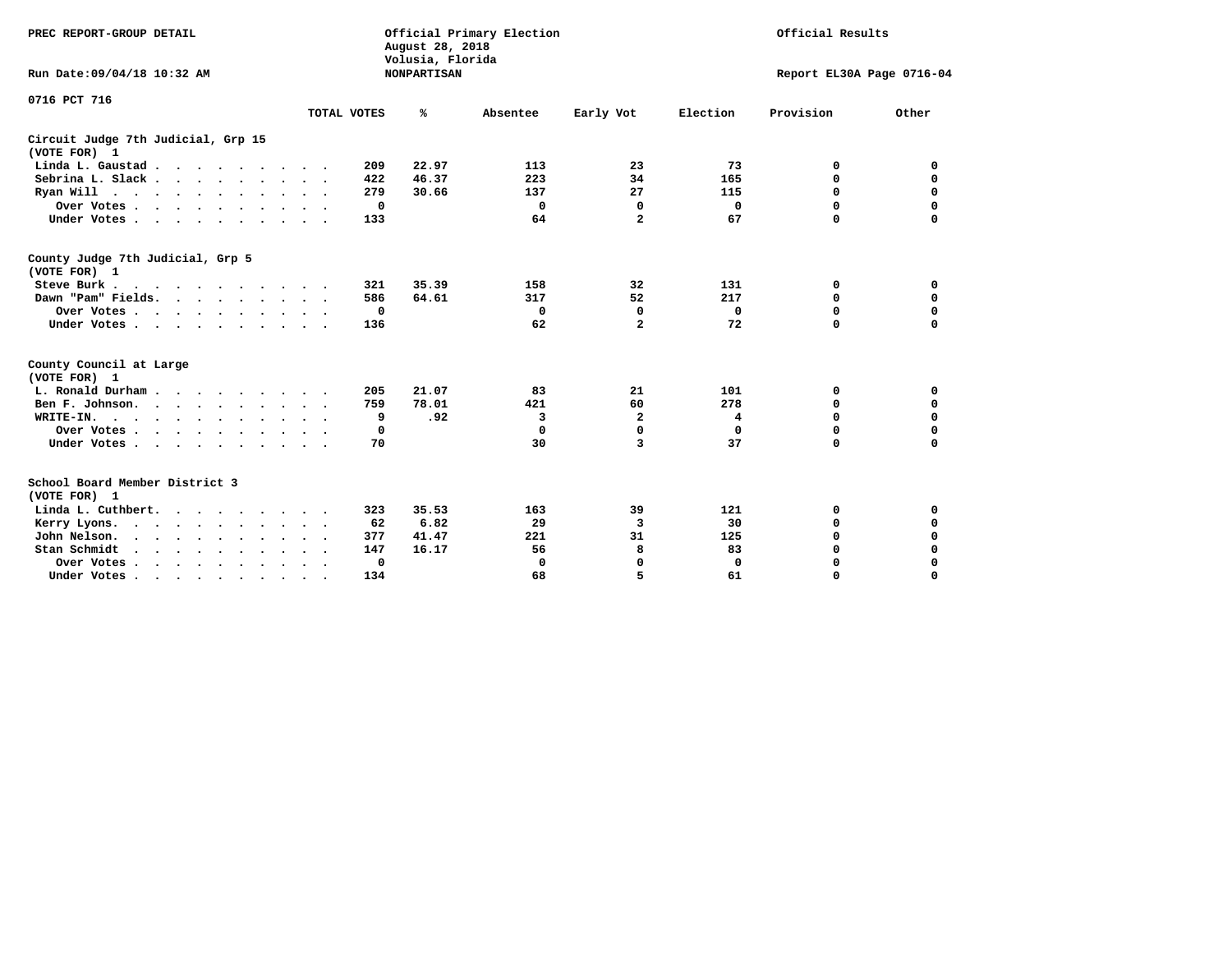PREC REPORT-GROUP DETAIL

Official Primary Election
August 28, 2018
Volusia, Florida
NONPARTISAN

Official Results

Run Date:09/04/18 10:32 AM

Report EL30A Page 0716-04

0716 PCT 716

| | TOTAL VOTES | % | Absentee | Early Vot | Election | Provision | Other |
|---|---|---|---|---|---|---|---|
| **Circuit Judge 7th Judicial, Grp 15** | | | | | | | |
| **(VOTE FOR) 1** | | | | | | | |
| Linda L. Gaustad | 209 | 22.97 | 113 | 23 | 73 | 0 | 0 |
| Sebrina L. Slack | 422 | 46.37 | 223 | 34 | 165 | 0 | 0 |
| Ryan Will | 279 | 30.66 | 137 | 27 | 115 | 0 | 0 |
| Over Votes | 0 | | 0 | 0 | 0 | 0 | 0 |
| Under Votes | 133 | | 64 | 2 | 67 | 0 | 0 |
| **County Judge 7th Judicial, Grp 5** | | | | | | | |
| **(VOTE FOR) 1** | | | | | | | |
| Steve Burk | 321 | 35.39 | 158 | 32 | 131 | 0 | 0 |
| Dawn "Pam" Fields | 586 | 64.61 | 317 | 52 | 217 | 0 | 0 |
| Over Votes | 0 | | 0 | 0 | 0 | 0 | 0 |
| Under Votes | 136 | | 62 | 2 | 72 | 0 | 0 |
| **County Council at Large** | | | | | | | |
| **(VOTE FOR) 1** | | | | | | | |
| L. Ronald Durham | 205 | 21.07 | 83 | 21 | 101 | 0 | 0 |
| Ben F. Johnson | 759 | 78.01 | 421 | 60 | 278 | 0 | 0 |
| WRITE-IN. | 9 | .92 | 3 | 2 | 4 | 0 | 0 |
| Over Votes | 0 | | 0 | 0 | 0 | 0 | 0 |
| Under Votes | 70 | | 30 | 3 | 37 | 0 | 0 |
| **School Board Member District 3** | | | | | | | |
| **(VOTE FOR) 1** | | | | | | | |
| Linda L. Cuthbert | 323 | 35.53 | 163 | 39 | 121 | 0 | 0 |
| Kerry Lyons | 62 | 6.82 | 29 | 3 | 30 | 0 | 0 |
| John Nelson | 377 | 41.47 | 221 | 31 | 125 | 0 | 0 |
| Stan Schmidt | 147 | 16.17 | 56 | 8 | 83 | 0 | 0 |
| Over Votes | 0 | | 0 | 0 | 0 | 0 | 0 |
| Under Votes | 134 | | 68 | 5 | 61 | 0 | 0 |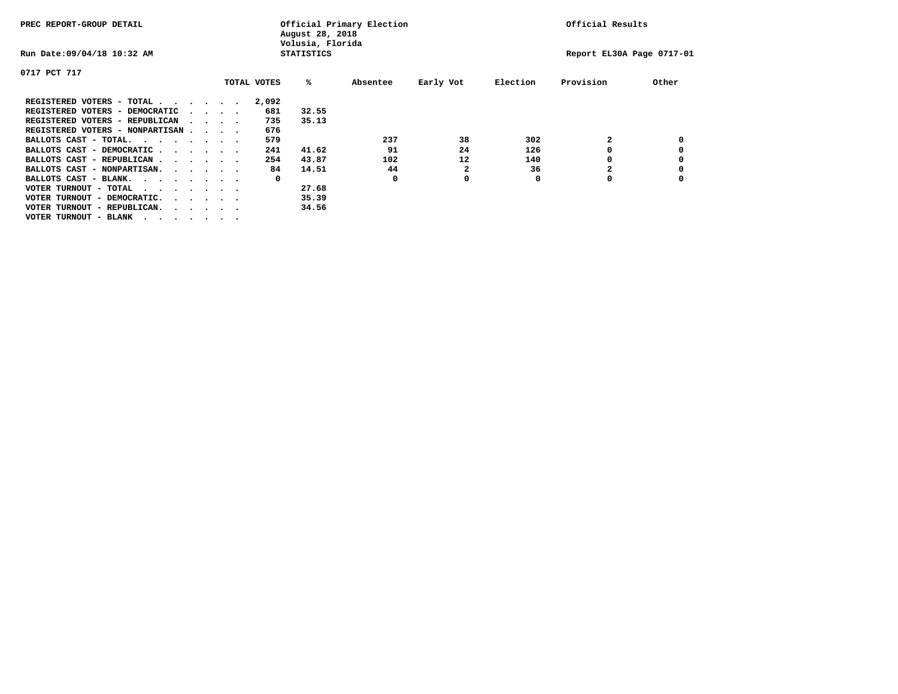PREC REPORT-GROUP DETAIL

Official Primary Election
August 28, 2018
Volusia, Florida
STATISTICS

Official Results

Run Date:09/04/18 10:32 AM

Report EL30A Page 0717-01

0717 PCT 717

| | TOTAL VOTES | % | Absentee | Early Vot | Election | Provision | Other |
|---|---|---|---|---|---|---|---|
| REGISTERED VOTERS - TOTAL . . . . . . | 2,092 | | | | | | |
| REGISTERED VOTERS - DEMOCRATIC . . . . | 681 | 32.55 | | | | | |
| REGISTERED VOTERS - REPUBLICAN . . . . | 735 | 35.13 | | | | | |
| REGISTERED VOTERS - NONPARTISAN . . . . | 676 | | | | | | |
| BALLOTS CAST - TOTAL. . . . . . . . | 579 | | 237 | 38 | 302 | 2 | 0 |
| BALLOTS CAST - DEMOCRATIC . . . . . . | 241 | 41.62 | 91 | 24 | 126 | 0 | 0 |
| BALLOTS CAST - REPUBLICAN . . . . . . | 254 | 43.87 | 102 | 12 | 140 | 0 | 0 |
| BALLOTS CAST - NONPARTISAN. . . . . . | 84 | 14.51 | 44 | 2 | 36 | 2 | 0 |
| BALLOTS CAST - BLANK. . . . . . . . | 0 | | 0 | 0 | 0 | 0 | 0 |
| VOTER TURNOUT - TOTAL . . . . . . . | | 27.68 | | | | | |
| VOTER TURNOUT - DEMOCRATIC. . . . . . | | 35.39 | | | | | |
| VOTER TURNOUT - REPUBLICAN. . . . . . | | 34.56 | | | | | |
| VOTER TURNOUT - BLANK . . . . . . . | | | | | | | |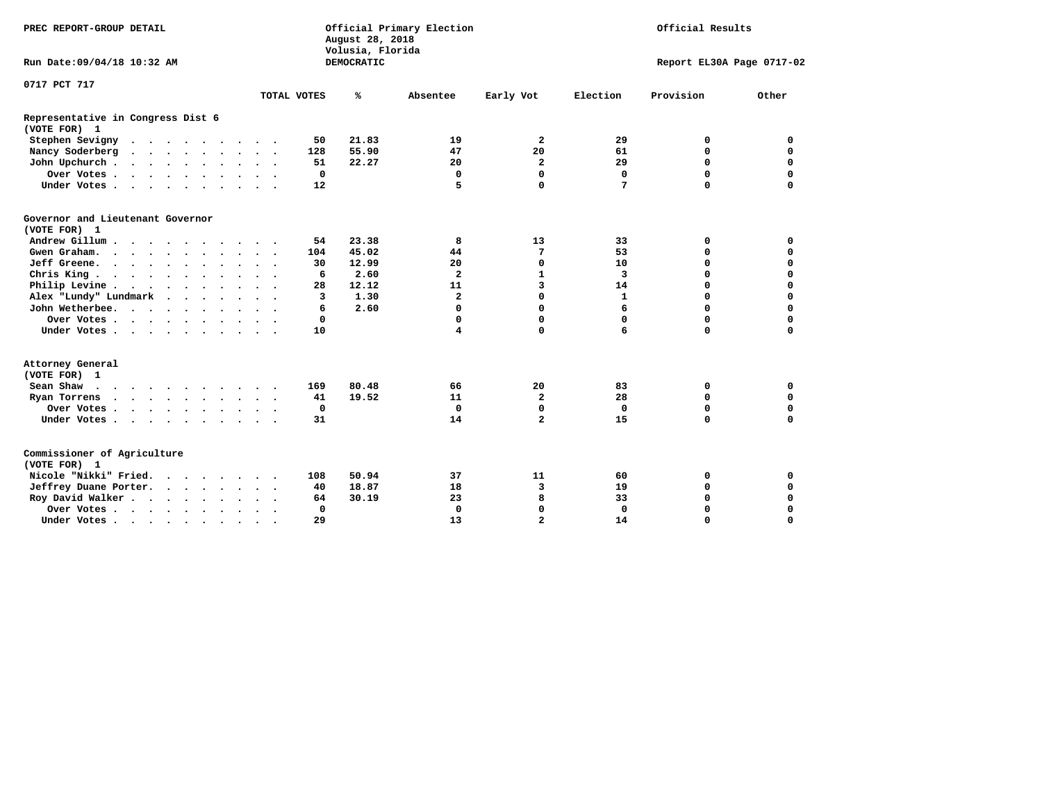PREC REPORT-GROUP DETAIL

Official Primary Election
August 28, 2018
Volusia, Florida
DEMOCRATIC

Official Results

Run Date:09/04/18 10:32 AM

Report EL30A Page 0717-02

0717 PCT 717

| | TOTAL VOTES | % | Absentee | Early Vot | Election | Provision | Other |
|---|---|---|---|---|---|---|---|
| **Representative in Congress Dist 6** | | | | | | | |
| **(VOTE FOR) 1** | | | | | | | |
| Stephen Sevigny | 50 | 21.83 | 19 | 2 | 29 | 0 | 0 |
| Nancy Soderberg | 128 | 55.90 | 47 | 20 | 61 | 0 | 0 |
| John Upchurch | 51 | 22.27 | 20 | 2 | 29 | 0 | 0 |
| Over Votes | 0 | | 0 | 0 | 0 | 0 | 0 |
| Under Votes | 12 | | 5 | 0 | 7 | 0 | 0 |
| **Governor and Lieutenant Governor** | | | | | | | |
| **(VOTE FOR) 1** | | | | | | | |
| Andrew Gillum | 54 | 23.38 | 8 | 13 | 33 | 0 | 0 |
| Gwen Graham | 104 | 45.02 | 44 | 7 | 53 | 0 | 0 |
| Jeff Greene | 30 | 12.99 | 20 | 0 | 10 | 0 | 0 |
| Chris King | 6 | 2.60 | 2 | 1 | 3 | 0 | 0 |
| Philip Levine | 28 | 12.12 | 11 | 3 | 14 | 0 | 0 |
| Alex "Lundy" Lundmark | 3 | 1.30 | 2 | 0 | 1 | 0 | 0 |
| John Wetherbee | 6 | 2.60 | 0 | 0 | 6 | 0 | 0 |
| Over Votes | 0 | | 0 | 0 | 0 | 0 | 0 |
| Under Votes | 10 | | 4 | 0 | 6 | 0 | 0 |
| **Attorney General** | | | | | | | |
| **(VOTE FOR) 1** | | | | | | | |
| Sean Shaw | 169 | 80.48 | 66 | 20 | 83 | 0 | 0 |
| Ryan Torrens | 41 | 19.52 | 11 | 2 | 28 | 0 | 0 |
| Over Votes | 0 | | 0 | 0 | 0 | 0 | 0 |
| Under Votes | 31 | | 14 | 2 | 15 | 0 | 0 |
| **Commissioner of Agriculture** | | | | | | | |
| **(VOTE FOR) 1** | | | | | | | |
| Nicole "Nikki" Fried | 108 | 50.94 | 37 | 11 | 60 | 0 | 0 |
| Jeffrey Duane Porter | 40 | 18.87 | 18 | 3 | 19 | 0 | 0 |
| Roy David Walker | 64 | 30.19 | 23 | 8 | 33 | 0 | 0 |
| Over Votes | 0 | | 0 | 0 | 0 | 0 | 0 |
| Under Votes | 29 | | 13 | 2 | 14 | 0 | 0 |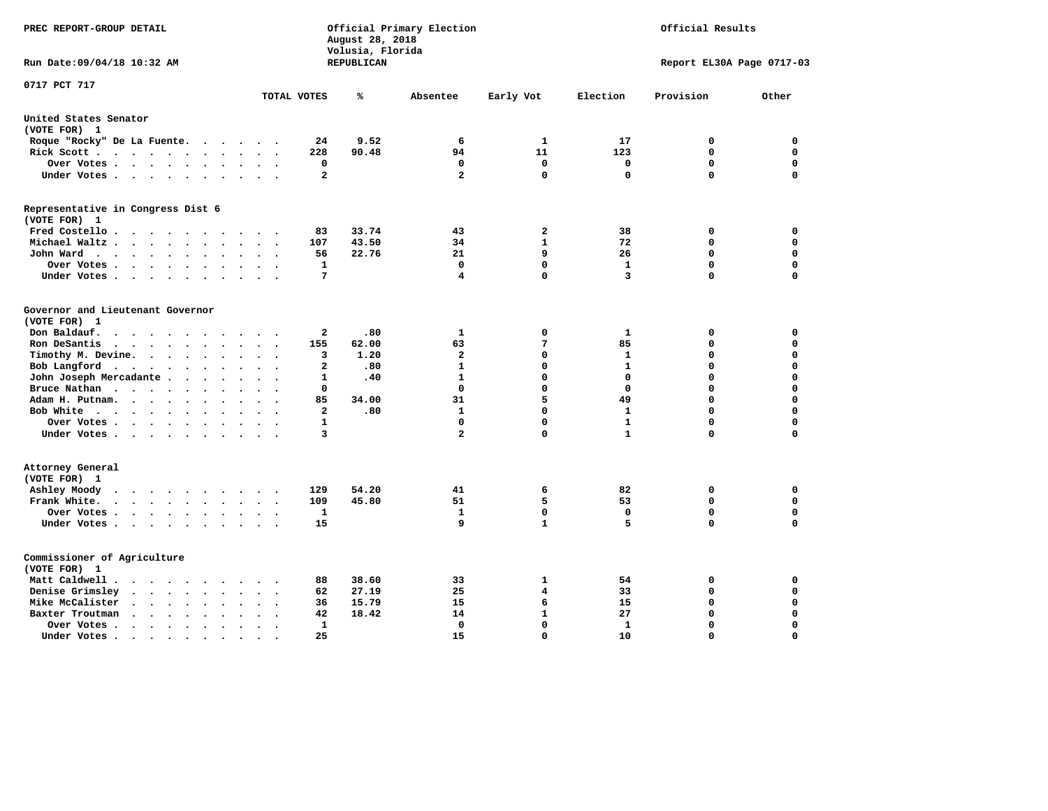PREC REPORT-GROUP DETAIL

Official Primary Election
August 28, 2018
Volusia, Florida
REPUBLICAN

Official Results

Run Date:09/04/18 10:32 AM

Report EL30A Page 0717-03

0717 PCT 717

| | TOTAL VOTES | % | Absentee | Early Vot | Election | Provision | Other |
|---|---|---|---|---|---|---|---|
| **United States Senator** | | | | | | | |
| (VOTE FOR) 1 | | | | | | | |
| Roque "Rocky" De La Fuente | 24 | 9.52 | 6 | 1 | 17 | 0 | 0 |
| Rick Scott | 228 | 90.48 | 94 | 11 | 123 | 0 | 0 |
| Over Votes | 0 | | 0 | 0 | 0 | 0 | 0 |
| Under Votes | 2 | | 2 | 0 | 0 | 0 | 0 |
| **Representative in Congress Dist 6** | | | | | | | |
| (VOTE FOR) 1 | | | | | | | |
| Fred Costello | 83 | 33.74 | 43 | 2 | 38 | 0 | 0 |
| Michael Waltz | 107 | 43.50 | 34 | 1 | 72 | 0 | 0 |
| John Ward | 56 | 22.76 | 21 | 9 | 26 | 0 | 0 |
| Over Votes | 1 | | 0 | 0 | 1 | 0 | 0 |
| Under Votes | 7 | | 4 | 0 | 3 | 0 | 0 |
| **Governor and Lieutenant Governor** | | | | | | | |
| (VOTE FOR) 1 | | | | | | | |
| Don Baldauf | 2 | .80 | 1 | 0 | 1 | 0 | 0 |
| Ron DeSantis | 155 | 62.00 | 63 | 7 | 85 | 0 | 0 |
| Timothy M. Devine | 3 | 1.20 | 2 | 0 | 1 | 0 | 0 |
| Bob Langford | 2 | .80 | 1 | 0 | 1 | 0 | 0 |
| John Joseph Mercadante | 1 | .40 | 1 | 0 | 0 | 0 | 0 |
| Bruce Nathan | 0 | | 0 | 0 | 0 | 0 | 0 |
| Adam H. Putnam | 85 | 34.00 | 31 | 5 | 49 | 0 | 0 |
| Bob White | 2 | .80 | 1 | 0 | 1 | 0 | 0 |
| Over Votes | 1 | | 0 | 0 | 1 | 0 | 0 |
| Under Votes | 3 | | 2 | 0 | 1 | 0 | 0 |
| **Attorney General** | | | | | | | |
| (VOTE FOR) 1 | | | | | | | |
| Ashley Moody | 129 | 54.20 | 41 | 6 | 82 | 0 | 0 |
| Frank White | 109 | 45.80 | 51 | 5 | 53 | 0 | 0 |
| Over Votes | 1 | | 1 | 0 | 0 | 0 | 0 |
| Under Votes | 15 | | 9 | 1 | 5 | 0 | 0 |
| **Commissioner of Agriculture** | | | | | | | |
| (VOTE FOR) 1 | | | | | | | |
| Matt Caldwell | 88 | 38.60 | 33 | 1 | 54 | 0 | 0 |
| Denise Grimsley | 62 | 27.19 | 25 | 4 | 33 | 0 | 0 |
| Mike McCalister | 36 | 15.79 | 15 | 6 | 15 | 0 | 0 |
| Baxter Troutman | 42 | 18.42 | 14 | 1 | 27 | 0 | 0 |
| Over Votes | 1 | | 0 | 0 | 1 | 0 | 0 |
| Under Votes | 25 | | 15 | 0 | 10 | 0 | 0 |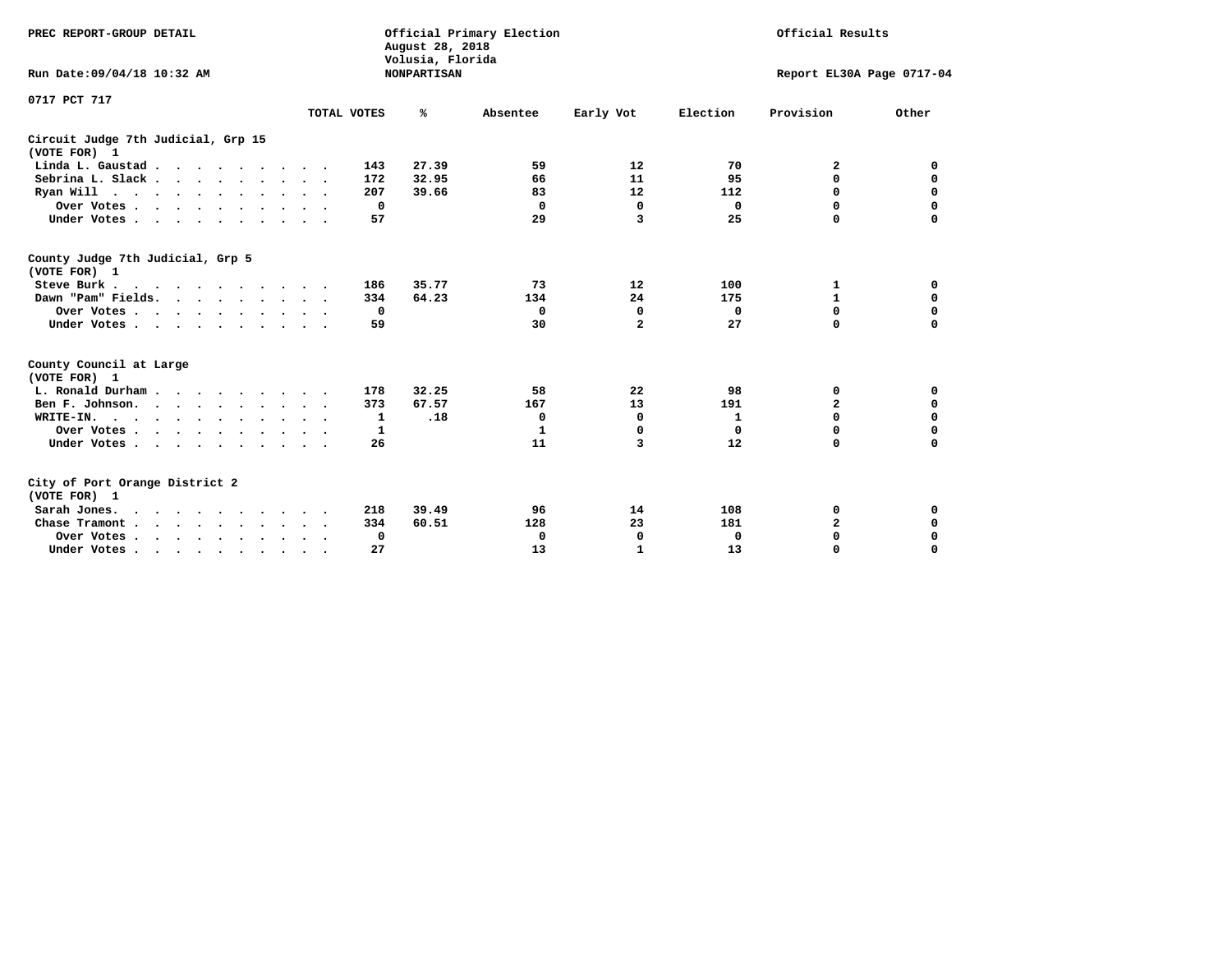PREC REPORT-GROUP DETAIL

Official Primary Election
August 28, 2018
Volusia, Florida
NONPARTISAN

Official Results

Run Date:09/04/18 10:32 AM

Report EL30A Page 0717-04

0717 PCT 717

| | TOTAL VOTES | % | Absentee | Early Vot | Election | Provision | Other |
|---|---|---|---|---|---|---|---|
| **Circuit Judge 7th Judicial, Grp 15** | | | | | | | |
| **(VOTE FOR) 1** | | | | | | | |
| Linda L. Gaustad | 143 | 27.39 | 59 | 12 | 70 | 2 | 0 |
| Sebrina L. Slack | 172 | 32.95 | 66 | 11 | 95 | 0 | 0 |
| Ryan Will | 207 | 39.66 | 83 | 12 | 112 | 0 | 0 |
| Over Votes | 0 | | 0 | 0 | 0 | 0 | 0 |
| Under Votes | 57 | | 29 | 3 | 25 | 0 | 0 |
| **County Judge 7th Judicial, Grp 5** | | | | | | | |
| **(VOTE FOR) 1** | | | | | | | |
| Steve Burk | 186 | 35.77 | 73 | 12 | 100 | 1 | 0 |
| Dawn "Pam" Fields | 334 | 64.23 | 134 | 24 | 175 | 1 | 0 |
| Over Votes | 0 | | 0 | 0 | 0 | 0 | 0 |
| Under Votes | 59 | | 30 | 2 | 27 | 0 | 0 |
| **County Council at Large** | | | | | | | |
| **(VOTE FOR) 1** | | | | | | | |
| L. Ronald Durham | 178 | 32.25 | 58 | 22 | 98 | 0 | 0 |
| Ben F. Johnson | 373 | 67.57 | 167 | 13 | 191 | 2 | 0 |
| WRITE-IN. | 1 | .18 | 0 | 0 | 1 | 0 | 0 |
| Over Votes | 1 | | 1 | 0 | 0 | 0 | 0 |
| Under Votes | 26 | | 11 | 3 | 12 | 0 | 0 |
| **City of Port Orange District 2** | | | | | | | |
| **(VOTE FOR) 1** | | | | | | | |
| Sarah Jones | 218 | 39.49 | 96 | 14 | 108 | 0 | 0 |
| Chase Tramont | 334 | 60.51 | 128 | 23 | 181 | 2 | 0 |
| Over Votes | 0 | | 0 | 0 | 0 | 0 | 0 |
| Under Votes | 27 | | 13 | 1 | 13 | 0 | 0 |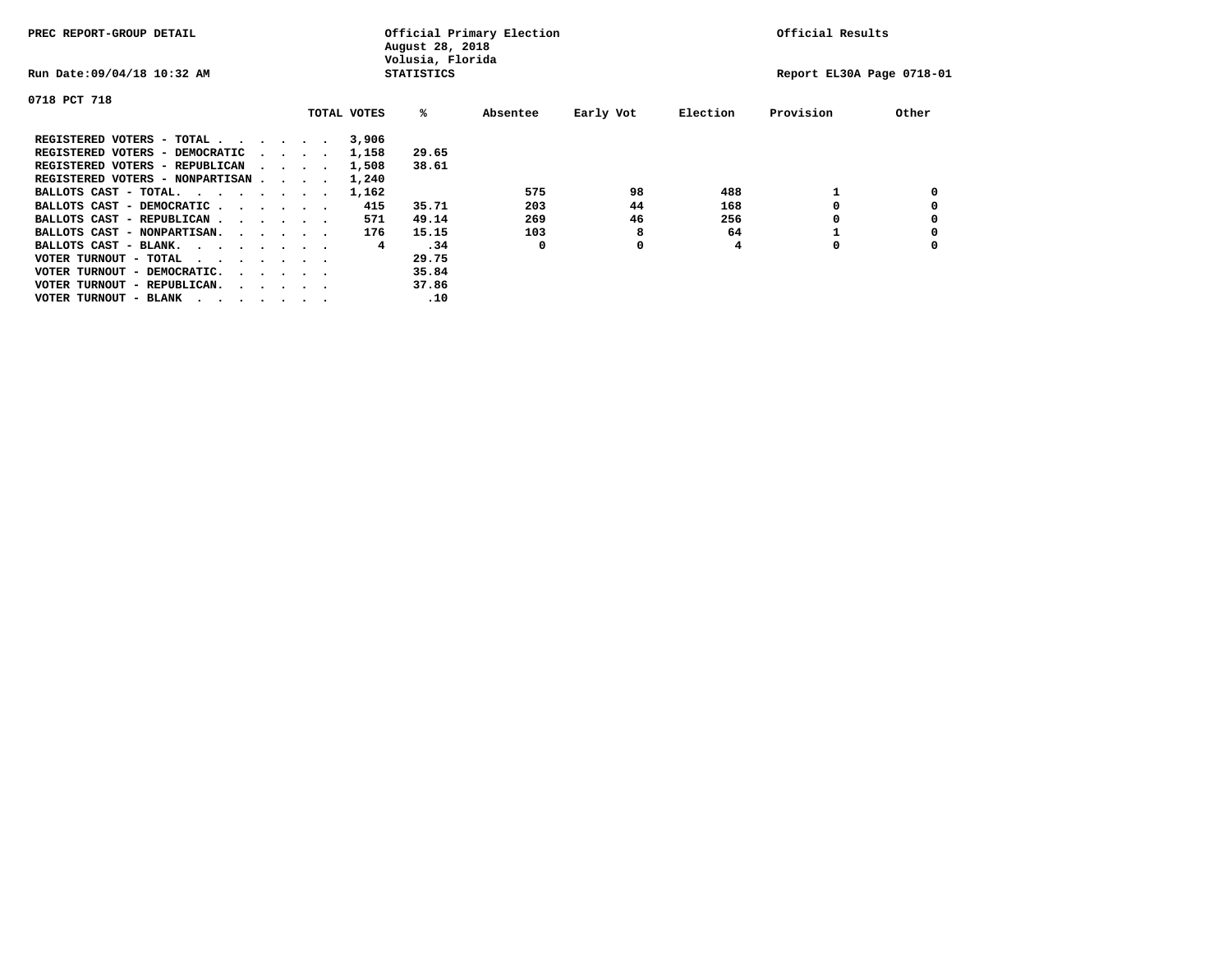PREC REPORT-GROUP DETAIL

Official Primary Election
August 28, 2018
Volusia, Florida
STATISTICS

Official Results

Run Date:09/04/18 10:32 AM

Report EL30A Page 0718-01

0718 PCT 718

| | TOTAL VOTES | % | Absentee | Early Vot | Election | Provision | Other |
|---|---|---|---|---|---|---|---|
| REGISTERED VOTERS - TOTAL . . . . . . | 3,906 | | | | | | |
| REGISTERED VOTERS - DEMOCRATIC . . . . | 1,158 | 29.65 | | | | | |
| REGISTERED VOTERS - REPUBLICAN . . . . | 1,508 | 38.61 | | | | | |
| REGISTERED VOTERS - NONPARTISAN . . . . | 1,240 | | | | | | |
| BALLOTS CAST - TOTAL. . . . . . . . | 1,162 | | 575 | 98 | 488 | 1 | 0 |
| BALLOTS CAST - DEMOCRATIC . . . . . . | 415 | 35.71 | 203 | 44 | 168 | 0 | 0 |
| BALLOTS CAST - REPUBLICAN . . . . . . | 571 | 49.14 | 269 | 46 | 256 | 0 | 0 |
| BALLOTS CAST - NONPARTISAN. . . . . . | 176 | 15.15 | 103 | 8 | 64 | 1 | 0 |
| BALLOTS CAST - BLANK. . . . . . . . | 4 | .34 | 0 | 0 | 4 | 0 | 0 |
| VOTER TURNOUT - TOTAL . . . . . . . | | 29.75 | | | | | |
| VOTER TURNOUT - DEMOCRATIC. . . . . . | | 35.84 | | | | | |
| VOTER TURNOUT - REPUBLICAN. . . . . . | | 37.86 | | | | | |
| VOTER TURNOUT - BLANK . . . . . . . | | .10 | | | | | |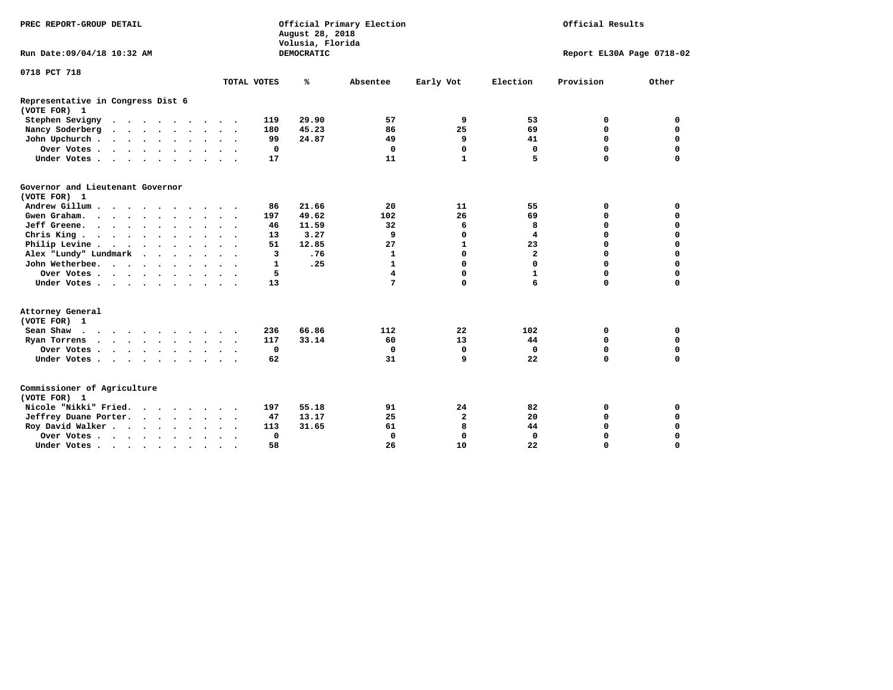PREC REPORT-GROUP DETAIL

Official Primary Election
August 28, 2018
Volusia, Florida
DEMOCRATIC

Official Results

Run Date:09/04/18 10:32 AM

Report EL30A Page 0718-02

0718 PCT 718

| | TOTAL VOTES | % | Absentee | Early Vot | Election | Provision | Other |
|---|---|---|---|---|---|---|---|
| **Representative in Congress Dist 6** | | | | | | | |
| **(VOTE FOR) 1** | | | | | | | |
| Stephen Sevigny | 119 | 29.90 | 57 | 9 | 53 | 0 | 0 |
| Nancy Soderberg | 180 | 45.23 | 86 | 25 | 69 | 0 | 0 |
| John Upchurch | 99 | 24.87 | 49 | 9 | 41 | 0 | 0 |
| Over Votes | 0 | | 0 | 0 | 0 | 0 | 0 |
| Under Votes | 17 | | 11 | 1 | 5 | 0 | 0 |
| **Governor and Lieutenant Governor** | | | | | | | |
| **(VOTE FOR) 1** | | | | | | | |
| Andrew Gillum | 86 | 21.66 | 20 | 11 | 55 | 0 | 0 |
| Gwen Graham | 197 | 49.62 | 102 | 26 | 69 | 0 | 0 |
| Jeff Greene | 46 | 11.59 | 32 | 6 | 8 | 0 | 0 |
| Chris King | 13 | 3.27 | 9 | 0 | 4 | 0 | 0 |
| Philip Levine | 51 | 12.85 | 27 | 1 | 23 | 0 | 0 |
| Alex "Lundy" Lundmark | 3 | .76 | 1 | 0 | 2 | 0 | 0 |
| John Wetherbee | 1 | .25 | 1 | 0 | 0 | 0 | 0 |
| Over Votes | 5 | | 4 | 0 | 1 | 0 | 0 |
| Under Votes | 13 | | 7 | 0 | 6 | 0 | 0 |
| **Attorney General** | | | | | | | |
| **(VOTE FOR) 1** | | | | | | | |
| Sean Shaw | 236 | 66.86 | 112 | 22 | 102 | 0 | 0 |
| Ryan Torrens | 117 | 33.14 | 60 | 13 | 44 | 0 | 0 |
| Over Votes | 0 | | 0 | 0 | 0 | 0 | 0 |
| Under Votes | 62 | | 31 | 9 | 22 | 0 | 0 |
| **Commissioner of Agriculture** | | | | | | | |
| **(VOTE FOR) 1** | | | | | | | |
| Nicole "Nikki" Fried | 197 | 55.18 | 91 | 24 | 82 | 0 | 0 |
| Jeffrey Duane Porter | 47 | 13.17 | 25 | 2 | 20 | 0 | 0 |
| Roy David Walker | 113 | 31.65 | 61 | 8 | 44 | 0 | 0 |
| Over Votes | 0 | | 0 | 0 | 0 | 0 | 0 |
| Under Votes | 58 | | 26 | 10 | 22 | 0 | 0 |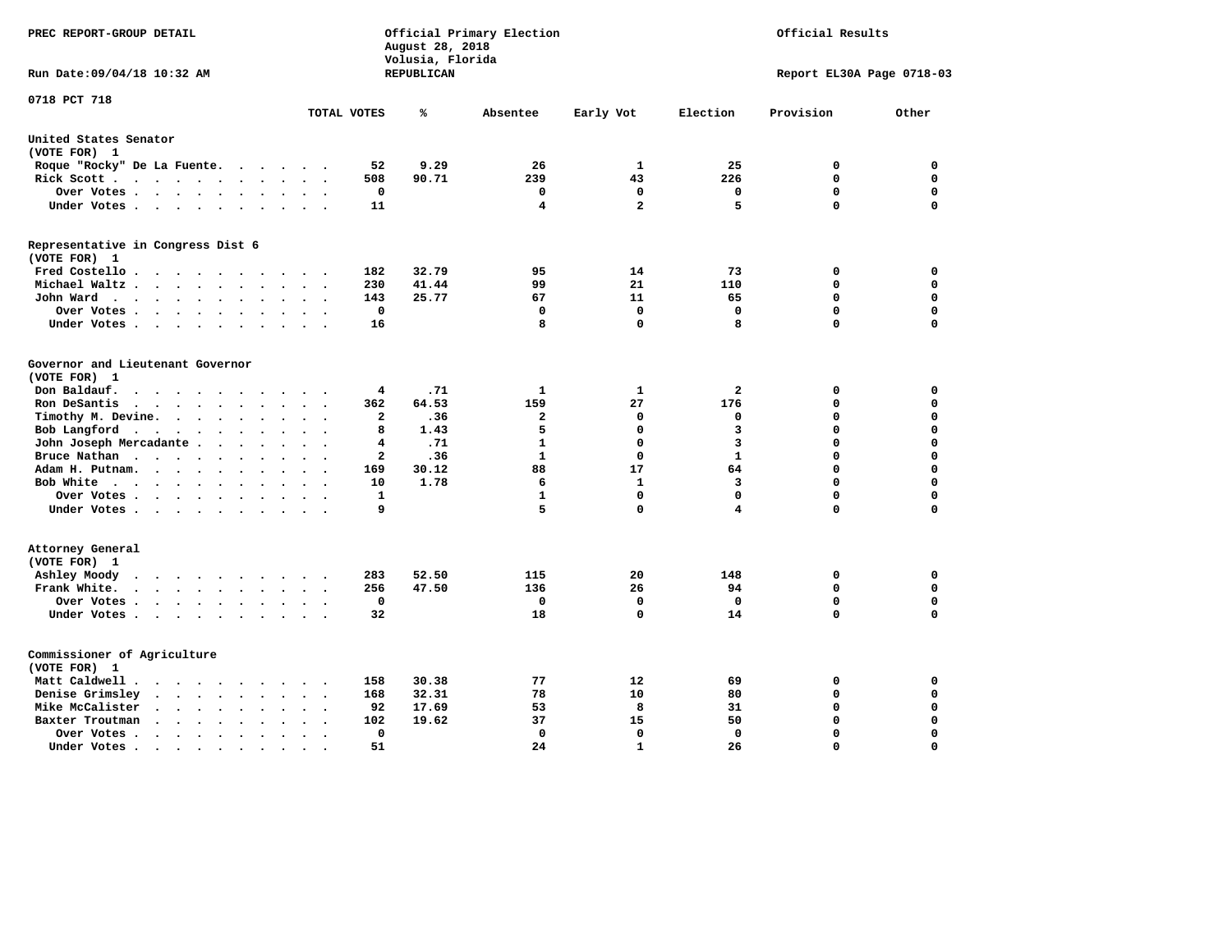PREC REPORT-GROUP DETAIL

Official Primary Election
August 28, 2018
Volusia, Florida
REPUBLICAN

Official Results

Run Date:09/04/18 10:32 AM

Report EL30A Page 0718-03

0718 PCT 718

| | TOTAL VOTES | % | Absentee | Early Vot | Election | Provision | Other |
|---|---|---|---|---|---|---|---|
| **United States Senator** | | | | | | | |
| **(VOTE FOR) 1** | | | | | | | |
| Roque "Rocky" De La Fuente | 52 | 9.29 | 26 | 1 | 25 | 0 | 0 |
| Rick Scott | 508 | 90.71 | 239 | 43 | 226 | 0 | 0 |
| Over Votes | 0 | | 0 | 0 | 0 | 0 | 0 |
| Under Votes | 11 | | 4 | 2 | 5 | 0 | 0 |
| **Representative in Congress Dist 6** | | | | | | | |
| **(VOTE FOR) 1** | | | | | | | |
| Fred Costello | 182 | 32.79 | 95 | 14 | 73 | 0 | 0 |
| Michael Waltz | 230 | 41.44 | 99 | 21 | 110 | 0 | 0 |
| John Ward | 143 | 25.77 | 67 | 11 | 65 | 0 | 0 |
| Over Votes | 0 | | 0 | 0 | 0 | 0 | 0 |
| Under Votes | 16 | | 8 | 0 | 8 | 0 | 0 |
| **Governor and Lieutenant Governor** | | | | | | | |
| **(VOTE FOR) 1** | | | | | | | |
| Don Baldauf | 4 | .71 | 1 | 1 | 2 | 0 | 0 |
| Ron DeSantis | 362 | 64.53 | 159 | 27 | 176 | 0 | 0 |
| Timothy M. Devine | 2 | .36 | 2 | 0 | 0 | 0 | 0 |
| Bob Langford | 8 | 1.43 | 5 | 0 | 3 | 0 | 0 |
| John Joseph Mercadante | 4 | .71 | 1 | 0 | 3 | 0 | 0 |
| Bruce Nathan | 2 | .36 | 1 | 0 | 1 | 0 | 0 |
| Adam H. Putnam | 169 | 30.12 | 88 | 17 | 64 | 0 | 0 |
| Bob White | 10 | 1.78 | 6 | 1 | 3 | 0 | 0 |
| Over Votes | 1 | | 1 | 0 | 0 | 0 | 0 |
| Under Votes | 9 | | 5 | 0 | 4 | 0 | 0 |
| **Attorney General** | | | | | | | |
| **(VOTE FOR) 1** | | | | | | | |
| Ashley Moody | 283 | 52.50 | 115 | 20 | 148 | 0 | 0 |
| Frank White | 256 | 47.50 | 136 | 26 | 94 | 0 | 0 |
| Over Votes | 0 | | 0 | 0 | 0 | 0 | 0 |
| Under Votes | 32 | | 18 | 0 | 14 | 0 | 0 |
| **Commissioner of Agriculture** | | | | | | | |
| **(VOTE FOR) 1** | | | | | | | |
| Matt Caldwell | 158 | 30.38 | 77 | 12 | 69 | 0 | 0 |
| Denise Grimsley | 168 | 32.31 | 78 | 10 | 80 | 0 | 0 |
| Mike McCalister | 92 | 17.69 | 53 | 8 | 31 | 0 | 0 |
| Baxter Troutman | 102 | 19.62 | 37 | 15 | 50 | 0 | 0 |
| Over Votes | 0 | | 0 | 0 | 0 | 0 | 0 |
| Under Votes | 51 | | 24 | 1 | 26 | 0 | 0 |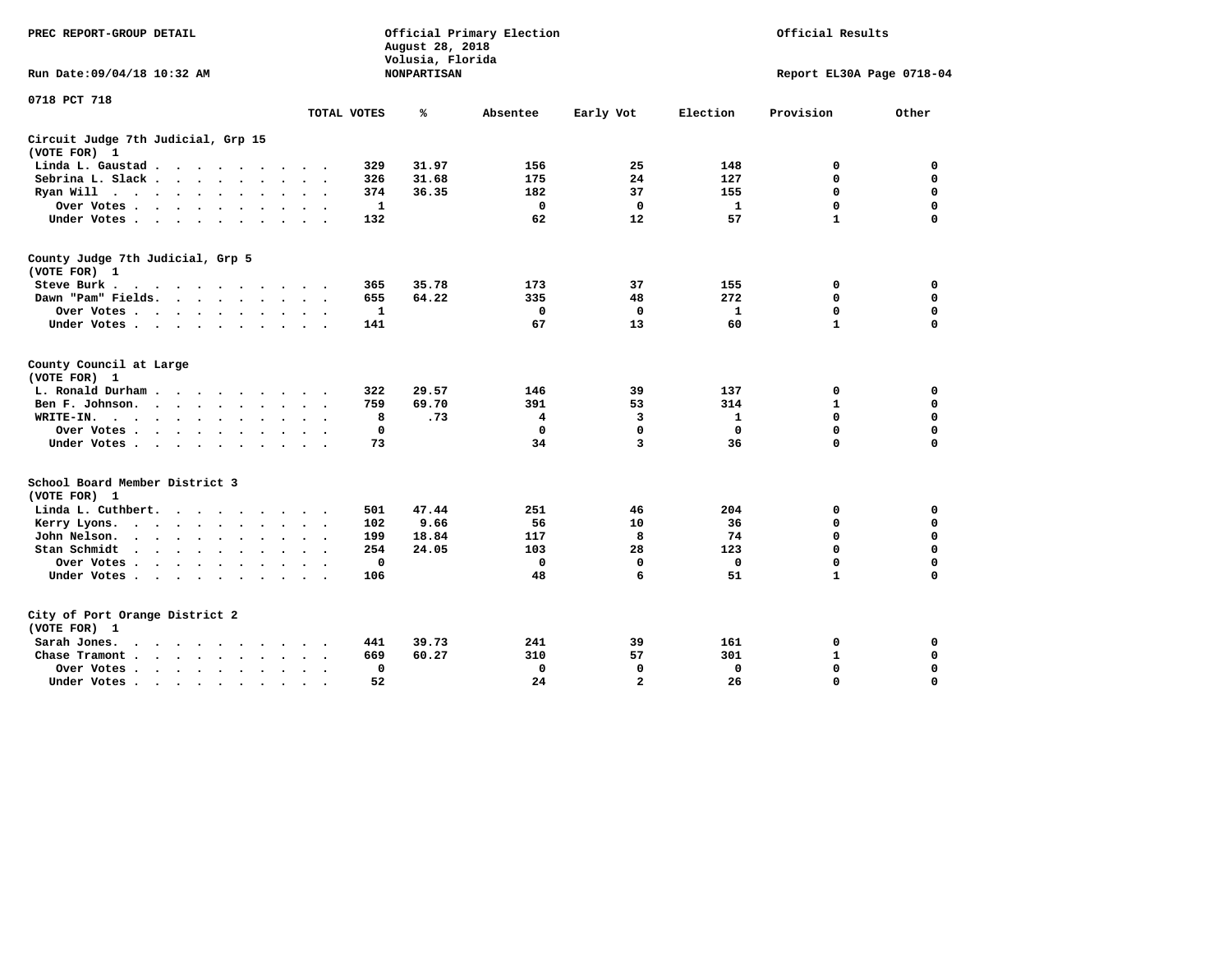PREC REPORT-GROUP DETAIL

Official Primary Election
August 28, 2018
Volusia, Florida
NONPARTISAN

Official Results

Run Date:09/04/18 10:32 AM

Report EL30A Page 0718-04

0718 PCT 718

| | TOTAL VOTES | % | Absentee | Early Vot | Election | Provision | Other |
|---|---|---|---|---|---|---|---|
| **Circuit Judge 7th Judicial, Grp 15** | | | | | | | |
| **(VOTE FOR) 1** | | | | | | | |
| Linda L. Gaustad | 329 | 31.97 | 156 | 25 | 148 | 0 | 0 |
| Sebrina L. Slack | 326 | 31.68 | 175 | 24 | 127 | 0 | 0 |
| Ryan Will | 374 | 36.35 | 182 | 37 | 155 | 0 | 0 |
| Over Votes | 1 | | 0 | 0 | 1 | 0 | 0 |
| Under Votes | 132 | | 62 | 12 | 57 | 1 | 0 |
| **County Judge 7th Judicial, Grp 5** | | | | | | | |
| **(VOTE FOR) 1** | | | | | | | |
| Steve Burk | 365 | 35.78 | 173 | 37 | 155 | 0 | 0 |
| Dawn "Pam" Fields | 655 | 64.22 | 335 | 48 | 272 | 0 | 0 |
| Over Votes | 1 | | 0 | 0 | 1 | 0 | 0 |
| Under Votes | 141 | | 67 | 13 | 60 | 1 | 0 |
| **County Council at Large** | | | | | | | |
| **(VOTE FOR) 1** | | | | | | | |
| L. Ronald Durham | 322 | 29.57 | 146 | 39 | 137 | 0 | 0 |
| Ben F. Johnson | 759 | 69.70 | 391 | 53 | 314 | 1 | 0 |
| WRITE-IN | 8 | .73 | 4 | 3 | 1 | 0 | 0 |
| Over Votes | 0 | | 0 | 0 | 0 | 0 | 0 |
| Under Votes | 73 | | 34 | 3 | 36 | 0 | 0 |
| **School Board Member District 3** | | | | | | | |
| **(VOTE FOR) 1** | | | | | | | |
| Linda L. Cuthbert | 501 | 47.44 | 251 | 46 | 204 | 0 | 0 |
| Kerry Lyons | 102 | 9.66 | 56 | 10 | 36 | 0 | 0 |
| John Nelson | 199 | 18.84 | 117 | 8 | 74 | 0 | 0 |
| Stan Schmidt | 254 | 24.05 | 103 | 28 | 123 | 0 | 0 |
| Over Votes | 0 | | 0 | 0 | 0 | 0 | 0 |
| Under Votes | 106 | | 48 | 6 | 51 | 1 | 0 |
| **City of Port Orange District 2** | | | | | | | |
| **(VOTE FOR) 1** | | | | | | | |
| Sarah Jones | 441 | 39.73 | 241 | 39 | 161 | 0 | 0 |
| Chase Tramont | 669 | 60.27 | 310 | 57 | 301 | 1 | 0 |
| Over Votes | 0 | | 0 | 0 | 0 | 0 | 0 |
| Under Votes | 52 | | 24 | 2 | 26 | 0 | 0 |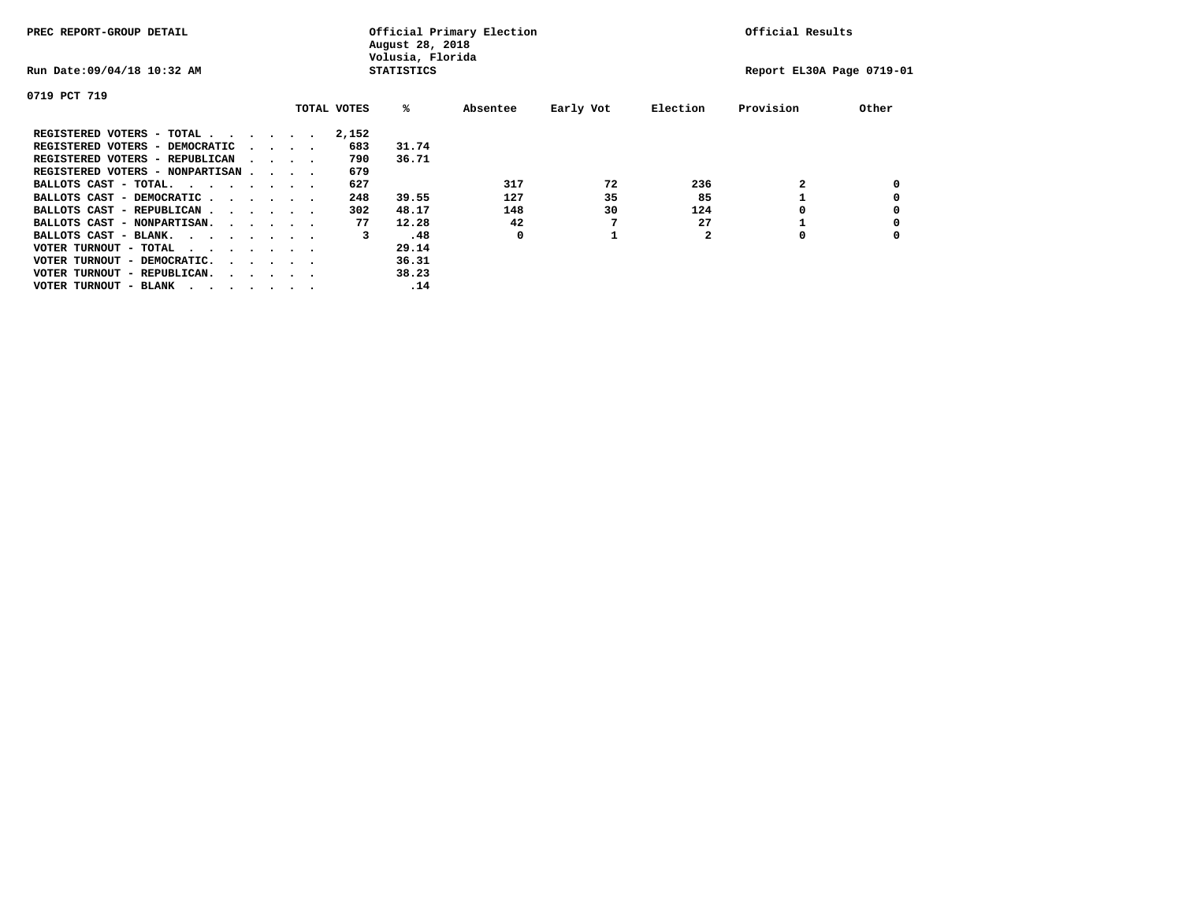PREC REPORT-GROUP DETAIL

Official Primary Election
August 28, 2018
Volusia, Florida
STATISTICS

Official Results

Run Date:09/04/18 10:32 AM

Report EL30A Page 0719-01

0719 PCT 719

| | TOTAL VOTES | % | Absentee | Early Vot | Election | Provision | Other |
|---|---|---|---|---|---|---|---|
| REGISTERED VOTERS - TOTAL . . . . . . | 2,152 | | | | | | |
| REGISTERED VOTERS - DEMOCRATIC . . . . | 683 | 31.74 | | | | | |
| REGISTERED VOTERS - REPUBLICAN . . . . | 790 | 36.71 | | | | | |
| REGISTERED VOTERS - NONPARTISAN . . . . | 679 | | | | | | |
| BALLOTS CAST - TOTAL. . . . . . . . | 627 | | 317 | 72 | 236 | 2 | 0 |
| BALLOTS CAST - DEMOCRATIC . . . . . . | 248 | 39.55 | 127 | 35 | 85 | 1 | 0 |
| BALLOTS CAST - REPUBLICAN . . . . . . | 302 | 48.17 | 148 | 30 | 124 | 0 | 0 |
| BALLOTS CAST - NONPARTISAN. . . . . . | 77 | 12.28 | 42 | 7 | 27 | 1 | 0 |
| BALLOTS CAST - BLANK. . . . . . . . | 3 | .48 | 0 | 1 | 2 | 0 | 0 |
| VOTER TURNOUT - TOTAL . . . . . . . | | 29.14 | | | | | |
| VOTER TURNOUT - DEMOCRATIC. . . . . . | | 36.31 | | | | | |
| VOTER TURNOUT - REPUBLICAN. . . . . . | | 38.23 | | | | | |
| VOTER TURNOUT - BLANK . . . . . . . | | .14 | | | | | |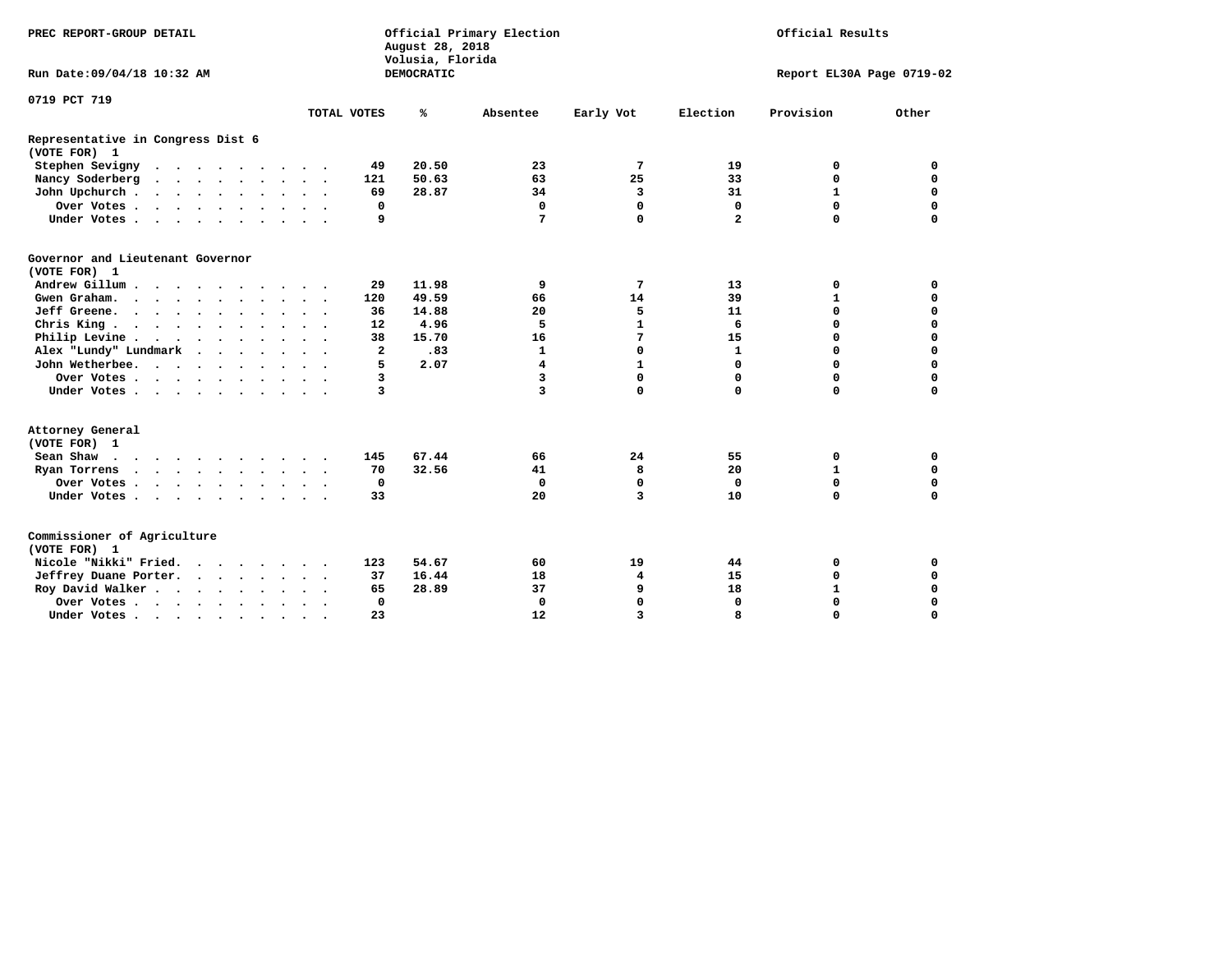PREC REPORT-GROUP DETAIL

Official Primary Election
August 28, 2018
Volusia, Florida
DEMOCRATIC

Official Results

Run Date:09/04/18 10:32 AM

Report EL30A Page 0719-02

0719 PCT 719

| | TOTAL VOTES | % | Absentee | Early Vot | Election | Provision | Other |
|---|---|---|---|---|---|---|---|
| **Representative in Congress Dist 6** | | | | | | | |
| **(VOTE FOR) 1** | | | | | | | |
| Stephen Sevigny | 49 | 20.50 | 23 | 7 | 19 | 0 | 0 |
| Nancy Soderberg | 121 | 50.63 | 63 | 25 | 33 | 0 | 0 |
| John Upchurch | 69 | 28.87 | 34 | 3 | 31 | 1 | 0 |
| Over Votes | 0 | | 0 | 0 | 0 | 0 | 0 |
| Under Votes | 9 | | 7 | 0 | 2 | 0 | 0 |
| **Governor and Lieutenant Governor** | | | | | | | |
| **(VOTE FOR) 1** | | | | | | | |
| Andrew Gillum | 29 | 11.98 | 9 | 7 | 13 | 0 | 0 |
| Gwen Graham | 120 | 49.59 | 66 | 14 | 39 | 1 | 0 |
| Jeff Greene | 36 | 14.88 | 20 | 5 | 11 | 0 | 0 |
| Chris King | 12 | 4.96 | 5 | 1 | 6 | 0 | 0 |
| Philip Levine | 38 | 15.70 | 16 | 7 | 15 | 0 | 0 |
| Alex "Lundy" Lundmark | 2 | .83 | 1 | 0 | 1 | 0 | 0 |
| John Wetherbee | 5 | 2.07 | 4 | 1 | 0 | 0 | 0 |
| Over Votes | 3 | | 3 | 0 | 0 | 0 | 0 |
| Under Votes | 3 | | 3 | 0 | 0 | 0 | 0 |
| **Attorney General** | | | | | | | |
| **(VOTE FOR) 1** | | | | | | | |
| Sean Shaw | 145 | 67.44 | 66 | 24 | 55 | 0 | 0 |
| Ryan Torrens | 70 | 32.56 | 41 | 8 | 20 | 1 | 0 |
| Over Votes | 0 | | 0 | 0 | 0 | 0 | 0 |
| Under Votes | 33 | | 20 | 3 | 10 | 0 | 0 |
| **Commissioner of Agriculture** | | | | | | | |
| **(VOTE FOR) 1** | | | | | | | |
| Nicole "Nikki" Fried | 123 | 54.67 | 60 | 19 | 44 | 0 | 0 |
| Jeffrey Duane Porter | 37 | 16.44 | 18 | 4 | 15 | 0 | 0 |
| Roy David Walker | 65 | 28.89 | 37 | 9 | 18 | 1 | 0 |
| Over Votes | 0 | | 0 | 0 | 0 | 0 | 0 |
| Under Votes | 23 | | 12 | 3 | 8 | 0 | 0 |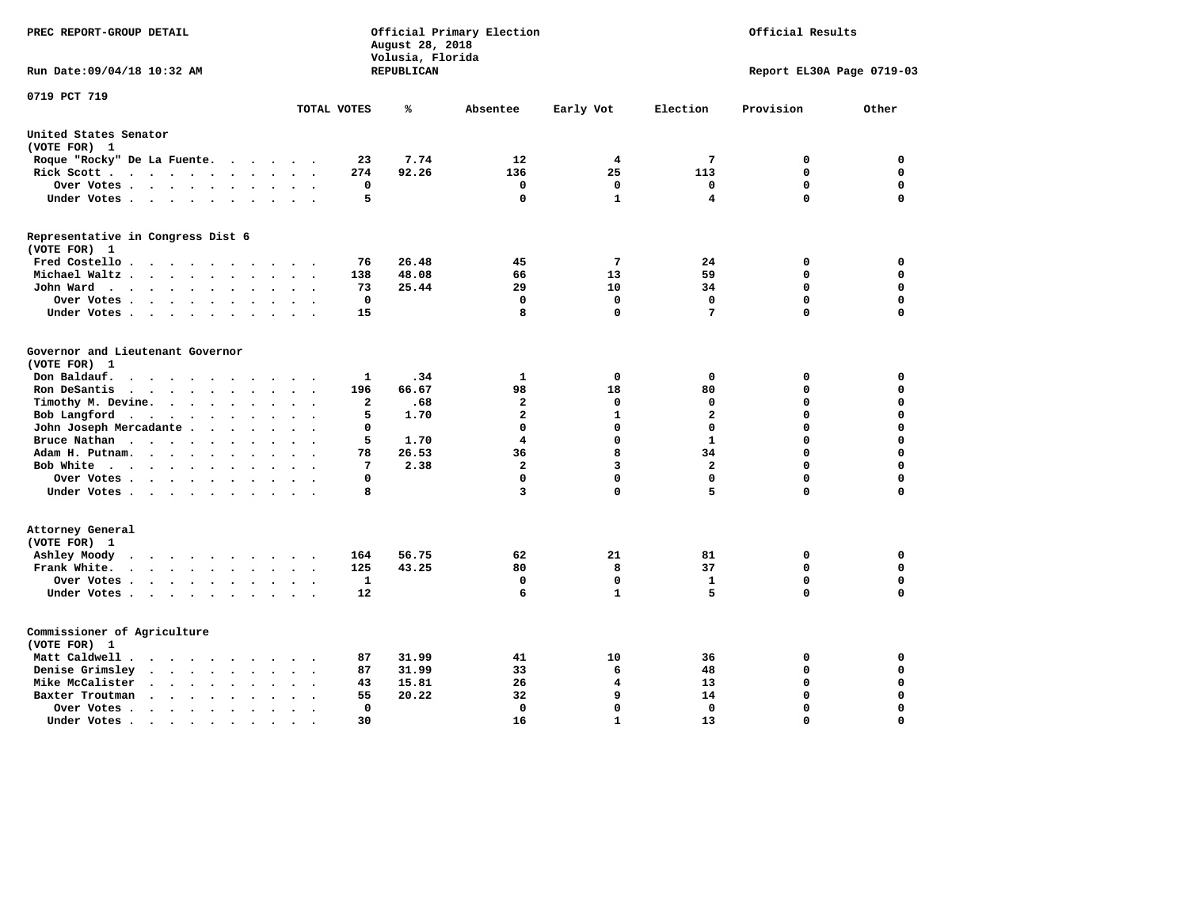PREC REPORT-GROUP DETAIL

Official Primary Election
August 28, 2018
Volusia, Florida
REPUBLICAN

Official Results

Run Date:09/04/18 10:32 AM

Report EL30A Page 0719-03

0719 PCT 719

| | TOTAL VOTES | % | Absentee | Early Vot | Election | Provision | Other |
|---|---|---|---|---|---|---|---|
| **United States Senator** | | | | | | | |
| **(VOTE FOR) 1** | | | | | | | |
| Roque "Rocky" De La Fuente | 23 | 7.74 | 12 | 4 | 7 | 0 | 0 |
| Rick Scott | 274 | 92.26 | 136 | 25 | 113 | 0 | 0 |
| Over Votes | 0 | | 0 | 0 | 0 | 0 | 0 |
| Under Votes | 5 | | 0 | 1 | 4 | 0 | 0 |
| **Representative in Congress Dist 6** | | | | | | | |
| **(VOTE FOR) 1** | | | | | | | |
| Fred Costello | 76 | 26.48 | 45 | 7 | 24 | 0 | 0 |
| Michael Waltz | 138 | 48.08 | 66 | 13 | 59 | 0 | 0 |
| John Ward | 73 | 25.44 | 29 | 10 | 34 | 0 | 0 |
| Over Votes | 0 | | 0 | 0 | 0 | 0 | 0 |
| Under Votes | 15 | | 8 | 0 | 7 | 0 | 0 |
| **Governor and Lieutenant Governor** | | | | | | | |
| **(VOTE FOR) 1** | | | | | | | |
| Don Baldauf | 1 | .34 | 1 | 0 | 0 | 0 | 0 |
| Ron DeSantis | 196 | 66.67 | 98 | 18 | 80 | 0 | 0 |
| Timothy M. Devine | 2 | .68 | 2 | 0 | 0 | 0 | 0 |
| Bob Langford | 5 | 1.70 | 2 | 1 | 2 | 0 | 0 |
| John Joseph Mercadante | 0 | | 0 | 0 | 0 | 0 | 0 |
| Bruce Nathan | 5 | 1.70 | 4 | 0 | 1 | 0 | 0 |
| Adam H. Putnam | 78 | 26.53 | 36 | 8 | 34 | 0 | 0 |
| Bob White | 7 | 2.38 | 2 | 3 | 2 | 0 | 0 |
| Over Votes | 0 | | 0 | 0 | 0 | 0 | 0 |
| Under Votes | 8 | | 3 | 0 | 5 | 0 | 0 |
| **Attorney General** | | | | | | | |
| **(VOTE FOR) 1** | | | | | | | |
| Ashley Moody | 164 | 56.75 | 62 | 21 | 81 | 0 | 0 |
| Frank White | 125 | 43.25 | 80 | 8 | 37 | 0 | 0 |
| Over Votes | 1 | | 0 | 0 | 1 | 0 | 0 |
| Under Votes | 12 | | 6 | 1 | 5 | 0 | 0 |
| **Commissioner of Agriculture** | | | | | | | |
| **(VOTE FOR) 1** | | | | | | | |
| Matt Caldwell | 87 | 31.99 | 41 | 10 | 36 | 0 | 0 |
| Denise Grimsley | 87 | 31.99 | 33 | 6 | 48 | 0 | 0 |
| Mike McCalister | 43 | 15.81 | 26 | 4 | 13 | 0 | 0 |
| Baxter Troutman | 55 | 20.22 | 32 | 9 | 14 | 0 | 0 |
| Over Votes | 0 | | 0 | 0 | 0 | 0 | 0 |
| Under Votes | 30 | | 16 | 1 | 13 | 0 | 0 |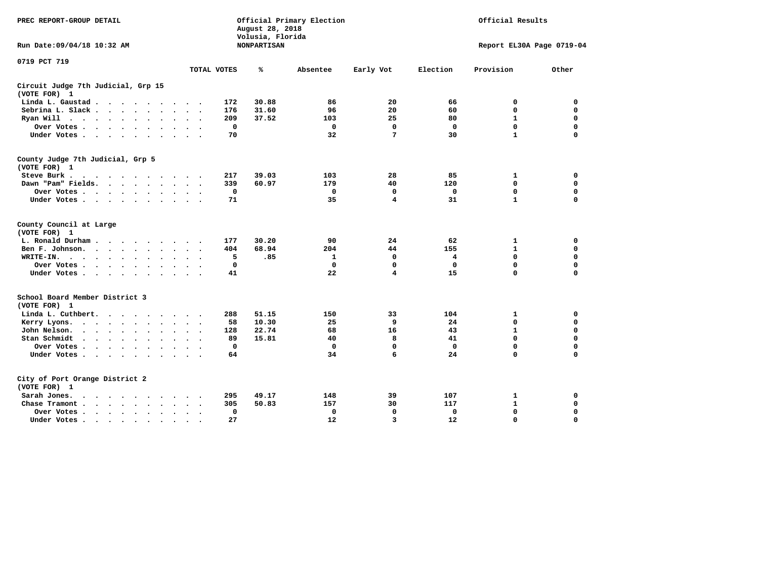PREC REPORT-GROUP DETAIL

Official Primary Election
August 28, 2018
Volusia, Florida
NONPARTISAN

Official Results

Run Date:09/04/18 10:32 AM

Report EL30A Page 0719-04

0719 PCT 719

**Circuit Judge 7th Judicial, Grp 15**
(VOTE FOR) 1

| | TOTAL VOTES | % | Absentee | Early Vot | Election | Provision | Other |
|---|---|---|---|---|---|---|---|
| Linda L. Gaustad | 172 | 30.88 | 86 | 20 | 66 | 0 | 0 |
| Sebrina L. Slack | 176 | 31.60 | 96 | 20 | 60 | 0 | 0 |
| Ryan Will | 209 | 37.52 | 103 | 25 | 80 | 1 | 0 |
| Over Votes | 0 | | 0 | 0 | 0 | 0 | 0 |
| Under Votes | 70 | | 32 | 7 | 30 | 1 | 0 |

**County Judge 7th Judicial, Grp 5**
(VOTE FOR) 1

| | TOTAL VOTES | % | Absentee | Early Vot | Election | Provision | Other |
|---|---|---|---|---|---|---|---|
| Steve Burk | 217 | 39.03 | 103 | 28 | 85 | 1 | 0 |
| Dawn "Pam" Fields | 339 | 60.97 | 179 | 40 | 120 | 0 | 0 |
| Over Votes | 0 | | 0 | 0 | 0 | 0 | 0 |
| Under Votes | 71 | | 35 | 4 | 31 | 1 | 0 |

**County Council at Large**
(VOTE FOR) 1

| | TOTAL VOTES | % | Absentee | Early Vot | Election | Provision | Other |
|---|---|---|---|---|---|---|---|
| L. Ronald Durham | 177 | 30.20 | 90 | 24 | 62 | 1 | 0 |
| Ben F. Johnson | 404 | 68.94 | 204 | 44 | 155 | 1 | 0 |
| WRITE-IN. | 5 | .85 | 1 | 0 | 4 | 0 | 0 |
| Over Votes | 0 | | 0 | 0 | 0 | 0 | 0 |
| Under Votes | 41 | | 22 | 4 | 15 | 0 | 0 |

**School Board Member District 3**
(VOTE FOR) 1

| | TOTAL VOTES | % | Absentee | Early Vot | Election | Provision | Other |
|---|---|---|---|---|---|---|---|
| Linda L. Cuthbert | 288 | 51.15 | 150 | 33 | 104 | 1 | 0 |
| Kerry Lyons | 58 | 10.30 | 25 | 9 | 24 | 0 | 0 |
| John Nelson | 128 | 22.74 | 68 | 16 | 43 | 1 | 0 |
| Stan Schmidt | 89 | 15.81 | 40 | 8 | 41 | 0 | 0 |
| Over Votes | 0 | | 0 | 0 | 0 | 0 | 0 |
| Under Votes | 64 | | 34 | 6 | 24 | 0 | 0 |

**City of Port Orange District 2**
(VOTE FOR) 1

| | TOTAL VOTES | % | Absentee | Early Vot | Election | Provision | Other |
|---|---|---|---|---|---|---|---|
| Sarah Jones | 295 | 49.17 | 148 | 39 | 107 | 1 | 0 |
| Chase Tramont | 305 | 50.83 | 157 | 30 | 117 | 1 | 0 |
| Over Votes | 0 | | 0 | 0 | 0 | 0 | 0 |
| Under Votes | 27 | | 12 | 3 | 12 | 0 | 0 |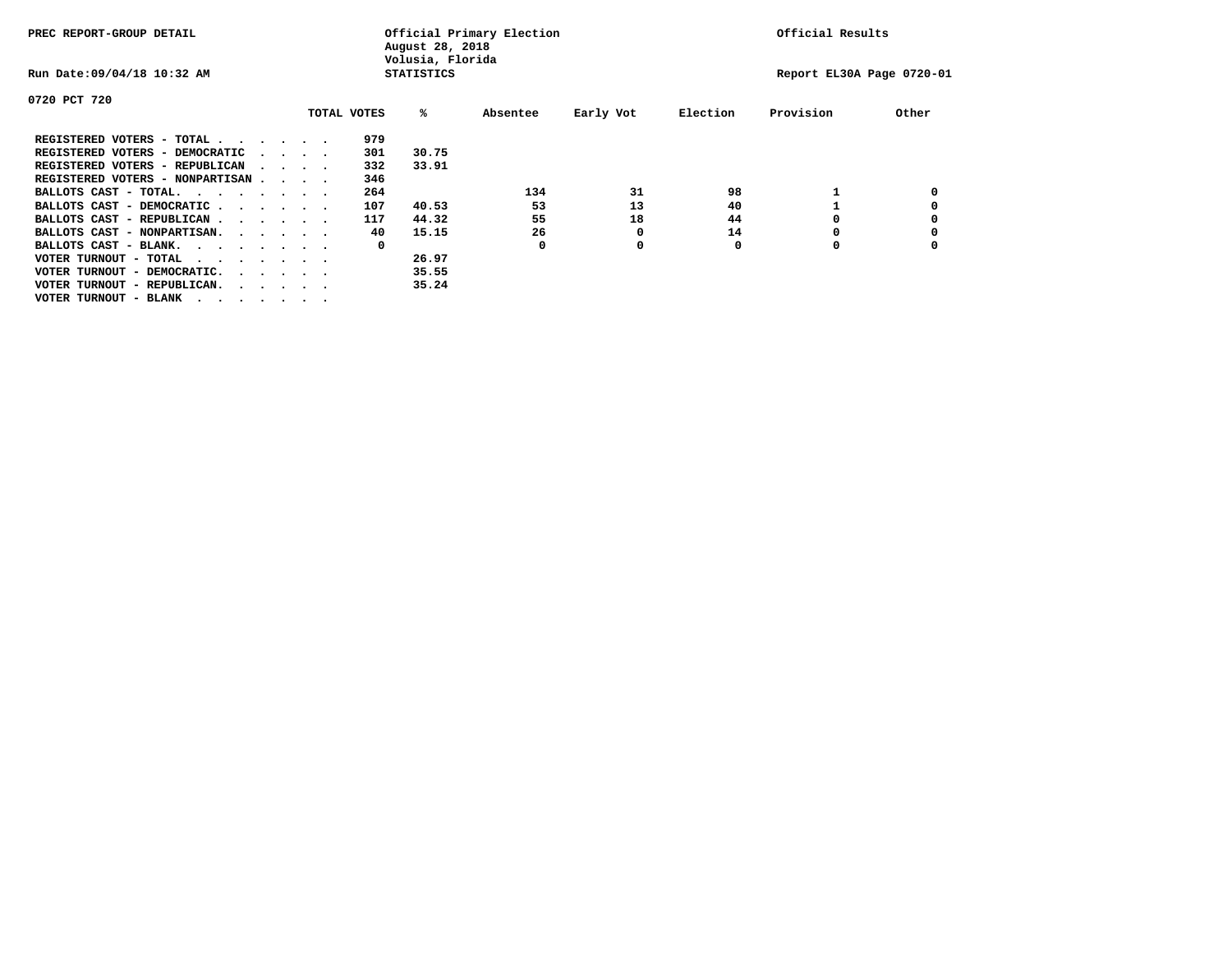PREC REPORT-GROUP DETAIL

Official Primary Election
August 28, 2018
Volusia, Florida
STATISTICS

Official Results

Run Date:09/04/18 10:32 AM

Report EL30A Page 0720-01

0720 PCT 720

| | TOTAL VOTES | % | Absentee | Early Vot | Election | Provision | Other |
|---|---|---|---|---|---|---|---|
| REGISTERED VOTERS - TOTAL . . . . . . | 979 | | | | | | |
| REGISTERED VOTERS - DEMOCRATIC . . . . | 301 | 30.75 | | | | | |
| REGISTERED VOTERS - REPUBLICAN . . . . | 332 | 33.91 | | | | | |
| REGISTERED VOTERS - NONPARTISAN . . . . | 346 | | | | | | |
| BALLOTS CAST - TOTAL. . . . . . . . | 264 | | 134 | 31 | 98 | 1 | 0 |
| BALLOTS CAST - DEMOCRATIC . . . . . . | 107 | 40.53 | 53 | 13 | 40 | 1 | 0 |
| BALLOTS CAST - REPUBLICAN . . . . . . | 117 | 44.32 | 55 | 18 | 44 | 0 | 0 |
| BALLOTS CAST - NONPARTISAN. . . . . . | 40 | 15.15 | 26 | 0 | 14 | 0 | 0 |
| BALLOTS CAST - BLANK. . . . . . . . | 0 | | 0 | 0 | 0 | 0 | 0 |
| VOTER TURNOUT - TOTAL . . . . . . . | | 26.97 | | | | | |
| VOTER TURNOUT - DEMOCRATIC. . . . . . | | 35.55 | | | | | |
| VOTER TURNOUT - REPUBLICAN. . . . . . | | 35.24 | | | | | |
| VOTER TURNOUT - BLANK . . . . . . . | | | | | | | |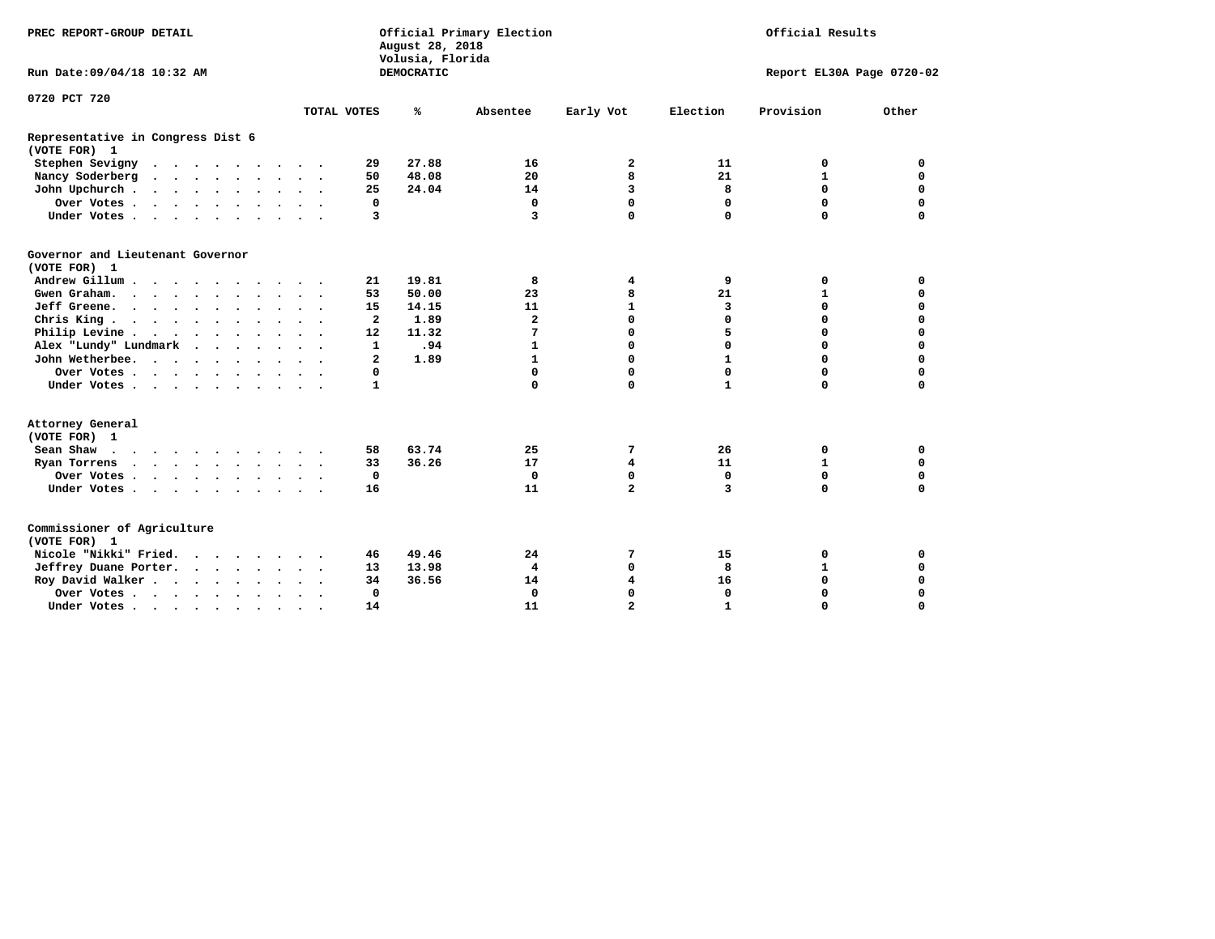PREC REPORT-GROUP DETAIL

Official Primary Election
August 28, 2018
Volusia, Florida
DEMOCRATIC

Official Results

Run Date:09/04/18 10:32 AM

Report EL30A Page 0720-02

0720 PCT 720

| | TOTAL VOTES | % | Absentee | Early Vot | Election | Provision | Other |
|---|---|---|---|---|---|---|---|
| **Representative in Congress Dist 6** | | | | | | | |
| **(VOTE FOR) 1** | | | | | | | |
| Stephen Sevigny | 29 | 27.88 | 16 | 2 | 11 | 0 | 0 |
| Nancy Soderberg | 50 | 48.08 | 20 | 8 | 21 | 1 | 0 |
| John Upchurch | 25 | 24.04 | 14 | 3 | 8 | 0 | 0 |
| Over Votes | 0 | | 0 | 0 | 0 | 0 | 0 |
| Under Votes | 3 | | 3 | 0 | 0 | 0 | 0 |
| **Governor and Lieutenant Governor** | | | | | | | |
| **(VOTE FOR) 1** | | | | | | | |
| Andrew Gillum | 21 | 19.81 | 8 | 4 | 9 | 0 | 0 |
| Gwen Graham | 53 | 50.00 | 23 | 8 | 21 | 1 | 0 |
| Jeff Greene | 15 | 14.15 | 11 | 1 | 3 | 0 | 0 |
| Chris King | 2 | 1.89 | 2 | 0 | 0 | 0 | 0 |
| Philip Levine | 12 | 11.32 | 7 | 0 | 5 | 0 | 0 |
| Alex "Lundy" Lundmark | 1 | .94 | 1 | 0 | 0 | 0 | 0 |
| John Wetherbee | 2 | 1.89 | 1 | 0 | 1 | 0 | 0 |
| Over Votes | 0 | | 0 | 0 | 0 | 0 | 0 |
| Under Votes | 1 | | 0 | 0 | 1 | 0 | 0 |
| **Attorney General** | | | | | | | |
| **(VOTE FOR) 1** | | | | | | | |
| Sean Shaw | 58 | 63.74 | 25 | 7 | 26 | 0 | 0 |
| Ryan Torrens | 33 | 36.26 | 17 | 4 | 11 | 1 | 0 |
| Over Votes | 0 | | 0 | 0 | 0 | 0 | 0 |
| Under Votes | 16 | | 11 | 2 | 3 | 0 | 0 |
| **Commissioner of Agriculture** | | | | | | | |
| **(VOTE FOR) 1** | | | | | | | |
| Nicole "Nikki" Fried | 46 | 49.46 | 24 | 7 | 15 | 0 | 0 |
| Jeffrey Duane Porter | 13 | 13.98 | 4 | 0 | 8 | 1 | 0 |
| Roy David Walker | 34 | 36.56 | 14 | 4 | 16 | 0 | 0 |
| Over Votes | 0 | | 0 | 0 | 0 | 0 | 0 |
| Under Votes | 14 | | 11 | 2 | 1 | 0 | 0 |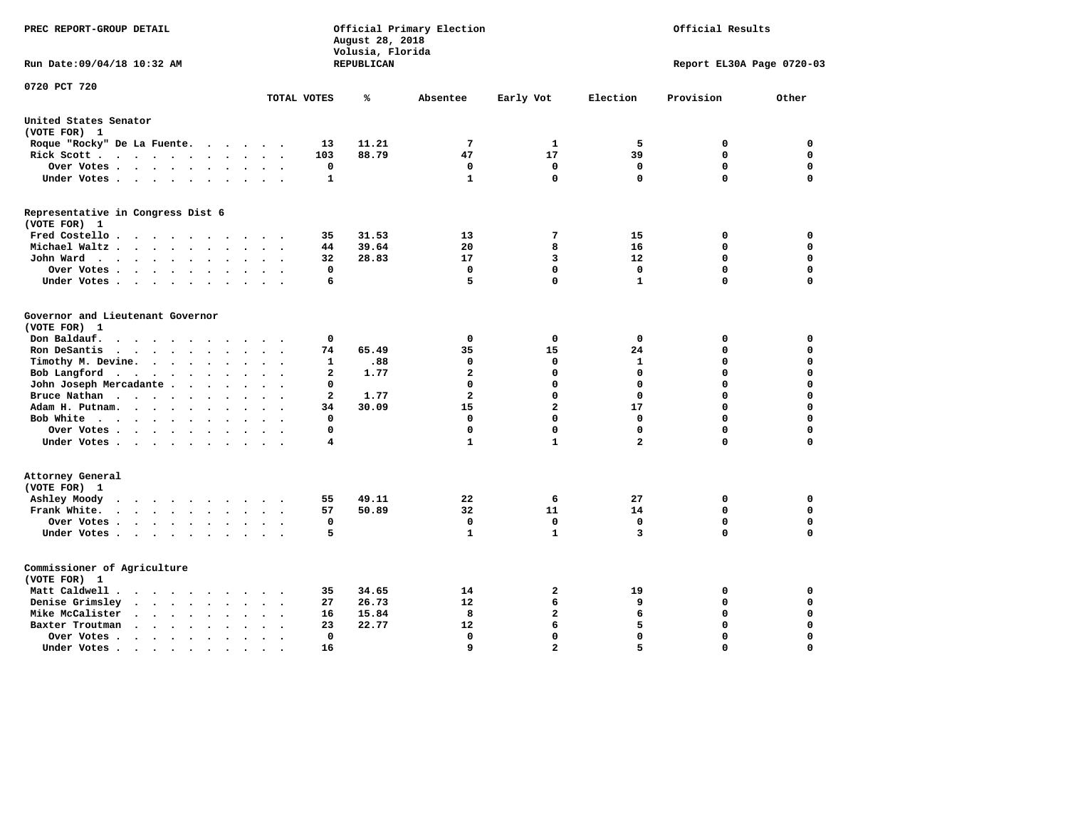PREC REPORT-GROUP DETAIL

Official Primary Election
August 28, 2018
Volusia, Florida
REPUBLICAN

Official Results

Run Date:09/04/18 10:32 AM

Report EL30A Page 0720-03

0720 PCT 720

| | TOTAL VOTES | % | Absentee | Early Vot | Election | Provision | Other |
|---|---|---|---|---|---|---|---|
| **United States Senator** | | | | | | | |
| **(VOTE FOR) 1** | | | | | | | |
| Roque "Rocky" De La Fuente | 13 | 11.21 | 7 | 1 | 5 | 0 | 0 |
| Rick Scott | 103 | 88.79 | 47 | 17 | 39 | 0 | 0 |
| Over Votes | 0 | | 0 | 0 | 0 | 0 | 0 |
| Under Votes | 1 | | 1 | 0 | 0 | 0 | 0 |
| **Representative in Congress Dist 6** | | | | | | | |
| **(VOTE FOR) 1** | | | | | | | |
| Fred Costello | 35 | 31.53 | 13 | 7 | 15 | 0 | 0 |
| Michael Waltz | 44 | 39.64 | 20 | 8 | 16 | 0 | 0 |
| John Ward | 32 | 28.83 | 17 | 3 | 12 | 0 | 0 |
| Over Votes | 0 | | 0 | 0 | 0 | 0 | 0 |
| Under Votes | 6 | | 5 | 0 | 1 | 0 | 0 |
| **Governor and Lieutenant Governor** | | | | | | | |
| **(VOTE FOR) 1** | | | | | | | |
| Don Baldauf | 0 | | 0 | 0 | 0 | 0 | 0 |
| Ron DeSantis | 74 | 65.49 | 35 | 15 | 24 | 0 | 0 |
| Timothy M. Devine | 1 | .88 | 0 | 0 | 1 | 0 | 0 |
| Bob Langford | 2 | 1.77 | 2 | 0 | 0 | 0 | 0 |
| John Joseph Mercadante | 0 | | 0 | 0 | 0 | 0 | 0 |
| Bruce Nathan | 2 | 1.77 | 2 | 0 | 0 | 0 | 0 |
| Adam H. Putnam | 34 | 30.09 | 15 | 2 | 17 | 0 | 0 |
| Bob White | 0 | | 0 | 0 | 0 | 0 | 0 |
| Over Votes | 0 | | 0 | 0 | 0 | 0 | 0 |
| Under Votes | 4 | | 1 | 1 | 2 | 0 | 0 |
| **Attorney General** | | | | | | | |
| **(VOTE FOR) 1** | | | | | | | |
| Ashley Moody | 55 | 49.11 | 22 | 6 | 27 | 0 | 0 |
| Frank White | 57 | 50.89 | 32 | 11 | 14 | 0 | 0 |
| Over Votes | 0 | | 0 | 0 | 0 | 0 | 0 |
| Under Votes | 5 | | 1 | 1 | 3 | 0 | 0 |
| **Commissioner of Agriculture** | | | | | | | |
| **(VOTE FOR) 1** | | | | | | | |
| Matt Caldwell | 35 | 34.65 | 14 | 2 | 19 | 0 | 0 |
| Denise Grimsley | 27 | 26.73 | 12 | 6 | 9 | 0 | 0 |
| Mike McCalister | 16 | 15.84 | 8 | 2 | 6 | 0 | 0 |
| Baxter Troutman | 23 | 22.77 | 12 | 6 | 5 | 0 | 0 |
| Over Votes | 0 | | 0 | 0 | 0 | 0 | 0 |
| Under Votes | 16 | | 9 | 2 | 5 | 0 | 0 |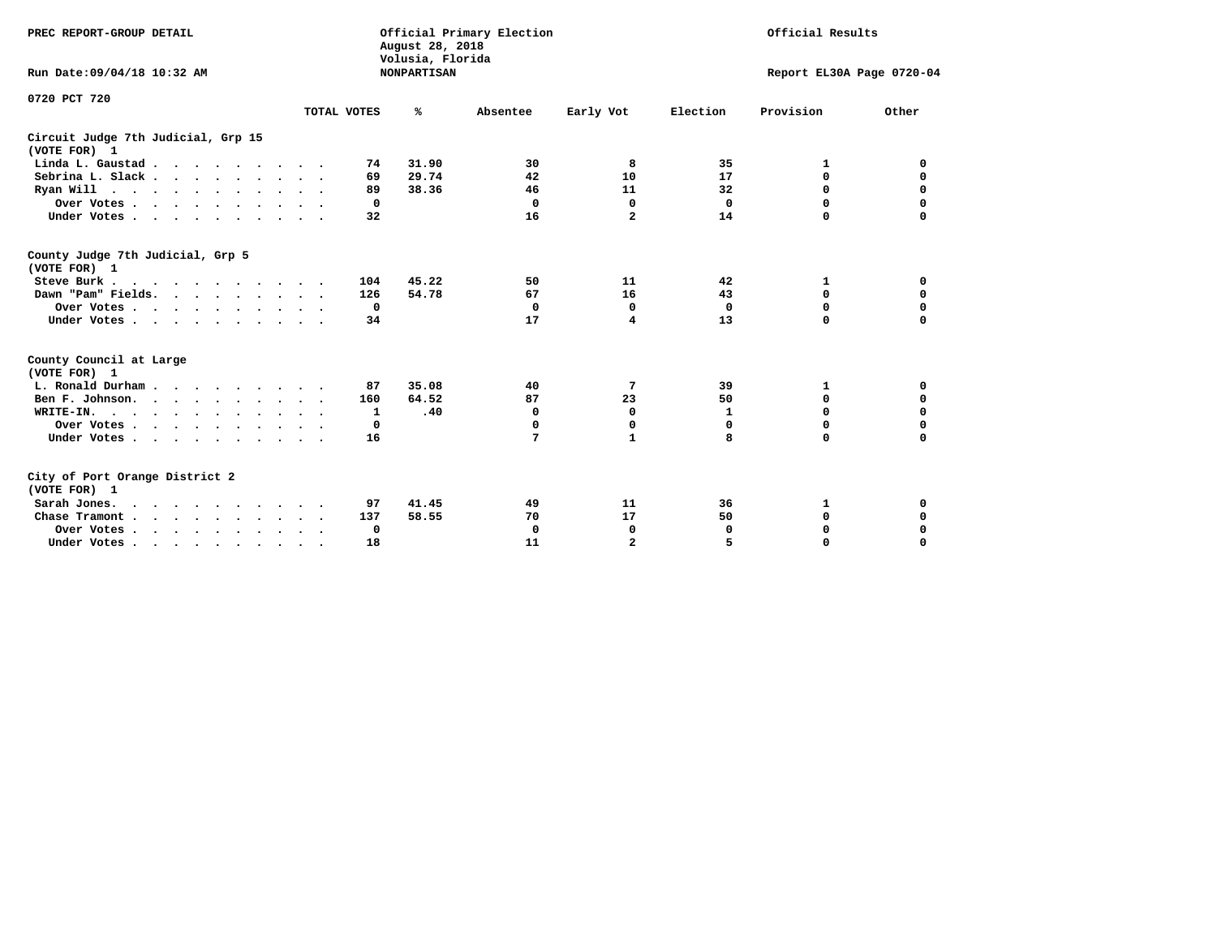PREC REPORT-GROUP DETAIL

Official Primary Election
August 28, 2018
Volusia, Florida
NONPARTISAN

Official Results

Run Date:09/04/18 10:32 AM

Report EL30A Page 0720-04

0720 PCT 720

| | TOTAL VOTES | % | Absentee | Early Vot | Election | Provision | Other |
|---|---|---|---|---|---|---|---|
| **Circuit Judge 7th Judicial, Grp 15 (VOTE FOR) 1** | | | | | | | |
| Linda L. Gaustad | 74 | 31.90 | 30 | 8 | 35 | 1 | 0 |
| Sebrina L. Slack | 69 | 29.74 | 42 | 10 | 17 | 0 | 0 |
| Ryan Will | 89 | 38.36 | 46 | 11 | 32 | 0 | 0 |
| Over Votes | 0 | | 0 | 0 | 0 | 0 | 0 |
| Under Votes | 32 | | 16 | 2 | 14 | 0 | 0 |
| **County Judge 7th Judicial, Grp 5 (VOTE FOR) 1** | | | | | | | |
| Steve Burk | 104 | 45.22 | 50 | 11 | 42 | 1 | 0 |
| Dawn "Pam" Fields | 126 | 54.78 | 67 | 16 | 43 | 0 | 0 |
| Over Votes | 0 | | 0 | 0 | 0 | 0 | 0 |
| Under Votes | 34 | | 17 | 4 | 13 | 0 | 0 |
| **County Council at Large (VOTE FOR) 1** | | | | | | | |
| L. Ronald Durham | 87 | 35.08 | 40 | 7 | 39 | 1 | 0 |
| Ben F. Johnson | 160 | 64.52 | 87 | 23 | 50 | 0 | 0 |
| WRITE-IN | 1 | .40 | 0 | 0 | 1 | 0 | 0 |
| Over Votes | 0 | | 0 | 0 | 0 | 0 | 0 |
| Under Votes | 16 | | 7 | 1 | 8 | 0 | 0 |
| **City of Port Orange District 2 (VOTE FOR) 1** | | | | | | | |
| Sarah Jones | 97 | 41.45 | 49 | 11 | 36 | 1 | 0 |
| Chase Tramont | 137 | 58.55 | 70 | 17 | 50 | 0 | 0 |
| Over Votes | 0 | | 0 | 0 | 0 | 0 | 0 |
| Under Votes | 18 | | 11 | 2 | 5 | 0 | 0 |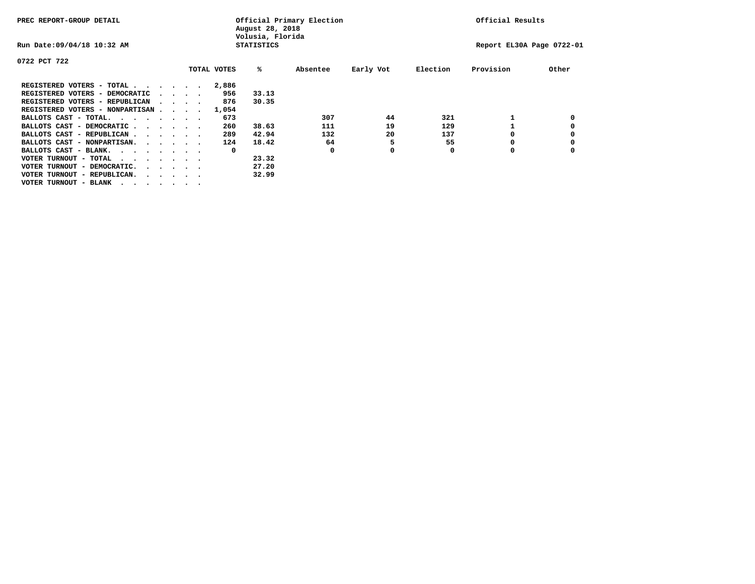PREC REPORT-GROUP DETAIL

Official Primary Election
August 28, 2018
Volusia, Florida
STATISTICS

Official Results

Run Date:09/04/18 10:32 AM

Report EL30A Page 0722-01

0722 PCT 722

| | TOTAL VOTES | % | Absentee | Early Vot | Election | Provision | Other |
|---|---|---|---|---|---|---|---|
| REGISTERED VOTERS - TOTAL . . . . . . | 2,886 | | | | | | |
| REGISTERED VOTERS - DEMOCRATIC . . . . | 956 | 33.13 | | | | | |
| REGISTERED VOTERS - REPUBLICAN . . . . | 876 | 30.35 | | | | | |
| REGISTERED VOTERS - NONPARTISAN . . . . | 1,054 | | | | | | |
| BALLOTS CAST - TOTAL. . . . . . . . | 673 | | 307 | 44 | 321 | 1 | 0 |
| BALLOTS CAST - DEMOCRATIC . . . . . . | 260 | 38.63 | 111 | 19 | 129 | 1 | 0 |
| BALLOTS CAST - REPUBLICAN . . . . . . | 289 | 42.94 | 132 | 20 | 137 | 0 | 0 |
| BALLOTS CAST - NONPARTISAN. . . . . . | 124 | 18.42 | 64 | 5 | 55 | 0 | 0 |
| BALLOTS CAST - BLANK. . . . . . . . | 0 | | 0 | 0 | 0 | 0 | 0 |
| VOTER TURNOUT - TOTAL . . . . . . . | | 23.32 | | | | | |
| VOTER TURNOUT - DEMOCRATIC. . . . . . | | 27.20 | | | | | |
| VOTER TURNOUT - REPUBLICAN. . . . . . | | 32.99 | | | | | |
| VOTER TURNOUT - BLANK . . . . . . . | | | | | | | |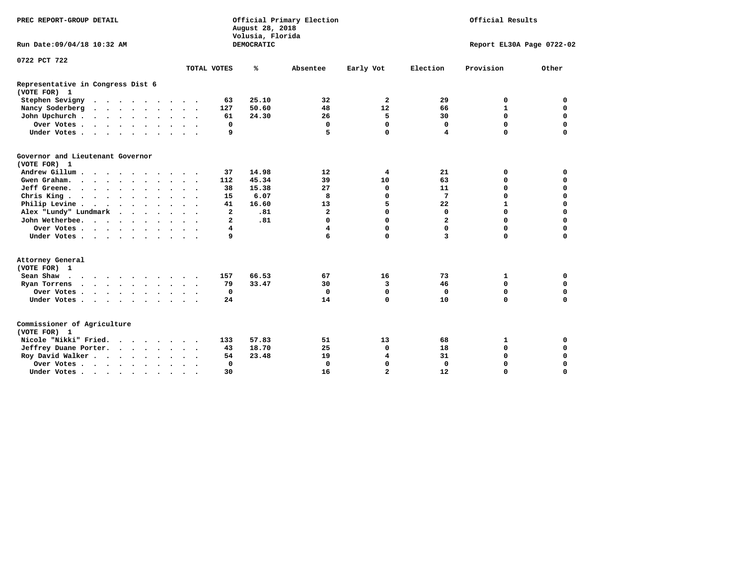PREC REPORT-GROUP DETAIL

Official Primary Election
August 28, 2018
Volusia, Florida
DEMOCRATIC

Official Results

Run Date:09/04/18 10:32 AM

Report EL30A Page 0722-02

0722 PCT 722

| | TOTAL VOTES | % | Absentee | Early Vot | Election | Provision | Other |
|---|---|---|---|---|---|---|---|
| **Representative in Congress Dist 6** | | | | | | | |
| **(VOTE FOR) 1** | | | | | | | |
| Stephen Sevigny | 63 | 25.10 | 32 | 2 | 29 | 0 | 0 |
| Nancy Soderberg | 127 | 50.60 | 48 | 12 | 66 | 1 | 0 |
| John Upchurch | 61 | 24.30 | 26 | 5 | 30 | 0 | 0 |
| Over Votes | 0 | | 0 | 0 | 0 | 0 | 0 |
| Under Votes | 9 | | 5 | 0 | 4 | 0 | 0 |
| **Governor and Lieutenant Governor** | | | | | | | |
| **(VOTE FOR) 1** | | | | | | | |
| Andrew Gillum | 37 | 14.98 | 12 | 4 | 21 | 0 | 0 |
| Gwen Graham | 112 | 45.34 | 39 | 10 | 63 | 0 | 0 |
| Jeff Greene | 38 | 15.38 | 27 | 0 | 11 | 0 | 0 |
| Chris King | 15 | 6.07 | 8 | 0 | 7 | 0 | 0 |
| Philip Levine | 41 | 16.60 | 13 | 5 | 22 | 1 | 0 |
| Alex "Lundy" Lundmark | 2 | .81 | 2 | 0 | 0 | 0 | 0 |
| John Wetherbee | 2 | .81 | 0 | 0 | 2 | 0 | 0 |
| Over Votes | 4 | | 4 | 0 | 0 | 0 | 0 |
| Under Votes | 9 | | 6 | 0 | 3 | 0 | 0 |
| **Attorney General** | | | | | | | |
| **(VOTE FOR) 1** | | | | | | | |
| Sean Shaw | 157 | 66.53 | 67 | 16 | 73 | 1 | 0 |
| Ryan Torrens | 79 | 33.47 | 30 | 3 | 46 | 0 | 0 |
| Over Votes | 0 | | 0 | 0 | 0 | 0 | 0 |
| Under Votes | 24 | | 14 | 0 | 10 | 0 | 0 |
| **Commissioner of Agriculture** | | | | | | | |
| **(VOTE FOR) 1** | | | | | | | |
| Nicole "Nikki" Fried | 133 | 57.83 | 51 | 13 | 68 | 1 | 0 |
| Jeffrey Duane Porter | 43 | 18.70 | 25 | 0 | 18 | 0 | 0 |
| Roy David Walker | 54 | 23.48 | 19 | 4 | 31 | 0 | 0 |
| Over Votes | 0 | | 0 | 0 | 0 | 0 | 0 |
| Under Votes | 30 | | 16 | 2 | 12 | 0 | 0 |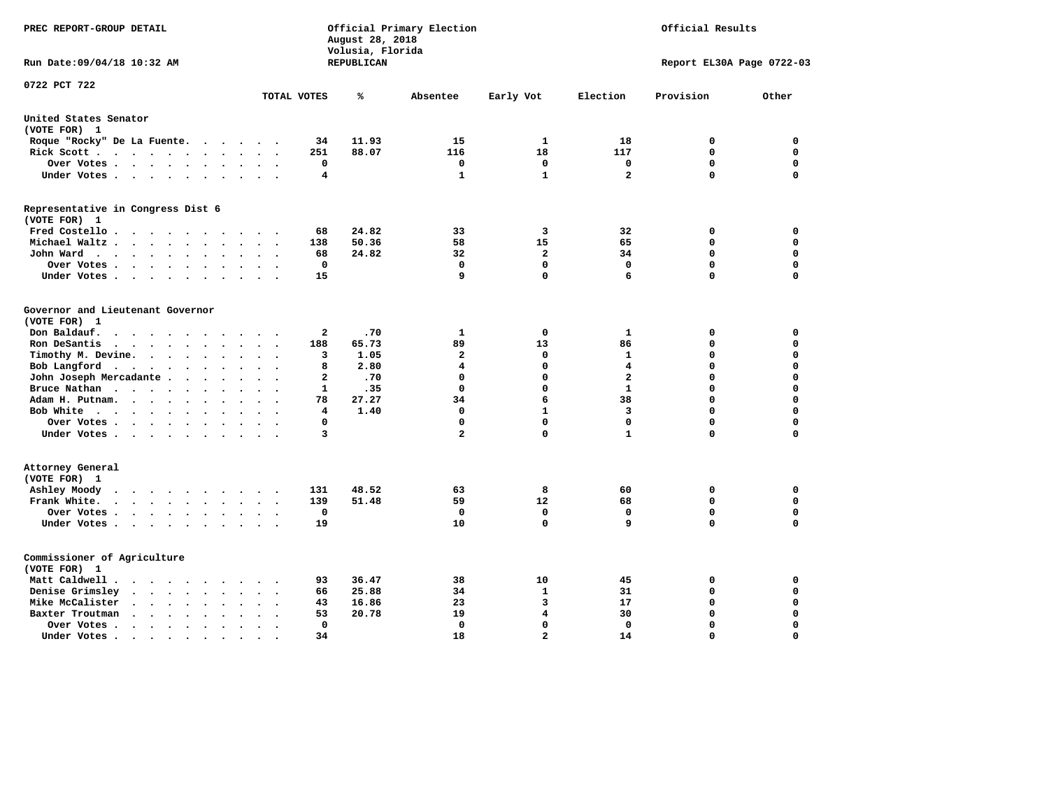PREC REPORT-GROUP DETAIL

Official Primary Election
August 28, 2018
Volusia, Florida
REPUBLICAN

Official Results

Run Date:09/04/18 10:32 AM

Report EL30A Page 0722-03

0722 PCT 722

| | TOTAL VOTES | % | Absentee | Early Vot | Election | Provision | Other |
|---|---|---|---|---|---|---|---|
| **United States Senator (VOTE FOR) 1** | | | | | | | |
| Roque "Rocky" De La Fuente | 34 | 11.93 | 15 | 1 | 18 | 0 | 0 |
| Rick Scott | 251 | 88.07 | 116 | 18 | 117 | 0 | 0 |
| Over Votes | 0 | | 0 | 0 | 0 | 0 | 0 |
| Under Votes | 4 | | 1 | 1 | 2 | 0 | 0 |
| **Representative in Congress Dist 6 (VOTE FOR) 1** | | | | | | | |
| Fred Costello | 68 | 24.82 | 33 | 3 | 32 | 0 | 0 |
| Michael Waltz | 138 | 50.36 | 58 | 15 | 65 | 0 | 0 |
| John Ward | 68 | 24.82 | 32 | 2 | 34 | 0 | 0 |
| Over Votes | 0 | | 0 | 0 | 0 | 0 | 0 |
| Under Votes | 15 | | 9 | 0 | 6 | 0 | 0 |
| **Governor and Lieutenant Governor (VOTE FOR) 1** | | | | | | | |
| Don Baldauf | 2 | .70 | 1 | 0 | 1 | 0 | 0 |
| Ron DeSantis | 188 | 65.73 | 89 | 13 | 86 | 0 | 0 |
| Timothy M. Devine | 3 | 1.05 | 2 | 0 | 1 | 0 | 0 |
| Bob Langford | 8 | 2.80 | 4 | 0 | 4 | 0 | 0 |
| John Joseph Mercadante | 2 | .70 | 0 | 0 | 2 | 0 | 0 |
| Bruce Nathan | 1 | .35 | 0 | 0 | 1 | 0 | 0 |
| Adam H. Putnam | 78 | 27.27 | 34 | 6 | 38 | 0 | 0 |
| Bob White | 4 | 1.40 | 0 | 1 | 3 | 0 | 0 |
| Over Votes | 0 | | 0 | 0 | 0 | 0 | 0 |
| Under Votes | 3 | | 2 | 0 | 1 | 0 | 0 |
| **Attorney General (VOTE FOR) 1** | | | | | | | |
| Ashley Moody | 131 | 48.52 | 63 | 8 | 60 | 0 | 0 |
| Frank White | 139 | 51.48 | 59 | 12 | 68 | 0 | 0 |
| Over Votes | 0 | | 0 | 0 | 0 | 0 | 0 |
| Under Votes | 19 | | 10 | 0 | 9 | 0 | 0 |
| **Commissioner of Agriculture (VOTE FOR) 1** | | | | | | | |
| Matt Caldwell | 93 | 36.47 | 38 | 10 | 45 | 0 | 0 |
| Denise Grimsley | 66 | 25.88 | 34 | 1 | 31 | 0 | 0 |
| Mike McCalister | 43 | 16.86 | 23 | 3 | 17 | 0 | 0 |
| Baxter Troutman | 53 | 20.78 | 19 | 4 | 30 | 0 | 0 |
| Over Votes | 0 | | 0 | 0 | 0 | 0 | 0 |
| Under Votes | 34 | | 18 | 2 | 14 | 0 | 0 |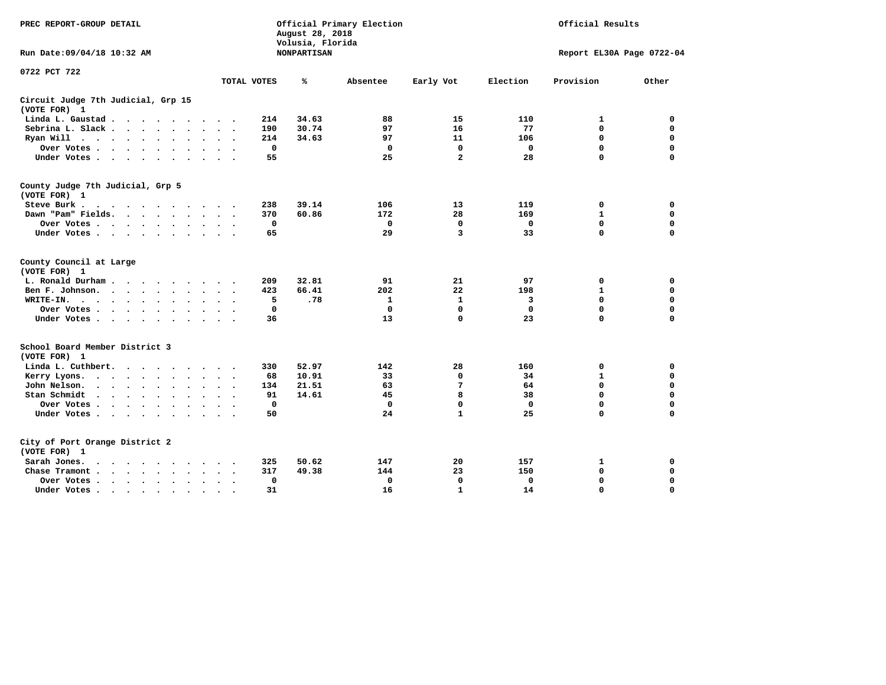PREC REPORT-GROUP DETAIL

Official Primary Election
August 28, 2018
Volusia, Florida
NONPARTISAN

Official Results

Run Date:09/04/18 10:32 AM

Report EL30A Page 0722-04

0722 PCT 722

| | TOTAL VOTES | % | Absentee | Early Vot | Election | Provision | Other |
|---|---|---|---|---|---|---|---|
| **Circuit Judge 7th Judicial, Grp 15 (VOTE FOR) 1** | | | | | | | |
| Linda L. Gaustad | 214 | 34.63 | 88 | 15 | 110 | 1 | 0 |
| Sebrina L. Slack | 190 | 30.74 | 97 | 16 | 77 | 0 | 0 |
| Ryan Will | 214 | 34.63 | 97 | 11 | 106 | 0 | 0 |
| Over Votes | 0 | | 0 | 0 | 0 | 0 | 0 |
| Under Votes | 55 | | 25 | 2 | 28 | 0 | 0 |
| **County Judge 7th Judicial, Grp 5 (VOTE FOR) 1** | | | | | | | |
| Steve Burk | 238 | 39.14 | 106 | 13 | 119 | 0 | 0 |
| Dawn "Pam" Fields | 370 | 60.86 | 172 | 28 | 169 | 1 | 0 |
| Over Votes | 0 | | 0 | 0 | 0 | 0 | 0 |
| Under Votes | 65 | | 29 | 3 | 33 | 0 | 0 |
| **County Council at Large (VOTE FOR) 1** | | | | | | | |
| L. Ronald Durham | 209 | 32.81 | 91 | 21 | 97 | 0 | 0 |
| Ben F. Johnson | 423 | 66.41 | 202 | 22 | 198 | 1 | 0 |
| WRITE-IN | 5 | .78 | 1 | 1 | 3 | 0 | 0 |
| Over Votes | 0 | | 0 | 0 | 0 | 0 | 0 |
| Under Votes | 36 | | 13 | 0 | 23 | 0 | 0 |
| **School Board Member District 3 (VOTE FOR) 1** | | | | | | | |
| Linda L. Cuthbert | 330 | 52.97 | 142 | 28 | 160 | 0 | 0 |
| Kerry Lyons | 68 | 10.91 | 33 | 0 | 34 | 1 | 0 |
| John Nelson | 134 | 21.51 | 63 | 7 | 64 | 0 | 0 |
| Stan Schmidt | 91 | 14.61 | 45 | 8 | 38 | 0 | 0 |
| Over Votes | 0 | | 0 | 0 | 0 | 0 | 0 |
| Under Votes | 50 | | 24 | 1 | 25 | 0 | 0 |
| **City of Port Orange District 2 (VOTE FOR) 1** | | | | | | | |
| Sarah Jones | 325 | 50.62 | 147 | 20 | 157 | 1 | 0 |
| Chase Tramont | 317 | 49.38 | 144 | 23 | 150 | 0 | 0 |
| Over Votes | 0 | | 0 | 0 | 0 | 0 | 0 |
| Under Votes | 31 | | 16 | 1 | 14 | 0 | 0 |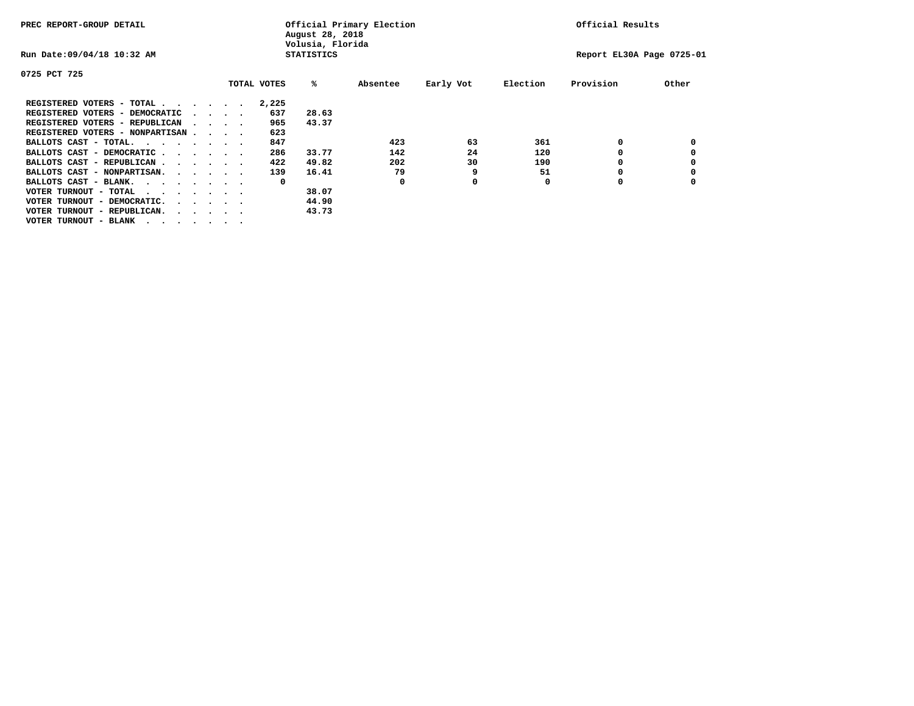PREC REPORT-GROUP DETAIL

Official Primary Election
August 28, 2018
Volusia, Florida
STATISTICS

Official Results

Run Date:09/04/18 10:32 AM

Report EL30A Page 0725-01

0725 PCT 725

| | TOTAL VOTES | % | Absentee | Early Vot | Election | Provision | Other |
|---|---|---|---|---|---|---|---|
| REGISTERED VOTERS - TOTAL . . . . . . | 2,225 | | | | | | |
| REGISTERED VOTERS - DEMOCRATIC . . . . | 637 | 28.63 | | | | | |
| REGISTERED VOTERS - REPUBLICAN . . . . | 965 | 43.37 | | | | | |
| REGISTERED VOTERS - NONPARTISAN . . . . | 623 | | | | | | |
| BALLOTS CAST - TOTAL. . . . . . . . | 847 | | 423 | 63 | 361 | 0 | 0 |
| BALLOTS CAST - DEMOCRATIC . . . . . . | 286 | 33.77 | 142 | 24 | 120 | 0 | 0 |
| BALLOTS CAST - REPUBLICAN . . . . . . | 422 | 49.82 | 202 | 30 | 190 | 0 | 0 |
| BALLOTS CAST - NONPARTISAN. . . . . . | 139 | 16.41 | 79 | 9 | 51 | 0 | 0 |
| BALLOTS CAST - BLANK. . . . . . . . | 0 | | 0 | 0 | 0 | 0 | 0 |
| VOTER TURNOUT - TOTAL . . . . . . . | | 38.07 | | | | | |
| VOTER TURNOUT - DEMOCRATIC. . . . . . | | 44.90 | | | | | |
| VOTER TURNOUT - REPUBLICAN. . . . . . | | 43.73 | | | | | |
| VOTER TURNOUT - BLANK . . . . . . . | | | | | | | |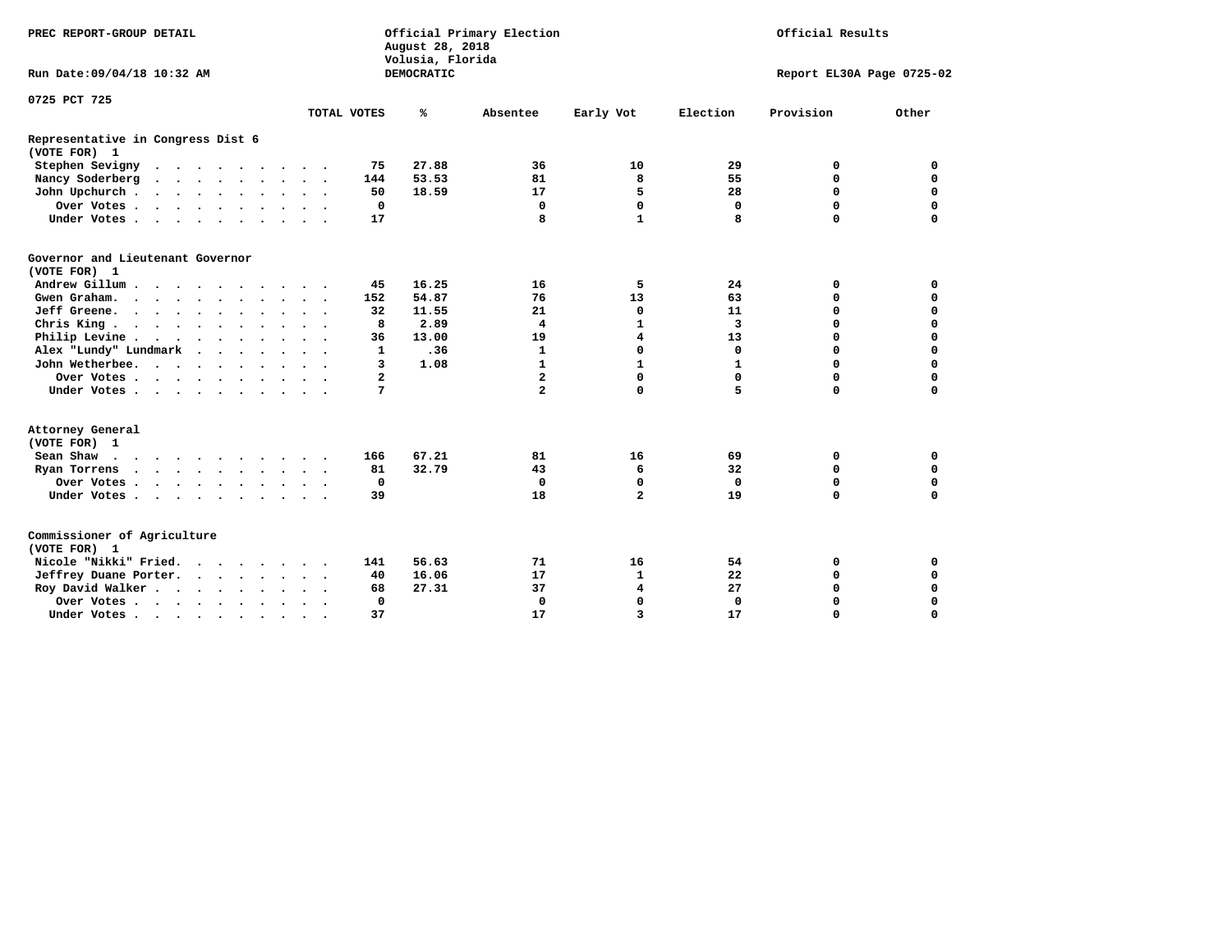PREC REPORT-GROUP DETAIL

Official Primary Election
August 28, 2018
Volusia, Florida
DEMOCRATIC

Official Results

Run Date:09/04/18 10:32 AM

Report EL30A Page 0725-02

0725 PCT 725

| | TOTAL VOTES | % | Absentee | Early Vot | Election | Provision | Other |
|---|---|---|---|---|---|---|---|
| **Representative in Congress Dist 6 (VOTE FOR) 1** | | | | | | | |
| Stephen Sevigny | 75 | 27.88 | 36 | 10 | 29 | 0 | 0 |
| Nancy Soderberg | 144 | 53.53 | 81 | 8 | 55 | 0 | 0 |
| John Upchurch | 50 | 18.59 | 17 | 5 | 28 | 0 | 0 |
| Over Votes | 0 | | 0 | 0 | 0 | 0 | 0 |
| Under Votes | 17 | | 8 | 1 | 8 | 0 | 0 |
| **Governor and Lieutenant Governor (VOTE FOR) 1** | | | | | | | |
| Andrew Gillum | 45 | 16.25 | 16 | 5 | 24 | 0 | 0 |
| Gwen Graham | 152 | 54.87 | 76 | 13 | 63 | 0 | 0 |
| Jeff Greene | 32 | 11.55 | 21 | 0 | 11 | 0 | 0 |
| Chris King | 8 | 2.89 | 4 | 1 | 3 | 0 | 0 |
| Philip Levine | 36 | 13.00 | 19 | 4 | 13 | 0 | 0 |
| Alex "Lundy" Lundmark | 1 | .36 | 1 | 0 | 0 | 0 | 0 |
| John Wetherbee | 3 | 1.08 | 1 | 1 | 1 | 0 | 0 |
| Over Votes | 2 | | 2 | 0 | 0 | 0 | 0 |
| Under Votes | 7 | | 2 | 0 | 5 | 0 | 0 |
| **Attorney General (VOTE FOR) 1** | | | | | | | |
| Sean Shaw | 166 | 67.21 | 81 | 16 | 69 | 0 | 0 |
| Ryan Torrens | 81 | 32.79 | 43 | 6 | 32 | 0 | 0 |
| Over Votes | 0 | | 0 | 0 | 0 | 0 | 0 |
| Under Votes | 39 | | 18 | 2 | 19 | 0 | 0 |
| **Commissioner of Agriculture (VOTE FOR) 1** | | | | | | | |
| Nicole "Nikki" Fried | 141 | 56.63 | 71 | 16 | 54 | 0 | 0 |
| Jeffrey Duane Porter | 40 | 16.06 | 17 | 1 | 22 | 0 | 0 |
| Roy David Walker | 68 | 27.31 | 37 | 4 | 27 | 0 | 0 |
| Over Votes | 0 | | 0 | 0 | 0 | 0 | 0 |
| Under Votes | 37 | | 17 | 3 | 17 | 0 | 0 |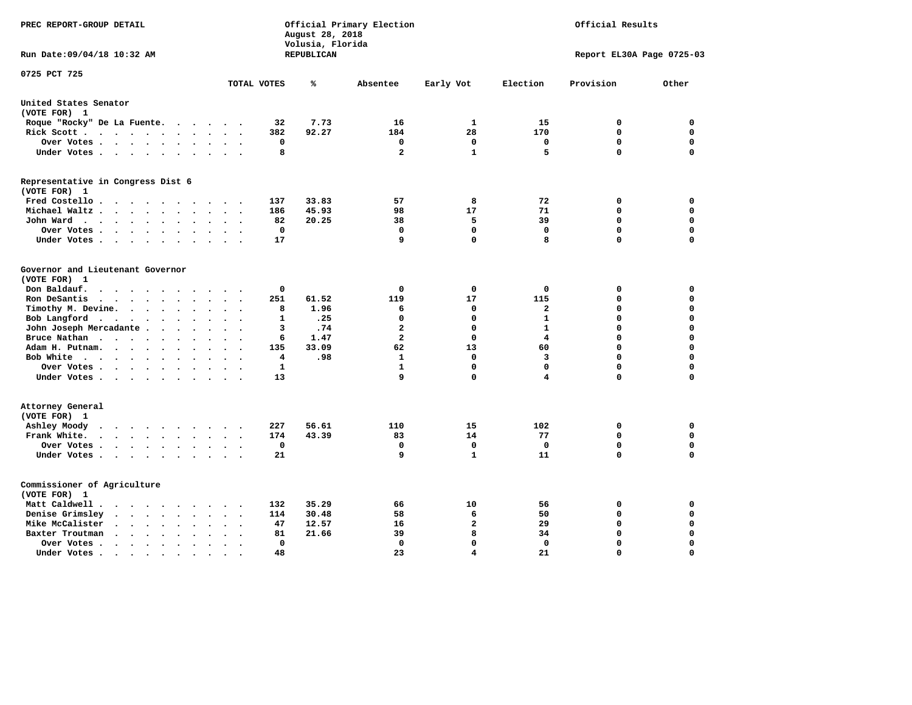PREC REPORT-GROUP DETAIL

Official Primary Election
August 28, 2018
Volusia, Florida
REPUBLICAN

Official Results

Run Date:09/04/18 10:32 AM

Report EL30A Page 0725-03

0725 PCT 725

| | TOTAL VOTES | % | Absentee | Early Vot | Election | Provision | Other |
|---|---|---|---|---|---|---|---|
| **United States Senator** | | | | | | | |
| (VOTE FOR) 1 | | | | | | | |
| Roque "Rocky" De La Fuente | 32 | 7.73 | 16 | 1 | 15 | 0 | 0 |
| Rick Scott | 382 | 92.27 | 184 | 28 | 170 | 0 | 0 |
| Over Votes | 0 | | 0 | 0 | 0 | 0 | 0 |
| Under Votes | 8 | | 2 | 1 | 5 | 0 | 0 |
| **Representative in Congress Dist 6** | | | | | | | |
| (VOTE FOR) 1 | | | | | | | |
| Fred Costello | 137 | 33.83 | 57 | 8 | 72 | 0 | 0 |
| Michael Waltz | 186 | 45.93 | 98 | 17 | 71 | 0 | 0 |
| John Ward | 82 | 20.25 | 38 | 5 | 39 | 0 | 0 |
| Over Votes | 0 | | 0 | 0 | 0 | 0 | 0 |
| Under Votes | 17 | | 9 | 0 | 8 | 0 | 0 |
| **Governor and Lieutenant Governor** | | | | | | | |
| (VOTE FOR) 1 | | | | | | | |
| Don Baldauf | 0 | | 0 | 0 | 0 | 0 | 0 |
| Ron DeSantis | 251 | 61.52 | 119 | 17 | 115 | 0 | 0 |
| Timothy M. Devine | 8 | 1.96 | 6 | 0 | 2 | 0 | 0 |
| Bob Langford | 1 | .25 | 0 | 0 | 1 | 0 | 0 |
| John Joseph Mercadante | 3 | .74 | 2 | 0 | 1 | 0 | 0 |
| Bruce Nathan | 6 | 1.47 | 2 | 0 | 4 | 0 | 0 |
| Adam H. Putnam | 135 | 33.09 | 62 | 13 | 60 | 0 | 0 |
| Bob White | 4 | .98 | 1 | 0 | 3 | 0 | 0 |
| Over Votes | 1 | | 1 | 0 | 0 | 0 | 0 |
| Under Votes | 13 | | 9 | 0 | 4 | 0 | 0 |
| **Attorney General** | | | | | | | |
| (VOTE FOR) 1 | | | | | | | |
| Ashley Moody | 227 | 56.61 | 110 | 15 | 102 | 0 | 0 |
| Frank White | 174 | 43.39 | 83 | 14 | 77 | 0 | 0 |
| Over Votes | 0 | | 0 | 0 | 0 | 0 | 0 |
| Under Votes | 21 | | 9 | 1 | 11 | 0 | 0 |
| **Commissioner of Agriculture** | | | | | | | |
| (VOTE FOR) 1 | | | | | | | |
| Matt Caldwell | 132 | 35.29 | 66 | 10 | 56 | 0 | 0 |
| Denise Grimsley | 114 | 30.48 | 58 | 6 | 50 | 0 | 0 |
| Mike McCalister | 47 | 12.57 | 16 | 2 | 29 | 0 | 0 |
| Baxter Troutman | 81 | 21.66 | 39 | 8 | 34 | 0 | 0 |
| Over Votes | 0 | | 0 | 0 | 0 | 0 | 0 |
| Under Votes | 48 | | 23 | 4 | 21 | 0 | 0 |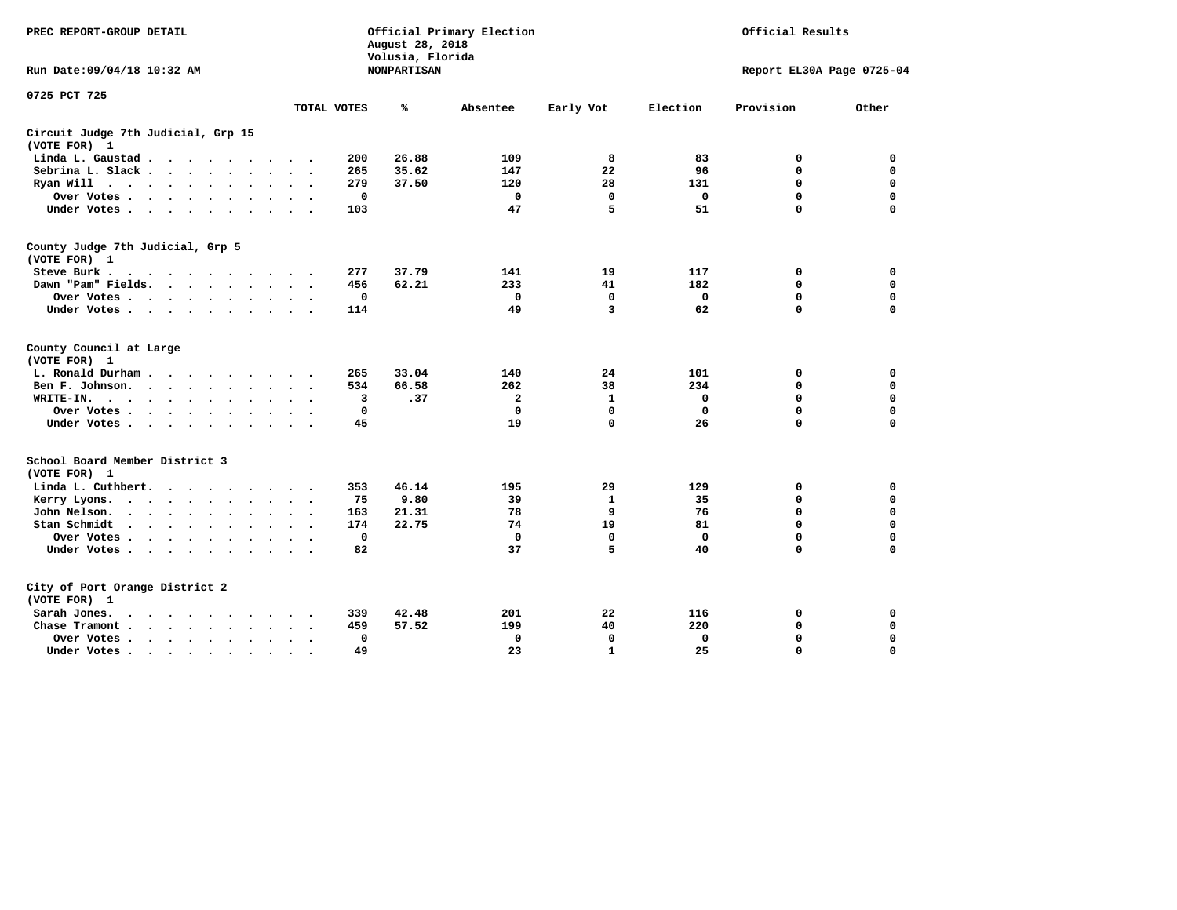PREC REPORT-GROUP DETAIL

Official Primary Election
August 28, 2018
Volusia, Florida
NONPARTISAN

Official Results

Run Date:09/04/18 10:32 AM

Report EL30A Page 0725-04

0725 PCT 725

| | TOTAL VOTES | % | Absentee | Early Vot | Election | Provision | Other |
|---|---|---|---|---|---|---|---|
| **Circuit Judge 7th Judicial, Grp 15 (VOTE FOR) 1** | | | | | | | |
| Linda L. Gaustad | 200 | 26.88 | 109 | 8 | 83 | 0 | 0 |
| Sebrina L. Slack | 265 | 35.62 | 147 | 22 | 96 | 0 | 0 |
| Ryan Will | 279 | 37.50 | 120 | 28 | 131 | 0 | 0 |
| Over Votes | 0 | | 0 | 0 | 0 | 0 | 0 |
| Under Votes | 103 | | 47 | 5 | 51 | 0 | 0 |
| **County Judge 7th Judicial, Grp 5 (VOTE FOR) 1** | | | | | | | |
| Steve Burk | 277 | 37.79 | 141 | 19 | 117 | 0 | 0 |
| Dawn "Pam" Fields | 456 | 62.21 | 233 | 41 | 182 | 0 | 0 |
| Over Votes | 0 | | 0 | 0 | 0 | 0 | 0 |
| Under Votes | 114 | | 49 | 3 | 62 | 0 | 0 |
| **County Council at Large (VOTE FOR) 1** | | | | | | | |
| L. Ronald Durham | 265 | 33.04 | 140 | 24 | 101 | 0 | 0 |
| Ben F. Johnson | 534 | 66.58 | 262 | 38 | 234 | 0 | 0 |
| WRITE-IN | 3 | .37 | 2 | 1 | 0 | 0 | 0 |
| Over Votes | 0 | | 0 | 0 | 0 | 0 | 0 |
| Under Votes | 45 | | 19 | 0 | 26 | 0 | 0 |
| **School Board Member District 3 (VOTE FOR) 1** | | | | | | | |
| Linda L. Cuthbert | 353 | 46.14 | 195 | 29 | 129 | 0 | 0 |
| Kerry Lyons | 75 | 9.80 | 39 | 1 | 35 | 0 | 0 |
| John Nelson | 163 | 21.31 | 78 | 9 | 76 | 0 | 0 |
| Stan Schmidt | 174 | 22.75 | 74 | 19 | 81 | 0 | 0 |
| Over Votes | 0 | | 0 | 0 | 0 | 0 | 0 |
| Under Votes | 82 | | 37 | 5 | 40 | 0 | 0 |
| **City of Port Orange District 2 (VOTE FOR) 1** | | | | | | | |
| Sarah Jones | 339 | 42.48 | 201 | 22 | 116 | 0 | 0 |
| Chase Tramont | 459 | 57.52 | 199 | 40 | 220 | 0 | 0 |
| Over Votes | 0 | | 0 | 0 | 0 | 0 | 0 |
| Under Votes | 49 | | 23 | 1 | 25 | 0 | 0 |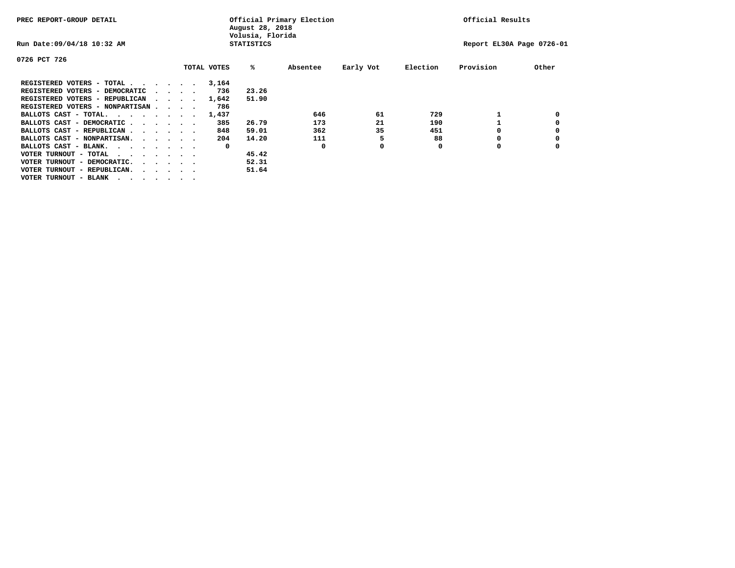PREC REPORT-GROUP DETAIL

Official Primary Election
August 28, 2018
Volusia, Florida
STATISTICS

Official Results

Run Date:09/04/18 10:32 AM

Report EL30A Page 0726-01

0726 PCT 726

| | TOTAL VOTES | % | Absentee | Early Vot | Election | Provision | Other |
|---|---|---|---|---|---|---|---|
| REGISTERED VOTERS - TOTAL . . . . . . | 3,164 | | | | | | |
| REGISTERED VOTERS - DEMOCRATIC . . . . | 736 | 23.26 | | | | | |
| REGISTERED VOTERS - REPUBLICAN . . . . | 1,642 | 51.90 | | | | | |
| REGISTERED VOTERS - NONPARTISAN . . . . | 786 | | | | | | |
| BALLOTS CAST - TOTAL. . . . . . . . | 1,437 | | 646 | 61 | 729 | 1 | 0 |
| BALLOTS CAST - DEMOCRATIC . . . . . . | 385 | 26.79 | 173 | 21 | 190 | 1 | 0 |
| BALLOTS CAST - REPUBLICAN . . . . . . | 848 | 59.01 | 362 | 35 | 451 | 0 | 0 |
| BALLOTS CAST - NONPARTISAN. . . . . . | 204 | 14.20 | 111 | 5 | 88 | 0 | 0 |
| BALLOTS CAST - BLANK. . . . . . . . | 0 | | 0 | 0 | 0 | 0 | 0 |
| VOTER TURNOUT - TOTAL . . . . . . . | | 45.42 | | | | | |
| VOTER TURNOUT - DEMOCRATIC. . . . . . | | 52.31 | | | | | |
| VOTER TURNOUT - REPUBLICAN. . . . . . | | 51.64 | | | | | |
| VOTER TURNOUT - BLANK . . . . . . . | | | | | | | |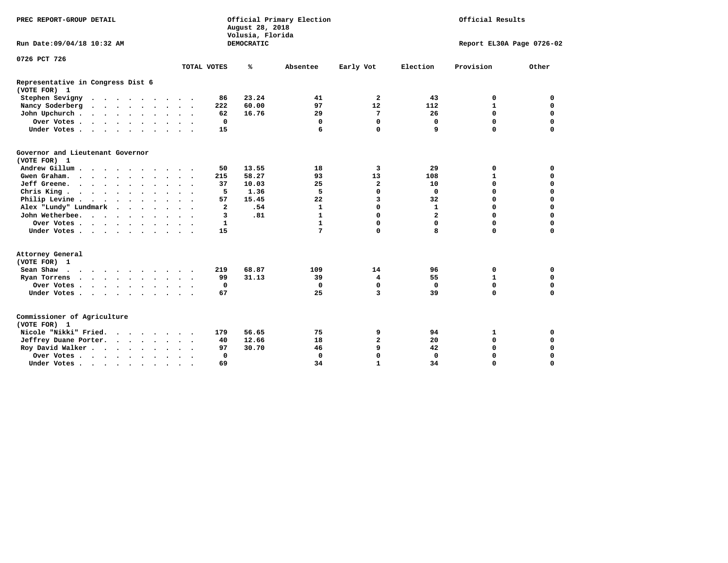PREC REPORT-GROUP DETAIL

Official Primary Election
August 28, 2018
Volusia, Florida
DEMOCRATIC

Official Results

Run Date:09/04/18 10:32 AM

Report EL30A Page 0726-02

0726 PCT 726

| | TOTAL VOTES | % | Absentee | Early Vot | Election | Provision | Other |
|---|---|---|---|---|---|---|---|
| **Representative in Congress Dist 6** | | | | | | | |
| **(VOTE FOR) 1** | | | | | | | |
| Stephen Sevigny | 86 | 23.24 | 41 | 2 | 43 | 0 | 0 |
| Nancy Soderberg | 222 | 60.00 | 97 | 12 | 112 | 1 | 0 |
| John Upchurch | 62 | 16.76 | 29 | 7 | 26 | 0 | 0 |
| Over Votes | 0 | | 0 | 0 | 0 | 0 | 0 |
| Under Votes | 15 | | 6 | 0 | 9 | 0 | 0 |
| **Governor and Lieutenant Governor** | | | | | | | |
| **(VOTE FOR) 1** | | | | | | | |
| Andrew Gillum | 50 | 13.55 | 18 | 3 | 29 | 0 | 0 |
| Gwen Graham. | 215 | 58.27 | 93 | 13 | 108 | 1 | 0 |
| Jeff Greene. | 37 | 10.03 | 25 | 2 | 10 | 0 | 0 |
| Chris King | 5 | 1.36 | 5 | 0 | 0 | 0 | 0 |
| Philip Levine | 57 | 15.45 | 22 | 3 | 32 | 0 | 0 |
| Alex "Lundy" Lundmark | 2 | .54 | 1 | 0 | 1 | 0 | 0 |
| John Wetherbee. | 3 | .81 | 1 | 0 | 2 | 0 | 0 |
| Over Votes | 1 | | 1 | 0 | 0 | 0 | 0 |
| Under Votes | 15 | | 7 | 0 | 8 | 0 | 0 |
| **Attorney General** | | | | | | | |
| **(VOTE FOR) 1** | | | | | | | |
| Sean Shaw | 219 | 68.87 | 109 | 14 | 96 | 0 | 0 |
| Ryan Torrens | 99 | 31.13 | 39 | 4 | 55 | 1 | 0 |
| Over Votes | 0 | | 0 | 0 | 0 | 0 | 0 |
| Under Votes | 67 | | 25 | 3 | 39 | 0 | 0 |
| **Commissioner of Agriculture** | | | | | | | |
| **(VOTE FOR) 1** | | | | | | | |
| Nicole "Nikki" Fried. | 179 | 56.65 | 75 | 9 | 94 | 1 | 0 |
| Jeffrey Duane Porter. | 40 | 12.66 | 18 | 2 | 20 | 0 | 0 |
| Roy David Walker | 97 | 30.70 | 46 | 9 | 42 | 0 | 0 |
| Over Votes | 0 | | 0 | 0 | 0 | 0 | 0 |
| Under Votes | 69 | | 34 | 1 | 34 | 0 | 0 |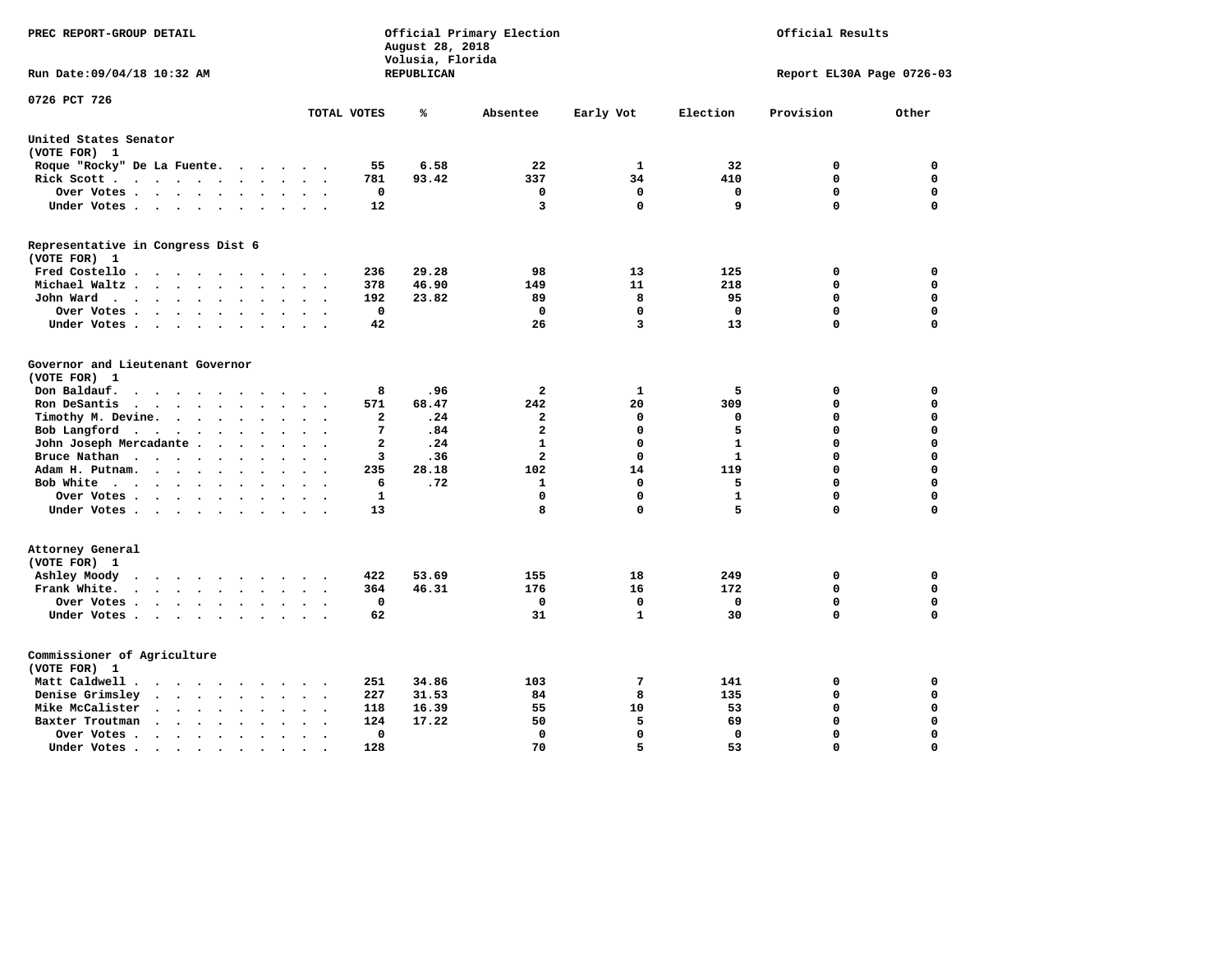PREC REPORT-GROUP DETAIL

Official Primary Election
August 28, 2018
Volusia, Florida
REPUBLICAN

Official Results

Run Date:09/04/18 10:32 AM

Report EL30A Page 0726-03

0726 PCT 726

| | TOTAL VOTES | % | Absentee | Early Vot | Election | Provision | Other |
|---|---|---|---|---|---|---|---|
| **United States Senator (VOTE FOR) 1** | | | | | | | |
| Roque "Rocky" De La Fuente | 55 | 6.58 | 22 | 1 | 32 | 0 | 0 |
| Rick Scott | 781 | 93.42 | 337 | 34 | 410 | 0 | 0 |
| Over Votes | 0 | | 0 | 0 | 0 | 0 | 0 |
| Under Votes | 12 | | 3 | 0 | 9 | 0 | 0 |
| **Representative in Congress Dist 6 (VOTE FOR) 1** | | | | | | | |
| Fred Costello | 236 | 29.28 | 98 | 13 | 125 | 0 | 0 |
| Michael Waltz | 378 | 46.90 | 149 | 11 | 218 | 0 | 0 |
| John Ward | 192 | 23.82 | 89 | 8 | 95 | 0 | 0 |
| Over Votes | 0 | | 0 | 0 | 0 | 0 | 0 |
| Under Votes | 42 | | 26 | 3 | 13 | 0 | 0 |
| **Governor and Lieutenant Governor (VOTE FOR) 1** | | | | | | | |
| Don Baldauf | 8 | .96 | 2 | 1 | 5 | 0 | 0 |
| Ron DeSantis | 571 | 68.47 | 242 | 20 | 309 | 0 | 0 |
| Timothy M. Devine | 2 | .24 | 2 | 0 | 0 | 0 | 0 |
| Bob Langford | 7 | .84 | 2 | 0 | 5 | 0 | 0 |
| John Joseph Mercadante | 2 | .24 | 1 | 0 | 1 | 0 | 0 |
| Bruce Nathan | 3 | .36 | 2 | 0 | 1 | 0 | 0 |
| Adam H. Putnam | 235 | 28.18 | 102 | 14 | 119 | 0 | 0 |
| Bob White | 6 | .72 | 1 | 0 | 5 | 0 | 0 |
| Over Votes | 1 | | 0 | 0 | 1 | 0 | 0 |
| Under Votes | 13 | | 8 | 0 | 5 | 0 | 0 |
| **Attorney General (VOTE FOR) 1** | | | | | | | |
| Ashley Moody | 422 | 53.69 | 155 | 18 | 249 | 0 | 0 |
| Frank White | 364 | 46.31 | 176 | 16 | 172 | 0 | 0 |
| Over Votes | 0 | | 0 | 0 | 0 | 0 | 0 |
| Under Votes | 62 | | 31 | 1 | 30 | 0 | 0 |
| **Commissioner of Agriculture (VOTE FOR) 1** | | | | | | | |
| Matt Caldwell | 251 | 34.86 | 103 | 7 | 141 | 0 | 0 |
| Denise Grimsley | 227 | 31.53 | 84 | 8 | 135 | 0 | 0 |
| Mike McCalister | 118 | 16.39 | 55 | 10 | 53 | 0 | 0 |
| Baxter Troutman | 124 | 17.22 | 50 | 5 | 69 | 0 | 0 |
| Over Votes | 0 | | 0 | 0 | 0 | 0 | 0 |
| Under Votes | 128 | | 70 | 5 | 53 | 0 | 0 |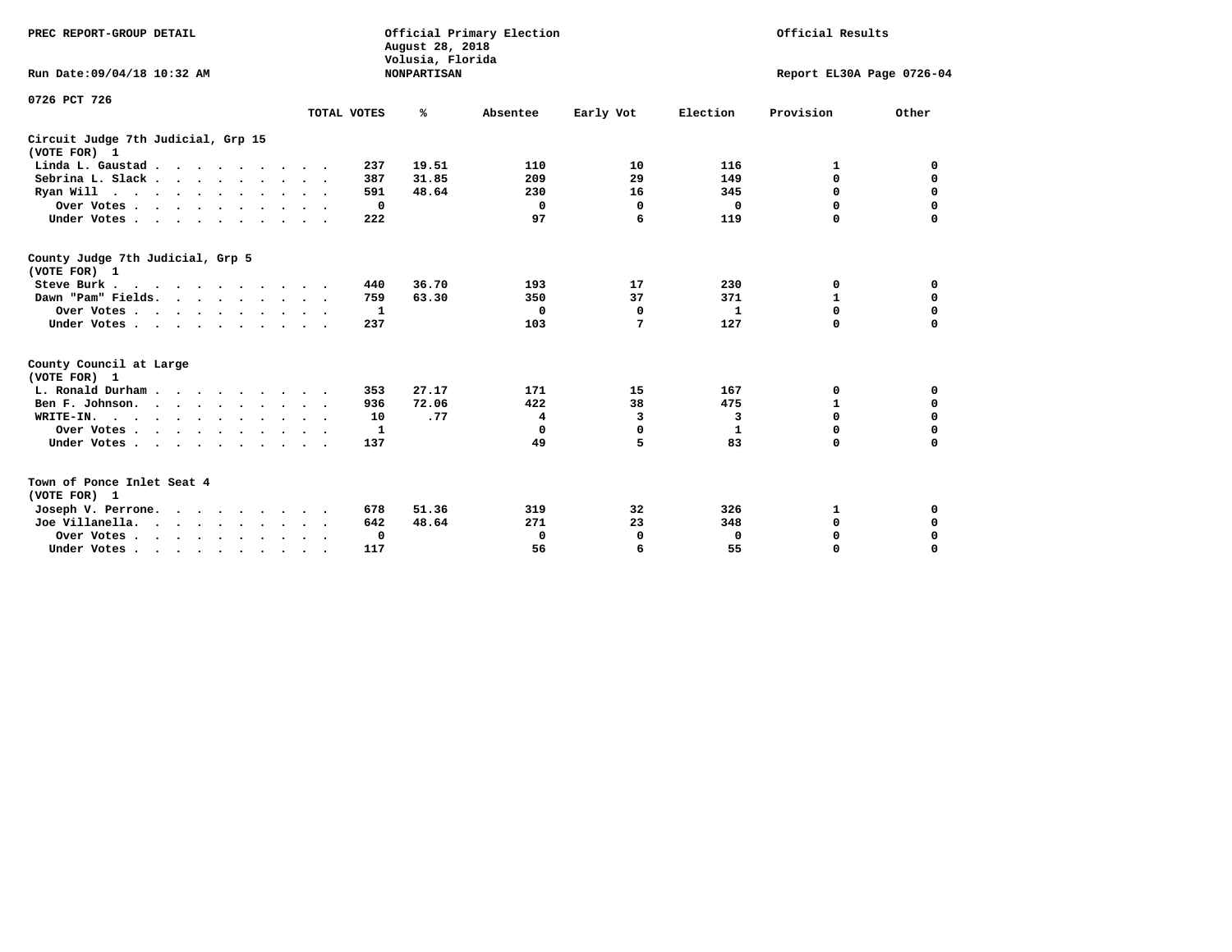PREC REPORT-GROUP DETAIL

Official Primary Election
August 28, 2018
Volusia, Florida
NONPARTISAN

Official Results

Run Date:09/04/18 10:32 AM

Report EL30A Page 0726-04

0726 PCT 726

| | TOTAL VOTES | % | Absentee | Early Vot | Election | Provision | Other |
|---|---|---|---|---|---|---|---|
| **Circuit Judge 7th Judicial, Grp 15** | | | | | | | |
| **(VOTE FOR) 1** | | | | | | | |
| Linda L. Gaustad | 237 | 19.51 | 110 | 10 | 116 | 1 | 0 |
| Sebrina L. Slack | 387 | 31.85 | 209 | 29 | 149 | 0 | 0 |
| Ryan Will | 591 | 48.64 | 230 | 16 | 345 | 0 | 0 |
| Over Votes | 0 | | 0 | 0 | 0 | 0 | 0 |
| Under Votes | 222 | | 97 | 6 | 119 | 0 | 0 |
| **County Judge 7th Judicial, Grp 5** | | | | | | | |
| **(VOTE FOR) 1** | | | | | | | |
| Steve Burk | 440 | 36.70 | 193 | 17 | 230 | 0 | 0 |
| Dawn "Pam" Fields | 759 | 63.30 | 350 | 37 | 371 | 1 | 0 |
| Over Votes | 1 | | 0 | 0 | 1 | 0 | 0 |
| Under Votes | 237 | | 103 | 7 | 127 | 0 | 0 |
| **County Council at Large** | | | | | | | |
| **(VOTE FOR) 1** | | | | | | | |
| L. Ronald Durham | 353 | 27.17 | 171 | 15 | 167 | 0 | 0 |
| Ben F. Johnson | 936 | 72.06 | 422 | 38 | 475 | 1 | 0 |
| WRITE-IN. | 10 | .77 | 4 | 3 | 3 | 0 | 0 |
| Over Votes | 1 | | 0 | 0 | 1 | 0 | 0 |
| Under Votes | 137 | | 49 | 5 | 83 | 0 | 0 |
| **Town of Ponce Inlet Seat 4** | | | | | | | |
| **(VOTE FOR) 1** | | | | | | | |
| Joseph V. Perrone | 678 | 51.36 | 319 | 32 | 326 | 1 | 0 |
| Joe Villanella | 642 | 48.64 | 271 | 23 | 348 | 0 | 0 |
| Over Votes | 0 | | 0 | 0 | 0 | 0 | 0 |
| Under Votes | 117 | | 56 | 6 | 55 | 0 | 0 |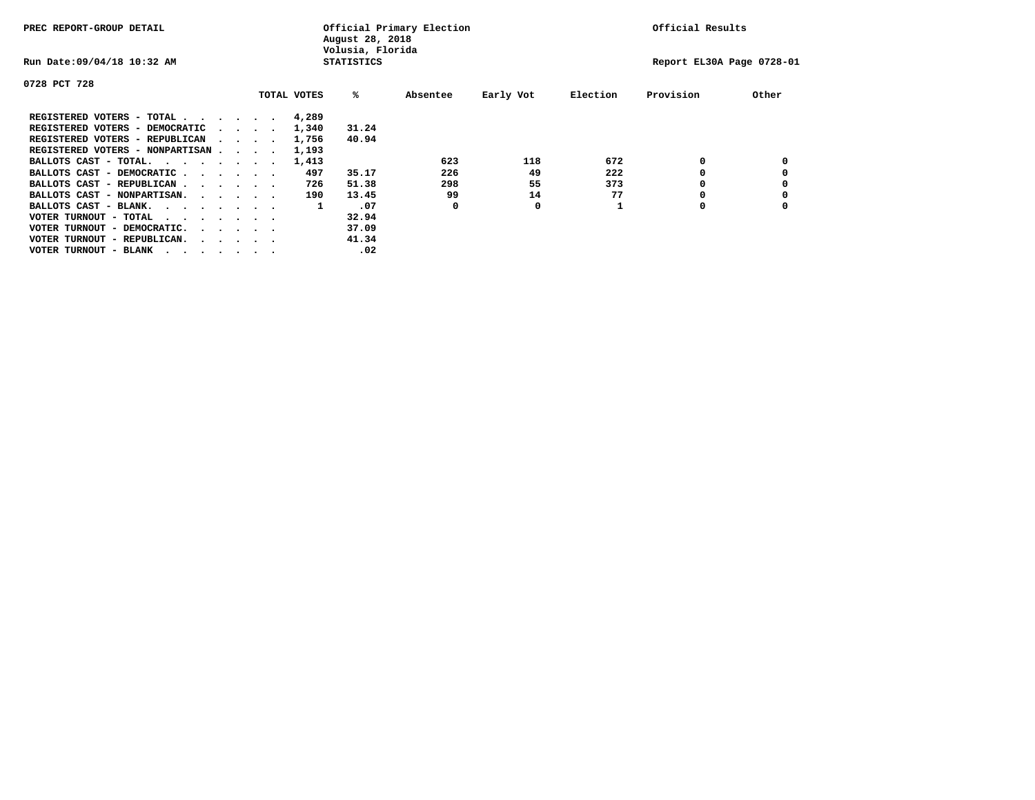PREC REPORT-GROUP DETAIL

Official Primary Election
August 28, 2018
Volusia, Florida
STATISTICS

Official Results

Run Date:09/04/18 10:32 AM

Report EL30A Page 0728-01

0728 PCT 728

| | TOTAL VOTES | % | Absentee | Early Vot | Election | Provision | Other |
|---|---|---|---|---|---|---|---|
| REGISTERED VOTERS - TOTAL . . . . . . | 4,289 | | | | | | |
| REGISTERED VOTERS - DEMOCRATIC . . . . | 1,340 | 31.24 | | | | | |
| REGISTERED VOTERS - REPUBLICAN . . . . | 1,756 | 40.94 | | | | | |
| REGISTERED VOTERS - NONPARTISAN . . . . | 1,193 | | | | | | |
| BALLOTS CAST - TOTAL. . . . . . . . | 1,413 | | 623 | 118 | 672 | 0 | 0 |
| BALLOTS CAST - DEMOCRATIC . . . . . . | 497 | 35.17 | 226 | 49 | 222 | 0 | 0 |
| BALLOTS CAST - REPUBLICAN . . . . . . | 726 | 51.38 | 298 | 55 | 373 | 0 | 0 |
| BALLOTS CAST - NONPARTISAN. . . . . . | 190 | 13.45 | 99 | 14 | 77 | 0 | 0 |
| BALLOTS CAST - BLANK. . . . . . . . | 1 | .07 | 0 | 0 | 1 | 0 | 0 |
| VOTER TURNOUT - TOTAL . . . . . . . | | 32.94 | | | | | |
| VOTER TURNOUT - DEMOCRATIC. . . . . . | | 37.09 | | | | | |
| VOTER TURNOUT - REPUBLICAN. . . . . . | | 41.34 | | | | | |
| VOTER TURNOUT - BLANK . . . . . . . | | .02 | | | | | |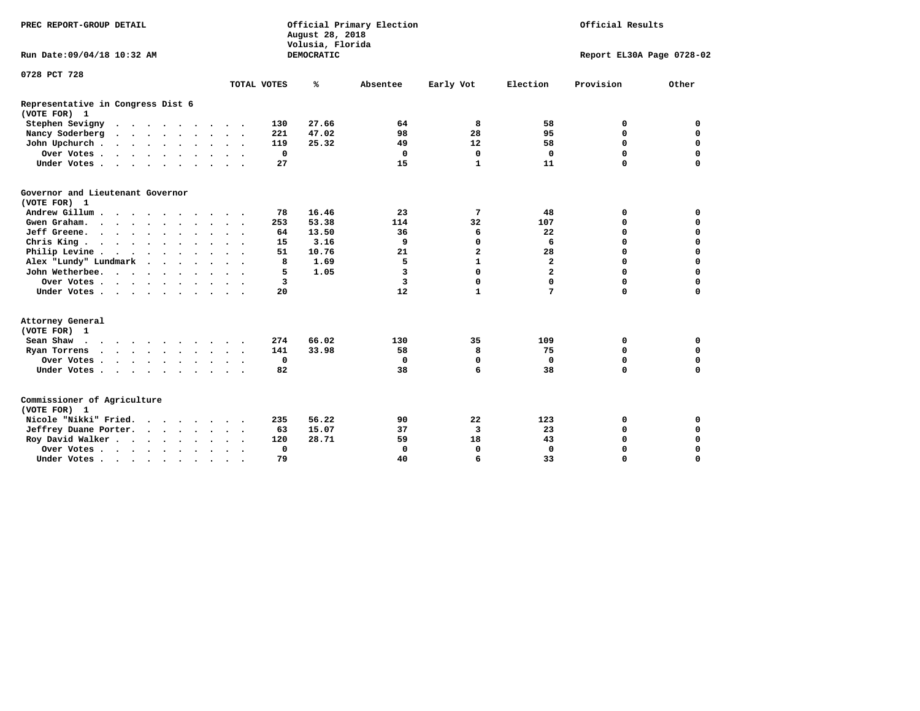PREC REPORT-GROUP DETAIL

Official Primary Election
August 28, 2018
Volusia, Florida
DEMOCRATIC

Official Results

Run Date:09/04/18 10:32 AM

Report EL30A Page 0728-02

0728 PCT 728

## Representative in Congress Dist 6
(VOTE FOR) 1

| | TOTAL VOTES | % | Absentee | Early Vot | Election | Provision | Other |
|---|---|---|---|---|---|---|---|
| Stephen Sevigny | 130 | 27.66 | 64 | 8 | 58 | 0 | 0 |
| Nancy Soderberg | 221 | 47.02 | 98 | 28 | 95 | 0 | 0 |
| John Upchurch | 119 | 25.32 | 49 | 12 | 58 | 0 | 0 |
| Over Votes | 0 | | 0 | 0 | 0 | 0 | 0 |
| Under Votes | 27 | | 15 | 1 | 11 | 0 | 0 |

## Governor and Lieutenant Governor
(VOTE FOR) 1

| | TOTAL VOTES | % | Absentee | Early Vot | Election | Provision | Other |
|---|---|---|---|---|---|---|---|
| Andrew Gillum | 78 | 16.46 | 23 | 7 | 48 | 0 | 0 |
| Gwen Graham | 253 | 53.38 | 114 | 32 | 107 | 0 | 0 |
| Jeff Greene | 64 | 13.50 | 36 | 6 | 22 | 0 | 0 |
| Chris King | 15 | 3.16 | 9 | 0 | 6 | 0 | 0 |
| Philip Levine | 51 | 10.76 | 21 | 2 | 28 | 0 | 0 |
| Alex "Lundy" Lundmark | 8 | 1.69 | 5 | 1 | 2 | 0 | 0 |
| John Wetherbee | 5 | 1.05 | 3 | 0 | 2 | 0 | 0 |
| Over Votes | 3 | | 3 | 0 | 0 | 0 | 0 |
| Under Votes | 20 | | 12 | 1 | 7 | 0 | 0 |

## Attorney General
(VOTE FOR) 1

| | TOTAL VOTES | % | Absentee | Early Vot | Election | Provision | Other |
|---|---|---|---|---|---|---|---|
| Sean Shaw | 274 | 66.02 | 130 | 35 | 109 | 0 | 0 |
| Ryan Torrens | 141 | 33.98 | 58 | 8 | 75 | 0 | 0 |
| Over Votes | 0 | | 0 | 0 | 0 | 0 | 0 |
| Under Votes | 82 | | 38 | 6 | 38 | 0 | 0 |

## Commissioner of Agriculture
(VOTE FOR) 1

| | TOTAL VOTES | % | Absentee | Early Vot | Election | Provision | Other |
|---|---|---|---|---|---|---|---|
| Nicole "Nikki" Fried | 235 | 56.22 | 90 | 22 | 123 | 0 | 0 |
| Jeffrey Duane Porter | 63 | 15.07 | 37 | 3 | 23 | 0 | 0 |
| Roy David Walker | 120 | 28.71 | 59 | 18 | 43 | 0 | 0 |
| Over Votes | 0 | | 0 | 0 | 0 | 0 | 0 |
| Under Votes | 79 | | 40 | 6 | 33 | 0 | 0 |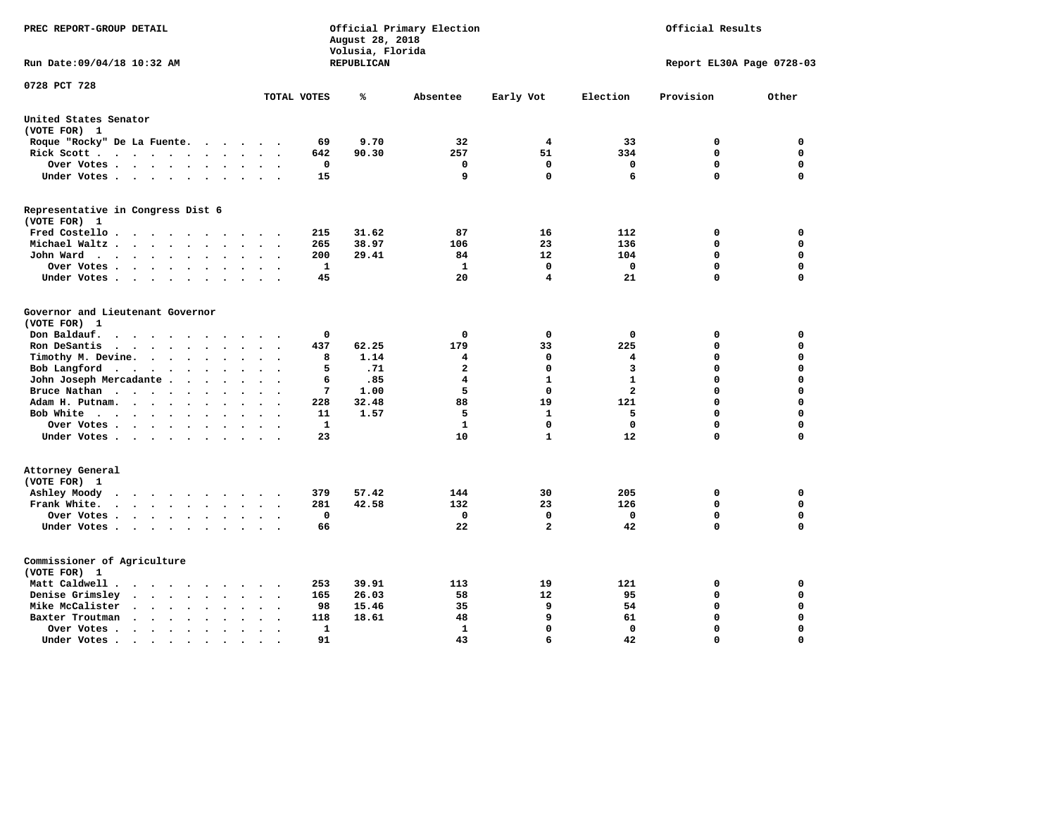PREC REPORT-GROUP DETAIL

Official Primary Election
August 28, 2018
Volusia, Florida
REPUBLICAN

Official Results

Run Date:09/04/18 10:32 AM

Report EL30A Page 0728-03

0728 PCT 728

| | TOTAL VOTES | % | Absentee | Early Vot | Election | Provision | Other |
|---|---|---|---|---|---|---|---|
| **United States Senator** | | | | | | | |
| (VOTE FOR) 1 | | | | | | | |
| Roque "Rocky" De La Fuente | 69 | 9.70 | 32 | 4 | 33 | 0 | 0 |
| Rick Scott | 642 | 90.30 | 257 | 51 | 334 | 0 | 0 |
| Over Votes | 0 | | 0 | 0 | 0 | 0 | 0 |
| Under Votes | 15 | | 9 | 0 | 6 | 0 | 0 |
| **Representative in Congress Dist 6** | | | | | | | |
| (VOTE FOR) 1 | | | | | | | |
| Fred Costello | 215 | 31.62 | 87 | 16 | 112 | 0 | 0 |
| Michael Waltz | 265 | 38.97 | 106 | 23 | 136 | 0 | 0 |
| John Ward | 200 | 29.41 | 84 | 12 | 104 | 0 | 0 |
| Over Votes | 1 | | 1 | 0 | 0 | 0 | 0 |
| Under Votes | 45 | | 20 | 4 | 21 | 0 | 0 |
| **Governor and Lieutenant Governor** | | | | | | | |
| (VOTE FOR) 1 | | | | | | | |
| Don Baldauf | 0 | | 0 | 0 | 0 | 0 | 0 |
| Ron DeSantis | 437 | 62.25 | 179 | 33 | 225 | 0 | 0 |
| Timothy M. Devine | 8 | 1.14 | 4 | 0 | 4 | 0 | 0 |
| Bob Langford | 5 | .71 | 2 | 0 | 3 | 0 | 0 |
| John Joseph Mercadante | 6 | .85 | 4 | 1 | 1 | 0 | 0 |
| Bruce Nathan | 7 | 1.00 | 5 | 0 | 2 | 0 | 0 |
| Adam H. Putnam | 228 | 32.48 | 88 | 19 | 121 | 0 | 0 |
| Bob White | 11 | 1.57 | 5 | 1 | 5 | 0 | 0 |
| Over Votes | 1 | | 1 | 0 | 0 | 0 | 0 |
| Under Votes | 23 | | 10 | 1 | 12 | 0 | 0 |
| **Attorney General** | | | | | | | |
| (VOTE FOR) 1 | | | | | | | |
| Ashley Moody | 379 | 57.42 | 144 | 30 | 205 | 0 | 0 |
| Frank White | 281 | 42.58 | 132 | 23 | 126 | 0 | 0 |
| Over Votes | 0 | | 0 | 0 | 0 | 0 | 0 |
| Under Votes | 66 | | 22 | 2 | 42 | 0 | 0 |
| **Commissioner of Agriculture** | | | | | | | |
| (VOTE FOR) 1 | | | | | | | |
| Matt Caldwell | 253 | 39.91 | 113 | 19 | 121 | 0 | 0 |
| Denise Grimsley | 165 | 26.03 | 58 | 12 | 95 | 0 | 0 |
| Mike McCalister | 98 | 15.46 | 35 | 9 | 54 | 0 | 0 |
| Baxter Troutman | 118 | 18.61 | 48 | 9 | 61 | 0 | 0 |
| Over Votes | 1 | | 1 | 0 | 0 | 0 | 0 |
| Under Votes | 91 | | 43 | 6 | 42 | 0 | 0 |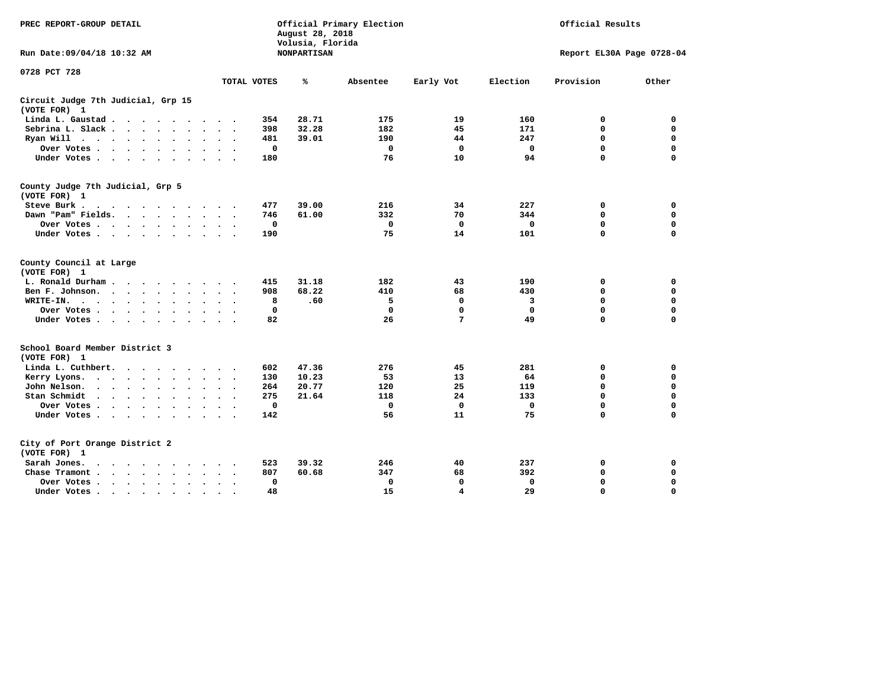PREC REPORT-GROUP DETAIL

Official Primary Election
August 28, 2018
Volusia, Florida
NONPARTISAN

Official Results

Run Date:09/04/18 10:32 AM

Report EL30A Page 0728-04

0728 PCT 728

## Circuit Judge 7th Judicial, Grp 15
(VOTE FOR) 1

| | TOTAL VOTES | % | Absentee | Early Vot | Election | Provision | Other |
|---|---|---|---|---|---|---|---|
| Linda L. Gaustad | 354 | 28.71 | 175 | 19 | 160 | 0 | 0 |
| Sebrina L. Slack | 398 | 32.28 | 182 | 45 | 171 | 0 | 0 |
| Ryan Will | 481 | 39.01 | 190 | 44 | 247 | 0 | 0 |
| Over Votes | 0 | | 0 | 0 | 0 | 0 | 0 |
| Under Votes | 180 | | 76 | 10 | 94 | 0 | 0 |

## County Judge 7th Judicial, Grp 5
(VOTE FOR) 1

| | TOTAL VOTES | % | Absentee | Early Vot | Election | Provision | Other |
|---|---|---|---|---|---|---|---|
| Steve Burk | 477 | 39.00 | 216 | 34 | 227 | 0 | 0 |
| Dawn "Pam" Fields | 746 | 61.00 | 332 | 70 | 344 | 0 | 0 |
| Over Votes | 0 | | 0 | 0 | 0 | 0 | 0 |
| Under Votes | 190 | | 75 | 14 | 101 | 0 | 0 |

## County Council at Large
(VOTE FOR) 1

| | TOTAL VOTES | % | Absentee | Early Vot | Election | Provision | Other |
|---|---|---|---|---|---|---|---|
| L. Ronald Durham | 415 | 31.18 | 182 | 43 | 190 | 0 | 0 |
| Ben F. Johnson | 908 | 68.22 | 410 | 68 | 430 | 0 | 0 |
| WRITE-IN | 8 | .60 | 5 | 0 | 3 | 0 | 0 |
| Over Votes | 0 | | 0 | 0 | 0 | 0 | 0 |
| Under Votes | 82 | | 26 | 7 | 49 | 0 | 0 |

## School Board Member District 3
(VOTE FOR) 1

| | TOTAL VOTES | % | Absentee | Early Vot | Election | Provision | Other |
|---|---|---|---|---|---|---|---|
| Linda L. Cuthbert | 602 | 47.36 | 276 | 45 | 281 | 0 | 0 |
| Kerry Lyons | 130 | 10.23 | 53 | 13 | 64 | 0 | 0 |
| John Nelson | 264 | 20.77 | 120 | 25 | 119 | 0 | 0 |
| Stan Schmidt | 275 | 21.64 | 118 | 24 | 133 | 0 | 0 |
| Over Votes | 0 | | 0 | 0 | 0 | 0 | 0 |
| Under Votes | 142 | | 56 | 11 | 75 | 0 | 0 |

## City of Port Orange District 2
(VOTE FOR) 1

| | TOTAL VOTES | % | Absentee | Early Vot | Election | Provision | Other |
|---|---|---|---|---|---|---|---|
| Sarah Jones | 523 | 39.32 | 246 | 40 | 237 | 0 | 0 |
| Chase Tramont | 807 | 60.68 | 347 | 68 | 392 | 0 | 0 |
| Over Votes | 0 | | 0 | 0 | 0 | 0 | 0 |
| Under Votes | 48 | | 15 | 4 | 29 | 0 | 0 |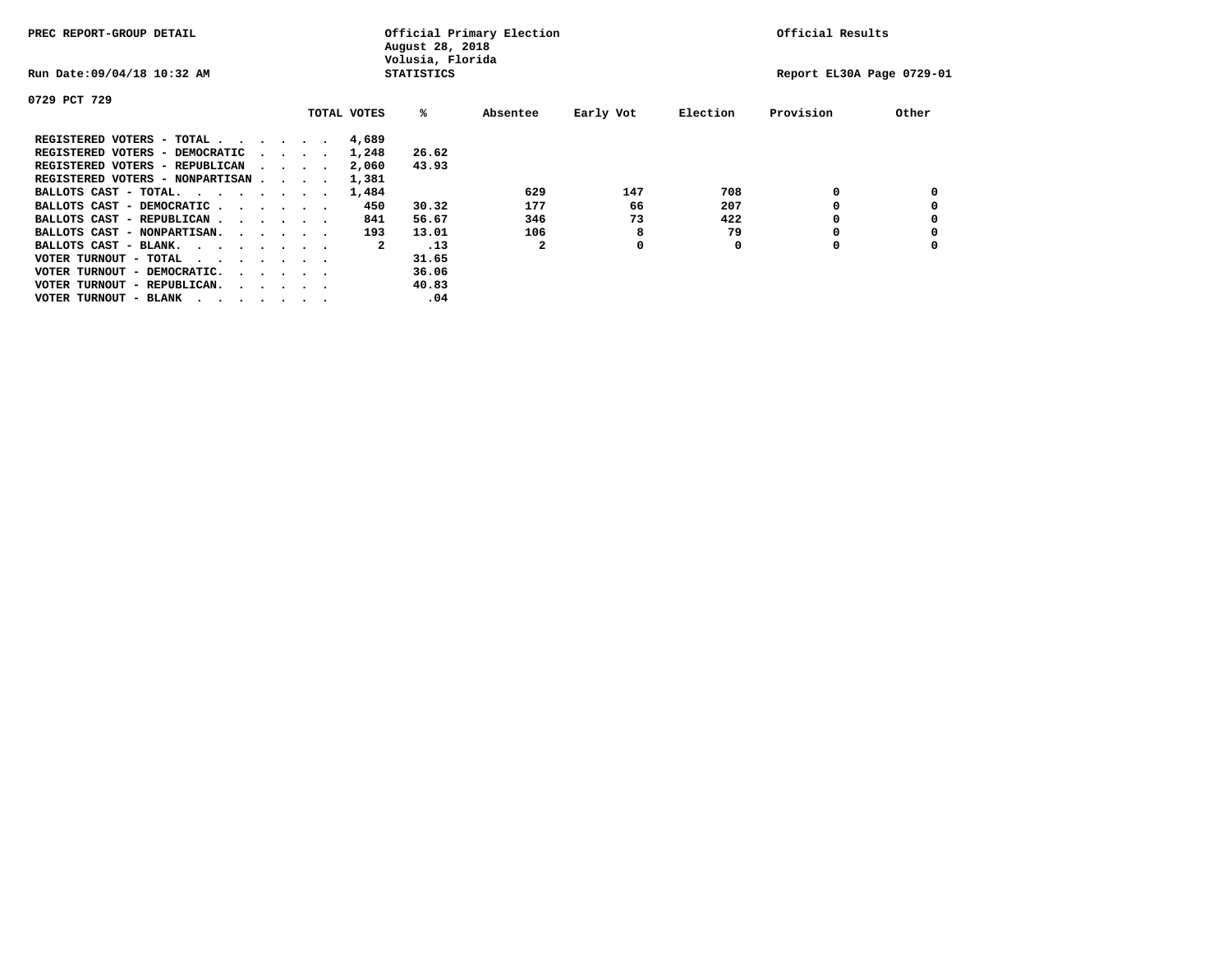PREC REPORT-GROUP DETAIL

Official Primary Election
August 28, 2018
Volusia, Florida
STATISTICS

Official Results

Run Date:09/04/18 10:32 AM

Report EL30A Page 0729-01

0729 PCT 729

| | TOTAL VOTES | % | Absentee | Early Vot | Election | Provision | Other |
|---|---|---|---|---|---|---|---|
| REGISTERED VOTERS - TOTAL . . . . . . | 4,689 | | | | | | |
| REGISTERED VOTERS - DEMOCRATIC . . . . | 1,248 | 26.62 | | | | | |
| REGISTERED VOTERS - REPUBLICAN . . . . | 2,060 | 43.93 | | | | | |
| REGISTERED VOTERS - NONPARTISAN . . . . | 1,381 | | | | | | |
| BALLOTS CAST - TOTAL. . . . . . . . | 1,484 | | 629 | 147 | 708 | 0 | 0 |
| BALLOTS CAST - DEMOCRATIC . . . . . . | 450 | 30.32 | 177 | 66 | 207 | 0 | 0 |
| BALLOTS CAST - REPUBLICAN . . . . . . | 841 | 56.67 | 346 | 73 | 422 | 0 | 0 |
| BALLOTS CAST - NONPARTISAN. . . . . . | 193 | 13.01 | 106 | 8 | 79 | 0 | 0 |
| BALLOTS CAST - BLANK. . . . . . . . | 2 | .13 | 2 | 0 | 0 | 0 | 0 |
| VOTER TURNOUT - TOTAL . . . . . . . | | 31.65 | | | | | |
| VOTER TURNOUT - DEMOCRATIC. . . . . . | | 36.06 | | | | | |
| VOTER TURNOUT - REPUBLICAN. . . . . . | | 40.83 | | | | | |
| VOTER TURNOUT - BLANK . . . . . . . | | .04 | | | | | |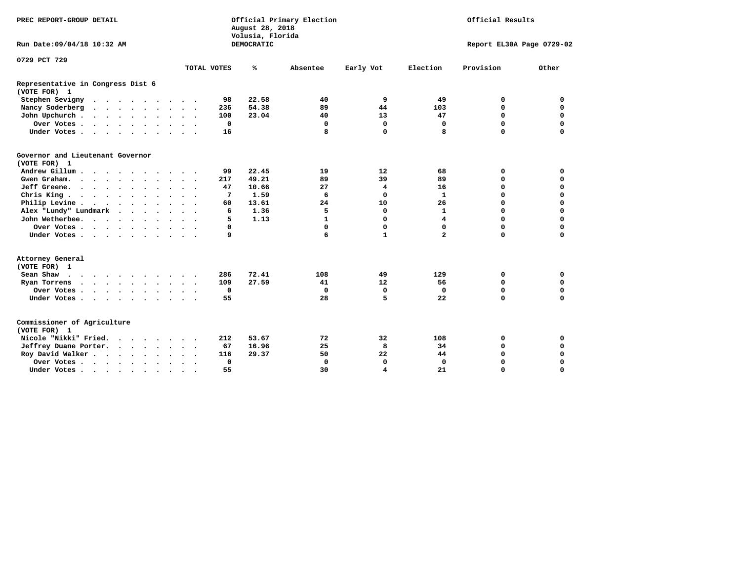PREC REPORT-GROUP DETAIL

Official Primary Election
August 28, 2018
Volusia, Florida
DEMOCRATIC

Official Results

Run Date:09/04/18 10:32 AM

Report EL30A Page 0729-02

0729 PCT 729

| | TOTAL VOTES | % | Absentee | Early Vot | Election | Provision | Other |
|---|---|---|---|---|---|---|---|
| **Representative in Congress Dist 6** | | | | | | | |
| **(VOTE FOR) 1** | | | | | | | |
| Stephen Sevigny | 98 | 22.58 | 40 | 9 | 49 | 0 | 0 |
| Nancy Soderberg | 236 | 54.38 | 89 | 44 | 103 | 0 | 0 |
| John Upchurch | 100 | 23.04 | 40 | 13 | 47 | 0 | 0 |
| Over Votes | 0 | | 0 | 0 | 0 | 0 | 0 |
| Under Votes | 16 | | 8 | 0 | 8 | 0 | 0 |
| **Governor and Lieutenant Governor** | | | | | | | |
| **(VOTE FOR) 1** | | | | | | | |
| Andrew Gillum | 99 | 22.45 | 19 | 12 | 68 | 0 | 0 |
| Gwen Graham | 217 | 49.21 | 89 | 39 | 89 | 0 | 0 |
| Jeff Greene | 47 | 10.66 | 27 | 4 | 16 | 0 | 0 |
| Chris King | 7 | 1.59 | 6 | 0 | 1 | 0 | 0 |
| Philip Levine | 60 | 13.61 | 24 | 10 | 26 | 0 | 0 |
| Alex "Lundy" Lundmark | 6 | 1.36 | 5 | 0 | 1 | 0 | 0 |
| John Wetherbee | 5 | 1.13 | 1 | 0 | 4 | 0 | 0 |
| Over Votes | 0 | | 0 | 0 | 0 | 0 | 0 |
| Under Votes | 9 | | 6 | 1 | 2 | 0 | 0 |
| **Attorney General** | | | | | | | |
| **(VOTE FOR) 1** | | | | | | | |
| Sean Shaw | 286 | 72.41 | 108 | 49 | 129 | 0 | 0 |
| Ryan Torrens | 109 | 27.59 | 41 | 12 | 56 | 0 | 0 |
| Over Votes | 0 | | 0 | 0 | 0 | 0 | 0 |
| Under Votes | 55 | | 28 | 5 | 22 | 0 | 0 |
| **Commissioner of Agriculture** | | | | | | | |
| **(VOTE FOR) 1** | | | | | | | |
| Nicole "Nikki" Fried | 212 | 53.67 | 72 | 32 | 108 | 0 | 0 |
| Jeffrey Duane Porter | 67 | 16.96 | 25 | 8 | 34 | 0 | 0 |
| Roy David Walker | 116 | 29.37 | 50 | 22 | 44 | 0 | 0 |
| Over Votes | 0 | | 0 | 0 | 0 | 0 | 0 |
| Under Votes | 55 | | 30 | 4 | 21 | 0 | 0 |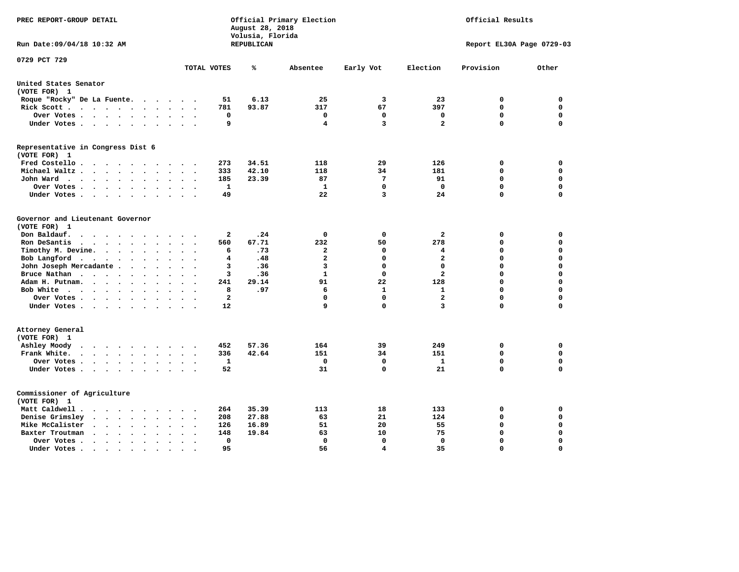PREC REPORT-GROUP DETAIL

Official Primary Election
August 28, 2018
Volusia, Florida
REPUBLICAN

Official Results

Run Date:09/04/18 10:32 AM

Report EL30A Page 0729-03

0729 PCT 729

| | TOTAL VOTES | % | Absentee | Early Vot | Election | Provision | Other |
|---|---|---|---|---|---|---|---|
| **United States Senator** | | | | | | | |
| (VOTE FOR) 1 | | | | | | | |
| Roque "Rocky" De La Fuente | 51 | 6.13 | 25 | 3 | 23 | 0 | 0 |
| Rick Scott | 781 | 93.87 | 317 | 67 | 397 | 0 | 0 |
| Over Votes | 0 | | 0 | 0 | 0 | 0 | 0 |
| Under Votes | 9 | | 4 | 3 | 2 | 0 | 0 |
| **Representative in Congress Dist 6** | | | | | | | |
| (VOTE FOR) 1 | | | | | | | |
| Fred Costello | 273 | 34.51 | 118 | 29 | 126 | 0 | 0 |
| Michael Waltz | 333 | 42.10 | 118 | 34 | 181 | 0 | 0 |
| John Ward | 185 | 23.39 | 87 | 7 | 91 | 0 | 0 |
| Over Votes | 1 | | 1 | 0 | 0 | 0 | 0 |
| Under Votes | 49 | | 22 | 3 | 24 | 0 | 0 |
| **Governor and Lieutenant Governor** | | | | | | | |
| (VOTE FOR) 1 | | | | | | | |
| Don Baldauf | 2 | .24 | 0 | 0 | 2 | 0 | 0 |
| Ron DeSantis | 560 | 67.71 | 232 | 50 | 278 | 0 | 0 |
| Timothy M. Devine | 6 | .73 | 2 | 0 | 4 | 0 | 0 |
| Bob Langford | 4 | .48 | 2 | 0 | 2 | 0 | 0 |
| John Joseph Mercadante | 3 | .36 | 3 | 0 | 0 | 0 | 0 |
| Bruce Nathan | 3 | .36 | 1 | 0 | 2 | 0 | 0 |
| Adam H. Putnam | 241 | 29.14 | 91 | 22 | 128 | 0 | 0 |
| Bob White | 8 | .97 | 6 | 1 | 1 | 0 | 0 |
| Over Votes | 2 | | 0 | 0 | 2 | 0 | 0 |
| Under Votes | 12 | | 9 | 0 | 3 | 0 | 0 |
| **Attorney General** | | | | | | | |
| (VOTE FOR) 1 | | | | | | | |
| Ashley Moody | 452 | 57.36 | 164 | 39 | 249 | 0 | 0 |
| Frank White | 336 | 42.64 | 151 | 34 | 151 | 0 | 0 |
| Over Votes | 1 | | 0 | 0 | 1 | 0 | 0 |
| Under Votes | 52 | | 31 | 0 | 21 | 0 | 0 |
| **Commissioner of Agriculture** | | | | | | | |
| (VOTE FOR) 1 | | | | | | | |
| Matt Caldwell | 264 | 35.39 | 113 | 18 | 133 | 0 | 0 |
| Denise Grimsley | 208 | 27.88 | 63 | 21 | 124 | 0 | 0 |
| Mike McCalister | 126 | 16.89 | 51 | 20 | 55 | 0 | 0 |
| Baxter Troutman | 148 | 19.84 | 63 | 10 | 75 | 0 | 0 |
| Over Votes | 0 | | 0 | 0 | 0 | 0 | 0 |
| Under Votes | 95 | | 56 | 4 | 35 | 0 | 0 |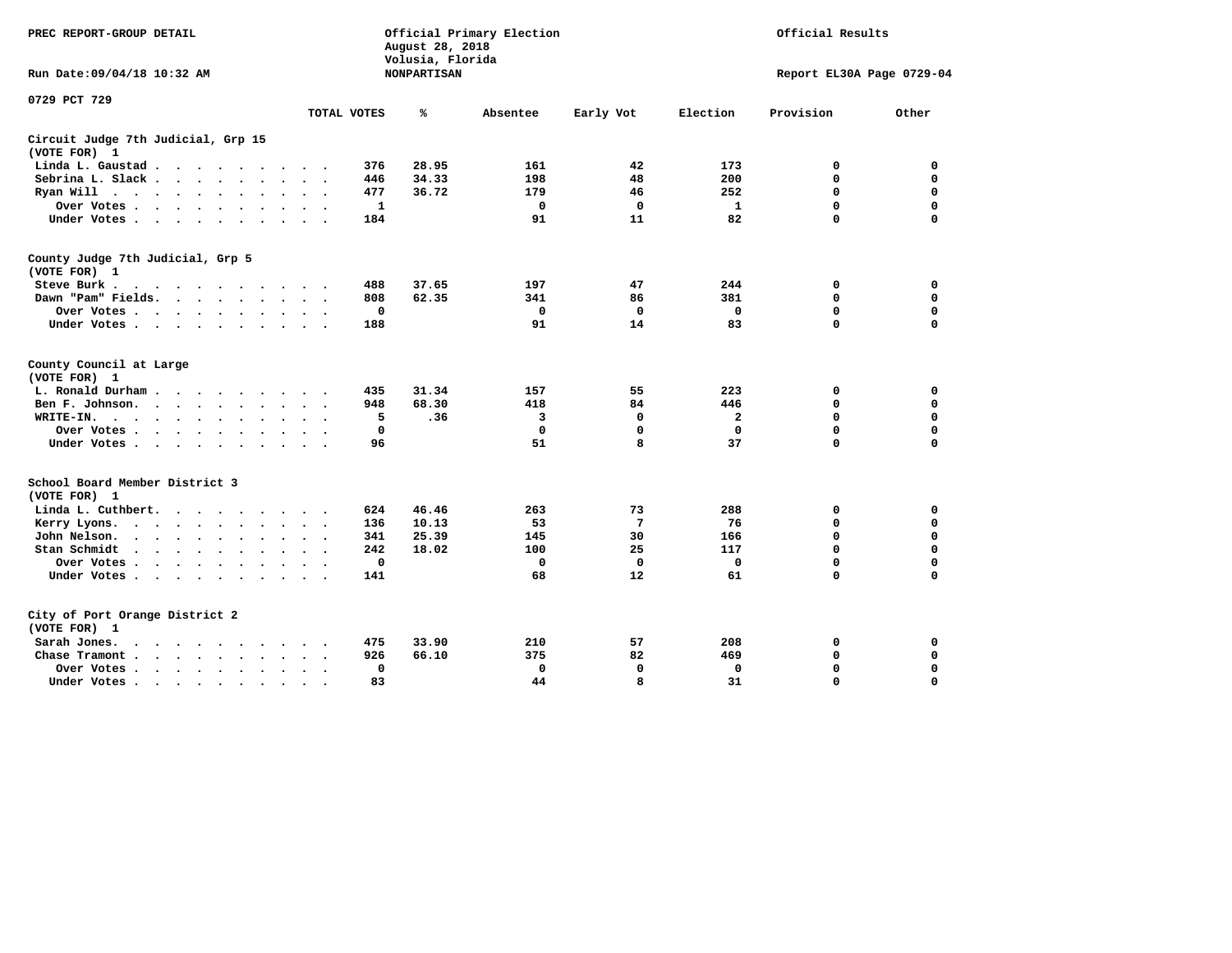PREC REPORT-GROUP DETAIL

Official Primary Election
August 28, 2018
Volusia, Florida
NONPARTISAN

Official Results

Run Date:09/04/18 10:32 AM

Report EL30A Page 0729-04

0729 PCT 729

| | TOTAL VOTES | % | Absentee | Early Vot | Election | Provision | Other |
|---|---|---|---|---|---|---|---|
| **Circuit Judge 7th Judicial, Grp 15** | | | | | | | |
| **(VOTE FOR) 1** | | | | | | | |
| Linda L. Gaustad | 376 | 28.95 | 161 | 42 | 173 | 0 | 0 |
| Sebrina L. Slack | 446 | 34.33 | 198 | 48 | 200 | 0 | 0 |
| Ryan Will | 477 | 36.72 | 179 | 46 | 252 | 0 | 0 |
| Over Votes | 1 | | 0 | 0 | 1 | 0 | 0 |
| Under Votes | 184 | | 91 | 11 | 82 | 0 | 0 |
| **County Judge 7th Judicial, Grp 5** | | | | | | | |
| **(VOTE FOR) 1** | | | | | | | |
| Steve Burk | 488 | 37.65 | 197 | 47 | 244 | 0 | 0 |
| Dawn "Pam" Fields | 808 | 62.35 | 341 | 86 | 381 | 0 | 0 |
| Over Votes | 0 | | 0 | 0 | 0 | 0 | 0 |
| Under Votes | 188 | | 91 | 14 | 83 | 0 | 0 |
| **County Council at Large** | | | | | | | |
| **(VOTE FOR) 1** | | | | | | | |
| L. Ronald Durham | 435 | 31.34 | 157 | 55 | 223 | 0 | 0 |
| Ben F. Johnson | 948 | 68.30 | 418 | 84 | 446 | 0 | 0 |
| WRITE-IN. | 5 | .36 | 3 | 0 | 2 | 0 | 0 |
| Over Votes | 0 | | 0 | 0 | 0 | 0 | 0 |
| Under Votes | 96 | | 51 | 8 | 37 | 0 | 0 |
| **School Board Member District 3** | | | | | | | |
| **(VOTE FOR) 1** | | | | | | | |
| Linda L. Cuthbert | 624 | 46.46 | 263 | 73 | 288 | 0 | 0 |
| Kerry Lyons | 136 | 10.13 | 53 | 7 | 76 | 0 | 0 |
| John Nelson | 341 | 25.39 | 145 | 30 | 166 | 0 | 0 |
| Stan Schmidt | 242 | 18.02 | 100 | 25 | 117 | 0 | 0 |
| Over Votes | 0 | | 0 | 0 | 0 | 0 | 0 |
| Under Votes | 141 | | 68 | 12 | 61 | 0 | 0 |
| **City of Port Orange District 2** | | | | | | | |
| **(VOTE FOR) 1** | | | | | | | |
| Sarah Jones | 475 | 33.90 | 210 | 57 | 208 | 0 | 0 |
| Chase Tramont | 926 | 66.10 | 375 | 82 | 469 | 0 | 0 |
| Over Votes | 0 | | 0 | 0 | 0 | 0 | 0 |
| Under Votes | 83 | | 44 | 8 | 31 | 0 | 0 |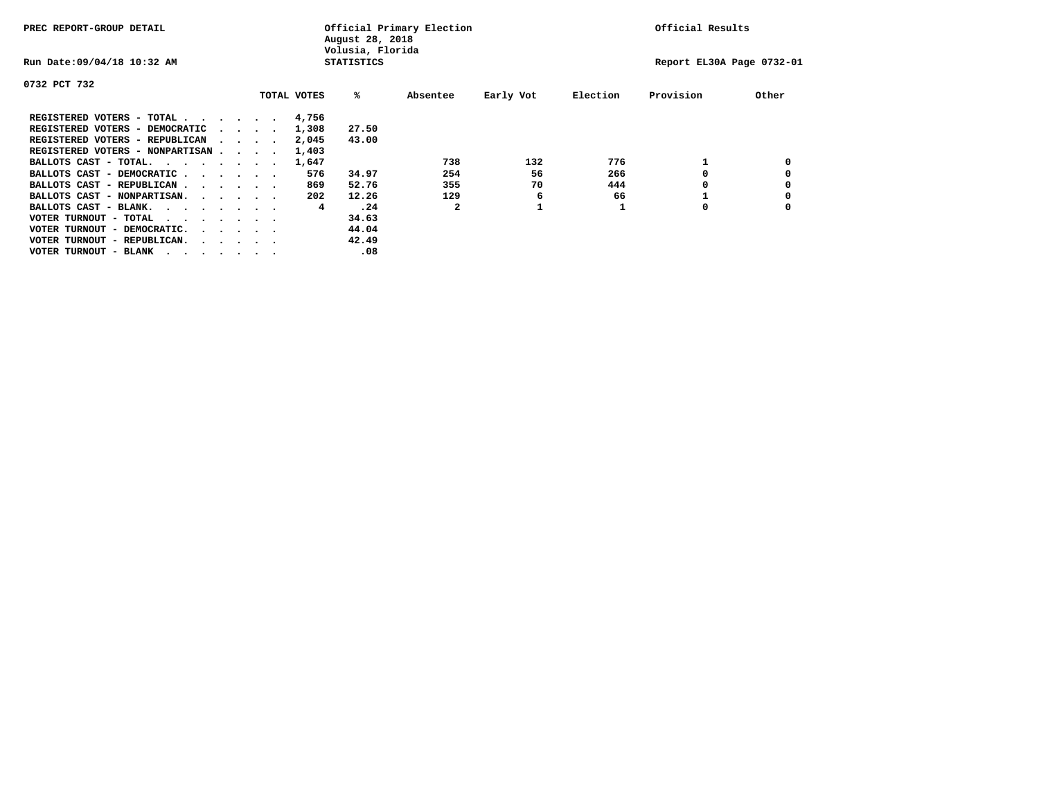PREC REPORT-GROUP DETAIL

Official Primary Election
August 28, 2018
Volusia, Florida
STATISTICS

Official Results

Run Date:09/04/18 10:32 AM

Report EL30A Page 0732-01

0732 PCT 732

| | TOTAL VOTES | % | Absentee | Early Vot | Election | Provision | Other |
|---|---|---|---|---|---|---|---|
| REGISTERED VOTERS - TOTAL . . . . . . | 4,756 | | | | | | |
| REGISTERED VOTERS - DEMOCRATIC . . . . | 1,308 | 27.50 | | | | | |
| REGISTERED VOTERS - REPUBLICAN . . . . | 2,045 | 43.00 | | | | | |
| REGISTERED VOTERS - NONPARTISAN . . . . | 1,403 | | | | | | |
| BALLOTS CAST - TOTAL. . . . . . . . | 1,647 | | 738 | 132 | 776 | 1 | 0 |
| BALLOTS CAST - DEMOCRATIC . . . . . . | 576 | 34.97 | 254 | 56 | 266 | 0 | 0 |
| BALLOTS CAST - REPUBLICAN . . . . . . | 869 | 52.76 | 355 | 70 | 444 | 0 | 0 |
| BALLOTS CAST - NONPARTISAN. . . . . . | 202 | 12.26 | 129 | 6 | 66 | 1 | 0 |
| BALLOTS CAST - BLANK. . . . . . . . | 4 | .24 | 2 | 1 | 1 | 0 | 0 |
| VOTER TURNOUT - TOTAL . . . . . . . | | 34.63 | | | | | |
| VOTER TURNOUT - DEMOCRATIC. . . . . . | | 44.04 | | | | | |
| VOTER TURNOUT - REPUBLICAN. . . . . . | | 42.49 | | | | | |
| VOTER TURNOUT - BLANK . . . . . . . | | .08 | | | | | |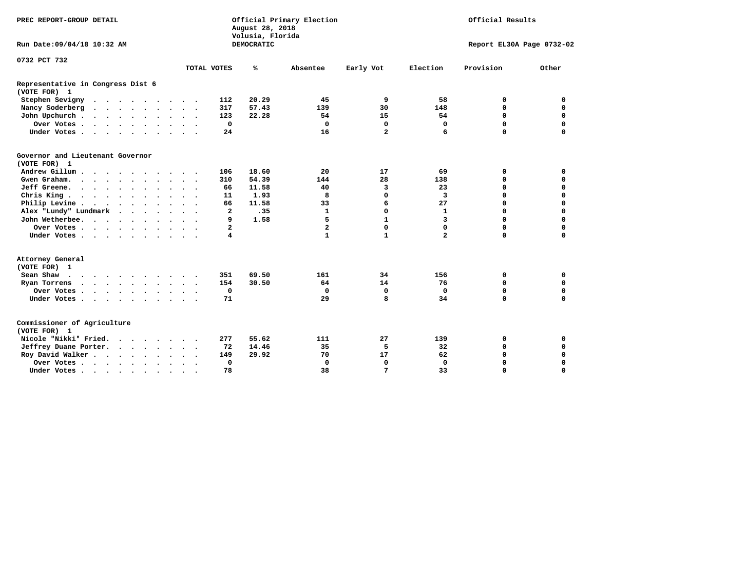PREC REPORT-GROUP DETAIL

Official Primary Election
August 28, 2018
Volusia, Florida
DEMOCRATIC

Official Results

Run Date:09/04/18 10:32 AM

Report EL30A Page 0732-02

0732 PCT 732

| | TOTAL VOTES | % | Absentee | Early Vot | Election | Provision | Other |
|---|---|---|---|---|---|---|---|
| **Representative in Congress Dist 6** | | | | | | | |
| **(VOTE FOR) 1** | | | | | | | |
| Stephen Sevigny | 112 | 20.29 | 45 | 9 | 58 | 0 | 0 |
| Nancy Soderberg | 317 | 57.43 | 139 | 30 | 148 | 0 | 0 |
| John Upchurch | 123 | 22.28 | 54 | 15 | 54 | 0 | 0 |
| Over Votes | 0 | | 0 | 0 | 0 | 0 | 0 |
| Under Votes | 24 | | 16 | 2 | 6 | 0 | 0 |
| **Governor and Lieutenant Governor** | | | | | | | |
| **(VOTE FOR) 1** | | | | | | | |
| Andrew Gillum | 106 | 18.60 | 20 | 17 | 69 | 0 | 0 |
| Gwen Graham. | 310 | 54.39 | 144 | 28 | 138 | 0 | 0 |
| Jeff Greene. | 66 | 11.58 | 40 | 3 | 23 | 0 | 0 |
| Chris King | 11 | 1.93 | 8 | 0 | 3 | 0 | 0 |
| Philip Levine | 66 | 11.58 | 33 | 6 | 27 | 0 | 0 |
| Alex "Lundy" Lundmark | 2 | .35 | 1 | 0 | 1 | 0 | 0 |
| John Wetherbee. | 9 | 1.58 | 5 | 1 | 3 | 0 | 0 |
| Over Votes | 2 | | 2 | 0 | 0 | 0 | 0 |
| Under Votes | 4 | | 1 | 1 | 2 | 0 | 0 |
| **Attorney General** | | | | | | | |
| **(VOTE FOR) 1** | | | | | | | |
| Sean Shaw | 351 | 69.50 | 161 | 34 | 156 | 0 | 0 |
| Ryan Torrens | 154 | 30.50 | 64 | 14 | 76 | 0 | 0 |
| Over Votes | 0 | | 0 | 0 | 0 | 0 | 0 |
| Under Votes | 71 | | 29 | 8 | 34 | 0 | 0 |
| **Commissioner of Agriculture** | | | | | | | |
| **(VOTE FOR) 1** | | | | | | | |
| Nicole "Nikki" Fried. | 277 | 55.62 | 111 | 27 | 139 | 0 | 0 |
| Jeffrey Duane Porter. | 72 | 14.46 | 35 | 5 | 32 | 0 | 0 |
| Roy David Walker | 149 | 29.92 | 70 | 17 | 62 | 0 | 0 |
| Over Votes | 0 | | 0 | 0 | 0 | 0 | 0 |
| Under Votes | 78 | | 38 | 7 | 33 | 0 | 0 |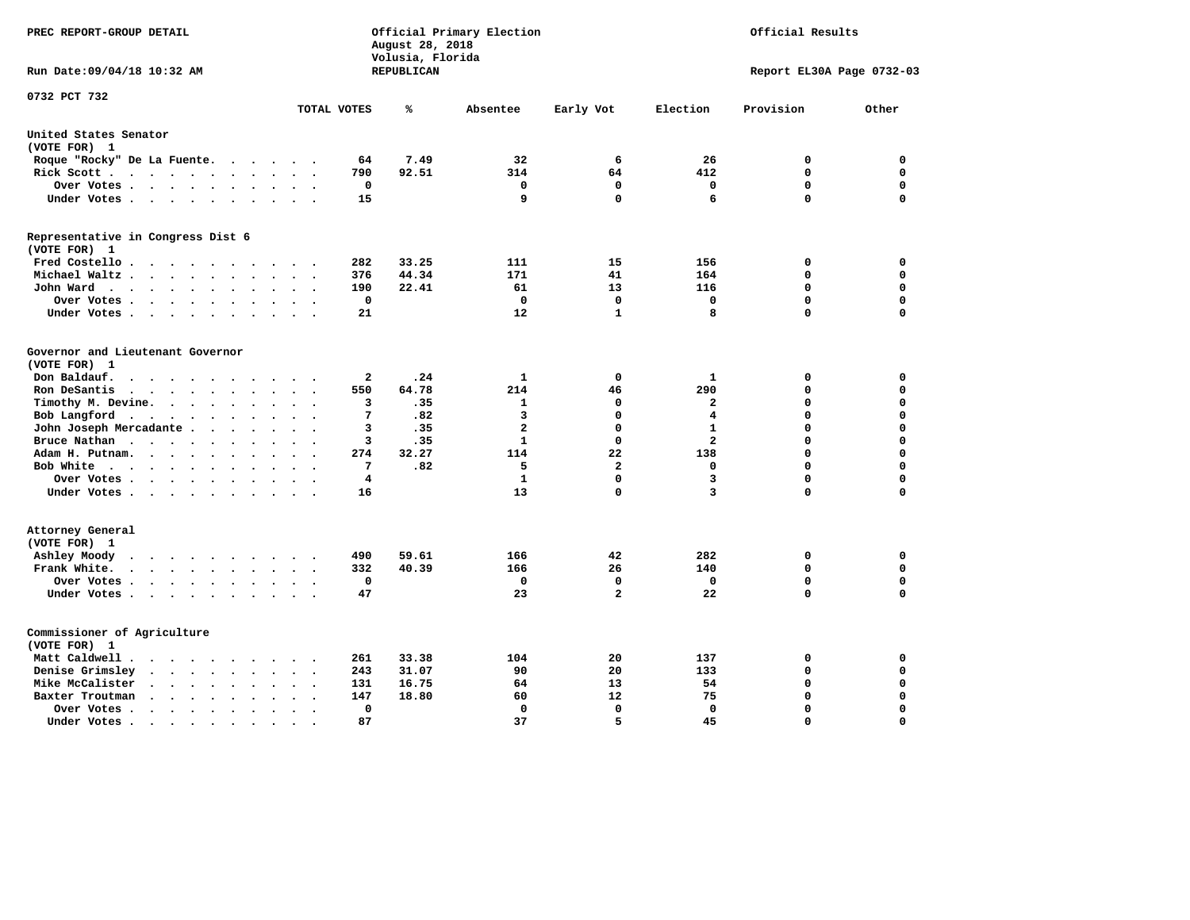PREC REPORT-GROUP DETAIL

Official Primary Election
August 28, 2018
Volusia, Florida
REPUBLICAN

Official Results

Run Date:09/04/18 10:32 AM

Report EL30A Page 0732-03

0732 PCT 732

| | TOTAL VOTES | % | Absentee | Early Vot | Election | Provision | Other |
|---|---|---|---|---|---|---|---|
| **United States Senator** | | | | | | | |
| (VOTE FOR) 1 | | | | | | | |
| Roque "Rocky" De La Fuente | 64 | 7.49 | 32 | 6 | 26 | 0 | 0 |
| Rick Scott | 790 | 92.51 | 314 | 64 | 412 | 0 | 0 |
| Over Votes | 0 | | 0 | 0 | 0 | 0 | 0 |
| Under Votes | 15 | | 9 | 0 | 6 | 0 | 0 |
| **Representative in Congress Dist 6** | | | | | | | |
| (VOTE FOR) 1 | | | | | | | |
| Fred Costello | 282 | 33.25 | 111 | 15 | 156 | 0 | 0 |
| Michael Waltz | 376 | 44.34 | 171 | 41 | 164 | 0 | 0 |
| John Ward | 190 | 22.41 | 61 | 13 | 116 | 0 | 0 |
| Over Votes | 0 | | 0 | 0 | 0 | 0 | 0 |
| Under Votes | 21 | | 12 | 1 | 8 | 0 | 0 |
| **Governor and Lieutenant Governor** | | | | | | | |
| (VOTE FOR) 1 | | | | | | | |
| Don Baldauf | 2 | .24 | 1 | 0 | 1 | 0 | 0 |
| Ron DeSantis | 550 | 64.78 | 214 | 46 | 290 | 0 | 0 |
| Timothy M. Devine | 3 | .35 | 1 | 0 | 2 | 0 | 0 |
| Bob Langford | 7 | .82 | 3 | 0 | 4 | 0 | 0 |
| John Joseph Mercadante | 3 | .35 | 2 | 0 | 1 | 0 | 0 |
| Bruce Nathan | 3 | .35 | 1 | 0 | 2 | 0 | 0 |
| Adam H. Putnam | 274 | 32.27 | 114 | 22 | 138 | 0 | 0 |
| Bob White | 7 | .82 | 5 | 2 | 0 | 0 | 0 |
| Over Votes | 4 | | 1 | 0 | 3 | 0 | 0 |
| Under Votes | 16 | | 13 | 0 | 3 | 0 | 0 |
| **Attorney General** | | | | | | | |
| (VOTE FOR) 1 | | | | | | | |
| Ashley Moody | 490 | 59.61 | 166 | 42 | 282 | 0 | 0 |
| Frank White | 332 | 40.39 | 166 | 26 | 140 | 0 | 0 |
| Over Votes | 0 | | 0 | 0 | 0 | 0 | 0 |
| Under Votes | 47 | | 23 | 2 | 22 | 0 | 0 |
| **Commissioner of Agriculture** | | | | | | | |
| (VOTE FOR) 1 | | | | | | | |
| Matt Caldwell | 261 | 33.38 | 104 | 20 | 137 | 0 | 0 |
| Denise Grimsley | 243 | 31.07 | 90 | 20 | 133 | 0 | 0 |
| Mike McCalister | 131 | 16.75 | 64 | 13 | 54 | 0 | 0 |
| Baxter Troutman | 147 | 18.80 | 60 | 12 | 75 | 0 | 0 |
| Over Votes | 0 | | 0 | 0 | 0 | 0 | 0 |
| Under Votes | 87 | | 37 | 5 | 45 | 0 | 0 |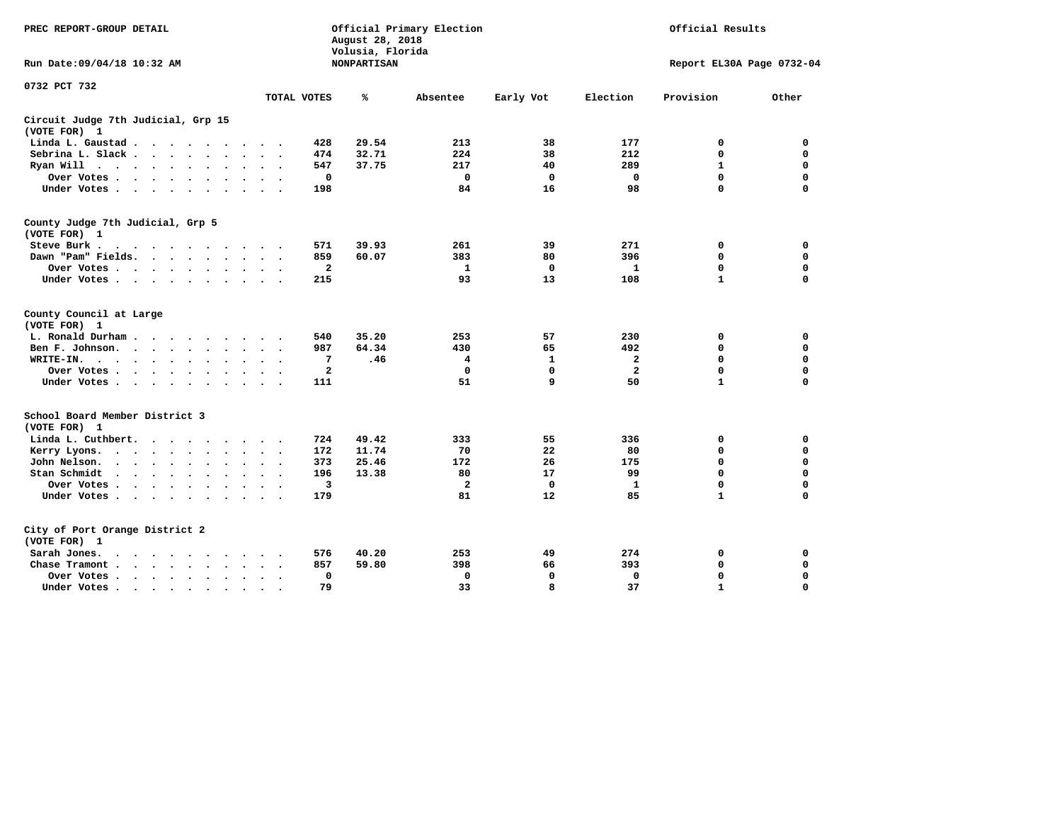PREC REPORT-GROUP DETAIL

Official Primary Election
August 28, 2018
Volusia, Florida
NONPARTISAN

Official Results

Run Date:09/04/18 10:32 AM

Report EL30A Page 0732-04

0732 PCT 732

| | TOTAL VOTES | % | Absentee | Early Vot | Election | Provision | Other |
|---|---|---|---|---|---|---|---|
| **Circuit Judge 7th Judicial, Grp 15** | | | | | | | |
| **(VOTE FOR) 1** | | | | | | | |
| Linda L. Gaustad | 428 | 29.54 | 213 | 38 | 177 | 0 | 0 |
| Sebrina L. Slack | 474 | 32.71 | 224 | 38 | 212 | 0 | 0 |
| Ryan Will | 547 | 37.75 | 217 | 40 | 289 | 1 | 0 |
| Over Votes | 0 | | 0 | 0 | 0 | 0 | 0 |
| Under Votes | 198 | | 84 | 16 | 98 | 0 | 0 |
| **County Judge 7th Judicial, Grp 5** | | | | | | | |
| **(VOTE FOR) 1** | | | | | | | |
| Steve Burk | 571 | 39.93 | 261 | 39 | 271 | 0 | 0 |
| Dawn "Pam" Fields | 859 | 60.07 | 383 | 80 | 396 | 0 | 0 |
| Over Votes | 2 | | 1 | 0 | 1 | 0 | 0 |
| Under Votes | 215 | | 93 | 13 | 108 | 1 | 0 |
| **County Council at Large** | | | | | | | |
| **(VOTE FOR) 1** | | | | | | | |
| L. Ronald Durham | 540 | 35.20 | 253 | 57 | 230 | 0 | 0 |
| Ben F. Johnson | 987 | 64.34 | 430 | 65 | 492 | 0 | 0 |
| WRITE-IN | 7 | .46 | 4 | 1 | 2 | 0 | 0 |
| Over Votes | 2 | | 0 | 0 | 2 | 0 | 0 |
| Under Votes | 111 | | 51 | 9 | 50 | 1 | 0 |
| **School Board Member District 3** | | | | | | | |
| **(VOTE FOR) 1** | | | | | | | |
| Linda L. Cuthbert | 724 | 49.42 | 333 | 55 | 336 | 0 | 0 |
| Kerry Lyons | 172 | 11.74 | 70 | 22 | 80 | 0 | 0 |
| John Nelson | 373 | 25.46 | 172 | 26 | 175 | 0 | 0 |
| Stan Schmidt | 196 | 13.38 | 80 | 17 | 99 | 0 | 0 |
| Over Votes | 3 | | 2 | 0 | 1 | 0 | 0 |
| Under Votes | 179 | | 81 | 12 | 85 | 1 | 0 |
| **City of Port Orange District 2** | | | | | | | |
| **(VOTE FOR) 1** | | | | | | | |
| Sarah Jones | 576 | 40.20 | 253 | 49 | 274 | 0 | 0 |
| Chase Tramont | 857 | 59.80 | 398 | 66 | 393 | 0 | 0 |
| Over Votes | 0 | | 0 | 0 | 0 | 0 | 0 |
| Under Votes | 79 | | 33 | 8 | 37 | 1 | 0 |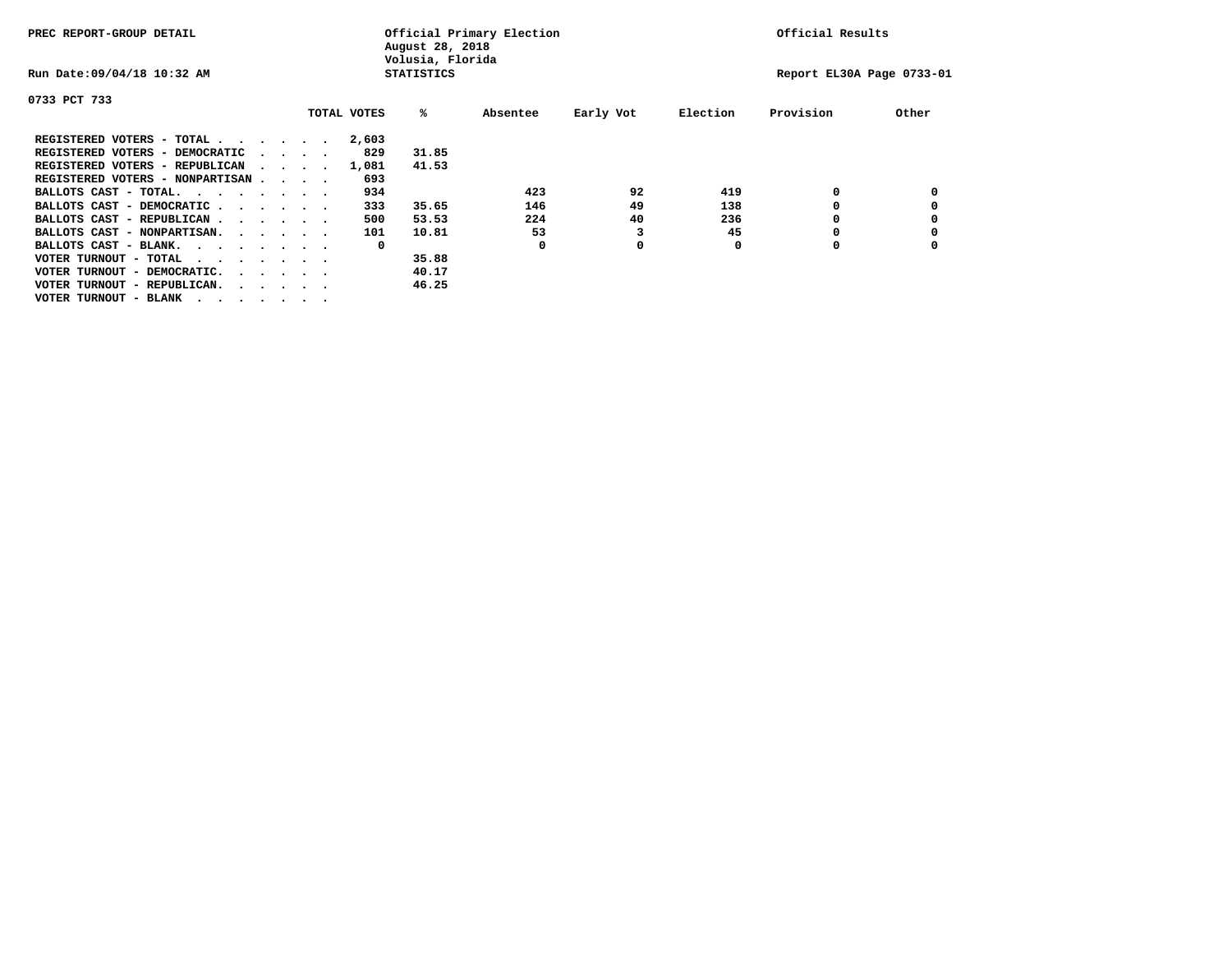PREC REPORT-GROUP DETAIL

Official Primary Election
August 28, 2018
Volusia, Florida
STATISTICS

Official Results

Run Date:09/04/18 10:32 AM

Report EL30A Page 0733-01

0733 PCT 733

| | TOTAL VOTES | % | Absentee | Early Vot | Election | Provision | Other |
|---|---|---|---|---|---|---|---|
| REGISTERED VOTERS - TOTAL . . . . . . | 2,603 | | | | | | |
| REGISTERED VOTERS - DEMOCRATIC . . . . | 829 | 31.85 | | | | | |
| REGISTERED VOTERS - REPUBLICAN . . . . | 1,081 | 41.53 | | | | | |
| REGISTERED VOTERS - NONPARTISAN . . . . | 693 | | | | | | |
| BALLOTS CAST - TOTAL. . . . . . . . | 934 | | 423 | 92 | 419 | 0 | 0 |
| BALLOTS CAST - DEMOCRATIC . . . . . . | 333 | 35.65 | 146 | 49 | 138 | 0 | 0 |
| BALLOTS CAST - REPUBLICAN . . . . . . | 500 | 53.53 | 224 | 40 | 236 | 0 | 0 |
| BALLOTS CAST - NONPARTISAN. . . . . . | 101 | 10.81 | 53 | 3 | 45 | 0 | 0 |
| BALLOTS CAST - BLANK. . . . . . . . | 0 | | 0 | 0 | 0 | 0 | 0 |
| VOTER TURNOUT - TOTAL . . . . . . . . | | 35.88 | | | | | |
| VOTER TURNOUT - DEMOCRATIC. . . . . . | | 40.17 | | | | | |
| VOTER TURNOUT - REPUBLICAN. . . . . . | | 46.25 | | | | | |
| VOTER TURNOUT - BLANK . . . . . . . . | | | | | | | |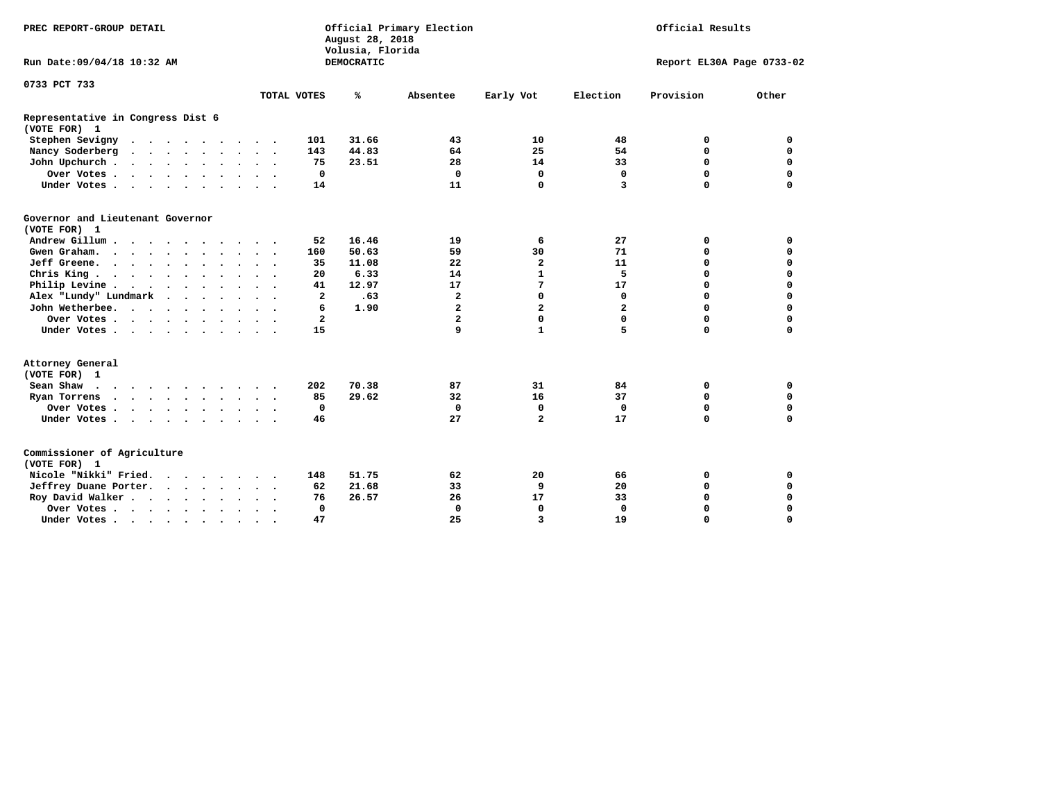PREC REPORT-GROUP DETAIL

Official Primary Election
August 28, 2018
Volusia, Florida
DEMOCRATIC

Official Results

Run Date:09/04/18 10:32 AM

Report EL30A Page 0733-02

0733 PCT 733

| | TOTAL VOTES | % | Absentee | Early Vot | Election | Provision | Other |
|---|---|---|---|---|---|---|---|
| **Representative in Congress Dist 6** | | | | | | | |
| **(VOTE FOR) 1** | | | | | | | |
| Stephen Sevigny | 101 | 31.66 | 43 | 10 | 48 | 0 | 0 |
| Nancy Soderberg | 143 | 44.83 | 64 | 25 | 54 | 0 | 0 |
| John Upchurch | 75 | 23.51 | 28 | 14 | 33 | 0 | 0 |
| Over Votes | 0 | | 0 | 0 | 0 | 0 | 0 |
| Under Votes | 14 | | 11 | 0 | 3 | 0 | 0 |
| **Governor and Lieutenant Governor** | | | | | | | |
| **(VOTE FOR) 1** | | | | | | | |
| Andrew Gillum | 52 | 16.46 | 19 | 6 | 27 | 0 | 0 |
| Gwen Graham | 160 | 50.63 | 59 | 30 | 71 | 0 | 0 |
| Jeff Greene | 35 | 11.08 | 22 | 2 | 11 | 0 | 0 |
| Chris King | 20 | 6.33 | 14 | 1 | 5 | 0 | 0 |
| Philip Levine | 41 | 12.97 | 17 | 7 | 17 | 0 | 0 |
| Alex "Lundy" Lundmark | 2 | .63 | 2 | 0 | 0 | 0 | 0 |
| John Wetherbee | 6 | 1.90 | 2 | 2 | 2 | 0 | 0 |
| Over Votes | 2 | | 2 | 0 | 0 | 0 | 0 |
| Under Votes | 15 | | 9 | 1 | 5 | 0 | 0 |
| **Attorney General** | | | | | | | |
| **(VOTE FOR) 1** | | | | | | | |
| Sean Shaw | 202 | 70.38 | 87 | 31 | 84 | 0 | 0 |
| Ryan Torrens | 85 | 29.62 | 32 | 16 | 37 | 0 | 0 |
| Over Votes | 0 | | 0 | 0 | 0 | 0 | 0 |
| Under Votes | 46 | | 27 | 2 | 17 | 0 | 0 |
| **Commissioner of Agriculture** | | | | | | | |
| **(VOTE FOR) 1** | | | | | | | |
| Nicole "Nikki" Fried | 148 | 51.75 | 62 | 20 | 66 | 0 | 0 |
| Jeffrey Duane Porter | 62 | 21.68 | 33 | 9 | 20 | 0 | 0 |
| Roy David Walker | 76 | 26.57 | 26 | 17 | 33 | 0 | 0 |
| Over Votes | 0 | | 0 | 0 | 0 | 0 | 0 |
| Under Votes | 47 | | 25 | 3 | 19 | 0 | 0 |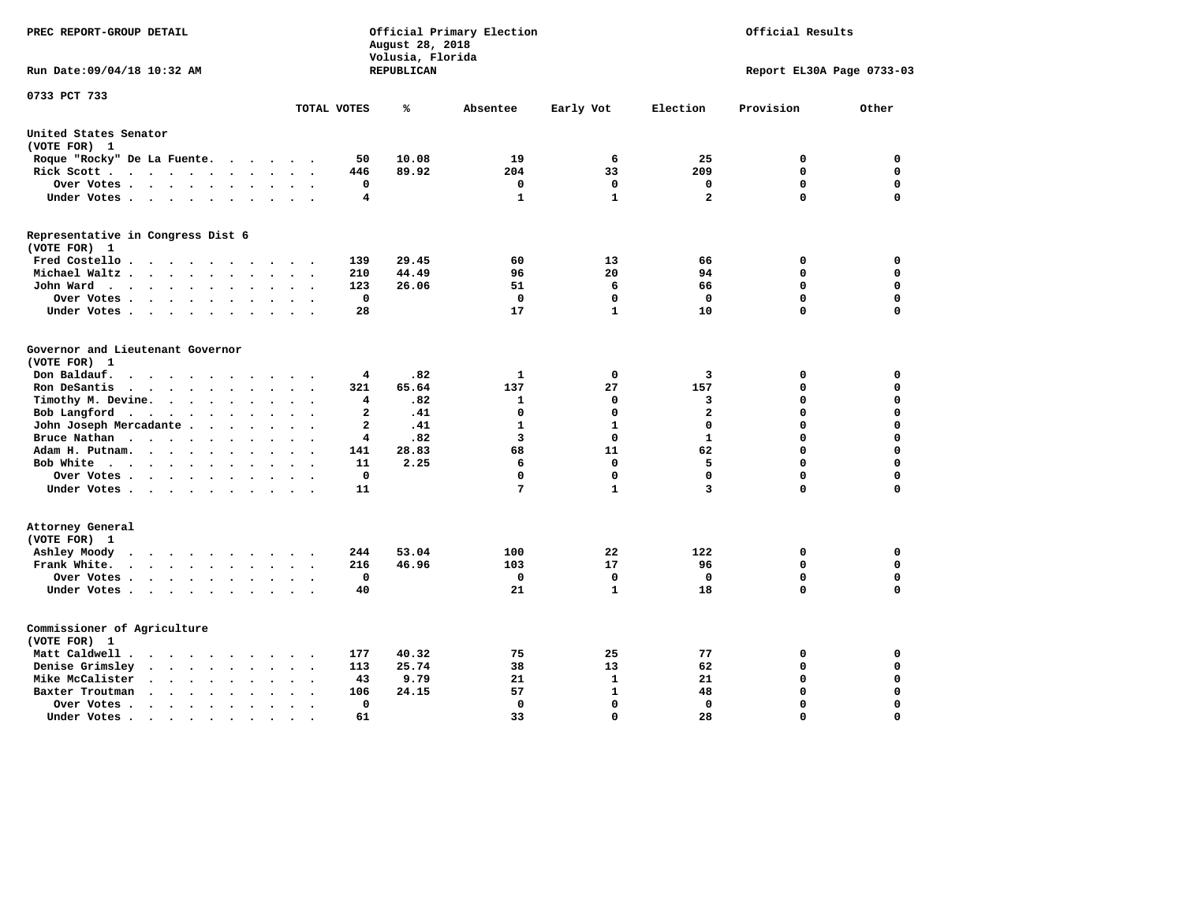PREC REPORT-GROUP DETAIL

Official Primary Election
August 28, 2018
Volusia, Florida
REPUBLICAN

Official Results

Run Date:09/04/18 10:32 AM

Report EL30A Page 0733-03

0733 PCT 733

| | TOTAL VOTES | % | Absentee | Early Vot | Election | Provision | Other |
|---|---|---|---|---|---|---|---|
| **United States Senator** | | | | | | | |
| **(VOTE FOR) 1** | | | | | | | |
| Roque "Rocky" De La Fuente | 50 | 10.08 | 19 | 6 | 25 | 0 | 0 |
| Rick Scott | 446 | 89.92 | 204 | 33 | 209 | 0 | 0 |
| Over Votes | 0 | | 0 | 0 | 0 | 0 | 0 |
| Under Votes | 4 | | 1 | 1 | 2 | 0 | 0 |
| **Representative in Congress Dist 6** | | | | | | | |
| **(VOTE FOR) 1** | | | | | | | |
| Fred Costello | 139 | 29.45 | 60 | 13 | 66 | 0 | 0 |
| Michael Waltz | 210 | 44.49 | 96 | 20 | 94 | 0 | 0 |
| John Ward | 123 | 26.06 | 51 | 6 | 66 | 0 | 0 |
| Over Votes | 0 | | 0 | 0 | 0 | 0 | 0 |
| Under Votes | 28 | | 17 | 1 | 10 | 0 | 0 |
| **Governor and Lieutenant Governor** | | | | | | | |
| **(VOTE FOR) 1** | | | | | | | |
| Don Baldauf | 4 | .82 | 1 | 0 | 3 | 0 | 0 |
| Ron DeSantis | 321 | 65.64 | 137 | 27 | 157 | 0 | 0 |
| Timothy M. Devine | 4 | .82 | 1 | 0 | 3 | 0 | 0 |
| Bob Langford | 2 | .41 | 0 | 0 | 2 | 0 | 0 |
| John Joseph Mercadante | 2 | .41 | 1 | 1 | 0 | 0 | 0 |
| Bruce Nathan | 4 | .82 | 3 | 0 | 1 | 0 | 0 |
| Adam H. Putnam | 141 | 28.83 | 68 | 11 | 62 | 0 | 0 |
| Bob White | 11 | 2.25 | 6 | 0 | 5 | 0 | 0 |
| Over Votes | 0 | | 0 | 0 | 0 | 0 | 0 |
| Under Votes | 11 | | 7 | 1 | 3 | 0 | 0 |
| **Attorney General** | | | | | | | |
| **(VOTE FOR) 1** | | | | | | | |
| Ashley Moody | 244 | 53.04 | 100 | 22 | 122 | 0 | 0 |
| Frank White | 216 | 46.96 | 103 | 17 | 96 | 0 | 0 |
| Over Votes | 0 | | 0 | 0 | 0 | 0 | 0 |
| Under Votes | 40 | | 21 | 1 | 18 | 0 | 0 |
| **Commissioner of Agriculture** | | | | | | | |
| **(VOTE FOR) 1** | | | | | | | |
| Matt Caldwell | 177 | 40.32 | 75 | 25 | 77 | 0 | 0 |
| Denise Grimsley | 113 | 25.74 | 38 | 13 | 62 | 0 | 0 |
| Mike McCalister | 43 | 9.79 | 21 | 1 | 21 | 0 | 0 |
| Baxter Troutman | 106 | 24.15 | 57 | 1 | 48 | 0 | 0 |
| Over Votes | 0 | | 0 | 0 | 0 | 0 | 0 |
| Under Votes | 61 | | 33 | 0 | 28 | 0 | 0 |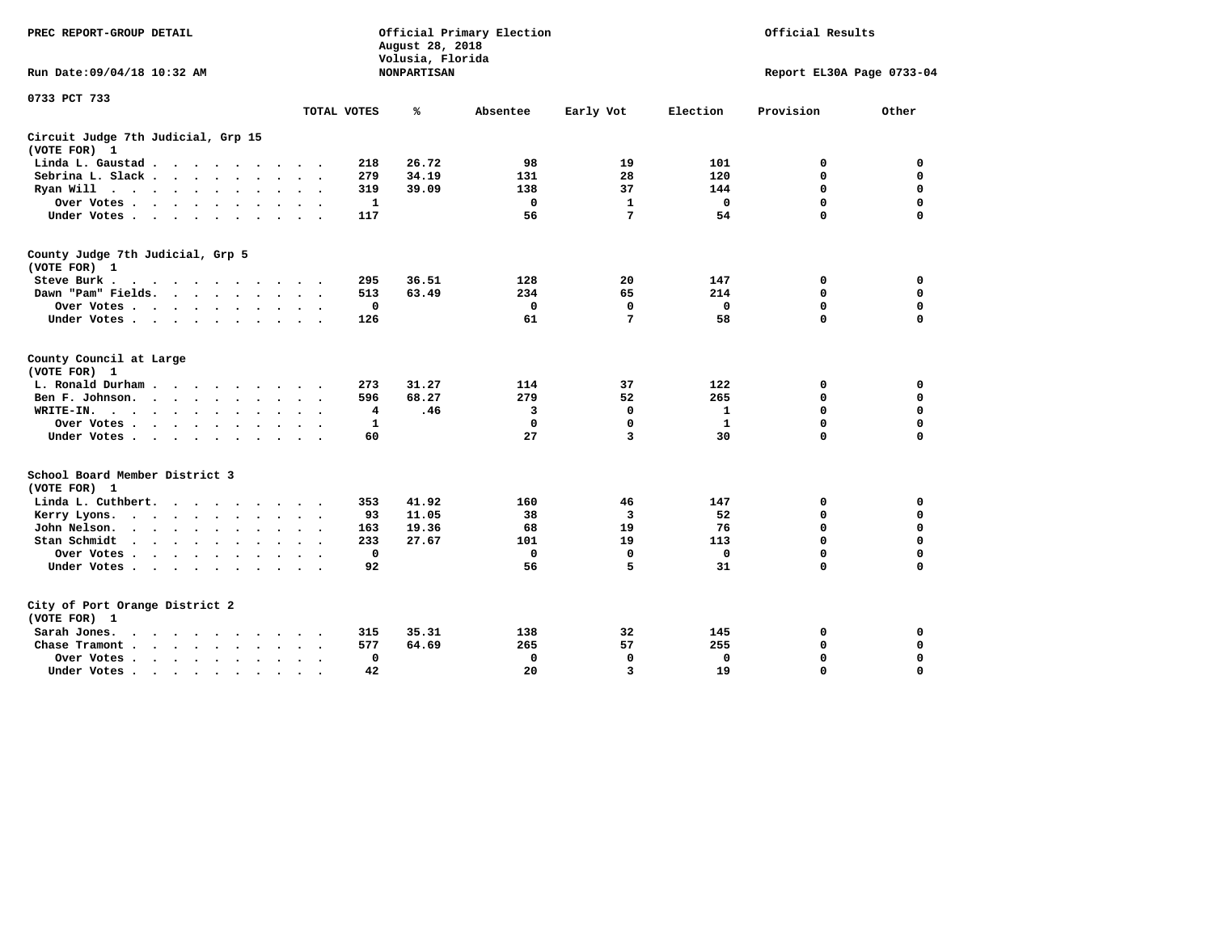PREC REPORT-GROUP DETAIL

Official Primary Election
August 28, 2018
Volusia, Florida
NONPARTISAN

Official Results

Run Date:09/04/18 10:32 AM

Report EL30A Page 0733-04

0733 PCT 733

## Circuit Judge 7th Judicial, Grp 15
(VOTE FOR) 1

| | TOTAL VOTES | % | Absentee | Early Vot | Election | Provision | Other |
|---|---|---|---|---|---|---|---|
| Linda L. Gaustad | 218 | 26.72 | 98 | 19 | 101 | 0 | 0 |
| Sebrina L. Slack | 279 | 34.19 | 131 | 28 | 120 | 0 | 0 |
| Ryan Will | 319 | 39.09 | 138 | 37 | 144 | 0 | 0 |
| Over Votes | 1 | | 0 | 1 | 0 | 0 | 0 |
| Under Votes | 117 | | 56 | 7 | 54 | 0 | 0 |

## County Judge 7th Judicial, Grp 5
(VOTE FOR) 1

| | TOTAL VOTES | % | Absentee | Early Vot | Election | Provision | Other |
|---|---|---|---|---|---|---|---|
| Steve Burk | 295 | 36.51 | 128 | 20 | 147 | 0 | 0 |
| Dawn "Pam" Fields | 513 | 63.49 | 234 | 65 | 214 | 0 | 0 |
| Over Votes | 0 | | 0 | 0 | 0 | 0 | 0 |
| Under Votes | 126 | | 61 | 7 | 58 | 0 | 0 |

## County Council at Large
(VOTE FOR) 1

| | TOTAL VOTES | % | Absentee | Early Vot | Election | Provision | Other |
|---|---|---|---|---|---|---|---|
| L. Ronald Durham | 273 | 31.27 | 114 | 37 | 122 | 0 | 0 |
| Ben F. Johnson | 596 | 68.27 | 279 | 52 | 265 | 0 | 0 |
| WRITE-IN | 4 | .46 | 3 | 0 | 1 | 0 | 0 |
| Over Votes | 1 | | 0 | 0 | 1 | 0 | 0 |
| Under Votes | 60 | | 27 | 3 | 30 | 0 | 0 |

## School Board Member District 3
(VOTE FOR) 1

| | TOTAL VOTES | % | Absentee | Early Vot | Election | Provision | Other |
|---|---|---|---|---|---|---|---|
| Linda L. Cuthbert | 353 | 41.92 | 160 | 46 | 147 | 0 | 0 |
| Kerry Lyons | 93 | 11.05 | 38 | 3 | 52 | 0 | 0 |
| John Nelson | 163 | 19.36 | 68 | 19 | 76 | 0 | 0 |
| Stan Schmidt | 233 | 27.67 | 101 | 19 | 113 | 0 | 0 |
| Over Votes | 0 | | 0 | 0 | 0 | 0 | 0 |
| Under Votes | 92 | | 56 | 5 | 31 | 0 | 0 |

## City of Port Orange District 2
(VOTE FOR) 1

| | TOTAL VOTES | % | Absentee | Early Vot | Election | Provision | Other |
|---|---|---|---|---|---|---|---|
| Sarah Jones | 315 | 35.31 | 138 | 32 | 145 | 0 | 0 |
| Chase Tramont | 577 | 64.69 | 265 | 57 | 255 | 0 | 0 |
| Over Votes | 0 | | 0 | 0 | 0 | 0 | 0 |
| Under Votes | 42 | | 20 | 3 | 19 | 0 | 0 |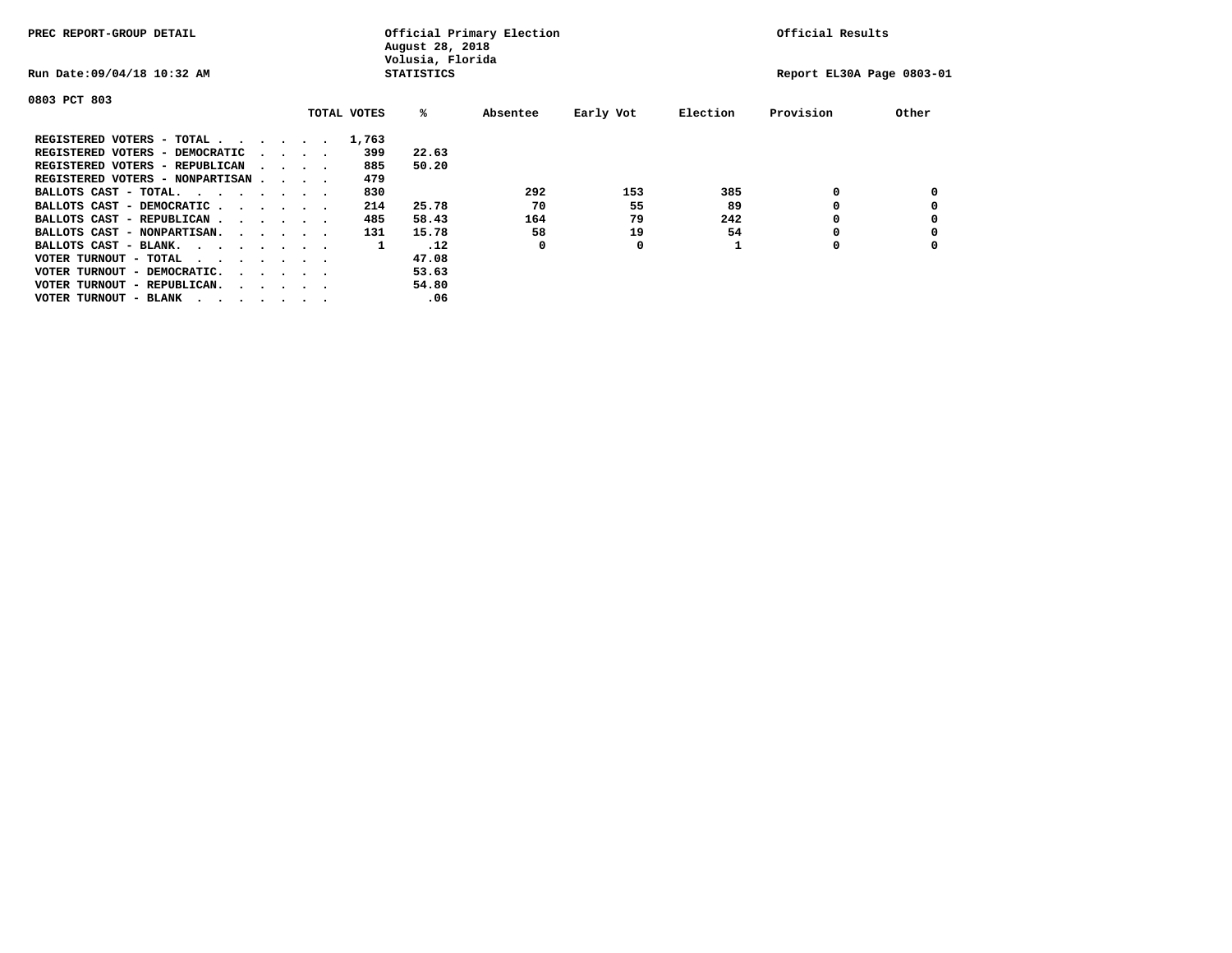PREC REPORT-GROUP DETAIL

Official Primary Election
August 28, 2018
Volusia, Florida
STATISTICS

Official Results

Run Date:09/04/18 10:32 AM

Report EL30A Page 0803-01

0803 PCT 803

| | TOTAL VOTES | % | Absentee | Early Vot | Election | Provision | Other |
|---|---|---|---|---|---|---|---|
| REGISTERED VOTERS - TOTAL . . . . . . | 1,763 | | | | | | |
| REGISTERED VOTERS - DEMOCRATIC . . . . | 399 | 22.63 | | | | | |
| REGISTERED VOTERS - REPUBLICAN . . . . | 885 | 50.20 | | | | | |
| REGISTERED VOTERS - NONPARTISAN . . . . | 479 | | | | | | |
| BALLOTS CAST - TOTAL. . . . . . . . | 830 | | 292 | 153 | 385 | 0 | 0 |
| BALLOTS CAST - DEMOCRATIC . . . . . . | 214 | 25.78 | 70 | 55 | 89 | 0 | 0 |
| BALLOTS CAST - REPUBLICAN . . . . . . | 485 | 58.43 | 164 | 79 | 242 | 0 | 0 |
| BALLOTS CAST - NONPARTISAN. . . . . . | 131 | 15.78 | 58 | 19 | 54 | 0 | 0 |
| BALLOTS CAST - BLANK. . . . . . . . | 1 | .12 | 0 | 0 | 1 | 0 | 0 |
| VOTER TURNOUT - TOTAL . . . . . . . . | | 47.08 | | | | | |
| VOTER TURNOUT - DEMOCRATIC. . . . . . | | 53.63 | | | | | |
| VOTER TURNOUT - REPUBLICAN. . . . . . | | 54.80 | | | | | |
| VOTER TURNOUT - BLANK . . . . . . . . | | .06 | | | | | |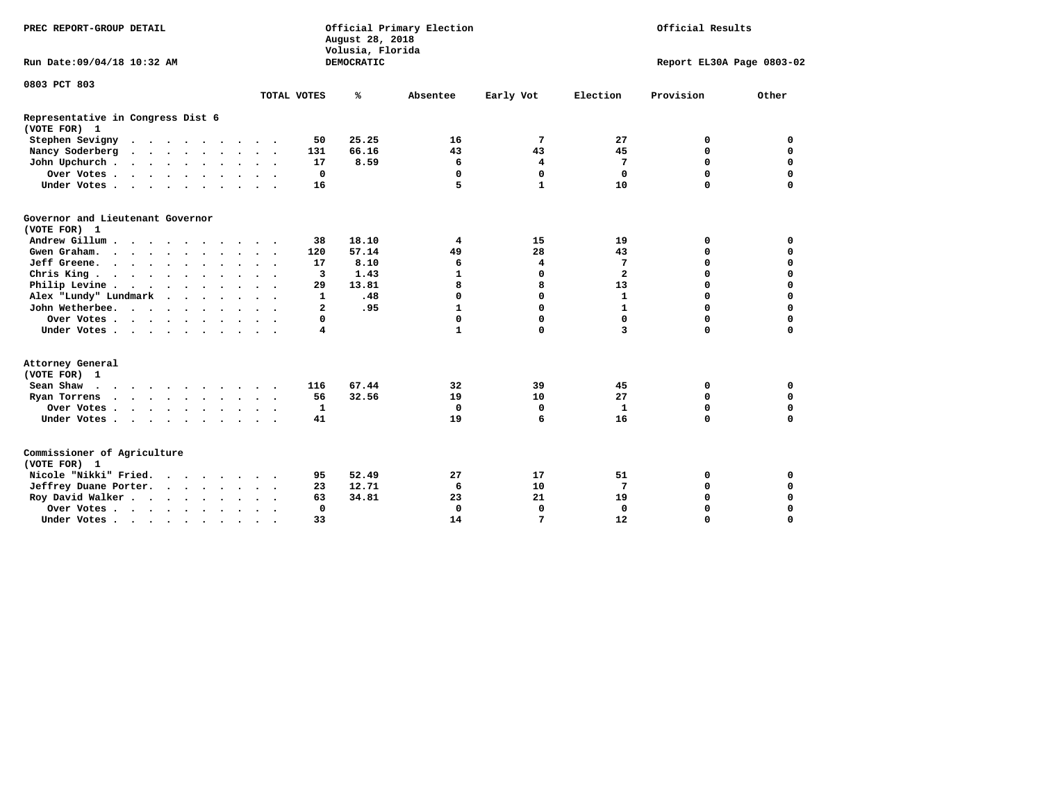PREC REPORT-GROUP DETAIL

Run Date:09/04/18 10:32 AM

Official Primary Election
August 28, 2018
Volusia, Florida
DEMOCRATIC

Official Results

Report EL30A Page 0803-02

0803 PCT 803

| | TOTAL VOTES | % | Absentee | Early Vot | Election | Provision | Other |
|---|---|---|---|---|---|---|---|
| **Representative in Congress Dist 6** | | | | | | | |
| **(VOTE FOR) 1** | | | | | | | |
| Stephen Sevigny | 50 | 25.25 | 16 | 7 | 27 | 0 | 0 |
| Nancy Soderberg | 131 | 66.16 | 43 | 43 | 45 | 0 | 0 |
| John Upchurch | 17 | 8.59 | 6 | 4 | 7 | 0 | 0 |
| Over Votes | 0 | | 0 | 0 | 0 | 0 | 0 |
| Under Votes | 16 | | 5 | 1 | 10 | 0 | 0 |
| **Governor and Lieutenant Governor** | | | | | | | |
| **(VOTE FOR) 1** | | | | | | | |
| Andrew Gillum | 38 | 18.10 | 4 | 15 | 19 | 0 | 0 |
| Gwen Graham | 120 | 57.14 | 49 | 28 | 43 | 0 | 0 |
| Jeff Greene | 17 | 8.10 | 6 | 4 | 7 | 0 | 0 |
| Chris King | 3 | 1.43 | 1 | 0 | 2 | 0 | 0 |
| Philip Levine | 29 | 13.81 | 8 | 8 | 13 | 0 | 0 |
| Alex "Lundy" Lundmark | 1 | .48 | 0 | 0 | 1 | 0 | 0 |
| John Wetherbee | 2 | .95 | 1 | 0 | 1 | 0 | 0 |
| Over Votes | 0 | | 0 | 0 | 0 | 0 | 0 |
| Under Votes | 4 | | 1 | 0 | 3 | 0 | 0 |
| **Attorney General** | | | | | | | |
| **(VOTE FOR) 1** | | | | | | | |
| Sean Shaw | 116 | 67.44 | 32 | 39 | 45 | 0 | 0 |
| Ryan Torrens | 56 | 32.56 | 19 | 10 | 27 | 0 | 0 |
| Over Votes | 1 | | 0 | 0 | 1 | 0 | 0 |
| Under Votes | 41 | | 19 | 6 | 16 | 0 | 0 |
| **Commissioner of Agriculture** | | | | | | | |
| **(VOTE FOR) 1** | | | | | | | |
| Nicole "Nikki" Fried | 95 | 52.49 | 27 | 17 | 51 | 0 | 0 |
| Jeffrey Duane Porter | 23 | 12.71 | 6 | 10 | 7 | 0 | 0 |
| Roy David Walker | 63 | 34.81 | 23 | 21 | 19 | 0 | 0 |
| Over Votes | 0 | | 0 | 0 | 0 | 0 | 0 |
| Under Votes | 33 | | 14 | 7 | 12 | 0 | 0 |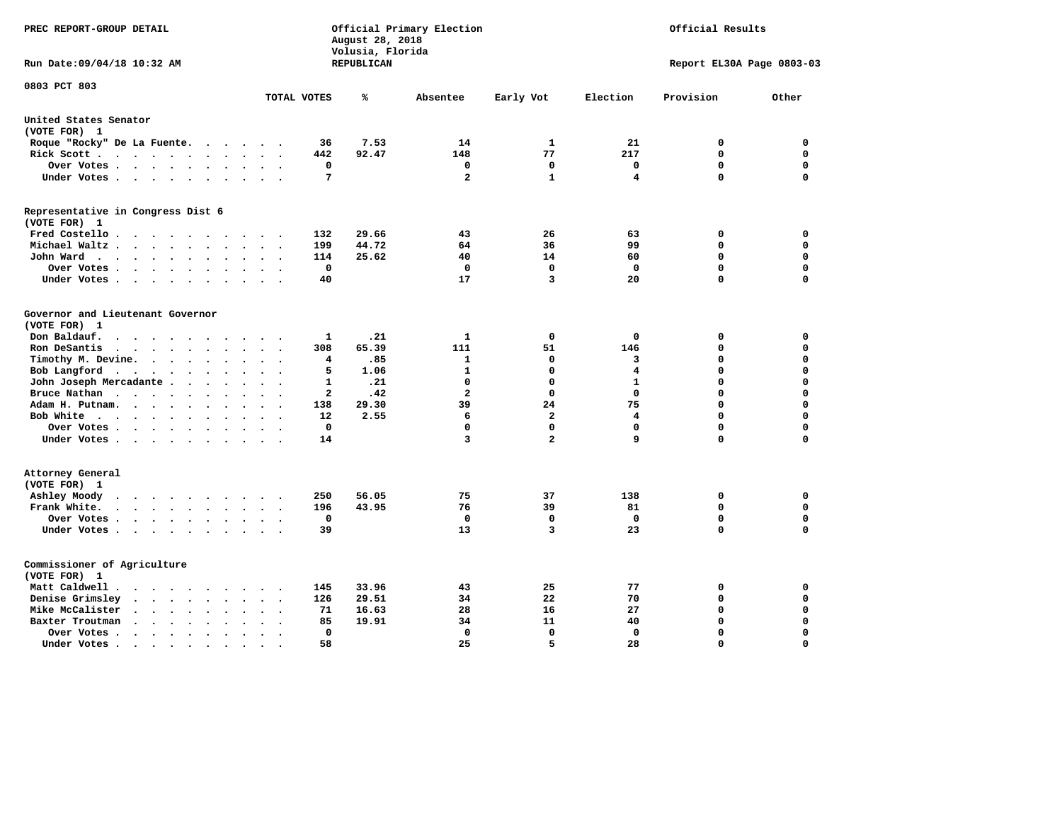PREC REPORT-GROUP DETAIL

Official Primary Election
August 28, 2018
Volusia, Florida
REPUBLICAN

Official Results

Run Date:09/04/18 10:32 AM

Report EL30A Page 0803-03

0803 PCT 803

| | TOTAL VOTES | % | Absentee | Early Vot | Election | Provision | Other |
|---|---|---|---|---|---|---|---|
| **United States Senator** | | | | | | | |
| (VOTE FOR) 1 | | | | | | | |
| Roque "Rocky" De La Fuente | 36 | 7.53 | 14 | 1 | 21 | 0 | 0 |
| Rick Scott | 442 | 92.47 | 148 | 77 | 217 | 0 | 0 |
| Over Votes | 0 | | 0 | 0 | 0 | 0 | 0 |
| Under Votes | 7 | | 2 | 1 | 4 | 0 | 0 |
| **Representative in Congress Dist 6** | | | | | | | |
| (VOTE FOR) 1 | | | | | | | |
| Fred Costello | 132 | 29.66 | 43 | 26 | 63 | 0 | 0 |
| Michael Waltz | 199 | 44.72 | 64 | 36 | 99 | 0 | 0 |
| John Ward | 114 | 25.62 | 40 | 14 | 60 | 0 | 0 |
| Over Votes | 0 | | 0 | 0 | 0 | 0 | 0 |
| Under Votes | 40 | | 17 | 3 | 20 | 0 | 0 |
| **Governor and Lieutenant Governor** | | | | | | | |
| (VOTE FOR) 1 | | | | | | | |
| Don Baldauf | 1 | .21 | 1 | 0 | 0 | 0 | 0 |
| Ron DeSantis | 308 | 65.39 | 111 | 51 | 146 | 0 | 0 |
| Timothy M. Devine | 4 | .85 | 1 | 0 | 3 | 0 | 0 |
| Bob Langford | 5 | 1.06 | 1 | 0 | 4 | 0 | 0 |
| John Joseph Mercadante | 1 | .21 | 0 | 0 | 1 | 0 | 0 |
| Bruce Nathan | 2 | .42 | 2 | 0 | 0 | 0 | 0 |
| Adam H. Putnam | 138 | 29.30 | 39 | 24 | 75 | 0 | 0 |
| Bob White | 12 | 2.55 | 6 | 2 | 4 | 0 | 0 |
| Over Votes | 0 | | 0 | 0 | 0 | 0 | 0 |
| Under Votes | 14 | | 3 | 2 | 9 | 0 | 0 |
| **Attorney General** | | | | | | | |
| (VOTE FOR) 1 | | | | | | | |
| Ashley Moody | 250 | 56.05 | 75 | 37 | 138 | 0 | 0 |
| Frank White | 196 | 43.95 | 76 | 39 | 81 | 0 | 0 |
| Over Votes | 0 | | 0 | 0 | 0 | 0 | 0 |
| Under Votes | 39 | | 13 | 3 | 23 | 0 | 0 |
| **Commissioner of Agriculture** | | | | | | | |
| (VOTE FOR) 1 | | | | | | | |
| Matt Caldwell | 145 | 33.96 | 43 | 25 | 77 | 0 | 0 |
| Denise Grimsley | 126 | 29.51 | 34 | 22 | 70 | 0 | 0 |
| Mike McCalister | 71 | 16.63 | 28 | 16 | 27 | 0 | 0 |
| Baxter Troutman | 85 | 19.91 | 34 | 11 | 40 | 0 | 0 |
| Over Votes | 0 | | 0 | 0 | 0 | 0 | 0 |
| Under Votes | 58 | | 25 | 5 | 28 | 0 | 0 |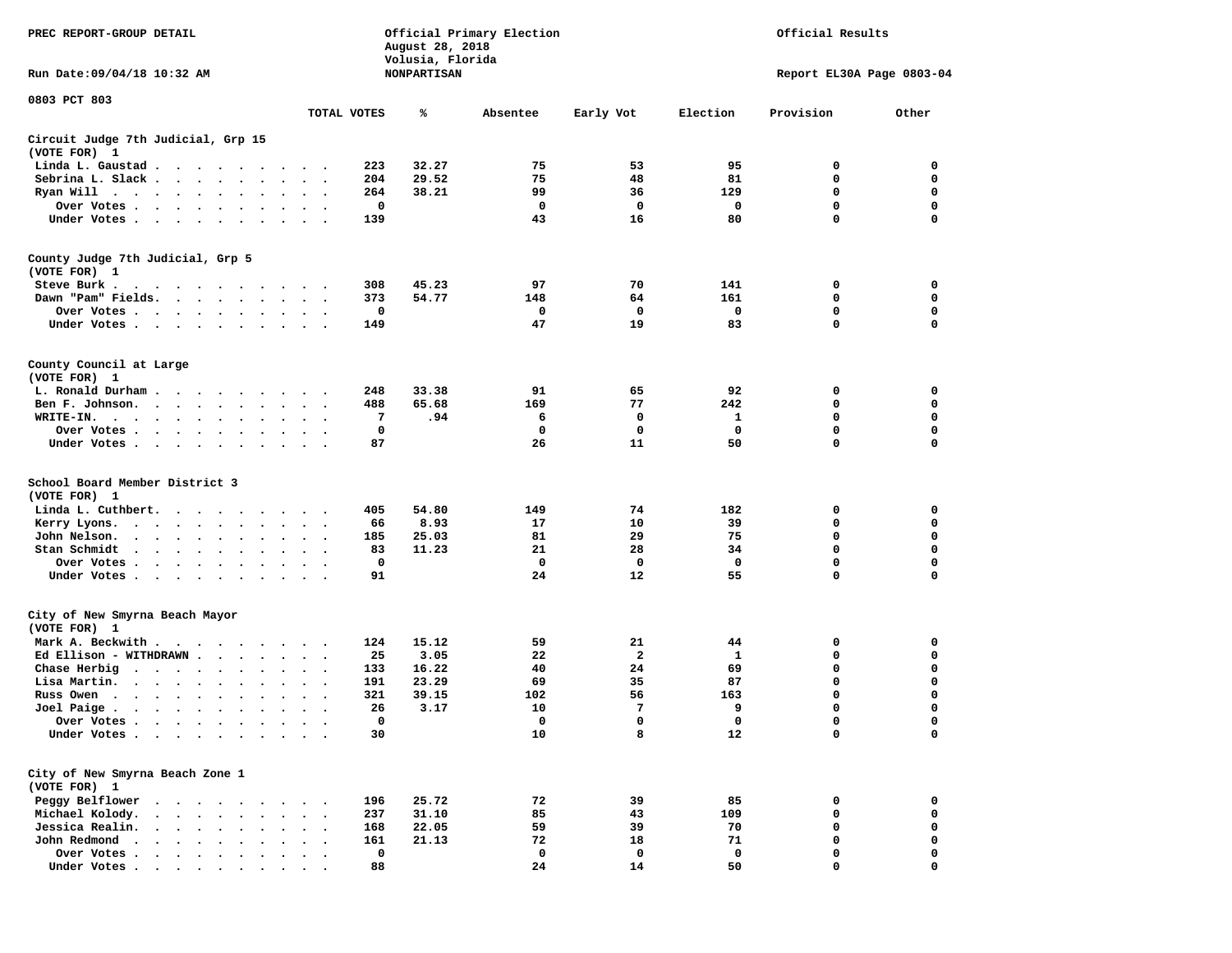PREC REPORT-GROUP DETAIL

Official Primary Election
August 28, 2018
Volusia, Florida
NONPARTISAN

Official Results

Run Date:09/04/18 10:32 AM

Report EL30A Page 0803-04

0803 PCT 803

| | TOTAL VOTES | % | Absentee | Early Vot | Election | Provision | Other |
|---|---|---|---|---|---|---|---|
| **Circuit Judge 7th Judicial, Grp 15** | | | | | | | |
| **(VOTE FOR) 1** | | | | | | | |
| Linda L. Gaustad | 223 | 32.27 | 75 | 53 | 95 | 0 | 0 |
| Sebrina L. Slack | 204 | 29.52 | 75 | 48 | 81 | 0 | 0 |
| Ryan Will | 264 | 38.21 | 99 | 36 | 129 | 0 | 0 |
| Over Votes | 0 | | 0 | 0 | 0 | 0 | 0 |
| Under Votes | 139 | | 43 | 16 | 80 | 0 | 0 |
| **County Judge 7th Judicial, Grp 5** | | | | | | | |
| **(VOTE FOR) 1** | | | | | | | |
| Steve Burk | 308 | 45.23 | 97 | 70 | 141 | 0 | 0 |
| Dawn "Pam" Fields | 373 | 54.77 | 148 | 64 | 161 | 0 | 0 |
| Over Votes | 0 | | 0 | 0 | 0 | 0 | 0 |
| Under Votes | 149 | | 47 | 19 | 83 | 0 | 0 |
| **County Council at Large** | | | | | | | |
| **(VOTE FOR) 1** | | | | | | | |
| L. Ronald Durham | 248 | 33.38 | 91 | 65 | 92 | 0 | 0 |
| Ben F. Johnson | 488 | 65.68 | 169 | 77 | 242 | 0 | 0 |
| WRITE-IN | 7 | .94 | 6 | 0 | 1 | 0 | 0 |
| Over Votes | 0 | | 0 | 0 | 0 | 0 | 0 |
| Under Votes | 87 | | 26 | 11 | 50 | 0 | 0 |
| **School Board Member District 3** | | | | | | | |
| **(VOTE FOR) 1** | | | | | | | |
| Linda L. Cuthbert | 405 | 54.80 | 149 | 74 | 182 | 0 | 0 |
| Kerry Lyons | 66 | 8.93 | 17 | 10 | 39 | 0 | 0 |
| John Nelson | 185 | 25.03 | 81 | 29 | 75 | 0 | 0 |
| Stan Schmidt | 83 | 11.23 | 21 | 28 | 34 | 0 | 0 |
| Over Votes | 0 | | 0 | 0 | 0 | 0 | 0 |
| Under Votes | 91 | | 24 | 12 | 55 | 0 | 0 |
| **City of New Smyrna Beach Mayor** | | | | | | | |
| **(VOTE FOR) 1** | | | | | | | |
| Mark A. Beckwith | 124 | 15.12 | 59 | 21 | 44 | 0 | 0 |
| Ed Ellison - WITHDRAWN | 25 | 3.05 | 22 | 2 | 1 | 0 | 0 |
| Chase Herbig | 133 | 16.22 | 40 | 24 | 69 | 0 | 0 |
| Lisa Martin | 191 | 23.29 | 69 | 35 | 87 | 0 | 0 |
| Russ Owen | 321 | 39.15 | 102 | 56 | 163 | 0 | 0 |
| Joel Paige | 26 | 3.17 | 10 | 7 | 9 | 0 | 0 |
| Over Votes | 0 | | 0 | 0 | 0 | 0 | 0 |
| Under Votes | 30 | | 10 | 8 | 12 | 0 | 0 |
| **City of New Smyrna Beach Zone 1** | | | | | | | |
| **(VOTE FOR) 1** | | | | | | | |
| Peggy Belflower | 196 | 25.72 | 72 | 39 | 85 | 0 | 0 |
| Michael Kolody | 237 | 31.10 | 85 | 43 | 109 | 0 | 0 |
| Jessica Realin | 168 | 22.05 | 59 | 39 | 70 | 0 | 0 |
| John Redmond | 161 | 21.13 | 72 | 18 | 71 | 0 | 0 |
| Over Votes | 0 | | 0 | 0 | 0 | 0 | 0 |
| Under Votes | 88 | | 24 | 14 | 50 | 0 | 0 |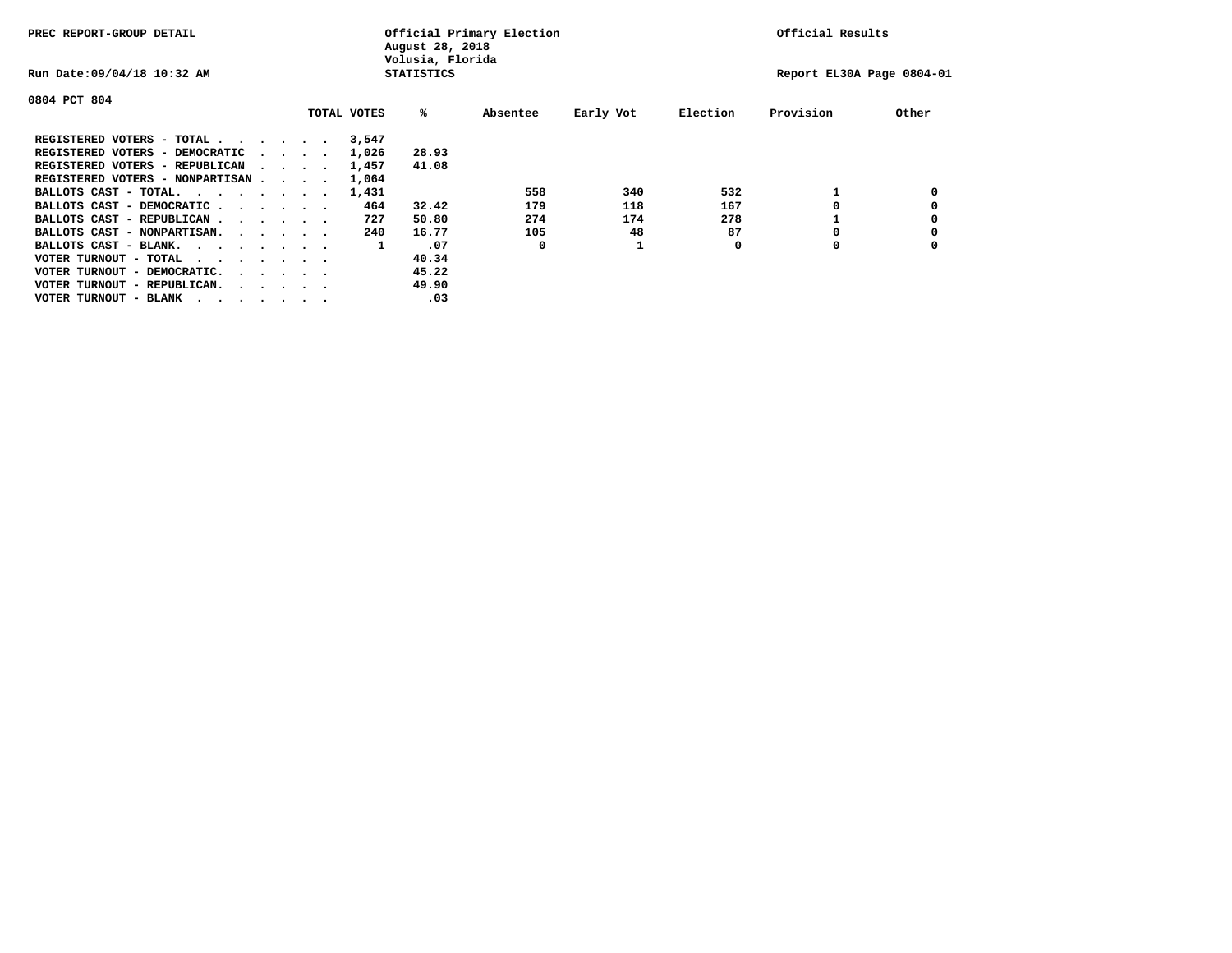PREC REPORT-GROUP DETAIL

Official Primary Election
August 28, 2018
Volusia, Florida
STATISTICS

Official Results

Run Date:09/04/18 10:32 AM

Report EL30A Page 0804-01

0804 PCT 804

| | TOTAL VOTES | % | Absentee | Early Vot | Election | Provision | Other |
|---|---|---|---|---|---|---|---|
| REGISTERED VOTERS - TOTAL . . . . . . | 3,547 | | | | | | |
| REGISTERED VOTERS - DEMOCRATIC . . . . | 1,026 | 28.93 | | | | | |
| REGISTERED VOTERS - REPUBLICAN . . . . | 1,457 | 41.08 | | | | | |
| REGISTERED VOTERS - NONPARTISAN . . . . | 1,064 | | | | | | |
| BALLOTS CAST - TOTAL. . . . . . . . | 1,431 | | 558 | 340 | 532 | 1 | 0 |
| BALLOTS CAST - DEMOCRATIC . . . . . . | 464 | 32.42 | 179 | 118 | 167 | 0 | 0 |
| BALLOTS CAST - REPUBLICAN . . . . . . | 727 | 50.80 | 274 | 174 | 278 | 1 | 0 |
| BALLOTS CAST - NONPARTISAN. . . . . . | 240 | 16.77 | 105 | 48 | 87 | 0 | 0 |
| BALLOTS CAST - BLANK. . . . . . . . | 1 | .07 | 0 | 1 | 0 | 0 | 0 |
| VOTER TURNOUT - TOTAL . . . . . . . | | 40.34 | | | | | |
| VOTER TURNOUT - DEMOCRATIC. . . . . . | | 45.22 | | | | | |
| VOTER TURNOUT - REPUBLICAN. . . . . . | | 49.90 | | | | | |
| VOTER TURNOUT - BLANK . . . . . . . | | .03 | | | | | |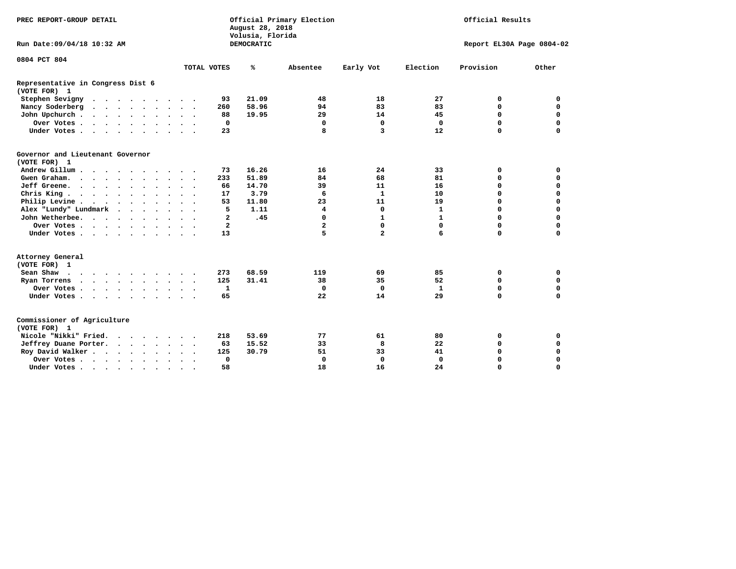PREC REPORT-GROUP DETAIL

Official Primary Election
August 28, 2018
Volusia, Florida
DEMOCRATIC

Official Results

Run Date:09/04/18 10:32 AM

Report EL30A Page 0804-02

0804 PCT 804

| | TOTAL VOTES | % | Absentee | Early Vot | Election | Provision | Other |
|---|---|---|---|---|---|---|---|
| **Representative in Congress Dist 6** | | | | | | | |
| **(VOTE FOR) 1** | | | | | | | |
| Stephen Sevigny | 93 | 21.09 | 48 | 18 | 27 | 0 | 0 |
| Nancy Soderberg | 260 | 58.96 | 94 | 83 | 83 | 0 | 0 |
| John Upchurch | 88 | 19.95 | 29 | 14 | 45 | 0 | 0 |
| Over Votes | 0 | | 0 | 0 | 0 | 0 | 0 |
| Under Votes | 23 | | 8 | 3 | 12 | 0 | 0 |
| **Governor and Lieutenant Governor** | | | | | | | |
| **(VOTE FOR) 1** | | | | | | | |
| Andrew Gillum | 73 | 16.26 | 16 | 24 | 33 | 0 | 0 |
| Gwen Graham | 233 | 51.89 | 84 | 68 | 81 | 0 | 0 |
| Jeff Greene | 66 | 14.70 | 39 | 11 | 16 | 0 | 0 |
| Chris King | 17 | 3.79 | 6 | 1 | 10 | 0 | 0 |
| Philip Levine | 53 | 11.80 | 23 | 11 | 19 | 0 | 0 |
| Alex "Lundy" Lundmark | 5 | 1.11 | 4 | 0 | 1 | 0 | 0 |
| John Wetherbee | 2 | .45 | 0 | 1 | 1 | 0 | 0 |
| Over Votes | 2 | | 2 | 0 | 0 | 0 | 0 |
| Under Votes | 13 | | 5 | 2 | 6 | 0 | 0 |
| **Attorney General** | | | | | | | |
| **(VOTE FOR) 1** | | | | | | | |
| Sean Shaw | 273 | 68.59 | 119 | 69 | 85 | 0 | 0 |
| Ryan Torrens | 125 | 31.41 | 38 | 35 | 52 | 0 | 0 |
| Over Votes | 1 | | 0 | 0 | 1 | 0 | 0 |
| Under Votes | 65 | | 22 | 14 | 29 | 0 | 0 |
| **Commissioner of Agriculture** | | | | | | | |
| **(VOTE FOR) 1** | | | | | | | |
| Nicole "Nikki" Fried | 218 | 53.69 | 77 | 61 | 80 | 0 | 0 |
| Jeffrey Duane Porter | 63 | 15.52 | 33 | 8 | 22 | 0 | 0 |
| Roy David Walker | 125 | 30.79 | 51 | 33 | 41 | 0 | 0 |
| Over Votes | 0 | | 0 | 0 | 0 | 0 | 0 |
| Under Votes | 58 | | 18 | 16 | 24 | 0 | 0 |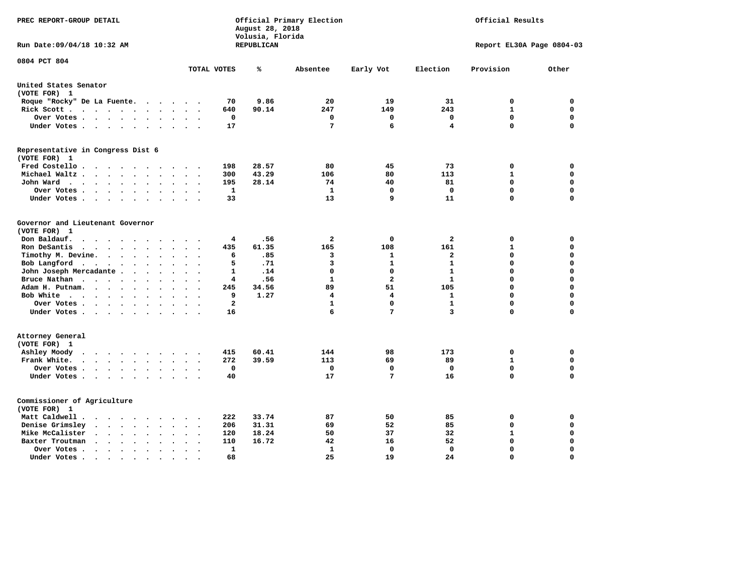PREC REPORT-GROUP DETAIL

Official Primary Election
August 28, 2018
Volusia, Florida
REPUBLICAN

Official Results

Run Date:09/04/18 10:32 AM

Report EL30A Page 0804-03

0804 PCT 804

| | TOTAL VOTES | % | Absentee | Early Vot | Election | Provision | Other |
|---|---|---|---|---|---|---|---|
| **United States Senator** | | | | | | | |
| (VOTE FOR) 1 | | | | | | | |
| Roque "Rocky" De La Fuente | 70 | 9.86 | 20 | 19 | 31 | 0 | 0 |
| Rick Scott | 640 | 90.14 | 247 | 149 | 243 | 1 | 0 |
| Over Votes | 0 | | 0 | 0 | 0 | 0 | 0 |
| Under Votes | 17 | | 7 | 6 | 4 | 0 | 0 |
| **Representative in Congress Dist 6** | | | | | | | |
| (VOTE FOR) 1 | | | | | | | |
| Fred Costello | 198 | 28.57 | 80 | 45 | 73 | 0 | 0 |
| Michael Waltz | 300 | 43.29 | 106 | 80 | 113 | 1 | 0 |
| John Ward | 195 | 28.14 | 74 | 40 | 81 | 0 | 0 |
| Over Votes | 1 | | 1 | 0 | 0 | 0 | 0 |
| Under Votes | 33 | | 13 | 9 | 11 | 0 | 0 |
| **Governor and Lieutenant Governor** | | | | | | | |
| (VOTE FOR) 1 | | | | | | | |
| Don Baldauf | 4 | .56 | 2 | 0 | 2 | 0 | 0 |
| Ron DeSantis | 435 | 61.35 | 165 | 108 | 161 | 1 | 0 |
| Timothy M. Devine | 6 | .85 | 3 | 1 | 2 | 0 | 0 |
| Bob Langford | 5 | .71 | 3 | 1 | 1 | 0 | 0 |
| John Joseph Mercadante | 1 | .14 | 0 | 0 | 1 | 0 | 0 |
| Bruce Nathan | 4 | .56 | 1 | 2 | 1 | 0 | 0 |
| Adam H. Putnam | 245 | 34.56 | 89 | 51 | 105 | 0 | 0 |
| Bob White | 9 | 1.27 | 4 | 4 | 1 | 0 | 0 |
| Over Votes | 2 | | 1 | 0 | 1 | 0 | 0 |
| Under Votes | 16 | | 6 | 7 | 3 | 0 | 0 |
| **Attorney General** | | | | | | | |
| (VOTE FOR) 1 | | | | | | | |
| Ashley Moody | 415 | 60.41 | 144 | 98 | 173 | 0 | 0 |
| Frank White | 272 | 39.59 | 113 | 69 | 89 | 1 | 0 |
| Over Votes | 0 | | 0 | 0 | 0 | 0 | 0 |
| Under Votes | 40 | | 17 | 7 | 16 | 0 | 0 |
| **Commissioner of Agriculture** | | | | | | | |
| (VOTE FOR) 1 | | | | | | | |
| Matt Caldwell | 222 | 33.74 | 87 | 50 | 85 | 0 | 0 |
| Denise Grimsley | 206 | 31.31 | 69 | 52 | 85 | 0 | 0 |
| Mike McCalister | 120 | 18.24 | 50 | 37 | 32 | 1 | 0 |
| Baxter Troutman | 110 | 16.72 | 42 | 16 | 52 | 0 | 0 |
| Over Votes | 1 | | 1 | 0 | 0 | 0 | 0 |
| Under Votes | 68 | | 25 | 19 | 24 | 0 | 0 |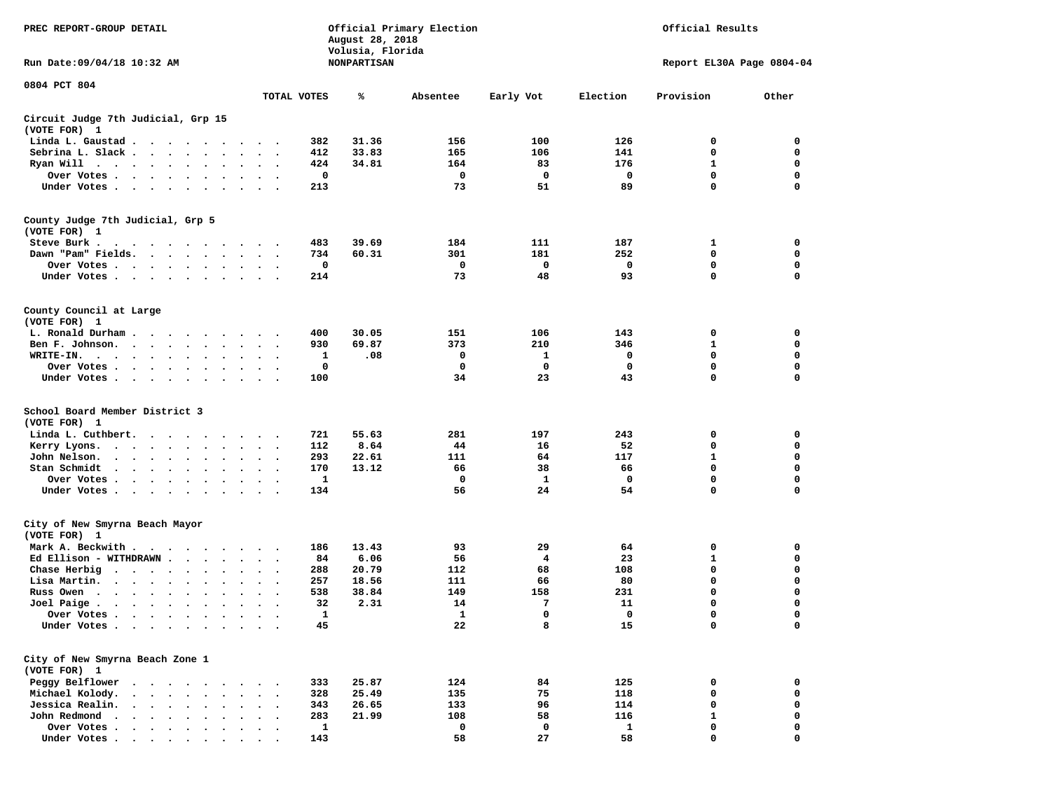PREC REPORT-GROUP DETAIL

Official Primary Election
August 28, 2018
Volusia, Florida
NONPARTISAN

Official Results

Run Date:09/04/18 10:32 AM

Report EL30A Page 0804-04

0804 PCT 804

| | TOTAL VOTES | % | Absentee | Early Vot | Election | Provision | Other |
|---|---|---|---|---|---|---|---|
| **Circuit Judge 7th Judicial, Grp 15 (VOTE FOR) 1** | | | | | | | |
| Linda L. Gaustad | 382 | 31.36 | 156 | 100 | 126 | 0 | 0 |
| Sebrina L. Slack | 412 | 33.83 | 165 | 106 | 141 | 0 | 0 |
| Ryan Will | 424 | 34.81 | 164 | 83 | 176 | 1 | 0 |
| Over Votes | 0 | | 0 | 0 | 0 | 0 | 0 |
| Under Votes | 213 | | 73 | 51 | 89 | 0 | 0 |
| **County Judge 7th Judicial, Grp 5 (VOTE FOR) 1** | | | | | | | |
| Steve Burk | 483 | 39.69 | 184 | 111 | 187 | 1 | 0 |
| Dawn "Pam" Fields. | 734 | 60.31 | 301 | 181 | 252 | 0 | 0 |
| Over Votes | 0 | | 0 | 0 | 0 | 0 | 0 |
| Under Votes | 214 | | 73 | 48 | 93 | 0 | 0 |
| **County Council at Large (VOTE FOR) 1** | | | | | | | |
| L. Ronald Durham | 400 | 30.05 | 151 | 106 | 143 | 0 | 0 |
| Ben F. Johnson. | 930 | 69.87 | 373 | 210 | 346 | 1 | 0 |
| WRITE-IN. | 1 | .08 | 0 | 1 | 0 | 0 | 0 |
| Over Votes | 0 | | 0 | 0 | 0 | 0 | 0 |
| Under Votes | 100 | | 34 | 23 | 43 | 0 | 0 |
| **School Board Member District 3 (VOTE FOR) 1** | | | | | | | |
| Linda L. Cuthbert. | 721 | 55.63 | 281 | 197 | 243 | 0 | 0 |
| Kerry Lyons. | 112 | 8.64 | 44 | 16 | 52 | 0 | 0 |
| John Nelson. | 293 | 22.61 | 111 | 64 | 117 | 1 | 0 |
| Stan Schmidt | 170 | 13.12 | 66 | 38 | 66 | 0 | 0 |
| Over Votes | 1 | | 0 | 1 | 0 | 0 | 0 |
| Under Votes | 134 | | 56 | 24 | 54 | 0 | 0 |
| **City of New Smyrna Beach Mayor (VOTE FOR) 1** | | | | | | | |
| Mark A. Beckwith | 186 | 13.43 | 93 | 29 | 64 | 0 | 0 |
| Ed Ellison - WITHDRAWN | 84 | 6.06 | 56 | 4 | 23 | 1 | 0 |
| Chase Herbig | 288 | 20.79 | 112 | 68 | 108 | 0 | 0 |
| Lisa Martin. | 257 | 18.56 | 111 | 66 | 80 | 0 | 0 |
| Russ Owen | 538 | 38.84 | 149 | 158 | 231 | 0 | 0 |
| Joel Paige | 32 | 2.31 | 14 | 7 | 11 | 0 | 0 |
| Over Votes | 1 | | 1 | 0 | 0 | 0 | 0 |
| Under Votes | 45 | | 22 | 8 | 15 | 0 | 0 |
| **City of New Smyrna Beach Zone 1 (VOTE FOR) 1** | | | | | | | |
| Peggy Belflower | 333 | 25.87 | 124 | 84 | 125 | 0 | 0 |
| Michael Kolody. | 328 | 25.49 | 135 | 75 | 118 | 0 | 0 |
| Jessica Realin. | 343 | 26.65 | 133 | 96 | 114 | 0 | 0 |
| John Redmond | 283 | 21.99 | 108 | 58 | 116 | 1 | 0 |
| Over Votes | 1 | | 0 | 0 | 1 | 0 | 0 |
| Under Votes | 143 | | 58 | 27 | 58 | 0 | 0 |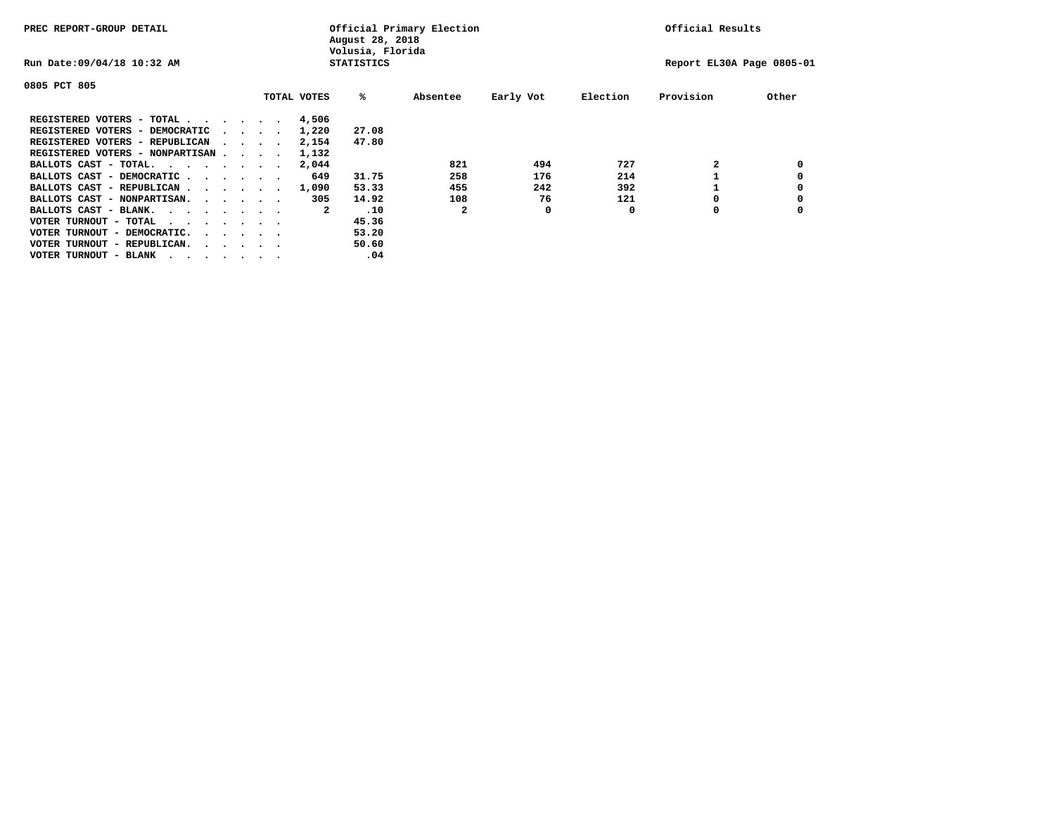PREC REPORT-GROUP DETAIL

Official Primary Election
August 28, 2018
Volusia, Florida
STATISTICS

Official Results

Run Date:09/04/18 10:32 AM

Report EL30A Page 0805-01

0805 PCT 805

| | TOTAL VOTES | % | Absentee | Early Vot | Election | Provision | Other |
|---|---|---|---|---|---|---|---|
| REGISTERED VOTERS - TOTAL . . . . . . | 4,506 | | | | | | |
| REGISTERED VOTERS - DEMOCRATIC . . . . | 1,220 | 27.08 | | | | | |
| REGISTERED VOTERS - REPUBLICAN . . . . | 2,154 | 47.80 | | | | | |
| REGISTERED VOTERS - NONPARTISAN . . . . | 1,132 | | | | | | |
| BALLOTS CAST - TOTAL. . . . . . . . | 2,044 | | 821 | 494 | 727 | 2 | 0 |
| BALLOTS CAST - DEMOCRATIC . . . . . . | 649 | 31.75 | 258 | 176 | 214 | 1 | 0 |
| BALLOTS CAST - REPUBLICAN . . . . . . | 1,090 | 53.33 | 455 | 242 | 392 | 1 | 0 |
| BALLOTS CAST - NONPARTISAN. . . . . . | 305 | 14.92 | 108 | 76 | 121 | 0 | 0 |
| BALLOTS CAST - BLANK. . . . . . . . | 2 | .10 | 2 | 0 | 0 | 0 | 0 |
| VOTER TURNOUT - TOTAL . . . . . . . | | 45.36 | | | | | |
| VOTER TURNOUT - DEMOCRATIC. . . . . . | | 53.20 | | | | | |
| VOTER TURNOUT - REPUBLICAN. . . . . . | | 50.60 | | | | | |
| VOTER TURNOUT - BLANK . . . . . . . | | .04 | | | | | |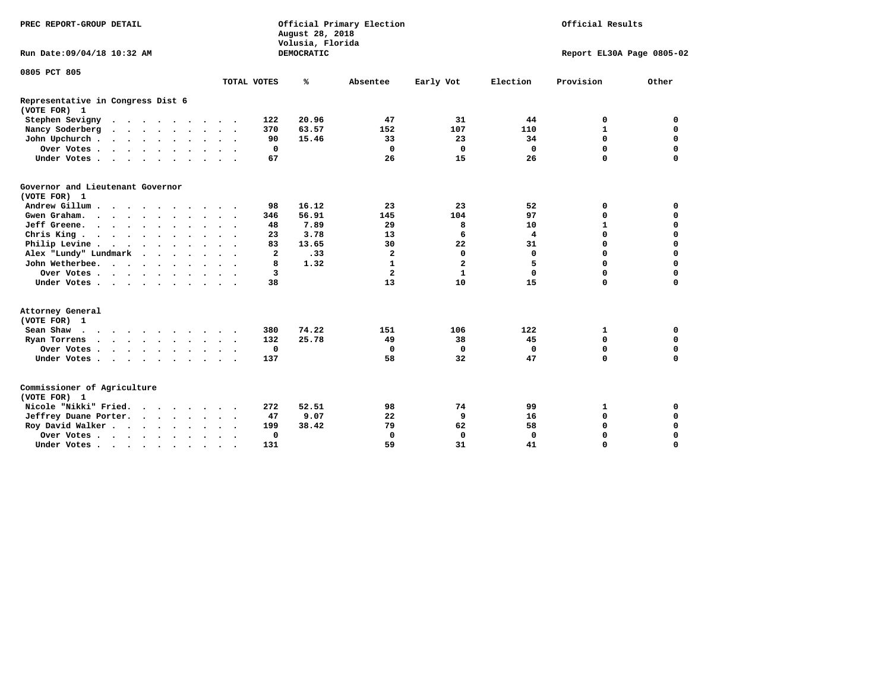PREC REPORT-GROUP DETAIL

Official Primary Election
August 28, 2018
Volusia, Florida
DEMOCRATIC

Official Results

Run Date:09/04/18 10:32 AM

Report EL30A Page 0805-02

0805 PCT 805

| | TOTAL VOTES | % | Absentee | Early Vot | Election | Provision | Other |
|---|---|---|---|---|---|---|---|
| **Representative in Congress Dist 6** | | | | | | | |
| **(VOTE FOR) 1** | | | | | | | |
| Stephen Sevigny | 122 | 20.96 | 47 | 31 | 44 | 0 | 0 |
| Nancy Soderberg | 370 | 63.57 | 152 | 107 | 110 | 1 | 0 |
| John Upchurch | 90 | 15.46 | 33 | 23 | 34 | 0 | 0 |
| Over Votes | 0 | | 0 | 0 | 0 | 0 | 0 |
| Under Votes | 67 | | 26 | 15 | 26 | 0 | 0 |
| **Governor and Lieutenant Governor** | | | | | | | |
| **(VOTE FOR) 1** | | | | | | | |
| Andrew Gillum | 98 | 16.12 | 23 | 23 | 52 | 0 | 0 |
| Gwen Graham | 346 | 56.91 | 145 | 104 | 97 | 0 | 0 |
| Jeff Greene | 48 | 7.89 | 29 | 8 | 10 | 1 | 0 |
| Chris King | 23 | 3.78 | 13 | 6 | 4 | 0 | 0 |
| Philip Levine | 83 | 13.65 | 30 | 22 | 31 | 0 | 0 |
| Alex "Lundy" Lundmark | 2 | .33 | 2 | 0 | 0 | 0 | 0 |
| John Wetherbee | 8 | 1.32 | 1 | 2 | 5 | 0 | 0 |
| Over Votes | 3 | | 2 | 1 | 0 | 0 | 0 |
| Under Votes | 38 | | 13 | 10 | 15 | 0 | 0 |
| **Attorney General** | | | | | | | |
| **(VOTE FOR) 1** | | | | | | | |
| Sean Shaw | 380 | 74.22 | 151 | 106 | 122 | 1 | 0 |
| Ryan Torrens | 132 | 25.78 | 49 | 38 | 45 | 0 | 0 |
| Over Votes | 0 | | 0 | 0 | 0 | 0 | 0 |
| Under Votes | 137 | | 58 | 32 | 47 | 0 | 0 |
| **Commissioner of Agriculture** | | | | | | | |
| **(VOTE FOR) 1** | | | | | | | |
| Nicole "Nikki" Fried | 272 | 52.51 | 98 | 74 | 99 | 1 | 0 |
| Jeffrey Duane Porter | 47 | 9.07 | 22 | 9 | 16 | 0 | 0 |
| Roy David Walker | 199 | 38.42 | 79 | 62 | 58 | 0 | 0 |
| Over Votes | 0 | | 0 | 0 | 0 | 0 | 0 |
| Under Votes | 131 | | 59 | 31 | 41 | 0 | 0 |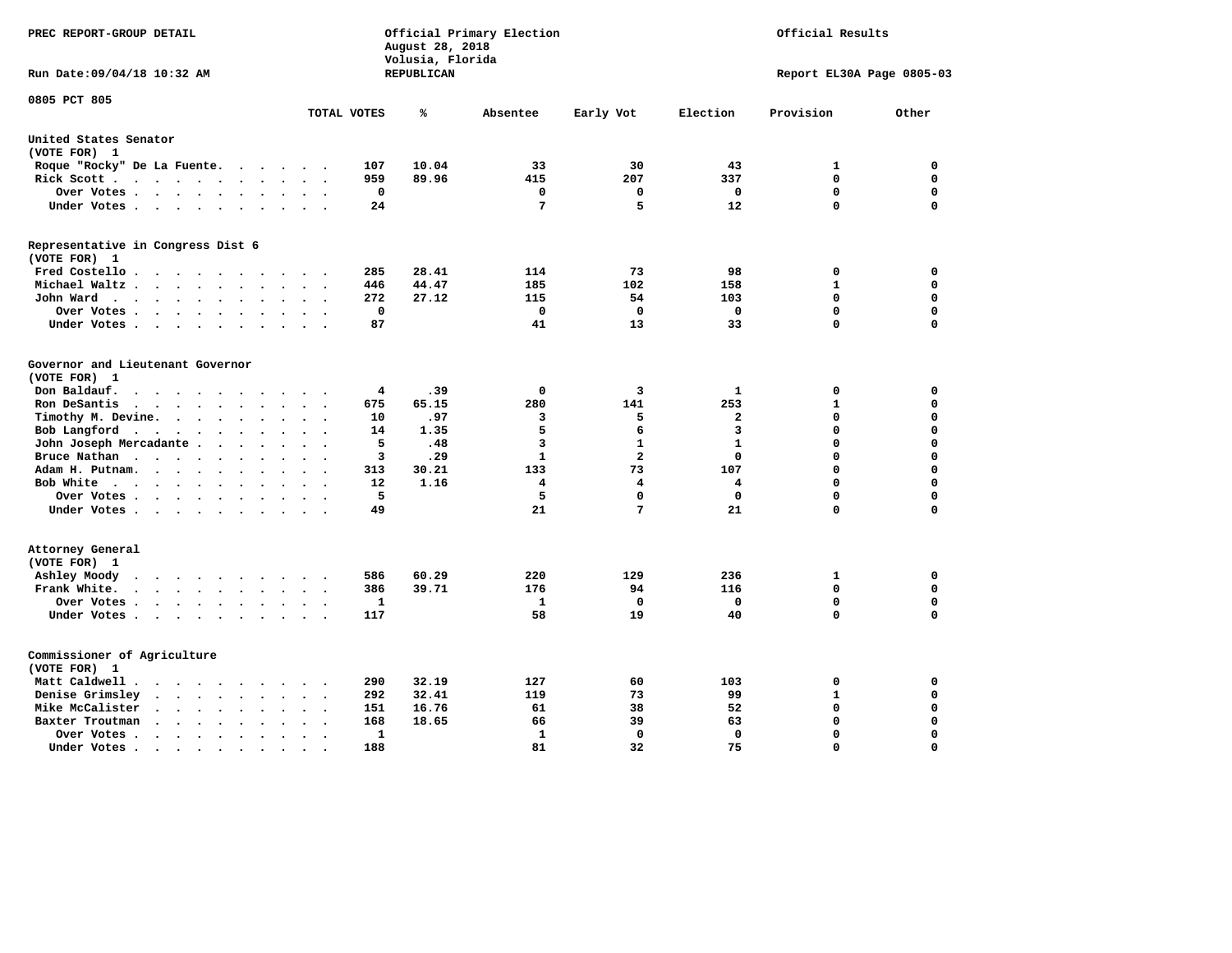PREC REPORT-GROUP DETAIL

Official Primary Election
August 28, 2018
Volusia, Florida
REPUBLICAN

Official Results

Run Date:09/04/18 10:32 AM

Report EL30A Page 0805-03

0805 PCT 805

| | TOTAL VOTES | % | Absentee | Early Vot | Election | Provision | Other |
|---|---|---|---|---|---|---|---|
| **United States Senator** | | | | | | | |
| (VOTE FOR) 1 | | | | | | | |
| Roque "Rocky" De La Fuente | 107 | 10.04 | 33 | 30 | 43 | 1 | 0 |
| Rick Scott | 959 | 89.96 | 415 | 207 | 337 | 0 | 0 |
| Over Votes | 0 | | 0 | 0 | 0 | 0 | 0 |
| Under Votes | 24 | | 7 | 5 | 12 | 0 | 0 |
| **Representative in Congress Dist 6** | | | | | | | |
| (VOTE FOR) 1 | | | | | | | |
| Fred Costello | 285 | 28.41 | 114 | 73 | 98 | 0 | 0 |
| Michael Waltz | 446 | 44.47 | 185 | 102 | 158 | 1 | 0 |
| John Ward | 272 | 27.12 | 115 | 54 | 103 | 0 | 0 |
| Over Votes | 0 | | 0 | 0 | 0 | 0 | 0 |
| Under Votes | 87 | | 41 | 13 | 33 | 0 | 0 |
| **Governor and Lieutenant Governor** | | | | | | | |
| (VOTE FOR) 1 | | | | | | | |
| Don Baldauf | 4 | .39 | 0 | 3 | 1 | 0 | 0 |
| Ron DeSantis | 675 | 65.15 | 280 | 141 | 253 | 1 | 0 |
| Timothy M. Devine | 10 | .97 | 3 | 5 | 2 | 0 | 0 |
| Bob Langford | 14 | 1.35 | 5 | 6 | 3 | 0 | 0 |
| John Joseph Mercadante | 5 | .48 | 3 | 1 | 1 | 0 | 0 |
| Bruce Nathan | 3 | .29 | 1 | 2 | 0 | 0 | 0 |
| Adam H. Putnam | 313 | 30.21 | 133 | 73 | 107 | 0 | 0 |
| Bob White | 12 | 1.16 | 4 | 4 | 4 | 0 | 0 |
| Over Votes | 5 | | 5 | 0 | 0 | 0 | 0 |
| Under Votes | 49 | | 21 | 7 | 21 | 0 | 0 |
| **Attorney General** | | | | | | | |
| (VOTE FOR) 1 | | | | | | | |
| Ashley Moody | 586 | 60.29 | 220 | 129 | 236 | 1 | 0 |
| Frank White | 386 | 39.71 | 176 | 94 | 116 | 0 | 0 |
| Over Votes | 1 | | 1 | 0 | 0 | 0 | 0 |
| Under Votes | 117 | | 58 | 19 | 40 | 0 | 0 |
| **Commissioner of Agriculture** | | | | | | | |
| (VOTE FOR) 1 | | | | | | | |
| Matt Caldwell | 290 | 32.19 | 127 | 60 | 103 | 0 | 0 |
| Denise Grimsley | 292 | 32.41 | 119 | 73 | 99 | 1 | 0 |
| Mike McCalister | 151 | 16.76 | 61 | 38 | 52 | 0 | 0 |
| Baxter Troutman | 168 | 18.65 | 66 | 39 | 63 | 0 | 0 |
| Over Votes | 1 | | 1 | 0 | 0 | 0 | 0 |
| Under Votes | 188 | | 81 | 32 | 75 | 0 | 0 |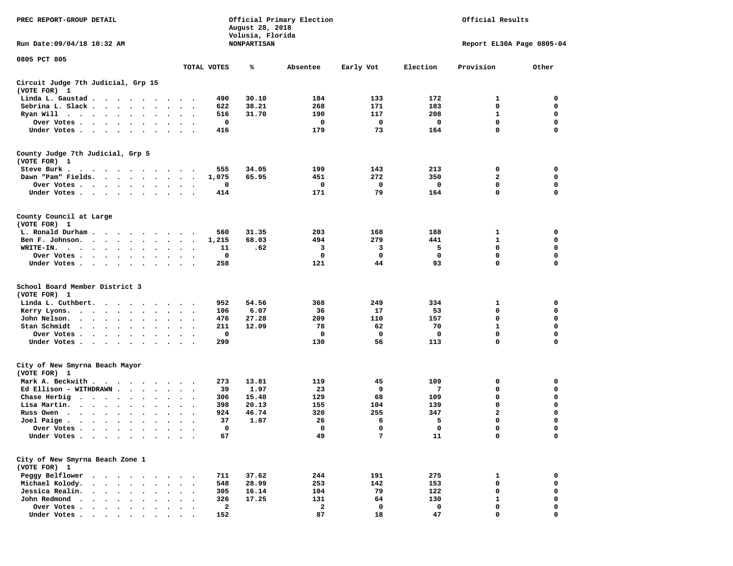PREC REPORT-GROUP DETAIL

Official Primary Election
August 28, 2018
Volusia, Florida
NONPARTISAN

Official Results

Run Date:09/04/18 10:32 AM

Report EL30A Page 0805-04

0805 PCT 805

| | TOTAL VOTES | % | Absentee | Early Vot | Election | Provision | Other |
|---|---|---|---|---|---|---|---|
| **Circuit Judge 7th Judicial, Grp 15** | | | | | | | |
| **(VOTE FOR) 1** | | | | | | | |
| Linda L. Gaustad | 490 | 30.10 | 184 | 133 | 172 | 1 | 0 |
| Sebrina L. Slack | 622 | 38.21 | 268 | 171 | 183 | 0 | 0 |
| Ryan Will | 516 | 31.70 | 190 | 117 | 208 | 1 | 0 |
| Over Votes | 0 | | 0 | 0 | 0 | 0 | 0 |
| Under Votes | 416 | | 179 | 73 | 164 | 0 | 0 |
| **County Judge 7th Judicial, Grp 5** | | | | | | | |
| **(VOTE FOR) 1** | | | | | | | |
| Steve Burk | 555 | 34.05 | 199 | 143 | 213 | 0 | 0 |
| Dawn "Pam" Fields | 1,075 | 65.95 | 451 | 272 | 350 | 2 | 0 |
| Over Votes | 0 | | 0 | 0 | 0 | 0 | 0 |
| Under Votes | 414 | | 171 | 79 | 164 | 0 | 0 |
| **County Council at Large** | | | | | | | |
| **(VOTE FOR) 1** | | | | | | | |
| L. Ronald Durham | 560 | 31.35 | 203 | 168 | 188 | 1 | 0 |
| Ben F. Johnson | 1,215 | 68.03 | 494 | 279 | 441 | 1 | 0 |
| WRITE-IN | 11 | .62 | 3 | 3 | 5 | 0 | 0 |
| Over Votes | 0 | | 0 | 0 | 0 | 0 | 0 |
| Under Votes | 258 | | 121 | 44 | 93 | 0 | 0 |
| **School Board Member District 3** | | | | | | | |
| **(VOTE FOR) 1** | | | | | | | |
| Linda L. Cuthbert | 952 | 54.56 | 368 | 249 | 334 | 1 | 0 |
| Kerry Lyons | 106 | 6.07 | 36 | 17 | 53 | 0 | 0 |
| John Nelson | 476 | 27.28 | 209 | 110 | 157 | 0 | 0 |
| Stan Schmidt | 211 | 12.09 | 78 | 62 | 70 | 1 | 0 |
| Over Votes | 0 | | 0 | 0 | 0 | 0 | 0 |
| Under Votes | 299 | | 130 | 56 | 113 | 0 | 0 |
| **City of New Smyrna Beach Mayor** | | | | | | | |
| **(VOTE FOR) 1** | | | | | | | |
| Mark A. Beckwith | 273 | 13.81 | 119 | 45 | 109 | 0 | 0 |
| Ed Ellison - WITHDRAWN | 39 | 1.97 | 23 | 9 | 7 | 0 | 0 |
| Chase Herbig | 306 | 15.48 | 129 | 68 | 109 | 0 | 0 |
| Lisa Martin | 398 | 20.13 | 155 | 104 | 139 | 0 | 0 |
| Russ Owen | 924 | 46.74 | 320 | 255 | 347 | 2 | 0 |
| Joel Paige | 37 | 1.87 | 26 | 6 | 5 | 0 | 0 |
| Over Votes | 0 | | 0 | 0 | 0 | 0 | 0 |
| Under Votes | 67 | | 49 | 7 | 11 | 0 | 0 |
| **City of New Smyrna Beach Zone 1** | | | | | | | |
| **(VOTE FOR) 1** | | | | | | | |
| Peggy Belflower | 711 | 37.62 | 244 | 191 | 275 | 1 | 0 |
| Michael Kolody | 548 | 28.99 | 253 | 142 | 153 | 0 | 0 |
| Jessica Realin | 305 | 16.14 | 104 | 79 | 122 | 0 | 0 |
| John Redmond | 326 | 17.25 | 131 | 64 | 130 | 1 | 0 |
| Over Votes | 2 | | 2 | 0 | 0 | 0 | 0 |
| Under Votes | 152 | | 87 | 18 | 47 | 0 | 0 |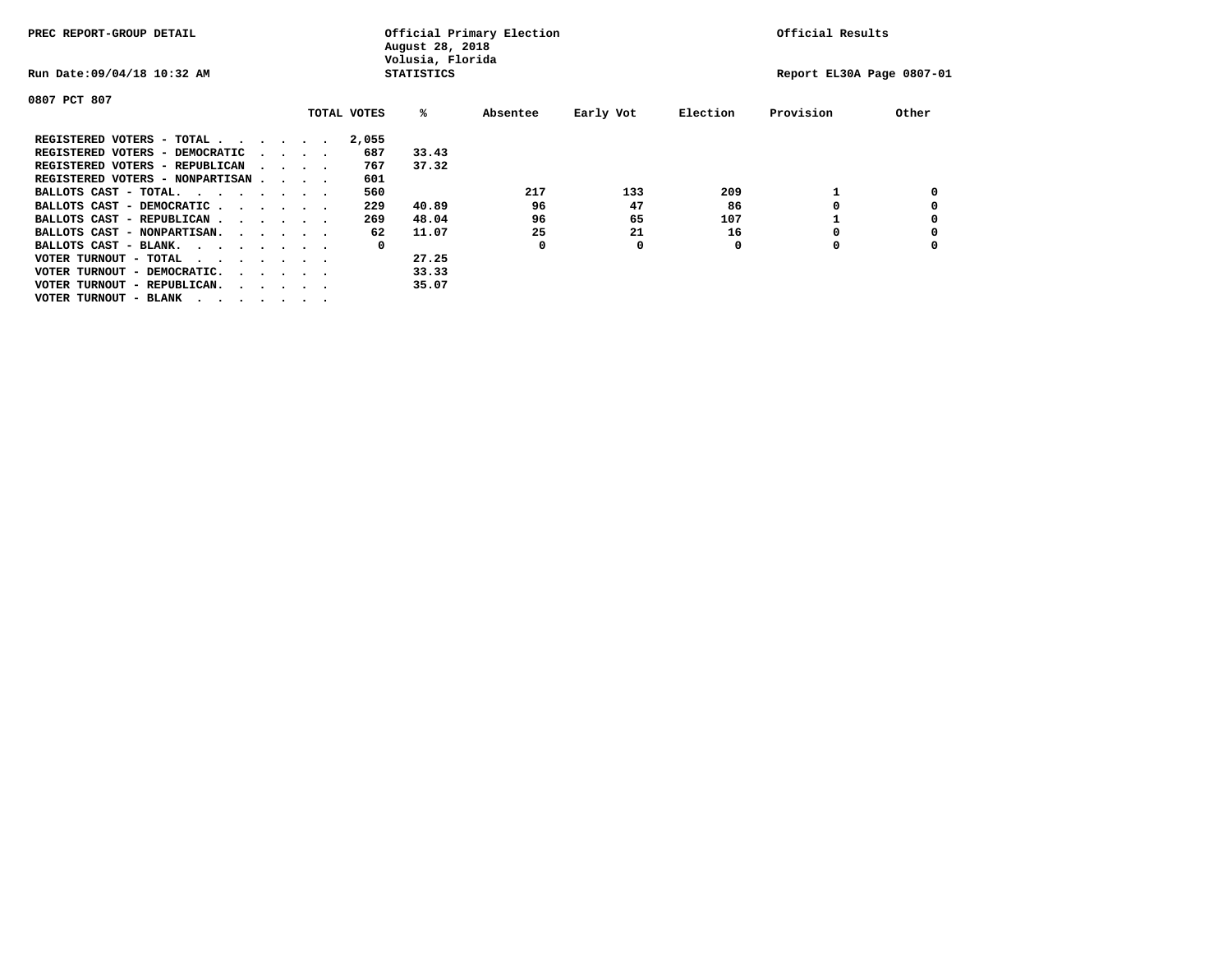PREC REPORT-GROUP DETAIL

Official Primary Election
August 28, 2018
Volusia, Florida
STATISTICS

Official Results

Run Date:09/04/18 10:32 AM

Report EL30A Page 0807-01

0807 PCT 807

| | TOTAL VOTES | % | Absentee | Early Vot | Election | Provision | Other |
|---|---|---|---|---|---|---|---|
| REGISTERED VOTERS - TOTAL . . . . . . | 2,055 | | | | | | |
| REGISTERED VOTERS - DEMOCRATIC . . . . | 687 | 33.43 | | | | | |
| REGISTERED VOTERS - REPUBLICAN . . . . | 767 | 37.32 | | | | | |
| REGISTERED VOTERS - NONPARTISAN . . . . | 601 | | | | | | |
| BALLOTS CAST - TOTAL. . . . . . . . | 560 | | 217 | 133 | 209 | 1 | 0 |
| BALLOTS CAST - DEMOCRATIC . . . . . . | 229 | 40.89 | 96 | 47 | 86 | 0 | 0 |
| BALLOTS CAST - REPUBLICAN . . . . . . | 269 | 48.04 | 96 | 65 | 107 | 1 | 0 |
| BALLOTS CAST - NONPARTISAN. . . . . . | 62 | 11.07 | 25 | 21 | 16 | 0 | 0 |
| BALLOTS CAST - BLANK. . . . . . . . | 0 | | 0 | 0 | 0 | 0 | 0 |
| VOTER TURNOUT - TOTAL . . . . . . . . | | 27.25 | | | | | |
| VOTER TURNOUT - DEMOCRATIC. . . . . . | | 33.33 | | | | | |
| VOTER TURNOUT - REPUBLICAN. . . . . . | | 35.07 | | | | | |
| VOTER TURNOUT - BLANK . . . . . . . . | | | | | | | |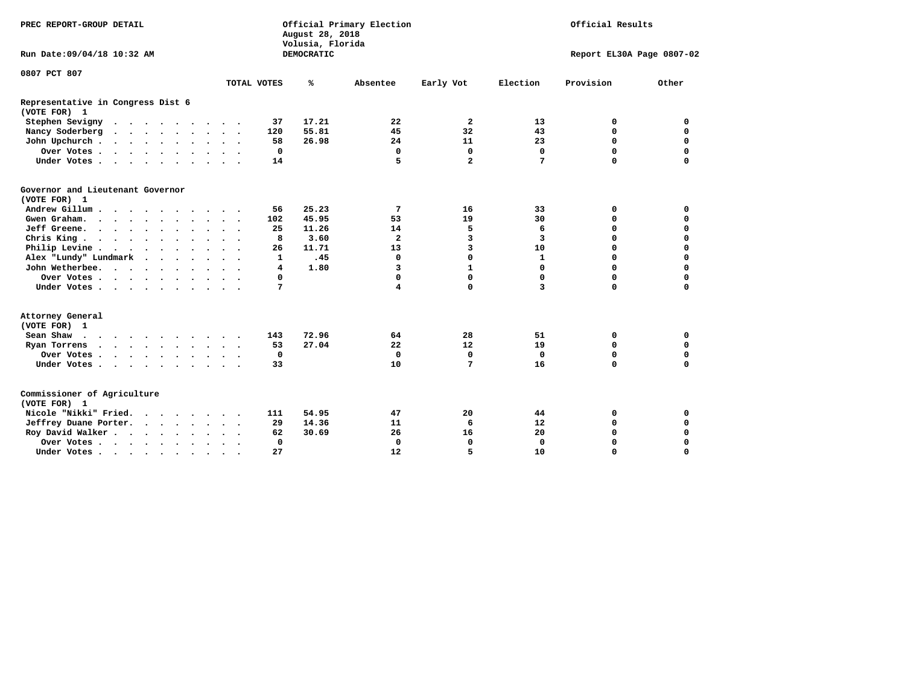PREC REPORT-GROUP DETAIL

Official Primary Election
August 28, 2018
Volusia, Florida
DEMOCRATIC

Official Results

Run Date:09/04/18 10:32 AM

Report EL30A Page 0807-02

0807 PCT 807

| | TOTAL VOTES | % | Absentee | Early Vot | Election | Provision | Other |
|---|---|---|---|---|---|---|---|
| **Representative in Congress Dist 6** | | | | | | | |
| **(VOTE FOR) 1** | | | | | | | |
| Stephen Sevigny | 37 | 17.21 | 22 | 2 | 13 | 0 | 0 |
| Nancy Soderberg | 120 | 55.81 | 45 | 32 | 43 | 0 | 0 |
| John Upchurch | 58 | 26.98 | 24 | 11 | 23 | 0 | 0 |
| Over Votes | 0 | | 0 | 0 | 0 | 0 | 0 |
| Under Votes | 14 | | 5 | 2 | 7 | 0 | 0 |
| **Governor and Lieutenant Governor** | | | | | | | |
| **(VOTE FOR) 1** | | | | | | | |
| Andrew Gillum | 56 | 25.23 | 7 | 16 | 33 | 0 | 0 |
| Gwen Graham | 102 | 45.95 | 53 | 19 | 30 | 0 | 0 |
| Jeff Greene | 25 | 11.26 | 14 | 5 | 6 | 0 | 0 |
| Chris King | 8 | 3.60 | 2 | 3 | 3 | 0 | 0 |
| Philip Levine | 26 | 11.71 | 13 | 3 | 10 | 0 | 0 |
| Alex "Lundy" Lundmark | 1 | .45 | 0 | 0 | 1 | 0 | 0 |
| John Wetherbee | 4 | 1.80 | 3 | 1 | 0 | 0 | 0 |
| Over Votes | 0 | | 0 | 0 | 0 | 0 | 0 |
| Under Votes | 7 | | 4 | 0 | 3 | 0 | 0 |
| **Attorney General** | | | | | | | |
| **(VOTE FOR) 1** | | | | | | | |
| Sean Shaw | 143 | 72.96 | 64 | 28 | 51 | 0 | 0 |
| Ryan Torrens | 53 | 27.04 | 22 | 12 | 19 | 0 | 0 |
| Over Votes | 0 | | 0 | 0 | 0 | 0 | 0 |
| Under Votes | 33 | | 10 | 7 | 16 | 0 | 0 |
| **Commissioner of Agriculture** | | | | | | | |
| **(VOTE FOR) 1** | | | | | | | |
| Nicole "Nikki" Fried | 111 | 54.95 | 47 | 20 | 44 | 0 | 0 |
| Jeffrey Duane Porter | 29 | 14.36 | 11 | 6 | 12 | 0 | 0 |
| Roy David Walker | 62 | 30.69 | 26 | 16 | 20 | 0 | 0 |
| Over Votes | 0 | | 0 | 0 | 0 | 0 | 0 |
| Under Votes | 27 | | 12 | 5 | 10 | 0 | 0 |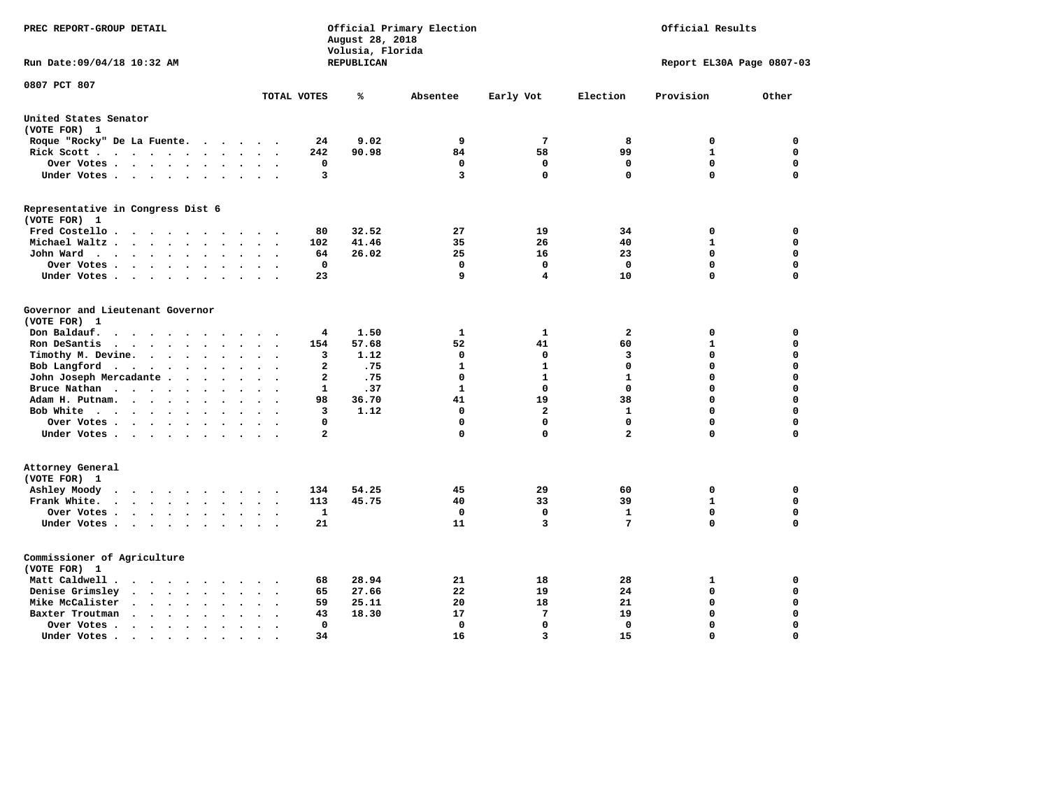PREC REPORT-GROUP DETAIL

Official Primary Election
August 28, 2018
Volusia, Florida
REPUBLICAN

Official Results

Run Date:09/04/18 10:32 AM

Report EL30A Page 0807-03

0807 PCT 807

| | TOTAL VOTES | % | Absentee | Early Vot | Election | Provision | Other |
|---|---|---|---|---|---|---|---|
| **United States Senator (VOTE FOR) 1** | | | | | | | |
| Roque "Rocky" De La Fuente | 24 | 9.02 | 9 | 7 | 8 | 0 | 0 |
| Rick Scott | 242 | 90.98 | 84 | 58 | 99 | 1 | 0 |
| Over Votes | 0 | | 0 | 0 | 0 | 0 | 0 |
| Under Votes | 3 | | 3 | 0 | 0 | 0 | 0 |
| **Representative in Congress Dist 6 (VOTE FOR) 1** | | | | | | | |
| Fred Costello | 80 | 32.52 | 27 | 19 | 34 | 0 | 0 |
| Michael Waltz | 102 | 41.46 | 35 | 26 | 40 | 1 | 0 |
| John Ward | 64 | 26.02 | 25 | 16 | 23 | 0 | 0 |
| Over Votes | 0 | | 0 | 0 | 0 | 0 | 0 |
| Under Votes | 23 | | 9 | 4 | 10 | 0 | 0 |
| **Governor and Lieutenant Governor (VOTE FOR) 1** | | | | | | | |
| Don Baldauf | 4 | 1.50 | 1 | 1 | 2 | 0 | 0 |
| Ron DeSantis | 154 | 57.68 | 52 | 41 | 60 | 1 | 0 |
| Timothy M. Devine | 3 | 1.12 | 0 | 0 | 3 | 0 | 0 |
| Bob Langford | 2 | .75 | 1 | 1 | 0 | 0 | 0 |
| John Joseph Mercadante | 2 | .75 | 0 | 1 | 1 | 0 | 0 |
| Bruce Nathan | 1 | .37 | 1 | 0 | 0 | 0 | 0 |
| Adam H. Putnam | 98 | 36.70 | 41 | 19 | 38 | 0 | 0 |
| Bob White | 3 | 1.12 | 0 | 2 | 1 | 0 | 0 |
| Over Votes | 0 | | 0 | 0 | 0 | 0 | 0 |
| Under Votes | 2 | | 0 | 0 | 2 | 0 | 0 |
| **Attorney General (VOTE FOR) 1** | | | | | | | |
| Ashley Moody | 134 | 54.25 | 45 | 29 | 60 | 0 | 0 |
| Frank White | 113 | 45.75 | 40 | 33 | 39 | 1 | 0 |
| Over Votes | 1 | | 0 | 0 | 1 | 0 | 0 |
| Under Votes | 21 | | 11 | 3 | 7 | 0 | 0 |
| **Commissioner of Agriculture (VOTE FOR) 1** | | | | | | | |
| Matt Caldwell | 68 | 28.94 | 21 | 18 | 28 | 1 | 0 |
| Denise Grimsley | 65 | 27.66 | 22 | 19 | 24 | 0 | 0 |
| Mike McCalister | 59 | 25.11 | 20 | 18 | 21 | 0 | 0 |
| Baxter Troutman | 43 | 18.30 | 17 | 7 | 19 | 0 | 0 |
| Over Votes | 0 | | 0 | 0 | 0 | 0 | 0 |
| Under Votes | 34 | | 16 | 3 | 15 | 0 | 0 |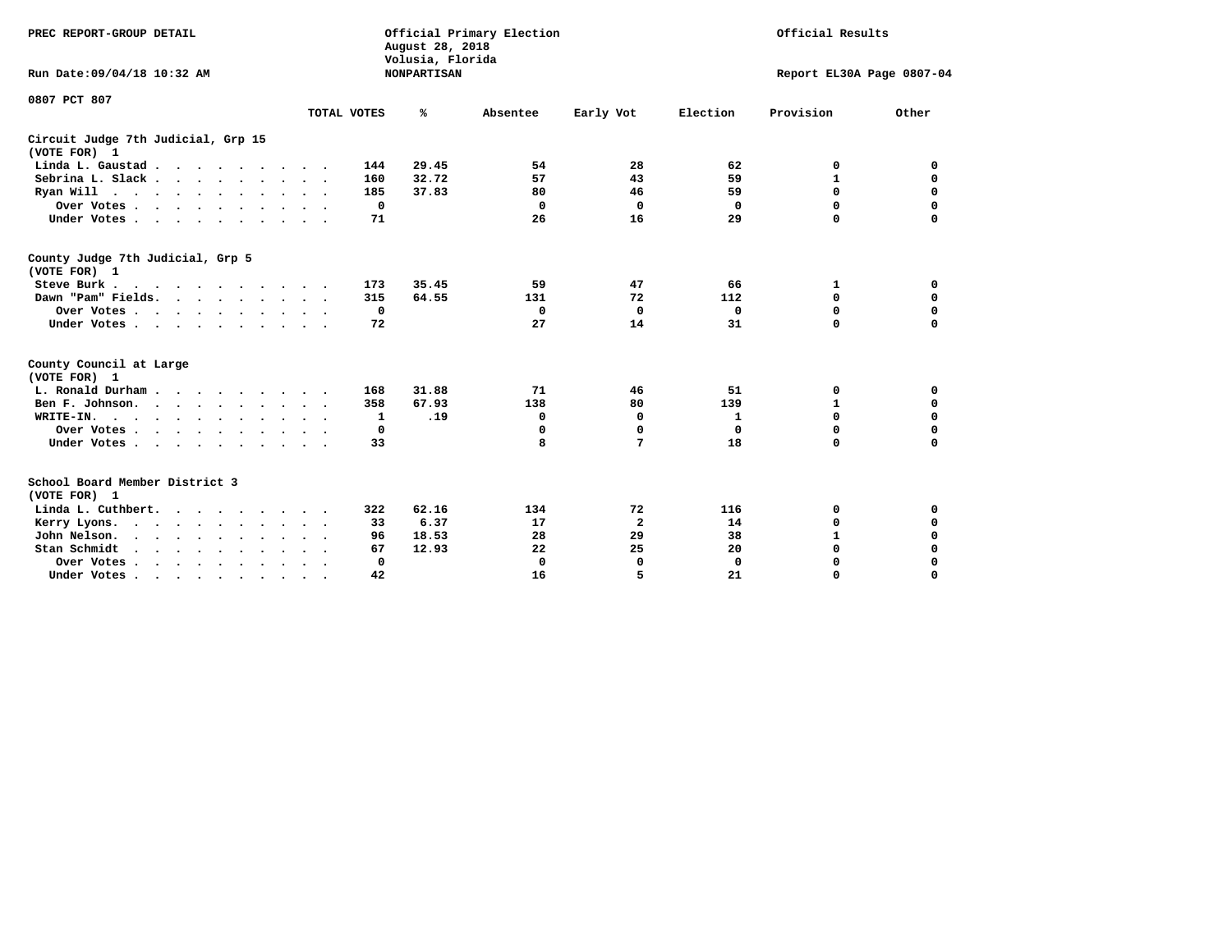PREC REPORT-GROUP DETAIL

Official Primary Election
August 28, 2018
Volusia, Florida
NONPARTISAN

Official Results

Run Date:09/04/18 10:32 AM

Report EL30A Page 0807-04

0807 PCT 807

| | TOTAL VOTES | % | Absentee | Early Vot | Election | Provision | Other |
|---|---|---|---|---|---|---|---|
| **Circuit Judge 7th Judicial, Grp 15 (VOTE FOR) 1** | | | | | | | |
| Linda L. Gaustad | 144 | 29.45 | 54 | 28 | 62 | 0 | 0 |
| Sebrina L. Slack | 160 | 32.72 | 57 | 43 | 59 | 1 | 0 |
| Ryan Will | 185 | 37.83 | 80 | 46 | 59 | 0 | 0 |
| Over Votes | 0 | | 0 | 0 | 0 | 0 | 0 |
| Under Votes | 71 | | 26 | 16 | 29 | 0 | 0 |
| **County Judge 7th Judicial, Grp 5 (VOTE FOR) 1** | | | | | | | |
| Steve Burk | 173 | 35.45 | 59 | 47 | 66 | 1 | 0 |
| Dawn "Pam" Fields | 315 | 64.55 | 131 | 72 | 112 | 0 | 0 |
| Over Votes | 0 | | 0 | 0 | 0 | 0 | 0 |
| Under Votes | 72 | | 27 | 14 | 31 | 0 | 0 |
| **County Council at Large (VOTE FOR) 1** | | | | | | | |
| L. Ronald Durham | 168 | 31.88 | 71 | 46 | 51 | 0 | 0 |
| Ben F. Johnson | 358 | 67.93 | 138 | 80 | 139 | 1 | 0 |
| WRITE-IN | 1 | .19 | 0 | 0 | 1 | 0 | 0 |
| Over Votes | 0 | | 0 | 0 | 0 | 0 | 0 |
| Under Votes | 33 | | 8 | 7 | 18 | 0 | 0 |
| **School Board Member District 3 (VOTE FOR) 1** | | | | | | | |
| Linda L. Cuthbert | 322 | 62.16 | 134 | 72 | 116 | 0 | 0 |
| Kerry Lyons | 33 | 6.37 | 17 | 2 | 14 | 0 | 0 |
| John Nelson | 96 | 18.53 | 28 | 29 | 38 | 1 | 0 |
| Stan Schmidt | 67 | 12.93 | 22 | 25 | 20 | 0 | 0 |
| Over Votes | 0 | | 0 | 0 | 0 | 0 | 0 |
| Under Votes | 42 | | 16 | 5 | 21 | 0 | 0 |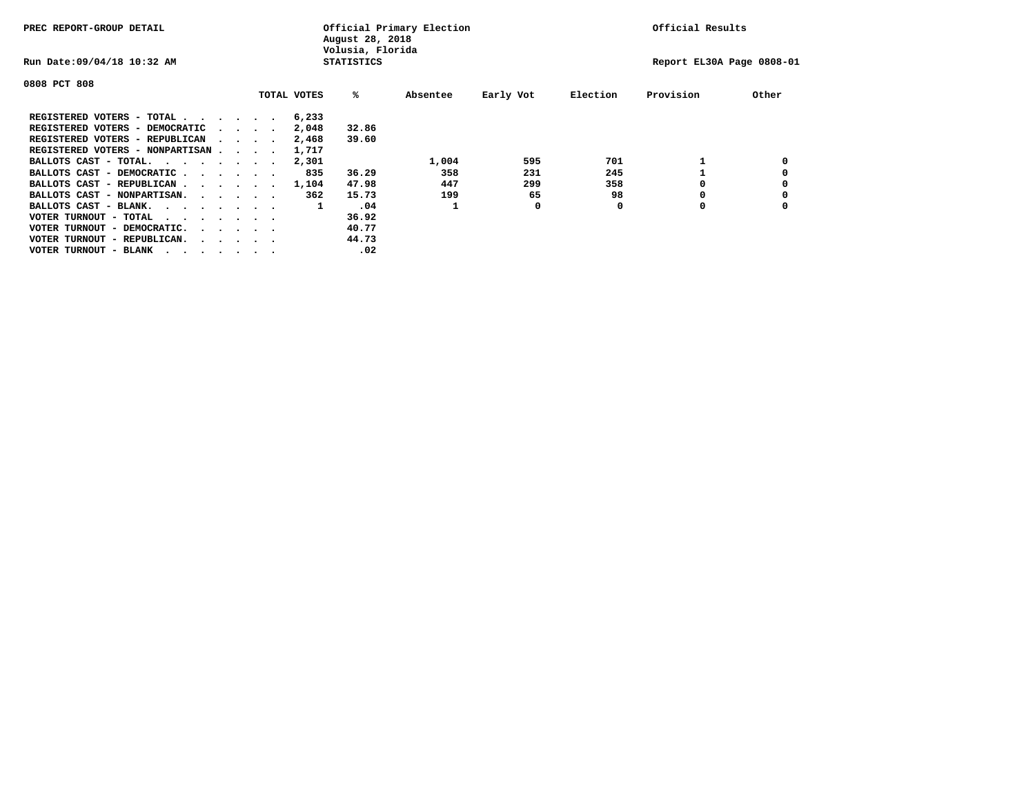PREC REPORT-GROUP DETAIL

Official Primary Election
August 28, 2018
Volusia, Florida
STATISTICS

Official Results

Run Date:09/04/18 10:32 AM

Report EL30A Page 0808-01

0808 PCT 808

| | TOTAL VOTES | % | Absentee | Early Vot | Election | Provision | Other |
|---|---|---|---|---|---|---|---|
| REGISTERED VOTERS - TOTAL . . . . . . | 6,233 | | | | | | |
| REGISTERED VOTERS - DEMOCRATIC . . . . | 2,048 | 32.86 | | | | | |
| REGISTERED VOTERS - REPUBLICAN . . . . | 2,468 | 39.60 | | | | | |
| REGISTERED VOTERS - NONPARTISAN . . . . | 1,717 | | | | | | |
| BALLOTS CAST - TOTAL. . . . . . . . | 2,301 | | 1,004 | 595 | 701 | 1 | 0 |
| BALLOTS CAST - DEMOCRATIC . . . . . . | 835 | 36.29 | 358 | 231 | 245 | 1 | 0 |
| BALLOTS CAST - REPUBLICAN . . . . . . | 1,104 | 47.98 | 447 | 299 | 358 | 0 | 0 |
| BALLOTS CAST - NONPARTISAN. . . . . . | 362 | 15.73 | 199 | 65 | 98 | 0 | 0 |
| BALLOTS CAST - BLANK. . . . . . . . | 1 | .04 | 1 | 0 | 0 | 0 | 0 |
| VOTER TURNOUT - TOTAL . . . . . . . | | 36.92 | | | | | |
| VOTER TURNOUT - DEMOCRATIC. . . . . . | | 40.77 | | | | | |
| VOTER TURNOUT - REPUBLICAN. . . . . . | | 44.73 | | | | | |
| VOTER TURNOUT - BLANK . . . . . . . | | .02 | | | | | |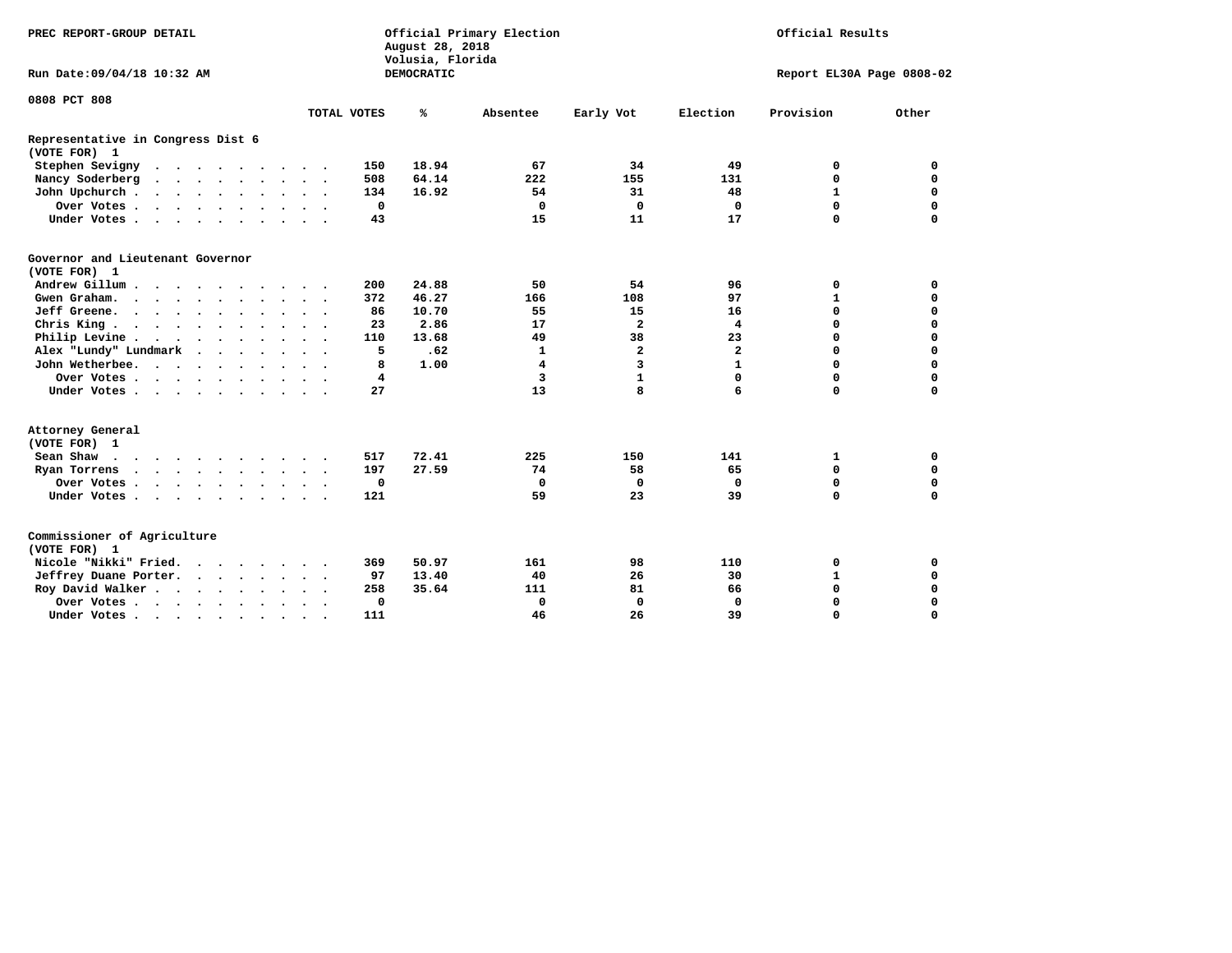PREC REPORT-GROUP DETAIL

Official Primary Election
August 28, 2018
Volusia, Florida
DEMOCRATIC

Official Results

Run Date:09/04/18 10:32 AM

Report EL30A Page 0808-02

0808 PCT 808

| | TOTAL VOTES | % | Absentee | Early Vot | Election | Provision | Other |
|---|---|---|---|---|---|---|---|
| **Representative in Congress Dist 6** | | | | | | | |
| **(VOTE FOR) 1** | | | | | | | |
| Stephen Sevigny | 150 | 18.94 | 67 | 34 | 49 | 0 | 0 |
| Nancy Soderberg | 508 | 64.14 | 222 | 155 | 131 | 0 | 0 |
| John Upchurch | 134 | 16.92 | 54 | 31 | 48 | 1 | 0 |
| Over Votes | 0 | | 0 | 0 | 0 | 0 | 0 |
| Under Votes | 43 | | 15 | 11 | 17 | 0 | 0 |
| **Governor and Lieutenant Governor** | | | | | | | |
| **(VOTE FOR) 1** | | | | | | | |
| Andrew Gillum | 200 | 24.88 | 50 | 54 | 96 | 0 | 0 |
| Gwen Graham | 372 | 46.27 | 166 | 108 | 97 | 1 | 0 |
| Jeff Greene | 86 | 10.70 | 55 | 15 | 16 | 0 | 0 |
| Chris King | 23 | 2.86 | 17 | 2 | 4 | 0 | 0 |
| Philip Levine | 110 | 13.68 | 49 | 38 | 23 | 0 | 0 |
| Alex "Lundy" Lundmark | 5 | .62 | 1 | 2 | 2 | 0 | 0 |
| John Wetherbee | 8 | 1.00 | 4 | 3 | 1 | 0 | 0 |
| Over Votes | 4 | | 3 | 1 | 0 | 0 | 0 |
| Under Votes | 27 | | 13 | 8 | 6 | 0 | 0 |
| **Attorney General** | | | | | | | |
| **(VOTE FOR) 1** | | | | | | | |
| Sean Shaw | 517 | 72.41 | 225 | 150 | 141 | 1 | 0 |
| Ryan Torrens | 197 | 27.59 | 74 | 58 | 65 | 0 | 0 |
| Over Votes | 0 | | 0 | 0 | 0 | 0 | 0 |
| Under Votes | 121 | | 59 | 23 | 39 | 0 | 0 |
| **Commissioner of Agriculture** | | | | | | | |
| **(VOTE FOR) 1** | | | | | | | |
| Nicole "Nikki" Fried | 369 | 50.97 | 161 | 98 | 110 | 0 | 0 |
| Jeffrey Duane Porter | 97 | 13.40 | 40 | 26 | 30 | 1 | 0 |
| Roy David Walker | 258 | 35.64 | 111 | 81 | 66 | 0 | 0 |
| Over Votes | 0 | | 0 | 0 | 0 | 0 | 0 |
| Under Votes | 111 | | 46 | 26 | 39 | 0 | 0 |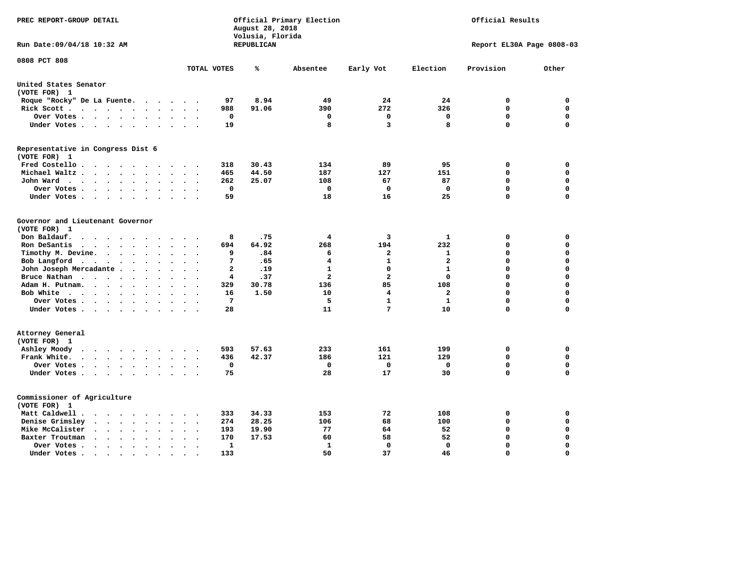PREC REPORT-GROUP DETAIL

Official Primary Election
August 28, 2018
Volusia, Florida
REPUBLICAN

Official Results

Run Date:09/04/18 10:32 AM

Report EL30A Page 0808-03

0808 PCT 808

| | TOTAL VOTES | % | Absentee | Early Vot | Election | Provision | Other |
|---|---|---|---|---|---|---|---|
| **United States Senator** | | | | | | | |
| (VOTE FOR) 1 | | | | | | | |
| Roque "Rocky" De La Fuente | 97 | 8.94 | 49 | 24 | 24 | 0 | 0 |
| Rick Scott | 988 | 91.06 | 390 | 272 | 326 | 0 | 0 |
| Over Votes | 0 | | 0 | 0 | 0 | 0 | 0 |
| Under Votes | 19 | | 8 | 3 | 8 | 0 | 0 |
| **Representative in Congress Dist 6** | | | | | | | |
| (VOTE FOR) 1 | | | | | | | |
| Fred Costello | 318 | 30.43 | 134 | 89 | 95 | 0 | 0 |
| Michael Waltz | 465 | 44.50 | 187 | 127 | 151 | 0 | 0 |
| John Ward | 262 | 25.07 | 108 | 67 | 87 | 0 | 0 |
| Over Votes | 0 | | 0 | 0 | 0 | 0 | 0 |
| Under Votes | 59 | | 18 | 16 | 25 | 0 | 0 |
| **Governor and Lieutenant Governor** | | | | | | | |
| (VOTE FOR) 1 | | | | | | | |
| Don Baldauf | 8 | .75 | 4 | 3 | 1 | 0 | 0 |
| Ron DeSantis | 694 | 64.92 | 268 | 194 | 232 | 0 | 0 |
| Timothy M. Devine | 9 | .84 | 6 | 2 | 1 | 0 | 0 |
| Bob Langford | 7 | .65 | 4 | 1 | 2 | 0 | 0 |
| John Joseph Mercadante | 2 | .19 | 1 | 0 | 1 | 0 | 0 |
| Bruce Nathan | 4 | .37 | 2 | 2 | 0 | 0 | 0 |
| Adam H. Putnam | 329 | 30.78 | 136 | 85 | 108 | 0 | 0 |
| Bob White | 16 | 1.50 | 10 | 4 | 2 | 0 | 0 |
| Over Votes | 7 | | 5 | 1 | 1 | 0 | 0 |
| Under Votes | 28 | | 11 | 7 | 10 | 0 | 0 |
| **Attorney General** | | | | | | | |
| (VOTE FOR) 1 | | | | | | | |
| Ashley Moody | 593 | 57.63 | 233 | 161 | 199 | 0 | 0 |
| Frank White | 436 | 42.37 | 186 | 121 | 129 | 0 | 0 |
| Over Votes | 0 | | 0 | 0 | 0 | 0 | 0 |
| Under Votes | 75 | | 28 | 17 | 30 | 0 | 0 |
| **Commissioner of Agriculture** | | | | | | | |
| (VOTE FOR) 1 | | | | | | | |
| Matt Caldwell | 333 | 34.33 | 153 | 72 | 108 | 0 | 0 |
| Denise Grimsley | 274 | 28.25 | 106 | 68 | 100 | 0 | 0 |
| Mike McCalister | 193 | 19.90 | 77 | 64 | 52 | 0 | 0 |
| Baxter Troutman | 170 | 17.53 | 60 | 58 | 52 | 0 | 0 |
| Over Votes | 1 | | 1 | 0 | 0 | 0 | 0 |
| Under Votes | 133 | | 50 | 37 | 46 | 0 | 0 |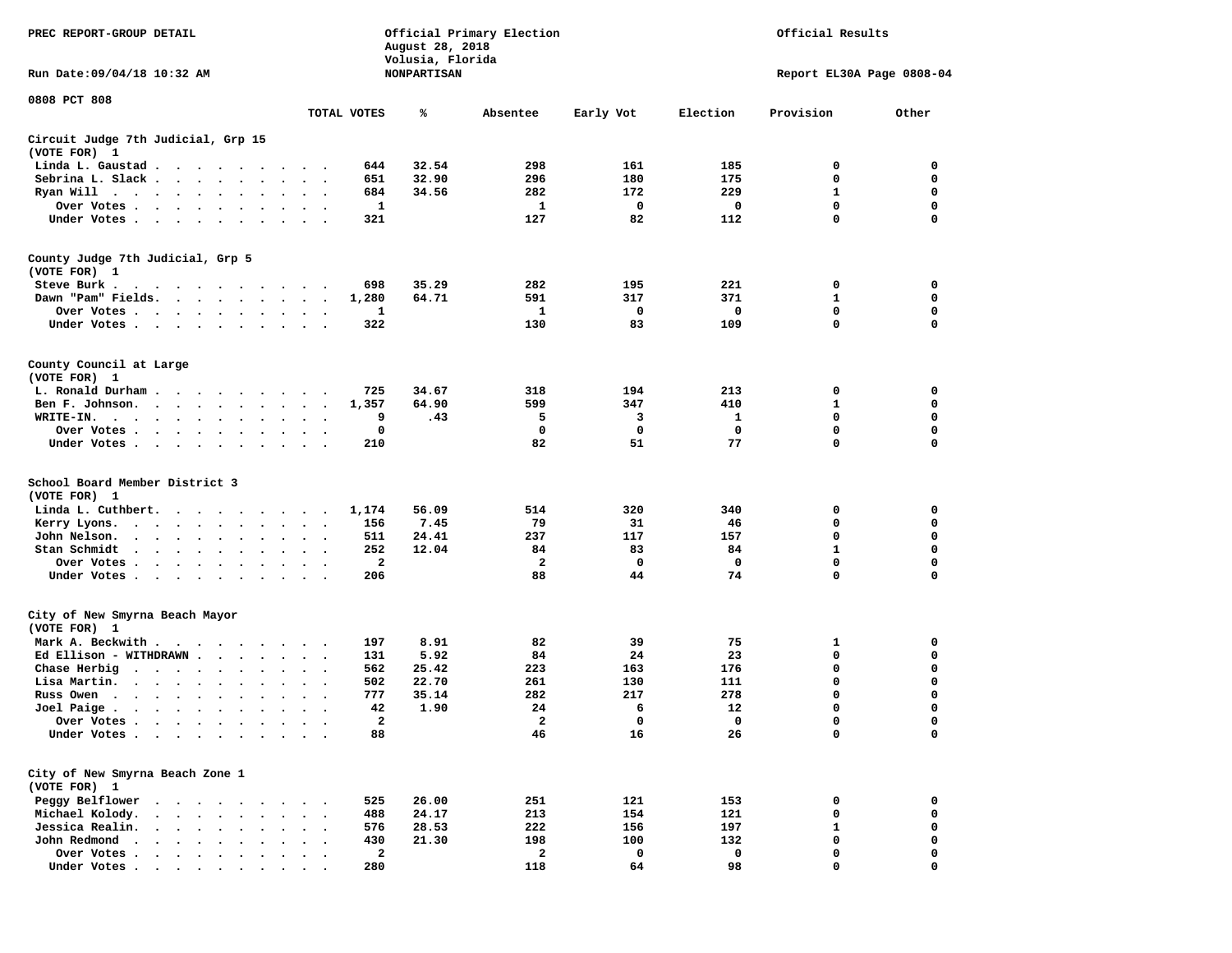PREC REPORT-GROUP DETAIL

Official Primary Election
August 28, 2018
Volusia, Florida
NONPARTISAN

Official Results

Run Date:09/04/18 10:32 AM

Report EL30A Page 0808-04

0808 PCT 808

| | TOTAL VOTES | % | Absentee | Early Vot | Election | Provision | Other |
|---|---|---|---|---|---|---|---|
| **Circuit Judge 7th Judicial, Grp 15** | | | | | | | |
| **(VOTE FOR) 1** | | | | | | | |
| Linda L. Gaustad | 644 | 32.54 | 298 | 161 | 185 | 0 | 0 |
| Sebrina L. Slack | 651 | 32.90 | 296 | 180 | 175 | 0 | 0 |
| Ryan Will | 684 | 34.56 | 282 | 172 | 229 | 1 | 0 |
| Over Votes | 1 | | 1 | 0 | 0 | 0 | 0 |
| Under Votes | 321 | | 127 | 82 | 112 | 0 | 0 |
| **County Judge 7th Judicial, Grp 5** | | | | | | | |
| **(VOTE FOR) 1** | | | | | | | |
| Steve Burk | 698 | 35.29 | 282 | 195 | 221 | 0 | 0 |
| Dawn "Pam" Fields | 1,280 | 64.71 | 591 | 317 | 371 | 1 | 0 |
| Over Votes | 1 | | 1 | 0 | 0 | 0 | 0 |
| Under Votes | 322 | | 130 | 83 | 109 | 0 | 0 |
| **County Council at Large** | | | | | | | |
| **(VOTE FOR) 1** | | | | | | | |
| L. Ronald Durham | 725 | 34.67 | 318 | 194 | 213 | 0 | 0 |
| Ben F. Johnson | 1,357 | 64.90 | 599 | 347 | 410 | 1 | 0 |
| WRITE-IN | 9 | .43 | 5 | 3 | 1 | 0 | 0 |
| Over Votes | 0 | | 0 | 0 | 0 | 0 | 0 |
| Under Votes | 210 | | 82 | 51 | 77 | 0 | 0 |
| **School Board Member District 3** | | | | | | | |
| **(VOTE FOR) 1** | | | | | | | |
| Linda L. Cuthbert | 1,174 | 56.09 | 514 | 320 | 340 | 0 | 0 |
| Kerry Lyons | 156 | 7.45 | 79 | 31 | 46 | 0 | 0 |
| John Nelson | 511 | 24.41 | 237 | 117 | 157 | 0 | 0 |
| Stan Schmidt | 252 | 12.04 | 84 | 83 | 84 | 1 | 0 |
| Over Votes | 2 | | 2 | 0 | 0 | 0 | 0 |
| Under Votes | 206 | | 88 | 44 | 74 | 0 | 0 |
| **City of New Smyrna Beach Mayor** | | | | | | | |
| **(VOTE FOR) 1** | | | | | | | |
| Mark A. Beckwith | 197 | 8.91 | 82 | 39 | 75 | 1 | 0 |
| Ed Ellison - WITHDRAWN | 131 | 5.92 | 84 | 24 | 23 | 0 | 0 |
| Chase Herbig | 562 | 25.42 | 223 | 163 | 176 | 0 | 0 |
| Lisa Martin | 502 | 22.70 | 261 | 130 | 111 | 0 | 0 |
| Russ Owen | 777 | 35.14 | 282 | 217 | 278 | 0 | 0 |
| Joel Paige | 42 | 1.90 | 24 | 6 | 12 | 0 | 0 |
| Over Votes | 2 | | 2 | 0 | 0 | 0 | 0 |
| Under Votes | 88 | | 46 | 16 | 26 | 0 | 0 |
| **City of New Smyrna Beach Zone 1** | | | | | | | |
| **(VOTE FOR) 1** | | | | | | | |
| Peggy Belflower | 525 | 26.00 | 251 | 121 | 153 | 0 | 0 |
| Michael Kolody | 488 | 24.17 | 213 | 154 | 121 | 0 | 0 |
| Jessica Realin | 576 | 28.53 | 222 | 156 | 197 | 1 | 0 |
| John Redmond | 430 | 21.30 | 198 | 100 | 132 | 0 | 0 |
| Over Votes | 2 | | 2 | 0 | 0 | 0 | 0 |
| Under Votes | 280 | | 118 | 64 | 98 | 0 | 0 |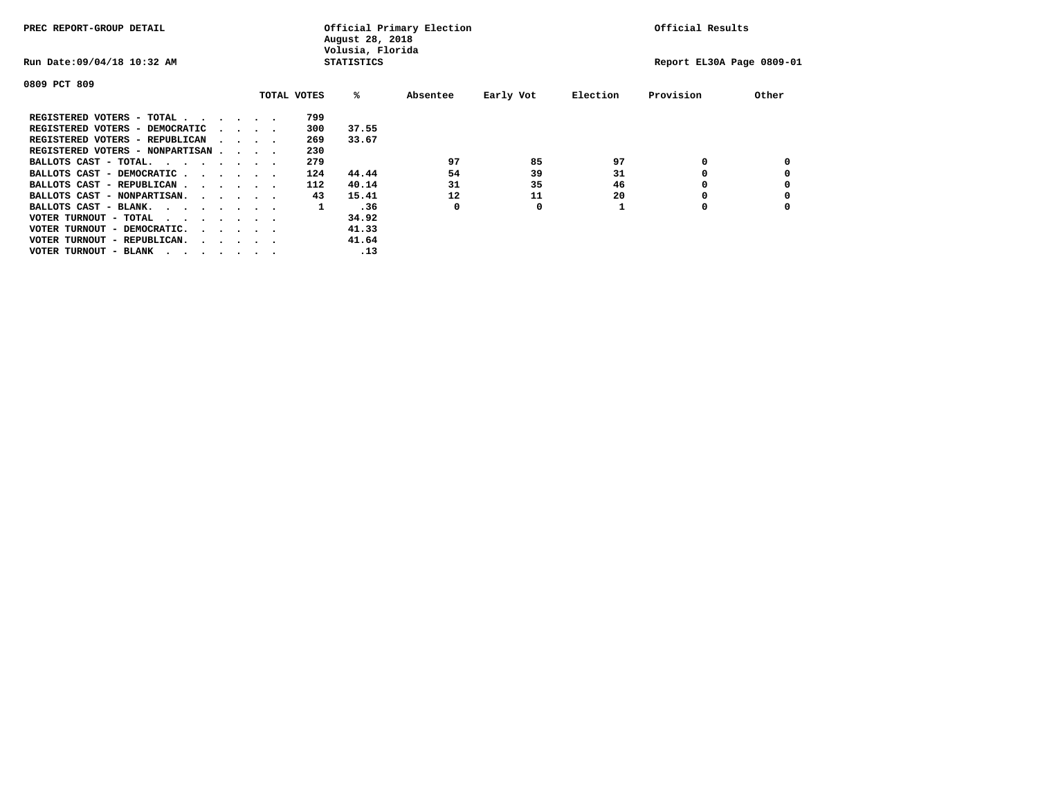PREC REPORT-GROUP DETAIL

Official Primary Election
August 28, 2018
Volusia, Florida
STATISTICS

Official Results

Run Date:09/04/18 10:32 AM

Report EL30A Page 0809-01

0809 PCT 809

| | TOTAL VOTES | % | Absentee | Early Vot | Election | Provision | Other |
|---|---|---|---|---|---|---|---|
| REGISTERED VOTERS - TOTAL . . . . . . | 799 | | | | | | |
| REGISTERED VOTERS - DEMOCRATIC . . . . | 300 | 37.55 | | | | | |
| REGISTERED VOTERS - REPUBLICAN . . . . | 269 | 33.67 | | | | | |
| REGISTERED VOTERS - NONPARTISAN . . . . | 230 | | | | | | |
| BALLOTS CAST - TOTAL. . . . . . . . | 279 | | 97 | 85 | 97 | 0 | 0 |
| BALLOTS CAST - DEMOCRATIC . . . . . . | 124 | 44.44 | 54 | 39 | 31 | 0 | 0 |
| BALLOTS CAST - REPUBLICAN . . . . . . | 112 | 40.14 | 31 | 35 | 46 | 0 | 0 |
| BALLOTS CAST - NONPARTISAN. . . . . . | 43 | 15.41 | 12 | 11 | 20 | 0 | 0 |
| BALLOTS CAST - BLANK. . . . . . . . | 1 | .36 | 0 | 0 | 1 | 0 | 0 |
| VOTER TURNOUT - TOTAL . . . . . . . | | 34.92 | | | | | |
| VOTER TURNOUT - DEMOCRATIC. . . . . . | | 41.33 | | | | | |
| VOTER TURNOUT - REPUBLICAN. . . . . . | | 41.64 | | | | | |
| VOTER TURNOUT - BLANK . . . . . . . | | .13 | | | | | |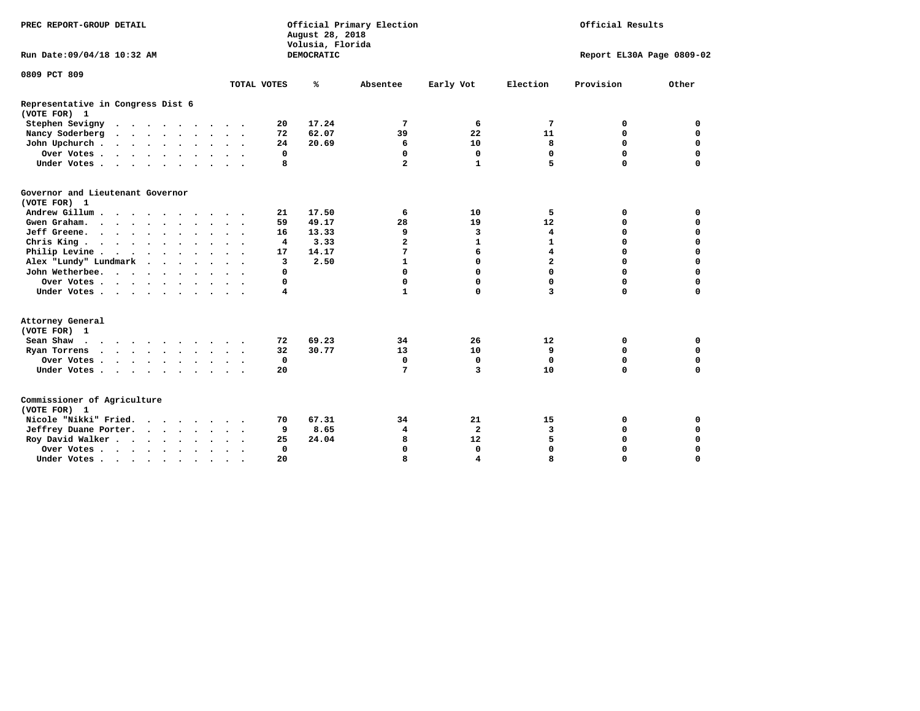PREC REPORT-GROUP DETAIL

Official Primary Election
August 28, 2018
Volusia, Florida
DEMOCRATIC

Official Results

Run Date:09/04/18 10:32 AM

Report EL30A Page 0809-02

0809 PCT 809

| | TOTAL VOTES | % | Absentee | Early Vot | Election | Provision | Other |
|---|---|---|---|---|---|---|---|
| **Representative in Congress Dist 6** | | | | | | | |
| **(VOTE FOR) 1** | | | | | | | |
| Stephen Sevigny | 20 | 17.24 | 7 | 6 | 7 | 0 | 0 |
| Nancy Soderberg | 72 | 62.07 | 39 | 22 | 11 | 0 | 0 |
| John Upchurch | 24 | 20.69 | 6 | 10 | 8 | 0 | 0 |
| Over Votes | 0 | | 0 | 0 | 0 | 0 | 0 |
| Under Votes | 8 | | 2 | 1 | 5 | 0 | 0 |
| **Governor and Lieutenant Governor** | | | | | | | |
| **(VOTE FOR) 1** | | | | | | | |
| Andrew Gillum | 21 | 17.50 | 6 | 10 | 5 | 0 | 0 |
| Gwen Graham | 59 | 49.17 | 28 | 19 | 12 | 0 | 0 |
| Jeff Greene | 16 | 13.33 | 9 | 3 | 4 | 0 | 0 |
| Chris King | 4 | 3.33 | 2 | 1 | 1 | 0 | 0 |
| Philip Levine | 17 | 14.17 | 7 | 6 | 4 | 0 | 0 |
| Alex "Lundy" Lundmark | 3 | 2.50 | 1 | 0 | 2 | 0 | 0 |
| John Wetherbee | 0 | | 0 | 0 | 0 | 0 | 0 |
| Over Votes | 0 | | 0 | 0 | 0 | 0 | 0 |
| Under Votes | 4 | | 1 | 0 | 3 | 0 | 0 |
| **Attorney General** | | | | | | | |
| **(VOTE FOR) 1** | | | | | | | |
| Sean Shaw | 72 | 69.23 | 34 | 26 | 12 | 0 | 0 |
| Ryan Torrens | 32 | 30.77 | 13 | 10 | 9 | 0 | 0 |
| Over Votes | 0 | | 0 | 0 | 0 | 0 | 0 |
| Under Votes | 20 | | 7 | 3 | 10 | 0 | 0 |
| **Commissioner of Agriculture** | | | | | | | |
| **(VOTE FOR) 1** | | | | | | | |
| Nicole "Nikki" Fried | 70 | 67.31 | 34 | 21 | 15 | 0 | 0 |
| Jeffrey Duane Porter | 9 | 8.65 | 4 | 2 | 3 | 0 | 0 |
| Roy David Walker | 25 | 24.04 | 8 | 12 | 5 | 0 | 0 |
| Over Votes | 0 | | 0 | 0 | 0 | 0 | 0 |
| Under Votes | 20 | | 8 | 4 | 8 | 0 | 0 |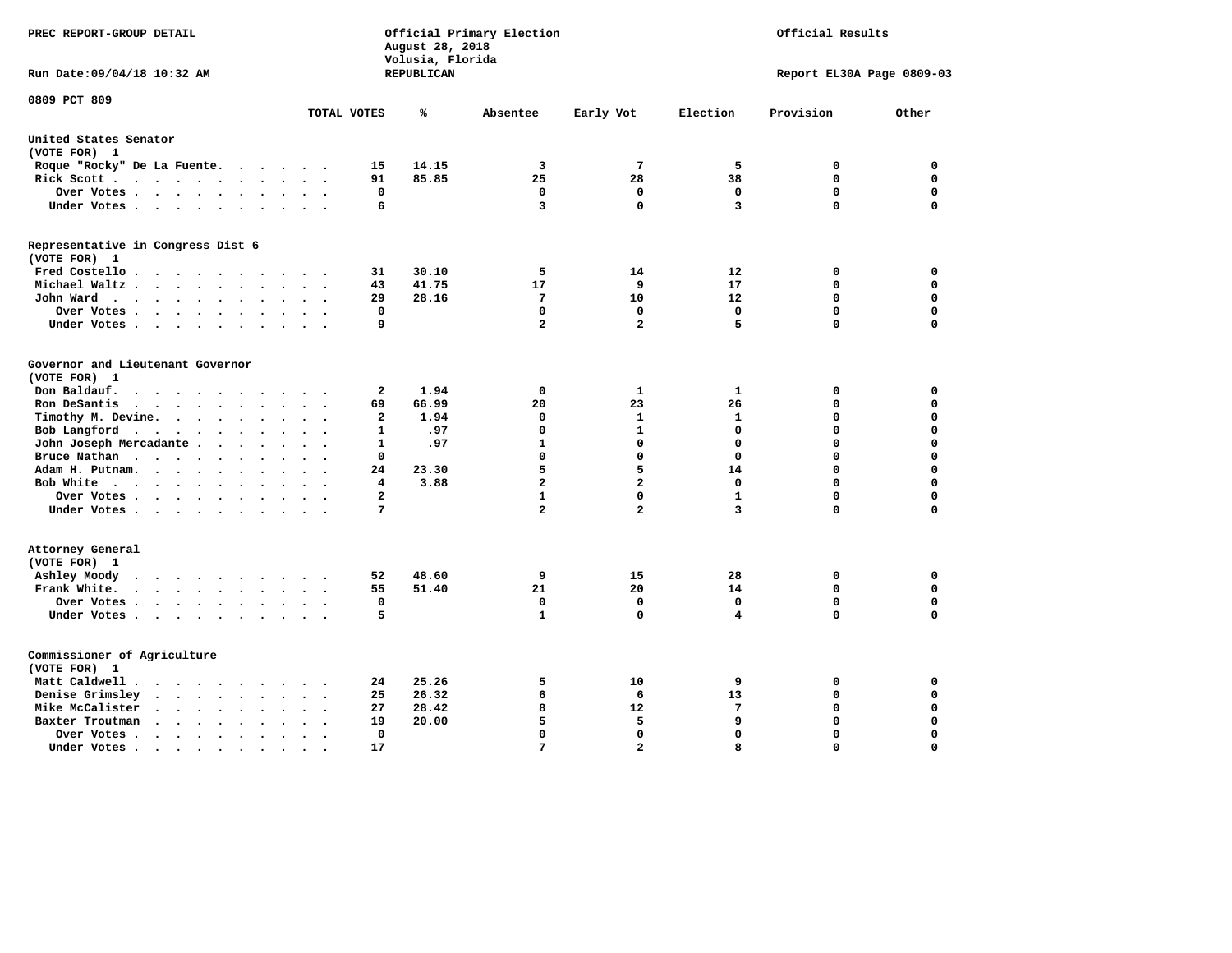PREC REPORT-GROUP DETAIL

Official Primary Election
August 28, 2018
Volusia, Florida
REPUBLICAN

Official Results

Run Date:09/04/18 10:32 AM

Report EL30A Page 0809-03

0809 PCT 809

| | TOTAL VOTES | % | Absentee | Early Vot | Election | Provision | Other |
|---|---|---|---|---|---|---|---|
| **United States Senator** | | | | | | | |
| (VOTE FOR) 1 | | | | | | | |
| Roque "Rocky" De La Fuente | 15 | 14.15 | 3 | 7 | 5 | 0 | 0 |
| Rick Scott | 91 | 85.85 | 25 | 28 | 38 | 0 | 0 |
| Over Votes | 0 | | 0 | 0 | 0 | 0 | 0 |
| Under Votes | 6 | | 3 | 0 | 3 | 0 | 0 |
| **Representative in Congress Dist 6** | | | | | | | |
| (VOTE FOR) 1 | | | | | | | |
| Fred Costello | 31 | 30.10 | 5 | 14 | 12 | 0 | 0 |
| Michael Waltz | 43 | 41.75 | 17 | 9 | 17 | 0 | 0 |
| John Ward | 29 | 28.16 | 7 | 10 | 12 | 0 | 0 |
| Over Votes | 0 | | 0 | 0 | 0 | 0 | 0 |
| Under Votes | 9 | | 2 | 2 | 5 | 0 | 0 |
| **Governor and Lieutenant Governor** | | | | | | | |
| (VOTE FOR) 1 | | | | | | | |
| Don Baldauf | 2 | 1.94 | 0 | 1 | 1 | 0 | 0 |
| Ron DeSantis | 69 | 66.99 | 20 | 23 | 26 | 0 | 0 |
| Timothy M. Devine | 2 | 1.94 | 0 | 1 | 1 | 0 | 0 |
| Bob Langford | 1 | .97 | 0 | 1 | 0 | 0 | 0 |
| John Joseph Mercadante | 1 | .97 | 1 | 0 | 0 | 0 | 0 |
| Bruce Nathan | 0 | | 0 | 0 | 0 | 0 | 0 |
| Adam H. Putnam | 24 | 23.30 | 5 | 5 | 14 | 0 | 0 |
| Bob White | 4 | 3.88 | 2 | 2 | 0 | 0 | 0 |
| Over Votes | 2 | | 1 | 0 | 1 | 0 | 0 |
| Under Votes | 7 | | 2 | 2 | 3 | 0 | 0 |
| **Attorney General** | | | | | | | |
| (VOTE FOR) 1 | | | | | | | |
| Ashley Moody | 52 | 48.60 | 9 | 15 | 28 | 0 | 0 |
| Frank White | 55 | 51.40 | 21 | 20 | 14 | 0 | 0 |
| Over Votes | 0 | | 0 | 0 | 0 | 0 | 0 |
| Under Votes | 5 | | 1 | 0 | 4 | 0 | 0 |
| **Commissioner of Agriculture** | | | | | | | |
| (VOTE FOR) 1 | | | | | | | |
| Matt Caldwell | 24 | 25.26 | 5 | 10 | 9 | 0 | 0 |
| Denise Grimsley | 25 | 26.32 | 6 | 6 | 13 | 0 | 0 |
| Mike McCalister | 27 | 28.42 | 8 | 12 | 7 | 0 | 0 |
| Baxter Troutman | 19 | 20.00 | 5 | 5 | 9 | 0 | 0 |
| Over Votes | 0 | | 0 | 0 | 0 | 0 | 0 |
| Under Votes | 17 | | 7 | 2 | 8 | 0 | 0 |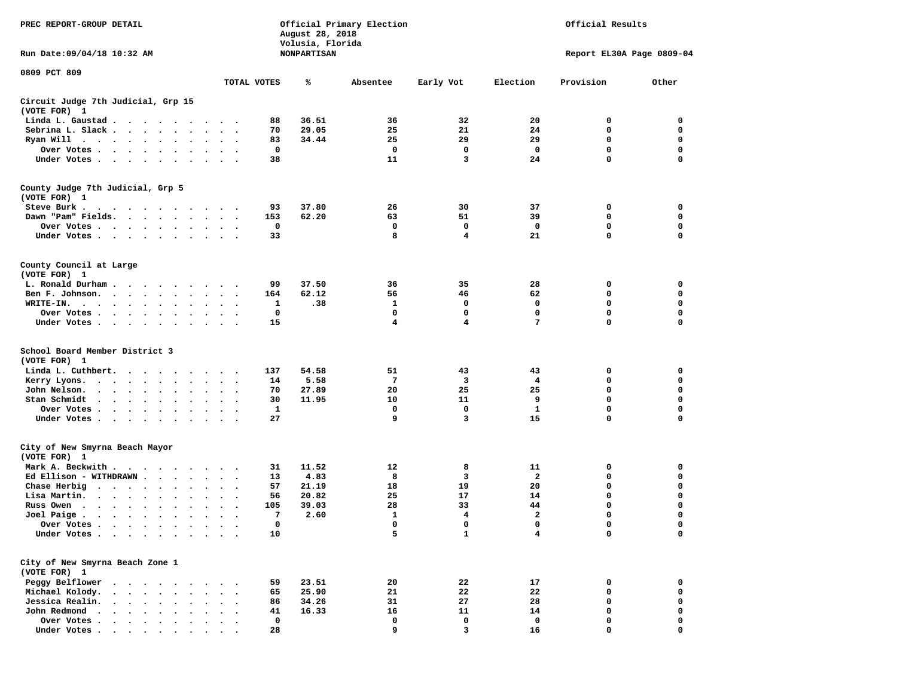PREC REPORT-GROUP DETAIL

Official Primary Election
August 28, 2018
Volusia, Florida
NONPARTISAN

Official Results

Run Date:09/04/18 10:32 AM

Report EL30A Page 0809-04

0809 PCT 809

| | TOTAL VOTES | % | Absentee | Early Vot | Election | Provision | Other |
|---|---|---|---|---|---|---|---|
| **Circuit Judge 7th Judicial, Grp 15** | | | | | | | |
| **(VOTE FOR) 1** | | | | | | | |
| Linda L. Gaustad | 88 | 36.51 | 36 | 32 | 20 | 0 | 0 |
| Sebrina L. Slack | 70 | 29.05 | 25 | 21 | 24 | 0 | 0 |
| Ryan Will | 83 | 34.44 | 25 | 29 | 29 | 0 | 0 |
| Over Votes | 0 | | 0 | 0 | 0 | 0 | 0 |
| Under Votes | 38 | | 11 | 3 | 24 | 0 | 0 |
| **County Judge 7th Judicial, Grp 5** | | | | | | | |
| **(VOTE FOR) 1** | | | | | | | |
| Steve Burk | 93 | 37.80 | 26 | 30 | 37 | 0 | 0 |
| Dawn "Pam" Fields | 153 | 62.20 | 63 | 51 | 39 | 0 | 0 |
| Over Votes | 0 | | 0 | 0 | 0 | 0 | 0 |
| Under Votes | 33 | | 8 | 4 | 21 | 0 | 0 |
| **County Council at Large** | | | | | | | |
| **(VOTE FOR) 1** | | | | | | | |
| L. Ronald Durham | 99 | 37.50 | 36 | 35 | 28 | 0 | 0 |
| Ben F. Johnson | 164 | 62.12 | 56 | 46 | 62 | 0 | 0 |
| WRITE-IN | 1 | .38 | 1 | 0 | 0 | 0 | 0 |
| Over Votes | 0 | | 0 | 0 | 0 | 0 | 0 |
| Under Votes | 15 | | 4 | 4 | 7 | 0 | 0 |
| **School Board Member District 3** | | | | | | | |
| **(VOTE FOR) 1** | | | | | | | |
| Linda L. Cuthbert | 137 | 54.58 | 51 | 43 | 43 | 0 | 0 |
| Kerry Lyons | 14 | 5.58 | 7 | 3 | 4 | 0 | 0 |
| John Nelson | 70 | 27.89 | 20 | 25 | 25 | 0 | 0 |
| Stan Schmidt | 30 | 11.95 | 10 | 11 | 9 | 0 | 0 |
| Over Votes | 1 | | 0 | 0 | 1 | 0 | 0 |
| Under Votes | 27 | | 9 | 3 | 15 | 0 | 0 |
| **City of New Smyrna Beach Mayor** | | | | | | | |
| **(VOTE FOR) 1** | | | | | | | |
| Mark A. Beckwith | 31 | 11.52 | 12 | 8 | 11 | 0 | 0 |
| Ed Ellison - WITHDRAWN | 13 | 4.83 | 8 | 3 | 2 | 0 | 0 |
| Chase Herbig | 57 | 21.19 | 18 | 19 | 20 | 0 | 0 |
| Lisa Martin | 56 | 20.82 | 25 | 17 | 14 | 0 | 0 |
| Russ Owen | 105 | 39.03 | 28 | 33 | 44 | 0 | 0 |
| Joel Paige | 7 | 2.60 | 1 | 4 | 2 | 0 | 0 |
| Over Votes | 0 | | 0 | 0 | 0 | 0 | 0 |
| Under Votes | 10 | | 5 | 1 | 4 | 0 | 0 |
| **City of New Smyrna Beach Zone 1** | | | | | | | |
| **(VOTE FOR) 1** | | | | | | | |
| Peggy Belflower | 59 | 23.51 | 20 | 22 | 17 | 0 | 0 |
| Michael Kolody | 65 | 25.90 | 21 | 22 | 22 | 0 | 0 |
| Jessica Realin | 86 | 34.26 | 31 | 27 | 28 | 0 | 0 |
| John Redmond | 41 | 16.33 | 16 | 11 | 14 | 0 | 0 |
| Over Votes | 0 | | 0 | 0 | 0 | 0 | 0 |
| Under Votes | 28 | | 9 | 3 | 16 | 0 | 0 |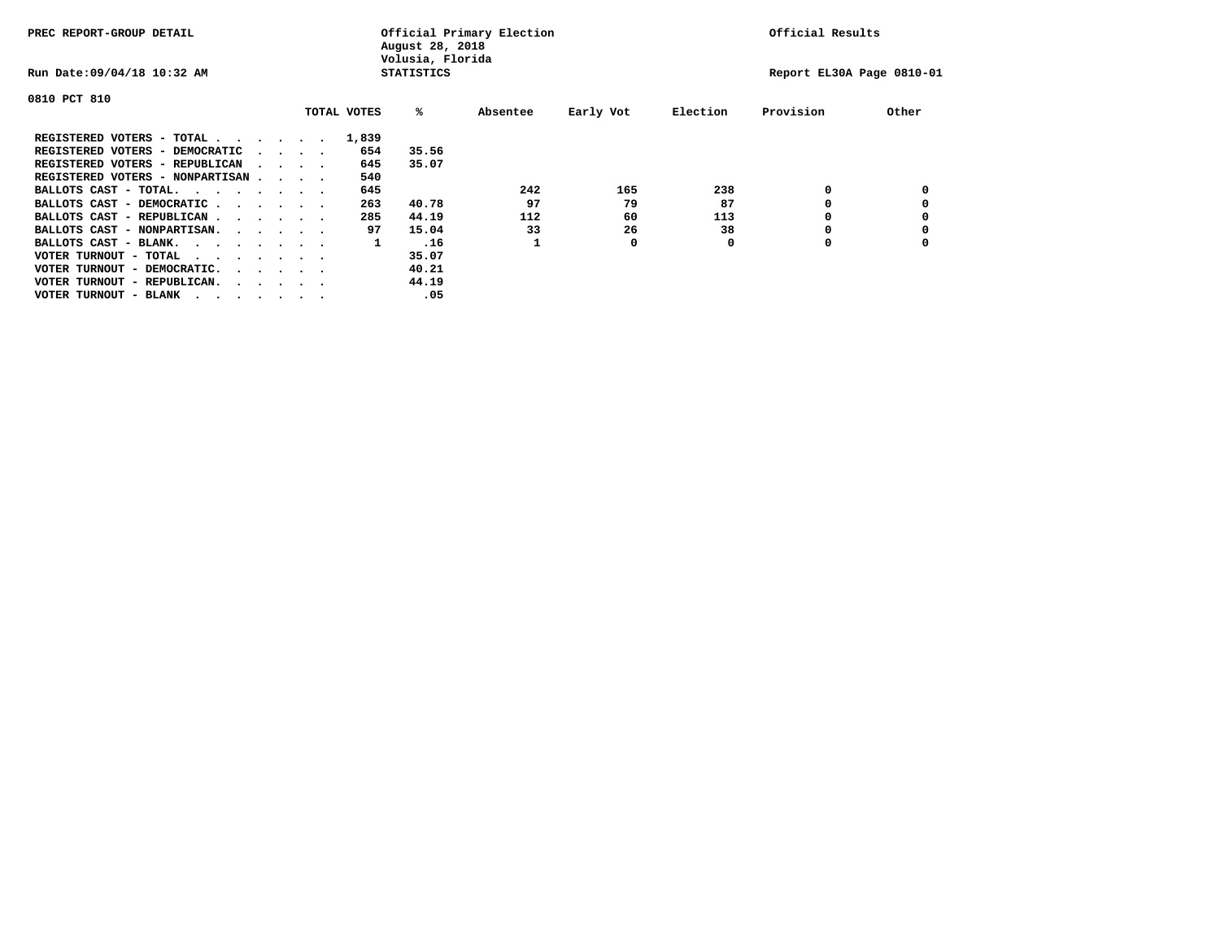PREC REPORT-GROUP DETAIL

Official Primary Election
August 28, 2018
Volusia, Florida
STATISTICS

Official Results

Run Date:09/04/18 10:32 AM

Report EL30A Page 0810-01

0810 PCT 810

| | TOTAL VOTES | % | Absentee | Early Vot | Election | Provision | Other |
|---|---|---|---|---|---|---|---|
| REGISTERED VOTERS - TOTAL . . . . . . | 1,839 | | | | | | |
| REGISTERED VOTERS - DEMOCRATIC . . . . | 654 | 35.56 | | | | | |
| REGISTERED VOTERS - REPUBLICAN . . . . | 645 | 35.07 | | | | | |
| REGISTERED VOTERS - NONPARTISAN . . . . | 540 | | | | | | |
| BALLOTS CAST - TOTAL. . . . . . . . | 645 | | 242 | 165 | 238 | 0 | 0 |
| BALLOTS CAST - DEMOCRATIC . . . . . . | 263 | 40.78 | 97 | 79 | 87 | 0 | 0 |
| BALLOTS CAST - REPUBLICAN . . . . . . | 285 | 44.19 | 112 | 60 | 113 | 0 | 0 |
| BALLOTS CAST - NONPARTISAN. . . . . . | 97 | 15.04 | 33 | 26 | 38 | 0 | 0 |
| BALLOTS CAST - BLANK. . . . . . . . | 1 | .16 | 1 | 0 | 0 | 0 | 0 |
| VOTER TURNOUT - TOTAL . . . . . . . . | | 35.07 | | | | | |
| VOTER TURNOUT - DEMOCRATIC. . . . . . | | 40.21 | | | | | |
| VOTER TURNOUT - REPUBLICAN. . . . . . | | 44.19 | | | | | |
| VOTER TURNOUT - BLANK . . . . . . . . | | .05 | | | | | |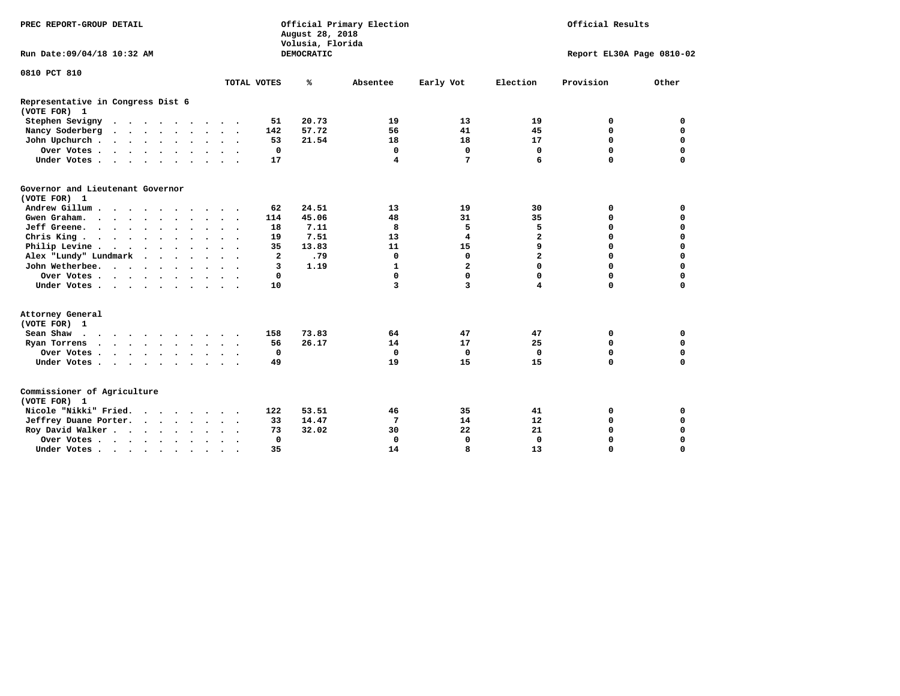PREC REPORT-GROUP DETAIL

Official Primary Election
August 28, 2018
Volusia, Florida
DEMOCRATIC

Official Results

Run Date:09/04/18 10:32 AM

Report EL30A Page 0810-02

0810 PCT 810

## Representative in Congress Dist 6
(VOTE FOR) 1

| | TOTAL VOTES | % | Absentee | Early Vot | Election | Provision | Other |
|---|---|---|---|---|---|---|---|
| Stephen Sevigny | 51 | 20.73 | 19 | 13 | 19 | 0 | 0 |
| Nancy Soderberg | 142 | 57.72 | 56 | 41 | 45 | 0 | 0 |
| John Upchurch | 53 | 21.54 | 18 | 18 | 17 | 0 | 0 |
| Over Votes | 0 | | 0 | 0 | 0 | 0 | 0 |
| Under Votes | 17 | | 4 | 7 | 6 | 0 | 0 |

## Governor and Lieutenant Governor
(VOTE FOR) 1

| | TOTAL VOTES | % | Absentee | Early Vot | Election | Provision | Other |
|---|---|---|---|---|---|---|---|
| Andrew Gillum | 62 | 24.51 | 13 | 19 | 30 | 0 | 0 |
| Gwen Graham | 114 | 45.06 | 48 | 31 | 35 | 0 | 0 |
| Jeff Greene | 18 | 7.11 | 8 | 5 | 5 | 0 | 0 |
| Chris King | 19 | 7.51 | 13 | 4 | 2 | 0 | 0 |
| Philip Levine | 35 | 13.83 | 11 | 15 | 9 | 0 | 0 |
| Alex "Lundy" Lundmark | 2 | .79 | 0 | 0 | 2 | 0 | 0 |
| John Wetherbee | 3 | 1.19 | 1 | 2 | 0 | 0 | 0 |
| Over Votes | 0 | | 0 | 0 | 0 | 0 | 0 |
| Under Votes | 10 | | 3 | 3 | 4 | 0 | 0 |

## Attorney General
(VOTE FOR) 1

| | TOTAL VOTES | % | Absentee | Early Vot | Election | Provision | Other |
|---|---|---|---|---|---|---|---|
| Sean Shaw | 158 | 73.83 | 64 | 47 | 47 | 0 | 0 |
| Ryan Torrens | 56 | 26.17 | 14 | 17 | 25 | 0 | 0 |
| Over Votes | 0 | | 0 | 0 | 0 | 0 | 0 |
| Under Votes | 49 | | 19 | 15 | 15 | 0 | 0 |

## Commissioner of Agriculture
(VOTE FOR) 1

| | TOTAL VOTES | % | Absentee | Early Vot | Election | Provision | Other |
|---|---|---|---|---|---|---|---|
| Nicole "Nikki" Fried | 122 | 53.51 | 46 | 35 | 41 | 0 | 0 |
| Jeffrey Duane Porter | 33 | 14.47 | 7 | 14 | 12 | 0 | 0 |
| Roy David Walker | 73 | 32.02 | 30 | 22 | 21 | 0 | 0 |
| Over Votes | 0 | | 0 | 0 | 0 | 0 | 0 |
| Under Votes | 35 | | 14 | 8 | 13 | 0 | 0 |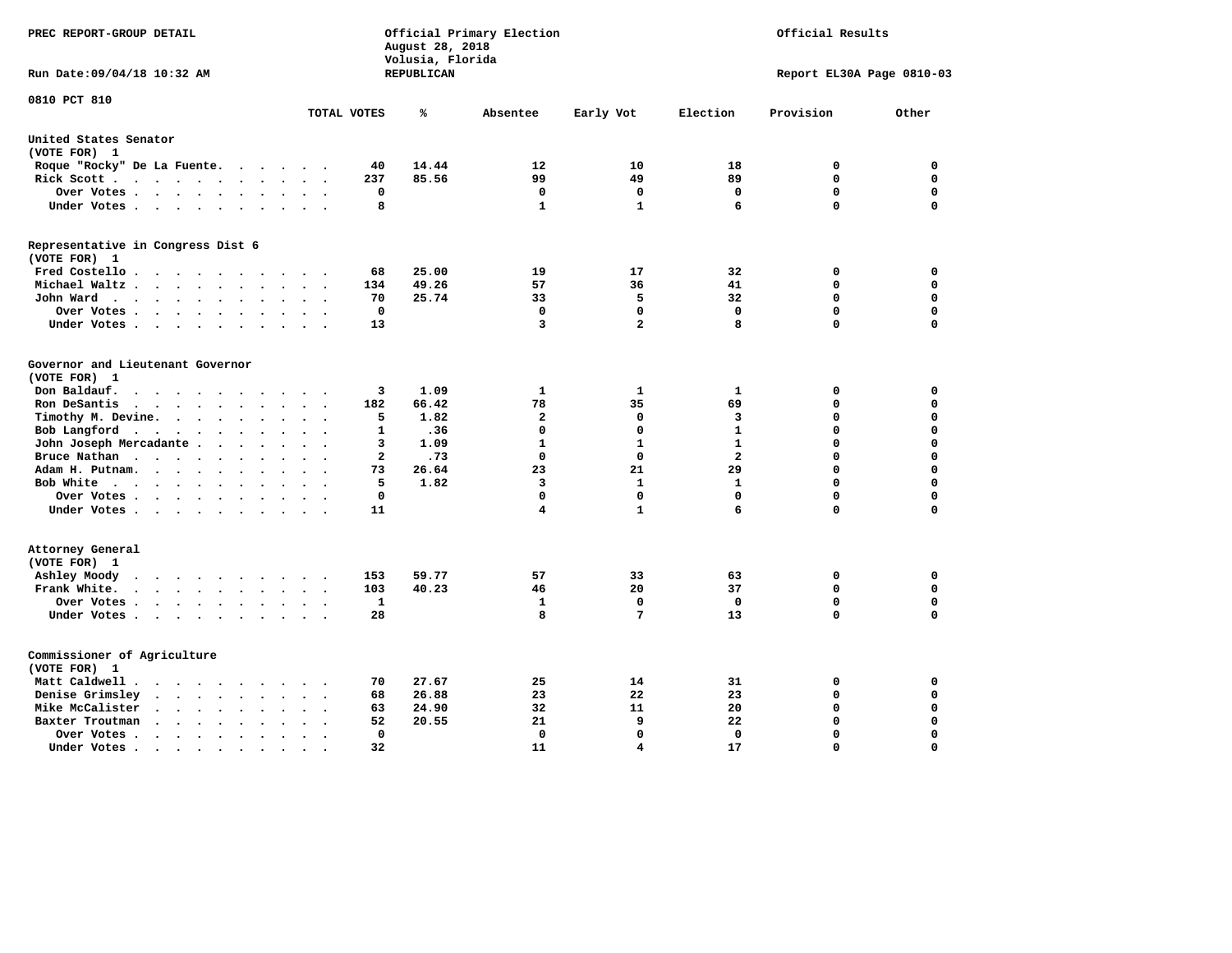PREC REPORT-GROUP DETAIL

Official Primary Election
August 28, 2018
Volusia, Florida
REPUBLICAN

Official Results

Run Date:09/04/18 10:32 AM

Report EL30A Page 0810-03

0810 PCT 810

| | TOTAL VOTES | % | Absentee | Early Vot | Election | Provision | Other |
|---|---|---|---|---|---|---|---|
| **United States Senator (VOTE FOR) 1** | | | | | | | |
| Roque "Rocky" De La Fuente | 40 | 14.44 | 12 | 10 | 18 | 0 | 0 |
| Rick Scott | 237 | 85.56 | 99 | 49 | 89 | 0 | 0 |
| Over Votes | 0 | | 0 | 0 | 0 | 0 | 0 |
| Under Votes | 8 | | 1 | 1 | 6 | 0 | 0 |
| **Representative in Congress Dist 6 (VOTE FOR) 1** | | | | | | | |
| Fred Costello | 68 | 25.00 | 19 | 17 | 32 | 0 | 0 |
| Michael Waltz | 134 | 49.26 | 57 | 36 | 41 | 0 | 0 |
| John Ward | 70 | 25.74 | 33 | 5 | 32 | 0 | 0 |
| Over Votes | 0 | | 0 | 0 | 0 | 0 | 0 |
| Under Votes | 13 | | 3 | 2 | 8 | 0 | 0 |
| **Governor and Lieutenant Governor (VOTE FOR) 1** | | | | | | | |
| Don Baldauf | 3 | 1.09 | 1 | 1 | 1 | 0 | 0 |
| Ron DeSantis | 182 | 66.42 | 78 | 35 | 69 | 0 | 0 |
| Timothy M. Devine | 5 | 1.82 | 2 | 0 | 3 | 0 | 0 |
| Bob Langford | 1 | .36 | 0 | 0 | 1 | 0 | 0 |
| John Joseph Mercadante | 3 | 1.09 | 1 | 1 | 1 | 0 | 0 |
| Bruce Nathan | 2 | .73 | 0 | 0 | 2 | 0 | 0 |
| Adam H. Putnam | 73 | 26.64 | 23 | 21 | 29 | 0 | 0 |
| Bob White | 5 | 1.82 | 3 | 1 | 1 | 0 | 0 |
| Over Votes | 0 | | 0 | 0 | 0 | 0 | 0 |
| Under Votes | 11 | | 4 | 1 | 6 | 0 | 0 |
| **Attorney General (VOTE FOR) 1** | | | | | | | |
| Ashley Moody | 153 | 59.77 | 57 | 33 | 63 | 0 | 0 |
| Frank White | 103 | 40.23 | 46 | 20 | 37 | 0 | 0 |
| Over Votes | 1 | | 1 | 0 | 0 | 0 | 0 |
| Under Votes | 28 | | 8 | 7 | 13 | 0 | 0 |
| **Commissioner of Agriculture (VOTE FOR) 1** | | | | | | | |
| Matt Caldwell | 70 | 27.67 | 25 | 14 | 31 | 0 | 0 |
| Denise Grimsley | 68 | 26.88 | 23 | 22 | 23 | 0 | 0 |
| Mike McCalister | 63 | 24.90 | 32 | 11 | 20 | 0 | 0 |
| Baxter Troutman | 52 | 20.55 | 21 | 9 | 22 | 0 | 0 |
| Over Votes | 0 | | 0 | 0 | 0 | 0 | 0 |
| Under Votes | 32 | | 11 | 4 | 17 | 0 | 0 |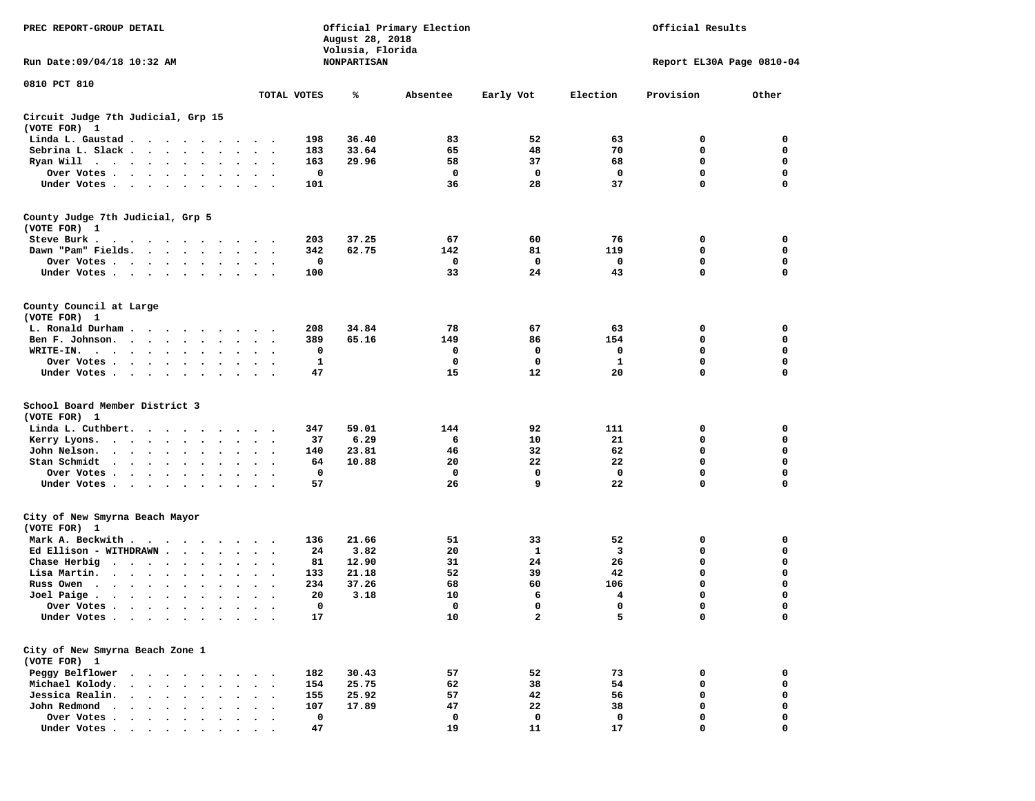PREC REPORT-GROUP DETAIL

Official Primary Election
August 28, 2018
Volusia, Florida
NONPARTISAN

Official Results

Run Date:09/04/18 10:32 AM

Report EL30A Page 0810-04

0810 PCT 810

| | TOTAL VOTES | % | Absentee | Early Vot | Election | Provision | Other |
|---|---|---|---|---|---|---|---|
| **Circuit Judge 7th Judicial, Grp 15** | | | | | | | |
| **(VOTE FOR) 1** | | | | | | | |
| Linda L. Gaustad | 198 | 36.40 | 83 | 52 | 63 | 0 | 0 |
| Sebrina L. Slack | 183 | 33.64 | 65 | 48 | 70 | 0 | 0 |
| Ryan Will | 163 | 29.96 | 58 | 37 | 68 | 0 | 0 |
| Over Votes | 0 | | 0 | 0 | 0 | 0 | 0 |
| Under Votes | 101 | | 36 | 28 | 37 | 0 | 0 |
| **County Judge 7th Judicial, Grp 5** | | | | | | | |
| **(VOTE FOR) 1** | | | | | | | |
| Steve Burk | 203 | 37.25 | 67 | 60 | 76 | 0 | 0 |
| Dawn "Pam" Fields | 342 | 62.75 | 142 | 81 | 119 | 0 | 0 |
| Over Votes | 0 | | 0 | 0 | 0 | 0 | 0 |
| Under Votes | 100 | | 33 | 24 | 43 | 0 | 0 |
| **County Council at Large** | | | | | | | |
| **(VOTE FOR) 1** | | | | | | | |
| L. Ronald Durham | 208 | 34.84 | 78 | 67 | 63 | 0 | 0 |
| Ben F. Johnson | 389 | 65.16 | 149 | 86 | 154 | 0 | 0 |
| WRITE-IN. | 0 | | 0 | 0 | 0 | 0 | 0 |
| Over Votes | 1 | | 0 | 0 | 1 | 0 | 0 |
| Under Votes | 47 | | 15 | 12 | 20 | 0 | 0 |
| **School Board Member District 3** | | | | | | | |
| **(VOTE FOR) 1** | | | | | | | |
| Linda L. Cuthbert | 347 | 59.01 | 144 | 92 | 111 | 0 | 0 |
| Kerry Lyons | 37 | 6.29 | 6 | 10 | 21 | 0 | 0 |
| John Nelson | 140 | 23.81 | 46 | 32 | 62 | 0 | 0 |
| Stan Schmidt | 64 | 10.88 | 20 | 22 | 22 | 0 | 0 |
| Over Votes | 0 | | 0 | 0 | 0 | 0 | 0 |
| Under Votes | 57 | | 26 | 9 | 22 | 0 | 0 |
| **City of New Smyrna Beach Mayor** | | | | | | | |
| **(VOTE FOR) 1** | | | | | | | |
| Mark A. Beckwith | 136 | 21.66 | 51 | 33 | 52 | 0 | 0 |
| Ed Ellison - WITHDRAWN | 24 | 3.82 | 20 | 1 | 3 | 0 | 0 |
| Chase Herbig | 81 | 12.90 | 31 | 24 | 26 | 0 | 0 |
| Lisa Martin | 133 | 21.18 | 52 | 39 | 42 | 0 | 0 |
| Russ Owen | 234 | 37.26 | 68 | 60 | 106 | 0 | 0 |
| Joel Paige | 20 | 3.18 | 10 | 6 | 4 | 0 | 0 |
| Over Votes | 0 | | 0 | 0 | 0 | 0 | 0 |
| Under Votes | 17 | | 10 | 2 | 5 | 0 | 0 |
| **City of New Smyrna Beach Zone 1** | | | | | | | |
| **(VOTE FOR) 1** | | | | | | | |
| Peggy Belflower | 182 | 30.43 | 57 | 52 | 73 | 0 | 0 |
| Michael Kolody | 154 | 25.75 | 62 | 38 | 54 | 0 | 0 |
| Jessica Realin | 155 | 25.92 | 57 | 42 | 56 | 0 | 0 |
| John Redmond | 107 | 17.89 | 47 | 22 | 38 | 0 | 0 |
| Over Votes | 0 | | 0 | 0 | 0 | 0 | 0 |
| Under Votes | 47 | | 19 | 11 | 17 | 0 | 0 |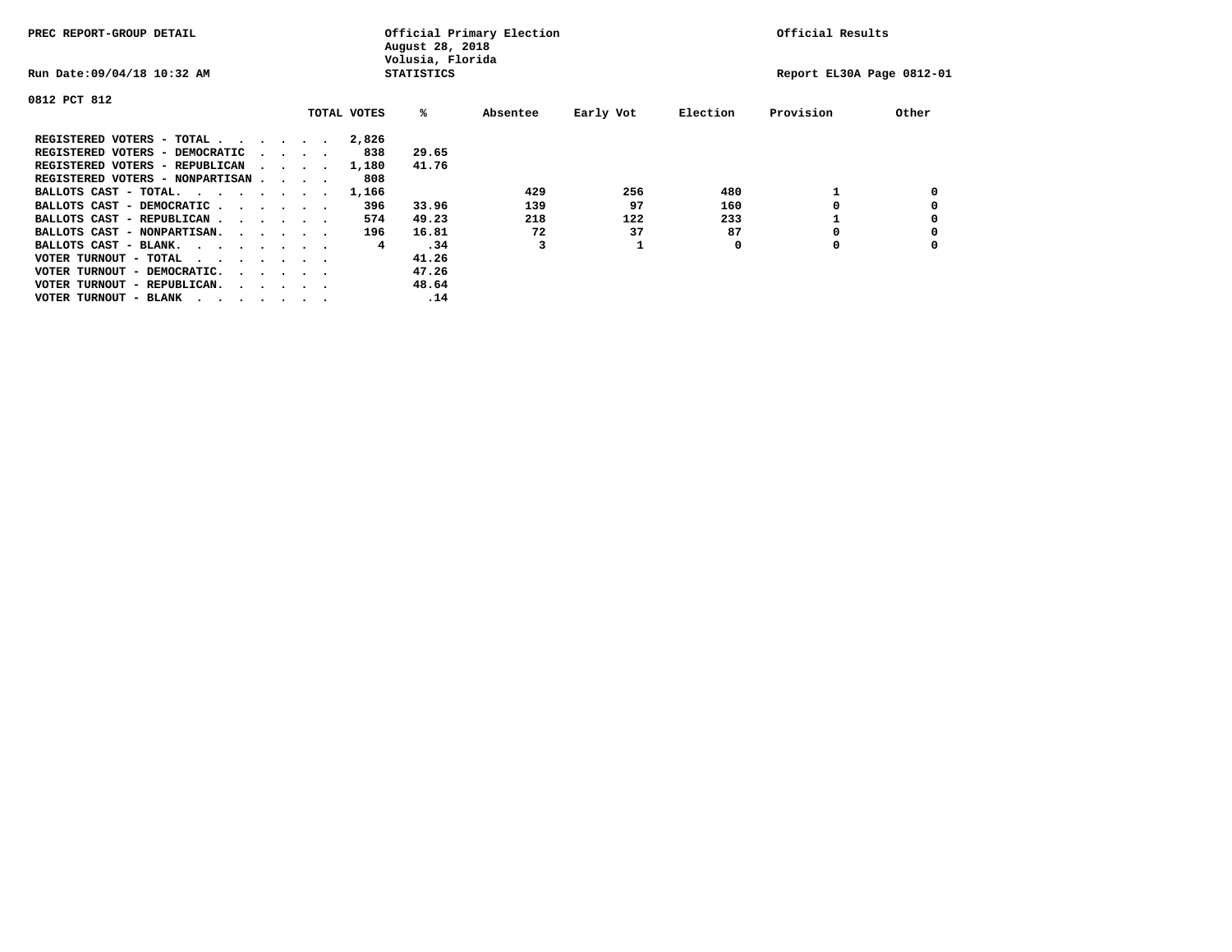PREC REPORT-GROUP DETAIL

Official Primary Election
August 28, 2018
Volusia, Florida
STATISTICS

Official Results

Run Date:09/04/18 10:32 AM

Report EL30A Page 0812-01

0812 PCT 812

| | TOTAL VOTES | % | Absentee | Early Vot | Election | Provision | Other |
|---|---|---|---|---|---|---|---|
| REGISTERED VOTERS - TOTAL . . . . . . | 2,826 | | | | | | |
| REGISTERED VOTERS - DEMOCRATIC . . . . | 838 | 29.65 | | | | | |
| REGISTERED VOTERS - REPUBLICAN . . . . | 1,180 | 41.76 | | | | | |
| REGISTERED VOTERS - NONPARTISAN . . . . | 808 | | | | | | |
| BALLOTS CAST - TOTAL. . . . . . . . | 1,166 | | 429 | 256 | 480 | 1 | 0 |
| BALLOTS CAST - DEMOCRATIC . . . . . . | 396 | 33.96 | 139 | 97 | 160 | 0 | 0 |
| BALLOTS CAST - REPUBLICAN . . . . . . | 574 | 49.23 | 218 | 122 | 233 | 1 | 0 |
| BALLOTS CAST - NONPARTISAN. . . . . . | 196 | 16.81 | 72 | 37 | 87 | 0 | 0 |
| BALLOTS CAST - BLANK. . . . . . . . | 4 | .34 | 3 | 1 | 0 | 0 | 0 |
| VOTER TURNOUT - TOTAL . . . . . . . . | | 41.26 | | | | | |
| VOTER TURNOUT - DEMOCRATIC. . . . . . | | 47.26 | | | | | |
| VOTER TURNOUT - REPUBLICAN. . . . . . | | 48.64 | | | | | |
| VOTER TURNOUT - BLANK . . . . . . . . | | .14 | | | | | |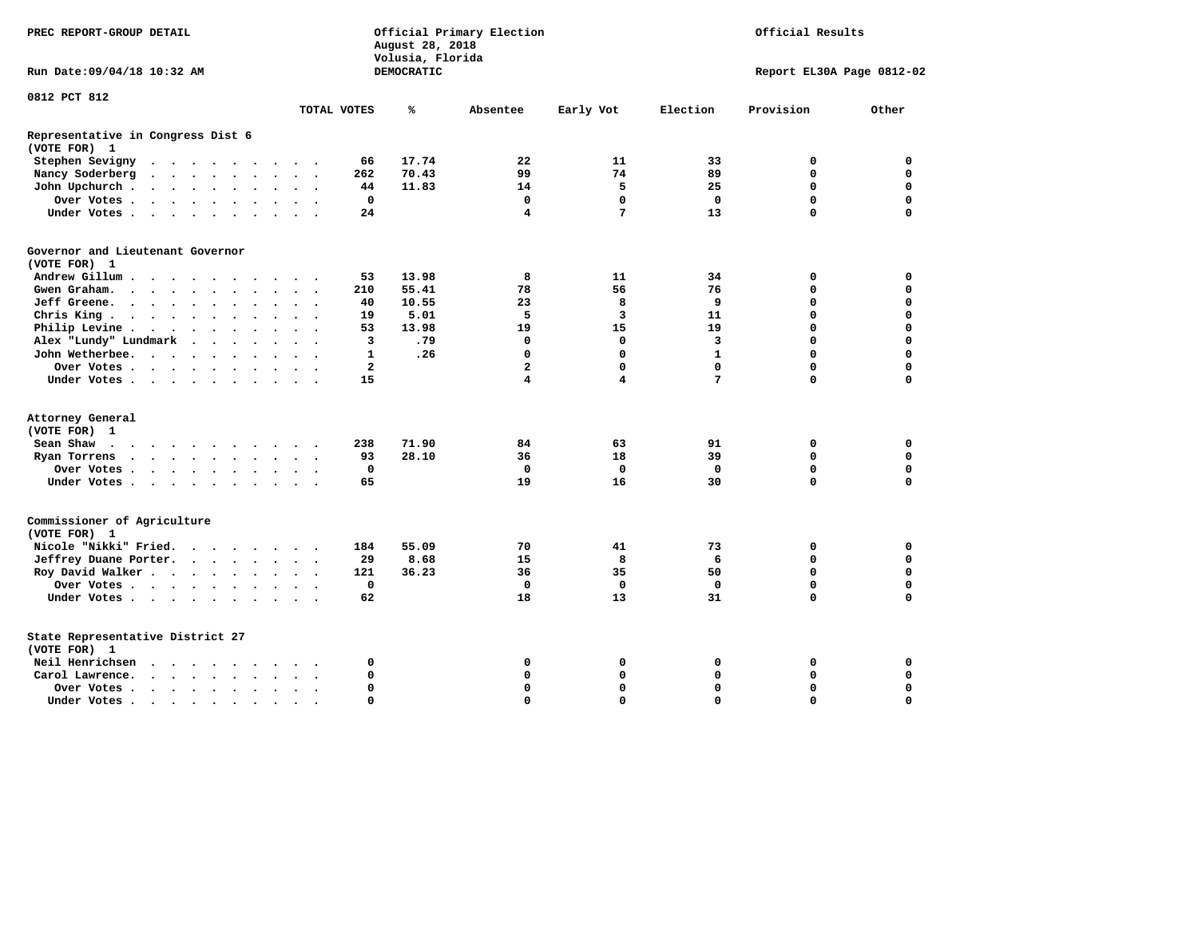PREC REPORT-GROUP DETAIL

Run Date:09/04/18 10:32 AM

Official Primary Election
August 28, 2018
Volusia, Florida
DEMOCRATIC

Official Results

Report EL30A Page 0812-02

0812 PCT 812

| | TOTAL VOTES | % | Absentee | Early Vot | Election | Provision | Other |
|---|---|---|---|---|---|---|---|
| **Representative in Congress Dist 6** | | | | | | | |
| **(VOTE FOR) 1** | | | | | | | |
| Stephen Sevigny | 66 | 17.74 | 22 | 11 | 33 | 0 | 0 |
| Nancy Soderberg | 262 | 70.43 | 99 | 74 | 89 | 0 | 0 |
| John Upchurch | 44 | 11.83 | 14 | 5 | 25 | 0 | 0 |
| Over Votes | 0 | | 0 | 0 | 0 | 0 | 0 |
| Under Votes | 24 | | 4 | 7 | 13 | 0 | 0 |
| **Governor and Lieutenant Governor** | | | | | | | |
| **(VOTE FOR) 1** | | | | | | | |
| Andrew Gillum | 53 | 13.98 | 8 | 11 | 34 | 0 | 0 |
| Gwen Graham. | 210 | 55.41 | 78 | 56 | 76 | 0 | 0 |
| Jeff Greene. | 40 | 10.55 | 23 | 8 | 9 | 0 | 0 |
| Chris King | 19 | 5.01 | 5 | 3 | 11 | 0 | 0 |
| Philip Levine | 53 | 13.98 | 19 | 15 | 19 | 0 | 0 |
| Alex "Lundy" Lundmark | 3 | .79 | 0 | 0 | 3 | 0 | 0 |
| John Wetherbee. | 1 | .26 | 0 | 0 | 1 | 0 | 0 |
| Over Votes | 2 | | 2 | 0 | 0 | 0 | 0 |
| Under Votes | 15 | | 4 | 4 | 7 | 0 | 0 |
| **Attorney General** | | | | | | | |
| **(VOTE FOR) 1** | | | | | | | |
| Sean Shaw | 238 | 71.90 | 84 | 63 | 91 | 0 | 0 |
| Ryan Torrens | 93 | 28.10 | 36 | 18 | 39 | 0 | 0 |
| Over Votes | 0 | | 0 | 0 | 0 | 0 | 0 |
| Under Votes | 65 | | 19 | 16 | 30 | 0 | 0 |
| **Commissioner of Agriculture** | | | | | | | |
| **(VOTE FOR) 1** | | | | | | | |
| Nicole "Nikki" Fried. | 184 | 55.09 | 70 | 41 | 73 | 0 | 0 |
| Jeffrey Duane Porter. | 29 | 8.68 | 15 | 8 | 6 | 0 | 0 |
| Roy David Walker | 121 | 36.23 | 36 | 35 | 50 | 0 | 0 |
| Over Votes | 0 | | 0 | 0 | 0 | 0 | 0 |
| Under Votes | 62 | | 18 | 13 | 31 | 0 | 0 |
| **State Representative District 27** | | | | | | | |
| **(VOTE FOR) 1** | | | | | | | |
| Neil Henrichsen | 0 | | 0 | 0 | 0 | 0 | 0 |
| Carol Lawrence. | 0 | | 0 | 0 | 0 | 0 | 0 |
| Over Votes | 0 | | 0 | 0 | 0 | 0 | 0 |
| Under Votes | 0 | | 0 | 0 | 0 | 0 | 0 |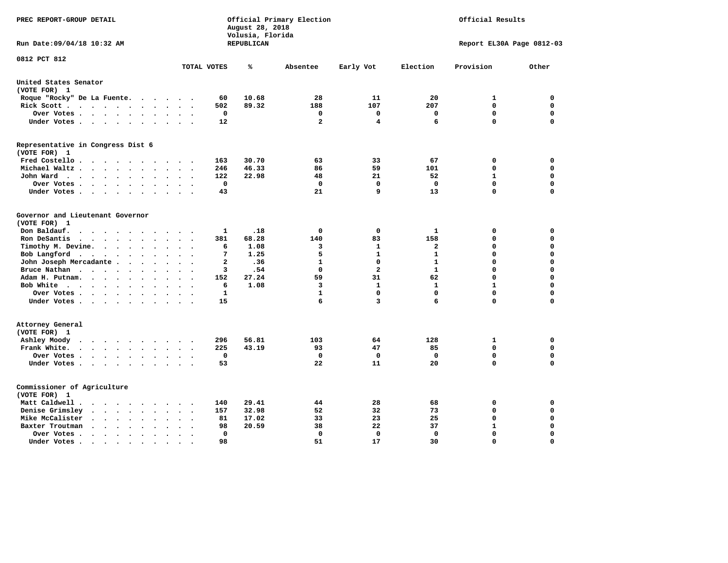PREC REPORT-GROUP DETAIL

Official Primary Election
August 28, 2018
Volusia, Florida
REPUBLICAN

Official Results

Run Date:09/04/18 10:32 AM

Report EL30A Page 0812-03

0812 PCT 812

| | TOTAL VOTES | % | Absentee | Early Vot | Election | Provision | Other |
|---|---|---|---|---|---|---|---|
| **United States Senator** | | | | | | | |
| (VOTE FOR) 1 | | | | | | | |
| Roque "Rocky" De La Fuente | 60 | 10.68 | 28 | 11 | 20 | 1 | 0 |
| Rick Scott | 502 | 89.32 | 188 | 107 | 207 | 0 | 0 |
| Over Votes | 0 | | 0 | 0 | 0 | 0 | 0 |
| Under Votes | 12 | | 2 | 4 | 6 | 0 | 0 |
| **Representative in Congress Dist 6** | | | | | | | |
| (VOTE FOR) 1 | | | | | | | |
| Fred Costello | 163 | 30.70 | 63 | 33 | 67 | 0 | 0 |
| Michael Waltz | 246 | 46.33 | 86 | 59 | 101 | 0 | 0 |
| John Ward | 122 | 22.98 | 48 | 21 | 52 | 1 | 0 |
| Over Votes | 0 | | 0 | 0 | 0 | 0 | 0 |
| Under Votes | 43 | | 21 | 9 | 13 | 0 | 0 |
| **Governor and Lieutenant Governor** | | | | | | | |
| (VOTE FOR) 1 | | | | | | | |
| Don Baldauf | 1 | .18 | 0 | 0 | 1 | 0 | 0 |
| Ron DeSantis | 381 | 68.28 | 140 | 83 | 158 | 0 | 0 |
| Timothy M. Devine | 6 | 1.08 | 3 | 1 | 2 | 0 | 0 |
| Bob Langford | 7 | 1.25 | 5 | 1 | 1 | 0 | 0 |
| John Joseph Mercadante | 2 | .36 | 1 | 0 | 1 | 0 | 0 |
| Bruce Nathan | 3 | .54 | 0 | 2 | 1 | 0 | 0 |
| Adam H. Putnam | 152 | 27.24 | 59 | 31 | 62 | 0 | 0 |
| Bob White | 6 | 1.08 | 3 | 1 | 1 | 1 | 0 |
| Over Votes | 1 | | 1 | 0 | 0 | 0 | 0 |
| Under Votes | 15 | | 6 | 3 | 6 | 0 | 0 |
| **Attorney General** | | | | | | | |
| (VOTE FOR) 1 | | | | | | | |
| Ashley Moody | 296 | 56.81 | 103 | 64 | 128 | 1 | 0 |
| Frank White | 225 | 43.19 | 93 | 47 | 85 | 0 | 0 |
| Over Votes | 0 | | 0 | 0 | 0 | 0 | 0 |
| Under Votes | 53 | | 22 | 11 | 20 | 0 | 0 |
| **Commissioner of Agriculture** | | | | | | | |
| (VOTE FOR) 1 | | | | | | | |
| Matt Caldwell | 140 | 29.41 | 44 | 28 | 68 | 0 | 0 |
| Denise Grimsley | 157 | 32.98 | 52 | 32 | 73 | 0 | 0 |
| Mike McCalister | 81 | 17.02 | 33 | 23 | 25 | 0 | 0 |
| Baxter Troutman | 98 | 20.59 | 38 | 22 | 37 | 1 | 0 |
| Over Votes | 0 | | 0 | 0 | 0 | 0 | 0 |
| Under Votes | 98 | | 51 | 17 | 30 | 0 | 0 |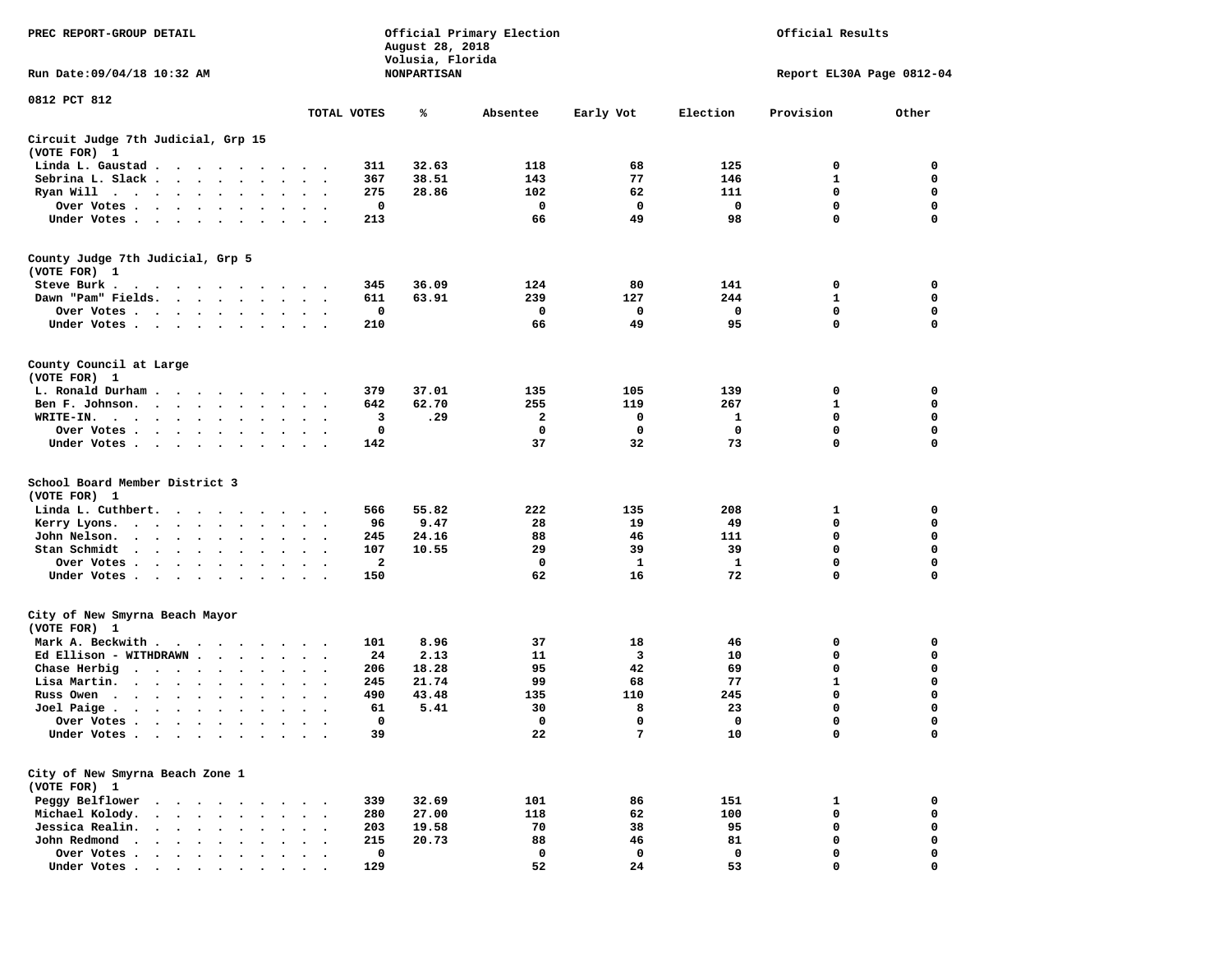PREC REPORT-GROUP DETAIL

Official Primary Election
August 28, 2018
Volusia, Florida
NONPARTISAN

Official Results

Run Date:09/04/18 10:32 AM

Report EL30A Page 0812-04

0812 PCT 812

| | TOTAL VOTES | % | Absentee | Early Vot | Election | Provision | Other |
|---|---|---|---|---|---|---|---|
| **Circuit Judge 7th Judicial, Grp 15** | | | | | | | |
| **(VOTE FOR) 1** | | | | | | | |
| Linda L. Gaustad | 311 | 32.63 | 118 | 68 | 125 | 0 | 0 |
| Sebrina L. Slack | 367 | 38.51 | 143 | 77 | 146 | 1 | 0 |
| Ryan Will | 275 | 28.86 | 102 | 62 | 111 | 0 | 0 |
| Over Votes | 0 | | 0 | 0 | 0 | 0 | 0 |
| Under Votes | 213 | | 66 | 49 | 98 | 0 | 0 |
| **County Judge 7th Judicial, Grp 5** | | | | | | | |
| **(VOTE FOR) 1** | | | | | | | |
| Steve Burk | 345 | 36.09 | 124 | 80 | 141 | 0 | 0 |
| Dawn "Pam" Fields | 611 | 63.91 | 239 | 127 | 244 | 1 | 0 |
| Over Votes | 0 | | 0 | 0 | 0 | 0 | 0 |
| Under Votes | 210 | | 66 | 49 | 95 | 0 | 0 |
| **County Council at Large** | | | | | | | |
| **(VOTE FOR) 1** | | | | | | | |
| L. Ronald Durham | 379 | 37.01 | 135 | 105 | 139 | 0 | 0 |
| Ben F. Johnson | 642 | 62.70 | 255 | 119 | 267 | 1 | 0 |
| WRITE-IN | 3 | .29 | 2 | 0 | 1 | 0 | 0 |
| Over Votes | 0 | | 0 | 0 | 0 | 0 | 0 |
| Under Votes | 142 | | 37 | 32 | 73 | 0 | 0 |
| **School Board Member District 3** | | | | | | | |
| **(VOTE FOR) 1** | | | | | | | |
| Linda L. Cuthbert | 566 | 55.82 | 222 | 135 | 208 | 1 | 0 |
| Kerry Lyons | 96 | 9.47 | 28 | 19 | 49 | 0 | 0 |
| John Nelson | 245 | 24.16 | 88 | 46 | 111 | 0 | 0 |
| Stan Schmidt | 107 | 10.55 | 29 | 39 | 39 | 0 | 0 |
| Over Votes | 2 | | 0 | 1 | 1 | 0 | 0 |
| Under Votes | 150 | | 62 | 16 | 72 | 0 | 0 |
| **City of New Smyrna Beach Mayor** | | | | | | | |
| **(VOTE FOR) 1** | | | | | | | |
| Mark A. Beckwith | 101 | 8.96 | 37 | 18 | 46 | 0 | 0 |
| Ed Ellison - WITHDRAWN | 24 | 2.13 | 11 | 3 | 10 | 0 | 0 |
| Chase Herbig | 206 | 18.28 | 95 | 42 | 69 | 0 | 0 |
| Lisa Martin | 245 | 21.74 | 99 | 68 | 77 | 1 | 0 |
| Russ Owen | 490 | 43.48 | 135 | 110 | 245 | 0 | 0 |
| Joel Paige | 61 | 5.41 | 30 | 8 | 23 | 0 | 0 |
| Over Votes | 0 | | 0 | 0 | 0 | 0 | 0 |
| Under Votes | 39 | | 22 | 7 | 10 | 0 | 0 |
| **City of New Smyrna Beach Zone 1** | | | | | | | |
| **(VOTE FOR) 1** | | | | | | | |
| Peggy Belflower | 339 | 32.69 | 101 | 86 | 151 | 1 | 0 |
| Michael Kolody | 280 | 27.00 | 118 | 62 | 100 | 0 | 0 |
| Jessica Realin | 203 | 19.58 | 70 | 38 | 95 | 0 | 0 |
| John Redmond | 215 | 20.73 | 88 | 46 | 81 | 0 | 0 |
| Over Votes | 0 | | 0 | 0 | 0 | 0 | 0 |
| Under Votes | 129 | | 52 | 24 | 53 | 0 | 0 |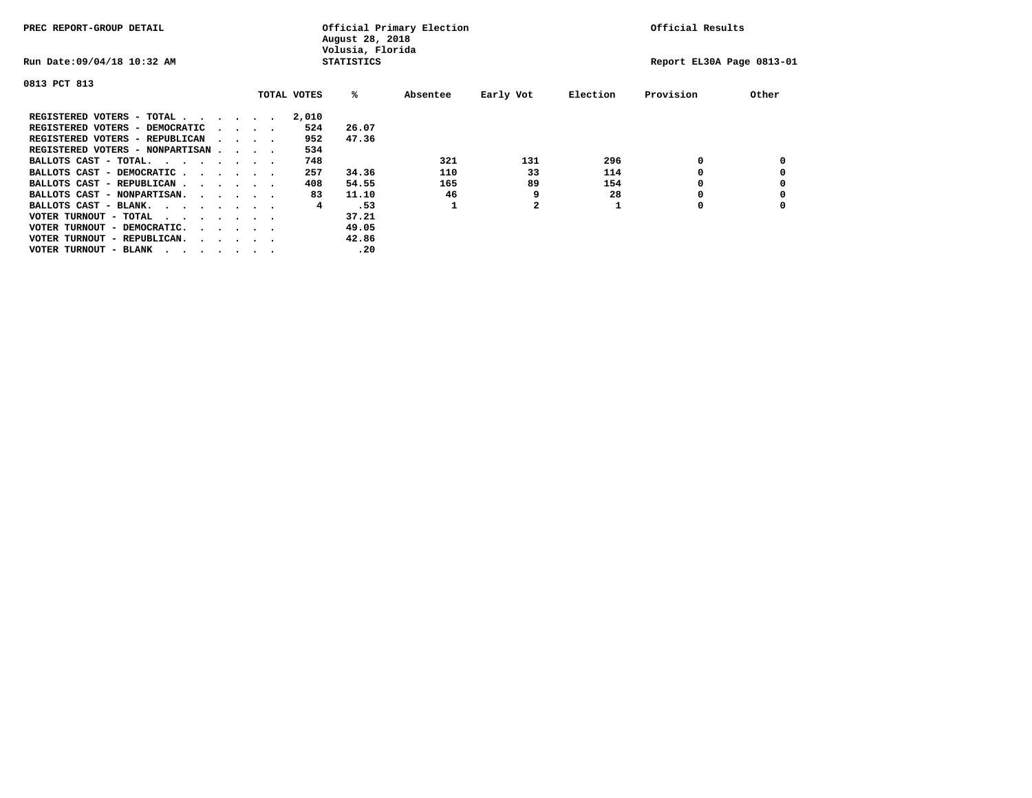PREC REPORT-GROUP DETAIL

Official Primary Election
August 28, 2018
Volusia, Florida
STATISTICS

Official Results

Run Date:09/04/18 10:32 AM

Report EL30A Page 0813-01

0813 PCT 813

| | TOTAL VOTES | % | Absentee | Early Vot | Election | Provision | Other |
|---|---|---|---|---|---|---|---|
| REGISTERED VOTERS - TOTAL . . . . . . | 2,010 | | | | | | |
| REGISTERED VOTERS - DEMOCRATIC . . . . | 524 | 26.07 | | | | | |
| REGISTERED VOTERS - REPUBLICAN . . . . | 952 | 47.36 | | | | | |
| REGISTERED VOTERS - NONPARTISAN . . . . | 534 | | | | | | |
| BALLOTS CAST - TOTAL. . . . . . . . | 748 | | 321 | 131 | 296 | 0 | 0 |
| BALLOTS CAST - DEMOCRATIC . . . . . . | 257 | 34.36 | 110 | 33 | 114 | 0 | 0 |
| BALLOTS CAST - REPUBLICAN . . . . . . | 408 | 54.55 | 165 | 89 | 154 | 0 | 0 |
| BALLOTS CAST - NONPARTISAN. . . . . . | 83 | 11.10 | 46 | 9 | 28 | 0 | 0 |
| BALLOTS CAST - BLANK. . . . . . . . | 4 | .53 | 1 | 2 | 1 | 0 | 0 |
| VOTER TURNOUT - TOTAL . . . . . . . | | 37.21 | | | | | |
| VOTER TURNOUT - DEMOCRATIC. . . . . . | | 49.05 | | | | | |
| VOTER TURNOUT - REPUBLICAN. . . . . . | | 42.86 | | | | | |
| VOTER TURNOUT - BLANK . . . . . . . | | .20 | | | | | |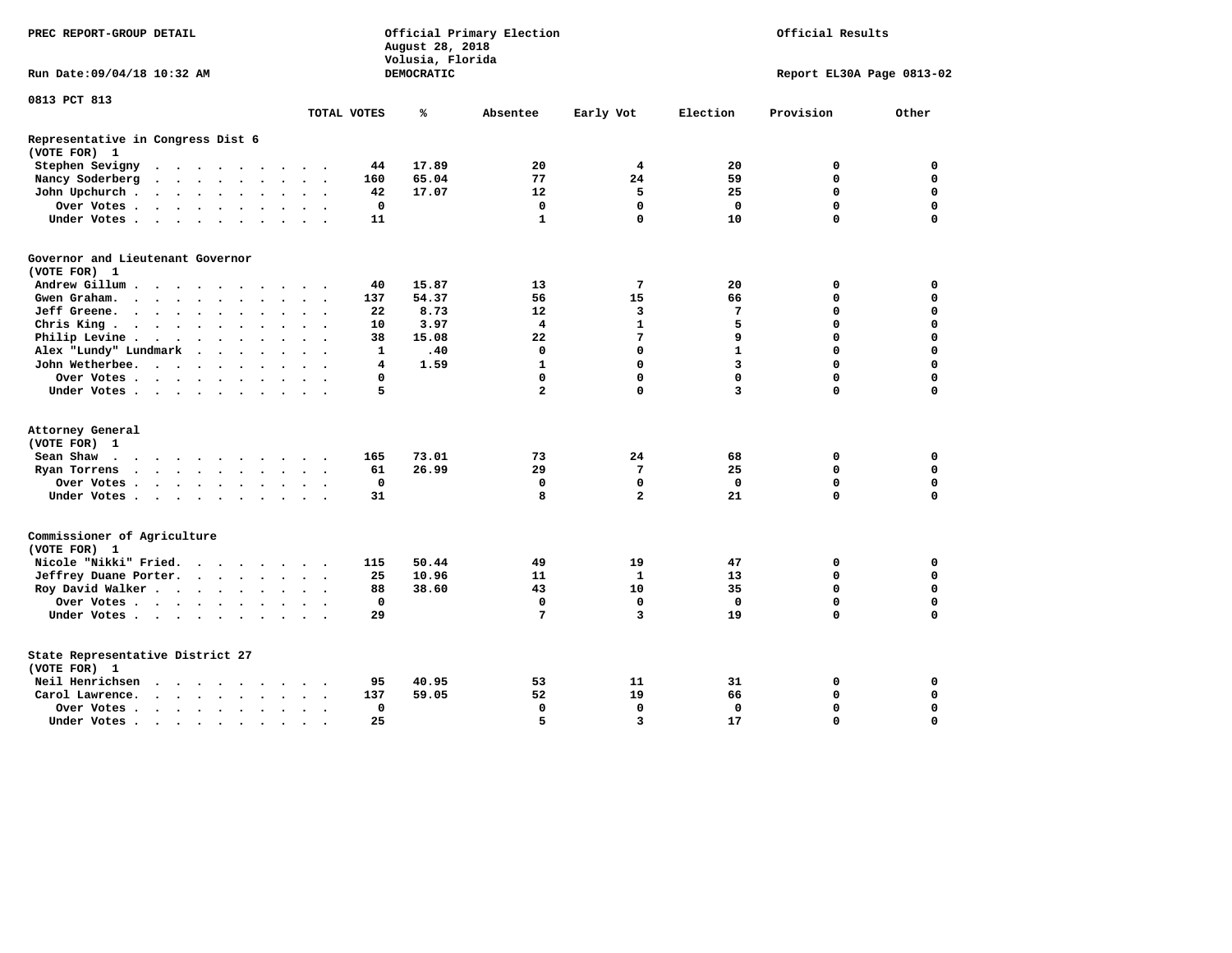PREC REPORT-GROUP DETAIL

Official Primary Election
August 28, 2018
Volusia, Florida
DEMOCRATIC

Official Results

Run Date:09/04/18 10:32 AM

Report EL30A Page 0813-02

0813 PCT 813

| | TOTAL VOTES | % | Absentee | Early Vot | Election | Provision | Other |
|---|---|---|---|---|---|---|---|
| **Representative in Congress Dist 6** | | | | | | | |
| **(VOTE FOR) 1** | | | | | | | |
| Stephen Sevigny | 44 | 17.89 | 20 | 4 | 20 | 0 | 0 |
| Nancy Soderberg | 160 | 65.04 | 77 | 24 | 59 | 0 | 0 |
| John Upchurch | 42 | 17.07 | 12 | 5 | 25 | 0 | 0 |
| Over Votes | 0 | | 0 | 0 | 0 | 0 | 0 |
| Under Votes | 11 | | 1 | 0 | 10 | 0 | 0 |
| **Governor and Lieutenant Governor** | | | | | | | |
| **(VOTE FOR) 1** | | | | | | | |
| Andrew Gillum | 40 | 15.87 | 13 | 7 | 20 | 0 | 0 |
| Gwen Graham | 137 | 54.37 | 56 | 15 | 66 | 0 | 0 |
| Jeff Greene | 22 | 8.73 | 12 | 3 | 7 | 0 | 0 |
| Chris King | 10 | 3.97 | 4 | 1 | 5 | 0 | 0 |
| Philip Levine | 38 | 15.08 | 22 | 7 | 9 | 0 | 0 |
| Alex "Lundy" Lundmark | 1 | .40 | 0 | 0 | 1 | 0 | 0 |
| John Wetherbee | 4 | 1.59 | 1 | 0 | 3 | 0 | 0 |
| Over Votes | 0 | | 0 | 0 | 0 | 0 | 0 |
| Under Votes | 5 | | 2 | 0 | 3 | 0 | 0 |
| **Attorney General** | | | | | | | |
| **(VOTE FOR) 1** | | | | | | | |
| Sean Shaw | 165 | 73.01 | 73 | 24 | 68 | 0 | 0 |
| Ryan Torrens | 61 | 26.99 | 29 | 7 | 25 | 0 | 0 |
| Over Votes | 0 | | 0 | 0 | 0 | 0 | 0 |
| Under Votes | 31 | | 8 | 2 | 21 | 0 | 0 |
| **Commissioner of Agriculture** | | | | | | | |
| **(VOTE FOR) 1** | | | | | | | |
| Nicole "Nikki" Fried | 115 | 50.44 | 49 | 19 | 47 | 0 | 0 |
| Jeffrey Duane Porter | 25 | 10.96 | 11 | 1 | 13 | 0 | 0 |
| Roy David Walker | 88 | 38.60 | 43 | 10 | 35 | 0 | 0 |
| Over Votes | 0 | | 0 | 0 | 0 | 0 | 0 |
| Under Votes | 29 | | 7 | 3 | 19 | 0 | 0 |
| **State Representative District 27** | | | | | | | |
| **(VOTE FOR) 1** | | | | | | | |
| Neil Henrichsen | 95 | 40.95 | 53 | 11 | 31 | 0 | 0 |
| Carol Lawrence | 137 | 59.05 | 52 | 19 | 66 | 0 | 0 |
| Over Votes | 0 | | 0 | 0 | 0 | 0 | 0 |
| Under Votes | 25 | | 5 | 3 | 17 | 0 | 0 |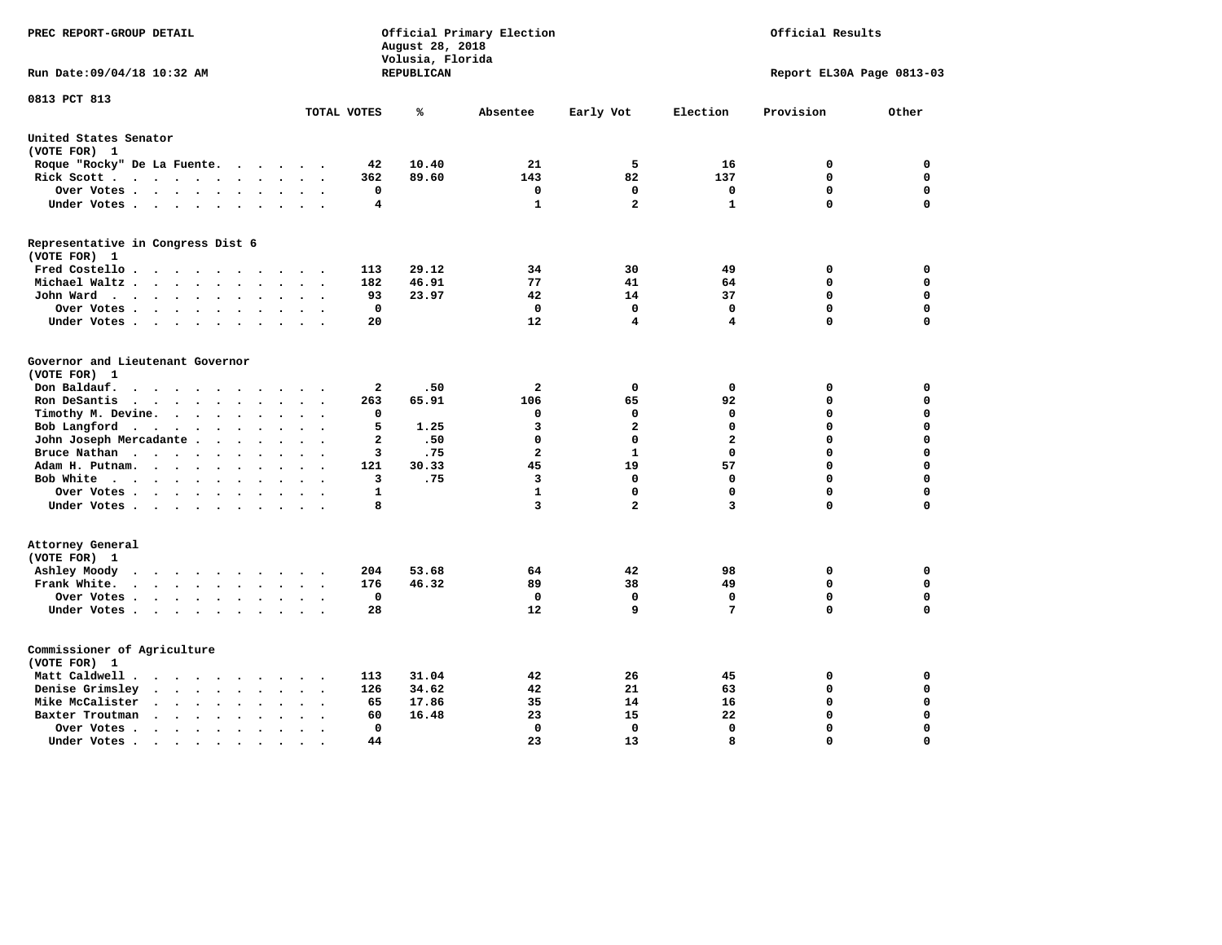PREC REPORT-GROUP DETAIL

Official Primary Election
August 28, 2018
Volusia, Florida
REPUBLICAN

Official Results

Run Date:09/04/18 10:32 AM

Report EL30A Page 0813-03

0813 PCT 813

| | TOTAL VOTES | % | Absentee | Early Vot | Election | Provision | Other |
|---|---|---|---|---|---|---|---|
| **United States Senator** | | | | | | | |
| (VOTE FOR) 1 | | | | | | | |
| Roque "Rocky" De La Fuente | 42 | 10.40 | 21 | 5 | 16 | 0 | 0 |
| Rick Scott | 362 | 89.60 | 143 | 82 | 137 | 0 | 0 |
| Over Votes | 0 | | 0 | 0 | 0 | 0 | 0 |
| Under Votes | 4 | | 1 | 2 | 1 | 0 | 0 |
| **Representative in Congress Dist 6** | | | | | | | |
| (VOTE FOR) 1 | | | | | | | |
| Fred Costello | 113 | 29.12 | 34 | 30 | 49 | 0 | 0 |
| Michael Waltz | 182 | 46.91 | 77 | 41 | 64 | 0 | 0 |
| John Ward | 93 | 23.97 | 42 | 14 | 37 | 0 | 0 |
| Over Votes | 0 | | 0 | 0 | 0 | 0 | 0 |
| Under Votes | 20 | | 12 | 4 | 4 | 0 | 0 |
| **Governor and Lieutenant Governor** | | | | | | | |
| (VOTE FOR) 1 | | | | | | | |
| Don Baldauf | 2 | .50 | 2 | 0 | 0 | 0 | 0 |
| Ron DeSantis | 263 | 65.91 | 106 | 65 | 92 | 0 | 0 |
| Timothy M. Devine | 0 | | 0 | 0 | 0 | 0 | 0 |
| Bob Langford | 5 | 1.25 | 3 | 2 | 0 | 0 | 0 |
| John Joseph Mercadante | 2 | .50 | 0 | 0 | 2 | 0 | 0 |
| Bruce Nathan | 3 | .75 | 2 | 1 | 0 | 0 | 0 |
| Adam H. Putnam | 121 | 30.33 | 45 | 19 | 57 | 0 | 0 |
| Bob White | 3 | .75 | 3 | 0 | 0 | 0 | 0 |
| Over Votes | 1 | | 1 | 0 | 0 | 0 | 0 |
| Under Votes | 8 | | 3 | 2 | 3 | 0 | 0 |
| **Attorney General** | | | | | | | |
| (VOTE FOR) 1 | | | | | | | |
| Ashley Moody | 204 | 53.68 | 64 | 42 | 98 | 0 | 0 |
| Frank White | 176 | 46.32 | 89 | 38 | 49 | 0 | 0 |
| Over Votes | 0 | | 0 | 0 | 0 | 0 | 0 |
| Under Votes | 28 | | 12 | 9 | 7 | 0 | 0 |
| **Commissioner of Agriculture** | | | | | | | |
| (VOTE FOR) 1 | | | | | | | |
| Matt Caldwell | 113 | 31.04 | 42 | 26 | 45 | 0 | 0 |
| Denise Grimsley | 126 | 34.62 | 42 | 21 | 63 | 0 | 0 |
| Mike McCalister | 65 | 17.86 | 35 | 14 | 16 | 0 | 0 |
| Baxter Troutman | 60 | 16.48 | 23 | 15 | 22 | 0 | 0 |
| Over Votes | 0 | | 0 | 0 | 0 | 0 | 0 |
| Under Votes | 44 | | 23 | 13 | 8 | 0 | 0 |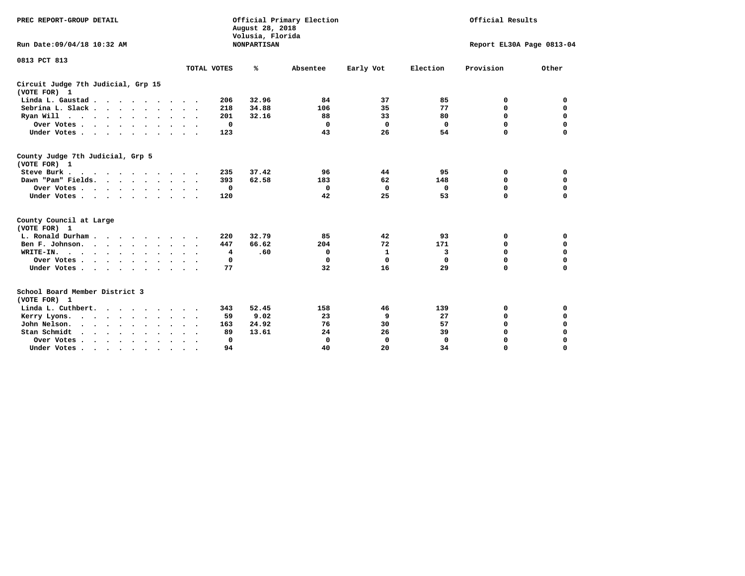PREC REPORT-GROUP DETAIL

Official Primary Election
August 28, 2018
Volusia, Florida
NONPARTISAN

Official Results

Run Date:09/04/18 10:32 AM

Report EL30A Page 0813-04

**0813 PCT 813**

| | TOTAL VOTES | % | Absentee | Early Vot | Election | Provision | Other |
|---|---|---|---|---|---|---|---|
| **Circuit Judge 7th Judicial, Grp 15** | | | | | | | |
| **(VOTE FOR) 1** | | | | | | | |
| Linda L. Gaustad | 206 | 32.96 | 84 | 37 | 85 | 0 | 0 |
| Sebrina L. Slack | 218 | 34.88 | 106 | 35 | 77 | 0 | 0 |
| Ryan Will | 201 | 32.16 | 88 | 33 | 80 | 0 | 0 |
| Over Votes | 0 | | 0 | 0 | 0 | 0 | 0 |
| Under Votes | 123 | | 43 | 26 | 54 | 0 | 0 |
| **County Judge 7th Judicial, Grp 5** | | | | | | | |
| **(VOTE FOR) 1** | | | | | | | |
| Steve Burk | 235 | 37.42 | 96 | 44 | 95 | 0 | 0 |
| Dawn "Pam" Fields | 393 | 62.58 | 183 | 62 | 148 | 0 | 0 |
| Over Votes | 0 | | 0 | 0 | 0 | 0 | 0 |
| Under Votes | 120 | | 42 | 25 | 53 | 0 | 0 |
| **County Council at Large** | | | | | | | |
| **(VOTE FOR) 1** | | | | | | | |
| L. Ronald Durham | 220 | 32.79 | 85 | 42 | 93 | 0 | 0 |
| Ben F. Johnson | 447 | 66.62 | 204 | 72 | 171 | 0 | 0 |
| WRITE-IN. | 4 | .60 | 0 | 1 | 3 | 0 | 0 |
| Over Votes | 0 | | 0 | 0 | 0 | 0 | 0 |
| Under Votes | 77 | | 32 | 16 | 29 | 0 | 0 |
| **School Board Member District 3** | | | | | | | |
| **(VOTE FOR) 1** | | | | | | | |
| Linda L. Cuthbert | 343 | 52.45 | 158 | 46 | 139 | 0 | 0 |
| Kerry Lyons | 59 | 9.02 | 23 | 9 | 27 | 0 | 0 |
| John Nelson | 163 | 24.92 | 76 | 30 | 57 | 0 | 0 |
| Stan Schmidt | 89 | 13.61 | 24 | 26 | 39 | 0 | 0 |
| Over Votes | 0 | | 0 | 0 | 0 | 0 | 0 |
| Under Votes | 94 | | 40 | 20 | 34 | 0 | 0 |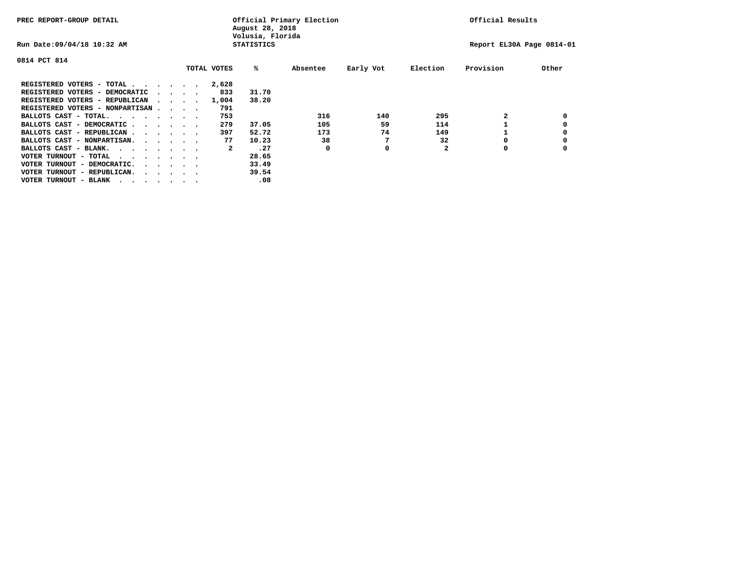PREC REPORT-GROUP DETAIL

Official Primary Election
August 28, 2018
Volusia, Florida
STATISTICS

Official Results

Run Date:09/04/18 10:32 AM

Report EL30A Page 0814-01

0814 PCT 814

| | TOTAL VOTES | % | Absentee | Early Vot | Election | Provision | Other |
|---|---|---|---|---|---|---|---|
| REGISTERED VOTERS - TOTAL . . . . . . | 2,628 | | | | | | |
| REGISTERED VOTERS - DEMOCRATIC . . . . | 833 | 31.70 | | | | | |
| REGISTERED VOTERS - REPUBLICAN . . . . | 1,004 | 38.20 | | | | | |
| REGISTERED VOTERS - NONPARTISAN . . . . | 791 | | | | | | |
| BALLOTS CAST - TOTAL. . . . . . . . | 753 | | 316 | 140 | 295 | 2 | 0 |
| BALLOTS CAST - DEMOCRATIC . . . . . . | 279 | 37.05 | 105 | 59 | 114 | 1 | 0 |
| BALLOTS CAST - REPUBLICAN . . . . . . | 397 | 52.72 | 173 | 74 | 149 | 1 | 0 |
| BALLOTS CAST - NONPARTISAN. . . . . . | 77 | 10.23 | 38 | 7 | 32 | 0 | 0 |
| BALLOTS CAST - BLANK. . . . . . . . | 2 | .27 | 0 | 0 | 2 | 0 | 0 |
| VOTER TURNOUT - TOTAL . . . . . . . . | | 28.65 | | | | | |
| VOTER TURNOUT - DEMOCRATIC. . . . . . | | 33.49 | | | | | |
| VOTER TURNOUT - REPUBLICAN. . . . . . | | 39.54 | | | | | |
| VOTER TURNOUT - BLANK . . . . . . . . | | .08 | | | | | |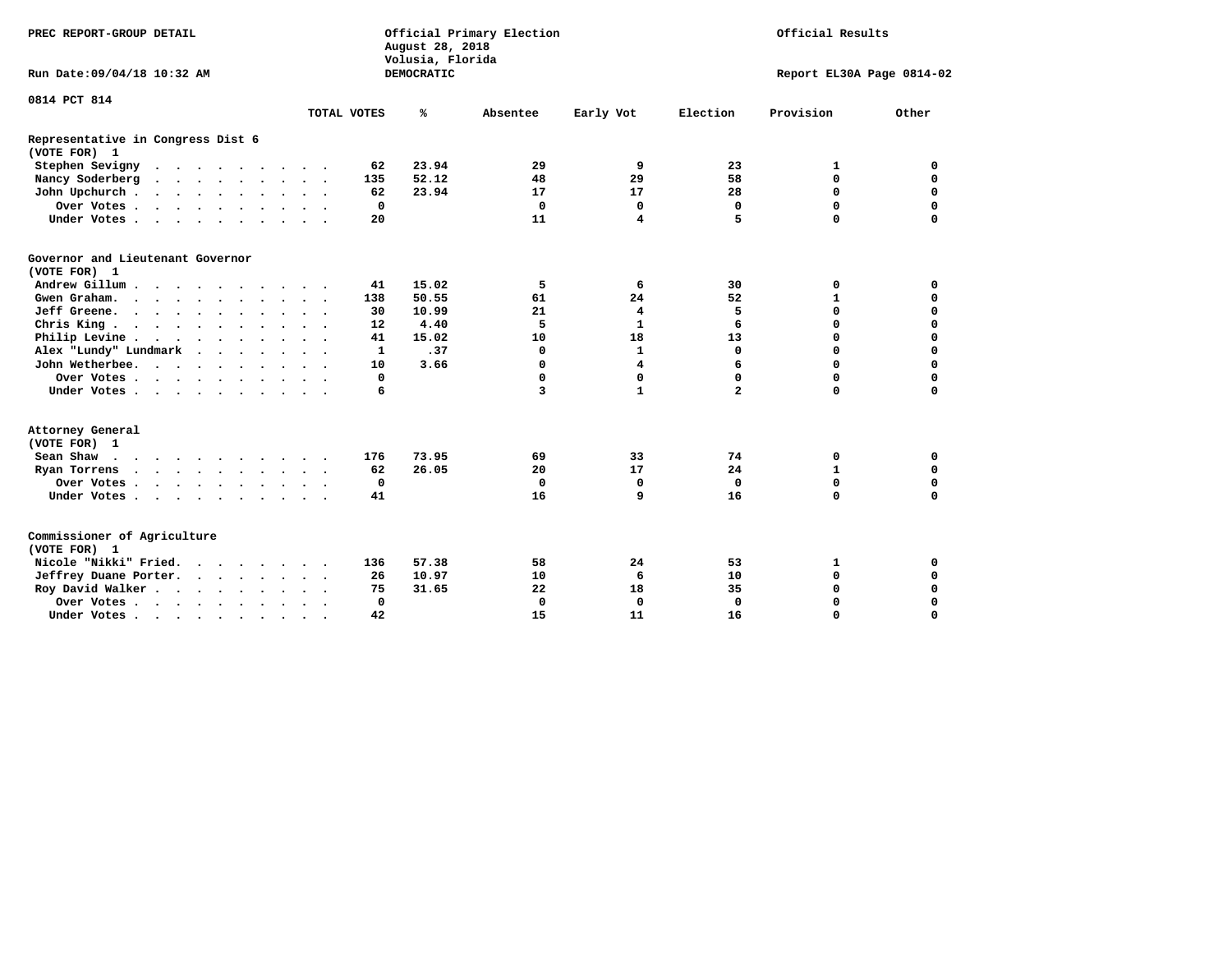PREC REPORT-GROUP DETAIL

Official Primary Election
August 28, 2018
Volusia, Florida
DEMOCRATIC

Official Results

Run Date:09/04/18 10:32 AM

Report EL30A Page 0814-02

0814 PCT 814

| | TOTAL VOTES | % | Absentee | Early Vot | Election | Provision | Other |
|---|---|---|---|---|---|---|---|
| **Representative in Congress Dist 6** | | | | | | | |
| **(VOTE FOR) 1** | | | | | | | |
| Stephen Sevigny | 62 | 23.94 | 29 | 9 | 23 | 1 | 0 |
| Nancy Soderberg | 135 | 52.12 | 48 | 29 | 58 | 0 | 0 |
| John Upchurch | 62 | 23.94 | 17 | 17 | 28 | 0 | 0 |
| Over Votes | 0 | | 0 | 0 | 0 | 0 | 0 |
| Under Votes | 20 | | 11 | 4 | 5 | 0 | 0 |
| **Governor and Lieutenant Governor** | | | | | | | |
| **(VOTE FOR) 1** | | | | | | | |
| Andrew Gillum | 41 | 15.02 | 5 | 6 | 30 | 0 | 0 |
| Gwen Graham | 138 | 50.55 | 61 | 24 | 52 | 1 | 0 |
| Jeff Greene | 30 | 10.99 | 21 | 4 | 5 | 0 | 0 |
| Chris King | 12 | 4.40 | 5 | 1 | 6 | 0 | 0 |
| Philip Levine | 41 | 15.02 | 10 | 18 | 13 | 0 | 0 |
| Alex "Lundy" Lundmark | 1 | .37 | 0 | 1 | 0 | 0 | 0 |
| John Wetherbee | 10 | 3.66 | 0 | 4 | 6 | 0 | 0 |
| Over Votes | 0 | | 0 | 0 | 0 | 0 | 0 |
| Under Votes | 6 | | 3 | 1 | 2 | 0 | 0 |
| **Attorney General** | | | | | | | |
| **(VOTE FOR) 1** | | | | | | | |
| Sean Shaw | 176 | 73.95 | 69 | 33 | 74 | 0 | 0 |
| Ryan Torrens | 62 | 26.05 | 20 | 17 | 24 | 1 | 0 |
| Over Votes | 0 | | 0 | 0 | 0 | 0 | 0 |
| Under Votes | 41 | | 16 | 9 | 16 | 0 | 0 |
| **Commissioner of Agriculture** | | | | | | | |
| **(VOTE FOR) 1** | | | | | | | |
| Nicole "Nikki" Fried | 136 | 57.38 | 58 | 24 | 53 | 1 | 0 |
| Jeffrey Duane Porter | 26 | 10.97 | 10 | 6 | 10 | 0 | 0 |
| Roy David Walker | 75 | 31.65 | 22 | 18 | 35 | 0 | 0 |
| Over Votes | 0 | | 0 | 0 | 0 | 0 | 0 |
| Under Votes | 42 | | 15 | 11 | 16 | 0 | 0 |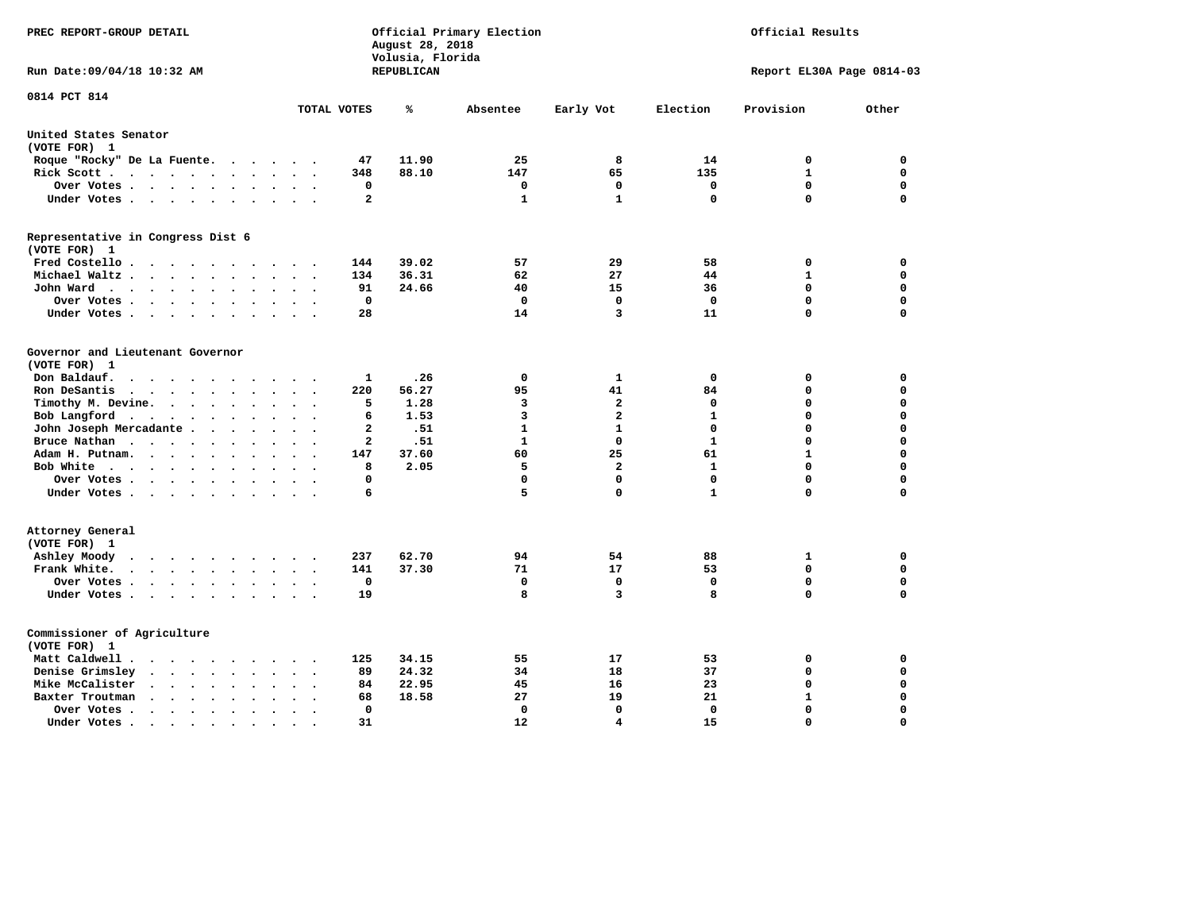PREC REPORT-GROUP DETAIL

Official Primary Election
August 28, 2018
Volusia, Florida
REPUBLICAN

Official Results

Run Date:09/04/18 10:32 AM

Report EL30A Page 0814-03

0814 PCT 814

| | TOTAL VOTES | % | Absentee | Early Vot | Election | Provision | Other |
|---|---|---|---|---|---|---|---|
| **United States Senator** | | | | | | | |
| (VOTE FOR) 1 | | | | | | | |
| Roque "Rocky" De La Fuente | 47 | 11.90 | 25 | 8 | 14 | 0 | 0 |
| Rick Scott | 348 | 88.10 | 147 | 65 | 135 | 1 | 0 |
| Over Votes | 0 | | 0 | 0 | 0 | 0 | 0 |
| Under Votes | 2 | | 1 | 1 | 0 | 0 | 0 |
| **Representative in Congress Dist 6** | | | | | | | |
| (VOTE FOR) 1 | | | | | | | |
| Fred Costello | 144 | 39.02 | 57 | 29 | 58 | 0 | 0 |
| Michael Waltz | 134 | 36.31 | 62 | 27 | 44 | 1 | 0 |
| John Ward | 91 | 24.66 | 40 | 15 | 36 | 0 | 0 |
| Over Votes | 0 | | 0 | 0 | 0 | 0 | 0 |
| Under Votes | 28 | | 14 | 3 | 11 | 0 | 0 |
| **Governor and Lieutenant Governor** | | | | | | | |
| (VOTE FOR) 1 | | | | | | | |
| Don Baldauf | 1 | .26 | 0 | 1 | 0 | 0 | 0 |
| Ron DeSantis | 220 | 56.27 | 95 | 41 | 84 | 0 | 0 |
| Timothy M. Devine | 5 | 1.28 | 3 | 2 | 0 | 0 | 0 |
| Bob Langford | 6 | 1.53 | 3 | 2 | 1 | 0 | 0 |
| John Joseph Mercadante | 2 | .51 | 1 | 1 | 0 | 0 | 0 |
| Bruce Nathan | 2 | .51 | 1 | 0 | 1 | 0 | 0 |
| Adam H. Putnam | 147 | 37.60 | 60 | 25 | 61 | 1 | 0 |
| Bob White | 8 | 2.05 | 5 | 2 | 1 | 0 | 0 |
| Over Votes | 0 | | 0 | 0 | 0 | 0 | 0 |
| Under Votes | 6 | | 5 | 0 | 1 | 0 | 0 |
| **Attorney General** | | | | | | | |
| (VOTE FOR) 1 | | | | | | | |
| Ashley Moody | 237 | 62.70 | 94 | 54 | 88 | 1 | 0 |
| Frank White | 141 | 37.30 | 71 | 17 | 53 | 0 | 0 |
| Over Votes | 0 | | 0 | 0 | 0 | 0 | 0 |
| Under Votes | 19 | | 8 | 3 | 8 | 0 | 0 |
| **Commissioner of Agriculture** | | | | | | | |
| (VOTE FOR) 1 | | | | | | | |
| Matt Caldwell | 125 | 34.15 | 55 | 17 | 53 | 0 | 0 |
| Denise Grimsley | 89 | 24.32 | 34 | 18 | 37 | 0 | 0 |
| Mike McCalister | 84 | 22.95 | 45 | 16 | 23 | 0 | 0 |
| Baxter Troutman | 68 | 18.58 | 27 | 19 | 21 | 1 | 0 |
| Over Votes | 0 | | 0 | 0 | 0 | 0 | 0 |
| Under Votes | 31 | | 12 | 4 | 15 | 0 | 0 |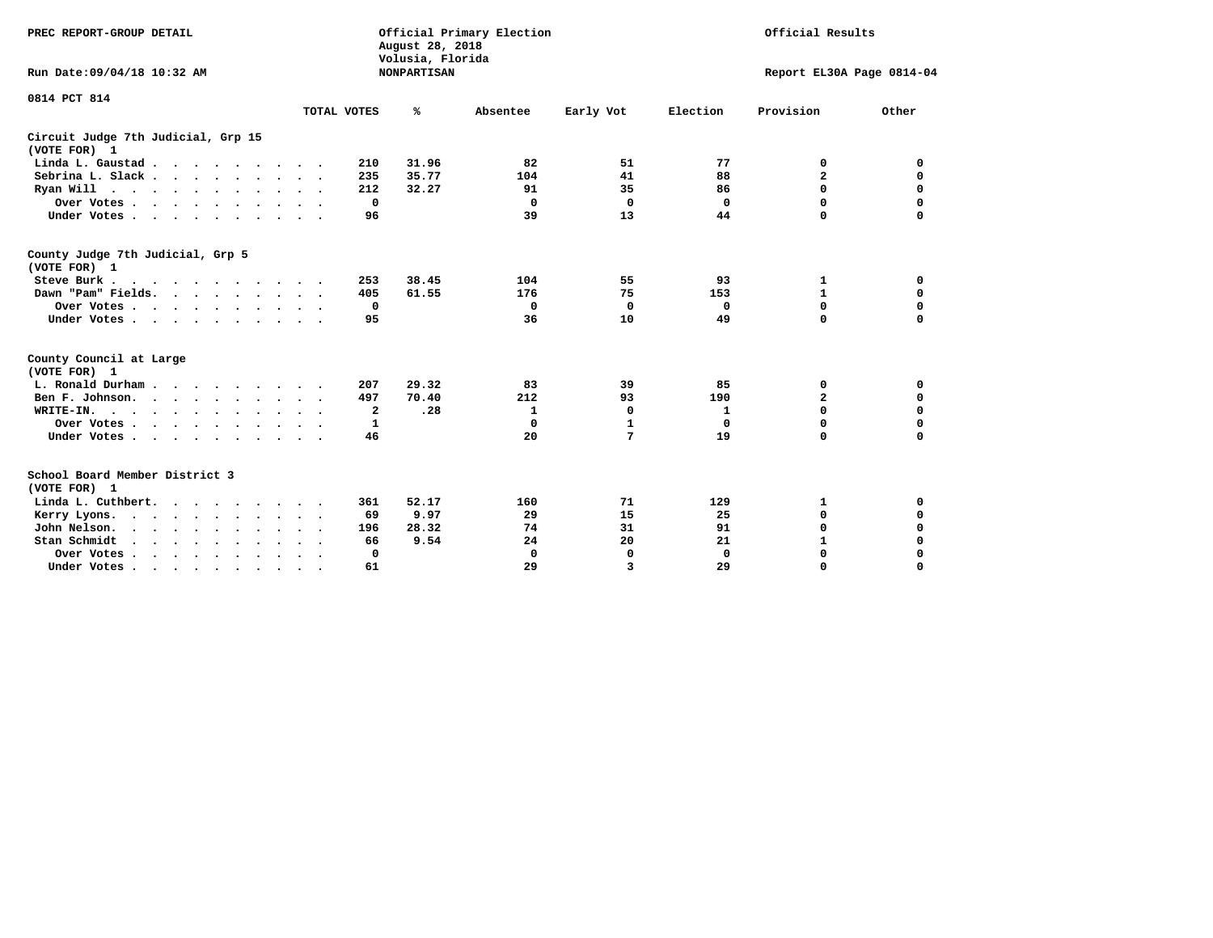PREC REPORT-GROUP DETAIL

Official Primary Election
August 28, 2018
Volusia, Florida
NONPARTISAN

Official Results

Run Date:09/04/18 10:32 AM

Report EL30A Page 0814-04

0814 PCT 814

| | TOTAL VOTES | % | Absentee | Early Vot | Election | Provision | Other |
|---|---|---|---|---|---|---|---|
| **Circuit Judge 7th Judicial, Grp 15** | | | | | | | |
| **(VOTE FOR) 1** | | | | | | | |
| Linda L. Gaustad | 210 | 31.96 | 82 | 51 | 77 | 0 | 0 |
| Sebrina L. Slack | 235 | 35.77 | 104 | 41 | 88 | 2 | 0 |
| Ryan Will | 212 | 32.27 | 91 | 35 | 86 | 0 | 0 |
| Over Votes | 0 | | 0 | 0 | 0 | 0 | 0 |
| Under Votes | 96 | | 39 | 13 | 44 | 0 | 0 |
| **County Judge 7th Judicial, Grp 5** | | | | | | | |
| **(VOTE FOR) 1** | | | | | | | |
| Steve Burk | 253 | 38.45 | 104 | 55 | 93 | 1 | 0 |
| Dawn "Pam" Fields | 405 | 61.55 | 176 | 75 | 153 | 1 | 0 |
| Over Votes | 0 | | 0 | 0 | 0 | 0 | 0 |
| Under Votes | 95 | | 36 | 10 | 49 | 0 | 0 |
| **County Council at Large** | | | | | | | |
| **(VOTE FOR) 1** | | | | | | | |
| L. Ronald Durham | 207 | 29.32 | 83 | 39 | 85 | 0 | 0 |
| Ben F. Johnson | 497 | 70.40 | 212 | 93 | 190 | 2 | 0 |
| WRITE-IN. | 2 | .28 | 1 | 0 | 1 | 0 | 0 |
| Over Votes | 1 | | 0 | 1 | 0 | 0 | 0 |
| Under Votes | 46 | | 20 | 7 | 19 | 0 | 0 |
| **School Board Member District 3** | | | | | | | |
| **(VOTE FOR) 1** | | | | | | | |
| Linda L. Cuthbert | 361 | 52.17 | 160 | 71 | 129 | 1 | 0 |
| Kerry Lyons | 69 | 9.97 | 29 | 15 | 25 | 0 | 0 |
| John Nelson | 196 | 28.32 | 74 | 31 | 91 | 0 | 0 |
| Stan Schmidt | 66 | 9.54 | 24 | 20 | 21 | 1 | 0 |
| Over Votes | 0 | | 0 | 0 | 0 | 0 | 0 |
| Under Votes | 61 | | 29 | 3 | 29 | 0 | 0 |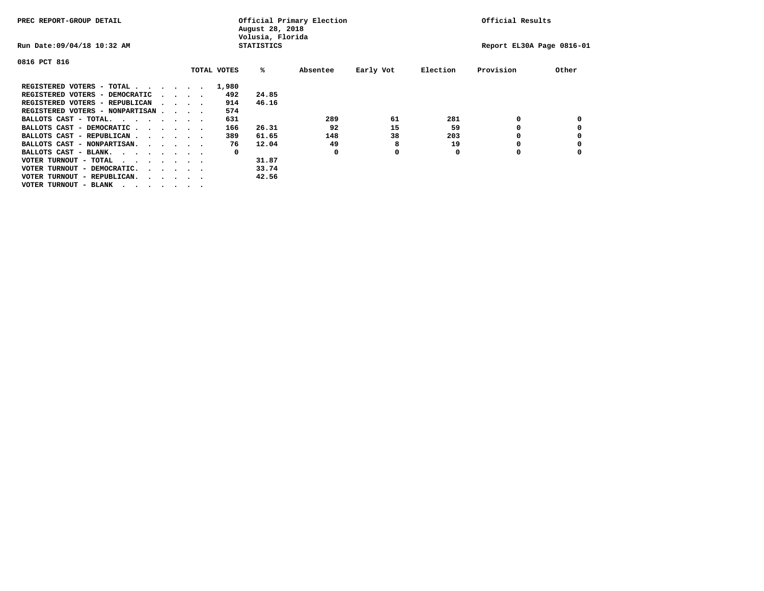PREC REPORT-GROUP DETAIL

Official Primary Election
August 28, 2018
Volusia, Florida
STATISTICS

Official Results

Run Date:09/04/18 10:32 AM

Report EL30A Page 0816-01

0816 PCT 816

| | TOTAL VOTES | % | Absentee | Early Vot | Election | Provision | Other |
|---|---|---|---|---|---|---|---|
| REGISTERED VOTERS - TOTAL . . . . . . | 1,980 | | | | | | |
| REGISTERED VOTERS - DEMOCRATIC . . . . | 492 | 24.85 | | | | | |
| REGISTERED VOTERS - REPUBLICAN . . . . | 914 | 46.16 | | | | | |
| REGISTERED VOTERS - NONPARTISAN . . . . | 574 | | | | | | |
| BALLOTS CAST - TOTAL. . . . . . . . | 631 | | 289 | 61 | 281 | 0 | 0 |
| BALLOTS CAST - DEMOCRATIC . . . . . . | 166 | 26.31 | 92 | 15 | 59 | 0 | 0 |
| BALLOTS CAST - REPUBLICAN . . . . . . | 389 | 61.65 | 148 | 38 | 203 | 0 | 0 |
| BALLOTS CAST - NONPARTISAN. . . . . . | 76 | 12.04 | 49 | 8 | 19 | 0 | 0 |
| BALLOTS CAST - BLANK. . . . . . . . | 0 | | 0 | 0 | 0 | 0 | 0 |
| VOTER TURNOUT - TOTAL . . . . . . . | | 31.87 | | | | | |
| VOTER TURNOUT - DEMOCRATIC. . . . . . | | 33.74 | | | | | |
| VOTER TURNOUT - REPUBLICAN. . . . . . | | 42.56 | | | | | |
| VOTER TURNOUT - BLANK . . . . . . . | | | | | | | |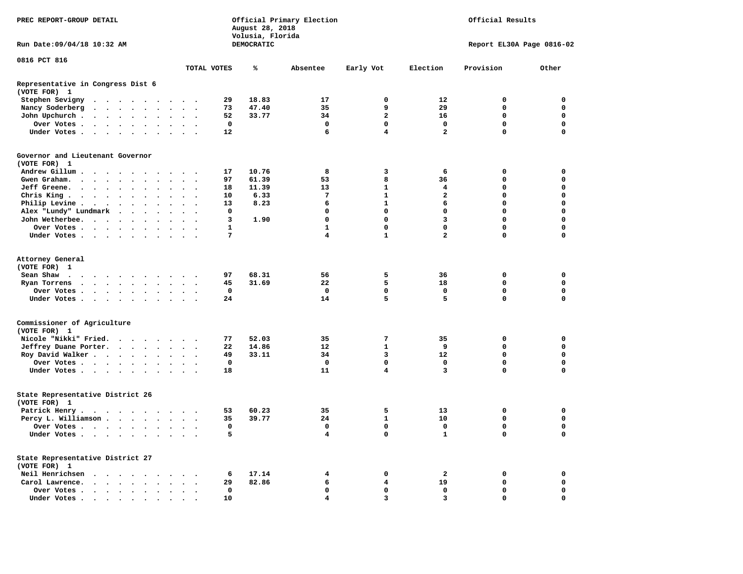PREC REPORT-GROUP DETAIL

Official Primary Election
August 28, 2018
Volusia, Florida
DEMOCRATIC

Official Results

Run Date:09/04/18 10:32 AM

Report EL30A Page 0816-02

0816 PCT 816

| | TOTAL VOTES | % | Absentee | Early Vot | Election | Provision | Other |
|---|---|---|---|---|---|---|---|
| **Representative in Congress Dist 6 (VOTE FOR) 1** | | | | | | | |
| Stephen Sevigny | 29 | 18.83 | 17 | 0 | 12 | 0 | 0 |
| Nancy Soderberg | 73 | 47.40 | 35 | 9 | 29 | 0 | 0 |
| John Upchurch | 52 | 33.77 | 34 | 2 | 16 | 0 | 0 |
| Over Votes | 0 | | 0 | 0 | 0 | 0 | 0 |
| Under Votes | 12 | | 6 | 4 | 2 | 0 | 0 |
| **Governor and Lieutenant Governor (VOTE FOR) 1** | | | | | | | |
| Andrew Gillum | 17 | 10.76 | 8 | 3 | 6 | 0 | 0 |
| Gwen Graham | 97 | 61.39 | 53 | 8 | 36 | 0 | 0 |
| Jeff Greene | 18 | 11.39 | 13 | 1 | 4 | 0 | 0 |
| Chris King | 10 | 6.33 | 7 | 1 | 2 | 0 | 0 |
| Philip Levine | 13 | 8.23 | 6 | 1 | 6 | 0 | 0 |
| Alex "Lundy" Lundmark | 0 | | 0 | 0 | 0 | 0 | 0 |
| John Wetherbee | 3 | 1.90 | 0 | 0 | 3 | 0 | 0 |
| Over Votes | 1 | | 1 | 0 | 0 | 0 | 0 |
| Under Votes | 7 | | 4 | 1 | 2 | 0 | 0 |
| **Attorney General (VOTE FOR) 1** | | | | | | | |
| Sean Shaw | 97 | 68.31 | 56 | 5 | 36 | 0 | 0 |
| Ryan Torrens | 45 | 31.69 | 22 | 5 | 18 | 0 | 0 |
| Over Votes | 0 | | 0 | 0 | 0 | 0 | 0 |
| Under Votes | 24 | | 14 | 5 | 5 | 0 | 0 |
| **Commissioner of Agriculture (VOTE FOR) 1** | | | | | | | |
| Nicole "Nikki" Fried | 77 | 52.03 | 35 | 7 | 35 | 0 | 0 |
| Jeffrey Duane Porter | 22 | 14.86 | 12 | 1 | 9 | 0 | 0 |
| Roy David Walker | 49 | 33.11 | 34 | 3 | 12 | 0 | 0 |
| Over Votes | 0 | | 0 | 0 | 0 | 0 | 0 |
| Under Votes | 18 | | 11 | 4 | 3 | 0 | 0 |
| **State Representative District 26 (VOTE FOR) 1** | | | | | | | |
| Patrick Henry | 53 | 60.23 | 35 | 5 | 13 | 0 | 0 |
| Percy L. Williamson | 35 | 39.77 | 24 | 1 | 10 | 0 | 0 |
| Over Votes | 0 | | 0 | 0 | 0 | 0 | 0 |
| Under Votes | 5 | | 4 | 0 | 1 | 0 | 0 |
| **State Representative District 27 (VOTE FOR) 1** | | | | | | | |
| Neil Henrichsen | 6 | 17.14 | 4 | 0 | 2 | 0 | 0 |
| Carol Lawrence | 29 | 82.86 | 6 | 4 | 19 | 0 | 0 |
| Over Votes | 0 | | 0 | 0 | 0 | 0 | 0 |
| Under Votes | 10 | | 4 | 3 | 3 | 0 | 0 |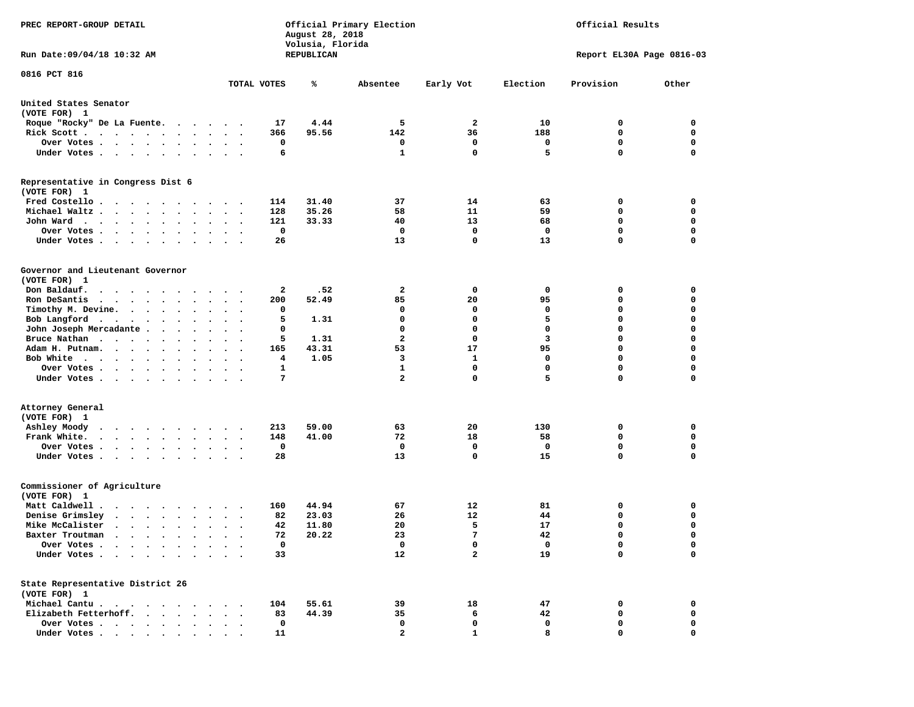PREC REPORT-GROUP DETAIL

Official Primary Election
August 28, 2018
Volusia, Florida
REPUBLICAN

Official Results

Run Date:09/04/18 10:32 AM

Report EL30A Page 0816-03

0816 PCT 816

| | TOTAL VOTES | % | Absentee | Early Vot | Election | Provision | Other |
|---|---|---|---|---|---|---|---|
| **United States Senator** | | | | | | | |
| (VOTE FOR) 1 | | | | | | | |
| Roque "Rocky" De La Fuente | 17 | 4.44 | 5 | 2 | 10 | 0 | 0 |
| Rick Scott | 366 | 95.56 | 142 | 36 | 188 | 0 | 0 |
| Over Votes | 0 | | 0 | 0 | 0 | 0 | 0 |
| Under Votes | 6 | | 1 | 0 | 5 | 0 | 0 |
| **Representative in Congress Dist 6** | | | | | | | |
| (VOTE FOR) 1 | | | | | | | |
| Fred Costello | 114 | 31.40 | 37 | 14 | 63 | 0 | 0 |
| Michael Waltz | 128 | 35.26 | 58 | 11 | 59 | 0 | 0 |
| John Ward | 121 | 33.33 | 40 | 13 | 68 | 0 | 0 |
| Over Votes | 0 | | 0 | 0 | 0 | 0 | 0 |
| Under Votes | 26 | | 13 | 0 | 13 | 0 | 0 |
| **Governor and Lieutenant Governor** | | | | | | | |
| (VOTE FOR) 1 | | | | | | | |
| Don Baldauf | 2 | .52 | 2 | 0 | 0 | 0 | 0 |
| Ron DeSantis | 200 | 52.49 | 85 | 20 | 95 | 0 | 0 |
| Timothy M. Devine | 0 | | 0 | 0 | 0 | 0 | 0 |
| Bob Langford | 5 | 1.31 | 0 | 0 | 5 | 0 | 0 |
| John Joseph Mercadante | 0 | | 0 | 0 | 0 | 0 | 0 |
| Bruce Nathan | 5 | 1.31 | 2 | 0 | 3 | 0 | 0 |
| Adam H. Putnam | 165 | 43.31 | 53 | 17 | 95 | 0 | 0 |
| Bob White | 4 | 1.05 | 3 | 1 | 0 | 0 | 0 |
| Over Votes | 1 | | 1 | 0 | 0 | 0 | 0 |
| Under Votes | 7 | | 2 | 0 | 5 | 0 | 0 |
| **Attorney General** | | | | | | | |
| (VOTE FOR) 1 | | | | | | | |
| Ashley Moody | 213 | 59.00 | 63 | 20 | 130 | 0 | 0 |
| Frank White | 148 | 41.00 | 72 | 18 | 58 | 0 | 0 |
| Over Votes | 0 | | 0 | 0 | 0 | 0 | 0 |
| Under Votes | 28 | | 13 | 0 | 15 | 0 | 0 |
| **Commissioner of Agriculture** | | | | | | | |
| (VOTE FOR) 1 | | | | | | | |
| Matt Caldwell | 160 | 44.94 | 67 | 12 | 81 | 0 | 0 |
| Denise Grimsley | 82 | 23.03 | 26 | 12 | 44 | 0 | 0 |
| Mike McCalister | 42 | 11.80 | 20 | 5 | 17 | 0 | 0 |
| Baxter Troutman | 72 | 20.22 | 23 | 7 | 42 | 0 | 0 |
| Over Votes | 0 | | 0 | 0 | 0 | 0 | 0 |
| Under Votes | 33 | | 12 | 2 | 19 | 0 | 0 |
| **State Representative District 26** | | | | | | | |
| (VOTE FOR) 1 | | | | | | | |
| Michael Cantu | 104 | 55.61 | 39 | 18 | 47 | 0 | 0 |
| Elizabeth Fetterhoff | 83 | 44.39 | 35 | 6 | 42 | 0 | 0 |
| Over Votes | 0 | | 0 | 0 | 0 | 0 | 0 |
| Under Votes | 11 | | 2 | 1 | 8 | 0 | 0 |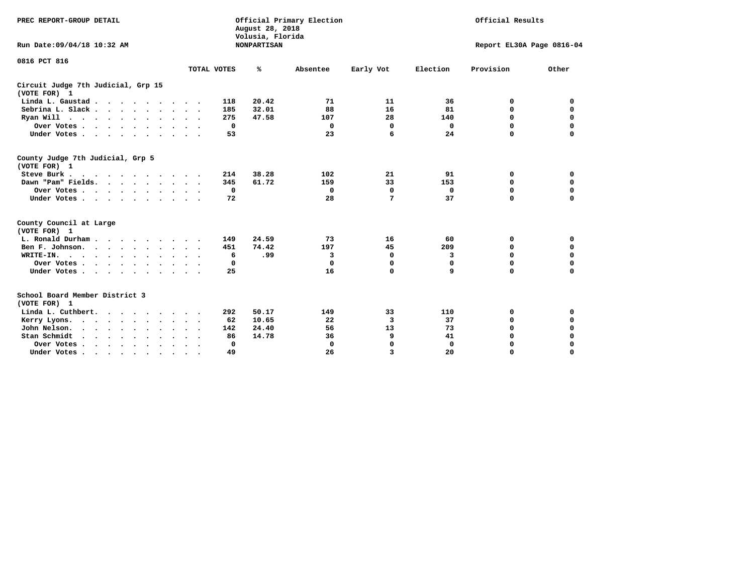PREC REPORT-GROUP DETAIL

Official Primary Election
August 28, 2018
Volusia, Florida
NONPARTISAN

Official Results

Run Date:09/04/18 10:32 AM

Report EL30A Page 0816-04

0816 PCT 816

| | TOTAL VOTES | % | Absentee | Early Vot | Election | Provision | Other |
|---|---|---|---|---|---|---|---|
| **Circuit Judge 7th Judicial, Grp 15** | | | | | | | |
| **(VOTE FOR) 1** | | | | | | | |
| Linda L. Gaustad | 118 | 20.42 | 71 | 11 | 36 | 0 | 0 |
| Sebrina L. Slack | 185 | 32.01 | 88 | 16 | 81 | 0 | 0 |
| Ryan Will | 275 | 47.58 | 107 | 28 | 140 | 0 | 0 |
| Over Votes | 0 | | 0 | 0 | 0 | 0 | 0 |
| Under Votes | 53 | | 23 | 6 | 24 | 0 | 0 |
| **County Judge 7th Judicial, Grp 5** | | | | | | | |
| **(VOTE FOR) 1** | | | | | | | |
| Steve Burk | 214 | 38.28 | 102 | 21 | 91 | 0 | 0 |
| Dawn "Pam" Fields | 345 | 61.72 | 159 | 33 | 153 | 0 | 0 |
| Over Votes | 0 | | 0 | 0 | 0 | 0 | 0 |
| Under Votes | 72 | | 28 | 7 | 37 | 0 | 0 |
| **County Council at Large** | | | | | | | |
| **(VOTE FOR) 1** | | | | | | | |
| L. Ronald Durham | 149 | 24.59 | 73 | 16 | 60 | 0 | 0 |
| Ben F. Johnson | 451 | 74.42 | 197 | 45 | 209 | 0 | 0 |
| WRITE-IN. | 6 | .99 | 3 | 0 | 3 | 0 | 0 |
| Over Votes | 0 | | 0 | 0 | 0 | 0 | 0 |
| Under Votes | 25 | | 16 | 0 | 9 | 0 | 0 |
| **School Board Member District 3** | | | | | | | |
| **(VOTE FOR) 1** | | | | | | | |
| Linda L. Cuthbert | 292 | 50.17 | 149 | 33 | 110 | 0 | 0 |
| Kerry Lyons | 62 | 10.65 | 22 | 3 | 37 | 0 | 0 |
| John Nelson | 142 | 24.40 | 56 | 13 | 73 | 0 | 0 |
| Stan Schmidt | 86 | 14.78 | 36 | 9 | 41 | 0 | 0 |
| Over Votes | 0 | | 0 | 0 | 0 | 0 | 0 |
| Under Votes | 49 | | 26 | 3 | 20 | 0 | 0 |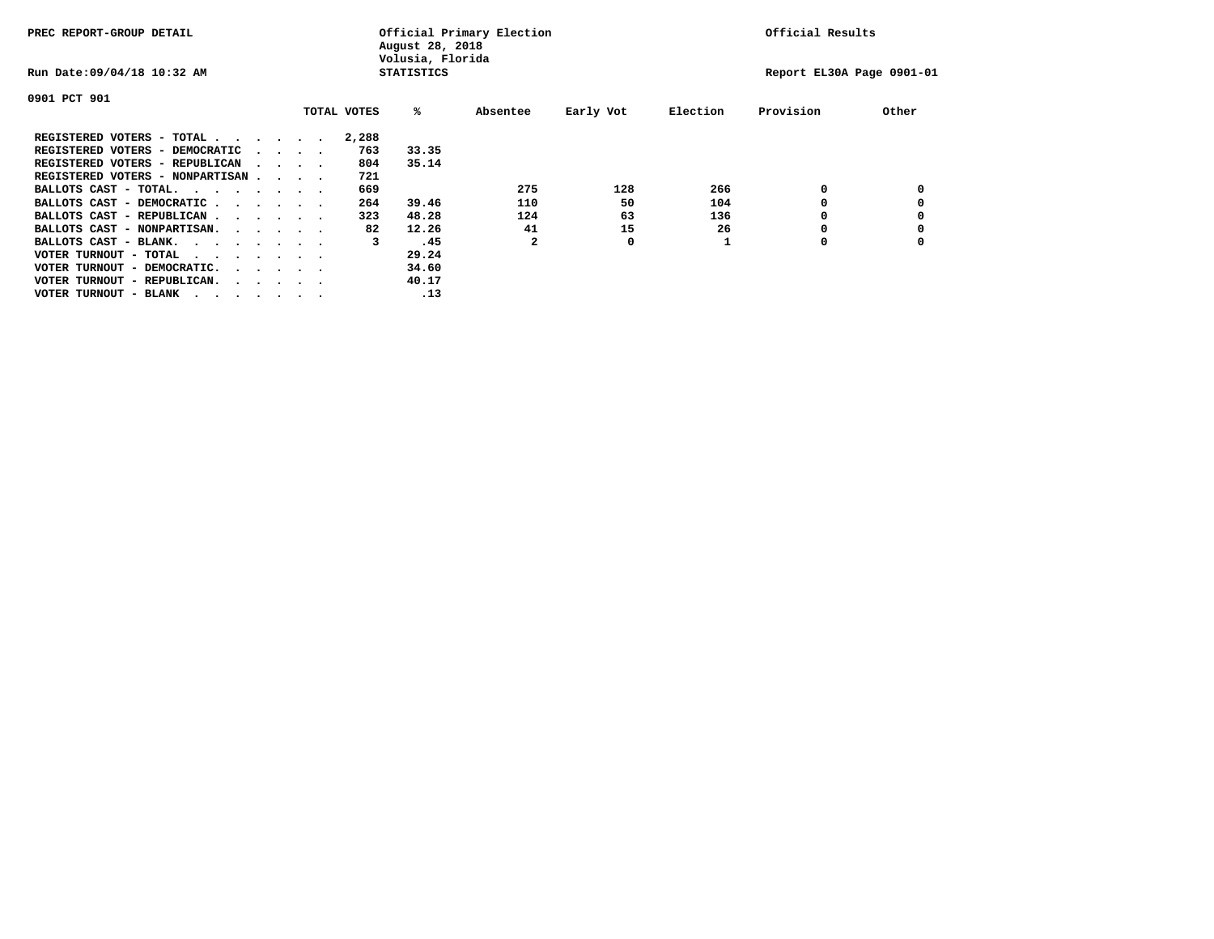PREC REPORT-GROUP DETAIL

Official Primary Election
August 28, 2018
Volusia, Florida
STATISTICS

Official Results

Run Date:09/04/18 10:32 AM

Report EL30A Page 0901-01

0901 PCT 901

| | TOTAL VOTES | % | Absentee | Early Vot | Election | Provision | Other |
|---|---|---|---|---|---|---|---|
| REGISTERED VOTERS - TOTAL . . . . . . | 2,288 | | | | | | |
| REGISTERED VOTERS - DEMOCRATIC . . . . | 763 | 33.35 | | | | | |
| REGISTERED VOTERS - REPUBLICAN . . . . | 804 | 35.14 | | | | | |
| REGISTERED VOTERS - NONPARTISAN . . . . | 721 | | | | | | |
| BALLOTS CAST - TOTAL. . . . . . . . | 669 | | 275 | 128 | 266 | 0 | 0 |
| BALLOTS CAST - DEMOCRATIC . . . . . . | 264 | 39.46 | 110 | 50 | 104 | 0 | 0 |
| BALLOTS CAST - REPUBLICAN . . . . . . | 323 | 48.28 | 124 | 63 | 136 | 0 | 0 |
| BALLOTS CAST - NONPARTISAN. . . . . . | 82 | 12.26 | 41 | 15 | 26 | 0 | 0 |
| BALLOTS CAST - BLANK. . . . . . . . | 3 | .45 | 2 | 0 | 1 | 0 | 0 |
| VOTER TURNOUT - TOTAL . . . . . . . | | 29.24 | | | | | |
| VOTER TURNOUT - DEMOCRATIC. . . . . . | | 34.60 | | | | | |
| VOTER TURNOUT - REPUBLICAN. . . . . . | | 40.17 | | | | | |
| VOTER TURNOUT - BLANK . . . . . . . | | .13 | | | | | |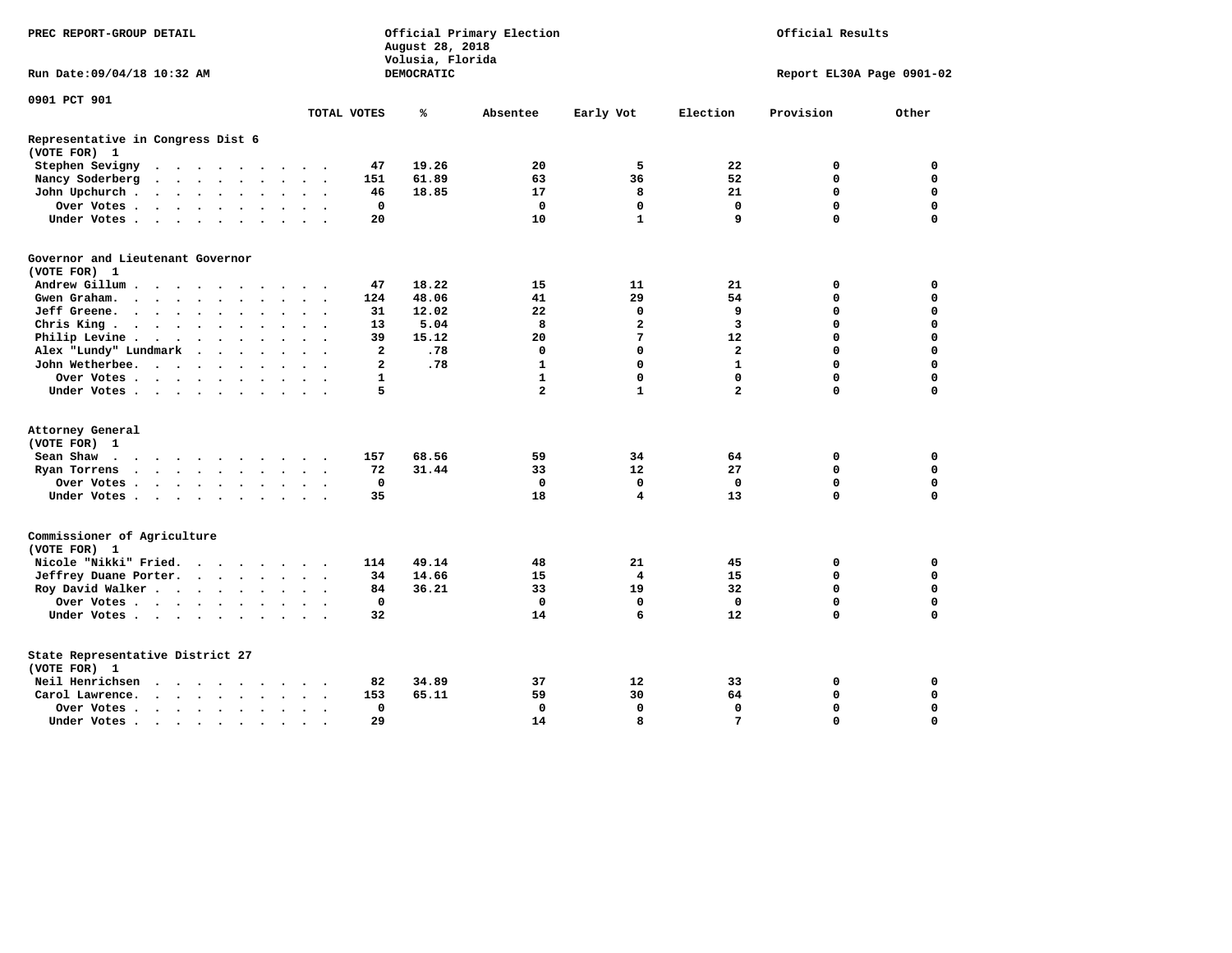PREC REPORT-GROUP DETAIL

Official Primary Election
August 28, 2018
Volusia, Florida
DEMOCRATIC

Official Results

Run Date:09/04/18 10:32 AM

Report EL30A Page 0901-02

0901 PCT 901

| | TOTAL VOTES | % | Absentee | Early Vot | Election | Provision | Other |
|---|---|---|---|---|---|---|---|
| **Representative in Congress Dist 6** | | | | | | | |
| **(VOTE FOR) 1** | | | | | | | |
| Stephen Sevigny | 47 | 19.26 | 20 | 5 | 22 | 0 | 0 |
| Nancy Soderberg | 151 | 61.89 | 63 | 36 | 52 | 0 | 0 |
| John Upchurch | 46 | 18.85 | 17 | 8 | 21 | 0 | 0 |
| Over Votes | 0 | | 0 | 0 | 0 | 0 | 0 |
| Under Votes | 20 | | 10 | 1 | 9 | 0 | 0 |
| **Governor and Lieutenant Governor** | | | | | | | |
| **(VOTE FOR) 1** | | | | | | | |
| Andrew Gillum | 47 | 18.22 | 15 | 11 | 21 | 0 | 0 |
| Gwen Graham | 124 | 48.06 | 41 | 29 | 54 | 0 | 0 |
| Jeff Greene | 31 | 12.02 | 22 | 0 | 9 | 0 | 0 |
| Chris King | 13 | 5.04 | 8 | 2 | 3 | 0 | 0 |
| Philip Levine | 39 | 15.12 | 20 | 7 | 12 | 0 | 0 |
| Alex "Lundy" Lundmark | 2 | .78 | 0 | 0 | 2 | 0 | 0 |
| John Wetherbee | 2 | .78 | 1 | 0 | 1 | 0 | 0 |
| Over Votes | 1 | | 1 | 0 | 0 | 0 | 0 |
| Under Votes | 5 | | 2 | 1 | 2 | 0 | 0 |
| **Attorney General** | | | | | | | |
| **(VOTE FOR) 1** | | | | | | | |
| Sean Shaw | 157 | 68.56 | 59 | 34 | 64 | 0 | 0 |
| Ryan Torrens | 72 | 31.44 | 33 | 12 | 27 | 0 | 0 |
| Over Votes | 0 | | 0 | 0 | 0 | 0 | 0 |
| Under Votes | 35 | | 18 | 4 | 13 | 0 | 0 |
| **Commissioner of Agriculture** | | | | | | | |
| **(VOTE FOR) 1** | | | | | | | |
| Nicole "Nikki" Fried | 114 | 49.14 | 48 | 21 | 45 | 0 | 0 |
| Jeffrey Duane Porter | 34 | 14.66 | 15 | 4 | 15 | 0 | 0 |
| Roy David Walker | 84 | 36.21 | 33 | 19 | 32 | 0 | 0 |
| Over Votes | 0 | | 0 | 0 | 0 | 0 | 0 |
| Under Votes | 32 | | 14 | 6 | 12 | 0 | 0 |
| **State Representative District 27** | | | | | | | |
| **(VOTE FOR) 1** | | | | | | | |
| Neil Henrichsen | 82 | 34.89 | 37 | 12 | 33 | 0 | 0 |
| Carol Lawrence | 153 | 65.11 | 59 | 30 | 64 | 0 | 0 |
| Over Votes | 0 | | 0 | 0 | 0 | 0 | 0 |
| Under Votes | 29 | | 14 | 8 | 7 | 0 | 0 |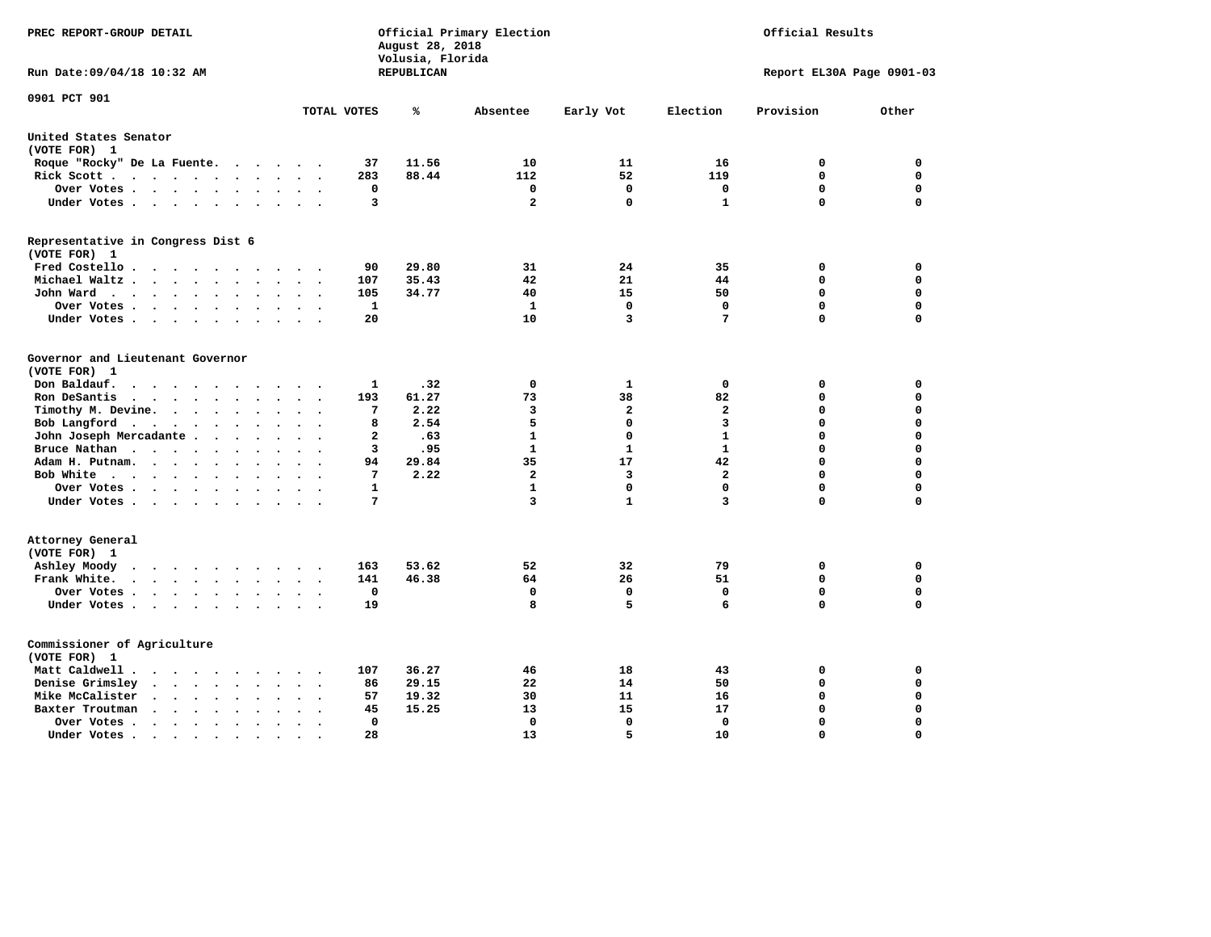PREC REPORT-GROUP DETAIL

Official Primary Election
August 28, 2018
Volusia, Florida
REPUBLICAN

Official Results

Run Date:09/04/18 10:32 AM

Report EL30A Page 0901-03

0901 PCT 901

| | TOTAL VOTES | % | Absentee | Early Vot | Election | Provision | Other |
|---|---|---|---|---|---|---|---|
| **United States Senator** | | | | | | | |
| **(VOTE FOR) 1** | | | | | | | |
| Roque "Rocky" De La Fuente | 37 | 11.56 | 10 | 11 | 16 | 0 | 0 |
| Rick Scott | 283 | 88.44 | 112 | 52 | 119 | 0 | 0 |
| Over Votes | 0 | | 0 | 0 | 0 | 0 | 0 |
| Under Votes | 3 | | 2 | 0 | 1 | 0 | 0 |
| **Representative in Congress Dist 6** | | | | | | | |
| **(VOTE FOR) 1** | | | | | | | |
| Fred Costello | 90 | 29.80 | 31 | 24 | 35 | 0 | 0 |
| Michael Waltz | 107 | 35.43 | 42 | 21 | 44 | 0 | 0 |
| John Ward | 105 | 34.77 | 40 | 15 | 50 | 0 | 0 |
| Over Votes | 1 | | 1 | 0 | 0 | 0 | 0 |
| Under Votes | 20 | | 10 | 3 | 7 | 0 | 0 |
| **Governor and Lieutenant Governor** | | | | | | | |
| **(VOTE FOR) 1** | | | | | | | |
| Don Baldauf | 1 | .32 | 0 | 1 | 0 | 0 | 0 |
| Ron DeSantis | 193 | 61.27 | 73 | 38 | 82 | 0 | 0 |
| Timothy M. Devine | 7 | 2.22 | 3 | 2 | 2 | 0 | 0 |
| Bob Langford | 8 | 2.54 | 5 | 0 | 3 | 0 | 0 |
| John Joseph Mercadante | 2 | .63 | 1 | 0 | 1 | 0 | 0 |
| Bruce Nathan | 3 | .95 | 1 | 1 | 1 | 0 | 0 |
| Adam H. Putnam | 94 | 29.84 | 35 | 17 | 42 | 0 | 0 |
| Bob White | 7 | 2.22 | 2 | 3 | 2 | 0 | 0 |
| Over Votes | 1 | | 1 | 0 | 0 | 0 | 0 |
| Under Votes | 7 | | 3 | 1 | 3 | 0 | 0 |
| **Attorney General** | | | | | | | |
| **(VOTE FOR) 1** | | | | | | | |
| Ashley Moody | 163 | 53.62 | 52 | 32 | 79 | 0 | 0 |
| Frank White | 141 | 46.38 | 64 | 26 | 51 | 0 | 0 |
| Over Votes | 0 | | 0 | 0 | 0 | 0 | 0 |
| Under Votes | 19 | | 8 | 5 | 6 | 0 | 0 |
| **Commissioner of Agriculture** | | | | | | | |
| **(VOTE FOR) 1** | | | | | | | |
| Matt Caldwell | 107 | 36.27 | 46 | 18 | 43 | 0 | 0 |
| Denise Grimsley | 86 | 29.15 | 22 | 14 | 50 | 0 | 0 |
| Mike McCalister | 57 | 19.32 | 30 | 11 | 16 | 0 | 0 |
| Baxter Troutman | 45 | 15.25 | 13 | 15 | 17 | 0 | 0 |
| Over Votes | 0 | | 0 | 0 | 0 | 0 | 0 |
| Under Votes | 28 | | 13 | 5 | 10 | 0 | 0 |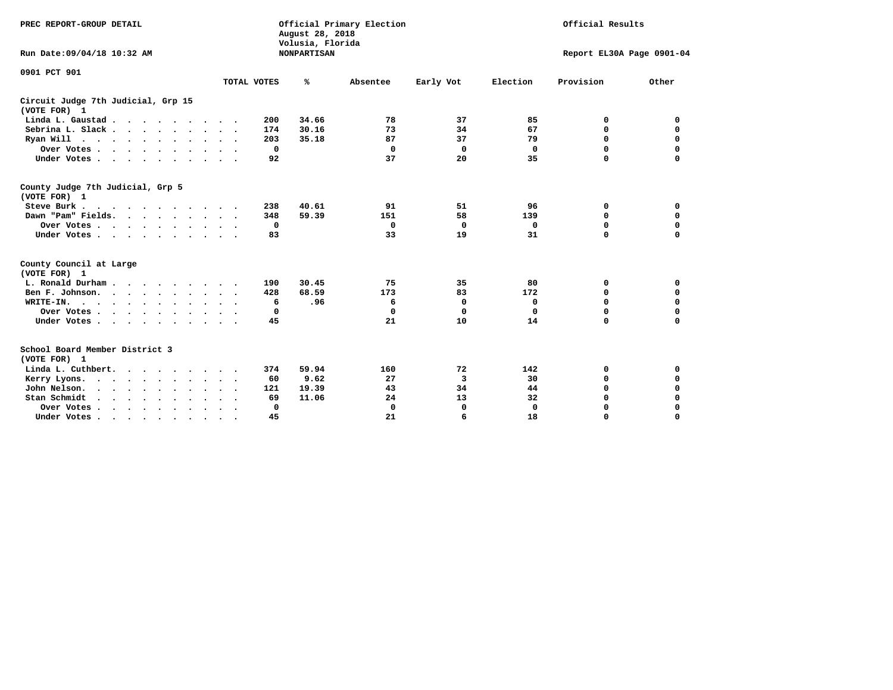PREC REPORT-GROUP DETAIL

Official Primary Election
August 28, 2018
Volusia, Florida
NONPARTISAN

Official Results

Run Date:09/04/18 10:32 AM

Report EL30A Page 0901-04

0901 PCT 901

| | TOTAL VOTES | % | Absentee | Early Vot | Election | Provision | Other |
|---|---|---|---|---|---|---|---|
| **Circuit Judge 7th Judicial, Grp 15** | | | | | | | |
| **(VOTE FOR) 1** | | | | | | | |
| Linda L. Gaustad | 200 | 34.66 | 78 | 37 | 85 | 0 | 0 |
| Sebrina L. Slack | 174 | 30.16 | 73 | 34 | 67 | 0 | 0 |
| Ryan Will | 203 | 35.18 | 87 | 37 | 79 | 0 | 0 |
| Over Votes | 0 | | 0 | 0 | 0 | 0 | 0 |
| Under Votes | 92 | | 37 | 20 | 35 | 0 | 0 |
| **County Judge 7th Judicial, Grp 5** | | | | | | | |
| **(VOTE FOR) 1** | | | | | | | |
| Steve Burk | 238 | 40.61 | 91 | 51 | 96 | 0 | 0 |
| Dawn "Pam" Fields | 348 | 59.39 | 151 | 58 | 139 | 0 | 0 |
| Over Votes | 0 | | 0 | 0 | 0 | 0 | 0 |
| Under Votes | 83 | | 33 | 19 | 31 | 0 | 0 |
| **County Council at Large** | | | | | | | |
| **(VOTE FOR) 1** | | | | | | | |
| L. Ronald Durham | 190 | 30.45 | 75 | 35 | 80 | 0 | 0 |
| Ben F. Johnson | 428 | 68.59 | 173 | 83 | 172 | 0 | 0 |
| WRITE-IN | 6 | .96 | 6 | 0 | 0 | 0 | 0 |
| Over Votes | 0 | | 0 | 0 | 0 | 0 | 0 |
| Under Votes | 45 | | 21 | 10 | 14 | 0 | 0 |
| **School Board Member District 3** | | | | | | | |
| **(VOTE FOR) 1** | | | | | | | |
| Linda L. Cuthbert | 374 | 59.94 | 160 | 72 | 142 | 0 | 0 |
| Kerry Lyons | 60 | 9.62 | 27 | 3 | 30 | 0 | 0 |
| John Nelson | 121 | 19.39 | 43 | 34 | 44 | 0 | 0 |
| Stan Schmidt | 69 | 11.06 | 24 | 13 | 32 | 0 | 0 |
| Over Votes | 0 | | 0 | 0 | 0 | 0 | 0 |
| Under Votes | 45 | | 21 | 6 | 18 | 0 | 0 |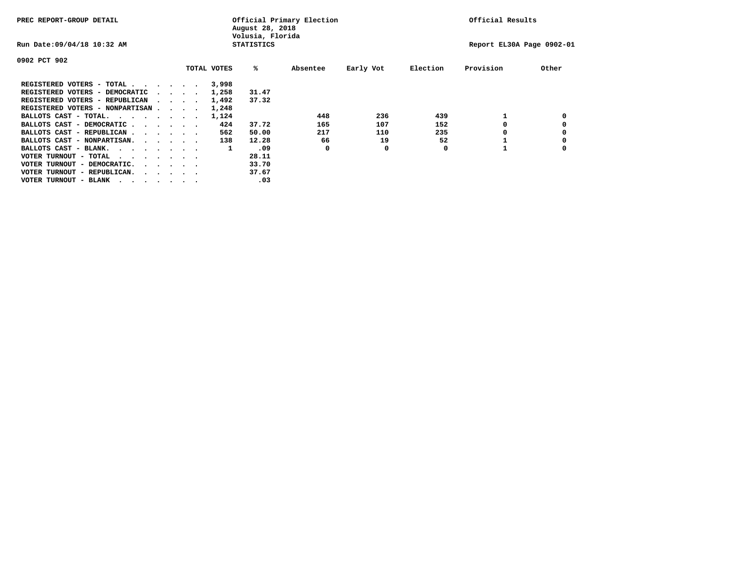PREC REPORT-GROUP DETAIL

Official Primary Election
August 28, 2018
Volusia, Florida
STATISTICS

Official Results

Run Date:09/04/18 10:32 AM

Report EL30A Page 0902-01

0902 PCT 902

| | TOTAL VOTES | % | Absentee | Early Vot | Election | Provision | Other |
|---|---|---|---|---|---|---|---|
| REGISTERED VOTERS - TOTAL . . . . . . | 3,998 | | | | | | |
| REGISTERED VOTERS - DEMOCRATIC . . . . | 1,258 | 31.47 | | | | | |
| REGISTERED VOTERS - REPUBLICAN . . . . | 1,492 | 37.32 | | | | | |
| REGISTERED VOTERS - NONPARTISAN . . . . | 1,248 | | | | | | |
| BALLOTS CAST - TOTAL. . . . . . . . | 1,124 | | 448 | 236 | 439 | 1 | 0 |
| BALLOTS CAST - DEMOCRATIC . . . . . . | 424 | 37.72 | 165 | 107 | 152 | 0 | 0 |
| BALLOTS CAST - REPUBLICAN . . . . . . | 562 | 50.00 | 217 | 110 | 235 | 0 | 0 |
| BALLOTS CAST - NONPARTISAN. . . . . . | 138 | 12.28 | 66 | 19 | 52 | 1 | 0 |
| BALLOTS CAST - BLANK. . . . . . . . | 1 | .09 | 0 | 0 | 0 | 1 | 0 |
| VOTER TURNOUT - TOTAL . . . . . . . | | 28.11 | | | | | |
| VOTER TURNOUT - DEMOCRATIC. . . . . . | | 33.70 | | | | | |
| VOTER TURNOUT - REPUBLICAN. . . . . . | | 37.67 | | | | | |
| VOTER TURNOUT - BLANK . . . . . . . | | .03 | | | | | |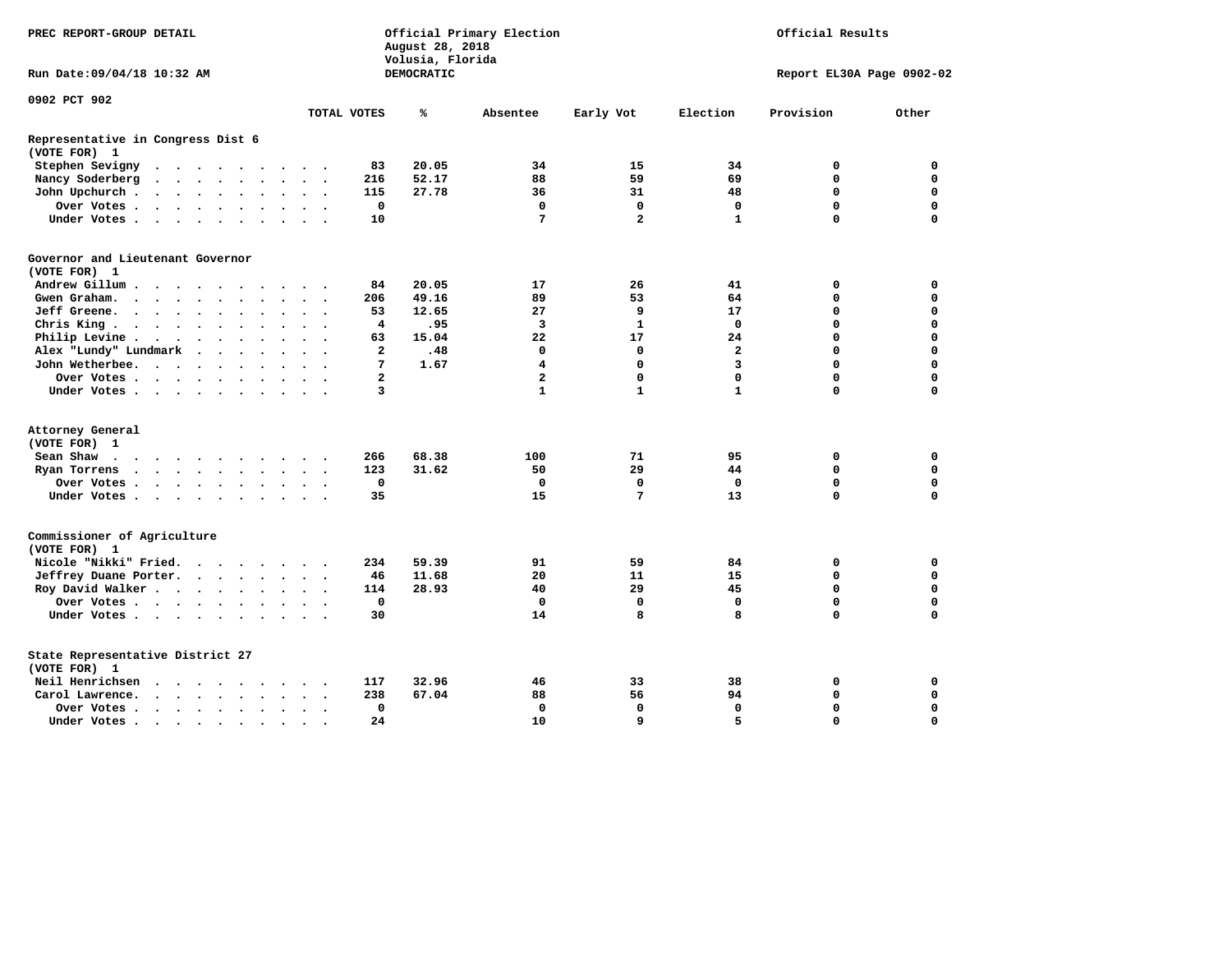PREC REPORT-GROUP DETAIL

Official Primary Election
August 28, 2018
Volusia, Florida
DEMOCRATIC

Official Results

Run Date:09/04/18 10:32 AM

Report EL30A Page 0902-02

0902 PCT 902

| | TOTAL VOTES | % | Absentee | Early Vot | Election | Provision | Other |
|---|---|---|---|---|---|---|---|
| **Representative in Congress Dist 6** | | | | | | | |
| **(VOTE FOR) 1** | | | | | | | |
| Stephen Sevigny | 83 | 20.05 | 34 | 15 | 34 | 0 | 0 |
| Nancy Soderberg | 216 | 52.17 | 88 | 59 | 69 | 0 | 0 |
| John Upchurch | 115 | 27.78 | 36 | 31 | 48 | 0 | 0 |
| Over Votes | 0 | | 0 | 0 | 0 | 0 | 0 |
| Under Votes | 10 | | 7 | 2 | 1 | 0 | 0 |
| **Governor and Lieutenant Governor** | | | | | | | |
| **(VOTE FOR) 1** | | | | | | | |
| Andrew Gillum | 84 | 20.05 | 17 | 26 | 41 | 0 | 0 |
| Gwen Graham | 206 | 49.16 | 89 | 53 | 64 | 0 | 0 |
| Jeff Greene | 53 | 12.65 | 27 | 9 | 17 | 0 | 0 |
| Chris King | 4 | .95 | 3 | 1 | 0 | 0 | 0 |
| Philip Levine | 63 | 15.04 | 22 | 17 | 24 | 0 | 0 |
| Alex "Lundy" Lundmark | 2 | .48 | 0 | 0 | 2 | 0 | 0 |
| John Wetherbee | 7 | 1.67 | 4 | 0 | 3 | 0 | 0 |
| Over Votes | 2 | | 2 | 0 | 0 | 0 | 0 |
| Under Votes | 3 | | 1 | 1 | 1 | 0 | 0 |
| **Attorney General** | | | | | | | |
| **(VOTE FOR) 1** | | | | | | | |
| Sean Shaw | 266 | 68.38 | 100 | 71 | 95 | 0 | 0 |
| Ryan Torrens | 123 | 31.62 | 50 | 29 | 44 | 0 | 0 |
| Over Votes | 0 | | 0 | 0 | 0 | 0 | 0 |
| Under Votes | 35 | | 15 | 7 | 13 | 0 | 0 |
| **Commissioner of Agriculture** | | | | | | | |
| **(VOTE FOR) 1** | | | | | | | |
| Nicole "Nikki" Fried | 234 | 59.39 | 91 | 59 | 84 | 0 | 0 |
| Jeffrey Duane Porter | 46 | 11.68 | 20 | 11 | 15 | 0 | 0 |
| Roy David Walker | 114 | 28.93 | 40 | 29 | 45 | 0 | 0 |
| Over Votes | 0 | | 0 | 0 | 0 | 0 | 0 |
| Under Votes | 30 | | 14 | 8 | 8 | 0 | 0 |
| **State Representative District 27** | | | | | | | |
| **(VOTE FOR) 1** | | | | | | | |
| Neil Henrichsen | 117 | 32.96 | 46 | 33 | 38 | 0 | 0 |
| Carol Lawrence | 238 | 67.04 | 88 | 56 | 94 | 0 | 0 |
| Over Votes | 0 | | 0 | 0 | 0 | 0 | 0 |
| Under Votes | 24 | | 10 | 9 | 5 | 0 | 0 |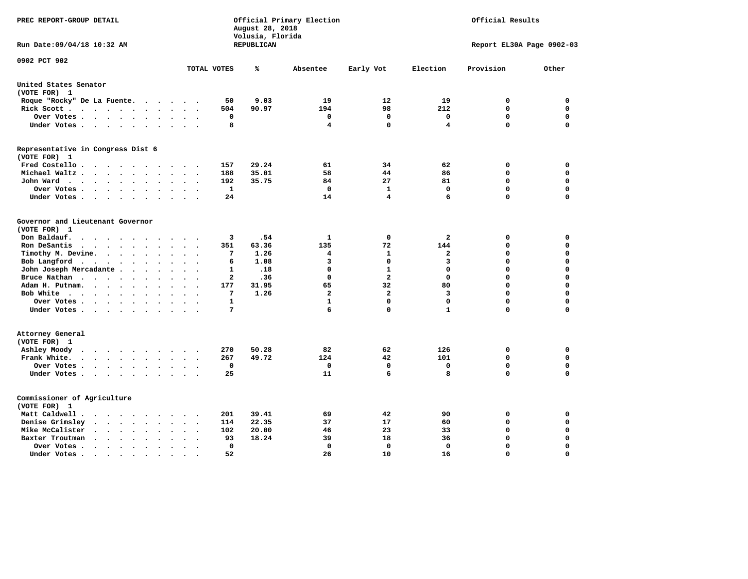PREC REPORT-GROUP DETAIL

Official Primary Election
August 28, 2018
Volusia, Florida
REPUBLICAN

Official Results

Run Date:09/04/18 10:32 AM

Report EL30A Page 0902-03

0902 PCT 902

| | TOTAL VOTES | % | Absentee | Early Vot | Election | Provision | Other |
|---|---|---|---|---|---|---|---|
| **United States Senator** | | | | | | | |
| **(VOTE FOR) 1** | | | | | | | |
| Roque "Rocky" De La Fuente | 50 | 9.03 | 19 | 12 | 19 | 0 | 0 |
| Rick Scott | 504 | 90.97 | 194 | 98 | 212 | 0 | 0 |
| Over Votes | 0 | | 0 | 0 | 0 | 0 | 0 |
| Under Votes | 8 | | 4 | 0 | 4 | 0 | 0 |
| **Representative in Congress Dist 6** | | | | | | | |
| **(VOTE FOR) 1** | | | | | | | |
| Fred Costello | 157 | 29.24 | 61 | 34 | 62 | 0 | 0 |
| Michael Waltz | 188 | 35.01 | 58 | 44 | 86 | 0 | 0 |
| John Ward | 192 | 35.75 | 84 | 27 | 81 | 0 | 0 |
| Over Votes | 1 | | 0 | 1 | 0 | 0 | 0 |
| Under Votes | 24 | | 14 | 4 | 6 | 0 | 0 |
| **Governor and Lieutenant Governor** | | | | | | | |
| **(VOTE FOR) 1** | | | | | | | |
| Don Baldauf | 3 | .54 | 1 | 0 | 2 | 0 | 0 |
| Ron DeSantis | 351 | 63.36 | 135 | 72 | 144 | 0 | 0 |
| Timothy M. Devine | 7 | 1.26 | 4 | 1 | 2 | 0 | 0 |
| Bob Langford | 6 | 1.08 | 3 | 0 | 3 | 0 | 0 |
| John Joseph Mercadante | 1 | .18 | 0 | 1 | 0 | 0 | 0 |
| Bruce Nathan | 2 | .36 | 0 | 2 | 0 | 0 | 0 |
| Adam H. Putnam | 177 | 31.95 | 65 | 32 | 80 | 0 | 0 |
| Bob White | 7 | 1.26 | 2 | 2 | 3 | 0 | 0 |
| Over Votes | 1 | | 1 | 0 | 0 | 0 | 0 |
| Under Votes | 7 | | 6 | 0 | 1 | 0 | 0 |
| **Attorney General** | | | | | | | |
| **(VOTE FOR) 1** | | | | | | | |
| Ashley Moody | 270 | 50.28 | 82 | 62 | 126 | 0 | 0 |
| Frank White | 267 | 49.72 | 124 | 42 | 101 | 0 | 0 |
| Over Votes | 0 | | 0 | 0 | 0 | 0 | 0 |
| Under Votes | 25 | | 11 | 6 | 8 | 0 | 0 |
| **Commissioner of Agriculture** | | | | | | | |
| **(VOTE FOR) 1** | | | | | | | |
| Matt Caldwell | 201 | 39.41 | 69 | 42 | 90 | 0 | 0 |
| Denise Grimsley | 114 | 22.35 | 37 | 17 | 60 | 0 | 0 |
| Mike McCalister | 102 | 20.00 | 46 | 23 | 33 | 0 | 0 |
| Baxter Troutman | 93 | 18.24 | 39 | 18 | 36 | 0 | 0 |
| Over Votes | 0 | | 0 | 0 | 0 | 0 | 0 |
| Under Votes | 52 | | 26 | 10 | 16 | 0 | 0 |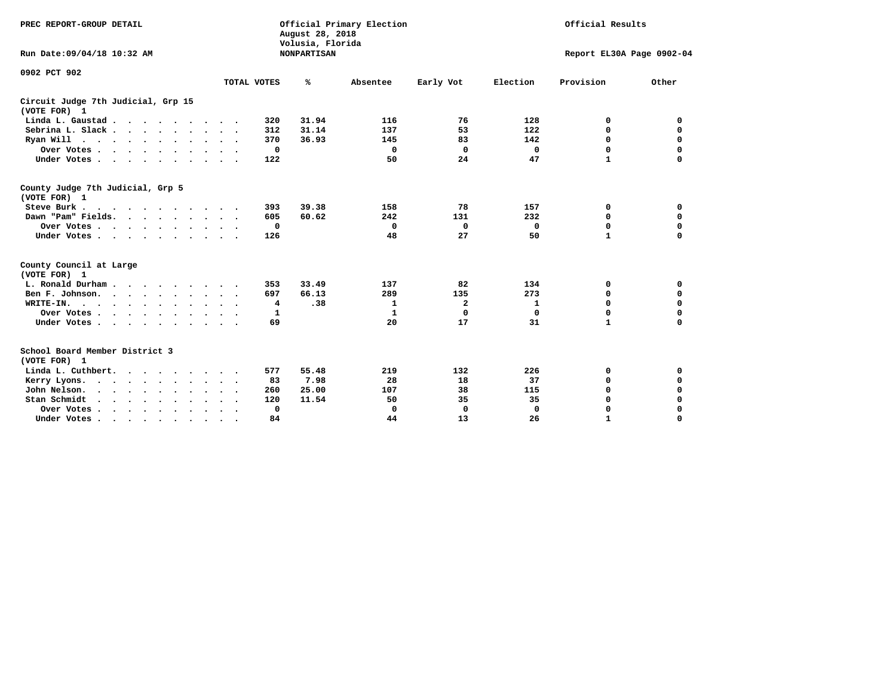PREC REPORT-GROUP DETAIL

Official Primary Election
August 28, 2018
Volusia, Florida
NONPARTISAN

Official Results

Run Date:09/04/18 10:32 AM

Report EL30A Page 0902-04

0902 PCT 902

| | TOTAL VOTES | % | Absentee | Early Vot | Election | Provision | Other |
|---|---|---|---|---|---|---|---|
| **Circuit Judge 7th Judicial, Grp 15 (VOTE FOR) 1** | | | | | | | |
| Linda L. Gaustad | 320 | 31.94 | 116 | 76 | 128 | 0 | 0 |
| Sebrina L. Slack | 312 | 31.14 | 137 | 53 | 122 | 0 | 0 |
| Ryan Will | 370 | 36.93 | 145 | 83 | 142 | 0 | 0 |
| Over Votes | 0 | | 0 | 0 | 0 | 0 | 0 |
| Under Votes | 122 | | 50 | 24 | 47 | 1 | 0 |
| **County Judge 7th Judicial, Grp 5 (VOTE FOR) 1** | | | | | | | |
| Steve Burk | 393 | 39.38 | 158 | 78 | 157 | 0 | 0 |
| Dawn "Pam" Fields | 605 | 60.62 | 242 | 131 | 232 | 0 | 0 |
| Over Votes | 0 | | 0 | 0 | 0 | 0 | 0 |
| Under Votes | 126 | | 48 | 27 | 50 | 1 | 0 |
| **County Council at Large (VOTE FOR) 1** | | | | | | | |
| L. Ronald Durham | 353 | 33.49 | 137 | 82 | 134 | 0 | 0 |
| Ben F. Johnson | 697 | 66.13 | 289 | 135 | 273 | 0 | 0 |
| WRITE-IN | 4 | .38 | 1 | 2 | 1 | 0 | 0 |
| Over Votes | 1 | | 1 | 0 | 0 | 0 | 0 |
| Under Votes | 69 | | 20 | 17 | 31 | 1 | 0 |
| **School Board Member District 3 (VOTE FOR) 1** | | | | | | | |
| Linda L. Cuthbert | 577 | 55.48 | 219 | 132 | 226 | 0 | 0 |
| Kerry Lyons | 83 | 7.98 | 28 | 18 | 37 | 0 | 0 |
| John Nelson | 260 | 25.00 | 107 | 38 | 115 | 0 | 0 |
| Stan Schmidt | 120 | 11.54 | 50 | 35 | 35 | 0 | 0 |
| Over Votes | 0 | | 0 | 0 | 0 | 0 | 0 |
| Under Votes | 84 | | 44 | 13 | 26 | 1 | 0 |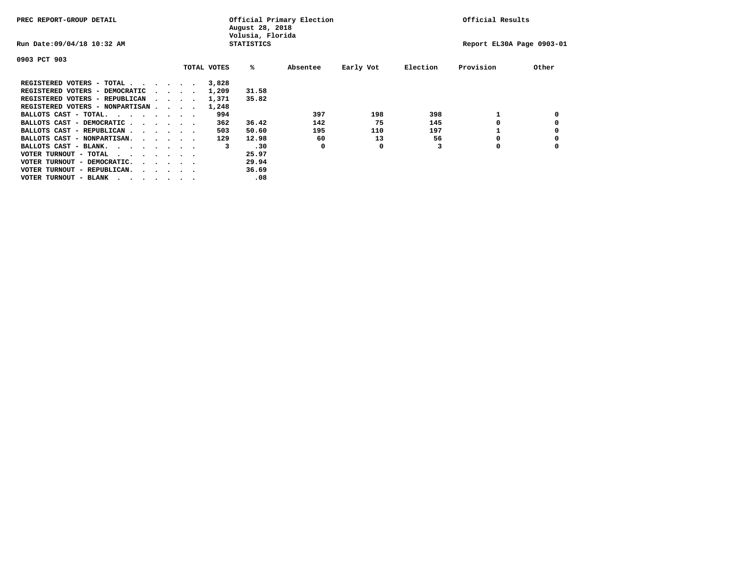PREC REPORT-GROUP DETAIL

Official Primary Election
August 28, 2018
Volusia, Florida
STATISTICS

Official Results

Run Date:09/04/18 10:32 AM

Report EL30A Page 0903-01

0903 PCT 903

| | TOTAL VOTES | % | Absentee | Early Vot | Election | Provision | Other |
|---|---|---|---|---|---|---|---|
| REGISTERED VOTERS - TOTAL . . . . . . | 3,828 | | | | | | |
| REGISTERED VOTERS - DEMOCRATIC . . . . | 1,209 | 31.58 | | | | | |
| REGISTERED VOTERS - REPUBLICAN . . . . | 1,371 | 35.82 | | | | | |
| REGISTERED VOTERS - NONPARTISAN . . . . | 1,248 | | | | | | |
| BALLOTS CAST - TOTAL. . . . . . . . | 994 | | 397 | 198 | 398 | 1 | 0 |
| BALLOTS CAST - DEMOCRATIC . . . . . . | 362 | 36.42 | 142 | 75 | 145 | 0 | 0 |
| BALLOTS CAST - REPUBLICAN . . . . . . | 503 | 50.60 | 195 | 110 | 197 | 1 | 0 |
| BALLOTS CAST - NONPARTISAN. . . . . . | 129 | 12.98 | 60 | 13 | 56 | 0 | 0 |
| BALLOTS CAST - BLANK. . . . . . . . | 3 | .30 | 0 | 0 | 3 | 0 | 0 |
| VOTER TURNOUT - TOTAL . . . . . . . | | 25.97 | | | | | |
| VOTER TURNOUT - DEMOCRATIC. . . . . . | | 29.94 | | | | | |
| VOTER TURNOUT - REPUBLICAN. . . . . . | | 36.69 | | | | | |
| VOTER TURNOUT - BLANK . . . . . . . | | .08 | | | | | |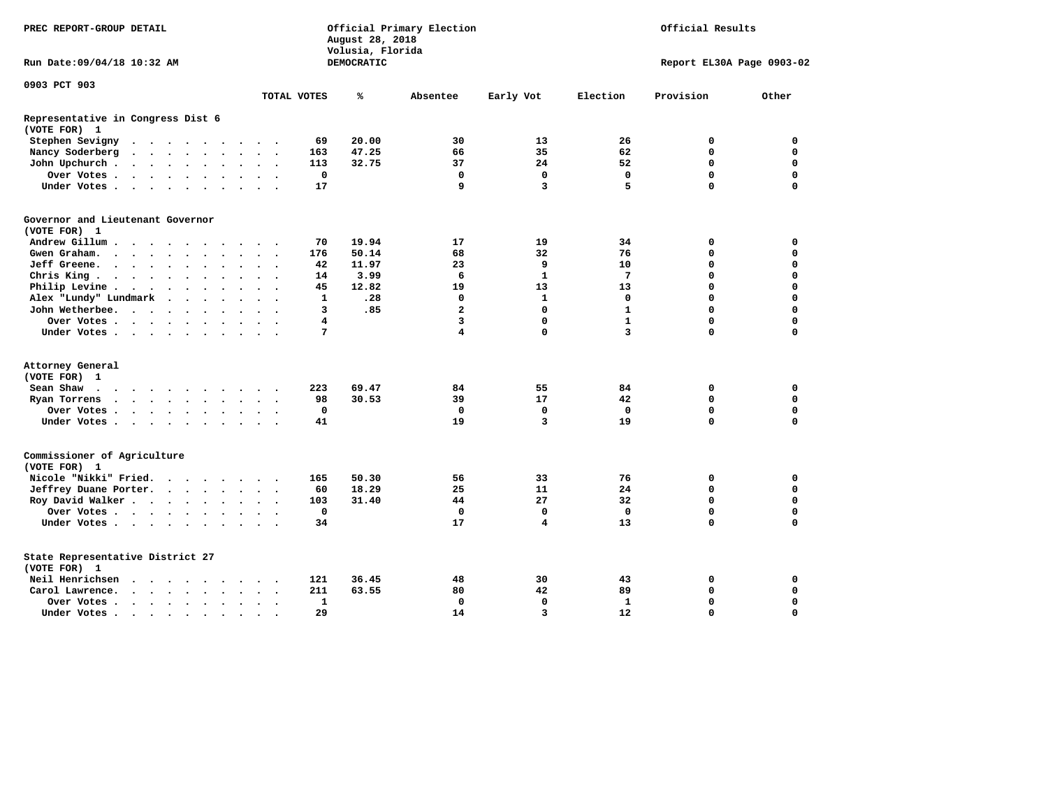PREC REPORT-GROUP DETAIL

Official Primary Election
August 28, 2018
Volusia, Florida
DEMOCRATIC

Official Results

Run Date:09/04/18 10:32 AM

Report EL30A Page 0903-02

0903 PCT 903

| | TOTAL VOTES | % | Absentee | Early Vot | Election | Provision | Other |
|---|---|---|---|---|---|---|---|
| **Representative in Congress Dist 6** | | | | | | | |
| **(VOTE FOR) 1** | | | | | | | |
| Stephen Sevigny | 69 | 20.00 | 30 | 13 | 26 | 0 | 0 |
| Nancy Soderberg | 163 | 47.25 | 66 | 35 | 62 | 0 | 0 |
| John Upchurch | 113 | 32.75 | 37 | 24 | 52 | 0 | 0 |
| Over Votes | 0 | | 0 | 0 | 0 | 0 | 0 |
| Under Votes | 17 | | 9 | 3 | 5 | 0 | 0 |
| **Governor and Lieutenant Governor** | | | | | | | |
| **(VOTE FOR) 1** | | | | | | | |
| Andrew Gillum | 70 | 19.94 | 17 | 19 | 34 | 0 | 0 |
| Gwen Graham | 176 | 50.14 | 68 | 32 | 76 | 0 | 0 |
| Jeff Greene | 42 | 11.97 | 23 | 9 | 10 | 0 | 0 |
| Chris King | 14 | 3.99 | 6 | 1 | 7 | 0 | 0 |
| Philip Levine | 45 | 12.82 | 19 | 13 | 13 | 0 | 0 |
| Alex "Lundy" Lundmark | 1 | .28 | 0 | 1 | 0 | 0 | 0 |
| John Wetherbee | 3 | .85 | 2 | 0 | 1 | 0 | 0 |
| Over Votes | 4 | | 3 | 0 | 1 | 0 | 0 |
| Under Votes | 7 | | 4 | 0 | 3 | 0 | 0 |
| **Attorney General** | | | | | | | |
| **(VOTE FOR) 1** | | | | | | | |
| Sean Shaw | 223 | 69.47 | 84 | 55 | 84 | 0 | 0 |
| Ryan Torrens | 98 | 30.53 | 39 | 17 | 42 | 0 | 0 |
| Over Votes | 0 | | 0 | 0 | 0 | 0 | 0 |
| Under Votes | 41 | | 19 | 3 | 19 | 0 | 0 |
| **Commissioner of Agriculture** | | | | | | | |
| **(VOTE FOR) 1** | | | | | | | |
| Nicole "Nikki" Fried | 165 | 50.30 | 56 | 33 | 76 | 0 | 0 |
| Jeffrey Duane Porter | 60 | 18.29 | 25 | 11 | 24 | 0 | 0 |
| Roy David Walker | 103 | 31.40 | 44 | 27 | 32 | 0 | 0 |
| Over Votes | 0 | | 0 | 0 | 0 | 0 | 0 |
| Under Votes | 34 | | 17 | 4 | 13 | 0 | 0 |
| **State Representative District 27** | | | | | | | |
| **(VOTE FOR) 1** | | | | | | | |
| Neil Henrichsen | 121 | 36.45 | 48 | 30 | 43 | 0 | 0 |
| Carol Lawrence | 211 | 63.55 | 80 | 42 | 89 | 0 | 0 |
| Over Votes | 1 | | 0 | 0 | 1 | 0 | 0 |
| Under Votes | 29 | | 14 | 3 | 12 | 0 | 0 |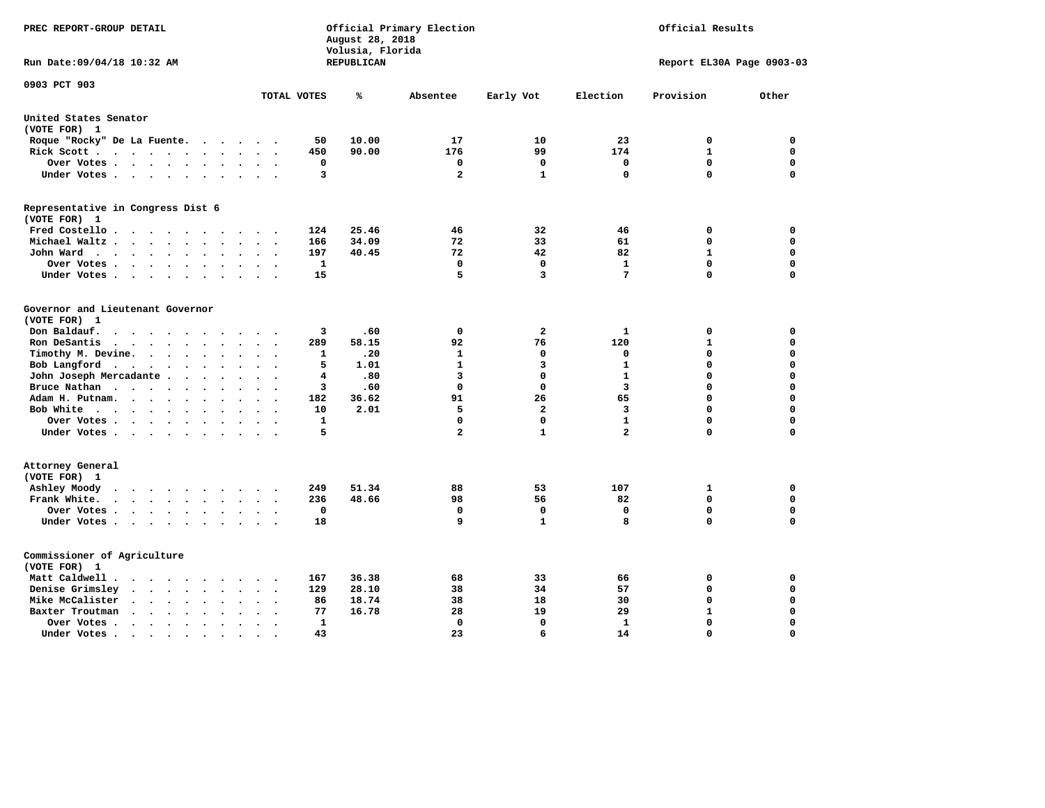PREC REPORT-GROUP DETAIL

Official Primary Election
August 28, 2018
Volusia, Florida
REPUBLICAN

Official Results

Run Date:09/04/18 10:32 AM

Report EL30A Page 0903-03

## 0903 PCT 903

| | TOTAL VOTES | % | Absentee | Early Vot | Election | Provision | Other |
|---|---|---|---|---|---|---|---|
| **United States Senator** | | | | | | | |
| (VOTE FOR) 1 | | | | | | | |
| Roque "Rocky" De La Fuente | 50 | 10.00 | 17 | 10 | 23 | 0 | 0 |
| Rick Scott | 450 | 90.00 | 176 | 99 | 174 | 1 | 0 |
| Over Votes | 0 | | 0 | 0 | 0 | 0 | 0 |
| Under Votes | 3 | | 2 | 1 | 0 | 0 | 0 |
| **Representative in Congress Dist 6** | | | | | | | |
| (VOTE FOR) 1 | | | | | | | |
| Fred Costello | 124 | 25.46 | 46 | 32 | 46 | 0 | 0 |
| Michael Waltz | 166 | 34.09 | 72 | 33 | 61 | 0 | 0 |
| John Ward | 197 | 40.45 | 72 | 42 | 82 | 1 | 0 |
| Over Votes | 1 | | 0 | 0 | 1 | 0 | 0 |
| Under Votes | 15 | | 5 | 3 | 7 | 0 | 0 |
| **Governor and Lieutenant Governor** | | | | | | | |
| (VOTE FOR) 1 | | | | | | | |
| Don Baldauf | 3 | .60 | 0 | 2 | 1 | 0 | 0 |
| Ron DeSantis | 289 | 58.15 | 92 | 76 | 120 | 1 | 0 |
| Timothy M. Devine | 1 | .20 | 1 | 0 | 0 | 0 | 0 |
| Bob Langford | 5 | 1.01 | 1 | 3 | 1 | 0 | 0 |
| John Joseph Mercadante | 4 | .80 | 3 | 0 | 1 | 0 | 0 |
| Bruce Nathan | 3 | .60 | 0 | 0 | 3 | 0 | 0 |
| Adam H. Putnam | 182 | 36.62 | 91 | 26 | 65 | 0 | 0 |
| Bob White | 10 | 2.01 | 5 | 2 | 3 | 0 | 0 |
| Over Votes | 1 | | 0 | 0 | 1 | 0 | 0 |
| Under Votes | 5 | | 2 | 1 | 2 | 0 | 0 |
| **Attorney General** | | | | | | | |
| (VOTE FOR) 1 | | | | | | | |
| Ashley Moody | 249 | 51.34 | 88 | 53 | 107 | 1 | 0 |
| Frank White | 236 | 48.66 | 98 | 56 | 82 | 0 | 0 |
| Over Votes | 0 | | 0 | 0 | 0 | 0 | 0 |
| Under Votes | 18 | | 9 | 1 | 8 | 0 | 0 |
| **Commissioner of Agriculture** | | | | | | | |
| (VOTE FOR) 1 | | | | | | | |
| Matt Caldwell | 167 | 36.38 | 68 | 33 | 66 | 0 | 0 |
| Denise Grimsley | 129 | 28.10 | 38 | 34 | 57 | 0 | 0 |
| Mike McCalister | 86 | 18.74 | 38 | 18 | 30 | 0 | 0 |
| Baxter Troutman | 77 | 16.78 | 28 | 19 | 29 | 1 | 0 |
| Over Votes | 1 | | 0 | 0 | 1 | 0 | 0 |
| Under Votes | 43 | | 23 | 6 | 14 | 0 | 0 |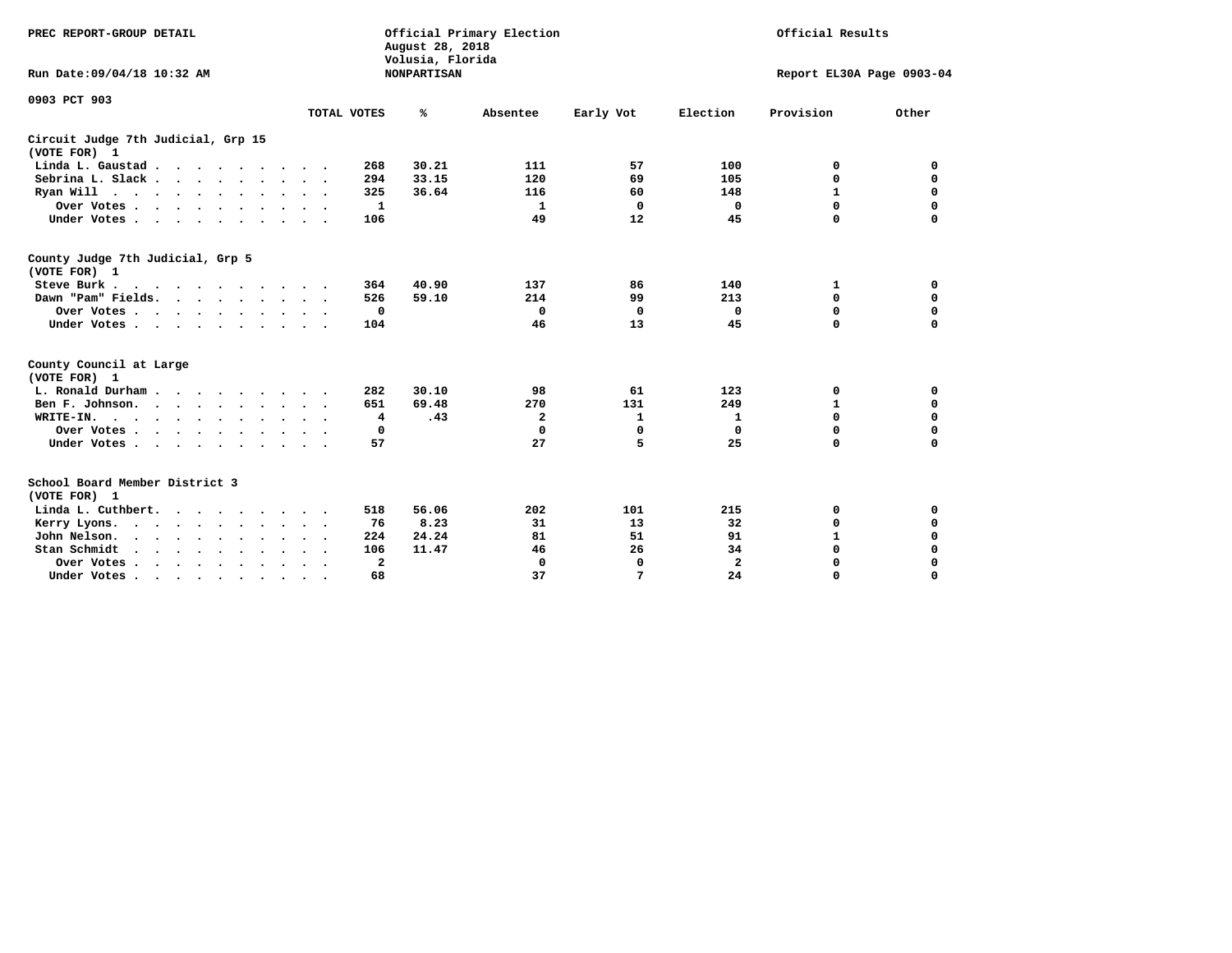PREC REPORT-GROUP DETAIL

Official Primary Election
August 28, 2018
Volusia, Florida
NONPARTISAN

Official Results

Run Date:09/04/18 10:32 AM

Report EL30A Page 0903-04

0903 PCT 903

| | TOTAL VOTES | % | Absentee | Early Vot | Election | Provision | Other |
|---|---|---|---|---|---|---|---|
| **Circuit Judge 7th Judicial, Grp 15** | | | | | | | |
| **(VOTE FOR) 1** | | | | | | | |
| Linda L. Gaustad | 268 | 30.21 | 111 | 57 | 100 | 0 | 0 |
| Sebrina L. Slack | 294 | 33.15 | 120 | 69 | 105 | 0 | 0 |
| Ryan Will | 325 | 36.64 | 116 | 60 | 148 | 1 | 0 |
| Over Votes | 1 | | 1 | 0 | 0 | 0 | 0 |
| Under Votes | 106 | | 49 | 12 | 45 | 0 | 0 |
| **County Judge 7th Judicial, Grp 5** | | | | | | | |
| **(VOTE FOR) 1** | | | | | | | |
| Steve Burk | 364 | 40.90 | 137 | 86 | 140 | 1 | 0 |
| Dawn "Pam" Fields | 526 | 59.10 | 214 | 99 | 213 | 0 | 0 |
| Over Votes | 0 | | 0 | 0 | 0 | 0 | 0 |
| Under Votes | 104 | | 46 | 13 | 45 | 0 | 0 |
| **County Council at Large** | | | | | | | |
| **(VOTE FOR) 1** | | | | | | | |
| L. Ronald Durham | 282 | 30.10 | 98 | 61 | 123 | 0 | 0 |
| Ben F. Johnson | 651 | 69.48 | 270 | 131 | 249 | 1 | 0 |
| WRITE-IN | 4 | .43 | 2 | 1 | 1 | 0 | 0 |
| Over Votes | 0 | | 0 | 0 | 0 | 0 | 0 |
| Under Votes | 57 | | 27 | 5 | 25 | 0 | 0 |
| **School Board Member District 3** | | | | | | | |
| **(VOTE FOR) 1** | | | | | | | |
| Linda L. Cuthbert | 518 | 56.06 | 202 | 101 | 215 | 0 | 0 |
| Kerry Lyons | 76 | 8.23 | 31 | 13 | 32 | 0 | 0 |
| John Nelson | 224 | 24.24 | 81 | 51 | 91 | 1 | 0 |
| Stan Schmidt | 106 | 11.47 | 46 | 26 | 34 | 0 | 0 |
| Over Votes | 2 | | 0 | 0 | 2 | 0 | 0 |
| Under Votes | 68 | | 37 | 7 | 24 | 0 | 0 |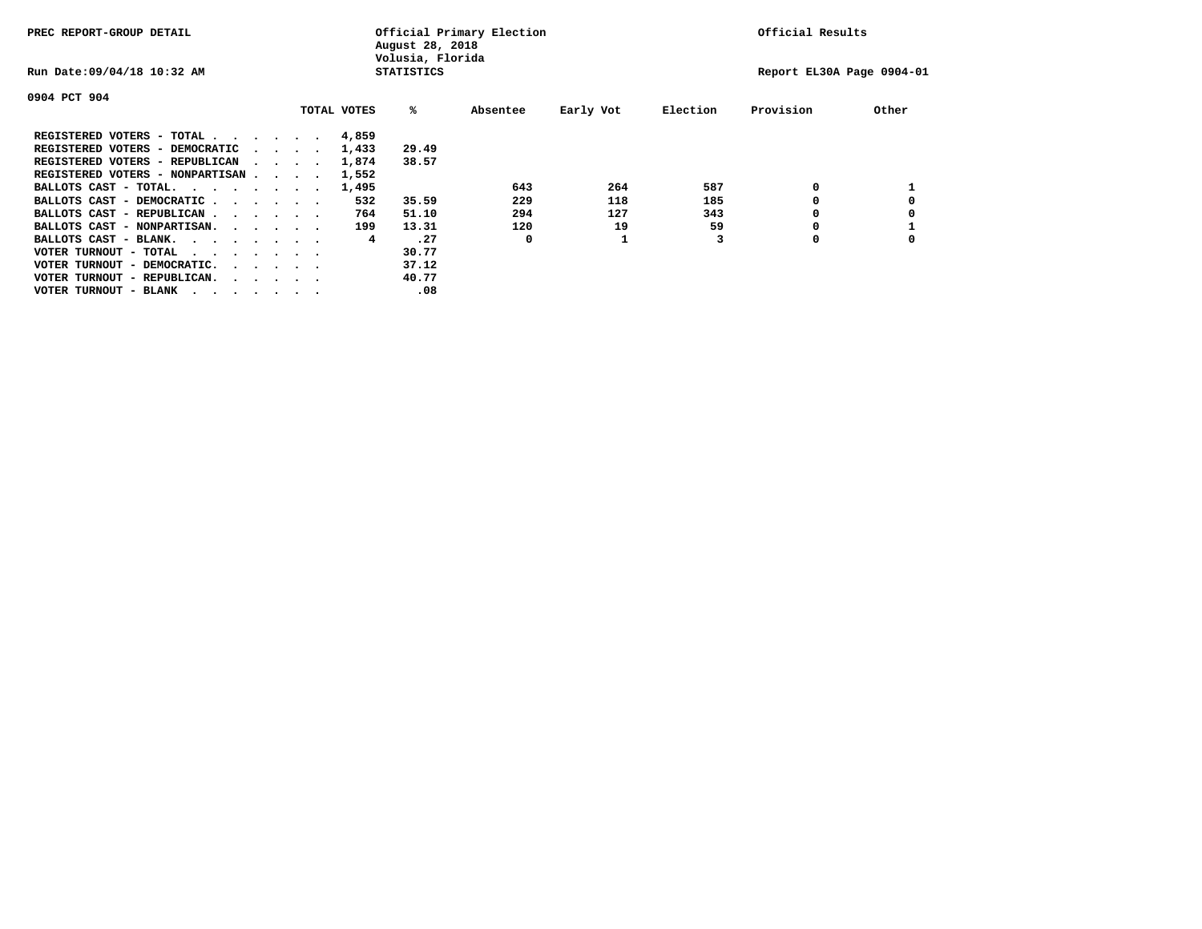PREC REPORT-GROUP DETAIL

Official Primary Election
August 28, 2018
Volusia, Florida
STATISTICS

Official Results

Run Date:09/04/18 10:32 AM

Report EL30A Page 0904-01

0904 PCT 904

| | TOTAL VOTES | % | Absentee | Early Vot | Election | Provision | Other |
|---|---|---|---|---|---|---|---|
| REGISTERED VOTERS - TOTAL . . . . . . | 4,859 | | | | | | |
| REGISTERED VOTERS - DEMOCRATIC . . . . | 1,433 | 29.49 | | | | | |
| REGISTERED VOTERS - REPUBLICAN . . . . | 1,874 | 38.57 | | | | | |
| REGISTERED VOTERS - NONPARTISAN . . . . | 1,552 | | | | | | |
| BALLOTS CAST - TOTAL. . . . . . . . | 1,495 | | 643 | 264 | 587 | 0 | 1 |
| BALLOTS CAST - DEMOCRATIC . . . . . . | 532 | 35.59 | 229 | 118 | 185 | 0 | 0 |
| BALLOTS CAST - REPUBLICAN . . . . . . | 764 | 51.10 | 294 | 127 | 343 | 0 | 0 |
| BALLOTS CAST - NONPARTISAN. . . . . . | 199 | 13.31 | 120 | 19 | 59 | 0 | 1 |
| BALLOTS CAST - BLANK. . . . . . . . | 4 | .27 | 0 | 1 | 3 | 0 | 0 |
| VOTER TURNOUT - TOTAL . . . . . . . | | 30.77 | | | | | |
| VOTER TURNOUT - DEMOCRATIC. . . . . . | | 37.12 | | | | | |
| VOTER TURNOUT - REPUBLICAN. . . . . . | | 40.77 | | | | | |
| VOTER TURNOUT - BLANK . . . . . . . | | .08 | | | | | |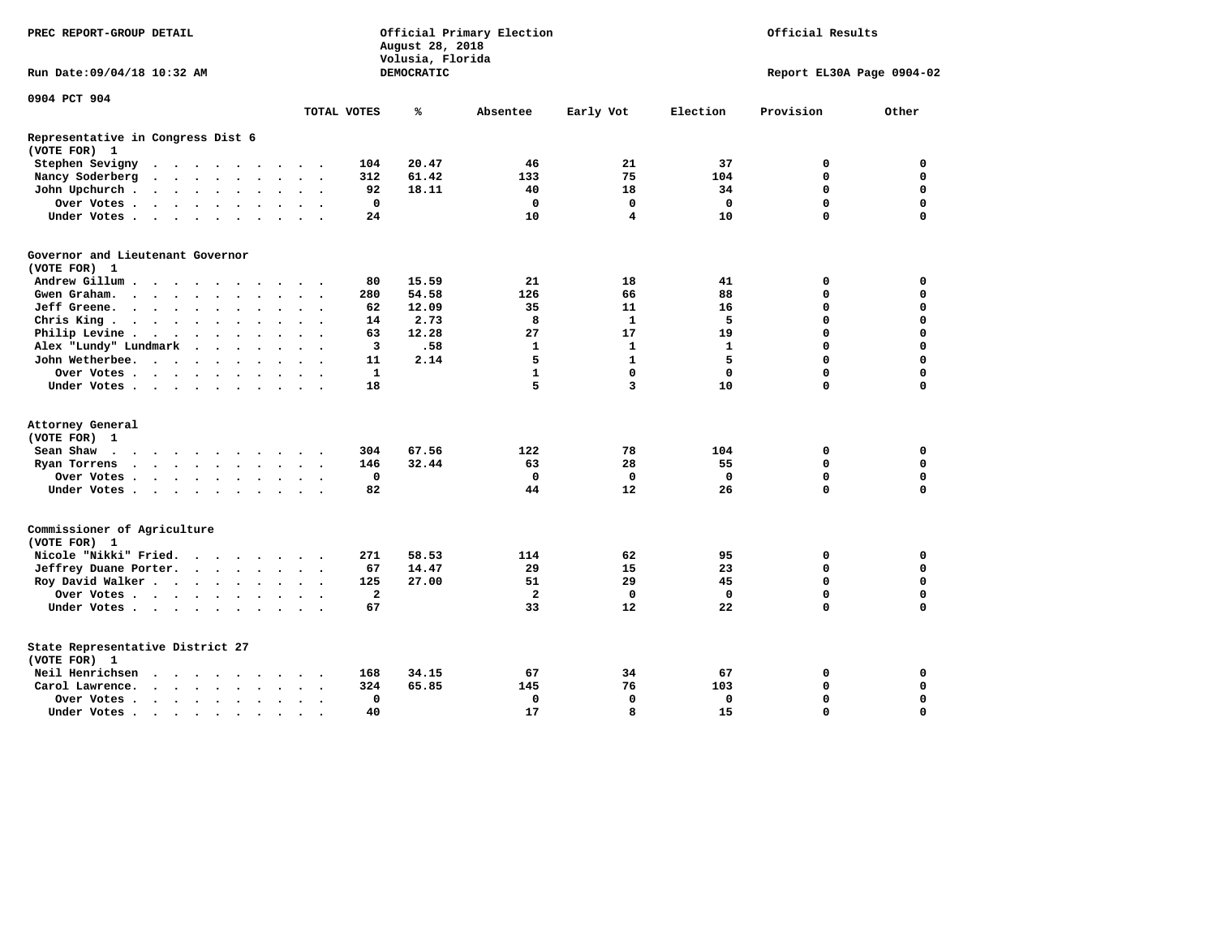PREC REPORT-GROUP DETAIL

Official Primary Election
August 28, 2018
Volusia, Florida
DEMOCRATIC

Official Results

Run Date:09/04/18 10:32 AM

Report EL30A Page 0904-02

0904 PCT 904

| | TOTAL VOTES | % | Absentee | Early Vot | Election | Provision | Other |
|---|---|---|---|---|---|---|---|
| **Representative in Congress Dist 6** | | | | | | | |
| **(VOTE FOR) 1** | | | | | | | |
| Stephen Sevigny | 104 | 20.47 | 46 | 21 | 37 | 0 | 0 |
| Nancy Soderberg | 312 | 61.42 | 133 | 75 | 104 | 0 | 0 |
| John Upchurch | 92 | 18.11 | 40 | 18 | 34 | 0 | 0 |
| Over Votes | 0 | | 0 | 0 | 0 | 0 | 0 |
| Under Votes | 24 | | 10 | 4 | 10 | 0 | 0 |
| **Governor and Lieutenant Governor** | | | | | | | |
| **(VOTE FOR) 1** | | | | | | | |
| Andrew Gillum | 80 | 15.59 | 21 | 18 | 41 | 0 | 0 |
| Gwen Graham. | 280 | 54.58 | 126 | 66 | 88 | 0 | 0 |
| Jeff Greene. | 62 | 12.09 | 35 | 11 | 16 | 0 | 0 |
| Chris King | 14 | 2.73 | 8 | 1 | 5 | 0 | 0 |
| Philip Levine | 63 | 12.28 | 27 | 17 | 19 | 0 | 0 |
| Alex "Lundy" Lundmark | 3 | .58 | 1 | 1 | 1 | 0 | 0 |
| John Wetherbee. | 11 | 2.14 | 5 | 1 | 5 | 0 | 0 |
| Over Votes | 1 | | 1 | 0 | 0 | 0 | 0 |
| Under Votes | 18 | | 5 | 3 | 10 | 0 | 0 |
| **Attorney General** | | | | | | | |
| **(VOTE FOR) 1** | | | | | | | |
| Sean Shaw | 304 | 67.56 | 122 | 78 | 104 | 0 | 0 |
| Ryan Torrens | 146 | 32.44 | 63 | 28 | 55 | 0 | 0 |
| Over Votes | 0 | | 0 | 0 | 0 | 0 | 0 |
| Under Votes | 82 | | 44 | 12 | 26 | 0 | 0 |
| **Commissioner of Agriculture** | | | | | | | |
| **(VOTE FOR) 1** | | | | | | | |
| Nicole "Nikki" Fried. | 271 | 58.53 | 114 | 62 | 95 | 0 | 0 |
| Jeffrey Duane Porter. | 67 | 14.47 | 29 | 15 | 23 | 0 | 0 |
| Roy David Walker | 125 | 27.00 | 51 | 29 | 45 | 0 | 0 |
| Over Votes | 2 | | 2 | 0 | 0 | 0 | 0 |
| Under Votes | 67 | | 33 | 12 | 22 | 0 | 0 |
| **State Representative District 27** | | | | | | | |
| **(VOTE FOR) 1** | | | | | | | |
| Neil Henrichsen | 168 | 34.15 | 67 | 34 | 67 | 0 | 0 |
| Carol Lawrence. | 324 | 65.85 | 145 | 76 | 103 | 0 | 0 |
| Over Votes | 0 | | 0 | 0 | 0 | 0 | 0 |
| Under Votes | 40 | | 17 | 8 | 15 | 0 | 0 |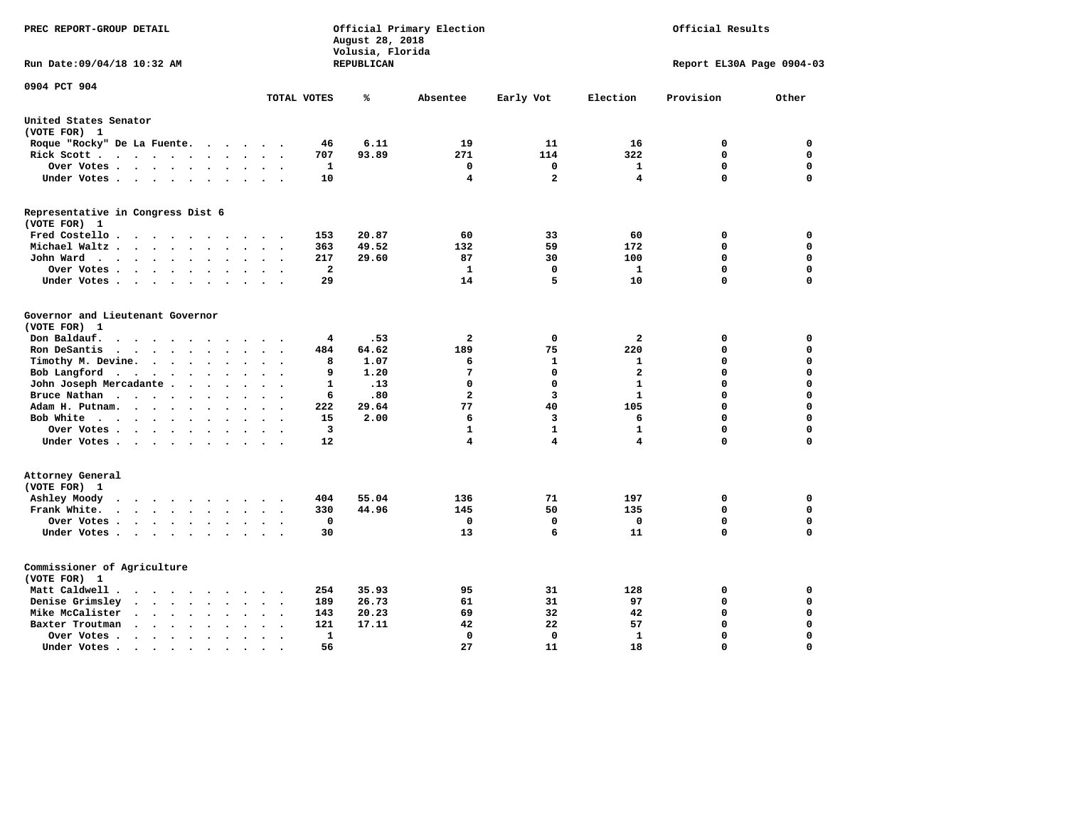PREC REPORT-GROUP DETAIL

Official Primary Election
August 28, 2018
Volusia, Florida
REPUBLICAN

Official Results

Run Date:09/04/18 10:32 AM

Report EL30A Page 0904-03

0904 PCT 904

| | TOTAL VOTES | % | Absentee | Early Vot | Election | Provision | Other |
|---|---|---|---|---|---|---|---|
| **United States Senator** | | | | | | | |
| (VOTE FOR) 1 | | | | | | | |
| Roque "Rocky" De La Fuente | 46 | 6.11 | 19 | 11 | 16 | 0 | 0 |
| Rick Scott | 707 | 93.89 | 271 | 114 | 322 | 0 | 0 |
| Over Votes | 1 | | 0 | 0 | 1 | 0 | 0 |
| Under Votes | 10 | | 4 | 2 | 4 | 0 | 0 |
| **Representative in Congress Dist 6** | | | | | | | |
| (VOTE FOR) 1 | | | | | | | |
| Fred Costello | 153 | 20.87 | 60 | 33 | 60 | 0 | 0 |
| Michael Waltz | 363 | 49.52 | 132 | 59 | 172 | 0 | 0 |
| John Ward | 217 | 29.60 | 87 | 30 | 100 | 0 | 0 |
| Over Votes | 2 | | 1 | 0 | 1 | 0 | 0 |
| Under Votes | 29 | | 14 | 5 | 10 | 0 | 0 |
| **Governor and Lieutenant Governor** | | | | | | | |
| (VOTE FOR) 1 | | | | | | | |
| Don Baldauf | 4 | .53 | 2 | 0 | 2 | 0 | 0 |
| Ron DeSantis | 484 | 64.62 | 189 | 75 | 220 | 0 | 0 |
| Timothy M. Devine | 8 | 1.07 | 6 | 1 | 1 | 0 | 0 |
| Bob Langford | 9 | 1.20 | 7 | 0 | 2 | 0 | 0 |
| John Joseph Mercadante | 1 | .13 | 0 | 0 | 1 | 0 | 0 |
| Bruce Nathan | 6 | .80 | 2 | 3 | 1 | 0 | 0 |
| Adam H. Putnam | 222 | 29.64 | 77 | 40 | 105 | 0 | 0 |
| Bob White | 15 | 2.00 | 6 | 3 | 6 | 0 | 0 |
| Over Votes | 3 | | 1 | 1 | 1 | 0 | 0 |
| Under Votes | 12 | | 4 | 4 | 4 | 0 | 0 |
| **Attorney General** | | | | | | | |
| (VOTE FOR) 1 | | | | | | | |
| Ashley Moody | 404 | 55.04 | 136 | 71 | 197 | 0 | 0 |
| Frank White | 330 | 44.96 | 145 | 50 | 135 | 0 | 0 |
| Over Votes | 0 | | 0 | 0 | 0 | 0 | 0 |
| Under Votes | 30 | | 13 | 6 | 11 | 0 | 0 |
| **Commissioner of Agriculture** | | | | | | | |
| (VOTE FOR) 1 | | | | | | | |
| Matt Caldwell | 254 | 35.93 | 95 | 31 | 128 | 0 | 0 |
| Denise Grimsley | 189 | 26.73 | 61 | 31 | 97 | 0 | 0 |
| Mike McCalister | 143 | 20.23 | 69 | 32 | 42 | 0 | 0 |
| Baxter Troutman | 121 | 17.11 | 42 | 22 | 57 | 0 | 0 |
| Over Votes | 1 | | 0 | 0 | 1 | 0 | 0 |
| Under Votes | 56 | | 27 | 11 | 18 | 0 | 0 |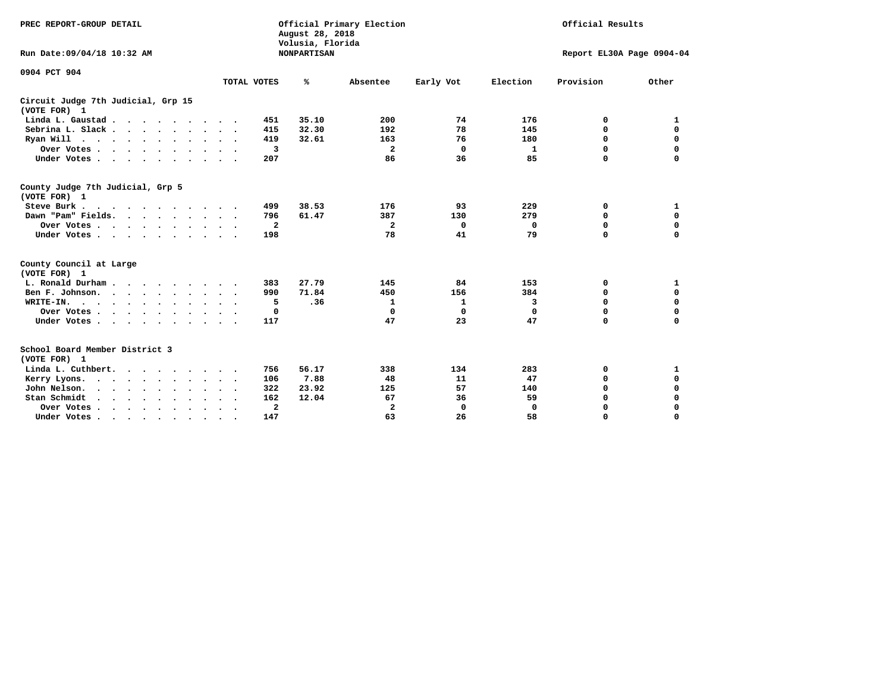PREC REPORT-GROUP DETAIL

Official Primary Election
August 28, 2018
Volusia, Florida
NONPARTISAN

Official Results

Run Date:09/04/18 10:32 AM

Report EL30A Page 0904-04

0904 PCT 904

| | TOTAL VOTES | % | Absentee | Early Vot | Election | Provision | Other |
|---|---|---|---|---|---|---|---|
| **Circuit Judge 7th Judicial, Grp 15** | | | | | | | |
| **(VOTE FOR) 1** | | | | | | | |
| Linda L. Gaustad | 451 | 35.10 | 200 | 74 | 176 | 0 | 1 |
| Sebrina L. Slack | 415 | 32.30 | 192 | 78 | 145 | 0 | 0 |
| Ryan Will | 419 | 32.61 | 163 | 76 | 180 | 0 | 0 |
| Over Votes | 3 | | 2 | 0 | 1 | 0 | 0 |
| Under Votes | 207 | | 86 | 36 | 85 | 0 | 0 |
| **County Judge 7th Judicial, Grp 5** | | | | | | | |
| **(VOTE FOR) 1** | | | | | | | |
| Steve Burk | 499 | 38.53 | 176 | 93 | 229 | 0 | 1 |
| Dawn "Pam" Fields. | 796 | 61.47 | 387 | 130 | 279 | 0 | 0 |
| Over Votes | 2 | | 2 | 0 | 0 | 0 | 0 |
| Under Votes | 198 | | 78 | 41 | 79 | 0 | 0 |
| **County Council at Large** | | | | | | | |
| **(VOTE FOR) 1** | | | | | | | |
| L. Ronald Durham | 383 | 27.79 | 145 | 84 | 153 | 0 | 1 |
| Ben F. Johnson. | 990 | 71.84 | 450 | 156 | 384 | 0 | 0 |
| WRITE-IN. | 5 | .36 | 1 | 1 | 3 | 0 | 0 |
| Over Votes | 0 | | 0 | 0 | 0 | 0 | 0 |
| Under Votes | 117 | | 47 | 23 | 47 | 0 | 0 |
| **School Board Member District 3** | | | | | | | |
| **(VOTE FOR) 1** | | | | | | | |
| Linda L. Cuthbert. | 756 | 56.17 | 338 | 134 | 283 | 0 | 1 |
| Kerry Lyons. | 106 | 7.88 | 48 | 11 | 47 | 0 | 0 |
| John Nelson. | 322 | 23.92 | 125 | 57 | 140 | 0 | 0 |
| Stan Schmidt | 162 | 12.04 | 67 | 36 | 59 | 0 | 0 |
| Over Votes | 2 | | 2 | 0 | 0 | 0 | 0 |
| Under Votes | 147 | | 63 | 26 | 58 | 0 | 0 |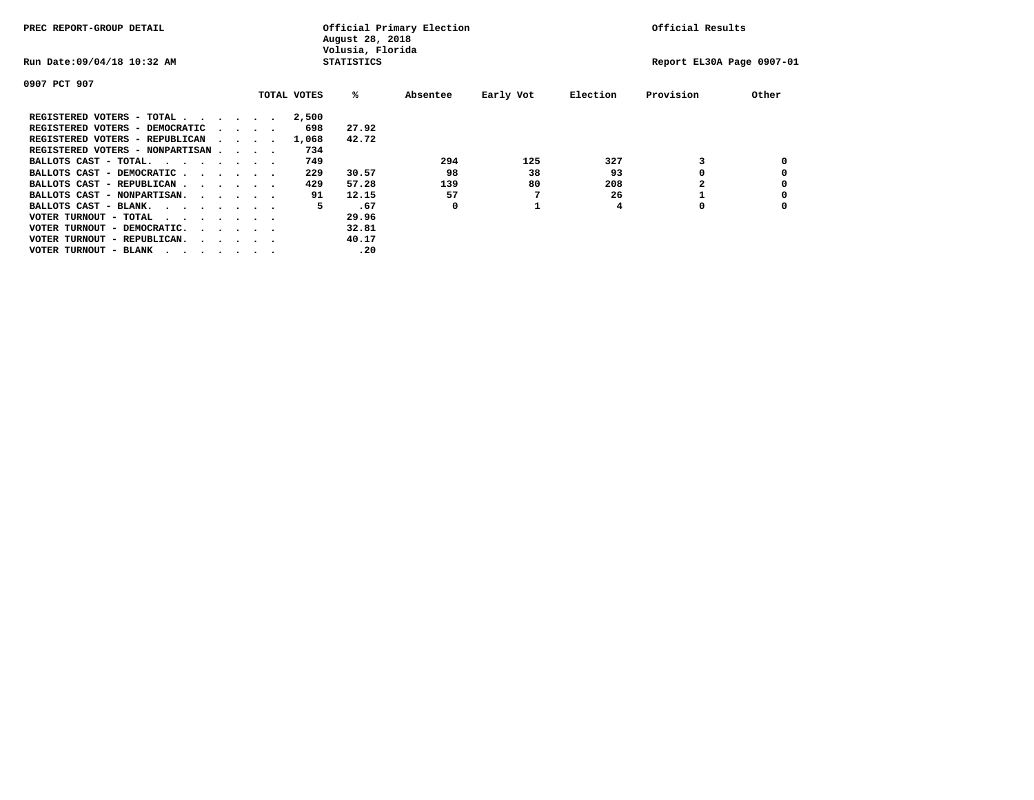PREC REPORT-GROUP DETAIL

Official Primary Election
August 28, 2018
Volusia, Florida
STATISTICS

Official Results

Run Date:09/04/18 10:32 AM

Report EL30A Page 0907-01

0907 PCT 907

| | TOTAL VOTES | % | Absentee | Early Vot | Election | Provision | Other |
|---|---|---|---|---|---|---|---|
| REGISTERED VOTERS - TOTAL . . . . . . | 2,500 | | | | | | |
| REGISTERED VOTERS - DEMOCRATIC . . . . | 698 | 27.92 | | | | | |
| REGISTERED VOTERS - REPUBLICAN . . . . | 1,068 | 42.72 | | | | | |
| REGISTERED VOTERS - NONPARTISAN . . . . | 734 | | | | | | |
| BALLOTS CAST - TOTAL. . . . . . . . | 749 | | 294 | 125 | 327 | 3 | 0 |
| BALLOTS CAST - DEMOCRATIC . . . . . . | 229 | 30.57 | 98 | 38 | 93 | 0 | 0 |
| BALLOTS CAST - REPUBLICAN . . . . . . | 429 | 57.28 | 139 | 80 | 208 | 2 | 0 |
| BALLOTS CAST - NONPARTISAN. . . . . . | 91 | 12.15 | 57 | 7 | 26 | 1 | 0 |
| BALLOTS CAST - BLANK. . . . . . . . | 5 | .67 | 0 | 1 | 4 | 0 | 0 |
| VOTER TURNOUT - TOTAL . . . . . . . . | | 29.96 | | | | | |
| VOTER TURNOUT - DEMOCRATIC. . . . . . | | 32.81 | | | | | |
| VOTER TURNOUT - REPUBLICAN. . . . . . | | 40.17 | | | | | |
| VOTER TURNOUT - BLANK . . . . . . . . | | .20 | | | | | |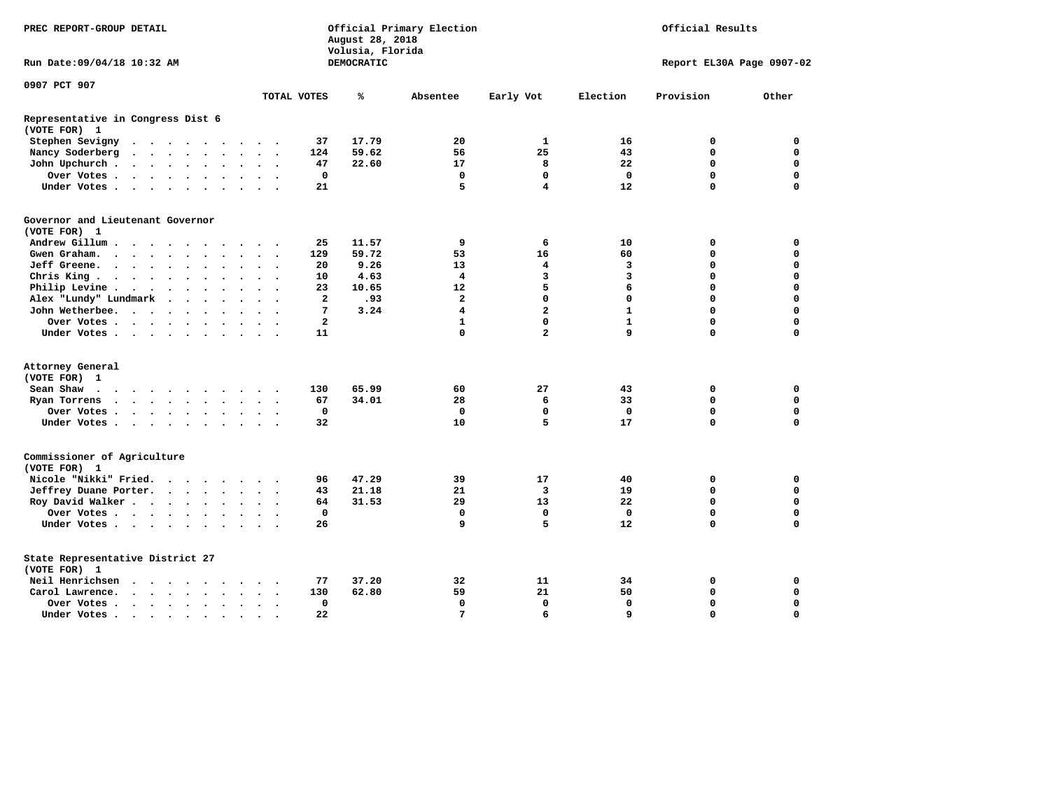PREC REPORT-GROUP DETAIL

Official Primary Election
August 28, 2018
Volusia, Florida
DEMOCRATIC

Official Results

Run Date:09/04/18 10:32 AM

Report EL30A Page 0907-02

## 0907 PCT 907

### Representative in Congress Dist 6
(VOTE FOR) 1

| | TOTAL VOTES | % | Absentee | Early Vot | Election | Provision | Other |
|---|---|---|---|---|---|---|---|
| Stephen Sevigny | 37 | 17.79 | 20 | 1 | 16 | 0 | 0 |
| Nancy Soderberg | 124 | 59.62 | 56 | 25 | 43 | 0 | 0 |
| John Upchurch | 47 | 22.60 | 17 | 8 | 22 | 0 | 0 |
| Over Votes | 0 | | 0 | 0 | 0 | 0 | 0 |
| Under Votes | 21 | | 5 | 4 | 12 | 0 | 0 |

### Governor and Lieutenant Governor
(VOTE FOR) 1

| | TOTAL VOTES | % | Absentee | Early Vot | Election | Provision | Other |
|---|---|---|---|---|---|---|---|
| Andrew Gillum | 25 | 11.57 | 9 | 6 | 10 | 0 | 0 |
| Gwen Graham | 129 | 59.72 | 53 | 16 | 60 | 0 | 0 |
| Jeff Greene | 20 | 9.26 | 13 | 4 | 3 | 0 | 0 |
| Chris King | 10 | 4.63 | 4 | 3 | 3 | 0 | 0 |
| Philip Levine | 23 | 10.65 | 12 | 5 | 6 | 0 | 0 |
| Alex "Lundy" Lundmark | 2 | .93 | 2 | 0 | 0 | 0 | 0 |
| John Wetherbee | 7 | 3.24 | 4 | 2 | 1 | 0 | 0 |
| Over Votes | 2 | | 1 | 0 | 1 | 0 | 0 |
| Under Votes | 11 | | 0 | 2 | 9 | 0 | 0 |

### Attorney General
(VOTE FOR) 1

| | TOTAL VOTES | % | Absentee | Early Vot | Election | Provision | Other |
|---|---|---|---|---|---|---|---|
| Sean Shaw | 130 | 65.99 | 60 | 27 | 43 | 0 | 0 |
| Ryan Torrens | 67 | 34.01 | 28 | 6 | 33 | 0 | 0 |
| Over Votes | 0 | | 0 | 0 | 0 | 0 | 0 |
| Under Votes | 32 | | 10 | 5 | 17 | 0 | 0 |

### Commissioner of Agriculture
(VOTE FOR) 1

| | TOTAL VOTES | % | Absentee | Early Vot | Election | Provision | Other |
|---|---|---|---|---|---|---|---|
| Nicole "Nikki" Fried | 96 | 47.29 | 39 | 17 | 40 | 0 | 0 |
| Jeffrey Duane Porter | 43 | 21.18 | 21 | 3 | 19 | 0 | 0 |
| Roy David Walker | 64 | 31.53 | 29 | 13 | 22 | 0 | 0 |
| Over Votes | 0 | | 0 | 0 | 0 | 0 | 0 |
| Under Votes | 26 | | 9 | 5 | 12 | 0 | 0 |

### State Representative District 27
(VOTE FOR) 1

| | TOTAL VOTES | % | Absentee | Early Vot | Election | Provision | Other |
|---|---|---|---|---|---|---|---|
| Neil Henrichsen | 77 | 37.20 | 32 | 11 | 34 | 0 | 0 |
| Carol Lawrence | 130 | 62.80 | 59 | 21 | 50 | 0 | 0 |
| Over Votes | 0 | | 0 | 0 | 0 | 0 | 0 |
| Under Votes | 22 | | 7 | 6 | 9 | 0 | 0 |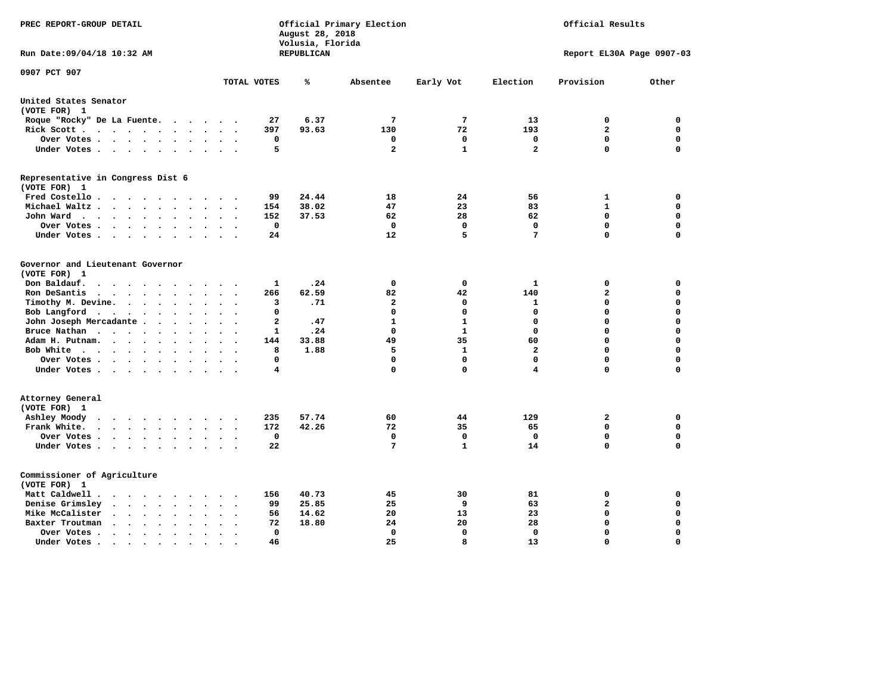PREC REPORT-GROUP DETAIL

Official Primary Election
August 28, 2018
Volusia, Florida
REPUBLICAN

Official Results

Run Date:09/04/18 10:32 AM

Report EL30A Page 0907-03

0907 PCT 907

| | TOTAL VOTES | % | Absentee | Early Vot | Election | Provision | Other |
|---|---|---|---|---|---|---|---|
| **United States Senator (VOTE FOR) 1** | | | | | | | |
| Roque "Rocky" De La Fuente | 27 | 6.37 | 7 | 7 | 13 | 0 | 0 |
| Rick Scott | 397 | 93.63 | 130 | 72 | 193 | 2 | 0 |
| Over Votes | 0 | | 0 | 0 | 0 | 0 | 0 |
| Under Votes | 5 | | 2 | 1 | 2 | 0 | 0 |
| **Representative in Congress Dist 6 (VOTE FOR) 1** | | | | | | | |
| Fred Costello | 99 | 24.44 | 18 | 24 | 56 | 1 | 0 |
| Michael Waltz | 154 | 38.02 | 47 | 23 | 83 | 1 | 0 |
| John Ward | 152 | 37.53 | 62 | 28 | 62 | 0 | 0 |
| Over Votes | 0 | | 0 | 0 | 0 | 0 | 0 |
| Under Votes | 24 | | 12 | 5 | 7 | 0 | 0 |
| **Governor and Lieutenant Governor (VOTE FOR) 1** | | | | | | | |
| Don Baldauf | 1 | .24 | 0 | 0 | 1 | 0 | 0 |
| Ron DeSantis | 266 | 62.59 | 82 | 42 | 140 | 2 | 0 |
| Timothy M. Devine | 3 | .71 | 2 | 0 | 1 | 0 | 0 |
| Bob Langford | 0 | | 0 | 0 | 0 | 0 | 0 |
| John Joseph Mercadante | 2 | .47 | 1 | 1 | 0 | 0 | 0 |
| Bruce Nathan | 1 | .24 | 0 | 1 | 0 | 0 | 0 |
| Adam H. Putnam | 144 | 33.88 | 49 | 35 | 60 | 0 | 0 |
| Bob White | 8 | 1.88 | 5 | 1 | 2 | 0 | 0 |
| Over Votes | 0 | | 0 | 0 | 0 | 0 | 0 |
| Under Votes | 4 | | 0 | 0 | 4 | 0 | 0 |
| **Attorney General (VOTE FOR) 1** | | | | | | | |
| Ashley Moody | 235 | 57.74 | 60 | 44 | 129 | 2 | 0 |
| Frank White | 172 | 42.26 | 72 | 35 | 65 | 0 | 0 |
| Over Votes | 0 | | 0 | 0 | 0 | 0 | 0 |
| Under Votes | 22 | | 7 | 1 | 14 | 0 | 0 |
| **Commissioner of Agriculture (VOTE FOR) 1** | | | | | | | |
| Matt Caldwell | 156 | 40.73 | 45 | 30 | 81 | 0 | 0 |
| Denise Grimsley | 99 | 25.85 | 25 | 9 | 63 | 2 | 0 |
| Mike McCalister | 56 | 14.62 | 20 | 13 | 23 | 0 | 0 |
| Baxter Troutman | 72 | 18.80 | 24 | 20 | 28 | 0 | 0 |
| Over Votes | 0 | | 0 | 0 | 0 | 0 | 0 |
| Under Votes | 46 | | 25 | 8 | 13 | 0 | 0 |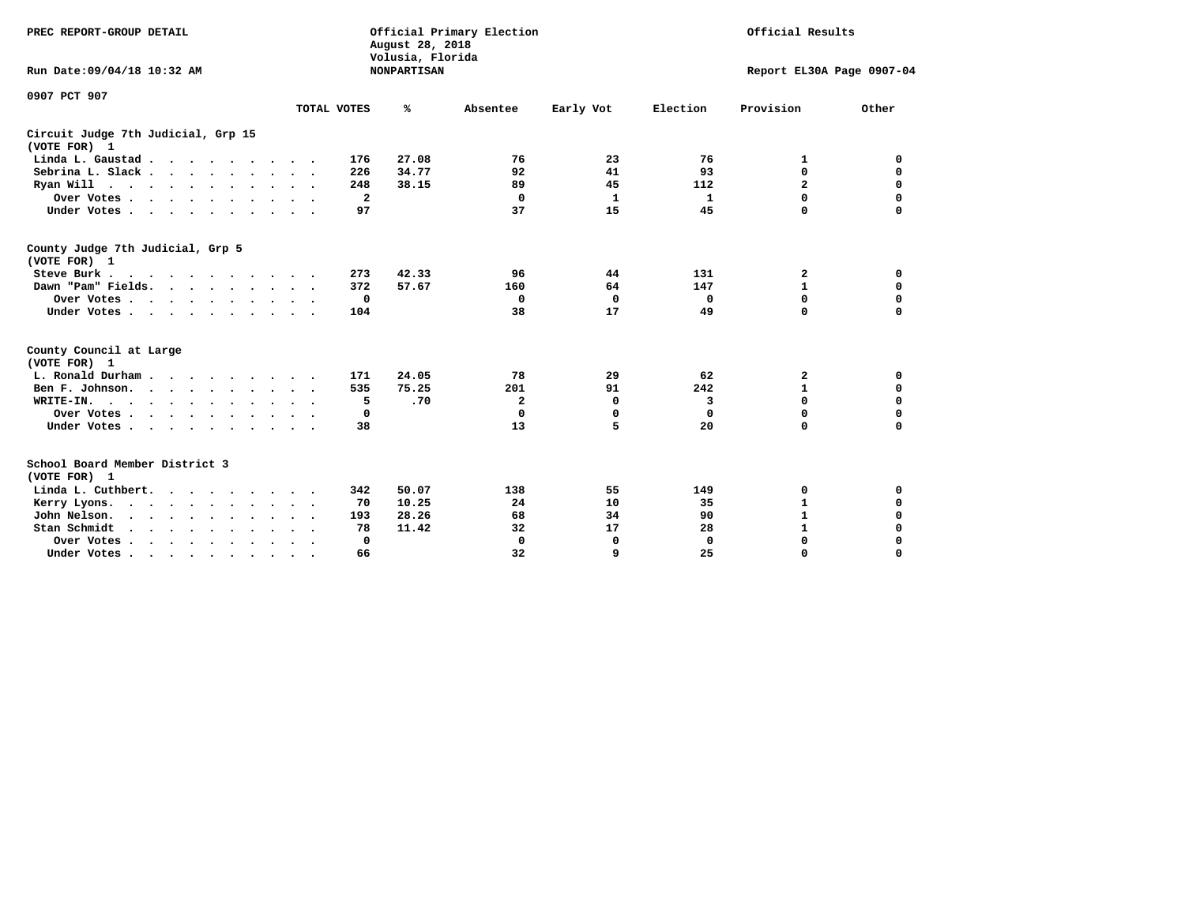PREC REPORT-GROUP DETAIL

Official Primary Election
August 28, 2018
Volusia, Florida
NONPARTISAN

Official Results

Run Date:09/04/18 10:32 AM

Report EL30A Page 0907-04

0907 PCT 907

| | TOTAL VOTES | % | Absentee | Early Vot | Election | Provision | Other |
|---|---|---|---|---|---|---|---|
| **Circuit Judge 7th Judicial, Grp 15** | | | | | | | |
| **(VOTE FOR) 1** | | | | | | | |
| Linda L. Gaustad | 176 | 27.08 | 76 | 23 | 76 | 1 | 0 |
| Sebrina L. Slack | 226 | 34.77 | 92 | 41 | 93 | 0 | 0 |
| Ryan Will | 248 | 38.15 | 89 | 45 | 112 | 2 | 0 |
| Over Votes | 2 | | 0 | 1 | 1 | 0 | 0 |
| Under Votes | 97 | | 37 | 15 | 45 | 0 | 0 |
| **County Judge 7th Judicial, Grp 5** | | | | | | | |
| **(VOTE FOR) 1** | | | | | | | |
| Steve Burk | 273 | 42.33 | 96 | 44 | 131 | 2 | 0 |
| Dawn "Pam" Fields | 372 | 57.67 | 160 | 64 | 147 | 1 | 0 |
| Over Votes | 0 | | 0 | 0 | 0 | 0 | 0 |
| Under Votes | 104 | | 38 | 17 | 49 | 0 | 0 |
| **County Council at Large** | | | | | | | |
| **(VOTE FOR) 1** | | | | | | | |
| L. Ronald Durham | 171 | 24.05 | 78 | 29 | 62 | 2 | 0 |
| Ben F. Johnson | 535 | 75.25 | 201 | 91 | 242 | 1 | 0 |
| WRITE-IN | 5 | .70 | 2 | 0 | 3 | 0 | 0 |
| Over Votes | 0 | | 0 | 0 | 0 | 0 | 0 |
| Under Votes | 38 | | 13 | 5 | 20 | 0 | 0 |
| **School Board Member District 3** | | | | | | | |
| **(VOTE FOR) 1** | | | | | | | |
| Linda L. Cuthbert | 342 | 50.07 | 138 | 55 | 149 | 0 | 0 |
| Kerry Lyons | 70 | 10.25 | 24 | 10 | 35 | 1 | 0 |
| John Nelson | 193 | 28.26 | 68 | 34 | 90 | 1 | 0 |
| Stan Schmidt | 78 | 11.42 | 32 | 17 | 28 | 1 | 0 |
| Over Votes | 0 | | 0 | 0 | 0 | 0 | 0 |
| Under Votes | 66 | | 32 | 9 | 25 | 0 | 0 |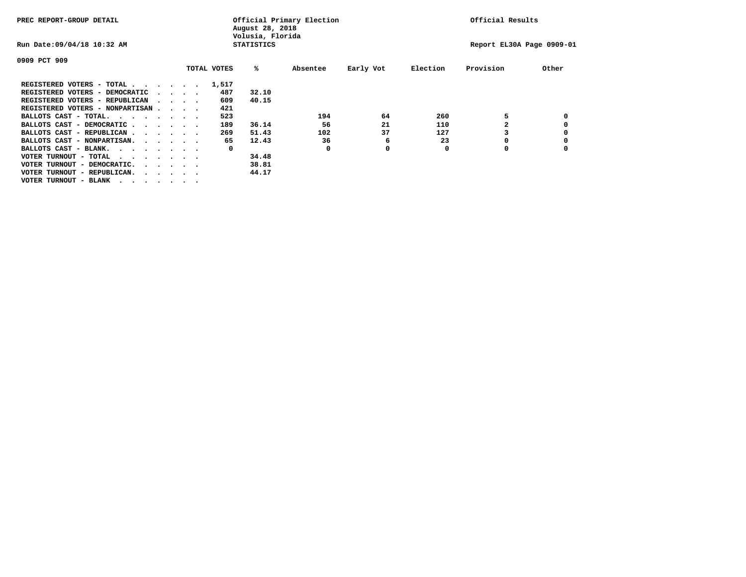PREC REPORT-GROUP DETAIL

Official Primary Election
August 28, 2018
Volusia, Florida
STATISTICS

Official Results

Run Date:09/04/18 10:32 AM

Report EL30A Page 0909-01

0909 PCT 909

| | TOTAL VOTES | % | Absentee | Early Vot | Election | Provision | Other |
|---|---|---|---|---|---|---|---|
| REGISTERED VOTERS - TOTAL . . . . . . | 1,517 | | | | | | |
| REGISTERED VOTERS - DEMOCRATIC . . . . | 487 | 32.10 | | | | | |
| REGISTERED VOTERS - REPUBLICAN . . . . | 609 | 40.15 | | | | | |
| REGISTERED VOTERS - NONPARTISAN . . . . | 421 | | | | | | |
| BALLOTS CAST - TOTAL. . . . . . . . | 523 | | 194 | 64 | 260 | 5 | 0 |
| BALLOTS CAST - DEMOCRATIC . . . . . . | 189 | 36.14 | 56 | 21 | 110 | 2 | 0 |
| BALLOTS CAST - REPUBLICAN . . . . . . | 269 | 51.43 | 102 | 37 | 127 | 3 | 0 |
| BALLOTS CAST - NONPARTISAN. . . . . . | 65 | 12.43 | 36 | 6 | 23 | 0 | 0 |
| BALLOTS CAST - BLANK. . . . . . . . | 0 | | 0 | 0 | 0 | 0 | 0 |
| VOTER TURNOUT - TOTAL . . . . . . . | | 34.48 | | | | | |
| VOTER TURNOUT - DEMOCRATIC. . . . . . | | 38.81 | | | | | |
| VOTER TURNOUT - REPUBLICAN. . . . . . | | 44.17 | | | | | |
| VOTER TURNOUT - BLANK . . . . . . . | | | | | | | |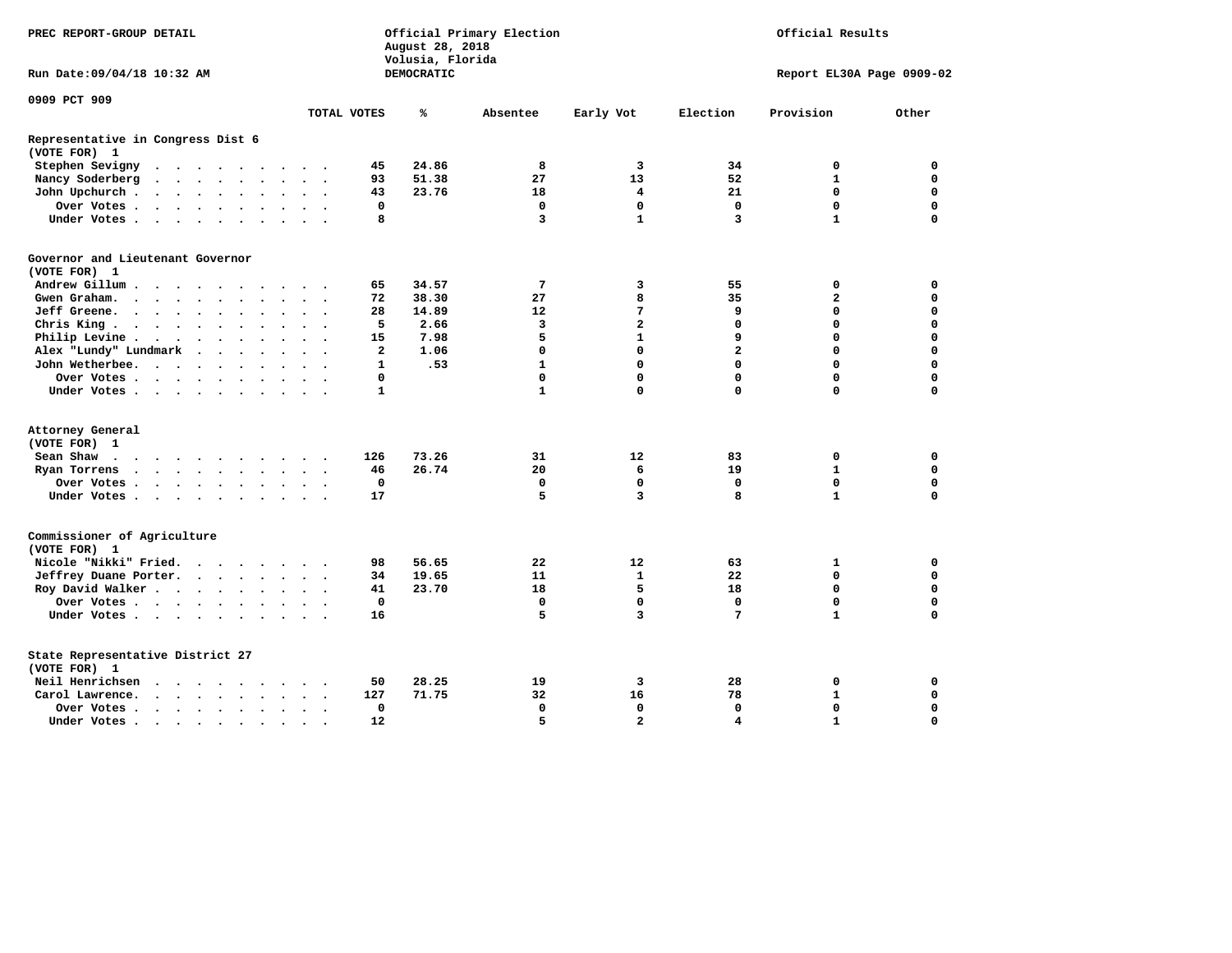PREC REPORT-GROUP DETAIL

Official Primary Election
August 28, 2018
Volusia, Florida
DEMOCRATIC

Official Results

Run Date:09/04/18 10:32 AM

Report EL30A Page 0909-02

0909 PCT 909

| | TOTAL VOTES | % | Absentee | Early Vot | Election | Provision | Other |
|---|---|---|---|---|---|---|---|
| **Representative in Congress Dist 6** | | | | | | | |
| **(VOTE FOR) 1** | | | | | | | |
| Stephen Sevigny | 45 | 24.86 | 8 | 3 | 34 | 0 | 0 |
| Nancy Soderberg | 93 | 51.38 | 27 | 13 | 52 | 1 | 0 |
| John Upchurch | 43 | 23.76 | 18 | 4 | 21 | 0 | 0 |
| Over Votes | 0 | | 0 | 0 | 0 | 0 | 0 |
| Under Votes | 8 | | 3 | 1 | 3 | 1 | 0 |
| **Governor and Lieutenant Governor** | | | | | | | |
| **(VOTE FOR) 1** | | | | | | | |
| Andrew Gillum | 65 | 34.57 | 7 | 3 | 55 | 0 | 0 |
| Gwen Graham | 72 | 38.30 | 27 | 8 | 35 | 2 | 0 |
| Jeff Greene | 28 | 14.89 | 12 | 7 | 9 | 0 | 0 |
| Chris King | 5 | 2.66 | 3 | 2 | 0 | 0 | 0 |
| Philip Levine | 15 | 7.98 | 5 | 1 | 9 | 0 | 0 |
| Alex "Lundy" Lundmark | 2 | 1.06 | 0 | 0 | 2 | 0 | 0 |
| John Wetherbee | 1 | .53 | 1 | 0 | 0 | 0 | 0 |
| Over Votes | 0 | | 0 | 0 | 0 | 0 | 0 |
| Under Votes | 1 | | 1 | 0 | 0 | 0 | 0 |
| **Attorney General** | | | | | | | |
| **(VOTE FOR) 1** | | | | | | | |
| Sean Shaw | 126 | 73.26 | 31 | 12 | 83 | 0 | 0 |
| Ryan Torrens | 46 | 26.74 | 20 | 6 | 19 | 1 | 0 |
| Over Votes | 0 | | 0 | 0 | 0 | 0 | 0 |
| Under Votes | 17 | | 5 | 3 | 8 | 1 | 0 |
| **Commissioner of Agriculture** | | | | | | | |
| **(VOTE FOR) 1** | | | | | | | |
| Nicole "Nikki" Fried | 98 | 56.65 | 22 | 12 | 63 | 1 | 0 |
| Jeffrey Duane Porter | 34 | 19.65 | 11 | 1 | 22 | 0 | 0 |
| Roy David Walker | 41 | 23.70 | 18 | 5 | 18 | 0 | 0 |
| Over Votes | 0 | | 0 | 0 | 0 | 0 | 0 |
| Under Votes | 16 | | 5 | 3 | 7 | 1 | 0 |
| **State Representative District 27** | | | | | | | |
| **(VOTE FOR) 1** | | | | | | | |
| Neil Henrichsen | 50 | 28.25 | 19 | 3 | 28 | 0 | 0 |
| Carol Lawrence | 127 | 71.75 | 32 | 16 | 78 | 1 | 0 |
| Over Votes | 0 | | 0 | 0 | 0 | 0 | 0 |
| Under Votes | 12 | | 5 | 2 | 4 | 1 | 0 |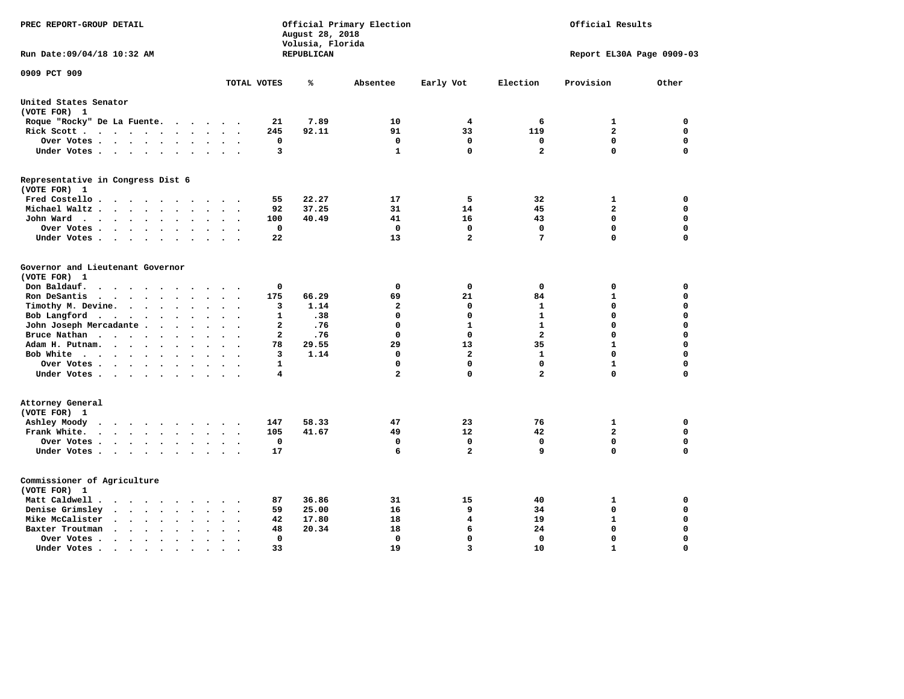PREC REPORT-GROUP DETAIL

Official Primary Election
August 28, 2018
Volusia, Florida
REPUBLICAN

Official Results

Run Date:09/04/18 10:32 AM

Report EL30A Page 0909-03

0909 PCT 909

| | TOTAL VOTES | % | Absentee | Early Vot | Election | Provision | Other |
|---|---|---|---|---|---|---|---|
| **United States Senator (VOTE FOR) 1** | | | | | | | |
| Roque "Rocky" De La Fuente | 21 | 7.89 | 10 | 4 | 6 | 1 | 0 |
| Rick Scott | 245 | 92.11 | 91 | 33 | 119 | 2 | 0 |
| Over Votes | 0 | | 0 | 0 | 0 | 0 | 0 |
| Under Votes | 3 | | 1 | 0 | 2 | 0 | 0 |
| **Representative in Congress Dist 6 (VOTE FOR) 1** | | | | | | | |
| Fred Costello | 55 | 22.27 | 17 | 5 | 32 | 1 | 0 |
| Michael Waltz | 92 | 37.25 | 31 | 14 | 45 | 2 | 0 |
| John Ward | 100 | 40.49 | 41 | 16 | 43 | 0 | 0 |
| Over Votes | 0 | | 0 | 0 | 0 | 0 | 0 |
| Under Votes | 22 | | 13 | 2 | 7 | 0 | 0 |
| **Governor and Lieutenant Governor (VOTE FOR) 1** | | | | | | | |
| Don Baldauf | 0 | | 0 | 0 | 0 | 0 | 0 |
| Ron DeSantis | 175 | 66.29 | 69 | 21 | 84 | 1 | 0 |
| Timothy M. Devine | 3 | 1.14 | 2 | 0 | 1 | 0 | 0 |
| Bob Langford | 1 | .38 | 0 | 0 | 1 | 0 | 0 |
| John Joseph Mercadante | 2 | .76 | 0 | 1 | 1 | 0 | 0 |
| Bruce Nathan | 2 | .76 | 0 | 0 | 2 | 0 | 0 |
| Adam H. Putnam | 78 | 29.55 | 29 | 13 | 35 | 1 | 0 |
| Bob White | 3 | 1.14 | 0 | 2 | 1 | 0 | 0 |
| Over Votes | 1 | | 0 | 0 | 0 | 1 | 0 |
| Under Votes | 4 | | 2 | 0 | 2 | 0 | 0 |
| **Attorney General (VOTE FOR) 1** | | | | | | | |
| Ashley Moody | 147 | 58.33 | 47 | 23 | 76 | 1 | 0 |
| Frank White | 105 | 41.67 | 49 | 12 | 42 | 2 | 0 |
| Over Votes | 0 | | 0 | 0 | 0 | 0 | 0 |
| Under Votes | 17 | | 6 | 2 | 9 | 0 | 0 |
| **Commissioner of Agriculture (VOTE FOR) 1** | | | | | | | |
| Matt Caldwell | 87 | 36.86 | 31 | 15 | 40 | 1 | 0 |
| Denise Grimsley | 59 | 25.00 | 16 | 9 | 34 | 0 | 0 |
| Mike McCalister | 42 | 17.80 | 18 | 4 | 19 | 1 | 0 |
| Baxter Troutman | 48 | 20.34 | 18 | 6 | 24 | 0 | 0 |
| Over Votes | 0 | | 0 | 0 | 0 | 0 | 0 |
| Under Votes | 33 | | 19 | 3 | 10 | 1 | 0 |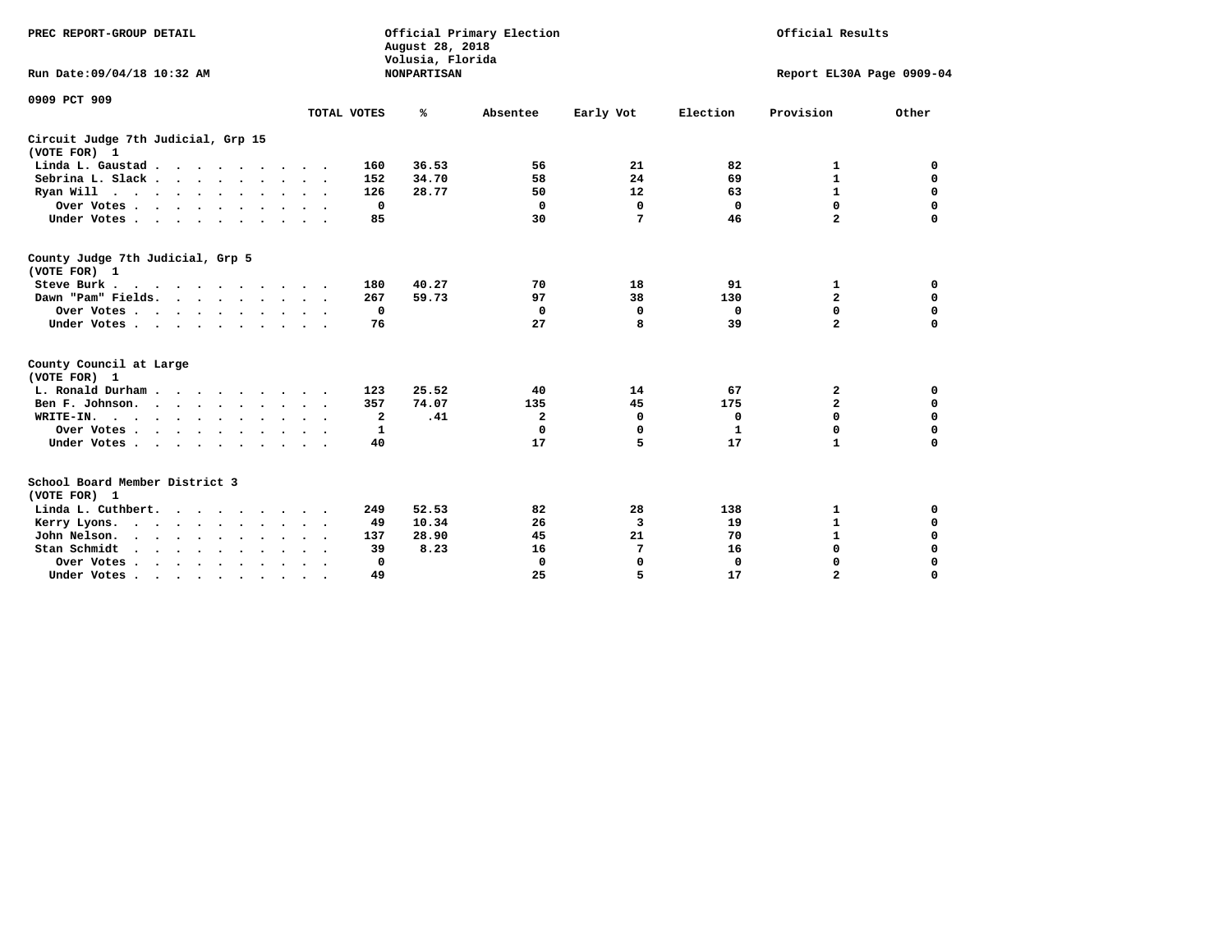PREC REPORT-GROUP DETAIL

Official Primary Election
August 28, 2018
Volusia, Florida
NONPARTISAN

Official Results

Run Date:09/04/18 10:32 AM

Report EL30A Page 0909-04

0909 PCT 909

| | TOTAL VOTES | % | Absentee | Early Vot | Election | Provision | Other |
|---|---|---|---|---|---|---|---|
| **Circuit Judge 7th Judicial, Grp 15** | | | | | | | |
| **(VOTE FOR) 1** | | | | | | | |
| Linda L. Gaustad | 160 | 36.53 | 56 | 21 | 82 | 1 | 0 |
| Sebrina L. Slack | 152 | 34.70 | 58 | 24 | 69 | 1 | 0 |
| Ryan Will | 126 | 28.77 | 50 | 12 | 63 | 1 | 0 |
| Over Votes | 0 | | 0 | 0 | 0 | 0 | 0 |
| Under Votes | 85 | | 30 | 7 | 46 | 2 | 0 |
| **County Judge 7th Judicial, Grp 5** | | | | | | | |
| **(VOTE FOR) 1** | | | | | | | |
| Steve Burk | 180 | 40.27 | 70 | 18 | 91 | 1 | 0 |
| Dawn "Pam" Fields | 267 | 59.73 | 97 | 38 | 130 | 2 | 0 |
| Over Votes | 0 | | 0 | 0 | 0 | 0 | 0 |
| Under Votes | 76 | | 27 | 8 | 39 | 2 | 0 |
| **County Council at Large** | | | | | | | |
| **(VOTE FOR) 1** | | | | | | | |
| L. Ronald Durham | 123 | 25.52 | 40 | 14 | 67 | 2 | 0 |
| Ben F. Johnson | 357 | 74.07 | 135 | 45 | 175 | 2 | 0 |
| WRITE-IN | 2 | .41 | 2 | 0 | 0 | 0 | 0 |
| Over Votes | 1 | | 0 | 0 | 1 | 0 | 0 |
| Under Votes | 40 | | 17 | 5 | 17 | 1 | 0 |
| **School Board Member District 3** | | | | | | | |
| **(VOTE FOR) 1** | | | | | | | |
| Linda L. Cuthbert | 249 | 52.53 | 82 | 28 | 138 | 1 | 0 |
| Kerry Lyons | 49 | 10.34 | 26 | 3 | 19 | 1 | 0 |
| John Nelson | 137 | 28.90 | 45 | 21 | 70 | 1 | 0 |
| Stan Schmidt | 39 | 8.23 | 16 | 7 | 16 | 0 | 0 |
| Over Votes | 0 | | 0 | 0 | 0 | 0 | 0 |
| Under Votes | 49 | | 25 | 5 | 17 | 2 | 0 |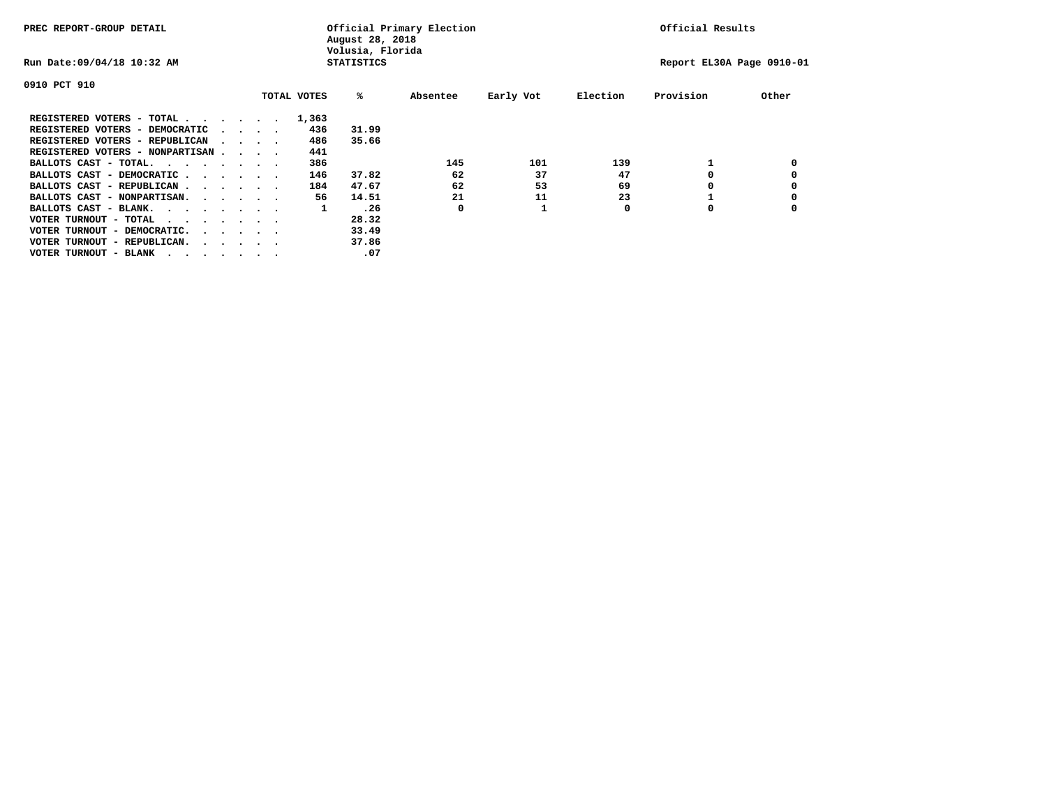PREC REPORT-GROUP DETAIL

Official Primary Election
August 28, 2018
Volusia, Florida
STATISTICS

Official Results

Run Date:09/04/18 10:32 AM

Report EL30A Page 0910-01

0910 PCT 910

| | TOTAL VOTES | % | Absentee | Early Vot | Election | Provision | Other |
|---|---|---|---|---|---|---|---|
| REGISTERED VOTERS - TOTAL . . . . . . | 1,363 | | | | | | |
| REGISTERED VOTERS - DEMOCRATIC . . . . | 436 | 31.99 | | | | | |
| REGISTERED VOTERS - REPUBLICAN . . . . | 486 | 35.66 | | | | | |
| REGISTERED VOTERS - NONPARTISAN . . . . | 441 | | | | | | |
| BALLOTS CAST - TOTAL. . . . . . . . | 386 | | 145 | 101 | 139 | 1 | 0 |
| BALLOTS CAST - DEMOCRATIC . . . . . . | 146 | 37.82 | 62 | 37 | 47 | 0 | 0 |
| BALLOTS CAST - REPUBLICAN . . . . . . | 184 | 47.67 | 62 | 53 | 69 | 0 | 0 |
| BALLOTS CAST - NONPARTISAN. . . . . . | 56 | 14.51 | 21 | 11 | 23 | 1 | 0 |
| BALLOTS CAST - BLANK. . . . . . . . | 1 | .26 | 0 | 1 | 0 | 0 | 0 |
| VOTER TURNOUT - TOTAL . . . . . . . . | | 28.32 | | | | | |
| VOTER TURNOUT - DEMOCRATIC. . . . . . | | 33.49 | | | | | |
| VOTER TURNOUT - REPUBLICAN. . . . . . | | 37.86 | | | | | |
| VOTER TURNOUT - BLANK . . . . . . . . | | .07 | | | | | |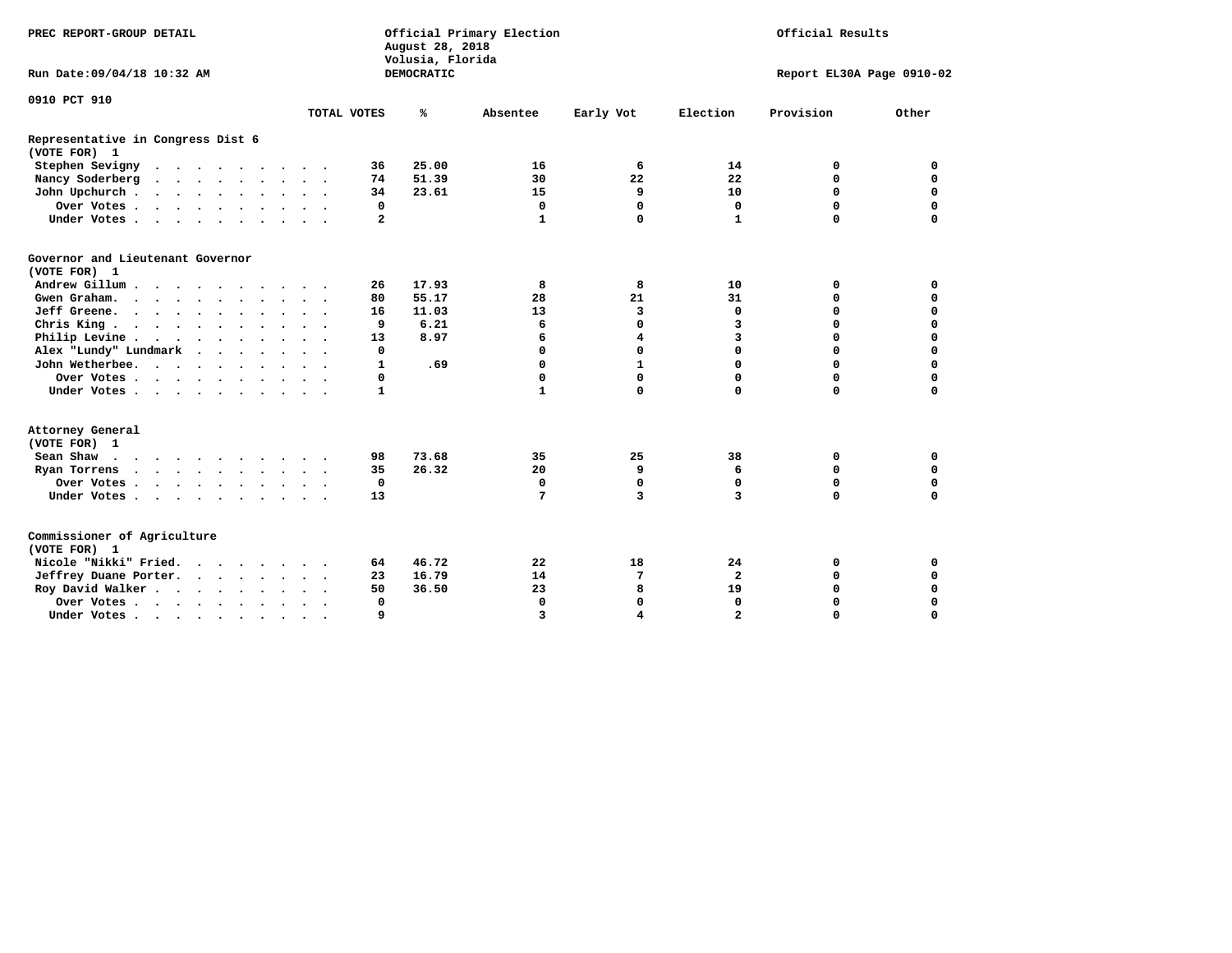PREC REPORT-GROUP DETAIL

Official Primary Election
August 28, 2018
Volusia, Florida
DEMOCRATIC

Official Results

Run Date:09/04/18 10:32 AM

Report EL30A Page 0910-02

0910 PCT 910

| | TOTAL VOTES | % | Absentee | Early Vot | Election | Provision | Other |
|---|---|---|---|---|---|---|---|
| **Representative in Congress Dist 6** | | | | | | | |
| **(VOTE FOR) 1** | | | | | | | |
| Stephen Sevigny | 36 | 25.00 | 16 | 6 | 14 | 0 | 0 |
| Nancy Soderberg | 74 | 51.39 | 30 | 22 | 22 | 0 | 0 |
| John Upchurch | 34 | 23.61 | 15 | 9 | 10 | 0 | 0 |
| Over Votes | 0 | | 0 | 0 | 0 | 0 | 0 |
| Under Votes | 2 | | 1 | 0 | 1 | 0 | 0 |
| **Governor and Lieutenant Governor** | | | | | | | |
| **(VOTE FOR) 1** | | | | | | | |
| Andrew Gillum | 26 | 17.93 | 8 | 8 | 10 | 0 | 0 |
| Gwen Graham | 80 | 55.17 | 28 | 21 | 31 | 0 | 0 |
| Jeff Greene | 16 | 11.03 | 13 | 3 | 0 | 0 | 0 |
| Chris King | 9 | 6.21 | 6 | 0 | 3 | 0 | 0 |
| Philip Levine | 13 | 8.97 | 6 | 4 | 3 | 0 | 0 |
| Alex "Lundy" Lundmark | 0 | | 0 | 0 | 0 | 0 | 0 |
| John Wetherbee | 1 | .69 | 0 | 1 | 0 | 0 | 0 |
| Over Votes | 0 | | 0 | 0 | 0 | 0 | 0 |
| Under Votes | 1 | | 1 | 0 | 0 | 0 | 0 |
| **Attorney General** | | | | | | | |
| **(VOTE FOR) 1** | | | | | | | |
| Sean Shaw | 98 | 73.68 | 35 | 25 | 38 | 0 | 0 |
| Ryan Torrens | 35 | 26.32 | 20 | 9 | 6 | 0 | 0 |
| Over Votes | 0 | | 0 | 0 | 0 | 0 | 0 |
| Under Votes | 13 | | 7 | 3 | 3 | 0 | 0 |
| **Commissioner of Agriculture** | | | | | | | |
| **(VOTE FOR) 1** | | | | | | | |
| Nicole "Nikki" Fried | 64 | 46.72 | 22 | 18 | 24 | 0 | 0 |
| Jeffrey Duane Porter | 23 | 16.79 | 14 | 7 | 2 | 0 | 0 |
| Roy David Walker | 50 | 36.50 | 23 | 8 | 19 | 0 | 0 |
| Over Votes | 0 | | 0 | 0 | 0 | 0 | 0 |
| Under Votes | 9 | | 3 | 4 | 2 | 0 | 0 |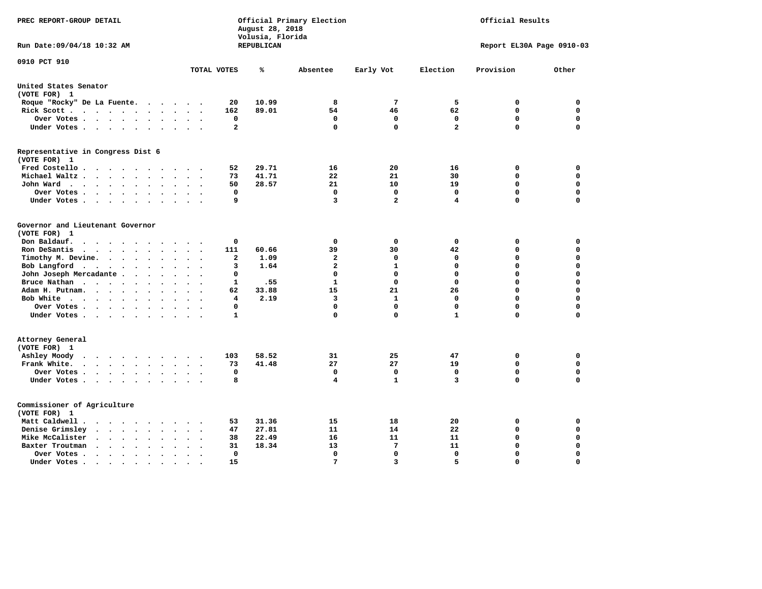PREC REPORT-GROUP DETAIL

Official Primary Election
August 28, 2018
Volusia, Florida
REPUBLICAN

Official Results

Run Date:09/04/18 10:32 AM

Report EL30A Page 0910-03

0910 PCT 910

| | TOTAL VOTES | % | Absentee | Early Vot | Election | Provision | Other |
|---|---|---|---|---|---|---|---|
| **United States Senator (VOTE FOR) 1** | | | | | | | |
| Roque "Rocky" De La Fuente | 20 | 10.99 | 8 | 7 | 5 | 0 | 0 |
| Rick Scott | 162 | 89.01 | 54 | 46 | 62 | 0 | 0 |
| Over Votes | 0 | | 0 | 0 | 0 | 0 | 0 |
| Under Votes | 2 | | 0 | 0 | 2 | 0 | 0 |
| **Representative in Congress Dist 6 (VOTE FOR) 1** | | | | | | | |
| Fred Costello | 52 | 29.71 | 16 | 20 | 16 | 0 | 0 |
| Michael Waltz | 73 | 41.71 | 22 | 21 | 30 | 0 | 0 |
| John Ward | 50 | 28.57 | 21 | 10 | 19 | 0 | 0 |
| Over Votes | 0 | | 0 | 0 | 0 | 0 | 0 |
| Under Votes | 9 | | 3 | 2 | 4 | 0 | 0 |
| **Governor and Lieutenant Governor (VOTE FOR) 1** | | | | | | | |
| Don Baldauf | 0 | | 0 | 0 | 0 | 0 | 0 |
| Ron DeSantis | 111 | 60.66 | 39 | 30 | 42 | 0 | 0 |
| Timothy M. Devine | 2 | 1.09 | 2 | 0 | 0 | 0 | 0 |
| Bob Langford | 3 | 1.64 | 2 | 1 | 0 | 0 | 0 |
| John Joseph Mercadante | 0 | | 0 | 0 | 0 | 0 | 0 |
| Bruce Nathan | 1 | .55 | 1 | 0 | 0 | 0 | 0 |
| Adam H. Putnam | 62 | 33.88 | 15 | 21 | 26 | 0 | 0 |
| Bob White | 4 | 2.19 | 3 | 1 | 0 | 0 | 0 |
| Over Votes | 0 | | 0 | 0 | 0 | 0 | 0 |
| Under Votes | 1 | | 0 | 0 | 1 | 0 | 0 |
| **Attorney General (VOTE FOR) 1** | | | | | | | |
| Ashley Moody | 103 | 58.52 | 31 | 25 | 47 | 0 | 0 |
| Frank White | 73 | 41.48 | 27 | 27 | 19 | 0 | 0 |
| Over Votes | 0 | | 0 | 0 | 0 | 0 | 0 |
| Under Votes | 8 | | 4 | 1 | 3 | 0 | 0 |
| **Commissioner of Agriculture (VOTE FOR) 1** | | | | | | | |
| Matt Caldwell | 53 | 31.36 | 15 | 18 | 20 | 0 | 0 |
| Denise Grimsley | 47 | 27.81 | 11 | 14 | 22 | 0 | 0 |
| Mike McCalister | 38 | 22.49 | 16 | 11 | 11 | 0 | 0 |
| Baxter Troutman | 31 | 18.34 | 13 | 7 | 11 | 0 | 0 |
| Over Votes | 0 | | 0 | 0 | 0 | 0 | 0 |
| Under Votes | 15 | | 7 | 3 | 5 | 0 | 0 |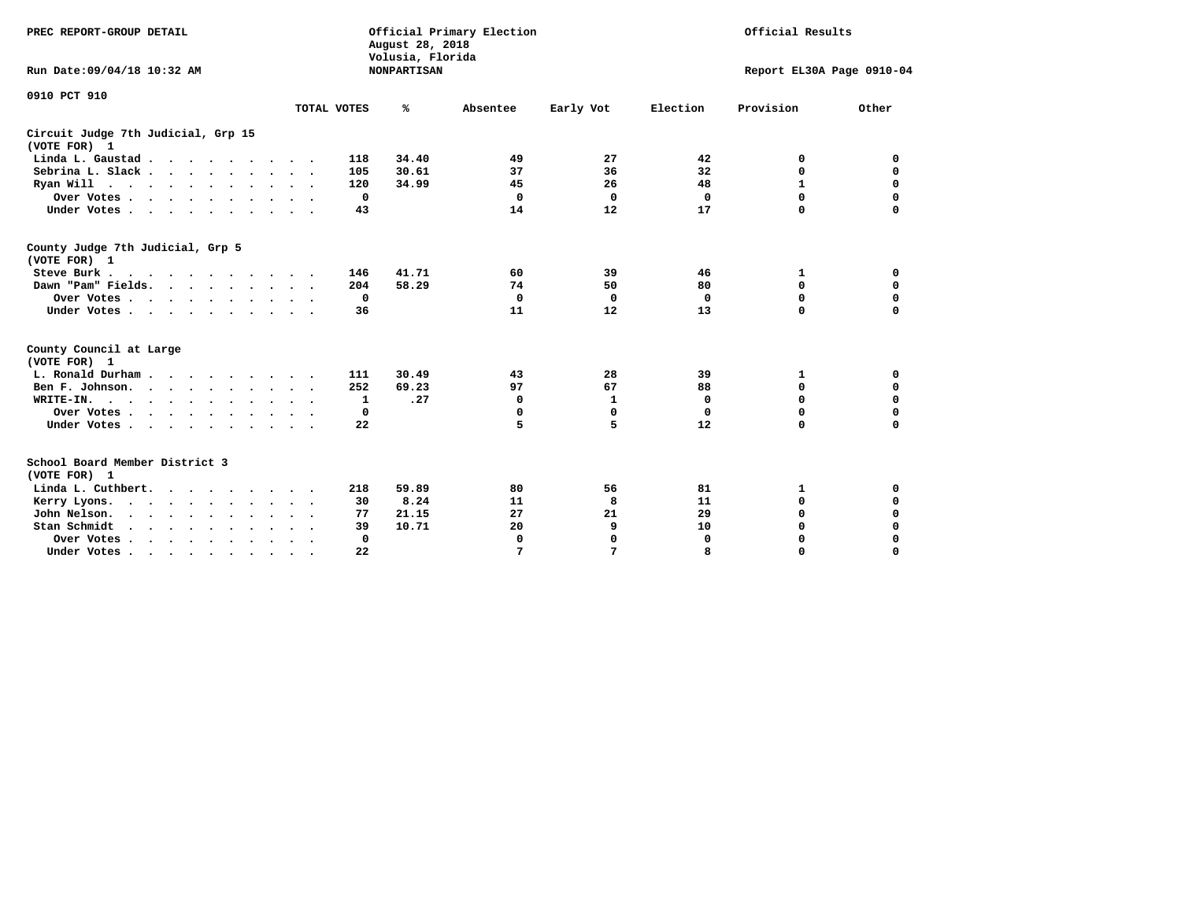PREC REPORT-GROUP DETAIL

Official Primary Election
August 28, 2018
Volusia, Florida
NONPARTISAN

Official Results

Run Date:09/04/18 10:32 AM

Report EL30A Page 0910-04

0910 PCT 910

| | TOTAL VOTES | % | Absentee | Early Vot | Election | Provision | Other |
|---|---|---|---|---|---|---|---|
| **Circuit Judge 7th Judicial, Grp 15** | | | | | | | |
| **(VOTE FOR) 1** | | | | | | | |
| Linda L. Gaustad | 118 | 34.40 | 49 | 27 | 42 | 0 | 0 |
| Sebrina L. Slack | 105 | 30.61 | 37 | 36 | 32 | 0 | 0 |
| Ryan Will | 120 | 34.99 | 45 | 26 | 48 | 1 | 0 |
| Over Votes | 0 | | 0 | 0 | 0 | 0 | 0 |
| Under Votes | 43 | | 14 | 12 | 17 | 0 | 0 |
| **County Judge 7th Judicial, Grp 5** | | | | | | | |
| **(VOTE FOR) 1** | | | | | | | |
| Steve Burk | 146 | 41.71 | 60 | 39 | 46 | 1 | 0 |
| Dawn "Pam" Fields | 204 | 58.29 | 74 | 50 | 80 | 0 | 0 |
| Over Votes | 0 | | 0 | 0 | 0 | 0 | 0 |
| Under Votes | 36 | | 11 | 12 | 13 | 0 | 0 |
| **County Council at Large** | | | | | | | |
| **(VOTE FOR) 1** | | | | | | | |
| L. Ronald Durham | 111 | 30.49 | 43 | 28 | 39 | 1 | 0 |
| Ben F. Johnson | 252 | 69.23 | 97 | 67 | 88 | 0 | 0 |
| WRITE-IN. | 1 | .27 | 0 | 1 | 0 | 0 | 0 |
| Over Votes | 0 | | 0 | 0 | 0 | 0 | 0 |
| Under Votes | 22 | | 5 | 5 | 12 | 0 | 0 |
| **School Board Member District 3** | | | | | | | |
| **(VOTE FOR) 1** | | | | | | | |
| Linda L. Cuthbert | 218 | 59.89 | 80 | 56 | 81 | 1 | 0 |
| Kerry Lyons | 30 | 8.24 | 11 | 8 | 11 | 0 | 0 |
| John Nelson | 77 | 21.15 | 27 | 21 | 29 | 0 | 0 |
| Stan Schmidt | 39 | 10.71 | 20 | 9 | 10 | 0 | 0 |
| Over Votes | 0 | | 0 | 0 | 0 | 0 | 0 |
| Under Votes | 22 | | 7 | 7 | 8 | 0 | 0 |